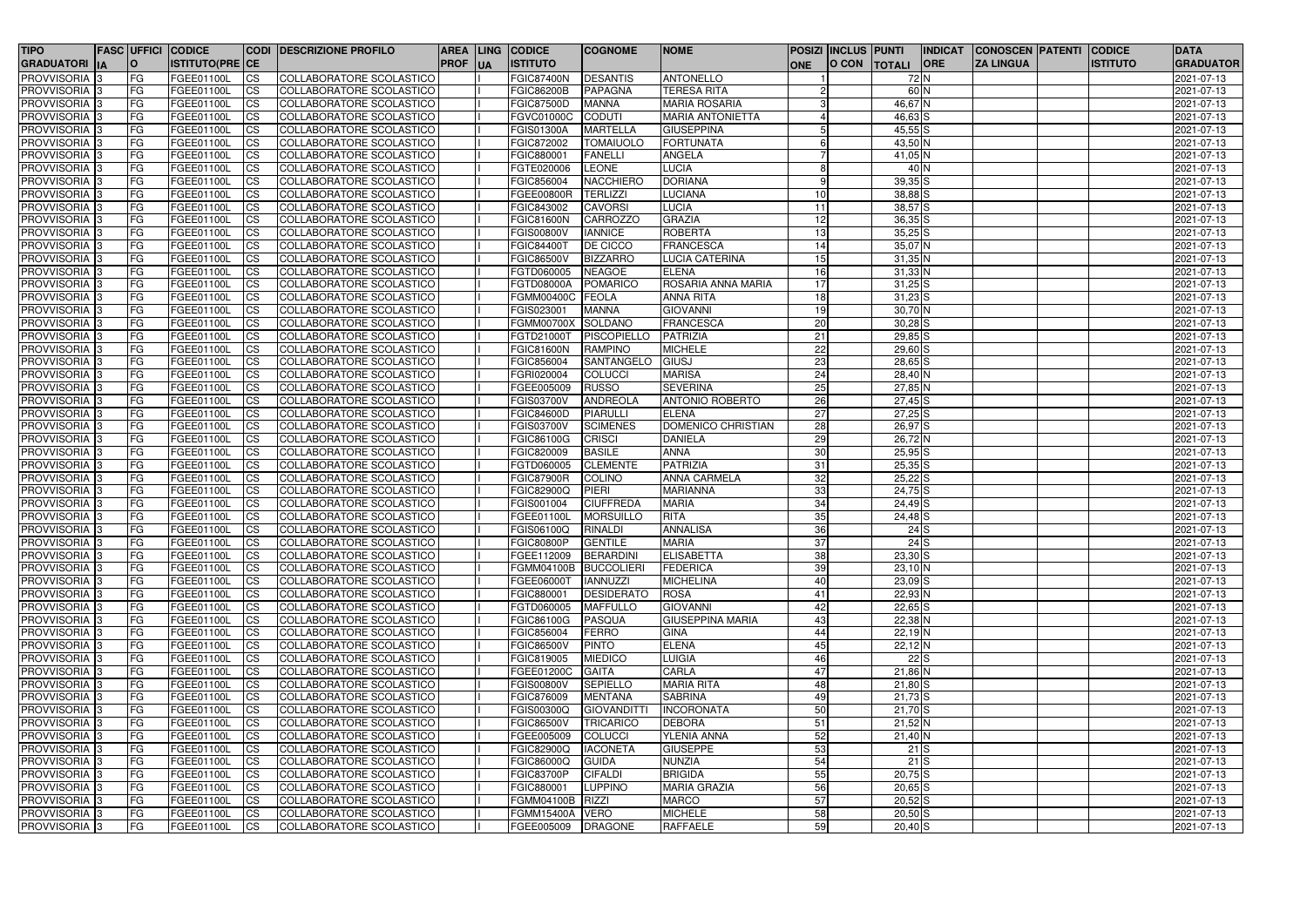| TIPO GRADUATORIA | FASC IA | UFFICIO | CODICE ISTITUTO(PRE | CODI CE | DESCRIZIONE PROFILO | AREA PROF | LING UA | CODICE ISTITUTO | COGNOME | NOME | POSIZIONE | INCLUS O CON | PUNTI TOTALI | INDICAT ORE | CONOSCEN ZA LINGUA | PATENTI | CODICE ISTITUTO | DATA GRADUATOR |
|---|---|---|---|---|---|---|---|---|---|---|---|---|---|---|---|---|---|---|
| PROVVISORIA | 3 | FG | FGEE01100L | CS | COLLABORATORE SCOLASTICO | | | FGIC87400N | DESANTIS | ANTONELLO | 1 | | 72 | N | | | | 2021-07-13 |
| PROVVISORIA | 3 | FG | FGEE01100L | CS | COLLABORATORE SCOLASTICO | | | FGIC86200B | PAPAGNA | TERESA RITA | 2 | | 60 | N | | | | 2021-07-13 |
| PROVVISORIA | 3 | FG | FGEE01100L | CS | COLLABORATORE SCOLASTICO | | | FGIC87500D | MANNA | MARIA ROSARIA | 3 | | 46,67 | N | | | | 2021-07-13 |
| PROVVISORIA | 3 | FG | FGEE01100L | CS | COLLABORATORE SCOLASTICO | | | FGVC01000C | CODUTI | MARIA ANTONIETTA | 4 | | 46,63 | S | | | | 2021-07-13 |
| PROVVISORIA | 3 | FG | FGEE01100L | CS | COLLABORATORE SCOLASTICO | | | FGIS01300A | MARTELLA | GIUSEPPINA | 5 | | 45,55 | S | | | | 2021-07-13 |
| PROVVISORIA | 3 | FG | FGEE01100L | CS | COLLABORATORE SCOLASTICO | | | FGIC872002 | TOMAIUOLO | FORTUNATA | 6 | | 43,50 | N | | | | 2021-07-13 |
| PROVVISORIA | 3 | FG | FGEE01100L | CS | COLLABORATORE SCOLASTICO | | | FGIC880001 | FANELLI | ANGELA | 7 | | 41,05 | N | | | | 2021-07-13 |
| PROVVISORIA | 3 | FG | FGEE01100L | CS | COLLABORATORE SCOLASTICO | | | FGTE020006 | LEONE | LUCIA | 8 | | 40 | N | | | | 2021-07-13 |
| PROVVISORIA | 3 | FG | FGEE01100L | CS | COLLABORATORE SCOLASTICO | | | FGIC856004 | NACCHIERO | DORIANA | 9 | | 39,35 | S | | | | 2021-07-13 |
| PROVVISORIA | 3 | FG | FGEE01100L | CS | COLLABORATORE SCOLASTICO | | | FGEE00800R | TERLIZZI | LUCIANA | 10 | | 38,88 | S | | | | 2021-07-13 |
| PROVVISORIA | 3 | FG | FGEE01100L | CS | COLLABORATORE SCOLASTICO | | | FGIC843002 | CAVORSI | LUCIA | 11 | | 38,57 | S | | | | 2021-07-13 |
| PROVVISORIA | 3 | FG | FGEE01100L | CS | COLLABORATORE SCOLASTICO | | | FGIC81600N | CARROZZO | GRAZIA | 12 | | 36,35 | S | | | | 2021-07-13 |
| PROVVISORIA | 3 | FG | FGEE01100L | CS | COLLABORATORE SCOLASTICO | | | FGIS00800V | IANNICE | ROBERTA | 13 | | 35,25 | S | | | | 2021-07-13 |
| PROVVISORIA | 3 | FG | FGEE01100L | CS | COLLABORATORE SCOLASTICO | | | FGIC84400T | DE CICCO | FRANCESCA | 14 | | 35,07 | N | | | | 2021-07-13 |
| PROVVISORIA | 3 | FG | FGEE01100L | CS | COLLABORATORE SCOLASTICO | | | FGIC86500V | BIZZARRO | LUCIA CATERINA | 15 | | 31,35 | N | | | | 2021-07-13 |
| PROVVISORIA | 3 | FG | FGEE01100L | CS | COLLABORATORE SCOLASTICO | | | FGTD060005 | NEAGOE | ELENA | 16 | | 31,33 | N | | | | 2021-07-13 |
| PROVVISORIA | 3 | FG | FGEE01100L | CS | COLLABORATORE SCOLASTICO | | | FGTD08000A | POMARICO | ROSARIA ANNA MARIA | 17 | | 31,25 | S | | | | 2021-07-13 |
| PROVVISORIA | 3 | FG | FGEE01100L | CS | COLLABORATORE SCOLASTICO | | | FGMM00400C | FEOLA | ANNA RITA | 18 | | 31,23 | S | | | | 2021-07-13 |
| PROVVISORIA | 3 | FG | FGEE01100L | CS | COLLABORATORE SCOLASTICO | | | FGIS023001 | MANNA | GIOVANNI | 19 | | 30,70 | N | | | | 2021-07-13 |
| PROVVISORIA | 3 | FG | FGEE01100L | CS | COLLABORATORE SCOLASTICO | | | FGMM00700X | SOLDANO | FRANCESCA | 20 | | 30,28 | S | | | | 2021-07-13 |
| PROVVISORIA | 3 | FG | FGEE01100L | CS | COLLABORATORE SCOLASTICO | | | FGTD21000T | PISCOPIELLO | PATRIZIA | 21 | | 29,85 | S | | | | 2021-07-13 |
| PROVVISORIA | 3 | FG | FGEE01100L | CS | COLLABORATORE SCOLASTICO | | | FGIC81600N | RAMPINO | MICHELE | 22 | | 29,60 | S | | | | 2021-07-13 |
| PROVVISORIA | 3 | FG | FGEE01100L | CS | COLLABORATORE SCOLASTICO | | | FGIC856004 | SANTANGELO | GIUSJ | 23 | | 28,65 | S | | | | 2021-07-13 |
| PROVVISORIA | 3 | FG | FGEE01100L | CS | COLLABORATORE SCOLASTICO | | | FGRI020004 | COLUCCI | MARISA | 24 | | 28,40 | N | | | | 2021-07-13 |
| PROVVISORIA | 3 | FG | FGEE01100L | CS | COLLABORATORE SCOLASTICO | | | FGEE005009 | RUSSO | SEVERINA | 25 | | 27,85 | N | | | | 2021-07-13 |
| PROVVISORIA | 3 | FG | FGEE01100L | CS | COLLABORATORE SCOLASTICO | | | FGIS03700V | ANDREOLA | ANTONIO ROBERTO | 26 | | 27,45 | S | | | | 2021-07-13 |
| PROVVISORIA | 3 | FG | FGEE01100L | CS | COLLABORATORE SCOLASTICO | | | FGIC84600D | PIARULLI | ELENA | 27 | | 27,25 | S | | | | 2021-07-13 |
| PROVVISORIA | 3 | FG | FGEE01100L | CS | COLLABORATORE SCOLASTICO | | | FGIS03700V | SCIMENES | DOMENICO CHRISTIAN | 28 | | 26,97 | S | | | | 2021-07-13 |
| PROVVISORIA | 3 | FG | FGEE01100L | CS | COLLABORATORE SCOLASTICO | | | FGIC86100G | CRISCI | DANIELA | 29 | | 26,72 | N | | | | 2021-07-13 |
| PROVVISORIA | 3 | FG | FGEE01100L | CS | COLLABORATORE SCOLASTICO | | | FGIC820009 | BASILE | ANNA | 30 | | 25,95 | S | | | | 2021-07-13 |
| PROVVISORIA | 3 | FG | FGEE01100L | CS | COLLABORATORE SCOLASTICO | | | FGTD060005 | CLEMENTE | PATRIZIA | 31 | | 25,35 | S | | | | 2021-07-13 |
| PROVVISORIA | 3 | FG | FGEE01100L | CS | COLLABORATORE SCOLASTICO | | | FGIC87900R | COLINO | ANNA CARMELA | 32 | | 25,22 | S | | | | 2021-07-13 |
| PROVVISORIA | 3 | FG | FGEE01100L | CS | COLLABORATORE SCOLASTICO | | | FGIC82900Q | PIERI | MARIANNA | 33 | | 24,75 | S | | | | 2021-07-13 |
| PROVVISORIA | 3 | FG | FGEE01100L | CS | COLLABORATORE SCOLASTICO | | | FGIS001004 | CIUFFREDA | MARIA | 34 | | 24,49 | S | | | | 2021-07-13 |
| PROVVISORIA | 3 | FG | FGEE01100L | CS | COLLABORATORE SCOLASTICO | | | FGEE01100L | MORSUILLO | RITA | 35 | | 24,48 | S | | | | 2021-07-13 |
| PROVVISORIA | 3 | FG | FGEE01100L | CS | COLLABORATORE SCOLASTICO | | | FGIS06100Q | RINALDI | ANNALISA | 36 | | 24 | S | | | | 2021-07-13 |
| PROVVISORIA | 3 | FG | FGEE01100L | CS | COLLABORATORE SCOLASTICO | | | FGIC80800P | GENTILE | MARIA | 37 | | 24 | S | | | | 2021-07-13 |
| PROVVISORIA | 3 | FG | FGEE01100L | CS | COLLABORATORE SCOLASTICO | | | FGEE112009 | BERARDINI | ELISABETTA | 38 | | 23,30 | S | | | | 2021-07-13 |
| PROVVISORIA | 3 | FG | FGEE01100L | CS | COLLABORATORE SCOLASTICO | | | FGMM04100B | BUCCOLIERI | FEDERICA | 39 | | 23,10 | N | | | | 2021-07-13 |
| PROVVISORIA | 3 | FG | FGEE01100L | CS | COLLABORATORE SCOLASTICO | | | FGEE06000T | IANNUZZI | MICHELINA | 40 | | 23,09 | S | | | | 2021-07-13 |
| PROVVISORIA | 3 | FG | FGEE01100L | CS | COLLABORATORE SCOLASTICO | | | FGIC880001 | DESIDERATO | ROSA | 41 | | 22,93 | N | | | | 2021-07-13 |
| PROVVISORIA | 3 | FG | FGEE01100L | CS | COLLABORATORE SCOLASTICO | | | FGTD060005 | MAFFULLO | GIOVANNI | 42 | | 22,65 | S | | | | 2021-07-13 |
| PROVVISORIA | 3 | FG | FGEE01100L | CS | COLLABORATORE SCOLASTICO | | | FGIC86100G | PASQUA | GIUSEPPINA MARIA | 43 | | 22,38 | N | | | | 2021-07-13 |
| PROVVISORIA | 3 | FG | FGEE01100L | CS | COLLABORATORE SCOLASTICO | | | FGIC856004 | FERRO | GINA | 44 | | 22,19 | N | | | | 2021-07-13 |
| PROVVISORIA | 3 | FG | FGEE01100L | CS | COLLABORATORE SCOLASTICO | | | FGIC86500V | PINTO | ELENA | 45 | | 22,12 | N | | | | 2021-07-13 |
| PROVVISORIA | 3 | FG | FGEE01100L | CS | COLLABORATORE SCOLASTICO | | | FGIC819005 | MIEDICO | LUIGIA | 46 | | 22 | S | | | | 2021-07-13 |
| PROVVISORIA | 3 | FG | FGEE01100L | CS | COLLABORATORE SCOLASTICO | | | FGEE01200C | GAITA | CARLA | 47 | | 21,86 | N | | | | 2021-07-13 |
| PROVVISORIA | 3 | FG | FGEE01100L | CS | COLLABORATORE SCOLASTICO | | | FGIS00800V | SEPIELLO | MARIA RITA | 48 | | 21,80 | S | | | | 2021-07-13 |
| PROVVISORIA | 3 | FG | FGEE01100L | CS | COLLABORATORE SCOLASTICO | | | FGIC876009 | MENTANA | SABRINA | 49 | | 21,73 | S | | | | 2021-07-13 |
| PROVVISORIA | 3 | FG | FGEE01100L | CS | COLLABORATORE SCOLASTICO | | | FGIS00300Q | GIOVANDITTI | INCORONATA | 50 | | 21,70 | S | | | | 2021-07-13 |
| PROVVISORIA | 3 | FG | FGEE01100L | CS | COLLABORATORE SCOLASTICO | | | FGIC86500V | TRICARICO | DEBORA | 51 | | 21,52 | N | | | | 2021-07-13 |
| PROVVISORIA | 3 | FG | FGEE01100L | CS | COLLABORATORE SCOLASTICO | | | FGEE005009 | COLUCCI | YLENIA ANNA | 52 | | 21,40 | N | | | | 2021-07-13 |
| PROVVISORIA | 3 | FG | FGEE01100L | CS | COLLABORATORE SCOLASTICO | | | FGIC82900Q | IACONETA | GIUSEPPE | 53 | | 21 | S | | | | 2021-07-13 |
| PROVVISORIA | 3 | FG | FGEE01100L | CS | COLLABORATORE SCOLASTICO | | | FGIC86000Q | GUIDA | NUNZIA | 54 | | 21 | S | | | | 2021-07-13 |
| PROVVISORIA | 3 | FG | FGEE01100L | CS | COLLABORATORE SCOLASTICO | | | FGIC83700P | CIFALDI | BRIGIDA | 55 | | 20,75 | S | | | | 2021-07-13 |
| PROVVISORIA | 3 | FG | FGEE01100L | CS | COLLABORATORE SCOLASTICO | | | FGIC880001 | LUPPINO | MARIA GRAZIA | 56 | | 20,65 | S | | | | 2021-07-13 |
| PROVVISORIA | 3 | FG | FGEE01100L | CS | COLLABORATORE SCOLASTICO | | | FGMM04100B | RIZZI | MARCO | 57 | | 20,52 | S | | | | 2021-07-13 |
| PROVVISORIA | 3 | FG | FGEE01100L | CS | COLLABORATORE SCOLASTICO | | | FGMM15400A | VERO | MICHELE | 58 | | 20,50 | S | | | | 2021-07-13 |
| PROVVISORIA | 3 | FG | FGEE01100L | CS | COLLABORATORE SCOLASTICO | | | FGEE005009 | DRAGONE | RAFFAELE | 59 | | 20,40 | S | | | | 2021-07-13 |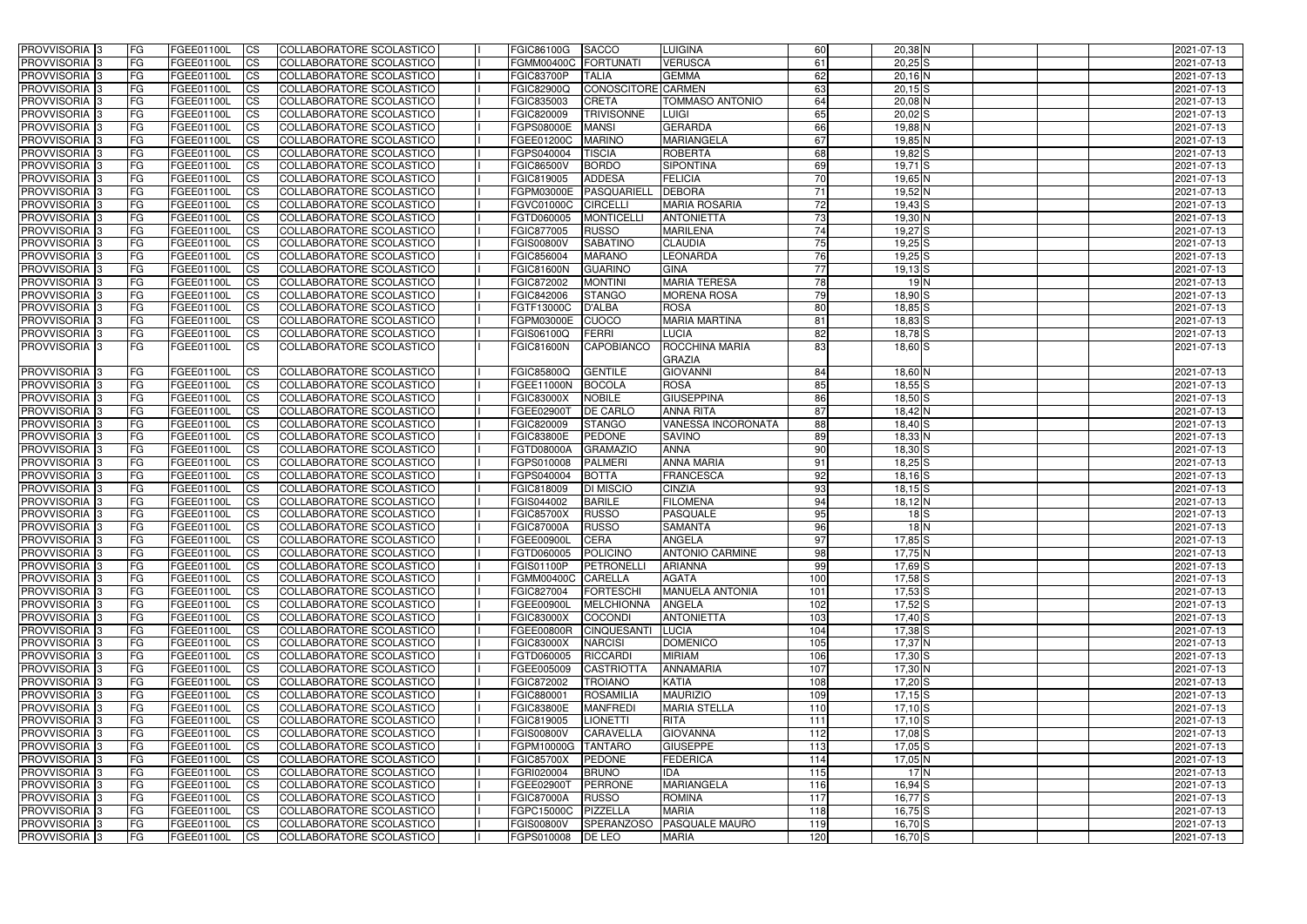| PROVVISORIA | 3 | FG | FGEE01100L | CS | COLLABORATORE SCOLASTICO | | FGIC86100G | SACCO | LUIGINA | 60 | 20,38 | N | | | | 2021-07-13 |
|---|---|---|---|---|---|---|---|---|---|---|---|---|---|---|---|---|
| PROVVISORIA | 3 | FG | FGEE01100L | CS | COLLABORATORE SCOLASTICO | | FGMM00400C | FORTUNATI | VERUSCA | 61 | 20,25 | S | | | | 2021-07-13 |
| PROVVISORIA | 3 | FG | FGEE01100L | CS | COLLABORATORE SCOLASTICO | | FGIC83700P | TALIA | GEMMA | 62 | 20,16 | N | | | | 2021-07-13 |
| PROVVISORIA | 3 | FG | FGEE01100L | CS | COLLABORATORE SCOLASTICO | | FGIC82900Q | CONOSCITORE | CARMEN | 63 | 20,15 | S | | | | 2021-07-13 |
| PROVVISORIA | 3 | FG | FGEE01100L | CS | COLLABORATORE SCOLASTICO | | FGIC835003 | CRETA | TOMMASO ANTONIO | 64 | 20,08 | N | | | | 2021-07-13 |
| PROVVISORIA | 3 | FG | FGEE01100L | CS | COLLABORATORE SCOLASTICO | | FGIC820009 | TRIVISONNE | LUIGI | 65 | 20,02 | S | | | | 2021-07-13 |
| PROVVISORIA | 3 | FG | FGEE01100L | CS | COLLABORATORE SCOLASTICO | | FGPS08000E | MANSI | GERARDA | 66 | 19,88 | N | | | | 2021-07-13 |
| PROVVISORIA | 3 | FG | FGEE01100L | CS | COLLABORATORE SCOLASTICO | | FGEE01200C | MARINO | MARIANGELA | 67 | 19,85 | N | | | | 2021-07-13 |
| PROVVISORIA | 3 | FG | FGEE01100L | CS | COLLABORATORE SCOLASTICO | | FGPS040004 | TISCIA | ROBERTA | 68 | 19,82 | S | | | | 2021-07-13 |
| PROVVISORIA | 3 | FG | FGEE01100L | CS | COLLABORATORE SCOLASTICO | | FGIC86500V | BORDO | SIPONTINA | 69 | 19,71 | S | | | | 2021-07-13 |
| PROVVISORIA | 3 | FG | FGEE01100L | CS | COLLABORATORE SCOLASTICO | | FGIC819005 | ADDESA | FELICIA | 70 | 19,65 | N | | | | 2021-07-13 |
| PROVVISORIA | 3 | FG | FGEE01100L | CS | COLLABORATORE SCOLASTICO | | FGPM03000E | PASQUARIELL | DEBORA | 71 | 19,52 | N | | | | 2021-07-13 |
| PROVVISORIA | 3 | FG | FGEE01100L | CS | COLLABORATORE SCOLASTICO | | FGVC01000C | CIRCELLI | MARIA ROSARIA | 72 | 19,43 | S | | | | 2021-07-13 |
| PROVVISORIA | 3 | FG | FGEE01100L | CS | COLLABORATORE SCOLASTICO | | FGTD060005 | MONTICELLI | ANTONIETTA | 73 | 19,30 | N | | | | 2021-07-13 |
| PROVVISORIA | 3 | FG | FGEE01100L | CS | COLLABORATORE SCOLASTICO | | FGIC877005 | RUSSO | MARILENA | 74 | 19,27 | S | | | | 2021-07-13 |
| PROVVISORIA | 3 | FG | FGEE01100L | CS | COLLABORATORE SCOLASTICO | | FGIS00800V | SABATINO | CLAUDIA | 75 | 19,25 | S | | | | 2021-07-13 |
| PROVVISORIA | 3 | FG | FGEE01100L | CS | COLLABORATORE SCOLASTICO | | FGIC856004 | MARANO | LEONARDA | 76 | 19,25 | S | | | | 2021-07-13 |
| PROVVISORIA | 3 | FG | FGEE01100L | CS | COLLABORATORE SCOLASTICO | | FGIC81600N | GUARINO | GINA | 77 | 19,13 | S | | | | 2021-07-13 |
| PROVVISORIA | 3 | FG | FGEE01100L | CS | COLLABORATORE SCOLASTICO | | FGIC872002 | MONTINI | MARIA TERESA | 78 | 19 | N | | | | 2021-07-13 |
| PROVVISORIA | 3 | FG | FGEE01100L | CS | COLLABORATORE SCOLASTICO | | FGIC842006 | STANGO | MORENA ROSA | 79 | 18,90 | S | | | | 2021-07-13 |
| PROVVISORIA | 3 | FG | FGEE01100L | CS | COLLABORATORE SCOLASTICO | | FGTF13000C | D'ALBA | ROSA | 80 | 18,85 | S | | | | 2021-07-13 |
| PROVVISORIA | 3 | FG | FGEE01100L | CS | COLLABORATORE SCOLASTICO | | FGPM03000E | CUOCO | MARIA MARTINA | 81 | 18,83 | S | | | | 2021-07-13 |
| PROVVISORIA | 3 | FG | FGEE01100L | CS | COLLABORATORE SCOLASTICO | | FGIS06100Q | FERRI | LUCIA | 82 | 18,78 | S | | | | 2021-07-13 |
| PROVVISORIA | 3 | FG | FGEE01100L | CS | COLLABORATORE SCOLASTICO | | FGIC81600N | CAPOBIANCO | ROCCHINA MARIA GRAZIA | 83 | 18,60 | S | | | | 2021-07-13 |
| PROVVISORIA | 3 | FG | FGEE01100L | CS | COLLABORATORE SCOLASTICO | | FGIC85800Q | GENTILE | GIOVANNI | 84 | 18,60 | N | | | | 2021-07-13 |
| PROVVISORIA | 3 | FG | FGEE01100L | CS | COLLABORATORE SCOLASTICO | | FGEE11000N | BOCOLA | ROSA | 85 | 18,55 | S | | | | 2021-07-13 |
| PROVVISORIA | 3 | FG | FGEE01100L | CS | COLLABORATORE SCOLASTICO | | FGIC83000X | NOBILE | GIUSEPPINA | 86 | 18,50 | S | | | | 2021-07-13 |
| PROVVISORIA | 3 | FG | FGEE01100L | CS | COLLABORATORE SCOLASTICO | | FGEE02900T | DE CARLO | ANNA RITA | 87 | 18,42 | N | | | | 2021-07-13 |
| PROVVISORIA | 3 | FG | FGEE01100L | CS | COLLABORATORE SCOLASTICO | | FGIC820009 | STANGO | VANESSA INCORONATA | 88 | 18,40 | S | | | | 2021-07-13 |
| PROVVISORIA | 3 | FG | FGEE01100L | CS | COLLABORATORE SCOLASTICO | | FGIC83800E | PEDONE | SAVINO | 89 | 18,33 | N | | | | 2021-07-13 |
| PROVVISORIA | 3 | FG | FGEE01100L | CS | COLLABORATORE SCOLASTICO | | FGTD08000A | GRAMAZIO | ANNA | 90 | 18,30 | S | | | | 2021-07-13 |
| PROVVISORIA | 3 | FG | FGEE01100L | CS | COLLABORATORE SCOLASTICO | | FGPS010008 | PALMERI | ANNA MARIA | 91 | 18,25 | S | | | | 2021-07-13 |
| PROVVISORIA | 3 | FG | FGEE01100L | CS | COLLABORATORE SCOLASTICO | | FGPS040004 | BOTTA | FRANCESCA | 92 | 18,16 | S | | | | 2021-07-13 |
| PROVVISORIA | 3 | FG | FGEE01100L | CS | COLLABORATORE SCOLASTICO | | FGIC818009 | DI MISCIO | CINZIA | 93 | 18,15 | S | | | | 2021-07-13 |
| PROVVISORIA | 3 | FG | FGEE01100L | CS | COLLABORATORE SCOLASTICO | | FGIS044002 | BARILE | FILOMENA | 94 | 18,12 | N | | | | 2021-07-13 |
| PROVVISORIA | 3 | FG | FGEE01100L | CS | COLLABORATORE SCOLASTICO | | FGIC85700X | RUSSO | PASQUALE | 95 | 18 | S | | | | 2021-07-13 |
| PROVVISORIA | 3 | FG | FGEE01100L | CS | COLLABORATORE SCOLASTICO | | FGIC87000A | RUSSO | SAMANTA | 96 | 18 | N | | | | 2021-07-13 |
| PROVVISORIA | 3 | FG | FGEE01100L | CS | COLLABORATORE SCOLASTICO | | FGEE00900L | CERA | ANGELA | 97 | 17,85 | S | | | | 2021-07-13 |
| PROVVISORIA | 3 | FG | FGEE01100L | CS | COLLABORATORE SCOLASTICO | | FGTD060005 | POLICINO | ANTONIO CARMINE | 98 | 17,75 | N | | | | 2021-07-13 |
| PROVVISORIA | 3 | FG | FGEE01100L | CS | COLLABORATORE SCOLASTICO | | FGIS01100P | PETRONELLI | ARIANNA | 99 | 17,69 | S | | | | 2021-07-13 |
| PROVVISORIA | 3 | FG | FGEE01100L | CS | COLLABORATORE SCOLASTICO | | FGMM00400C | CARELLA | AGATA | 100 | 17,58 | S | | | | 2021-07-13 |
| PROVVISORIA | 3 | FG | FGEE01100L | CS | COLLABORATORE SCOLASTICO | | FGIC827004 | FORTESCHI | MANUELA ANTONIA | 101 | 17,53 | S | | | | 2021-07-13 |
| PROVVISORIA | 3 | FG | FGEE01100L | CS | COLLABORATORE SCOLASTICO | | FGEE00900L | MELCHIONNA | ANGELA | 102 | 17,52 | S | | | | 2021-07-13 |
| PROVVISORIA | 3 | FG | FGEE01100L | CS | COLLABORATORE SCOLASTICO | | FGIC83000X | COCONDI | ANTONIETTA | 103 | 17,40 | S | | | | 2021-07-13 |
| PROVVISORIA | 3 | FG | FGEE01100L | CS | COLLABORATORE SCOLASTICO | | FGEE00800R | CINQUESANTI | LUCIA | 104 | 17,38 | S | | | | 2021-07-13 |
| PROVVISORIA | 3 | FG | FGEE01100L | CS | COLLABORATORE SCOLASTICO | | FGIC83000X | NARCISI | DOMENICO | 105 | 17,37 | N | | | | 2021-07-13 |
| PROVVISORIA | 3 | FG | FGEE01100L | CS | COLLABORATORE SCOLASTICO | | FGTD060005 | RICCARDI | MIRIAM | 106 | 17,30 | S | | | | 2021-07-13 |
| PROVVISORIA | 3 | FG | FGEE01100L | CS | COLLABORATORE SCOLASTICO | | FGEE005009 | CASTRIOTTA | ANNAMARIA | 107 | 17,30 | N | | | | 2021-07-13 |
| PROVVISORIA | 3 | FG | FGEE01100L | CS | COLLABORATORE SCOLASTICO | | FGIC872002 | TROIANO | KATIA | 108 | 17,20 | S | | | | 2021-07-13 |
| PROVVISORIA | 3 | FG | FGEE01100L | CS | COLLABORATORE SCOLASTICO | | FGIC880001 | ROSAMILIA | MAURIZIO | 109 | 17,15 | S | | | | 2021-07-13 |
| PROVVISORIA | 3 | FG | FGEE01100L | CS | COLLABORATORE SCOLASTICO | | FGIC83800E | MANFREDI | MARIA STELLA | 110 | 17,10 | S | | | | 2021-07-13 |
| PROVVISORIA | 3 | FG | FGEE01100L | CS | COLLABORATORE SCOLASTICO | | FGIC819005 | LIONETTI | RITA | 111 | 17,10 | S | | | | 2021-07-13 |
| PROVVISORIA | 3 | FG | FGEE01100L | CS | COLLABORATORE SCOLASTICO | | FGIS00800V | CARAVELLA | GIOVANNA | 112 | 17,08 | S | | | | 2021-07-13 |
| PROVVISORIA | 3 | FG | FGEE01100L | CS | COLLABORATORE SCOLASTICO | | FGPM10000G | TANTARO | GIUSEPPE | 113 | 17,05 | S | | | | 2021-07-13 |
| PROVVISORIA | 3 | FG | FGEE01100L | CS | COLLABORATORE SCOLASTICO | | FGIC85700X | PEDONE | FEDERICA | 114 | 17,05 | N | | | | 2021-07-13 |
| PROVVISORIA | 3 | FG | FGEE01100L | CS | COLLABORATORE SCOLASTICO | | FGRI020004 | BRUNO | IDA | 115 | 17 | N | | | | 2021-07-13 |
| PROVVISORIA | 3 | FG | FGEE01100L | CS | COLLABORATORE SCOLASTICO | | FGEE02900T | PERRONE | MARIANGELA | 116 | 16,94 | S | | | | 2021-07-13 |
| PROVVISORIA | 3 | FG | FGEE01100L | CS | COLLABORATORE SCOLASTICO | | FGIC87000A | RUSSO | ROMINA | 117 | 16,77 | S | | | | 2021-07-13 |
| PROVVISORIA | 3 | FG | FGEE01100L | CS | COLLABORATORE SCOLASTICO | | FGPC15000C | PIZZELLA | MARIA | 118 | 16,75 | S | | | | 2021-07-13 |
| PROVVISORIA | 3 | FG | FGEE01100L | CS | COLLABORATORE SCOLASTICO | | FGIS00800V | SPERANZOSO | PASQUALE MAURO | 119 | 16,70 | S | | | | 2021-07-13 |
| PROVVISORIA | 3 | FG | FGEE01100L | CS | COLLABORATORE SCOLASTICO | | FGPS010008 | DE LEO | MARIA | 120 | 16,70 | S | | | | 2021-07-13 |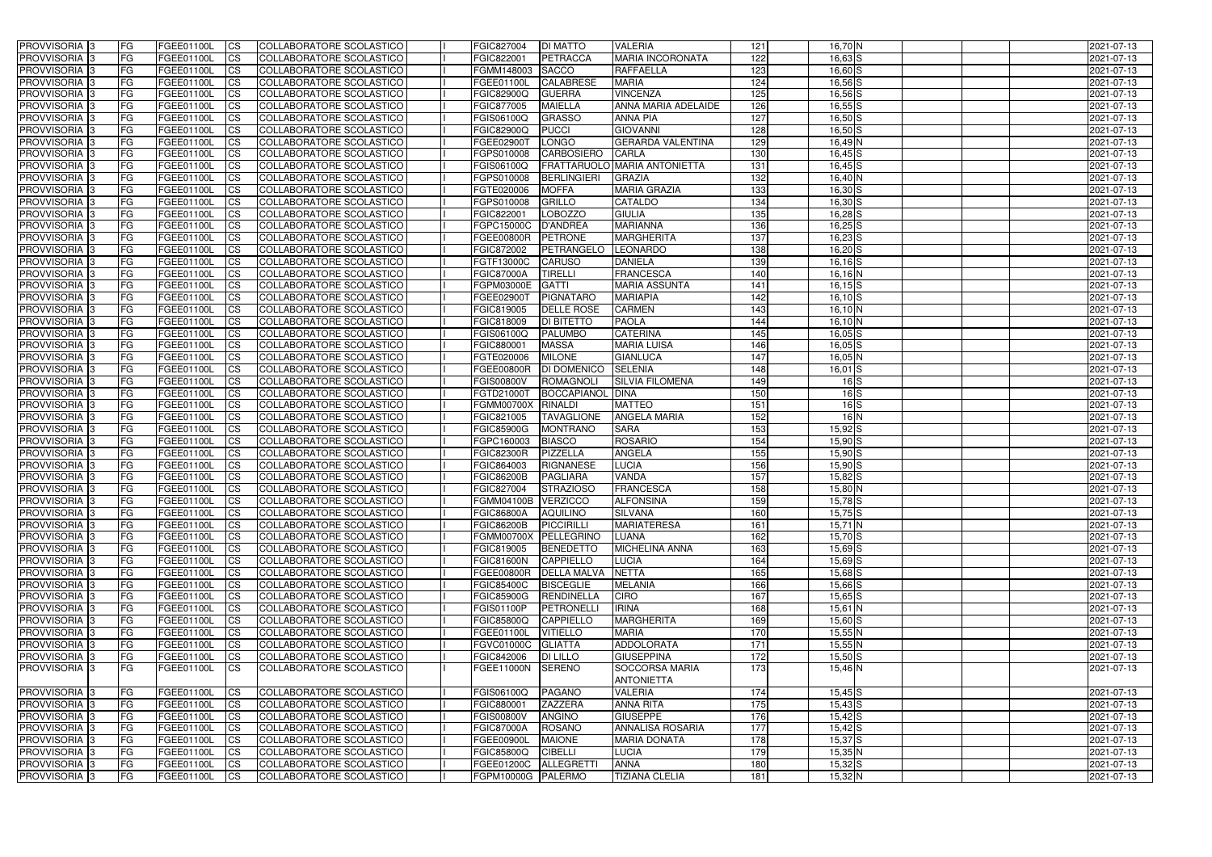| PROVVISORIA | 3 | FG | FGEE01100L | CS | COLLABORATORE SCOLASTICO | I | FGIC827004 | DI MATTO | VALERIA | 121 | 16,70 | N | | | | 2021-07-13 |
|---|---|---|---|---|---|---|---|---|---|---|---|---|---|---|---|---|
| PROVVISORIA | 3 | FG | FGEE01100L | CS | COLLABORATORE SCOLASTICO | I | FGIC822001 | PETRACCA | MARIA INCORONATA | 122 | 16,63 | S | | | | 2021-07-13 |
| PROVVISORIA | 3 | FG | FGEE01100L | CS | COLLABORATORE SCOLASTICO | I | FGMM148003 | SACCO | RAFFAELLA | 123 | 16,60 | S | | | | 2021-07-13 |
| PROVVISORIA | 3 | FG | FGEE01100L | CS | COLLABORATORE SCOLASTICO | I | FGEE01100L | CALABRESE | MARIA | 124 | 16,56 | S | | | | 2021-07-13 |
| PROVVISORIA | 3 | FG | FGEE01100L | CS | COLLABORATORE SCOLASTICO | I | FGIC82900Q | GUERRA | VINCENZA | 125 | 16,56 | S | | | | 2021-07-13 |
| PROVVISORIA | 3 | FG | FGEE01100L | CS | COLLABORATORE SCOLASTICO | I | FGIC877005 | MAIELLA | ANNA MARIA ADELAIDE | 126 | 16,55 | S | | | | 2021-07-13 |
| PROVVISORIA | 3 | FG | FGEE01100L | CS | COLLABORATORE SCOLASTICO | I | FGIS06100Q | GRASSO | ANNA PIA | 127 | 16,50 | S | | | | 2021-07-13 |
| PROVVISORIA | 3 | FG | FGEE01100L | CS | COLLABORATORE SCOLASTICO | I | FGIC82900Q | PUCCI | GIOVANNI | 128 | 16,50 | S | | | | 2021-07-13 |
| PROVVISORIA | 3 | FG | FGEE01100L | CS | COLLABORATORE SCOLASTICO | I | FGEE02900T | LONGO | GERARDA VALENTINA | 129 | 16,49 | N | | | | 2021-07-13 |
| PROVVISORIA | 3 | FG | FGEE01100L | CS | COLLABORATORE SCOLASTICO | I | FGPS010008 | CARBOSIERO | CARLA | 130 | 16,45 | S | | | | 2021-07-13 |
| PROVVISORIA | 3 | FG | FGEE01100L | CS | COLLABORATORE SCOLASTICO | I | FGIS06100Q | FRATTARUOLO | MARIA ANTONIETTA | 131 | 16,45 | S | | | | 2021-07-13 |
| PROVVISORIA | 3 | FG | FGEE01100L | CS | COLLABORATORE SCOLASTICO | I | FGPS010008 | BERLINGIERI | GRAZIA | 132 | 16,40 | N | | | | 2021-07-13 |
| PROVVISORIA | 3 | FG | FGEE01100L | CS | COLLABORATORE SCOLASTICO | I | FGTE020006 | MOFFA | MARIA GRAZIA | 133 | 16,30 | S | | | | 2021-07-13 |
| PROVVISORIA | 3 | FG | FGEE01100L | CS | COLLABORATORE SCOLASTICO | I | FGPS010008 | GRILLO | CATALDO | 134 | 16,30 | S | | | | 2021-07-13 |
| PROVVISORIA | 3 | FG | FGEE01100L | CS | COLLABORATORE SCOLASTICO | I | FGIC822001 | LOBOZZO | GIULIA | 135 | 16,28 | S | | | | 2021-07-13 |
| PROVVISORIA | 3 | FG | FGEE01100L | CS | COLLABORATORE SCOLASTICO | I | FGPC15000C | D'ANDREA | MARIANNA | 136 | 16,25 | S | | | | 2021-07-13 |
| PROVVISORIA | 3 | FG | FGEE01100L | CS | COLLABORATORE SCOLASTICO | I | FGEE00800R | PETRONE | MARGHERITA | 137 | 16,23 | S | | | | 2021-07-13 |
| PROVVISORIA | 3 | FG | FGEE01100L | CS | COLLABORATORE SCOLASTICO | I | FGIC872002 | PETRANGELO | LEONARDO | 138 | 16,20 | S | | | | 2021-07-13 |
| PROVVISORIA | 3 | FG | FGEE01100L | CS | COLLABORATORE SCOLASTICO | I | FGTF13000C | CARUSO | DANIELA | 139 | 16,16 | S | | | | 2021-07-13 |
| PROVVISORIA | 3 | FG | FGEE01100L | CS | COLLABORATORE SCOLASTICO | I | FGIC87000A | TIRELLI | FRANCESCA | 140 | 16,16 | N | | | | 2021-07-13 |
| PROVVISORIA | 3 | FG | FGEE01100L | CS | COLLABORATORE SCOLASTICO | I | FGPM03000E | GATTI | MARIA ASSUNTA | 141 | 16,15 | S | | | | 2021-07-13 |
| PROVVISORIA | 3 | FG | FGEE01100L | CS | COLLABORATORE SCOLASTICO | I | FGEE02900T | PIGNATARO | MARIAPIA | 142 | 16,10 | S | | | | 2021-07-13 |
| PROVVISORIA | 3 | FG | FGEE01100L | CS | COLLABORATORE SCOLASTICO | I | FGIC819005 | DELLE ROSE | CARMEN | 143 | 16,10 | N | | | | 2021-07-13 |
| PROVVISORIA | 3 | FG | FGEE01100L | CS | COLLABORATORE SCOLASTICO | I | FGIC818009 | DI BITETTO | PAOLA | 144 | 16,10 | N | | | | 2021-07-13 |
| PROVVISORIA | 3 | FG | FGEE01100L | CS | COLLABORATORE SCOLASTICO | I | FGIS06100Q | PALUMBO | CATERINA | 145 | 16,05 | S | | | | 2021-07-13 |
| PROVVISORIA | 3 | FG | FGEE01100L | CS | COLLABORATORE SCOLASTICO | I | FGIC880001 | MASSA | MARIA LUISA | 146 | 16,05 | S | | | | 2021-07-13 |
| PROVVISORIA | 3 | FG | FGEE01100L | CS | COLLABORATORE SCOLASTICO | I | FGTE020006 | MILONE | GIANLUCA | 147 | 16,05 | N | | | | 2021-07-13 |
| PROVVISORIA | 3 | FG | FGEE01100L | CS | COLLABORATORE SCOLASTICO | I | FGEE00800R | DI DOMENICO | SELENIA | 148 | 16,01 | S | | | | 2021-07-13 |
| PROVVISORIA | 3 | FG | FGEE01100L | CS | COLLABORATORE SCOLASTICO | I | FGIS00800V | ROMAGNOLI | SILVIA FILOMENA | 149 | 16 | S | | | | 2021-07-13 |
| PROVVISORIA | 3 | FG | FGEE01100L | CS | COLLABORATORE SCOLASTICO | I | FGTD21000T | BOCCAPIANOL | DINA | 150 | 16 | S | | | | 2021-07-13 |
| PROVVISORIA | 3 | FG | FGEE01100L | CS | COLLABORATORE SCOLASTICO | I | FGMM00700X | RINALDI | MATTEO | 151 | 16 | S | | | | 2021-07-13 |
| PROVVISORIA | 3 | FG | FGEE01100L | CS | COLLABORATORE SCOLASTICO | I | FGIC821005 | TAVAGLIONE | ANGELA MARIA | 152 | 16 | N | | | | 2021-07-13 |
| PROVVISORIA | 3 | FG | FGEE01100L | CS | COLLABORATORE SCOLASTICO | I | FGIC85900G | MONTRANO | SARA | 153 | 15,92 | S | | | | 2021-07-13 |
| PROVVISORIA | 3 | FG | FGEE01100L | CS | COLLABORATORE SCOLASTICO | I | FGPC160003 | BIASCO | ROSARIO | 154 | 15,90 | S | | | | 2021-07-13 |
| PROVVISORIA | 3 | FG | FGEE01100L | CS | COLLABORATORE SCOLASTICO | I | FGIC82300R | PIZZELLA | ANGELA | 155 | 15,90 | S | | | | 2021-07-13 |
| PROVVISORIA | 3 | FG | FGEE01100L | CS | COLLABORATORE SCOLASTICO | I | FGIC864003 | RIGNANESE | LUCIA | 156 | 15,90 | S | | | | 2021-07-13 |
| PROVVISORIA | 3 | FG | FGEE01100L | CS | COLLABORATORE SCOLASTICO | I | FGIC86200B | PAGLIARA | VANDA | 157 | 15,82 | S | | | | 2021-07-13 |
| PROVVISORIA | 3 | FG | FGEE01100L | CS | COLLABORATORE SCOLASTICO | I | FGIC827004 | STRAZIOSO | FRANCESCA | 158 | 15,80 | N | | | | 2021-07-13 |
| PROVVISORIA | 3 | FG | FGEE01100L | CS | COLLABORATORE SCOLASTICO | I | FGMM04100B | VERZICCO | ALFONSINA | 159 | 15,78 | S | | | | 2021-07-13 |
| PROVVISORIA | 3 | FG | FGEE01100L | CS | COLLABORATORE SCOLASTICO | I | FGIC86800A | AQUILINO | SILVANA | 160 | 15,75 | S | | | | 2021-07-13 |
| PROVVISORIA | 3 | FG | FGEE01100L | CS | COLLABORATORE SCOLASTICO | I | FGIC86200B | PICCIRILLI | MARIATERESA | 161 | 15,71 | N | | | | 2021-07-13 |
| PROVVISORIA | 3 | FG | FGEE01100L | CS | COLLABORATORE SCOLASTICO | I | FGMM00700X | PELLEGRINO | LUANA | 162 | 15,70 | S | | | | 2021-07-13 |
| PROVVISORIA | 3 | FG | FGEE01100L | CS | COLLABORATORE SCOLASTICO | I | FGIC819005 | BENEDETTO | MICHELINA ANNA | 163 | 15,69 | S | | | | 2021-07-13 |
| PROVVISORIA | 3 | FG | FGEE01100L | CS | COLLABORATORE SCOLASTICO | I | FGIC81600N | CAPPIELLO | LUCIA | 164 | 15,69 | S | | | | 2021-07-13 |
| PROVVISORIA | 3 | FG | FGEE01100L | CS | COLLABORATORE SCOLASTICO | I | FGEE00800R | DELLA MALVA | NETTA | 165 | 15,68 | S | | | | 2021-07-13 |
| PROVVISORIA | 3 | FG | FGEE01100L | CS | COLLABORATORE SCOLASTICO | I | FGIC85400C | BISCEGLIE | MELANIA | 166 | 15,66 | S | | | | 2021-07-13 |
| PROVVISORIA | 3 | FG | FGEE01100L | CS | COLLABORATORE SCOLASTICO | I | FGIC85900G | RENDINELLA | CIRO | 167 | 15,65 | S | | | | 2021-07-13 |
| PROVVISORIA | 3 | FG | FGEE01100L | CS | COLLABORATORE SCOLASTICO | I | FGIS01100P | PETRONELLI | IRINA | 168 | 15,61 | N | | | | 2021-07-13 |
| PROVVISORIA | 3 | FG | FGEE01100L | CS | COLLABORATORE SCOLASTICO | I | FGIC85800Q | CAPPIELLO | MARGHERITA | 169 | 15,60 | S | | | | 2021-07-13 |
| PROVVISORIA | 3 | FG | FGEE01100L | CS | COLLABORATORE SCOLASTICO | I | FGEE01100L | VITIELLO | MARIA | 170 | 15,55 | N | | | | 2021-07-13 |
| PROVVISORIA | 3 | FG | FGEE01100L | CS | COLLABORATORE SCOLASTICO | I | FGVC01000C | GLIATTA | ADDOLORATA | 171 | 15,55 | N | | | | 2021-07-13 |
| PROVVISORIA | 3 | FG | FGEE01100L | CS | COLLABORATORE SCOLASTICO | I | FGIC842006 | DI LILLO | GIUSEPPINA | 172 | 15,50 | S | | | | 2021-07-13 |
| PROVVISORIA | 3 | FG | FGEE01100L | CS | COLLABORATORE SCOLASTICO | I | FGEE11000N | SERENO | SOCCORSA MARIA ANTONIETTA | 173 | 15,46 | N | | | | 2021-07-13 |
| PROVVISORIA | 3 | FG | FGEE01100L | CS | COLLABORATORE SCOLASTICO | I | FGIS06100Q | PAGANO | VALERIA | 174 | 15,45 | S | | | | 2021-07-13 |
| PROVVISORIA | 3 | FG | FGEE01100L | CS | COLLABORATORE SCOLASTICO | I | FGIC880001 | ZAZZERA | ANNA RITA | 175 | 15,43 | S | | | | 2021-07-13 |
| PROVVISORIA | 3 | FG | FGEE01100L | CS | COLLABORATORE SCOLASTICO | I | FGIS00800V | ANGINO | GIUSEPPE | 176 | 15,42 | S | | | | 2021-07-13 |
| PROVVISORIA | 3 | FG | FGEE01100L | CS | COLLABORATORE SCOLASTICO | I | FGIC87000A | ROSANO | ANNALISA ROSARIA | 177 | 15,42 | S | | | | 2021-07-13 |
| PROVVISORIA | 3 | FG | FGEE01100L | CS | COLLABORATORE SCOLASTICO | I | FGEE00900L | MAIONE | MARIA DONATA | 178 | 15,37 | S | | | | 2021-07-13 |
| PROVVISORIA | 3 | FG | FGEE01100L | CS | COLLABORATORE SCOLASTICO | I | FGIC85800Q | CIBELLI | LUCIA | 179 | 15,35 | N | | | | 2021-07-13 |
| PROVVISORIA | 3 | FG | FGEE01100L | CS | COLLABORATORE SCOLASTICO | I | FGEE01200C | ALLEGRETTI | ANNA | 180 | 15,32 | S | | | | 2021-07-13 |
| PROVVISORIA | 3 | FG | FGEE01100L | CS | COLLABORATORE SCOLASTICO | I | FGPM10000G | PALERMO | TIZIANA CLELIA | 181 | 15,32 | N | | | | 2021-07-13 |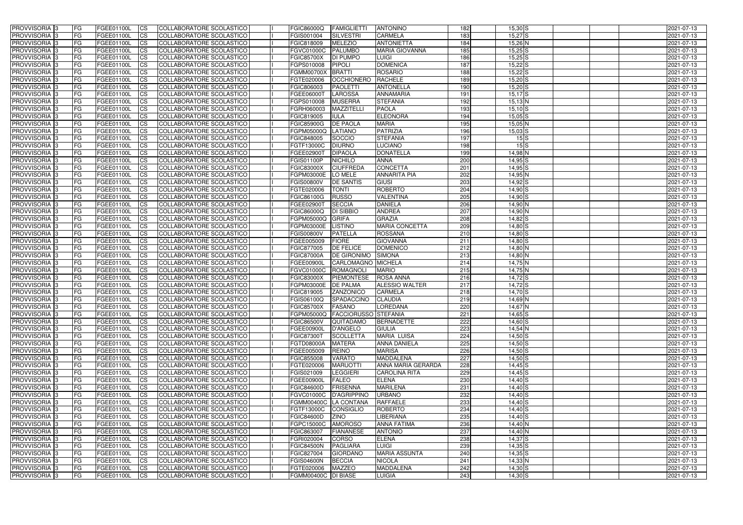| | | | | | | | | | | | | | | | | |
|---|---|---|---|---|---|---|---|---|---|---|---|---|---|---|---|---|
| PROVVISORIA 3 | FG | FGEE01100L | CS | COLLABORATORE SCOLASTICO | | FGIC86000Q | FAMIGLIETTI | ANTONINO | 182 | 15,30 S | | | | | | 2021-07-13 |
| PROVVISORIA 3 | FG | FGEE01100L | CS | COLLABORATORE SCOLASTICO | | FGIS001004 | SILVESTRI | CARMELA | 183 | 15,27 S | | | | | | 2021-07-13 |
| PROVVISORIA 3 | FG | FGEE01100L | CS | COLLABORATORE SCOLASTICO | | FGIC818009 | MELEZIO | ANTONIETTA | 184 | 15,26 N | | | | | | 2021-07-13 |
| PROVVISORIA 3 | FG | FGEE01100L | CS | COLLABORATORE SCOLASTICO | | FGVC01000C | PALUMBO | MARIA GIOVANNA | 185 | 15,25 S | | | | | | 2021-07-13 |
| PROVVISORIA 3 | FG | FGEE01100L | CS | COLLABORATORE SCOLASTICO | | FGIC85700X | DI PUMPO | LUIGI | 186 | 15,25 S | | | | | | 2021-07-13 |
| PROVVISORIA 3 | FG | FGEE01100L | CS | COLLABORATORE SCOLASTICO | | FGPS010008 | PIPOLI | DOMENICA | 187 | 15,22 S | | | | | | 2021-07-13 |
| PROVVISORIA 3 | FG | FGEE01100L | CS | COLLABORATORE SCOLASTICO | | FGMM00700X | BRATTI | ROSARIO | 188 | 15,22 S | | | | | | 2021-07-13 |
| PROVVISORIA 3 | FG | FGEE01100L | CS | COLLABORATORE SCOLASTICO | | FGTE020006 | OCCHIONERO | RACHELE | 189 | 15,20 S | | | | | | 2021-07-13 |
| PROVVISORIA 3 | FG | FGEE01100L | CS | COLLABORATORE SCOLASTICO | | FGIC806003 | PAOLETTI | ANTONELLA | 190 | 15,20 S | | | | | | 2021-07-13 |
| PROVVISORIA 3 | FG | FGEE01100L | CS | COLLABORATORE SCOLASTICO | | FGEE06000T | LAROSSA | ANNAMARIA | 191 | 15,17 S | | | | | | 2021-07-13 |
| PROVVISORIA 3 | FG | FGEE01100L | CS | COLLABORATORE SCOLASTICO | | FGPS010008 | MUSERRA | STEFANIA | 192 | 15,13 N | | | | | | 2021-07-13 |
| PROVVISORIA 3 | FG | FGEE01100L | CS | COLLABORATORE SCOLASTICO | | FGRH060003 | MAZZITELLI | PAOLA | 193 | 15,10 S | | | | | | 2021-07-13 |
| PROVVISORIA 3 | FG | FGEE01100L | CS | COLLABORATORE SCOLASTICO | | FGIC819005 | IULA | ELEONORA | 194 | 15,05 S | | | | | | 2021-07-13 |
| PROVVISORIA 3 | FG | FGEE01100L | CS | COLLABORATORE SCOLASTICO | | FGIC85900G | DE PAOLA | MARIA | 195 | 15,05 N | | | | | | 2021-07-13 |
| PROVVISORIA 3 | FG | FGEE01100L | CS | COLLABORATORE SCOLASTICO | | FGPM05000Q | LATIANO | PATRIZIA | 196 | 15,03 S | | | | | | 2021-07-13 |
| PROVVISORIA 3 | FG | FGEE01100L | CS | COLLABORATORE SCOLASTICO | | FGIC848005 | SOCCIO | STEFANIA | 197 | 15 S | | | | | | 2021-07-13 |
| PROVVISORIA 3 | FG | FGEE01100L | CS | COLLABORATORE SCOLASTICO | | FGTF13000C | DIURNO | LUCIANO | 198 | 15 S | | | | | | 2021-07-13 |
| PROVVISORIA 3 | FG | FGEE01100L | CS | COLLABORATORE SCOLASTICO | | FGEE02900T | DIPAOLA | DONATELLA | 199 | 14,98 N | | | | | | 2021-07-13 |
| PROVVISORIA 3 | FG | FGEE01100L | CS | COLLABORATORE SCOLASTICO | | FGIS01100P | NICHILO | ANNA | 200 | 14,95 S | | | | | | 2021-07-13 |
| PROVVISORIA 3 | FG | FGEE01100L | CS | COLLABORATORE SCOLASTICO | | FGIC83000X | CIUFFREDA | CONCETTA | 201 | 14,95 S | | | | | | 2021-07-13 |
| PROVVISORIA 3 | FG | FGEE01100L | CS | COLLABORATORE SCOLASTICO | | FGPM03000E | LO MELE | ANNARITA PIA | 202 | 14,95 N | | | | | | 2021-07-13 |
| PROVVISORIA 3 | FG | FGEE01100L | CS | COLLABORATORE SCOLASTICO | | FGIS00800V | DE SANTIS | GIUSI | 203 | 14,92 S | | | | | | 2021-07-13 |
| PROVVISORIA 3 | FG | FGEE01100L | CS | COLLABORATORE SCOLASTICO | | FGTE020006 | TONTI | ROBERTO | 204 | 14,90 S | | | | | | 2021-07-13 |
| PROVVISORIA 3 | FG | FGEE01100L | CS | COLLABORATORE SCOLASTICO | | FGIC86100G | RUSSO | VALENTINA | 205 | 14,90 S | | | | | | 2021-07-13 |
| PROVVISORIA 3 | FG | FGEE01100L | CS | COLLABORATORE SCOLASTICO | | FGEE02900T | SECCIA | DANIELA | 206 | 14,90 N | | | | | | 2021-07-13 |
| PROVVISORIA 3 | FG | FGEE01100L | CS | COLLABORATORE SCOLASTICO | | FGIC86000Q | DI SIBBIO | ANDREA | 207 | 14,90 N | | | | | | 2021-07-13 |
| PROVVISORIA 3 | FG | FGEE01100L | CS | COLLABORATORE SCOLASTICO | | FGPM05000Q | GRIFA | GRAZIA | 208 | 14,82 S | | | | | | 2021-07-13 |
| PROVVISORIA 3 | FG | FGEE01100L | CS | COLLABORATORE SCOLASTICO | | FGPM03000E | LISTINO | MARIA CONCETTA | 209 | 14,80 S | | | | | | 2021-07-13 |
| PROVVISORIA 3 | FG | FGEE01100L | CS | COLLABORATORE SCOLASTICO | | FGIS00800V | PATELLA | ROSSANA | 210 | 14,80 S | | | | | | 2021-07-13 |
| PROVVISORIA 3 | FG | FGEE01100L | CS | COLLABORATORE SCOLASTICO | | FGEE005009 | FIORE | GIOVANNA | 211 | 14,80 S | | | | | | 2021-07-13 |
| PROVVISORIA 3 | FG | FGEE01100L | CS | COLLABORATORE SCOLASTICO | | FGIC877005 | DE FELICE | DOMENICO | 212 | 14,80 N | | | | | | 2021-07-13 |
| PROVVISORIA 3 | FG | FGEE01100L | CS | COLLABORATORE SCOLASTICO | | FGIC87000A | DE GIRONIMO | SIMONA | 213 | 14,80 N | | | | | | 2021-07-13 |
| PROVVISORIA 3 | FG | FGEE01100L | CS | COLLABORATORE SCOLASTICO | | FGEE00900L | CARLOMAGNO | MICHELA | 214 | 14,75 N | | | | | | 2021-07-13 |
| PROVVISORIA 3 | FG | FGEE01100L | CS | COLLABORATORE SCOLASTICO | | FGVC01000C | ROMAGNOLI | MARIO | 215 | 14,75 N | | | | | | 2021-07-13 |
| PROVVISORIA 3 | FG | FGEE01100L | CS | COLLABORATORE SCOLASTICO | | FGIC83000X | PIEMONTESE | ROSA ANNA | 216 | 14,72 S | | | | | | 2021-07-13 |
| PROVVISORIA 3 | FG | FGEE01100L | CS | COLLABORATORE SCOLASTICO | | FGPM03000E | DE PALMA | ALESSIO WALTER | 217 | 14,72 S | | | | | | 2021-07-13 |
| PROVVISORIA 3 | FG | FGEE01100L | CS | COLLABORATORE SCOLASTICO | | FGIC819005 | ZANZONICO | CARMELA | 218 | 14,70 S | | | | | | 2021-07-13 |
| PROVVISORIA 3 | FG | FGEE01100L | CS | COLLABORATORE SCOLASTICO | | FGIS06100Q | SPADACCINO | CLAUDIA | 219 | 14,69 N | | | | | | 2021-07-13 |
| PROVVISORIA 3 | FG | FGEE01100L | CS | COLLABORATORE SCOLASTICO | | FGIC85700X | FASANO | LOREDANA | 220 | 14,67 N | | | | | | 2021-07-13 |
| PROVVISORIA 3 | FG | FGEE01100L | CS | COLLABORATORE SCOLASTICO | | FGPM05000Q | FACCIORUSSO | STEFANIA | 221 | 14,65 S | | | | | | 2021-07-13 |
| PROVVISORIA 3 | FG | FGEE01100L | CS | COLLABORATORE SCOLASTICO | | FGIC86500V | QUITADAMO | BERNADETTE | 222 | 14,60 S | | | | | | 2021-07-13 |
| PROVVISORIA 3 | FG | FGEE01100L | CS | COLLABORATORE SCOLASTICO | | FGEE00900L | D'ANGELO | GIULIA | 223 | 14,54 N | | | | | | 2021-07-13 |
| PROVVISORIA 3 | FG | FGEE01100L | CS | COLLABORATORE SCOLASTICO | | FGIC87300T | SCOLLETTA | MARIA LUISA | 224 | 14,50 S | | | | | | 2021-07-13 |
| PROVVISORIA 3 | FG | FGEE01100L | CS | COLLABORATORE SCOLASTICO | | FGTD08000A | MATERA | ANNA DANIELA | 225 | 14,50 S | | | | | | 2021-07-13 |
| PROVVISORIA 3 | FG | FGEE01100L | CS | COLLABORATORE SCOLASTICO | | FGEE005009 | REINO | MARISA | 226 | 14,50 S | | | | | | 2021-07-13 |
| PROVVISORIA 3 | FG | FGEE01100L | CS | COLLABORATORE SCOLASTICO | | FGIC855008 | VARATO | MADDALENA | 227 | 14,50 S | | | | | | 2021-07-13 |
| PROVVISORIA 3 | FG | FGEE01100L | CS | COLLABORATORE SCOLASTICO | | FGTE020006 | MARUOTTI | ANNA MARIA GERARDA | 228 | 14,45 S | | | | | | 2021-07-13 |
| PROVVISORIA 3 | FG | FGEE01100L | CS | COLLABORATORE SCOLASTICO | | FGIS021009 | LEGGIERI | CAROLINA RITA | 229 | 14,45 S | | | | | | 2021-07-13 |
| PROVVISORIA 3 | FG | FGEE01100L | CS | COLLABORATORE SCOLASTICO | | FGEE00900L | FALEO | ELENA | 230 | 14,40 S | | | | | | 2021-07-13 |
| PROVVISORIA 3 | FG | FGEE01100L | CS | COLLABORATORE SCOLASTICO | | FGIC84600D | FRISENNA | MARILENA | 231 | 14,40 S | | | | | | 2021-07-13 |
| PROVVISORIA 3 | FG | FGEE01100L | CS | COLLABORATORE SCOLASTICO | | FGVC01000C | D'AGRIPPINO | URBANO | 232 | 14,40 S | | | | | | 2021-07-13 |
| PROVVISORIA 3 | FG | FGEE01100L | CS | COLLABORATORE SCOLASTICO | | FGMM00400C | LA CONTANA | RAFFAELE | 233 | 14,40 S | | | | | | 2021-07-13 |
| PROVVISORIA 3 | FG | FGEE01100L | CS | COLLABORATORE SCOLASTICO | | FGTF13000C | CONSIGLIO | ROBERTO | 234 | 14,40 S | | | | | | 2021-07-13 |
| PROVVISORIA 3 | FG | FGEE01100L | CS | COLLABORATORE SCOLASTICO | | FGIC84600D | ZINO | LIBERIANA | 235 | 14,40 S | | | | | | 2021-07-13 |
| PROVVISORIA 3 | FG | FGEE01100L | CS | COLLABORATORE SCOLASTICO | | FGPC15000C | AMOROSO | ANNA FATIMA | 236 | 14,40 N | | | | | | 2021-07-13 |
| PROVVISORIA 3 | FG | FGEE01100L | CS | COLLABORATORE SCOLASTICO | | FGIC863007 | FIANANESE | ANTONIO | 237 | 14,40 N | | | | | | 2021-07-13 |
| PROVVISORIA 3 | FG | FGEE01100L | CS | COLLABORATORE SCOLASTICO | | FGRI020004 | CORSO | ELENA | 238 | 14,37 S | | | | | | 2021-07-13 |
| PROVVISORIA 3 | FG | FGEE01100L | CS | COLLABORATORE SCOLASTICO | | FGIC84500N | PAGLIARA | LUIGI | 239 | 14,35 S | | | | | | 2021-07-13 |
| PROVVISORIA 3 | FG | FGEE01100L | CS | COLLABORATORE SCOLASTICO | | FGIC827004 | GIORDANO | MARIA ASSUNTA | 240 | 14,35 S | | | | | | 2021-07-13 |
| PROVVISORIA 3 | FG | FGEE01100L | CS | COLLABORATORE SCOLASTICO | | FGIS04600N | BECCIA | NICOLA | 241 | 14,33 N | | | | | | 2021-07-13 |
| PROVVISORIA 3 | FG | FGEE01100L | CS | COLLABORATORE SCOLASTICO | | FGTE020006 | MAZZEO | MADDALENA | 242 | 14,30 S | | | | | | 2021-07-13 |
| PROVVISORIA 3 | FG | FGEE01100L | CS | COLLABORATORE SCOLASTICO | | FGMM00400C | DI BIASE | LUIGIA | 243 | 14,30 S | | | | | | 2021-07-13 |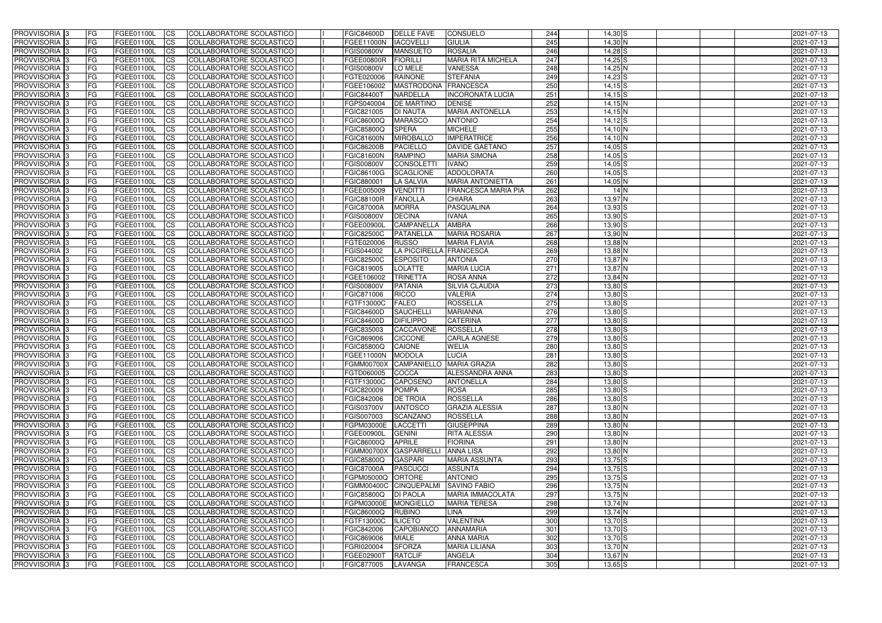| PROVVISORIA | 3 | FG | FGEE01100L | CS | COLLABORATORE SCOLASTICO | I | FGIC84600D | DELLE FAVE | CONSUELO | 244 | 14,30 | S | | | 2021-07-13 |
|---|---|---|---|---|---|---|---|---|---|---|---|---|---|---|---|
| PROVVISORIA | 3 | FG | FGEE01100L | CS | COLLABORATORE SCOLASTICO | I | FGEE11000N | IACOVELLI | GIULIA | 245 | 14,30 | N | | | 2021-07-13 |
| PROVVISORIA | 3 | FG | FGEE01100L | CS | COLLABORATORE SCOLASTICO | I | FGIS00800V | MANSUETO | ROSALIA | 246 | 14,28 | S | | | 2021-07-13 |
| PROVVISORIA | 3 | FG | FGEE01100L | CS | COLLABORATORE SCOLASTICO | I | FGEE00800R | FIORILLI | MARIA RITA MICHELA | 247 | 14,25 | S | | | 2021-07-13 |
| PROVVISORIA | 3 | FG | FGEE01100L | CS | COLLABORATORE SCOLASTICO | I | FGIS00800V | LO MELE | VANESSA | 248 | 14,25 | N | | | 2021-07-13 |
| PROVVISORIA | 3 | FG | FGEE01100L | CS | COLLABORATORE SCOLASTICO | I | FGTE020006 | RAINONE | STEFANIA | 249 | 14,23 | S | | | 2021-07-13 |
| PROVVISORIA | 3 | FG | FGEE01100L | CS | COLLABORATORE SCOLASTICO | I | FGEE106002 | MASTRODONA | FRANCESCA | 250 | 14,15 | S | | | 2021-07-13 |
| PROVVISORIA | 3 | FG | FGEE01100L | CS | COLLABORATORE SCOLASTICO | I | FGIC84400T | NARDELLA | INCORONATA LUCIA | 251 | 14,15 | S | | | 2021-07-13 |
| PROVVISORIA | 3 | FG | FGEE01100L | CS | COLLABORATORE SCOLASTICO | I | FGPS040004 | DE MARTINO | DENISE | 252 | 14,15 | N | | | 2021-07-13 |
| PROVVISORIA | 3 | FG | FGEE01100L | CS | COLLABORATORE SCOLASTICO | I | FGIC821005 | DI NAUTA | MARIA ANTONELLA | 253 | 14,15 | N | | | 2021-07-13 |
| PROVVISORIA | 3 | FG | FGEE01100L | CS | COLLABORATORE SCOLASTICO | I | FGIC86000Q | MARASCO | ANTONIO | 254 | 14,12 | S | | | 2021-07-13 |
| PROVVISORIA | 3 | FG | FGEE01100L | CS | COLLABORATORE SCOLASTICO | I | FGIC85800Q | SPERA | MICHELE | 255 | 14,10 | N | | | 2021-07-13 |
| PROVVISORIA | 3 | FG | FGEE01100L | CS | COLLABORATORE SCOLASTICO | I | FGIC81600N | MIROBALLO | IMPERATRICE | 256 | 14,10 | N | | | 2021-07-13 |
| PROVVISORIA | 3 | FG | FGEE01100L | CS | COLLABORATORE SCOLASTICO | I | FGIC86200B | PACIELLO | DAVIDE GAETANO | 257 | 14,05 | S | | | 2021-07-13 |
| PROVVISORIA | 3 | FG | FGEE01100L | CS | COLLABORATORE SCOLASTICO | I | FGIC81600N | RAMPINO | MARIA SIMONA | 258 | 14,05 | S | | | 2021-07-13 |
| PROVVISORIA | 3 | FG | FGEE01100L | CS | COLLABORATORE SCOLASTICO | I | FGIS00800V | CONSOLETTI | IVANO | 259 | 14,05 | S | | | 2021-07-13 |
| PROVVISORIA | 3 | FG | FGEE01100L | CS | COLLABORATORE SCOLASTICO | I | FGIC86100G | SCAGLIONE | ADDOLORATA | 260 | 14,05 | S | | | 2021-07-13 |
| PROVVISORIA | 3 | FG | FGEE01100L | CS | COLLABORATORE SCOLASTICO | I | FGIC880001 | LA SALVIA | MARIA ANTONIETTA | 261 | 14,05 | N | | | 2021-07-13 |
| PROVVISORIA | 3 | FG | FGEE01100L | CS | COLLABORATORE SCOLASTICO | I | FGEE005009 | VENDITTI | FRANCESCA MARIA PIA | 262 | 14 | N | | | 2021-07-13 |
| PROVVISORIA | 3 | FG | FGEE01100L | CS | COLLABORATORE SCOLASTICO | I | FGIC88100R | FANOLLA | CHIARA | 263 | 13,97 | N | | | 2021-07-13 |
| PROVVISORIA | 3 | FG | FGEE01100L | CS | COLLABORATORE SCOLASTICO | I | FGIC87000A | MORRA | PASQUALINA | 264 | 13,93 | S | | | 2021-07-13 |
| PROVVISORIA | 3 | FG | FGEE01100L | CS | COLLABORATORE SCOLASTICO | I | FGIS00800V | DECINA | IVANA | 265 | 13,90 | S | | | 2021-07-13 |
| PROVVISORIA | 3 | FG | FGEE01100L | CS | COLLABORATORE SCOLASTICO | I | FGEE00900L | CAMPANELLA | AMBRA | 266 | 13,90 | S | | | 2021-07-13 |
| PROVVISORIA | 3 | FG | FGEE01100L | CS | COLLABORATORE SCOLASTICO | I | FGIC82500C | PATANELLA | MARIA ROSARIA | 267 | 13,90 | N | | | 2021-07-13 |
| PROVVISORIA | 3 | FG | FGEE01100L | CS | COLLABORATORE SCOLASTICO | I | FGTE020006 | RUSSO | MARIA FLAVIA | 268 | 13,88 | N | | | 2021-07-13 |
| PROVVISORIA | 3 | FG | FGEE01100L | CS | COLLABORATORE SCOLASTICO | I | FGIS044002 | LA PICCIRELLA | FRANCESCA | 269 | 13,88 | N | | | 2021-07-13 |
| PROVVISORIA | 3 | FG | FGEE01100L | CS | COLLABORATORE SCOLASTICO | I | FGIC82500C | ESPOSITO | ANTONIA | 270 | 13,87 | N | | | 2021-07-13 |
| PROVVISORIA | 3 | FG | FGEE01100L | CS | COLLABORATORE SCOLASTICO | I | FGIC819005 | LOLATTE | MARIA LUCIA | 271 | 13,87 | N | | | 2021-07-13 |
| PROVVISORIA | 3 | FG | FGEE01100L | CS | COLLABORATORE SCOLASTICO | I | FGEE106002 | TRINETTA | ROSA ANNA | 272 | 13,84 | N | | | 2021-07-13 |
| PROVVISORIA | 3 | FG | FGEE01100L | CS | COLLABORATORE SCOLASTICO | I | FGIS00800V | PATANIA | SILVIA CLAUDIA | 273 | 13,80 | S | | | 2021-07-13 |
| PROVVISORIA | 3 | FG | FGEE01100L | CS | COLLABORATORE SCOLASTICO | I | FGIC871006 | RICCO | VALERIA | 274 | 13,80 | S | | | 2021-07-13 |
| PROVVISORIA | 3 | FG | FGEE01100L | CS | COLLABORATORE SCOLASTICO | I | FGTF13000C | FALEO | ROSSELLA | 275 | 13,80 | S | | | 2021-07-13 |
| PROVVISORIA | 3 | FG | FGEE01100L | CS | COLLABORATORE SCOLASTICO | I | FGIC84600D | SAUCHELLI | MARIANNA | 276 | 13,80 | S | | | 2021-07-13 |
| PROVVISORIA | 3 | FG | FGEE01100L | CS | COLLABORATORE SCOLASTICO | I | FGIC84600D | DIFILIPPO | CATERINA | 277 | 13,80 | S | | | 2021-07-13 |
| PROVVISORIA | 3 | FG | FGEE01100L | CS | COLLABORATORE SCOLASTICO | I | FGIC835003 | CACCAVONE | ROSSELLA | 278 | 13,80 | S | | | 2021-07-13 |
| PROVVISORIA | 3 | FG | FGEE01100L | CS | COLLABORATORE SCOLASTICO | I | FGIC869006 | CICCONE | CARLA AGNESE | 279 | 13,80 | S | | | 2021-07-13 |
| PROVVISORIA | 3 | FG | FGEE01100L | CS | COLLABORATORE SCOLASTICO | I | FGIC85800Q | CAIONE | WELIA | 280 | 13,80 | S | | | 2021-07-13 |
| PROVVISORIA | 3 | FG | FGEE01100L | CS | COLLABORATORE SCOLASTICO | I | FGEE11000N | MODOLA | LUCIA | 281 | 13,80 | S | | | 2021-07-13 |
| PROVVISORIA | 3 | FG | FGEE01100L | CS | COLLABORATORE SCOLASTICO | I | FGMM00700X | CAMPANIELLO | MARIA GRAZIA | 282 | 13,80 | S | | | 2021-07-13 |
| PROVVISORIA | 3 | FG | FGEE01100L | CS | COLLABORATORE SCOLASTICO | I | FGTD060005 | COCCA | ALESSANDRA ANNA | 283 | 13,80 | S | | | 2021-07-13 |
| PROVVISORIA | 3 | FG | FGEE01100L | CS | COLLABORATORE SCOLASTICO | I | FGTF13000C | CAPOSENO | ANTONELLA | 284 | 13,80 | S | | | 2021-07-13 |
| PROVVISORIA | 3 | FG | FGEE01100L | CS | COLLABORATORE SCOLASTICO | I | FGIC820009 | POMPA | ROSA | 285 | 13,80 | S | | | 2021-07-13 |
| PROVVISORIA | 3 | FG | FGEE01100L | CS | COLLABORATORE SCOLASTICO | I | FGIC842006 | DE TROIA | ROSSELLA | 286 | 13,80 | S | | | 2021-07-13 |
| PROVVISORIA | 3 | FG | FGEE01100L | CS | COLLABORATORE SCOLASTICO | I | FGIS03700V | IANTOSCO | GRAZIA ALESSIA | 287 | 13,80 | N | | | 2021-07-13 |
| PROVVISORIA | 3 | FG | FGEE01100L | CS | COLLABORATORE SCOLASTICO | I | FGIS007003 | SCANZANO | ROSSELLA | 288 | 13,80 | N | | | 2021-07-13 |
| PROVVISORIA | 3 | FG | FGEE01100L | CS | COLLABORATORE SCOLASTICO | I | FGPM03000E | LACCETTI | GIUSEPPINA | 289 | 13,80 | N | | | 2021-07-13 |
| PROVVISORIA | 3 | FG | FGEE01100L | CS | COLLABORATORE SCOLASTICO | I | FGEE00900L | GENINI | RITA ALESSIA | 290 | 13,80 | N | | | 2021-07-13 |
| PROVVISORIA | 3 | FG | FGEE01100L | CS | COLLABORATORE SCOLASTICO | I | FGIC86000Q | APRILE | FIORINA | 291 | 13,80 | N | | | 2021-07-13 |
| PROVVISORIA | 3 | FG | FGEE01100L | CS | COLLABORATORE SCOLASTICO | I | FGMM00700X | GASPARRELLI | ANNA LISA | 292 | 13,80 | N | | | 2021-07-13 |
| PROVVISORIA | 3 | FG | FGEE01100L | CS | COLLABORATORE SCOLASTICO | I | FGIC85800Q | GASPARI | MARIA ASSUNTA | 293 | 13,75 | S | | | 2021-07-13 |
| PROVVISORIA | 3 | FG | FGEE01100L | CS | COLLABORATORE SCOLASTICO | I | FGIC87000A | PASCUCCI | ASSUNTA | 294 | 13,75 | S | | | 2021-07-13 |
| PROVVISORIA | 3 | FG | FGEE01100L | CS | COLLABORATORE SCOLASTICO | I | FGPM05000Q | ORTORE | ANTONIO | 295 | 13,75 | S | | | 2021-07-13 |
| PROVVISORIA | 3 | FG | FGEE01100L | CS | COLLABORATORE SCOLASTICO | I | FGMM00400C | CINQUEPALMI | SAVINO FABIO | 296 | 13,75 | N | | | 2021-07-13 |
| PROVVISORIA | 3 | FG | FGEE01100L | CS | COLLABORATORE SCOLASTICO | I | FGIC85800Q | DI PAOLA | MARIA IMMACOLATA | 297 | 13,75 | N | | | 2021-07-13 |
| PROVVISORIA | 3 | FG | FGEE01100L | CS | COLLABORATORE SCOLASTICO | I | FGPM03000E | MONGIELLO | MARIA TERESA | 298 | 13,74 | N | | | 2021-07-13 |
| PROVVISORIA | 3 | FG | FGEE01100L | CS | COLLABORATORE SCOLASTICO | I | FGIC86000Q | RUBINO | LINA | 299 | 13,74 | N | | | 2021-07-13 |
| PROVVISORIA | 3 | FG | FGEE01100L | CS | COLLABORATORE SCOLASTICO | I | FGTF13000C | ILICETO | VALENTINA | 300 | 13,70 | S | | | 2021-07-13 |
| PROVVISORIA | 3 | FG | FGEE01100L | CS | COLLABORATORE SCOLASTICO | I | FGIC842006 | CAPOBIANCO | ANNAMARIA | 301 | 13,70 | S | | | 2021-07-13 |
| PROVVISORIA | 3 | FG | FGEE01100L | CS | COLLABORATORE SCOLASTICO | I | FGIC869006 | MIALE | ANNA MARIA | 302 | 13,70 | S | | | 2021-07-13 |
| PROVVISORIA | 3 | FG | FGEE01100L | CS | COLLABORATORE SCOLASTICO | I | FGRI020004 | SFORZA | MARIA LILIANA | 303 | 13,70 | N | | | 2021-07-13 |
| PROVVISORIA | 3 | FG | FGEE01100L | CS | COLLABORATORE SCOLASTICO | I | FGEE02900T | RATCLIF | ANGELA | 304 | 13,67 | N | | | 2021-07-13 |
| PROVVISORIA | 3 | FG | FGEE01100L | CS | COLLABORATORE SCOLASTICO | I | FGIC877005 | LAVANGA | FRANCESCA | 305 | 13,65 | S | | | 2021-07-13 |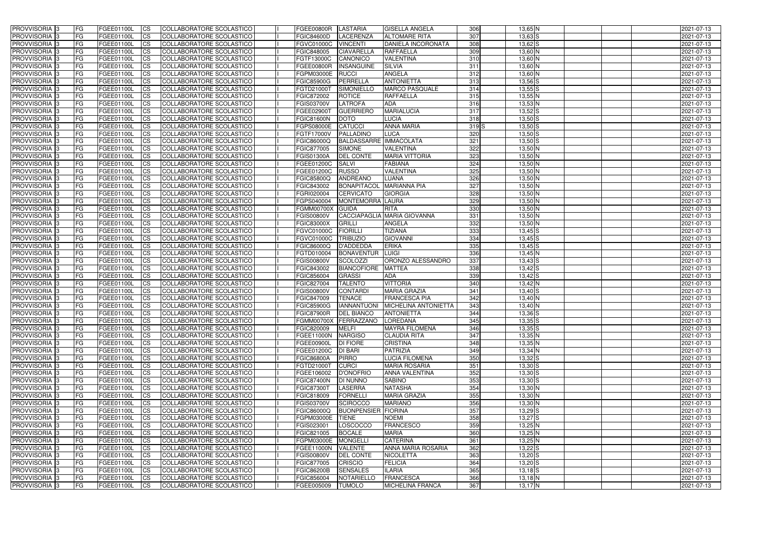| PROVVISORIA | 3 | FG | FGEE01100L | CS | COLLABORATORE SCOLASTICO | | FGEE00800R | LASTARIA | GISELLA ANGELA | 306 | | 13,65 | N | | | | 2021-07-13 |
|---|---|---|---|---|---|---|---|---|---|---|---|---|---|---|---|---|---|
| PROVVISORIA | 3 | FG | FGEE01100L | CS | COLLABORATORE SCOLASTICO | | FGIC84600D | LACERENZA | ALTOMARE RITA | 307 | | 13,63 | S | | | | 2021-07-13 |
| PROVVISORIA | 3 | FG | FGEE01100L | CS | COLLABORATORE SCOLASTICO | | FGVC01000C | VINCENTI | DANIELA INCORONATA | 308 | | 13,62 | S | | | | 2021-07-13 |
| PROVVISORIA | 3 | FG | FGEE01100L | CS | COLLABORATORE SCOLASTICO | | FGIC848005 | CIAVARELLA | RAFFAELLA | 309 | | 13,60 | N | | | | 2021-07-13 |
| PROVVISORIA | 3 | FG | FGEE01100L | CS | COLLABORATORE SCOLASTICO | | FGTF13000C | CANONICO | VALENTINA | 310 | | 13,60 | N | | | | 2021-07-13 |
| PROVVISORIA | 3 | FG | FGEE01100L | CS | COLLABORATORE SCOLASTICO | | FGEE00800R | INSANGUINE | SILVIA | 311 | | 13,60 | N | | | | 2021-07-13 |
| PROVVISORIA | 3 | FG | FGEE01100L | CS | COLLABORATORE SCOLASTICO | | FGPM03000E | RUCCI | ANGELA | 312 | | 13,60 | N | | | | 2021-07-13 |
| PROVVISORIA | 3 | FG | FGEE01100L | CS | COLLABORATORE SCOLASTICO | | FGIC85900G | PERRELLA | ANTONIETTA | 313 | | 13,56 | S | | | | 2021-07-13 |
| PROVVISORIA | 3 | FG | FGEE01100L | CS | COLLABORATORE SCOLASTICO | | FGTD21000T | SIMONIELLO | MARCO PASQUALE | 314 | | 13,55 | S | | | | 2021-07-13 |
| PROVVISORIA | 3 | FG | FGEE01100L | CS | COLLABORATORE SCOLASTICO | | FGIC872002 | ROTICE | RAFFAELLA | 315 | | 13,55 | N | | | | 2021-07-13 |
| PROVVISORIA | 3 | FG | FGEE01100L | CS | COLLABORATORE SCOLASTICO | | FGIS03700V | LATROFA | ADA | 316 | | 13,53 | N | | | | 2021-07-13 |
| PROVVISORIA | 3 | FG | FGEE01100L | CS | COLLABORATORE SCOLASTICO | | FGEE02900T | GUERRIERO | MARIALUCIA | 317 | | 13,52 | S | | | | 2021-07-13 |
| PROVVISORIA | 3 | FG | FGEE01100L | CS | COLLABORATORE SCOLASTICO | | FGIC81600N | DOTO | LUCIA | 318 | | 13,50 | S | | | | 2021-07-13 |
| PROVVISORIA | 3 | FG | FGEE01100L | CS | COLLABORATORE SCOLASTICO | | FGPS08000E | CATUCCI | ANNA MARIA | 319 | S | 13,50 | S | | | | 2021-07-13 |
| PROVVISORIA | 3 | FG | FGEE01100L | CS | COLLABORATORE SCOLASTICO | | FGTF17000V | PALLADINO | LUCA | 320 | | 13,50 | S | | | | 2021-07-13 |
| PROVVISORIA | 3 | FG | FGEE01100L | CS | COLLABORATORE SCOLASTICO | | FGIC86000Q | BALDASSARRE | IMMACOLATA | 321 | | 13,50 | S | | | | 2021-07-13 |
| PROVVISORIA | 3 | FG | FGEE01100L | CS | COLLABORATORE SCOLASTICO | | FGIC877005 | SIMONE | VALENTINA | 322 | | 13,50 | N | | | | 2021-07-13 |
| PROVVISORIA | 3 | FG | FGEE01100L | CS | COLLABORATORE SCOLASTICO | | FGIS01300A | DEL CONTE | MARIA VITTORIA | 323 | | 13,50 | N | | | | 2021-07-13 |
| PROVVISORIA | 3 | FG | FGEE01100L | CS | COLLABORATORE SCOLASTICO | | FGEE01200C | SALVI | FABIANA | 324 | | 13,50 | N | | | | 2021-07-13 |
| PROVVISORIA | 3 | FG | FGEE01100L | CS | COLLABORATORE SCOLASTICO | | FGEE01200C | RUSSO | VALENTINA | 325 | | 13,50 | N | | | | 2021-07-13 |
| PROVVISORIA | 3 | FG | FGEE01100L | CS | COLLABORATORE SCOLASTICO | | FGIC85800Q | ANDREANO | LUANA | 326 | | 13,50 | N | | | | 2021-07-13 |
| PROVVISORIA | 3 | FG | FGEE01100L | CS | COLLABORATORE SCOLASTICO | | FGIC843002 | BONAPITACOL | MARIANNA PIA | 327 | | 13,50 | N | | | | 2021-07-13 |
| PROVVISORIA | 3 | FG | FGEE01100L | CS | COLLABORATORE SCOLASTICO | | FGRI020004 | CERVICATO | GIORGIA | 328 | | 13,50 | N | | | | 2021-07-13 |
| PROVVISORIA | 3 | FG | FGEE01100L | CS | COLLABORATORE SCOLASTICO | | FGPS040004 | MONTEMORRA | LAURA | 329 | | 13,50 | N | | | | 2021-07-13 |
| PROVVISORIA | 3 | FG | FGEE01100L | CS | COLLABORATORE SCOLASTICO | | FGMM00700X | GUIDA | RITA | 330 | | 13,50 | N | | | | 2021-07-13 |
| PROVVISORIA | 3 | FG | FGEE01100L | CS | COLLABORATORE SCOLASTICO | | FGIS00800V | CACCIAPAGLIA | MARIA GIOVANNA | 331 | | 13,50 | N | | | | 2021-07-13 |
| PROVVISORIA | 3 | FG | FGEE01100L | CS | COLLABORATORE SCOLASTICO | | FGIC83000X | GRILLI | ANGELA | 332 | | 13,50 | N | | | | 2021-07-13 |
| PROVVISORIA | 3 | FG | FGEE01100L | CS | COLLABORATORE SCOLASTICO | | FGVC01000C | FIORILLI | TIZIANA | 333 | | 13,45 | S | | | | 2021-07-13 |
| PROVVISORIA | 3 | FG | FGEE01100L | CS | COLLABORATORE SCOLASTICO | | FGVC01000C | TRIBUZIO | GIOVANNI | 334 | | 13,45 | S | | | | 2021-07-13 |
| PROVVISORIA | 3 | FG | FGEE01100L | CS | COLLABORATORE SCOLASTICO | | FGIC86000Q | D'ADDEDDA | ERIKA | 335 | | 13,45 | S | | | | 2021-07-13 |
| PROVVISORIA | 3 | FG | FGEE01100L | CS | COLLABORATORE SCOLASTICO | | FGTD010004 | BONAVENTUR | LUIGI | 336 | | 13,45 | N | | | | 2021-07-13 |
| PROVVISORIA | 3 | FG | FGEE01100L | CS | COLLABORATORE SCOLASTICO | | FGIS00800V | SCOLOZZI | ORONZO ALESSANDRO | 337 | | 13,43 | S | | | | 2021-07-13 |
| PROVVISORIA | 3 | FG | FGEE01100L | CS | COLLABORATORE SCOLASTICO | | FGIC843002 | BIANCOFIORE | MATTEA | 338 | | 13,42 | S | | | | 2021-07-13 |
| PROVVISORIA | 3 | FG | FGEE01100L | CS | COLLABORATORE SCOLASTICO | | FGIC856004 | GRASSI | ADA | 339 | | 13,42 | S | | | | 2021-07-13 |
| PROVVISORIA | 3 | FG | FGEE01100L | CS | COLLABORATORE SCOLASTICO | | FGIC827004 | TALENTO | VITTORIA | 340 | | 13,42 | N | | | | 2021-07-13 |
| PROVVISORIA | 3 | FG | FGEE01100L | CS | COLLABORATORE SCOLASTICO | | FGIS00800V | CONTARDI | MARIA GRAZIA | 341 | | 13,40 | S | | | | 2021-07-13 |
| PROVVISORIA | 3 | FG | FGEE01100L | CS | COLLABORATORE SCOLASTICO | | FGIC847009 | TENACE | FRANCESCA PIA | 342 | | 13,40 | N | | | | 2021-07-13 |
| PROVVISORIA | 3 | FG | FGEE01100L | CS | COLLABORATORE SCOLASTICO | | FGIC85900G | IANNANTUONI | MICHELINA ANTONIETTA | 343 | | 13,40 | N | | | | 2021-07-13 |
| PROVVISORIA | 3 | FG | FGEE01100L | CS | COLLABORATORE SCOLASTICO | | FGIC87900R | DEL BIANCO | ANTONIETTA | 344 | | 13,36 | S | | | | 2021-07-13 |
| PROVVISORIA | 3 | FG | FGEE01100L | CS | COLLABORATORE SCOLASTICO | | FGMM00700X | FERRAZZANO | LOREDANA | 345 | | 13,35 | S | | | | 2021-07-13 |
| PROVVISORIA | 3 | FG | FGEE01100L | CS | COLLABORATORE SCOLASTICO | | FGIC820009 | MELFI | MAYRA FILOMENA | 346 | | 13,35 | S | | | | 2021-07-13 |
| PROVVISORIA | 3 | FG | FGEE01100L | CS | COLLABORATORE SCOLASTICO | | FGEE11000N | NARGISO | CLAUDIA RITA | 347 | | 13,35 | N | | | | 2021-07-13 |
| PROVVISORIA | 3 | FG | FGEE01100L | CS | COLLABORATORE SCOLASTICO | | FGEE00900L | DI FIORE | CRISTINA | 348 | | 13,35 | N | | | | 2021-07-13 |
| PROVVISORIA | 3 | FG | FGEE01100L | CS | COLLABORATORE SCOLASTICO | | FGEE01200C | DI BARI | PATRIZIA | 349 | | 13,34 | N | | | | 2021-07-13 |
| PROVVISORIA | 3 | FG | FGEE01100L | CS | COLLABORATORE SCOLASTICO | | FGIC86800A | PIRRO | LUCIA FILOMENA | 350 | | 13,32 | S | | | | 2021-07-13 |
| PROVVISORIA | 3 | FG | FGEE01100L | CS | COLLABORATORE SCOLASTICO | | FGTD21000T | CURCI | MARIA ROSARIA | 351 | | 13,30 | S | | | | 2021-07-13 |
| PROVVISORIA | 3 | FG | FGEE01100L | CS | COLLABORATORE SCOLASTICO | | FGEE106002 | D'ONOFRIO | ANNA VALENTINA | 352 | | 13,30 | S | | | | 2021-07-13 |
| PROVVISORIA | 3 | FG | FGEE01100L | CS | COLLABORATORE SCOLASTICO | | FGIC87400N | DI NUNNO | SABINO | 353 | | 13,30 | S | | | | 2021-07-13 |
| PROVVISORIA | 3 | FG | FGEE01100L | CS | COLLABORATORE SCOLASTICO | | FGIC87300T | LASERRA | NATASHA | 354 | | 13,30 | N | | | | 2021-07-13 |
| PROVVISORIA | 3 | FG | FGEE01100L | CS | COLLABORATORE SCOLASTICO | | FGIC818009 | FORNELLI | MARIA GRAZIA | 355 | | 13,30 | N | | | | 2021-07-13 |
| PROVVISORIA | 3 | FG | FGEE01100L | CS | COLLABORATORE SCOLASTICO | | FGIS03700V | SCIROCCO | MARIANO | 356 | | 13,30 | N | | | | 2021-07-13 |
| PROVVISORIA | 3 | FG | FGEE01100L | CS | COLLABORATORE SCOLASTICO | | FGIC86000Q | BUONPENSIER | FIORINA | 357 | | 13,29 | S | | | | 2021-07-13 |
| PROVVISORIA | 3 | FG | FGEE01100L | CS | COLLABORATORE SCOLASTICO | | FGPM03000E | TIENE | NOEMI | 358 | | 13,27 | S | | | | 2021-07-13 |
| PROVVISORIA | 3 | FG | FGEE01100L | CS | COLLABORATORE SCOLASTICO | | FGIS023001 | LOSCOCCO | FRANCESCO | 359 | | 13,25 | N | | | | 2021-07-13 |
| PROVVISORIA | 3 | FG | FGEE01100L | CS | COLLABORATORE SCOLASTICO | | FGIC821005 | BOCALE | MARIA | 360 | | 13,25 | N | | | | 2021-07-13 |
| PROVVISORIA | 3 | FG | FGEE01100L | CS | COLLABORATORE SCOLASTICO | | FGPM03000E | MONGELLI | CATERINA | 361 | | 13,25 | N | | | | 2021-07-13 |
| PROVVISORIA | 3 | FG | FGEE01100L | CS | COLLABORATORE SCOLASTICO | | FGEE11000N | VALENTE | ANNA MARIA ROSARIA | 362 | | 13,22 | S | | | | 2021-07-13 |
| PROVVISORIA | 3 | FG | FGEE01100L | CS | COLLABORATORE SCOLASTICO | | FGIS00800V | DEL CONTE | NICOLETTA | 363 | | 13,20 | S | | | | 2021-07-13 |
| PROVVISORIA | 3 | FG | FGEE01100L | CS | COLLABORATORE SCOLASTICO | | FGIC877005 | CRISCIO | FELICIA | 364 | | 13,20 | S | | | | 2021-07-13 |
| PROVVISORIA | 3 | FG | FGEE01100L | CS | COLLABORATORE SCOLASTICO | | FGIC86200B | SENSALES | ILARIA | 365 | | 13,18 | S | | | | 2021-07-13 |
| PROVVISORIA | 3 | FG | FGEE01100L | CS | COLLABORATORE SCOLASTICO | | FGIC856004 | NOTARIELLO | FRANCESCA | 366 | | 13,18 | N | | | | 2021-07-13 |
| PROVVISORIA | 3 | FG | FGEE01100L | CS | COLLABORATORE SCOLASTICO | | FGEE005009 | TUMOLO | MICHELINA FRANCA | 367 | | 13,17 | N | | | | 2021-07-13 |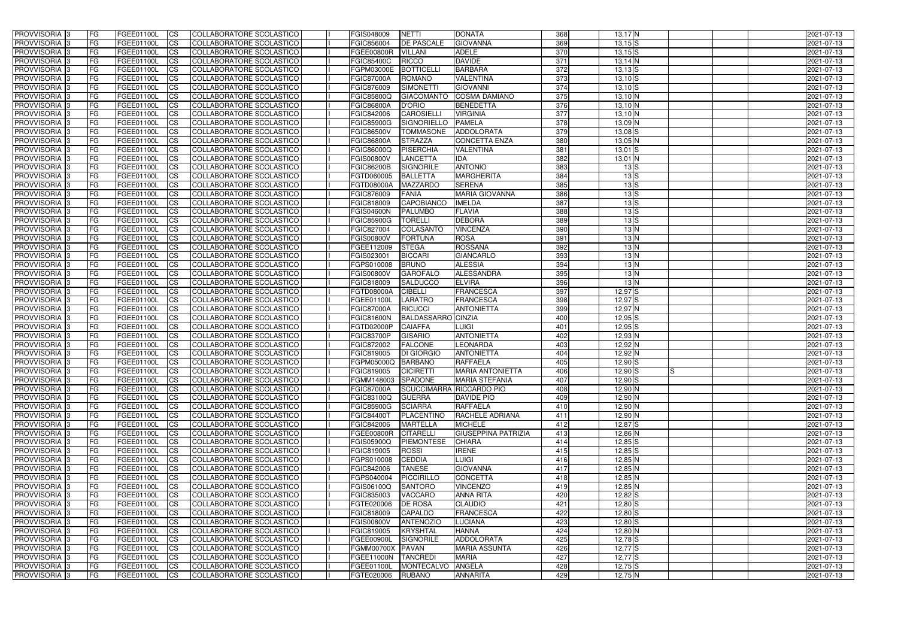| PROVVISORIA | 3 | FG | FGEE01100L | CS | COLLABORATORE SCOLASTICO | | FGIS048009 | NETTI | DONATA | 368 | 13,17 | N | | | | 2021-07-13 |
|---|---|---|---|---|---|---|---|---|---|---|---|---|---|---|---|---|
| PROVVISORIA | 3 | FG | FGEE01100L | CS | COLLABORATORE SCOLASTICO | | FGIC856004 | DE PASCALE | GIOVANNA | 369 | 13,15 | S | | | | 2021-07-13 |
| PROVVISORIA | 3 | FG | FGEE01100L | CS | COLLABORATORE SCOLASTICO | | FGEE00800R | VILLANI | ADELE | 370 | 13,15 | S | | | | 2021-07-13 |
| PROVVISORIA | 3 | FG | FGEE01100L | CS | COLLABORATORE SCOLASTICO | | FGIC85400C | RICCO | DAVIDE | 371 | 13,14 | N | | | | 2021-07-13 |
| PROVVISORIA | 3 | FG | FGEE01100L | CS | COLLABORATORE SCOLASTICO | | FGPM03000E | BOTTICELLI | BARBARA | 372 | 13,13 | S | | | | 2021-07-13 |
| PROVVISORIA | 3 | FG | FGEE01100L | CS | COLLABORATORE SCOLASTICO | | FGIC87000A | ROMANO | VALENTINA | 373 | 13,10 | S | | | | 2021-07-13 |
| PROVVISORIA | 3 | FG | FGEE01100L | CS | COLLABORATORE SCOLASTICO | | FGIC876009 | SIMONETTI | GIOVANNI | 374 | 13,10 | S | | | | 2021-07-13 |
| PROVVISORIA | 3 | FG | FGEE01100L | CS | COLLABORATORE SCOLASTICO | | FGIC85800Q | GIACOMANTO | COSMA DAMIANO | 375 | 13,10 | N | | | | 2021-07-13 |
| PROVVISORIA | 3 | FG | FGEE01100L | CS | COLLABORATORE SCOLASTICO | | FGIC86800A | D'ORIO | BENEDETTA | 376 | 13,10 | N | | | | 2021-07-13 |
| PROVVISORIA | 3 | FG | FGEE01100L | CS | COLLABORATORE SCOLASTICO | | FGIC842006 | CAROSIELLI | VIRGINIA | 377 | 13,10 | N | | | | 2021-07-13 |
| PROVVISORIA | 3 | FG | FGEE01100L | CS | COLLABORATORE SCOLASTICO | | FGIC85900G | SIGNORIELLO | PAMELA | 378 | 13,09 | N | | | | 2021-07-13 |
| PROVVISORIA | 3 | FG | FGEE01100L | CS | COLLABORATORE SCOLASTICO | | FGIC86500V | TOMMASONE | ADDOLORATA | 379 | 13,08 | S | | | | 2021-07-13 |
| PROVVISORIA | 3 | FG | FGEE01100L | CS | COLLABORATORE SCOLASTICO | | FGIC86800A | STRAZZA | CONCETTA ENZA | 380 | 13,05 | N | | | | 2021-07-13 |
| PROVVISORIA | 3 | FG | FGEE01100L | CS | COLLABORATORE SCOLASTICO | | FGIC86000Q | PISERCHIA | VALENTINA | 381 | 13,01 | S | | | | 2021-07-13 |
| PROVVISORIA | 3 | FG | FGEE01100L | CS | COLLABORATORE SCOLASTICO | | FGIS00800V | LANCETTA | IDA | 382 | 13,01 | N | | | | 2021-07-13 |
| PROVVISORIA | 3 | FG | FGEE01100L | CS | COLLABORATORE SCOLASTICO | | FGIC86200B | SIGNORILE | ANTONIO | 383 | 13 | S | | | | 2021-07-13 |
| PROVVISORIA | 3 | FG | FGEE01100L | CS | COLLABORATORE SCOLASTICO | | FGTD060005 | BALLETTA | MARGHERITA | 384 | 13 | S | | | | 2021-07-13 |
| PROVVISORIA | 3 | FG | FGEE01100L | CS | COLLABORATORE SCOLASTICO | | FGTD08000A | MAZZARDO | SERENA | 385 | 13 | S | | | | 2021-07-13 |
| PROVVISORIA | 3 | FG | FGEE01100L | CS | COLLABORATORE SCOLASTICO | | FGIC876009 | FANIA | MARIA GIOVANNA | 386 | 13 | S | | | | 2021-07-13 |
| PROVVISORIA | 3 | FG | FGEE01100L | CS | COLLABORATORE SCOLASTICO | | FGIC818009 | CAPOBIANCO | IMELDA | 387 | 13 | S | | | | 2021-07-13 |
| PROVVISORIA | 3 | FG | FGEE01100L | CS | COLLABORATORE SCOLASTICO | | FGIS04600N | PALUMBO | FLAVIA | 388 | 13 | S | | | | 2021-07-13 |
| PROVVISORIA | 3 | FG | FGEE01100L | CS | COLLABORATORE SCOLASTICO | | FGIC85900G | TORELLI | DEBORA | 389 | 13 | S | | | | 2021-07-13 |
| PROVVISORIA | 3 | FG | FGEE01100L | CS | COLLABORATORE SCOLASTICO | | FGIC827004 | COLASANTO | VINCENZA | 390 | 13 | N | | | | 2021-07-13 |
| PROVVISORIA | 3 | FG | FGEE01100L | CS | COLLABORATORE SCOLASTICO | | FGIS00800V | FORTUNA | ROSA | 391 | 13 | N | | | | 2021-07-13 |
| PROVVISORIA | 3 | FG | FGEE01100L | CS | COLLABORATORE SCOLASTICO | | FGEE112009 | STEGA | ROSSANA | 392 | 13 | N | | | | 2021-07-13 |
| PROVVISORIA | 3 | FG | FGEE01100L | CS | COLLABORATORE SCOLASTICO | | FGIS023001 | BICCARI | GIANCARLO | 393 | 13 | N | | | | 2021-07-13 |
| PROVVISORIA | 3 | FG | FGEE01100L | CS | COLLABORATORE SCOLASTICO | | FGPS010008 | BRUNO | ALESSIA | 394 | 13 | N | | | | 2021-07-13 |
| PROVVISORIA | 3 | FG | FGEE01100L | CS | COLLABORATORE SCOLASTICO | | FGIS00800V | GAROFALO | ALESSANDRA | 395 | 13 | N | | | | 2021-07-13 |
| PROVVISORIA | 3 | FG | FGEE01100L | CS | COLLABORATORE SCOLASTICO | | FGIC818009 | SALDUCCO | ELVIRA | 396 | 13 | N | | | | 2021-07-13 |
| PROVVISORIA | 3 | FG | FGEE01100L | CS | COLLABORATORE SCOLASTICO | | FGTD08000A | CIBELLI | FRANCESCA | 397 | 12,97 | S | | | | 2021-07-13 |
| PROVVISORIA | 3 | FG | FGEE01100L | CS | COLLABORATORE SCOLASTICO | | FGEE01100L | LARATRO | FRANCESCA | 398 | 12,97 | S | | | | 2021-07-13 |
| PROVVISORIA | 3 | FG | FGEE01100L | CS | COLLABORATORE SCOLASTICO | | FGIC87000A | RICUCCI | ANTONIETTA | 399 | 12,97 | N | | | | 2021-07-13 |
| PROVVISORIA | 3 | FG | FGEE01100L | CS | COLLABORATORE SCOLASTICO | | FGIC81600N | BALDASSARRO | CINZIA | 400 | 12,95 | S | | | | 2021-07-13 |
| PROVVISORIA | 3 | FG | FGEE01100L | CS | COLLABORATORE SCOLASTICO | | FGTD02000P | CAIAFFA | LUIGI | 401 | 12,95 | S | | | | 2021-07-13 |
| PROVVISORIA | 3 | FG | FGEE01100L | CS | COLLABORATORE SCOLASTICO | | FGIC83700P | GISARIO | ANTONIETTA | 402 | 12,93 | N | | | | 2021-07-13 |
| PROVVISORIA | 3 | FG | FGEE01100L | CS | COLLABORATORE SCOLASTICO | | FGIC872002 | FALCONE | LEONARDA | 403 | 12,92 | N | | | | 2021-07-13 |
| PROVVISORIA | 3 | FG | FGEE01100L | CS | COLLABORATORE SCOLASTICO | | FGIC819005 | DI GIORGIO | ANTONIETTA | 404 | 12,92 | N | | | | 2021-07-13 |
| PROVVISORIA | 3 | FG | FGEE01100L | CS | COLLABORATORE SCOLASTICO | | FGPM05000Q | BARBANO | RAFFAELA | 405 | 12,90 | S | | | | 2021-07-13 |
| PROVVISORIA | 3 | FG | FGEE01100L | CS | COLLABORATORE SCOLASTICO | | FGIC819005 | CICIRETTI | MARIA ANTONIETTA | 406 | 12,90 | S | S | | | 2021-07-13 |
| PROVVISORIA | 3 | FG | FGEE01100L | CS | COLLABORATORE SCOLASTICO | | FGMM148003 | SPADONE | MARIA STEFANIA | 407 | 12,90 | S | | | | 2021-07-13 |
| PROVVISORIA | 3 | FG | FGEE01100L | CS | COLLABORATORE SCOLASTICO | | FGIC87000A | SCUCCIMARRA | RICCARDO PIO | 408 | 12,90 | N | | | | 2021-07-13 |
| PROVVISORIA | 3 | FG | FGEE01100L | CS | COLLABORATORE SCOLASTICO | | FGIC83100Q | GUERRA | DAVIDE PIO | 409 | 12,90 | N | | | | 2021-07-13 |
| PROVVISORIA | 3 | FG | FGEE01100L | CS | COLLABORATORE SCOLASTICO | | FGIC85900G | SCIARRA | RAFFAELA | 410 | 12,90 | N | | | | 2021-07-13 |
| PROVVISORIA | 3 | FG | FGEE01100L | CS | COLLABORATORE SCOLASTICO | | FGIC84400T | PLACENTINO | RACHELE ADRIANA | 411 | 12,90 | N | | | | 2021-07-13 |
| PROVVISORIA | 3 | FG | FGEE01100L | CS | COLLABORATORE SCOLASTICO | | FGIC842006 | MARTELLA | MICHELE | 412 | 12,87 | S | | | | 2021-07-13 |
| PROVVISORIA | 3 | FG | FGEE01100L | CS | COLLABORATORE SCOLASTICO | | FGEE00800R | CITARELLI | GIUSEPPINA PATRIZIA | 413 | 12,86 | N | | | | 2021-07-13 |
| PROVVISORIA | 3 | FG | FGEE01100L | CS | COLLABORATORE SCOLASTICO | | FGIS05900Q | PIEMONTESE | CHIARA | 414 | 12,85 | S | | | | 2021-07-13 |
| PROVVISORIA | 3 | FG | FGEE01100L | CS | COLLABORATORE SCOLASTICO | | FGIC819005 | ROSSI | IRENE | 415 | 12,85 | S | | | | 2021-07-13 |
| PROVVISORIA | 3 | FG | FGEE01100L | CS | COLLABORATORE SCOLASTICO | | FGPS010008 | CEDDIA | LUIGI | 416 | 12,85 | N | | | | 2021-07-13 |
| PROVVISORIA | 3 | FG | FGEE01100L | CS | COLLABORATORE SCOLASTICO | | FGIC842006 | TANESE | GIOVANNA | 417 | 12,85 | N | | | | 2021-07-13 |
| PROVVISORIA | 3 | FG | FGEE01100L | CS | COLLABORATORE SCOLASTICO | | FGPS040004 | PICCIRILLO | CONCETTA | 418 | 12,85 | N | | | | 2021-07-13 |
| PROVVISORIA | 3 | FG | FGEE01100L | CS | COLLABORATORE SCOLASTICO | | FGIS06100Q | SANTORO | VINCENZO | 419 | 12,85 | N | | | | 2021-07-13 |
| PROVVISORIA | 3 | FG | FGEE01100L | CS | COLLABORATORE SCOLASTICO | | FGIC835003 | VACCARO | ANNA RITA | 420 | 12,82 | S | | | | 2021-07-13 |
| PROVVISORIA | 3 | FG | FGEE01100L | CS | COLLABORATORE SCOLASTICO | | FGTE020006 | DE ROSA | CLAUDIO | 421 | 12,80 | S | | | | 2021-07-13 |
| PROVVISORIA | 3 | FG | FGEE01100L | CS | COLLABORATORE SCOLASTICO | | FGIC818009 | CAPALDO | FRANCESCA | 422 | 12,80 | S | | | | 2021-07-13 |
| PROVVISORIA | 3 | FG | FGEE01100L | CS | COLLABORATORE SCOLASTICO | | FGIS00800V | ANTENOZIO | LUCIANA | 423 | 12,80 | S | | | | 2021-07-13 |
| PROVVISORIA | 3 | FG | FGEE01100L | CS | COLLABORATORE SCOLASTICO | | FGIC819005 | KRYSHTAL | HANNA | 424 | 12,80 | N | | | | 2021-07-13 |
| PROVVISORIA | 3 | FG | FGEE01100L | CS | COLLABORATORE SCOLASTICO | | FGEE00900L | SIGNORILE | ADDOLORATA | 425 | 12,78 | S | | | | 2021-07-13 |
| PROVVISORIA | 3 | FG | FGEE01100L | CS | COLLABORATORE SCOLASTICO | | FGMM00700X | PAVAN | MARIA ASSUNTA | 426 | 12,77 | S | | | | 2021-07-13 |
| PROVVISORIA | 3 | FG | FGEE01100L | CS | COLLABORATORE SCOLASTICO | | FGEE11000N | TANCREDI | MARIA | 427 | 12,77 | S | | | | 2021-07-13 |
| PROVVISORIA | 3 | FG | FGEE01100L | CS | COLLABORATORE SCOLASTICO | | FGEE01100L | MONTECALVO | ANGELA | 428 | 12,75 | S | | | | 2021-07-13 |
| PROVVISORIA | 3 | FG | FGEE01100L | CS | COLLABORATORE SCOLASTICO | | FGTE020006 | RUBANO | ANNARITA | 429 | 12,75 | N | | | | 2021-07-13 |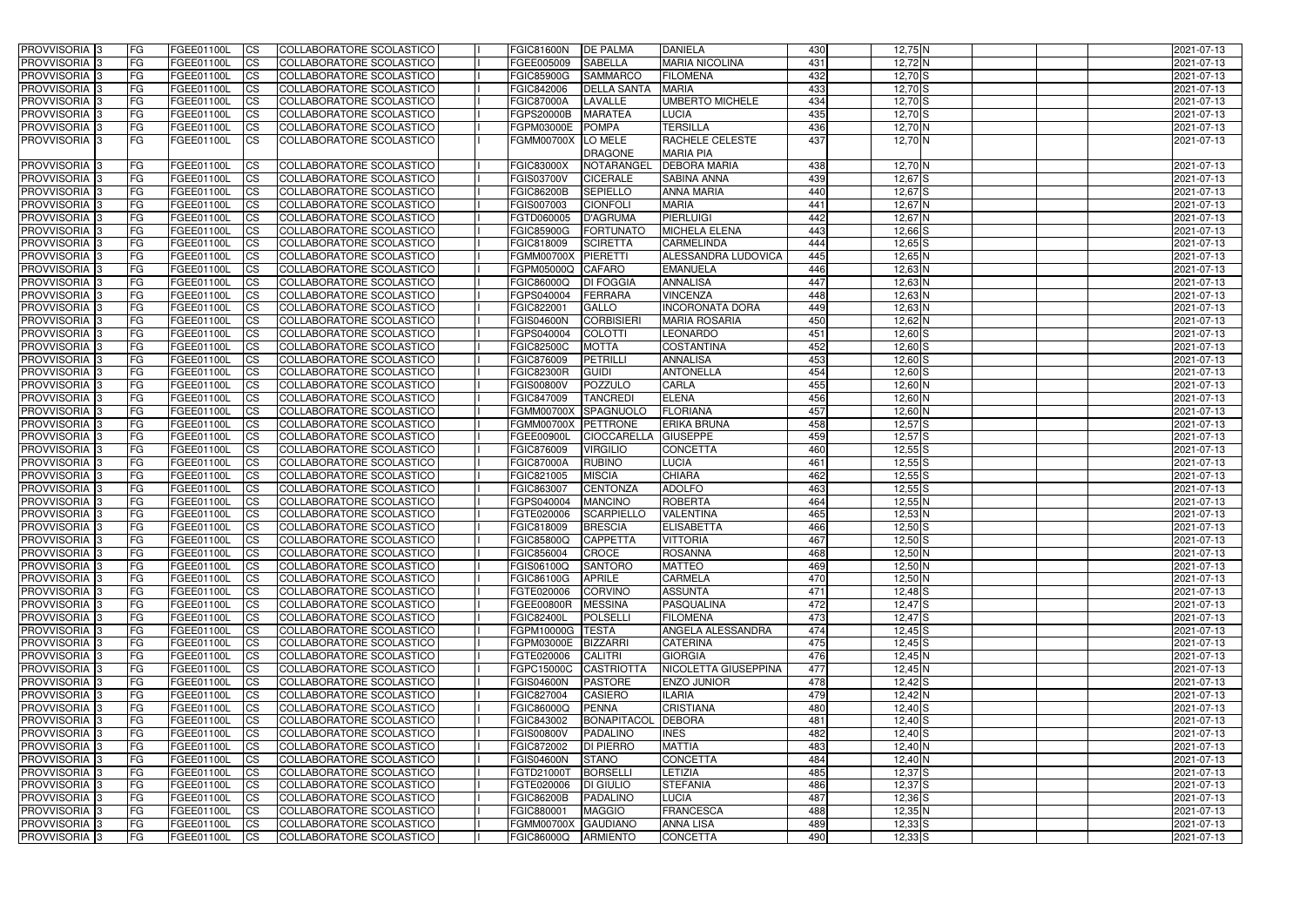| PROVVISORIA 3 | FG | FGEE01100L | CS | COLLABORATORE SCOLASTICO | | FGIC81600N | DE PALMA | DANIELA | 430 | 12,75 N | | | | 2021-07-13 |
|---|---|---|---|---|---|---|---|---|---|---|---|---|---|---|
| PROVVISORIA 3 | FG | FGEE01100L | CS | COLLABORATORE SCOLASTICO | | FGEE005009 | SABELLA | MARIA NICOLINA | 431 | 12,72 N | | | | 2021-07-13 |
| PROVVISORIA 3 | FG | FGEE01100L | CS | COLLABORATORE SCOLASTICO | | FGIC85900G | SAMMARCO | FILOMENA | 432 | 12,70 S | | | | 2021-07-13 |
| PROVVISORIA 3 | FG | FGEE01100L | CS | COLLABORATORE SCOLASTICO | | FGIC842006 | DELLA SANTA | MARIA | 433 | 12,70 S | | | | 2021-07-13 |
| PROVVISORIA 3 | FG | FGEE01100L | CS | COLLABORATORE SCOLASTICO | | FGIC87000A | LAVALLE | UMBERTO MICHELE | 434 | 12,70 S | | | | 2021-07-13 |
| PROVVISORIA 3 | FG | FGEE01100L | CS | COLLABORATORE SCOLASTICO | | FGPS20000B | MARATEA | LUCIA | 435 | 12,70 S | | | | 2021-07-13 |
| PROVVISORIA 3 | FG | FGEE01100L | CS | COLLABORATORE SCOLASTICO | | FGPM03000E | POMPA | TERSILLA | 436 | 12,70 N | | | | 2021-07-13 |
| PROVVISORIA 3 | FG | FGEE01100L | CS | COLLABORATORE SCOLASTICO | | FGMM00700X | LO MELE DRAGONE | RACHELE CELESTE MARIA PIA | 437 | 12,70 N | | | | 2021-07-13 |
| PROVVISORIA 3 | FG | FGEE01100L | CS | COLLABORATORE SCOLASTICO | | FGIC83000X | NOTARANGEL | DEBORA MARIA | 438 | 12,70 N | | | | 2021-07-13 |
| PROVVISORIA 3 | FG | FGEE01100L | CS | COLLABORATORE SCOLASTICO | | FGIS03700V | CICERALE | SABINA ANNA | 439 | 12,67 S | | | | 2021-07-13 |
| PROVVISORIA 3 | FG | FGEE01100L | CS | COLLABORATORE SCOLASTICO | | FGIC86200B | SEPIELLO | ANNA MARIA | 440 | 12,67 S | | | | 2021-07-13 |
| PROVVISORIA 3 | FG | FGEE01100L | CS | COLLABORATORE SCOLASTICO | | FGIS007003 | CIONFOLI | MARIA | 441 | 12,67 N | | | | 2021-07-13 |
| PROVVISORIA 3 | FG | FGEE01100L | CS | COLLABORATORE SCOLASTICO | | FGTD060005 | D'AGRUMA | PIERLUIGI | 442 | 12,67 N | | | | 2021-07-13 |
| PROVVISORIA 3 | FG | FGEE01100L | CS | COLLABORATORE SCOLASTICO | | FGIC85900G | FORTUNATO | MICHELA ELENA | 443 | 12,66 S | | | | 2021-07-13 |
| PROVVISORIA 3 | FG | FGEE01100L | CS | COLLABORATORE SCOLASTICO | | FGIC818009 | SCIRETTA | CARMELINDA | 444 | 12,65 S | | | | 2021-07-13 |
| PROVVISORIA 3 | FG | FGEE01100L | CS | COLLABORATORE SCOLASTICO | | FGMM00700X | PIERETTI | ALESSANDRA LUDOVICA | 445 | 12,65 N | | | | 2021-07-13 |
| PROVVISORIA 3 | FG | FGEE01100L | CS | COLLABORATORE SCOLASTICO | | FGPM05000Q | CAFARO | EMANUELA | 446 | 12,63 N | | | | 2021-07-13 |
| PROVVISORIA 3 | FG | FGEE01100L | CS | COLLABORATORE SCOLASTICO | | FGIC86000Q | DI FOGGIA | ANNALISA | 447 | 12,63 N | | | | 2021-07-13 |
| PROVVISORIA 3 | FG | FGEE01100L | CS | COLLABORATORE SCOLASTICO | | FGPS040004 | FERRARA | VINCENZA | 448 | 12,63 N | | | | 2021-07-13 |
| PROVVISORIA 3 | FG | FGEE01100L | CS | COLLABORATORE SCOLASTICO | | FGIC822001 | GALLO | INCORONATA DORA | 449 | 12,63 N | | | | 2021-07-13 |
| PROVVISORIA 3 | FG | FGEE01100L | CS | COLLABORATORE SCOLASTICO | | FGIS04600N | CORBISIERI | MARIA ROSARIA | 450 | 12,62 N | | | | 2021-07-13 |
| PROVVISORIA 3 | FG | FGEE01100L | CS | COLLABORATORE SCOLASTICO | | FGPS040004 | COLOTTI | LEONARDO | 451 | 12,60 S | | | | 2021-07-13 |
| PROVVISORIA 3 | FG | FGEE01100L | CS | COLLABORATORE SCOLASTICO | | FGIC82500C | MOTTA | COSTANTINA | 452 | 12,60 S | | | | 2021-07-13 |
| PROVVISORIA 3 | FG | FGEE01100L | CS | COLLABORATORE SCOLASTICO | | FGIC876009 | PETRILLI | ANNALISA | 453 | 12,60 S | | | | 2021-07-13 |
| PROVVISORIA 3 | FG | FGEE01100L | CS | COLLABORATORE SCOLASTICO | | FGIC82300R | GUIDI | ANTONELLA | 454 | 12,60 S | | | | 2021-07-13 |
| PROVVISORIA 3 | FG | FGEE01100L | CS | COLLABORATORE SCOLASTICO | | FGIS00800V | POZZULO | CARLA | 455 | 12,60 N | | | | 2021-07-13 |
| PROVVISORIA 3 | FG | FGEE01100L | CS | COLLABORATORE SCOLASTICO | | FGIC847009 | TANCREDI | ELENA | 456 | 12,60 N | | | | 2021-07-13 |
| PROVVISORIA 3 | FG | FGEE01100L | CS | COLLABORATORE SCOLASTICO | | FGMM00700X | SPAGNUOLO | FLORIANA | 457 | 12,60 N | | | | 2021-07-13 |
| PROVVISORIA 3 | FG | FGEE01100L | CS | COLLABORATORE SCOLASTICO | | FGMM00700X | PETTRONE | ERIKA BRUNA | 458 | 12,57 S | | | | 2021-07-13 |
| PROVVISORIA 3 | FG | FGEE01100L | CS | COLLABORATORE SCOLASTICO | | FGEE00900L | CIOCCARELLA | GIUSEPPE | 459 | 12,57 S | | | | 2021-07-13 |
| PROVVISORIA 3 | FG | FGEE01100L | CS | COLLABORATORE SCOLASTICO | | FGIC876009 | VIRGILIO | CONCETTA | 460 | 12,55 S | | | | 2021-07-13 |
| PROVVISORIA 3 | FG | FGEE01100L | CS | COLLABORATORE SCOLASTICO | | FGIC87000A | RUBINO | LUCIA | 461 | 12,55 S | | | | 2021-07-13 |
| PROVVISORIA 3 | FG | FGEE01100L | CS | COLLABORATORE SCOLASTICO | | FGIC821005 | MISCIA | CHIARA | 462 | 12,55 S | | | | 2021-07-13 |
| PROVVISORIA 3 | FG | FGEE01100L | CS | COLLABORATORE SCOLASTICO | | FGIC863007 | CENTONZA | ADOLFO | 463 | 12,55 S | | | | 2021-07-13 |
| PROVVISORIA 3 | FG | FGEE01100L | CS | COLLABORATORE SCOLASTICO | | FGPS040004 | MANCINO | ROBERTA | 464 | 12,55 N | | | | 2021-07-13 |
| PROVVISORIA 3 | FG | FGEE01100L | CS | COLLABORATORE SCOLASTICO | | FGTE020006 | SCARPIELLO | VALENTINA | 465 | 12,53 N | | | | 2021-07-13 |
| PROVVISORIA 3 | FG | FGEE01100L | CS | COLLABORATORE SCOLASTICO | | FGIC818009 | BRESCIA | ELISABETTA | 466 | 12,50 S | | | | 2021-07-13 |
| PROVVISORIA 3 | FG | FGEE01100L | CS | COLLABORATORE SCOLASTICO | | FGIC85800Q | CAPPETTA | VITTORIA | 467 | 12,50 S | | | | 2021-07-13 |
| PROVVISORIA 3 | FG | FGEE01100L | CS | COLLABORATORE SCOLASTICO | | FGIC856004 | CROCE | ROSANNA | 468 | 12,50 N | | | | 2021-07-13 |
| PROVVISORIA 3 | FG | FGEE01100L | CS | COLLABORATORE SCOLASTICO | | FGIS06100Q | SANTORO | MATTEO | 469 | 12,50 N | | | | 2021-07-13 |
| PROVVISORIA 3 | FG | FGEE01100L | CS | COLLABORATORE SCOLASTICO | | FGIC86100G | APRILE | CARMELA | 470 | 12,50 N | | | | 2021-07-13 |
| PROVVISORIA 3 | FG | FGEE01100L | CS | COLLABORATORE SCOLASTICO | | FGTE020006 | CORVINO | ASSUNTA | 471 | 12,48 S | | | | 2021-07-13 |
| PROVVISORIA 3 | FG | FGEE01100L | CS | COLLABORATORE SCOLASTICO | | FGEE00800R | MESSINA | PASQUALINA | 472 | 12,47 S | | | | 2021-07-13 |
| PROVVISORIA 3 | FG | FGEE01100L | CS | COLLABORATORE SCOLASTICO | | FGIC82400L | POLSELLI | FILOMENA | 473 | 12,47 S | | | | 2021-07-13 |
| PROVVISORIA 3 | FG | FGEE01100L | CS | COLLABORATORE SCOLASTICO | | FGPM10000G | TESTA | ANGELA ALESSANDRA | 474 | 12,45 S | | | | 2021-07-13 |
| PROVVISORIA 3 | FG | FGEE01100L | CS | COLLABORATORE SCOLASTICO | | FGPM03000E | BIZZARRI | CATERINA | 475 | 12,45 S | | | | 2021-07-13 |
| PROVVISORIA 3 | FG | FGEE01100L | CS | COLLABORATORE SCOLASTICO | | FGTE020006 | CALITRI | GIORGIA | 476 | 12,45 N | | | | 2021-07-13 |
| PROVVISORIA 3 | FG | FGEE01100L | CS | COLLABORATORE SCOLASTICO | | FGPC15000C | CASTRIOTTA | NICOLETTA GIUSEPPINA | 477 | 12,45 N | | | | 2021-07-13 |
| PROVVISORIA 3 | FG | FGEE01100L | CS | COLLABORATORE SCOLASTICO | | FGIS04600N | PASTORE | ENZO JUNIOR | 478 | 12,42 S | | | | 2021-07-13 |
| PROVVISORIA 3 | FG | FGEE01100L | CS | COLLABORATORE SCOLASTICO | | FGIC827004 | CASIERO | ILARIA | 479 | 12,42 N | | | | 2021-07-13 |
| PROVVISORIA 3 | FG | FGEE01100L | CS | COLLABORATORE SCOLASTICO | | FGIC86000Q | PENNA | CRISTIANA | 480 | 12,40 S | | | | 2021-07-13 |
| PROVVISORIA 3 | FG | FGEE01100L | CS | COLLABORATORE SCOLASTICO | | FGIC843002 | BONAPITACOL | DEBORA | 481 | 12,40 S | | | | 2021-07-13 |
| PROVVISORIA 3 | FG | FGEE01100L | CS | COLLABORATORE SCOLASTICO | | FGIS00800V | PADALINO | INES | 482 | 12,40 S | | | | 2021-07-13 |
| PROVVISORIA 3 | FG | FGEE01100L | CS | COLLABORATORE SCOLASTICO | | FGIC872002 | DI PIERRO | MATTIA | 483 | 12,40 N | | | | 2021-07-13 |
| PROVVISORIA 3 | FG | FGEE01100L | CS | COLLABORATORE SCOLASTICO | | FGIS04600N | STANO | CONCETTA | 484 | 12,40 N | | | | 2021-07-13 |
| PROVVISORIA 3 | FG | FGEE01100L | CS | COLLABORATORE SCOLASTICO | | FGTD21000T | BORSELLI | LETIZIA | 485 | 12,37 S | | | | 2021-07-13 |
| PROVVISORIA 3 | FG | FGEE01100L | CS | COLLABORATORE SCOLASTICO | | FGTE020006 | DI GIULIO | STEFANIA | 486 | 12,37 S | | | | 2021-07-13 |
| PROVVISORIA 3 | FG | FGEE01100L | CS | COLLABORATORE SCOLASTICO | | FGIC86200B | PADALINO | LUCIA | 487 | 12,36 S | | | | 2021-07-13 |
| PROVVISORIA 3 | FG | FGEE01100L | CS | COLLABORATORE SCOLASTICO | | FGIC880001 | MAGGIO | FRANCESCA | 488 | 12,35 N | | | | 2021-07-13 |
| PROVVISORIA 3 | FG | FGEE01100L | CS | COLLABORATORE SCOLASTICO | | FGMM00700X | GAUDIANO | ANNA LISA | 489 | 12,33 S | | | | 2021-07-13 |
| PROVVISORIA 3 | FG | FGEE01100L | CS | COLLABORATORE SCOLASTICO | | FGIC86000Q | ARMIENTO | CONCETTA | 490 | 12,33 S | | | | 2021-07-13 |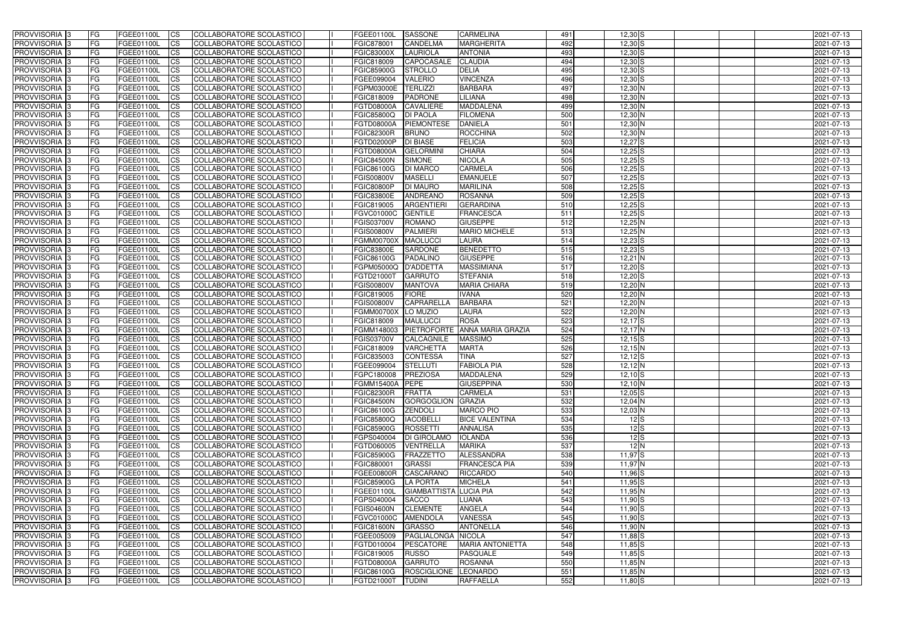| PROVVISORIA | 3 | FG | FGEE01100L | CS | COLLABORATORE SCOLASTICO | | FGEE01100L | SASSONE | CARMELINA | 491 | 12,30 | S | | | | 2021-07-13 |
|---|---|---|---|---|---|---|---|---|---|---|---|---|---|---|---|---|
| PROVVISORIA | 3 | FG | FGEE01100L | CS | COLLABORATORE SCOLASTICO | | FGIC878001 | CANDELMA | MARGHERITA | 492 | 12,30 | S | | | | 2021-07-13 |
| PROVVISORIA | 3 | FG | FGEE01100L | CS | COLLABORATORE SCOLASTICO | | FGIC83000X | LAURIOLA | ANTONIA | 493 | 12,30 | S | | | | 2021-07-13 |
| PROVVISORIA | 3 | FG | FGEE01100L | CS | COLLABORATORE SCOLASTICO | | FGIC818009 | CAPOCASALE | CLAUDIA | 494 | 12,30 | S | | | | 2021-07-13 |
| PROVVISORIA | 3 | FG | FGEE01100L | CS | COLLABORATORE SCOLASTICO | | FGIC85900G | STROLLO | DELIA | 495 | 12,30 | S | | | | 2021-07-13 |
| PROVVISORIA | 3 | FG | FGEE01100L | CS | COLLABORATORE SCOLASTICO | | FGEE099004 | VALERIO | VINCENZA | 496 | 12,30 | S | | | | 2021-07-13 |
| PROVVISORIA | 3 | FG | FGEE01100L | CS | COLLABORATORE SCOLASTICO | | FGPM03000E | TERLIZZI | BARBARA | 497 | 12,30 | N | | | | 2021-07-13 |
| PROVVISORIA | 3 | FG | FGEE01100L | CS | COLLABORATORE SCOLASTICO | | FGIC818009 | PADRONE | LILIANA | 498 | 12,30 | N | | | | 2021-07-13 |
| PROVVISORIA | 3 | FG | FGEE01100L | CS | COLLABORATORE SCOLASTICO | | FGTD08000A | CAVALIERE | MADDALENA | 499 | 12,30 | N | | | | 2021-07-13 |
| PROVVISORIA | 3 | FG | FGEE01100L | CS | COLLABORATORE SCOLASTICO | | FGIC85800Q | DI PAOLA | FILOMENA | 500 | 12,30 | N | | | | 2021-07-13 |
| PROVVISORIA | 3 | FG | FGEE01100L | CS | COLLABORATORE SCOLASTICO | | FGTD08000A | PIEMONTESE | DANIELA | 501 | 12,30 | N | | | | 2021-07-13 |
| PROVVISORIA | 3 | FG | FGEE01100L | CS | COLLABORATORE SCOLASTICO | | FGIC82300R | BRUNO | ROCCHINA | 502 | 12,30 | N | | | | 2021-07-13 |
| PROVVISORIA | 3 | FG | FGEE01100L | CS | COLLABORATORE SCOLASTICO | | FGTD02000P | DI BIASE | FELICIA | 503 | 12,27 | S | | | | 2021-07-13 |
| PROVVISORIA | 3 | FG | FGEE01100L | CS | COLLABORATORE SCOLASTICO | | FGTD08000A | GELORMINI | CHIARA | 504 | 12,25 | S | | | | 2021-07-13 |
| PROVVISORIA | 3 | FG | FGEE01100L | CS | COLLABORATORE SCOLASTICO | | FGIC84500N | SIMONE | NICOLA | 505 | 12,25 | S | | | | 2021-07-13 |
| PROVVISORIA | 3 | FG | FGEE01100L | CS | COLLABORATORE SCOLASTICO | | FGIC86100G | DI MARCO | CARMELA | 506 | 12,25 | S | | | | 2021-07-13 |
| PROVVISORIA | 3 | FG | FGEE01100L | CS | COLLABORATORE SCOLASTICO | | FGIS00800V | MASELLI | EMANUELE | 507 | 12,25 | S | | | | 2021-07-13 |
| PROVVISORIA | 3 | FG | FGEE01100L | CS | COLLABORATORE SCOLASTICO | | FGIC80800P | DI MAURO | MARILINA | 508 | 12,25 | S | | | | 2021-07-13 |
| PROVVISORIA | 3 | FG | FGEE01100L | CS | COLLABORATORE SCOLASTICO | | FGIC83800E | ANDREANO | ROSANNA | 509 | 12,25 | S | | | | 2021-07-13 |
| PROVVISORIA | 3 | FG | FGEE01100L | CS | COLLABORATORE SCOLASTICO | | FGIC819005 | ARGENTIERI | GERARDINA | 510 | 12,25 | S | | | | 2021-07-13 |
| PROVVISORIA | 3 | FG | FGEE01100L | CS | COLLABORATORE SCOLASTICO | | FGVC01000C | GENTILE | FRANCESCA | 511 | 12,25 | S | | | | 2021-07-13 |
| PROVVISORIA | 3 | FG | FGEE01100L | CS | COLLABORATORE SCOLASTICO | | FGIS03700V | ROMANO | GIUSEPPE | 512 | 12,25 | N | | | | 2021-07-13 |
| PROVVISORIA | 3 | FG | FGEE01100L | CS | COLLABORATORE SCOLASTICO | | FGIS00800V | PALMIERI | MARIO MICHELE | 513 | 12,25 | N | | | | 2021-07-13 |
| PROVVISORIA | 3 | FG | FGEE01100L | CS | COLLABORATORE SCOLASTICO | | FGMM00700X | MAOLUCCI | LAURA | 514 | 12,23 | S | | | | 2021-07-13 |
| PROVVISORIA | 3 | FG | FGEE01100L | CS | COLLABORATORE SCOLASTICO | | FGIC83800E | SARDONE | BENEDETTO | 515 | 12,23 | S | | | | 2021-07-13 |
| PROVVISORIA | 3 | FG | FGEE01100L | CS | COLLABORATORE SCOLASTICO | | FGIC86100G | PADALINO | GIUSEPPE | 516 | 12,21 | N | | | | 2021-07-13 |
| PROVVISORIA | 3 | FG | FGEE01100L | CS | COLLABORATORE SCOLASTICO | | FGPM05000Q | D'ADDETTA | MASSIMIANA | 517 | 12,20 | S | | | | 2021-07-13 |
| PROVVISORIA | 3 | FG | FGEE01100L | CS | COLLABORATORE SCOLASTICO | | FGTD21000T | GARRUTO | STEFANIA | 518 | 12,20 | S | | | | 2021-07-13 |
| PROVVISORIA | 3 | FG | FGEE01100L | CS | COLLABORATORE SCOLASTICO | | FGIS00800V | MANTOVA | MARIA CHIARA | 519 | 12,20 | N | | | | 2021-07-13 |
| PROVVISORIA | 3 | FG | FGEE01100L | CS | COLLABORATORE SCOLASTICO | | FGIC819005 | FIORE | IVANA | 520 | 12,20 | N | | | | 2021-07-13 |
| PROVVISORIA | 3 | FG | FGEE01100L | CS | COLLABORATORE SCOLASTICO | | FGIS00800V | CAPRARELLA | BARBARA | 521 | 12,20 | N | | | | 2021-07-13 |
| PROVVISORIA | 3 | FG | FGEE01100L | CS | COLLABORATORE SCOLASTICO | | FGMM00700X | LO MUZIO | LAURA | 522 | 12,20 | N | | | | 2021-07-13 |
| PROVVISORIA | 3 | FG | FGEE01100L | CS | COLLABORATORE SCOLASTICO | | FGIC818009 | MAULUCCI | ROSA | 523 | 12,17 | S | | | | 2021-07-13 |
| PROVVISORIA | 3 | FG | FGEE01100L | CS | COLLABORATORE SCOLASTICO | | FGMM148003 | PIETROFORTE | ANNA MARIA GRAZIA | 524 | 12,17 | N | | | | 2021-07-13 |
| PROVVISORIA | 3 | FG | FGEE01100L | CS | COLLABORATORE SCOLASTICO | | FGIS03700V | CALCAGNILE | MASSIMO | 525 | 12,15 | S | | | | 2021-07-13 |
| PROVVISORIA | 3 | FG | FGEE01100L | CS | COLLABORATORE SCOLASTICO | | FGIC818009 | VARCHETTA | MARTA | 526 | 12,15 | N | | | | 2021-07-13 |
| PROVVISORIA | 3 | FG | FGEE01100L | CS | COLLABORATORE SCOLASTICO | | FGIC835003 | CONTESSA | TINA | 527 | 12,12 | S | | | | 2021-07-13 |
| PROVVISORIA | 3 | FG | FGEE01100L | CS | COLLABORATORE SCOLASTICO | | FGEE099004 | STELLUTI | FABIOLA PIA | 528 | 12,12 | N | | | | 2021-07-13 |
| PROVVISORIA | 3 | FG | FGEE01100L | CS | COLLABORATORE SCOLASTICO | | FGPC180008 | PREZIOSA | MADDALENA | 529 | 12,10 | S | | | | 2021-07-13 |
| PROVVISORIA | 3 | FG | FGEE01100L | CS | COLLABORATORE SCOLASTICO | | FGMM15400A | PEPE | GIUSEPPINA | 530 | 12,10 | N | | | | 2021-07-13 |
| PROVVISORIA | 3 | FG | FGEE01100L | CS | COLLABORATORE SCOLASTICO | | FGIC82300R | FRATTA | CARMELA | 531 | 12,05 | S | | | | 2021-07-13 |
| PROVVISORIA | 3 | FG | FGEE01100L | CS | COLLABORATORE SCOLASTICO | | FGIC84500N | GORGOGLION | GRAZIA | 532 | 12,04 | N | | | | 2021-07-13 |
| PROVVISORIA | 3 | FG | FGEE01100L | CS | COLLABORATORE SCOLASTICO | | FGIC86100G | ZENDOLI | MARCO PIO | 533 | 12,03 | N | | | | 2021-07-13 |
| PROVVISORIA | 3 | FG | FGEE01100L | CS | COLLABORATORE SCOLASTICO | | FGIC85800Q | IACOBELLI | BICE VALENTINA | 534 | 12 | S | | | | 2021-07-13 |
| PROVVISORIA | 3 | FG | FGEE01100L | CS | COLLABORATORE SCOLASTICO | | FGIC85900G | ROSSETTI | ANNALISA | 535 | 12 | S | | | | 2021-07-13 |
| PROVVISORIA | 3 | FG | FGEE01100L | CS | COLLABORATORE SCOLASTICO | | FGPS040004 | DI GIROLAMO | IOLANDA | 536 | 12 | S | | | | 2021-07-13 |
| PROVVISORIA | 3 | FG | FGEE01100L | CS | COLLABORATORE SCOLASTICO | | FGTD060005 | VENTRELLA | MARIKA | 537 | 12 | N | | | | 2021-07-13 |
| PROVVISORIA | 3 | FG | FGEE01100L | CS | COLLABORATORE SCOLASTICO | | FGIC85900G | FRAZZETTO | ALESSANDRA | 538 | 11,97 | S | | | | 2021-07-13 |
| PROVVISORIA | 3 | FG | FGEE01100L | CS | COLLABORATORE SCOLASTICO | | FGIC880001 | GRASSI | FRANCESCA PIA | 539 | 11,97 | N | | | | 2021-07-13 |
| PROVVISORIA | 3 | FG | FGEE01100L | CS | COLLABORATORE SCOLASTICO | | FGEE00800R | CASCARANO | RICCARDO | 540 | 11,96 | S | | | | 2021-07-13 |
| PROVVISORIA | 3 | FG | FGEE01100L | CS | COLLABORATORE SCOLASTICO | | FGIC85900G | LA PORTA | MICHELA | 541 | 11,95 | S | | | | 2021-07-13 |
| PROVVISORIA | 3 | FG | FGEE01100L | CS | COLLABORATORE SCOLASTICO | | FGEE01100L | GIAMBATTISTA | LUCIA PIA | 542 | 11,95 | N | | | | 2021-07-13 |
| PROVVISORIA | 3 | FG | FGEE01100L | CS | COLLABORATORE SCOLASTICO | | FGPS040004 | SACCO | LUANA | 543 | 11,90 | S | | | | 2021-07-13 |
| PROVVISORIA | 3 | FG | FGEE01100L | CS | COLLABORATORE SCOLASTICO | | FGIS04600N | CLEMENTE | ANGELA | 544 | 11,90 | S | | | | 2021-07-13 |
| PROVVISORIA | 3 | FG | FGEE01100L | CS | COLLABORATORE SCOLASTICO | | FGVC01000C | AMENDOLA | VANESSA | 545 | 11,90 | S | | | | 2021-07-13 |
| PROVVISORIA | 3 | FG | FGEE01100L | CS | COLLABORATORE SCOLASTICO | | FGIC81600N | GRASSO | ANTONELLA | 546 | 11,90 | N | | | | 2021-07-13 |
| PROVVISORIA | 3 | FG | FGEE01100L | CS | COLLABORATORE SCOLASTICO | | FGEE005009 | PAGLIALONGA | NICOLA | 547 | 11,88 | S | | | | 2021-07-13 |
| PROVVISORIA | 3 | FG | FGEE01100L | CS | COLLABORATORE SCOLASTICO | | FGTD010004 | PESCATORE | MARIA ANTONIETTA | 548 | 11,85 | S | | | | 2021-07-13 |
| PROVVISORIA | 3 | FG | FGEE01100L | CS | COLLABORATORE SCOLASTICO | | FGIC819005 | RUSSO | PASQUALE | 549 | 11,85 | S | | | | 2021-07-13 |
| PROVVISORIA | 3 | FG | FGEE01100L | CS | COLLABORATORE SCOLASTICO | | FGTD08000A | GARRUTO | ROSANNA | 550 | 11,85 | N | | | | 2021-07-13 |
| PROVVISORIA | 3 | FG | FGEE01100L | CS | COLLABORATORE SCOLASTICO | | FGIC86100G | ROSCIGLIONE | LEONARDO | 551 | 11,85 | N | | | | 2021-07-13 |
| PROVVISORIA | 3 | FG | FGEE01100L | CS | COLLABORATORE SCOLASTICO | | FGTD21000T | TUDINI | RAFFAELLA | 552 | 11,80 | S | | | | 2021-07-13 |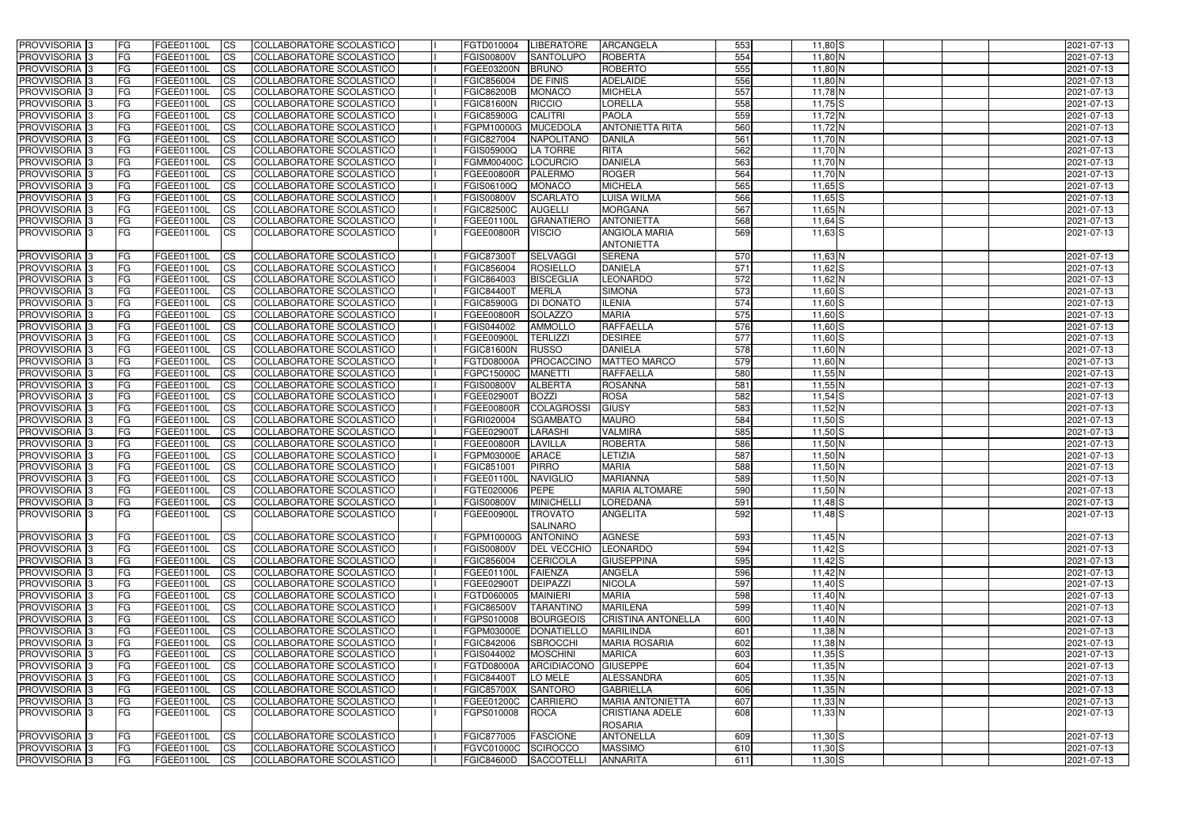| PROVVISORIA | 3 | FG | FGEE01100L | CS | COLLABORATORE SCOLASTICO | | FGTD010004 | LIBERATORE | ARCANGELA | 553 | 11,80 | S | | | | 2021-07-13 |
|---|---|---|---|---|---|---|---|---|---|---|---|---|---|---|---|---|
| PROVVISORIA | 3 | FG | FGEE01100L | CS | COLLABORATORE SCOLASTICO | | FGIS00800V | SANTOLUPO | ROBERTA | 554 | 11,80 | N | | | | 2021-07-13 |
| PROVVISORIA | 3 | FG | FGEE01100L | CS | COLLABORATORE SCOLASTICO | | FGEE03200N | BRUNO | ROBERTO | 555 | 11,80 | N | | | | 2021-07-13 |
| PROVVISORIA | 3 | FG | FGEE01100L | CS | COLLABORATORE SCOLASTICO | | FGIC856004 | DE FINIS | ADELAIDE | 556 | 11,80 | N | | | | 2021-07-13 |
| PROVVISORIA | 3 | FG | FGEE01100L | CS | COLLABORATORE SCOLASTICO | | FGIC86200B | MONACO | MICHELA | 557 | 11,78 | N | | | | 2021-07-13 |
| PROVVISORIA | 3 | FG | FGEE01100L | CS | COLLABORATORE SCOLASTICO | | FGIC81600N | RICCIO | LORELLA | 558 | 11,75 | S | | | | 2021-07-13 |
| PROVVISORIA | 3 | FG | FGEE01100L | CS | COLLABORATORE SCOLASTICO | | FGIC85900G | CALITRI | PAOLA | 559 | 11,72 | N | | | | 2021-07-13 |
| PROVVISORIA | 3 | FG | FGEE01100L | CS | COLLABORATORE SCOLASTICO | | FGPM10000G | MUCEDOLA | ANTONIETTA RITA | 560 | 11,72 | N | | | | 2021-07-13 |
| PROVVISORIA | 3 | FG | FGEE01100L | CS | COLLABORATORE SCOLASTICO | | FGIC827004 | NAPOLITANO | DANILA | 561 | 11,70 | N | | | | 2021-07-13 |
| PROVVISORIA | 3 | FG | FGEE01100L | CS | COLLABORATORE SCOLASTICO | | FGIS05900Q | LA TORRE | RITA | 562 | 11,70 | N | | | | 2021-07-13 |
| PROVVISORIA | 3 | FG | FGEE01100L | CS | COLLABORATORE SCOLASTICO | | FGMM00400C | LOCURCIO | DANIELA | 563 | 11,70 | N | | | | 2021-07-13 |
| PROVVISORIA | 3 | FG | FGEE01100L | CS | COLLABORATORE SCOLASTICO | | FGEE00800R | PALERMO | ROGER | 564 | 11,70 | N | | | | 2021-07-13 |
| PROVVISORIA | 3 | FG | FGEE01100L | CS | COLLABORATORE SCOLASTICO | | FGIS06100Q | MONACO | MICHELA | 565 | 11,65 | S | | | | 2021-07-13 |
| PROVVISORIA | 3 | FG | FGEE01100L | CS | COLLABORATORE SCOLASTICO | | FGIS00800V | SCARLATO | LUISA WILMA | 566 | 11,65 | S | | | | 2021-07-13 |
| PROVVISORIA | 3 | FG | FGEE01100L | CS | COLLABORATORE SCOLASTICO | | FGIC82500C | AUGELLI | MORGANA | 567 | 11,65 | N | | | | 2021-07-13 |
| PROVVISORIA | 3 | FG | FGEE01100L | CS | COLLABORATORE SCOLASTICO | | FGEE01100L | GRANATIERO | ANTONIETTA | 568 | 11,64 | S | | | | 2021-07-13 |
| PROVVISORIA | 3 | FG | FGEE01100L | CS | COLLABORATORE SCOLASTICO | | FGEE00800R | VISCIO | ANGIOLA MARIA ANTONIETTA | 569 | 11,63 | S | | | | 2021-07-13 |
| PROVVISORIA | 3 | FG | FGEE01100L | CS | COLLABORATORE SCOLASTICO | | FGIC87300T | SELVAGGI | SERENA | 570 | 11,63 | N | | | | 2021-07-13 |
| PROVVISORIA | 3 | FG | FGEE01100L | CS | COLLABORATORE SCOLASTICO | | FGIC856004 | ROSIELLO | DANIELA | 571 | 11,62 | S | | | | 2021-07-13 |
| PROVVISORIA | 3 | FG | FGEE01100L | CS | COLLABORATORE SCOLASTICO | | FGIC864003 | BISCEGLIA | LEONARDO | 572 | 11,62 | N | | | | 2021-07-13 |
| PROVVISORIA | 3 | FG | FGEE01100L | CS | COLLABORATORE SCOLASTICO | | FGIC84400T | MERLA | SIMONA | 573 | 11,60 | S | | | | 2021-07-13 |
| PROVVISORIA | 3 | FG | FGEE01100L | CS | COLLABORATORE SCOLASTICO | | FGIC85900G | DI DONATO | ILENIA | 574 | 11,60 | S | | | | 2021-07-13 |
| PROVVISORIA | 3 | FG | FGEE01100L | CS | COLLABORATORE SCOLASTICO | | FGEE00800R | SOLAZZO | MARIA | 575 | 11,60 | S | | | | 2021-07-13 |
| PROVVISORIA | 3 | FG | FGEE01100L | CS | COLLABORATORE SCOLASTICO | | FGIS044002 | AMMOLLO | RAFFAELLA | 576 | 11,60 | S | | | | 2021-07-13 |
| PROVVISORIA | 3 | FG | FGEE01100L | CS | COLLABORATORE SCOLASTICO | | FGEE00900L | TERLIZZI | DESIREE | 577 | 11,60 | S | | | | 2021-07-13 |
| PROVVISORIA | 3 | FG | FGEE01100L | CS | COLLABORATORE SCOLASTICO | | FGIC81600N | RUSSO | DANIELA | 578 | 11,60 | N | | | | 2021-07-13 |
| PROVVISORIA | 3 | FG | FGEE01100L | CS | COLLABORATORE SCOLASTICO | | FGTD08000A | PROCACCINO | MATTEO MARCO | 579 | 11,60 | N | | | | 2021-07-13 |
| PROVVISORIA | 3 | FG | FGEE01100L | CS | COLLABORATORE SCOLASTICO | | FGPC15000C | MANETTI | RAFFAELLA | 580 | 11,55 | N | | | | 2021-07-13 |
| PROVVISORIA | 3 | FG | FGEE01100L | CS | COLLABORATORE SCOLASTICO | | FGIS00800V | ALBERTA | ROSANNA | 581 | 11,55 | N | | | | 2021-07-13 |
| PROVVISORIA | 3 | FG | FGEE01100L | CS | COLLABORATORE SCOLASTICO | | FGEE02900T | BOZZI | ROSA | 582 | 11,54 | S | | | | 2021-07-13 |
| PROVVISORIA | 3 | FG | FGEE01100L | CS | COLLABORATORE SCOLASTICO | | FGEE00800R | COLAGROSSI | GIUSY | 583 | 11,52 | N | | | | 2021-07-13 |
| PROVVISORIA | 3 | FG | FGEE01100L | CS | COLLABORATORE SCOLASTICO | | FGRI020004 | SGAMBATO | MAURO | 584 | 11,50 | S | | | | 2021-07-13 |
| PROVVISORIA | 3 | FG | FGEE01100L | CS | COLLABORATORE SCOLASTICO | | FGEE02900T | LARASHI | VALMIRA | 585 | 11,50 | S | | | | 2021-07-13 |
| PROVVISORIA | 3 | FG | FGEE01100L | CS | COLLABORATORE SCOLASTICO | | FGEE00800R | LAVILLA | ROBERTA | 586 | 11,50 | N | | | | 2021-07-13 |
| PROVVISORIA | 3 | FG | FGEE01100L | CS | COLLABORATORE SCOLASTICO | | FGPM03000E | ARACE | LETIZIA | 587 | 11,50 | N | | | | 2021-07-13 |
| PROVVISORIA | 3 | FG | FGEE01100L | CS | COLLABORATORE SCOLASTICO | | FGIC851001 | PIRRO | MARIA | 588 | 11,50 | N | | | | 2021-07-13 |
| PROVVISORIA | 3 | FG | FGEE01100L | CS | COLLABORATORE SCOLASTICO | | FGEE01100L | NAVIGLIO | MARIANNA | 589 | 11,50 | N | | | | 2021-07-13 |
| PROVVISORIA | 3 | FG | FGEE01100L | CS | COLLABORATORE SCOLASTICO | | FGTE020006 | PEPE | MARIA ALTOMARE | 590 | 11,50 | N | | | | 2021-07-13 |
| PROVVISORIA | 3 | FG | FGEE01100L | CS | COLLABORATORE SCOLASTICO | | FGIS00800V | MINICHELLI | LOREDANA | 591 | 11,48 | S | | | | 2021-07-13 |
| PROVVISORIA | 3 | FG | FGEE01100L | CS | COLLABORATORE SCOLASTICO | | FGEE00900L | TROVATO SALINARO | ANGELITA | 592 | 11,48 | S | | | | 2021-07-13 |
| PROVVISORIA | 3 | FG | FGEE01100L | CS | COLLABORATORE SCOLASTICO | | FGPM10000G | ANTONINO | AGNESE | 593 | 11,45 | N | | | | 2021-07-13 |
| PROVVISORIA | 3 | FG | FGEE01100L | CS | COLLABORATORE SCOLASTICO | | FGIS00800V | DEL VECCHIO | LEONARDO | 594 | 11,42 | S | | | | 2021-07-13 |
| PROVVISORIA | 3 | FG | FGEE01100L | CS | COLLABORATORE SCOLASTICO | | FGIC856004 | CERICOLA | GIUSEPPINA | 595 | 11,42 | S | | | | 2021-07-13 |
| PROVVISORIA | 3 | FG | FGEE01100L | CS | COLLABORATORE SCOLASTICO | | FGEE01100L | FAIENZA | ANGELA | 596 | 11,42 | N | | | | 2021-07-13 |
| PROVVISORIA | 3 | FG | FGEE01100L | CS | COLLABORATORE SCOLASTICO | | FGEE02900T | DEIPAZZI | NICOLA | 597 | 11,40 | S | | | | 2021-07-13 |
| PROVVISORIA | 3 | FG | FGEE01100L | CS | COLLABORATORE SCOLASTICO | | FGTD060005 | MAINIERI | MARIA | 598 | 11,40 | N | | | | 2021-07-13 |
| PROVVISORIA | 3 | FG | FGEE01100L | CS | COLLABORATORE SCOLASTICO | | FGIC86500V | TARANTINO | MARILENA | 599 | 11,40 | N | | | | 2021-07-13 |
| PROVVISORIA | 3 | FG | FGEE01100L | CS | COLLABORATORE SCOLASTICO | | FGPS010008 | BOURGEOIS | CRISTINA ANTONELLA | 600 | 11,40 | N | | | | 2021-07-13 |
| PROVVISORIA | 3 | FG | FGEE01100L | CS | COLLABORATORE SCOLASTICO | | FGPM03000E | DONATIELLO | MARILINDA | 601 | 11,38 | N | | | | 2021-07-13 |
| PROVVISORIA | 3 | FG | FGEE01100L | CS | COLLABORATORE SCOLASTICO | | FGIC842006 | SBROCCHI | MARIA ROSARIA | 602 | 11,38 | N | | | | 2021-07-13 |
| PROVVISORIA | 3 | FG | FGEE01100L | CS | COLLABORATORE SCOLASTICO | | FGIS044002 | MOSCHINI | MARICA | 603 | 11,35 | S | | | | 2021-07-13 |
| PROVVISORIA | 3 | FG | FGEE01100L | CS | COLLABORATORE SCOLASTICO | | FGTD08000A | ARCIDIACONO | GIUSEPPE | 604 | 11,35 | N | | | | 2021-07-13 |
| PROVVISORIA | 3 | FG | FGEE01100L | CS | COLLABORATORE SCOLASTICO | | FGIC84400T | LO MELE | ALESSANDRA | 605 | 11,35 | N | | | | 2021-07-13 |
| PROVVISORIA | 3 | FG | FGEE01100L | CS | COLLABORATORE SCOLASTICO | | FGIC85700X | SANTORO | GABRIELLA | 606 | 11,35 | N | | | | 2021-07-13 |
| PROVVISORIA | 3 | FG | FGEE01100L | CS | COLLABORATORE SCOLASTICO | | FGEE01200C | CARRIERO | MARIA ANTONIETTA | 607 | 11,33 | N | | | | 2021-07-13 |
| PROVVISORIA | 3 | FG | FGEE01100L | CS | COLLABORATORE SCOLASTICO | | FGPS010008 | ROCA | CRISTIANA ADELE ROSARIA | 608 | 11,33 | N | | | | 2021-07-13 |
| PROVVISORIA | 3 | FG | FGEE01100L | CS | COLLABORATORE SCOLASTICO | | FGIC877005 | FASCIONE | ANTONELLA | 609 | 11,30 | S | | | | 2021-07-13 |
| PROVVISORIA | 3 | FG | FGEE01100L | CS | COLLABORATORE SCOLASTICO | | FGVC01000C | SCIROCCO | MASSIMO | 610 | 11,30 | S | | | | 2021-07-13 |
| PROVVISORIA | 3 | FG | FGEE01100L | CS | COLLABORATORE SCOLASTICO | | FGIC84600D | SACCOTELLI | ANNARITA | 611 | 11,30 | S | | | | 2021-07-13 |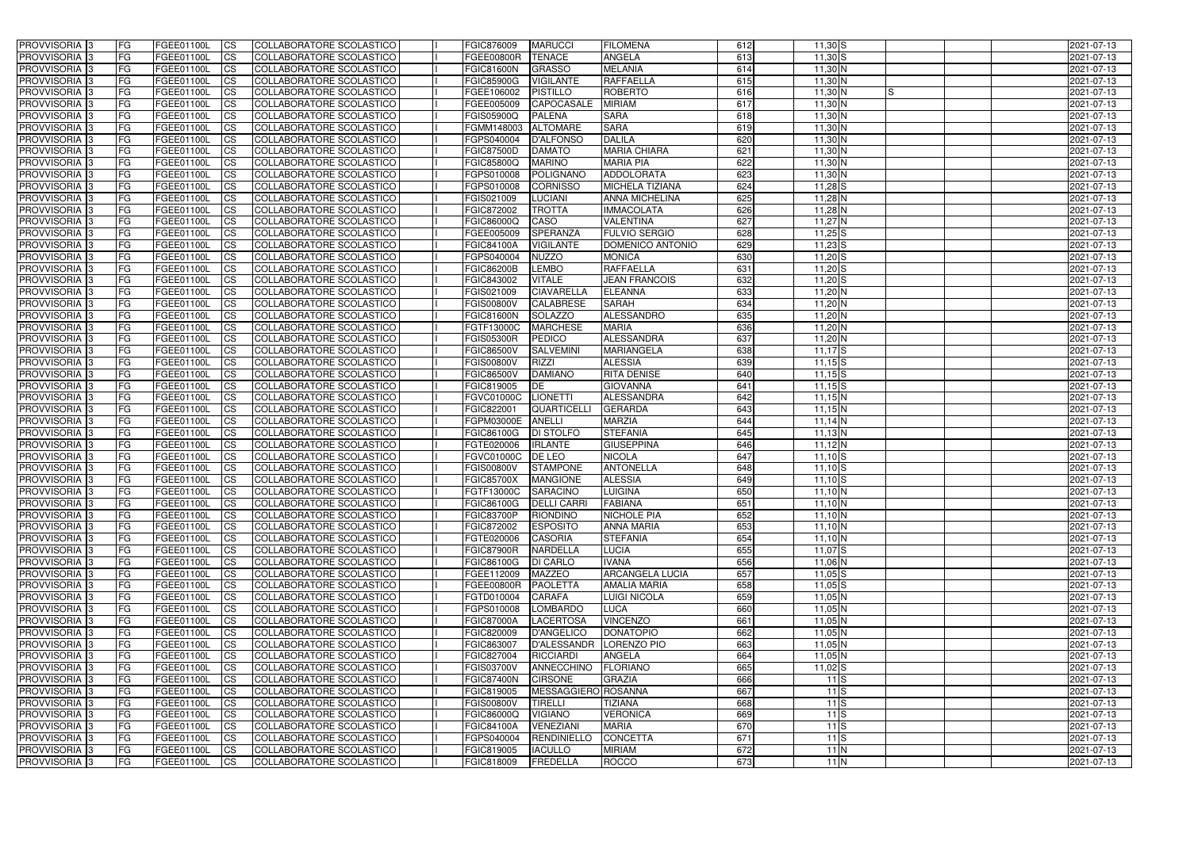| PROVVISORIA | 3 | FG | FGEE01100L | CS | COLLABORATORE SCOLASTICO | | FGIC876009 | MARUCCI | FILOMENA | 612 | 11,30 | S | | | | 2021-07-13 |
|---|---|---|---|---|---|---|---|---|---|---|---|---|---|---|---|---|
| PROVVISORIA | 3 | FG | FGEE01100L | CS | COLLABORATORE SCOLASTICO | | FGEE00800R | TENACE | ANGELA | 613 | 11,30 | S | | | | 2021-07-13 |
| PROVVISORIA | 3 | FG | FGEE01100L | CS | COLLABORATORE SCOLASTICO | | FGIC81600N | GRASSO | MELANIA | 614 | 11,30 | N | | | | 2021-07-13 |
| PROVVISORIA | 3 | FG | FGEE01100L | CS | COLLABORATORE SCOLASTICO | | FGIC85900G | VIGILANTE | RAFFAELLA | 615 | 11,30 | N | | | | 2021-07-13 |
| PROVVISORIA | 3 | FG | FGEE01100L | CS | COLLABORATORE SCOLASTICO | | FGEE106002 | PISTILLO | ROBERTO | 616 | 11,30 | N | S | | | 2021-07-13 |
| PROVVISORIA | 3 | FG | FGEE01100L | CS | COLLABORATORE SCOLASTICO | | FGEE005009 | CAPOCASALE | MIRIAM | 617 | 11,30 | N | | | | 2021-07-13 |
| PROVVISORIA | 3 | FG | FGEE01100L | CS | COLLABORATORE SCOLASTICO | | FGIS05900Q | PALENA | SARA | 618 | 11,30 | N | | | | 2021-07-13 |
| PROVVISORIA | 3 | FG | FGEE01100L | CS | COLLABORATORE SCOLASTICO | | FGMM148003 | ALTOMARE | SARA | 619 | 11,30 | N | | | | 2021-07-13 |
| PROVVISORIA | 3 | FG | FGEE01100L | CS | COLLABORATORE SCOLASTICO | | FGPS040004 | D'ALFONSO | DALILA | 620 | 11,30 | N | | | | 2021-07-13 |
| PROVVISORIA | 3 | FG | FGEE01100L | CS | COLLABORATORE SCOLASTICO | | FGIC87500D | DAMATO | MARIA CHIARA | 621 | 11,30 | N | | | | 2021-07-13 |
| PROVVISORIA | 3 | FG | FGEE01100L | CS | COLLABORATORE SCOLASTICO | | FGIC85800Q | MARINO | MARIA PIA | 622 | 11,30 | N | | | | 2021-07-13 |
| PROVVISORIA | 3 | FG | FGEE01100L | CS | COLLABORATORE SCOLASTICO | | FGPS010008 | POLIGNANO | ADDOLORATA | 623 | 11,30 | N | | | | 2021-07-13 |
| PROVVISORIA | 3 | FG | FGEE01100L | CS | COLLABORATORE SCOLASTICO | | FGPS010008 | CORNISSO | MICHELA TIZIANA | 624 | 11,28 | S | | | | 2021-07-13 |
| PROVVISORIA | 3 | FG | FGEE01100L | CS | COLLABORATORE SCOLASTICO | | FGIS021009 | LUCIANI | ANNA MICHELINA | 625 | 11,28 | N | | | | 2021-07-13 |
| PROVVISORIA | 3 | FG | FGEE01100L | CS | COLLABORATORE SCOLASTICO | | FGIC872002 | TROTTA | IMMACOLATA | 626 | 11,28 | N | | | | 2021-07-13 |
| PROVVISORIA | 3 | FG | FGEE01100L | CS | COLLABORATORE SCOLASTICO | | FGIC86000Q | CASO | VALENTINA | 627 | 11,27 | N | | | | 2021-07-13 |
| PROVVISORIA | 3 | FG | FGEE01100L | CS | COLLABORATORE SCOLASTICO | | FGEE005009 | SPERANZA | FULVIO SERGIO | 628 | 11,25 | S | | | | 2021-07-13 |
| PROVVISORIA | 3 | FG | FGEE01100L | CS | COLLABORATORE SCOLASTICO | | FGIC84100A | VIGILANTE | DOMENICO ANTONIO | 629 | 11,23 | S | | | | 2021-07-13 |
| PROVVISORIA | 3 | FG | FGEE01100L | CS | COLLABORATORE SCOLASTICO | | FGPS040004 | NUZZO | MONICA | 630 | 11,20 | S | | | | 2021-07-13 |
| PROVVISORIA | 3 | FG | FGEE01100L | CS | COLLABORATORE SCOLASTICO | | FGIC86200B | LEMBO | RAFFAELLA | 631 | 11,20 | S | | | | 2021-07-13 |
| PROVVISORIA | 3 | FG | FGEE01100L | CS | COLLABORATORE SCOLASTICO | | FGIC843002 | VITALE | JEAN FRANCOIS | 632 | 11,20 | S | | | | 2021-07-13 |
| PROVVISORIA | 3 | FG | FGEE01100L | CS | COLLABORATORE SCOLASTICO | | FGIS021009 | CIAVARELLA | ELEANNA | 633 | 11,20 | N | | | | 2021-07-13 |
| PROVVISORIA | 3 | FG | FGEE01100L | CS | COLLABORATORE SCOLASTICO | | FGIS00800V | CALABRESE | SARAH | 634 | 11,20 | N | | | | 2021-07-13 |
| PROVVISORIA | 3 | FG | FGEE01100L | CS | COLLABORATORE SCOLASTICO | | FGIC81600N | SOLAZZO | ALESSANDRO | 635 | 11,20 | N | | | | 2021-07-13 |
| PROVVISORIA | 3 | FG | FGEE01100L | CS | COLLABORATORE SCOLASTICO | | FGTF13000C | MARCHESE | MARIA | 636 | 11,20 | N | | | | 2021-07-13 |
| PROVVISORIA | 3 | FG | FGEE01100L | CS | COLLABORATORE SCOLASTICO | | FGIS05300R | PEDICO | ALESSANDRA | 637 | 11,20 | N | | | | 2021-07-13 |
| PROVVISORIA | 3 | FG | FGEE01100L | CS | COLLABORATORE SCOLASTICO | | FGIC86500V | SALVEMINI | MARIANGELA | 638 | 11,17 | S | | | | 2021-07-13 |
| PROVVISORIA | 3 | FG | FGEE01100L | CS | COLLABORATORE SCOLASTICO | | FGIS00800V | RIZZI | ALESSIA | 639 | 11,15 | S | | | | 2021-07-13 |
| PROVVISORIA | 3 | FG | FGEE01100L | CS | COLLABORATORE SCOLASTICO | | FGIC86500V | DAMIANO | RITA DENISE | 640 | 11,15 | S | | | | 2021-07-13 |
| PROVVISORIA | 3 | FG | FGEE01100L | CS | COLLABORATORE SCOLASTICO | | FGIC819005 | DE | GIOVANNA | 641 | 11,15 | S | | | | 2021-07-13 |
| PROVVISORIA | 3 | FG | FGEE01100L | CS | COLLABORATORE SCOLASTICO | | FGVC01000C | LIONETTI | ALESSANDRA | 642 | 11,15 | N | | | | 2021-07-13 |
| PROVVISORIA | 3 | FG | FGEE01100L | CS | COLLABORATORE SCOLASTICO | | FGIC822001 | QUARTICELLI | GERARDA | 643 | 11,15 | N | | | | 2021-07-13 |
| PROVVISORIA | 3 | FG | FGEE01100L | CS | COLLABORATORE SCOLASTICO | | FGPM03000E | ANELLI | MARZIA | 644 | 11,14 | N | | | | 2021-07-13 |
| PROVVISORIA | 3 | FG | FGEE01100L | CS | COLLABORATORE SCOLASTICO | | FGIC86100G | DI STOLFO | STEFANIA | 645 | 11,13 | N | | | | 2021-07-13 |
| PROVVISORIA | 3 | FG | FGEE01100L | CS | COLLABORATORE SCOLASTICO | | FGTE020006 | IRLANTE | GIUSEPPINA | 646 | 11,12 | N | | | | 2021-07-13 |
| PROVVISORIA | 3 | FG | FGEE01100L | CS | COLLABORATORE SCOLASTICO | | FGVC01000C | DE LEO | NICOLA | 647 | 11,10 | S | | | | 2021-07-13 |
| PROVVISORIA | 3 | FG | FGEE01100L | CS | COLLABORATORE SCOLASTICO | | FGIS00800V | STAMPONE | ANTONELLA | 648 | 11,10 | S | | | | 2021-07-13 |
| PROVVISORIA | 3 | FG | FGEE01100L | CS | COLLABORATORE SCOLASTICO | | FGIC85700X | MANGIONE | ALESSIA | 649 | 11,10 | S | | | | 2021-07-13 |
| PROVVISORIA | 3 | FG | FGEE01100L | CS | COLLABORATORE SCOLASTICO | | FGTF13000C | SARACINO | LUIGINA | 650 | 11,10 | N | | | | 2021-07-13 |
| PROVVISORIA | 3 | FG | FGEE01100L | CS | COLLABORATORE SCOLASTICO | | FGIC86100G | DELLI CARRI | FABIANA | 651 | 11,10 | N | | | | 2021-07-13 |
| PROVVISORIA | 3 | FG | FGEE01100L | CS | COLLABORATORE SCOLASTICO | | FGIC83700P | RIONDINO | NICHOLE PIA | 652 | 11,10 | N | | | | 2021-07-13 |
| PROVVISORIA | 3 | FG | FGEE01100L | CS | COLLABORATORE SCOLASTICO | | FGIC872002 | ESPOSITO | ANNA MARIA | 653 | 11,10 | N | | | | 2021-07-13 |
| PROVVISORIA | 3 | FG | FGEE01100L | CS | COLLABORATORE SCOLASTICO | | FGTE020006 | CASORIA | STEFANIA | 654 | 11,10 | N | | | | 2021-07-13 |
| PROVVISORIA | 3 | FG | FGEE01100L | CS | COLLABORATORE SCOLASTICO | | FGIC87900R | NARDELLA | LUCIA | 655 | 11,07 | S | | | | 2021-07-13 |
| PROVVISORIA | 3 | FG | FGEE01100L | CS | COLLABORATORE SCOLASTICO | | FGIC86100G | DI CARLO | IVANA | 656 | 11,06 | N | | | | 2021-07-13 |
| PROVVISORIA | 3 | FG | FGEE01100L | CS | COLLABORATORE SCOLASTICO | | FGEE112009 | MAZZEO | ARCANGELA LUCIA | 657 | 11,05 | S | | | | 2021-07-13 |
| PROVVISORIA | 3 | FG | FGEE01100L | CS | COLLABORATORE SCOLASTICO | | FGEE00800R | PAOLETTA | AMALIA MARIA | 658 | 11,05 | S | | | | 2021-07-13 |
| PROVVISORIA | 3 | FG | FGEE01100L | CS | COLLABORATORE SCOLASTICO | | FGTD010004 | CARAFA | LUIGI NICOLA | 659 | 11,05 | N | | | | 2021-07-13 |
| PROVVISORIA | 3 | FG | FGEE01100L | CS | COLLABORATORE SCOLASTICO | | FGPS010008 | LOMBARDO | LUCA | 660 | 11,05 | N | | | | 2021-07-13 |
| PROVVISORIA | 3 | FG | FGEE01100L | CS | COLLABORATORE SCOLASTICO | | FGIC87000A | LACERTOSA | VINCENZO | 661 | 11,05 | N | | | | 2021-07-13 |
| PROVVISORIA | 3 | FG | FGEE01100L | CS | COLLABORATORE SCOLASTICO | | FGIC820009 | D'ANGELICO | DONATOPIO | 662 | 11,05 | N | | | | 2021-07-13 |
| PROVVISORIA | 3 | FG | FGEE01100L | CS | COLLABORATORE SCOLASTICO | | FGIC863007 | D'ALESSANDR | LORENZO PIO | 663 | 11,05 | N | | | | 2021-07-13 |
| PROVVISORIA | 3 | FG | FGEE01100L | CS | COLLABORATORE SCOLASTICO | | FGIC827004 | RICCIARDI | ANGELA | 664 | 11,05 | N | | | | 2021-07-13 |
| PROVVISORIA | 3 | FG | FGEE01100L | CS | COLLABORATORE SCOLASTICO | | FGIS03700V | ANNECCHINO | FLORIANO | 665 | 11,02 | S | | | | 2021-07-13 |
| PROVVISORIA | 3 | FG | FGEE01100L | CS | COLLABORATORE SCOLASTICO | | FGIC87400N | CIRSONE | GRAZIA | 666 | 11 | S | | | | 2021-07-13 |
| PROVVISORIA | 3 | FG | FGEE01100L | CS | COLLABORATORE SCOLASTICO | | FGIC819005 | MESSAGGIERO | ROSANNA | 667 | 11 | S | | | | 2021-07-13 |
| PROVVISORIA | 3 | FG | FGEE01100L | CS | COLLABORATORE SCOLASTICO | | FGIS00800V | TIRELLI | TIZIANA | 668 | 11 | S | | | | 2021-07-13 |
| PROVVISORIA | 3 | FG | FGEE01100L | CS | COLLABORATORE SCOLASTICO | | FGIC86000Q | VIGIANO | VERONICA | 669 | 11 | S | | | | 2021-07-13 |
| PROVVISORIA | 3 | FG | FGEE01100L | CS | COLLABORATORE SCOLASTICO | | FGIC84100A | VENEZIANI | MARIA | 670 | 11 | S | | | | 2021-07-13 |
| PROVVISORIA | 3 | FG | FGEE01100L | CS | COLLABORATORE SCOLASTICO | | FGPS040004 | RENDINIELLO | CONCETTA | 671 | 11 | S | | | | 2021-07-13 |
| PROVVISORIA | 3 | FG | FGEE01100L | CS | COLLABORATORE SCOLASTICO | | FGIC819005 | IACULLO | MIRIAM | 672 | 11 | N | | | | 2021-07-13 |
| PROVVISORIA | 3 | FG | FGEE01100L | CS | COLLABORATORE SCOLASTICO | | FGIC818009 | FREDELLA | ROCCO | 673 | 11 | N | | | | 2021-07-13 |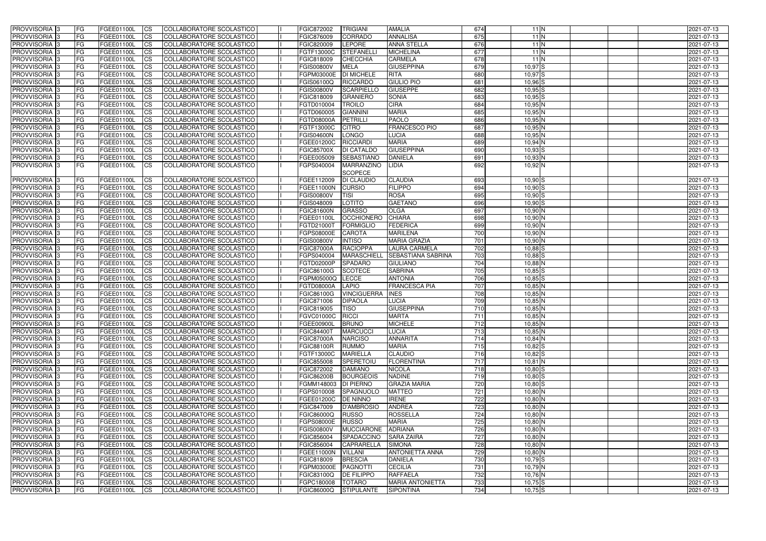| PROVVISORIA | 3 | FG | FGEE01100L | CS | COLLABORATORE SCOLASTICO | I | FGIC872002 | TRIGIANI | AMALIA | 674 | 11 | N | | | | 2021-07-13 |
|---|---|---|---|---|---|---|---|---|---|---|---|---|---|---|---|---|
| PROVVISORIA | 3 | FG | FGEE01100L | CS | COLLABORATORE SCOLASTICO | I | FGIC876009 | CORRADO | ANNALISA | 675 | 11 | N | | | | 2021-07-13 |
| PROVVISORIA | 3 | FG | FGEE01100L | CS | COLLABORATORE SCOLASTICO | I | FGIC820009 | LEPORE | ANNA STELLA | 676 | 11 | N | | | | 2021-07-13 |
| PROVVISORIA | 3 | FG | FGEE01100L | CS | COLLABORATORE SCOLASTICO | I | FGTF13000C | STEFANELLI | MICHELINA | 677 | 11 | N | | | | 2021-07-13 |
| PROVVISORIA | 3 | FG | FGEE01100L | CS | COLLABORATORE SCOLASTICO | I | FGIC818009 | CHECCHIA | CARMELA | 678 | 11 | N | | | | 2021-07-13 |
| PROVVISORIA | 3 | FG | FGEE01100L | CS | COLLABORATORE SCOLASTICO | I | FGIS00800V | MELA | GIUSEPPINA | 679 | 10,97 | S | | | | 2021-07-13 |
| PROVVISORIA | 3 | FG | FGEE01100L | CS | COLLABORATORE SCOLASTICO | I | FGPM03000E | DI MICHELE | RITA | 680 | 10,97 | S | | | | 2021-07-13 |
| PROVVISORIA | 3 | FG | FGEE01100L | CS | COLLABORATORE SCOLASTICO | I | FGIS06100Q | RICCARDO | GIULIO PIO | 681 | 10,96 | S | | | | 2021-07-13 |
| PROVVISORIA | 3 | FG | FGEE01100L | CS | COLLABORATORE SCOLASTICO | I | FGIS00800V | SCARPIELLO | GIUSEPPE | 682 | 10,95 | S | | | | 2021-07-13 |
| PROVVISORIA | 3 | FG | FGEE01100L | CS | COLLABORATORE SCOLASTICO | I | FGIC818009 | GRANIERO | SONIA | 683 | 10,95 | S | | | | 2021-07-13 |
| PROVVISORIA | 3 | FG | FGEE01100L | CS | COLLABORATORE SCOLASTICO | I | FGTD010004 | TROILO | CIRA | 684 | 10,95 | N | | | | 2021-07-13 |
| PROVVISORIA | 3 | FG | FGEE01100L | CS | COLLABORATORE SCOLASTICO | I | FGTD060005 | GIANNINI | MARIA | 685 | 10,95 | N | | | | 2021-07-13 |
| PROVVISORIA | 3 | FG | FGEE01100L | CS | COLLABORATORE SCOLASTICO | I | FGTD08000A | PETRILLI | PAOLO | 686 | 10,95 | N | | | | 2021-07-13 |
| PROVVISORIA | 3 | FG | FGEE01100L | CS | COLLABORATORE SCOLASTICO | I | FGTF13000C | CITRO | FRANCESCO PIO | 687 | 10,95 | N | | | | 2021-07-13 |
| PROVVISORIA | 3 | FG | FGEE01100L | CS | COLLABORATORE SCOLASTICO | I | FGIS04600N | LONGO | LUCIA | 688 | 10,95 | N | | | | 2021-07-13 |
| PROVVISORIA | 3 | FG | FGEE01100L | CS | COLLABORATORE SCOLASTICO | I | FGEE01200C | RICCIARDI | MARIA | 689 | 10,94 | N | | | | 2021-07-13 |
| PROVVISORIA | 3 | FG | FGEE01100L | CS | COLLABORATORE SCOLASTICO | I | FGIC85700X | DI CATALDO | GIUSEPPINA | 690 | 10,93 | S | | | | 2021-07-13 |
| PROVVISORIA | 3 | FG | FGEE01100L | CS | COLLABORATORE SCOLASTICO | I | FGEE005009 | SEBASTIANO | DANIELA | 691 | 10,93 | N | | | | 2021-07-13 |
| PROVVISORIA | 3 | FG | FGEE01100L | CS | COLLABORATORE SCOLASTICO | I | FGPS040004 | MARRANZINO SCOPECE | LIDIA | 692 | 10,92 | N | | | | 2021-07-13 |
| PROVVISORIA | 3 | FG | FGEE01100L | CS | COLLABORATORE SCOLASTICO | I | FGEE112009 | DI CLAUDIO | CLAUDIA | 693 | 10,90 | S | | | | 2021-07-13 |
| PROVVISORIA | 3 | FG | FGEE01100L | CS | COLLABORATORE SCOLASTICO | I | FGEE11000N | CURSIO | FILIPPO | 694 | 10,90 | S | | | | 2021-07-13 |
| PROVVISORIA | 3 | FG | FGEE01100L | CS | COLLABORATORE SCOLASTICO | I | FGIS00800V | TISI | ROSA | 695 | 10,90 | S | | | | 2021-07-13 |
| PROVVISORIA | 3 | FG | FGEE01100L | CS | COLLABORATORE SCOLASTICO | I | FGIS048009 | LOTITO | GAETANO | 696 | 10,90 | S | | | | 2021-07-13 |
| PROVVISORIA | 3 | FG | FGEE01100L | CS | COLLABORATORE SCOLASTICO | I | FGIC81600N | GRASSO | OLGA | 697 | 10,90 | N | | | | 2021-07-13 |
| PROVVISORIA | 3 | FG | FGEE01100L | CS | COLLABORATORE SCOLASTICO | I | FGEE01100L | OCCHIONERO | CHIARA | 698 | 10,90 | N | | | | 2021-07-13 |
| PROVVISORIA | 3 | FG | FGEE01100L | CS | COLLABORATORE SCOLASTICO | I | FGTD21000T | FORMIGLIO | FEDERICA | 699 | 10,90 | N | | | | 2021-07-13 |
| PROVVISORIA | 3 | FG | FGEE01100L | CS | COLLABORATORE SCOLASTICO | I | FGPS08000E | CAROTA | MARILENA | 700 | 10,90 | N | | | | 2021-07-13 |
| PROVVISORIA | 3 | FG | FGEE01100L | CS | COLLABORATORE SCOLASTICO | I | FGIS00800V | INTISO | MARIA GRAZIA | 701 | 10,90 | N | | | | 2021-07-13 |
| PROVVISORIA | 3 | FG | FGEE01100L | CS | COLLABORATORE SCOLASTICO | I | FGIC87000A | RACIOPPA | LAURA CARMELA | 702 | 10,88 | S | | | | 2021-07-13 |
| PROVVISORIA | 3 | FG | FGEE01100L | CS | COLLABORATORE SCOLASTICO | I | FGPS040004 | MARASCHIELL | SEBASTIANA SABRINA | 703 | 10,88 | S | | | | 2021-07-13 |
| PROVVISORIA | 3 | FG | FGEE01100L | CS | COLLABORATORE SCOLASTICO | I | FGTD02000P | SPADARO | GIULIANO | 704 | 10,88 | N | | | | 2021-07-13 |
| PROVVISORIA | 3 | FG | FGEE01100L | CS | COLLABORATORE SCOLASTICO | I | FGIC86100G | SCOTECE | SABRINA | 705 | 10,85 | S | | | | 2021-07-13 |
| PROVVISORIA | 3 | FG | FGEE01100L | CS | COLLABORATORE SCOLASTICO | I | FGPM05000Q | LECCE | ANTONIA | 706 | 10,85 | S | | | | 2021-07-13 |
| PROVVISORIA | 3 | FG | FGEE01100L | CS | COLLABORATORE SCOLASTICO | I | FGTD08000A | LAPIO | FRANCESCA PIA | 707 | 10,85 | N | | | | 2021-07-13 |
| PROVVISORIA | 3 | FG | FGEE01100L | CS | COLLABORATORE SCOLASTICO | I | FGIC86100G | VINCIGUERRA | INES | 708 | 10,85 | N | | | | 2021-07-13 |
| PROVVISORIA | 3 | FG | FGEE01100L | CS | COLLABORATORE SCOLASTICO | I | FGIC871006 | DIPAOLA | LUCIA | 709 | 10,85 | N | | | | 2021-07-13 |
| PROVVISORIA | 3 | FG | FGEE01100L | CS | COLLABORATORE SCOLASTICO | I | FGIC819005 | TISO | GIUSEPPINA | 710 | 10,85 | N | | | | 2021-07-13 |
| PROVVISORIA | 3 | FG | FGEE01100L | CS | COLLABORATORE SCOLASTICO | I | FGVC01000C | RICCI | MARTA | 711 | 10,85 | N | | | | 2021-07-13 |
| PROVVISORIA | 3 | FG | FGEE01100L | CS | COLLABORATORE SCOLASTICO | I | FGEE00900L | BRUNO | MICHELE | 712 | 10,85 | N | | | | 2021-07-13 |
| PROVVISORIA | 3 | FG | FGEE01100L | CS | COLLABORATORE SCOLASTICO | I | FGIC84400T | MARCUCCI | LUCIA | 713 | 10,85 | N | | | | 2021-07-13 |
| PROVVISORIA | 3 | FG | FGEE01100L | CS | COLLABORATORE SCOLASTICO | I | FGIC87000A | NARCISO | ANNARITA | 714 | 10,84 | N | | | | 2021-07-13 |
| PROVVISORIA | 3 | FG | FGEE01100L | CS | COLLABORATORE SCOLASTICO | I | FGIC88100R | RUMMO | MARIA | 715 | 10,82 | S | | | | 2021-07-13 |
| PROVVISORIA | 3 | FG | FGEE01100L | CS | COLLABORATORE SCOLASTICO | I | FGTF13000C | MARIELLA | CLAUDIO | 716 | 10,82 | S | | | | 2021-07-13 |
| PROVVISORIA | 3 | FG | FGEE01100L | CS | COLLABORATORE SCOLASTICO | I | FGIC855008 | SPERETOIU | FLORENTINA | 717 | 10,81 | N | | | | 2021-07-13 |
| PROVVISORIA | 3 | FG | FGEE01100L | CS | COLLABORATORE SCOLASTICO | I | FGIC872002 | DAMIANO | NICOLA | 718 | 10,80 | S | | | | 2021-07-13 |
| PROVVISORIA | 3 | FG | FGEE01100L | CS | COLLABORATORE SCOLASTICO | I | FGIC86200B | BOURGEOIS | NADINE | 719 | 10,80 | S | | | | 2021-07-13 |
| PROVVISORIA | 3 | FG | FGEE01100L | CS | COLLABORATORE SCOLASTICO | I | FGMM148003 | DI PIERNO | GRAZIA MARIA | 720 | 10,80 | S | | | | 2021-07-13 |
| PROVVISORIA | 3 | FG | FGEE01100L | CS | COLLABORATORE SCOLASTICO | I | FGPS010008 | SPAGNUOLO | MATTEO | 721 | 10,80 | N | | | | 2021-07-13 |
| PROVVISORIA | 3 | FG | FGEE01100L | CS | COLLABORATORE SCOLASTICO | I | FGEE01200C | DE NINNO | IRENE | 722 | 10,80 | N | | | | 2021-07-13 |
| PROVVISORIA | 3 | FG | FGEE01100L | CS | COLLABORATORE SCOLASTICO | I | FGIC847009 | D'AMBROSIO | ANDREA | 723 | 10,80 | N | | | | 2021-07-13 |
| PROVVISORIA | 3 | FG | FGEE01100L | CS | COLLABORATORE SCOLASTICO | I | FGIC86000Q | RUSSO | ROSSELLA | 724 | 10,80 | N | | | | 2021-07-13 |
| PROVVISORIA | 3 | FG | FGEE01100L | CS | COLLABORATORE SCOLASTICO | I | FGPS08000E | RUSSO | MARIA | 725 | 10,80 | N | | | | 2021-07-13 |
| PROVVISORIA | 3 | FG | FGEE01100L | CS | COLLABORATORE SCOLASTICO | I | FGIS00800V | MUCCIARONE | ADRIANA | 726 | 10,80 | N | | | | 2021-07-13 |
| PROVVISORIA | 3 | FG | FGEE01100L | CS | COLLABORATORE SCOLASTICO | I | FGIC856004 | SPADACCINO | SARA ZAIRA | 727 | 10,80 | N | | | | 2021-07-13 |
| PROVVISORIA | 3 | FG | FGEE01100L | CS | COLLABORATORE SCOLASTICO | I | FGIC856004 | CAPRARELLA | SIMONA | 728 | 10,80 | N | | | | 2021-07-13 |
| PROVVISORIA | 3 | FG | FGEE01100L | CS | COLLABORATORE SCOLASTICO | I | FGEE11000N | VILLANI | ANTONIETTA ANNA | 729 | 10,80 | N | | | | 2021-07-13 |
| PROVVISORIA | 3 | FG | FGEE01100L | CS | COLLABORATORE SCOLASTICO | I | FGIC818009 | BRESCIA | DANIELA | 730 | 10,79 | S | | | | 2021-07-13 |
| PROVVISORIA | 3 | FG | FGEE01100L | CS | COLLABORATORE SCOLASTICO | I | FGPM03000E | PAGNOTTI | CECILIA | 731 | 10,79 | N | | | | 2021-07-13 |
| PROVVISORIA | 3 | FG | FGEE01100L | CS | COLLABORATORE SCOLASTICO | I | FGIC83100Q | DE FILIPPO | RAFFAELA | 732 | 10,76 | N | | | | 2021-07-13 |
| PROVVISORIA | 3 | FG | FGEE01100L | CS | COLLABORATORE SCOLASTICO | I | FGPC180008 | TOTARO | MARIA ANTONIETTA | 733 | 10,75 | S | | | | 2021-07-13 |
| PROVVISORIA | 3 | FG | FGEE01100L | CS | COLLABORATORE SCOLASTICO | I | FGIC86000Q | STIPULANTE | SIPONTINA | 734 | 10,75 | S | | | | 2021-07-13 |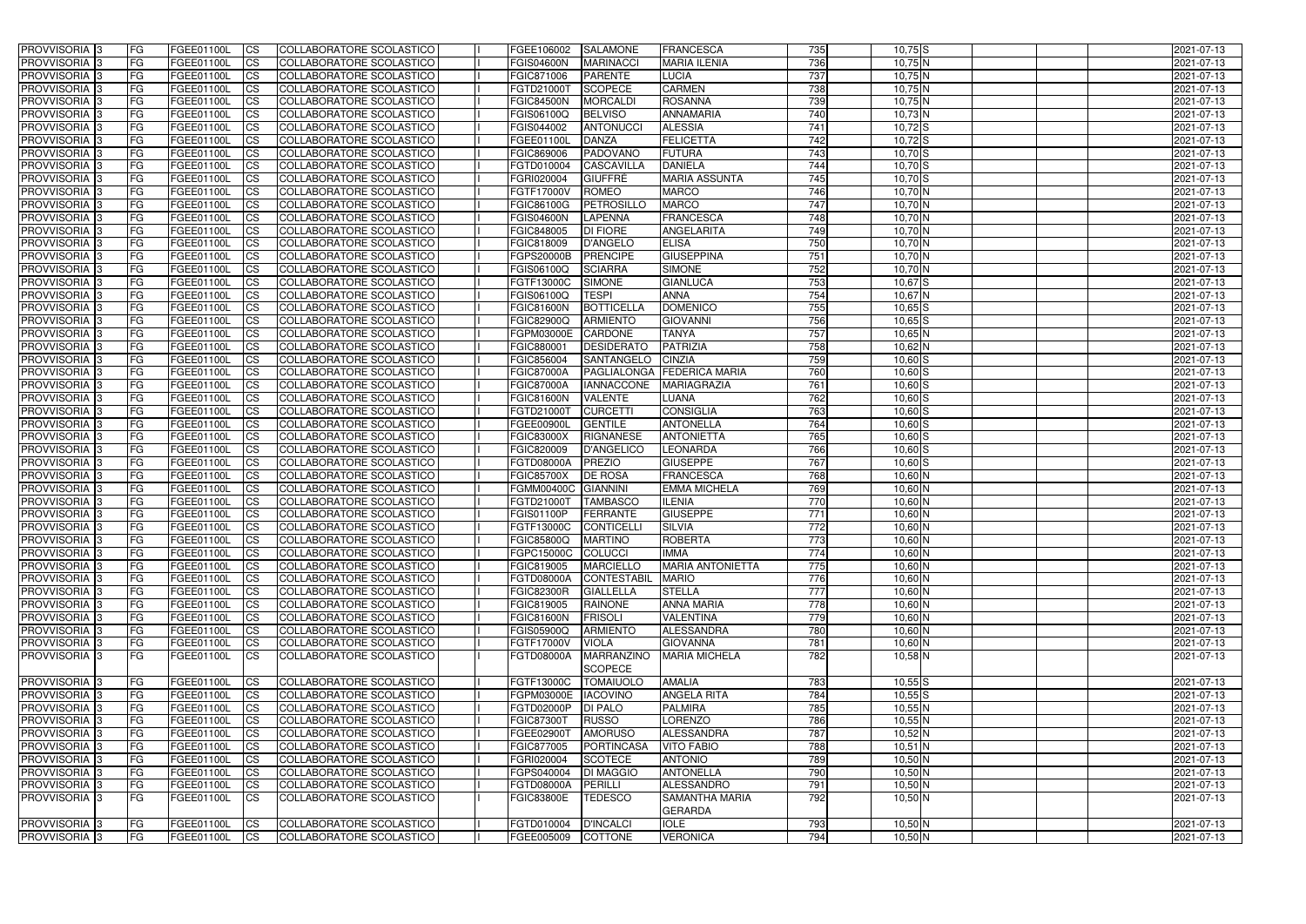| PROVVISORIA | 3 | FG | FGEE01100L | CS | COLLABORATORE SCOLASTICO | I | FGEE106002 | SALAMONE | FRANCESCA | 735 | 10,75 | S | | | | 2021-07-13 |
|---|---|---|---|---|---|---|---|---|---|---|---|---|---|---|---|---|
| PROVVISORIA | 3 | FG | FGEE01100L | CS | COLLABORATORE SCOLASTICO | I | FGIS04600N | MARINACCI | MARIA ILENIA | 736 | 10,75 | N | | | | 2021-07-13 |
| PROVVISORIA | 3 | FG | FGEE01100L | CS | COLLABORATORE SCOLASTICO | I | FGIC871006 | PARENTE | LUCIA | 737 | 10,75 | N | | | | 2021-07-13 |
| PROVVISORIA | 3 | FG | FGEE01100L | CS | COLLABORATORE SCOLASTICO | I | FGTD21000T | SCOPECE | CARMEN | 738 | 10,75 | N | | | | 2021-07-13 |
| PROVVISORIA | 3 | FG | FGEE01100L | CS | COLLABORATORE SCOLASTICO | I | FGIC84500N | MORCALDI | ROSANNA | 739 | 10,75 | N | | | | 2021-07-13 |
| PROVVISORIA | 3 | FG | FGEE01100L | CS | COLLABORATORE SCOLASTICO | I | FGIS06100Q | BELVISO | ANNAMARIA | 740 | 10,73 | N | | | | 2021-07-13 |
| PROVVISORIA | 3 | FG | FGEE01100L | CS | COLLABORATORE SCOLASTICO | I | FGIS044002 | ANTONUCCI | ALESSIA | 741 | 10,72 | S | | | | 2021-07-13 |
| PROVVISORIA | 3 | FG | FGEE01100L | CS | COLLABORATORE SCOLASTICO | I | FGEE01100L | DANZA | FELICETTA | 742 | 10,72 | S | | | | 2021-07-13 |
| PROVVISORIA | 3 | FG | FGEE01100L | CS | COLLABORATORE SCOLASTICO | I | FGIC869006 | PADOVANO | FUTURA | 743 | 10,70 | S | | | | 2021-07-13 |
| PROVVISORIA | 3 | FG | FGEE01100L | CS | COLLABORATORE SCOLASTICO | I | FGTD010004 | CASCAVILLA | DANIELA | 744 | 10,70 | S | | | | 2021-07-13 |
| PROVVISORIA | 3 | FG | FGEE01100L | CS | COLLABORATORE SCOLASTICO | I | FGRI020004 | GIUFFRÈ | MARIA ASSUNTA | 745 | 10,70 | S | | | | 2021-07-13 |
| PROVVISORIA | 3 | FG | FGEE01100L | CS | COLLABORATORE SCOLASTICO | I | FGTF17000V | ROMEO | MARCO | 746 | 10,70 | N | | | | 2021-07-13 |
| PROVVISORIA | 3 | FG | FGEE01100L | CS | COLLABORATORE SCOLASTICO | I | FGIC86100G | PETROSILLO | MARCO | 747 | 10,70 | N | | | | 2021-07-13 |
| PROVVISORIA | 3 | FG | FGEE01100L | CS | COLLABORATORE SCOLASTICO | I | FGIS04600N | LAPENNA | FRANCESCA | 748 | 10,70 | N | | | | 2021-07-13 |
| PROVVISORIA | 3 | FG | FGEE01100L | CS | COLLABORATORE SCOLASTICO | I | FGIC848005 | DI FIORE | ANGELARITA | 749 | 10,70 | N | | | | 2021-07-13 |
| PROVVISORIA | 3 | FG | FGEE01100L | CS | COLLABORATORE SCOLASTICO | I | FGIC818009 | D'ANGELO | ELISA | 750 | 10,70 | N | | | | 2021-07-13 |
| PROVVISORIA | 3 | FG | FGEE01100L | CS | COLLABORATORE SCOLASTICO | I | FGPS20000B | PRENCIPE | GIUSEPPINA | 751 | 10,70 | N | | | | 2021-07-13 |
| PROVVISORIA | 3 | FG | FGEE01100L | CS | COLLABORATORE SCOLASTICO | I | FGIS06100Q | SCIARRA | SIMONE | 752 | 10,70 | N | | | | 2021-07-13 |
| PROVVISORIA | 3 | FG | FGEE01100L | CS | COLLABORATORE SCOLASTICO | I | FGTF13000C | SIMONE | GIANLUCA | 753 | 10,67 | S | | | | 2021-07-13 |
| PROVVISORIA | 3 | FG | FGEE01100L | CS | COLLABORATORE SCOLASTICO | I | FGIS06100Q | TESPI | ANNA | 754 | 10,67 | N | | | | 2021-07-13 |
| PROVVISORIA | 3 | FG | FGEE01100L | CS | COLLABORATORE SCOLASTICO | I | FGIC81600N | BOTTICELLA | DOMENICO | 755 | 10,65 | S | | | | 2021-07-13 |
| PROVVISORIA | 3 | FG | FGEE01100L | CS | COLLABORATORE SCOLASTICO | I | FGIC82900Q | ARMIENTO | GIOVANNI | 756 | 10,65 | S | | | | 2021-07-13 |
| PROVVISORIA | 3 | FG | FGEE01100L | CS | COLLABORATORE SCOLASTICO | I | FGPM03000E | CARDONE | TANYA | 757 | 10,65 | N | | | | 2021-07-13 |
| PROVVISORIA | 3 | FG | FGEE01100L | CS | COLLABORATORE SCOLASTICO | I | FGIC880001 | DESIDERATO | PATRIZIA | 758 | 10,62 | N | | | | 2021-07-13 |
| PROVVISORIA | 3 | FG | FGEE01100L | CS | COLLABORATORE SCOLASTICO | I | FGIC856004 | SANTANGELO | CINZIA | 759 | 10,60 | S | | | | 2021-07-13 |
| PROVVISORIA | 3 | FG | FGEE01100L | CS | COLLABORATORE SCOLASTICO | I | FGIC87000A | PAGLIALONGA | FEDERICA MARIA | 760 | 10,60 | S | | | | 2021-07-13 |
| PROVVISORIA | 3 | FG | FGEE01100L | CS | COLLABORATORE SCOLASTICO | I | FGIC87000A | IANNACCONE | MARIAGRAZIA | 761 | 10,60 | S | | | | 2021-07-13 |
| PROVVISORIA | 3 | FG | FGEE01100L | CS | COLLABORATORE SCOLASTICO | I | FGIC81600N | VALENTE | LUANA | 762 | 10,60 | S | | | | 2021-07-13 |
| PROVVISORIA | 3 | FG | FGEE01100L | CS | COLLABORATORE SCOLASTICO | I | FGTD21000T | CURCETTI | CONSIGLIA | 763 | 10,60 | S | | | | 2021-07-13 |
| PROVVISORIA | 3 | FG | FGEE01100L | CS | COLLABORATORE SCOLASTICO | I | FGEE00900L | GENTILE | ANTONELLA | 764 | 10,60 | S | | | | 2021-07-13 |
| PROVVISORIA | 3 | FG | FGEE01100L | CS | COLLABORATORE SCOLASTICO | I | FGIC83000X | RIGNANESE | ANTONIETTA | 765 | 10,60 | S | | | | 2021-07-13 |
| PROVVISORIA | 3 | FG | FGEE01100L | CS | COLLABORATORE SCOLASTICO | I | FGIC820009 | D'ANGELICO | LEONARDA | 766 | 10,60 | S | | | | 2021-07-13 |
| PROVVISORIA | 3 | FG | FGEE01100L | CS | COLLABORATORE SCOLASTICO | I | FGTD08000A | PREZIO | GIUSEPPE | 767 | 10,60 | S | | | | 2021-07-13 |
| PROVVISORIA | 3 | FG | FGEE01100L | CS | COLLABORATORE SCOLASTICO | I | FGIC85700X | DE ROSA | FRANCESCA | 768 | 10,60 | N | | | | 2021-07-13 |
| PROVVISORIA | 3 | FG | FGEE01100L | CS | COLLABORATORE SCOLASTICO | I | FGMM00400C | GIANNINI | EMMA MICHELA | 769 | 10,60 | N | | | | 2021-07-13 |
| PROVVISORIA | 3 | FG | FGEE01100L | CS | COLLABORATORE SCOLASTICO | I | FGTD21000T | TAMBASCO | ILENIA | 770 | 10,60 | N | | | | 2021-07-13 |
| PROVVISORIA | 3 | FG | FGEE01100L | CS | COLLABORATORE SCOLASTICO | I | FGIS01100P | FERRANTE | GIUSEPPE | 771 | 10,60 | N | | | | 2021-07-13 |
| PROVVISORIA | 3 | FG | FGEE01100L | CS | COLLABORATORE SCOLASTICO | I | FGTF13000C | CONTICELLI | SILVIA | 772 | 10,60 | N | | | | 2021-07-13 |
| PROVVISORIA | 3 | FG | FGEE01100L | CS | COLLABORATORE SCOLASTICO | I | FGIC85800Q | MARTINO | ROBERTA | 773 | 10,60 | N | | | | 2021-07-13 |
| PROVVISORIA | 3 | FG | FGEE01100L | CS | COLLABORATORE SCOLASTICO | I | FGPC15000C | COLUCCI | IMMA | 774 | 10,60 | N | | | | 2021-07-13 |
| PROVVISORIA | 3 | FG | FGEE01100L | CS | COLLABORATORE SCOLASTICO | I | FGIC819005 | MARCIELLO | MARIA ANTONIETTA | 775 | 10,60 | N | | | | 2021-07-13 |
| PROVVISORIA | 3 | FG | FGEE01100L | CS | COLLABORATORE SCOLASTICO | I | FGTD08000A | CONTESTABIL | MARIO | 776 | 10,60 | N | | | | 2021-07-13 |
| PROVVISORIA | 3 | FG | FGEE01100L | CS | COLLABORATORE SCOLASTICO | I | FGIC82300R | GIALLELLA | STELLA | 777 | 10,60 | N | | | | 2021-07-13 |
| PROVVISORIA | 3 | FG | FGEE01100L | CS | COLLABORATORE SCOLASTICO | I | FGIC819005 | RAINONE | ANNA MARIA | 778 | 10,60 | N | | | | 2021-07-13 |
| PROVVISORIA | 3 | FG | FGEE01100L | CS | COLLABORATORE SCOLASTICO | I | FGIC81600N | FRISOLI | VALENTINA | 779 | 10,60 | N | | | | 2021-07-13 |
| PROVVISORIA | 3 | FG | FGEE01100L | CS | COLLABORATORE SCOLASTICO | I | FGIS05900Q | ARMIENTO | ALESSANDRA | 780 | 10,60 | N | | | | 2021-07-13 |
| PROVVISORIA | 3 | FG | FGEE01100L | CS | COLLABORATORE SCOLASTICO | I | FGTF17000V | VIOLA | GIOVANNA | 781 | 10,60 | N | | | | 2021-07-13 |
| PROVVISORIA | 3 | FG | FGEE01100L | CS | COLLABORATORE SCOLASTICO | I | FGTD08000A | MARRANZINO SCOPECE | MARIA MICHELA | 782 | 10,58 | N | | | | 2021-07-13 |
| PROVVISORIA | 3 | FG | FGEE01100L | CS | COLLABORATORE SCOLASTICO | I | FGTF13000C | TOMAIUOLO | AMALIA | 783 | 10,55 | S | | | | 2021-07-13 |
| PROVVISORIA | 3 | FG | FGEE01100L | CS | COLLABORATORE SCOLASTICO | I | FGPM03000E | IACOVINO | ANGELA RITA | 784 | 10,55 | S | | | | 2021-07-13 |
| PROVVISORIA | 3 | FG | FGEE01100L | CS | COLLABORATORE SCOLASTICO | I | FGTD02000P | DI PALO | PALMIRA | 785 | 10,55 | N | | | | 2021-07-13 |
| PROVVISORIA | 3 | FG | FGEE01100L | CS | COLLABORATORE SCOLASTICO | I | FGIC87300T | RUSSO | LORENZO | 786 | 10,55 | N | | | | 2021-07-13 |
| PROVVISORIA | 3 | FG | FGEE01100L | CS | COLLABORATORE SCOLASTICO | I | FGEE02900T | AMORUSO | ALESSANDRA | 787 | 10,52 | N | | | | 2021-07-13 |
| PROVVISORIA | 3 | FG | FGEE01100L | CS | COLLABORATORE SCOLASTICO | I | FGIC877005 | PORTINCASA | VITO FABIO | 788 | 10,51 | N | | | | 2021-07-13 |
| PROVVISORIA | 3 | FG | FGEE01100L | CS | COLLABORATORE SCOLASTICO | I | FGRI020004 | SCOTECE | ANTONIO | 789 | 10,50 | N | | | | 2021-07-13 |
| PROVVISORIA | 3 | FG | FGEE01100L | CS | COLLABORATORE SCOLASTICO | I | FGPS040004 | DI MAGGIO | ANTONELLA | 790 | 10,50 | N | | | | 2021-07-13 |
| PROVVISORIA | 3 | FG | FGEE01100L | CS | COLLABORATORE SCOLASTICO | I | FGTD08000A | PERILLI | ALESSANDRO | 791 | 10,50 | N | | | | 2021-07-13 |
| PROVVISORIA | 3 | FG | FGEE01100L | CS | COLLABORATORE SCOLASTICO | I | FGIC83800E | TEDESCO | SAMANTHA MARIA GERARDA | 792 | 10,50 | N | | | | 2021-07-13 |
| PROVVISORIA | 3 | FG | FGEE01100L | CS | COLLABORATORE SCOLASTICO | I | FGTD010004 | D'INCALCI | IOLE | 793 | 10,50 | N | | | | 2021-07-13 |
| PROVVISORIA | 3 | FG | FGEE01100L | CS | COLLABORATORE SCOLASTICO | I | FGEE005009 | COTTONE | VERONICA | 794 | 10,50 | N | | | | 2021-07-13 |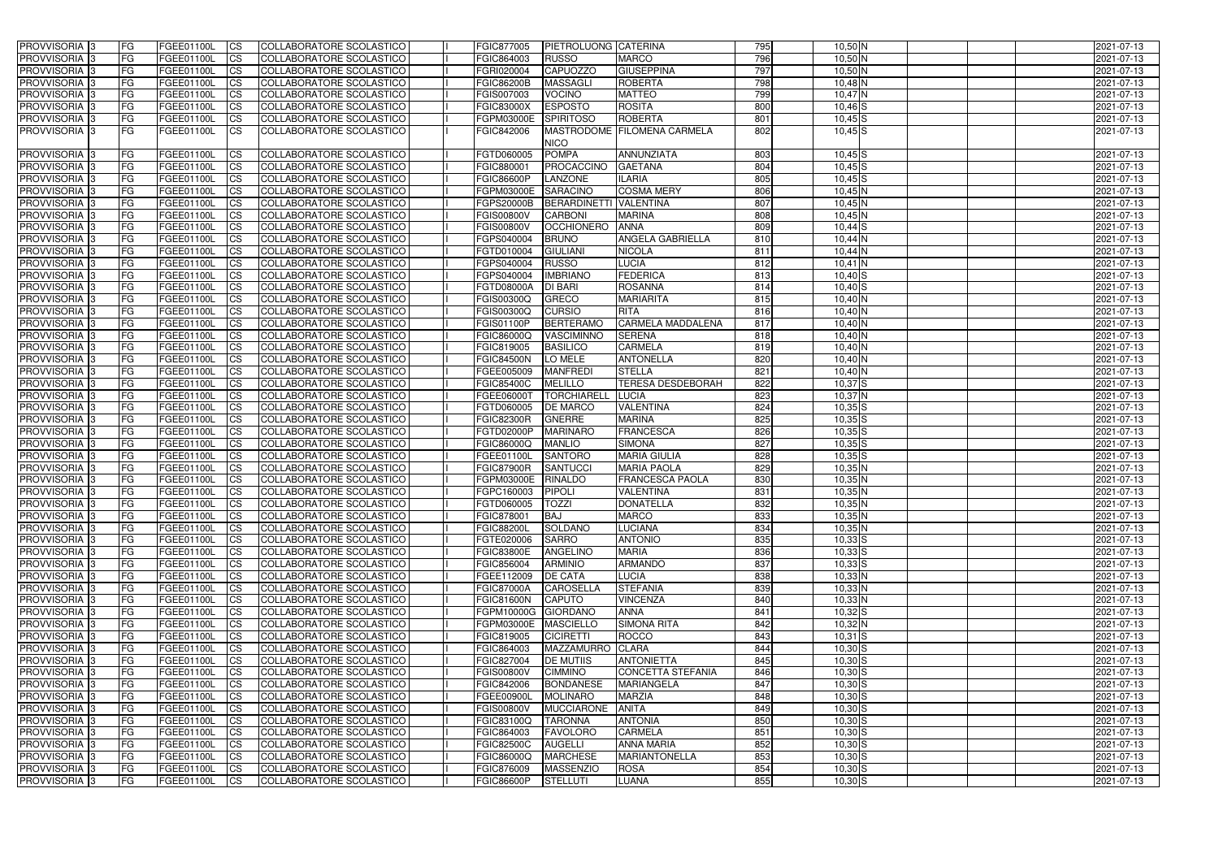| PROVVISORIA | 3 | FG | FGEE01100L | CS | COLLABORATORE SCOLASTICO | | FGIC877005 | PIETROLUONG | CATERINA | 795 | 10,50 | N | | | | 2021-07-13 |
|---|---|---|---|---|---|---|---|---|---|---|---|---|---|---|---|---|
| PROVVISORIA | 3 | FG | FGEE01100L | CS | COLLABORATORE SCOLASTICO | | FGIC864003 | RUSSO | MARCO | 796 | 10,50 | N | | | | 2021-07-13 |
| PROVVISORIA | 3 | FG | FGEE01100L | CS | COLLABORATORE SCOLASTICO | | FGRI020004 | CAPUOZZO | GIUSEPPINA | 797 | 10,50 | N | | | | 2021-07-13 |
| PROVVISORIA | 3 | FG | FGEE01100L | CS | COLLABORATORE SCOLASTICO | | FGIC86200B | MASSAGLI | ROBERTA | 798 | 10,48 | N | | | | 2021-07-13 |
| PROVVISORIA | 3 | FG | FGEE01100L | CS | COLLABORATORE SCOLASTICO | | FGIS007003 | VOCINO | MATTEO | 799 | 10,47 | N | | | | 2021-07-13 |
| PROVVISORIA | 3 | FG | FGEE01100L | CS | COLLABORATORE SCOLASTICO | | FGIC83000X | ESPOSTO | ROSITA | 800 | 10,46 | S | | | | 2021-07-13 |
| PROVVISORIA | 3 | FG | FGEE01100L | CS | COLLABORATORE SCOLASTICO | | FGPM03000E | SPIRITOSO | ROBERTA | 801 | 10,45 | S | | | | 2021-07-13 |
| PROVVISORIA | 3 | FG | FGEE01100L | CS | COLLABORATORE SCOLASTICO | | FGIC842006 | MASTRODOME NICO | FILOMENA CARMELA | 802 | 10,45 | S | | | | 2021-07-13 |
| PROVVISORIA | 3 | FG | FGEE01100L | CS | COLLABORATORE SCOLASTICO | | FGTD060005 | POMPA | ANNUNZIATA | 803 | 10,45 | S | | | | 2021-07-13 |
| PROVVISORIA | 3 | FG | FGEE01100L | CS | COLLABORATORE SCOLASTICO | | FGIC880001 | PROCACCINO | GAETANA | 804 | 10,45 | S | | | | 2021-07-13 |
| PROVVISORIA | 3 | FG | FGEE01100L | CS | COLLABORATORE SCOLASTICO | | FGIC86600P | LANZONE | ILARIA | 805 | 10,45 | S | | | | 2021-07-13 |
| PROVVISORIA | 3 | FG | FGEE01100L | CS | COLLABORATORE SCOLASTICO | | FGPM03000E | SARACINO | COSMA MERY | 806 | 10,45 | N | | | | 2021-07-13 |
| PROVVISORIA | 3 | FG | FGEE01100L | CS | COLLABORATORE SCOLASTICO | | FGPS20000B | BERARDINETTI | VALENTINA | 807 | 10,45 | N | | | | 2021-07-13 |
| PROVVISORIA | 3 | FG | FGEE01100L | CS | COLLABORATORE SCOLASTICO | | FGIS00800V | CARBONI | MARINA | 808 | 10,45 | N | | | | 2021-07-13 |
| PROVVISORIA | 3 | FG | FGEE01100L | CS | COLLABORATORE SCOLASTICO | | FGIS00800V | OCCHIONERO | ANNA | 809 | 10,44 | S | | | | 2021-07-13 |
| PROVVISORIA | 3 | FG | FGEE01100L | CS | COLLABORATORE SCOLASTICO | | FGPS040004 | BRUNO | ANGELA GABRIELLA | 810 | 10,44 | N | | | | 2021-07-13 |
| PROVVISORIA | 3 | FG | FGEE01100L | CS | COLLABORATORE SCOLASTICO | | FGTD010004 | GIULIANI | NICOLA | 811 | 10,44 | N | | | | 2021-07-13 |
| PROVVISORIA | 3 | FG | FGEE01100L | CS | COLLABORATORE SCOLASTICO | | FGPS040004 | RUSSO | LUCIA | 812 | 10,41 | N | | | | 2021-07-13 |
| PROVVISORIA | 3 | FG | FGEE01100L | CS | COLLABORATORE SCOLASTICO | | FGPS040004 | IMBRIANO | FEDERICA | 813 | 10,40 | S | | | | 2021-07-13 |
| PROVVISORIA | 3 | FG | FGEE01100L | CS | COLLABORATORE SCOLASTICO | | FGTD08000A | DI BARI | ROSANNA | 814 | 10,40 | S | | | | 2021-07-13 |
| PROVVISORIA | 3 | FG | FGEE01100L | CS | COLLABORATORE SCOLASTICO | | FGIS00300Q | GRECO | MARIARITA | 815 | 10,40 | N | | | | 2021-07-13 |
| PROVVISORIA | 3 | FG | FGEE01100L | CS | COLLABORATORE SCOLASTICO | | FGIS00300Q | CURSIO | RITA | 816 | 10,40 | N | | | | 2021-07-13 |
| PROVVISORIA | 3 | FG | FGEE01100L | CS | COLLABORATORE SCOLASTICO | | FGIS01100P | BERTERAMO | CARMELA MADDALENA | 817 | 10,40 | N | | | | 2021-07-13 |
| PROVVISORIA | 3 | FG | FGEE01100L | CS | COLLABORATORE SCOLASTICO | | FGIC86000Q | VASCIMINNO | SERENA | 818 | 10,40 | N | | | | 2021-07-13 |
| PROVVISORIA | 3 | FG | FGEE01100L | CS | COLLABORATORE SCOLASTICO | | FGIC819005 | BASILICO | CARMELA | 819 | 10,40 | N | | | | 2021-07-13 |
| PROVVISORIA | 3 | FG | FGEE01100L | CS | COLLABORATORE SCOLASTICO | | FGIC84500N | LO MELE | ANTONELLA | 820 | 10,40 | N | | | | 2021-07-13 |
| PROVVISORIA | 3 | FG | FGEE01100L | CS | COLLABORATORE SCOLASTICO | | FGEE005009 | MANFREDI | STELLA | 821 | 10,40 | N | | | | 2021-07-13 |
| PROVVISORIA | 3 | FG | FGEE01100L | CS | COLLABORATORE SCOLASTICO | | FGIC85400C | MELILLO | TERESA DESDEBORAH | 822 | 10,37 | S | | | | 2021-07-13 |
| PROVVISORIA | 3 | FG | FGEE01100L | CS | COLLABORATORE SCOLASTICO | | FGEE06000T | TORCHIARELL | LUCIA | 823 | 10,37 | N | | | | 2021-07-13 |
| PROVVISORIA | 3 | FG | FGEE01100L | CS | COLLABORATORE SCOLASTICO | | FGTD060005 | DE MARCO | VALENTINA | 824 | 10,35 | S | | | | 2021-07-13 |
| PROVVISORIA | 3 | FG | FGEE01100L | CS | COLLABORATORE SCOLASTICO | | FGIC82300R | GNERRE | MARINA | 825 | 10,35 | S | | | | 2021-07-13 |
| PROVVISORIA | 3 | FG | FGEE01100L | CS | COLLABORATORE SCOLASTICO | | FGTD02000P | MARINARO | FRANCESCA | 826 | 10,35 | S | | | | 2021-07-13 |
| PROVVISORIA | 3 | FG | FGEE01100L | CS | COLLABORATORE SCOLASTICO | | FGIC86000Q | MANLIO | SIMONA | 827 | 10,35 | S | | | | 2021-07-13 |
| PROVVISORIA | 3 | FG | FGEE01100L | CS | COLLABORATORE SCOLASTICO | | FGEE01100L | SANTORO | MARIA GIULIA | 828 | 10,35 | S | | | | 2021-07-13 |
| PROVVISORIA | 3 | FG | FGEE01100L | CS | COLLABORATORE SCOLASTICO | | FGIC87900R | SANTUCCI | MARIA PAOLA | 829 | 10,35 | N | | | | 2021-07-13 |
| PROVVISORIA | 3 | FG | FGEE01100L | CS | COLLABORATORE SCOLASTICO | | FGPM03000E | RINALDO | FRANCESCA PAOLA | 830 | 10,35 | N | | | | 2021-07-13 |
| PROVVISORIA | 3 | FG | FGEE01100L | CS | COLLABORATORE SCOLASTICO | | FGPC160003 | PIPOLI | VALENTINA | 831 | 10,35 | N | | | | 2021-07-13 |
| PROVVISORIA | 3 | FG | FGEE01100L | CS | COLLABORATORE SCOLASTICO | | FGTD060005 | TOZZI | DONATELLA | 832 | 10,35 | N | | | | 2021-07-13 |
| PROVVISORIA | 3 | FG | FGEE01100L | CS | COLLABORATORE SCOLASTICO | | FGIC878001 | BAJ | MARCO | 833 | 10,35 | N | | | | 2021-07-13 |
| PROVVISORIA | 3 | FG | FGEE01100L | CS | COLLABORATORE SCOLASTICO | | FGIC88200L | SOLDANO | LUCIANA | 834 | 10,35 | N | | | | 2021-07-13 |
| PROVVISORIA | 3 | FG | FGEE01100L | CS | COLLABORATORE SCOLASTICO | | FGTE020006 | SARRO | ANTONIO | 835 | 10,33 | S | | | | 2021-07-13 |
| PROVVISORIA | 3 | FG | FGEE01100L | CS | COLLABORATORE SCOLASTICO | | FGIC83800E | ANGELINO | MARIA | 836 | 10,33 | S | | | | 2021-07-13 |
| PROVVISORIA | 3 | FG | FGEE01100L | CS | COLLABORATORE SCOLASTICO | | FGIC856004 | ARMINIO | ARMANDO | 837 | 10,33 | S | | | | 2021-07-13 |
| PROVVISORIA | 3 | FG | FGEE01100L | CS | COLLABORATORE SCOLASTICO | | FGEE112009 | DE CATA | LUCIA | 838 | 10,33 | N | | | | 2021-07-13 |
| PROVVISORIA | 3 | FG | FGEE01100L | CS | COLLABORATORE SCOLASTICO | | FGIC87000A | CAROSELLA | STEFANIA | 839 | 10,33 | N | | | | 2021-07-13 |
| PROVVISORIA | 3 | FG | FGEE01100L | CS | COLLABORATORE SCOLASTICO | | FGIC81600N | CAPUTO | VINCENZA | 840 | 10,33 | N | | | | 2021-07-13 |
| PROVVISORIA | 3 | FG | FGEE01100L | CS | COLLABORATORE SCOLASTICO | | FGPM10000G | GIORDANO | ANNA | 841 | 10,32 | S | | | | 2021-07-13 |
| PROVVISORIA | 3 | FG | FGEE01100L | CS | COLLABORATORE SCOLASTICO | | FGPM03000E | MASCIELLO | SIMONA RITA | 842 | 10,32 | N | | | | 2021-07-13 |
| PROVVISORIA | 3 | FG | FGEE01100L | CS | COLLABORATORE SCOLASTICO | | FGIC819005 | CICIRETTI | ROCCO | 843 | 10,31 | S | | | | 2021-07-13 |
| PROVVISORIA | 3 | FG | FGEE01100L | CS | COLLABORATORE SCOLASTICO | | FGIC864003 | MAZZAMURRO | CLARA | 844 | 10,30 | S | | | | 2021-07-13 |
| PROVVISORIA | 3 | FG | FGEE01100L | CS | COLLABORATORE SCOLASTICO | | FGIC827004 | DE MUTIIS | ANTONIETTA | 845 | 10,30 | S | | | | 2021-07-13 |
| PROVVISORIA | 3 | FG | FGEE01100L | CS | COLLABORATORE SCOLASTICO | | FGIS00800V | CIMMINO | CONCETTA STEFANIA | 846 | 10,30 | S | | | | 2021-07-13 |
| PROVVISORIA | 3 | FG | FGEE01100L | CS | COLLABORATORE SCOLASTICO | | FGIC842006 | BONDANESE | MARIANGELA | 847 | 10,30 | S | | | | 2021-07-13 |
| PROVVISORIA | 3 | FG | FGEE01100L | CS | COLLABORATORE SCOLASTICO | | FGEE00900L | MOLINARO | MARZIA | 848 | 10,30 | S | | | | 2021-07-13 |
| PROVVISORIA | 3 | FG | FGEE01100L | CS | COLLABORATORE SCOLASTICO | | FGIS00800V | MUCCIARONE | ANITA | 849 | 10,30 | S | | | | 2021-07-13 |
| PROVVISORIA | 3 | FG | FGEE01100L | CS | COLLABORATORE SCOLASTICO | | FGIC83100Q | TARONNA | ANTONIA | 850 | 10,30 | S | | | | 2021-07-13 |
| PROVVISORIA | 3 | FG | FGEE01100L | CS | COLLABORATORE SCOLASTICO | | FGIC864003 | FAVOLORO | CARMELA | 851 | 10,30 | S | | | | 2021-07-13 |
| PROVVISORIA | 3 | FG | FGEE01100L | CS | COLLABORATORE SCOLASTICO | | FGIC82500C | AUGELLI | ANNA MARIA | 852 | 10,30 | S | | | | 2021-07-13 |
| PROVVISORIA | 3 | FG | FGEE01100L | CS | COLLABORATORE SCOLASTICO | | FGIC86000Q | MARCHESE | MARIANTONELLA | 853 | 10,30 | S | | | | 2021-07-13 |
| PROVVISORIA | 3 | FG | FGEE01100L | CS | COLLABORATORE SCOLASTICO | | FGIC876009 | MASSENZIO | ROSA | 854 | 10,30 | S | | | | 2021-07-13 |
| PROVVISORIA | 3 | FG | FGEE01100L | CS | COLLABORATORE SCOLASTICO | | FGIC86600P | STELLUTI | LUANA | 855 | 10,30 | S | | | | 2021-07-13 |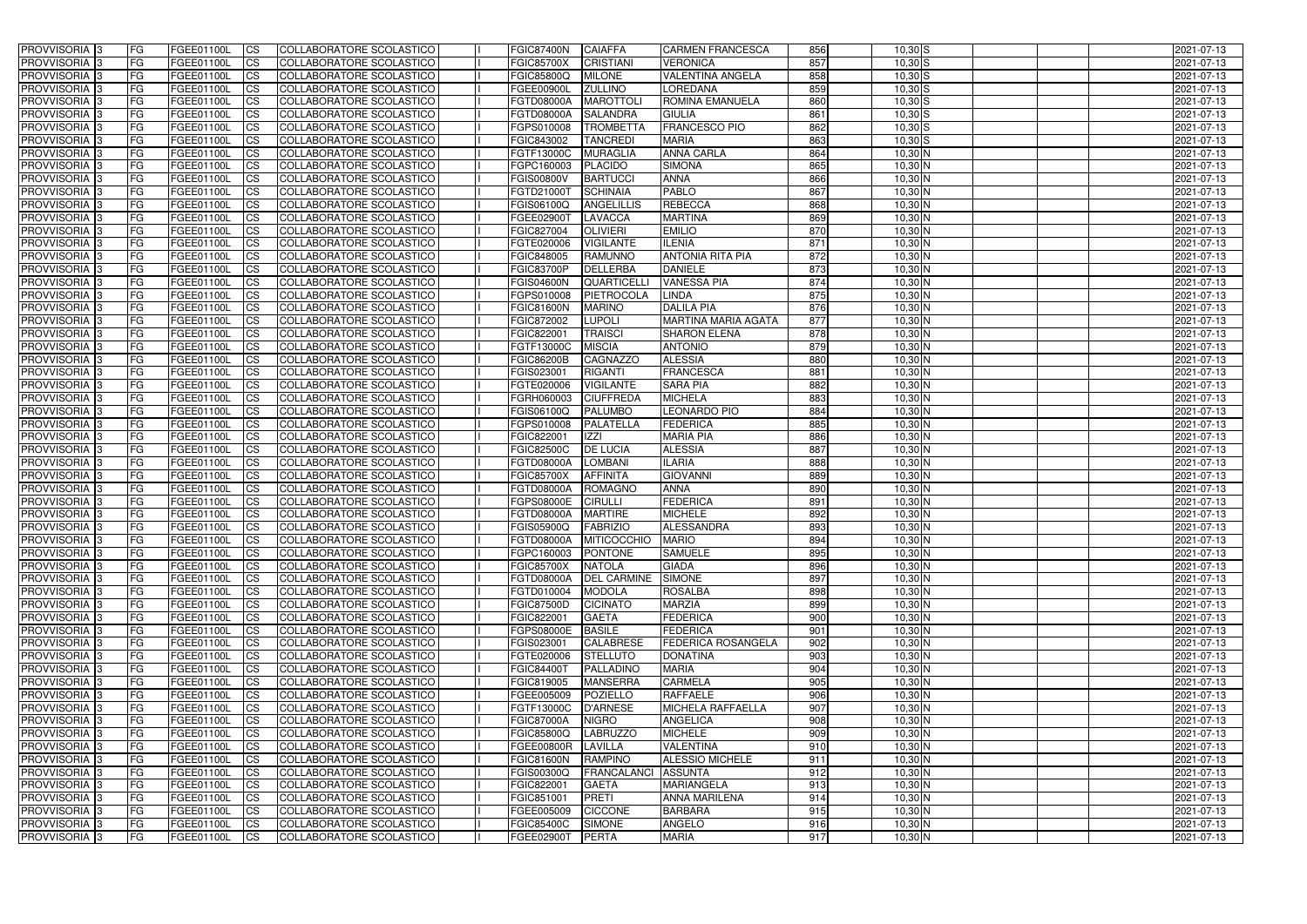| PROVVISORIA | 3 | FG | FGEE01100L | CS | COLLABORATORE SCOLASTICO | | FGIC87400N | CAIAFFA | CARMEN FRANCESCA | 856 | 10,30 | S | | | 2021-07-13 |
|---|---|---|---|---|---|---|---|---|---|---|---|---|---|---|---|
| PROVVISORIA | 3 | FG | FGEE01100L | CS | COLLABORATORE SCOLASTICO | | FGIC85700X | CRISTIANI | VERONICA | 857 | 10,30 | S | | | 2021-07-13 |
| PROVVISORIA | 3 | FG | FGEE01100L | CS | COLLABORATORE SCOLASTICO | | FGIC85800Q | MILONE | VALENTINA ANGELA | 858 | 10,30 | S | | | 2021-07-13 |
| PROVVISORIA | 3 | FG | FGEE01100L | CS | COLLABORATORE SCOLASTICO | | FGEE00900L | ZULLINO | LOREDANA | 859 | 10,30 | S | | | 2021-07-13 |
| PROVVISORIA | 3 | FG | FGEE01100L | CS | COLLABORATORE SCOLASTICO | | FGTD08000A | MAROTTOLI | ROMINA EMANUELA | 860 | 10,30 | S | | | 2021-07-13 |
| PROVVISORIA | 3 | FG | FGEE01100L | CS | COLLABORATORE SCOLASTICO | | FGTD08000A | SALANDRA | GIULIA | 861 | 10,30 | S | | | 2021-07-13 |
| PROVVISORIA | 3 | FG | FGEE01100L | CS | COLLABORATORE SCOLASTICO | | FGPS010008 | TROMBETTA | FRANCESCO PIO | 862 | 10,30 | S | | | 2021-07-13 |
| PROVVISORIA | 3 | FG | FGEE01100L | CS | COLLABORATORE SCOLASTICO | | FGIC843002 | TANCREDI | MARIA | 863 | 10,30 | S | | | 2021-07-13 |
| PROVVISORIA | 3 | FG | FGEE01100L | CS | COLLABORATORE SCOLASTICO | | FGTF13000C | MURAGLIA | ANNA CARLA | 864 | 10,30 | N | | | 2021-07-13 |
| PROVVISORIA | 3 | FG | FGEE01100L | CS | COLLABORATORE SCOLASTICO | | FGPC160003 | PLACIDO | SIMONA | 865 | 10,30 | N | | | 2021-07-13 |
| PROVVISORIA | 3 | FG | FGEE01100L | CS | COLLABORATORE SCOLASTICO | | FGIS00800V | BARTUCCI | ANNA | 866 | 10,30 | N | | | 2021-07-13 |
| PROVVISORIA | 3 | FG | FGEE01100L | CS | COLLABORATORE SCOLASTICO | | FGTD21000T | SCHINAIA | PABLO | 867 | 10,30 | N | | | 2021-07-13 |
| PROVVISORIA | 3 | FG | FGEE01100L | CS | COLLABORATORE SCOLASTICO | | FGIS06100Q | ANGELILLIS | REBECCA | 868 | 10,30 | N | | | 2021-07-13 |
| PROVVISORIA | 3 | FG | FGEE01100L | CS | COLLABORATORE SCOLASTICO | | FGEE02900T | LAVACCA | MARTINA | 869 | 10,30 | N | | | 2021-07-13 |
| PROVVISORIA | 3 | FG | FGEE01100L | CS | COLLABORATORE SCOLASTICO | | FGIC827004 | OLIVIERI | EMILIO | 870 | 10,30 | N | | | 2021-07-13 |
| PROVVISORIA | 3 | FG | FGEE01100L | CS | COLLABORATORE SCOLASTICO | | FGTE020006 | VIGILANTE | ILENIA | 871 | 10,30 | N | | | 2021-07-13 |
| PROVVISORIA | 3 | FG | FGEE01100L | CS | COLLABORATORE SCOLASTICO | | FGIC848005 | RAMUNNO | ANTONIA RITA PIA | 872 | 10,30 | N | | | 2021-07-13 |
| PROVVISORIA | 3 | FG | FGEE01100L | CS | COLLABORATORE SCOLASTICO | | FGIC83700P | DELLERBA | DANIELE | 873 | 10,30 | N | | | 2021-07-13 |
| PROVVISORIA | 3 | FG | FGEE01100L | CS | COLLABORATORE SCOLASTICO | | FGIS04600N | QUARTICELLI | VANESSA PIA | 874 | 10,30 | N | | | 2021-07-13 |
| PROVVISORIA | 3 | FG | FGEE01100L | CS | COLLABORATORE SCOLASTICO | | FGPS010008 | PIETROCOLA | LINDA | 875 | 10,30 | N | | | 2021-07-13 |
| PROVVISORIA | 3 | FG | FGEE01100L | CS | COLLABORATORE SCOLASTICO | | FGIC81600N | MARINO | DALILA PIA | 876 | 10,30 | N | | | 2021-07-13 |
| PROVVISORIA | 3 | FG | FGEE01100L | CS | COLLABORATORE SCOLASTICO | | FGIC872002 | LUPOLI | MARTINA MARIA AGATA | 877 | 10,30 | N | | | 2021-07-13 |
| PROVVISORIA | 3 | FG | FGEE01100L | CS | COLLABORATORE SCOLASTICO | | FGIC822001 | TRAISCI | SHARON ELENA | 878 | 10,30 | N | | | 2021-07-13 |
| PROVVISORIA | 3 | FG | FGEE01100L | CS | COLLABORATORE SCOLASTICO | | FGTF13000C | MISCIA | ANTONIO | 879 | 10,30 | N | | | 2021-07-13 |
| PROVVISORIA | 3 | FG | FGEE01100L | CS | COLLABORATORE SCOLASTICO | | FGIC86200B | CAGNAZZO | ALESSIA | 880 | 10,30 | N | | | 2021-07-13 |
| PROVVISORIA | 3 | FG | FGEE01100L | CS | COLLABORATORE SCOLASTICO | | FGIS023001 | RIGANTI | FRANCESCA | 881 | 10,30 | N | | | 2021-07-13 |
| PROVVISORIA | 3 | FG | FGEE01100L | CS | COLLABORATORE SCOLASTICO | | FGTE020006 | VIGILANTE | SARA PIA | 882 | 10,30 | N | | | 2021-07-13 |
| PROVVISORIA | 3 | FG | FGEE01100L | CS | COLLABORATORE SCOLASTICO | | FGRH060003 | CIUFFREDA | MICHELA | 883 | 10,30 | N | | | 2021-07-13 |
| PROVVISORIA | 3 | FG | FGEE01100L | CS | COLLABORATORE SCOLASTICO | | FGIS06100Q | PALUMBO | LEONARDO PIO | 884 | 10,30 | N | | | 2021-07-13 |
| PROVVISORIA | 3 | FG | FGEE01100L | CS | COLLABORATORE SCOLASTICO | | FGPS010008 | PALATELLA | FEDERICA | 885 | 10,30 | N | | | 2021-07-13 |
| PROVVISORIA | 3 | FG | FGEE01100L | CS | COLLABORATORE SCOLASTICO | | FGIC822001 | IZZI | MARIA PIA | 886 | 10,30 | N | | | 2021-07-13 |
| PROVVISORIA | 3 | FG | FGEE01100L | CS | COLLABORATORE SCOLASTICO | | FGIC82500C | DE LUCIA | ALESSIA | 887 | 10,30 | N | | | 2021-07-13 |
| PROVVISORIA | 3 | FG | FGEE01100L | CS | COLLABORATORE SCOLASTICO | | FGTD08000A | LOMBANI | ILARIA | 888 | 10,30 | N | | | 2021-07-13 |
| PROVVISORIA | 3 | FG | FGEE01100L | CS | COLLABORATORE SCOLASTICO | | FGIC85700X | AFFINITA | GIOVANNI | 889 | 10,30 | N | | | 2021-07-13 |
| PROVVISORIA | 3 | FG | FGEE01100L | CS | COLLABORATORE SCOLASTICO | | FGTD08000A | ROMAGNO | ANNA | 890 | 10,30 | N | | | 2021-07-13 |
| PROVVISORIA | 3 | FG | FGEE01100L | CS | COLLABORATORE SCOLASTICO | | FGPS08000E | CIRULLI | FEDERICA | 891 | 10,30 | N | | | 2021-07-13 |
| PROVVISORIA | 3 | FG | FGEE01100L | CS | COLLABORATORE SCOLASTICO | | FGTD08000A | MARTIRE | MICHELE | 892 | 10,30 | N | | | 2021-07-13 |
| PROVVISORIA | 3 | FG | FGEE01100L | CS | COLLABORATORE SCOLASTICO | | FGIS05900Q | FABRIZIO | ALESSANDRA | 893 | 10,30 | N | | | 2021-07-13 |
| PROVVISORIA | 3 | FG | FGEE01100L | CS | COLLABORATORE SCOLASTICO | | FGTD08000A | MITICOCCHIO | MARIO | 894 | 10,30 | N | | | 2021-07-13 |
| PROVVISORIA | 3 | FG | FGEE01100L | CS | COLLABORATORE SCOLASTICO | | FGPC160003 | PONTONE | SAMUELE | 895 | 10,30 | N | | | 2021-07-13 |
| PROVVISORIA | 3 | FG | FGEE01100L | CS | COLLABORATORE SCOLASTICO | | FGIC85700X | NATOLA | GIADA | 896 | 10,30 | N | | | 2021-07-13 |
| PROVVISORIA | 3 | FG | FGEE01100L | CS | COLLABORATORE SCOLASTICO | | FGTD08000A | DEL CARMINE | SIMONE | 897 | 10,30 | N | | | 2021-07-13 |
| PROVVISORIA | 3 | FG | FGEE01100L | CS | COLLABORATORE SCOLASTICO | | FGTD010004 | MODOLA | ROSALBA | 898 | 10,30 | N | | | 2021-07-13 |
| PROVVISORIA | 3 | FG | FGEE01100L | CS | COLLABORATORE SCOLASTICO | | FGIC87500D | CICINATO | MARZIA | 899 | 10,30 | N | | | 2021-07-13 |
| PROVVISORIA | 3 | FG | FGEE01100L | CS | COLLABORATORE SCOLASTICO | | FGIC822001 | GAETA | FEDERICA | 900 | 10,30 | N | | | 2021-07-13 |
| PROVVISORIA | 3 | FG | FGEE01100L | CS | COLLABORATORE SCOLASTICO | | FGPS08000E | BASILE | FEDERICA | 901 | 10,30 | N | | | 2021-07-13 |
| PROVVISORIA | 3 | FG | FGEE01100L | CS | COLLABORATORE SCOLASTICO | | FGIS023001 | CALABRESE | FEDERICA ROSANGELA | 902 | 10,30 | N | | | 2021-07-13 |
| PROVVISORIA | 3 | FG | FGEE01100L | CS | COLLABORATORE SCOLASTICO | | FGTE020006 | STELLUTO | DONATINA | 903 | 10,30 | N | | | 2021-07-13 |
| PROVVISORIA | 3 | FG | FGEE01100L | CS | COLLABORATORE SCOLASTICO | | FGIC84400T | PALLADINO | MARIA | 904 | 10,30 | N | | | 2021-07-13 |
| PROVVISORIA | 3 | FG | FGEE01100L | CS | COLLABORATORE SCOLASTICO | | FGIC819005 | MANSERRA | CARMELA | 905 | 10,30 | N | | | 2021-07-13 |
| PROVVISORIA | 3 | FG | FGEE01100L | CS | COLLABORATORE SCOLASTICO | | FGEE005009 | POZIELLO | RAFFAELE | 906 | 10,30 | N | | | 2021-07-13 |
| PROVVISORIA | 3 | FG | FGEE01100L | CS | COLLABORATORE SCOLASTICO | | FGTF13000C | D'ARNESE | MICHELA RAFFAELLA | 907 | 10,30 | N | | | 2021-07-13 |
| PROVVISORIA | 3 | FG | FGEE01100L | CS | COLLABORATORE SCOLASTICO | | FGIC87000A | NIGRO | ANGELICA | 908 | 10,30 | N | | | 2021-07-13 |
| PROVVISORIA | 3 | FG | FGEE01100L | CS | COLLABORATORE SCOLASTICO | | FGIC85800Q | LABRUZZO | MICHELE | 909 | 10,30 | N | | | 2021-07-13 |
| PROVVISORIA | 3 | FG | FGEE01100L | CS | COLLABORATORE SCOLASTICO | | FGEE00800R | LAVILLA | VALENTINA | 910 | 10,30 | N | | | 2021-07-13 |
| PROVVISORIA | 3 | FG | FGEE01100L | CS | COLLABORATORE SCOLASTICO | | FGIC81600N | RAMPINO | ALESSIO MICHELE | 911 | 10,30 | N | | | 2021-07-13 |
| PROVVISORIA | 3 | FG | FGEE01100L | CS | COLLABORATORE SCOLASTICO | | FGIS00300Q | FRANCALANCI | ASSUNTA | 912 | 10,30 | N | | | 2021-07-13 |
| PROVVISORIA | 3 | FG | FGEE01100L | CS | COLLABORATORE SCOLASTICO | | FGIC822001 | GAETA | MARIANGELA | 913 | 10,30 | N | | | 2021-07-13 |
| PROVVISORIA | 3 | FG | FGEE01100L | CS | COLLABORATORE SCOLASTICO | | FGIC851001 | PRETI | ANNA MARILENA | 914 | 10,30 | N | | | 2021-07-13 |
| PROVVISORIA | 3 | FG | FGEE01100L | CS | COLLABORATORE SCOLASTICO | | FGEE005009 | CICCONE | BARBARA | 915 | 10,30 | N | | | 2021-07-13 |
| PROVVISORIA | 3 | FG | FGEE01100L | CS | COLLABORATORE SCOLASTICO | | FGIC85400C | SIMONE | ANGELO | 916 | 10,30 | N | | | 2021-07-13 |
| PROVVISORIA | 3 | FG | FGEE01100L | CS | COLLABORATORE SCOLASTICO | | FGEE02900T | PERTA | MARIA | 917 | 10,30 | N | | | 2021-07-13 |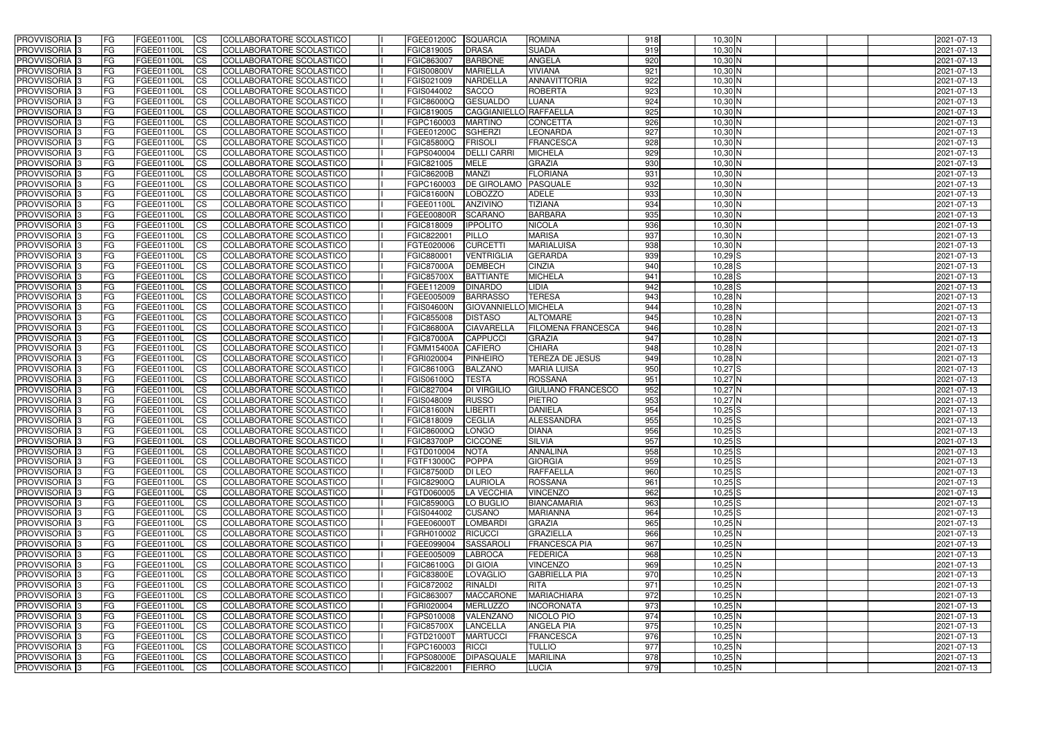| PROVVISORIA | 3 | FG | FGEE01100L | CS | COLLABORATORE SCOLASTICO | | FGEE01200C | SQUARCIA | ROMINA | 918 | 10,30 | N | | | | 2021-07-13 |
|---|---|---|---|---|---|---|---|---|---|---|---|---|---|---|---|---|
| PROVVISORIA | 3 | FG | FGEE01100L | CS | COLLABORATORE SCOLASTICO | | FGIC819005 | DRASA | SUADA | 919 | 10,30 | N | | | | 2021-07-13 |
| PROVVISORIA | 3 | FG | FGEE01100L | CS | COLLABORATORE SCOLASTICO | | FGIC863007 | BARBONE | ANGELA | 920 | 10,30 | N | | | | 2021-07-13 |
| PROVVISORIA | 3 | FG | FGEE01100L | CS | COLLABORATORE SCOLASTICO | | FGIS00800V | MARIELLA | VIVIANA | 921 | 10,30 | N | | | | 2021-07-13 |
| PROVVISORIA | 3 | FG | FGEE01100L | CS | COLLABORATORE SCOLASTICO | | FGIS021009 | NARDELLA | ANNAVITTORIA | 922 | 10,30 | N | | | | 2021-07-13 |
| PROVVISORIA | 3 | FG | FGEE01100L | CS | COLLABORATORE SCOLASTICO | | FGIS044002 | SACCO | ROBERTA | 923 | 10,30 | N | | | | 2021-07-13 |
| PROVVISORIA | 3 | FG | FGEE01100L | CS | COLLABORATORE SCOLASTICO | | FGIC86000Q | GESUALDO | LUANA | 924 | 10,30 | N | | | | 2021-07-13 |
| PROVVISORIA | 3 | FG | FGEE01100L | CS | COLLABORATORE SCOLASTICO | | FGIC819005 | CAGGIANIELLO | RAFFAELLA | 925 | 10,30 | N | | | | 2021-07-13 |
| PROVVISORIA | 3 | FG | FGEE01100L | CS | COLLABORATORE SCOLASTICO | | FGPC160003 | MARTINO | CONCETTA | 926 | 10,30 | N | | | | 2021-07-13 |
| PROVVISORIA | 3 | FG | FGEE01100L | CS | COLLABORATORE SCOLASTICO | | FGEE01200C | SGHERZI | LEONARDA | 927 | 10,30 | N | | | | 2021-07-13 |
| PROVVISORIA | 3 | FG | FGEE01100L | CS | COLLABORATORE SCOLASTICO | | FGIC85800Q | FRISOLI | FRANCESCA | 928 | 10,30 | N | | | | 2021-07-13 |
| PROVVISORIA | 3 | FG | FGEE01100L | CS | COLLABORATORE SCOLASTICO | | FGPS040004 | DELLI CARRI | MICHELA | 929 | 10,30 | N | | | | 2021-07-13 |
| PROVVISORIA | 3 | FG | FGEE01100L | CS | COLLABORATORE SCOLASTICO | | FGIC821005 | MELE | GRAZIA | 930 | 10,30 | N | | | | 2021-07-13 |
| PROVVISORIA | 3 | FG | FGEE01100L | CS | COLLABORATORE SCOLASTICO | | FGIC86200B | MANZI | FLORIANA | 931 | 10,30 | N | | | | 2021-07-13 |
| PROVVISORIA | 3 | FG | FGEE01100L | CS | COLLABORATORE SCOLASTICO | | FGPC160003 | DE GIROLAMO | PASQUALE | 932 | 10,30 | N | | | | 2021-07-13 |
| PROVVISORIA | 3 | FG | FGEE01100L | CS | COLLABORATORE SCOLASTICO | | FGIC81600N | LOBOZZO | ADELE | 933 | 10,30 | N | | | | 2021-07-13 |
| PROVVISORIA | 3 | FG | FGEE01100L | CS | COLLABORATORE SCOLASTICO | | FGEE01100L | ANZIVINO | TIZIANA | 934 | 10,30 | N | | | | 2021-07-13 |
| PROVVISORIA | 3 | FG | FGEE01100L | CS | COLLABORATORE SCOLASTICO | | FGEE00800R | SCARANO | BARBARA | 935 | 10,30 | N | | | | 2021-07-13 |
| PROVVISORIA | 3 | FG | FGEE01100L | CS | COLLABORATORE SCOLASTICO | | FGIC818009 | IPPOLITO | NICOLA | 936 | 10,30 | N | | | | 2021-07-13 |
| PROVVISORIA | 3 | FG | FGEE01100L | CS | COLLABORATORE SCOLASTICO | | FGIC822001 | PILLO | MARISA | 937 | 10,30 | N | | | | 2021-07-13 |
| PROVVISORIA | 3 | FG | FGEE01100L | CS | COLLABORATORE SCOLASTICO | | FGTE020006 | CURCETTI | MARIALUISA | 938 | 10,30 | N | | | | 2021-07-13 |
| PROVVISORIA | 3 | FG | FGEE01100L | CS | COLLABORATORE SCOLASTICO | | FGIC880001 | VENTRIGLIA | GERARDA | 939 | 10,29 | S | | | | 2021-07-13 |
| PROVVISORIA | 3 | FG | FGEE01100L | CS | COLLABORATORE SCOLASTICO | | FGIC87000A | DEMBECH | CINZIA | 940 | 10,28 | S | | | | 2021-07-13 |
| PROVVISORIA | 3 | FG | FGEE01100L | CS | COLLABORATORE SCOLASTICO | | FGIC85700X | BATTIANTE | MICHELA | 941 | 10,28 | S | | | | 2021-07-13 |
| PROVVISORIA | 3 | FG | FGEE01100L | CS | COLLABORATORE SCOLASTICO | | FGEE112009 | DINARDO | LIDIA | 942 | 10,28 | S | | | | 2021-07-13 |
| PROVVISORIA | 3 | FG | FGEE01100L | CS | COLLABORATORE SCOLASTICO | | FGEE005009 | BARRASSO | TERESA | 943 | 10,28 | N | | | | 2021-07-13 |
| PROVVISORIA | 3 | FG | FGEE01100L | CS | COLLABORATORE SCOLASTICO | | FGIS04600N | GIOVANNIELLO | MICHELA | 944 | 10,28 | N | | | | 2021-07-13 |
| PROVVISORIA | 3 | FG | FGEE01100L | CS | COLLABORATORE SCOLASTICO | | FGIC855008 | DISTASO | ALTOMARE | 945 | 10,28 | N | | | | 2021-07-13 |
| PROVVISORIA | 3 | FG | FGEE01100L | CS | COLLABORATORE SCOLASTICO | | FGIC86800A | CIAVARELLA | FILOMENA FRANCESCA | 946 | 10,28 | N | | | | 2021-07-13 |
| PROVVISORIA | 3 | FG | FGEE01100L | CS | COLLABORATORE SCOLASTICO | | FGIC87000A | CAPPUCCI | GRAZIA | 947 | 10,28 | N | | | | 2021-07-13 |
| PROVVISORIA | 3 | FG | FGEE01100L | CS | COLLABORATORE SCOLASTICO | | FGMM15400A | CAFIERO | CHIARA | 948 | 10,28 | N | | | | 2021-07-13 |
| PROVVISORIA | 3 | FG | FGEE01100L | CS | COLLABORATORE SCOLASTICO | | FGRI020004 | PINHEIRO | TEREZA DE JESUS | 949 | 10,28 | N | | | | 2021-07-13 |
| PROVVISORIA | 3 | FG | FGEE01100L | CS | COLLABORATORE SCOLASTICO | | FGIC86100G | BALZANO | MARIA LUISA | 950 | 10,27 | S | | | | 2021-07-13 |
| PROVVISORIA | 3 | FG | FGEE01100L | CS | COLLABORATORE SCOLASTICO | | FGIS06100Q | TESTA | ROSSANA | 951 | 10,27 | N | | | | 2021-07-13 |
| PROVVISORIA | 3 | FG | FGEE01100L | CS | COLLABORATORE SCOLASTICO | | FGIC827004 | DI VIRGILIO | GIULIANO FRANCESCO | 952 | 10,27 | N | | | | 2021-07-13 |
| PROVVISORIA | 3 | FG | FGEE01100L | CS | COLLABORATORE SCOLASTICO | | FGIS048009 | RUSSO | PIETRO | 953 | 10,27 | N | | | | 2021-07-13 |
| PROVVISORIA | 3 | FG | FGEE01100L | CS | COLLABORATORE SCOLASTICO | | FGIC81600N | LIBERTI | DANIELA | 954 | 10,25 | S | | | | 2021-07-13 |
| PROVVISORIA | 3 | FG | FGEE01100L | CS | COLLABORATORE SCOLASTICO | | FGIC818009 | CEGLIA | ALESSANDRA | 955 | 10,25 | S | | | | 2021-07-13 |
| PROVVISORIA | 3 | FG | FGEE01100L | CS | COLLABORATORE SCOLASTICO | | FGIC86000Q | LONGO | DIANA | 956 | 10,25 | S | | | | 2021-07-13 |
| PROVVISORIA | 3 | FG | FGEE01100L | CS | COLLABORATORE SCOLASTICO | | FGIC83700P | CICCONE | SILVIA | 957 | 10,25 | S | | | | 2021-07-13 |
| PROVVISORIA | 3 | FG | FGEE01100L | CS | COLLABORATORE SCOLASTICO | | FGTD010004 | NOTA | ANNALINA | 958 | 10,25 | S | | | | 2021-07-13 |
| PROVVISORIA | 3 | FG | FGEE01100L | CS | COLLABORATORE SCOLASTICO | | FGTF13000C | POPPA | GIORGIA | 959 | 10,25 | S | | | | 2021-07-13 |
| PROVVISORIA | 3 | FG | FGEE01100L | CS | COLLABORATORE SCOLASTICO | | FGIC87500D | DI LEO | RAFFAELLA | 960 | 10,25 | S | | | | 2021-07-13 |
| PROVVISORIA | 3 | FG | FGEE01100L | CS | COLLABORATORE SCOLASTICO | | FGIC82900Q | LAURIOLA | ROSSANA | 961 | 10,25 | S | | | | 2021-07-13 |
| PROVVISORIA | 3 | FG | FGEE01100L | CS | COLLABORATORE SCOLASTICO | | FGTD060005 | LA VECCHIA | VINCENZO | 962 | 10,25 | S | | | | 2021-07-13 |
| PROVVISORIA | 3 | FG | FGEE01100L | CS | COLLABORATORE SCOLASTICO | | FGIC85900G | LO BUGLIO | BIANCAMARIA | 963 | 10,25 | S | | | | 2021-07-13 |
| PROVVISORIA | 3 | FG | FGEE01100L | CS | COLLABORATORE SCOLASTICO | | FGIS044002 | CUSANO | MARIANNA | 964 | 10,25 | S | | | | 2021-07-13 |
| PROVVISORIA | 3 | FG | FGEE01100L | CS | COLLABORATORE SCOLASTICO | | FGEE06000T | LOMBARDI | GRAZIA | 965 | 10,25 | N | | | | 2021-07-13 |
| PROVVISORIA | 3 | FG | FGEE01100L | CS | COLLABORATORE SCOLASTICO | | FGRH010002 | RICUCCI | GRAZIELLA | 966 | 10,25 | N | | | | 2021-07-13 |
| PROVVISORIA | 3 | FG | FGEE01100L | CS | COLLABORATORE SCOLASTICO | | FGEE099004 | SASSAROLI | FRANCESCA PIA | 967 | 10,25 | N | | | | 2021-07-13 |
| PROVVISORIA | 3 | FG | FGEE01100L | CS | COLLABORATORE SCOLASTICO | | FGEE005009 | LABROCA | FEDERICA | 968 | 10,25 | N | | | | 2021-07-13 |
| PROVVISORIA | 3 | FG | FGEE01100L | CS | COLLABORATORE SCOLASTICO | | FGIC86100G | DI GIOIA | VINCENZO | 969 | 10,25 | N | | | | 2021-07-13 |
| PROVVISORIA | 3 | FG | FGEE01100L | CS | COLLABORATORE SCOLASTICO | | FGIC83800E | LOVAGLIO | GABRIELLA PIA | 970 | 10,25 | N | | | | 2021-07-13 |
| PROVVISORIA | 3 | FG | FGEE01100L | CS | COLLABORATORE SCOLASTICO | | FGIC872002 | RINALDI | RITA | 971 | 10,25 | N | | | | 2021-07-13 |
| PROVVISORIA | 3 | FG | FGEE01100L | CS | COLLABORATORE SCOLASTICO | | FGIC863007 | MACCARONE | MARIACHIARA | 972 | 10,25 | N | | | | 2021-07-13 |
| PROVVISORIA | 3 | FG | FGEE01100L | CS | COLLABORATORE SCOLASTICO | | FGRI020004 | MERLUZZO | INCORONATA | 973 | 10,25 | N | | | | 2021-07-13 |
| PROVVISORIA | 3 | FG | FGEE01100L | CS | COLLABORATORE SCOLASTICO | | FGPS010008 | VALENZANO | NICOLO PIO | 974 | 10,25 | N | | | | 2021-07-13 |
| PROVVISORIA | 3 | FG | FGEE01100L | CS | COLLABORATORE SCOLASTICO | | FGIC85700X | LANCELLA | ANGELA PIA | 975 | 10,25 | N | | | | 2021-07-13 |
| PROVVISORIA | 3 | FG | FGEE01100L | CS | COLLABORATORE SCOLASTICO | | FGTD21000T | MARTUCCI | FRANCESCA | 976 | 10,25 | N | | | | 2021-07-13 |
| PROVVISORIA | 3 | FG | FGEE01100L | CS | COLLABORATORE SCOLASTICO | | FGPC160003 | RICCI | TULLIO | 977 | 10,25 | N | | | | 2021-07-13 |
| PROVVISORIA | 3 | FG | FGEE01100L | CS | COLLABORATORE SCOLASTICO | | FGPS08000E | DIPASQUALE | MARILINA | 978 | 10,25 | N | | | | 2021-07-13 |
| PROVVISORIA | 3 | FG | FGEE01100L | CS | COLLABORATORE SCOLASTICO | | FGIC822001 | FIERRO | LUCIA | 979 | 10,25 | N | | | | 2021-07-13 |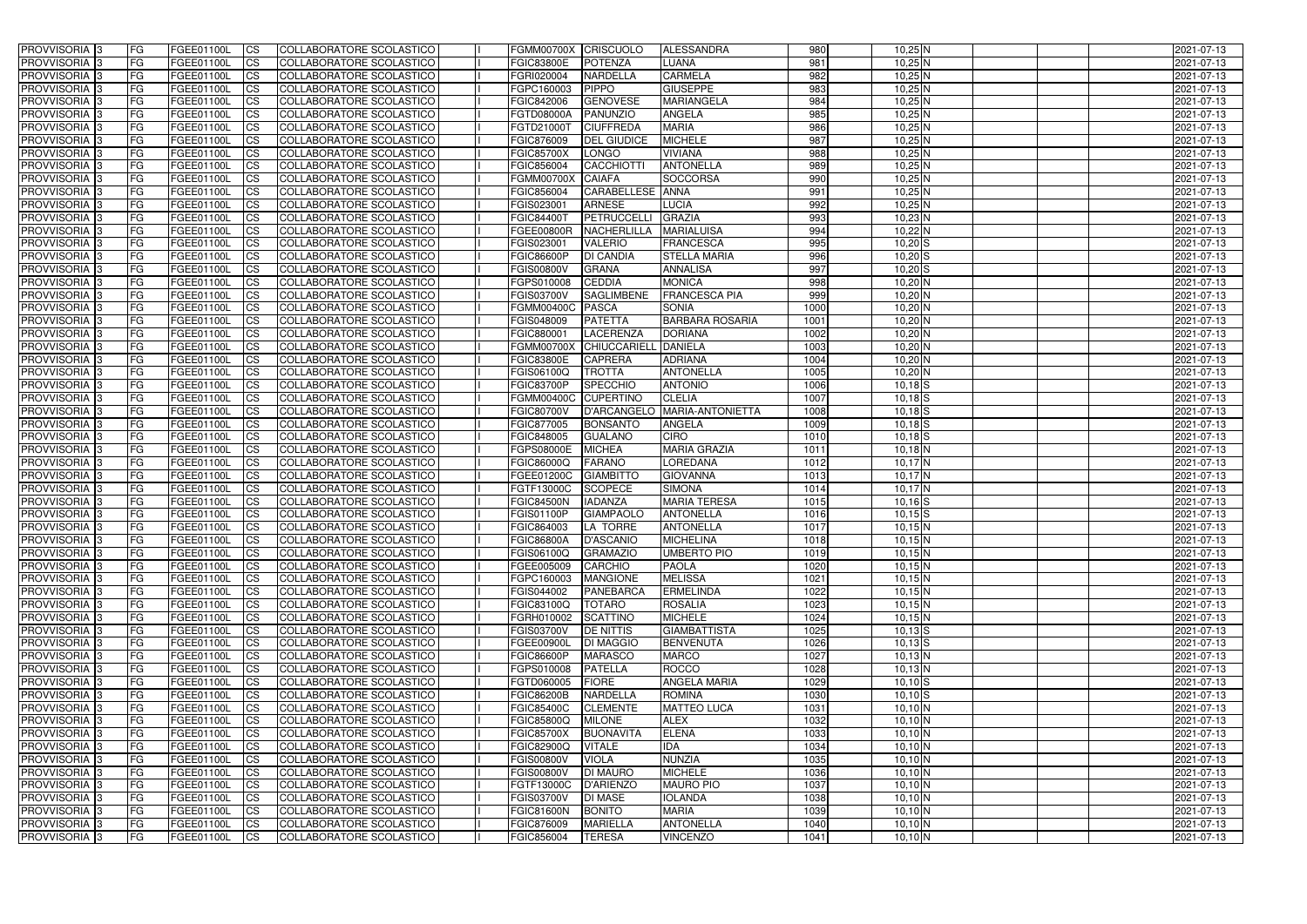| PROVVISORIA 3 | FG | FGEE01100L | CS | COLLABORATORE SCOLASTICO | | FGMM00700X | CRISCUOLO | ALESSANDRA | 980 | 10,25 N | | | | 2021-07-13 |
|---|---|---|---|---|---|---|---|---|---|---|---|---|---|---|
| PROVVISORIA 3 | FG | FGEE01100L | CS | COLLABORATORE SCOLASTICO | | FGIC83800E | POTENZA | LUANA | 981 | 10,25 N | | | | 2021-07-13 |
| PROVVISORIA 3 | FG | FGEE01100L | CS | COLLABORATORE SCOLASTICO | | FGRI020004 | NARDELLA | CARMELA | 982 | 10,25 N | | | | 2021-07-13 |
| PROVVISORIA 3 | FG | FGEE01100L | CS | COLLABORATORE SCOLASTICO | | FGPC160003 | PIPPO | GIUSEPPE | 983 | 10,25 N | | | | 2021-07-13 |
| PROVVISORIA 3 | FG | FGEE01100L | CS | COLLABORATORE SCOLASTICO | | FGIC842006 | GENOVESE | MARIANGELA | 984 | 10,25 N | | | | 2021-07-13 |
| PROVVISORIA 3 | FG | FGEE01100L | CS | COLLABORATORE SCOLASTICO | | FGTD08000A | PANUNZIO | ANGELA | 985 | 10,25 N | | | | 2021-07-13 |
| PROVVISORIA 3 | FG | FGEE01100L | CS | COLLABORATORE SCOLASTICO | | FGTD21000T | CIUFFREDA | MARIA | 986 | 10,25 N | | | | 2021-07-13 |
| PROVVISORIA 3 | FG | FGEE01100L | CS | COLLABORATORE SCOLASTICO | | FGIC876009 | DEL GIUDICE | MICHELE | 987 | 10,25 N | | | | 2021-07-13 |
| PROVVISORIA 3 | FG | FGEE01100L | CS | COLLABORATORE SCOLASTICO | | FGIC85700X | LONGO | VIVIANA | 988 | 10,25 N | | | | 2021-07-13 |
| PROVVISORIA 3 | FG | FGEE01100L | CS | COLLABORATORE SCOLASTICO | | FGIC856004 | CACCHIOTTI | ANTONELLA | 989 | 10,25 N | | | | 2021-07-13 |
| PROVVISORIA 3 | FG | FGEE01100L | CS | COLLABORATORE SCOLASTICO | | FGMM00700X | CAIAFA | SOCCORSA | 990 | 10,25 N | | | | 2021-07-13 |
| PROVVISORIA 3 | FG | FGEE01100L | CS | COLLABORATORE SCOLASTICO | | FGIC856004 | CARABELLESE | ANNA | 991 | 10,25 N | | | | 2021-07-13 |
| PROVVISORIA 3 | FG | FGEE01100L | CS | COLLABORATORE SCOLASTICO | | FGIS023001 | ARNESE | LUCIA | 992 | 10,25 N | | | | 2021-07-13 |
| PROVVISORIA 3 | FG | FGEE01100L | CS | COLLABORATORE SCOLASTICO | | FGIC84400T | PETRUCCELLI | GRAZIA | 993 | 10,23 N | | | | 2021-07-13 |
| PROVVISORIA 3 | FG | FGEE01100L | CS | COLLABORATORE SCOLASTICO | | FGEE00800R | NACHERLILLA | MARIALUISA | 994 | 10,22 N | | | | 2021-07-13 |
| PROVVISORIA 3 | FG | FGEE01100L | CS | COLLABORATORE SCOLASTICO | | FGIS023001 | VALERIO | FRANCESCA | 995 | 10,20 S | | | | 2021-07-13 |
| PROVVISORIA 3 | FG | FGEE01100L | CS | COLLABORATORE SCOLASTICO | | FGIC86600P | DI CANDIA | STELLA MARIA | 996 | 10,20 S | | | | 2021-07-13 |
| PROVVISORIA 3 | FG | FGEE01100L | CS | COLLABORATORE SCOLASTICO | | FGIS00800V | GRANA | ANNALISA | 997 | 10,20 S | | | | 2021-07-13 |
| PROVVISORIA 3 | FG | FGEE01100L | CS | COLLABORATORE SCOLASTICO | | FGPS010008 | CEDDIA | MONICA | 998 | 10,20 N | | | | 2021-07-13 |
| PROVVISORIA 3 | FG | FGEE01100L | CS | COLLABORATORE SCOLASTICO | | FGIS03700V | SAGLIMBENE | FRANCESCA PIA | 999 | 10,20 N | | | | 2021-07-13 |
| PROVVISORIA 3 | FG | FGEE01100L | CS | COLLABORATORE SCOLASTICO | | FGMM00400C | PASCA | SONIA | 1000 | 10,20 N | | | | 2021-07-13 |
| PROVVISORIA 3 | FG | FGEE01100L | CS | COLLABORATORE SCOLASTICO | | FGIS048009 | PATETTA | BARBARA ROSARIA | 1001 | 10,20 N | | | | 2021-07-13 |
| PROVVISORIA 3 | FG | FGEE01100L | CS | COLLABORATORE SCOLASTICO | | FGIC880001 | LACERENZA | DORIANA | 1002 | 10,20 N | | | | 2021-07-13 |
| PROVVISORIA 3 | FG | FGEE01100L | CS | COLLABORATORE SCOLASTICO | | FGMM00700X | CHIUCCARIELL | DANIELA | 1003 | 10,20 N | | | | 2021-07-13 |
| PROVVISORIA 3 | FG | FGEE01100L | CS | COLLABORATORE SCOLASTICO | | FGIC83800E | CAPRERA | ADRIANA | 1004 | 10,20 N | | | | 2021-07-13 |
| PROVVISORIA 3 | FG | FGEE01100L | CS | COLLABORATORE SCOLASTICO | | FGIS06100Q | TROTTA | ANTONELLA | 1005 | 10,20 N | | | | 2021-07-13 |
| PROVVISORIA 3 | FG | FGEE01100L | CS | COLLABORATORE SCOLASTICO | | FGIC83700P | SPECCHIO | ANTONIO | 1006 | 10,18 S | | | | 2021-07-13 |
| PROVVISORIA 3 | FG | FGEE01100L | CS | COLLABORATORE SCOLASTICO | | FGMM00400C | CUPERTINO | CLELIA | 1007 | 10,18 S | | | | 2021-07-13 |
| PROVVISORIA 3 | FG | FGEE01100L | CS | COLLABORATORE SCOLASTICO | | FGIC80700V | D'ARCANGELO | MARIA-ANTONIETTA | 1008 | 10,18 S | | | | 2021-07-13 |
| PROVVISORIA 3 | FG | FGEE01100L | CS | COLLABORATORE SCOLASTICO | | FGIC877005 | BONSANTO | ANGELA | 1009 | 10,18 S | | | | 2021-07-13 |
| PROVVISORIA 3 | FG | FGEE01100L | CS | COLLABORATORE SCOLASTICO | | FGIC848005 | GUALANO | CIRO | 1010 | 10,18 S | | | | 2021-07-13 |
| PROVVISORIA 3 | FG | FGEE01100L | CS | COLLABORATORE SCOLASTICO | | FGPS08000E | MICHEA | MARIA GRAZIA | 1011 | 10,18 N | | | | 2021-07-13 |
| PROVVISORIA 3 | FG | FGEE01100L | CS | COLLABORATORE SCOLASTICO | | FGIC86000Q | FARANO | LOREDANA | 1012 | 10,17 N | | | | 2021-07-13 |
| PROVVISORIA 3 | FG | FGEE01100L | CS | COLLABORATORE SCOLASTICO | | FGEE01200C | GIAMBITTO | GIOVANNA | 1013 | 10,17 N | | | | 2021-07-13 |
| PROVVISORIA 3 | FG | FGEE01100L | CS | COLLABORATORE SCOLASTICO | | FGTF13000C | SCOPECE | SIMONA | 1014 | 10,17 N | | | | 2021-07-13 |
| PROVVISORIA 3 | FG | FGEE01100L | CS | COLLABORATORE SCOLASTICO | | FGIC84500N | IADANZA | MARIA TERESA | 1015 | 10,16 S | | | | 2021-07-13 |
| PROVVISORIA 3 | FG | FGEE01100L | CS | COLLABORATORE SCOLASTICO | | FGIS01100P | GIAMPAOLO | ANTONELLA | 1016 | 10,15 S | | | | 2021-07-13 |
| PROVVISORIA 3 | FG | FGEE01100L | CS | COLLABORATORE SCOLASTICO | | FGIC864003 | LA TORRE | ANTONELLA | 1017 | 10,15 N | | | | 2021-07-13 |
| PROVVISORIA 3 | FG | FGEE01100L | CS | COLLABORATORE SCOLASTICO | | FGIC86800A | D'ASCANIO | MICHELINA | 1018 | 10,15 N | | | | 2021-07-13 |
| PROVVISORIA 3 | FG | FGEE01100L | CS | COLLABORATORE SCOLASTICO | | FGIS06100Q | GRAMAZIO | UMBERTO PIO | 1019 | 10,15 N | | | | 2021-07-13 |
| PROVVISORIA 3 | FG | FGEE01100L | CS | COLLABORATORE SCOLASTICO | | FGEE005009 | CARCHIO | PAOLA | 1020 | 10,15 N | | | | 2021-07-13 |
| PROVVISORIA 3 | FG | FGEE01100L | CS | COLLABORATORE SCOLASTICO | | FGPC160003 | MANGIONE | MELISSA | 1021 | 10,15 N | | | | 2021-07-13 |
| PROVVISORIA 3 | FG | FGEE01100L | CS | COLLABORATORE SCOLASTICO | | FGIS044002 | PANEBARCA | ERMELINDA | 1022 | 10,15 N | | | | 2021-07-13 |
| PROVVISORIA 3 | FG | FGEE01100L | CS | COLLABORATORE SCOLASTICO | | FGIC83100Q | TOTARO | ROSALIA | 1023 | 10,15 N | | | | 2021-07-13 |
| PROVVISORIA 3 | FG | FGEE01100L | CS | COLLABORATORE SCOLASTICO | | FGRH010002 | SCATTINO | MICHELE | 1024 | 10,15 N | | | | 2021-07-13 |
| PROVVISORIA 3 | FG | FGEE01100L | CS | COLLABORATORE SCOLASTICO | | FGIS03700V | DE NITTIS | GIAMBATTISTA | 1025 | 10,13 S | | | | 2021-07-13 |
| PROVVISORIA 3 | FG | FGEE01100L | CS | COLLABORATORE SCOLASTICO | | FGEE00900L | DI MAGGIO | BENVENUTA | 1026 | 10,13 S | | | | 2021-07-13 |
| PROVVISORIA 3 | FG | FGEE01100L | CS | COLLABORATORE SCOLASTICO | | FGIC86600P | MARASCO | MARCO | 1027 | 10,13 N | | | | 2021-07-13 |
| PROVVISORIA 3 | FG | FGEE01100L | CS | COLLABORATORE SCOLASTICO | | FGPS010008 | PATELLA | ROCCO | 1028 | 10,13 N | | | | 2021-07-13 |
| PROVVISORIA 3 | FG | FGEE01100L | CS | COLLABORATORE SCOLASTICO | | FGTD060005 | FIORE | ANGELA MARIA | 1029 | 10,10 S | | | | 2021-07-13 |
| PROVVISORIA 3 | FG | FGEE01100L | CS | COLLABORATORE SCOLASTICO | | FGIC86200B | NARDELLA | ROMINA | 1030 | 10,10 S | | | | 2021-07-13 |
| PROVVISORIA 3 | FG | FGEE01100L | CS | COLLABORATORE SCOLASTICO | | FGIC85400C | CLEMENTE | MATTEO LUCA | 1031 | 10,10 N | | | | 2021-07-13 |
| PROVVISORIA 3 | FG | FGEE01100L | CS | COLLABORATORE SCOLASTICO | | FGIC85800Q | MILONE | ALEX | 1032 | 10,10 N | | | | 2021-07-13 |
| PROVVISORIA 3 | FG | FGEE01100L | CS | COLLABORATORE SCOLASTICO | | FGIC85700X | BUONAVITA | ELENA | 1033 | 10,10 N | | | | 2021-07-13 |
| PROVVISORIA 3 | FG | FGEE01100L | CS | COLLABORATORE SCOLASTICO | | FGIC82900Q | VITALE | IDA | 1034 | 10,10 N | | | | 2021-07-13 |
| PROVVISORIA 3 | FG | FGEE01100L | CS | COLLABORATORE SCOLASTICO | | FGIS00800V | VIOLA | NUNZIA | 1035 | 10,10 N | | | | 2021-07-13 |
| PROVVISORIA 3 | FG | FGEE01100L | CS | COLLABORATORE SCOLASTICO | | FGIS00800V | DI MAURO | MICHELE | 1036 | 10,10 N | | | | 2021-07-13 |
| PROVVISORIA 3 | FG | FGEE01100L | CS | COLLABORATORE SCOLASTICO | | FGTF13000C | D'ARIENZO | MAURO PIO | 1037 | 10,10 N | | | | 2021-07-13 |
| PROVVISORIA 3 | FG | FGEE01100L | CS | COLLABORATORE SCOLASTICO | | FGIS03700V | DI MASE | IOLANDA | 1038 | 10,10 N | | | | 2021-07-13 |
| PROVVISORIA 3 | FG | FGEE01100L | CS | COLLABORATORE SCOLASTICO | | FGIC81600N | BONITO | MARIA | 1039 | 10,10 N | | | | 2021-07-13 |
| PROVVISORIA 3 | FG | FGEE01100L | CS | COLLABORATORE SCOLASTICO | | FGIC876009 | MARIELLA | ANTONELLA | 1040 | 10,10 N | | | | 2021-07-13 |
| PROVVISORIA 3 | FG | FGEE01100L | CS | COLLABORATORE SCOLASTICO | | FGIC856004 | TERESA | VINCENZO | 1041 | 10,10 N | | | | 2021-07-13 |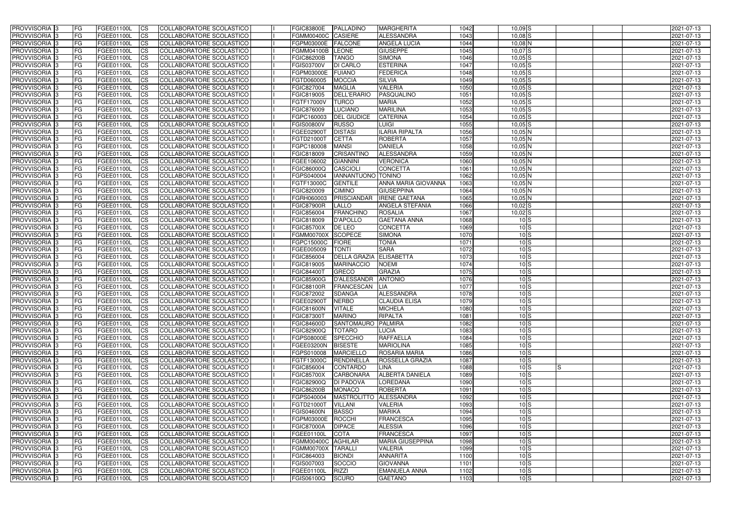| PROVVISORIA | 3 | FG | FGEE01100L | CS | COLLABORATORE SCOLASTICO | | FGIC83800E | PALLADINO | MARGHERITA | 1042 | 10,09 | S | | | | 2021-07-13 |
|---|---|---|---|---|---|---|---|---|---|---|---|---|---|---|---|---|
| PROVVISORIA | 3 | FG | FGEE01100L | CS | COLLABORATORE SCOLASTICO | | FGMM00400C | CASIERE | ALESSANDRA | 1043 | 10,08 | S | | | | 2021-07-13 |
| PROVVISORIA | 3 | FG | FGEE01100L | CS | COLLABORATORE SCOLASTICO | | FGPM03000E | FALCONE | ANGELA LUCIA | 1044 | 10,08 | N | | | | 2021-07-13 |
| PROVVISORIA | 3 | FG | FGEE01100L | CS | COLLABORATORE SCOLASTICO | | FGMM04100B | LEONE | GIUSEPPE | 1045 | 10,07 | S | | | | 2021-07-13 |
| PROVVISORIA | 3 | FG | FGEE01100L | CS | COLLABORATORE SCOLASTICO | | FGIC86200B | TANGO | SIMONA | 1046 | 10,05 | S | | | | 2021-07-13 |
| PROVVISORIA | 3 | FG | FGEE01100L | CS | COLLABORATORE SCOLASTICO | | FGIS03700V | DI CARLO | ESTERINA | 1047 | 10,05 | S | | | | 2021-07-13 |
| PROVVISORIA | 3 | FG | FGEE01100L | CS | COLLABORATORE SCOLASTICO | | FGPM03000E | FUIANO | FEDERICA | 1048 | 10,05 | S | | | | 2021-07-13 |
| PROVVISORIA | 3 | FG | FGEE01100L | CS | COLLABORATORE SCOLASTICO | | FGTD060005 | MOCCIA | SILVIA | 1049 | 10,05 | S | | | | 2021-07-13 |
| PROVVISORIA | 3 | FG | FGEE01100L | CS | COLLABORATORE SCOLASTICO | | FGIC827004 | MAGLIA | VALERIA | 1050 | 10,05 | S | | | | 2021-07-13 |
| PROVVISORIA | 3 | FG | FGEE01100L | CS | COLLABORATORE SCOLASTICO | | FGIC819005 | DELL'ERARIO | PASQUALINO | 1051 | 10,05 | S | | | | 2021-07-13 |
| PROVVISORIA | 3 | FG | FGEE01100L | CS | COLLABORATORE SCOLASTICO | | FGTF17000V | TURCO | MARIA | 1052 | 10,05 | S | | | | 2021-07-13 |
| PROVVISORIA | 3 | FG | FGEE01100L | CS | COLLABORATORE SCOLASTICO | | FGIC876009 | LUCIANO | MARILINA | 1053 | 10,05 | S | | | | 2021-07-13 |
| PROVVISORIA | 3 | FG | FGEE01100L | CS | COLLABORATORE SCOLASTICO | | FGPC160003 | DEL GIUDICE | CATERINA | 1054 | 10,05 | S | | | | 2021-07-13 |
| PROVVISORIA | 3 | FG | FGEE01100L | CS | COLLABORATORE SCOLASTICO | | FGIS00800V | RUSSO | LUIGI | 1055 | 10,05 | S | | | | 2021-07-13 |
| PROVVISORIA | 3 | FG | FGEE01100L | CS | COLLABORATORE SCOLASTICO | | FGEE02900T | DISTASI | ILARIA RIPALTA | 1056 | 10,05 | N | | | | 2021-07-13 |
| PROVVISORIA | 3 | FG | FGEE01100L | CS | COLLABORATORE SCOLASTICO | | FGTD21000T | CETTA | ROBERTA | 1057 | 10,05 | N | | | | 2021-07-13 |
| PROVVISORIA | 3 | FG | FGEE01100L | CS | COLLABORATORE SCOLASTICO | | FGPC180008 | MANSI | DANIELA | 1058 | 10,05 | N | | | | 2021-07-13 |
| PROVVISORIA | 3 | FG | FGEE01100L | CS | COLLABORATORE SCOLASTICO | | FGIC818009 | CRISANTINO | ALESSANDRA | 1059 | 10,05 | N | | | | 2021-07-13 |
| PROVVISORIA | 3 | FG | FGEE01100L | CS | COLLABORATORE SCOLASTICO | | FGEE106002 | GIANNINI | VERONICA | 1060 | 10,05 | N | | | | 2021-07-13 |
| PROVVISORIA | 3 | FG | FGEE01100L | CS | COLLABORATORE SCOLASTICO | | FGIC86000Q | CASCIOLI | CONCETTA | 1061 | 10,05 | N | | | | 2021-07-13 |
| PROVVISORIA | 3 | FG | FGEE01100L | CS | COLLABORATORE SCOLASTICO | | FGPS040004 | IANNANTUONO | TONINO | 1062 | 10,05 | N | | | | 2021-07-13 |
| PROVVISORIA | 3 | FG | FGEE01100L | CS | COLLABORATORE SCOLASTICO | | FGTF13000C | GENTILE | ANNA MARIA GIOVANNA | 1063 | 10,05 | N | | | | 2021-07-13 |
| PROVVISORIA | 3 | FG | FGEE01100L | CS | COLLABORATORE SCOLASTICO | | FGIC820009 | CIMINO | GIUSEPPINA | 1064 | 10,05 | N | | | | 2021-07-13 |
| PROVVISORIA | 3 | FG | FGEE01100L | CS | COLLABORATORE SCOLASTICO | | FGRH060003 | PRISCIANDAR | IRENE GAETANA | 1065 | 10,05 | N | | | | 2021-07-13 |
| PROVVISORIA | 3 | FG | FGEE01100L | CS | COLLABORATORE SCOLASTICO | | FGIC87900R | LALLO | ANGELA STEFANIA | 1066 | 10,02 | S | | | | 2021-07-13 |
| PROVVISORIA | 3 | FG | FGEE01100L | CS | COLLABORATORE SCOLASTICO | | FGIC856004 | FRANCHINO | ROSALIA | 1067 | 10,02 | S | | | | 2021-07-13 |
| PROVVISORIA | 3 | FG | FGEE01100L | CS | COLLABORATORE SCOLASTICO | | FGIC818009 | D'APOLLO | GAETANA ANNA | 1068 | 10 | S | | | | 2021-07-13 |
| PROVVISORIA | 3 | FG | FGEE01100L | CS | COLLABORATORE SCOLASTICO | | FGIC85700X | DE LEO | CONCETTA | 1069 | 10 | S | | | | 2021-07-13 |
| PROVVISORIA | 3 | FG | FGEE01100L | CS | COLLABORATORE SCOLASTICO | | FGMM00700X | SCOPECE | SIMONA | 1070 | 10 | S | | | | 2021-07-13 |
| PROVVISORIA | 3 | FG | FGEE01100L | CS | COLLABORATORE SCOLASTICO | | FGPC15000C | FIORE | TONIA | 1071 | 10 | S | | | | 2021-07-13 |
| PROVVISORIA | 3 | FG | FGEE01100L | CS | COLLABORATORE SCOLASTICO | | FGEE005009 | TONTI | SARA | 1072 | 10 | S | | | | 2021-07-13 |
| PROVVISORIA | 3 | FG | FGEE01100L | CS | COLLABORATORE SCOLASTICO | | FGIC856004 | DELLA GRAZIA | ELISABETTA | 1073 | 10 | S | | | | 2021-07-13 |
| PROVVISORIA | 3 | FG | FGEE01100L | CS | COLLABORATORE SCOLASTICO | | FGIC819005 | MARINACCIO | NOEMI | 1074 | 10 | S | | | | 2021-07-13 |
| PROVVISORIA | 3 | FG | FGEE01100L | CS | COLLABORATORE SCOLASTICO | | FGIC84400T | GRECO | GRAZIA | 1075 | 10 | S | | | | 2021-07-13 |
| PROVVISORIA | 3 | FG | FGEE01100L | CS | COLLABORATORE SCOLASTICO | | FGIC85900G | D'ALESSANDR | ANTONIO | 1076 | 10 | S | | | | 2021-07-13 |
| PROVVISORIA | 3 | FG | FGEE01100L | CS | COLLABORATORE SCOLASTICO | | FGIC88100R | FRANCESCAN | LIA | 1077 | 10 | S | | | | 2021-07-13 |
| PROVVISORIA | 3 | FG | FGEE01100L | CS | COLLABORATORE SCOLASTICO | | FGIC872002 | SDANGA | ALESSANDRA | 1078 | 10 | S | | | | 2021-07-13 |
| PROVVISORIA | 3 | FG | FGEE01100L | CS | COLLABORATORE SCOLASTICO | | FGEE02900T | NERBO | CLAUDIA ELISA | 1079 | 10 | S | | | | 2021-07-13 |
| PROVVISORIA | 3 | FG | FGEE01100L | CS | COLLABORATORE SCOLASTICO | | FGIC81600N | VITALE | MICHELA | 1080 | 10 | S | | | | 2021-07-13 |
| PROVVISORIA | 3 | FG | FGEE01100L | CS | COLLABORATORE SCOLASTICO | | FGIC87300T | MARINO | RIPALTA | 1081 | 10 | S | | | | 2021-07-13 |
| PROVVISORIA | 3 | FG | FGEE01100L | CS | COLLABORATORE SCOLASTICO | | FGIC84600D | SANTOMAURO | PALMIRA | 1082 | 10 | S | | | | 2021-07-13 |
| PROVVISORIA | 3 | FG | FGEE01100L | CS | COLLABORATORE SCOLASTICO | | FGIC82900Q | TOTARO | LUCIA | 1083 | 10 | S | | | | 2021-07-13 |
| PROVVISORIA | 3 | FG | FGEE01100L | CS | COLLABORATORE SCOLASTICO | | FGPS08000E | SPECCHIO | RAFFAELLA | 1084 | 10 | S | | | | 2021-07-13 |
| PROVVISORIA | 3 | FG | FGEE01100L | CS | COLLABORATORE SCOLASTICO | | FGEE03200N | BISESTE | MARIOLINA | 1085 | 10 | S | | | | 2021-07-13 |
| PROVVISORIA | 3 | FG | FGEE01100L | CS | COLLABORATORE SCOLASTICO | | FGPS010008 | MARCIELLO | ROSARIA MARIA | 1086 | 10 | S | | | | 2021-07-13 |
| PROVVISORIA | 3 | FG | FGEE01100L | CS | COLLABORATORE SCOLASTICO | | FGTF13000C | RENDINELLA | ROSSELLA GRAZIA | 1087 | 10 | S | | | | 2021-07-13 |
| PROVVISORIA | 3 | FG | FGEE01100L | CS | COLLABORATORE SCOLASTICO | | FGIC856004 | CONTARDO | LINA | 1088 | 10 | S | S | | | 2021-07-13 |
| PROVVISORIA | 3 | FG | FGEE01100L | CS | COLLABORATORE SCOLASTICO | | FGIC85700X | CARBONARA | ALBERTA DANIELA | 1089 | 10 | S | | | | 2021-07-13 |
| PROVVISORIA | 3 | FG | FGEE01100L | CS | COLLABORATORE SCOLASTICO | | FGIC82900Q | DI PADOVA | LOREDANA | 1090 | 10 | S | | | | 2021-07-13 |
| PROVVISORIA | 3 | FG | FGEE01100L | CS | COLLABORATORE SCOLASTICO | | FGIC86200B | MONACO | ROBERTA | 1091 | 10 | S | | | | 2021-07-13 |
| PROVVISORIA | 3 | FG | FGEE01100L | CS | COLLABORATORE SCOLASTICO | | FGPS040004 | MASTROLITTO | ALESSANDRA | 1092 | 10 | S | | | | 2021-07-13 |
| PROVVISORIA | 3 | FG | FGEE01100L | CS | COLLABORATORE SCOLASTICO | | FGTD21000T | VILLANI | VALERIA | 1093 | 10 | S | | | | 2021-07-13 |
| PROVVISORIA | 3 | FG | FGEE01100L | CS | COLLABORATORE SCOLASTICO | | FGIS04600N | BASSO | MARIKA | 1094 | 10 | S | | | | 2021-07-13 |
| PROVVISORIA | 3 | FG | FGEE01100L | CS | COLLABORATORE SCOLASTICO | | FGPM03000E | ROCCHI | FRANCESCA | 1095 | 10 | S | | | | 2021-07-13 |
| PROVVISORIA | 3 | FG | FGEE01100L | CS | COLLABORATORE SCOLASTICO | | FGIC87000A | DIPACE | ALESSIA | 1096 | 10 | S | | | | 2021-07-13 |
| PROVVISORIA | 3 | FG | FGEE01100L | CS | COLLABORATORE SCOLASTICO | | FGEE01100L | COTA | FRANCESCA | 1097 | 10 | S | | | | 2021-07-13 |
| PROVVISORIA | 3 | FG | FGEE01100L | CS | COLLABORATORE SCOLASTICO | | FGMM00400C | AGHILAR | MARIA GIUSEPPINA | 1098 | 10 | S | | | | 2021-07-13 |
| PROVVISORIA | 3 | FG | FGEE01100L | CS | COLLABORATORE SCOLASTICO | | FGMM00700X | TARALLI | VALERIA | 1099 | 10 | S | | | | 2021-07-13 |
| PROVVISORIA | 3 | FG | FGEE01100L | CS | COLLABORATORE SCOLASTICO | | FGIC864003 | BIONDI | ANNARITA | 1100 | 10 | S | | | | 2021-07-13 |
| PROVVISORIA | 3 | FG | FGEE01100L | CS | COLLABORATORE SCOLASTICO | | FGIS007003 | SOCCIO | GIOVANNA | 1101 | 10 | S | | | | 2021-07-13 |
| PROVVISORIA | 3 | FG | FGEE01100L | CS | COLLABORATORE SCOLASTICO | | FGEE01100L | RIZZI | EMANUELA ANNA | 1102 | 10 | S | | | | 2021-07-13 |
| PROVVISORIA | 3 | FG | FGEE01100L | CS | COLLABORATORE SCOLASTICO | | FGIS06100Q | SCURO | GAETANO | 1103 | 10 | S | | | | 2021-07-13 |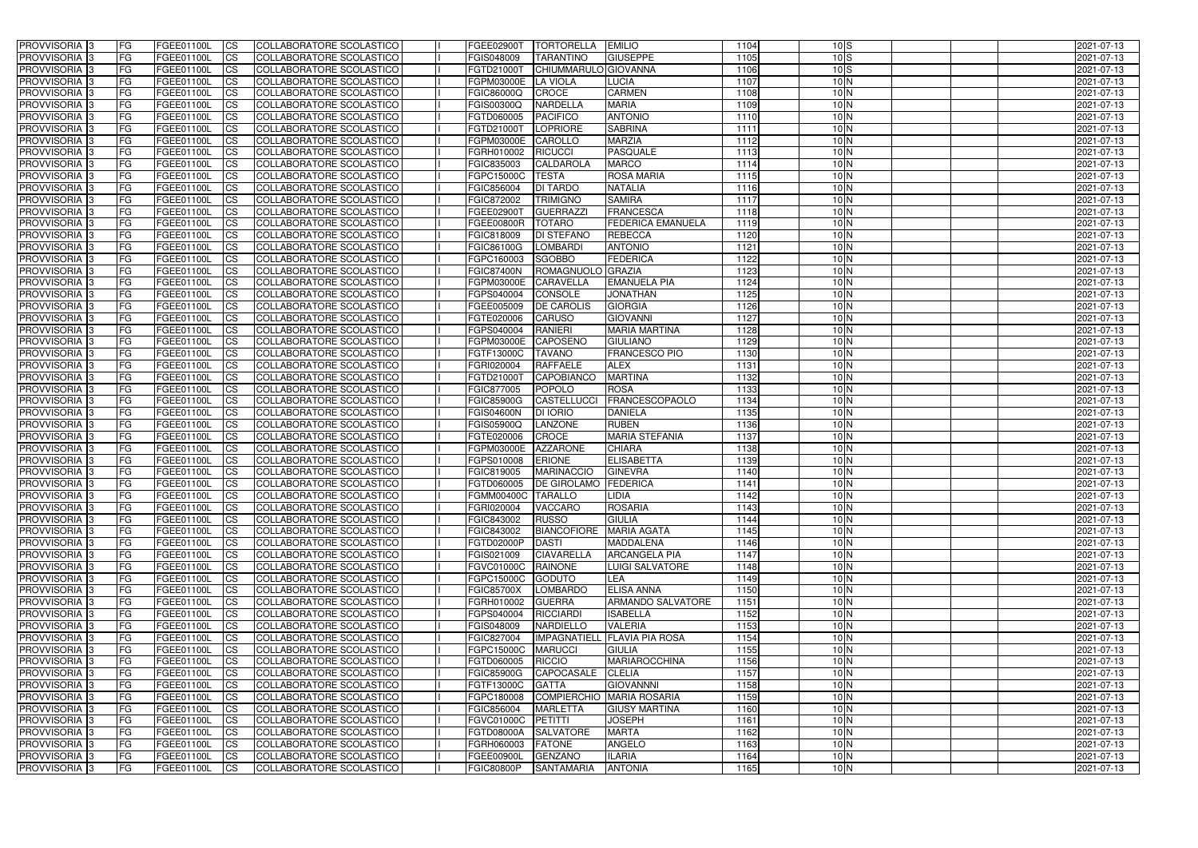| PROVVISORIA | 3 | FG | FGEE01100L | CS | COLLABORATORE SCOLASTICO | | FGEE02900T | TORTORELLA | EMILIO | 1104 | 10 | S | | | | 2021-07-13 |
|---|---|---|---|---|---|---|---|---|---|---|---|---|---|---|---|---|
| PROVVISORIA | 3 | FG | FGEE01100L | CS | COLLABORATORE SCOLASTICO | | FGIS048009 | TARANTINO | GIUSEPPE | 1105 | 10 | S | | | | 2021-07-13 |
| PROVVISORIA | 3 | FG | FGEE01100L | CS | COLLABORATORE SCOLASTICO | | FGTD21000T | CHIUMMARULO | GIOVANNA | 1106 | 10 | S | | | | 2021-07-13 |
| PROVVISORIA | 3 | FG | FGEE01100L | CS | COLLABORATORE SCOLASTICO | | FGPM03000E | LA VIOLA | LUCIA | 1107 | 10 | N | | | | 2021-07-13 |
| PROVVISORIA | 3 | FG | FGEE01100L | CS | COLLABORATORE SCOLASTICO | | FGIC86000Q | CROCE | CARMEN | 1108 | 10 | N | | | | 2021-07-13 |
| PROVVISORIA | 3 | FG | FGEE01100L | CS | COLLABORATORE SCOLASTICO | | FGIS00300Q | NARDELLA | MARIA | 1109 | 10 | N | | | | 2021-07-13 |
| PROVVISORIA | 3 | FG | FGEE01100L | CS | COLLABORATORE SCOLASTICO | | FGTD060005 | PACIFICO | ANTONIO | 1110 | 10 | N | | | | 2021-07-13 |
| PROVVISORIA | 3 | FG | FGEE01100L | CS | COLLABORATORE SCOLASTICO | | FGTD21000T | LOPRIORE | SABRINA | 1111 | 10 | N | | | | 2021-07-13 |
| PROVVISORIA | 3 | FG | FGEE01100L | CS | COLLABORATORE SCOLASTICO | | FGPM03000E | CAROLLO | MARZIA | 1112 | 10 | N | | | | 2021-07-13 |
| PROVVISORIA | 3 | FG | FGEE01100L | CS | COLLABORATORE SCOLASTICO | | FGRH010002 | RICUCCI | PASQUALE | 1113 | 10 | N | | | | 2021-07-13 |
| PROVVISORIA | 3 | FG | FGEE01100L | CS | COLLABORATORE SCOLASTICO | | FGIC835003 | CALDAROLA | MARCO | 1114 | 10 | N | | | | 2021-07-13 |
| PROVVISORIA | 3 | FG | FGEE01100L | CS | COLLABORATORE SCOLASTICO | | FGPC15000C | TESTA | ROSA MARIA | 1115 | 10 | N | | | | 2021-07-13 |
| PROVVISORIA | 3 | FG | FGEE01100L | CS | COLLABORATORE SCOLASTICO | | FGIC856004 | DI TARDO | NATALIA | 1116 | 10 | N | | | | 2021-07-13 |
| PROVVISORIA | 3 | FG | FGEE01100L | CS | COLLABORATORE SCOLASTICO | | FGIC872002 | TRIMIGNO | SAMIRA | 1117 | 10 | N | | | | 2021-07-13 |
| PROVVISORIA | 3 | FG | FGEE01100L | CS | COLLABORATORE SCOLASTICO | | FGEE02900T | GUERRAZZI | FRANCESCA | 1118 | 10 | N | | | | 2021-07-13 |
| PROVVISORIA | 3 | FG | FGEE01100L | CS | COLLABORATORE SCOLASTICO | | FGEE00800R | TOTARO | FEDERICA EMANUELA | 1119 | 10 | N | | | | 2021-07-13 |
| PROVVISORIA | 3 | FG | FGEE01100L | CS | COLLABORATORE SCOLASTICO | | FGIC818009 | DI STEFANO | REBECCA | 1120 | 10 | N | | | | 2021-07-13 |
| PROVVISORIA | 3 | FG | FGEE01100L | CS | COLLABORATORE SCOLASTICO | | FGIC86100G | LOMBARDI | ANTONIO | 1121 | 10 | N | | | | 2021-07-13 |
| PROVVISORIA | 3 | FG | FGEE01100L | CS | COLLABORATORE SCOLASTICO | | FGPC160003 | SGOBBO | FEDERICA | 1122 | 10 | N | | | | 2021-07-13 |
| PROVVISORIA | 3 | FG | FGEE01100L | CS | COLLABORATORE SCOLASTICO | | FGIC87400N | ROMAGNUOLO | GRAZIA | 1123 | 10 | N | | | | 2021-07-13 |
| PROVVISORIA | 3 | FG | FGEE01100L | CS | COLLABORATORE SCOLASTICO | | FGPM03000E | CARAVELLA | EMANUELA PIA | 1124 | 10 | N | | | | 2021-07-13 |
| PROVVISORIA | 3 | FG | FGEE01100L | CS | COLLABORATORE SCOLASTICO | | FGPS040004 | CONSOLE | JONATHAN | 1125 | 10 | N | | | | 2021-07-13 |
| PROVVISORIA | 3 | FG | FGEE01100L | CS | COLLABORATORE SCOLASTICO | | FGEE005009 | DE CAROLIS | GIORGIA | 1126 | 10 | N | | | | 2021-07-13 |
| PROVVISORIA | 3 | FG | FGEE01100L | CS | COLLABORATORE SCOLASTICO | | FGTE020006 | CARUSO | GIOVANNI | 1127 | 10 | N | | | | 2021-07-13 |
| PROVVISORIA | 3 | FG | FGEE01100L | CS | COLLABORATORE SCOLASTICO | | FGPS040004 | RANIERI | MARIA MARTINA | 1128 | 10 | N | | | | 2021-07-13 |
| PROVVISORIA | 3 | FG | FGEE01100L | CS | COLLABORATORE SCOLASTICO | | FGPM03000E | CAPOSENO | GIULIANO | 1129 | 10 | N | | | | 2021-07-13 |
| PROVVISORIA | 3 | FG | FGEE01100L | CS | COLLABORATORE SCOLASTICO | | FGTF13000C | TAVANO | FRANCESCO PIO | 1130 | 10 | N | | | | 2021-07-13 |
| PROVVISORIA | 3 | FG | FGEE01100L | CS | COLLABORATORE SCOLASTICO | | FGRI020004 | RAFFAELE | ALEX | 1131 | 10 | N | | | | 2021-07-13 |
| PROVVISORIA | 3 | FG | FGEE01100L | CS | COLLABORATORE SCOLASTICO | | FGTD21000T | CAPOBIANCO | MARTINA | 1132 | 10 | N | | | | 2021-07-13 |
| PROVVISORIA | 3 | FG | FGEE01100L | CS | COLLABORATORE SCOLASTICO | | FGIC877005 | POPOLO | ROSA | 1133 | 10 | N | | | | 2021-07-13 |
| PROVVISORIA | 3 | FG | FGEE01100L | CS | COLLABORATORE SCOLASTICO | | FGIC85900G | CASTELLUCCI | FRANCESCOPAOLO | 1134 | 10 | N | | | | 2021-07-13 |
| PROVVISORIA | 3 | FG | FGEE01100L | CS | COLLABORATORE SCOLASTICO | | FGIS04600N | DI IORIO | DANIELA | 1135 | 10 | N | | | | 2021-07-13 |
| PROVVISORIA | 3 | FG | FGEE01100L | CS | COLLABORATORE SCOLASTICO | | FGIS05900Q | LANZONE | RUBEN | 1136 | 10 | N | | | | 2021-07-13 |
| PROVVISORIA | 3 | FG | FGEE01100L | CS | COLLABORATORE SCOLASTICO | | FGTE020006 | CROCE | MARIA STEFANIA | 1137 | 10 | N | | | | 2021-07-13 |
| PROVVISORIA | 3 | FG | FGEE01100L | CS | COLLABORATORE SCOLASTICO | | FGPM03000E | AZZARONE | CHIARA | 1138 | 10 | N | | | | 2021-07-13 |
| PROVVISORIA | 3 | FG | FGEE01100L | CS | COLLABORATORE SCOLASTICO | | FGPS010008 | ERIONE | ELISABETTA | 1139 | 10 | N | | | | 2021-07-13 |
| PROVVISORIA | 3 | FG | FGEE01100L | CS | COLLABORATORE SCOLASTICO | | FGIC819005 | MARINACCIO | GINEVRA | 1140 | 10 | N | | | | 2021-07-13 |
| PROVVISORIA | 3 | FG | FGEE01100L | CS | COLLABORATORE SCOLASTICO | | FGTD060005 | DE GIROLAMO | FEDERICA | 1141 | 10 | N | | | | 2021-07-13 |
| PROVVISORIA | 3 | FG | FGEE01100L | CS | COLLABORATORE SCOLASTICO | | FGMM00400C | TARALLO | LIDIA | 1142 | 10 | N | | | | 2021-07-13 |
| PROVVISORIA | 3 | FG | FGEE01100L | CS | COLLABORATORE SCOLASTICO | | FGRI020004 | VACCARO | ROSARIA | 1143 | 10 | N | | | | 2021-07-13 |
| PROVVISORIA | 3 | FG | FGEE01100L | CS | COLLABORATORE SCOLASTICO | | FGIC843002 | RUSSO | GIULIA | 1144 | 10 | N | | | | 2021-07-13 |
| PROVVISORIA | 3 | FG | FGEE01100L | CS | COLLABORATORE SCOLASTICO | | FGIC843002 | BIANCOFIORE | MARIA AGATA | 1145 | 10 | N | | | | 2021-07-13 |
| PROVVISORIA | 3 | FG | FGEE01100L | CS | COLLABORATORE SCOLASTICO | | FGTD02000P | DASTI | MADDALENA | 1146 | 10 | N | | | | 2021-07-13 |
| PROVVISORIA | 3 | FG | FGEE01100L | CS | COLLABORATORE SCOLASTICO | | FGIS021009 | CIAVARELLA | ARCANGELA PIA | 1147 | 10 | N | | | | 2021-07-13 |
| PROVVISORIA | 3 | FG | FGEE01100L | CS | COLLABORATORE SCOLASTICO | | FGVC01000C | RAINONE | LUIGI SALVATORE | 1148 | 10 | N | | | | 2021-07-13 |
| PROVVISORIA | 3 | FG | FGEE01100L | CS | COLLABORATORE SCOLASTICO | | FGPC15000C | GODUTO | LEA | 1149 | 10 | N | | | | 2021-07-13 |
| PROVVISORIA | 3 | FG | FGEE01100L | CS | COLLABORATORE SCOLASTICO | | FGIC85700X | LOMBARDO | ELISA ANNA | 1150 | 10 | N | | | | 2021-07-13 |
| PROVVISORIA | 3 | FG | FGEE01100L | CS | COLLABORATORE SCOLASTICO | | FGRH010002 | GUERRA | ARMANDO SALVATORE | 1151 | 10 | N | | | | 2021-07-13 |
| PROVVISORIA | 3 | FG | FGEE01100L | CS | COLLABORATORE SCOLASTICO | | FGPS040004 | RICCIARDI | ISABELLA | 1152 | 10 | N | | | | 2021-07-13 |
| PROVVISORIA | 3 | FG | FGEE01100L | CS | COLLABORATORE SCOLASTICO | | FGIS048009 | NARDIELLO | VALERIA | 1153 | 10 | N | | | | 2021-07-13 |
| PROVVISORIA | 3 | FG | FGEE01100L | CS | COLLABORATORE SCOLASTICO | | FGIC827004 | IMPAGNATIELL | FLAVIA PIA ROSA | 1154 | 10 | N | | | | 2021-07-13 |
| PROVVISORIA | 3 | FG | FGEE01100L | CS | COLLABORATORE SCOLASTICO | | FGPC15000C | MARUCCI | GIULIA | 1155 | 10 | N | | | | 2021-07-13 |
| PROVVISORIA | 3 | FG | FGEE01100L | CS | COLLABORATORE SCOLASTICO | | FGTD060005 | RICCIO | MARIAROCCHINA | 1156 | 10 | N | | | | 2021-07-13 |
| PROVVISORIA | 3 | FG | FGEE01100L | CS | COLLABORATORE SCOLASTICO | | FGIC85900G | CAPOCASALE | CLELIA | 1157 | 10 | N | | | | 2021-07-13 |
| PROVVISORIA | 3 | FG | FGEE01100L | CS | COLLABORATORE SCOLASTICO | | FGTF13000C | GATTA | GIOVANNNI | 1158 | 10 | N | | | | 2021-07-13 |
| PROVVISORIA | 3 | FG | FGEE01100L | CS | COLLABORATORE SCOLASTICO | | FGPC180008 | COMPIERCHIO | MARIA ROSARIA | 1159 | 10 | N | | | | 2021-07-13 |
| PROVVISORIA | 3 | FG | FGEE01100L | CS | COLLABORATORE SCOLASTICO | | FGIC856004 | MARLETTA | GIUSY MARTINA | 1160 | 10 | N | | | | 2021-07-13 |
| PROVVISORIA | 3 | FG | FGEE01100L | CS | COLLABORATORE SCOLASTICO | | FGVC01000C | PETITTI | JOSEPH | 1161 | 10 | N | | | | 2021-07-13 |
| PROVVISORIA | 3 | FG | FGEE01100L | CS | COLLABORATORE SCOLASTICO | | FGTD08000A | SALVATORE | MARTA | 1162 | 10 | N | | | | 2021-07-13 |
| PROVVISORIA | 3 | FG | FGEE01100L | CS | COLLABORATORE SCOLASTICO | | FGRH060003 | FATONE | ANGELO | 1163 | 10 | N | | | | 2021-07-13 |
| PROVVISORIA | 3 | FG | FGEE01100L | CS | COLLABORATORE SCOLASTICO | | FGEE00900L | GENZANO | ILARIA | 1164 | 10 | N | | | | 2021-07-13 |
| PROVVISORIA | 3 | FG | FGEE01100L | CS | COLLABORATORE SCOLASTICO | | FGIC80800P | SANTAMARIA | ANTONIA | 1165 | 10 | N | | | | 2021-07-13 |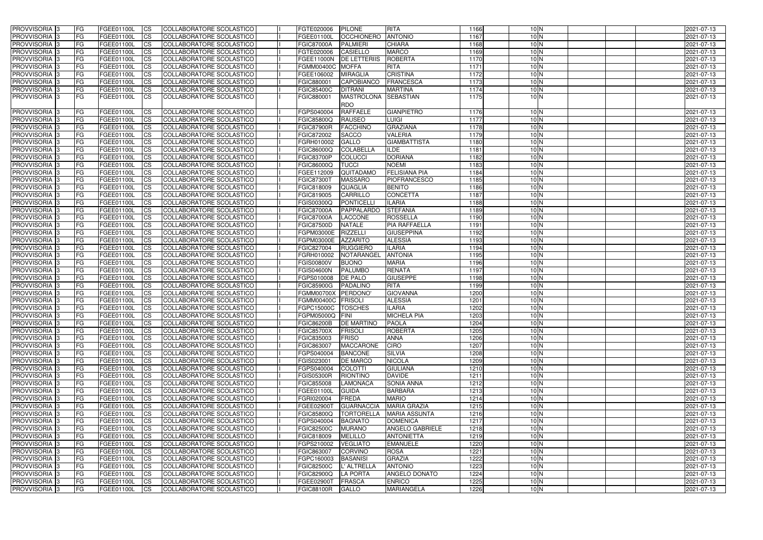| PROVVISORIA | 3 | FG | FGEE01100L | CS | COLLABORATORE SCOLASTICO | | FGTE020006 | PILONE | RITA | 1166 | 10 | N | | | | 2021-07-13 |
|---|---|---|---|---|---|---|---|---|---|---|---|---|---|---|---|---|
| PROVVISORIA | 3 | FG | FGEE01100L | CS | COLLABORATORE SCOLASTICO | | FGEE01100L | OCCHIONERO | ANTONIO | 1167 | 10 | N | | | | 2021-07-13 |
| PROVVISORIA | 3 | FG | FGEE01100L | CS | COLLABORATORE SCOLASTICO | | FGIC87000A | PALMIERI | CHIARA | 1168 | 10 | N | | | | 2021-07-13 |
| PROVVISORIA | 3 | FG | FGEE01100L | CS | COLLABORATORE SCOLASTICO | | FGTE020006 | CASIELLO | MARCO | 1169 | 10 | N | | | | 2021-07-13 |
| PROVVISORIA | 3 | FG | FGEE01100L | CS | COLLABORATORE SCOLASTICO | | FGEE11000N | DE LETTERIIS | ROBERTA | 1170 | 10 | N | | | | 2021-07-13 |
| PROVVISORIA | 3 | FG | FGEE01100L | CS | COLLABORATORE SCOLASTICO | | FGMM00400C | MOFFA | RITA | 1171 | 10 | N | | | | 2021-07-13 |
| PROVVISORIA | 3 | FG | FGEE01100L | CS | COLLABORATORE SCOLASTICO | | FGEE106002 | MIRAGLIA | CRISTINA | 1172 | 10 | N | | | | 2021-07-13 |
| PROVVISORIA | 3 | FG | FGEE01100L | CS | COLLABORATORE SCOLASTICO | | FGIC880001 | CAPOBIANCO | FRANCESCA | 1173 | 10 | N | | | | 2021-07-13 |
| PROVVISORIA | 3 | FG | FGEE01100L | CS | COLLABORATORE SCOLASTICO | | FGIC85400C | DITRANI | MARTINA | 1174 | 10 | N | | | | 2021-07-13 |
| PROVVISORIA | 3 | FG | FGEE01100L | CS | COLLABORATORE SCOLASTICO | | FGIC880001 | MASTROLONA RDO | SEBASTIAN | 1175 | 10 | N | | | | 2021-07-13 |
| PROVVISORIA | 3 | FG | FGEE01100L | CS | COLLABORATORE SCOLASTICO | | FGPS040004 | RAFFAELE | GIANPIETRO | 1176 | 10 | N | | | | 2021-07-13 |
| PROVVISORIA | 3 | FG | FGEE01100L | CS | COLLABORATORE SCOLASTICO | | FGIC85800Q | RAUSEO | LUIGI | 1177 | 10 | N | | | | 2021-07-13 |
| PROVVISORIA | 3 | FG | FGEE01100L | CS | COLLABORATORE SCOLASTICO | | FGIC87900R | FACCHINO | GRAZIANA | 1178 | 10 | N | | | | 2021-07-13 |
| PROVVISORIA | 3 | FG | FGEE01100L | CS | COLLABORATORE SCOLASTICO | | FGIC872002 | SACCO | VALERIA | 1179 | 10 | N | | | | 2021-07-13 |
| PROVVISORIA | 3 | FG | FGEE01100L | CS | COLLABORATORE SCOLASTICO | | FGRH010002 | GALLO | GIAMBATTISTA | 1180 | 10 | N | | | | 2021-07-13 |
| PROVVISORIA | 3 | FG | FGEE01100L | CS | COLLABORATORE SCOLASTICO | | FGIC86000Q | COLABELLA | ILDE | 1181 | 10 | N | | | | 2021-07-13 |
| PROVVISORIA | 3 | FG | FGEE01100L | CS | COLLABORATORE SCOLASTICO | | FGIC83700P | COLUCCI | DORIANA | 1182 | 10 | N | | | | 2021-07-13 |
| PROVVISORIA | 3 | FG | FGEE01100L | CS | COLLABORATORE SCOLASTICO | | FGIC86000Q | TUCCI | NOEMI | 1183 | 10 | N | | | | 2021-07-13 |
| PROVVISORIA | 3 | FG | FGEE01100L | CS | COLLABORATORE SCOLASTICO | | FGEE112009 | QUITADAMO | FELISIANA PIA | 1184 | 10 | N | | | | 2021-07-13 |
| PROVVISORIA | 3 | FG | FGEE01100L | CS | COLLABORATORE SCOLASTICO | | FGIC87300T | MASSARO | PIOFRANCESCO | 1185 | 10 | N | | | | 2021-07-13 |
| PROVVISORIA | 3 | FG | FGEE01100L | CS | COLLABORATORE SCOLASTICO | | FGIC818009 | QUAGLIA | BENITO | 1186 | 10 | N | | | | 2021-07-13 |
| PROVVISORIA | 3 | FG | FGEE01100L | CS | COLLABORATORE SCOLASTICO | | FGIC819005 | CARRILLO | CONCETTA | 1187 | 10 | N | | | | 2021-07-13 |
| PROVVISORIA | 3 | FG | FGEE01100L | CS | COLLABORATORE SCOLASTICO | | FGIS00300Q | PONTICELLI | ILARIA | 1188 | 10 | N | | | | 2021-07-13 |
| PROVVISORIA | 3 | FG | FGEE01100L | CS | COLLABORATORE SCOLASTICO | | FGIC87000A | PAPPALARDO | STEFANIA | 1189 | 10 | N | | | | 2021-07-13 |
| PROVVISORIA | 3 | FG | FGEE01100L | CS | COLLABORATORE SCOLASTICO | | FGIC87000A | LACCONE | ROSSELLA | 1190 | 10 | N | | | | 2021-07-13 |
| PROVVISORIA | 3 | FG | FGEE01100L | CS | COLLABORATORE SCOLASTICO | | FGIC87500D | NATALE | PIA RAFFAELLA | 1191 | 10 | N | | | | 2021-07-13 |
| PROVVISORIA | 3 | FG | FGEE01100L | CS | COLLABORATORE SCOLASTICO | | FGPM03000E | RIZZELLI | GIUSEPPINA | 1192 | 10 | N | | | | 2021-07-13 |
| PROVVISORIA | 3 | FG | FGEE01100L | CS | COLLABORATORE SCOLASTICO | | FGPM03000E | AZZARITO | ALESSIA | 1193 | 10 | N | | | | 2021-07-13 |
| PROVVISORIA | 3 | FG | FGEE01100L | CS | COLLABORATORE SCOLASTICO | | FGIC827004 | RUGGIERO | ILARIA | 1194 | 10 | N | | | | 2021-07-13 |
| PROVVISORIA | 3 | FG | FGEE01100L | CS | COLLABORATORE SCOLASTICO | | FGRH010002 | NOTARANGEL | ANTONIA | 1195 | 10 | N | | | | 2021-07-13 |
| PROVVISORIA | 3 | FG | FGEE01100L | CS | COLLABORATORE SCOLASTICO | | FGIS00800V | BUONO | MARIA | 1196 | 10 | N | | | | 2021-07-13 |
| PROVVISORIA | 3 | FG | FGEE01100L | CS | COLLABORATORE SCOLASTICO | | FGIS04600N | PALUMBO | RENATA | 1197 | 10 | N | | | | 2021-07-13 |
| PROVVISORIA | 3 | FG | FGEE01100L | CS | COLLABORATORE SCOLASTICO | | FGPS010008 | DE PALO | GIUSEPPE | 1198 | 10 | N | | | | 2021-07-13 |
| PROVVISORIA | 3 | FG | FGEE01100L | CS | COLLABORATORE SCOLASTICO | | FGIC85900G | PADALINO | RITA | 1199 | 10 | N | | | | 2021-07-13 |
| PROVVISORIA | 3 | FG | FGEE01100L | CS | COLLABORATORE SCOLASTICO | | FGMM00700X | PERDONO' | GIOVANNA | 1200 | 10 | N | | | | 2021-07-13 |
| PROVVISORIA | 3 | FG | FGEE01100L | CS | COLLABORATORE SCOLASTICO | | FGMM00400C | FRISOLI | ALESSIA | 1201 | 10 | N | | | | 2021-07-13 |
| PROVVISORIA | 3 | FG | FGEE01100L | CS | COLLABORATORE SCOLASTICO | | FGPC15000C | TOSCHES | ILARIA | 1202 | 10 | N | | | | 2021-07-13 |
| PROVVISORIA | 3 | FG | FGEE01100L | CS | COLLABORATORE SCOLASTICO | | FGPM05000Q | FINI | MICHELA PIA | 1203 | 10 | N | | | | 2021-07-13 |
| PROVVISORIA | 3 | FG | FGEE01100L | CS | COLLABORATORE SCOLASTICO | | FGIC86200B | DE MARTINO | PAOLA | 1204 | 10 | N | | | | 2021-07-13 |
| PROVVISORIA | 3 | FG | FGEE01100L | CS | COLLABORATORE SCOLASTICO | | FGIC85700X | FRISOLI | ROBERTA | 1205 | 10 | N | | | | 2021-07-13 |
| PROVVISORIA | 3 | FG | FGEE01100L | CS | COLLABORATORE SCOLASTICO | | FGIC835003 | FRISO | ANNA | 1206 | 10 | N | | | | 2021-07-13 |
| PROVVISORIA | 3 | FG | FGEE01100L | CS | COLLABORATORE SCOLASTICO | | FGIC863007 | MACCARONE | CIRO | 1207 | 10 | N | | | | 2021-07-13 |
| PROVVISORIA | 3 | FG | FGEE01100L | CS | COLLABORATORE SCOLASTICO | | FGPS040004 | BANCONE | SILVIA | 1208 | 10 | N | | | | 2021-07-13 |
| PROVVISORIA | 3 | FG | FGEE01100L | CS | COLLABORATORE SCOLASTICO | | FGIS023001 | DE MARCO | NICOLA | 1209 | 10 | N | | | | 2021-07-13 |
| PROVVISORIA | 3 | FG | FGEE01100L | CS | COLLABORATORE SCOLASTICO | | FGPS040004 | COLOTTI | GIULIANA | 1210 | 10 | N | | | | 2021-07-13 |
| PROVVISORIA | 3 | FG | FGEE01100L | CS | COLLABORATORE SCOLASTICO | | FGIS05300R | RIONTINO | DAVIDE | 1211 | 10 | N | | | | 2021-07-13 |
| PROVVISORIA | 3 | FG | FGEE01100L | CS | COLLABORATORE SCOLASTICO | | FGIC855008 | LAMONACA | SONIA ANNA | 1212 | 10 | N | | | | 2021-07-13 |
| PROVVISORIA | 3 | FG | FGEE01100L | CS | COLLABORATORE SCOLASTICO | | FGEE01100L | GUIDA | BARBARA | 1213 | 10 | N | | | | 2021-07-13 |
| PROVVISORIA | 3 | FG | FGEE01100L | CS | COLLABORATORE SCOLASTICO | | FGRI020004 | FREDA | MARIO | 1214 | 10 | N | | | | 2021-07-13 |
| PROVVISORIA | 3 | FG | FGEE01100L | CS | COLLABORATORE SCOLASTICO | | FGEE02900T | GUARNACCIA | MARIA GRAZIA | 1215 | 10 | N | | | | 2021-07-13 |
| PROVVISORIA | 3 | FG | FGEE01100L | CS | COLLABORATORE SCOLASTICO | | FGIC85800Q | TORTORELLA | MARIA ASSUNTA | 1216 | 10 | N | | | | 2021-07-13 |
| PROVVISORIA | 3 | FG | FGEE01100L | CS | COLLABORATORE SCOLASTICO | | FGPS040004 | BAGNATO | DOMENICA | 1217 | 10 | N | | | | 2021-07-13 |
| PROVVISORIA | 3 | FG | FGEE01100L | CS | COLLABORATORE SCOLASTICO | | FGIC82500C | MURANO | ANGELO GABRIELE | 1218 | 10 | N | | | | 2021-07-13 |
| PROVVISORIA | 3 | FG | FGEE01100L | CS | COLLABORATORE SCOLASTICO | | FGIC818009 | MELILLO | ANTONIETTA | 1219 | 10 | N | | | | 2021-07-13 |
| PROVVISORIA | 3 | FG | FGEE01100L | CS | COLLABORATORE SCOLASTICO | | FGPS210002 | VEGLIATO | EMANUELE | 1220 | 10 | N | | | | 2021-07-13 |
| PROVVISORIA | 3 | FG | FGEE01100L | CS | COLLABORATORE SCOLASTICO | | FGIC863007 | CORVINO | ROSA | 1221 | 10 | N | | | | 2021-07-13 |
| PROVVISORIA | 3 | FG | FGEE01100L | CS | COLLABORATORE SCOLASTICO | | FGPC160003 | BASANISI | GRAZIA | 1222 | 10 | N | | | | 2021-07-13 |
| PROVVISORIA | 3 | FG | FGEE01100L | CS | COLLABORATORE SCOLASTICO | | FGIC82500C | L' ALTRELLA | ANTONIO | 1223 | 10 | N | | | | 2021-07-13 |
| PROVVISORIA | 3 | FG | FGEE01100L | CS | COLLABORATORE SCOLASTICO | | FGIC82900Q | LA PORTA | ANGELO DONATO | 1224 | 10 | N | | | | 2021-07-13 |
| PROVVISORIA | 3 | FG | FGEE01100L | CS | COLLABORATORE SCOLASTICO | | FGEE02900T | FRASCA | ENRICO | 1225 | 10 | N | | | | 2021-07-13 |
| PROVVISORIA | 3 | FG | FGEE01100L | CS | COLLABORATORE SCOLASTICO | | FGIC88100R | GALLO | MARIANGELA | 1226 | 10 | N | | | | 2021-07-13 |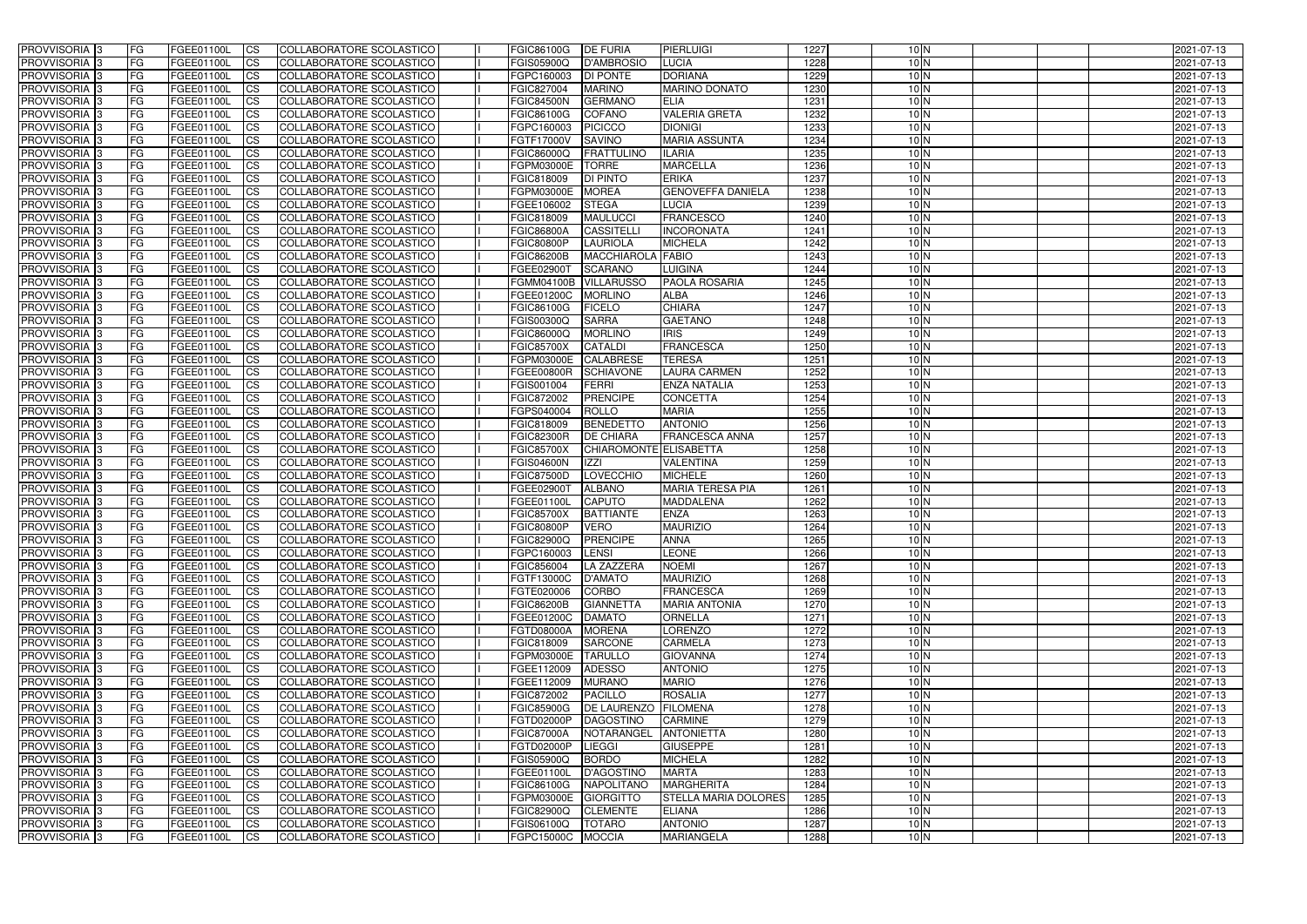| PROVVISORIA | 3 | FG | FGEE01100L | CS | COLLABORATORE SCOLASTICO | | FGIC86100G | DE FURIA | PIERLUIGI | 1227 | 10 | N | | | | 2021-07-13 |
|---|---|---|---|---|---|---|---|---|---|---|---|---|---|---|---|---|
| PROVVISORIA | 3 | FG | FGEE01100L | CS | COLLABORATORE SCOLASTICO | | FGIS05900Q | D'AMBROSIO | LUCIA | 1228 | 10 | N | | | | 2021-07-13 |
| PROVVISORIA | 3 | FG | FGEE01100L | CS | COLLABORATORE SCOLASTICO | | FGPC160003 | DI PONTE | DORIANA | 1229 | 10 | N | | | | 2021-07-13 |
| PROVVISORIA | 3 | FG | FGEE01100L | CS | COLLABORATORE SCOLASTICO | | FGIC827004 | MARINO | MARINO DONATO | 1230 | 10 | N | | | | 2021-07-13 |
| PROVVISORIA | 3 | FG | FGEE01100L | CS | COLLABORATORE SCOLASTICO | | FGIC84500N | GERMANO | ELIA | 1231 | 10 | N | | | | 2021-07-13 |
| PROVVISORIA | 3 | FG | FGEE01100L | CS | COLLABORATORE SCOLASTICO | | FGIC86100G | COFANO | VALERIA GRETA | 1232 | 10 | N | | | | 2021-07-13 |
| PROVVISORIA | 3 | FG | FGEE01100L | CS | COLLABORATORE SCOLASTICO | | FGPC160003 | PICICCO | DIONIGI | 1233 | 10 | N | | | | 2021-07-13 |
| PROVVISORIA | 3 | FG | FGEE01100L | CS | COLLABORATORE SCOLASTICO | | FGTF17000V | SAVINO | MARIA ASSUNTA | 1234 | 10 | N | | | | 2021-07-13 |
| PROVVISORIA | 3 | FG | FGEE01100L | CS | COLLABORATORE SCOLASTICO | | FGIC86000Q | FRATTULINO | ILARIA | 1235 | 10 | N | | | | 2021-07-13 |
| PROVVISORIA | 3 | FG | FGEE01100L | CS | COLLABORATORE SCOLASTICO | | FGPM03000E | TORRE | MARCELLA | 1236 | 10 | N | | | | 2021-07-13 |
| PROVVISORIA | 3 | FG | FGEE01100L | CS | COLLABORATORE SCOLASTICO | | FGIC818009 | DI PINTO | ERIKA | 1237 | 10 | N | | | | 2021-07-13 |
| PROVVISORIA | 3 | FG | FGEE01100L | CS | COLLABORATORE SCOLASTICO | | FGPM03000E | MOREA | GENOVEFFA DANIELA | 1238 | 10 | N | | | | 2021-07-13 |
| PROVVISORIA | 3 | FG | FGEE01100L | CS | COLLABORATORE SCOLASTICO | | FGEE106002 | STEGA | LUCIA | 1239 | 10 | N | | | | 2021-07-13 |
| PROVVISORIA | 3 | FG | FGEE01100L | CS | COLLABORATORE SCOLASTICO | | FGIC818009 | MAULUCCI | FRANCESCO | 1240 | 10 | N | | | | 2021-07-13 |
| PROVVISORIA | 3 | FG | FGEE01100L | CS | COLLABORATORE SCOLASTICO | | FGIC86800A | CASSITELLI | INCORONATA | 1241 | 10 | N | | | | 2021-07-13 |
| PROVVISORIA | 3 | FG | FGEE01100L | CS | COLLABORATORE SCOLASTICO | | FGIC80800P | LAURIOLA | MICHELA | 1242 | 10 | N | | | | 2021-07-13 |
| PROVVISORIA | 3 | FG | FGEE01100L | CS | COLLABORATORE SCOLASTICO | | FGIC86200B | MACCHIAROLA | FABIO | 1243 | 10 | N | | | | 2021-07-13 |
| PROVVISORIA | 3 | FG | FGEE01100L | CS | COLLABORATORE SCOLASTICO | | FGEE02900T | SCARANO | LUIGINA | 1244 | 10 | N | | | | 2021-07-13 |
| PROVVISORIA | 3 | FG | FGEE01100L | CS | COLLABORATORE SCOLASTICO | | FGMM04100B | VILLARUSSO | PAOLA ROSARIA | 1245 | 10 | N | | | | 2021-07-13 |
| PROVVISORIA | 3 | FG | FGEE01100L | CS | COLLABORATORE SCOLASTICO | | FGEE01200C | MORLINO | ALBA | 1246 | 10 | N | | | | 2021-07-13 |
| PROVVISORIA | 3 | FG | FGEE01100L | CS | COLLABORATORE SCOLASTICO | | FGIC86100G | FICELO | CHIARA | 1247 | 10 | N | | | | 2021-07-13 |
| PROVVISORIA | 3 | FG | FGEE01100L | CS | COLLABORATORE SCOLASTICO | | FGIS00300Q | SARRA | GAETANO | 1248 | 10 | N | | | | 2021-07-13 |
| PROVVISORIA | 3 | FG | FGEE01100L | CS | COLLABORATORE SCOLASTICO | | FGIC86000Q | MORLINO | IRIS | 1249 | 10 | N | | | | 2021-07-13 |
| PROVVISORIA | 3 | FG | FGEE01100L | CS | COLLABORATORE SCOLASTICO | | FGIC85700X | CATALDI | FRANCESCA | 1250 | 10 | N | | | | 2021-07-13 |
| PROVVISORIA | 3 | FG | FGEE01100L | CS | COLLABORATORE SCOLASTICO | | FGPM03000E | CALABRESE | TERESA | 1251 | 10 | N | | | | 2021-07-13 |
| PROVVISORIA | 3 | FG | FGEE01100L | CS | COLLABORATORE SCOLASTICO | | FGEE00800R | SCHIAVONE | LAURA CARMEN | 1252 | 10 | N | | | | 2021-07-13 |
| PROVVISORIA | 3 | FG | FGEE01100L | CS | COLLABORATORE SCOLASTICO | | FGIS001004 | FERRI | ENZA NATALIA | 1253 | 10 | N | | | | 2021-07-13 |
| PROVVISORIA | 3 | FG | FGEE01100L | CS | COLLABORATORE SCOLASTICO | | FGIC872002 | PRENCIPE | CONCETTA | 1254 | 10 | N | | | | 2021-07-13 |
| PROVVISORIA | 3 | FG | FGEE01100L | CS | COLLABORATORE SCOLASTICO | | FGPS040004 | ROLLO | MARIA | 1255 | 10 | N | | | | 2021-07-13 |
| PROVVISORIA | 3 | FG | FGEE01100L | CS | COLLABORATORE SCOLASTICO | | FGIC818009 | BENEDETTO | ANTONIO | 1256 | 10 | N | | | | 2021-07-13 |
| PROVVISORIA | 3 | FG | FGEE01100L | CS | COLLABORATORE SCOLASTICO | | FGIC82300R | DE CHIARA | FRANCESCA ANNA | 1257 | 10 | N | | | | 2021-07-13 |
| PROVVISORIA | 3 | FG | FGEE01100L | CS | COLLABORATORE SCOLASTICO | | FGIC85700X | CHIAROMONTE | ELISABETTA | 1258 | 10 | N | | | | 2021-07-13 |
| PROVVISORIA | 3 | FG | FGEE01100L | CS | COLLABORATORE SCOLASTICO | | FGIS04600N | IZZI | VALENTINA | 1259 | 10 | N | | | | 2021-07-13 |
| PROVVISORIA | 3 | FG | FGEE01100L | CS | COLLABORATORE SCOLASTICO | | FGIC87500D | LOVECCHIO | MICHELE | 1260 | 10 | N | | | | 2021-07-13 |
| PROVVISORIA | 3 | FG | FGEE01100L | CS | COLLABORATORE SCOLASTICO | | FGEE02900T | ALBANO | MARIA TERESA PIA | 1261 | 10 | N | | | | 2021-07-13 |
| PROVVISORIA | 3 | FG | FGEE01100L | CS | COLLABORATORE SCOLASTICO | | FGEE01100L | CAPUTO | MADDALENA | 1262 | 10 | N | | | | 2021-07-13 |
| PROVVISORIA | 3 | FG | FGEE01100L | CS | COLLABORATORE SCOLASTICO | | FGIC85700X | BATTIANTE | ENZA | 1263 | 10 | N | | | | 2021-07-13 |
| PROVVISORIA | 3 | FG | FGEE01100L | CS | COLLABORATORE SCOLASTICO | | FGIC80800P | VERO | MAURIZIO | 1264 | 10 | N | | | | 2021-07-13 |
| PROVVISORIA | 3 | FG | FGEE01100L | CS | COLLABORATORE SCOLASTICO | | FGIC82900Q | PRENCIPE | ANNA | 1265 | 10 | N | | | | 2021-07-13 |
| PROVVISORIA | 3 | FG | FGEE01100L | CS | COLLABORATORE SCOLASTICO | | FGPC160003 | LENSI | LEONE | 1266 | 10 | N | | | | 2021-07-13 |
| PROVVISORIA | 3 | FG | FGEE01100L | CS | COLLABORATORE SCOLASTICO | | FGIC856004 | LA ZAZZERA | NOEMI | 1267 | 10 | N | | | | 2021-07-13 |
| PROVVISORIA | 3 | FG | FGEE01100L | CS | COLLABORATORE SCOLASTICO | | FGTF13000C | D'AMATO | MAURIZIO | 1268 | 10 | N | | | | 2021-07-13 |
| PROVVISORIA | 3 | FG | FGEE01100L | CS | COLLABORATORE SCOLASTICO | | FGTE020006 | CORBO | FRANCESCA | 1269 | 10 | N | | | | 2021-07-13 |
| PROVVISORIA | 3 | FG | FGEE01100L | CS | COLLABORATORE SCOLASTICO | | FGIC86200B | GIANNETTA | MARIA ANTONIA | 1270 | 10 | N | | | | 2021-07-13 |
| PROVVISORIA | 3 | FG | FGEE01100L | CS | COLLABORATORE SCOLASTICO | | FGEE01200C | DAMATO | ORNELLA | 1271 | 10 | N | | | | 2021-07-13 |
| PROVVISORIA | 3 | FG | FGEE01100L | CS | COLLABORATORE SCOLASTICO | | FGTD08000A | MORENA | LORENZO | 1272 | 10 | N | | | | 2021-07-13 |
| PROVVISORIA | 3 | FG | FGEE01100L | CS | COLLABORATORE SCOLASTICO | | FGIC818009 | SARCONE | CARMELA | 1273 | 10 | N | | | | 2021-07-13 |
| PROVVISORIA | 3 | FG | FGEE01100L | CS | COLLABORATORE SCOLASTICO | | FGPM03000E | TARULLO | GIOVANNA | 1274 | 10 | N | | | | 2021-07-13 |
| PROVVISORIA | 3 | FG | FGEE01100L | CS | COLLABORATORE SCOLASTICO | | FGEE112009 | ADESSO | ANTONIO | 1275 | 10 | N | | | | 2021-07-13 |
| PROVVISORIA | 3 | FG | FGEE01100L | CS | COLLABORATORE SCOLASTICO | | FGEE112009 | MURANO | MARIO | 1276 | 10 | N | | | | 2021-07-13 |
| PROVVISORIA | 3 | FG | FGEE01100L | CS | COLLABORATORE SCOLASTICO | | FGIC872002 | PACILLO | ROSALIA | 1277 | 10 | N | | | | 2021-07-13 |
| PROVVISORIA | 3 | FG | FGEE01100L | CS | COLLABORATORE SCOLASTICO | | FGIC85900G | DE LAURENZO | FILOMENA | 1278 | 10 | N | | | | 2021-07-13 |
| PROVVISORIA | 3 | FG | FGEE01100L | CS | COLLABORATORE SCOLASTICO | | FGTD02000P | DAGOSTINO | CARMINE | 1279 | 10 | N | | | | 2021-07-13 |
| PROVVISORIA | 3 | FG | FGEE01100L | CS | COLLABORATORE SCOLASTICO | | FGIC87000A | NOTARANGEL | ANTONIETTA | 1280 | 10 | N | | | | 2021-07-13 |
| PROVVISORIA | 3 | FG | FGEE01100L | CS | COLLABORATORE SCOLASTICO | | FGTD02000P | LIEGGI | GIUSEPPE | 1281 | 10 | N | | | | 2021-07-13 |
| PROVVISORIA | 3 | FG | FGEE01100L | CS | COLLABORATORE SCOLASTICO | | FGIS05900Q | BORDO | MICHELA | 1282 | 10 | N | | | | 2021-07-13 |
| PROVVISORIA | 3 | FG | FGEE01100L | CS | COLLABORATORE SCOLASTICO | | FGEE01100L | D'AGOSTINO | MARTA | 1283 | 10 | N | | | | 2021-07-13 |
| PROVVISORIA | 3 | FG | FGEE01100L | CS | COLLABORATORE SCOLASTICO | | FGIC86100G | NAPOLITANO | MARGHERITA | 1284 | 10 | N | | | | 2021-07-13 |
| PROVVISORIA | 3 | FG | FGEE01100L | CS | COLLABORATORE SCOLASTICO | | FGPM03000E | GIORGITTO | STELLA MARIA DOLORES | 1285 | 10 | N | | | | 2021-07-13 |
| PROVVISORIA | 3 | FG | FGEE01100L | CS | COLLABORATORE SCOLASTICO | | FGIC82900Q | CLEMENTE | ELIANA | 1286 | 10 | N | | | | 2021-07-13 |
| PROVVISORIA | 3 | FG | FGEE01100L | CS | COLLABORATORE SCOLASTICO | | FGIS06100Q | TOTARO | ANTONIO | 1287 | 10 | N | | | | 2021-07-13 |
| PROVVISORIA | 3 | FG | FGEE01100L | CS | COLLABORATORE SCOLASTICO | | FGPC15000C | MOCCIA | MARIANGELA | 1288 | 10 | N | | | | 2021-07-13 |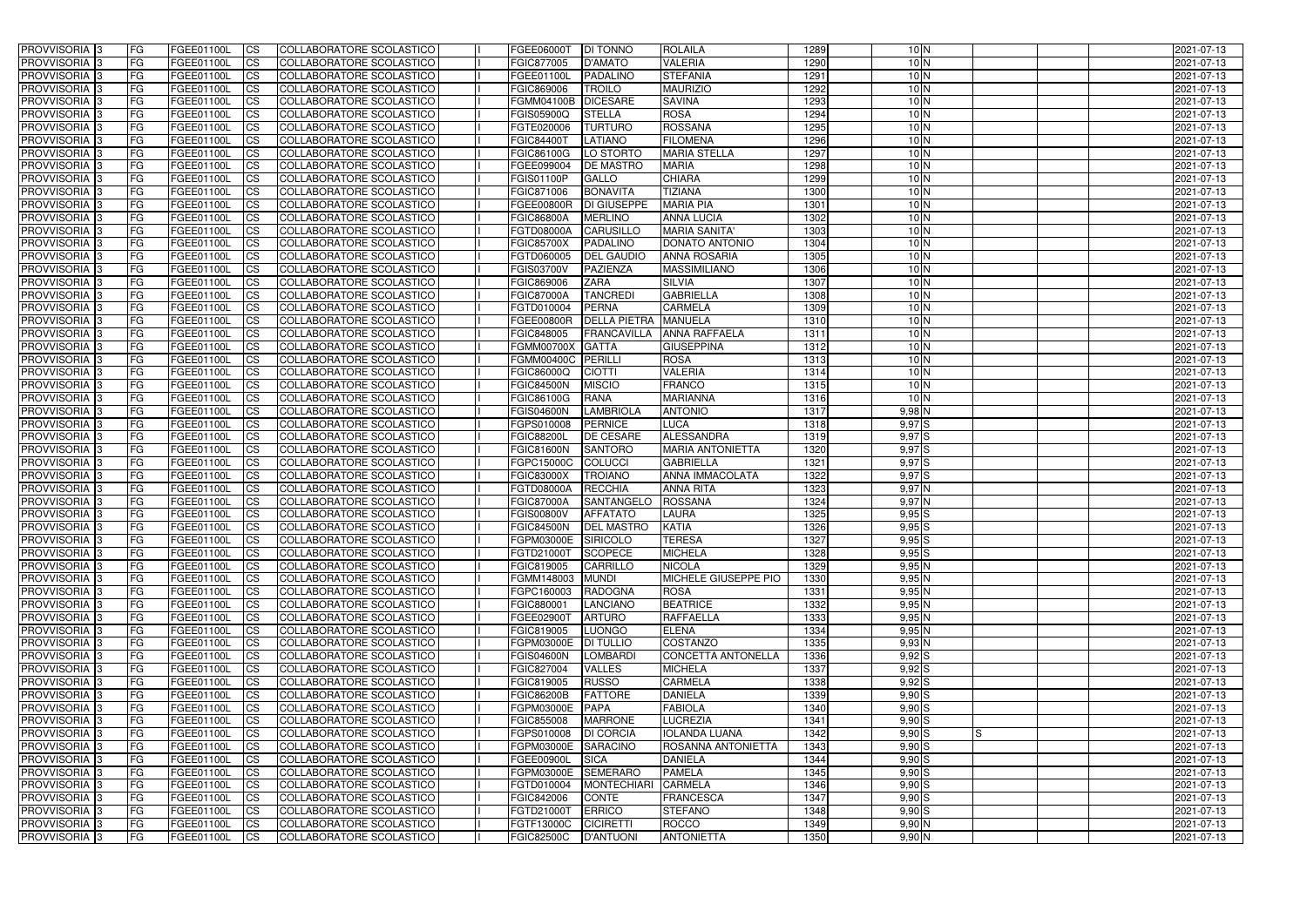| PROVVISORIA | 3 | FG | FGEE01100L | CS | COLLABORATORE SCOLASTICO | | FGEE06000T | DI TONNO | ROLAILA | 1289 | 10 | N | | | | 2021-07-13 |
|---|---|---|---|---|---|---|---|---|---|---|---|---|---|---|---|---|
| PROVVISORIA | 3 | FG | FGEE01100L | CS | COLLABORATORE SCOLASTICO | | FGIC877005 | D'AMATO | VALERIA | 1290 | 10 | N | | | | 2021-07-13 |
| PROVVISORIA | 3 | FG | FGEE01100L | CS | COLLABORATORE SCOLASTICO | | FGEE01100L | PADALINO | STEFANIA | 1291 | 10 | N | | | | 2021-07-13 |
| PROVVISORIA | 3 | FG | FGEE01100L | CS | COLLABORATORE SCOLASTICO | | FGIC869006 | TROILO | MAURIZIO | 1292 | 10 | N | | | | 2021-07-13 |
| PROVVISORIA | 3 | FG | FGEE01100L | CS | COLLABORATORE SCOLASTICO | | FGMM04100B | DICESARE | SAVINA | 1293 | 10 | N | | | | 2021-07-13 |
| PROVVISORIA | 3 | FG | FGEE01100L | CS | COLLABORATORE SCOLASTICO | | FGIS05900Q | STELLA | ROSA | 1294 | 10 | N | | | | 2021-07-13 |
| PROVVISORIA | 3 | FG | FGEE01100L | CS | COLLABORATORE SCOLASTICO | | FGTE020006 | TURTURO | ROSSANA | 1295 | 10 | N | | | | 2021-07-13 |
| PROVVISORIA | 3 | FG | FGEE01100L | CS | COLLABORATORE SCOLASTICO | | FGIC84400T | LATIANO | FILOMENA | 1296 | 10 | N | | | | 2021-07-13 |
| PROVVISORIA | 3 | FG | FGEE01100L | CS | COLLABORATORE SCOLASTICO | | FGIC86100G | LO STORTO | MARIA STELLA | 1297 | 10 | N | | | | 2021-07-13 |
| PROVVISORIA | 3 | FG | FGEE01100L | CS | COLLABORATORE SCOLASTICO | | FGEE099004 | DE MASTRO | MARIA | 1298 | 10 | N | | | | 2021-07-13 |
| PROVVISORIA | 3 | FG | FGEE01100L | CS | COLLABORATORE SCOLASTICO | | FGIS01100P | GALLO | CHIARA | 1299 | 10 | N | | | | 2021-07-13 |
| PROVVISORIA | 3 | FG | FGEE01100L | CS | COLLABORATORE SCOLASTICO | | FGIC871006 | BONAVITA | TIZIANA | 1300 | 10 | N | | | | 2021-07-13 |
| PROVVISORIA | 3 | FG | FGEE01100L | CS | COLLABORATORE SCOLASTICO | | FGEE00800R | DI GIUSEPPE | MARIA PIA | 1301 | 10 | N | | | | 2021-07-13 |
| PROVVISORIA | 3 | FG | FGEE01100L | CS | COLLABORATORE SCOLASTICO | | FGIC86800A | MERLINO | ANNA LUCIA | 1302 | 10 | N | | | | 2021-07-13 |
| PROVVISORIA | 3 | FG | FGEE01100L | CS | COLLABORATORE SCOLASTICO | | FGTD08000A | CARUSILLO | MARIA SANITA' | 1303 | 10 | N | | | | 2021-07-13 |
| PROVVISORIA | 3 | FG | FGEE01100L | CS | COLLABORATORE SCOLASTICO | | FGIC85700X | PADALINO | DONATO ANTONIO | 1304 | 10 | N | | | | 2021-07-13 |
| PROVVISORIA | 3 | FG | FGEE01100L | CS | COLLABORATORE SCOLASTICO | | FGTD060005 | DEL GAUDIO | ANNA ROSARIA | 1305 | 10 | N | | | | 2021-07-13 |
| PROVVISORIA | 3 | FG | FGEE01100L | CS | COLLABORATORE SCOLASTICO | | FGIS03700V | PAZIENZA | MASSIMILIANO | 1306 | 10 | N | | | | 2021-07-13 |
| PROVVISORIA | 3 | FG | FGEE01100L | CS | COLLABORATORE SCOLASTICO | | FGIC869006 | ZARA | SILVIA | 1307 | 10 | N | | | | 2021-07-13 |
| PROVVISORIA | 3 | FG | FGEE01100L | CS | COLLABORATORE SCOLASTICO | | FGIC87000A | TANCREDI | GABRIELLA | 1308 | 10 | N | | | | 2021-07-13 |
| PROVVISORIA | 3 | FG | FGEE01100L | CS | COLLABORATORE SCOLASTICO | | FGTD010004 | PERNA | CARMELA | 1309 | 10 | N | | | | 2021-07-13 |
| PROVVISORIA | 3 | FG | FGEE01100L | CS | COLLABORATORE SCOLASTICO | | FGEE00800R | DELLA PIETRA | MANUELA | 1310 | 10 | N | | | | 2021-07-13 |
| PROVVISORIA | 3 | FG | FGEE01100L | CS | COLLABORATORE SCOLASTICO | | FGIC848005 | FRANCAVILLA | ANNA RAFFAELA | 1311 | 10 | N | | | | 2021-07-13 |
| PROVVISORIA | 3 | FG | FGEE01100L | CS | COLLABORATORE SCOLASTICO | | FGMM00700X | GATTA | GIUSEPPINA | 1312 | 10 | N | | | | 2021-07-13 |
| PROVVISORIA | 3 | FG | FGEE01100L | CS | COLLABORATORE SCOLASTICO | | FGMM00400C | PERILLI | ROSA | 1313 | 10 | N | | | | 2021-07-13 |
| PROVVISORIA | 3 | FG | FGEE01100L | CS | COLLABORATORE SCOLASTICO | | FGIC86000Q | CIOTTI | VALERIA | 1314 | 10 | N | | | | 2021-07-13 |
| PROVVISORIA | 3 | FG | FGEE01100L | CS | COLLABORATORE SCOLASTICO | | FGIC84500N | MISCIO | FRANCO | 1315 | 10 | N | | | | 2021-07-13 |
| PROVVISORIA | 3 | FG | FGEE01100L | CS | COLLABORATORE SCOLASTICO | | FGIC86100G | RANA | MARIANNA | 1316 | 10 | N | | | | 2021-07-13 |
| PROVVISORIA | 3 | FG | FGEE01100L | CS | COLLABORATORE SCOLASTICO | | FGIS04600N | LAMBRIOLA | ANTONIO | 1317 | 9,98 | N | | | | 2021-07-13 |
| PROVVISORIA | 3 | FG | FGEE01100L | CS | COLLABORATORE SCOLASTICO | | FGPS010008 | PERNICE | LUCA | 1318 | 9,97 | S | | | | 2021-07-13 |
| PROVVISORIA | 3 | FG | FGEE01100L | CS | COLLABORATORE SCOLASTICO | | FGIC88200L | DE CESARE | ALESSANDRA | 1319 | 9,97 | S | | | | 2021-07-13 |
| PROVVISORIA | 3 | FG | FGEE01100L | CS | COLLABORATORE SCOLASTICO | | FGIC81600N | SANTORO | MARIA ANTONIETTA | 1320 | 9,97 | S | | | | 2021-07-13 |
| PROVVISORIA | 3 | FG | FGEE01100L | CS | COLLABORATORE SCOLASTICO | | FGPC15000C | COLUCCI | GABRIELLA | 1321 | 9,97 | S | | | | 2021-07-13 |
| PROVVISORIA | 3 | FG | FGEE01100L | CS | COLLABORATORE SCOLASTICO | | FGIC83000X | TROIANO | ANNA IMMACOLATA | 1322 | 9,97 | S | | | | 2021-07-13 |
| PROVVISORIA | 3 | FG | FGEE01100L | CS | COLLABORATORE SCOLASTICO | | FGTD08000A | RECCHIA | ANNA RITA | 1323 | 9,97 | N | | | | 2021-07-13 |
| PROVVISORIA | 3 | FG | FGEE01100L | CS | COLLABORATORE SCOLASTICO | | FGIC87000A | SANTANGELO | ROSSANA | 1324 | 9,97 | N | | | | 2021-07-13 |
| PROVVISORIA | 3 | FG | FGEE01100L | CS | COLLABORATORE SCOLASTICO | | FGIS00800V | AFFATATO | LAURA | 1325 | 9,95 | S | | | | 2021-07-13 |
| PROVVISORIA | 3 | FG | FGEE01100L | CS | COLLABORATORE SCOLASTICO | | FGIC84500N | DEL MASTRO | KATIA | 1326 | 9,95 | S | | | | 2021-07-13 |
| PROVVISORIA | 3 | FG | FGEE01100L | CS | COLLABORATORE SCOLASTICO | | FGPM03000E | SIRICOLO | TERESA | 1327 | 9,95 | S | | | | 2021-07-13 |
| PROVVISORIA | 3 | FG | FGEE01100L | CS | COLLABORATORE SCOLASTICO | | FGTD21000T | SCOPECE | MICHELA | 1328 | 9,95 | S | | | | 2021-07-13 |
| PROVVISORIA | 3 | FG | FGEE01100L | CS | COLLABORATORE SCOLASTICO | | FGIC819005 | CARRILLO | NICOLA | 1329 | 9,95 | N | | | | 2021-07-13 |
| PROVVISORIA | 3 | FG | FGEE01100L | CS | COLLABORATORE SCOLASTICO | | FGMM148003 | MUNDI | MICHELE GIUSEPPE PIO | 1330 | 9,95 | N | | | | 2021-07-13 |
| PROVVISORIA | 3 | FG | FGEE01100L | CS | COLLABORATORE SCOLASTICO | | FGPC160003 | RADOGNA | ROSA | 1331 | 9,95 | N | | | | 2021-07-13 |
| PROVVISORIA | 3 | FG | FGEE01100L | CS | COLLABORATORE SCOLASTICO | | FGIC880001 | LANCIANO | BEATRICE | 1332 | 9,95 | N | | | | 2021-07-13 |
| PROVVISORIA | 3 | FG | FGEE01100L | CS | COLLABORATORE SCOLASTICO | | FGEE02900T | ARTURO | RAFFAELLA | 1333 | 9,95 | N | | | | 2021-07-13 |
| PROVVISORIA | 3 | FG | FGEE01100L | CS | COLLABORATORE SCOLASTICO | | FGIC819005 | LUONGO | ELENA | 1334 | 9,95 | N | | | | 2021-07-13 |
| PROVVISORIA | 3 | FG | FGEE01100L | CS | COLLABORATORE SCOLASTICO | | FGPM03000E | DI TULLIO | COSTANZO | 1335 | 9,93 | N | | | | 2021-07-13 |
| PROVVISORIA | 3 | FG | FGEE01100L | CS | COLLABORATORE SCOLASTICO | | FGIS04600N | LOMBARDI | CONCETTA ANTONELLA | 1336 | 9,92 | S | | | | 2021-07-13 |
| PROVVISORIA | 3 | FG | FGEE01100L | CS | COLLABORATORE SCOLASTICO | | FGIC827004 | VALLES | MICHELA | 1337 | 9,92 | S | | | | 2021-07-13 |
| PROVVISORIA | 3 | FG | FGEE01100L | CS | COLLABORATORE SCOLASTICO | | FGIC819005 | RUSSO | CARMELA | 1338 | 9,92 | S | | | | 2021-07-13 |
| PROVVISORIA | 3 | FG | FGEE01100L | CS | COLLABORATORE SCOLASTICO | | FGIC86200B | FATTORE | DANIELA | 1339 | 9,90 | S | | | | 2021-07-13 |
| PROVVISORIA | 3 | FG | FGEE01100L | CS | COLLABORATORE SCOLASTICO | | FGPM03000E | PAPA | FABIOLA | 1340 | 9,90 | S | | | | 2021-07-13 |
| PROVVISORIA | 3 | FG | FGEE01100L | CS | COLLABORATORE SCOLASTICO | | FGIC855008 | MARRONE | LUCREZIA | 1341 | 9,90 | S | | | | 2021-07-13 |
| PROVVISORIA | 3 | FG | FGEE01100L | CS | COLLABORATORE SCOLASTICO | | FGPS010008 | DI CORCIA | IOLANDA LUANA | 1342 | 9,90 | S | S | | | 2021-07-13 |
| PROVVISORIA | 3 | FG | FGEE01100L | CS | COLLABORATORE SCOLASTICO | | FGPM03000E | SARACINO | ROSANNA ANTONIETTA | 1343 | 9,90 | S | | | | 2021-07-13 |
| PROVVISORIA | 3 | FG | FGEE01100L | CS | COLLABORATORE SCOLASTICO | | FGEE00900L | SICA | DANIELA | 1344 | 9,90 | S | | | | 2021-07-13 |
| PROVVISORIA | 3 | FG | FGEE01100L | CS | COLLABORATORE SCOLASTICO | | FGPM03000E | SEMERARO | PAMELA | 1345 | 9,90 | S | | | | 2021-07-13 |
| PROVVISORIA | 3 | FG | FGEE01100L | CS | COLLABORATORE SCOLASTICO | | FGTD010004 | MONTECHIARI | CARMELA | 1346 | 9,90 | S | | | | 2021-07-13 |
| PROVVISORIA | 3 | FG | FGEE01100L | CS | COLLABORATORE SCOLASTICO | | FGIC842006 | CONTE | FRANCESCA | 1347 | 9,90 | S | | | | 2021-07-13 |
| PROVVISORIA | 3 | FG | FGEE01100L | CS | COLLABORATORE SCOLASTICO | | FGTD21000T | ERRICO | STEFANO | 1348 | 9,90 | S | | | | 2021-07-13 |
| PROVVISORIA | 3 | FG | FGEE01100L | CS | COLLABORATORE SCOLASTICO | | FGTF13000C | CICIRETTI | ROCCO | 1349 | 9,90 | N | | | | 2021-07-13 |
| PROVVISORIA | 3 | FG | FGEE01100L | CS | COLLABORATORE SCOLASTICO | | FGIC82500C | D'ANTUONI | ANTONIETTA | 1350 | 9,90 | N | | | | 2021-07-13 |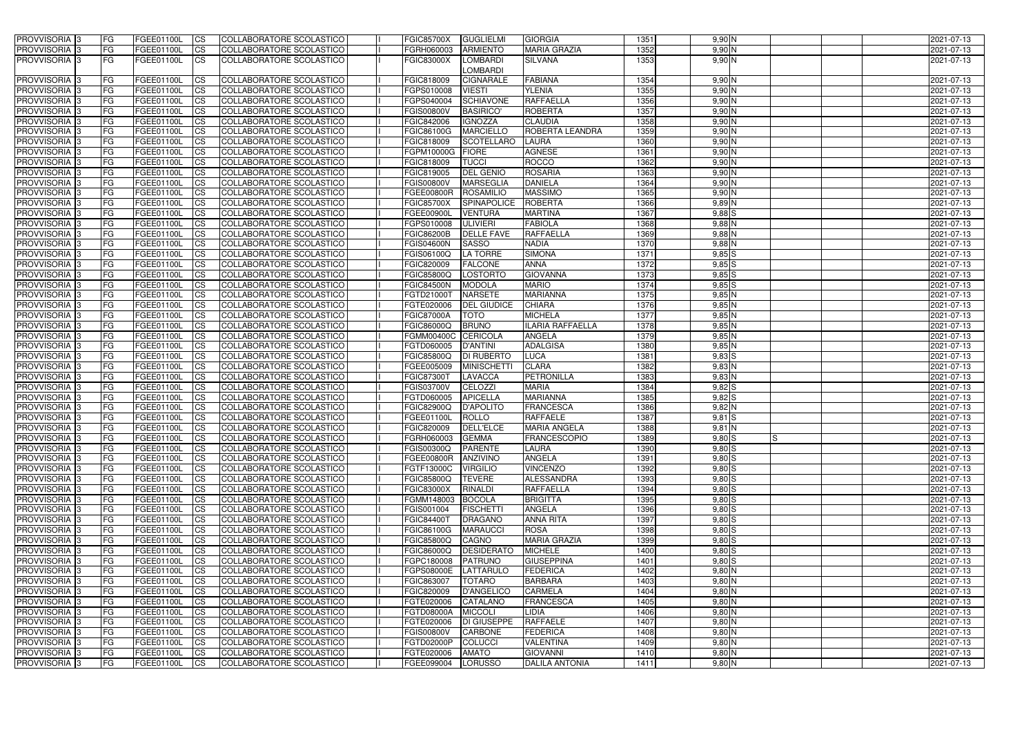| PROVVISORIA 3 | FG | FGEE01100L | CS | COLLABORATORE SCOLASTICO | | FGIC85700X | GUGLIELMI | GIORGIA | 1351 | 9,90 N | | | | 2021-07-13 |
|---|---|---|---|---|---|---|---|---|---|---|---|---|---|---|
| PROVVISORIA 3 | FG | FGEE01100L | CS | COLLABORATORE SCOLASTICO | | FGRH060003 | ARMIENTO | MARIA GRAZIA | 1352 | 9,90 N | | | | 2021-07-13 |
| PROVVISORIA 3 | FG | FGEE01100L | CS | COLLABORATORE SCOLASTICO | | FGIC83000X | LOMBARDI LOMBARDI | SILVANA | 1353 | 9,90 N | | | | 2021-07-13 |
| PROVVISORIA 3 | FG | FGEE01100L | CS | COLLABORATORE SCOLASTICO | | FGIC818009 | CIGNARALE | FABIANA | 1354 | 9,90 N | | | | 2021-07-13 |
| PROVVISORIA 3 | FG | FGEE01100L | CS | COLLABORATORE SCOLASTICO | | FGPS010008 | VIESTI | YLENIA | 1355 | 9,90 N | | | | 2021-07-13 |
| PROVVISORIA 3 | FG | FGEE01100L | CS | COLLABORATORE SCOLASTICO | | FGPS040004 | SCHIAVONE | RAFFAELLA | 1356 | 9,90 N | | | | 2021-07-13 |
| PROVVISORIA 3 | FG | FGEE01100L | CS | COLLABORATORE SCOLASTICO | | FGIS00800V | BASIRICO' | ROBERTA | 1357 | 9,90 N | | | | 2021-07-13 |
| PROVVISORIA 3 | FG | FGEE01100L | CS | COLLABORATORE SCOLASTICO | | FGIC842006 | IGNOZZA | CLAUDIA | 1358 | 9,90 N | | | | 2021-07-13 |
| PROVVISORIA 3 | FG | FGEE01100L | CS | COLLABORATORE SCOLASTICO | | FGIC86100G | MARCIELLO | ROBERTA LEANDRA | 1359 | 9,90 N | | | | 2021-07-13 |
| PROVVISORIA 3 | FG | FGEE01100L | CS | COLLABORATORE SCOLASTICO | | FGIC818009 | SCOTELLARO | LAURA | 1360 | 9,90 N | | | | 2021-07-13 |
| PROVVISORIA 3 | FG | FGEE01100L | CS | COLLABORATORE SCOLASTICO | | FGPM10000G | FIORE | AGNESE | 1361 | 9,90 N | | | | 2021-07-13 |
| PROVVISORIA 3 | FG | FGEE01100L | CS | COLLABORATORE SCOLASTICO | | FGIC818009 | TUCCI | ROCCO | 1362 | 9,90 N | | | | 2021-07-13 |
| PROVVISORIA 3 | FG | FGEE01100L | CS | COLLABORATORE SCOLASTICO | | FGIC819005 | DEL GENIO | ROSARIA | 1363 | 9,90 N | | | | 2021-07-13 |
| PROVVISORIA 3 | FG | FGEE01100L | CS | COLLABORATORE SCOLASTICO | | FGIS00800V | MARSEGLIA | DANIELA | 1364 | 9,90 N | | | | 2021-07-13 |
| PROVVISORIA 3 | FG | FGEE01100L | CS | COLLABORATORE SCOLASTICO | | FGEE00800R | ROSAMILIO | MASSIMO | 1365 | 9,90 N | | | | 2021-07-13 |
| PROVVISORIA 3 | FG | FGEE01100L | CS | COLLABORATORE SCOLASTICO | | FGIC85700X | SPINAPOLICE | ROBERTA | 1366 | 9,89 N | | | | 2021-07-13 |
| PROVVISORIA 3 | FG | FGEE01100L | CS | COLLABORATORE SCOLASTICO | | FGEE00900L | VENTURA | MARTINA | 1367 | 9,88 S | | | | 2021-07-13 |
| PROVVISORIA 3 | FG | FGEE01100L | CS | COLLABORATORE SCOLASTICO | | FGPS010008 | ULIVIERI | FABIOLA | 1368 | 9,88 N | | | | 2021-07-13 |
| PROVVISORIA 3 | FG | FGEE01100L | CS | COLLABORATORE SCOLASTICO | | FGIC86200B | DELLE FAVE | RAFFAELLA | 1369 | 9,88 N | | | | 2021-07-13 |
| PROVVISORIA 3 | FG | FGEE01100L | CS | COLLABORATORE SCOLASTICO | | FGIS04600N | SASSO | NADIA | 1370 | 9,88 N | | | | 2021-07-13 |
| PROVVISORIA 3 | FG | FGEE01100L | CS | COLLABORATORE SCOLASTICO | | FGIS06100Q | LA TORRE | SIMONA | 1371 | 9,85 S | | | | 2021-07-13 |
| PROVVISORIA 3 | FG | FGEE01100L | CS | COLLABORATORE SCOLASTICO | | FGIC820009 | FALCONE | ANNA | 1372 | 9,85 S | | | | 2021-07-13 |
| PROVVISORIA 3 | FG | FGEE01100L | CS | COLLABORATORE SCOLASTICO | | FGIC85800Q | LOSTORTO | GIOVANNA | 1373 | 9,85 S | | | | 2021-07-13 |
| PROVVISORIA 3 | FG | FGEE01100L | CS | COLLABORATORE SCOLASTICO | | FGIC84500N | MODOLA | MARIO | 1374 | 9,85 S | | | | 2021-07-13 |
| PROVVISORIA 3 | FG | FGEE01100L | CS | COLLABORATORE SCOLASTICO | | FGTD21000T | NARSETE | MARIANNA | 1375 | 9,85 N | | | | 2021-07-13 |
| PROVVISORIA 3 | FG | FGEE01100L | CS | COLLABORATORE SCOLASTICO | | FGTE020006 | DEL GIUDICE | CHIARA | 1376 | 9,85 N | | | | 2021-07-13 |
| PROVVISORIA 3 | FG | FGEE01100L | CS | COLLABORATORE SCOLASTICO | | FGIC87000A | TOTO | MICHELA | 1377 | 9,85 N | | | | 2021-07-13 |
| PROVVISORIA 3 | FG | FGEE01100L | CS | COLLABORATORE SCOLASTICO | | FGIC86000Q | BRUNO | ILARIA RAFFAELLA | 1378 | 9,85 N | | | | 2021-07-13 |
| PROVVISORIA 3 | FG | FGEE01100L | CS | COLLABORATORE SCOLASTICO | | FGMM00400C | CERICOLA | ANGELA | 1379 | 9,85 N | | | | 2021-07-13 |
| PROVVISORIA 3 | FG | FGEE01100L | CS | COLLABORATORE SCOLASTICO | | FGTD060005 | D'ANTINI | ADALGISA | 1380 | 9,85 N | | | | 2021-07-13 |
| PROVVISORIA 3 | FG | FGEE01100L | CS | COLLABORATORE SCOLASTICO | | FGIC85800Q | DI RUBERTO | LUCA | 1381 | 9,83 S | | | | 2021-07-13 |
| PROVVISORIA 3 | FG | FGEE01100L | CS | COLLABORATORE SCOLASTICO | | FGEE005009 | MINISCHETTI | CLARA | 1382 | 9,83 N | | | | 2021-07-13 |
| PROVVISORIA 3 | FG | FGEE01100L | CS | COLLABORATORE SCOLASTICO | | FGIC87300T | LAVACCA | PETRONILLA | 1383 | 9,83 N | | | | 2021-07-13 |
| PROVVISORIA 3 | FG | FGEE01100L | CS | COLLABORATORE SCOLASTICO | | FGIS03700V | CELOZZI | MARIA | 1384 | 9,82 S | | | | 2021-07-13 |
| PROVVISORIA 3 | FG | FGEE01100L | CS | COLLABORATORE SCOLASTICO | | FGTD060005 | APICELLA | MARIANNA | 1385 | 9,82 S | | | | 2021-07-13 |
| PROVVISORIA 3 | FG | FGEE01100L | CS | COLLABORATORE SCOLASTICO | | FGIC82900Q | D'APOLITO | FRANCESCA | 1386 | 9,82 N | | | | 2021-07-13 |
| PROVVISORIA 3 | FG | FGEE01100L | CS | COLLABORATORE SCOLASTICO | | FGEE01100L | ROLLO | RAFFAELE | 1387 | 9,81 S | | | | 2021-07-13 |
| PROVVISORIA 3 | FG | FGEE01100L | CS | COLLABORATORE SCOLASTICO | | FGIC820009 | DELL'ELCE | MARIA ANGELA | 1388 | 9,81 N | | | | 2021-07-13 |
| PROVVISORIA 3 | FG | FGEE01100L | CS | COLLABORATORE SCOLASTICO | | FGRH060003 | GEMMA | FRANCESCOPIO | 1389 | 9,80 S | S | | | 2021-07-13 |
| PROVVISORIA 3 | FG | FGEE01100L | CS | COLLABORATORE SCOLASTICO | | FGIS00300Q | PARENTE | LAURA | 1390 | 9,80 S | | | | 2021-07-13 |
| PROVVISORIA 3 | FG | FGEE01100L | CS | COLLABORATORE SCOLASTICO | | FGEE00800R | ANZIVINO | ANGELA | 1391 | 9,80 S | | | | 2021-07-13 |
| PROVVISORIA 3 | FG | FGEE01100L | CS | COLLABORATORE SCOLASTICO | | FGTF13000C | VIRGILIO | VINCENZO | 1392 | 9,80 S | | | | 2021-07-13 |
| PROVVISORIA 3 | FG | FGEE01100L | CS | COLLABORATORE SCOLASTICO | | FGIC85800Q | TEVERE | ALESSANDRA | 1393 | 9,80 S | | | | 2021-07-13 |
| PROVVISORIA 3 | FG | FGEE01100L | CS | COLLABORATORE SCOLASTICO | | FGIC83000X | RINALDI | RAFFAELLA | 1394 | 9,80 S | | | | 2021-07-13 |
| PROVVISORIA 3 | FG | FGEE01100L | CS | COLLABORATORE SCOLASTICO | | FGMM148003 | BOCOLA | BRIGITTA | 1395 | 9,80 S | | | | 2021-07-13 |
| PROVVISORIA 3 | FG | FGEE01100L | CS | COLLABORATORE SCOLASTICO | | FGIS001004 | FISCHETTI | ANGELA | 1396 | 9,80 S | | | | 2021-07-13 |
| PROVVISORIA 3 | FG | FGEE01100L | CS | COLLABORATORE SCOLASTICO | | FGIC84400T | DRAGANO | ANNA RITA | 1397 | 9,80 S | | | | 2021-07-13 |
| PROVVISORIA 3 | FG | FGEE01100L | CS | COLLABORATORE SCOLASTICO | | FGIC86100G | MARAUCCI | ROSA | 1398 | 9,80 S | | | | 2021-07-13 |
| PROVVISORIA 3 | FG | FGEE01100L | CS | COLLABORATORE SCOLASTICO | | FGIC85800Q | CAGNO | MARIA GRAZIA | 1399 | 9,80 S | | | | 2021-07-13 |
| PROVVISORIA 3 | FG | FGEE01100L | CS | COLLABORATORE SCOLASTICO | | FGIC86000Q | DESIDERATO | MICHELE | 1400 | 9,80 S | | | | 2021-07-13 |
| PROVVISORIA 3 | FG | FGEE01100L | CS | COLLABORATORE SCOLASTICO | | FGPC180008 | PATRUNO | GIUSEPPINA | 1401 | 9,80 S | | | | 2021-07-13 |
| PROVVISORIA 3 | FG | FGEE01100L | CS | COLLABORATORE SCOLASTICO | | FGPS08000E | LATTARULO | FEDERICA | 1402 | 9,80 N | | | | 2021-07-13 |
| PROVVISORIA 3 | FG | FGEE01100L | CS | COLLABORATORE SCOLASTICO | | FGIC863007 | TOTARO | BARBARA | 1403 | 9,80 N | | | | 2021-07-13 |
| PROVVISORIA 3 | FG | FGEE01100L | CS | COLLABORATORE SCOLASTICO | | FGIC820009 | D'ANGELICO | CARMELA | 1404 | 9,80 N | | | | 2021-07-13 |
| PROVVISORIA 3 | FG | FGEE01100L | CS | COLLABORATORE SCOLASTICO | | FGTE020006 | CATALANO | FRANCESCA | 1405 | 9,80 N | | | | 2021-07-13 |
| PROVVISORIA 3 | FG | FGEE01100L | CS | COLLABORATORE SCOLASTICO | | FGTD08000A | MICCOLI | LIDIA | 1406 | 9,80 N | | | | 2021-07-13 |
| PROVVISORIA 3 | FG | FGEE01100L | CS | COLLABORATORE SCOLASTICO | | FGTE020006 | DI GIUSEPPE | RAFFAELE | 1407 | 9,80 N | | | | 2021-07-13 |
| PROVVISORIA 3 | FG | FGEE01100L | CS | COLLABORATORE SCOLASTICO | | FGIS00800V | CARBONE | FEDERICA | 1408 | 9,80 N | | | | 2021-07-13 |
| PROVVISORIA 3 | FG | FGEE01100L | CS | COLLABORATORE SCOLASTICO | | FGTD02000P | COLUCCI | VALENTINA | 1409 | 9,80 N | | | | 2021-07-13 |
| PROVVISORIA 3 | FG | FGEE01100L | CS | COLLABORATORE SCOLASTICO | | FGTE020006 | AMATO | GIOVANNI | 1410 | 9,80 N | | | | 2021-07-13 |
| PROVVISORIA 3 | FG | FGEE01100L | CS | COLLABORATORE SCOLASTICO | | FGEE099004 | LORUSSO | DALILA ANTONIA | 1411 | 9,80 N | | | | 2021-07-13 |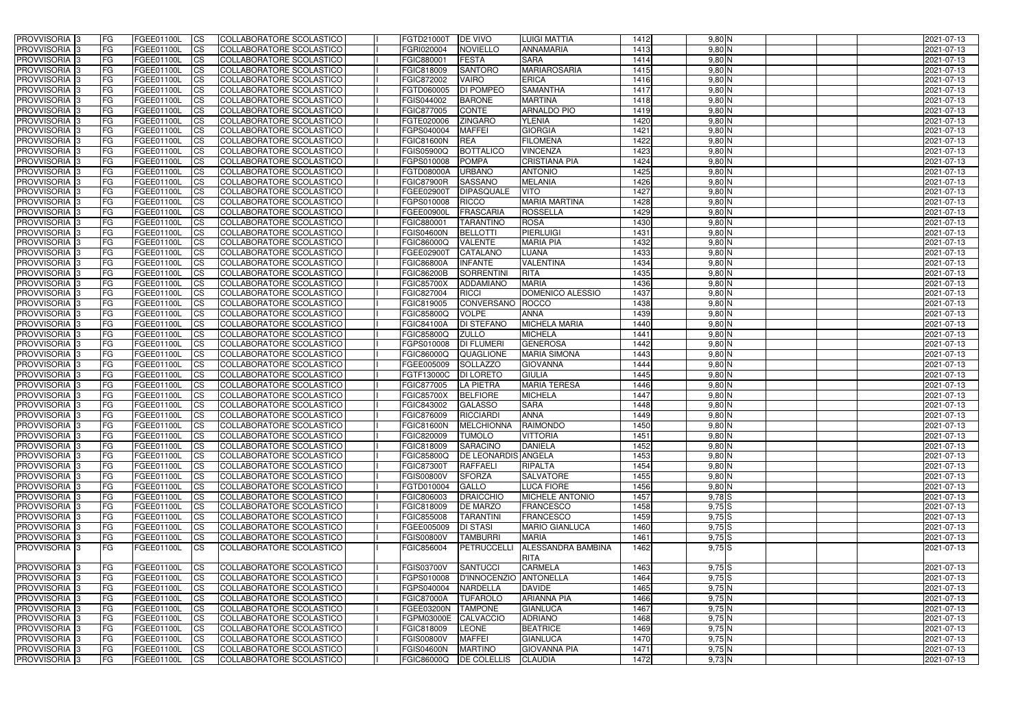| | | | | | | | | | | | | | | | | |
|---|---|---|---|---|---|---|---|---|---|---|---|---|---|---|---|---|
| PROVVISORIA | 3 | FG | FGEE01100L | CS | COLLABORATORE SCOLASTICO | | FGTD21000T | DE VIVO | LUIGI MATTIA | 1412 | 9,80 | N | | | | 2021-07-13 |
| PROVVISORIA | 3 | FG | FGEE01100L | CS | COLLABORATORE SCOLASTICO | | FGRI020004 | NOVIELLO | ANNAMARIA | 1413 | 9,80 | N | | | | 2021-07-13 |
| PROVVISORIA | 3 | FG | FGEE01100L | CS | COLLABORATORE SCOLASTICO | | FGIC880001 | FESTA | SARA | 1414 | 9,80 | N | | | | 2021-07-13 |
| PROVVISORIA | 3 | FG | FGEE01100L | CS | COLLABORATORE SCOLASTICO | | FGIC818009 | SANTORO | MARIAROSARIA | 1415 | 9,80 | N | | | | 2021-07-13 |
| PROVVISORIA | 3 | FG | FGEE01100L | CS | COLLABORATORE SCOLASTICO | | FGIC872002 | VAIRO | ERICA | 1416 | 9,80 | N | | | | 2021-07-13 |
| PROVVISORIA | 3 | FG | FGEE01100L | CS | COLLABORATORE SCOLASTICO | | FGTD060005 | DI POMPEO | SAMANTHA | 1417 | 9,80 | N | | | | 2021-07-13 |
| PROVVISORIA | 3 | FG | FGEE01100L | CS | COLLABORATORE SCOLASTICO | | FGIS044002 | BARONE | MARTINA | 1418 | 9,80 | N | | | | 2021-07-13 |
| PROVVISORIA | 3 | FG | FGEE01100L | CS | COLLABORATORE SCOLASTICO | | FGIC877005 | CONTE | ARNALDO PIO | 1419 | 9,80 | N | | | | 2021-07-13 |
| PROVVISORIA | 3 | FG | FGEE01100L | CS | COLLABORATORE SCOLASTICO | | FGTE020006 | ZINGARO | YLENIA | 1420 | 9,80 | N | | | | 2021-07-13 |
| PROVVISORIA | 3 | FG | FGEE01100L | CS | COLLABORATORE SCOLASTICO | | FGPS040004 | MAFFEI | GIORGIA | 1421 | 9,80 | N | | | | 2021-07-13 |
| PROVVISORIA | 3 | FG | FGEE01100L | CS | COLLABORATORE SCOLASTICO | | FGIC81600N | REA | FILOMENA | 1422 | 9,80 | N | | | | 2021-07-13 |
| PROVVISORIA | 3 | FG | FGEE01100L | CS | COLLABORATORE SCOLASTICO | | FGIS05900Q | BOTTALICO | VINCENZA | 1423 | 9,80 | N | | | | 2021-07-13 |
| PROVVISORIA | 3 | FG | FGEE01100L | CS | COLLABORATORE SCOLASTICO | | FGPS010008 | POMPA | CRISTIANA PIA | 1424 | 9,80 | N | | | | 2021-07-13 |
| PROVVISORIA | 3 | FG | FGEE01100L | CS | COLLABORATORE SCOLASTICO | | FGTD08000A | URBANO | ANTONIO | 1425 | 9,80 | N | | | | 2021-07-13 |
| PROVVISORIA | 3 | FG | FGEE01100L | CS | COLLABORATORE SCOLASTICO | | FGIC87900R | SASSANO | MELANIA | 1426 | 9,80 | N | | | | 2021-07-13 |
| PROVVISORIA | 3 | FG | FGEE01100L | CS | COLLABORATORE SCOLASTICO | | FGEE02900T | DIPASQUALE | VITO | 1427 | 9,80 | N | | | | 2021-07-13 |
| PROVVISORIA | 3 | FG | FGEE01100L | CS | COLLABORATORE SCOLASTICO | | FGPS010008 | RICCO | MARIA MARTINA | 1428 | 9,80 | N | | | | 2021-07-13 |
| PROVVISORIA | 3 | FG | FGEE01100L | CS | COLLABORATORE SCOLASTICO | | FGEE00900L | FRASCARIA | ROSSELLA | 1429 | 9,80 | N | | | | 2021-07-13 |
| PROVVISORIA | 3 | FG | FGEE01100L | CS | COLLABORATORE SCOLASTICO | | FGIC880001 | TARANTINO | ROSA | 1430 | 9,80 | N | | | | 2021-07-13 |
| PROVVISORIA | 3 | FG | FGEE01100L | CS | COLLABORATORE SCOLASTICO | | FGIS04600N | BELLOTTI | PIERLUIGI | 1431 | 9,80 | N | | | | 2021-07-13 |
| PROVVISORIA | 3 | FG | FGEE01100L | CS | COLLABORATORE SCOLASTICO | | FGIC86000Q | VALENTE | MARIA PIA | 1432 | 9,80 | N | | | | 2021-07-13 |
| PROVVISORIA | 3 | FG | FGEE01100L | CS | COLLABORATORE SCOLASTICO | | FGEE02900T | CATALANO | LUANA | 1433 | 9,80 | N | | | | 2021-07-13 |
| PROVVISORIA | 3 | FG | FGEE01100L | CS | COLLABORATORE SCOLASTICO | | FGIC86800A | INFANTE | VALENTINA | 1434 | 9,80 | N | | | | 2021-07-13 |
| PROVVISORIA | 3 | FG | FGEE01100L | CS | COLLABORATORE SCOLASTICO | | FGIC86200B | SORRENTINI | RITA | 1435 | 9,80 | N | | | | 2021-07-13 |
| PROVVISORIA | 3 | FG | FGEE01100L | CS | COLLABORATORE SCOLASTICO | | FGIC85700X | ADDAMIANO | MARIA | 1436 | 9,80 | N | | | | 2021-07-13 |
| PROVVISORIA | 3 | FG | FGEE01100L | CS | COLLABORATORE SCOLASTICO | | FGIC827004 | RICCI | DOMENICO ALESSIO | 1437 | 9,80 | N | | | | 2021-07-13 |
| PROVVISORIA | 3 | FG | FGEE01100L | CS | COLLABORATORE SCOLASTICO | | FGIC819005 | CONVERSANO | ROCCO | 1438 | 9,80 | N | | | | 2021-07-13 |
| PROVVISORIA | 3 | FG | FGEE01100L | CS | COLLABORATORE SCOLASTICO | | FGIC85800Q | VOLPE | ANNA | 1439 | 9,80 | N | | | | 2021-07-13 |
| PROVVISORIA | 3 | FG | FGEE01100L | CS | COLLABORATORE SCOLASTICO | | FGIC84100A | DI STEFANO | MICHELA MARIA | 1440 | 9,80 | N | | | | 2021-07-13 |
| PROVVISORIA | 3 | FG | FGEE01100L | CS | COLLABORATORE SCOLASTICO | | FGIC85800Q | ZULLO | MICHELA | 1441 | 9,80 | N | | | | 2021-07-13 |
| PROVVISORIA | 3 | FG | FGEE01100L | CS | COLLABORATORE SCOLASTICO | | FGPS010008 | DI FLUMERI | GENEROSA | 1442 | 9,80 | N | | | | 2021-07-13 |
| PROVVISORIA | 3 | FG | FGEE01100L | CS | COLLABORATORE SCOLASTICO | | FGIC86000Q | QUAGLIONE | MARIA SIMONA | 1443 | 9,80 | N | | | | 2021-07-13 |
| PROVVISORIA | 3 | FG | FGEE01100L | CS | COLLABORATORE SCOLASTICO | | FGEE005009 | SOLLAZZO | GIOVANNA | 1444 | 9,80 | N | | | | 2021-07-13 |
| PROVVISORIA | 3 | FG | FGEE01100L | CS | COLLABORATORE SCOLASTICO | | FGTF13000C | DI LORETO | GIULIA | 1445 | 9,80 | N | | | | 2021-07-13 |
| PROVVISORIA | 3 | FG | FGEE01100L | CS | COLLABORATORE SCOLASTICO | | FGIC877005 | LA PIETRA | MARIA TERESA | 1446 | 9,80 | N | | | | 2021-07-13 |
| PROVVISORIA | 3 | FG | FGEE01100L | CS | COLLABORATORE SCOLASTICO | | FGIC85700X | BELFIORE | MICHELA | 1447 | 9,80 | N | | | | 2021-07-13 |
| PROVVISORIA | 3 | FG | FGEE01100L | CS | COLLABORATORE SCOLASTICO | | FGIC843002 | GALASSO | SARA | 1448 | 9,80 | N | | | | 2021-07-13 |
| PROVVISORIA | 3 | FG | FGEE01100L | CS | COLLABORATORE SCOLASTICO | | FGIC876009 | RICCIARDI | ANNA | 1449 | 9,80 | N | | | | 2021-07-13 |
| PROVVISORIA | 3 | FG | FGEE01100L | CS | COLLABORATORE SCOLASTICO | | FGIC81600N | MELCHIONNA | RAIMONDO | 1450 | 9,80 | N | | | | 2021-07-13 |
| PROVVISORIA | 3 | FG | FGEE01100L | CS | COLLABORATORE SCOLASTICO | | FGIC820009 | TUMOLO | VITTORIA | 1451 | 9,80 | N | | | | 2021-07-13 |
| PROVVISORIA | 3 | FG | FGEE01100L | CS | COLLABORATORE SCOLASTICO | | FGIC818009 | SARACINO | DANIELA | 1452 | 9,80 | N | | | | 2021-07-13 |
| PROVVISORIA | 3 | FG | FGEE01100L | CS | COLLABORATORE SCOLASTICO | | FGIC85800Q | DE LEONARDIS | ANGELA | 1453 | 9,80 | N | | | | 2021-07-13 |
| PROVVISORIA | 3 | FG | FGEE01100L | CS | COLLABORATORE SCOLASTICO | | FGIC87300T | RAFFAELI | RIPALTA | 1454 | 9,80 | N | | | | 2021-07-13 |
| PROVVISORIA | 3 | FG | FGEE01100L | CS | COLLABORATORE SCOLASTICO | | FGIS00800V | SFORZA | SALVATORE | 1455 | 9,80 | N | | | | 2021-07-13 |
| PROVVISORIA | 3 | FG | FGEE01100L | CS | COLLABORATORE SCOLASTICO | | FGTD010004 | GALLO | LUCA FIORE | 1456 | 9,80 | N | | | | 2021-07-13 |
| PROVVISORIA | 3 | FG | FGEE01100L | CS | COLLABORATORE SCOLASTICO | | FGIC806003 | DRAICCHIO | MICHELE ANTONIO | 1457 | 9,78 | S | | | | 2021-07-13 |
| PROVVISORIA | 3 | FG | FGEE01100L | CS | COLLABORATORE SCOLASTICO | | FGIC818009 | DE MARZO | FRANCESCO | 1458 | 9,75 | S | | | | 2021-07-13 |
| PROVVISORIA | 3 | FG | FGEE01100L | CS | COLLABORATORE SCOLASTICO | | FGIC855008 | TARANTINI | FRANCESCO | 1459 | 9,75 | S | | | | 2021-07-13 |
| PROVVISORIA | 3 | FG | FGEE01100L | CS | COLLABORATORE SCOLASTICO | | FGEE005009 | DI STASI | MARIO GIANLUCA | 1460 | 9,75 | S | | | | 2021-07-13 |
| PROVVISORIA | 3 | FG | FGEE01100L | CS | COLLABORATORE SCOLASTICO | | FGIS00800V | TAMBURRI | MARIA | 1461 | 9,75 | S | | | | 2021-07-13 |
| PROVVISORIA | 3 | FG | FGEE01100L | CS | COLLABORATORE SCOLASTICO | | FGIC856004 | PETRUCCELLI | ALESSANDRA BAMBINA RITA | 1462 | 9,75 | S | | | | 2021-07-13 |
| PROVVISORIA | 3 | FG | FGEE01100L | CS | COLLABORATORE SCOLASTICO | | FGIS03700V | SANTUCCI | CARMELA | 1463 | 9,75 | S | | | | 2021-07-13 |
| PROVVISORIA | 3 | FG | FGEE01100L | CS | COLLABORATORE SCOLASTICO | | FGPS010008 | D'INNOCENZIO | ANTONELLA | 1464 | 9,75 | S | | | | 2021-07-13 |
| PROVVISORIA | 3 | FG | FGEE01100L | CS | COLLABORATORE SCOLASTICO | | FGPS040004 | NARDELLA | DAVIDE | 1465 | 9,75 | N | | | | 2021-07-13 |
| PROVVISORIA | 3 | FG | FGEE01100L | CS | COLLABORATORE SCOLASTICO | | FGIC87000A | TUFAROLO | ARIANNA PIA | 1466 | 9,75 | N | | | | 2021-07-13 |
| PROVVISORIA | 3 | FG | FGEE01100L | CS | COLLABORATORE SCOLASTICO | | FGEE03200N | TAMPONE | GIANLUCA | 1467 | 9,75 | N | | | | 2021-07-13 |
| PROVVISORIA | 3 | FG | FGEE01100L | CS | COLLABORATORE SCOLASTICO | | FGPM03000E | CALVACCIO | ADRIANO | 1468 | 9,75 | N | | | | 2021-07-13 |
| PROVVISORIA | 3 | FG | FGEE01100L | CS | COLLABORATORE SCOLASTICO | | FGIC818009 | LEONE | BEATRICE | 1469 | 9,75 | N | | | | 2021-07-13 |
| PROVVISORIA | 3 | FG | FGEE01100L | CS | COLLABORATORE SCOLASTICO | | FGIS00800V | MAFFEI | GIANLUCA | 1470 | 9,75 | N | | | | 2021-07-13 |
| PROVVISORIA | 3 | FG | FGEE01100L | CS | COLLABORATORE SCOLASTICO | | FGIS04600N | MARTINO | GIOVANNA PIA | 1471 | 9,75 | N | | | | 2021-07-13 |
| PROVVISORIA | 3 | FG | FGEE01100L | CS | COLLABORATORE SCOLASTICO | | FGIC86000Q | DE COLELLIS | CLAUDIA | 1472 | 9,73 | N | | | | 2021-07-13 |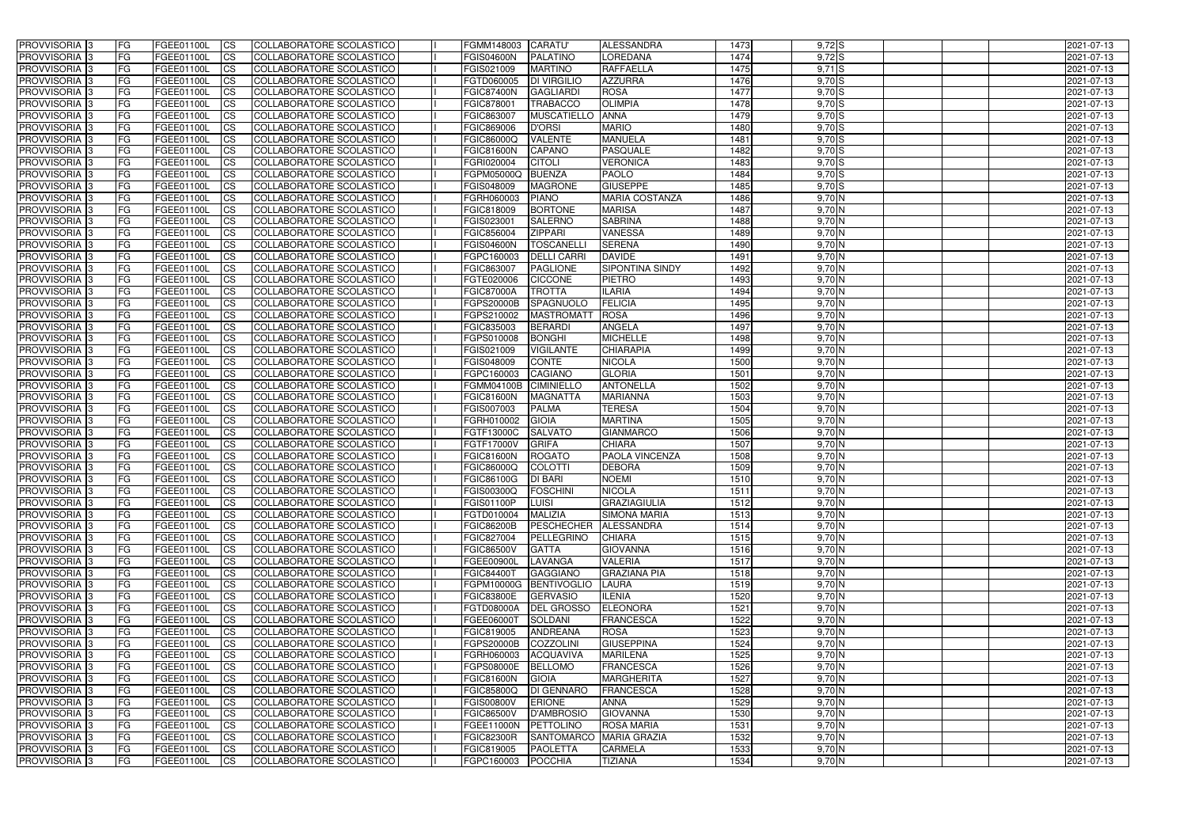| | | | | | | | | | | | | | | | | |
|---|---|---|---|---|---|---|---|---|---|---|---|---|---|---|---|---|
| PROVVISORIA | 3 | FG | FGEE01100L | CS | COLLABORATORE SCOLASTICO | | FGMM148003 | CARATU' | ALESSANDRA | 1473 | 9,72 | S | | | | 2021-07-13 |
| PROVVISORIA | 3 | FG | FGEE01100L | CS | COLLABORATORE SCOLASTICO | | FGIS04600N | PALATINO | LOREDANA | 1474 | 9,72 | S | | | | 2021-07-13 |
| PROVVISORIA | 3 | FG | FGEE01100L | CS | COLLABORATORE SCOLASTICO | | FGIS021009 | MARTINO | RAFFAELLA | 1475 | 9,71 | S | | | | 2021-07-13 |
| PROVVISORIA | 3 | FG | FGEE01100L | CS | COLLABORATORE SCOLASTICO | | FGTD060005 | DI VIRGILIO | AZZURRA | 1476 | 9,70 | S | | | | 2021-07-13 |
| PROVVISORIA | 3 | FG | FGEE01100L | CS | COLLABORATORE SCOLASTICO | | FGIC87400N | GAGLIARDI | ROSA | 1477 | 9,70 | S | | | | 2021-07-13 |
| PROVVISORIA | 3 | FG | FGEE01100L | CS | COLLABORATORE SCOLASTICO | | FGIC878001 | TRABACCO | OLIMPIA | 1478 | 9,70 | S | | | | 2021-07-13 |
| PROVVISORIA | 3 | FG | FGEE01100L | CS | COLLABORATORE SCOLASTICO | | FGIC863007 | MUSCATIELLO | ANNA | 1479 | 9,70 | S | | | | 2021-07-13 |
| PROVVISORIA | 3 | FG | FGEE01100L | CS | COLLABORATORE SCOLASTICO | | FGIC869006 | D'ORSI | MARIO | 1480 | 9,70 | S | | | | 2021-07-13 |
| PROVVISORIA | 3 | FG | FGEE01100L | CS | COLLABORATORE SCOLASTICO | | FGIC86000Q | VALENTE | MANUELA | 1481 | 9,70 | S | | | | 2021-07-13 |
| PROVVISORIA | 3 | FG | FGEE01100L | CS | COLLABORATORE SCOLASTICO | | FGIC81600N | CAPANO | PASQUALE | 1482 | 9,70 | S | | | | 2021-07-13 |
| PROVVISORIA | 3 | FG | FGEE01100L | CS | COLLABORATORE SCOLASTICO | | FGRI020004 | CITOLI | VERONICA | 1483 | 9,70 | S | | | | 2021-07-13 |
| PROVVISORIA | 3 | FG | FGEE01100L | CS | COLLABORATORE SCOLASTICO | | FGPM05000Q | BUENZA | PAOLO | 1484 | 9,70 | S | | | | 2021-07-13 |
| PROVVISORIA | 3 | FG | FGEE01100L | CS | COLLABORATORE SCOLASTICO | | FGIS048009 | MAGRONE | GIUSEPPE | 1485 | 9,70 | S | | | | 2021-07-13 |
| PROVVISORIA | 3 | FG | FGEE01100L | CS | COLLABORATORE SCOLASTICO | | FGRH060003 | PIANO | MARIA COSTANZA | 1486 | 9,70 | N | | | | 2021-07-13 |
| PROVVISORIA | 3 | FG | FGEE01100L | CS | COLLABORATORE SCOLASTICO | | FGIC818009 | BORTONE | MARISA | 1487 | 9,70 | N | | | | 2021-07-13 |
| PROVVISORIA | 3 | FG | FGEE01100L | CS | COLLABORATORE SCOLASTICO | | FGIS023001 | SALERNO | SABRINA | 1488 | 9,70 | N | | | | 2021-07-13 |
| PROVVISORIA | 3 | FG | FGEE01100L | CS | COLLABORATORE SCOLASTICO | | FGIC856004 | ZIPPARI | VANESSA | 1489 | 9,70 | N | | | | 2021-07-13 |
| PROVVISORIA | 3 | FG | FGEE01100L | CS | COLLABORATORE SCOLASTICO | | FGIS04600N | TOSCANELLI | SERENA | 1490 | 9,70 | N | | | | 2021-07-13 |
| PROVVISORIA | 3 | FG | FGEE01100L | CS | COLLABORATORE SCOLASTICO | | FGPC160003 | DELLI CARRI | DAVIDE | 1491 | 9,70 | N | | | | 2021-07-13 |
| PROVVISORIA | 3 | FG | FGEE01100L | CS | COLLABORATORE SCOLASTICO | | FGIC863007 | PAGLIONE | SIPONTINA SINDY | 1492 | 9,70 | N | | | | 2021-07-13 |
| PROVVISORIA | 3 | FG | FGEE01100L | CS | COLLABORATORE SCOLASTICO | | FGTE020006 | CICCONE | PIETRO | 1493 | 9,70 | N | | | | 2021-07-13 |
| PROVVISORIA | 3 | FG | FGEE01100L | CS | COLLABORATORE SCOLASTICO | | FGIC87000A | TROTTA | ILARIA | 1494 | 9,70 | N | | | | 2021-07-13 |
| PROVVISORIA | 3 | FG | FGEE01100L | CS | COLLABORATORE SCOLASTICO | | FGPS20000B | SPAGNUOLO | FELICIA | 1495 | 9,70 | N | | | | 2021-07-13 |
| PROVVISORIA | 3 | FG | FGEE01100L | CS | COLLABORATORE SCOLASTICO | | FGPS210002 | MASTROMATT | ROSA | 1496 | 9,70 | N | | | | 2021-07-13 |
| PROVVISORIA | 3 | FG | FGEE01100L | CS | COLLABORATORE SCOLASTICO | | FGIC835003 | BERARDI | ANGELA | 1497 | 9,70 | N | | | | 2021-07-13 |
| PROVVISORIA | 3 | FG | FGEE01100L | CS | COLLABORATORE SCOLASTICO | | FGPS010008 | BONGHI | MICHELLE | 1498 | 9,70 | N | | | | 2021-07-13 |
| PROVVISORIA | 3 | FG | FGEE01100L | CS | COLLABORATORE SCOLASTICO | | FGIS021009 | VIGILANTE | CHIARAPIA | 1499 | 9,70 | N | | | | 2021-07-13 |
| PROVVISORIA | 3 | FG | FGEE01100L | CS | COLLABORATORE SCOLASTICO | | FGIS048009 | CONTE | NICOLA | 1500 | 9,70 | N | | | | 2021-07-13 |
| PROVVISORIA | 3 | FG | FGEE01100L | CS | COLLABORATORE SCOLASTICO | | FGPC160003 | CAGIANO | GLORIA | 1501 | 9,70 | N | | | | 2021-07-13 |
| PROVVISORIA | 3 | FG | FGEE01100L | CS | COLLABORATORE SCOLASTICO | | FGMM04100B | CIMINIELLO | ANTONELLA | 1502 | 9,70 | N | | | | 2021-07-13 |
| PROVVISORIA | 3 | FG | FGEE01100L | CS | COLLABORATORE SCOLASTICO | | FGIC81600N | MAGNATTA | MARIANNA | 1503 | 9,70 | N | | | | 2021-07-13 |
| PROVVISORIA | 3 | FG | FGEE01100L | CS | COLLABORATORE SCOLASTICO | | FGIS007003 | PALMA | TERESA | 1504 | 9,70 | N | | | | 2021-07-13 |
| PROVVISORIA | 3 | FG | FGEE01100L | CS | COLLABORATORE SCOLASTICO | | FGRH010002 | GIOIA | MARTINA | 1505 | 9,70 | N | | | | 2021-07-13 |
| PROVVISORIA | 3 | FG | FGEE01100L | CS | COLLABORATORE SCOLASTICO | | FGTF13000C | SALVATO | GIANMARCO | 1506 | 9,70 | N | | | | 2021-07-13 |
| PROVVISORIA | 3 | FG | FGEE01100L | CS | COLLABORATORE SCOLASTICO | | FGTF17000V | GRIFA | CHIARA | 1507 | 9,70 | N | | | | 2021-07-13 |
| PROVVISORIA | 3 | FG | FGEE01100L | CS | COLLABORATORE SCOLASTICO | | FGIC81600N | ROGATO | PAOLA VINCENZA | 1508 | 9,70 | N | | | | 2021-07-13 |
| PROVVISORIA | 3 | FG | FGEE01100L | CS | COLLABORATORE SCOLASTICO | | FGIC86000Q | COLOTTI | DEBORA | 1509 | 9,70 | N | | | | 2021-07-13 |
| PROVVISORIA | 3 | FG | FGEE01100L | CS | COLLABORATORE SCOLASTICO | | FGIC86100G | DI BARI | NOEMI | 1510 | 9,70 | N | | | | 2021-07-13 |
| PROVVISORIA | 3 | FG | FGEE01100L | CS | COLLABORATORE SCOLASTICO | | FGIS00300Q | FOSCHINI | NICOLA | 1511 | 9,70 | N | | | | 2021-07-13 |
| PROVVISORIA | 3 | FG | FGEE01100L | CS | COLLABORATORE SCOLASTICO | | FGIS01100P | LUISI | GRAZIAGIULIA | 1512 | 9,70 | N | | | | 2021-07-13 |
| PROVVISORIA | 3 | FG | FGEE01100L | CS | COLLABORATORE SCOLASTICO | | FGTD010004 | MALIZIA | SIMONA MARIA | 1513 | 9,70 | N | | | | 2021-07-13 |
| PROVVISORIA | 3 | FG | FGEE01100L | CS | COLLABORATORE SCOLASTICO | | FGIC86200B | PESCHECHER | ALESSANDRA | 1514 | 9,70 | N | | | | 2021-07-13 |
| PROVVISORIA | 3 | FG | FGEE01100L | CS | COLLABORATORE SCOLASTICO | | FGIC827004 | PELLEGRINO | CHIARA | 1515 | 9,70 | N | | | | 2021-07-13 |
| PROVVISORIA | 3 | FG | FGEE01100L | CS | COLLABORATORE SCOLASTICO | | FGIC86500V | GATTA | GIOVANNA | 1516 | 9,70 | N | | | | 2021-07-13 |
| PROVVISORIA | 3 | FG | FGEE01100L | CS | COLLABORATORE SCOLASTICO | | FGEE00900L | LAVANGA | VALERIA | 1517 | 9,70 | N | | | | 2021-07-13 |
| PROVVISORIA | 3 | FG | FGEE01100L | CS | COLLABORATORE SCOLASTICO | | FGIC84400T | GAGGIANO | GRAZIANA PIA | 1518 | 9,70 | N | | | | 2021-07-13 |
| PROVVISORIA | 3 | FG | FGEE01100L | CS | COLLABORATORE SCOLASTICO | | FGPM10000G | BENTIVOGLIO | LAURA | 1519 | 9,70 | N | | | | 2021-07-13 |
| PROVVISORIA | 3 | FG | FGEE01100L | CS | COLLABORATORE SCOLASTICO | | FGIC83800E | GERVASIO | ILENIA | 1520 | 9,70 | N | | | | 2021-07-13 |
| PROVVISORIA | 3 | FG | FGEE01100L | CS | COLLABORATORE SCOLASTICO | | FGTD08000A | DEL GROSSO | ELEONORA | 1521 | 9,70 | N | | | | 2021-07-13 |
| PROVVISORIA | 3 | FG | FGEE01100L | CS | COLLABORATORE SCOLASTICO | | FGEE06000T | SOLDANI | FRANCESCA | 1522 | 9,70 | N | | | | 2021-07-13 |
| PROVVISORIA | 3 | FG | FGEE01100L | CS | COLLABORATORE SCOLASTICO | | FGIC819005 | ANDREANA | ROSA | 1523 | 9,70 | N | | | | 2021-07-13 |
| PROVVISORIA | 3 | FG | FGEE01100L | CS | COLLABORATORE SCOLASTICO | | FGPS20000B | COZZOLINI | GIUSEPPINA | 1524 | 9,70 | N | | | | 2021-07-13 |
| PROVVISORIA | 3 | FG | FGEE01100L | CS | COLLABORATORE SCOLASTICO | | FGRH060003 | ACQUAVIVA | MARILENA | 1525 | 9,70 | N | | | | 2021-07-13 |
| PROVVISORIA | 3 | FG | FGEE01100L | CS | COLLABORATORE SCOLASTICO | | FGPS08000E | BELLOMO | FRANCESCA | 1526 | 9,70 | N | | | | 2021-07-13 |
| PROVVISORIA | 3 | FG | FGEE01100L | CS | COLLABORATORE SCOLASTICO | | FGIC81600N | GIOIA | MARGHERITA | 1527 | 9,70 | N | | | | 2021-07-13 |
| PROVVISORIA | 3 | FG | FGEE01100L | CS | COLLABORATORE SCOLASTICO | | FGIC85800Q | DI GENNARO | FRANCESCA | 1528 | 9,70 | N | | | | 2021-07-13 |
| PROVVISORIA | 3 | FG | FGEE01100L | CS | COLLABORATORE SCOLASTICO | | FGIS00800V | ERIONE | ANNA | 1529 | 9,70 | N | | | | 2021-07-13 |
| PROVVISORIA | 3 | FG | FGEE01100L | CS | COLLABORATORE SCOLASTICO | | FGIC86500V | D'AMBROSIO | GIOVANNA | 1530 | 9,70 | N | | | | 2021-07-13 |
| PROVVISORIA | 3 | FG | FGEE01100L | CS | COLLABORATORE SCOLASTICO | | FGEE11000N | PETTOLINO | ROSA MARIA | 1531 | 9,70 | N | | | | 2021-07-13 |
| PROVVISORIA | 3 | FG | FGEE01100L | CS | COLLABORATORE SCOLASTICO | | FGIC82300R | SANTOMARCO | MARIA GRAZIA | 1532 | 9,70 | N | | | | 2021-07-13 |
| PROVVISORIA | 3 | FG | FGEE01100L | CS | COLLABORATORE SCOLASTICO | | FGIC819005 | PAOLETTA | CARMELA | 1533 | 9,70 | N | | | | 2021-07-13 |
| PROVVISORIA | 3 | FG | FGEE01100L | CS | COLLABORATORE SCOLASTICO | | FGPC160003 | POCCHIA | TIZIANA | 1534 | 9,70 | N | | | | 2021-07-13 |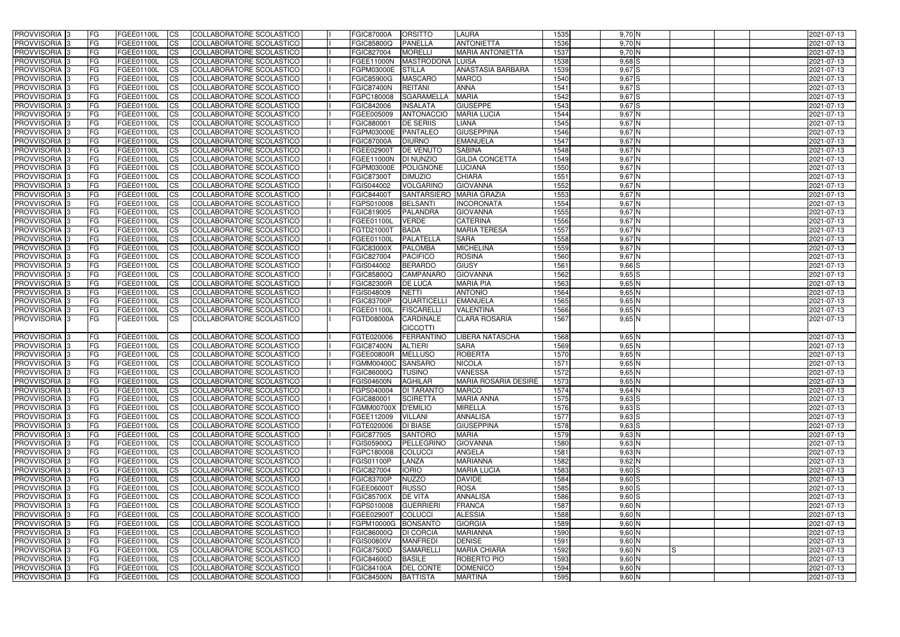| PROVVISORIA | 3 | FG | FGEE01100L | CS | COLLABORATORE SCOLASTICO | | FGIC87000A | ORSITTO | LAURA | 1535 | 9,70 | N | | | | 2021-07-13 |
|---|---|---|---|---|---|---|---|---|---|---|---|---|---|---|---|---|
| PROVVISORIA | 3 | FG | FGEE01100L | CS | COLLABORATORE SCOLASTICO | | FGIC85800Q | PANELLA | ANTONIETTA | 1536 | 9,70 | N | | | | 2021-07-13 |
| PROVVISORIA | 3 | FG | FGEE01100L | CS | COLLABORATORE SCOLASTICO | | FGIC827004 | MORELLI | MARIA ANTONIETTA | 1537 | 9,70 | N | | | | 2021-07-13 |
| PROVVISORIA | 3 | FG | FGEE01100L | CS | COLLABORATORE SCOLASTICO | | FGEE11000N | MASTRODONA | LUISA | 1538 | 9,68 | S | | | | 2021-07-13 |
| PROVVISORIA | 3 | FG | FGEE01100L | CS | COLLABORATORE SCOLASTICO | | FGPM03000E | STILLA | ANASTASIA BARBARA | 1539 | 9,67 | S | | | | 2021-07-13 |
| PROVVISORIA | 3 | FG | FGEE01100L | CS | COLLABORATORE SCOLASTICO | | FGIC85900G | MASCARO | MARCO | 1540 | 9,67 | S | | | | 2021-07-13 |
| PROVVISORIA | 3 | FG | FGEE01100L | CS | COLLABORATORE SCOLASTICO | | FGIC87400N | REITANI | ANNA | 1541 | 9,67 | S | | | | 2021-07-13 |
| PROVVISORIA | 3 | FG | FGEE01100L | CS | COLLABORATORE SCOLASTICO | | FGPC180008 | SGARAMELLA | MARIA | 1542 | 9,67 | S | | | | 2021-07-13 |
| PROVVISORIA | 3 | FG | FGEE01100L | CS | COLLABORATORE SCOLASTICO | | FGIC842006 | INSALATA | GIUSEPPE | 1543 | 9,67 | S | | | | 2021-07-13 |
| PROVVISORIA | 3 | FG | FGEE01100L | CS | COLLABORATORE SCOLASTICO | | FGEE005009 | ANTONACCIO | MARIA LUCIA | 1544 | 9,67 | N | | | | 2021-07-13 |
| PROVVISORIA | 3 | FG | FGEE01100L | CS | COLLABORATORE SCOLASTICO | | FGIC880001 | DE SERIIS | LIANA | 1545 | 9,67 | N | | | | 2021-07-13 |
| PROVVISORIA | 3 | FG | FGEE01100L | CS | COLLABORATORE SCOLASTICO | | FGPM03000E | PANTALEO | GIUSEPPINA | 1546 | 9,67 | N | | | | 2021-07-13 |
| PROVVISORIA | 3 | FG | FGEE01100L | CS | COLLABORATORE SCOLASTICO | | FGIC87000A | DIURNO | EMANUELA | 1547 | 9,67 | N | | | | 2021-07-13 |
| PROVVISORIA | 3 | FG | FGEE01100L | CS | COLLABORATORE SCOLASTICO | | FGEE02900T | DE VENUTO | SABINA | 1548 | 9,67 | N | | | | 2021-07-13 |
| PROVVISORIA | 3 | FG | FGEE01100L | CS | COLLABORATORE SCOLASTICO | | FGEE11000N | DI NUNZIO | GILDA CONCETTA | 1549 | 9,67 | N | | | | 2021-07-13 |
| PROVVISORIA | 3 | FG | FGEE01100L | CS | COLLABORATORE SCOLASTICO | | FGPM03000E | POLIGNONE | LUCIANA | 1550 | 9,67 | N | | | | 2021-07-13 |
| PROVVISORIA | 3 | FG | FGEE01100L | CS | COLLABORATORE SCOLASTICO | | FGIC87300T | DIMUZIO | CHIARA | 1551 | 9,67 | N | | | | 2021-07-13 |
| PROVVISORIA | 3 | FG | FGEE01100L | CS | COLLABORATORE SCOLASTICO | | FGIS044002 | VOLGARINO | GIOVANNA | 1552 | 9,67 | N | | | | 2021-07-13 |
| PROVVISORIA | 3 | FG | FGEE01100L | CS | COLLABORATORE SCOLASTICO | | FGIC84400T | SANTARSIERO | MARIA GRAZIA | 1553 | 9,67 | N | | | | 2021-07-13 |
| PROVVISORIA | 3 | FG | FGEE01100L | CS | COLLABORATORE SCOLASTICO | | FGPS010008 | BELSANTI | INCORONATA | 1554 | 9,67 | N | | | | 2021-07-13 |
| PROVVISORIA | 3 | FG | FGEE01100L | CS | COLLABORATORE SCOLASTICO | | FGIC819005 | PALANDRA | GIOVANNA | 1555 | 9,67 | N | | | | 2021-07-13 |
| PROVVISORIA | 3 | FG | FGEE01100L | CS | COLLABORATORE SCOLASTICO | | FGEE01100L | VERDE | CATERINA | 1556 | 9,67 | N | | | | 2021-07-13 |
| PROVVISORIA | 3 | FG | FGEE01100L | CS | COLLABORATORE SCOLASTICO | | FGTD21000T | BADA | MARIA TERESA | 1557 | 9,67 | N | | | | 2021-07-13 |
| PROVVISORIA | 3 | FG | FGEE01100L | CS | COLLABORATORE SCOLASTICO | | FGEE01100L | PALATELLA | SARA | 1558 | 9,67 | N | | | | 2021-07-13 |
| PROVVISORIA | 3 | FG | FGEE01100L | CS | COLLABORATORE SCOLASTICO | | FGIC83000X | PALOMBA | MICHELINA | 1559 | 9,67 | N | | | | 2021-07-13 |
| PROVVISORIA | 3 | FG | FGEE01100L | CS | COLLABORATORE SCOLASTICO | | FGIC827004 | PACIFICO | ROSINA | 1560 | 9,67 | N | | | | 2021-07-13 |
| PROVVISORIA | 3 | FG | FGEE01100L | CS | COLLABORATORE SCOLASTICO | | FGIS044002 | BERARDO | GIUSY | 1561 | 9,66 | S | | | | 2021-07-13 |
| PROVVISORIA | 3 | FG | FGEE01100L | CS | COLLABORATORE SCOLASTICO | | FGIC85800Q | CAMPANARO | GIOVANNA | 1562 | 9,65 | S | | | | 2021-07-13 |
| PROVVISORIA | 3 | FG | FGEE01100L | CS | COLLABORATORE SCOLASTICO | | FGIC82300R | DE LUCA | MARIA PIA | 1563 | 9,65 | N | | | | 2021-07-13 |
| PROVVISORIA | 3 | FG | FGEE01100L | CS | COLLABORATORE SCOLASTICO | | FGIS048009 | NETTI | ANTONIO | 1564 | 9,65 | N | | | | 2021-07-13 |
| PROVVISORIA | 3 | FG | FGEE01100L | CS | COLLABORATORE SCOLASTICO | | FGIC83700P | QUARTICELLI | EMANUELA | 1565 | 9,65 | N | | | | 2021-07-13 |
| PROVVISORIA | 3 | FG | FGEE01100L | CS | COLLABORATORE SCOLASTICO | | FGEE01100L | FISCARELLI | VALENTINA | 1566 | 9,65 | N | | | | 2021-07-13 |
| PROVVISORIA | 3 | FG | FGEE01100L | CS | COLLABORATORE SCOLASTICO | | FGTD08000A | CARDINALE CICCOTTI | CLARA ROSARIA | 1567 | 9,65 | N | | | | 2021-07-13 |
| PROVVISORIA | 3 | FG | FGEE01100L | CS | COLLABORATORE SCOLASTICO | | FGTE020006 | FERRANTINO | LIBERA NATASCHA | 1568 | 9,65 | N | | | | 2021-07-13 |
| PROVVISORIA | 3 | FG | FGEE01100L | CS | COLLABORATORE SCOLASTICO | | FGIC87400N | ALTIERI | SARA | 1569 | 9,65 | N | | | | 2021-07-13 |
| PROVVISORIA | 3 | FG | FGEE01100L | CS | COLLABORATORE SCOLASTICO | | FGEE00800R | MELLUSO | ROBERTA | 1570 | 9,65 | N | | | | 2021-07-13 |
| PROVVISORIA | 3 | FG | FGEE01100L | CS | COLLABORATORE SCOLASTICO | | FGMM00400C | SANSARO | NICOLA | 1571 | 9,65 | N | | | | 2021-07-13 |
| PROVVISORIA | 3 | FG | FGEE01100L | CS | COLLABORATORE SCOLASTICO | | FGIC86000Q | TUSINO | VANESSA | 1572 | 9,65 | N | | | | 2021-07-13 |
| PROVVISORIA | 3 | FG | FGEE01100L | CS | COLLABORATORE SCOLASTICO | | FGIS04600N | AGHILAR | MARIA ROSARIA DESIRÈ | 1573 | 9,65 | N | | | | 2021-07-13 |
| PROVVISORIA | 3 | FG | FGEE01100L | CS | COLLABORATORE SCOLASTICO | | FGPS040004 | DI TARANTO | MARCO | 1574 | 9,64 | N | | | | 2021-07-13 |
| PROVVISORIA | 3 | FG | FGEE01100L | CS | COLLABORATORE SCOLASTICO | | FGIC880001 | SCIRETTA | MARIA ANNA | 1575 | 9,63 | S | | | | 2021-07-13 |
| PROVVISORIA | 3 | FG | FGEE01100L | CS | COLLABORATORE SCOLASTICO | | FGMM00700X | D'EMILIO | MIRELLA | 1576 | 9,63 | S | | | | 2021-07-13 |
| PROVVISORIA | 3 | FG | FGEE01100L | CS | COLLABORATORE SCOLASTICO | | FGEE112009 | VILLANI | ANNALISA | 1577 | 9,63 | S | | | | 2021-07-13 |
| PROVVISORIA | 3 | FG | FGEE01100L | CS | COLLABORATORE SCOLASTICO | | FGTE020006 | DI BIASE | GIUSEPPINA | 1578 | 9,63 | S | | | | 2021-07-13 |
| PROVVISORIA | 3 | FG | FGEE01100L | CS | COLLABORATORE SCOLASTICO | | FGIC877005 | SANTORO | MARIA | 1579 | 9,63 | N | | | | 2021-07-13 |
| PROVVISORIA | 3 | FG | FGEE01100L | CS | COLLABORATORE SCOLASTICO | | FGIS05900Q | PELLEGRINO | GIOVANNA | 1580 | 9,63 | N | | | | 2021-07-13 |
| PROVVISORIA | 3 | FG | FGEE01100L | CS | COLLABORATORE SCOLASTICO | | FGPC180008 | COLUCCI | ANGELA | 1581 | 9,63 | N | | | | 2021-07-13 |
| PROVVISORIA | 3 | FG | FGEE01100L | CS | COLLABORATORE SCOLASTICO | | FGIS01100P | LANZA | MARIANNA | 1582 | 9,62 | N | | | | 2021-07-13 |
| PROVVISORIA | 3 | FG | FGEE01100L | CS | COLLABORATORE SCOLASTICO | | FGIC827004 | IORIO | MARIA LUCIA | 1583 | 9,60 | S | | | | 2021-07-13 |
| PROVVISORIA | 3 | FG | FGEE01100L | CS | COLLABORATORE SCOLASTICO | | FGIC83700P | NUZZO | DAVIDE | 1584 | 9,60 | S | | | | 2021-07-13 |
| PROVVISORIA | 3 | FG | FGEE01100L | CS | COLLABORATORE SCOLASTICO | | FGEE06000T | RUSSO | ROSA | 1585 | 9,60 | S | | | | 2021-07-13 |
| PROVVISORIA | 3 | FG | FGEE01100L | CS | COLLABORATORE SCOLASTICO | | FGIC85700X | DE VITA | ANNALISA | 1586 | 9,60 | S | | | | 2021-07-13 |
| PROVVISORIA | 3 | FG | FGEE01100L | CS | COLLABORATORE SCOLASTICO | | FGPS010008 | GUERRIERI | FRANCA | 1587 | 9,60 | N | | | | 2021-07-13 |
| PROVVISORIA | 3 | FG | FGEE01100L | CS | COLLABORATORE SCOLASTICO | | FGEE02900T | COLUCCI | ALESSIA | 1588 | 9,60 | N | | | | 2021-07-13 |
| PROVVISORIA | 3 | FG | FGEE01100L | CS | COLLABORATORE SCOLASTICO | | FGPM10000G | BONSANTO | GIORGIA | 1589 | 9,60 | N | | | | 2021-07-13 |
| PROVVISORIA | 3 | FG | FGEE01100L | CS | COLLABORATORE SCOLASTICO | | FGIC86000Q | DI CORCIA | MARIANNA | 1590 | 9,60 | N | | | | 2021-07-13 |
| PROVVISORIA | 3 | FG | FGEE01100L | CS | COLLABORATORE SCOLASTICO | | FGIS00800V | MANFREDI | DENISE | 1591 | 9,60 | N | | | | 2021-07-13 |
| PROVVISORIA | 3 | FG | FGEE01100L | CS | COLLABORATORE SCOLASTICO | | FGIC87500D | SAMARELLI | MARIA CHIARA | 1592 | 9,60 | N | S | | | 2021-07-13 |
| PROVVISORIA | 3 | FG | FGEE01100L | CS | COLLABORATORE SCOLASTICO | | FGIC84600D | BASILE | ROBERTO PIO | 1593 | 9,60 | N | | | | 2021-07-13 |
| PROVVISORIA | 3 | FG | FGEE01100L | CS | COLLABORATORE SCOLASTICO | | FGIC84100A | DEL CONTE | DOMENICO | 1594 | 9,60 | N | | | | 2021-07-13 |
| PROVVISORIA | 3 | FG | FGEE01100L | CS | COLLABORATORE SCOLASTICO | | FGIC84500N | BATTISTA | MARTINA | 1595 | 9,60 | N | | | | 2021-07-13 |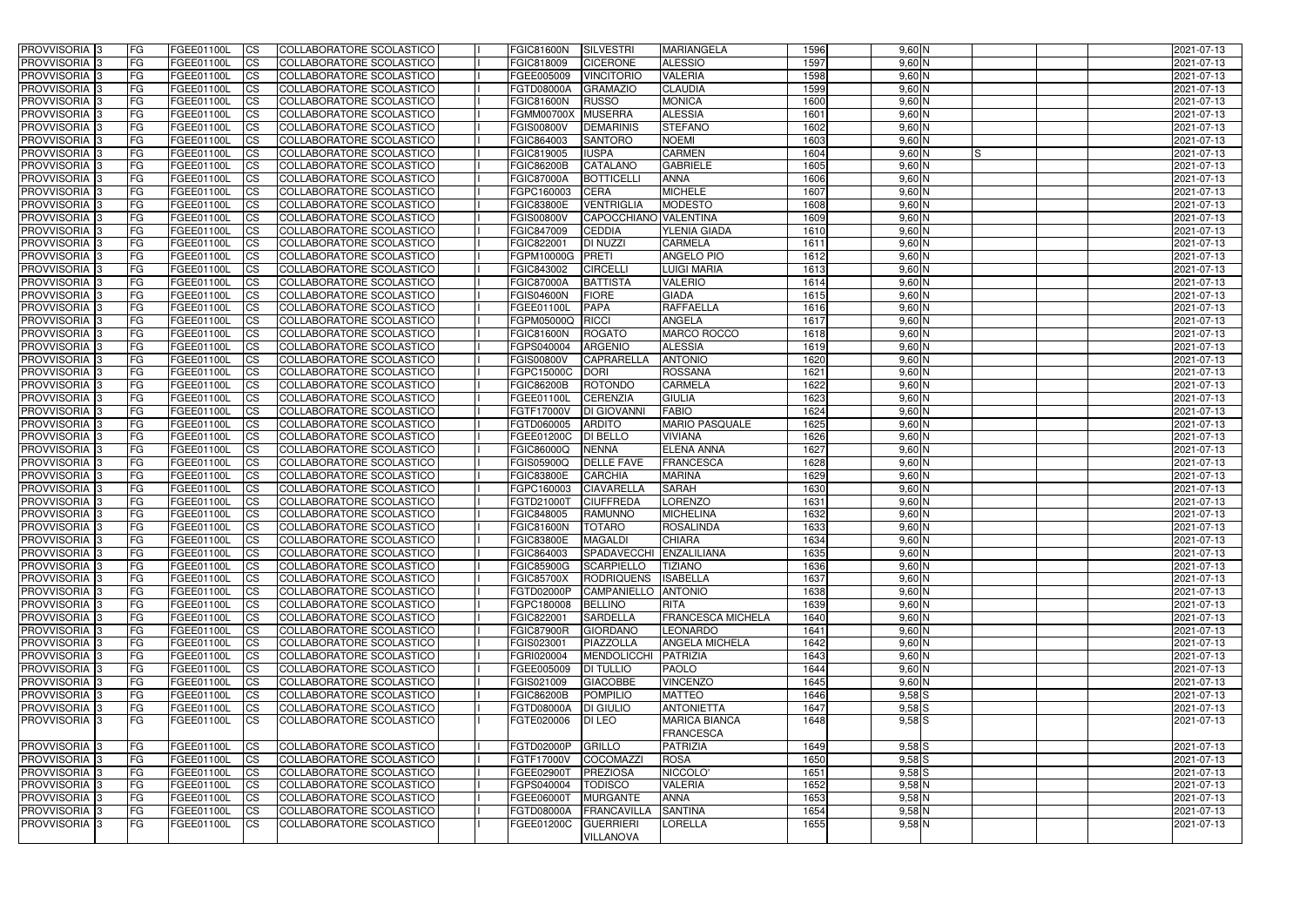| PROVVISORIA | 3 | FG | FGEE01100L | CS | COLLABORATORE SCOLASTICO | I | FGIC81600N | SILVESTRI | MARIANGELA | 1596 | 9,60 | N | | | | 2021-07-13 |
|---|---|---|---|---|---|---|---|---|---|---|---|---|---|---|---|---|
| PROVVISORIA | 3 | FG | FGEE01100L | CS | COLLABORATORE SCOLASTICO | I | FGIC818009 | CICERONE | ALESSIO | 1597 | 9,60 | N | | | | 2021-07-13 |
| PROVVISORIA | 3 | FG | FGEE01100L | CS | COLLABORATORE SCOLASTICO | I | FGEE005009 | VINCITORIO | VALERIA | 1598 | 9,60 | N | | | | 2021-07-13 |
| PROVVISORIA | 3 | FG | FGEE01100L | CS | COLLABORATORE SCOLASTICO | I | FGTD08000A | GRAMAZIO | CLAUDIA | 1599 | 9,60 | N | | | | 2021-07-13 |
| PROVVISORIA | 3 | FG | FGEE01100L | CS | COLLABORATORE SCOLASTICO | I | FGIC81600N | RUSSO | MONICA | 1600 | 9,60 | N | | | | 2021-07-13 |
| PROVVISORIA | 3 | FG | FGEE01100L | CS | COLLABORATORE SCOLASTICO | I | FGMM00700X | MUSERRA | ALESSIA | 1601 | 9,60 | N | | | | 2021-07-13 |
| PROVVISORIA | 3 | FG | FGEE01100L | CS | COLLABORATORE SCOLASTICO | I | FGIS00800V | DEMARINIS | STEFANO | 1602 | 9,60 | N | | | | 2021-07-13 |
| PROVVISORIA | 3 | FG | FGEE01100L | CS | COLLABORATORE SCOLASTICO | I | FGIC864003 | SANTORO | NOEMI | 1603 | 9,60 | N | | | | 2021-07-13 |
| PROVVISORIA | 3 | FG | FGEE01100L | CS | COLLABORATORE SCOLASTICO | I | FGIC819005 | IUSPA | CARMEN | 1604 | 9,60 | N | S | | | 2021-07-13 |
| PROVVISORIA | 3 | FG | FGEE01100L | CS | COLLABORATORE SCOLASTICO | I | FGIC86200B | CATALANO | GABRIELE | 1605 | 9,60 | N | | | | 2021-07-13 |
| PROVVISORIA | 3 | FG | FGEE01100L | CS | COLLABORATORE SCOLASTICO | I | FGIC87000A | BOTTICELLI | ANNA | 1606 | 9,60 | N | | | | 2021-07-13 |
| PROVVISORIA | 3 | FG | FGEE01100L | CS | COLLABORATORE SCOLASTICO | I | FGPC160003 | CERA | MICHELE | 1607 | 9,60 | N | | | | 2021-07-13 |
| PROVVISORIA | 3 | FG | FGEE01100L | CS | COLLABORATORE SCOLASTICO | I | FGIC83800E | VENTRIGLIA | MODESTO | 1608 | 9,60 | N | | | | 2021-07-13 |
| PROVVISORIA | 3 | FG | FGEE01100L | CS | COLLABORATORE SCOLASTICO | I | FGIS00800V | CAPOCCHIANO | VALENTINA | 1609 | 9,60 | N | | | | 2021-07-13 |
| PROVVISORIA | 3 | FG | FGEE01100L | CS | COLLABORATORE SCOLASTICO | I | FGIC847009 | CEDDIA | YLENIA GIADA | 1610 | 9,60 | N | | | | 2021-07-13 |
| PROVVISORIA | 3 | FG | FGEE01100L | CS | COLLABORATORE SCOLASTICO | I | FGIC822001 | DI NUZZI | CARMELA | 1611 | 9,60 | N | | | | 2021-07-13 |
| PROVVISORIA | 3 | FG | FGEE01100L | CS | COLLABORATORE SCOLASTICO | I | FGPM10000G | PRETI | ANGELO PIO | 1612 | 9,60 | N | | | | 2021-07-13 |
| PROVVISORIA | 3 | FG | FGEE01100L | CS | COLLABORATORE SCOLASTICO | I | FGIC843002 | CIRCELLI | LUIGI MARIA | 1613 | 9,60 | N | | | | 2021-07-13 |
| PROVVISORIA | 3 | FG | FGEE01100L | CS | COLLABORATORE SCOLASTICO | I | FGIC87000A | BATTISTA | VALERIO | 1614 | 9,60 | N | | | | 2021-07-13 |
| PROVVISORIA | 3 | FG | FGEE01100L | CS | COLLABORATORE SCOLASTICO | I | FGIS04600N | FIORE | GIADA | 1615 | 9,60 | N | | | | 2021-07-13 |
| PROVVISORIA | 3 | FG | FGEE01100L | CS | COLLABORATORE SCOLASTICO | I | FGEE01100L | PAPA | RAFFAELLA | 1616 | 9,60 | N | | | | 2021-07-13 |
| PROVVISORIA | 3 | FG | FGEE01100L | CS | COLLABORATORE SCOLASTICO | I | FGPM05000Q | RICCI | ANGELA | 1617 | 9,60 | N | | | | 2021-07-13 |
| PROVVISORIA | 3 | FG | FGEE01100L | CS | COLLABORATORE SCOLASTICO | I | FGIC81600N | ROGATO | MARCO ROCCO | 1618 | 9,60 | N | | | | 2021-07-13 |
| PROVVISORIA | 3 | FG | FGEE01100L | CS | COLLABORATORE SCOLASTICO | I | FGPS040004 | ARGENIO | ALESSIA | 1619 | 9,60 | N | | | | 2021-07-13 |
| PROVVISORIA | 3 | FG | FGEE01100L | CS | COLLABORATORE SCOLASTICO | I | FGIS00800V | CAPRARELLA | ANTONIO | 1620 | 9,60 | N | | | | 2021-07-13 |
| PROVVISORIA | 3 | FG | FGEE01100L | CS | COLLABORATORE SCOLASTICO | I | FGPC15000C | DORI | ROSSANA | 1621 | 9,60 | N | | | | 2021-07-13 |
| PROVVISORIA | 3 | FG | FGEE01100L | CS | COLLABORATORE SCOLASTICO | I | FGIC86200B | ROTONDO | CARMELA | 1622 | 9,60 | N | | | | 2021-07-13 |
| PROVVISORIA | 3 | FG | FGEE01100L | CS | COLLABORATORE SCOLASTICO | I | FGEE01100L | CERENZIA | GIULIA | 1623 | 9,60 | N | | | | 2021-07-13 |
| PROVVISORIA | 3 | FG | FGEE01100L | CS | COLLABORATORE SCOLASTICO | I | FGTF17000V | DI GIOVANNI | FABIO | 1624 | 9,60 | N | | | | 2021-07-13 |
| PROVVISORIA | 3 | FG | FGEE01100L | CS | COLLABORATORE SCOLASTICO | I | FGTD060005 | ARDITO | MARIO PASQUALE | 1625 | 9,60 | N | | | | 2021-07-13 |
| PROVVISORIA | 3 | FG | FGEE01100L | CS | COLLABORATORE SCOLASTICO | I | FGEE01200C | DI BELLO | VIVIANA | 1626 | 9,60 | N | | | | 2021-07-13 |
| PROVVISORIA | 3 | FG | FGEE01100L | CS | COLLABORATORE SCOLASTICO | I | FGIC86000Q | NENNA | ELENA ANNA | 1627 | 9,60 | N | | | | 2021-07-13 |
| PROVVISORIA | 3 | FG | FGEE01100L | CS | COLLABORATORE SCOLASTICO | I | FGIS05900Q | DELLE FAVE | FRANCESCA | 1628 | 9,60 | N | | | | 2021-07-13 |
| PROVVISORIA | 3 | FG | FGEE01100L | CS | COLLABORATORE SCOLASTICO | I | FGIC83800E | CARCHIA | MARINA | 1629 | 9,60 | N | | | | 2021-07-13 |
| PROVVISORIA | 3 | FG | FGEE01100L | CS | COLLABORATORE SCOLASTICO | I | FGPC160003 | CIAVARELLA | SARAH | 1630 | 9,60 | N | | | | 2021-07-13 |
| PROVVISORIA | 3 | FG | FGEE01100L | CS | COLLABORATORE SCOLASTICO | I | FGTD21000T | CIUFFREDA | LORENZO | 1631 | 9,60 | N | | | | 2021-07-13 |
| PROVVISORIA | 3 | FG | FGEE01100L | CS | COLLABORATORE SCOLASTICO | I | FGIC848005 | RAMUNNO | MICHELINA | 1632 | 9,60 | N | | | | 2021-07-13 |
| PROVVISORIA | 3 | FG | FGEE01100L | CS | COLLABORATORE SCOLASTICO | I | FGIC81600N | TOTARO | ROSALINDA | 1633 | 9,60 | N | | | | 2021-07-13 |
| PROVVISORIA | 3 | FG | FGEE01100L | CS | COLLABORATORE SCOLASTICO | I | FGIC83800E | MAGALDI | CHIARA | 1634 | 9,60 | N | | | | 2021-07-13 |
| PROVVISORIA | 3 | FG | FGEE01100L | CS | COLLABORATORE SCOLASTICO | I | FGIC864003 | SPADAVECCHI | ENZALILIANA | 1635 | 9,60 | N | | | | 2021-07-13 |
| PROVVISORIA | 3 | FG | FGEE01100L | CS | COLLABORATORE SCOLASTICO | I | FGIC85900G | SCARPIELLO | TIZIANO | 1636 | 9,60 | N | | | | 2021-07-13 |
| PROVVISORIA | 3 | FG | FGEE01100L | CS | COLLABORATORE SCOLASTICO | I | FGIC85700X | RODRIQUENS | ISABELLA | 1637 | 9,60 | N | | | | 2021-07-13 |
| PROVVISORIA | 3 | FG | FGEE01100L | CS | COLLABORATORE SCOLASTICO | I | FGTD02000P | CAMPANIELLO | ANTONIO | 1638 | 9,60 | N | | | | 2021-07-13 |
| PROVVISORIA | 3 | FG | FGEE01100L | CS | COLLABORATORE SCOLASTICO | I | FGPC180008 | BELLINO | RITA | 1639 | 9,60 | N | | | | 2021-07-13 |
| PROVVISORIA | 3 | FG | FGEE01100L | CS | COLLABORATORE SCOLASTICO | I | FGIC822001 | SARDELLA | FRANCESCA MICHELA | 1640 | 9,60 | N | | | | 2021-07-13 |
| PROVVISORIA | 3 | FG | FGEE01100L | CS | COLLABORATORE SCOLASTICO | I | FGIC87900R | GIORDANO | LEONARDO | 1641 | 9,60 | N | | | | 2021-07-13 |
| PROVVISORIA | 3 | FG | FGEE01100L | CS | COLLABORATORE SCOLASTICO | I | FGIS023001 | PIAZZOLLA | ANGELA MICHELA | 1642 | 9,60 | N | | | | 2021-07-13 |
| PROVVISORIA | 3 | FG | FGEE01100L | CS | COLLABORATORE SCOLASTICO | I | FGRI020004 | MENDOLICCHI | PATRIZIA | 1643 | 9,60 | N | | | | 2021-07-13 |
| PROVVISORIA | 3 | FG | FGEE01100L | CS | COLLABORATORE SCOLASTICO | I | FGEE005009 | DI TULLIO | PAOLO | 1644 | 9,60 | N | | | | 2021-07-13 |
| PROVVISORIA | 3 | FG | FGEE01100L | CS | COLLABORATORE SCOLASTICO | I | FGIS021009 | GIACOBBE | VINCENZO | 1645 | 9,60 | N | | | | 2021-07-13 |
| PROVVISORIA | 3 | FG | FGEE01100L | CS | COLLABORATORE SCOLASTICO | I | FGIC86200B | POMPILIO | MATTEO | 1646 | 9,58 | S | | | | 2021-07-13 |
| PROVVISORIA | 3 | FG | FGEE01100L | CS | COLLABORATORE SCOLASTICO | I | FGTD08000A | DI GIULIO | ANTONIETTA | 1647 | 9,58 | S | | | | 2021-07-13 |
| PROVVISORIA | 3 | FG | FGEE01100L | CS | COLLABORATORE SCOLASTICO | I | FGTE020006 | DI LEO | MARICA BIANCA FRANCESCA | 1648 | 9,58 | S | | | | 2021-07-13 |
| PROVVISORIA | 3 | FG | FGEE01100L | CS | COLLABORATORE SCOLASTICO | I | FGTD02000P | GRILLO | PATRIZIA | 1649 | 9,58 | S | | | | 2021-07-13 |
| PROVVISORIA | 3 | FG | FGEE01100L | CS | COLLABORATORE SCOLASTICO | I | FGTF17000V | COCOMAZZI | ROSA | 1650 | 9,58 | S | | | | 2021-07-13 |
| PROVVISORIA | 3 | FG | FGEE01100L | CS | COLLABORATORE SCOLASTICO | I | FGEE02900T | PREZIOSA | NICCOLO' | 1651 | 9,58 | S | | | | 2021-07-13 |
| PROVVISORIA | 3 | FG | FGEE01100L | CS | COLLABORATORE SCOLASTICO | I | FGPS040004 | TODISCO | VALERIA | 1652 | 9,58 | N | | | | 2021-07-13 |
| PROVVISORIA | 3 | FG | FGEE01100L | CS | COLLABORATORE SCOLASTICO | I | FGEE06000T | MURGANTE | ANNA | 1653 | 9,58 | N | | | | 2021-07-13 |
| PROVVISORIA | 3 | FG | FGEE01100L | CS | COLLABORATORE SCOLASTICO | I | FGTD08000A | FRANCAVILLA | SANTINA | 1654 | 9,58 | N | | | | 2021-07-13 |
| PROVVISORIA | 3 | FG | FGEE01100L | CS | COLLABORATORE SCOLASTICO | I | FGEE01200C | GUERRIERI VILLANOVA | LORELLA | 1655 | 9,58 | N | | | | 2021-07-13 |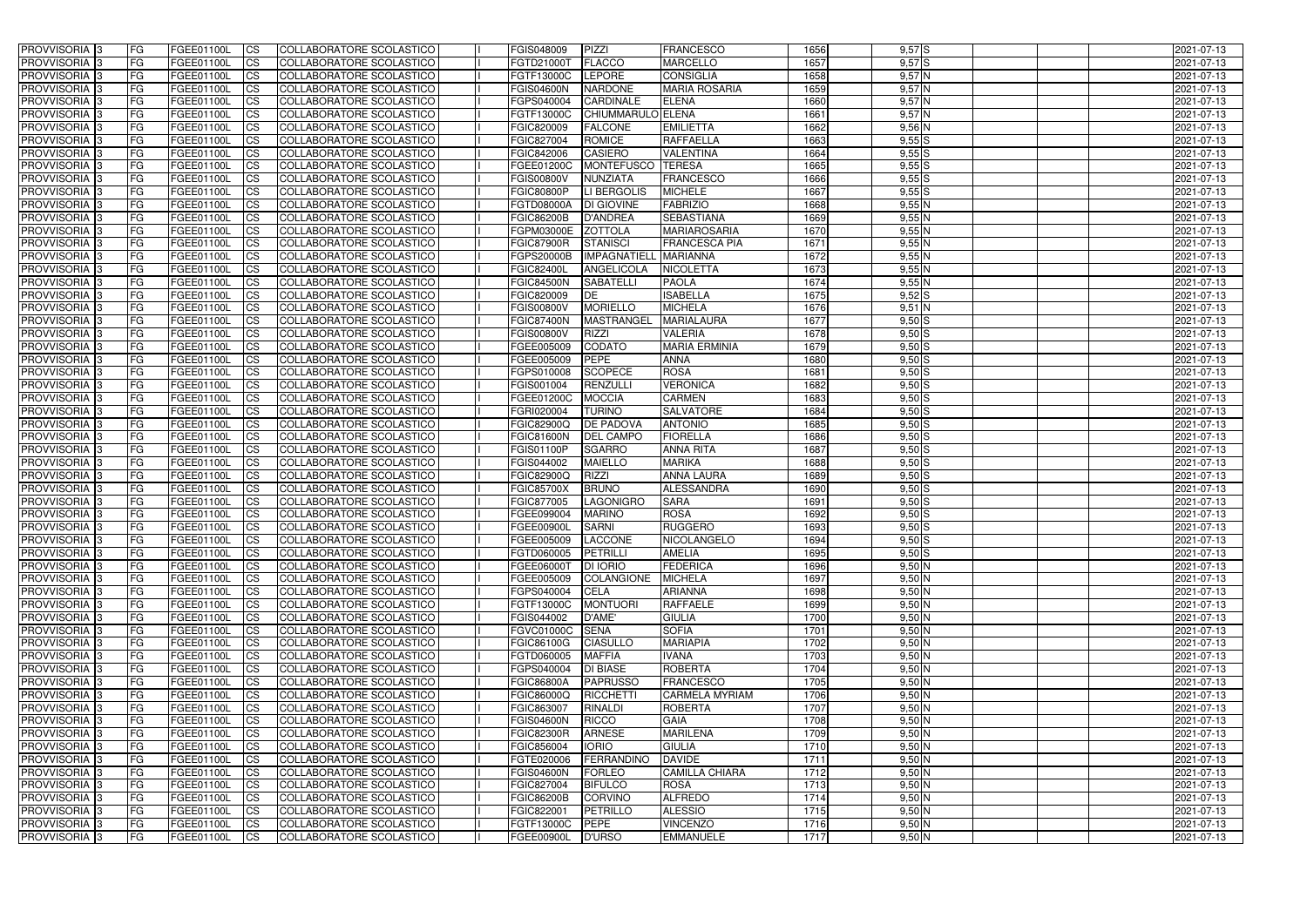| PROVVISORIA 3 | FG | FGEE01100L | CS | COLLABORATORE SCOLASTICO | I | FGIS048009 | PIZZI | FRANCESCO | 1656 | 9,57 S | | | | 2021-07-13 |
|---|---|---|---|---|---|---|---|---|---|---|---|---|---|---|
| PROVVISORIA 3 | FG | FGEE01100L | CS | COLLABORATORE SCOLASTICO | I | FGTD21000T | FLACCO | MARCELLO | 1657 | 9,57 S | | | | 2021-07-13 |
| PROVVISORIA 3 | FG | FGEE01100L | CS | COLLABORATORE SCOLASTICO | I | FGTF13000C | LEPORE | CONSIGLIA | 1658 | 9,57 N | | | | 2021-07-13 |
| PROVVISORIA 3 | FG | FGEE01100L | CS | COLLABORATORE SCOLASTICO | I | FGIS04600N | NARDONE | MARIA ROSARIA | 1659 | 9,57 N | | | | 2021-07-13 |
| PROVVISORIA 3 | FG | FGEE01100L | CS | COLLABORATORE SCOLASTICO | I | FGPS040004 | CARDINALE | ELENA | 1660 | 9,57 N | | | | 2021-07-13 |
| PROVVISORIA 3 | FG | FGEE01100L | CS | COLLABORATORE SCOLASTICO | I | FGTF13000C | CHIUMMARULO | ELENA | 1661 | 9,57 N | | | | 2021-07-13 |
| PROVVISORIA 3 | FG | FGEE01100L | CS | COLLABORATORE SCOLASTICO | I | FGIC820009 | FALCONE | EMILIETTA | 1662 | 9,56 N | | | | 2021-07-13 |
| PROVVISORIA 3 | FG | FGEE01100L | CS | COLLABORATORE SCOLASTICO | I | FGIC827004 | ROMICE | RAFFAELLA | 1663 | 9,55 S | | | | 2021-07-13 |
| PROVVISORIA 3 | FG | FGEE01100L | CS | COLLABORATORE SCOLASTICO | I | FGIC842006 | CASIERO | VALENTINA | 1664 | 9,55 S | | | | 2021-07-13 |
| PROVVISORIA 3 | FG | FGEE01100L | CS | COLLABORATORE SCOLASTICO | I | FGEE01200C | MONTEFUSCO | TERESA | 1665 | 9,55 S | | | | 2021-07-13 |
| PROVVISORIA 3 | FG | FGEE01100L | CS | COLLABORATORE SCOLASTICO | I | FGIS00800V | NUNZIATA | FRANCESCO | 1666 | 9,55 S | | | | 2021-07-13 |
| PROVVISORIA 3 | FG | FGEE01100L | CS | COLLABORATORE SCOLASTICO | I | FGIC80800P | LI BERGOLIS | MICHELE | 1667 | 9,55 S | | | | 2021-07-13 |
| PROVVISORIA 3 | FG | FGEE01100L | CS | COLLABORATORE SCOLASTICO | I | FGTD08000A | DI GIOVINE | FABRIZIO | 1668 | 9,55 N | | | | 2021-07-13 |
| PROVVISORIA 3 | FG | FGEE01100L | CS | COLLABORATORE SCOLASTICO | I | FGIC86200B | D'ANDREA | SEBASTIANA | 1669 | 9,55 N | | | | 2021-07-13 |
| PROVVISORIA 3 | FG | FGEE01100L | CS | COLLABORATORE SCOLASTICO | I | FGPM03000E | ZOTTOLA | MARIAROSARIA | 1670 | 9,55 N | | | | 2021-07-13 |
| PROVVISORIA 3 | FG | FGEE01100L | CS | COLLABORATORE SCOLASTICO | I | FGIC87900R | STANISCI | FRANCESCA PIA | 1671 | 9,55 N | | | | 2021-07-13 |
| PROVVISORIA 3 | FG | FGEE01100L | CS | COLLABORATORE SCOLASTICO | I | FGPS20000B | IMPAGNATIELL | MARIANNA | 1672 | 9,55 N | | | | 2021-07-13 |
| PROVVISORIA 3 | FG | FGEE01100L | CS | COLLABORATORE SCOLASTICO | I | FGIC82400L | ANGELICOLA | NICOLETTA | 1673 | 9,55 N | | | | 2021-07-13 |
| PROVVISORIA 3 | FG | FGEE01100L | CS | COLLABORATORE SCOLASTICO | I | FGIC84500N | SABATELLI | PAOLA | 1674 | 9,55 N | | | | 2021-07-13 |
| PROVVISORIA 3 | FG | FGEE01100L | CS | COLLABORATORE SCOLASTICO | I | FGIC820009 | DE | ISABELLA | 1675 | 9,52 S | | | | 2021-07-13 |
| PROVVISORIA 3 | FG | FGEE01100L | CS | COLLABORATORE SCOLASTICO | I | FGIS00800V | MORIELLO | MICHELA | 1676 | 9,51 N | | | | 2021-07-13 |
| PROVVISORIA 3 | FG | FGEE01100L | CS | COLLABORATORE SCOLASTICO | I | FGIC87400N | MASTRANGEL | MARIALAURA | 1677 | 9,50 S | | | | 2021-07-13 |
| PROVVISORIA 3 | FG | FGEE01100L | CS | COLLABORATORE SCOLASTICO | I | FGIS00800V | RIZZI | VALERIA | 1678 | 9,50 S | | | | 2021-07-13 |
| PROVVISORIA 3 | FG | FGEE01100L | CS | COLLABORATORE SCOLASTICO | I | FGEE005009 | CODATO | MARIA ERMINIA | 1679 | 9,50 S | | | | 2021-07-13 |
| PROVVISORIA 3 | FG | FGEE01100L | CS | COLLABORATORE SCOLASTICO | I | FGEE005009 | PEPE | ANNA | 1680 | 9,50 S | | | | 2021-07-13 |
| PROVVISORIA 3 | FG | FGEE01100L | CS | COLLABORATORE SCOLASTICO | I | FGPS010008 | SCOPECE | ROSA | 1681 | 9,50 S | | | | 2021-07-13 |
| PROVVISORIA 3 | FG | FGEE01100L | CS | COLLABORATORE SCOLASTICO | I | FGIS001004 | RENZULLI | VERONICA | 1682 | 9,50 S | | | | 2021-07-13 |
| PROVVISORIA 3 | FG | FGEE01100L | CS | COLLABORATORE SCOLASTICO | I | FGEE01200C | MOCCIA | CARMEN | 1683 | 9,50 S | | | | 2021-07-13 |
| PROVVISORIA 3 | FG | FGEE01100L | CS | COLLABORATORE SCOLASTICO | I | FGRI020004 | TURINO | SALVATORE | 1684 | 9,50 S | | | | 2021-07-13 |
| PROVVISORIA 3 | FG | FGEE01100L | CS | COLLABORATORE SCOLASTICO | I | FGIC82900Q | DE PADOVA | ANTONIO | 1685 | 9,50 S | | | | 2021-07-13 |
| PROVVISORIA 3 | FG | FGEE01100L | CS | COLLABORATORE SCOLASTICO | I | FGIC81600N | DEL CAMPO | FIORELLA | 1686 | 9,50 S | | | | 2021-07-13 |
| PROVVISORIA 3 | FG | FGEE01100L | CS | COLLABORATORE SCOLASTICO | I | FGIS01100P | SGARRO | ANNA RITA | 1687 | 9,50 S | | | | 2021-07-13 |
| PROVVISORIA 3 | FG | FGEE01100L | CS | COLLABORATORE SCOLASTICO | I | FGIS044002 | MAIELLO | MARIKA | 1688 | 9,50 S | | | | 2021-07-13 |
| PROVVISORIA 3 | FG | FGEE01100L | CS | COLLABORATORE SCOLASTICO | I | FGIC82900Q | RIZZI | ANNA LAURA | 1689 | 9,50 S | | | | 2021-07-13 |
| PROVVISORIA 3 | FG | FGEE01100L | CS | COLLABORATORE SCOLASTICO | I | FGIC85700X | BRUNO | ALESSANDRA | 1690 | 9,50 S | | | | 2021-07-13 |
| PROVVISORIA 3 | FG | FGEE01100L | CS | COLLABORATORE SCOLASTICO | I | FGIC877005 | LAGONIGRO | SARA | 1691 | 9,50 S | | | | 2021-07-13 |
| PROVVISORIA 3 | FG | FGEE01100L | CS | COLLABORATORE SCOLASTICO | I | FGEE099004 | MARINO | ROSA | 1692 | 9,50 S | | | | 2021-07-13 |
| PROVVISORIA 3 | FG | FGEE01100L | CS | COLLABORATORE SCOLASTICO | I | FGEE00900L | SARNI | RUGGERO | 1693 | 9,50 S | | | | 2021-07-13 |
| PROVVISORIA 3 | FG | FGEE01100L | CS | COLLABORATORE SCOLASTICO | I | FGEE005009 | LACCONE | NICOLANGELO | 1694 | 9,50 S | | | | 2021-07-13 |
| PROVVISORIA 3 | FG | FGEE01100L | CS | COLLABORATORE SCOLASTICO | I | FGTD060005 | PETRILLI | AMELIA | 1695 | 9,50 S | | | | 2021-07-13 |
| PROVVISORIA 3 | FG | FGEE01100L | CS | COLLABORATORE SCOLASTICO | I | FGEE06000T | DI IORIO | FEDERICA | 1696 | 9,50 N | | | | 2021-07-13 |
| PROVVISORIA 3 | FG | FGEE01100L | CS | COLLABORATORE SCOLASTICO | I | FGEE005009 | COLANGIONE | MICHELA | 1697 | 9,50 N | | | | 2021-07-13 |
| PROVVISORIA 3 | FG | FGEE01100L | CS | COLLABORATORE SCOLASTICO | I | FGPS040004 | CELA | ARIANNA | 1698 | 9,50 N | | | | 2021-07-13 |
| PROVVISORIA 3 | FG | FGEE01100L | CS | COLLABORATORE SCOLASTICO | I | FGTF13000C | MONTUORI | RAFFAELE | 1699 | 9,50 N | | | | 2021-07-13 |
| PROVVISORIA 3 | FG | FGEE01100L | CS | COLLABORATORE SCOLASTICO | I | FGIS044002 | D'AME' | GIULIA | 1700 | 9,50 N | | | | 2021-07-13 |
| PROVVISORIA 3 | FG | FGEE01100L | CS | COLLABORATORE SCOLASTICO | I | FGVC01000C | SENA | SOFIA | 1701 | 9,50 N | | | | 2021-07-13 |
| PROVVISORIA 3 | FG | FGEE01100L | CS | COLLABORATORE SCOLASTICO | I | FGIC86100G | CIASULLO | MARIAPIA | 1702 | 9,50 N | | | | 2021-07-13 |
| PROVVISORIA 3 | FG | FGEE01100L | CS | COLLABORATORE SCOLASTICO | I | FGTD060005 | MAFFIA | IVANA | 1703 | 9,50 N | | | | 2021-07-13 |
| PROVVISORIA 3 | FG | FGEE01100L | CS | COLLABORATORE SCOLASTICO | I | FGPS040004 | DI BIASE | ROBERTA | 1704 | 9,50 N | | | | 2021-07-13 |
| PROVVISORIA 3 | FG | FGEE01100L | CS | COLLABORATORE SCOLASTICO | I | FGIC86800A | PAPRUSSO | FRANCESCO | 1705 | 9,50 N | | | | 2021-07-13 |
| PROVVISORIA 3 | FG | FGEE01100L | CS | COLLABORATORE SCOLASTICO | I | FGIC86000Q | RICCHETTI | CARMELA MYRIAM | 1706 | 9,50 N | | | | 2021-07-13 |
| PROVVISORIA 3 | FG | FGEE01100L | CS | COLLABORATORE SCOLASTICO | I | FGIC863007 | RINALDI | ROBERTA | 1707 | 9,50 N | | | | 2021-07-13 |
| PROVVISORIA 3 | FG | FGEE01100L | CS | COLLABORATORE SCOLASTICO | I | FGIS04600N | RICCO | GAIA | 1708 | 9,50 N | | | | 2021-07-13 |
| PROVVISORIA 3 | FG | FGEE01100L | CS | COLLABORATORE SCOLASTICO | I | FGIC82300R | ARNESE | MARILENA | 1709 | 9,50 N | | | | 2021-07-13 |
| PROVVISORIA 3 | FG | FGEE01100L | CS | COLLABORATORE SCOLASTICO | I | FGIC856004 | IORIO | GIULIA | 1710 | 9,50 N | | | | 2021-07-13 |
| PROVVISORIA 3 | FG | FGEE01100L | CS | COLLABORATORE SCOLASTICO | I | FGTE020006 | FERRANDINO | DAVIDE | 1711 | 9,50 N | | | | 2021-07-13 |
| PROVVISORIA 3 | FG | FGEE01100L | CS | COLLABORATORE SCOLASTICO | I | FGIS04600N | FORLEO | CAMILLA CHIARA | 1712 | 9,50 N | | | | 2021-07-13 |
| PROVVISORIA 3 | FG | FGEE01100L | CS | COLLABORATORE SCOLASTICO | I | FGIC827004 | BIFULCO | ROSA | 1713 | 9,50 N | | | | 2021-07-13 |
| PROVVISORIA 3 | FG | FGEE01100L | CS | COLLABORATORE SCOLASTICO | I | FGIC86200B | CORVINO | ALFREDO | 1714 | 9,50 N | | | | 2021-07-13 |
| PROVVISORIA 3 | FG | FGEE01100L | CS | COLLABORATORE SCOLASTICO | I | FGIC822001 | PETRILLO | ALESSIO | 1715 | 9,50 N | | | | 2021-07-13 |
| PROVVISORIA 3 | FG | FGEE01100L | CS | COLLABORATORE SCOLASTICO | I | FGTF13000C | PEPE | VINCENZO | 1716 | 9,50 N | | | | 2021-07-13 |
| PROVVISORIA 3 | FG | FGEE01100L | CS | COLLABORATORE SCOLASTICO | I | FGEE00900L | D'URSO | EMMANUELE | 1717 | 9,50 N | | | | 2021-07-13 |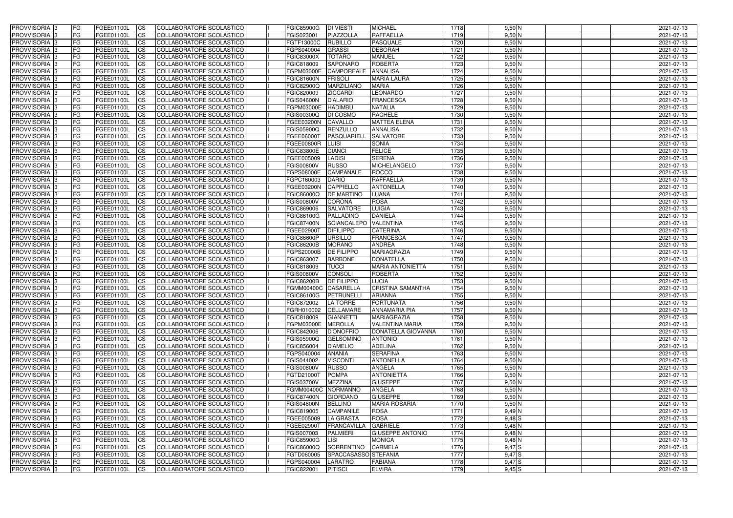| | | | | | | | | | | | | | | | | |
|---|---|---|---|---|---|---|---|---|---|---|---|---|---|---|---|---|
| PROVVISORIA | 3 | FG | FGEE01100L | CS | COLLABORATORE SCOLASTICO | | FGIC85900G | DI VIESTI | MICHAEL | 1718 | 9,50 | N | | | | 2021-07-13 |
| PROVVISORIA | 3 | FG | FGEE01100L | CS | COLLABORATORE SCOLASTICO | | FGIS023001 | PIAZZOLLA | RAFFAELLA | 1719 | 9,50 | N | | | | 2021-07-13 |
| PROVVISORIA | 3 | FG | FGEE01100L | CS | COLLABORATORE SCOLASTICO | | FGTF13000C | RUBILLO | PASQUALE | 1720 | 9,50 | N | | | | 2021-07-13 |
| PROVVISORIA | 3 | FG | FGEE01100L | CS | COLLABORATORE SCOLASTICO | | FGPS040004 | GRASSI | DEBORAH | 1721 | 9,50 | N | | | | 2021-07-13 |
| PROVVISORIA | 3 | FG | FGEE01100L | CS | COLLABORATORE SCOLASTICO | | FGIC83000X | TOTARO | MANUEL | 1722 | 9,50 | N | | | | 2021-07-13 |
| PROVVISORIA | 3 | FG | FGEE01100L | CS | COLLABORATORE SCOLASTICO | | FGIC818009 | SAPONARO | ROBERTA | 1723 | 9,50 | N | | | | 2021-07-13 |
| PROVVISORIA | 3 | FG | FGEE01100L | CS | COLLABORATORE SCOLASTICO | | FGPM03000E | CAMPOREALE | ANNALISA | 1724 | 9,50 | N | | | | 2021-07-13 |
| PROVVISORIA | 3 | FG | FGEE01100L | CS | COLLABORATORE SCOLASTICO | | FGIC81600N | FRISOLI | MARIA LAURA | 1725 | 9,50 | N | | | | 2021-07-13 |
| PROVVISORIA | 3 | FG | FGEE01100L | CS | COLLABORATORE SCOLASTICO | | FGIC82900Q | MARZILIANO | MARIA | 1726 | 9,50 | N | | | | 2021-07-13 |
| PROVVISORIA | 3 | FG | FGEE01100L | CS | COLLABORATORE SCOLASTICO | | FGIC820009 | ZICCARDI | LEONARDO | 1727 | 9,50 | N | | | | 2021-07-13 |
| PROVVISORIA | 3 | FG | FGEE01100L | CS | COLLABORATORE SCOLASTICO | | FGIS04600N | D'ALARIO | FRANCESCA | 1728 | 9,50 | N | | | | 2021-07-13 |
| PROVVISORIA | 3 | FG | FGEE01100L | CS | COLLABORATORE SCOLASTICO | | FGPM03000E | HADIMBU | NATALIA | 1729 | 9,50 | N | | | | 2021-07-13 |
| PROVVISORIA | 3 | FG | FGEE01100L | CS | COLLABORATORE SCOLASTICO | | FGIS00300Q | DI COSMO | RACHELE | 1730 | 9,50 | N | | | | 2021-07-13 |
| PROVVISORIA | 3 | FG | FGEE01100L | CS | COLLABORATORE SCOLASTICO | | FGEE03200N | CAVALLO | MATTEA ELENA | 1731 | 9,50 | N | | | | 2021-07-13 |
| PROVVISORIA | 3 | FG | FGEE01100L | CS | COLLABORATORE SCOLASTICO | | FGIS05900Q | RENZULLO | ANNALISA | 1732 | 9,50 | N | | | | 2021-07-13 |
| PROVVISORIA | 3 | FG | FGEE01100L | CS | COLLABORATORE SCOLASTICO | | FGEE06000T | PASQUARIELL | SALVATORE | 1733 | 9,50 | N | | | | 2021-07-13 |
| PROVVISORIA | 3 | FG | FGEE01100L | CS | COLLABORATORE SCOLASTICO | | FGEE00800R | LUISI | SONIA | 1734 | 9,50 | N | | | | 2021-07-13 |
| PROVVISORIA | 3 | FG | FGEE01100L | CS | COLLABORATORE SCOLASTICO | | FGIC83800E | CIANCI | FELICE | 1735 | 9,50 | N | | | | 2021-07-13 |
| PROVVISORIA | 3 | FG | FGEE01100L | CS | COLLABORATORE SCOLASTICO | | FGEE005009 | LADISI | SERENA | 1736 | 9,50 | N | | | | 2021-07-13 |
| PROVVISORIA | 3 | FG | FGEE01100L | CS | COLLABORATORE SCOLASTICO | | FGIS00800V | RUSSO | MICHELANGELO | 1737 | 9,50 | N | | | | 2021-07-13 |
| PROVVISORIA | 3 | FG | FGEE01100L | CS | COLLABORATORE SCOLASTICO | | FGPS08000E | CAMPANALE | ROCCO | 1738 | 9,50 | N | | | | 2021-07-13 |
| PROVVISORIA | 3 | FG | FGEE01100L | CS | COLLABORATORE SCOLASTICO | | FGPC160003 | DARIO | RAFFAELLA | 1739 | 9,50 | N | | | | 2021-07-13 |
| PROVVISORIA | 3 | FG | FGEE01100L | CS | COLLABORATORE SCOLASTICO | | FGEE03200N | CAPPIELLO | ANTONELLA | 1740 | 9,50 | N | | | | 2021-07-13 |
| PROVVISORIA | 3 | FG | FGEE01100L | CS | COLLABORATORE SCOLASTICO | | FGIC86000Q | DE MARTINO | LUANA | 1741 | 9,50 | N | | | | 2021-07-13 |
| PROVVISORIA | 3 | FG | FGEE01100L | CS | COLLABORATORE SCOLASTICO | | FGIS00800V | CORONA | ROSA | 1742 | 9,50 | N | | | | 2021-07-13 |
| PROVVISORIA | 3 | FG | FGEE01100L | CS | COLLABORATORE SCOLASTICO | | FGIC869006 | SALVATORE | LUIGIA | 1743 | 9,50 | N | | | | 2021-07-13 |
| PROVVISORIA | 3 | FG | FGEE01100L | CS | COLLABORATORE SCOLASTICO | | FGIC86100G | PALLADINO | DANIELA | 1744 | 9,50 | N | | | | 2021-07-13 |
| PROVVISORIA | 3 | FG | FGEE01100L | CS | COLLABORATORE SCOLASTICO | | FGIC87400N | SCIANCALEPO | VALENTINA | 1745 | 9,50 | N | | | | 2021-07-13 |
| PROVVISORIA | 3 | FG | FGEE01100L | CS | COLLABORATORE SCOLASTICO | | FGEE02900T | DIFILIPPO | CATERINA | 1746 | 9,50 | N | | | | 2021-07-13 |
| PROVVISORIA | 3 | FG | FGEE01100L | CS | COLLABORATORE SCOLASTICO | | FGIC86600P | URSILLO | FRANCESCA | 1747 | 9,50 | N | | | | 2021-07-13 |
| PROVVISORIA | 3 | FG | FGEE01100L | CS | COLLABORATORE SCOLASTICO | | FGIC86200B | MORANO | ANDREA | 1748 | 9,50 | N | | | | 2021-07-13 |
| PROVVISORIA | 3 | FG | FGEE01100L | CS | COLLABORATORE SCOLASTICO | | FGPS20000B | DE FILIPPO | MARIAGRAZIA | 1749 | 9,50 | N | | | | 2021-07-13 |
| PROVVISORIA | 3 | FG | FGEE01100L | CS | COLLABORATORE SCOLASTICO | | FGIC863007 | BARBONE | DONATELLA | 1750 | 9,50 | N | | | | 2021-07-13 |
| PROVVISORIA | 3 | FG | FGEE01100L | CS | COLLABORATORE SCOLASTICO | | FGIC818009 | TUCCI | MARIA ANTONIETTA | 1751 | 9,50 | N | | | | 2021-07-13 |
| PROVVISORIA | 3 | FG | FGEE01100L | CS | COLLABORATORE SCOLASTICO | | FGIS00800V | CONSOLI | ROBERTA | 1752 | 9,50 | N | | | | 2021-07-13 |
| PROVVISORIA | 3 | FG | FGEE01100L | CS | COLLABORATORE SCOLASTICO | | FGIC86200B | DE FILIPPO | LUCIA | 1753 | 9,50 | N | | | | 2021-07-13 |
| PROVVISORIA | 3 | FG | FGEE01100L | CS | COLLABORATORE SCOLASTICO | | FGMM00400C | CASARELLA | CRISTINA SAMANTHA | 1754 | 9,50 | N | | | | 2021-07-13 |
| PROVVISORIA | 3 | FG | FGEE01100L | CS | COLLABORATORE SCOLASTICO | | FGIC86100G | PETRUNELLI | ARIANNA | 1755 | 9,50 | N | | | | 2021-07-13 |
| PROVVISORIA | 3 | FG | FGEE01100L | CS | COLLABORATORE SCOLASTICO | | FGIC872002 | LA TORRE | FORTUNATA | 1756 | 9,50 | N | | | | 2021-07-13 |
| PROVVISORIA | 3 | FG | FGEE01100L | CS | COLLABORATORE SCOLASTICO | | FGRH010002 | CELLAMARE | ANNAMARIA PIA | 1757 | 9,50 | N | | | | 2021-07-13 |
| PROVVISORIA | 3 | FG | FGEE01100L | CS | COLLABORATORE SCOLASTICO | | FGIC818009 | GIANNETTI | MARIAGRAZIA | 1758 | 9,50 | N | | | | 2021-07-13 |
| PROVVISORIA | 3 | FG | FGEE01100L | CS | COLLABORATORE SCOLASTICO | | FGPM03000E | MEROLLA | VALENTINA MARIA | 1759 | 9,50 | N | | | | 2021-07-13 |
| PROVVISORIA | 3 | FG | FGEE01100L | CS | COLLABORATORE SCOLASTICO | | FGIC842006 | D'ONOFRIO | DONATELLA GIOVANNA | 1760 | 9,50 | N | | | | 2021-07-13 |
| PROVVISORIA | 3 | FG | FGEE01100L | CS | COLLABORATORE SCOLASTICO | | FGIS05900Q | GELSOMINO | ANTONIO | 1761 | 9,50 | N | | | | 2021-07-13 |
| PROVVISORIA | 3 | FG | FGEE01100L | CS | COLLABORATORE SCOLASTICO | | FGIC856004 | D'AMELIO | ADELINA | 1762 | 9,50 | N | | | | 2021-07-13 |
| PROVVISORIA | 3 | FG | FGEE01100L | CS | COLLABORATORE SCOLASTICO | | FGPS040004 | ANANIA | SERAFINA | 1763 | 9,50 | N | | | | 2021-07-13 |
| PROVVISORIA | 3 | FG | FGEE01100L | CS | COLLABORATORE SCOLASTICO | | FGIS044002 | VISCONTI | ANTONELLA | 1764 | 9,50 | N | | | | 2021-07-13 |
| PROVVISORIA | 3 | FG | FGEE01100L | CS | COLLABORATORE SCOLASTICO | | FGIS00800V | RUSSO | ANGELA | 1765 | 9,50 | N | | | | 2021-07-13 |
| PROVVISORIA | 3 | FG | FGEE01100L | CS | COLLABORATORE SCOLASTICO | | FGTD21000T | POMPA | ANTONIETTA | 1766 | 9,50 | N | | | | 2021-07-13 |
| PROVVISORIA | 3 | FG | FGEE01100L | CS | COLLABORATORE SCOLASTICO | | FGIS03700V | MEZZINA | GIUSEPPE | 1767 | 9,50 | N | | | | 2021-07-13 |
| PROVVISORIA | 3 | FG | FGEE01100L | CS | COLLABORATORE SCOLASTICO | | FGMM00400C | NORMANNO | ANGELA | 1768 | 9,50 | N | | | | 2021-07-13 |
| PROVVISORIA | 3 | FG | FGEE01100L | CS | COLLABORATORE SCOLASTICO | | FGIC87400N | GIORDANO | GIUSEPPE | 1769 | 9,50 | N | | | | 2021-07-13 |
| PROVVISORIA | 3 | FG | FGEE01100L | CS | COLLABORATORE SCOLASTICO | | FGIS04600N | BELLINO | MARIA ROSARIA | 1770 | 9,50 | N | | | | 2021-07-13 |
| PROVVISORIA | 3 | FG | FGEE01100L | CS | COLLABORATORE SCOLASTICO | | FGIC819005 | CAMPANILE | ROSA | 1771 | 9,49 | N | | | | 2021-07-13 |
| PROVVISORIA | 3 | FG | FGEE01100L | CS | COLLABORATORE SCOLASTICO | | FGEE005009 | LA GRASTA | ROSA | 1772 | 9,48 | S | | | | 2021-07-13 |
| PROVVISORIA | 3 | FG | FGEE01100L | CS | COLLABORATORE SCOLASTICO | | FGEE02900T | FRANCAVILLA | GABRIELE | 1773 | 9,48 | N | | | | 2021-07-13 |
| PROVVISORIA | 3 | FG | FGEE01100L | CS | COLLABORATORE SCOLASTICO | | FGIS007003 | PALMIERI | GIUSEPPE ANTONIO | 1774 | 9,48 | N | | | | 2021-07-13 |
| PROVVISORIA | 3 | FG | FGEE01100L | CS | COLLABORATORE SCOLASTICO | | FGIC85900G | LISI | MONICA | 1775 | 9,48 | N | | | | 2021-07-13 |
| PROVVISORIA | 3 | FG | FGEE01100L | CS | COLLABORATORE SCOLASTICO | | FGIC86000Q | SORRENTINO | CARMELA | 1776 | 9,47 | S | | | | 2021-07-13 |
| PROVVISORIA | 3 | FG | FGEE01100L | CS | COLLABORATORE SCOLASTICO | | FGTD060005 | SPACCASASSO | STEFANIA | 1777 | 9,47 | S | | | | 2021-07-13 |
| PROVVISORIA | 3 | FG | FGEE01100L | CS | COLLABORATORE SCOLASTICO | | FGPS040004 | LARATRO | FABIANA | 1778 | 9,47 | S | | | | 2021-07-13 |
| PROVVISORIA | 3 | FG | FGEE01100L | CS | COLLABORATORE SCOLASTICO | | FGIC822001 | PITISCI | ELVIRA | 1779 | 9,45 | S | | | | 2021-07-13 |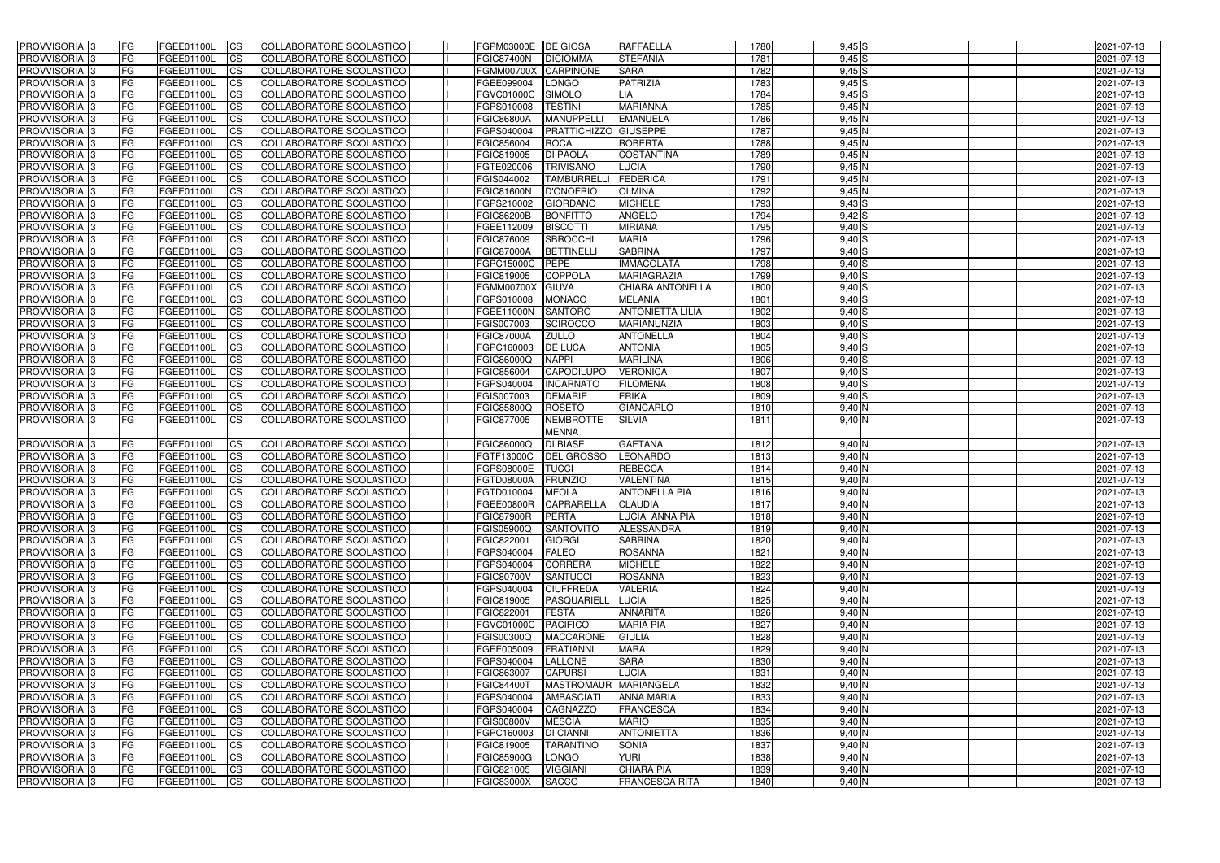| PROVVISORIA | 3 | FG | FGEE01100L | CS | COLLABORATORE SCOLASTICO | | FGPM03000E | DE GIOSA | RAFFAELLA | 1780 | 9,45 | S | | | | 2021-07-13 |
|---|---|---|---|---|---|---|---|---|---|---|---|---|---|---|---|---|
| PROVVISORIA | 3 | FG | FGEE01100L | CS | COLLABORATORE SCOLASTICO | | FGIC87400N | DICIOMMA | STEFANIA | 1781 | 9,45 | S | | | | 2021-07-13 |
| PROVVISORIA | 3 | FG | FGEE01100L | CS | COLLABORATORE SCOLASTICO | | FGMM00700X | CARPINONE | SARA | 1782 | 9,45 | S | | | | 2021-07-13 |
| PROVVISORIA | 3 | FG | FGEE01100L | CS | COLLABORATORE SCOLASTICO | | FGEE099004 | LONGO | PATRIZIA | 1783 | 9,45 | S | | | | 2021-07-13 |
| PROVVISORIA | 3 | FG | FGEE01100L | CS | COLLABORATORE SCOLASTICO | | FGVC01000C | SIMOLO | LIA | 1784 | 9,45 | S | | | | 2021-07-13 |
| PROVVISORIA | 3 | FG | FGEE01100L | CS | COLLABORATORE SCOLASTICO | | FGPS010008 | TESTINI | MARIANNA | 1785 | 9,45 | N | | | | 2021-07-13 |
| PROVVISORIA | 3 | FG | FGEE01100L | CS | COLLABORATORE SCOLASTICO | | FGIC86800A | MANUPPELLI | EMANUELA | 1786 | 9,45 | N | | | | 2021-07-13 |
| PROVVISORIA | 3 | FG | FGEE01100L | CS | COLLABORATORE SCOLASTICO | | FGPS040004 | PRATTICHIZZO | GIUSEPPE | 1787 | 9,45 | N | | | | 2021-07-13 |
| PROVVISORIA | 3 | FG | FGEE01100L | CS | COLLABORATORE SCOLASTICO | | FGIC856004 | ROCA | ROBERTA | 1788 | 9,45 | N | | | | 2021-07-13 |
| PROVVISORIA | 3 | FG | FGEE01100L | CS | COLLABORATORE SCOLASTICO | | FGIC819005 | DI PAOLA | COSTANTINA | 1789 | 9,45 | N | | | | 2021-07-13 |
| PROVVISORIA | 3 | FG | FGEE01100L | CS | COLLABORATORE SCOLASTICO | | FGTE020006 | TRIVISANO | LUCIA | 1790 | 9,45 | N | | | | 2021-07-13 |
| PROVVISORIA | 3 | FG | FGEE01100L | CS | COLLABORATORE SCOLASTICO | | FGIS044002 | TAMBURRELLI | FEDERICA | 1791 | 9,45 | N | | | | 2021-07-13 |
| PROVVISORIA | 3 | FG | FGEE01100L | CS | COLLABORATORE SCOLASTICO | | FGIC81600N | D'ONOFRIO | OLMINA | 1792 | 9,45 | N | | | | 2021-07-13 |
| PROVVISORIA | 3 | FG | FGEE01100L | CS | COLLABORATORE SCOLASTICO | | FGPS210002 | GIORDANO | MICHELE | 1793 | 9,43 | S | | | | 2021-07-13 |
| PROVVISORIA | 3 | FG | FGEE01100L | CS | COLLABORATORE SCOLASTICO | | FGIC86200B | BONFITTO | ANGELO | 1794 | 9,42 | S | | | | 2021-07-13 |
| PROVVISORIA | 3 | FG | FGEE01100L | CS | COLLABORATORE SCOLASTICO | | FGEE112009 | BISCOTTI | MIRIANA | 1795 | 9,40 | S | | | | 2021-07-13 |
| PROVVISORIA | 3 | FG | FGEE01100L | CS | COLLABORATORE SCOLASTICO | | FGIC876009 | SBROCCHI | MARIA | 1796 | 9,40 | S | | | | 2021-07-13 |
| PROVVISORIA | 3 | FG | FGEE01100L | CS | COLLABORATORE SCOLASTICO | | FGIC87000A | BETTINELLI | SABRINA | 1797 | 9,40 | S | | | | 2021-07-13 |
| PROVVISORIA | 3 | FG | FGEE01100L | CS | COLLABORATORE SCOLASTICO | | FGPC15000C | PEPE | IMMACOLATA | 1798 | 9,40 | S | | | | 2021-07-13 |
| PROVVISORIA | 3 | FG | FGEE01100L | CS | COLLABORATORE SCOLASTICO | | FGIC819005 | COPPOLA | MARIAGRAZIA | 1799 | 9,40 | S | | | | 2021-07-13 |
| PROVVISORIA | 3 | FG | FGEE01100L | CS | COLLABORATORE SCOLASTICO | | FGMM00700X | GIUVA | CHIARA ANTONELLA | 1800 | 9,40 | S | | | | 2021-07-13 |
| PROVVISORIA | 3 | FG | FGEE01100L | CS | COLLABORATORE SCOLASTICO | | FGPS010008 | MONACO | MELANIA | 1801 | 9,40 | S | | | | 2021-07-13 |
| PROVVISORIA | 3 | FG | FGEE01100L | CS | COLLABORATORE SCOLASTICO | | FGEE11000N | SANTORO | ANTONIETTA LILIA | 1802 | 9,40 | S | | | | 2021-07-13 |
| PROVVISORIA | 3 | FG | FGEE01100L | CS | COLLABORATORE SCOLASTICO | | FGIS007003 | SCIROCCO | MARIANUNZIA | 1803 | 9,40 | S | | | | 2021-07-13 |
| PROVVISORIA | 3 | FG | FGEE01100L | CS | COLLABORATORE SCOLASTICO | | FGIC87000A | ZULLO | ANTONELLA | 1804 | 9,40 | S | | | | 2021-07-13 |
| PROVVISORIA | 3 | FG | FGEE01100L | CS | COLLABORATORE SCOLASTICO | | FGPC160003 | DE LUCA | ANTONIA | 1805 | 9,40 | S | | | | 2021-07-13 |
| PROVVISORIA | 3 | FG | FGEE01100L | CS | COLLABORATORE SCOLASTICO | | FGIC86000Q | NAPPI | MARILINA | 1806 | 9,40 | S | | | | 2021-07-13 |
| PROVVISORIA | 3 | FG | FGEE01100L | CS | COLLABORATORE SCOLASTICO | | FGIC856004 | CAPODILUPO | VERONICA | 1807 | 9,40 | S | | | | 2021-07-13 |
| PROVVISORIA | 3 | FG | FGEE01100L | CS | COLLABORATORE SCOLASTICO | | FGPS040004 | INCARNATO | FILOMENA | 1808 | 9,40 | S | | | | 2021-07-13 |
| PROVVISORIA | 3 | FG | FGEE01100L | CS | COLLABORATORE SCOLASTICO | | FGIS007003 | DEMARIE | ERIKA | 1809 | 9,40 | S | | | | 2021-07-13 |
| PROVVISORIA | 3 | FG | FGEE01100L | CS | COLLABORATORE SCOLASTICO | | FGIC85800Q | ROSETO | GIANCARLO | 1810 | 9,40 | N | | | | 2021-07-13 |
| PROVVISORIA | 3 | FG | FGEE01100L | CS | COLLABORATORE SCOLASTICO | | FGIC877005 | NEMBROTTE MENNA | SILVIA | 1811 | 9,40 | N | | | | 2021-07-13 |
| PROVVISORIA | 3 | FG | FGEE01100L | CS | COLLABORATORE SCOLASTICO | | FGIC86000Q | DI BIASE | GAETANA | 1812 | 9,40 | N | | | | 2021-07-13 |
| PROVVISORIA | 3 | FG | FGEE01100L | CS | COLLABORATORE SCOLASTICO | | FGTF13000C | DEL GROSSO | LEONARDO | 1813 | 9,40 | N | | | | 2021-07-13 |
| PROVVISORIA | 3 | FG | FGEE01100L | CS | COLLABORATORE SCOLASTICO | | FGPS08000E | TUCCI | REBECCA | 1814 | 9,40 | N | | | | 2021-07-13 |
| PROVVISORIA | 3 | FG | FGEE01100L | CS | COLLABORATORE SCOLASTICO | | FGTD08000A | FRUNZIO | VALENTINA | 1815 | 9,40 | N | | | | 2021-07-13 |
| PROVVISORIA | 3 | FG | FGEE01100L | CS | COLLABORATORE SCOLASTICO | | FGTD010004 | MEOLA | ANTONELLA PIA | 1816 | 9,40 | N | | | | 2021-07-13 |
| PROVVISORIA | 3 | FG | FGEE01100L | CS | COLLABORATORE SCOLASTICO | | FGEE00800R | CAPRARELLA | CLAUDIA | 1817 | 9,40 | N | | | | 2021-07-13 |
| PROVVISORIA | 3 | FG | FGEE01100L | CS | COLLABORATORE SCOLASTICO | | FGIC87900R | PERTA | LUCIA ANNA PIA | 1818 | 9,40 | N | | | | 2021-07-13 |
| PROVVISORIA | 3 | FG | FGEE01100L | CS | COLLABORATORE SCOLASTICO | | FGIS05900Q | SANTOVITO | ALESSANDRA | 1819 | 9,40 | N | | | | 2021-07-13 |
| PROVVISORIA | 3 | FG | FGEE01100L | CS | COLLABORATORE SCOLASTICO | | FGIC822001 | GIORGI | SABRINA | 1820 | 9,40 | N | | | | 2021-07-13 |
| PROVVISORIA | 3 | FG | FGEE01100L | CS | COLLABORATORE SCOLASTICO | | FGPS040004 | FALEO | ROSANNA | 1821 | 9,40 | N | | | | 2021-07-13 |
| PROVVISORIA | 3 | FG | FGEE01100L | CS | COLLABORATORE SCOLASTICO | | FGPS040004 | CORRERA | MICHELE | 1822 | 9,40 | N | | | | 2021-07-13 |
| PROVVISORIA | 3 | FG | FGEE01100L | CS | COLLABORATORE SCOLASTICO | | FGIC80700V | SANTUCCI | ROSANNA | 1823 | 9,40 | N | | | | 2021-07-13 |
| PROVVISORIA | 3 | FG | FGEE01100L | CS | COLLABORATORE SCOLASTICO | | FGPS040004 | CIUFFREDA | VALERIA | 1824 | 9,40 | N | | | | 2021-07-13 |
| PROVVISORIA | 3 | FG | FGEE01100L | CS | COLLABORATORE SCOLASTICO | | FGIC819005 | PASQUARIELL | LUCIA | 1825 | 9,40 | N | | | | 2021-07-13 |
| PROVVISORIA | 3 | FG | FGEE01100L | CS | COLLABORATORE SCOLASTICO | | FGIC822001 | FESTA | ANNARITA | 1826 | 9,40 | N | | | | 2021-07-13 |
| PROVVISORIA | 3 | FG | FGEE01100L | CS | COLLABORATORE SCOLASTICO | | FGVC01000C | PACIFICO | MARIA PIA | 1827 | 9,40 | N | | | | 2021-07-13 |
| PROVVISORIA | 3 | FG | FGEE01100L | CS | COLLABORATORE SCOLASTICO | | FGIS00300Q | MACCARONE | GIULIA | 1828 | 9,40 | N | | | | 2021-07-13 |
| PROVVISORIA | 3 | FG | FGEE01100L | CS | COLLABORATORE SCOLASTICO | | FGEE005009 | FRATIANNI | MARA | 1829 | 9,40 | N | | | | 2021-07-13 |
| PROVVISORIA | 3 | FG | FGEE01100L | CS | COLLABORATORE SCOLASTICO | | FGPS040004 | LALLONE | SARA | 1830 | 9,40 | N | | | | 2021-07-13 |
| PROVVISORIA | 3 | FG | FGEE01100L | CS | COLLABORATORE SCOLASTICO | | FGIC863007 | CAPURSI | LUCIA | 1831 | 9,40 | N | | | | 2021-07-13 |
| PROVVISORIA | 3 | FG | FGEE01100L | CS | COLLABORATORE SCOLASTICO | | FGIC84400T | MASTROMAUR | MARIANGELA | 1832 | 9,40 | N | | | | 2021-07-13 |
| PROVVISORIA | 3 | FG | FGEE01100L | CS | COLLABORATORE SCOLASTICO | | FGPS040004 | AMBASCIATI | ANNA MARIA | 1833 | 9,40 | N | | | | 2021-07-13 |
| PROVVISORIA | 3 | FG | FGEE01100L | CS | COLLABORATORE SCOLASTICO | | FGPS040004 | CAGNAZZO | FRANCESCA | 1834 | 9,40 | N | | | | 2021-07-13 |
| PROVVISORIA | 3 | FG | FGEE01100L | CS | COLLABORATORE SCOLASTICO | | FGIS00800V | MESCIA | MARIO | 1835 | 9,40 | N | | | | 2021-07-13 |
| PROVVISORIA | 3 | FG | FGEE01100L | CS | COLLABORATORE SCOLASTICO | | FGPC160003 | DI CIANNI | ANTONIETTA | 1836 | 9,40 | N | | | | 2021-07-13 |
| PROVVISORIA | 3 | FG | FGEE01100L | CS | COLLABORATORE SCOLASTICO | | FGIC819005 | TARANTINO | SONIA | 1837 | 9,40 | N | | | | 2021-07-13 |
| PROVVISORIA | 3 | FG | FGEE01100L | CS | COLLABORATORE SCOLASTICO | | FGIC85900G | LONGO | YURI | 1838 | 9,40 | N | | | | 2021-07-13 |
| PROVVISORIA | 3 | FG | FGEE01100L | CS | COLLABORATORE SCOLASTICO | | FGIC821005 | VIGGIANI | CHIARA PIA | 1839 | 9,40 | N | | | | 2021-07-13 |
| PROVVISORIA | 3 | FG | FGEE01100L | CS | COLLABORATORE SCOLASTICO | | FGIC83000X | SACCO | FRANCESCA RITA | 1840 | 9,40 | N | | | | 2021-07-13 |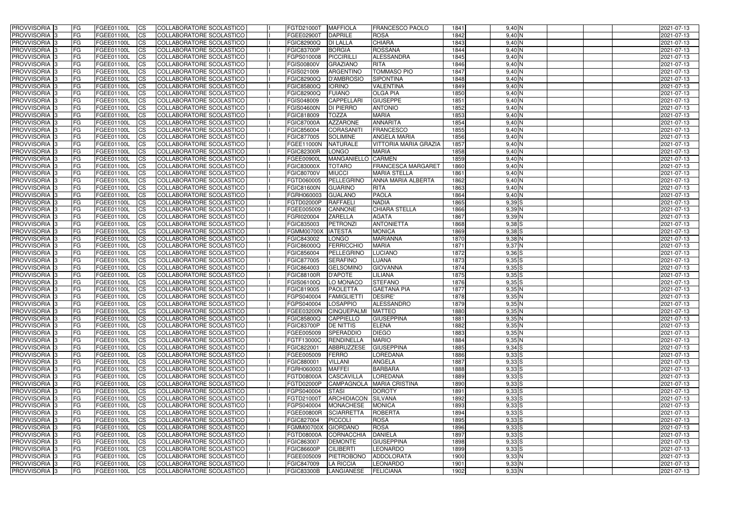| PROVVISORIA | 3 | FG | FGEE01100L | CS | COLLABORATORE SCOLASTICO | | FGTD21000T | MAFFIOLA | FRANCESCO PAOLO | 1841 | 9,40 | N | | | | 2021-07-13 |
|---|---|---|---|---|---|---|---|---|---|---|---|---|---|---|---|---|
| PROVVISORIA | 3 | FG | FGEE01100L | CS | COLLABORATORE SCOLASTICO | | FGEE02900T | DAPRILE | ROSA | 1842 | 9,40 | N | | | | 2021-07-13 |
| PROVVISORIA | 3 | FG | FGEE01100L | CS | COLLABORATORE SCOLASTICO | | FGIC82900Q | DI LALLA | CHIARA | 1843 | 9,40 | N | | | | 2021-07-13 |
| PROVVISORIA | 3 | FG | FGEE01100L | CS | COLLABORATORE SCOLASTICO | | FGIC83700P | BORGIA | ROSSANA | 1844 | 9,40 | N | | | | 2021-07-13 |
| PROVVISORIA | 3 | FG | FGEE01100L | CS | COLLABORATORE SCOLASTICO | | FGPS010008 | PICCIRILLI | ALESSANDRA | 1845 | 9,40 | N | | | | 2021-07-13 |
| PROVVISORIA | 3 | FG | FGEE01100L | CS | COLLABORATORE SCOLASTICO | | FGIS00800V | GRAZIANO | RITA | 1846 | 9,40 | N | | | | 2021-07-13 |
| PROVVISORIA | 3 | FG | FGEE01100L | CS | COLLABORATORE SCOLASTICO | | FGIS021009 | ARGENTINO | TOMMASO PIO | 1847 | 9,40 | N | | | | 2021-07-13 |
| PROVVISORIA | 3 | FG | FGEE01100L | CS | COLLABORATORE SCOLASTICO | | FGIC82900Q | D'AMBROSIO | SIPONTINA | 1848 | 9,40 | N | | | | 2021-07-13 |
| PROVVISORIA | 3 | FG | FGEE01100L | CS | COLLABORATORE SCOLASTICO | | FGIC85800Q | IORINO | VALENTINA | 1849 | 9,40 | N | | | | 2021-07-13 |
| PROVVISORIA | 3 | FG | FGEE01100L | CS | COLLABORATORE SCOLASTICO | | FGIC82900Q | FUIANO | OLGA PIA | 1850 | 9,40 | N | | | | 2021-07-13 |
| PROVVISORIA | 3 | FG | FGEE01100L | CS | COLLABORATORE SCOLASTICO | | FGIS048009 | CAPPELLARI | GIUSEPPE | 1851 | 9,40 | N | | | | 2021-07-13 |
| PROVVISORIA | 3 | FG | FGEE01100L | CS | COLLABORATORE SCOLASTICO | | FGIS04600N | DI PIERRO | ANTONIO | 1852 | 9,40 | N | | | | 2021-07-13 |
| PROVVISORIA | 3 | FG | FGEE01100L | CS | COLLABORATORE SCOLASTICO | | FGIC818009 | TOZZA | MARIA | 1853 | 9,40 | N | | | | 2021-07-13 |
| PROVVISORIA | 3 | FG | FGEE01100L | CS | COLLABORATORE SCOLASTICO | | FGIC87000A | AZZARONE | ANNARITA | 1854 | 9,40 | N | | | | 2021-07-13 |
| PROVVISORIA | 3 | FG | FGEE01100L | CS | COLLABORATORE SCOLASTICO | | FGIC856004 | CORASANITI | FRANCESCO | 1855 | 9,40 | N | | | | 2021-07-13 |
| PROVVISORIA | 3 | FG | FGEE01100L | CS | COLLABORATORE SCOLASTICO | | FGIC877005 | SOLIMINE | ANGELA MARIA | 1856 | 9,40 | N | | | | 2021-07-13 |
| PROVVISORIA | 3 | FG | FGEE01100L | CS | COLLABORATORE SCOLASTICO | | FGEE11000N | NATURALE | VITTORIA MARIA GRAZIA | 1857 | 9,40 | N | | | | 2021-07-13 |
| PROVVISORIA | 3 | FG | FGEE01100L | CS | COLLABORATORE SCOLASTICO | | FGIC82300R | LONGO | MARIA | 1858 | 9,40 | N | | | | 2021-07-13 |
| PROVVISORIA | 3 | FG | FGEE01100L | CS | COLLABORATORE SCOLASTICO | | FGEE00900L | MANGANIELLO | CARMEN | 1859 | 9,40 | N | | | | 2021-07-13 |
| PROVVISORIA | 3 | FG | FGEE01100L | CS | COLLABORATORE SCOLASTICO | | FGIC83000X | TOTARO | FRANCESCA MARGARET | 1860 | 9,40 | N | | | | 2021-07-13 |
| PROVVISORIA | 3 | FG | FGEE01100L | CS | COLLABORATORE SCOLASTICO | | FGIC80700V | MIUCCI | MARIA STELLA | 1861 | 9,40 | N | | | | 2021-07-13 |
| PROVVISORIA | 3 | FG | FGEE01100L | CS | COLLABORATORE SCOLASTICO | | FGTD060005 | PELLEGRINO | ANNA MARIA ALBERTA | 1862 | 9,40 | N | | | | 2021-07-13 |
| PROVVISORIA | 3 | FG | FGEE01100L | CS | COLLABORATORE SCOLASTICO | | FGIC81600N | GUARINO | RITA | 1863 | 9,40 | N | | | | 2021-07-13 |
| PROVVISORIA | 3 | FG | FGEE01100L | CS | COLLABORATORE SCOLASTICO | | FGRH060003 | GUALANO | PAOLA | 1864 | 9,40 | N | | | | 2021-07-13 |
| PROVVISORIA | 3 | FG | FGEE01100L | CS | COLLABORATORE SCOLASTICO | | FGTD02000P | RAFFAELI | NADIA | 1865 | 9,39 | S | | | | 2021-07-13 |
| PROVVISORIA | 3 | FG | FGEE01100L | CS | COLLABORATORE SCOLASTICO | | FGEE005009 | CANNONE | CHIARA STELLA | 1866 | 9,39 | N | | | | 2021-07-13 |
| PROVVISORIA | 3 | FG | FGEE01100L | CS | COLLABORATORE SCOLASTICO | | FGRI020004 | ZARELLA | AGATA | 1867 | 9,39 | N | | | | 2021-07-13 |
| PROVVISORIA | 3 | FG | FGEE01100L | CS | COLLABORATORE SCOLASTICO | | FGIC835003 | PETRONZI | ANTONIETTA | 1868 | 9,38 | S | | | | 2021-07-13 |
| PROVVISORIA | 3 | FG | FGEE01100L | CS | COLLABORATORE SCOLASTICO | | FGMM00700X | IATESTA | MONICA | 1869 | 9,38 | S | | | | 2021-07-13 |
| PROVVISORIA | 3 | FG | FGEE01100L | CS | COLLABORATORE SCOLASTICO | | FGIC843002 | LONGO | MARIANNA | 1870 | 9,38 | N | | | | 2021-07-13 |
| PROVVISORIA | 3 | FG | FGEE01100L | CS | COLLABORATORE SCOLASTICO | | FGIC86000Q | FERRICCHIO | MARIA | 1871 | 9,37 | N | | | | 2021-07-13 |
| PROVVISORIA | 3 | FG | FGEE01100L | CS | COLLABORATORE SCOLASTICO | | FGIC856004 | PELLEGRINO | LUCIANO | 1872 | 9,36 | S | | | | 2021-07-13 |
| PROVVISORIA | 3 | FG | FGEE01100L | CS | COLLABORATORE SCOLASTICO | | FGIC877005 | SERAFINO | LUANA | 1873 | 9,35 | S | | | | 2021-07-13 |
| PROVVISORIA | 3 | FG | FGEE01100L | CS | COLLABORATORE SCOLASTICO | | FGIC864003 | GELSOMINO | GIOVANNA | 1874 | 9,35 | S | | | | 2021-07-13 |
| PROVVISORIA | 3 | FG | FGEE01100L | CS | COLLABORATORE SCOLASTICO | | FGIC88100R | D'APOTE | LILIANA | 1875 | 9,35 | S | | | | 2021-07-13 |
| PROVVISORIA | 3 | FG | FGEE01100L | CS | COLLABORATORE SCOLASTICO | | FGIS06100Q | LO MONACO | STEFANO | 1876 | 9,35 | S | | | | 2021-07-13 |
| PROVVISORIA | 3 | FG | FGEE01100L | CS | COLLABORATORE SCOLASTICO | | FGIC819005 | PAOLETTA | GAETANA PIA | 1877 | 9,35 | N | | | | 2021-07-13 |
| PROVVISORIA | 3 | FG | FGEE01100L | CS | COLLABORATORE SCOLASTICO | | FGPS040004 | FAMIGLIETTI | DESIRE' | 1878 | 9,35 | N | | | | 2021-07-13 |
| PROVVISORIA | 3 | FG | FGEE01100L | CS | COLLABORATORE SCOLASTICO | | FGPS040004 | LOSAPPIO | ALESSANDRO | 1879 | 9,35 | N | | | | 2021-07-13 |
| PROVVISORIA | 3 | FG | FGEE01100L | CS | COLLABORATORE SCOLASTICO | | FGEE03200N | CINQUEPALMI | MATTEO | 1880 | 9,35 | N | | | | 2021-07-13 |
| PROVVISORIA | 3 | FG | FGEE01100L | CS | COLLABORATORE SCOLASTICO | | FGIC85800Q | CAPPIELLO | GIUSEPPINA | 1881 | 9,35 | N | | | | 2021-07-13 |
| PROVVISORIA | 3 | FG | FGEE01100L | CS | COLLABORATORE SCOLASTICO | | FGIC83700P | DE NITTIS | ELENA | 1882 | 9,35 | N | | | | 2021-07-13 |
| PROVVISORIA | 3 | FG | FGEE01100L | CS | COLLABORATORE SCOLASTICO | | FGEE005009 | SPERADDIO | DIEGO | 1883 | 9,35 | N | | | | 2021-07-13 |
| PROVVISORIA | 3 | FG | FGEE01100L | CS | COLLABORATORE SCOLASTICO | | FGTF13000C | RENDINELLA | MARIO | 1884 | 9,35 | N | | | | 2021-07-13 |
| PROVVISORIA | 3 | FG | FGEE01100L | CS | COLLABORATORE SCOLASTICO | | FGIC822001 | ABBRUZZESE | GIUSEPPINA | 1885 | 9,34 | S | | | | 2021-07-13 |
| PROVVISORIA | 3 | FG | FGEE01100L | CS | COLLABORATORE SCOLASTICO | | FGEE005009 | FERRO | LOREDANA | 1886 | 9,33 | S | | | | 2021-07-13 |
| PROVVISORIA | 3 | FG | FGEE01100L | CS | COLLABORATORE SCOLASTICO | | FGIC880001 | VILLANI | ANGELA | 1887 | 9,33 | S | | | | 2021-07-13 |
| PROVVISORIA | 3 | FG | FGEE01100L | CS | COLLABORATORE SCOLASTICO | | FGRH060003 | MAFFEI | BARBARA | 1888 | 9,33 | S | | | | 2021-07-13 |
| PROVVISORIA | 3 | FG | FGEE01100L | CS | COLLABORATORE SCOLASTICO | | FGTD08000A | CASCAVILLA | LOREDANA | 1889 | 9,33 | S | | | | 2021-07-13 |
| PROVVISORIA | 3 | FG | FGEE01100L | CS | COLLABORATORE SCOLASTICO | | FGTD02000P | CAMPAGNOLA | MARIA CRISTINA | 1890 | 9,33 | S | | | | 2021-07-13 |
| PROVVISORIA | 3 | FG | FGEE01100L | CS | COLLABORATORE SCOLASTICO | | FGPS040004 | STASI | DOROTY | 1891 | 9,33 | S | | | | 2021-07-13 |
| PROVVISORIA | 3 | FG | FGEE01100L | CS | COLLABORATORE SCOLASTICO | | FGTD21000T | ARCHIDIACON | SILVANA | 1892 | 9,33 | S | | | | 2021-07-13 |
| PROVVISORIA | 3 | FG | FGEE01100L | CS | COLLABORATORE SCOLASTICO | | FGPS040004 | MONACHESE | MONICA | 1893 | 9,33 | S | | | | 2021-07-13 |
| PROVVISORIA | 3 | FG | FGEE01100L | CS | COLLABORATORE SCOLASTICO | | FGEE00800R | SCIARRETTA | ROBERTA | 1894 | 9,33 | S | | | | 2021-07-13 |
| PROVVISORIA | 3 | FG | FGEE01100L | CS | COLLABORATORE SCOLASTICO | | FGIC827004 | PICCOLI | ROSA | 1895 | 9,33 | S | | | | 2021-07-13 |
| PROVVISORIA | 3 | FG | FGEE01100L | CS | COLLABORATORE SCOLASTICO | | FGMM00700X | GIORDANO | ROSA | 1896 | 9,33 | S | | | | 2021-07-13 |
| PROVVISORIA | 3 | FG | FGEE01100L | CS | COLLABORATORE SCOLASTICO | | FGTD08000A | CORNACCHIA | DANIELA | 1897 | 9,33 | S | | | | 2021-07-13 |
| PROVVISORIA | 3 | FG | FGEE01100L | CS | COLLABORATORE SCOLASTICO | | FGIC863007 | DEMONTE | GIUSEPPINA | 1898 | 9,33 | S | | | | 2021-07-13 |
| PROVVISORIA | 3 | FG | FGEE01100L | CS | COLLABORATORE SCOLASTICO | | FGIC86600P | CILIBERTI | LEONARDO | 1899 | 9,33 | S | | | | 2021-07-13 |
| PROVVISORIA | 3 | FG | FGEE01100L | CS | COLLABORATORE SCOLASTICO | | FGEE005009 | PIETROBONO | ADDOLORATA | 1900 | 9,33 | N | | | | 2021-07-13 |
| PROVVISORIA | 3 | FG | FGEE01100L | CS | COLLABORATORE SCOLASTICO | | FGIC847009 | LA RICCIA | LEONARDO | 1901 | 9,33 | N | | | | 2021-07-13 |
| PROVVISORIA | 3 | FG | FGEE01100L | CS | COLLABORATORE SCOLASTICO | | FGIC83300B | LANGIANESE | FELICIANA | 1902 | 9,33 | N | | | | 2021-07-13 |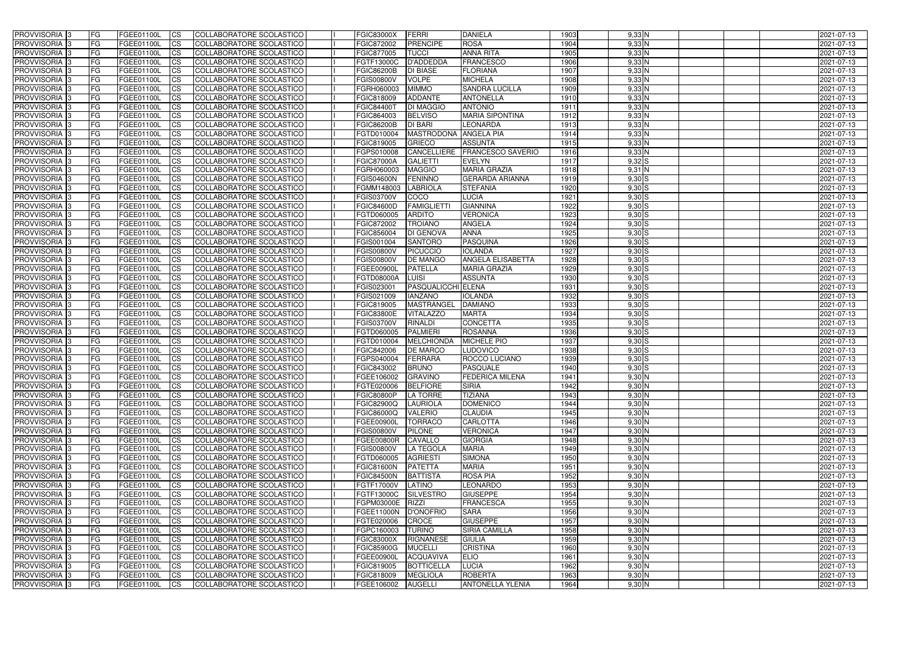| PROVVISORIA | 3 | FG | FGEE01100L | CS | COLLABORATORE SCOLASTICO | | FGIC83000X | FERRI | DANIELA | 1903 | 9,33 | N | | | | 2021-07-13 |
|---|---|---|---|---|---|---|---|---|---|---|---|---|---|---|---|---|
| PROVVISORIA | 3 | FG | FGEE01100L | CS | COLLABORATORE SCOLASTICO | | FGIC872002 | PRENCIPE | ROSA | 1904 | 9,33 | N | | | | 2021-07-13 |
| PROVVISORIA | 3 | FG | FGEE01100L | CS | COLLABORATORE SCOLASTICO | | FGIC877005 | TUCCI | ANNA RITA | 1905 | 9,33 | N | | | | 2021-07-13 |
| PROVVISORIA | 3 | FG | FGEE01100L | CS | COLLABORATORE SCOLASTICO | | FGTF13000C | D'ADDEDDA | FRANCESCO | 1906 | 9,33 | N | | | | 2021-07-13 |
| PROVVISORIA | 3 | FG | FGEE01100L | CS | COLLABORATORE SCOLASTICO | | FGIC86200B | DI BIASE | FLORIANA | 1907 | 9,33 | N | | | | 2021-07-13 |
| PROVVISORIA | 3 | FG | FGEE01100L | CS | COLLABORATORE SCOLASTICO | | FGIS00800V | VOLPE | MICHELA | 1908 | 9,33 | N | | | | 2021-07-13 |
| PROVVISORIA | 3 | FG | FGEE01100L | CS | COLLABORATORE SCOLASTICO | | FGRH060003 | MIMMO | SANDRA LUCILLA | 1909 | 9,33 | N | | | | 2021-07-13 |
| PROVVISORIA | 3 | FG | FGEE01100L | CS | COLLABORATORE SCOLASTICO | | FGIC818009 | ADDANTE | ANTONELLA | 1910 | 9,33 | N | | | | 2021-07-13 |
| PROVVISORIA | 3 | FG | FGEE01100L | CS | COLLABORATORE SCOLASTICO | | FGIC84400T | DI MAGGIO | ANTONIO | 1911 | 9,33 | N | | | | 2021-07-13 |
| PROVVISORIA | 3 | FG | FGEE01100L | CS | COLLABORATORE SCOLASTICO | | FGIC864003 | BELVISO | MARIA SIPONTINA | 1912 | 9,33 | N | | | | 2021-07-13 |
| PROVVISORIA | 3 | FG | FGEE01100L | CS | COLLABORATORE SCOLASTICO | | FGIC86200B | DI BARI | LEONARDA | 1913 | 9,33 | N | | | | 2021-07-13 |
| PROVVISORIA | 3 | FG | FGEE01100L | CS | COLLABORATORE SCOLASTICO | | FGTD010004 | MASTRODONA | ANGELA PIA | 1914 | 9,33 | N | | | | 2021-07-13 |
| PROVVISORIA | 3 | FG | FGEE01100L | CS | COLLABORATORE SCOLASTICO | | FGIC819005 | GRIECO | ASSUNTA | 1915 | 9,33 | N | | | | 2021-07-13 |
| PROVVISORIA | 3 | FG | FGEE01100L | CS | COLLABORATORE SCOLASTICO | | FGPS010008 | CANCELLIERE | FRANCESCO SAVERIO | 1916 | 9,33 | N | | | | 2021-07-13 |
| PROVVISORIA | 3 | FG | FGEE01100L | CS | COLLABORATORE SCOLASTICO | | FGIC87000A | GALIETTI | EVELYN | 1917 | 9,32 | S | | | | 2021-07-13 |
| PROVVISORIA | 3 | FG | FGEE01100L | CS | COLLABORATORE SCOLASTICO | | FGRH060003 | MAGGIO | MARIA GRAZIA | 1918 | 9,31 | N | | | | 2021-07-13 |
| PROVVISORIA | 3 | FG | FGEE01100L | CS | COLLABORATORE SCOLASTICO | | FGIS04600N | FENINNO | GERARDA ARIANNA | 1919 | 9,30 | S | | | | 2021-07-13 |
| PROVVISORIA | 3 | FG | FGEE01100L | CS | COLLABORATORE SCOLASTICO | | FGMM148003 | LABRIOLA | STEFANIA | 1920 | 9,30 | S | | | | 2021-07-13 |
| PROVVISORIA | 3 | FG | FGEE01100L | CS | COLLABORATORE SCOLASTICO | | FGIS03700V | COCO | LUCIA | 1921 | 9,30 | S | | | | 2021-07-13 |
| PROVVISORIA | 3 | FG | FGEE01100L | CS | COLLABORATORE SCOLASTICO | | FGIC84600D | FAMIGLIETTI | GIANNINA | 1922 | 9,30 | S | | | | 2021-07-13 |
| PROVVISORIA | 3 | FG | FGEE01100L | CS | COLLABORATORE SCOLASTICO | | FGTD060005 | ARDITO | VERONICA | 1923 | 9,30 | S | | | | 2021-07-13 |
| PROVVISORIA | 3 | FG | FGEE01100L | CS | COLLABORATORE SCOLASTICO | | FGIC872002 | TROIANO | ANGELA | 1924 | 9,30 | S | | | | 2021-07-13 |
| PROVVISORIA | 3 | FG | FGEE01100L | CS | COLLABORATORE SCOLASTICO | | FGIC856004 | DI GENOVA | ANNA | 1925 | 9,30 | S | | | | 2021-07-13 |
| PROVVISORIA | 3 | FG | FGEE01100L | CS | COLLABORATORE SCOLASTICO | | FGIS001004 | SANTORO | PASQUINA | 1926 | 9,30 | S | | | | 2021-07-13 |
| PROVVISORIA | 3 | FG | FGEE01100L | CS | COLLABORATORE SCOLASTICO | | FGIS00800V | PICUCCIO | IOLANDA | 1927 | 9,30 | S | | | | 2021-07-13 |
| PROVVISORIA | 3 | FG | FGEE01100L | CS | COLLABORATORE SCOLASTICO | | FGIS00800V | DE MANGO | ANGELA ELISABETTA | 1928 | 9,30 | S | | | | 2021-07-13 |
| PROVVISORIA | 3 | FG | FGEE01100L | CS | COLLABORATORE SCOLASTICO | | FGEE00900L | PATELLA | MARIA GRAZIA | 1929 | 9,30 | S | | | | 2021-07-13 |
| PROVVISORIA | 3 | FG | FGEE01100L | CS | COLLABORATORE SCOLASTICO | | FGTD08000A | LUISI | ASSUNTA | 1930 | 9,30 | S | | | | 2021-07-13 |
| PROVVISORIA | 3 | FG | FGEE01100L | CS | COLLABORATORE SCOLASTICO | | FGIS023001 | PASQUALICCHI | ELENA | 1931 | 9,30 | S | | | | 2021-07-13 |
| PROVVISORIA | 3 | FG | FGEE01100L | CS | COLLABORATORE SCOLASTICO | | FGIS021009 | IANZANO | IOLANDA | 1932 | 9,30 | S | | | | 2021-07-13 |
| PROVVISORIA | 3 | FG | FGEE01100L | CS | COLLABORATORE SCOLASTICO | | FGIC819005 | MASTRANGEL | DAMIANO | 1933 | 9,30 | S | | | | 2021-07-13 |
| PROVVISORIA | 3 | FG | FGEE01100L | CS | COLLABORATORE SCOLASTICO | | FGIC83800E | VITALAZZO | MARTA | 1934 | 9,30 | S | | | | 2021-07-13 |
| PROVVISORIA | 3 | FG | FGEE01100L | CS | COLLABORATORE SCOLASTICO | | FGIS03700V | RINALDI | CONCETTA | 1935 | 9,30 | S | | | | 2021-07-13 |
| PROVVISORIA | 3 | FG | FGEE01100L | CS | COLLABORATORE SCOLASTICO | | FGTD060005 | PALMIERI | ROSANNA | 1936 | 9,30 | S | | | | 2021-07-13 |
| PROVVISORIA | 3 | FG | FGEE01100L | CS | COLLABORATORE SCOLASTICO | | FGTD010004 | MELCHIONDA | MICHELE PIO | 1937 | 9,30 | S | | | | 2021-07-13 |
| PROVVISORIA | 3 | FG | FGEE01100L | CS | COLLABORATORE SCOLASTICO | | FGIC842006 | DE MARCO | LUDOVICO | 1938 | 9,30 | S | | | | 2021-07-13 |
| PROVVISORIA | 3 | FG | FGEE01100L | CS | COLLABORATORE SCOLASTICO | | FGPS040004 | FERRARA | ROCCO LUCIANO | 1939 | 9,30 | S | | | | 2021-07-13 |
| PROVVISORIA | 3 | FG | FGEE01100L | CS | COLLABORATORE SCOLASTICO | | FGIC843002 | BRUNO | PASQUALE | 1940 | 9,30 | S | | | | 2021-07-13 |
| PROVVISORIA | 3 | FG | FGEE01100L | CS | COLLABORATORE SCOLASTICO | | FGEE106002 | GRAVINO | FEDERICA MILENA | 1941 | 9,30 | N | | | | 2021-07-13 |
| PROVVISORIA | 3 | FG | FGEE01100L | CS | COLLABORATORE SCOLASTICO | | FGTE020006 | BELFIORE | SIRIA | 1942 | 9,30 | N | | | | 2021-07-13 |
| PROVVISORIA | 3 | FG | FGEE01100L | CS | COLLABORATORE SCOLASTICO | | FGIC80800P | LA TORRE | TIZIANA | 1943 | 9,30 | N | | | | 2021-07-13 |
| PROVVISORIA | 3 | FG | FGEE01100L | CS | COLLABORATORE SCOLASTICO | | FGIC82900Q | LAURIOLA | DOMENICO | 1944 | 9,30 | N | | | | 2021-07-13 |
| PROVVISORIA | 3 | FG | FGEE01100L | CS | COLLABORATORE SCOLASTICO | | FGIC86000Q | VALERIO | CLAUDIA | 1945 | 9,30 | N | | | | 2021-07-13 |
| PROVVISORIA | 3 | FG | FGEE01100L | CS | COLLABORATORE SCOLASTICO | | FGEE00900L | TORRACO | CARLOTTA | 1946 | 9,30 | N | | | | 2021-07-13 |
| PROVVISORIA | 3 | FG | FGEE01100L | CS | COLLABORATORE SCOLASTICO | | FGIS00800V | PILONE | VERONICA | 1947 | 9,30 | N | | | | 2021-07-13 |
| PROVVISORIA | 3 | FG | FGEE01100L | CS | COLLABORATORE SCOLASTICO | | FGEE00800R | CAVALLO | GIORGIA | 1948 | 9,30 | N | | | | 2021-07-13 |
| PROVVISORIA | 3 | FG | FGEE01100L | CS | COLLABORATORE SCOLASTICO | | FGIS00800V | LA TEGOLA | MARIA | 1949 | 9,30 | N | | | | 2021-07-13 |
| PROVVISORIA | 3 | FG | FGEE01100L | CS | COLLABORATORE SCOLASTICO | | FGTD060005 | AGRIESTI | SIMONA | 1950 | 9,30 | N | | | | 2021-07-13 |
| PROVVISORIA | 3 | FG | FGEE01100L | CS | COLLABORATORE SCOLASTICO | | FGIC81600N | PATETTA | MARIA | 1951 | 9,30 | N | | | | 2021-07-13 |
| PROVVISORIA | 3 | FG | FGEE01100L | CS | COLLABORATORE SCOLASTICO | | FGIC84500N | BATTISTA | ROSA PIA | 1952 | 9,30 | N | | | | 2021-07-13 |
| PROVVISORIA | 3 | FG | FGEE01100L | CS | COLLABORATORE SCOLASTICO | | FGTF17000V | LATINO | LEONARDO | 1953 | 9,30 | N | | | | 2021-07-13 |
| PROVVISORIA | 3 | FG | FGEE01100L | CS | COLLABORATORE SCOLASTICO | | FGTF13000C | SILVESTRO | GIUSEPPE | 1954 | 9,30 | N | | | | 2021-07-13 |
| PROVVISORIA | 3 | FG | FGEE01100L | CS | COLLABORATORE SCOLASTICO | | FGPM03000E | RIZZI | FRANCESCA | 1955 | 9,30 | N | | | | 2021-07-13 |
| PROVVISORIA | 3 | FG | FGEE01100L | CS | COLLABORATORE SCOLASTICO | | FGEE11000N | D'ONOFRIO | SARA | 1956 | 9,30 | N | | | | 2021-07-13 |
| PROVVISORIA | 3 | FG | FGEE01100L | CS | COLLABORATORE SCOLASTICO | | FGTE020006 | CROCE | GIUSEPPE | 1957 | 9,30 | N | | | | 2021-07-13 |
| PROVVISORIA | 3 | FG | FGEE01100L | CS | COLLABORATORE SCOLASTICO | | FGPC160003 | TURINO | SIRIA CAMILLA | 1958 | 9,30 | N | | | | 2021-07-13 |
| PROVVISORIA | 3 | FG | FGEE01100L | CS | COLLABORATORE SCOLASTICO | | FGIC83000X | RIGNANESE | GIULIA | 1959 | 9,30 | N | | | | 2021-07-13 |
| PROVVISORIA | 3 | FG | FGEE01100L | CS | COLLABORATORE SCOLASTICO | | FGIC85900G | MUCELLI | CRISTINA | 1960 | 9,30 | N | | | | 2021-07-13 |
| PROVVISORIA | 3 | FG | FGEE01100L | CS | COLLABORATORE SCOLASTICO | | FGEE00900L | ACQUAVIVA | ELIO | 1961 | 9,30 | N | | | | 2021-07-13 |
| PROVVISORIA | 3 | FG | FGEE01100L | CS | COLLABORATORE SCOLASTICO | | FGIC819005 | BOTTICELLA | LUCIA | 1962 | 9,30 | N | | | | 2021-07-13 |
| PROVVISORIA | 3 | FG | FGEE01100L | CS | COLLABORATORE SCOLASTICO | | FGIC818009 | MEGLIOLA | ROBERTA | 1963 | 9,30 | N | | | | 2021-07-13 |
| PROVVISORIA | 3 | FG | FGEE01100L | CS | COLLABORATORE SCOLASTICO | | FGEE106002 | AUGELLI | ANTONELLA YLENIA | 1964 | 9,30 | N | | | | 2021-07-13 |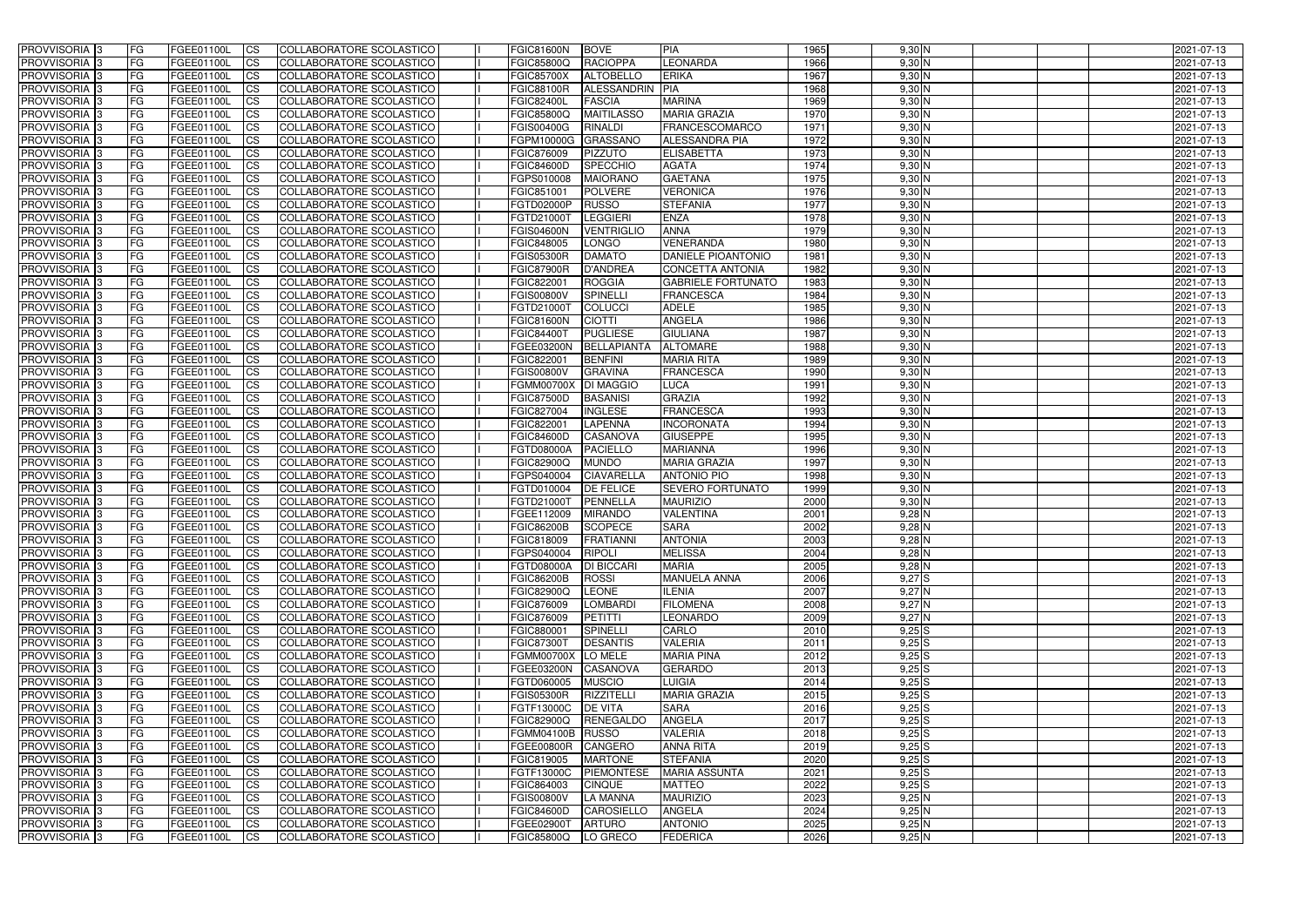| PROVVISORIA | 3 | FG | FGEE01100L | CS | COLLABORATORE SCOLASTICO | | FGIC81600N | BOVE | PIA | 1965 | 9,30 | N | | | | 2021-07-13 |
|---|---|---|---|---|---|---|---|---|---|---|---|---|---|---|---|---|
| PROVVISORIA | 3 | FG | FGEE01100L | CS | COLLABORATORE SCOLASTICO | | FGIC85800Q | RACIOPPA | LEONARDA | 1966 | 9,30 | N | | | | 2021-07-13 |
| PROVVISORIA | 3 | FG | FGEE01100L | CS | COLLABORATORE SCOLASTICO | | FGIC85700X | ALTOBELLO | ERIKA | 1967 | 9,30 | N | | | | 2021-07-13 |
| PROVVISORIA | 3 | FG | FGEE01100L | CS | COLLABORATORE SCOLASTICO | | FGIC88100R | ALESSANDRIN | PIA | 1968 | 9,30 | N | | | | 2021-07-13 |
| PROVVISORIA | 3 | FG | FGEE01100L | CS | COLLABORATORE SCOLASTICO | | FGIC82400L | FASCIA | MARINA | 1969 | 9,30 | N | | | | 2021-07-13 |
| PROVVISORIA | 3 | FG | FGEE01100L | CS | COLLABORATORE SCOLASTICO | | FGIC85800Q | MAITILASSO | MARIA GRAZIA | 1970 | 9,30 | N | | | | 2021-07-13 |
| PROVVISORIA | 3 | FG | FGEE01100L | CS | COLLABORATORE SCOLASTICO | | FGIS00400G | RINALDI | FRANCESCOMARCO | 1971 | 9,30 | N | | | | 2021-07-13 |
| PROVVISORIA | 3 | FG | FGEE01100L | CS | COLLABORATORE SCOLASTICO | | FGPM10000G | GRASSANO | ALESSANDRA PIA | 1972 | 9,30 | N | | | | 2021-07-13 |
| PROVVISORIA | 3 | FG | FGEE01100L | CS | COLLABORATORE SCOLASTICO | | FGIC876009 | PIZZUTO | ELISABETTA | 1973 | 9,30 | N | | | | 2021-07-13 |
| PROVVISORIA | 3 | FG | FGEE01100L | CS | COLLABORATORE SCOLASTICO | | FGIC84600D | SPECCHIO | AGATA | 1974 | 9,30 | N | | | | 2021-07-13 |
| PROVVISORIA | 3 | FG | FGEE01100L | CS | COLLABORATORE SCOLASTICO | | FGPS010008 | MAIORANO | GAETANA | 1975 | 9,30 | N | | | | 2021-07-13 |
| PROVVISORIA | 3 | FG | FGEE01100L | CS | COLLABORATORE SCOLASTICO | | FGIC851001 | POLVERE | VERONICA | 1976 | 9,30 | N | | | | 2021-07-13 |
| PROVVISORIA | 3 | FG | FGEE01100L | CS | COLLABORATORE SCOLASTICO | | FGTD02000P | RUSSO | STEFANIA | 1977 | 9,30 | N | | | | 2021-07-13 |
| PROVVISORIA | 3 | FG | FGEE01100L | CS | COLLABORATORE SCOLASTICO | | FGTD21000T | LEGGIERI | ENZA | 1978 | 9,30 | N | | | | 2021-07-13 |
| PROVVISORIA | 3 | FG | FGEE01100L | CS | COLLABORATORE SCOLASTICO | | FGIS04600N | VENTRIGLIO | ANNA | 1979 | 9,30 | N | | | | 2021-07-13 |
| PROVVISORIA | 3 | FG | FGEE01100L | CS | COLLABORATORE SCOLASTICO | | FGIC848005 | LONGO | VENERANDA | 1980 | 9,30 | N | | | | 2021-07-13 |
| PROVVISORIA | 3 | FG | FGEE01100L | CS | COLLABORATORE SCOLASTICO | | FGIS05300R | DAMATO | DANIELE PIOANTONIO | 1981 | 9,30 | N | | | | 2021-07-13 |
| PROVVISORIA | 3 | FG | FGEE01100L | CS | COLLABORATORE SCOLASTICO | | FGIC87900R | D'ANDREA | CONCETTA ANTONIA | 1982 | 9,30 | N | | | | 2021-07-13 |
| PROVVISORIA | 3 | FG | FGEE01100L | CS | COLLABORATORE SCOLASTICO | | FGIC822001 | ROGGIA | GABRIELE FORTUNATO | 1983 | 9,30 | N | | | | 2021-07-13 |
| PROVVISORIA | 3 | FG | FGEE01100L | CS | COLLABORATORE SCOLASTICO | | FGIS00800V | SPINELLI | FRANCESCA | 1984 | 9,30 | N | | | | 2021-07-13 |
| PROVVISORIA | 3 | FG | FGEE01100L | CS | COLLABORATORE SCOLASTICO | | FGTD21000T | COLUCCI | ADELE | 1985 | 9,30 | N | | | | 2021-07-13 |
| PROVVISORIA | 3 | FG | FGEE01100L | CS | COLLABORATORE SCOLASTICO | | FGIC81600N | CIOTTI | ANGELA | 1986 | 9,30 | N | | | | 2021-07-13 |
| PROVVISORIA | 3 | FG | FGEE01100L | CS | COLLABORATORE SCOLASTICO | | FGIC84400T | PUGLIESE | GIULIANA | 1987 | 9,30 | N | | | | 2021-07-13 |
| PROVVISORIA | 3 | FG | FGEE01100L | CS | COLLABORATORE SCOLASTICO | | FGEE03200N | BELLAPIANTA | ALTOMARE | 1988 | 9,30 | N | | | | 2021-07-13 |
| PROVVISORIA | 3 | FG | FGEE01100L | CS | COLLABORATORE SCOLASTICO | | FGIC822001 | BENFINI | MARIA RITA | 1989 | 9,30 | N | | | | 2021-07-13 |
| PROVVISORIA | 3 | FG | FGEE01100L | CS | COLLABORATORE SCOLASTICO | | FGIS00800V | GRAVINA | FRANCESCA | 1990 | 9,30 | N | | | | 2021-07-13 |
| PROVVISORIA | 3 | FG | FGEE01100L | CS | COLLABORATORE SCOLASTICO | | FGMM00700X | DI MAGGIO | LUCA | 1991 | 9,30 | N | | | | 2021-07-13 |
| PROVVISORIA | 3 | FG | FGEE01100L | CS | COLLABORATORE SCOLASTICO | | FGIC87500D | BASANISI | GRAZIA | 1992 | 9,30 | N | | | | 2021-07-13 |
| PROVVISORIA | 3 | FG | FGEE01100L | CS | COLLABORATORE SCOLASTICO | | FGIC827004 | INGLESE | FRANCESCA | 1993 | 9,30 | N | | | | 2021-07-13 |
| PROVVISORIA | 3 | FG | FGEE01100L | CS | COLLABORATORE SCOLASTICO | | FGIC822001 | LAPENNA | INCORONATA | 1994 | 9,30 | N | | | | 2021-07-13 |
| PROVVISORIA | 3 | FG | FGEE01100L | CS | COLLABORATORE SCOLASTICO | | FGIC84600D | CASANOVA | GIUSEPPE | 1995 | 9,30 | N | | | | 2021-07-13 |
| PROVVISORIA | 3 | FG | FGEE01100L | CS | COLLABORATORE SCOLASTICO | | FGTD08000A | PACIELLO | MARIANNA | 1996 | 9,30 | N | | | | 2021-07-13 |
| PROVVISORIA | 3 | FG | FGEE01100L | CS | COLLABORATORE SCOLASTICO | | FGIC82900Q | MUNDO | MARIA GRAZIA | 1997 | 9,30 | N | | | | 2021-07-13 |
| PROVVISORIA | 3 | FG | FGEE01100L | CS | COLLABORATORE SCOLASTICO | | FGPS040004 | CIAVARELLA | ANTONIO PIO | 1998 | 9,30 | N | | | | 2021-07-13 |
| PROVVISORIA | 3 | FG | FGEE01100L | CS | COLLABORATORE SCOLASTICO | | FGTD010004 | DE FELICE | SEVERO FORTUNATO | 1999 | 9,30 | N | | | | 2021-07-13 |
| PROVVISORIA | 3 | FG | FGEE01100L | CS | COLLABORATORE SCOLASTICO | | FGTD21000T | PENNELLA | MAURIZIO | 2000 | 9,30 | N | | | | 2021-07-13 |
| PROVVISORIA | 3 | FG | FGEE01100L | CS | COLLABORATORE SCOLASTICO | | FGEE112009 | MIRANDO | VALENTINA | 2001 | 9,28 | N | | | | 2021-07-13 |
| PROVVISORIA | 3 | FG | FGEE01100L | CS | COLLABORATORE SCOLASTICO | | FGIC86200B | SCOPECE | SARA | 2002 | 9,28 | N | | | | 2021-07-13 |
| PROVVISORIA | 3 | FG | FGEE01100L | CS | COLLABORATORE SCOLASTICO | | FGIC818009 | FRATIANNI | ANTONIA | 2003 | 9,28 | N | | | | 2021-07-13 |
| PROVVISORIA | 3 | FG | FGEE01100L | CS | COLLABORATORE SCOLASTICO | | FGPS040004 | RIPOLI | MELISSA | 2004 | 9,28 | N | | | | 2021-07-13 |
| PROVVISORIA | 3 | FG | FGEE01100L | CS | COLLABORATORE SCOLASTICO | | FGTD08000A | DI BICCARI | MARIA | 2005 | 9,28 | N | | | | 2021-07-13 |
| PROVVISORIA | 3 | FG | FGEE01100L | CS | COLLABORATORE SCOLASTICO | | FGIC86200B | ROSSI | MANUELA ANNA | 2006 | 9,27 | S | | | | 2021-07-13 |
| PROVVISORIA | 3 | FG | FGEE01100L | CS | COLLABORATORE SCOLASTICO | | FGIC82900Q | LEONE | ILENIA | 2007 | 9,27 | N | | | | 2021-07-13 |
| PROVVISORIA | 3 | FG | FGEE01100L | CS | COLLABORATORE SCOLASTICO | | FGIC876009 | LOMBARDI | FILOMENA | 2008 | 9,27 | N | | | | 2021-07-13 |
| PROVVISORIA | 3 | FG | FGEE01100L | CS | COLLABORATORE SCOLASTICO | | FGIC876009 | PETITTI | LEONARDO | 2009 | 9,27 | N | | | | 2021-07-13 |
| PROVVISORIA | 3 | FG | FGEE01100L | CS | COLLABORATORE SCOLASTICO | | FGIC880001 | SPINELLI | CARLO | 2010 | 9,25 | S | | | | 2021-07-13 |
| PROVVISORIA | 3 | FG | FGEE01100L | CS | COLLABORATORE SCOLASTICO | | FGIC87300T | DESANTIS | VALERIA | 2011 | 9,25 | S | | | | 2021-07-13 |
| PROVVISORIA | 3 | FG | FGEE01100L | CS | COLLABORATORE SCOLASTICO | | FGMM00700X | LO MELE | MARIA PINA | 2012 | 9,25 | S | | | | 2021-07-13 |
| PROVVISORIA | 3 | FG | FGEE01100L | CS | COLLABORATORE SCOLASTICO | | FGEE03200N | CASANOVA | GERARDO | 2013 | 9,25 | S | | | | 2021-07-13 |
| PROVVISORIA | 3 | FG | FGEE01100L | CS | COLLABORATORE SCOLASTICO | | FGTD060005 | MUSCIO | LUIGIA | 2014 | 9,25 | S | | | | 2021-07-13 |
| PROVVISORIA | 3 | FG | FGEE01100L | CS | COLLABORATORE SCOLASTICO | | FGIS05300R | RIZZITELLI | MARIA GRAZIA | 2015 | 9,25 | S | | | | 2021-07-13 |
| PROVVISORIA | 3 | FG | FGEE01100L | CS | COLLABORATORE SCOLASTICO | | FGTF13000C | DE VITA | SARA | 2016 | 9,25 | S | | | | 2021-07-13 |
| PROVVISORIA | 3 | FG | FGEE01100L | CS | COLLABORATORE SCOLASTICO | | FGIC82900Q | RENEGALDO | ANGELA | 2017 | 9,25 | S | | | | 2021-07-13 |
| PROVVISORIA | 3 | FG | FGEE01100L | CS | COLLABORATORE SCOLASTICO | | FGMM04100B | RUSSO | VALERIA | 2018 | 9,25 | S | | | | 2021-07-13 |
| PROVVISORIA | 3 | FG | FGEE01100L | CS | COLLABORATORE SCOLASTICO | | FGEE00800R | CANGERO | ANNA RITA | 2019 | 9,25 | S | | | | 2021-07-13 |
| PROVVISORIA | 3 | FG | FGEE01100L | CS | COLLABORATORE SCOLASTICO | | FGIC819005 | MARTONE | STEFANIA | 2020 | 9,25 | S | | | | 2021-07-13 |
| PROVVISORIA | 3 | FG | FGEE01100L | CS | COLLABORATORE SCOLASTICO | | FGTF13000C | PIEMONTESE | MARIA ASSUNTA | 2021 | 9,25 | S | | | | 2021-07-13 |
| PROVVISORIA | 3 | FG | FGEE01100L | CS | COLLABORATORE SCOLASTICO | | FGIC864003 | CINQUE | MATTEO | 2022 | 9,25 | S | | | | 2021-07-13 |
| PROVVISORIA | 3 | FG | FGEE01100L | CS | COLLABORATORE SCOLASTICO | | FGIS00800V | LA MANNA | MAURIZIO | 2023 | 9,25 | N | | | | 2021-07-13 |
| PROVVISORIA | 3 | FG | FGEE01100L | CS | COLLABORATORE SCOLASTICO | | FGIC84600D | CAROSIELLO | ANGELA | 2024 | 9,25 | N | | | | 2021-07-13 |
| PROVVISORIA | 3 | FG | FGEE01100L | CS | COLLABORATORE SCOLASTICO | | FGEE02900T | ARTURO | ANTONIO | 2025 | 9,25 | N | | | | 2021-07-13 |
| PROVVISORIA | 3 | FG | FGEE01100L | CS | COLLABORATORE SCOLASTICO | | FGIC85800Q | LO GRECO | FEDERICA | 2026 | 9,25 | N | | | | 2021-07-13 |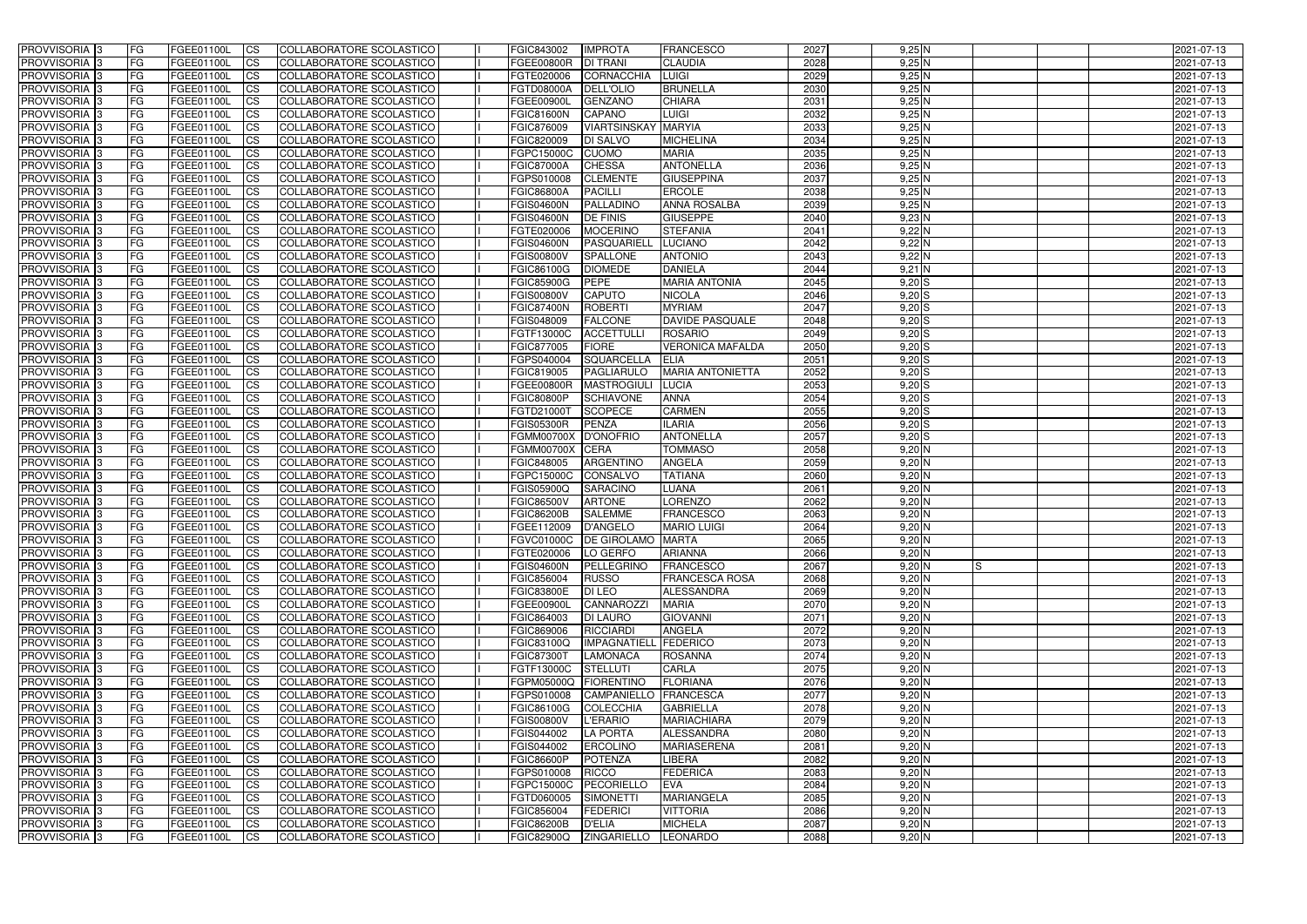| PROVVISORIA 3 | FG | FGEE01100L | CS | COLLABORATORE SCOLASTICO | | FGIC843002 | IMPROTA | FRANCESCO | 2027 | 9,25 N | | | | 2021-07-13 |
|---|---|---|---|---|---|---|---|---|---|---|---|---|---|---|
| PROVVISORIA 3 | FG | FGEE01100L | CS | COLLABORATORE SCOLASTICO | | FGEE00800R | DI TRANI | CLAUDIA | 2028 | 9,25 N | | | | 2021-07-13 |
| PROVVISORIA 3 | FG | FGEE01100L | CS | COLLABORATORE SCOLASTICO | | FGTE020006 | CORNACCHIA | LUIGI | 2029 | 9,25 N | | | | 2021-07-13 |
| PROVVISORIA 3 | FG | FGEE01100L | CS | COLLABORATORE SCOLASTICO | | FGTD08000A | DELL'OLIO | BRUNELLA | 2030 | 9,25 N | | | | 2021-07-13 |
| PROVVISORIA 3 | FG | FGEE01100L | CS | COLLABORATORE SCOLASTICO | | FGEE00900L | GENZANO | CHIARA | 2031 | 9,25 N | | | | 2021-07-13 |
| PROVVISORIA 3 | FG | FGEE01100L | CS | COLLABORATORE SCOLASTICO | | FGIC81600N | CAPANO | LUIGI | 2032 | 9,25 N | | | | 2021-07-13 |
| PROVVISORIA 3 | FG | FGEE01100L | CS | COLLABORATORE SCOLASTICO | | FGIC876009 | VIARTSINSKAY | MARYIA | 2033 | 9,25 N | | | | 2021-07-13 |
| PROVVISORIA 3 | FG | FGEE01100L | CS | COLLABORATORE SCOLASTICO | | FGIC820009 | DI SALVO | MICHELINA | 2034 | 9,25 N | | | | 2021-07-13 |
| PROVVISORIA 3 | FG | FGEE01100L | CS | COLLABORATORE SCOLASTICO | | FGPC15000C | CUOMO | MARIA | 2035 | 9,25 N | | | | 2021-07-13 |
| PROVVISORIA 3 | FG | FGEE01100L | CS | COLLABORATORE SCOLASTICO | | FGIC87000A | CHESSA | ANTONELLA | 2036 | 9,25 N | | | | 2021-07-13 |
| PROVVISORIA 3 | FG | FGEE01100L | CS | COLLABORATORE SCOLASTICO | | FGPS010008 | CLEMENTE | GIUSEPPINA | 2037 | 9,25 N | | | | 2021-07-13 |
| PROVVISORIA 3 | FG | FGEE01100L | CS | COLLABORATORE SCOLASTICO | | FGIC86800A | PACILLI | ERCOLE | 2038 | 9,25 N | | | | 2021-07-13 |
| PROVVISORIA 3 | FG | FGEE01100L | CS | COLLABORATORE SCOLASTICO | | FGIS04600N | PALLADINO | ANNA ROSALBA | 2039 | 9,25 N | | | | 2021-07-13 |
| PROVVISORIA 3 | FG | FGEE01100L | CS | COLLABORATORE SCOLASTICO | | FGIS04600N | DE FINIS | GIUSEPPE | 2040 | 9,23 N | | | | 2021-07-13 |
| PROVVISORIA 3 | FG | FGEE01100L | CS | COLLABORATORE SCOLASTICO | | FGTE020006 | MOCERINO | STEFANIA | 2041 | 9,22 N | | | | 2021-07-13 |
| PROVVISORIA 3 | FG | FGEE01100L | CS | COLLABORATORE SCOLASTICO | | FGIS04600N | PASQUARIELL | LUCIANO | 2042 | 9,22 N | | | | 2021-07-13 |
| PROVVISORIA 3 | FG | FGEE01100L | CS | COLLABORATORE SCOLASTICO | | FGIS00800V | SPALLONE | ANTONIO | 2043 | 9,22 N | | | | 2021-07-13 |
| PROVVISORIA 3 | FG | FGEE01100L | CS | COLLABORATORE SCOLASTICO | | FGIC86100G | DIOMEDE | DANIELA | 2044 | 9,21 N | | | | 2021-07-13 |
| PROVVISORIA 3 | FG | FGEE01100L | CS | COLLABORATORE SCOLASTICO | | FGIC85900G | PEPE | MARIA ANTONIA | 2045 | 9,20 S | | | | 2021-07-13 |
| PROVVISORIA 3 | FG | FGEE01100L | CS | COLLABORATORE SCOLASTICO | | FGIS00800V | CAPUTO | NICOLA | 2046 | 9,20 S | | | | 2021-07-13 |
| PROVVISORIA 3 | FG | FGEE01100L | CS | COLLABORATORE SCOLASTICO | | FGIC87400N | ROBERTI | MYRIAM | 2047 | 9,20 S | | | | 2021-07-13 |
| PROVVISORIA 3 | FG | FGEE01100L | CS | COLLABORATORE SCOLASTICO | | FGIS048009 | FALCONE | DAVIDE PASQUALE | 2048 | 9,20 S | | | | 2021-07-13 |
| PROVVISORIA 3 | FG | FGEE01100L | CS | COLLABORATORE SCOLASTICO | | FGTF13000C | ACCETTULLI | ROSARIO | 2049 | 9,20 S | | | | 2021-07-13 |
| PROVVISORIA 3 | FG | FGEE01100L | CS | COLLABORATORE SCOLASTICO | | FGIC877005 | FIORE | VERONICA MAFALDA | 2050 | 9,20 S | | | | 2021-07-13 |
| PROVVISORIA 3 | FG | FGEE01100L | CS | COLLABORATORE SCOLASTICO | | FGPS040004 | SQUARCELLA | ELIA | 2051 | 9,20 S | | | | 2021-07-13 |
| PROVVISORIA 3 | FG | FGEE01100L | CS | COLLABORATORE SCOLASTICO | | FGIC819005 | PAGLIARULO | MARIA ANTONIETTA | 2052 | 9,20 S | | | | 2021-07-13 |
| PROVVISORIA 3 | FG | FGEE01100L | CS | COLLABORATORE SCOLASTICO | | FGEE00800R | MASTROGIULI | LUCIA | 2053 | 9,20 S | | | | 2021-07-13 |
| PROVVISORIA 3 | FG | FGEE01100L | CS | COLLABORATORE SCOLASTICO | | FGIC80800P | SCHIAVONE | ANNA | 2054 | 9,20 S | | | | 2021-07-13 |
| PROVVISORIA 3 | FG | FGEE01100L | CS | COLLABORATORE SCOLASTICO | | FGTD21000T | SCOPECE | CARMEN | 2055 | 9,20 S | | | | 2021-07-13 |
| PROVVISORIA 3 | FG | FGEE01100L | CS | COLLABORATORE SCOLASTICO | | FGIS05300R | PENZA | ILARIA | 2056 | 9,20 S | | | | 2021-07-13 |
| PROVVISORIA 3 | FG | FGEE01100L | CS | COLLABORATORE SCOLASTICO | | FGMM00700X | D'ONOFRIO | ANTONELLA | 2057 | 9,20 S | | | | 2021-07-13 |
| PROVVISORIA 3 | FG | FGEE01100L | CS | COLLABORATORE SCOLASTICO | | FGMM00700X | CERA | TOMMASO | 2058 | 9,20 N | | | | 2021-07-13 |
| PROVVISORIA 3 | FG | FGEE01100L | CS | COLLABORATORE SCOLASTICO | | FGIC848005 | ARGENTINO | ANGELA | 2059 | 9,20 N | | | | 2021-07-13 |
| PROVVISORIA 3 | FG | FGEE01100L | CS | COLLABORATORE SCOLASTICO | | FGPC15000C | CONSALVO | TATIANA | 2060 | 9,20 N | | | | 2021-07-13 |
| PROVVISORIA 3 | FG | FGEE01100L | CS | COLLABORATORE SCOLASTICO | | FGIS05900Q | SARACINO | LUANA | 2061 | 9,20 N | | | | 2021-07-13 |
| PROVVISORIA 3 | FG | FGEE01100L | CS | COLLABORATORE SCOLASTICO | | FGIC86500V | ARTONE | LORENZO | 2062 | 9,20 N | | | | 2021-07-13 |
| PROVVISORIA 3 | FG | FGEE01100L | CS | COLLABORATORE SCOLASTICO | | FGIC86200B | SALEMME | FRANCESCO | 2063 | 9,20 N | | | | 2021-07-13 |
| PROVVISORIA 3 | FG | FGEE01100L | CS | COLLABORATORE SCOLASTICO | | FGEE112009 | D'ANGELO | MARIO LUIGI | 2064 | 9,20 N | | | | 2021-07-13 |
| PROVVISORIA 3 | FG | FGEE01100L | CS | COLLABORATORE SCOLASTICO | | FGVC01000C | DE GIROLAMO | MARTA | 2065 | 9,20 N | | | | 2021-07-13 |
| PROVVISORIA 3 | FG | FGEE01100L | CS | COLLABORATORE SCOLASTICO | | FGTE020006 | LO GERFO | ARIANNA | 2066 | 9,20 N | | | | 2021-07-13 |
| PROVVISORIA 3 | FG | FGEE01100L | CS | COLLABORATORE SCOLASTICO | | FGIS04600N | PELLEGRINO | FRANCESCO | 2067 | 9,20 N | S | | | 2021-07-13 |
| PROVVISORIA 3 | FG | FGEE01100L | CS | COLLABORATORE SCOLASTICO | | FGIC856004 | RUSSO | FRANCESCA ROSA | 2068 | 9,20 N | | | | 2021-07-13 |
| PROVVISORIA 3 | FG | FGEE01100L | CS | COLLABORATORE SCOLASTICO | | FGIC83800E | DI LEO | ALESSANDRA | 2069 | 9,20 N | | | | 2021-07-13 |
| PROVVISORIA 3 | FG | FGEE01100L | CS | COLLABORATORE SCOLASTICO | | FGEE00900L | CANNAROZZI | MARIA | 2070 | 9,20 N | | | | 2021-07-13 |
| PROVVISORIA 3 | FG | FGEE01100L | CS | COLLABORATORE SCOLASTICO | | FGIC864003 | DI LAURO | GIOVANNI | 2071 | 9,20 N | | | | 2021-07-13 |
| PROVVISORIA 3 | FG | FGEE01100L | CS | COLLABORATORE SCOLASTICO | | FGIC869006 | RICCIARDI | ANGELA | 2072 | 9,20 N | | | | 2021-07-13 |
| PROVVISORIA 3 | FG | FGEE01100L | CS | COLLABORATORE SCOLASTICO | | FGIC83100Q | IMPAGNATIELL | FEDERICO | 2073 | 9,20 N | | | | 2021-07-13 |
| PROVVISORIA 3 | FG | FGEE01100L | CS | COLLABORATORE SCOLASTICO | | FGIC87300T | LAMONACA | ROSANNA | 2074 | 9,20 N | | | | 2021-07-13 |
| PROVVISORIA 3 | FG | FGEE01100L | CS | COLLABORATORE SCOLASTICO | | FGTF13000C | STELLUTI | CARLA | 2075 | 9,20 N | | | | 2021-07-13 |
| PROVVISORIA 3 | FG | FGEE01100L | CS | COLLABORATORE SCOLASTICO | | FGPM05000Q | FIORENTINO | FLORIANA | 2076 | 9,20 N | | | | 2021-07-13 |
| PROVVISORIA 3 | FG | FGEE01100L | CS | COLLABORATORE SCOLASTICO | | FGPS010008 | CAMPANIELLO | FRANCESCA | 2077 | 9,20 N | | | | 2021-07-13 |
| PROVVISORIA 3 | FG | FGEE01100L | CS | COLLABORATORE SCOLASTICO | | FGIC86100G | COLECCHIA | GABRIELLA | 2078 | 9,20 N | | | | 2021-07-13 |
| PROVVISORIA 3 | FG | FGEE01100L | CS | COLLABORATORE SCOLASTICO | | FGIS00800V | L'ERARIO | MARIACHIARA | 2079 | 9,20 N | | | | 2021-07-13 |
| PROVVISORIA 3 | FG | FGEE01100L | CS | COLLABORATORE SCOLASTICO | | FGIS044002 | LA PORTA | ALESSANDRA | 2080 | 9,20 N | | | | 2021-07-13 |
| PROVVISORIA 3 | FG | FGEE01100L | CS | COLLABORATORE SCOLASTICO | | FGIS044002 | ERCOLINO | MARIASERENA | 2081 | 9,20 N | | | | 2021-07-13 |
| PROVVISORIA 3 | FG | FGEE01100L | CS | COLLABORATORE SCOLASTICO | | FGIC86600P | POTENZA | LIBERA | 2082 | 9,20 N | | | | 2021-07-13 |
| PROVVISORIA 3 | FG | FGEE01100L | CS | COLLABORATORE SCOLASTICO | | FGPS010008 | RICCO | FEDERICA | 2083 | 9,20 N | | | | 2021-07-13 |
| PROVVISORIA 3 | FG | FGEE01100L | CS | COLLABORATORE SCOLASTICO | | FGPC15000C | PECORIELLO | EVA | 2084 | 9,20 N | | | | 2021-07-13 |
| PROVVISORIA 3 | FG | FGEE01100L | CS | COLLABORATORE SCOLASTICO | | FGTD060005 | SIMONETTI | MARIANGELA | 2085 | 9,20 N | | | | 2021-07-13 |
| PROVVISORIA 3 | FG | FGEE01100L | CS | COLLABORATORE SCOLASTICO | | FGIC856004 | FEDERICI | VITTORIA | 2086 | 9,20 N | | | | 2021-07-13 |
| PROVVISORIA 3 | FG | FGEE01100L | CS | COLLABORATORE SCOLASTICO | | FGIC86200B | D'ELIA | MICHELA | 2087 | 9,20 N | | | | 2021-07-13 |
| PROVVISORIA 3 | FG | FGEE01100L | CS | COLLABORATORE SCOLASTICO | | FGIC82900Q | ZINGARIELLO | LEONARDO | 2088 | 9,20 N | | | | 2021-07-13 |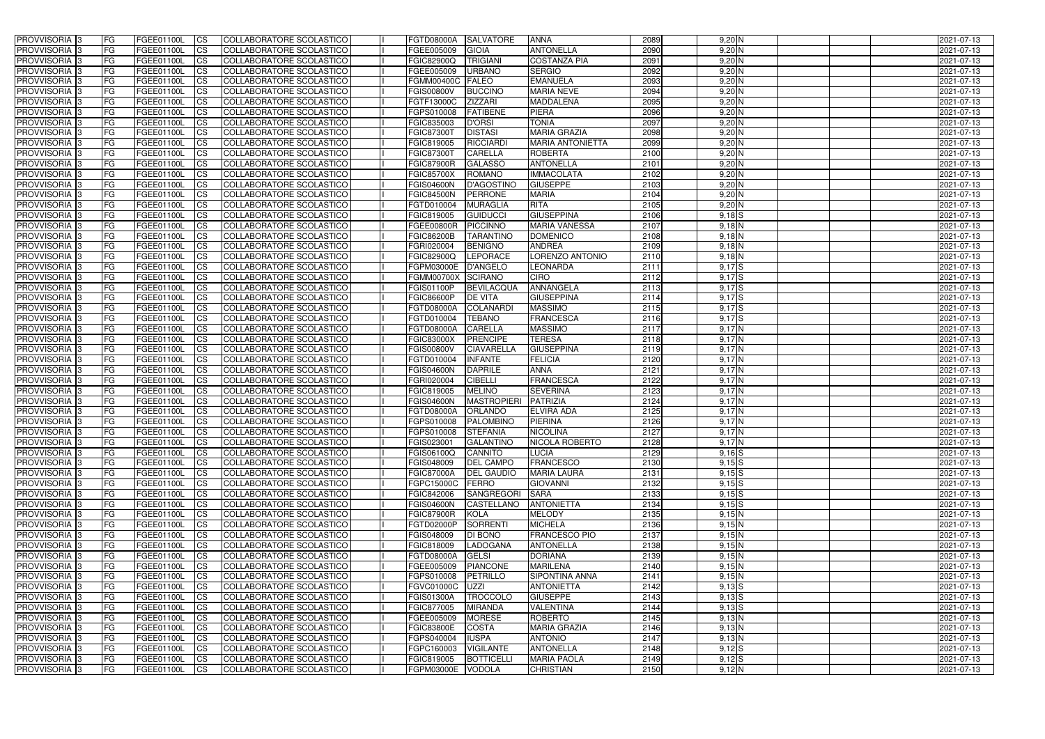| PROVVISORIA | 3 | FG | FGEE01100L | CS | COLLABORATORE SCOLASTICO | | FGTD08000A | SALVATORE | ANNA | 2089 | 9,20 | N | | | | 2021-07-13 |
|---|---|---|---|---|---|---|---|---|---|---|---|---|---|---|---|---|
| PROVVISORIA | 3 | FG | FGEE01100L | CS | COLLABORATORE SCOLASTICO | | FGEE005009 | GIOIA | ANTONELLA | 2090 | 9,20 | N | | | | 2021-07-13 |
| PROVVISORIA | 3 | FG | FGEE01100L | CS | COLLABORATORE SCOLASTICO | | FGIC82900Q | TRIGIANI | COSTANZA PIA | 2091 | 9,20 | N | | | | 2021-07-13 |
| PROVVISORIA | 3 | FG | FGEE01100L | CS | COLLABORATORE SCOLASTICO | | FGEE005009 | URBANO | SERGIO | 2092 | 9,20 | N | | | | 2021-07-13 |
| PROVVISORIA | 3 | FG | FGEE01100L | CS | COLLABORATORE SCOLASTICO | | FGMM00400C | FALEO | EMANUELA | 2093 | 9,20 | N | | | | 2021-07-13 |
| PROVVISORIA | 3 | FG | FGEE01100L | CS | COLLABORATORE SCOLASTICO | | FGIS00800V | BUCCINO | MARIA NEVE | 2094 | 9,20 | N | | | | 2021-07-13 |
| PROVVISORIA | 3 | FG | FGEE01100L | CS | COLLABORATORE SCOLASTICO | | FGTF13000C | ZIZZARI | MADDALENA | 2095 | 9,20 | N | | | | 2021-07-13 |
| PROVVISORIA | 3 | FG | FGEE01100L | CS | COLLABORATORE SCOLASTICO | | FGPS010008 | FATIBENE | PIERA | 2096 | 9,20 | N | | | | 2021-07-13 |
| PROVVISORIA | 3 | FG | FGEE01100L | CS | COLLABORATORE SCOLASTICO | | FGIC835003 | D'ORSI | TONIA | 2097 | 9,20 | N | | | | 2021-07-13 |
| PROVVISORIA | 3 | FG | FGEE01100L | CS | COLLABORATORE SCOLASTICO | | FGIC87300T | DISTASI | MARIA GRAZIA | 2098 | 9,20 | N | | | | 2021-07-13 |
| PROVVISORIA | 3 | FG | FGEE01100L | CS | COLLABORATORE SCOLASTICO | | FGIC819005 | RICCIARDI | MARIA ANTONIETTA | 2099 | 9,20 | N | | | | 2021-07-13 |
| PROVVISORIA | 3 | FG | FGEE01100L | CS | COLLABORATORE SCOLASTICO | | FGIC87300T | CARELLA | ROBERTA | 2100 | 9,20 | N | | | | 2021-07-13 |
| PROVVISORIA | 3 | FG | FGEE01100L | CS | COLLABORATORE SCOLASTICO | | FGIC87900R | GALASSO | ANTONELLA | 2101 | 9,20 | N | | | | 2021-07-13 |
| PROVVISORIA | 3 | FG | FGEE01100L | CS | COLLABORATORE SCOLASTICO | | FGIC85700X | ROMANO | IMMACOLATA | 2102 | 9,20 | N | | | | 2021-07-13 |
| PROVVISORIA | 3 | FG | FGEE01100L | CS | COLLABORATORE SCOLASTICO | | FGIS04600N | D'AGOSTINO | GIUSEPPE | 2103 | 9,20 | N | | | | 2021-07-13 |
| PROVVISORIA | 3 | FG | FGEE01100L | CS | COLLABORATORE SCOLASTICO | | FGIC84500N | PERRONE | MARIA | 2104 | 9,20 | N | | | | 2021-07-13 |
| PROVVISORIA | 3 | FG | FGEE01100L | CS | COLLABORATORE SCOLASTICO | | FGTD010004 | MURAGLIA | RITA | 2105 | 9,20 | N | | | | 2021-07-13 |
| PROVVISORIA | 3 | FG | FGEE01100L | CS | COLLABORATORE SCOLASTICO | | FGIC819005 | GUIDUCCI | GIUSEPPINA | 2106 | 9,18 | S | | | | 2021-07-13 |
| PROVVISORIA | 3 | FG | FGEE01100L | CS | COLLABORATORE SCOLASTICO | | FGEE00800R | PICCINNO | MARIA VANESSA | 2107 | 9,18 | N | | | | 2021-07-13 |
| PROVVISORIA | 3 | FG | FGEE01100L | CS | COLLABORATORE SCOLASTICO | | FGIC86200B | TARANTINO | DOMENICO | 2108 | 9,18 | N | | | | 2021-07-13 |
| PROVVISORIA | 3 | FG | FGEE01100L | CS | COLLABORATORE SCOLASTICO | | FGRI020004 | BENIGNO | ANDREA | 2109 | 9,18 | N | | | | 2021-07-13 |
| PROVVISORIA | 3 | FG | FGEE01100L | CS | COLLABORATORE SCOLASTICO | | FGIC82900Q | LEPORACE | LORENZO ANTONIO | 2110 | 9,18 | N | | | | 2021-07-13 |
| PROVVISORIA | 3 | FG | FGEE01100L | CS | COLLABORATORE SCOLASTICO | | FGPM03000E | D'ANGELO | LEONARDA | 2111 | 9,17 | S | | | | 2021-07-13 |
| PROVVISORIA | 3 | FG | FGEE01100L | CS | COLLABORATORE SCOLASTICO | | FGMM00700X | SCIRANO | CIRO | 2112 | 9,17 | S | | | | 2021-07-13 |
| PROVVISORIA | 3 | FG | FGEE01100L | CS | COLLABORATORE SCOLASTICO | | FGIS01100P | BEVILACQUA | ANNANGELA | 2113 | 9,17 | S | | | | 2021-07-13 |
| PROVVISORIA | 3 | FG | FGEE01100L | CS | COLLABORATORE SCOLASTICO | | FGIC86600P | DE VITA | GIUSEPPINA | 2114 | 9,17 | S | | | | 2021-07-13 |
| PROVVISORIA | 3 | FG | FGEE01100L | CS | COLLABORATORE SCOLASTICO | | FGTD08000A | COLANARDI | MASSIMO | 2115 | 9,17 | S | | | | 2021-07-13 |
| PROVVISORIA | 3 | FG | FGEE01100L | CS | COLLABORATORE SCOLASTICO | | FGTD010004 | TEBANO | FRANCESCA | 2116 | 9,17 | S | | | | 2021-07-13 |
| PROVVISORIA | 3 | FG | FGEE01100L | CS | COLLABORATORE SCOLASTICO | | FGTD08000A | CARELLA | MASSIMO | 2117 | 9,17 | N | | | | 2021-07-13 |
| PROVVISORIA | 3 | FG | FGEE01100L | CS | COLLABORATORE SCOLASTICO | | FGIC83000X | PRENCIPE | TERESA | 2118 | 9,17 | N | | | | 2021-07-13 |
| PROVVISORIA | 3 | FG | FGEE01100L | CS | COLLABORATORE SCOLASTICO | | FGIS00800V | CIAVARELLA | GIUSEPPINA | 2119 | 9,17 | N | | | | 2021-07-13 |
| PROVVISORIA | 3 | FG | FGEE01100L | CS | COLLABORATORE SCOLASTICO | | FGTD010004 | INFANTE | FELICIA | 2120 | 9,17 | N | | | | 2021-07-13 |
| PROVVISORIA | 3 | FG | FGEE01100L | CS | COLLABORATORE SCOLASTICO | | FGIS04600N | DAPRILE | ANNA | 2121 | 9,17 | N | | | | 2021-07-13 |
| PROVVISORIA | 3 | FG | FGEE01100L | CS | COLLABORATORE SCOLASTICO | | FGRI020004 | CIBELLI | FRANCESCA | 2122 | 9,17 | N | | | | 2021-07-13 |
| PROVVISORIA | 3 | FG | FGEE01100L | CS | COLLABORATORE SCOLASTICO | | FGIC819005 | MELINO | SEVERINA | 2123 | 9,17 | N | | | | 2021-07-13 |
| PROVVISORIA | 3 | FG | FGEE01100L | CS | COLLABORATORE SCOLASTICO | | FGIS04600N | MASTROPIERI | PATRIZIA | 2124 | 9,17 | N | | | | 2021-07-13 |
| PROVVISORIA | 3 | FG | FGEE01100L | CS | COLLABORATORE SCOLASTICO | | FGTD08000A | ORLANDO | ELVIRA ADA | 2125 | 9,17 | N | | | | 2021-07-13 |
| PROVVISORIA | 3 | FG | FGEE01100L | CS | COLLABORATORE SCOLASTICO | | FGPS010008 | PALOMBINO | PIERINA | 2126 | 9,17 | N | | | | 2021-07-13 |
| PROVVISORIA | 3 | FG | FGEE01100L | CS | COLLABORATORE SCOLASTICO | | FGPS010008 | STEFANIA | NICOLINA | 2127 | 9,17 | N | | | | 2021-07-13 |
| PROVVISORIA | 3 | FG | FGEE01100L | CS | COLLABORATORE SCOLASTICO | | FGIS023001 | GALANTINO | NICOLA ROBERTO | 2128 | 9,17 | N | | | | 2021-07-13 |
| PROVVISORIA | 3 | FG | FGEE01100L | CS | COLLABORATORE SCOLASTICO | | FGIS06100Q | CANNITO | LUCIA | 2129 | 9,16 | S | | | | 2021-07-13 |
| PROVVISORIA | 3 | FG | FGEE01100L | CS | COLLABORATORE SCOLASTICO | | FGIS048009 | DEL CAMPO | FRANCESCO | 2130 | 9,15 | S | | | | 2021-07-13 |
| PROVVISORIA | 3 | FG | FGEE01100L | CS | COLLABORATORE SCOLASTICO | | FGIC87000A | DEL GAUDIO | MARIA LAURA | 2131 | 9,15 | S | | | | 2021-07-13 |
| PROVVISORIA | 3 | FG | FGEE01100L | CS | COLLABORATORE SCOLASTICO | | FGPC15000C | FERRO | GIOVANNI | 2132 | 9,15 | S | | | | 2021-07-13 |
| PROVVISORIA | 3 | FG | FGEE01100L | CS | COLLABORATORE SCOLASTICO | | FGIC842006 | SANGREGORI | SARA | 2133 | 9,15 | S | | | | 2021-07-13 |
| PROVVISORIA | 3 | FG | FGEE01100L | CS | COLLABORATORE SCOLASTICO | | FGIS04600N | CASTELLANO | ANTONIETTA | 2134 | 9,15 | S | | | | 2021-07-13 |
| PROVVISORIA | 3 | FG | FGEE01100L | CS | COLLABORATORE SCOLASTICO | | FGIC87900R | KOLA | MELODY | 2135 | 9,15 | N | | | | 2021-07-13 |
| PROVVISORIA | 3 | FG | FGEE01100L | CS | COLLABORATORE SCOLASTICO | | FGTD02000P | SORRENTI | MICHELA | 2136 | 9,15 | N | | | | 2021-07-13 |
| PROVVISORIA | 3 | FG | FGEE01100L | CS | COLLABORATORE SCOLASTICO | | FGIS048009 | DI BONO | FRANCESCO PIO | 2137 | 9,15 | N | | | | 2021-07-13 |
| PROVVISORIA | 3 | FG | FGEE01100L | CS | COLLABORATORE SCOLASTICO | | FGIC818009 | LADOGANA | ANTONELLA | 2138 | 9,15 | N | | | | 2021-07-13 |
| PROVVISORIA | 3 | FG | FGEE01100L | CS | COLLABORATORE SCOLASTICO | | FGTD08000A | GELSI | DORIANA | 2139 | 9,15 | N | | | | 2021-07-13 |
| PROVVISORIA | 3 | FG | FGEE01100L | CS | COLLABORATORE SCOLASTICO | | FGEE005009 | PIANCONE | MARILENA | 2140 | 9,15 | N | | | | 2021-07-13 |
| PROVVISORIA | 3 | FG | FGEE01100L | CS | COLLABORATORE SCOLASTICO | | FGPS010008 | PETRILLO | SIPONTINA ANNA | 2141 | 9,15 | N | | | | 2021-07-13 |
| PROVVISORIA | 3 | FG | FGEE01100L | CS | COLLABORATORE SCOLASTICO | | FGVC01000C | UZZI | ANTONIETTA | 2142 | 9,13 | S | | | | 2021-07-13 |
| PROVVISORIA | 3 | FG | FGEE01100L | CS | COLLABORATORE SCOLASTICO | | FGIS01300A | TROCCOLO | GIUSEPPE | 2143 | 9,13 | S | | | | 2021-07-13 |
| PROVVISORIA | 3 | FG | FGEE01100L | CS | COLLABORATORE SCOLASTICO | | FGIC877005 | MIRANDA | VALENTINA | 2144 | 9,13 | S | | | | 2021-07-13 |
| PROVVISORIA | 3 | FG | FGEE01100L | CS | COLLABORATORE SCOLASTICO | | FGEE005009 | MORESE | ROBERTO | 2145 | 9,13 | N | | | | 2021-07-13 |
| PROVVISORIA | 3 | FG | FGEE01100L | CS | COLLABORATORE SCOLASTICO | | FGIC83800E | COSTA | MARIA GRAZIA | 2146 | 9,13 | N | | | | 2021-07-13 |
| PROVVISORIA | 3 | FG | FGEE01100L | CS | COLLABORATORE SCOLASTICO | | FGPS040004 | IUSPA | ANTONIO | 2147 | 9,13 | N | | | | 2021-07-13 |
| PROVVISORIA | 3 | FG | FGEE01100L | CS | COLLABORATORE SCOLASTICO | | FGPC160003 | VIGILANTE | ANTONELLA | 2148 | 9,12 | S | | | | 2021-07-13 |
| PROVVISORIA | 3 | FG | FGEE01100L | CS | COLLABORATORE SCOLASTICO | | FGIC819005 | BOTTICELLI | MARIA PAOLA | 2149 | 9,12 | S | | | | 2021-07-13 |
| PROVVISORIA | 3 | FG | FGEE01100L | CS | COLLABORATORE SCOLASTICO | | FGPM03000E | VODOLA | CHRISTIAN | 2150 | 9,12 | N | | | | 2021-07-13 |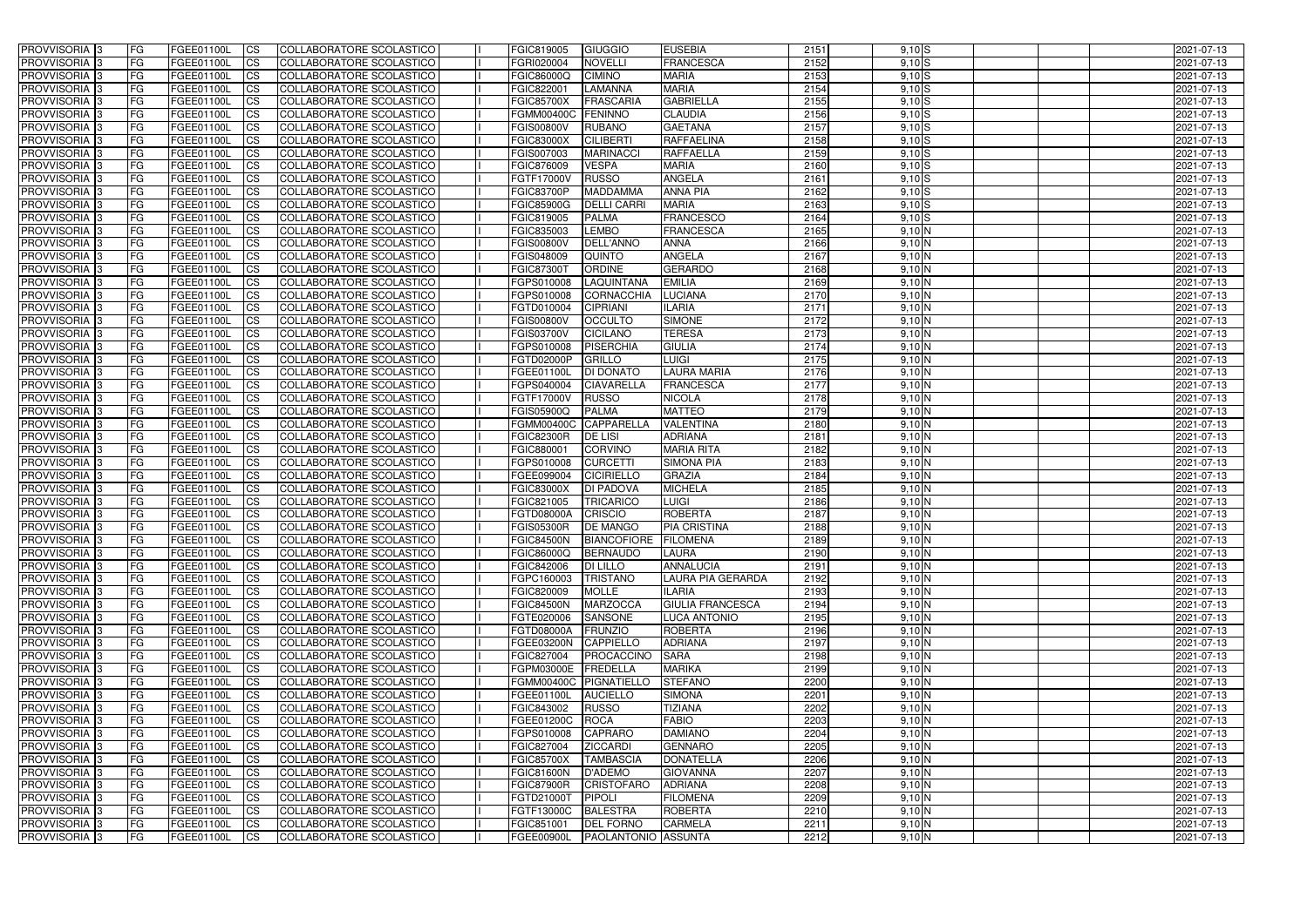| PROVVISORIA | 3 | FG | FGEE01100L | CS | COLLABORATORE SCOLASTICO | | FGIC819005 | GIUGGIO | EUSEBIA | 2151 | 9,10 | S | | | 2021-07-13 |
|---|---|---|---|---|---|---|---|---|---|---|---|---|---|---|---|
| PROVVISORIA | 3 | FG | FGEE01100L | CS | COLLABORATORE SCOLASTICO | | FGRI020004 | NOVELLI | FRANCESCA | 2152 | 9,10 | S | | | 2021-07-13 |
| PROVVISORIA | 3 | FG | FGEE01100L | CS | COLLABORATORE SCOLASTICO | | FGIC86000Q | CIMINO | MARIA | 2153 | 9,10 | S | | | 2021-07-13 |
| PROVVISORIA | 3 | FG | FGEE01100L | CS | COLLABORATORE SCOLASTICO | | FGIC822001 | LAMANNA | MARIA | 2154 | 9,10 | S | | | 2021-07-13 |
| PROVVISORIA | 3 | FG | FGEE01100L | CS | COLLABORATORE SCOLASTICO | | FGIC85700X | FRASCARIA | GABRIELLA | 2155 | 9,10 | S | | | 2021-07-13 |
| PROVVISORIA | 3 | FG | FGEE01100L | CS | COLLABORATORE SCOLASTICO | | FGMM00400C | FENINNO | CLAUDIA | 2156 | 9,10 | S | | | 2021-07-13 |
| PROVVISORIA | 3 | FG | FGEE01100L | CS | COLLABORATORE SCOLASTICO | | FGIS00800V | RUBANO | GAETANA | 2157 | 9,10 | S | | | 2021-07-13 |
| PROVVISORIA | 3 | FG | FGEE01100L | CS | COLLABORATORE SCOLASTICO | | FGIC83000X | CILIBERTI | RAFFAELINA | 2158 | 9,10 | S | | | 2021-07-13 |
| PROVVISORIA | 3 | FG | FGEE01100L | CS | COLLABORATORE SCOLASTICO | | FGIS007003 | MARINACCI | RAFFAELLA | 2159 | 9,10 | S | | | 2021-07-13 |
| PROVVISORIA | 3 | FG | FGEE01100L | CS | COLLABORATORE SCOLASTICO | | FGIC876009 | VESPA | MARIA | 2160 | 9,10 | S | | | 2021-07-13 |
| PROVVISORIA | 3 | FG | FGEE01100L | CS | COLLABORATORE SCOLASTICO | | FGTF17000V | RUSSO | ANGELA | 2161 | 9,10 | S | | | 2021-07-13 |
| PROVVISORIA | 3 | FG | FGEE01100L | CS | COLLABORATORE SCOLASTICO | | FGIC83700P | MADDAMMA | ANNA PIA | 2162 | 9,10 | S | | | 2021-07-13 |
| PROVVISORIA | 3 | FG | FGEE01100L | CS | COLLABORATORE SCOLASTICO | | FGIC85900G | DELLI CARRI | MARIA | 2163 | 9,10 | S | | | 2021-07-13 |
| PROVVISORIA | 3 | FG | FGEE01100L | CS | COLLABORATORE SCOLASTICO | | FGIC819005 | PALMA | FRANCESCO | 2164 | 9,10 | S | | | 2021-07-13 |
| PROVVISORIA | 3 | FG | FGEE01100L | CS | COLLABORATORE SCOLASTICO | | FGIC835003 | LEMBO | FRANCESCA | 2165 | 9,10 | N | | | 2021-07-13 |
| PROVVISORIA | 3 | FG | FGEE01100L | CS | COLLABORATORE SCOLASTICO | | FGIS00800V | DELL'ANNO | ANNA | 2166 | 9,10 | N | | | 2021-07-13 |
| PROVVISORIA | 3 | FG | FGEE01100L | CS | COLLABORATORE SCOLASTICO | | FGIS048009 | QUINTO | ANGELA | 2167 | 9,10 | N | | | 2021-07-13 |
| PROVVISORIA | 3 | FG | FGEE01100L | CS | COLLABORATORE SCOLASTICO | | FGIC87300T | ORDINE | GERARDO | 2168 | 9,10 | N | | | 2021-07-13 |
| PROVVISORIA | 3 | FG | FGEE01100L | CS | COLLABORATORE SCOLASTICO | | FGPS010008 | LAQUINTANA | EMILIA | 2169 | 9,10 | N | | | 2021-07-13 |
| PROVVISORIA | 3 | FG | FGEE01100L | CS | COLLABORATORE SCOLASTICO | | FGPS010008 | CORNACCHIA | LUCIANA | 2170 | 9,10 | N | | | 2021-07-13 |
| PROVVISORIA | 3 | FG | FGEE01100L | CS | COLLABORATORE SCOLASTICO | | FGTD010004 | CIPRIANI | ILARIA | 2171 | 9,10 | N | | | 2021-07-13 |
| PROVVISORIA | 3 | FG | FGEE01100L | CS | COLLABORATORE SCOLASTICO | | FGIS00800V | OCCULTO | SIMONE | 2172 | 9,10 | N | | | 2021-07-13 |
| PROVVISORIA | 3 | FG | FGEE01100L | CS | COLLABORATORE SCOLASTICO | | FGIS03700V | CICILANO | TERESA | 2173 | 9,10 | N | | | 2021-07-13 |
| PROVVISORIA | 3 | FG | FGEE01100L | CS | COLLABORATORE SCOLASTICO | | FGPS010008 | PISERCHIA | GIULIA | 2174 | 9,10 | N | | | 2021-07-13 |
| PROVVISORIA | 3 | FG | FGEE01100L | CS | COLLABORATORE SCOLASTICO | | FGTD02000P | GRILLO | LUIGI | 2175 | 9,10 | N | | | 2021-07-13 |
| PROVVISORIA | 3 | FG | FGEE01100L | CS | COLLABORATORE SCOLASTICO | | FGEE01100L | DI DONATO | LAURA MARIA | 2176 | 9,10 | N | | | 2021-07-13 |
| PROVVISORIA | 3 | FG | FGEE01100L | CS | COLLABORATORE SCOLASTICO | | FGPS040004 | CIAVARELLA | FRANCESCA | 2177 | 9,10 | N | | | 2021-07-13 |
| PROVVISORIA | 3 | FG | FGEE01100L | CS | COLLABORATORE SCOLASTICO | | FGTF17000V | RUSSO | NICOLA | 2178 | 9,10 | N | | | 2021-07-13 |
| PROVVISORIA | 3 | FG | FGEE01100L | CS | COLLABORATORE SCOLASTICO | | FGIS05900Q | PALMA | MATTEO | 2179 | 9,10 | N | | | 2021-07-13 |
| PROVVISORIA | 3 | FG | FGEE01100L | CS | COLLABORATORE SCOLASTICO | | FGMM00400C | CAPPARELLA | VALENTINA | 2180 | 9,10 | N | | | 2021-07-13 |
| PROVVISORIA | 3 | FG | FGEE01100L | CS | COLLABORATORE SCOLASTICO | | FGIC82300R | DE LISI | ADRIANA | 2181 | 9,10 | N | | | 2021-07-13 |
| PROVVISORIA | 3 | FG | FGEE01100L | CS | COLLABORATORE SCOLASTICO | | FGIC880001 | CORVINO | MARIA RITA | 2182 | 9,10 | N | | | 2021-07-13 |
| PROVVISORIA | 3 | FG | FGEE01100L | CS | COLLABORATORE SCOLASTICO | | FGPS010008 | CURCETTI | SIMONA PIA | 2183 | 9,10 | N | | | 2021-07-13 |
| PROVVISORIA | 3 | FG | FGEE01100L | CS | COLLABORATORE SCOLASTICO | | FGEE099004 | CICIRIELLO | GRAZIA | 2184 | 9,10 | N | | | 2021-07-13 |
| PROVVISORIA | 3 | FG | FGEE01100L | CS | COLLABORATORE SCOLASTICO | | FGIC83000X | DI PADOVA | MICHELA | 2185 | 9,10 | N | | | 2021-07-13 |
| PROVVISORIA | 3 | FG | FGEE01100L | CS | COLLABORATORE SCOLASTICO | | FGIC821005 | TRICARICO | LUIGI | 2186 | 9,10 | N | | | 2021-07-13 |
| PROVVISORIA | 3 | FG | FGEE01100L | CS | COLLABORATORE SCOLASTICO | | FGTD08000A | CRISCIO | ROBERTA | 2187 | 9,10 | N | | | 2021-07-13 |
| PROVVISORIA | 3 | FG | FGEE01100L | CS | COLLABORATORE SCOLASTICO | | FGIS05300R | DE MANGO | PIA CRISTINA | 2188 | 9,10 | N | | | 2021-07-13 |
| PROVVISORIA | 3 | FG | FGEE01100L | CS | COLLABORATORE SCOLASTICO | | FGIC84500N | BIANCOFIORE | FILOMENA | 2189 | 9,10 | N | | | 2021-07-13 |
| PROVVISORIA | 3 | FG | FGEE01100L | CS | COLLABORATORE SCOLASTICO | | FGIC86000Q | BERNAUDO | LAURA | 2190 | 9,10 | N | | | 2021-07-13 |
| PROVVISORIA | 3 | FG | FGEE01100L | CS | COLLABORATORE SCOLASTICO | | FGIC842006 | DI LILLO | ANNALUCIA | 2191 | 9,10 | N | | | 2021-07-13 |
| PROVVISORIA | 3 | FG | FGEE01100L | CS | COLLABORATORE SCOLASTICO | | FGPC160003 | TRISTANO | LAURA PIA GERARDA | 2192 | 9,10 | N | | | 2021-07-13 |
| PROVVISORIA | 3 | FG | FGEE01100L | CS | COLLABORATORE SCOLASTICO | | FGIC820009 | MOLLE | ILARIA | 2193 | 9,10 | N | | | 2021-07-13 |
| PROVVISORIA | 3 | FG | FGEE01100L | CS | COLLABORATORE SCOLASTICO | | FGIC84500N | MARZOCCA | GIULIA FRANCESCA | 2194 | 9,10 | N | | | 2021-07-13 |
| PROVVISORIA | 3 | FG | FGEE01100L | CS | COLLABORATORE SCOLASTICO | | FGTE020006 | SANSONE | LUCA ANTONIO | 2195 | 9,10 | N | | | 2021-07-13 |
| PROVVISORIA | 3 | FG | FGEE01100L | CS | COLLABORATORE SCOLASTICO | | FGTD08000A | FRUNZIO | ROBERTA | 2196 | 9,10 | N | | | 2021-07-13 |
| PROVVISORIA | 3 | FG | FGEE01100L | CS | COLLABORATORE SCOLASTICO | | FGEE03200N | CAPPIELLO | ADRIANA | 2197 | 9,10 | N | | | 2021-07-13 |
| PROVVISORIA | 3 | FG | FGEE01100L | CS | COLLABORATORE SCOLASTICO | | FGIC827004 | PROCACCINO | SARA | 2198 | 9,10 | N | | | 2021-07-13 |
| PROVVISORIA | 3 | FG | FGEE01100L | CS | COLLABORATORE SCOLASTICO | | FGPM03000E | FREDELLA | MARIKA | 2199 | 9,10 | N | | | 2021-07-13 |
| PROVVISORIA | 3 | FG | FGEE01100L | CS | COLLABORATORE SCOLASTICO | | FGMM00400C | PIGNATIELLO | STEFANO | 2200 | 9,10 | N | | | 2021-07-13 |
| PROVVISORIA | 3 | FG | FGEE01100L | CS | COLLABORATORE SCOLASTICO | | FGEE01100L | AUCIELLO | SIMONA | 2201 | 9,10 | N | | | 2021-07-13 |
| PROVVISORIA | 3 | FG | FGEE01100L | CS | COLLABORATORE SCOLASTICO | | FGIC843002 | RUSSO | TIZIANA | 2202 | 9,10 | N | | | 2021-07-13 |
| PROVVISORIA | 3 | FG | FGEE01100L | CS | COLLABORATORE SCOLASTICO | | FGEE01200C | ROCA | FABIO | 2203 | 9,10 | N | | | 2021-07-13 |
| PROVVISORIA | 3 | FG | FGEE01100L | CS | COLLABORATORE SCOLASTICO | | FGPS010008 | CAPRARO | DAMIANO | 2204 | 9,10 | N | | | 2021-07-13 |
| PROVVISORIA | 3 | FG | FGEE01100L | CS | COLLABORATORE SCOLASTICO | | FGIC827004 | ZICCARDI | GENNARO | 2205 | 9,10 | N | | | 2021-07-13 |
| PROVVISORIA | 3 | FG | FGEE01100L | CS | COLLABORATORE SCOLASTICO | | FGIC85700X | TAMBASCIA | DONATELLA | 2206 | 9,10 | N | | | 2021-07-13 |
| PROVVISORIA | 3 | FG | FGEE01100L | CS | COLLABORATORE SCOLASTICO | | FGIC81600N | D'ADEMO | GIOVANNA | 2207 | 9,10 | N | | | 2021-07-13 |
| PROVVISORIA | 3 | FG | FGEE01100L | CS | COLLABORATORE SCOLASTICO | | FGIC87900R | CRISTOFARO | ADRIANA | 2208 | 9,10 | N | | | 2021-07-13 |
| PROVVISORIA | 3 | FG | FGEE01100L | CS | COLLABORATORE SCOLASTICO | | FGTD21000T | PIPOLI | FILOMENA | 2209 | 9,10 | N | | | 2021-07-13 |
| PROVVISORIA | 3 | FG | FGEE01100L | CS | COLLABORATORE SCOLASTICO | | FGTF13000C | BALESTRA | ROBERTA | 2210 | 9,10 | N | | | 2021-07-13 |
| PROVVISORIA | 3 | FG | FGEE01100L | CS | COLLABORATORE SCOLASTICO | | FGIC851001 | DEL FORNO | CARMELA | 2211 | 9,10 | N | | | 2021-07-13 |
| PROVVISORIA | 3 | FG | FGEE01100L | CS | COLLABORATORE SCOLASTICO | | FGEE00900L | PAOLANTONIO | ASSUNTA | 2212 | 9,10 | N | | | 2021-07-13 |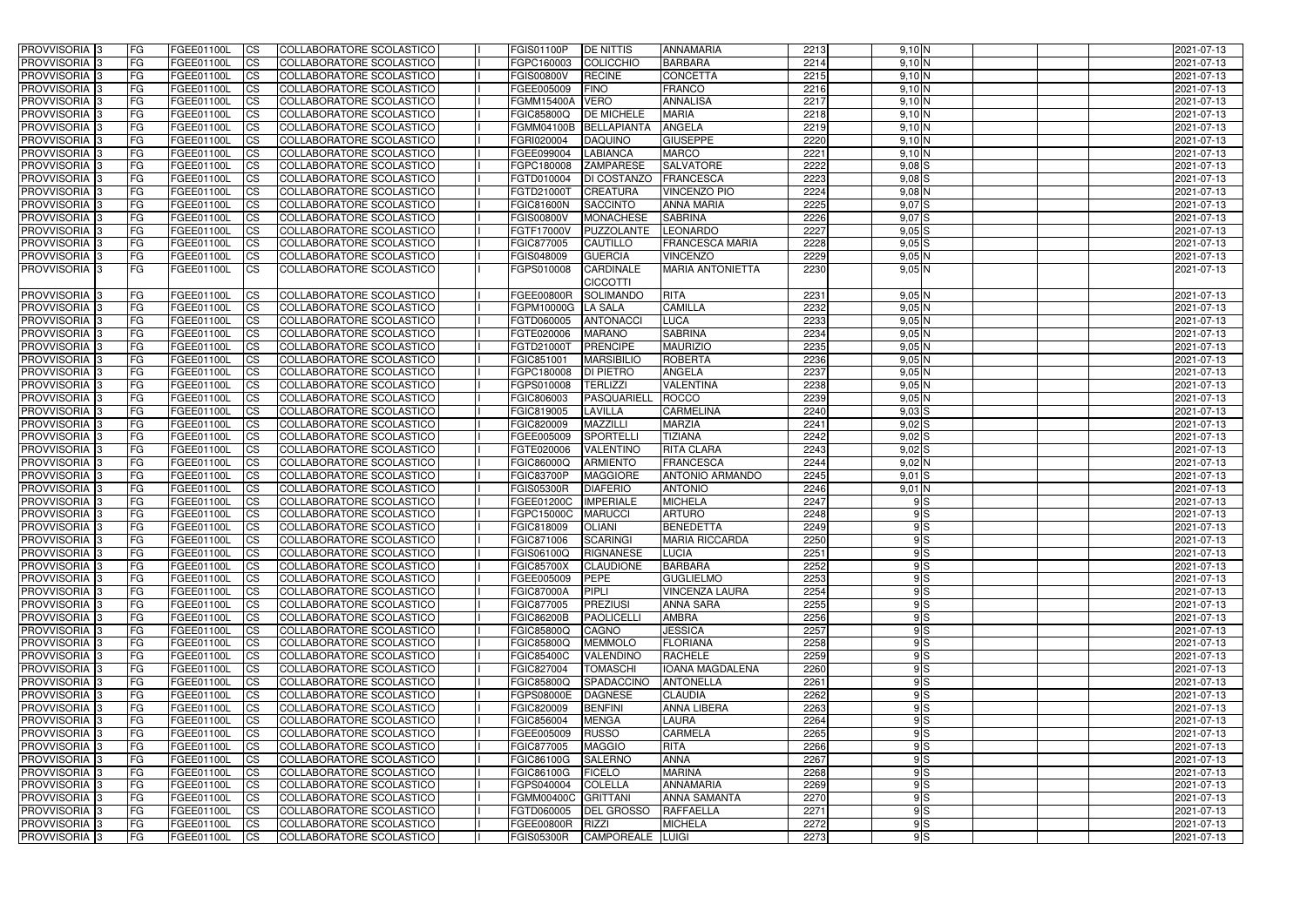| PROVVISORIA | 3 | FG | FGEE01100L | CS | COLLABORATORE SCOLASTICO | | FGIS01100P | DE NITTIS | ANNAMARIA | 2213 | 9,10 | N | | | | 2021-07-13 |
|---|---|---|---|---|---|---|---|---|---|---|---|---|---|---|---|---|
| PROVVISORIA | 3 | FG | FGEE01100L | CS | COLLABORATORE SCOLASTICO | | FGPC160003 | COLICCHIO | BARBARA | 2214 | 9,10 | N | | | | 2021-07-13 |
| PROVVISORIA | 3 | FG | FGEE01100L | CS | COLLABORATORE SCOLASTICO | | FGIS00800V | RECINE | CONCETTA | 2215 | 9,10 | N | | | | 2021-07-13 |
| PROVVISORIA | 3 | FG | FGEE01100L | CS | COLLABORATORE SCOLASTICO | | FGEE005009 | FINO | FRANCO | 2216 | 9,10 | N | | | | 2021-07-13 |
| PROVVISORIA | 3 | FG | FGEE01100L | CS | COLLABORATORE SCOLASTICO | | FGMM15400A | VERO | ANNALISA | 2217 | 9,10 | N | | | | 2021-07-13 |
| PROVVISORIA | 3 | FG | FGEE01100L | CS | COLLABORATORE SCOLASTICO | | FGIC85800Q | DE MICHELE | MARIA | 2218 | 9,10 | N | | | | 2021-07-13 |
| PROVVISORIA | 3 | FG | FGEE01100L | CS | COLLABORATORE SCOLASTICO | | FGMM04100B | BELLAPIANTA | ANGELA | 2219 | 9,10 | N | | | | 2021-07-13 |
| PROVVISORIA | 3 | FG | FGEE01100L | CS | COLLABORATORE SCOLASTICO | | FGRI020004 | DAQUINO | GIUSEPPE | 2220 | 9,10 | N | | | | 2021-07-13 |
| PROVVISORIA | 3 | FG | FGEE01100L | CS | COLLABORATORE SCOLASTICO | | FGEE099004 | LABIANCA | MARCO | 2221 | 9,10 | N | | | | 2021-07-13 |
| PROVVISORIA | 3 | FG | FGEE01100L | CS | COLLABORATORE SCOLASTICO | | FGPC180008 | ZAMPARESE | SALVATORE | 2222 | 9,08 | S | | | | 2021-07-13 |
| PROVVISORIA | 3 | FG | FGEE01100L | CS | COLLABORATORE SCOLASTICO | | FGTD010004 | DI COSTANZO | FRANCESCA | 2223 | 9,08 | S | | | | 2021-07-13 |
| PROVVISORIA | 3 | FG | FGEE01100L | CS | COLLABORATORE SCOLASTICO | | FGTD21000T | CREATURA | VINCENZO PIO | 2224 | 9,08 | N | | | | 2021-07-13 |
| PROVVISORIA | 3 | FG | FGEE01100L | CS | COLLABORATORE SCOLASTICO | | FGIC81600N | SACCINTO | ANNA MARIA | 2225 | 9,07 | S | | | | 2021-07-13 |
| PROVVISORIA | 3 | FG | FGEE01100L | CS | COLLABORATORE SCOLASTICO | | FGIS00800V | MONACHESE | SABRINA | 2226 | 9,07 | S | | | | 2021-07-13 |
| PROVVISORIA | 3 | FG | FGEE01100L | CS | COLLABORATORE SCOLASTICO | | FGTF17000V | PUZZOLANTE | LEONARDO | 2227 | 9,05 | S | | | | 2021-07-13 |
| PROVVISORIA | 3 | FG | FGEE01100L | CS | COLLABORATORE SCOLASTICO | | FGIC877005 | CAUTILLO | FRANCESCA MARIA | 2228 | 9,05 | S | | | | 2021-07-13 |
| PROVVISORIA | 3 | FG | FGEE01100L | CS | COLLABORATORE SCOLASTICO | | FGIS048009 | GUERCIA | VINCENZO | 2229 | 9,05 | N | | | | 2021-07-13 |
| PROVVISORIA | 3 | FG | FGEE01100L | CS | COLLABORATORE SCOLASTICO | | FGPS010008 | CARDINALE CICCOTTI | MARIA ANTONIETTA | 2230 | 9,05 | N | | | | 2021-07-13 |
| PROVVISORIA | 3 | FG | FGEE01100L | CS | COLLABORATORE SCOLASTICO | | FGEE00800R | SOLIMANDO | RITA | 2231 | 9,05 | N | | | | 2021-07-13 |
| PROVVISORIA | 3 | FG | FGEE01100L | CS | COLLABORATORE SCOLASTICO | | FGPM10000G | LA SALA | CAMILLA | 2232 | 9,05 | N | | | | 2021-07-13 |
| PROVVISORIA | 3 | FG | FGEE01100L | CS | COLLABORATORE SCOLASTICO | | FGTD060005 | ANTONACCI | LUCA | 2233 | 9,05 | N | | | | 2021-07-13 |
| PROVVISORIA | 3 | FG | FGEE01100L | CS | COLLABORATORE SCOLASTICO | | FGTE020006 | MARANO | SABRINA | 2234 | 9,05 | N | | | | 2021-07-13 |
| PROVVISORIA | 3 | FG | FGEE01100L | CS | COLLABORATORE SCOLASTICO | | FGTD21000T | PRENCIPE | MAURIZIO | 2235 | 9,05 | N | | | | 2021-07-13 |
| PROVVISORIA | 3 | FG | FGEE01100L | CS | COLLABORATORE SCOLASTICO | | FGIC851001 | MARSIBILIO | ROBERTA | 2236 | 9,05 | N | | | | 2021-07-13 |
| PROVVISORIA | 3 | FG | FGEE01100L | CS | COLLABORATORE SCOLASTICO | | FGPC180008 | DI PIETRO | ANGELA | 2237 | 9,05 | N | | | | 2021-07-13 |
| PROVVISORIA | 3 | FG | FGEE01100L | CS | COLLABORATORE SCOLASTICO | | FGPS010008 | TERLIZZI | VALENTINA | 2238 | 9,05 | N | | | | 2021-07-13 |
| PROVVISORIA | 3 | FG | FGEE01100L | CS | COLLABORATORE SCOLASTICO | | FGIC806003 | PASQUARIELL | ROCCO | 2239 | 9,05 | N | | | | 2021-07-13 |
| PROVVISORIA | 3 | FG | FGEE01100L | CS | COLLABORATORE SCOLASTICO | | FGIC819005 | LAVILLA | CARMELINA | 2240 | 9,03 | S | | | | 2021-07-13 |
| PROVVISORIA | 3 | FG | FGEE01100L | CS | COLLABORATORE SCOLASTICO | | FGIC820009 | MAZZILLI | MARZIA | 2241 | 9,02 | S | | | | 2021-07-13 |
| PROVVISORIA | 3 | FG | FGEE01100L | CS | COLLABORATORE SCOLASTICO | | FGEE005009 | SPORTELLI | TIZIANA | 2242 | 9,02 | S | | | | 2021-07-13 |
| PROVVISORIA | 3 | FG | FGEE01100L | CS | COLLABORATORE SCOLASTICO | | FGTE020006 | VALENTINO | RITA CLARA | 2243 | 9,02 | S | | | | 2021-07-13 |
| PROVVISORIA | 3 | FG | FGEE01100L | CS | COLLABORATORE SCOLASTICO | | FGIC86000Q | ARMIENTO | FRANCESCA | 2244 | 9,02 | N | | | | 2021-07-13 |
| PROVVISORIA | 3 | FG | FGEE01100L | CS | COLLABORATORE SCOLASTICO | | FGIC83700P | MAGGIORE | ANTONIO ARMANDO | 2245 | 9,01 | S | | | | 2021-07-13 |
| PROVVISORIA | 3 | FG | FGEE01100L | CS | COLLABORATORE SCOLASTICO | | FGIS05300R | DIAFERIO | ANTONIO | 2246 | 9,01 | N | | | | 2021-07-13 |
| PROVVISORIA | 3 | FG | FGEE01100L | CS | COLLABORATORE SCOLASTICO | | FGEE01200C | IMPERIALE | MICHELA | 2247 | 9 | S | | | | 2021-07-13 |
| PROVVISORIA | 3 | FG | FGEE01100L | CS | COLLABORATORE SCOLASTICO | | FGPC15000C | MARUCCI | ARTURO | 2248 | 9 | S | | | | 2021-07-13 |
| PROVVISORIA | 3 | FG | FGEE01100L | CS | COLLABORATORE SCOLASTICO | | FGIC818009 | OLIANI | BENEDETTA | 2249 | 9 | S | | | | 2021-07-13 |
| PROVVISORIA | 3 | FG | FGEE01100L | CS | COLLABORATORE SCOLASTICO | | FGIC871006 | SCARINGI | MARIA RICCARDA | 2250 | 9 | S | | | | 2021-07-13 |
| PROVVISORIA | 3 | FG | FGEE01100L | CS | COLLABORATORE SCOLASTICO | | FGIS06100Q | RIGNANESE | LUCIA | 2251 | 9 | S | | | | 2021-07-13 |
| PROVVISORIA | 3 | FG | FGEE01100L | CS | COLLABORATORE SCOLASTICO | | FGIC85700X | CLAUDIONE | BARBARA | 2252 | 9 | S | | | | 2021-07-13 |
| PROVVISORIA | 3 | FG | FGEE01100L | CS | COLLABORATORE SCOLASTICO | | FGEE005009 | PEPE | GUGLIELMO | 2253 | 9 | S | | | | 2021-07-13 |
| PROVVISORIA | 3 | FG | FGEE01100L | CS | COLLABORATORE SCOLASTICO | | FGIC87000A | PIPLI | VINCENZA LAURA | 2254 | 9 | S | | | | 2021-07-13 |
| PROVVISORIA | 3 | FG | FGEE01100L | CS | COLLABORATORE SCOLASTICO | | FGIC877005 | PREZIUSI | ANNA SARA | 2255 | 9 | S | | | | 2021-07-13 |
| PROVVISORIA | 3 | FG | FGEE01100L | CS | COLLABORATORE SCOLASTICO | | FGIC86200B | PAOLICELLI | AMBRA | 2256 | 9 | S | | | | 2021-07-13 |
| PROVVISORIA | 3 | FG | FGEE01100L | CS | COLLABORATORE SCOLASTICO | | FGIC85800Q | CAGNO | JESSICA | 2257 | 9 | S | | | | 2021-07-13 |
| PROVVISORIA | 3 | FG | FGEE01100L | CS | COLLABORATORE SCOLASTICO | | FGIC85800Q | MEMMOLO | FLORIANA | 2258 | 9 | S | | | | 2021-07-13 |
| PROVVISORIA | 3 | FG | FGEE01100L | CS | COLLABORATORE SCOLASTICO | | FGIC85400C | VALENDINO | RACHELE | 2259 | 9 | S | | | | 2021-07-13 |
| PROVVISORIA | 3 | FG | FGEE01100L | CS | COLLABORATORE SCOLASTICO | | FGIC827004 | TOMASCHI | IOANA MAGDALENA | 2260 | 9 | S | | | | 2021-07-13 |
| PROVVISORIA | 3 | FG | FGEE01100L | CS | COLLABORATORE SCOLASTICO | | FGIC85800Q | SPADACCINO | ANTONELLA | 2261 | 9 | S | | | | 2021-07-13 |
| PROVVISORIA | 3 | FG | FGEE01100L | CS | COLLABORATORE SCOLASTICO | | FGPS08000E | DAGNESE | CLAUDIA | 2262 | 9 | S | | | | 2021-07-13 |
| PROVVISORIA | 3 | FG | FGEE01100L | CS | COLLABORATORE SCOLASTICO | | FGIC820009 | BENFINI | ANNA LIBERA | 2263 | 9 | S | | | | 2021-07-13 |
| PROVVISORIA | 3 | FG | FGEE01100L | CS | COLLABORATORE SCOLASTICO | | FGIC856004 | MENGA | LAURA | 2264 | 9 | S | | | | 2021-07-13 |
| PROVVISORIA | 3 | FG | FGEE01100L | CS | COLLABORATORE SCOLASTICO | | FGEE005009 | RUSSO | CARMELA | 2265 | 9 | S | | | | 2021-07-13 |
| PROVVISORIA | 3 | FG | FGEE01100L | CS | COLLABORATORE SCOLASTICO | | FGIC877005 | MAGGIO | RITA | 2266 | 9 | S | | | | 2021-07-13 |
| PROVVISORIA | 3 | FG | FGEE01100L | CS | COLLABORATORE SCOLASTICO | | FGIC86100G | SALERNO | ANNA | 2267 | 9 | S | | | | 2021-07-13 |
| PROVVISORIA | 3 | FG | FGEE01100L | CS | COLLABORATORE SCOLASTICO | | FGIC86100G | FICELO | MARINA | 2268 | 9 | S | | | | 2021-07-13 |
| PROVVISORIA | 3 | FG | FGEE01100L | CS | COLLABORATORE SCOLASTICO | | FGPS040004 | COLELLA | ANNAMARIA | 2269 | 9 | S | | | | 2021-07-13 |
| PROVVISORIA | 3 | FG | FGEE01100L | CS | COLLABORATORE SCOLASTICO | | FGMM00400C | GRITTANI | ANNA SAMANTA | 2270 | 9 | S | | | | 2021-07-13 |
| PROVVISORIA | 3 | FG | FGEE01100L | CS | COLLABORATORE SCOLASTICO | | FGTD060005 | DEL GROSSO | RAFFAELLA | 2271 | 9 | S | | | | 2021-07-13 |
| PROVVISORIA | 3 | FG | FGEE01100L | CS | COLLABORATORE SCOLASTICO | | FGEE00800R | RIZZI | MICHELA | 2272 | 9 | S | | | | 2021-07-13 |
| PROVVISORIA | 3 | FG | FGEE01100L | CS | COLLABORATORE SCOLASTICO | | FGIS05300R | CAMPOREALE | LUIGI | 2273 | 9 | S | | | | 2021-07-13 |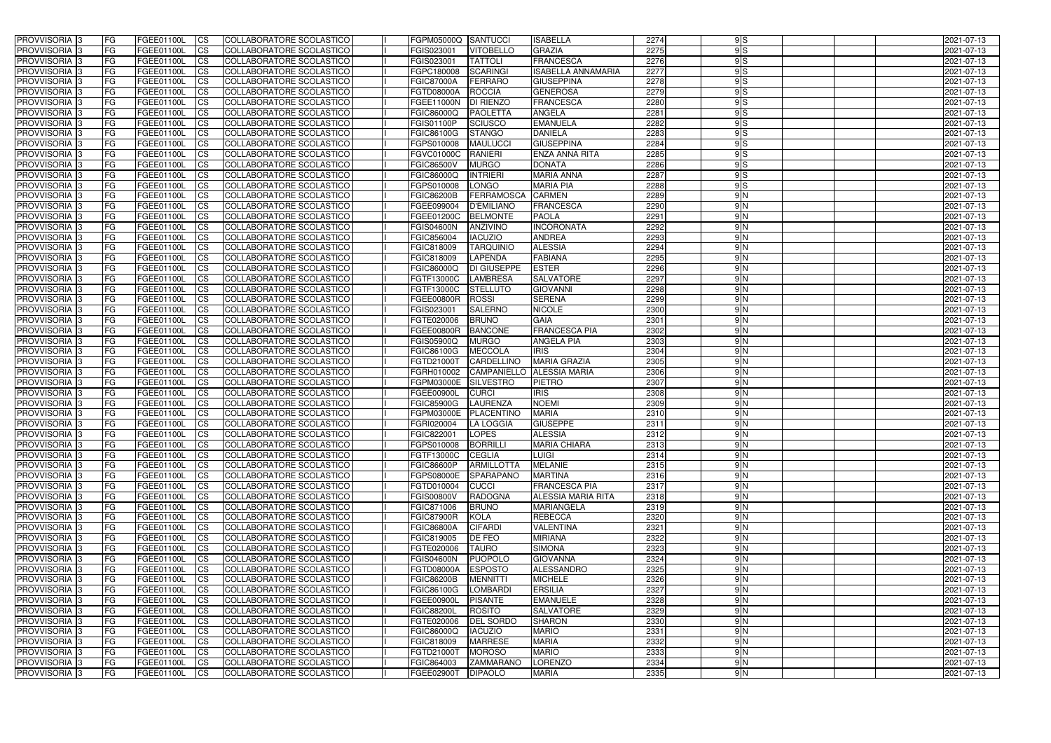| PROVVISORIA | 3 | FG | FGEE01100L | CS | COLLABORATORE SCOLASTICO | | FGPM05000Q | SANTUCCI | ISABELLA | 2274 | 9 | S | | | | 2021-07-13 |
|---|---|---|---|---|---|---|---|---|---|---|---|---|---|---|---|---|
| PROVVISORIA | 3 | FG | FGEE01100L | CS | COLLABORATORE SCOLASTICO | | FGIS023001 | VITOBELLO | GRAZIA | 2275 | 9 | S | | | | 2021-07-13 |
| PROVVISORIA | 3 | FG | FGEE01100L | CS | COLLABORATORE SCOLASTICO | | FGIS023001 | TATTOLI | FRANCESCA | 2276 | 9 | S | | | | 2021-07-13 |
| PROVVISORIA | 3 | FG | FGEE01100L | CS | COLLABORATORE SCOLASTICO | | FGPC180008 | SCARINGI | ISABELLA ANNAMARIA | 2277 | 9 | S | | | | 2021-07-13 |
| PROVVISORIA | 3 | FG | FGEE01100L | CS | COLLABORATORE SCOLASTICO | | FGIC87000A | FERRARO | GIUSEPPINA | 2278 | 9 | S | | | | 2021-07-13 |
| PROVVISORIA | 3 | FG | FGEE01100L | CS | COLLABORATORE SCOLASTICO | | FGTD08000A | ROCCIA | GENEROSA | 2279 | 9 | S | | | | 2021-07-13 |
| PROVVISORIA | 3 | FG | FGEE01100L | CS | COLLABORATORE SCOLASTICO | | FGEE11000N | DI RIENZO | FRANCESCA | 2280 | 9 | S | | | | 2021-07-13 |
| PROVVISORIA | 3 | FG | FGEE01100L | CS | COLLABORATORE SCOLASTICO | | FGIC86000Q | PAOLETTA | ANGELA | 2281 | 9 | S | | | | 2021-07-13 |
| PROVVISORIA | 3 | FG | FGEE01100L | CS | COLLABORATORE SCOLASTICO | | FGIS01100P | SCIUSCO | EMANUELA | 2282 | 9 | S | | | | 2021-07-13 |
| PROVVISORIA | 3 | FG | FGEE01100L | CS | COLLABORATORE SCOLASTICO | | FGIC86100G | STANGO | DANIELA | 2283 | 9 | S | | | | 2021-07-13 |
| PROVVISORIA | 3 | FG | FGEE01100L | CS | COLLABORATORE SCOLASTICO | | FGPS010008 | MAULUCCI | GIUSEPPINA | 2284 | 9 | S | | | | 2021-07-13 |
| PROVVISORIA | 3 | FG | FGEE01100L | CS | COLLABORATORE SCOLASTICO | | FGVC01000C | RANIERI | ENZA ANNA RITA | 2285 | 9 | S | | | | 2021-07-13 |
| PROVVISORIA | 3 | FG | FGEE01100L | CS | COLLABORATORE SCOLASTICO | | FGIC86500V | MURGO | DONATA | 2286 | 9 | S | | | | 2021-07-13 |
| PROVVISORIA | 3 | FG | FGEE01100L | CS | COLLABORATORE SCOLASTICO | | FGIC86000Q | INTRIERI | MARIA ANNA | 2287 | 9 | S | | | | 2021-07-13 |
| PROVVISORIA | 3 | FG | FGEE01100L | CS | COLLABORATORE SCOLASTICO | | FGPS010008 | LONGO | MARIA PIA | 2288 | 9 | S | | | | 2021-07-13 |
| PROVVISORIA | 3 | FG | FGEE01100L | CS | COLLABORATORE SCOLASTICO | | FGIC86200B | FERRAMOSCA | CARMEN | 2289 | 9 | N | | | | 2021-07-13 |
| PROVVISORIA | 3 | FG | FGEE01100L | CS | COLLABORATORE SCOLASTICO | | FGEE099004 | D'EMILIANO | FRANCESCA | 2290 | 9 | N | | | | 2021-07-13 |
| PROVVISORIA | 3 | FG | FGEE01100L | CS | COLLABORATORE SCOLASTICO | | FGEE01200C | BELMONTE | PAOLA | 2291 | 9 | N | | | | 2021-07-13 |
| PROVVISORIA | 3 | FG | FGEE01100L | CS | COLLABORATORE SCOLASTICO | | FGIS04600N | ANZIVINO | INCORONATA | 2292 | 9 | N | | | | 2021-07-13 |
| PROVVISORIA | 3 | FG | FGEE01100L | CS | COLLABORATORE SCOLASTICO | | FGIC856004 | IACUZIO | ANDREA | 2293 | 9 | N | | | | 2021-07-13 |
| PROVVISORIA | 3 | FG | FGEE01100L | CS | COLLABORATORE SCOLASTICO | | FGIC818009 | TARQUINIO | ALESSIA | 2294 | 9 | N | | | | 2021-07-13 |
| PROVVISORIA | 3 | FG | FGEE01100L | CS | COLLABORATORE SCOLASTICO | | FGIC818009 | LAPENDA | FABIANA | 2295 | 9 | N | | | | 2021-07-13 |
| PROVVISORIA | 3 | FG | FGEE01100L | CS | COLLABORATORE SCOLASTICO | | FGIC86000Q | DI GIUSEPPE | ESTER | 2296 | 9 | N | | | | 2021-07-13 |
| PROVVISORIA | 3 | FG | FGEE01100L | CS | COLLABORATORE SCOLASTICO | | FGTF13000C | LAMBRESA | SALVATORE | 2297 | 9 | N | | | | 2021-07-13 |
| PROVVISORIA | 3 | FG | FGEE01100L | CS | COLLABORATORE SCOLASTICO | | FGTF13000C | STELLUTO | GIOVANNI | 2298 | 9 | N | | | | 2021-07-13 |
| PROVVISORIA | 3 | FG | FGEE01100L | CS | COLLABORATORE SCOLASTICO | | FGEE00800R | ROSSI | SERENA | 2299 | 9 | N | | | | 2021-07-13 |
| PROVVISORIA | 3 | FG | FGEE01100L | CS | COLLABORATORE SCOLASTICO | | FGIS023001 | SALERNO | NICOLE | 2300 | 9 | N | | | | 2021-07-13 |
| PROVVISORIA | 3 | FG | FGEE01100L | CS | COLLABORATORE SCOLASTICO | | FGTE020006 | BRUNO | GAIA | 2301 | 9 | N | | | | 2021-07-13 |
| PROVVISORIA | 3 | FG | FGEE01100L | CS | COLLABORATORE SCOLASTICO | | FGEE00800R | BANCONE | FRANCESCA PIA | 2302 | 9 | N | | | | 2021-07-13 |
| PROVVISORIA | 3 | FG | FGEE01100L | CS | COLLABORATORE SCOLASTICO | | FGIS05900Q | MURGO | ANGELA PIA | 2303 | 9 | N | | | | 2021-07-13 |
| PROVVISORIA | 3 | FG | FGEE01100L | CS | COLLABORATORE SCOLASTICO | | FGIC86100G | MECCOLA | IRIS | 2304 | 9 | N | | | | 2021-07-13 |
| PROVVISORIA | 3 | FG | FGEE01100L | CS | COLLABORATORE SCOLASTICO | | FGTD21000T | CARDELLINO | MARIA GRAZIA | 2305 | 9 | N | | | | 2021-07-13 |
| PROVVISORIA | 3 | FG | FGEE01100L | CS | COLLABORATORE SCOLASTICO | | FGRH010002 | CAMPANIELLO | ALESSIA MARIA | 2306 | 9 | N | | | | 2021-07-13 |
| PROVVISORIA | 3 | FG | FGEE01100L | CS | COLLABORATORE SCOLASTICO | | FGPM03000E | SILVESTRO | PIETRO | 2307 | 9 | N | | | | 2021-07-13 |
| PROVVISORIA | 3 | FG | FGEE01100L | CS | COLLABORATORE SCOLASTICO | | FGEE00900L | CURCI | IRIS | 2308 | 9 | N | | | | 2021-07-13 |
| PROVVISORIA | 3 | FG | FGEE01100L | CS | COLLABORATORE SCOLASTICO | | FGIC85900G | LAURENZA | NOEMI | 2309 | 9 | N | | | | 2021-07-13 |
| PROVVISORIA | 3 | FG | FGEE01100L | CS | COLLABORATORE SCOLASTICO | | FGPM03000E | PLACENTINO | MARIA | 2310 | 9 | N | | | | 2021-07-13 |
| PROVVISORIA | 3 | FG | FGEE01100L | CS | COLLABORATORE SCOLASTICO | | FGRI020004 | LA LOGGIA | GIUSEPPE | 2311 | 9 | N | | | | 2021-07-13 |
| PROVVISORIA | 3 | FG | FGEE01100L | CS | COLLABORATORE SCOLASTICO | | FGIC822001 | LOPES | ALESSIA | 2312 | 9 | N | | | | 2021-07-13 |
| PROVVISORIA | 3 | FG | FGEE01100L | CS | COLLABORATORE SCOLASTICO | | FGPS010008 | BORRILLI | MARIA CHIARA | 2313 | 9 | N | | | | 2021-07-13 |
| PROVVISORIA | 3 | FG | FGEE01100L | CS | COLLABORATORE SCOLASTICO | | FGTF13000C | CEGLIA | LUIGI | 2314 | 9 | N | | | | 2021-07-13 |
| PROVVISORIA | 3 | FG | FGEE01100L | CS | COLLABORATORE SCOLASTICO | | FGIC86600P | ARMILLOTTA | MELANIE | 2315 | 9 | N | | | | 2021-07-13 |
| PROVVISORIA | 3 | FG | FGEE01100L | CS | COLLABORATORE SCOLASTICO | | FGPS08000E | SPARAPANO | MARTINA | 2316 | 9 | N | | | | 2021-07-13 |
| PROVVISORIA | 3 | FG | FGEE01100L | CS | COLLABORATORE SCOLASTICO | | FGTD010004 | CUCCI | FRANCESCA PIA | 2317 | 9 | N | | | | 2021-07-13 |
| PROVVISORIA | 3 | FG | FGEE01100L | CS | COLLABORATORE SCOLASTICO | | FGIS00800V | RADOGNA | ALESSIA MARIA RITA | 2318 | 9 | N | | | | 2021-07-13 |
| PROVVISORIA | 3 | FG | FGEE01100L | CS | COLLABORATORE SCOLASTICO | | FGIC871006 | BRUNO | MARIANGELA | 2319 | 9 | N | | | | 2021-07-13 |
| PROVVISORIA | 3 | FG | FGEE01100L | CS | COLLABORATORE SCOLASTICO | | FGIC87900R | KOLA | REBECCA | 2320 | 9 | N | | | | 2021-07-13 |
| PROVVISORIA | 3 | FG | FGEE01100L | CS | COLLABORATORE SCOLASTICO | | FGIC86800A | CIFARDI | VALENTINA | 2321 | 9 | N | | | | 2021-07-13 |
| PROVVISORIA | 3 | FG | FGEE01100L | CS | COLLABORATORE SCOLASTICO | | FGIC819005 | DE FEO | MIRIANA | 2322 | 9 | N | | | | 2021-07-13 |
| PROVVISORIA | 3 | FG | FGEE01100L | CS | COLLABORATORE SCOLASTICO | | FGTE020006 | TAURO | SIMONA | 2323 | 9 | N | | | | 2021-07-13 |
| PROVVISORIA | 3 | FG | FGEE01100L | CS | COLLABORATORE SCOLASTICO | | FGIS04600N | PUOPOLO | GIOVANNA | 2324 | 9 | N | | | | 2021-07-13 |
| PROVVISORIA | 3 | FG | FGEE01100L | CS | COLLABORATORE SCOLASTICO | | FGTD08000A | ESPOSTO | ALESSANDRO | 2325 | 9 | N | | | | 2021-07-13 |
| PROVVISORIA | 3 | FG | FGEE01100L | CS | COLLABORATORE SCOLASTICO | | FGIC86200B | MENNITTI | MICHELE | 2326 | 9 | N | | | | 2021-07-13 |
| PROVVISORIA | 3 | FG | FGEE01100L | CS | COLLABORATORE SCOLASTICO | | FGIC86100G | LOMBARDI | ERSILIA | 2327 | 9 | N | | | | 2021-07-13 |
| PROVVISORIA | 3 | FG | FGEE01100L | CS | COLLABORATORE SCOLASTICO | | FGEE00900L | PISANTE | EMANUELE | 2328 | 9 | N | | | | 2021-07-13 |
| PROVVISORIA | 3 | FG | FGEE01100L | CS | COLLABORATORE SCOLASTICO | | FGIC88200L | ROSITO | SALVATORE | 2329 | 9 | N | | | | 2021-07-13 |
| PROVVISORIA | 3 | FG | FGEE01100L | CS | COLLABORATORE SCOLASTICO | | FGTE020006 | DEL SORDO | SHARON | 2330 | 9 | N | | | | 2021-07-13 |
| PROVVISORIA | 3 | FG | FGEE01100L | CS | COLLABORATORE SCOLASTICO | | FGIC86000Q | IACUZIO | MARIO | 2331 | 9 | N | | | | 2021-07-13 |
| PROVVISORIA | 3 | FG | FGEE01100L | CS | COLLABORATORE SCOLASTICO | | FGIC818009 | MARRESE | MARIA | 2332 | 9 | N | | | | 2021-07-13 |
| PROVVISORIA | 3 | FG | FGEE01100L | CS | COLLABORATORE SCOLASTICO | | FGTD21000T | MOROSO | MARIO | 2333 | 9 | N | | | | 2021-07-13 |
| PROVVISORIA | 3 | FG | FGEE01100L | CS | COLLABORATORE SCOLASTICO | | FGIC864003 | ZAMMARANO | LORENZO | 2334 | 9 | N | | | | 2021-07-13 |
| PROVVISORIA | 3 | FG | FGEE01100L | CS | COLLABORATORE SCOLASTICO | | FGEE02900T | DIPAOLO | MARIA | 2335 | 9 | N | | | | 2021-07-13 |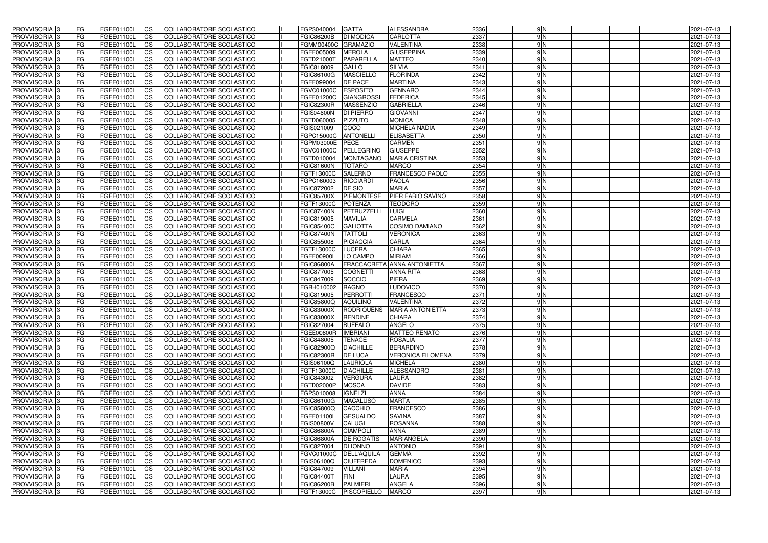| PROVVISORIA 3 | FG | FGEE01100L | CS | COLLABORATORE SCOLASTICO | | FGPS040004 | GATTA | ALESSANDRA | 2336 | 9 N | | | | 2021-07-13 |
|---|---|---|---|---|---|---|---|---|---|---|---|---|---|---|
| PROVVISORIA 3 | FG | FGEE01100L | CS | COLLABORATORE SCOLASTICO | | FGIC86200B | DI MODICA | CARLOTTA | 2337 | 9 N | | | | 2021-07-13 |
| PROVVISORIA 3 | FG | FGEE01100L | CS | COLLABORATORE SCOLASTICO | | FGMM00400C | GRAMAZIO | VALENTINA | 2338 | 9 N | | | | 2021-07-13 |
| PROVVISORIA 3 | FG | FGEE01100L | CS | COLLABORATORE SCOLASTICO | | FGEE005009 | MEROLA | GIUSEPPINA | 2339 | 9 N | | | | 2021-07-13 |
| PROVVISORIA 3 | FG | FGEE01100L | CS | COLLABORATORE SCOLASTICO | | FGTD21000T | PAPARELLA | MATTEO | 2340 | 9 N | | | | 2021-07-13 |
| PROVVISORIA 3 | FG | FGEE01100L | CS | COLLABORATORE SCOLASTICO | | FGIC818009 | GALLO | SILVIA | 2341 | 9 N | | | | 2021-07-13 |
| PROVVISORIA 3 | FG | FGEE01100L | CS | COLLABORATORE SCOLASTICO | | FGIC86100G | MASCIELLO | FLORINDA | 2342 | 9 N | | | | 2021-07-13 |
| PROVVISORIA 3 | FG | FGEE01100L | CS | COLLABORATORE SCOLASTICO | | FGEE099004 | DE PACE | MARTINA | 2343 | 9 N | | | | 2021-07-13 |
| PROVVISORIA 3 | FG | FGEE01100L | CS | COLLABORATORE SCOLASTICO | | FGVC01000C | ESPOSITO | GENNARO | 2344 | 9 N | | | | 2021-07-13 |
| PROVVISORIA 3 | FG | FGEE01100L | CS | COLLABORATORE SCOLASTICO | | FGEE01200C | GIANGROSSI | FEDERICA | 2345 | 9 N | | | | 2021-07-13 |
| PROVVISORIA 3 | FG | FGEE01100L | CS | COLLABORATORE SCOLASTICO | | FGIC82300R | MASSENZIO | GABRIELLA | 2346 | 9 N | | | | 2021-07-13 |
| PROVVISORIA 3 | FG | FGEE01100L | CS | COLLABORATORE SCOLASTICO | | FGIS04600N | DI PIERRO | GIOVANNI | 2347 | 9 N | | | | 2021-07-13 |
| PROVVISORIA 3 | FG | FGEE01100L | CS | COLLABORATORE SCOLASTICO | | FGTD060005 | PIZZUTO | MONICA | 2348 | 9 N | | | | 2021-07-13 |
| PROVVISORIA 3 | FG | FGEE01100L | CS | COLLABORATORE SCOLASTICO | | FGIS021009 | COCO | MICHELA NADIA | 2349 | 9 N | | | | 2021-07-13 |
| PROVVISORIA 3 | FG | FGEE01100L | CS | COLLABORATORE SCOLASTICO | | FGPC15000C | ANTONELLI | ELISABETTA | 2350 | 9 N | | | | 2021-07-13 |
| PROVVISORIA 3 | FG | FGEE01100L | CS | COLLABORATORE SCOLASTICO | | FGPM03000E | PECE | CARMEN | 2351 | 9 N | | | | 2021-07-13 |
| PROVVISORIA 3 | FG | FGEE01100L | CS | COLLABORATORE SCOLASTICO | | FGVC01000C | PELLEGRINO | GIUSEPPE | 2352 | 9 N | | | | 2021-07-13 |
| PROVVISORIA 3 | FG | FGEE01100L | CS | COLLABORATORE SCOLASTICO | | FGTD010004 | MONTAGANO | MARIA CRISTINA | 2353 | 9 N | | | | 2021-07-13 |
| PROVVISORIA 3 | FG | FGEE01100L | CS | COLLABORATORE SCOLASTICO | | FGIC81600N | TOTARO | MARCO | 2354 | 9 N | | | | 2021-07-13 |
| PROVVISORIA 3 | FG | FGEE01100L | CS | COLLABORATORE SCOLASTICO | | FGTF13000C | SALERNO | FRANCESCO PAOLO | 2355 | 9 N | | | | 2021-07-13 |
| PROVVISORIA 3 | FG | FGEE01100L | CS | COLLABORATORE SCOLASTICO | | FGPC160003 | RICCIARDI | PAOLA | 2356 | 9 N | | | | 2021-07-13 |
| PROVVISORIA 3 | FG | FGEE01100L | CS | COLLABORATORE SCOLASTICO | | FGIC872002 | DE SIO | MARIA | 2357 | 9 N | | | | 2021-07-13 |
| PROVVISORIA 3 | FG | FGEE01100L | CS | COLLABORATORE SCOLASTICO | | FGIC85700X | PIEMONTESE | PIER FABIO SAVINO | 2358 | 9 N | | | | 2021-07-13 |
| PROVVISORIA 3 | FG | FGEE01100L | CS | COLLABORATORE SCOLASTICO | | FGTF13000C | POTENZA | TEODORO | 2359 | 9 N | | | | 2021-07-13 |
| PROVVISORIA 3 | FG | FGEE01100L | CS | COLLABORATORE SCOLASTICO | | FGIC87400N | PETRUZZELLI | LUIGI | 2360 | 9 N | | | | 2021-07-13 |
| PROVVISORIA 3 | FG | FGEE01100L | CS | COLLABORATORE SCOLASTICO | | FGIC819005 | MAVILIA | CARMELA | 2361 | 9 N | | | | 2021-07-13 |
| PROVVISORIA 3 | FG | FGEE01100L | CS | COLLABORATORE SCOLASTICO | | FGIC85400C | GALIOTTA | COSIMO DAMIANO | 2362 | 9 N | | | | 2021-07-13 |
| PROVVISORIA 3 | FG | FGEE01100L | CS | COLLABORATORE SCOLASTICO | | FGIC87400N | TATTOLI | VERONICA | 2363 | 9 N | | | | 2021-07-13 |
| PROVVISORIA 3 | FG | FGEE01100L | CS | COLLABORATORE SCOLASTICO | | FGIC855008 | PICIACCIA | CARLA | 2364 | 9 N | | | | 2021-07-13 |
| PROVVISORIA 3 | FG | FGEE01100L | CS | COLLABORATORE SCOLASTICO | | FGTF13000C | LUCERA | CHIARA | 2365 | 9 N | | | | 2021-07-13 |
| PROVVISORIA 3 | FG | FGEE01100L | CS | COLLABORATORE SCOLASTICO | | FGEE00900L | LO CAMPO | MIRIAM | 2366 | 9 N | | | | 2021-07-13 |
| PROVVISORIA 3 | FG | FGEE01100L | CS | COLLABORATORE SCOLASTICO | | FGIC86800A | FRACCACRETA | ANNA ANTONIETTA | 2367 | 9 N | | | | 2021-07-13 |
| PROVVISORIA 3 | FG | FGEE01100L | CS | COLLABORATORE SCOLASTICO | | FGIC877005 | COGNETTI | ANNA RITA | 2368 | 9 N | | | | 2021-07-13 |
| PROVVISORIA 3 | FG | FGEE01100L | CS | COLLABORATORE SCOLASTICO | | FGIC847009 | SOCCIO | PIERA | 2369 | 9 N | | | | 2021-07-13 |
| PROVVISORIA 3 | FG | FGEE01100L | CS | COLLABORATORE SCOLASTICO | | FGRH010002 | RAGNO | LUDOVICO | 2370 | 9 N | | | | 2021-07-13 |
| PROVVISORIA 3 | FG | FGEE01100L | CS | COLLABORATORE SCOLASTICO | | FGIC819005 | PERROTTI | FRANCESCO | 2371 | 9 N | | | | 2021-07-13 |
| PROVVISORIA 3 | FG | FGEE01100L | CS | COLLABORATORE SCOLASTICO | | FGIC85800Q | AQUILINO | VALENTINA | 2372 | 9 N | | | | 2021-07-13 |
| PROVVISORIA 3 | FG | FGEE01100L | CS | COLLABORATORE SCOLASTICO | | FGIC83000X | RODRIQUENS | MARIA ANTONIETTA | 2373 | 9 N | | | | 2021-07-13 |
| PROVVISORIA 3 | FG | FGEE01100L | CS | COLLABORATORE SCOLASTICO | | FGIC83000X | RENDINE | CHIARA | 2374 | 9 N | | | | 2021-07-13 |
| PROVVISORIA 3 | FG | FGEE01100L | CS | COLLABORATORE SCOLASTICO | | FGIC827004 | BUFFALO | ANGELO | 2375 | 9 N | | | | 2021-07-13 |
| PROVVISORIA 3 | FG | FGEE01100L | CS | COLLABORATORE SCOLASTICO | | FGEE00800R | IMBRIANI | MATTEO RENATO | 2376 | 9 N | | | | 2021-07-13 |
| PROVVISORIA 3 | FG | FGEE01100L | CS | COLLABORATORE SCOLASTICO | | FGIC848005 | TENACE | ROSALIA | 2377 | 9 N | | | | 2021-07-13 |
| PROVVISORIA 3 | FG | FGEE01100L | CS | COLLABORATORE SCOLASTICO | | FGIC82900Q | D'ACHILLE | BERARDINO | 2378 | 9 N | | | | 2021-07-13 |
| PROVVISORIA 3 | FG | FGEE01100L | CS | COLLABORATORE SCOLASTICO | | FGIC82300R | DE LUCA | VERONICA FILOMENA | 2379 | 9 N | | | | 2021-07-13 |
| PROVVISORIA 3 | FG | FGEE01100L | CS | COLLABORATORE SCOLASTICO | | FGIS06100Q | LAURIOLA | MICHELA | 2380 | 9 N | | | | 2021-07-13 |
| PROVVISORIA 3 | FG | FGEE01100L | CS | COLLABORATORE SCOLASTICO | | FGTF13000C | D'ACHILLE | ALESSANDRO | 2381 | 9 N | | | | 2021-07-13 |
| PROVVISORIA 3 | FG | FGEE01100L | CS | COLLABORATORE SCOLASTICO | | FGIC843002 | VERGURA | LAURA | 2382 | 9 N | | | | 2021-07-13 |
| PROVVISORIA 3 | FG | FGEE01100L | CS | COLLABORATORE SCOLASTICO | | FGTD02000P | MOSCA | DAVIDE | 2383 | 9 N | | | | 2021-07-13 |
| PROVVISORIA 3 | FG | FGEE01100L | CS | COLLABORATORE SCOLASTICO | | FGPS010008 | IGNELZI | ANNA | 2384 | 9 N | | | | 2021-07-13 |
| PROVVISORIA 3 | FG | FGEE01100L | CS | COLLABORATORE SCOLASTICO | | FGIC86100G | MACALUSO | MARTA | 2385 | 9 N | | | | 2021-07-13 |
| PROVVISORIA 3 | FG | FGEE01100L | CS | COLLABORATORE SCOLASTICO | | FGIC85800Q | CACCHIO | FRANCESCO | 2386 | 9 N | | | | 2021-07-13 |
| PROVVISORIA 3 | FG | FGEE01100L | CS | COLLABORATORE SCOLASTICO | | FGEE01100L | GESUALDO | SAVINA | 2387 | 9 N | | | | 2021-07-13 |
| PROVVISORIA 3 | FG | FGEE01100L | CS | COLLABORATORE SCOLASTICO | | FGIS00800V | CALUGI | ROSANNA | 2388 | 9 N | | | | 2021-07-13 |
| PROVVISORIA 3 | FG | FGEE01100L | CS | COLLABORATORE SCOLASTICO | | FGIC86800A | CIAMPOLI | ANNA | 2389 | 9 N | | | | 2021-07-13 |
| PROVVISORIA 3 | FG | FGEE01100L | CS | COLLABORATORE SCOLASTICO | | FGIC86800A | DE ROGATIS | MARIANGELA | 2390 | 9 N | | | | 2021-07-13 |
| PROVVISORIA 3 | FG | FGEE01100L | CS | COLLABORATORE SCOLASTICO | | FGIC827004 | DI IONNO | ANTONIO | 2391 | 9 N | | | | 2021-07-13 |
| PROVVISORIA 3 | FG | FGEE01100L | CS | COLLABORATORE SCOLASTICO | | FGVC01000C | DELL'AQUILA | GEMMA | 2392 | 9 N | | | | 2021-07-13 |
| PROVVISORIA 3 | FG | FGEE01100L | CS | COLLABORATORE SCOLASTICO | | FGIS06100Q | CIUFFREDA | DOMENICO | 2393 | 9 N | | | | 2021-07-13 |
| PROVVISORIA 3 | FG | FGEE01100L | CS | COLLABORATORE SCOLASTICO | | FGIC847009 | VILLANI | MARIA | 2394 | 9 N | | | | 2021-07-13 |
| PROVVISORIA 3 | FG | FGEE01100L | CS | COLLABORATORE SCOLASTICO | | FGIC84400T | FINI | LAURA | 2395 | 9 N | | | | 2021-07-13 |
| PROVVISORIA 3 | FG | FGEE01100L | CS | COLLABORATORE SCOLASTICO | | FGIC86200B | PALMIERI | ANGELA | 2396 | 9 N | | | | 2021-07-13 |
| PROVVISORIA 3 | FG | FGEE01100L | CS | COLLABORATORE SCOLASTICO | | FGTF13000C | PISCOPIELLO | MARCO | 2397 | 9 N | | | | 2021-07-13 |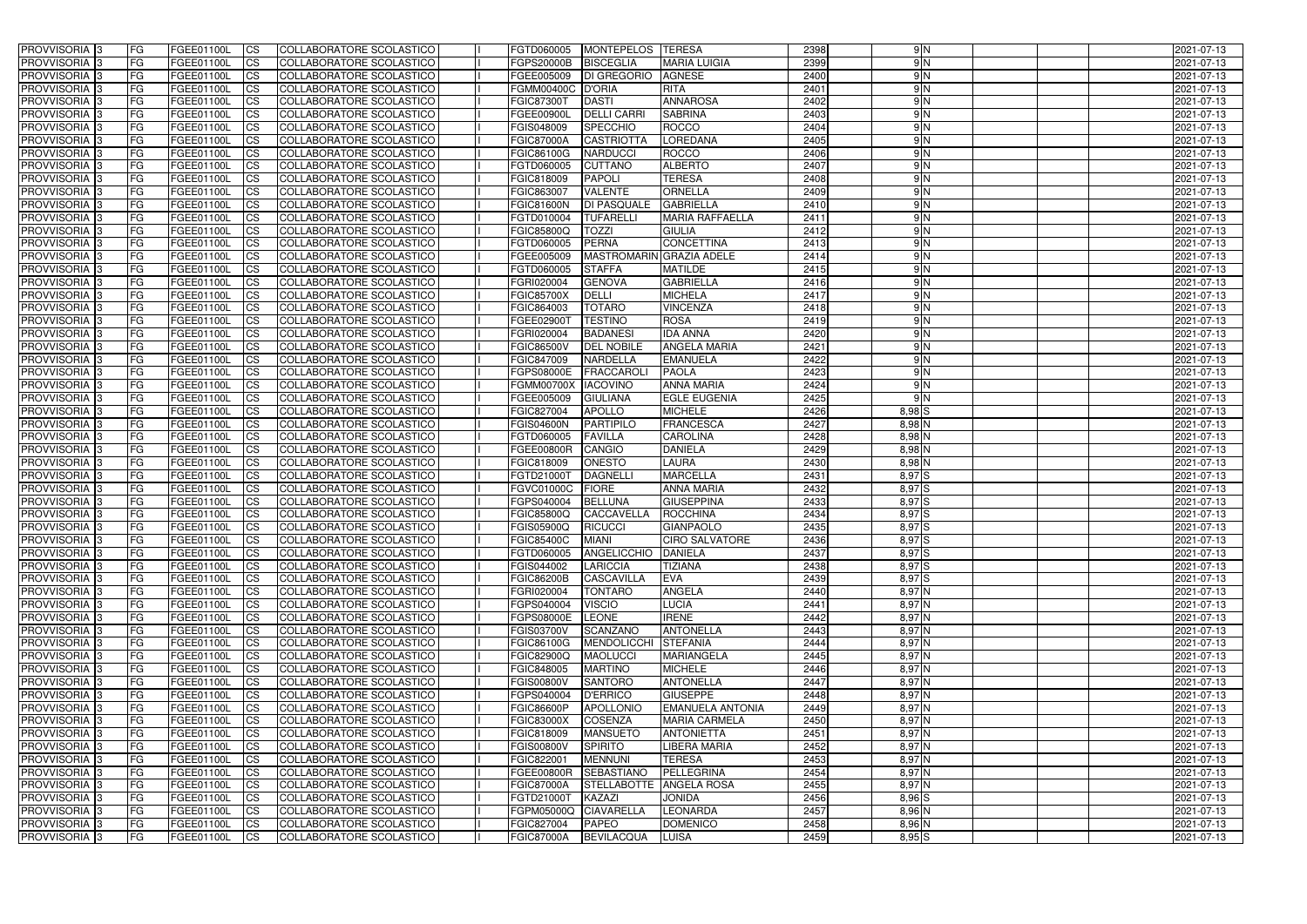| PROVVISORIA | 3 | FG | FGEE01100L | CS | COLLABORATORE SCOLASTICO | | FGTD060005 | MONTEPELOS | TERESA | 2398 | 9 | N | | | | 2021-07-13 |
|---|---|---|---|---|---|---|---|---|---|---|---|---|---|---|---|---|
| PROVVISORIA | 3 | FG | FGEE01100L | CS | COLLABORATORE SCOLASTICO | | FGPS20000B | BISCEGLIA | MARIA LUIGIA | 2399 | 9 | N | | | | 2021-07-13 |
| PROVVISORIA | 3 | FG | FGEE01100L | CS | COLLABORATORE SCOLASTICO | | FGEE005009 | DI GREGORIO | AGNESE | 2400 | 9 | N | | | | 2021-07-13 |
| PROVVISORIA | 3 | FG | FGEE01100L | CS | COLLABORATORE SCOLASTICO | | FGMM00400C | D'ORIA | RITA | 2401 | 9 | N | | | | 2021-07-13 |
| PROVVISORIA | 3 | FG | FGEE01100L | CS | COLLABORATORE SCOLASTICO | | FGIC87300T | DASTI | ANNAROSA | 2402 | 9 | N | | | | 2021-07-13 |
| PROVVISORIA | 3 | FG | FGEE01100L | CS | COLLABORATORE SCOLASTICO | | FGEE00900L | DELLI CARRI | SABRINA | 2403 | 9 | N | | | | 2021-07-13 |
| PROVVISORIA | 3 | FG | FGEE01100L | CS | COLLABORATORE SCOLASTICO | | FGIS048009 | SPECCHIO | ROCCO | 2404 | 9 | N | | | | 2021-07-13 |
| PROVVISORIA | 3 | FG | FGEE01100L | CS | COLLABORATORE SCOLASTICO | | FGIC87000A | CASTRIOTTA | LOREDANA | 2405 | 9 | N | | | | 2021-07-13 |
| PROVVISORIA | 3 | FG | FGEE01100L | CS | COLLABORATORE SCOLASTICO | | FGIC86100G | NARDUCCI | ROCCO | 2406 | 9 | N | | | | 2021-07-13 |
| PROVVISORIA | 3 | FG | FGEE01100L | CS | COLLABORATORE SCOLASTICO | | FGTD060005 | CUTTANO | ALBERTO | 2407 | 9 | N | | | | 2021-07-13 |
| PROVVISORIA | 3 | FG | FGEE01100L | CS | COLLABORATORE SCOLASTICO | | FGIC818009 | PAPOLI | TERESA | 2408 | 9 | N | | | | 2021-07-13 |
| PROVVISORIA | 3 | FG | FGEE01100L | CS | COLLABORATORE SCOLASTICO | | FGIC863007 | VALENTE | ORNELLA | 2409 | 9 | N | | | | 2021-07-13 |
| PROVVISORIA | 3 | FG | FGEE01100L | CS | COLLABORATORE SCOLASTICO | | FGIC81600N | DI PASQUALE | GABRIELLA | 2410 | 9 | N | | | | 2021-07-13 |
| PROVVISORIA | 3 | FG | FGEE01100L | CS | COLLABORATORE SCOLASTICO | | FGTD010004 | TUFARELLI | MARIA RAFFAELLA | 2411 | 9 | N | | | | 2021-07-13 |
| PROVVISORIA | 3 | FG | FGEE01100L | CS | COLLABORATORE SCOLASTICO | | FGIC85800Q | TOZZI | GIULIA | 2412 | 9 | N | | | | 2021-07-13 |
| PROVVISORIA | 3 | FG | FGEE01100L | CS | COLLABORATORE SCOLASTICO | | FGTD060005 | PERNA | CONCETTINA | 2413 | 9 | N | | | | 2021-07-13 |
| PROVVISORIA | 3 | FG | FGEE01100L | CS | COLLABORATORE SCOLASTICO | | FGEE005009 | MASTROMARIN | GRAZIA ADELE | 2414 | 9 | N | | | | 2021-07-13 |
| PROVVISORIA | 3 | FG | FGEE01100L | CS | COLLABORATORE SCOLASTICO | | FGTD060005 | STAFFA | MATILDE | 2415 | 9 | N | | | | 2021-07-13 |
| PROVVISORIA | 3 | FG | FGEE01100L | CS | COLLABORATORE SCOLASTICO | | FGRI020004 | GENOVA | GABRIELLA | 2416 | 9 | N | | | | 2021-07-13 |
| PROVVISORIA | 3 | FG | FGEE01100L | CS | COLLABORATORE SCOLASTICO | | FGIC85700X | DELLI | MICHELA | 2417 | 9 | N | | | | 2021-07-13 |
| PROVVISORIA | 3 | FG | FGEE01100L | CS | COLLABORATORE SCOLASTICO | | FGIC864003 | TOTARO | VINCENZA | 2418 | 9 | N | | | | 2021-07-13 |
| PROVVISORIA | 3 | FG | FGEE01100L | CS | COLLABORATORE SCOLASTICO | | FGEE02900T | TESTINO | ROSA | 2419 | 9 | N | | | | 2021-07-13 |
| PROVVISORIA | 3 | FG | FGEE01100L | CS | COLLABORATORE SCOLASTICO | | FGRI020004 | BADANESI | IDA ANNA | 2420 | 9 | N | | | | 2021-07-13 |
| PROVVISORIA | 3 | FG | FGEE01100L | CS | COLLABORATORE SCOLASTICO | | FGIC86500V | DEL NOBILE | ANGELA MARIA | 2421 | 9 | N | | | | 2021-07-13 |
| PROVVISORIA | 3 | FG | FGEE01100L | CS | COLLABORATORE SCOLASTICO | | FGIC847009 | NARDELLA | EMANUELA | 2422 | 9 | N | | | | 2021-07-13 |
| PROVVISORIA | 3 | FG | FGEE01100L | CS | COLLABORATORE SCOLASTICO | | FGPS08000E | FRACCAROLI | PAOLA | 2423 | 9 | N | | | | 2021-07-13 |
| PROVVISORIA | 3 | FG | FGEE01100L | CS | COLLABORATORE SCOLASTICO | | FGMM00700X | IACOVINO | ANNA MARIA | 2424 | 9 | N | | | | 2021-07-13 |
| PROVVISORIA | 3 | FG | FGEE01100L | CS | COLLABORATORE SCOLASTICO | | FGEE005009 | GIULIANA | EGLE EUGENIA | 2425 | 9 | N | | | | 2021-07-13 |
| PROVVISORIA | 3 | FG | FGEE01100L | CS | COLLABORATORE SCOLASTICO | | FGIC827004 | APOLLO | MICHELE | 2426 | 8,98 | S | | | | 2021-07-13 |
| PROVVISORIA | 3 | FG | FGEE01100L | CS | COLLABORATORE SCOLASTICO | | FGIS04600N | PARTIPILO | FRANCESCA | 2427 | 8,98 | N | | | | 2021-07-13 |
| PROVVISORIA | 3 | FG | FGEE01100L | CS | COLLABORATORE SCOLASTICO | | FGTD060005 | FAVILLA | CAROLINA | 2428 | 8,98 | N | | | | 2021-07-13 |
| PROVVISORIA | 3 | FG | FGEE01100L | CS | COLLABORATORE SCOLASTICO | | FGEE00800R | CANGIO | DANIELA | 2429 | 8,98 | N | | | | 2021-07-13 |
| PROVVISORIA | 3 | FG | FGEE01100L | CS | COLLABORATORE SCOLASTICO | | FGIC818009 | ONESTO | LAURA | 2430 | 8,98 | N | | | | 2021-07-13 |
| PROVVISORIA | 3 | FG | FGEE01100L | CS | COLLABORATORE SCOLASTICO | | FGTD21000T | DAGNELLI | MARCELLA | 2431 | 8,97 | S | | | | 2021-07-13 |
| PROVVISORIA | 3 | FG | FGEE01100L | CS | COLLABORATORE SCOLASTICO | | FGVC01000C | FIORE | ANNA MARIA | 2432 | 8,97 | S | | | | 2021-07-13 |
| PROVVISORIA | 3 | FG | FGEE01100L | CS | COLLABORATORE SCOLASTICO | | FGPS040004 | BELLUNA | GIUSEPPINA | 2433 | 8,97 | S | | | | 2021-07-13 |
| PROVVISORIA | 3 | FG | FGEE01100L | CS | COLLABORATORE SCOLASTICO | | FGIC85800Q | CACCAVELLA | ROCCHINA | 2434 | 8,97 | S | | | | 2021-07-13 |
| PROVVISORIA | 3 | FG | FGEE01100L | CS | COLLABORATORE SCOLASTICO | | FGIS05900Q | RICUCCI | GIANPAOLO | 2435 | 8,97 | S | | | | 2021-07-13 |
| PROVVISORIA | 3 | FG | FGEE01100L | CS | COLLABORATORE SCOLASTICO | | FGIC85400C | MIANI | CIRO SALVATORE | 2436 | 8,97 | S | | | | 2021-07-13 |
| PROVVISORIA | 3 | FG | FGEE01100L | CS | COLLABORATORE SCOLASTICO | | FGTD060005 | ANGELICCHIO | DANIELA | 2437 | 8,97 | S | | | | 2021-07-13 |
| PROVVISORIA | 3 | FG | FGEE01100L | CS | COLLABORATORE SCOLASTICO | | FGIS044002 | LARICCIA | TIZIANA | 2438 | 8,97 | S | | | | 2021-07-13 |
| PROVVISORIA | 3 | FG | FGEE01100L | CS | COLLABORATORE SCOLASTICO | | FGIC86200B | CASCAVILLA | EVA | 2439 | 8,97 | S | | | | 2021-07-13 |
| PROVVISORIA | 3 | FG | FGEE01100L | CS | COLLABORATORE SCOLASTICO | | FGRI020004 | TONTARO | ANGELA | 2440 | 8,97 | N | | | | 2021-07-13 |
| PROVVISORIA | 3 | FG | FGEE01100L | CS | COLLABORATORE SCOLASTICO | | FGPS040004 | VISCIO | LUCIA | 2441 | 8,97 | N | | | | 2021-07-13 |
| PROVVISORIA | 3 | FG | FGEE01100L | CS | COLLABORATORE SCOLASTICO | | FGPS08000E | LEONE | IRENE | 2442 | 8,97 | N | | | | 2021-07-13 |
| PROVVISORIA | 3 | FG | FGEE01100L | CS | COLLABORATORE SCOLASTICO | | FGIS03700V | SCANZANO | ANTONELLA | 2443 | 8,97 | N | | | | 2021-07-13 |
| PROVVISORIA | 3 | FG | FGEE01100L | CS | COLLABORATORE SCOLASTICO | | FGIC86100G | MENDOLICCHI | STEFANIA | 2444 | 8,97 | N | | | | 2021-07-13 |
| PROVVISORIA | 3 | FG | FGEE01100L | CS | COLLABORATORE SCOLASTICO | | FGIC82900Q | MAOLUCCI | MARIANGELA | 2445 | 8,97 | N | | | | 2021-07-13 |
| PROVVISORIA | 3 | FG | FGEE01100L | CS | COLLABORATORE SCOLASTICO | | FGIC848005 | MARTINO | MICHELE | 2446 | 8,97 | N | | | | 2021-07-13 |
| PROVVISORIA | 3 | FG | FGEE01100L | CS | COLLABORATORE SCOLASTICO | | FGIS00800V | SANTORO | ANTONELLA | 2447 | 8,97 | N | | | | 2021-07-13 |
| PROVVISORIA | 3 | FG | FGEE01100L | CS | COLLABORATORE SCOLASTICO | | FGPS040004 | D'ERRICO | GIUSEPPE | 2448 | 8,97 | N | | | | 2021-07-13 |
| PROVVISORIA | 3 | FG | FGEE01100L | CS | COLLABORATORE SCOLASTICO | | FGIC86600P | APOLLONIO | EMANUELA ANTONIA | 2449 | 8,97 | N | | | | 2021-07-13 |
| PROVVISORIA | 3 | FG | FGEE01100L | CS | COLLABORATORE SCOLASTICO | | FGIC83000X | COSENZA | MARIA CARMELA | 2450 | 8,97 | N | | | | 2021-07-13 |
| PROVVISORIA | 3 | FG | FGEE01100L | CS | COLLABORATORE SCOLASTICO | | FGIC818009 | MANSUETO | ANTONIETTA | 2451 | 8,97 | N | | | | 2021-07-13 |
| PROVVISORIA | 3 | FG | FGEE01100L | CS | COLLABORATORE SCOLASTICO | | FGIS00800V | SPIRITO | LIBERA MARIA | 2452 | 8,97 | N | | | | 2021-07-13 |
| PROVVISORIA | 3 | FG | FGEE01100L | CS | COLLABORATORE SCOLASTICO | | FGIC822001 | MENNUNI | TERESA | 2453 | 8,97 | N | | | | 2021-07-13 |
| PROVVISORIA | 3 | FG | FGEE01100L | CS | COLLABORATORE SCOLASTICO | | FGEE00800R | SEBASTIANO | PELLEGRINA | 2454 | 8,97 | N | | | | 2021-07-13 |
| PROVVISORIA | 3 | FG | FGEE01100L | CS | COLLABORATORE SCOLASTICO | | FGIC87000A | STELLABOTTE | ANGELA ROSA | 2455 | 8,97 | N | | | | 2021-07-13 |
| PROVVISORIA | 3 | FG | FGEE01100L | CS | COLLABORATORE SCOLASTICO | | FGTD21000T | KAZAZI | JONIDA | 2456 | 8,96 | S | | | | 2021-07-13 |
| PROVVISORIA | 3 | FG | FGEE01100L | CS | COLLABORATORE SCOLASTICO | | FGPM05000Q | CIAVARELLA | LEONARDA | 2457 | 8,96 | N | | | | 2021-07-13 |
| PROVVISORIA | 3 | FG | FGEE01100L | CS | COLLABORATORE SCOLASTICO | | FGIC827004 | PAPEO | DOMENICO | 2458 | 8,96 | N | | | | 2021-07-13 |
| PROVVISORIA | 3 | FG | FGEE01100L | CS | COLLABORATORE SCOLASTICO | | FGIC87000A | BEVILACQUA | LUISA | 2459 | 8,95 | S | | | | 2021-07-13 |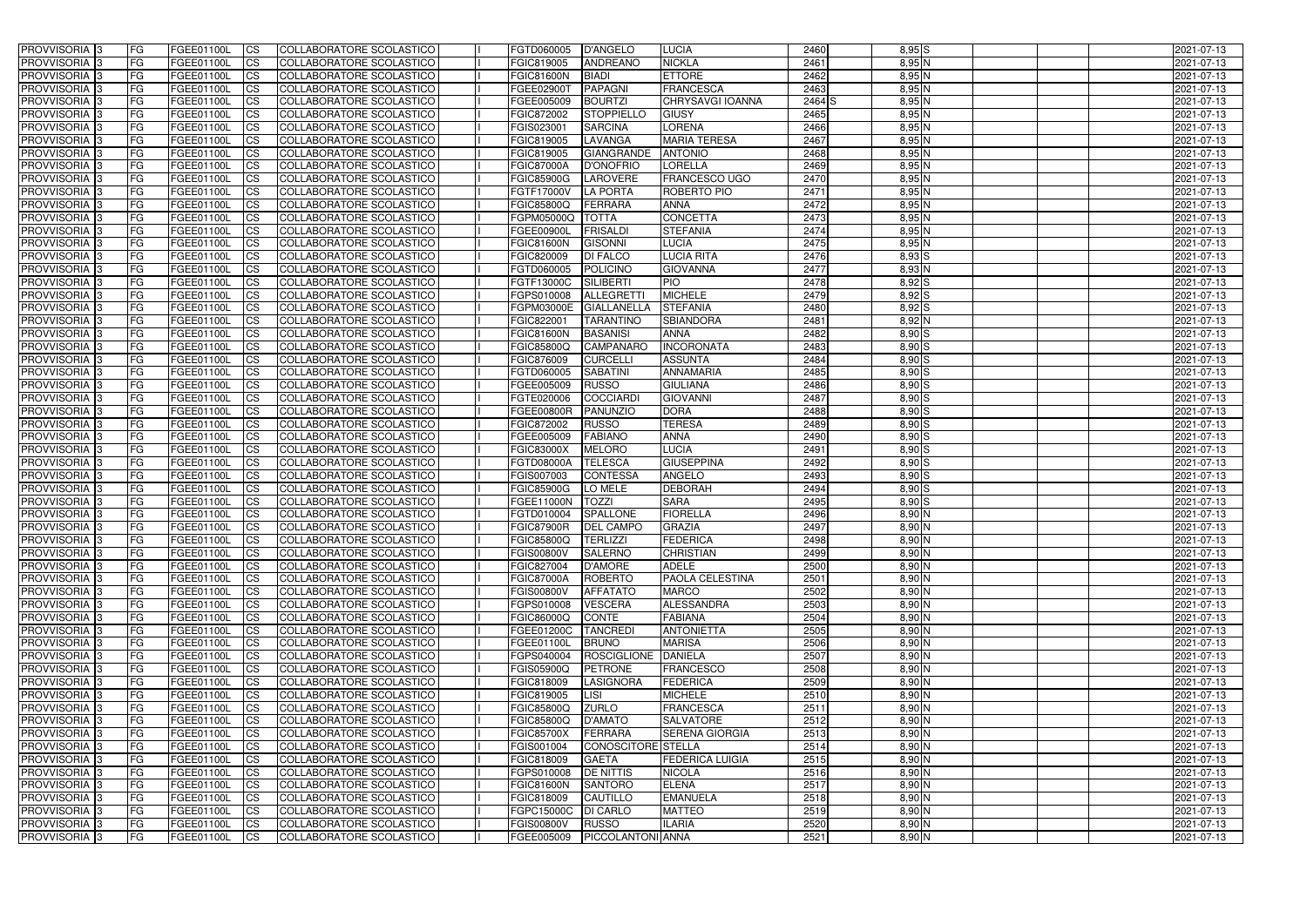| PROVVISORIA | 3 | FG | FGEE01100L | CS | COLLABORATORE SCOLASTICO | | FGTD060005 | D'ANGELO | LUCIA | 2460 | 8,95 | S | | | 2021-07-13 |
|---|---|---|---|---|---|---|---|---|---|---|---|---|---|---|---|
| PROVVISORIA | 3 | FG | FGEE01100L | CS | COLLABORATORE SCOLASTICO | | FGIC819005 | ANDREANO | NICKLA | 2461 | 8,95 | N | | | 2021-07-13 |
| PROVVISORIA | 3 | FG | FGEE01100L | CS | COLLABORATORE SCOLASTICO | | FGIC81600N | BIADI | ETTORE | 2462 | 8,95 | N | | | 2021-07-13 |
| PROVVISORIA | 3 | FG | FGEE01100L | CS | COLLABORATORE SCOLASTICO | | FGEE02900T | PAPAGNI | FRANCESCA | 2463 | 8,95 | N | | | 2021-07-13 |
| PROVVISORIA | 3 | FG | FGEE01100L | CS | COLLABORATORE SCOLASTICO | | FGEE005009 | BOURTZI | CHRYSAVGI IOANNA | 2464 S | 8,95 | N | | | 2021-07-13 |
| PROVVISORIA | 3 | FG | FGEE01100L | CS | COLLABORATORE SCOLASTICO | | FGIC872002 | STOPPIELLO | GIUSY | 2465 | 8,95 | N | | | 2021-07-13 |
| PROVVISORIA | 3 | FG | FGEE01100L | CS | COLLABORATORE SCOLASTICO | | FGIS023001 | SARCINA | LORENA | 2466 | 8,95 | N | | | 2021-07-13 |
| PROVVISORIA | 3 | FG | FGEE01100L | CS | COLLABORATORE SCOLASTICO | | FGIC819005 | LAVANGA | MARIA TERESA | 2467 | 8,95 | N | | | 2021-07-13 |
| PROVVISORIA | 3 | FG | FGEE01100L | CS | COLLABORATORE SCOLASTICO | | FGIC819005 | GIANGRANDE | ANTONIO | 2468 | 8,95 | N | | | 2021-07-13 |
| PROVVISORIA | 3 | FG | FGEE01100L | CS | COLLABORATORE SCOLASTICO | | FGIC87000A | D'ONOFRIO | LORELLA | 2469 | 8,95 | N | | | 2021-07-13 |
| PROVVISORIA | 3 | FG | FGEE01100L | CS | COLLABORATORE SCOLASTICO | | FGIC85900G | LAROVERE | FRANCESCO UGO | 2470 | 8,95 | N | | | 2021-07-13 |
| PROVVISORIA | 3 | FG | FGEE01100L | CS | COLLABORATORE SCOLASTICO | | FGTF17000V | LA PORTA | ROBERTO PIO | 2471 | 8,95 | N | | | 2021-07-13 |
| PROVVISORIA | 3 | FG | FGEE01100L | CS | COLLABORATORE SCOLASTICO | | FGIC85800Q | FERRARA | ANNA | 2472 | 8,95 | N | | | 2021-07-13 |
| PROVVISORIA | 3 | FG | FGEE01100L | CS | COLLABORATORE SCOLASTICO | | FGPM05000Q | TOTTA | CONCETTA | 2473 | 8,95 | N | | | 2021-07-13 |
| PROVVISORIA | 3 | FG | FGEE01100L | CS | COLLABORATORE SCOLASTICO | | FGEE00900L | FRISALDI | STEFANIA | 2474 | 8,95 | N | | | 2021-07-13 |
| PROVVISORIA | 3 | FG | FGEE01100L | CS | COLLABORATORE SCOLASTICO | | FGIC81600N | GISONNI | LUCIA | 2475 | 8,95 | N | | | 2021-07-13 |
| PROVVISORIA | 3 | FG | FGEE01100L | CS | COLLABORATORE SCOLASTICO | | FGIC820009 | DI FALCO | LUCIA RITA | 2476 | 8,93 | S | | | 2021-07-13 |
| PROVVISORIA | 3 | FG | FGEE01100L | CS | COLLABORATORE SCOLASTICO | | FGTD060005 | POLICINO | GIOVANNA | 2477 | 8,93 | N | | | 2021-07-13 |
| PROVVISORIA | 3 | FG | FGEE01100L | CS | COLLABORATORE SCOLASTICO | | FGTF13000C | SILIBERTI | PIO | 2478 | 8,92 | S | | | 2021-07-13 |
| PROVVISORIA | 3 | FG | FGEE01100L | CS | COLLABORATORE SCOLASTICO | | FGPS010008 | ALLEGRETTI | MICHELE | 2479 | 8,92 | S | | | 2021-07-13 |
| PROVVISORIA | 3 | FG | FGEE01100L | CS | COLLABORATORE SCOLASTICO | | FGPM03000E | GIALLANELLA | STEFANIA | 2480 | 8,92 | S | | | 2021-07-13 |
| PROVVISORIA | 3 | FG | FGEE01100L | CS | COLLABORATORE SCOLASTICO | | FGIC822001 | TARANTINO | SBIANDORA | 2481 | 8,92 | N | | | 2021-07-13 |
| PROVVISORIA | 3 | FG | FGEE01100L | CS | COLLABORATORE SCOLASTICO | | FGIC81600N | BASANISI | ANNA | 2482 | 8,90 | S | | | 2021-07-13 |
| PROVVISORIA | 3 | FG | FGEE01100L | CS | COLLABORATORE SCOLASTICO | | FGIC85800Q | CAMPANARO | INCORONATA | 2483 | 8,90 | S | | | 2021-07-13 |
| PROVVISORIA | 3 | FG | FGEE01100L | CS | COLLABORATORE SCOLASTICO | | FGIC876009 | CURCELLI | ASSUNTA | 2484 | 8,90 | S | | | 2021-07-13 |
| PROVVISORIA | 3 | FG | FGEE01100L | CS | COLLABORATORE SCOLASTICO | | FGTD060005 | SABATINI | ANNAMARIA | 2485 | 8,90 | S | | | 2021-07-13 |
| PROVVISORIA | 3 | FG | FGEE01100L | CS | COLLABORATORE SCOLASTICO | | FGEE005009 | RUSSO | GIULIANA | 2486 | 8,90 | S | | | 2021-07-13 |
| PROVVISORIA | 3 | FG | FGEE01100L | CS | COLLABORATORE SCOLASTICO | | FGTE020006 | COCCIARDI | GIOVANNI | 2487 | 8,90 | S | | | 2021-07-13 |
| PROVVISORIA | 3 | FG | FGEE01100L | CS | COLLABORATORE SCOLASTICO | | FGEE00800R | PANUNZIO | DORA | 2488 | 8,90 | S | | | 2021-07-13 |
| PROVVISORIA | 3 | FG | FGEE01100L | CS | COLLABORATORE SCOLASTICO | | FGIC872002 | RUSSO | TERESA | 2489 | 8,90 | S | | | 2021-07-13 |
| PROVVISORIA | 3 | FG | FGEE01100L | CS | COLLABORATORE SCOLASTICO | | FGEE005009 | FABIANO | ANNA | 2490 | 8,90 | S | | | 2021-07-13 |
| PROVVISORIA | 3 | FG | FGEE01100L | CS | COLLABORATORE SCOLASTICO | | FGIC83000X | MELORO | LUCIA | 2491 | 8,90 | S | | | 2021-07-13 |
| PROVVISORIA | 3 | FG | FGEE01100L | CS | COLLABORATORE SCOLASTICO | | FGTD08000A | TELESCA | GIUSEPPINA | 2492 | 8,90 | S | | | 2021-07-13 |
| PROVVISORIA | 3 | FG | FGEE01100L | CS | COLLABORATORE SCOLASTICO | | FGIS007003 | CONTESSA | ANGELO | 2493 | 8,90 | S | | | 2021-07-13 |
| PROVVISORIA | 3 | FG | FGEE01100L | CS | COLLABORATORE SCOLASTICO | | FGIC85900G | LO MELE | DEBORAH | 2494 | 8,90 | S | | | 2021-07-13 |
| PROVVISORIA | 3 | FG | FGEE01100L | CS | COLLABORATORE SCOLASTICO | | FGEE11000N | TOZZI | SARA | 2495 | 8,90 | S | | | 2021-07-13 |
| PROVVISORIA | 3 | FG | FGEE01100L | CS | COLLABORATORE SCOLASTICO | | FGTD010004 | SPALLONE | FIORELLA | 2496 | 8,90 | N | | | 2021-07-13 |
| PROVVISORIA | 3 | FG | FGEE01100L | CS | COLLABORATORE SCOLASTICO | | FGIC87900R | DEL CAMPO | GRAZIA | 2497 | 8,90 | N | | | 2021-07-13 |
| PROVVISORIA | 3 | FG | FGEE01100L | CS | COLLABORATORE SCOLASTICO | | FGIC85800Q | TERLIZZI | FEDERICA | 2498 | 8,90 | N | | | 2021-07-13 |
| PROVVISORIA | 3 | FG | FGEE01100L | CS | COLLABORATORE SCOLASTICO | | FGIS00800V | SALERNO | CHRISTIAN | 2499 | 8,90 | N | | | 2021-07-13 |
| PROVVISORIA | 3 | FG | FGEE01100L | CS | COLLABORATORE SCOLASTICO | | FGIC827004 | D'AMORE | ADELE | 2500 | 8,90 | N | | | 2021-07-13 |
| PROVVISORIA | 3 | FG | FGEE01100L | CS | COLLABORATORE SCOLASTICO | | FGIC87000A | ROBERTO | PAOLA CELESTINA | 2501 | 8,90 | N | | | 2021-07-13 |
| PROVVISORIA | 3 | FG | FGEE01100L | CS | COLLABORATORE SCOLASTICO | | FGIS00800V | AFFATATO | MARCO | 2502 | 8,90 | N | | | 2021-07-13 |
| PROVVISORIA | 3 | FG | FGEE01100L | CS | COLLABORATORE SCOLASTICO | | FGPS010008 | VESCERA | ALESSANDRA | 2503 | 8,90 | N | | | 2021-07-13 |
| PROVVISORIA | 3 | FG | FGEE01100L | CS | COLLABORATORE SCOLASTICO | | FGIC86000Q | CONTE | FABIANA | 2504 | 8,90 | N | | | 2021-07-13 |
| PROVVISORIA | 3 | FG | FGEE01100L | CS | COLLABORATORE SCOLASTICO | | FGEE01200C | TANCREDI | ANTONIETTA | 2505 | 8,90 | N | | | 2021-07-13 |
| PROVVISORIA | 3 | FG | FGEE01100L | CS | COLLABORATORE SCOLASTICO | | FGEE01100L | BRUNO | MARISA | 2506 | 8,90 | N | | | 2021-07-13 |
| PROVVISORIA | 3 | FG | FGEE01100L | CS | COLLABORATORE SCOLASTICO | | FGPS040004 | ROSCIGLIONE | DANIELA | 2507 | 8,90 | N | | | 2021-07-13 |
| PROVVISORIA | 3 | FG | FGEE01100L | CS | COLLABORATORE SCOLASTICO | | FGIS05900Q | PETRONE | FRANCESCO | 2508 | 8,90 | N | | | 2021-07-13 |
| PROVVISORIA | 3 | FG | FGEE01100L | CS | COLLABORATORE SCOLASTICO | | FGIC818009 | LASIGNORA | FEDERICA | 2509 | 8,90 | N | | | 2021-07-13 |
| PROVVISORIA | 3 | FG | FGEE01100L | CS | COLLABORATORE SCOLASTICO | | FGIC819005 | LISI | MICHELE | 2510 | 8,90 | N | | | 2021-07-13 |
| PROVVISORIA | 3 | FG | FGEE01100L | CS | COLLABORATORE SCOLASTICO | | FGIC85800Q | ZURLO | FRANCESCA | 2511 | 8,90 | N | | | 2021-07-13 |
| PROVVISORIA | 3 | FG | FGEE01100L | CS | COLLABORATORE SCOLASTICO | | FGIC85800Q | D'AMATO | SALVATORE | 2512 | 8,90 | N | | | 2021-07-13 |
| PROVVISORIA | 3 | FG | FGEE01100L | CS | COLLABORATORE SCOLASTICO | | FGIC85700X | FERRARA | SERENA GIORGIA | 2513 | 8,90 | N | | | 2021-07-13 |
| PROVVISORIA | 3 | FG | FGEE01100L | CS | COLLABORATORE SCOLASTICO | | FGIS001004 | CONOSCITORE | STELLA | 2514 | 8,90 | N | | | 2021-07-13 |
| PROVVISORIA | 3 | FG | FGEE01100L | CS | COLLABORATORE SCOLASTICO | | FGIC818009 | GAETA | FEDERICA LUIGIA | 2515 | 8,90 | N | | | 2021-07-13 |
| PROVVISORIA | 3 | FG | FGEE01100L | CS | COLLABORATORE SCOLASTICO | | FGPS010008 | DE NITTIS | NICOLA | 2516 | 8,90 | N | | | 2021-07-13 |
| PROVVISORIA | 3 | FG | FGEE01100L | CS | COLLABORATORE SCOLASTICO | | FGIC81600N | SANTORO | ELENA | 2517 | 8,90 | N | | | 2021-07-13 |
| PROVVISORIA | 3 | FG | FGEE01100L | CS | COLLABORATORE SCOLASTICO | | FGIC818009 | CAUTILLO | EMANUELA | 2518 | 8,90 | N | | | 2021-07-13 |
| PROVVISORIA | 3 | FG | FGEE01100L | CS | COLLABORATORE SCOLASTICO | | FGPC15000C | DI CARLO | MATTEO | 2519 | 8,90 | N | | | 2021-07-13 |
| PROVVISORIA | 3 | FG | FGEE01100L | CS | COLLABORATORE SCOLASTICO | | FGIS00800V | RUSSO | ILARIA | 2520 | 8,90 | N | | | 2021-07-13 |
| PROVVISORIA | 3 | FG | FGEE01100L | CS | COLLABORATORE SCOLASTICO | | FGEE005009 | PICCOLANTONI | ANNA | 2521 | 8,90 | N | | | 2021-07-13 |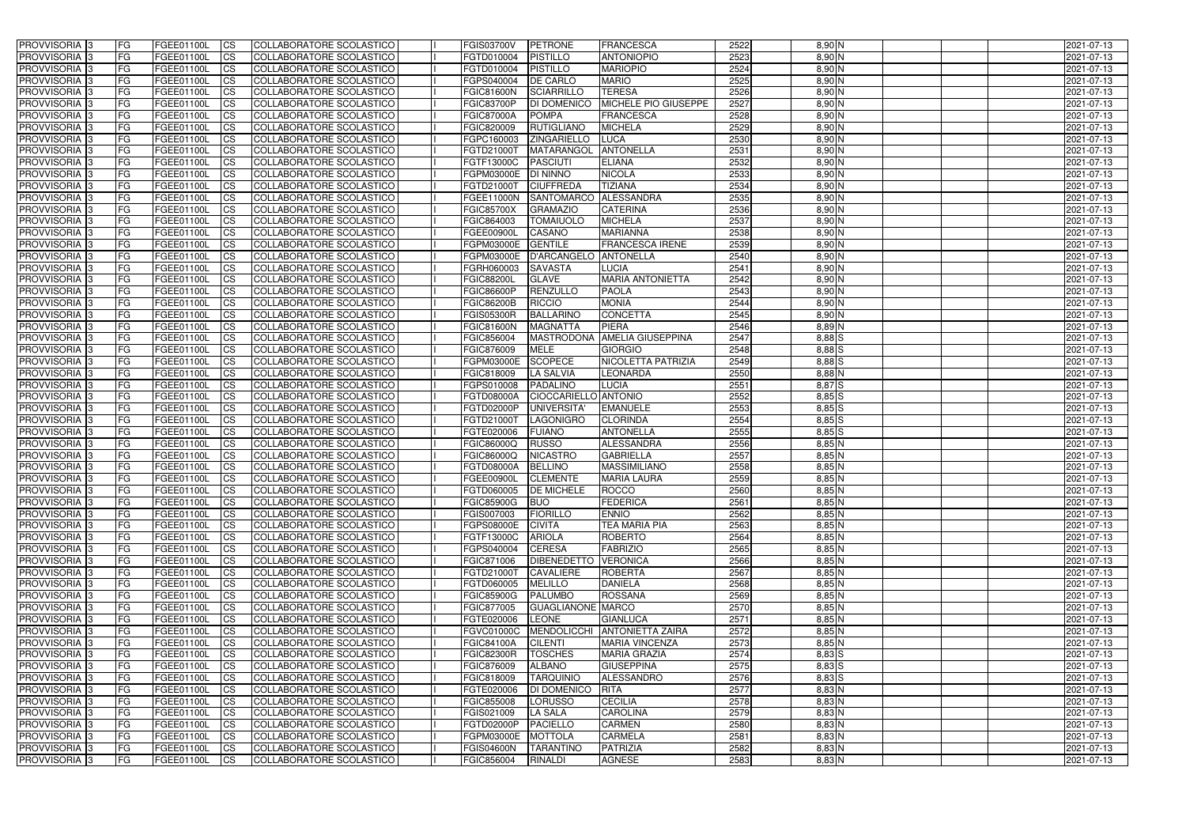| PROVVISORIA 3 | FG | FGEE01100L | CS | COLLABORATORE SCOLASTICO | | FGIS03700V | PETRONE | FRANCESCA | 2522 | 8,90 N | | | | 2021-07-13 |
|---|---|---|---|---|---|---|---|---|---|---|---|---|---|---|
| PROVVISORIA 3 | FG | FGEE01100L | CS | COLLABORATORE SCOLASTICO | | FGTD010004 | PISTILLO | ANTONIOPIO | 2523 | 8,90 N | | | | 2021-07-13 |
| PROVVISORIA 3 | FG | FGEE01100L | CS | COLLABORATORE SCOLASTICO | | FGTD010004 | PISTILLO | MARIOPIO | 2524 | 8,90 N | | | | 2021-07-13 |
| PROVVISORIA 3 | FG | FGEE01100L | CS | COLLABORATORE SCOLASTICO | | FGPS040004 | DE CARLO | MARIO | 2525 | 8,90 N | | | | 2021-07-13 |
| PROVVISORIA 3 | FG | FGEE01100L | CS | COLLABORATORE SCOLASTICO | | FGIC81600N | SCIARRILLO | TERESA | 2526 | 8,90 N | | | | 2021-07-13 |
| PROVVISORIA 3 | FG | FGEE01100L | CS | COLLABORATORE SCOLASTICO | | FGIC83700P | DI DOMENICO | MICHELE PIO GIUSEPPE | 2527 | 8,90 N | | | | 2021-07-13 |
| PROVVISORIA 3 | FG | FGEE01100L | CS | COLLABORATORE SCOLASTICO | | FGIC87000A | POMPA | FRANCESCA | 2528 | 8,90 N | | | | 2021-07-13 |
| PROVVISORIA 3 | FG | FGEE01100L | CS | COLLABORATORE SCOLASTICO | | FGIC820009 | RUTIGLIANO | MICHELA | 2529 | 8,90 N | | | | 2021-07-13 |
| PROVVISORIA 3 | FG | FGEE01100L | CS | COLLABORATORE SCOLASTICO | | FGPC160003 | ZINGARIELLO | LUCA | 2530 | 8,90 N | | | | 2021-07-13 |
| PROVVISORIA 3 | FG | FGEE01100L | CS | COLLABORATORE SCOLASTICO | | FGTD21000T | MATARANGOL | ANTONELLA | 2531 | 8,90 N | | | | 2021-07-13 |
| PROVVISORIA 3 | FG | FGEE01100L | CS | COLLABORATORE SCOLASTICO | | FGTF13000C | PASCIUTI | ELIANA | 2532 | 8,90 N | | | | 2021-07-13 |
| PROVVISORIA 3 | FG | FGEE01100L | CS | COLLABORATORE SCOLASTICO | | FGPM03000E | DI NINNO | NICOLA | 2533 | 8,90 N | | | | 2021-07-13 |
| PROVVISORIA 3 | FG | FGEE01100L | CS | COLLABORATORE SCOLASTICO | | FGTD21000T | CIUFFREDA | TIZIANA | 2534 | 8,90 N | | | | 2021-07-13 |
| PROVVISORIA 3 | FG | FGEE01100L | CS | COLLABORATORE SCOLASTICO | | FGEE11000N | SANTOMARCO | ALESSANDRA | 2535 | 8,90 N | | | | 2021-07-13 |
| PROVVISORIA 3 | FG | FGEE01100L | CS | COLLABORATORE SCOLASTICO | | FGIC85700X | GRAMAZIO | CATERINA | 2536 | 8,90 N | | | | 2021-07-13 |
| PROVVISORIA 3 | FG | FGEE01100L | CS | COLLABORATORE SCOLASTICO | | FGIC864003 | TOMAIUOLO | MICHELA | 2537 | 8,90 N | | | | 2021-07-13 |
| PROVVISORIA 3 | FG | FGEE01100L | CS | COLLABORATORE SCOLASTICO | | FGEE00900L | CASANO | MARIANNA | 2538 | 8,90 N | | | | 2021-07-13 |
| PROVVISORIA 3 | FG | FGEE01100L | CS | COLLABORATORE SCOLASTICO | | FGPM03000E | GENTILE | FRANCESCA IRENE | 2539 | 8,90 N | | | | 2021-07-13 |
| PROVVISORIA 3 | FG | FGEE01100L | CS | COLLABORATORE SCOLASTICO | | FGPM03000E | D'ARCANGELO | ANTONELLA | 2540 | 8,90 N | | | | 2021-07-13 |
| PROVVISORIA 3 | FG | FGEE01100L | CS | COLLABORATORE SCOLASTICO | | FGRH060003 | SAVASTA | LUCIA | 2541 | 8,90 N | | | | 2021-07-13 |
| PROVVISORIA 3 | FG | FGEE01100L | CS | COLLABORATORE SCOLASTICO | | FGIC88200L | GLAVE | MARIA ANTONIETTA | 2542 | 8,90 N | | | | 2021-07-13 |
| PROVVISORIA 3 | FG | FGEE01100L | CS | COLLABORATORE SCOLASTICO | | FGIC86600P | RENZULLO | PAOLA | 2543 | 8,90 N | | | | 2021-07-13 |
| PROVVISORIA 3 | FG | FGEE01100L | CS | COLLABORATORE SCOLASTICO | | FGIC86200B | RICCIO | MONIA | 2544 | 8,90 N | | | | 2021-07-13 |
| PROVVISORIA 3 | FG | FGEE01100L | CS | COLLABORATORE SCOLASTICO | | FGIS05300R | BALLARINO | CONCETTA | 2545 | 8,90 N | | | | 2021-07-13 |
| PROVVISORIA 3 | FG | FGEE01100L | CS | COLLABORATORE SCOLASTICO | | FGIC81600N | MAGNATTA | PIERA | 2546 | 8,89 N | | | | 2021-07-13 |
| PROVVISORIA 3 | FG | FGEE01100L | CS | COLLABORATORE SCOLASTICO | | FGIC856004 | MASTRODONA | AMELIA GIUSEPPINA | 2547 | 8,88 S | | | | 2021-07-13 |
| PROVVISORIA 3 | FG | FGEE01100L | CS | COLLABORATORE SCOLASTICO | | FGIC876009 | MELE | GIORGIO | 2548 | 8,88 S | | | | 2021-07-13 |
| PROVVISORIA 3 | FG | FGEE01100L | CS | COLLABORATORE SCOLASTICO | | FGPM03000E | SCOPECE | NICOLETTA PATRIZIA | 2549 | 8,88 S | | | | 2021-07-13 |
| PROVVISORIA 3 | FG | FGEE01100L | CS | COLLABORATORE SCOLASTICO | | FGIC818009 | LA SALVIA | LEONARDA | 2550 | 8,88 N | | | | 2021-07-13 |
| PROVVISORIA 3 | FG | FGEE01100L | CS | COLLABORATORE SCOLASTICO | | FGPS010008 | PADALINO | LUCIA | 2551 | 8,87 S | | | | 2021-07-13 |
| PROVVISORIA 3 | FG | FGEE01100L | CS | COLLABORATORE SCOLASTICO | | FGTD08000A | CIOCCARIELLO | ANTONIO | 2552 | 8,85 S | | | | 2021-07-13 |
| PROVVISORIA 3 | FG | FGEE01100L | CS | COLLABORATORE SCOLASTICO | | FGTD02000P | UNIVERSITA' | EMANUELE | 2553 | 8,85 S | | | | 2021-07-13 |
| PROVVISORIA 3 | FG | FGEE01100L | CS | COLLABORATORE SCOLASTICO | | FGTD21000T | LAGONIGRO | CLORINDA | 2554 | 8,85 S | | | | 2021-07-13 |
| PROVVISORIA 3 | FG | FGEE01100L | CS | COLLABORATORE SCOLASTICO | | FGTE020006 | FUIANO | ANTONELLA | 2555 | 8,85 S | | | | 2021-07-13 |
| PROVVISORIA 3 | FG | FGEE01100L | CS | COLLABORATORE SCOLASTICO | | FGIC86000Q | RUSSO | ALESSANDRA | 2556 | 8,85 N | | | | 2021-07-13 |
| PROVVISORIA 3 | FG | FGEE01100L | CS | COLLABORATORE SCOLASTICO | | FGIC86000Q | NICASTRO | GABRIELLA | 2557 | 8,85 N | | | | 2021-07-13 |
| PROVVISORIA 3 | FG | FGEE01100L | CS | COLLABORATORE SCOLASTICO | | FGTD08000A | BELLINO | MASSIMILIANO | 2558 | 8,85 N | | | | 2021-07-13 |
| PROVVISORIA 3 | FG | FGEE01100L | CS | COLLABORATORE SCOLASTICO | | FGEE00900L | CLEMENTE | MARIA LAURA | 2559 | 8,85 N | | | | 2021-07-13 |
| PROVVISORIA 3 | FG | FGEE01100L | CS | COLLABORATORE SCOLASTICO | | FGTD060005 | DE MICHELE | ROCCO | 2560 | 8,85 N | | | | 2021-07-13 |
| PROVVISORIA 3 | FG | FGEE01100L | CS | COLLABORATORE SCOLASTICO | | FGIC85900G | BUO | FEDERICA | 2561 | 8,85 N | | | | 2021-07-13 |
| PROVVISORIA 3 | FG | FGEE01100L | CS | COLLABORATORE SCOLASTICO | | FGIS007003 | FIORILLO | ENNIO | 2562 | 8,85 N | | | | 2021-07-13 |
| PROVVISORIA 3 | FG | FGEE01100L | CS | COLLABORATORE SCOLASTICO | | FGPS08000E | CIVITA | TEA MARIA PIA | 2563 | 8,85 N | | | | 2021-07-13 |
| PROVVISORIA 3 | FG | FGEE01100L | CS | COLLABORATORE SCOLASTICO | | FGTF13000C | ARIOLA | ROBERTO | 2564 | 8,85 N | | | | 2021-07-13 |
| PROVVISORIA 3 | FG | FGEE01100L | CS | COLLABORATORE SCOLASTICO | | FGPS040004 | CERESA | FABRIZIO | 2565 | 8,85 N | | | | 2021-07-13 |
| PROVVISORIA 3 | FG | FGEE01100L | CS | COLLABORATORE SCOLASTICO | | FGIC871006 | DIBENEDETTO | VERONICA | 2566 | 8,85 N | | | | 2021-07-13 |
| PROVVISORIA 3 | FG | FGEE01100L | CS | COLLABORATORE SCOLASTICO | | FGTD21000T | CAVALIERE | ROBERTA | 2567 | 8,85 N | | | | 2021-07-13 |
| PROVVISORIA 3 | FG | FGEE01100L | CS | COLLABORATORE SCOLASTICO | | FGTD060005 | MELILLO | DANIELA | 2568 | 8,85 N | | | | 2021-07-13 |
| PROVVISORIA 3 | FG | FGEE01100L | CS | COLLABORATORE SCOLASTICO | | FGIC85900G | PALUMBO | ROSSANA | 2569 | 8,85 N | | | | 2021-07-13 |
| PROVVISORIA 3 | FG | FGEE01100L | CS | COLLABORATORE SCOLASTICO | | FGIC877005 | GUAGLIANONE | MARCO | 2570 | 8,85 N | | | | 2021-07-13 |
| PROVVISORIA 3 | FG | FGEE01100L | CS | COLLABORATORE SCOLASTICO | | FGTE020006 | LEONE | GIANLUCA | 2571 | 8,85 N | | | | 2021-07-13 |
| PROVVISORIA 3 | FG | FGEE01100L | CS | COLLABORATORE SCOLASTICO | | FGVC01000C | MENDOLICCHI | ANTONIETTA ZAIRA | 2572 | 8,85 N | | | | 2021-07-13 |
| PROVVISORIA 3 | FG | FGEE01100L | CS | COLLABORATORE SCOLASTICO | | FGIC84100A | CILENTI | MARIA VINCENZA | 2573 | 8,85 N | | | | 2021-07-13 |
| PROVVISORIA 3 | FG | FGEE01100L | CS | COLLABORATORE SCOLASTICO | | FGIC82300R | TOSCHES | MARIA GRAZIA | 2574 | 8,83 S | | | | 2021-07-13 |
| PROVVISORIA 3 | FG | FGEE01100L | CS | COLLABORATORE SCOLASTICO | | FGIC876009 | ALBANO | GIUSEPPINA | 2575 | 8,83 S | | | | 2021-07-13 |
| PROVVISORIA 3 | FG | FGEE01100L | CS | COLLABORATORE SCOLASTICO | | FGIC818009 | TARQUINIO | ALESSANDRO | 2576 | 8,83 S | | | | 2021-07-13 |
| PROVVISORIA 3 | FG | FGEE01100L | CS | COLLABORATORE SCOLASTICO | | FGTE020006 | DI DOMENICO | RITA | 2577 | 8,83 N | | | | 2021-07-13 |
| PROVVISORIA 3 | FG | FGEE01100L | CS | COLLABORATORE SCOLASTICO | | FGIC855008 | LORUSSO | CECILIA | 2578 | 8,83 N | | | | 2021-07-13 |
| PROVVISORIA 3 | FG | FGEE01100L | CS | COLLABORATORE SCOLASTICO | | FGIS021009 | LA SALA | CAROLINA | 2579 | 8,83 N | | | | 2021-07-13 |
| PROVVISORIA 3 | FG | FGEE01100L | CS | COLLABORATORE SCOLASTICO | | FGTD02000P | PACIELLO | CARMEN | 2580 | 8,83 N | | | | 2021-07-13 |
| PROVVISORIA 3 | FG | FGEE01100L | CS | COLLABORATORE SCOLASTICO | | FGPM03000E | MOTTOLA | CARMELA | 2581 | 8,83 N | | | | 2021-07-13 |
| PROVVISORIA 3 | FG | FGEE01100L | CS | COLLABORATORE SCOLASTICO | | FGIS04600N | TARANTINO | PATRIZIA | 2582 | 8,83 N | | | | 2021-07-13 |
| PROVVISORIA 3 | FG | FGEE01100L | CS | COLLABORATORE SCOLASTICO | | FGIC856004 | RINALDI | AGNESE | 2583 | 8,83 N | | | | 2021-07-13 |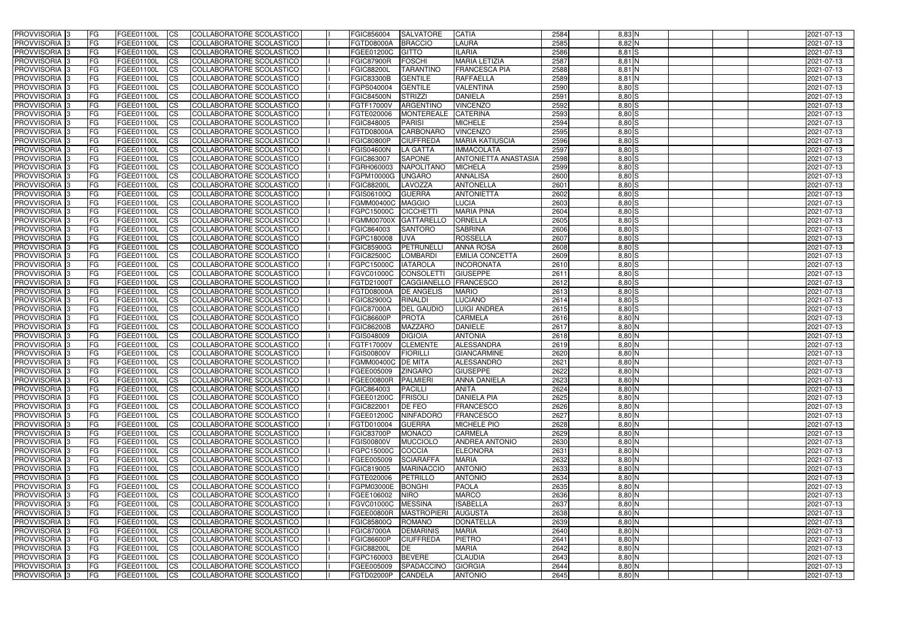| PROVVISORIA | 3 | FG | FGEE01100L | CS | COLLABORATORE SCOLASTICO | | FGIC856004 | SALVATORE | CATIA | 2584 | 8,83 | N | | | | 2021-07-13 |
|---|---|---|---|---|---|---|---|---|---|---|---|---|---|---|---|---|
| PROVVISORIA | 3 | FG | FGEE01100L | CS | COLLABORATORE SCOLASTICO | | FGTD08000A | BRACCIO | LAURA | 2585 | 8,82 | N | | | | 2021-07-13 |
| PROVVISORIA | 3 | FG | FGEE01100L | CS | COLLABORATORE SCOLASTICO | | FGEE01200C | GITTO | ILARIA | 2586 | 8,81 | S | | | | 2021-07-13 |
| PROVVISORIA | 3 | FG | FGEE01100L | CS | COLLABORATORE SCOLASTICO | | FGIC87900R | FOSCHI | MARIA LETIZIA | 2587 | 8,81 | N | | | | 2021-07-13 |
| PROVVISORIA | 3 | FG | FGEE01100L | CS | COLLABORATORE SCOLASTICO | | FGIC88200L | TARANTINO | FRANCESCA PIA | 2588 | 8,81 | N | | | | 2021-07-13 |
| PROVVISORIA | 3 | FG | FGEE01100L | CS | COLLABORATORE SCOLASTICO | | FGIC83300B | GENTILE | RAFFAELLA | 2589 | 8,81 | N | | | | 2021-07-13 |
| PROVVISORIA | 3 | FG | FGEE01100L | CS | COLLABORATORE SCOLASTICO | | FGPS040004 | GENTILE | VALENTINA | 2590 | 8,80 | S | | | | 2021-07-13 |
| PROVVISORIA | 3 | FG | FGEE01100L | CS | COLLABORATORE SCOLASTICO | | FGIC84500N | STRIZZI | DANIELA | 2591 | 8,80 | S | | | | 2021-07-13 |
| PROVVISORIA | 3 | FG | FGEE01100L | CS | COLLABORATORE SCOLASTICO | | FGTF17000V | ARGENTINO | VINCENZO | 2592 | 8,80 | S | | | | 2021-07-13 |
| PROVVISORIA | 3 | FG | FGEE01100L | CS | COLLABORATORE SCOLASTICO | | FGTE020006 | MONTEREALE | CATERINA | 2593 | 8,80 | S | | | | 2021-07-13 |
| PROVVISORIA | 3 | FG | FGEE01100L | CS | COLLABORATORE SCOLASTICO | | FGIC848005 | PARISI | MICHELE | 2594 | 8,80 | S | | | | 2021-07-13 |
| PROVVISORIA | 3 | FG | FGEE01100L | CS | COLLABORATORE SCOLASTICO | | FGTD08000A | CARBONARO | VINCENZO | 2595 | 8,80 | S | | | | 2021-07-13 |
| PROVVISORIA | 3 | FG | FGEE01100L | CS | COLLABORATORE SCOLASTICO | | FGIC80800P | CIUFFREDA | MARIA KATIUSCIA | 2596 | 8,80 | S | | | | 2021-07-13 |
| PROVVISORIA | 3 | FG | FGEE01100L | CS | COLLABORATORE SCOLASTICO | | FGIS04600N | LA GATTA | IMMACOLATA | 2597 | 8,80 | S | | | | 2021-07-13 |
| PROVVISORIA | 3 | FG | FGEE01100L | CS | COLLABORATORE SCOLASTICO | | FGIC863007 | SAPONE | ANTONIETTA ANASTASIA | 2598 | 8,80 | S | | | | 2021-07-13 |
| PROVVISORIA | 3 | FG | FGEE01100L | CS | COLLABORATORE SCOLASTICO | | FGRH060003 | NAPOLITANO | MICHELA | 2599 | 8,80 | S | | | | 2021-07-13 |
| PROVVISORIA | 3 | FG | FGEE01100L | CS | COLLABORATORE SCOLASTICO | | FGPM10000G | UNGARO | ANNALISA | 2600 | 8,80 | S | | | | 2021-07-13 |
| PROVVISORIA | 3 | FG | FGEE01100L | CS | COLLABORATORE SCOLASTICO | | FGIC88200L | LAVOZZA | ANTONELLA | 2601 | 8,80 | S | | | | 2021-07-13 |
| PROVVISORIA | 3 | FG | FGEE01100L | CS | COLLABORATORE SCOLASTICO | | FGIS06100Q | GUERRA | ANTONIETTA | 2602 | 8,80 | S | | | | 2021-07-13 |
| PROVVISORIA | 3 | FG | FGEE01100L | CS | COLLABORATORE SCOLASTICO | | FGMM00400C | MAGGIO | LUCIA | 2603 | 8,80 | S | | | | 2021-07-13 |
| PROVVISORIA | 3 | FG | FGEE01100L | CS | COLLABORATORE SCOLASTICO | | FGPC15000C | CICCHETTI | MARIA PINA | 2604 | 8,80 | S | | | | 2021-07-13 |
| PROVVISORIA | 3 | FG | FGEE01100L | CS | COLLABORATORE SCOLASTICO | | FGMM00700X | GATTARELLO | ORNELLA | 2605 | 8,80 | S | | | | 2021-07-13 |
| PROVVISORIA | 3 | FG | FGEE01100L | CS | COLLABORATORE SCOLASTICO | | FGIC864003 | SANTORO | SABRINA | 2606 | 8,80 | S | | | | 2021-07-13 |
| PROVVISORIA | 3 | FG | FGEE01100L | CS | COLLABORATORE SCOLASTICO | | FGPC180008 | UVA | ROSSELLA | 2607 | 8,80 | S | | | | 2021-07-13 |
| PROVVISORIA | 3 | FG | FGEE01100L | CS | COLLABORATORE SCOLASTICO | | FGIC85900G | PETRUNELLI | ANNA ROSA | 2608 | 8,80 | S | | | | 2021-07-13 |
| PROVVISORIA | 3 | FG | FGEE01100L | CS | COLLABORATORE SCOLASTICO | | FGIC82500C | LOMBARDI | EMILIA CONCETTA | 2609 | 8,80 | S | | | | 2021-07-13 |
| PROVVISORIA | 3 | FG | FGEE01100L | CS | COLLABORATORE SCOLASTICO | | FGPC15000C | IATAROLA | INCORONATA | 2610 | 8,80 | S | | | | 2021-07-13 |
| PROVVISORIA | 3 | FG | FGEE01100L | CS | COLLABORATORE SCOLASTICO | | FGVC01000C | CONSOLETTI | GIUSEPPE | 2611 | 8,80 | S | | | | 2021-07-13 |
| PROVVISORIA | 3 | FG | FGEE01100L | CS | COLLABORATORE SCOLASTICO | | FGTD21000T | CAGGIANELLO | FRANCESCO | 2612 | 8,80 | S | | | | 2021-07-13 |
| PROVVISORIA | 3 | FG | FGEE01100L | CS | COLLABORATORE SCOLASTICO | | FGTD08000A | DE ANGELIS | MARIO | 2613 | 8,80 | S | | | | 2021-07-13 |
| PROVVISORIA | 3 | FG | FGEE01100L | CS | COLLABORATORE SCOLASTICO | | FGIC82900Q | RINALDI | LUCIANO | 2614 | 8,80 | S | | | | 2021-07-13 |
| PROVVISORIA | 3 | FG | FGEE01100L | CS | COLLABORATORE SCOLASTICO | | FGIC87000A | DEL GAUDIO | LUIGI ANDREA | 2615 | 8,80 | S | | | | 2021-07-13 |
| PROVVISORIA | 3 | FG | FGEE01100L | CS | COLLABORATORE SCOLASTICO | | FGIC86600P | PROTA | CARMELA | 2616 | 8,80 | N | | | | 2021-07-13 |
| PROVVISORIA | 3 | FG | FGEE01100L | CS | COLLABORATORE SCOLASTICO | | FGIC86200B | MAZZARO | DANIELE | 2617 | 8,80 | N | | | | 2021-07-13 |
| PROVVISORIA | 3 | FG | FGEE01100L | CS | COLLABORATORE SCOLASTICO | | FGIS048009 | DIGIOIA | ANTONIA | 2618 | 8,80 | N | | | | 2021-07-13 |
| PROVVISORIA | 3 | FG | FGEE01100L | CS | COLLABORATORE SCOLASTICO | | FGTF17000V | CLEMENTE | ALESSANDRA | 2619 | 8,80 | N | | | | 2021-07-13 |
| PROVVISORIA | 3 | FG | FGEE01100L | CS | COLLABORATORE SCOLASTICO | | FGIS00800V | FIORILLI | GIANCARMINE | 2620 | 8,80 | N | | | | 2021-07-13 |
| PROVVISORIA | 3 | FG | FGEE01100L | CS | COLLABORATORE SCOLASTICO | | FGMM00400C | DE MITA | ALESSANDRO | 2621 | 8,80 | N | | | | 2021-07-13 |
| PROVVISORIA | 3 | FG | FGEE01100L | CS | COLLABORATORE SCOLASTICO | | FGEE005009 | ZINGARO | GIUSEPPE | 2622 | 8,80 | N | | | | 2021-07-13 |
| PROVVISORIA | 3 | FG | FGEE01100L | CS | COLLABORATORE SCOLASTICO | | FGEE00800R | PALMIERI | ANNA DANIELA | 2623 | 8,80 | N | | | | 2021-07-13 |
| PROVVISORIA | 3 | FG | FGEE01100L | CS | COLLABORATORE SCOLASTICO | | FGIC864003 | PACILLI | ANITA | 2624 | 8,80 | N | | | | 2021-07-13 |
| PROVVISORIA | 3 | FG | FGEE01100L | CS | COLLABORATORE SCOLASTICO | | FGEE01200C | FRISOLI | DANIELA PIA | 2625 | 8,80 | N | | | | 2021-07-13 |
| PROVVISORIA | 3 | FG | FGEE01100L | CS | COLLABORATORE SCOLASTICO | | FGIC822001 | DE FEO | FRANCESCO | 2626 | 8,80 | N | | | | 2021-07-13 |
| PROVVISORIA | 3 | FG | FGEE01100L | CS | COLLABORATORE SCOLASTICO | | FGEE01200C | NINFADORO | FRANCESCO | 2627 | 8,80 | N | | | | 2021-07-13 |
| PROVVISORIA | 3 | FG | FGEE01100L | CS | COLLABORATORE SCOLASTICO | | FGTD010004 | GUERRA | MICHELE PIO | 2628 | 8,80 | N | | | | 2021-07-13 |
| PROVVISORIA | 3 | FG | FGEE01100L | CS | COLLABORATORE SCOLASTICO | | FGIC83700P | MONACO | CARMELA | 2629 | 8,80 | N | | | | 2021-07-13 |
| PROVVISORIA | 3 | FG | FGEE01100L | CS | COLLABORATORE SCOLASTICO | | FGIS00800V | MUCCIOLO | ANDREA ANTONIO | 2630 | 8,80 | N | | | | 2021-07-13 |
| PROVVISORIA | 3 | FG | FGEE01100L | CS | COLLABORATORE SCOLASTICO | | FGPC15000C | COCCIA | ELEONORA | 2631 | 8,80 | N | | | | 2021-07-13 |
| PROVVISORIA | 3 | FG | FGEE01100L | CS | COLLABORATORE SCOLASTICO | | FGEE005009 | SCIARAFFA | MARIA | 2632 | 8,80 | N | | | | 2021-07-13 |
| PROVVISORIA | 3 | FG | FGEE01100L | CS | COLLABORATORE SCOLASTICO | | FGIC819005 | MARINACCIO | ANTONIO | 2633 | 8,80 | N | | | | 2021-07-13 |
| PROVVISORIA | 3 | FG | FGEE01100L | CS | COLLABORATORE SCOLASTICO | | FGTE020006 | PETRILLO | ANTONIO | 2634 | 8,80 | N | | | | 2021-07-13 |
| PROVVISORIA | 3 | FG | FGEE01100L | CS | COLLABORATORE SCOLASTICO | | FGPM03000E | BONGHI | PAOLA | 2635 | 8,80 | N | | | | 2021-07-13 |
| PROVVISORIA | 3 | FG | FGEE01100L | CS | COLLABORATORE SCOLASTICO | | FGEE106002 | NIRO | MARCO | 2636 | 8,80 | N | | | | 2021-07-13 |
| PROVVISORIA | 3 | FG | FGEE01100L | CS | COLLABORATORE SCOLASTICO | | FGVC01000C | MESSINA | ISABELLA | 2637 | 8,80 | N | | | | 2021-07-13 |
| PROVVISORIA | 3 | FG | FGEE01100L | CS | COLLABORATORE SCOLASTICO | | FGEE00800R | MASTROPIERI | AUGUSTA | 2638 | 8,80 | N | | | | 2021-07-13 |
| PROVVISORIA | 3 | FG | FGEE01100L | CS | COLLABORATORE SCOLASTICO | | FGIC85800Q | ROMANO | DONATELLA | 2639 | 8,80 | N | | | | 2021-07-13 |
| PROVVISORIA | 3 | FG | FGEE01100L | CS | COLLABORATORE SCOLASTICO | | FGIC87000A | DEMARINIS | MARIA | 2640 | 8,80 | N | | | | 2021-07-13 |
| PROVVISORIA | 3 | FG | FGEE01100L | CS | COLLABORATORE SCOLASTICO | | FGIC86600P | CIUFFREDA | PIETRO | 2641 | 8,80 | N | | | | 2021-07-13 |
| PROVVISORIA | 3 | FG | FGEE01100L | CS | COLLABORATORE SCOLASTICO | | FGIC88200L | DE | MARIA | 2642 | 8,80 | N | | | | 2021-07-13 |
| PROVVISORIA | 3 | FG | FGEE01100L | CS | COLLABORATORE SCOLASTICO | | FGPC160003 | BEVERE | CLAUDIA | 2643 | 8,80 | N | | | | 2021-07-13 |
| PROVVISORIA | 3 | FG | FGEE01100L | CS | COLLABORATORE SCOLASTICO | | FGEE005009 | SPADACCINO | GIORGIA | 2644 | 8,80 | N | | | | 2021-07-13 |
| PROVVISORIA | 3 | FG | FGEE01100L | CS | COLLABORATORE SCOLASTICO | | FGTD02000P | CANDELA | ANTONIO | 2645 | 8,80 | N | | | | 2021-07-13 |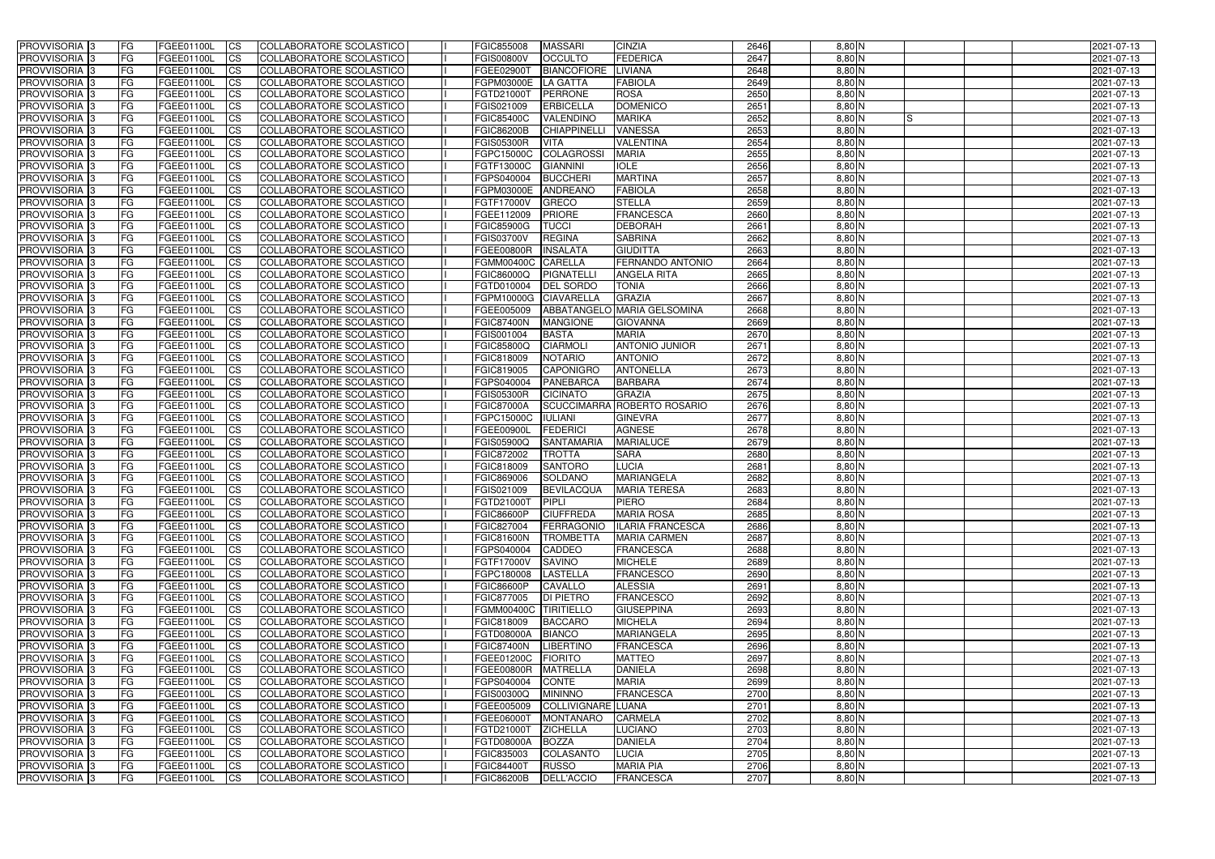| PROVVISORIA | 3 | FG | FGEE01100L | CS | COLLABORATORE SCOLASTICO | | FGIC855008 | MASSARI | CINZIA | 2646 | 8,80 | N | | | | 2021-07-13 |
|---|---|---|---|---|---|---|---|---|---|---|---|---|---|---|---|---|
| PROVVISORIA | 3 | FG | FGEE01100L | CS | COLLABORATORE SCOLASTICO | | FGIS00800V | OCCULTO | FEDERICA | 2647 | 8,80 | N | | | | 2021-07-13 |
| PROVVISORIA | 3 | FG | FGEE01100L | CS | COLLABORATORE SCOLASTICO | | FGEE02900T | BIANCOFIORE | LIVIANA | 2648 | 8,80 | N | | | | 2021-07-13 |
| PROVVISORIA | 3 | FG | FGEE01100L | CS | COLLABORATORE SCOLASTICO | | FGPM03000E | LA GATTA | FABIOLA | 2649 | 8,80 | N | | | | 2021-07-13 |
| PROVVISORIA | 3 | FG | FGEE01100L | CS | COLLABORATORE SCOLASTICO | | FGTD21000T | PERRONE | ROSA | 2650 | 8,80 | N | | | | 2021-07-13 |
| PROVVISORIA | 3 | FG | FGEE01100L | CS | COLLABORATORE SCOLASTICO | | FGIS021009 | ERBICELLA | DOMENICO | 2651 | 8,80 | N | | | | 2021-07-13 |
| PROVVISORIA | 3 | FG | FGEE01100L | CS | COLLABORATORE SCOLASTICO | | FGIC85400C | VALENDINO | MARIKA | 2652 | 8,80 | N | S | | | 2021-07-13 |
| PROVVISORIA | 3 | FG | FGEE01100L | CS | COLLABORATORE SCOLASTICO | | FGIC86200B | CHIAPPINELLI | VANESSA | 2653 | 8,80 | N | | | | 2021-07-13 |
| PROVVISORIA | 3 | FG | FGEE01100L | CS | COLLABORATORE SCOLASTICO | | FGIS05300R | VITA | VALENTINA | 2654 | 8,80 | N | | | | 2021-07-13 |
| PROVVISORIA | 3 | FG | FGEE01100L | CS | COLLABORATORE SCOLASTICO | | FGPC15000C | COLAGROSSI | MARIA | 2655 | 8,80 | N | | | | 2021-07-13 |
| PROVVISORIA | 3 | FG | FGEE01100L | CS | COLLABORATORE SCOLASTICO | | FGTF13000C | GIANNINI | IOLE | 2656 | 8,80 | N | | | | 2021-07-13 |
| PROVVISORIA | 3 | FG | FGEE01100L | CS | COLLABORATORE SCOLASTICO | | FGPS040004 | BUCCHERI | MARTINA | 2657 | 8,80 | N | | | | 2021-07-13 |
| PROVVISORIA | 3 | FG | FGEE01100L | CS | COLLABORATORE SCOLASTICO | | FGPM03000E | ANDREANO | FABIOLA | 2658 | 8,80 | N | | | | 2021-07-13 |
| PROVVISORIA | 3 | FG | FGEE01100L | CS | COLLABORATORE SCOLASTICO | | FGTF17000V | GRECO | STELLA | 2659 | 8,80 | N | | | | 2021-07-13 |
| PROVVISORIA | 3 | FG | FGEE01100L | CS | COLLABORATORE SCOLASTICO | | FGEE112009 | PRIORE | FRANCESCA | 2660 | 8,80 | N | | | | 2021-07-13 |
| PROVVISORIA | 3 | FG | FGEE01100L | CS | COLLABORATORE SCOLASTICO | | FGIC85900G | TUCCI | DEBORAH | 2661 | 8,80 | N | | | | 2021-07-13 |
| PROVVISORIA | 3 | FG | FGEE01100L | CS | COLLABORATORE SCOLASTICO | | FGIS03700V | REGINA | SABRINA | 2662 | 8,80 | N | | | | 2021-07-13 |
| PROVVISORIA | 3 | FG | FGEE01100L | CS | COLLABORATORE SCOLASTICO | | FGEE00800R | INSALATA | GIUDITTA | 2663 | 8,80 | N | | | | 2021-07-13 |
| PROVVISORIA | 3 | FG | FGEE01100L | CS | COLLABORATORE SCOLASTICO | | FGMM00400C | CARELLA | FERNANDO ANTONIO | 2664 | 8,80 | N | | | | 2021-07-13 |
| PROVVISORIA | 3 | FG | FGEE01100L | CS | COLLABORATORE SCOLASTICO | | FGIC86000Q | PIGNATELLI | ANGELA RITA | 2665 | 8,80 | N | | | | 2021-07-13 |
| PROVVISORIA | 3 | FG | FGEE01100L | CS | COLLABORATORE SCOLASTICO | | FGTD010004 | DEL SORDO | TONIA | 2666 | 8,80 | N | | | | 2021-07-13 |
| PROVVISORIA | 3 | FG | FGEE01100L | CS | COLLABORATORE SCOLASTICO | | FGPM10000G | CIAVARELLA | GRAZIA | 2667 | 8,80 | N | | | | 2021-07-13 |
| PROVVISORIA | 3 | FG | FGEE01100L | CS | COLLABORATORE SCOLASTICO | | FGEE005009 | ABBATANGELO | MARIA GELSOMINA | 2668 | 8,80 | N | | | | 2021-07-13 |
| PROVVISORIA | 3 | FG | FGEE01100L | CS | COLLABORATORE SCOLASTICO | | FGIC87400N | MANGIONE | GIOVANNA | 2669 | 8,80 | N | | | | 2021-07-13 |
| PROVVISORIA | 3 | FG | FGEE01100L | CS | COLLABORATORE SCOLASTICO | | FGIS001004 | BASTA | MARIA | 2670 | 8,80 | N | | | | 2021-07-13 |
| PROVVISORIA | 3 | FG | FGEE01100L | CS | COLLABORATORE SCOLASTICO | | FGIC85800Q | CIARMOLI | ANTONIO JUNIOR | 2671 | 8,80 | N | | | | 2021-07-13 |
| PROVVISORIA | 3 | FG | FGEE01100L | CS | COLLABORATORE SCOLASTICO | | FGIC818009 | NOTARIO | ANTONIO | 2672 | 8,80 | N | | | | 2021-07-13 |
| PROVVISORIA | 3 | FG | FGEE01100L | CS | COLLABORATORE SCOLASTICO | | FGIC819005 | CAPONIGRO | ANTONELLA | 2673 | 8,80 | N | | | | 2021-07-13 |
| PROVVISORIA | 3 | FG | FGEE01100L | CS | COLLABORATORE SCOLASTICO | | FGPS040004 | PANEBARCA | BARBARA | 2674 | 8,80 | N | | | | 2021-07-13 |
| PROVVISORIA | 3 | FG | FGEE01100L | CS | COLLABORATORE SCOLASTICO | | FGIS05300R | CICINATO | GRAZIA | 2675 | 8,80 | N | | | | 2021-07-13 |
| PROVVISORIA | 3 | FG | FGEE01100L | CS | COLLABORATORE SCOLASTICO | | FGIC87000A | SCUCCIMARRA | ROBERTO ROSARIO | 2676 | 8,80 | N | | | | 2021-07-13 |
| PROVVISORIA | 3 | FG | FGEE01100L | CS | COLLABORATORE SCOLASTICO | | FGPC15000C | IULIANI | GINEVRA | 2677 | 8,80 | N | | | | 2021-07-13 |
| PROVVISORIA | 3 | FG | FGEE01100L | CS | COLLABORATORE SCOLASTICO | | FGEE00900L | FEDERICI | AGNESE | 2678 | 8,80 | N | | | | 2021-07-13 |
| PROVVISORIA | 3 | FG | FGEE01100L | CS | COLLABORATORE SCOLASTICO | | FGIS05900Q | SANTAMARIA | MARIALUCE | 2679 | 8,80 | N | | | | 2021-07-13 |
| PROVVISORIA | 3 | FG | FGEE01100L | CS | COLLABORATORE SCOLASTICO | | FGIC872002 | TROTTA | SARA | 2680 | 8,80 | N | | | | 2021-07-13 |
| PROVVISORIA | 3 | FG | FGEE01100L | CS | COLLABORATORE SCOLASTICO | | FGIC818009 | SANTORO | LUCIA | 2681 | 8,80 | N | | | | 2021-07-13 |
| PROVVISORIA | 3 | FG | FGEE01100L | CS | COLLABORATORE SCOLASTICO | | FGIC869006 | SOLDANO | MARIANGELA | 2682 | 8,80 | N | | | | 2021-07-13 |
| PROVVISORIA | 3 | FG | FGEE01100L | CS | COLLABORATORE SCOLASTICO | | FGIS021009 | BEVILACQUA | MARIA TERESA | 2683 | 8,80 | N | | | | 2021-07-13 |
| PROVVISORIA | 3 | FG | FGEE01100L | CS | COLLABORATORE SCOLASTICO | | FGTD21000T | PIPLI | PIERO | 2684 | 8,80 | N | | | | 2021-07-13 |
| PROVVISORIA | 3 | FG | FGEE01100L | CS | COLLABORATORE SCOLASTICO | | FGIC86600P | CIUFFREDA | MARIA ROSA | 2685 | 8,80 | N | | | | 2021-07-13 |
| PROVVISORIA | 3 | FG | FGEE01100L | CS | COLLABORATORE SCOLASTICO | | FGIC827004 | FERRAGONIO | ILARIA FRANCESCA | 2686 | 8,80 | N | | | | 2021-07-13 |
| PROVVISORIA | 3 | FG | FGEE01100L | CS | COLLABORATORE SCOLASTICO | | FGIC81600N | TROMBETTA | MARIA CARMEN | 2687 | 8,80 | N | | | | 2021-07-13 |
| PROVVISORIA | 3 | FG | FGEE01100L | CS | COLLABORATORE SCOLASTICO | | FGPS040004 | CADDEO | FRANCESCA | 2688 | 8,80 | N | | | | 2021-07-13 |
| PROVVISORIA | 3 | FG | FGEE01100L | CS | COLLABORATORE SCOLASTICO | | FGTF17000V | SAVINO | MICHELE | 2689 | 8,80 | N | | | | 2021-07-13 |
| PROVVISORIA | 3 | FG | FGEE01100L | CS | COLLABORATORE SCOLASTICO | | FGPC180008 | LASTELLA | FRANCESCO | 2690 | 8,80 | N | | | | 2021-07-13 |
| PROVVISORIA | 3 | FG | FGEE01100L | CS | COLLABORATORE SCOLASTICO | | FGIC86600P | CAVALLO | ALESSIA | 2691 | 8,80 | N | | | | 2021-07-13 |
| PROVVISORIA | 3 | FG | FGEE01100L | CS | COLLABORATORE SCOLASTICO | | FGIC877005 | DI PIETRO | FRANCESCO | 2692 | 8,80 | N | | | | 2021-07-13 |
| PROVVISORIA | 3 | FG | FGEE01100L | CS | COLLABORATORE SCOLASTICO | | FGMM00400C | TIRITIELLO | GIUSEPPINA | 2693 | 8,80 | N | | | | 2021-07-13 |
| PROVVISORIA | 3 | FG | FGEE01100L | CS | COLLABORATORE SCOLASTICO | | FGIC818009 | BACCARO | MICHELA | 2694 | 8,80 | N | | | | 2021-07-13 |
| PROVVISORIA | 3 | FG | FGEE01100L | CS | COLLABORATORE SCOLASTICO | | FGTD08000A | BIANCO | MARIANGELA | 2695 | 8,80 | N | | | | 2021-07-13 |
| PROVVISORIA | 3 | FG | FGEE01100L | CS | COLLABORATORE SCOLASTICO | | FGIC87400N | LIBERTINO | FRANCESCA | 2696 | 8,80 | N | | | | 2021-07-13 |
| PROVVISORIA | 3 | FG | FGEE01100L | CS | COLLABORATORE SCOLASTICO | | FGEE01200C | FIORITO | MATTEO | 2697 | 8,80 | N | | | | 2021-07-13 |
| PROVVISORIA | 3 | FG | FGEE01100L | CS | COLLABORATORE SCOLASTICO | | FGEE00800R | MATRELLA | DANIELA | 2698 | 8,80 | N | | | | 2021-07-13 |
| PROVVISORIA | 3 | FG | FGEE01100L | CS | COLLABORATORE SCOLASTICO | | FGPS040004 | CONTE | MARIA | 2699 | 8,80 | N | | | | 2021-07-13 |
| PROVVISORIA | 3 | FG | FGEE01100L | CS | COLLABORATORE SCOLASTICO | | FGIS00300Q | MININNO | FRANCESCA | 2700 | 8,80 | N | | | | 2021-07-13 |
| PROVVISORIA | 3 | FG | FGEE01100L | CS | COLLABORATORE SCOLASTICO | | FGEE005009 | COLLIVIGNARE | LUANA | 2701 | 8,80 | N | | | | 2021-07-13 |
| PROVVISORIA | 3 | FG | FGEE01100L | CS | COLLABORATORE SCOLASTICO | | FGEE06000T | MONTANARO | CARMELA | 2702 | 8,80 | N | | | | 2021-07-13 |
| PROVVISORIA | 3 | FG | FGEE01100L | CS | COLLABORATORE SCOLASTICO | | FGTD21000T | ZICHELLA | LUCIANO | 2703 | 8,80 | N | | | | 2021-07-13 |
| PROVVISORIA | 3 | FG | FGEE01100L | CS | COLLABORATORE SCOLASTICO | | FGTD08000A | BOZZA | DANIELA | 2704 | 8,80 | N | | | | 2021-07-13 |
| PROVVISORIA | 3 | FG | FGEE01100L | CS | COLLABORATORE SCOLASTICO | | FGIC835003 | COLASANTO | LUCIA | 2705 | 8,80 | N | | | | 2021-07-13 |
| PROVVISORIA | 3 | FG | FGEE01100L | CS | COLLABORATORE SCOLASTICO | | FGIC84400T | RUSSO | MARIA PIA | 2706 | 8,80 | N | | | | 2021-07-13 |
| PROVVISORIA | 3 | FG | FGEE01100L | CS | COLLABORATORE SCOLASTICO | | FGIC86200B | DELL'ACCIO | FRANCESCA | 2707 | 8,80 | N | | | | 2021-07-13 |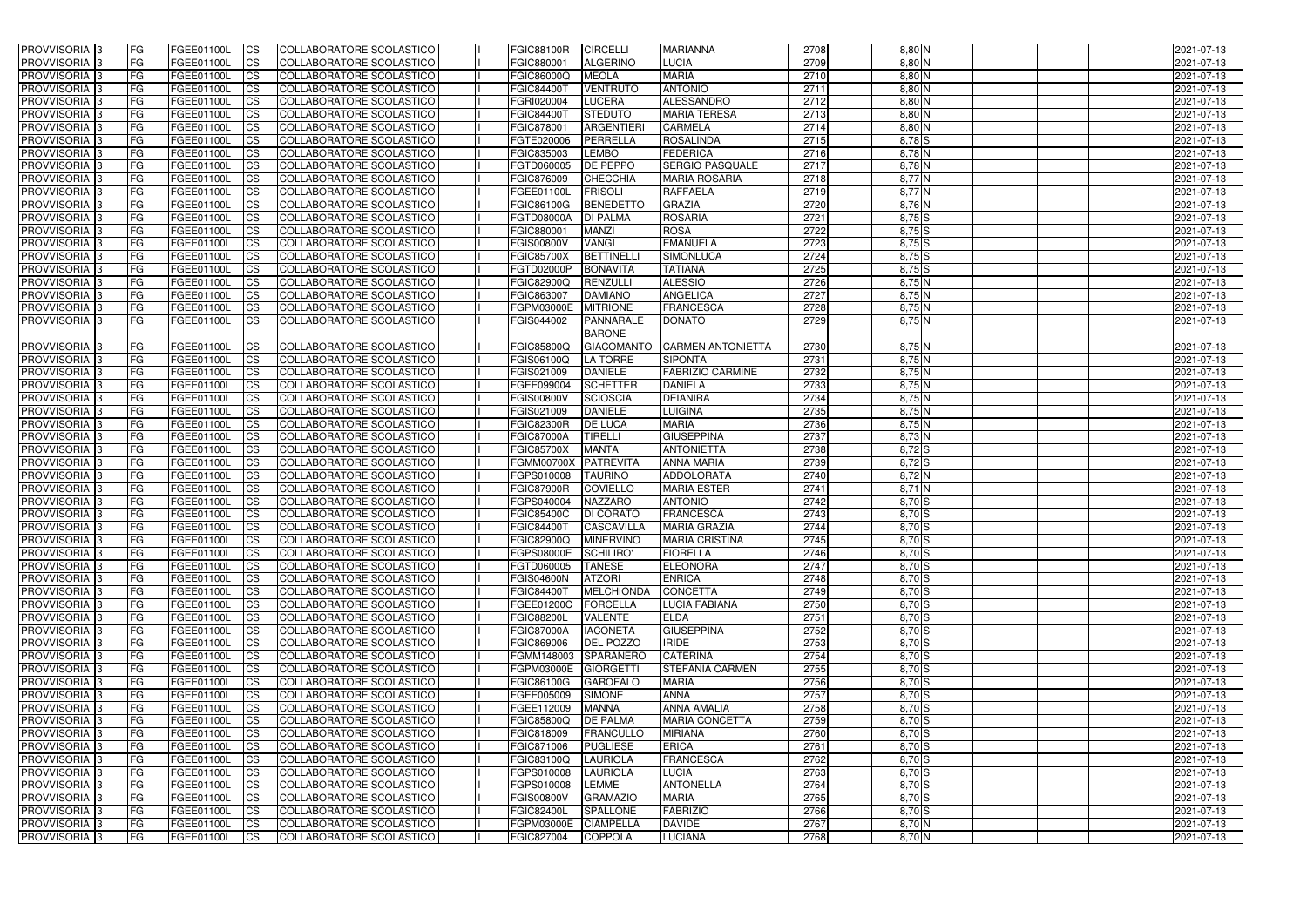| PROVVISORIA 3 | FG | FGEE01100L | CS | COLLABORATORE SCOLASTICO | | FGIC88100R | CIRCELLI | MARIANNA | 2708 | 8,80 N | | | | 2021-07-13 |
|---|---|---|---|---|---|---|---|---|---|---|---|---|---|---|
| PROVVISORIA 3 | FG | FGEE01100L | CS | COLLABORATORE SCOLASTICO | | FGIC880001 | ALGERINO | LUCIA | 2709 | 8,80 N | | | | 2021-07-13 |
| PROVVISORIA 3 | FG | FGEE01100L | CS | COLLABORATORE SCOLASTICO | | FGIC86000Q | MEOLA | MARIA | 2710 | 8,80 N | | | | 2021-07-13 |
| PROVVISORIA 3 | FG | FGEE01100L | CS | COLLABORATORE SCOLASTICO | | FGIC84400T | VENTRUTO | ANTONIO | 2711 | 8,80 N | | | | 2021-07-13 |
| PROVVISORIA 3 | FG | FGEE01100L | CS | COLLABORATORE SCOLASTICO | | FGRI020004 | LUCERA | ALESSANDRO | 2712 | 8,80 N | | | | 2021-07-13 |
| PROVVISORIA 3 | FG | FGEE01100L | CS | COLLABORATORE SCOLASTICO | | FGIC84400T | STEDUTO | MARIA TERESA | 2713 | 8,80 N | | | | 2021-07-13 |
| PROVVISORIA 3 | FG | FGEE01100L | CS | COLLABORATORE SCOLASTICO | | FGIC878001 | ARGENTIERI | CARMELA | 2714 | 8,80 N | | | | 2021-07-13 |
| PROVVISORIA 3 | FG | FGEE01100L | CS | COLLABORATORE SCOLASTICO | | FGTE020006 | PERRELLA | ROSALINDA | 2715 | 8,78 S | | | | 2021-07-13 |
| PROVVISORIA 3 | FG | FGEE01100L | CS | COLLABORATORE SCOLASTICO | | FGIC835003 | LEMBO | FEDERICA | 2716 | 8,78 N | | | | 2021-07-13 |
| PROVVISORIA 3 | FG | FGEE01100L | CS | COLLABORATORE SCOLASTICO | | FGTD060005 | DE PEPPO | SERGIO PASQUALE | 2717 | 8,78 N | | | | 2021-07-13 |
| PROVVISORIA 3 | FG | FGEE01100L | CS | COLLABORATORE SCOLASTICO | | FGIC876009 | CHECCHIA | MARIA ROSARIA | 2718 | 8,77 N | | | | 2021-07-13 |
| PROVVISORIA 3 | FG | FGEE01100L | CS | COLLABORATORE SCOLASTICO | | FGEE01100L | FRISOLI | RAFFAELA | 2719 | 8,77 N | | | | 2021-07-13 |
| PROVVISORIA 3 | FG | FGEE01100L | CS | COLLABORATORE SCOLASTICO | | FGIC86100G | BENEDETTO | GRAZIA | 2720 | 8,76 N | | | | 2021-07-13 |
| PROVVISORIA 3 | FG | FGEE01100L | CS | COLLABORATORE SCOLASTICO | | FGTD08000A | DI PALMA | ROSARIA | 2721 | 8,75 S | | | | 2021-07-13 |
| PROVVISORIA 3 | FG | FGEE01100L | CS | COLLABORATORE SCOLASTICO | | FGIC880001 | MANZI | ROSA | 2722 | 8,75 S | | | | 2021-07-13 |
| PROVVISORIA 3 | FG | FGEE01100L | CS | COLLABORATORE SCOLASTICO | | FGIS00800V | VANGI | EMANUELA | 2723 | 8,75 S | | | | 2021-07-13 |
| PROVVISORIA 3 | FG | FGEE01100L | CS | COLLABORATORE SCOLASTICO | | FGIC85700X | BETTINELLI | SIMONLUCA | 2724 | 8,75 S | | | | 2021-07-13 |
| PROVVISORIA 3 | FG | FGEE01100L | CS | COLLABORATORE SCOLASTICO | | FGTD02000P | BONAVITA | TATIANA | 2725 | 8,75 S | | | | 2021-07-13 |
| PROVVISORIA 3 | FG | FGEE01100L | CS | COLLABORATORE SCOLASTICO | | FGIC82900Q | RENZULLI | ALESSIO | 2726 | 8,75 N | | | | 2021-07-13 |
| PROVVISORIA 3 | FG | FGEE01100L | CS | COLLABORATORE SCOLASTICO | | FGIC863007 | DAMIANO | ANGELICA | 2727 | 8,75 N | | | | 2021-07-13 |
| PROVVISORIA 3 | FG | FGEE01100L | CS | COLLABORATORE SCOLASTICO | | FGPM03000E | MITRIONE | FRANCESCA | 2728 | 8,75 N | | | | 2021-07-13 |
| PROVVISORIA 3 | FG | FGEE01100L | CS | COLLABORATORE SCOLASTICO | | FGIS044002 | PANNARALE BARONE | DONATO | 2729 | 8,75 N | | | | 2021-07-13 |
| PROVVISORIA 3 | FG | FGEE01100L | CS | COLLABORATORE SCOLASTICO | | FGIC85800Q | GIACOMANTO | CARMEN ANTONIETTA | 2730 | 8,75 N | | | | 2021-07-13 |
| PROVVISORIA 3 | FG | FGEE01100L | CS | COLLABORATORE SCOLASTICO | | FGIS06100Q | LA TORRE | SIPONTA | 2731 | 8,75 N | | | | 2021-07-13 |
| PROVVISORIA 3 | FG | FGEE01100L | CS | COLLABORATORE SCOLASTICO | | FGIS021009 | DANIELE | FABRIZIO CARMINE | 2732 | 8,75 N | | | | 2021-07-13 |
| PROVVISORIA 3 | FG | FGEE01100L | CS | COLLABORATORE SCOLASTICO | | FGEE099004 | SCHETTER | DANIELA | 2733 | 8,75 N | | | | 2021-07-13 |
| PROVVISORIA 3 | FG | FGEE01100L | CS | COLLABORATORE SCOLASTICO | | FGIS00800V | SCIOSCIA | DEIANIRA | 2734 | 8,75 N | | | | 2021-07-13 |
| PROVVISORIA 3 | FG | FGEE01100L | CS | COLLABORATORE SCOLASTICO | | FGIS021009 | DANIELE | LUIGINA | 2735 | 8,75 N | | | | 2021-07-13 |
| PROVVISORIA 3 | FG | FGEE01100L | CS | COLLABORATORE SCOLASTICO | | FGIC82300R | DE LUCA | MARIA | 2736 | 8,75 N | | | | 2021-07-13 |
| PROVVISORIA 3 | FG | FGEE01100L | CS | COLLABORATORE SCOLASTICO | | FGIC87000A | TIRELLI | GIUSEPPINA | 2737 | 8,73 N | | | | 2021-07-13 |
| PROVVISORIA 3 | FG | FGEE01100L | CS | COLLABORATORE SCOLASTICO | | FGIC85700X | MANTA | ANTONIETTA | 2738 | 8,72 S | | | | 2021-07-13 |
| PROVVISORIA 3 | FG | FGEE01100L | CS | COLLABORATORE SCOLASTICO | | FGMM00700X | PATREVITA | ANNA MARIA | 2739 | 8,72 S | | | | 2021-07-13 |
| PROVVISORIA 3 | FG | FGEE01100L | CS | COLLABORATORE SCOLASTICO | | FGPS010008 | TAURINO | ADDOLORATA | 2740 | 8,72 N | | | | 2021-07-13 |
| PROVVISORIA 3 | FG | FGEE01100L | CS | COLLABORATORE SCOLASTICO | | FGIC87900R | COVIELLO | MARIA ESTER | 2741 | 8,71 N | | | | 2021-07-13 |
| PROVVISORIA 3 | FG | FGEE01100L | CS | COLLABORATORE SCOLASTICO | | FGPS040004 | NAZZARO | ANTONIO | 2742 | 8,70 S | | | | 2021-07-13 |
| PROVVISORIA 3 | FG | FGEE01100L | CS | COLLABORATORE SCOLASTICO | | FGIC85400C | DI CORATO | FRANCESCA | 2743 | 8,70 S | | | | 2021-07-13 |
| PROVVISORIA 3 | FG | FGEE01100L | CS | COLLABORATORE SCOLASTICO | | FGIC84400T | CASCAVILLA | MARIA GRAZIA | 2744 | 8,70 S | | | | 2021-07-13 |
| PROVVISORIA 3 | FG | FGEE01100L | CS | COLLABORATORE SCOLASTICO | | FGIC82900Q | MINERVINO | MARIA CRISTINA | 2745 | 8,70 S | | | | 2021-07-13 |
| PROVVISORIA 3 | FG | FGEE01100L | CS | COLLABORATORE SCOLASTICO | | FGPS08000E | SCHILIRO' | FIORELLA | 2746 | 8,70 S | | | | 2021-07-13 |
| PROVVISORIA 3 | FG | FGEE01100L | CS | COLLABORATORE SCOLASTICO | | FGTD060005 | TANESE | ELEONORA | 2747 | 8,70 S | | | | 2021-07-13 |
| PROVVISORIA 3 | FG | FGEE01100L | CS | COLLABORATORE SCOLASTICO | | FGIS04600N | ATZORI | ENRICA | 2748 | 8,70 S | | | | 2021-07-13 |
| PROVVISORIA 3 | FG | FGEE01100L | CS | COLLABORATORE SCOLASTICO | | FGIC84400T | MELCHIONDA | CONCETTA | 2749 | 8,70 S | | | | 2021-07-13 |
| PROVVISORIA 3 | FG | FGEE01100L | CS | COLLABORATORE SCOLASTICO | | FGEE01200C | FORCELLA | LUCIA FABIANA | 2750 | 8,70 S | | | | 2021-07-13 |
| PROVVISORIA 3 | FG | FGEE01100L | CS | COLLABORATORE SCOLASTICO | | FGIC88200L | VALENTE | ELDA | 2751 | 8,70 S | | | | 2021-07-13 |
| PROVVISORIA 3 | FG | FGEE01100L | CS | COLLABORATORE SCOLASTICO | | FGIC87000A | IACONETA | GIUSEPPINA | 2752 | 8,70 S | | | | 2021-07-13 |
| PROVVISORIA 3 | FG | FGEE01100L | CS | COLLABORATORE SCOLASTICO | | FGIC869006 | DEL POZZO | IRIDE | 2753 | 8,70 S | | | | 2021-07-13 |
| PROVVISORIA 3 | FG | FGEE01100L | CS | COLLABORATORE SCOLASTICO | | FGMM148003 | SPARANERO | CATERINA | 2754 | 8,70 S | | | | 2021-07-13 |
| PROVVISORIA 3 | FG | FGEE01100L | CS | COLLABORATORE SCOLASTICO | | FGPM03000E | GIORGETTI | STEFANIA CARMEN | 2755 | 8,70 S | | | | 2021-07-13 |
| PROVVISORIA 3 | FG | FGEE01100L | CS | COLLABORATORE SCOLASTICO | | FGIC86100G | GAROFALO | MARIA | 2756 | 8,70 S | | | | 2021-07-13 |
| PROVVISORIA 3 | FG | FGEE01100L | CS | COLLABORATORE SCOLASTICO | | FGEE005009 | SIMONE | ANNA | 2757 | 8,70 S | | | | 2021-07-13 |
| PROVVISORIA 3 | FG | FGEE01100L | CS | COLLABORATORE SCOLASTICO | | FGEE112009 | MANNA | ANNA AMALIA | 2758 | 8,70 S | | | | 2021-07-13 |
| PROVVISORIA 3 | FG | FGEE01100L | CS | COLLABORATORE SCOLASTICO | | FGIC85800Q | DE PALMA | MARIA CONCETTA | 2759 | 8,70 S | | | | 2021-07-13 |
| PROVVISORIA 3 | FG | FGEE01100L | CS | COLLABORATORE SCOLASTICO | | FGIC818009 | FRANCULLO | MIRIANA | 2760 | 8,70 S | | | | 2021-07-13 |
| PROVVISORIA 3 | FG | FGEE01100L | CS | COLLABORATORE SCOLASTICO | | FGIC871006 | PUGLIESE | ERICA | 2761 | 8,70 S | | | | 2021-07-13 |
| PROVVISORIA 3 | FG | FGEE01100L | CS | COLLABORATORE SCOLASTICO | | FGIC83100Q | LAURIOLA | FRANCESCA | 2762 | 8,70 S | | | | 2021-07-13 |
| PROVVISORIA 3 | FG | FGEE01100L | CS | COLLABORATORE SCOLASTICO | | FGPS010008 | LAURIOLA | LUCIA | 2763 | 8,70 S | | | | 2021-07-13 |
| PROVVISORIA 3 | FG | FGEE01100L | CS | COLLABORATORE SCOLASTICO | | FGPS010008 | LEMME | ANTONELLA | 2764 | 8,70 S | | | | 2021-07-13 |
| PROVVISORIA 3 | FG | FGEE01100L | CS | COLLABORATORE SCOLASTICO | | FGIS00800V | GRAMAZIO | MARIA | 2765 | 8,70 S | | | | 2021-07-13 |
| PROVVISORIA 3 | FG | FGEE01100L | CS | COLLABORATORE SCOLASTICO | | FGIC82400L | SPALLONE | FABRIZIO | 2766 | 8,70 S | | | | 2021-07-13 |
| PROVVISORIA 3 | FG | FGEE01100L | CS | COLLABORATORE SCOLASTICO | | FGPM03000E | CIAMPELLA | DAVIDE | 2767 | 8,70 N | | | | 2021-07-13 |
| PROVVISORIA 3 | FG | FGEE01100L | CS | COLLABORATORE SCOLASTICO | | FGIC827004 | COPPOLA | LUCIANA | 2768 | 8,70 N | | | | 2021-07-13 |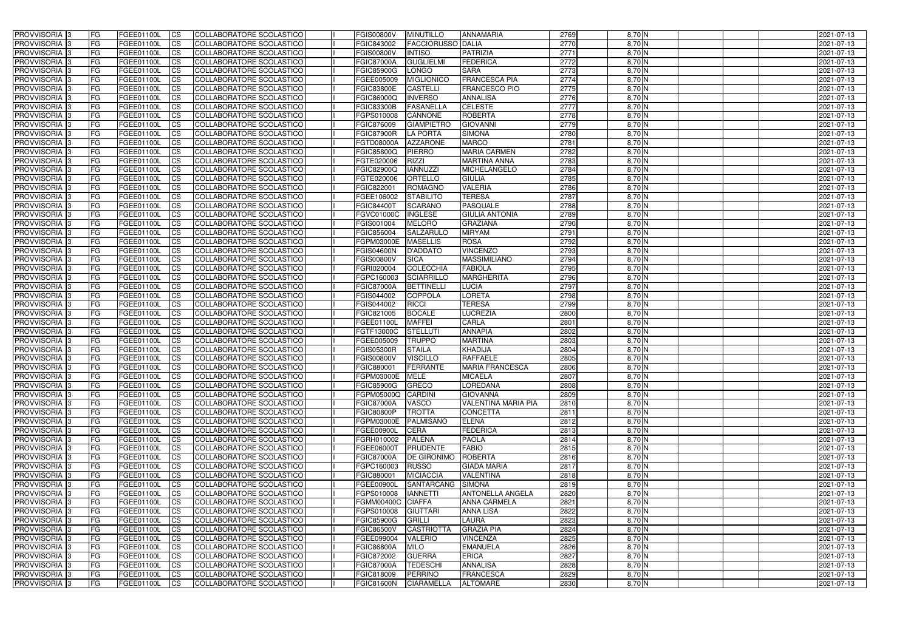| PROVVISORIA | 3 | FG | FGEE01100L | CS | COLLABORATORE SCOLASTICO | | FGIS00800V | MINUTILLO | ANNAMARIA | 2769 | 8,70 | N | | | | 2021-07-13 |
|---|---|---|---|---|---|---|---|---|---|---|---|---|---|---|---|---|
| PROVVISORIA | 3 | FG | FGEE01100L | CS | COLLABORATORE SCOLASTICO | | FGIC843002 | FACCIORUSSO | DALIA | 2770 | 8,70 | N | | | | 2021-07-13 |
| PROVVISORIA | 3 | FG | FGEE01100L | CS | COLLABORATORE SCOLASTICO | | FGIS00800V | INTISO | PATRIZIA | 2771 | 8,70 | N | | | | 2021-07-13 |
| PROVVISORIA | 3 | FG | FGEE01100L | CS | COLLABORATORE SCOLASTICO | | FGIC87000A | GUGLIELMI | FEDERICA | 2772 | 8,70 | N | | | | 2021-07-13 |
| PROVVISORIA | 3 | FG | FGEE01100L | CS | COLLABORATORE SCOLASTICO | | FGIC85900G | LONGO | SARA | 2773 | 8,70 | N | | | | 2021-07-13 |
| PROVVISORIA | 3 | FG | FGEE01100L | CS | COLLABORATORE SCOLASTICO | | FGEE005009 | MIGLIONICO | FRANCESCA PIA | 2774 | 8,70 | N | | | | 2021-07-13 |
| PROVVISORIA | 3 | FG | FGEE01100L | CS | COLLABORATORE SCOLASTICO | | FGIC83800E | CASTELLI | FRANCESCO PIO | 2775 | 8,70 | N | | | | 2021-07-13 |
| PROVVISORIA | 3 | FG | FGEE01100L | CS | COLLABORATORE SCOLASTICO | | FGIC86000Q | INVERSO | ANNALISA | 2776 | 8,70 | N | | | | 2021-07-13 |
| PROVVISORIA | 3 | FG | FGEE01100L | CS | COLLABORATORE SCOLASTICO | | FGIC83300B | FASANELLA | CELESTE | 2777 | 8,70 | N | | | | 2021-07-13 |
| PROVVISORIA | 3 | FG | FGEE01100L | CS | COLLABORATORE SCOLASTICO | | FGPS010008 | CANNONE | ROBERTA | 2778 | 8,70 | N | | | | 2021-07-13 |
| PROVVISORIA | 3 | FG | FGEE01100L | CS | COLLABORATORE SCOLASTICO | | FGIC876009 | GIAMPIETRO | GIOVANNI | 2779 | 8,70 | N | | | | 2021-07-13 |
| PROVVISORIA | 3 | FG | FGEE01100L | CS | COLLABORATORE SCOLASTICO | | FGIC87900R | LA PORTA | SIMONA | 2780 | 8,70 | N | | | | 2021-07-13 |
| PROVVISORIA | 3 | FG | FGEE01100L | CS | COLLABORATORE SCOLASTICO | | FGTD08000A | AZZARONE | MARCO | 2781 | 8,70 | N | | | | 2021-07-13 |
| PROVVISORIA | 3 | FG | FGEE01100L | CS | COLLABORATORE SCOLASTICO | | FGIC85800Q | PIERRO | MARIA CARMEN | 2782 | 8,70 | N | | | | 2021-07-13 |
| PROVVISORIA | 3 | FG | FGEE01100L | CS | COLLABORATORE SCOLASTICO | | FGTE020006 | RIZZI | MARTINA ANNA | 2783 | 8,70 | N | | | | 2021-07-13 |
| PROVVISORIA | 3 | FG | FGEE01100L | CS | COLLABORATORE SCOLASTICO | | FGIC82900Q | IANNUZZI | MICHELANGELO | 2784 | 8,70 | N | | | | 2021-07-13 |
| PROVVISORIA | 3 | FG | FGEE01100L | CS | COLLABORATORE SCOLASTICO | | FGTE020006 | ORTELLO | GIULIA | 2785 | 8,70 | N | | | | 2021-07-13 |
| PROVVISORIA | 3 | FG | FGEE01100L | CS | COLLABORATORE SCOLASTICO | | FGIC822001 | ROMAGNO | VALERIA | 2786 | 8,70 | N | | | | 2021-07-13 |
| PROVVISORIA | 3 | FG | FGEE01100L | CS | COLLABORATORE SCOLASTICO | | FGEE106002 | STABILITO | TERESA | 2787 | 8,70 | N | | | | 2021-07-13 |
| PROVVISORIA | 3 | FG | FGEE01100L | CS | COLLABORATORE SCOLASTICO | | FGIC84400T | SCARANO | PASQUALE | 2788 | 8,70 | N | | | | 2021-07-13 |
| PROVVISORIA | 3 | FG | FGEE01100L | CS | COLLABORATORE SCOLASTICO | | FGVC01000C | INGLESE | GIULIA ANTONIA | 2789 | 8,70 | N | | | | 2021-07-13 |
| PROVVISORIA | 3 | FG | FGEE01100L | CS | COLLABORATORE SCOLASTICO | | FGIS001004 | MELORO | GRAZIANA | 2790 | 8,70 | N | | | | 2021-07-13 |
| PROVVISORIA | 3 | FG | FGEE01100L | CS | COLLABORATORE SCOLASTICO | | FGIC856004 | SALZARULO | MIRYAM | 2791 | 8,70 | N | | | | 2021-07-13 |
| PROVVISORIA | 3 | FG | FGEE01100L | CS | COLLABORATORE SCOLASTICO | | FGPM03000E | MASELLIS | ROSA | 2792 | 8,70 | N | | | | 2021-07-13 |
| PROVVISORIA | 3 | FG | FGEE01100L | CS | COLLABORATORE SCOLASTICO | | FGIS04600N | D'ADDATO | VINCENZO | 2793 | 8,70 | N | | | | 2021-07-13 |
| PROVVISORIA | 3 | FG | FGEE01100L | CS | COLLABORATORE SCOLASTICO | | FGIS00800V | SICA | MASSIMILIANO | 2794 | 8,70 | N | | | | 2021-07-13 |
| PROVVISORIA | 3 | FG | FGEE01100L | CS | COLLABORATORE SCOLASTICO | | FGRI020004 | COLECCHIA | FABIOLA | 2795 | 8,70 | N | | | | 2021-07-13 |
| PROVVISORIA | 3 | FG | FGEE01100L | CS | COLLABORATORE SCOLASTICO | | FGPC160003 | SCIARRILLO | MARGHERITA | 2796 | 8,70 | N | | | | 2021-07-13 |
| PROVVISORIA | 3 | FG | FGEE01100L | CS | COLLABORATORE SCOLASTICO | | FGIC87000A | BETTINELLI | LUCIA | 2797 | 8,70 | N | | | | 2021-07-13 |
| PROVVISORIA | 3 | FG | FGEE01100L | CS | COLLABORATORE SCOLASTICO | | FGIS044002 | COPPOLA | LORETA | 2798 | 8,70 | N | | | | 2021-07-13 |
| PROVVISORIA | 3 | FG | FGEE01100L | CS | COLLABORATORE SCOLASTICO | | FGIS044002 | RICCI | TERESA | 2799 | 8,70 | N | | | | 2021-07-13 |
| PROVVISORIA | 3 | FG | FGEE01100L | CS | COLLABORATORE SCOLASTICO | | FGIC821005 | BOCALE | LUCREZIA | 2800 | 8,70 | N | | | | 2021-07-13 |
| PROVVISORIA | 3 | FG | FGEE01100L | CS | COLLABORATORE SCOLASTICO | | FGEE01100L | MAFFEI | CARLA | 2801 | 8,70 | N | | | | 2021-07-13 |
| PROVVISORIA | 3 | FG | FGEE01100L | CS | COLLABORATORE SCOLASTICO | | FGTF13000C | STELLUTI | ANNAPIA | 2802 | 8,70 | N | | | | 2021-07-13 |
| PROVVISORIA | 3 | FG | FGEE01100L | CS | COLLABORATORE SCOLASTICO | | FGEE005009 | TRUPPO | MARTINA | 2803 | 8,70 | N | | | | 2021-07-13 |
| PROVVISORIA | 3 | FG | FGEE01100L | CS | COLLABORATORE SCOLASTICO | | FGIS05300R | STAILA | KHADIJA | 2804 | 8,70 | N | | | | 2021-07-13 |
| PROVVISORIA | 3 | FG | FGEE01100L | CS | COLLABORATORE SCOLASTICO | | FGIS00800V | VISCILLO | RAFFAELE | 2805 | 8,70 | N | | | | 2021-07-13 |
| PROVVISORIA | 3 | FG | FGEE01100L | CS | COLLABORATORE SCOLASTICO | | FGIC880001 | FERRANTE | MARIA FRANCESCA | 2806 | 8,70 | N | | | | 2021-07-13 |
| PROVVISORIA | 3 | FG | FGEE01100L | CS | COLLABORATORE SCOLASTICO | | FGPM03000E | MELE | MICAELA | 2807 | 8,70 | N | | | | 2021-07-13 |
| PROVVISORIA | 3 | FG | FGEE01100L | CS | COLLABORATORE SCOLASTICO | | FGIC85900G | GRECO | LOREDANA | 2808 | 8,70 | N | | | | 2021-07-13 |
| PROVVISORIA | 3 | FG | FGEE01100L | CS | COLLABORATORE SCOLASTICO | | FGPM05000Q | CARDINI | GIOVANNA | 2809 | 8,70 | N | | | | 2021-07-13 |
| PROVVISORIA | 3 | FG | FGEE01100L | CS | COLLABORATORE SCOLASTICO | | FGIC87000A | VASCO | VALENTINA MARIA PIA | 2810 | 8,70 | N | | | | 2021-07-13 |
| PROVVISORIA | 3 | FG | FGEE01100L | CS | COLLABORATORE SCOLASTICO | | FGIC80800P | TROTTA | CONCETTA | 2811 | 8,70 | N | | | | 2021-07-13 |
| PROVVISORIA | 3 | FG | FGEE01100L | CS | COLLABORATORE SCOLASTICO | | FGPM03000E | PALMISANO | ELENA | 2812 | 8,70 | N | | | | 2021-07-13 |
| PROVVISORIA | 3 | FG | FGEE01100L | CS | COLLABORATORE SCOLASTICO | | FGEE00900L | CERA | FEDERICA | 2813 | 8,70 | N | | | | 2021-07-13 |
| PROVVISORIA | 3 | FG | FGEE01100L | CS | COLLABORATORE SCOLASTICO | | FGRH010002 | PALENA | PAOLA | 2814 | 8,70 | N | | | | 2021-07-13 |
| PROVVISORIA | 3 | FG | FGEE01100L | CS | COLLABORATORE SCOLASTICO | | FGEE06000T | PRUDENTE | FABIO | 2815 | 8,70 | N | | | | 2021-07-13 |
| PROVVISORIA | 3 | FG | FGEE01100L | CS | COLLABORATORE SCOLASTICO | | FGIC87000A | DE GIRONIMO | ROBERTA | 2816 | 8,70 | N | | | | 2021-07-13 |
| PROVVISORIA | 3 | FG | FGEE01100L | CS | COLLABORATORE SCOLASTICO | | FGPC160003 | RUSSO | GIADA MARIA | 2817 | 8,70 | N | | | | 2021-07-13 |
| PROVVISORIA | 3 | FG | FGEE01100L | CS | COLLABORATORE SCOLASTICO | | FGIC880001 | MICIACCIA | VALENTINA | 2818 | 8,70 | N | | | | 2021-07-13 |
| PROVVISORIA | 3 | FG | FGEE01100L | CS | COLLABORATORE SCOLASTICO | | FGEE00900L | SANTARCANG | SIMONA | 2819 | 8,70 | N | | | | 2021-07-13 |
| PROVVISORIA | 3 | FG | FGEE01100L | CS | COLLABORATORE SCOLASTICO | | FGPS010008 | IANNETTI | ANTONELLA ANGELA | 2820 | 8,70 | N | | | | 2021-07-13 |
| PROVVISORIA | 3 | FG | FGEE01100L | CS | COLLABORATORE SCOLASTICO | | FGMM00400C | CIAFFA | ANNA CARMELA | 2821 | 8,70 | N | | | | 2021-07-13 |
| PROVVISORIA | 3 | FG | FGEE01100L | CS | COLLABORATORE SCOLASTICO | | FGPS010008 | GIUTTARI | ANNA LISA | 2822 | 8,70 | N | | | | 2021-07-13 |
| PROVVISORIA | 3 | FG | FGEE01100L | CS | COLLABORATORE SCOLASTICO | | FGIC85900G | GRILLI | LAURA | 2823 | 8,70 | N | | | | 2021-07-13 |
| PROVVISORIA | 3 | FG | FGEE01100L | CS | COLLABORATORE SCOLASTICO | | FGIC86500V | CASTRIOTTA | GRAZIA PIA | 2824 | 8,70 | N | | | | 2021-07-13 |
| PROVVISORIA | 3 | FG | FGEE01100L | CS | COLLABORATORE SCOLASTICO | | FGEE099004 | VALERIO | VINCENZA | 2825 | 8,70 | N | | | | 2021-07-13 |
| PROVVISORIA | 3 | FG | FGEE01100L | CS | COLLABORATORE SCOLASTICO | | FGIC86800A | MILO | EMANUELA | 2826 | 8,70 | N | | | | 2021-07-13 |
| PROVVISORIA | 3 | FG | FGEE01100L | CS | COLLABORATORE SCOLASTICO | | FGIC872002 | GUERRA | ERICA | 2827 | 8,70 | N | | | | 2021-07-13 |
| PROVVISORIA | 3 | FG | FGEE01100L | CS | COLLABORATORE SCOLASTICO | | FGIC87000A | TEDESCHI | ANNALISA | 2828 | 8,70 | N | | | | 2021-07-13 |
| PROVVISORIA | 3 | FG | FGEE01100L | CS | COLLABORATORE SCOLASTICO | | FGIC818009 | PERRINO | FRANCESCA | 2829 | 8,70 | N | | | | 2021-07-13 |
| PROVVISORIA | 3 | FG | FGEE01100L | CS | COLLABORATORE SCOLASTICO | | FGIC81600N | CIARAMELLA | ALTOMARE | 2830 | 8,70 | N | | | | 2021-07-13 |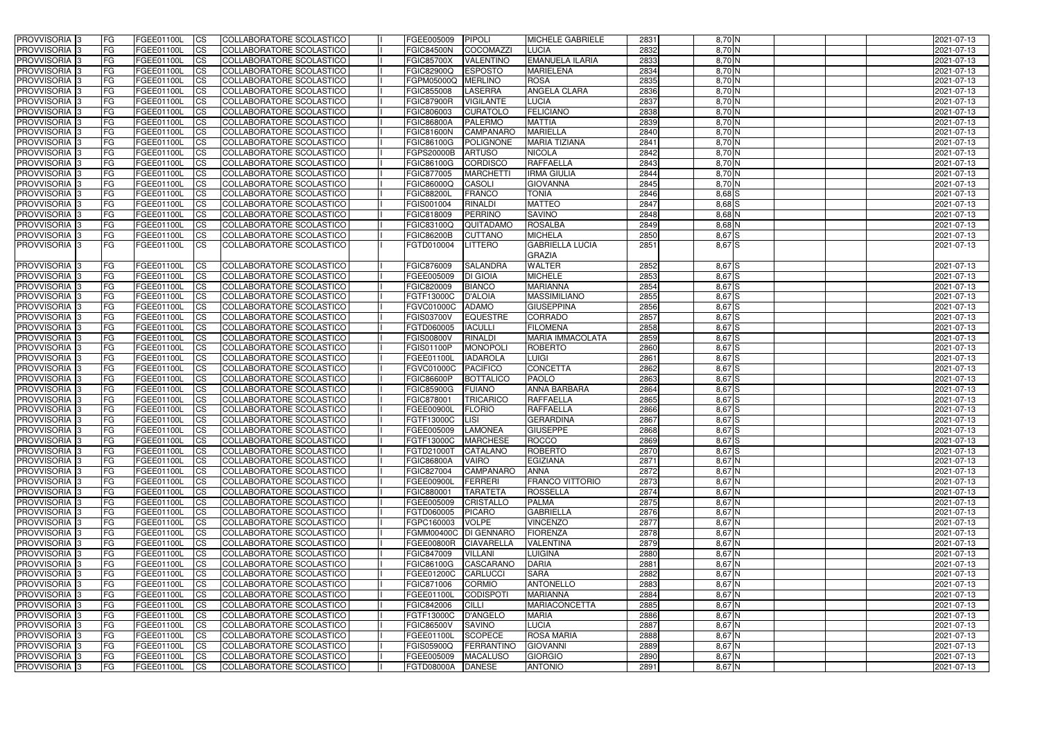| PROVVISORIA | 3 | FG | FGEE01100L | CS | COLLABORATORE SCOLASTICO | | FGEE005009 | PIPOLI | MICHELE GABRIELE | 2831 | 8,70 | N | | | | 2021-07-13 |
|---|---|---|---|---|---|---|---|---|---|---|---|---|---|---|---|---|
| PROVVISORIA | 3 | FG | FGEE01100L | CS | COLLABORATORE SCOLASTICO | | FGIC84500N | COCOMAZZI | LUCIA | 2832 | 8,70 | N | | | | 2021-07-13 |
| PROVVISORIA | 3 | FG | FGEE01100L | CS | COLLABORATORE SCOLASTICO | | FGIC85700X | VALENTINO | EMANUELA ILARIA | 2833 | 8,70 | N | | | | 2021-07-13 |
| PROVVISORIA | 3 | FG | FGEE01100L | CS | COLLABORATORE SCOLASTICO | | FGIC82900Q | ESPOSTO | MARIELENA | 2834 | 8,70 | N | | | | 2021-07-13 |
| PROVVISORIA | 3 | FG | FGEE01100L | CS | COLLABORATORE SCOLASTICO | | FGPM05000Q | MERLINO | ROSA | 2835 | 8,70 | N | | | | 2021-07-13 |
| PROVVISORIA | 3 | FG | FGEE01100L | CS | COLLABORATORE SCOLASTICO | | FGIC855008 | LASERRA | ANGELA CLARA | 2836 | 8,70 | N | | | | 2021-07-13 |
| PROVVISORIA | 3 | FG | FGEE01100L | CS | COLLABORATORE SCOLASTICO | | FGIC87900R | VIGILANTE | LUCIA | 2837 | 8,70 | N | | | | 2021-07-13 |
| PROVVISORIA | 3 | FG | FGEE01100L | CS | COLLABORATORE SCOLASTICO | | FGIC806003 | CURATOLO | FELICIANO | 2838 | 8,70 | N | | | | 2021-07-13 |
| PROVVISORIA | 3 | FG | FGEE01100L | CS | COLLABORATORE SCOLASTICO | | FGIC86800A | PALERMO | MATTIA | 2839 | 8,70 | N | | | | 2021-07-13 |
| PROVVISORIA | 3 | FG | FGEE01100L | CS | COLLABORATORE SCOLASTICO | | FGIC81600N | CAMPANARO | MARIELLA | 2840 | 8,70 | N | | | | 2021-07-13 |
| PROVVISORIA | 3 | FG | FGEE01100L | CS | COLLABORATORE SCOLASTICO | | FGIC86100G | POLIGNONE | MARIA TIZIANA | 2841 | 8,70 | N | | | | 2021-07-13 |
| PROVVISORIA | 3 | FG | FGEE01100L | CS | COLLABORATORE SCOLASTICO | | FGPS20000B | ARTUSO | NICOLA | 2842 | 8,70 | N | | | | 2021-07-13 |
| PROVVISORIA | 3 | FG | FGEE01100L | CS | COLLABORATORE SCOLASTICO | | FGIC86100G | CORDISCO | RAFFAELLA | 2843 | 8,70 | N | | | | 2021-07-13 |
| PROVVISORIA | 3 | FG | FGEE01100L | CS | COLLABORATORE SCOLASTICO | | FGIC877005 | MARCHETTI | IRMA GIULIA | 2844 | 8,70 | N | | | | 2021-07-13 |
| PROVVISORIA | 3 | FG | FGEE01100L | CS | COLLABORATORE SCOLASTICO | | FGIC86000Q | CASOLI | GIOVANNA | 2845 | 8,70 | N | | | | 2021-07-13 |
| PROVVISORIA | 3 | FG | FGEE01100L | CS | COLLABORATORE SCOLASTICO | | FGIC88200L | FRANCO | TONIA | 2846 | 8,68 | S | | | | 2021-07-13 |
| PROVVISORIA | 3 | FG | FGEE01100L | CS | COLLABORATORE SCOLASTICO | | FGIS001004 | RINALDI | MATTEO | 2847 | 8,68 | S | | | | 2021-07-13 |
| PROVVISORIA | 3 | FG | FGEE01100L | CS | COLLABORATORE SCOLASTICO | | FGIC818009 | PERRINO | SAVINO | 2848 | 8,68 | N | | | | 2021-07-13 |
| PROVVISORIA | 3 | FG | FGEE01100L | CS | COLLABORATORE SCOLASTICO | | FGIC83100Q | QUITADAMO | ROSALBA | 2849 | 8,68 | N | | | | 2021-07-13 |
| PROVVISORIA | 3 | FG | FGEE01100L | CS | COLLABORATORE SCOLASTICO | | FGIC86200B | CUTTANO | MICHELA | 2850 | 8,67 | S | | | | 2021-07-13 |
| PROVVISORIA | 3 | FG | FGEE01100L | CS | COLLABORATORE SCOLASTICO | | FGTD010004 | LITTERO | GABRIELLA LUCIA GRAZIA | 2851 | 8,67 | S | | | | 2021-07-13 |
| PROVVISORIA | 3 | FG | FGEE01100L | CS | COLLABORATORE SCOLASTICO | | FGIC876009 | SALANDRA | WALTER | 2852 | 8,67 | S | | | | 2021-07-13 |
| PROVVISORIA | 3 | FG | FGEE01100L | CS | COLLABORATORE SCOLASTICO | | FGEE005009 | DI GIOIA | MICHELE | 2853 | 8,67 | S | | | | 2021-07-13 |
| PROVVISORIA | 3 | FG | FGEE01100L | CS | COLLABORATORE SCOLASTICO | | FGIC820009 | BIANCO | MARIANNA | 2854 | 8,67 | S | | | | 2021-07-13 |
| PROVVISORIA | 3 | FG | FGEE01100L | CS | COLLABORATORE SCOLASTICO | | FGTF13000C | D'ALOIA | MASSIMILIANO | 2855 | 8,67 | S | | | | 2021-07-13 |
| PROVVISORIA | 3 | FG | FGEE01100L | CS | COLLABORATORE SCOLASTICO | | FGVC01000C | ADAMO | GIUSEPPINA | 2856 | 8,67 | S | | | | 2021-07-13 |
| PROVVISORIA | 3 | FG | FGEE01100L | CS | COLLABORATORE SCOLASTICO | | FGIS03700V | EQUESTRE | CORRADO | 2857 | 8,67 | S | | | | 2021-07-13 |
| PROVVISORIA | 3 | FG | FGEE01100L | CS | COLLABORATORE SCOLASTICO | | FGTD060005 | IACULLI | FILOMENA | 2858 | 8,67 | S | | | | 2021-07-13 |
| PROVVISORIA | 3 | FG | FGEE01100L | CS | COLLABORATORE SCOLASTICO | | FGIS00800V | RINALDI | MARIA IMMACOLATA | 2859 | 8,67 | S | | | | 2021-07-13 |
| PROVVISORIA | 3 | FG | FGEE01100L | CS | COLLABORATORE SCOLASTICO | | FGIS01100P | MONOPOLI | ROBERTO | 2860 | 8,67 | S | | | | 2021-07-13 |
| PROVVISORIA | 3 | FG | FGEE01100L | CS | COLLABORATORE SCOLASTICO | | FGEE01100L | IADAROLA | LUIGI | 2861 | 8,67 | S | | | | 2021-07-13 |
| PROVVISORIA | 3 | FG | FGEE01100L | CS | COLLABORATORE SCOLASTICO | | FGVC01000C | PACIFICO | CONCETTA | 2862 | 8,67 | S | | | | 2021-07-13 |
| PROVVISORIA | 3 | FG | FGEE01100L | CS | COLLABORATORE SCOLASTICO | | FGIC86600P | BOTTALICO | PAOLO | 2863 | 8,67 | S | | | | 2021-07-13 |
| PROVVISORIA | 3 | FG | FGEE01100L | CS | COLLABORATORE SCOLASTICO | | FGIC85900G | FUIANO | ANNA BARBARA | 2864 | 8,67 | S | | | | 2021-07-13 |
| PROVVISORIA | 3 | FG | FGEE01100L | CS | COLLABORATORE SCOLASTICO | | FGIC878001 | TRICARICO | RAFFAELLA | 2865 | 8,67 | S | | | | 2021-07-13 |
| PROVVISORIA | 3 | FG | FGEE01100L | CS | COLLABORATORE SCOLASTICO | | FGEE00900L | FLORIO | RAFFAELLA | 2866 | 8,67 | S | | | | 2021-07-13 |
| PROVVISORIA | 3 | FG | FGEE01100L | CS | COLLABORATORE SCOLASTICO | | FGTF13000C | LISI | GERARDINA | 2867 | 8,67 | S | | | | 2021-07-13 |
| PROVVISORIA | 3 | FG | FGEE01100L | CS | COLLABORATORE SCOLASTICO | | FGEE005009 | LAMONEA | GIUSEPPE | 2868 | 8,67 | S | | | | 2021-07-13 |
| PROVVISORIA | 3 | FG | FGEE01100L | CS | COLLABORATORE SCOLASTICO | | FGTF13000C | MARCHESE | ROCCO | 2869 | 8,67 | S | | | | 2021-07-13 |
| PROVVISORIA | 3 | FG | FGEE01100L | CS | COLLABORATORE SCOLASTICO | | FGTD21000T | CATALANO | ROBERTO | 2870 | 8,67 | S | | | | 2021-07-13 |
| PROVVISORIA | 3 | FG | FGEE01100L | CS | COLLABORATORE SCOLASTICO | | FGIC86800A | VAIRO | EGIZIANA | 2871 | 8,67 | N | | | | 2021-07-13 |
| PROVVISORIA | 3 | FG | FGEE01100L | CS | COLLABORATORE SCOLASTICO | | FGIC827004 | CAMPANARO | ANNA | 2872 | 8,67 | N | | | | 2021-07-13 |
| PROVVISORIA | 3 | FG | FGEE01100L | CS | COLLABORATORE SCOLASTICO | | FGEE00900L | FERRERI | FRANCO VITTORIO | 2873 | 8,67 | N | | | | 2021-07-13 |
| PROVVISORIA | 3 | FG | FGEE01100L | CS | COLLABORATORE SCOLASTICO | | FGIC880001 | TARATETA | ROSSELLA | 2874 | 8,67 | N | | | | 2021-07-13 |
| PROVVISORIA | 3 | FG | FGEE01100L | CS | COLLABORATORE SCOLASTICO | | FGEE005009 | CRISTALLO | PALMA | 2875 | 8,67 | N | | | | 2021-07-13 |
| PROVVISORIA | 3 | FG | FGEE01100L | CS | COLLABORATORE SCOLASTICO | | FGTD060005 | PICARO | GABRIELLA | 2876 | 8,67 | N | | | | 2021-07-13 |
| PROVVISORIA | 3 | FG | FGEE01100L | CS | COLLABORATORE SCOLASTICO | | FGPC160003 | VOLPE | VINCENZO | 2877 | 8,67 | N | | | | 2021-07-13 |
| PROVVISORIA | 3 | FG | FGEE01100L | CS | COLLABORATORE SCOLASTICO | | FGMM00400C | DI GENNARO | FIORENZA | 2878 | 8,67 | N | | | | 2021-07-13 |
| PROVVISORIA | 3 | FG | FGEE01100L | CS | COLLABORATORE SCOLASTICO | | FGEE00800R | CIAVARELLA | VALENTINA | 2879 | 8,67 | N | | | | 2021-07-13 |
| PROVVISORIA | 3 | FG | FGEE01100L | CS | COLLABORATORE SCOLASTICO | | FGIC847009 | VILLANI | LUIGINA | 2880 | 8,67 | N | | | | 2021-07-13 |
| PROVVISORIA | 3 | FG | FGEE01100L | CS | COLLABORATORE SCOLASTICO | | FGIC86100G | CASCARANO | DARIA | 2881 | 8,67 | N | | | | 2021-07-13 |
| PROVVISORIA | 3 | FG | FGEE01100L | CS | COLLABORATORE SCOLASTICO | | FGEE01200C | CARLUCCI | SARA | 2882 | 8,67 | N | | | | 2021-07-13 |
| PROVVISORIA | 3 | FG | FGEE01100L | CS | COLLABORATORE SCOLASTICO | | FGIC871006 | CORMIO | ANTONELLO | 2883 | 8,67 | N | | | | 2021-07-13 |
| PROVVISORIA | 3 | FG | FGEE01100L | CS | COLLABORATORE SCOLASTICO | | FGEE01100L | CODISPOTI | MARIANNA | 2884 | 8,67 | N | | | | 2021-07-13 |
| PROVVISORIA | 3 | FG | FGEE01100L | CS | COLLABORATORE SCOLASTICO | | FGIC842006 | CILLI | MARIACONCETTA | 2885 | 8,67 | N | | | | 2021-07-13 |
| PROVVISORIA | 3 | FG | FGEE01100L | CS | COLLABORATORE SCOLASTICO | | FGTF13000C | D'ANGELO | MARIA | 2886 | 8,67 | N | | | | 2021-07-13 |
| PROVVISORIA | 3 | FG | FGEE01100L | CS | COLLABORATORE SCOLASTICO | | FGIC86500V | SAVINO | LUCIA | 2887 | 8,67 | N | | | | 2021-07-13 |
| PROVVISORIA | 3 | FG | FGEE01100L | CS | COLLABORATORE SCOLASTICO | | FGEE01100L | SCOPECE | ROSA MARIA | 2888 | 8,67 | N | | | | 2021-07-13 |
| PROVVISORIA | 3 | FG | FGEE01100L | CS | COLLABORATORE SCOLASTICO | | FGIS05900Q | FERRANTINO | GIOVANNI | 2889 | 8,67 | N | | | | 2021-07-13 |
| PROVVISORIA | 3 | FG | FGEE01100L | CS | COLLABORATORE SCOLASTICO | | FGEE005009 | MACALUSO | GIORGIO | 2890 | 8,67 | N | | | | 2021-07-13 |
| PROVVISORIA | 3 | FG | FGEE01100L | CS | COLLABORATORE SCOLASTICO | | FGTD08000A | DANESE | ANTONIO | 2891 | 8,67 | N | | | | 2021-07-13 |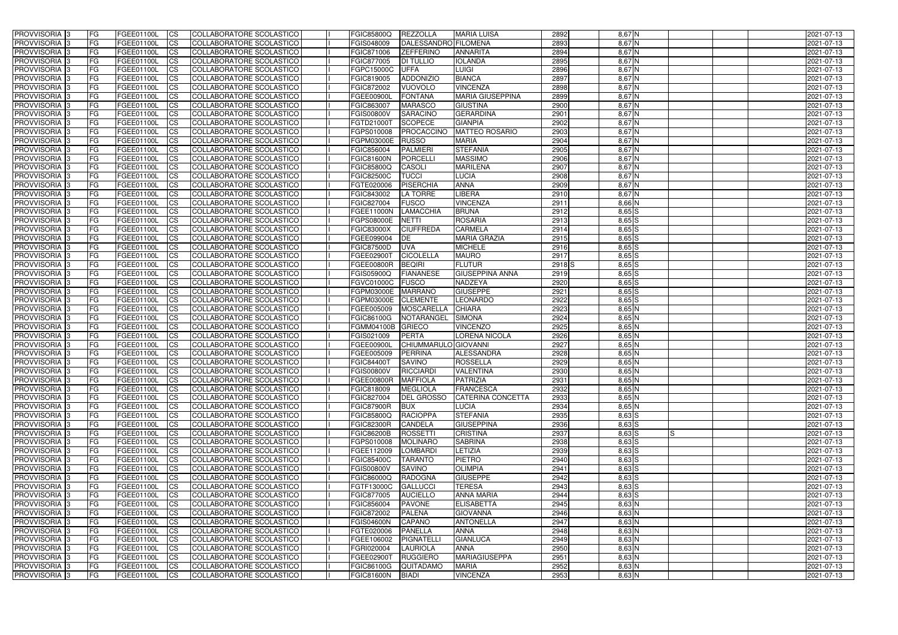| PROVVISORIA | 3 | FG | FGEE01100L | CS | COLLABORATORE SCOLASTICO | I | FGIC85800Q | REZZOLLA | MARIA LUISA | 2892 | 8,67 | N | | | | 2021-07-13 |
|---|---|---|---|---|---|---|---|---|---|---|---|---|---|---|---|---|
| PROVVISORIA | 3 | FG | FGEE01100L | CS | COLLABORATORE SCOLASTICO | I | FGIS048009 | DALESSANDRO | FILOMENA | 2893 | 8,67 | N | | | | 2021-07-13 |
| PROVVISORIA | 3 | FG | FGEE01100L | CS | COLLABORATORE SCOLASTICO | I | FGIC871006 | ZEFFERINO | ANNARITA | 2894 | 8,67 | N | | | | 2021-07-13 |
| PROVVISORIA | 3 | FG | FGEE01100L | CS | COLLABORATORE SCOLASTICO | I | FGIC877005 | DI TULLIO | IOLANDA | 2895 | 8,67 | N | | | | 2021-07-13 |
| PROVVISORIA | 3 | FG | FGEE01100L | CS | COLLABORATORE SCOLASTICO | I | FGPC15000C | UFFA | LUIGI | 2896 | 8,67 | N | | | | 2021-07-13 |
| PROVVISORIA | 3 | FG | FGEE01100L | CS | COLLABORATORE SCOLASTICO | I | FGIC819005 | ADDONIZIO | BIANCA | 2897 | 8,67 | N | | | | 2021-07-13 |
| PROVVISORIA | 3 | FG | FGEE01100L | CS | COLLABORATORE SCOLASTICO | I | FGIC872002 | VUOVOLO | VINCENZA | 2898 | 8,67 | N | | | | 2021-07-13 |
| PROVVISORIA | 3 | FG | FGEE01100L | CS | COLLABORATORE SCOLASTICO | I | FGEE00900L | FONTANA | MARIA GIUSEPPINA | 2899 | 8,67 | N | | | | 2021-07-13 |
| PROVVISORIA | 3 | FG | FGEE01100L | CS | COLLABORATORE SCOLASTICO | I | FGIC863007 | MARASCO | GIUSTINA | 2900 | 8,67 | N | | | | 2021-07-13 |
| PROVVISORIA | 3 | FG | FGEE01100L | CS | COLLABORATORE SCOLASTICO | I | FGIS00800V | SARACINO | GERARDINA | 2901 | 8,67 | N | | | | 2021-07-13 |
| PROVVISORIA | 3 | FG | FGEE01100L | CS | COLLABORATORE SCOLASTICO | I | FGTD21000T | SCOPECE | GIANPIA | 2902 | 8,67 | N | | | | 2021-07-13 |
| PROVVISORIA | 3 | FG | FGEE01100L | CS | COLLABORATORE SCOLASTICO | I | FGPS010008 | PROCACCINO | MATTEO ROSARIO | 2903 | 8,67 | N | | | | 2021-07-13 |
| PROVVISORIA | 3 | FG | FGEE01100L | CS | COLLABORATORE SCOLASTICO | I | FGPM03000E | RUSSO | MARIA | 2904 | 8,67 | N | | | | 2021-07-13 |
| PROVVISORIA | 3 | FG | FGEE01100L | CS | COLLABORATORE SCOLASTICO | I | FGIC856004 | PALMIERI | STEFANIA | 2905 | 8,67 | N | | | | 2021-07-13 |
| PROVVISORIA | 3 | FG | FGEE01100L | CS | COLLABORATORE SCOLASTICO | I | FGIC81600N | PORCELLI | MASSIMO | 2906 | 8,67 | N | | | | 2021-07-13 |
| PROVVISORIA | 3 | FG | FGEE01100L | CS | COLLABORATORE SCOLASTICO | I | FGIC85800Q | CASOLI | MARILENA | 2907 | 8,67 | N | | | | 2021-07-13 |
| PROVVISORIA | 3 | FG | FGEE01100L | CS | COLLABORATORE SCOLASTICO | I | FGIC82500C | TUCCI | LUCIA | 2908 | 8,67 | N | | | | 2021-07-13 |
| PROVVISORIA | 3 | FG | FGEE01100L | CS | COLLABORATORE SCOLASTICO | I | FGTE020006 | PISERCHIA | ANNA | 2909 | 8,67 | N | | | | 2021-07-13 |
| PROVVISORIA | 3 | FG | FGEE01100L | CS | COLLABORATORE SCOLASTICO | I | FGIC843002 | LA TORRE | LIBERA | 2910 | 8,67 | N | | | | 2021-07-13 |
| PROVVISORIA | 3 | FG | FGEE01100L | CS | COLLABORATORE SCOLASTICO | I | FGIC827004 | FUSCO | VINCENZA | 2911 | 8,66 | N | | | | 2021-07-13 |
| PROVVISORIA | 3 | FG | FGEE01100L | CS | COLLABORATORE SCOLASTICO | I | FGEE11000N | LAMACCHIA | BRUNA | 2912 | 8,65 | S | | | | 2021-07-13 |
| PROVVISORIA | 3 | FG | FGEE01100L | CS | COLLABORATORE SCOLASTICO | I | FGPS08000E | NETTI | ROSARIA | 2913 | 8,65 | S | | | | 2021-07-13 |
| PROVVISORIA | 3 | FG | FGEE01100L | CS | COLLABORATORE SCOLASTICO | I | FGIC83000X | CIUFFREDA | CARMELA | 2914 | 8,65 | S | | | | 2021-07-13 |
| PROVVISORIA | 3 | FG | FGEE01100L | CS | COLLABORATORE SCOLASTICO | I | FGEE099004 | DE | MARIA GRAZIA | 2915 | 8,65 | S | | | | 2021-07-13 |
| PROVVISORIA | 3 | FG | FGEE01100L | CS | COLLABORATORE SCOLASTICO | I | FGIC87500D | UVA | MICHELE | 2916 | 8,65 | S | | | | 2021-07-13 |
| PROVVISORIA | 3 | FG | FGEE01100L | CS | COLLABORATORE SCOLASTICO | I | FGEE02900T | CICOLELLA | MAURO | 2917 | 8,65 | S | | | | 2021-07-13 |
| PROVVISORIA | 3 | FG | FGEE01100L | CS | COLLABORATORE SCOLASTICO | I | FGEE00800R | BEQIRI | FLUTUR | 2918 S | 8,65 | S | | | | 2021-07-13 |
| PROVVISORIA | 3 | FG | FGEE01100L | CS | COLLABORATORE SCOLASTICO | I | FGIS05900Q | FIANANESE | GIUSEPPINA ANNA | 2919 | 8,65 | S | | | | 2021-07-13 |
| PROVVISORIA | 3 | FG | FGEE01100L | CS | COLLABORATORE SCOLASTICO | I | FGVC01000C | FUSCO | NADZEYA | 2920 | 8,65 | S | | | | 2021-07-13 |
| PROVVISORIA | 3 | FG | FGEE01100L | CS | COLLABORATORE SCOLASTICO | I | FGPM03000E | MARRANO | GIUSEPPE | 2921 | 8,65 | S | | | | 2021-07-13 |
| PROVVISORIA | 3 | FG | FGEE01100L | CS | COLLABORATORE SCOLASTICO | I | FGPM03000E | CLEMENTE | LEONARDO | 2922 | 8,65 | S | | | | 2021-07-13 |
| PROVVISORIA | 3 | FG | FGEE01100L | CS | COLLABORATORE SCOLASTICO | I | FGEE005009 | MOSCARELLA | CHIARA | 2923 | 8,65 | N | | | | 2021-07-13 |
| PROVVISORIA | 3 | FG | FGEE01100L | CS | COLLABORATORE SCOLASTICO | I | FGIC86100G | NOTARANGEL | SIMONA | 2924 | 8,65 | N | | | | 2021-07-13 |
| PROVVISORIA | 3 | FG | FGEE01100L | CS | COLLABORATORE SCOLASTICO | I | FGMM04100B | GRIECO | VINCENZO | 2925 | 8,65 | N | | | | 2021-07-13 |
| PROVVISORIA | 3 | FG | FGEE01100L | CS | COLLABORATORE SCOLASTICO | I | FGIS021009 | PERTA | LORENA NICOLA | 2926 | 8,65 | N | | | | 2021-07-13 |
| PROVVISORIA | 3 | FG | FGEE01100L | CS | COLLABORATORE SCOLASTICO | I | FGEE00900L | CHIUMMARULO | GIOVANNI | 2927 | 8,65 | N | | | | 2021-07-13 |
| PROVVISORIA | 3 | FG | FGEE01100L | CS | COLLABORATORE SCOLASTICO | I | FGEE005009 | PERRINA | ALESSANDRA | 2928 | 8,65 | N | | | | 2021-07-13 |
| PROVVISORIA | 3 | FG | FGEE01100L | CS | COLLABORATORE SCOLASTICO | I | FGIC84400T | SAVINO | ROSSELLA | 2929 | 8,65 | N | | | | 2021-07-13 |
| PROVVISORIA | 3 | FG | FGEE01100L | CS | COLLABORATORE SCOLASTICO | I | FGIS00800V | RICCIARDI | VALENTINA | 2930 | 8,65 | N | | | | 2021-07-13 |
| PROVVISORIA | 3 | FG | FGEE01100L | CS | COLLABORATORE SCOLASTICO | I | FGEE00800R | MAFFIOLA | PATRIZIA | 2931 | 8,65 | N | | | | 2021-07-13 |
| PROVVISORIA | 3 | FG | FGEE01100L | CS | COLLABORATORE SCOLASTICO | I | FGIC818009 | MEGLIOLA | FRANCESCA | 2932 | 8,65 | N | | | | 2021-07-13 |
| PROVVISORIA | 3 | FG | FGEE01100L | CS | COLLABORATORE SCOLASTICO | I | FGIC827004 | DEL GROSSO | CATERINA CONCETTA | 2933 | 8,65 | N | | | | 2021-07-13 |
| PROVVISORIA | 3 | FG | FGEE01100L | CS | COLLABORATORE SCOLASTICO | I | FGIC87900R | BUX | LUCIA | 2934 | 8,65 | N | | | | 2021-07-13 |
| PROVVISORIA | 3 | FG | FGEE01100L | CS | COLLABORATORE SCOLASTICO | I | FGIC85800Q | RACIOPPA | STEFANIA | 2935 | 8,63 | S | | | | 2021-07-13 |
| PROVVISORIA | 3 | FG | FGEE01100L | CS | COLLABORATORE SCOLASTICO | I | FGIC82300R | CANDELA | GIUSEPPINA | 2936 | 8,63 | S | | | | 2021-07-13 |
| PROVVISORIA | 3 | FG | FGEE01100L | CS | COLLABORATORE SCOLASTICO | I | FGIC86200B | ROSSETTI | CRISTINA | 2937 | 8,63 | S | S | | | 2021-07-13 |
| PROVVISORIA | 3 | FG | FGEE01100L | CS | COLLABORATORE SCOLASTICO | I | FGPS010008 | MOLINARO | SABRINA | 2938 | 8,63 | S | | | | 2021-07-13 |
| PROVVISORIA | 3 | FG | FGEE01100L | CS | COLLABORATORE SCOLASTICO | I | FGEE112009 | LOMBARDI | LETIZIA | 2939 | 8,63 | S | | | | 2021-07-13 |
| PROVVISORIA | 3 | FG | FGEE01100L | CS | COLLABORATORE SCOLASTICO | I | FGIC85400C | TARANTO | PIETRO | 2940 | 8,63 | S | | | | 2021-07-13 |
| PROVVISORIA | 3 | FG | FGEE01100L | CS | COLLABORATORE SCOLASTICO | I | FGIS00800V | SAVINO | OLIMPIA | 2941 | 8,63 | S | | | | 2021-07-13 |
| PROVVISORIA | 3 | FG | FGEE01100L | CS | COLLABORATORE SCOLASTICO | I | FGIC86000Q | RADOGNA | GIUSEPPE | 2942 | 8,63 | S | | | | 2021-07-13 |
| PROVVISORIA | 3 | FG | FGEE01100L | CS | COLLABORATORE SCOLASTICO | I | FGTF13000C | GALLUCCI | TERESA | 2943 | 8,63 | S | | | | 2021-07-13 |
| PROVVISORIA | 3 | FG | FGEE01100L | CS | COLLABORATORE SCOLASTICO | I | FGIC877005 | AUCIELLO | ANNA MARIA | 2944 | 8,63 | S | | | | 2021-07-13 |
| PROVVISORIA | 3 | FG | FGEE01100L | CS | COLLABORATORE SCOLASTICO | I | FGIC856004 | PAVONE | ELISABETTA | 2945 | 8,63 | N | | | | 2021-07-13 |
| PROVVISORIA | 3 | FG | FGEE01100L | CS | COLLABORATORE SCOLASTICO | I | FGIC872002 | PALENA | GIOVANNA | 2946 | 8,63 | N | | | | 2021-07-13 |
| PROVVISORIA | 3 | FG | FGEE01100L | CS | COLLABORATORE SCOLASTICO | I | FGIS04600N | CAPANO | ANTONELLA | 2947 | 8,63 | N | | | | 2021-07-13 |
| PROVVISORIA | 3 | FG | FGEE01100L | CS | COLLABORATORE SCOLASTICO | I | FGTE020006 | PANELLA | ANNA | 2948 | 8,63 | N | | | | 2021-07-13 |
| PROVVISORIA | 3 | FG | FGEE01100L | CS | COLLABORATORE SCOLASTICO | I | FGEE106002 | PIGNATELLI | GIANLUCA | 2949 | 8,63 | N | | | | 2021-07-13 |
| PROVVISORIA | 3 | FG | FGEE01100L | CS | COLLABORATORE SCOLASTICO | I | FGRI020004 | LAURIOLA | ANNA | 2950 | 8,63 | N | | | | 2021-07-13 |
| PROVVISORIA | 3 | FG | FGEE01100L | CS | COLLABORATORE SCOLASTICO | I | FGEE02900T | RUGGIERO | MARIAGIUSEPPA | 2951 | 8,63 | N | | | | 2021-07-13 |
| PROVVISORIA | 3 | FG | FGEE01100L | CS | COLLABORATORE SCOLASTICO | I | FGIC86100G | QUITADAMO | MARIA | 2952 | 8,63 | N | | | | 2021-07-13 |
| PROVVISORIA | 3 | FG | FGEE01100L | CS | COLLABORATORE SCOLASTICO | I | FGIC81600N | BIADI | VINCENZA | 2953 | 8,63 | N | | | | 2021-07-13 |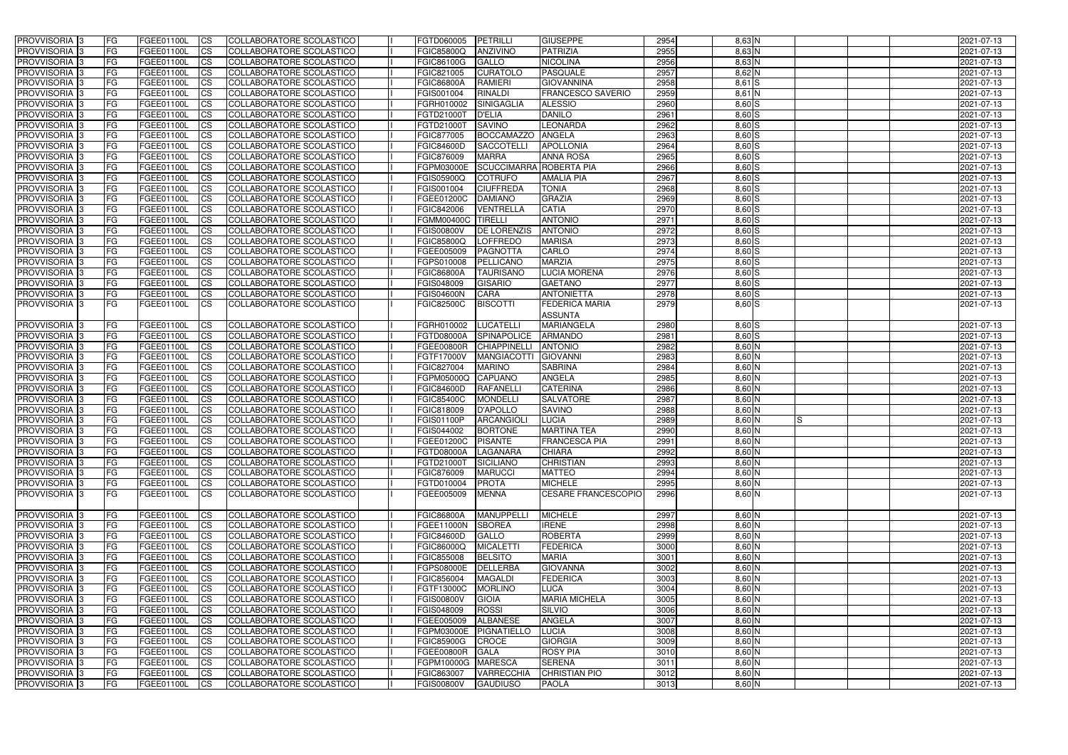| PROVVISORIA 3 | FG | FGEE01100L | CS | COLLABORATORE SCOLASTICO | | FGTD060005 | PETRILLI | GIUSEPPE | 2954 | 8,63 N | | | | 2021-07-13 |
|---|---|---|---|---|---|---|---|---|---|---|---|---|---|---|
| PROVVISORIA 3 | FG | FGEE01100L | CS | COLLABORATORE SCOLASTICO | | FGIC85800Q | ANZIVINO | PATRIZIA | 2955 | 8,63 N | | | | 2021-07-13 |
| PROVVISORIA 3 | FG | FGEE01100L | CS | COLLABORATORE SCOLASTICO | | FGIC86100G | GALLO | NICOLINA | 2956 | 8,63 N | | | | 2021-07-13 |
| PROVVISORIA 3 | FG | FGEE01100L | CS | COLLABORATORE SCOLASTICO | | FGIC821005 | CURATOLO | PASQUALE | 2957 | 8,62 N | | | | 2021-07-13 |
| PROVVISORIA 3 | FG | FGEE01100L | CS | COLLABORATORE SCOLASTICO | | FGIC86800A | RAMIERI | GIOVANNINA | 2958 | 8,61 S | | | | 2021-07-13 |
| PROVVISORIA 3 | FG | FGEE01100L | CS | COLLABORATORE SCOLASTICO | | FGIS001004 | RINALDI | FRANCESCO SAVERIO | 2959 | 8,61 N | | | | 2021-07-13 |
| PROVVISORIA 3 | FG | FGEE01100L | CS | COLLABORATORE SCOLASTICO | | FGRH010002 | SINIGAGLIA | ALESSIO | 2960 | 8,60 S | | | | 2021-07-13 |
| PROVVISORIA 3 | FG | FGEE01100L | CS | COLLABORATORE SCOLASTICO | | FGTD21000T | D'ELIA | DANILO | 2961 | 8,60 S | | | | 2021-07-13 |
| PROVVISORIA 3 | FG | FGEE01100L | CS | COLLABORATORE SCOLASTICO | | FGTD21000T | SAVINO | LEONARDA | 2962 | 8,60 S | | | | 2021-07-13 |
| PROVVISORIA 3 | FG | FGEE01100L | CS | COLLABORATORE SCOLASTICO | | FGIC877005 | BOCCAMAZZO | ANGELA | 2963 | 8,60 S | | | | 2021-07-13 |
| PROVVISORIA 3 | FG | FGEE01100L | CS | COLLABORATORE SCOLASTICO | | FGIC84600D | SACCOTELLI | APOLLONIA | 2964 | 8,60 S | | | | 2021-07-13 |
| PROVVISORIA 3 | FG | FGEE01100L | CS | COLLABORATORE SCOLASTICO | | FGIC876009 | MARRA | ANNA ROSA | 2965 | 8,60 S | | | | 2021-07-13 |
| PROVVISORIA 3 | FG | FGEE01100L | CS | COLLABORATORE SCOLASTICO | | FGPM03000E | SCUCCIMARRA | ROBERTA PIA | 2966 | 8,60 S | | | | 2021-07-13 |
| PROVVISORIA 3 | FG | FGEE01100L | CS | COLLABORATORE SCOLASTICO | | FGIS05900Q | COTRUFO | AMALIA PIA | 2967 | 8,60 S | | | | 2021-07-13 |
| PROVVISORIA 3 | FG | FGEE01100L | CS | COLLABORATORE SCOLASTICO | | FGIS001004 | CIUFFREDA | TONIA | 2968 | 8,60 S | | | | 2021-07-13 |
| PROVVISORIA 3 | FG | FGEE01100L | CS | COLLABORATORE SCOLASTICO | | FGEE01200C | DAMIANO | GRAZIA | 2969 | 8,60 S | | | | 2021-07-13 |
| PROVVISORIA 3 | FG | FGEE01100L | CS | COLLABORATORE SCOLASTICO | | FGIC842006 | VENTRELLA | CATIA | 2970 | 8,60 S | | | | 2021-07-13 |
| PROVVISORIA 3 | FG | FGEE01100L | CS | COLLABORATORE SCOLASTICO | | FGMM00400C | TIRELLI | ANTONIO | 2971 | 8,60 S | | | | 2021-07-13 |
| PROVVISORIA 3 | FG | FGEE01100L | CS | COLLABORATORE SCOLASTICO | | FGIS00800V | DE LORENZIS | ANTONIO | 2972 | 8,60 S | | | | 2021-07-13 |
| PROVVISORIA 3 | FG | FGEE01100L | CS | COLLABORATORE SCOLASTICO | | FGIC85800Q | LOFFREDO | MARISA | 2973 | 8,60 S | | | | 2021-07-13 |
| PROVVISORIA 3 | FG | FGEE01100L | CS | COLLABORATORE SCOLASTICO | | FGEE005009 | PAGNOTTA | CARLO | 2974 | 8,60 S | | | | 2021-07-13 |
| PROVVISORIA 3 | FG | FGEE01100L | CS | COLLABORATORE SCOLASTICO | | FGPS010008 | PELLICANO | MARZIA | 2975 | 8,60 S | | | | 2021-07-13 |
| PROVVISORIA 3 | FG | FGEE01100L | CS | COLLABORATORE SCOLASTICO | | FGIC86800A | TAURISANO | LUCIA MORENA | 2976 | 8,60 S | | | | 2021-07-13 |
| PROVVISORIA 3 | FG | FGEE01100L | CS | COLLABORATORE SCOLASTICO | | FGIS048009 | GISARIO | GAETANO | 2977 | 8,60 S | | | | 2021-07-13 |
| PROVVISORIA 3 | FG | FGEE01100L | CS | COLLABORATORE SCOLASTICO | | FGIS04600N | CARA | ANTONIETTA | 2978 | 8,60 S | | | | 2021-07-13 |
| PROVVISORIA 3 | FG | FGEE01100L | CS | COLLABORATORE SCOLASTICO | | FGIC82500C | BISCOTTI | FEDERICA MARIA ASSUNTA | 2979 | 8,60 S | | | | 2021-07-13 |
| PROVVISORIA 3 | FG | FGEE01100L | CS | COLLABORATORE SCOLASTICO | | FGRH010002 | LUCATELLI | MARIANGELA | 2980 | 8,60 S | | | | 2021-07-13 |
| PROVVISORIA 3 | FG | FGEE01100L | CS | COLLABORATORE SCOLASTICO | | FGTD08000A | SPINAPOLICE | ARMANDO | 2981 | 8,60 S | | | | 2021-07-13 |
| PROVVISORIA 3 | FG | FGEE01100L | CS | COLLABORATORE SCOLASTICO | | FGEE00800R | CHIAPPINELLI | ANTONIO | 2982 | 8,60 N | | | | 2021-07-13 |
| PROVVISORIA 3 | FG | FGEE01100L | CS | COLLABORATORE SCOLASTICO | | FGTF17000V | MANGIACOTTI | GIOVANNI | 2983 | 8,60 N | | | | 2021-07-13 |
| PROVVISORIA 3 | FG | FGEE01100L | CS | COLLABORATORE SCOLASTICO | | FGIC827004 | MARINO | SABRINA | 2984 | 8,60 N | | | | 2021-07-13 |
| PROVVISORIA 3 | FG | FGEE01100L | CS | COLLABORATORE SCOLASTICO | | FGPM05000Q | CAPUANO | ANGELA | 2985 | 8,60 N | | | | 2021-07-13 |
| PROVVISORIA 3 | FG | FGEE01100L | CS | COLLABORATORE SCOLASTICO | | FGIC84600D | RAFANELLI | CATERINA | 2986 | 8,60 N | | | | 2021-07-13 |
| PROVVISORIA 3 | FG | FGEE01100L | CS | COLLABORATORE SCOLASTICO | | FGIC85400C | MONDELLI | SALVATORE | 2987 | 8,60 N | | | | 2021-07-13 |
| PROVVISORIA 3 | FG | FGEE01100L | CS | COLLABORATORE SCOLASTICO | | FGIC818009 | D'APOLLO | SAVINO | 2988 | 8,60 N | | | | 2021-07-13 |
| PROVVISORIA 3 | FG | FGEE01100L | CS | COLLABORATORE SCOLASTICO | | FGIS01100P | ARCANGIOLI | LUCIA | 2989 | 8,60 N | S | | | 2021-07-13 |
| PROVVISORIA 3 | FG | FGEE01100L | CS | COLLABORATORE SCOLASTICO | | FGIS044002 | BORTONE | MARTINA TEA | 2990 | 8,60 N | | | | 2021-07-13 |
| PROVVISORIA 3 | FG | FGEE01100L | CS | COLLABORATORE SCOLASTICO | | FGEE01200C | PISANTE | FRANCESCA PIA | 2991 | 8,60 N | | | | 2021-07-13 |
| PROVVISORIA 3 | FG | FGEE01100L | CS | COLLABORATORE SCOLASTICO | | FGTD08000A | LAGANARA | CHIARA | 2992 | 8,60 N | | | | 2021-07-13 |
| PROVVISORIA 3 | FG | FGEE01100L | CS | COLLABORATORE SCOLASTICO | | FGTD21000T | SICILIANO | CHRISTIAN | 2993 | 8,60 N | | | | 2021-07-13 |
| PROVVISORIA 3 | FG | FGEE01100L | CS | COLLABORATORE SCOLASTICO | | FGIC876009 | MARUCCI | MATTEO | 2994 | 8,60 N | | | | 2021-07-13 |
| PROVVISORIA 3 | FG | FGEE01100L | CS | COLLABORATORE SCOLASTICO | | FGTD010004 | PROTA | MICHELE | 2995 | 8,60 N | | | | 2021-07-13 |
| PROVVISORIA 3 | FG | FGEE01100L | CS | COLLABORATORE SCOLASTICO | | FGEE005009 | MENNA | CESARE FRANCESCOPIO | 2996 | 8,60 N | | | | 2021-07-13 |
| PROVVISORIA 3 | FG | FGEE01100L | CS | COLLABORATORE SCOLASTICO | | FGIC86800A | MANUPPELLI | MICHELE | 2997 | 8,60 N | | | | 2021-07-13 |
| PROVVISORIA 3 | FG | FGEE01100L | CS | COLLABORATORE SCOLASTICO | | FGEE11000N | SBOREA | IRENE | 2998 | 8,60 N | | | | 2021-07-13 |
| PROVVISORIA 3 | FG | FGEE01100L | CS | COLLABORATORE SCOLASTICO | | FGIC84600D | GALLO | ROBERTA | 2999 | 8,60 N | | | | 2021-07-13 |
| PROVVISORIA 3 | FG | FGEE01100L | CS | COLLABORATORE SCOLASTICO | | FGIC86000Q | MICALETTI | FEDERICA | 3000 | 8,60 N | | | | 2021-07-13 |
| PROVVISORIA 3 | FG | FGEE01100L | CS | COLLABORATORE SCOLASTICO | | FGIC855008 | BELSITO | MARIA | 3001 | 8,60 N | | | | 2021-07-13 |
| PROVVISORIA 3 | FG | FGEE01100L | CS | COLLABORATORE SCOLASTICO | | FGPS08000E | DELLERBA | GIOVANNA | 3002 | 8,60 N | | | | 2021-07-13 |
| PROVVISORIA 3 | FG | FGEE01100L | CS | COLLABORATORE SCOLASTICO | | FGIC856004 | MAGALDI | FEDERICA | 3003 | 8,60 N | | | | 2021-07-13 |
| PROVVISORIA 3 | FG | FGEE01100L | CS | COLLABORATORE SCOLASTICO | | FGTF13000C | MORLINO | LUCA | 3004 | 8,60 N | | | | 2021-07-13 |
| PROVVISORIA 3 | FG | FGEE01100L | CS | COLLABORATORE SCOLASTICO | | FGIS00800V | GIOIA | MARIA MICHELA | 3005 | 8,60 N | | | | 2021-07-13 |
| PROVVISORIA 3 | FG | FGEE01100L | CS | COLLABORATORE SCOLASTICO | | FGIS048009 | ROSSI | SILVIO | 3006 | 8,60 N | | | | 2021-07-13 |
| PROVVISORIA 3 | FG | FGEE01100L | CS | COLLABORATORE SCOLASTICO | | FGEE005009 | ALBANESE | ANGELA | 3007 | 8,60 N | | | | 2021-07-13 |
| PROVVISORIA 3 | FG | FGEE01100L | CS | COLLABORATORE SCOLASTICO | | FGPM03000E | PIGNATIELLO | LUCIA | 3008 | 8,60 N | | | | 2021-07-13 |
| PROVVISORIA 3 | FG | FGEE01100L | CS | COLLABORATORE SCOLASTICO | | FGIC85900G | CROCE | GIORGIA | 3009 | 8,60 N | | | | 2021-07-13 |
| PROVVISORIA 3 | FG | FGEE01100L | CS | COLLABORATORE SCOLASTICO | | FGEE00800R | GALA | ROSY PIA | 3010 | 8,60 N | | | | 2021-07-13 |
| PROVVISORIA 3 | FG | FGEE01100L | CS | COLLABORATORE SCOLASTICO | | FGPM10000G | MARESCA | SERENA | 3011 | 8,60 N | | | | 2021-07-13 |
| PROVVISORIA 3 | FG | FGEE01100L | CS | COLLABORATORE SCOLASTICO | | FGIC863007 | VARRECCHIA | CHRISTIAN PIO | 3012 | 8,60 N | | | | 2021-07-13 |
| PROVVISORIA 3 | FG | FGEE01100L | CS | COLLABORATORE SCOLASTICO | | FGIS00800V | GAUDIUSO | PAOLA | 3013 | 8,60 N | | | | 2021-07-13 |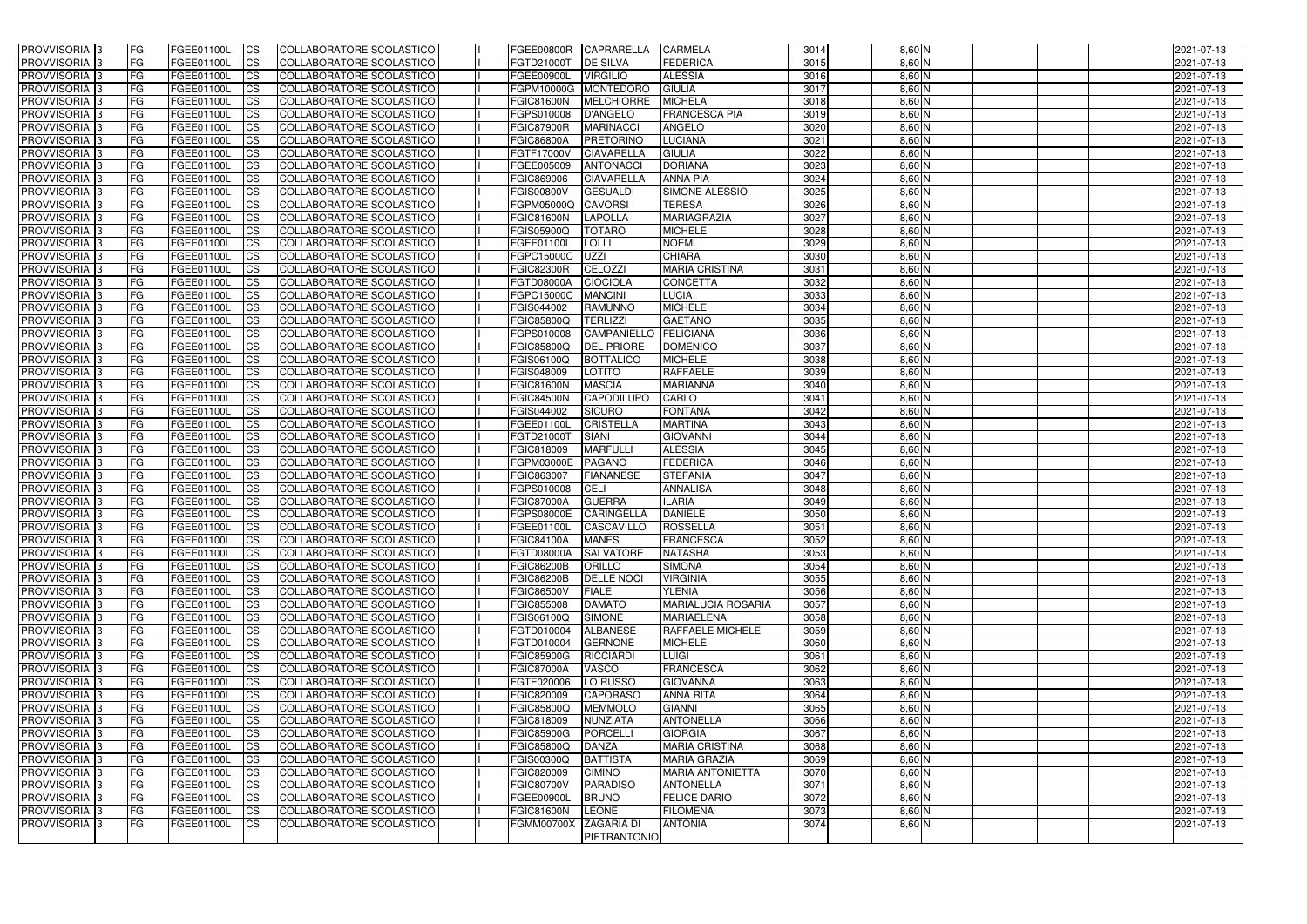| PROVVISORIA 3 | FG | FGEE01100L | CS | COLLABORATORE SCOLASTICO | I | FGEE00800R | CAPRARELLA | CARMELA | 3014 | 8,60 N | | | | 2021-07-13 |
|---|---|---|---|---|---|---|---|---|---|---|---|---|---|---|
| PROVVISORIA 3 | FG | FGEE01100L | CS | COLLABORATORE SCOLASTICO | I | FGTD21000T | DE SILVA | FEDERICA | 3015 | 8,60 N | | | | 2021-07-13 |
| PROVVISORIA 3 | FG | FGEE01100L | CS | COLLABORATORE SCOLASTICO | I | FGEE00900L | VIRGILIO | ALESSIA | 3016 | 8,60 N | | | | 2021-07-13 |
| PROVVISORIA 3 | FG | FGEE01100L | CS | COLLABORATORE SCOLASTICO | I | FGPM10000G | MONTEDORO | GIULIA | 3017 | 8,60 N | | | | 2021-07-13 |
| PROVVISORIA 3 | FG | FGEE01100L | CS | COLLABORATORE SCOLASTICO | I | FGIC81600N | MELCHIORRE | MICHELA | 3018 | 8,60 N | | | | 2021-07-13 |
| PROVVISORIA 3 | FG | FGEE01100L | CS | COLLABORATORE SCOLASTICO | I | FGPS010008 | D'ANGELO | FRANCESCA PIA | 3019 | 8,60 N | | | | 2021-07-13 |
| PROVVISORIA 3 | FG | FGEE01100L | CS | COLLABORATORE SCOLASTICO | I | FGIC87900R | MARINACCI | ANGELO | 3020 | 8,60 N | | | | 2021-07-13 |
| PROVVISORIA 3 | FG | FGEE01100L | CS | COLLABORATORE SCOLASTICO | I | FGIC86800A | PRETORINO | LUCIANA | 3021 | 8,60 N | | | | 2021-07-13 |
| PROVVISORIA 3 | FG | FGEE01100L | CS | COLLABORATORE SCOLASTICO | I | FGTF17000V | CIAVARELLA | GIULIA | 3022 | 8,60 N | | | | 2021-07-13 |
| PROVVISORIA 3 | FG | FGEE01100L | CS | COLLABORATORE SCOLASTICO | I | FGEE005009 | ANTONACCI | DORIANA | 3023 | 8,60 N | | | | 2021-07-13 |
| PROVVISORIA 3 | FG | FGEE01100L | CS | COLLABORATORE SCOLASTICO | I | FGIC869006 | CIAVARELLA | ANNA PIA | 3024 | 8,60 N | | | | 2021-07-13 |
| PROVVISORIA 3 | FG | FGEE01100L | CS | COLLABORATORE SCOLASTICO | I | FGIS00800V | GESUALDI | SIMONE ALESSIO | 3025 | 8,60 N | | | | 2021-07-13 |
| PROVVISORIA 3 | FG | FGEE01100L | CS | COLLABORATORE SCOLASTICO | I | FGPM05000Q | CAVORSI | TERESA | 3026 | 8,60 N | | | | 2021-07-13 |
| PROVVISORIA 3 | FG | FGEE01100L | CS | COLLABORATORE SCOLASTICO | I | FGIC81600N | LAPOLLA | MARIAGRAZIA | 3027 | 8,60 N | | | | 2021-07-13 |
| PROVVISORIA 3 | FG | FGEE01100L | CS | COLLABORATORE SCOLASTICO | I | FGIS05900Q | TOTARO | MICHELE | 3028 | 8,60 N | | | | 2021-07-13 |
| PROVVISORIA 3 | FG | FGEE01100L | CS | COLLABORATORE SCOLASTICO | I | FGEE01100L | LOLLI | NOEMI | 3029 | 8,60 N | | | | 2021-07-13 |
| PROVVISORIA 3 | FG | FGEE01100L | CS | COLLABORATORE SCOLASTICO | I | FGPC15000C | UZZI | CHIARA | 3030 | 8,60 N | | | | 2021-07-13 |
| PROVVISORIA 3 | FG | FGEE01100L | CS | COLLABORATORE SCOLASTICO | I | FGIC82300R | CELOZZI | MARIA CRISTINA | 3031 | 8,60 N | | | | 2021-07-13 |
| PROVVISORIA 3 | FG | FGEE01100L | CS | COLLABORATORE SCOLASTICO | I | FGTD08000A | CIOCIOLA | CONCETTA | 3032 | 8,60 N | | | | 2021-07-13 |
| PROVVISORIA 3 | FG | FGEE01100L | CS | COLLABORATORE SCOLASTICO | I | FGPC15000C | MANCINI | LUCIA | 3033 | 8,60 N | | | | 2021-07-13 |
| PROVVISORIA 3 | FG | FGEE01100L | CS | COLLABORATORE SCOLASTICO | I | FGIS044002 | RAMUNNO | MICHELE | 3034 | 8,60 N | | | | 2021-07-13 |
| PROVVISORIA 3 | FG | FGEE01100L | CS | COLLABORATORE SCOLASTICO | I | FGIC85800Q | TERLIZZI | GAETANO | 3035 | 8,60 N | | | | 2021-07-13 |
| PROVVISORIA 3 | FG | FGEE01100L | CS | COLLABORATORE SCOLASTICO | I | FGPS010008 | CAMPANIELLO | FELICIANA | 3036 | 8,60 N | | | | 2021-07-13 |
| PROVVISORIA 3 | FG | FGEE01100L | CS | COLLABORATORE SCOLASTICO | I | FGIC85800Q | DEL PRIORE | DOMENICO | 3037 | 8,60 N | | | | 2021-07-13 |
| PROVVISORIA 3 | FG | FGEE01100L | CS | COLLABORATORE SCOLASTICO | I | FGIS06100Q | BOTTALICO | MICHELE | 3038 | 8,60 N | | | | 2021-07-13 |
| PROVVISORIA 3 | FG | FGEE01100L | CS | COLLABORATORE SCOLASTICO | I | FGIS048009 | LOTITO | RAFFAELE | 3039 | 8,60 N | | | | 2021-07-13 |
| PROVVISORIA 3 | FG | FGEE01100L | CS | COLLABORATORE SCOLASTICO | I | FGIC81600N | MASCIA | MARIANNA | 3040 | 8,60 N | | | | 2021-07-13 |
| PROVVISORIA 3 | FG | FGEE01100L | CS | COLLABORATORE SCOLASTICO | I | FGIC84500N | CAPODILUPO | CARLO | 3041 | 8,60 N | | | | 2021-07-13 |
| PROVVISORIA 3 | FG | FGEE01100L | CS | COLLABORATORE SCOLASTICO | I | FGIS044002 | SICURO | FONTANA | 3042 | 8,60 N | | | | 2021-07-13 |
| PROVVISORIA 3 | FG | FGEE01100L | CS | COLLABORATORE SCOLASTICO | I | FGEE01100L | CRISTELLA | MARTINA | 3043 | 8,60 N | | | | 2021-07-13 |
| PROVVISORIA 3 | FG | FGEE01100L | CS | COLLABORATORE SCOLASTICO | I | FGTD21000T | SIANI | GIOVANNI | 3044 | 8,60 N | | | | 2021-07-13 |
| PROVVISORIA 3 | FG | FGEE01100L | CS | COLLABORATORE SCOLASTICO | I | FGIC818009 | MARFULLI | ALESSIA | 3045 | 8,60 N | | | | 2021-07-13 |
| PROVVISORIA 3 | FG | FGEE01100L | CS | COLLABORATORE SCOLASTICO | I | FGPM03000E | PAGANO | FEDERICA | 3046 | 8,60 N | | | | 2021-07-13 |
| PROVVISORIA 3 | FG | FGEE01100L | CS | COLLABORATORE SCOLASTICO | I | FGIC863007 | FIANANESE | STEFANIA | 3047 | 8,60 N | | | | 2021-07-13 |
| PROVVISORIA 3 | FG | FGEE01100L | CS | COLLABORATORE SCOLASTICO | I | FGPS010008 | CELI | ANNALISA | 3048 | 8,60 N | | | | 2021-07-13 |
| PROVVISORIA 3 | FG | FGEE01100L | CS | COLLABORATORE SCOLASTICO | I | FGIC87000A | GUERRA | ILARIA | 3049 | 8,60 N | | | | 2021-07-13 |
| PROVVISORIA 3 | FG | FGEE01100L | CS | COLLABORATORE SCOLASTICO | I | FGPS08000E | CARINGELLA | DANIELE | 3050 | 8,60 N | | | | 2021-07-13 |
| PROVVISORIA 3 | FG | FGEE01100L | CS | COLLABORATORE SCOLASTICO | I | FGEE01100L | CASCAVILLO | ROSSELLA | 3051 | 8,60 N | | | | 2021-07-13 |
| PROVVISORIA 3 | FG | FGEE01100L | CS | COLLABORATORE SCOLASTICO | I | FGIC84100A | MANES | FRANCESCA | 3052 | 8,60 N | | | | 2021-07-13 |
| PROVVISORIA 3 | FG | FGEE01100L | CS | COLLABORATORE SCOLASTICO | I | FGTD08000A | SALVATORE | NATASHA | 3053 | 8,60 N | | | | 2021-07-13 |
| PROVVISORIA 3 | FG | FGEE01100L | CS | COLLABORATORE SCOLASTICO | I | FGIC86200B | ORILLO | SIMONA | 3054 | 8,60 N | | | | 2021-07-13 |
| PROVVISORIA 3 | FG | FGEE01100L | CS | COLLABORATORE SCOLASTICO | I | FGIC86200B | DELLE NOCI | VIRGINIA | 3055 | 8,60 N | | | | 2021-07-13 |
| PROVVISORIA 3 | FG | FGEE01100L | CS | COLLABORATORE SCOLASTICO | I | FGIC86500V | FIALE | YLENIA | 3056 | 8,60 N | | | | 2021-07-13 |
| PROVVISORIA 3 | FG | FGEE01100L | CS | COLLABORATORE SCOLASTICO | I | FGIC855008 | DAMATO | MARIALUCIA ROSARIA | 3057 | 8,60 N | | | | 2021-07-13 |
| PROVVISORIA 3 | FG | FGEE01100L | CS | COLLABORATORE SCOLASTICO | I | FGIS06100Q | SIMONE | MARIAELENA | 3058 | 8,60 N | | | | 2021-07-13 |
| PROVVISORIA 3 | FG | FGEE01100L | CS | COLLABORATORE SCOLASTICO | I | FGTD010004 | ALBANESE | RAFFAELE MICHELE | 3059 | 8,60 N | | | | 2021-07-13 |
| PROVVISORIA 3 | FG | FGEE01100L | CS | COLLABORATORE SCOLASTICO | I | FGTD010004 | GERNONE | MICHELE | 3060 | 8,60 N | | | | 2021-07-13 |
| PROVVISORIA 3 | FG | FGEE01100L | CS | COLLABORATORE SCOLASTICO | I | FGIC85900G | RICCIARDI | LUIGI | 3061 | 8,60 N | | | | 2021-07-13 |
| PROVVISORIA 3 | FG | FGEE01100L | CS | COLLABORATORE SCOLASTICO | I | FGIC87000A | VASCO | FRANCESCA | 3062 | 8,60 N | | | | 2021-07-13 |
| PROVVISORIA 3 | FG | FGEE01100L | CS | COLLABORATORE SCOLASTICO | I | FGTE020006 | LO RUSSO | GIOVANNA | 3063 | 8,60 N | | | | 2021-07-13 |
| PROVVISORIA 3 | FG | FGEE01100L | CS | COLLABORATORE SCOLASTICO | I | FGIC820009 | CAPORASO | ANNA RITA | 3064 | 8,60 N | | | | 2021-07-13 |
| PROVVISORIA 3 | FG | FGEE01100L | CS | COLLABORATORE SCOLASTICO | I | FGIC85800Q | MEMMOLO | GIANNI | 3065 | 8,60 N | | | | 2021-07-13 |
| PROVVISORIA 3 | FG | FGEE01100L | CS | COLLABORATORE SCOLASTICO | I | FGIC818009 | NUNZIATA | ANTONELLA | 3066 | 8,60 N | | | | 2021-07-13 |
| PROVVISORIA 3 | FG | FGEE01100L | CS | COLLABORATORE SCOLASTICO | I | FGIC85900G | PORCELLI | GIORGIA | 3067 | 8,60 N | | | | 2021-07-13 |
| PROVVISORIA 3 | FG | FGEE01100L | CS | COLLABORATORE SCOLASTICO | I | FGIC85800Q | DANZA | MARIA CRISTINA | 3068 | 8,60 N | | | | 2021-07-13 |
| PROVVISORIA 3 | FG | FGEE01100L | CS | COLLABORATORE SCOLASTICO | I | FGIS00300Q | BATTISTA | MARIA GRAZIA | 3069 | 8,60 N | | | | 2021-07-13 |
| PROVVISORIA 3 | FG | FGEE01100L | CS | COLLABORATORE SCOLASTICO | I | FGIC820009 | CIMINO | MARIA ANTONIETTA | 3070 | 8,60 N | | | | 2021-07-13 |
| PROVVISORIA 3 | FG | FGEE01100L | CS | COLLABORATORE SCOLASTICO | I | FGIC80700V | PARADISO | ANTONELLA | 3071 | 8,60 N | | | | 2021-07-13 |
| PROVVISORIA 3 | FG | FGEE01100L | CS | COLLABORATORE SCOLASTICO | I | FGEE00900L | BRUNO | FELICE DARIO | 3072 | 8,60 N | | | | 2021-07-13 |
| PROVVISORIA 3 | FG | FGEE01100L | CS | COLLABORATORE SCOLASTICO | I | FGIC81600N | LEONE | FILOMENA | 3073 | 8,60 N | | | | 2021-07-13 |
| PROVVISORIA 3 | FG | FGEE01100L | CS | COLLABORATORE SCOLASTICO | I | FGMM00700X | ZAGARIA DI PIETRANTONIO | ANTONIA | 3074 | 8,60 N | | | | 2021-07-13 |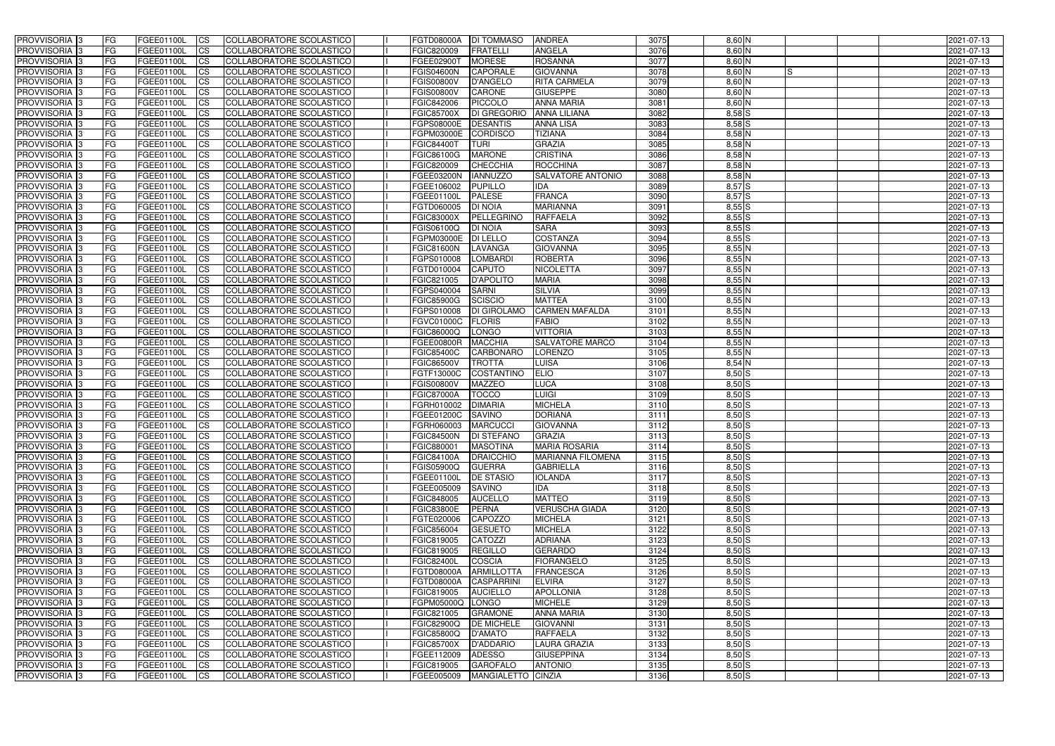| PROVVISORIA | 3 | FG | FGEE01100L | CS | COLLABORATORE SCOLASTICO | | FGTD08000A | DI TOMMASO | ANDREA | 3075 | 8,60 | N | | | | 2021-07-13 |
|---|---|---|---|---|---|---|---|---|---|---|---|---|---|---|---|---|
| PROVVISORIA | 3 | FG | FGEE01100L | CS | COLLABORATORE SCOLASTICO | | FGIC820009 | FRATELLI | ANGELA | 3076 | 8,60 | N | | | | 2021-07-13 |
| PROVVISORIA | 3 | FG | FGEE01100L | CS | COLLABORATORE SCOLASTICO | | FGEE02900T | MORESE | ROSANNA | 3077 | 8,60 | N | | | | 2021-07-13 |
| PROVVISORIA | 3 | FG | FGEE01100L | CS | COLLABORATORE SCOLASTICO | | FGIS04600N | CAPORALE | GIOVANNA | 3078 | 8,60 | N | S | | | 2021-07-13 |
| PROVVISORIA | 3 | FG | FGEE01100L | CS | COLLABORATORE SCOLASTICO | | FGIS00800V | D'ANGELO | RITA CARMELA | 3079 | 8,60 | N | | | | 2021-07-13 |
| PROVVISORIA | 3 | FG | FGEE01100L | CS | COLLABORATORE SCOLASTICO | | FGIS00800V | CARONE | GIUSEPPE | 3080 | 8,60 | N | | | | 2021-07-13 |
| PROVVISORIA | 3 | FG | FGEE01100L | CS | COLLABORATORE SCOLASTICO | | FGIC842006 | PICCOLO | ANNA MARIA | 3081 | 8,60 | N | | | | 2021-07-13 |
| PROVVISORIA | 3 | FG | FGEE01100L | CS | COLLABORATORE SCOLASTICO | | FGIC85700X | DI GREGORIO | ANNA LILIANA | 3082 | 8,58 | S | | | | 2021-07-13 |
| PROVVISORIA | 3 | FG | FGEE01100L | CS | COLLABORATORE SCOLASTICO | | FGPS08000E | DESANTIS | ANNA LISA | 3083 | 8,58 | S | | | | 2021-07-13 |
| PROVVISORIA | 3 | FG | FGEE01100L | CS | COLLABORATORE SCOLASTICO | | FGPM03000E | CORDISCO | TIZIANA | 3084 | 8,58 | N | | | | 2021-07-13 |
| PROVVISORIA | 3 | FG | FGEE01100L | CS | COLLABORATORE SCOLASTICO | | FGIC84400T | TURI | GRAZIA | 3085 | 8,58 | N | | | | 2021-07-13 |
| PROVVISORIA | 3 | FG | FGEE01100L | CS | COLLABORATORE SCOLASTICO | | FGIC86100G | MARONE | CRISTINA | 3086 | 8,58 | N | | | | 2021-07-13 |
| PROVVISORIA | 3 | FG | FGEE01100L | CS | COLLABORATORE SCOLASTICO | | FGIC820009 | CHECCHIA | ROCCHINA | 3087 | 8,58 | N | | | | 2021-07-13 |
| PROVVISORIA | 3 | FG | FGEE01100L | CS | COLLABORATORE SCOLASTICO | | FGEE03200N | IANNUZZO | SALVATORE ANTONIO | 3088 | 8,58 | N | | | | 2021-07-13 |
| PROVVISORIA | 3 | FG | FGEE01100L | CS | COLLABORATORE SCOLASTICO | | FGEE106002 | PUPILLO | IDA | 3089 | 8,57 | S | | | | 2021-07-13 |
| PROVVISORIA | 3 | FG | FGEE01100L | CS | COLLABORATORE SCOLASTICO | | FGEE01100L | PALESE | FRANCA | 3090 | 8,57 | S | | | | 2021-07-13 |
| PROVVISORIA | 3 | FG | FGEE01100L | CS | COLLABORATORE SCOLASTICO | | FGTD060005 | DI NOIA | MARIANNA | 3091 | 8,55 | S | | | | 2021-07-13 |
| PROVVISORIA | 3 | FG | FGEE01100L | CS | COLLABORATORE SCOLASTICO | | FGIC83000X | PELLEGRINO | RAFFAELA | 3092 | 8,55 | S | | | | 2021-07-13 |
| PROVVISORIA | 3 | FG | FGEE01100L | CS | COLLABORATORE SCOLASTICO | | FGIS06100Q | DI NOIA | SARA | 3093 | 8,55 | S | | | | 2021-07-13 |
| PROVVISORIA | 3 | FG | FGEE01100L | CS | COLLABORATORE SCOLASTICO | | FGPM03000E | DI LELLO | COSTANZA | 3094 | 8,55 | S | | | | 2021-07-13 |
| PROVVISORIA | 3 | FG | FGEE01100L | CS | COLLABORATORE SCOLASTICO | | FGIC81600N | LAVANGA | GIOVANNA | 3095 | 8,55 | N | | | | 2021-07-13 |
| PROVVISORIA | 3 | FG | FGEE01100L | CS | COLLABORATORE SCOLASTICO | | FGPS010008 | LOMBARDI | ROBERTA | 3096 | 8,55 | N | | | | 2021-07-13 |
| PROVVISORIA | 3 | FG | FGEE01100L | CS | COLLABORATORE SCOLASTICO | | FGTD010004 | CAPUTO | NICOLETTA | 3097 | 8,55 | N | | | | 2021-07-13 |
| PROVVISORIA | 3 | FG | FGEE01100L | CS | COLLABORATORE SCOLASTICO | | FGIC821005 | D'APOLITO | MARIA | 3098 | 8,55 | N | | | | 2021-07-13 |
| PROVVISORIA | 3 | FG | FGEE01100L | CS | COLLABORATORE SCOLASTICO | | FGPS040004 | SARNI | SILVIA | 3099 | 8,55 | N | | | | 2021-07-13 |
| PROVVISORIA | 3 | FG | FGEE01100L | CS | COLLABORATORE SCOLASTICO | | FGIC85900G | SCISCIO | MATTEA | 3100 | 8,55 | N | | | | 2021-07-13 |
| PROVVISORIA | 3 | FG | FGEE01100L | CS | COLLABORATORE SCOLASTICO | | FGPS010008 | DI GIROLAMO | CARMEN MAFALDA | 3101 | 8,55 | N | | | | 2021-07-13 |
| PROVVISORIA | 3 | FG | FGEE01100L | CS | COLLABORATORE SCOLASTICO | | FGVC01000C | FLORIS | FABIO | 3102 | 8,55 | N | | | | 2021-07-13 |
| PROVVISORIA | 3 | FG | FGEE01100L | CS | COLLABORATORE SCOLASTICO | | FGIC86000Q | LONGO | VITTORIA | 3103 | 8,55 | N | | | | 2021-07-13 |
| PROVVISORIA | 3 | FG | FGEE01100L | CS | COLLABORATORE SCOLASTICO | | FGEE00800R | MACCHIA | SALVATORE MARCO | 3104 | 8,55 | N | | | | 2021-07-13 |
| PROVVISORIA | 3 | FG | FGEE01100L | CS | COLLABORATORE SCOLASTICO | | FGIC85400C | CARBONARO | LORENZO | 3105 | 8,55 | N | | | | 2021-07-13 |
| PROVVISORIA | 3 | FG | FGEE01100L | CS | COLLABORATORE SCOLASTICO | | FGIC86500V | TROTTA | LUISA | 3106 | 8,54 | N | | | | 2021-07-13 |
| PROVVISORIA | 3 | FG | FGEE01100L | CS | COLLABORATORE SCOLASTICO | | FGTF13000C | COSTANTINO | ELIO | 3107 | 8,50 | S | | | | 2021-07-13 |
| PROVVISORIA | 3 | FG | FGEE01100L | CS | COLLABORATORE SCOLASTICO | | FGIS00800V | MAZZEO | LUCA | 3108 | 8,50 | S | | | | 2021-07-13 |
| PROVVISORIA | 3 | FG | FGEE01100L | CS | COLLABORATORE SCOLASTICO | | FGIC87000A | TOCCO | LUIGI | 3109 | 8,50 | S | | | | 2021-07-13 |
| PROVVISORIA | 3 | FG | FGEE01100L | CS | COLLABORATORE SCOLASTICO | | FGRH010002 | DIMARIA | MICHELA | 3110 | 8,50 | S | | | | 2021-07-13 |
| PROVVISORIA | 3 | FG | FGEE01100L | CS | COLLABORATORE SCOLASTICO | | FGEE01200C | SAVINO | DORIANA | 3111 | 8,50 | S | | | | 2021-07-13 |
| PROVVISORIA | 3 | FG | FGEE01100L | CS | COLLABORATORE SCOLASTICO | | FGRH060003 | MARCUCCI | GIOVANNA | 3112 | 8,50 | S | | | | 2021-07-13 |
| PROVVISORIA | 3 | FG | FGEE01100L | CS | COLLABORATORE SCOLASTICO | | FGIC84500N | DI STEFANO | GRAZIA | 3113 | 8,50 | S | | | | 2021-07-13 |
| PROVVISORIA | 3 | FG | FGEE01100L | CS | COLLABORATORE SCOLASTICO | | FGIC880001 | MASOTINA | MARIA ROSARIA | 3114 | 8,50 | S | | | | 2021-07-13 |
| PROVVISORIA | 3 | FG | FGEE01100L | CS | COLLABORATORE SCOLASTICO | | FGIC84100A | DRAICCHIO | MARIANNA FILOMENA | 3115 | 8,50 | S | | | | 2021-07-13 |
| PROVVISORIA | 3 | FG | FGEE01100L | CS | COLLABORATORE SCOLASTICO | | FGIS05900Q | GUERRA | GABRIELLA | 3116 | 8,50 | S | | | | 2021-07-13 |
| PROVVISORIA | 3 | FG | FGEE01100L | CS | COLLABORATORE SCOLASTICO | | FGEE01100L | DE STASIO | IOLANDA | 3117 | 8,50 | S | | | | 2021-07-13 |
| PROVVISORIA | 3 | FG | FGEE01100L | CS | COLLABORATORE SCOLASTICO | | FGEE005009 | SAVINO | IDA | 3118 | 8,50 | S | | | | 2021-07-13 |
| PROVVISORIA | 3 | FG | FGEE01100L | CS | COLLABORATORE SCOLASTICO | | FGIC848005 | AUCELLO | MATTEO | 3119 | 8,50 | S | | | | 2021-07-13 |
| PROVVISORIA | 3 | FG | FGEE01100L | CS | COLLABORATORE SCOLASTICO | | FGIC83800E | PERNA | VERUSCHA GIADA | 3120 | 8,50 | S | | | | 2021-07-13 |
| PROVVISORIA | 3 | FG | FGEE01100L | CS | COLLABORATORE SCOLASTICO | | FGTE020006 | CAPOZZO | MICHELA | 3121 | 8,50 | S | | | | 2021-07-13 |
| PROVVISORIA | 3 | FG | FGEE01100L | CS | COLLABORATORE SCOLASTICO | | FGIC856004 | GESUETO | MICHELA | 3122 | 8,50 | S | | | | 2021-07-13 |
| PROVVISORIA | 3 | FG | FGEE01100L | CS | COLLABORATORE SCOLASTICO | | FGIC819005 | CATOZZI | ADRIANA | 3123 | 8,50 | S | | | | 2021-07-13 |
| PROVVISORIA | 3 | FG | FGEE01100L | CS | COLLABORATORE SCOLASTICO | | FGIC819005 | REGILLO | GERARDO | 3124 | 8,50 | S | | | | 2021-07-13 |
| PROVVISORIA | 3 | FG | FGEE01100L | CS | COLLABORATORE SCOLASTICO | | FGIC82400L | COSCIA | FIORANGELO | 3125 | 8,50 | S | | | | 2021-07-13 |
| PROVVISORIA | 3 | FG | FGEE01100L | CS | COLLABORATORE SCOLASTICO | | FGTD08000A | ARMILLOTTA | FRANCESCA | 3126 | 8,50 | S | | | | 2021-07-13 |
| PROVVISORIA | 3 | FG | FGEE01100L | CS | COLLABORATORE SCOLASTICO | | FGTD08000A | CASPARRINI | ELVIRA | 3127 | 8,50 | S | | | | 2021-07-13 |
| PROVVISORIA | 3 | FG | FGEE01100L | CS | COLLABORATORE SCOLASTICO | | FGIC819005 | AUCIELLO | APOLLONIA | 3128 | 8,50 | S | | | | 2021-07-13 |
| PROVVISORIA | 3 | FG | FGEE01100L | CS | COLLABORATORE SCOLASTICO | | FGPM05000Q | LONGO | MICHELE | 3129 | 8,50 | S | | | | 2021-07-13 |
| PROVVISORIA | 3 | FG | FGEE01100L | CS | COLLABORATORE SCOLASTICO | | FGIC821005 | GRAMONE | ANNA MARIA | 3130 | 8,50 | S | | | | 2021-07-13 |
| PROVVISORIA | 3 | FG | FGEE01100L | CS | COLLABORATORE SCOLASTICO | | FGIC82900Q | DE MICHELE | GIOVANNI | 3131 | 8,50 | S | | | | 2021-07-13 |
| PROVVISORIA | 3 | FG | FGEE01100L | CS | COLLABORATORE SCOLASTICO | | FGIC85800Q | D'AMATO | RAFFAELA | 3132 | 8,50 | S | | | | 2021-07-13 |
| PROVVISORIA | 3 | FG | FGEE01100L | CS | COLLABORATORE SCOLASTICO | | FGIC85700X | D'ADDARIO | LAURA GRAZIA | 3133 | 8,50 | S | | | | 2021-07-13 |
| PROVVISORIA | 3 | FG | FGEE01100L | CS | COLLABORATORE SCOLASTICO | | FGEE112009 | ADESSO | GIUSEPPINA | 3134 | 8,50 | S | | | | 2021-07-13 |
| PROVVISORIA | 3 | FG | FGEE01100L | CS | COLLABORATORE SCOLASTICO | | FGIC819005 | GAROFALO | ANTONIO | 3135 | 8,50 | S | | | | 2021-07-13 |
| PROVVISORIA | 3 | FG | FGEE01100L | CS | COLLABORATORE SCOLASTICO | | FGEE005009 | MANGIALETTO | CINZIA | 3136 | 8,50 | S | | | | 2021-07-13 |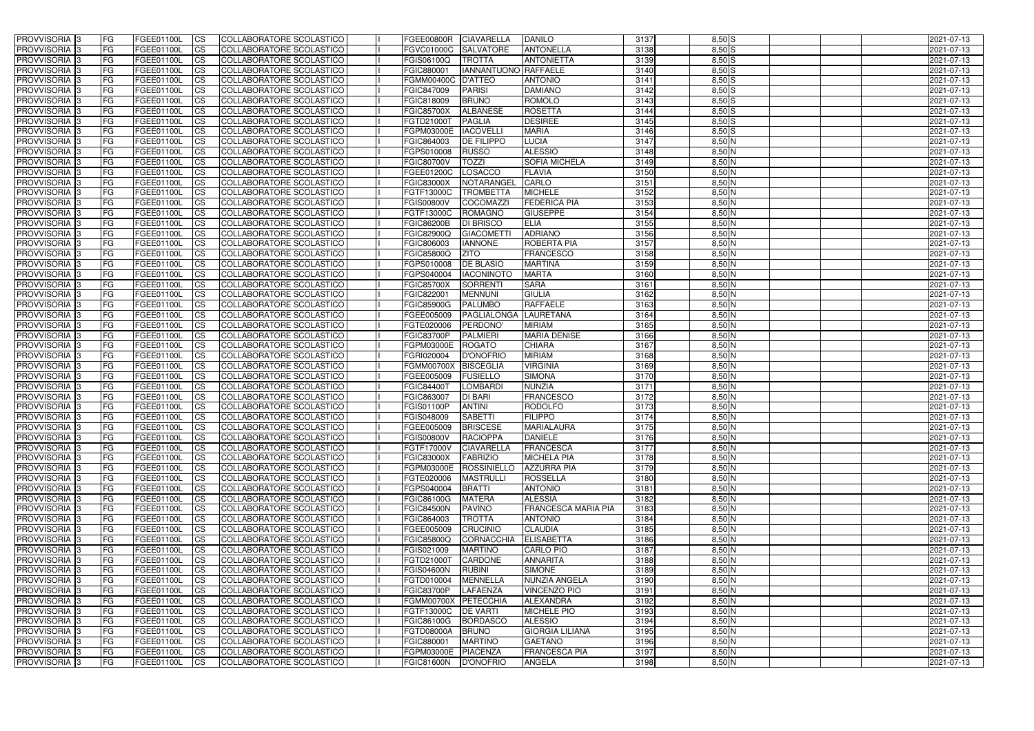| PROVVISORIA | 3 | FG | FGEE01100L | CS | COLLABORATORE SCOLASTICO | | FGEE00800R | CIAVARELLA | DANILO | 3137 | 8,50 | S | | | | 2021-07-13 |
|---|---|---|---|---|---|---|---|---|---|---|---|---|---|---|---|---|
| PROVVISORIA | 3 | FG | FGEE01100L | CS | COLLABORATORE SCOLASTICO | | FGVC01000C | SALVATORE | ANTONELLA | 3138 | 8,50 | S | | | | 2021-07-13 |
| PROVVISORIA | 3 | FG | FGEE01100L | CS | COLLABORATORE SCOLASTICO | | FGIS06100Q | TROTTA | ANTONIETTA | 3139 | 8,50 | S | | | | 2021-07-13 |
| PROVVISORIA | 3 | FG | FGEE01100L | CS | COLLABORATORE SCOLASTICO | | FGIC880001 | IANNANTUONO | RAFFAELE | 3140 | 8,50 | S | | | | 2021-07-13 |
| PROVVISORIA | 3 | FG | FGEE01100L | CS | COLLABORATORE SCOLASTICO | | FGMM00400C | D'ATTEO | ANTONIO | 3141 | 8,50 | S | | | | 2021-07-13 |
| PROVVISORIA | 3 | FG | FGEE01100L | CS | COLLABORATORE SCOLASTICO | | FGIC847009 | PARISI | DAMIANO | 3142 | 8,50 | S | | | | 2021-07-13 |
| PROVVISORIA | 3 | FG | FGEE01100L | CS | COLLABORATORE SCOLASTICO | | FGIC818009 | BRUNO | ROMOLO | 3143 | 8,50 | S | | | | 2021-07-13 |
| PROVVISORIA | 3 | FG | FGEE01100L | CS | COLLABORATORE SCOLASTICO | | FGIC85700X | ALBANESE | ROSETTA | 3144 | 8,50 | S | | | | 2021-07-13 |
| PROVVISORIA | 3 | FG | FGEE01100L | CS | COLLABORATORE SCOLASTICO | | FGTD21000T | PAGLIA | DESIREE | 3145 | 8,50 | S | | | | 2021-07-13 |
| PROVVISORIA | 3 | FG | FGEE01100L | CS | COLLABORATORE SCOLASTICO | | FGPM03000E | IACOVELLI | MARIA | 3146 | 8,50 | S | | | | 2021-07-13 |
| PROVVISORIA | 3 | FG | FGEE01100L | CS | COLLABORATORE SCOLASTICO | | FGIC864003 | DE FILIPPO | LUCIA | 3147 | 8,50 | N | | | | 2021-07-13 |
| PROVVISORIA | 3 | FG | FGEE01100L | CS | COLLABORATORE SCOLASTICO | | FGPS010008 | RUSSO | ALESSIO | 3148 | 8,50 | N | | | | 2021-07-13 |
| PROVVISORIA | 3 | FG | FGEE01100L | CS | COLLABORATORE SCOLASTICO | | FGIC80700V | TOZZI | SOFIA MICHELA | 3149 | 8,50 | N | | | | 2021-07-13 |
| PROVVISORIA | 3 | FG | FGEE01100L | CS | COLLABORATORE SCOLASTICO | | FGEE01200C | LOSACCO | FLAVIA | 3150 | 8,50 | N | | | | 2021-07-13 |
| PROVVISORIA | 3 | FG | FGEE01100L | CS | COLLABORATORE SCOLASTICO | | FGIC83000X | NOTARANGEL | CARLO | 3151 | 8,50 | N | | | | 2021-07-13 |
| PROVVISORIA | 3 | FG | FGEE01100L | CS | COLLABORATORE SCOLASTICO | | FGTF13000C | TROMBETTA | MICHELE | 3152 | 8,50 | N | | | | 2021-07-13 |
| PROVVISORIA | 3 | FG | FGEE01100L | CS | COLLABORATORE SCOLASTICO | | FGIS00800V | COCOMAZZI | FEDERICA PIA | 3153 | 8,50 | N | | | | 2021-07-13 |
| PROVVISORIA | 3 | FG | FGEE01100L | CS | COLLABORATORE SCOLASTICO | | FGTF13000C | ROMAGNO | GIUSEPPE | 3154 | 8,50 | N | | | | 2021-07-13 |
| PROVVISORIA | 3 | FG | FGEE01100L | CS | COLLABORATORE SCOLASTICO | | FGIC86200B | DI BRISCO | ELIA | 3155 | 8,50 | N | | | | 2021-07-13 |
| PROVVISORIA | 3 | FG | FGEE01100L | CS | COLLABORATORE SCOLASTICO | | FGIC82900Q | GIACOMETTI | ADRIANO | 3156 | 8,50 | N | | | | 2021-07-13 |
| PROVVISORIA | 3 | FG | FGEE01100L | CS | COLLABORATORE SCOLASTICO | | FGIC806003 | IANNONE | ROBERTA PIA | 3157 | 8,50 | N | | | | 2021-07-13 |
| PROVVISORIA | 3 | FG | FGEE01100L | CS | COLLABORATORE SCOLASTICO | | FGIC85800Q | ZITO | FRANCESCO | 3158 | 8,50 | N | | | | 2021-07-13 |
| PROVVISORIA | 3 | FG | FGEE01100L | CS | COLLABORATORE SCOLASTICO | | FGPS010008 | DE BLASIO | MARTINA | 3159 | 8,50 | N | | | | 2021-07-13 |
| PROVVISORIA | 3 | FG | FGEE01100L | CS | COLLABORATORE SCOLASTICO | | FGPS040004 | IACONINOTO | MARTA | 3160 | 8,50 | N | | | | 2021-07-13 |
| PROVVISORIA | 3 | FG | FGEE01100L | CS | COLLABORATORE SCOLASTICO | | FGIC85700X | SORRENTI | SARA | 3161 | 8,50 | N | | | | 2021-07-13 |
| PROVVISORIA | 3 | FG | FGEE01100L | CS | COLLABORATORE SCOLASTICO | | FGIC822001 | MENNUNI | GIULIA | 3162 | 8,50 | N | | | | 2021-07-13 |
| PROVVISORIA | 3 | FG | FGEE01100L | CS | COLLABORATORE SCOLASTICO | | FGIC85900G | PALUMBO | RAFFAELE | 3163 | 8,50 | N | | | | 2021-07-13 |
| PROVVISORIA | 3 | FG | FGEE01100L | CS | COLLABORATORE SCOLASTICO | | FGEE005009 | PAGLIALONGA | LAURETANA | 3164 | 8,50 | N | | | | 2021-07-13 |
| PROVVISORIA | 3 | FG | FGEE01100L | CS | COLLABORATORE SCOLASTICO | | FGTE020006 | PERDONO' | MIRIAM | 3165 | 8,50 | N | | | | 2021-07-13 |
| PROVVISORIA | 3 | FG | FGEE01100L | CS | COLLABORATORE SCOLASTICO | | FGIC83700P | PALMIERI | MARIA DENISE | 3166 | 8,50 | N | | | | 2021-07-13 |
| PROVVISORIA | 3 | FG | FGEE01100L | CS | COLLABORATORE SCOLASTICO | | FGPM03000E | ROGATO | CHIARA | 3167 | 8,50 | N | | | | 2021-07-13 |
| PROVVISORIA | 3 | FG | FGEE01100L | CS | COLLABORATORE SCOLASTICO | | FGRI020004 | D'ONOFRIO | MIRIAM | 3168 | 8,50 | N | | | | 2021-07-13 |
| PROVVISORIA | 3 | FG | FGEE01100L | CS | COLLABORATORE SCOLASTICO | | FGMM00700X | BISCEGLIA | VIRGINIA | 3169 | 8,50 | N | | | | 2021-07-13 |
| PROVVISORIA | 3 | FG | FGEE01100L | CS | COLLABORATORE SCOLASTICO | | FGEE005009 | FUSIELLO | SIMONA | 3170 | 8,50 | N | | | | 2021-07-13 |
| PROVVISORIA | 3 | FG | FGEE01100L | CS | COLLABORATORE SCOLASTICO | | FGIC84400T | LOMBARDI | NUNZIA | 3171 | 8,50 | N | | | | 2021-07-13 |
| PROVVISORIA | 3 | FG | FGEE01100L | CS | COLLABORATORE SCOLASTICO | | FGIC863007 | DI BARI | FRANCESCO | 3172 | 8,50 | N | | | | 2021-07-13 |
| PROVVISORIA | 3 | FG | FGEE01100L | CS | COLLABORATORE SCOLASTICO | | FGIS01100P | ANTINI | RODOLFO | 3173 | 8,50 | N | | | | 2021-07-13 |
| PROVVISORIA | 3 | FG | FGEE01100L | CS | COLLABORATORE SCOLASTICO | | FGIS048009 | SABETTI | FILIPPO | 3174 | 8,50 | N | | | | 2021-07-13 |
| PROVVISORIA | 3 | FG | FGEE01100L | CS | COLLABORATORE SCOLASTICO | | FGEE005009 | BRISCESE | MARIALAURA | 3175 | 8,50 | N | | | | 2021-07-13 |
| PROVVISORIA | 3 | FG | FGEE01100L | CS | COLLABORATORE SCOLASTICO | | FGIS00800V | RACIOPPA | DANIELE | 3176 | 8,50 | N | | | | 2021-07-13 |
| PROVVISORIA | 3 | FG | FGEE01100L | CS | COLLABORATORE SCOLASTICO | | FGTF17000V | CIAVARELLA | FRANCESCA | 3177 | 8,50 | N | | | | 2021-07-13 |
| PROVVISORIA | 3 | FG | FGEE01100L | CS | COLLABORATORE SCOLASTICO | | FGIC83000X | FABRIZIO | MICHELA PIA | 3178 | 8,50 | N | | | | 2021-07-13 |
| PROVVISORIA | 3 | FG | FGEE01100L | CS | COLLABORATORE SCOLASTICO | | FGPM03000E | ROSSINIELLO | AZZURRA PIA | 3179 | 8,50 | N | | | | 2021-07-13 |
| PROVVISORIA | 3 | FG | FGEE01100L | CS | COLLABORATORE SCOLASTICO | | FGTE020006 | MASTRULLI | ROSSELLA | 3180 | 8,50 | N | | | | 2021-07-13 |
| PROVVISORIA | 3 | FG | FGEE01100L | CS | COLLABORATORE SCOLASTICO | | FGPS040004 | BRATTI | ANTONIO | 3181 | 8,50 | N | | | | 2021-07-13 |
| PROVVISORIA | 3 | FG | FGEE01100L | CS | COLLABORATORE SCOLASTICO | | FGIC86100G | MATERA | ALESSIA | 3182 | 8,50 | N | | | | 2021-07-13 |
| PROVVISORIA | 3 | FG | FGEE01100L | CS | COLLABORATORE SCOLASTICO | | FGIC84500N | PAVINO | FRANCESCA MARIA PIA | 3183 | 8,50 | N | | | | 2021-07-13 |
| PROVVISORIA | 3 | FG | FGEE01100L | CS | COLLABORATORE SCOLASTICO | | FGIC864003 | TROTTA | ANTONIO | 3184 | 8,50 | N | | | | 2021-07-13 |
| PROVVISORIA | 3 | FG | FGEE01100L | CS | COLLABORATORE SCOLASTICO | | FGEE005009 | CRUCINIO | CLAUDIA | 3185 | 8,50 | N | | | | 2021-07-13 |
| PROVVISORIA | 3 | FG | FGEE01100L | CS | COLLABORATORE SCOLASTICO | | FGIC85800Q | CORNACCHIA | ELISABETTA | 3186 | 8,50 | N | | | | 2021-07-13 |
| PROVVISORIA | 3 | FG | FGEE01100L | CS | COLLABORATORE SCOLASTICO | | FGIS021009 | MARTINO | CARLO PIO | 3187 | 8,50 | N | | | | 2021-07-13 |
| PROVVISORIA | 3 | FG | FGEE01100L | CS | COLLABORATORE SCOLASTICO | | FGTD21000T | CARDONE | ANNARITA | 3188 | 8,50 | N | | | | 2021-07-13 |
| PROVVISORIA | 3 | FG | FGEE01100L | CS | COLLABORATORE SCOLASTICO | | FGIS04600N | RUBINI | SIMONE | 3189 | 8,50 | N | | | | 2021-07-13 |
| PROVVISORIA | 3 | FG | FGEE01100L | CS | COLLABORATORE SCOLASTICO | | FGTD010004 | MENNELLA | NUNZIA ANGELA | 3190 | 8,50 | N | | | | 2021-07-13 |
| PROVVISORIA | 3 | FG | FGEE01100L | CS | COLLABORATORE SCOLASTICO | | FGIC83700P | LAFAENZA | VINCENZO PIO | 3191 | 8,50 | N | | | | 2021-07-13 |
| PROVVISORIA | 3 | FG | FGEE01100L | CS | COLLABORATORE SCOLASTICO | | FGMM00700X | PETECCHIA | ALEXANDRA | 3192 | 8,50 | N | | | | 2021-07-13 |
| PROVVISORIA | 3 | FG | FGEE01100L | CS | COLLABORATORE SCOLASTICO | | FGTF13000C | DE VARTI | MICHELE PIO | 3193 | 8,50 | N | | | | 2021-07-13 |
| PROVVISORIA | 3 | FG | FGEE01100L | CS | COLLABORATORE SCOLASTICO | | FGIC86100G | BORDASCO | ALESSIO | 3194 | 8,50 | N | | | | 2021-07-13 |
| PROVVISORIA | 3 | FG | FGEE01100L | CS | COLLABORATORE SCOLASTICO | | FGTD08000A | BRUNO | GIORGIA LILIANA | 3195 | 8,50 | N | | | | 2021-07-13 |
| PROVVISORIA | 3 | FG | FGEE01100L | CS | COLLABORATORE SCOLASTICO | | FGIC880001 | MARTINO | GAETANO | 3196 | 8,50 | N | | | | 2021-07-13 |
| PROVVISORIA | 3 | FG | FGEE01100L | CS | COLLABORATORE SCOLASTICO | | FGPM03000E | PIACENZA | FRANCESCA PIA | 3197 | 8,50 | N | | | | 2021-07-13 |
| PROVVISORIA | 3 | FG | FGEE01100L | CS | COLLABORATORE SCOLASTICO | | FGIC81600N | D'ONOFRIO | ANGELA | 3198 | 8,50 | N | | | | 2021-07-13 |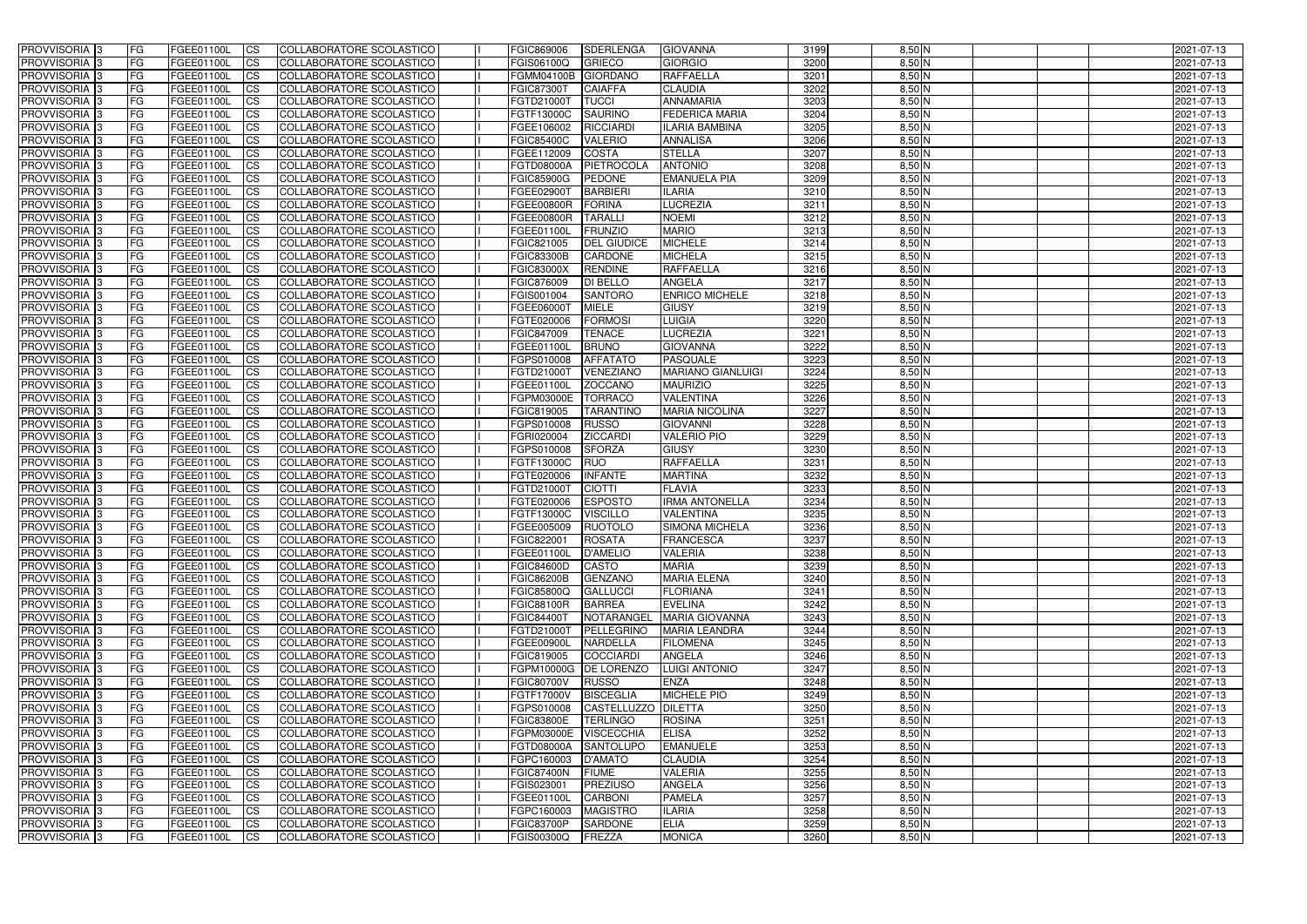| PROVVISORIA 3 | FG | FGEE01100L | CS | COLLABORATORE SCOLASTICO | I | FGIC869006 | SDERLENGA | GIOVANNA | 3199 | 8,50 N | | | | 2021-07-13 |
|---|---|---|---|---|---|---|---|---|---|---|---|---|---|---|
| PROVVISORIA 3 | FG | FGEE01100L | CS | COLLABORATORE SCOLASTICO | I | FGIS06100Q | GRIECO | GIORGIO | 3200 | 8,50 N | | | | 2021-07-13 |
| PROVVISORIA 3 | FG | FGEE01100L | CS | COLLABORATORE SCOLASTICO | I | FGMM04100B | GIORDANO | RAFFAELLA | 3201 | 8,50 N | | | | 2021-07-13 |
| PROVVISORIA 3 | FG | FGEE01100L | CS | COLLABORATORE SCOLASTICO | I | FGIC87300T | CAIAFFA | CLAUDIA | 3202 | 8,50 N | | | | 2021-07-13 |
| PROVVISORIA 3 | FG | FGEE01100L | CS | COLLABORATORE SCOLASTICO | I | FGTD21000T | TUCCI | ANNAMARIA | 3203 | 8,50 N | | | | 2021-07-13 |
| PROVVISORIA 3 | FG | FGEE01100L | CS | COLLABORATORE SCOLASTICO | I | FGTF13000C | SAURINO | FEDERICA MARIA | 3204 | 8,50 N | | | | 2021-07-13 |
| PROVVISORIA 3 | FG | FGEE01100L | CS | COLLABORATORE SCOLASTICO | I | FGEE106002 | RICCIARDI | ILARIA BAMBINA | 3205 | 8,50 N | | | | 2021-07-13 |
| PROVVISORIA 3 | FG | FGEE01100L | CS | COLLABORATORE SCOLASTICO | I | FGIC85400C | VALERIO | ANNALISA | 3206 | 8,50 N | | | | 2021-07-13 |
| PROVVISORIA 3 | FG | FGEE01100L | CS | COLLABORATORE SCOLASTICO | I | FGEE112009 | COSTA | STELLA | 3207 | 8,50 N | | | | 2021-07-13 |
| PROVVISORIA 3 | FG | FGEE01100L | CS | COLLABORATORE SCOLASTICO | I | FGTD08000A | PIETROCOLA | ANTONIO | 3208 | 8,50 N | | | | 2021-07-13 |
| PROVVISORIA 3 | FG | FGEE01100L | CS | COLLABORATORE SCOLASTICO | I | FGIC85900G | PEDONE | EMANUELA PIA | 3209 | 8,50 N | | | | 2021-07-13 |
| PROVVISORIA 3 | FG | FGEE01100L | CS | COLLABORATORE SCOLASTICO | I | FGEE02900T | BARBIERI | ILARIA | 3210 | 8,50 N | | | | 2021-07-13 |
| PROVVISORIA 3 | FG | FGEE01100L | CS | COLLABORATORE SCOLASTICO | I | FGEE00800R | FORINA | LUCREZIA | 3211 | 8,50 N | | | | 2021-07-13 |
| PROVVISORIA 3 | FG | FGEE01100L | CS | COLLABORATORE SCOLASTICO | I | FGEE00800R | TARALLI | NOEMI | 3212 | 8,50 N | | | | 2021-07-13 |
| PROVVISORIA 3 | FG | FGEE01100L | CS | COLLABORATORE SCOLASTICO | I | FGEE01100L | FRUNZIO | MARIO | 3213 | 8,50 N | | | | 2021-07-13 |
| PROVVISORIA 3 | FG | FGEE01100L | CS | COLLABORATORE SCOLASTICO | I | FGIC821005 | DEL GIUDICE | MICHELE | 3214 | 8,50 N | | | | 2021-07-13 |
| PROVVISORIA 3 | FG | FGEE01100L | CS | COLLABORATORE SCOLASTICO | I | FGIC83300B | CARDONE | MICHELA | 3215 | 8,50 N | | | | 2021-07-13 |
| PROVVISORIA 3 | FG | FGEE01100L | CS | COLLABORATORE SCOLASTICO | I | FGIC83000X | RENDINE | RAFFAELLA | 3216 | 8,50 N | | | | 2021-07-13 |
| PROVVISORIA 3 | FG | FGEE01100L | CS | COLLABORATORE SCOLASTICO | I | FGIC876009 | DI BELLO | ANGELA | 3217 | 8,50 N | | | | 2021-07-13 |
| PROVVISORIA 3 | FG | FGEE01100L | CS | COLLABORATORE SCOLASTICO | I | FGIS001004 | SANTORO | ENRICO MICHELE | 3218 | 8,50 N | | | | 2021-07-13 |
| PROVVISORIA 3 | FG | FGEE01100L | CS | COLLABORATORE SCOLASTICO | I | FGEE06000T | MIELE | GIUSY | 3219 | 8,50 N | | | | 2021-07-13 |
| PROVVISORIA 3 | FG | FGEE01100L | CS | COLLABORATORE SCOLASTICO | I | FGTE020006 | FORMOSI | LUIGIA | 3220 | 8,50 N | | | | 2021-07-13 |
| PROVVISORIA 3 | FG | FGEE01100L | CS | COLLABORATORE SCOLASTICO | I | FGIC847009 | TENACE | LUCREZIA | 3221 | 8,50 N | | | | 2021-07-13 |
| PROVVISORIA 3 | FG | FGEE01100L | CS | COLLABORATORE SCOLASTICO | I | FGEE01100L | BRUNO | GIOVANNA | 3222 | 8,50 N | | | | 2021-07-13 |
| PROVVISORIA 3 | FG | FGEE01100L | CS | COLLABORATORE SCOLASTICO | I | FGPS010008 | AFFATATO | PASQUALE | 3223 | 8,50 N | | | | 2021-07-13 |
| PROVVISORIA 3 | FG | FGEE01100L | CS | COLLABORATORE SCOLASTICO | I | FGTD21000T | VENEZIANO | MARIANO GIANLUIGI | 3224 | 8,50 N | | | | 2021-07-13 |
| PROVVISORIA 3 | FG | FGEE01100L | CS | COLLABORATORE SCOLASTICO | I | FGEE01100L | ZOCCANO | MAURIZIO | 3225 | 8,50 N | | | | 2021-07-13 |
| PROVVISORIA 3 | FG | FGEE01100L | CS | COLLABORATORE SCOLASTICO | I | FGPM03000E | TORRACO | VALENTINA | 3226 | 8,50 N | | | | 2021-07-13 |
| PROVVISORIA 3 | FG | FGEE01100L | CS | COLLABORATORE SCOLASTICO | I | FGIC819005 | TARANTINO | MARIA NICOLINA | 3227 | 8,50 N | | | | 2021-07-13 |
| PROVVISORIA 3 | FG | FGEE01100L | CS | COLLABORATORE SCOLASTICO | I | FGPS010008 | RUSSO | GIOVANNI | 3228 | 8,50 N | | | | 2021-07-13 |
| PROVVISORIA 3 | FG | FGEE01100L | CS | COLLABORATORE SCOLASTICO | I | FGRI020004 | ZICCARDI | VALERIO PIO | 3229 | 8,50 N | | | | 2021-07-13 |
| PROVVISORIA 3 | FG | FGEE01100L | CS | COLLABORATORE SCOLASTICO | I | FGPS010008 | SFORZA | GIUSY | 3230 | 8,50 N | | | | 2021-07-13 |
| PROVVISORIA 3 | FG | FGEE01100L | CS | COLLABORATORE SCOLASTICO | I | FGTF13000C | RUO | RAFFAELLA | 3231 | 8,50 N | | | | 2021-07-13 |
| PROVVISORIA 3 | FG | FGEE01100L | CS | COLLABORATORE SCOLASTICO | I | FGTE020006 | INFANTE | MARTINA | 3232 | 8,50 N | | | | 2021-07-13 |
| PROVVISORIA 3 | FG | FGEE01100L | CS | COLLABORATORE SCOLASTICO | I | FGTD21000T | CIOTTI | FLAVIA | 3233 | 8,50 N | | | | 2021-07-13 |
| PROVVISORIA 3 | FG | FGEE01100L | CS | COLLABORATORE SCOLASTICO | I | FGTE020006 | ESPOSTO | IRMA ANTONELLA | 3234 | 8,50 N | | | | 2021-07-13 |
| PROVVISORIA 3 | FG | FGEE01100L | CS | COLLABORATORE SCOLASTICO | I | FGTF13000C | VISCILLO | VALENTINA | 3235 | 8,50 N | | | | 2021-07-13 |
| PROVVISORIA 3 | FG | FGEE01100L | CS | COLLABORATORE SCOLASTICO | I | FGEE005009 | RUOTOLO | SIMONA MICHELA | 3236 | 8,50 N | | | | 2021-07-13 |
| PROVVISORIA 3 | FG | FGEE01100L | CS | COLLABORATORE SCOLASTICO | I | FGIC822001 | ROSATA | FRANCESCA | 3237 | 8,50 N | | | | 2021-07-13 |
| PROVVISORIA 3 | FG | FGEE01100L | CS | COLLABORATORE SCOLASTICO | I | FGEE01100L | D'AMELIO | VALERIA | 3238 | 8,50 N | | | | 2021-07-13 |
| PROVVISORIA 3 | FG | FGEE01100L | CS | COLLABORATORE SCOLASTICO | I | FGIC84600D | CASTO | MARIA | 3239 | 8,50 N | | | | 2021-07-13 |
| PROVVISORIA 3 | FG | FGEE01100L | CS | COLLABORATORE SCOLASTICO | I | FGIC86200B | GENZANO | MARIA ELENA | 3240 | 8,50 N | | | | 2021-07-13 |
| PROVVISORIA 3 | FG | FGEE01100L | CS | COLLABORATORE SCOLASTICO | I | FGIC85800Q | GALLUCCI | FLORIANA | 3241 | 8,50 N | | | | 2021-07-13 |
| PROVVISORIA 3 | FG | FGEE01100L | CS | COLLABORATORE SCOLASTICO | I | FGIC88100R | BARREA | EVELINA | 3242 | 8,50 N | | | | 2021-07-13 |
| PROVVISORIA 3 | FG | FGEE01100L | CS | COLLABORATORE SCOLASTICO | I | FGIC84400T | NOTARANGEL | MARIA GIOVANNA | 3243 | 8,50 N | | | | 2021-07-13 |
| PROVVISORIA 3 | FG | FGEE01100L | CS | COLLABORATORE SCOLASTICO | I | FGTD21000T | PELLEGRINO | MARIA LEANDRA | 3244 | 8,50 N | | | | 2021-07-13 |
| PROVVISORIA 3 | FG | FGEE01100L | CS | COLLABORATORE SCOLASTICO | I | FGEE00900L | NARDELLA | FILOMENA | 3245 | 8,50 N | | | | 2021-07-13 |
| PROVVISORIA 3 | FG | FGEE01100L | CS | COLLABORATORE SCOLASTICO | I | FGIC819005 | COCCIARDI | ANGELA | 3246 | 8,50 N | | | | 2021-07-13 |
| PROVVISORIA 3 | FG | FGEE01100L | CS | COLLABORATORE SCOLASTICO | I | FGPM10000G | DE LORENZO | LUIGI ANTONIO | 3247 | 8,50 N | | | | 2021-07-13 |
| PROVVISORIA 3 | FG | FGEE01100L | CS | COLLABORATORE SCOLASTICO | I | FGIC80700V | RUSSO | ENZA | 3248 | 8,50 N | | | | 2021-07-13 |
| PROVVISORIA 3 | FG | FGEE01100L | CS | COLLABORATORE SCOLASTICO | I | FGTF17000V | BISCEGLIA | MICHELE PIO | 3249 | 8,50 N | | | | 2021-07-13 |
| PROVVISORIA 3 | FG | FGEE01100L | CS | COLLABORATORE SCOLASTICO | I | FGPS010008 | CASTELLUZZO | DILETTA | 3250 | 8,50 N | | | | 2021-07-13 |
| PROVVISORIA 3 | FG | FGEE01100L | CS | COLLABORATORE SCOLASTICO | I | FGIC83800E | TERLINGO | ROSINA | 3251 | 8,50 N | | | | 2021-07-13 |
| PROVVISORIA 3 | FG | FGEE01100L | CS | COLLABORATORE SCOLASTICO | I | FGPM03000E | VISCECCHIA | ELISA | 3252 | 8,50 N | | | | 2021-07-13 |
| PROVVISORIA 3 | FG | FGEE01100L | CS | COLLABORATORE SCOLASTICO | I | FGTD08000A | SANTOLUPO | EMANUELE | 3253 | 8,50 N | | | | 2021-07-13 |
| PROVVISORIA 3 | FG | FGEE01100L | CS | COLLABORATORE SCOLASTICO | I | FGPC160003 | D'AMATO | CLAUDIA | 3254 | 8,50 N | | | | 2021-07-13 |
| PROVVISORIA 3 | FG | FGEE01100L | CS | COLLABORATORE SCOLASTICO | I | FGIC87400N | FIUME | VALERIA | 3255 | 8,50 N | | | | 2021-07-13 |
| PROVVISORIA 3 | FG | FGEE01100L | CS | COLLABORATORE SCOLASTICO | I | FGIS023001 | PREZIUSO | ANGELA | 3256 | 8,50 N | | | | 2021-07-13 |
| PROVVISORIA 3 | FG | FGEE01100L | CS | COLLABORATORE SCOLASTICO | I | FGEE01100L | CARBONI | PAMELA | 3257 | 8,50 N | | | | 2021-07-13 |
| PROVVISORIA 3 | FG | FGEE01100L | CS | COLLABORATORE SCOLASTICO | I | FGPC160003 | MAGISTRO | ILARIA | 3258 | 8,50 N | | | | 2021-07-13 |
| PROVVISORIA 3 | FG | FGEE01100L | CS | COLLABORATORE SCOLASTICO | I | FGIC83700P | SARDONE | ELIA | 3259 | 8,50 N | | | | 2021-07-13 |
| PROVVISORIA 3 | FG | FGEE01100L | CS | COLLABORATORE SCOLASTICO | I | FGIS00300Q | FREZZA | MONICA | 3260 | 8,50 N | | | | 2021-07-13 |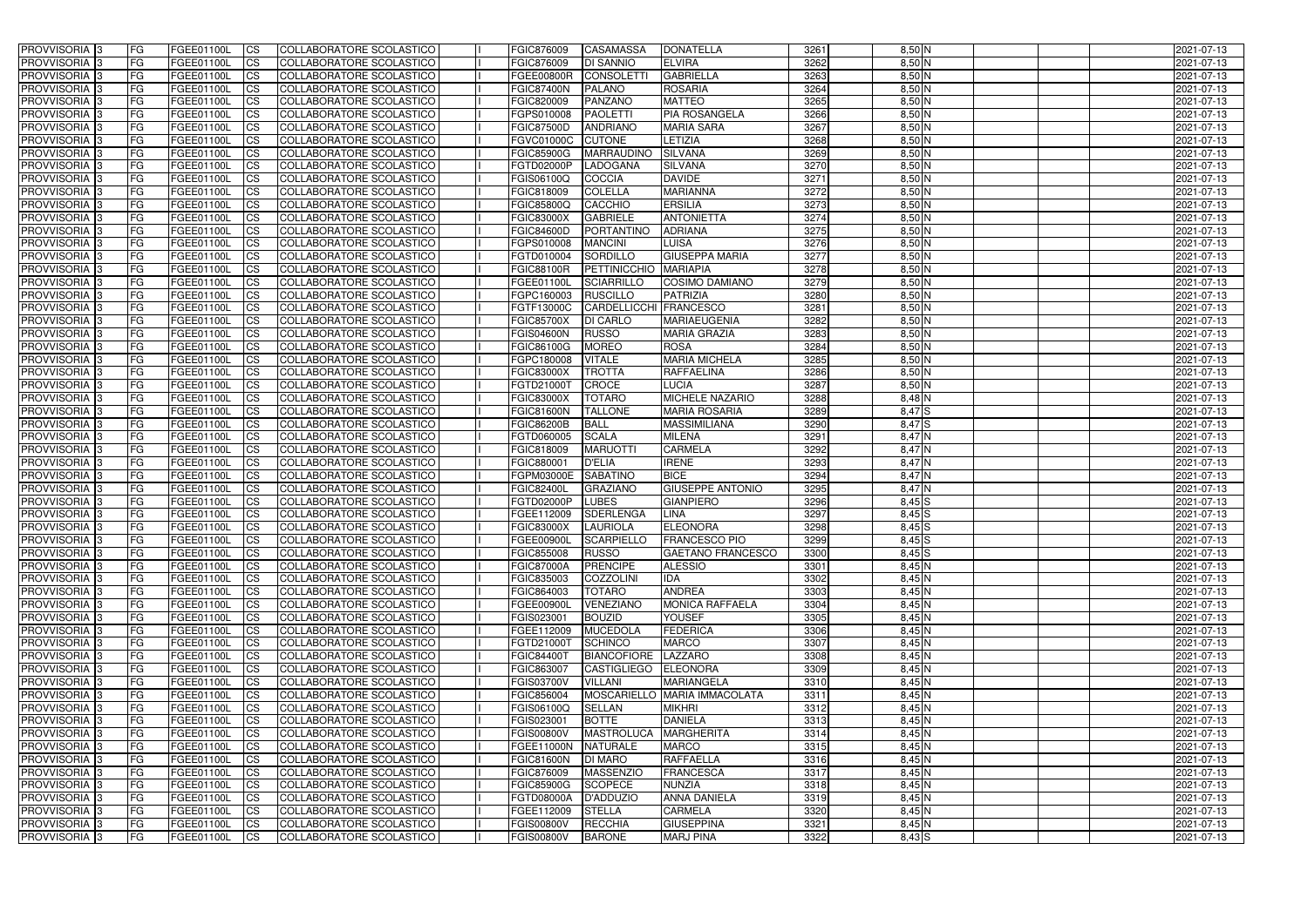| PROVVISORIA | 3 | FG | FGEE01100L | CS | COLLABORATORE SCOLASTICO | | FGIC876009 | CASAMASSA | DONATELLA | 3261 | 8,50 | N | | | | 2021-07-13 |
|---|---|---|---|---|---|---|---|---|---|---|---|---|---|---|---|---|
| PROVVISORIA | 3 | FG | FGEE01100L | CS | COLLABORATORE SCOLASTICO | | FGIC876009 | DI SANNIO | ELVIRA | 3262 | 8,50 | N | | | | 2021-07-13 |
| PROVVISORIA | 3 | FG | FGEE01100L | CS | COLLABORATORE SCOLASTICO | | FGEE00800R | CONSOLETTI | GABRIELLA | 3263 | 8,50 | N | | | | 2021-07-13 |
| PROVVISORIA | 3 | FG | FGEE01100L | CS | COLLABORATORE SCOLASTICO | | FGIC87400N | PALANO | ROSARIA | 3264 | 8,50 | N | | | | 2021-07-13 |
| PROVVISORIA | 3 | FG | FGEE01100L | CS | COLLABORATORE SCOLASTICO | | FGIC820009 | PANZANO | MATTEO | 3265 | 8,50 | N | | | | 2021-07-13 |
| PROVVISORIA | 3 | FG | FGEE01100L | CS | COLLABORATORE SCOLASTICO | | FGPS010008 | PAOLETTI | PIA ROSANGELA | 3266 | 8,50 | N | | | | 2021-07-13 |
| PROVVISORIA | 3 | FG | FGEE01100L | CS | COLLABORATORE SCOLASTICO | | FGIC87500D | ANDRIANO | MARIA SARA | 3267 | 8,50 | N | | | | 2021-07-13 |
| PROVVISORIA | 3 | FG | FGEE01100L | CS | COLLABORATORE SCOLASTICO | | FGVC01000C | CUTONE | LETIZIA | 3268 | 8,50 | N | | | | 2021-07-13 |
| PROVVISORIA | 3 | FG | FGEE01100L | CS | COLLABORATORE SCOLASTICO | | FGIC85900G | MARRAUDINO | SILVANA | 3269 | 8,50 | N | | | | 2021-07-13 |
| PROVVISORIA | 3 | FG | FGEE01100L | CS | COLLABORATORE SCOLASTICO | | FGTD02000P | LADOGANA | SILVANA | 3270 | 8,50 | N | | | | 2021-07-13 |
| PROVVISORIA | 3 | FG | FGEE01100L | CS | COLLABORATORE SCOLASTICO | | FGIS06100Q | COCCIA | DAVIDE | 3271 | 8,50 | N | | | | 2021-07-13 |
| PROVVISORIA | 3 | FG | FGEE01100L | CS | COLLABORATORE SCOLASTICO | | FGIC818009 | COLELLA | MARIANNA | 3272 | 8,50 | N | | | | 2021-07-13 |
| PROVVISORIA | 3 | FG | FGEE01100L | CS | COLLABORATORE SCOLASTICO | | FGIC85800Q | CACCHIO | ERSILIA | 3273 | 8,50 | N | | | | 2021-07-13 |
| PROVVISORIA | 3 | FG | FGEE01100L | CS | COLLABORATORE SCOLASTICO | | FGIC83000X | GABRIELE | ANTONIETTA | 3274 | 8,50 | N | | | | 2021-07-13 |
| PROVVISORIA | 3 | FG | FGEE01100L | CS | COLLABORATORE SCOLASTICO | | FGIC84600D | PORTANTINO | ADRIANA | 3275 | 8,50 | N | | | | 2021-07-13 |
| PROVVISORIA | 3 | FG | FGEE01100L | CS | COLLABORATORE SCOLASTICO | | FGPS010008 | MANCINI | LUISA | 3276 | 8,50 | N | | | | 2021-07-13 |
| PROVVISORIA | 3 | FG | FGEE01100L | CS | COLLABORATORE SCOLASTICO | | FGTD010004 | SORDILLO | GIUSEPPA MARIA | 3277 | 8,50 | N | | | | 2021-07-13 |
| PROVVISORIA | 3 | FG | FGEE01100L | CS | COLLABORATORE SCOLASTICO | | FGIC88100R | PETTINICCHIO | MARIAPIA | 3278 | 8,50 | N | | | | 2021-07-13 |
| PROVVISORIA | 3 | FG | FGEE01100L | CS | COLLABORATORE SCOLASTICO | | FGEE01100L | SCIARRILLO | COSIMO DAMIANO | 3279 | 8,50 | N | | | | 2021-07-13 |
| PROVVISORIA | 3 | FG | FGEE01100L | CS | COLLABORATORE SCOLASTICO | | FGPC160003 | RUSCILLO | PATRIZIA | 3280 | 8,50 | N | | | | 2021-07-13 |
| PROVVISORIA | 3 | FG | FGEE01100L | CS | COLLABORATORE SCOLASTICO | | FGTF13000C | CARDELLICCHI | FRANCESCO | 3281 | 8,50 | N | | | | 2021-07-13 |
| PROVVISORIA | 3 | FG | FGEE01100L | CS | COLLABORATORE SCOLASTICO | | FGIC85700X | DI CARLO | MARIAEUGENIA | 3282 | 8,50 | N | | | | 2021-07-13 |
| PROVVISORIA | 3 | FG | FGEE01100L | CS | COLLABORATORE SCOLASTICO | | FGIS04600N | RUSSO | MARIA GRAZIA | 3283 | 8,50 | N | | | | 2021-07-13 |
| PROVVISORIA | 3 | FG | FGEE01100L | CS | COLLABORATORE SCOLASTICO | | FGIC86100G | MOREO | ROSA | 3284 | 8,50 | N | | | | 2021-07-13 |
| PROVVISORIA | 3 | FG | FGEE01100L | CS | COLLABORATORE SCOLASTICO | | FGPC180008 | VITALE | MARIA MICHELA | 3285 | 8,50 | N | | | | 2021-07-13 |
| PROVVISORIA | 3 | FG | FGEE01100L | CS | COLLABORATORE SCOLASTICO | | FGIC83000X | TROTTA | RAFFAELINA | 3286 | 8,50 | N | | | | 2021-07-13 |
| PROVVISORIA | 3 | FG | FGEE01100L | CS | COLLABORATORE SCOLASTICO | | FGTD21000T | CROCE | LUCIA | 3287 | 8,50 | N | | | | 2021-07-13 |
| PROVVISORIA | 3 | FG | FGEE01100L | CS | COLLABORATORE SCOLASTICO | | FGIC83000X | TOTARO | MICHELE NAZARIO | 3288 | 8,48 | N | | | | 2021-07-13 |
| PROVVISORIA | 3 | FG | FGEE01100L | CS | COLLABORATORE SCOLASTICO | | FGIC81600N | TALLONE | MARIA ROSARIA | 3289 | 8,47 | S | | | | 2021-07-13 |
| PROVVISORIA | 3 | FG | FGEE01100L | CS | COLLABORATORE SCOLASTICO | | FGIC86200B | BALL | MASSIMILIANA | 3290 | 8,47 | S | | | | 2021-07-13 |
| PROVVISORIA | 3 | FG | FGEE01100L | CS | COLLABORATORE SCOLASTICO | | FGTD060005 | SCALA | MILENA | 3291 | 8,47 | N | | | | 2021-07-13 |
| PROVVISORIA | 3 | FG | FGEE01100L | CS | COLLABORATORE SCOLASTICO | | FGIC818009 | MARUOTTI | CARMELA | 3292 | 8,47 | N | | | | 2021-07-13 |
| PROVVISORIA | 3 | FG | FGEE01100L | CS | COLLABORATORE SCOLASTICO | | FGIC880001 | D'ELIA | IRENE | 3293 | 8,47 | N | | | | 2021-07-13 |
| PROVVISORIA | 3 | FG | FGEE01100L | CS | COLLABORATORE SCOLASTICO | | FGPM03000E | SABATINO | BICE | 3294 | 8,47 | N | | | | 2021-07-13 |
| PROVVISORIA | 3 | FG | FGEE01100L | CS | COLLABORATORE SCOLASTICO | | FGIC82400L | GRAZIANO | GIUSEPPE ANTONIO | 3295 | 8,47 | N | | | | 2021-07-13 |
| PROVVISORIA | 3 | FG | FGEE01100L | CS | COLLABORATORE SCOLASTICO | | FGTD02000P | LUBES | GIANPIERO | 3296 | 8,45 | S | | | | 2021-07-13 |
| PROVVISORIA | 3 | FG | FGEE01100L | CS | COLLABORATORE SCOLASTICO | | FGEE112009 | SDERLENGA | LINA | 3297 | 8,45 | S | | | | 2021-07-13 |
| PROVVISORIA | 3 | FG | FGEE01100L | CS | COLLABORATORE SCOLASTICO | | FGIC83000X | LAURIOLA | ELEONORA | 3298 | 8,45 | S | | | | 2021-07-13 |
| PROVVISORIA | 3 | FG | FGEE01100L | CS | COLLABORATORE SCOLASTICO | | FGEE00900L | SCARPIELLO | FRANCESCO PIO | 3299 | 8,45 | S | | | | 2021-07-13 |
| PROVVISORIA | 3 | FG | FGEE01100L | CS | COLLABORATORE SCOLASTICO | | FGIC855008 | RUSSO | GAETANO FRANCESCO | 3300 | 8,45 | S | | | | 2021-07-13 |
| PROVVISORIA | 3 | FG | FGEE01100L | CS | COLLABORATORE SCOLASTICO | | FGIC87000A | PRENCIPE | ALESSIO | 3301 | 8,45 | N | | | | 2021-07-13 |
| PROVVISORIA | 3 | FG | FGEE01100L | CS | COLLABORATORE SCOLASTICO | | FGIC835003 | COZZOLINI | IDA | 3302 | 8,45 | N | | | | 2021-07-13 |
| PROVVISORIA | 3 | FG | FGEE01100L | CS | COLLABORATORE SCOLASTICO | | FGIC864003 | TOTARO | ANDREA | 3303 | 8,45 | N | | | | 2021-07-13 |
| PROVVISORIA | 3 | FG | FGEE01100L | CS | COLLABORATORE SCOLASTICO | | FGEE00900L | VENEZIANO | MONICA RAFFAELA | 3304 | 8,45 | N | | | | 2021-07-13 |
| PROVVISORIA | 3 | FG | FGEE01100L | CS | COLLABORATORE SCOLASTICO | | FGIS023001 | BOUZID | YOUSEF | 3305 | 8,45 | N | | | | 2021-07-13 |
| PROVVISORIA | 3 | FG | FGEE01100L | CS | COLLABORATORE SCOLASTICO | | FGEE112009 | MUCEDOLA | FEDERICA | 3306 | 8,45 | N | | | | 2021-07-13 |
| PROVVISORIA | 3 | FG | FGEE01100L | CS | COLLABORATORE SCOLASTICO | | FGTD21000T | SCHINCO | MARCO | 3307 | 8,45 | N | | | | 2021-07-13 |
| PROVVISORIA | 3 | FG | FGEE01100L | CS | COLLABORATORE SCOLASTICO | | FGIC84400T | BIANCOFIORE | LAZZARO | 3308 | 8,45 | N | | | | 2021-07-13 |
| PROVVISORIA | 3 | FG | FGEE01100L | CS | COLLABORATORE SCOLASTICO | | FGIC863007 | CASTIGLIEGO | ELEONORA | 3309 | 8,45 | N | | | | 2021-07-13 |
| PROVVISORIA | 3 | FG | FGEE01100L | CS | COLLABORATORE SCOLASTICO | | FGIS03700V | VILLANI | MARIANGELA | 3310 | 8,45 | N | | | | 2021-07-13 |
| PROVVISORIA | 3 | FG | FGEE01100L | CS | COLLABORATORE SCOLASTICO | | FGIC856004 | MOSCARIELLO | MARIA IMMACOLATA | 3311 | 8,45 | N | | | | 2021-07-13 |
| PROVVISORIA | 3 | FG | FGEE01100L | CS | COLLABORATORE SCOLASTICO | | FGIS06100Q | SELLAN | MIKHRI | 3312 | 8,45 | N | | | | 2021-07-13 |
| PROVVISORIA | 3 | FG | FGEE01100L | CS | COLLABORATORE SCOLASTICO | | FGIS023001 | BOTTE | DANIELA | 3313 | 8,45 | N | | | | 2021-07-13 |
| PROVVISORIA | 3 | FG | FGEE01100L | CS | COLLABORATORE SCOLASTICO | | FGIS00800V | MASTROLUCA | MARGHERITA | 3314 | 8,45 | N | | | | 2021-07-13 |
| PROVVISORIA | 3 | FG | FGEE01100L | CS | COLLABORATORE SCOLASTICO | | FGEE11000N | NATURALE | MARCO | 3315 | 8,45 | N | | | | 2021-07-13 |
| PROVVISORIA | 3 | FG | FGEE01100L | CS | COLLABORATORE SCOLASTICO | | FGIC81600N | DI MARO | RAFFAELLA | 3316 | 8,45 | N | | | | 2021-07-13 |
| PROVVISORIA | 3 | FG | FGEE01100L | CS | COLLABORATORE SCOLASTICO | | FGIC876009 | MASSENZIO | FRANCESCA | 3317 | 8,45 | N | | | | 2021-07-13 |
| PROVVISORIA | 3 | FG | FGEE01100L | CS | COLLABORATORE SCOLASTICO | | FGIC85900G | SCOPECE | NUNZIA | 3318 | 8,45 | N | | | | 2021-07-13 |
| PROVVISORIA | 3 | FG | FGEE01100L | CS | COLLABORATORE SCOLASTICO | | FGTD08000A | D'ADDUZIO | ANNA DANIELA | 3319 | 8,45 | N | | | | 2021-07-13 |
| PROVVISORIA | 3 | FG | FGEE01100L | CS | COLLABORATORE SCOLASTICO | | FGEE112009 | STELLA | CARMELA | 3320 | 8,45 | N | | | | 2021-07-13 |
| PROVVISORIA | 3 | FG | FGEE01100L | CS | COLLABORATORE SCOLASTICO | | FGIS00800V | RECCHIA | GIUSEPPINA | 3321 | 8,45 | N | | | | 2021-07-13 |
| PROVVISORIA | 3 | FG | FGEE01100L | CS | COLLABORATORE SCOLASTICO | | FGIS00800V | BARONE | MARJ PINA | 3322 | 8,43 | S | | | | 2021-07-13 |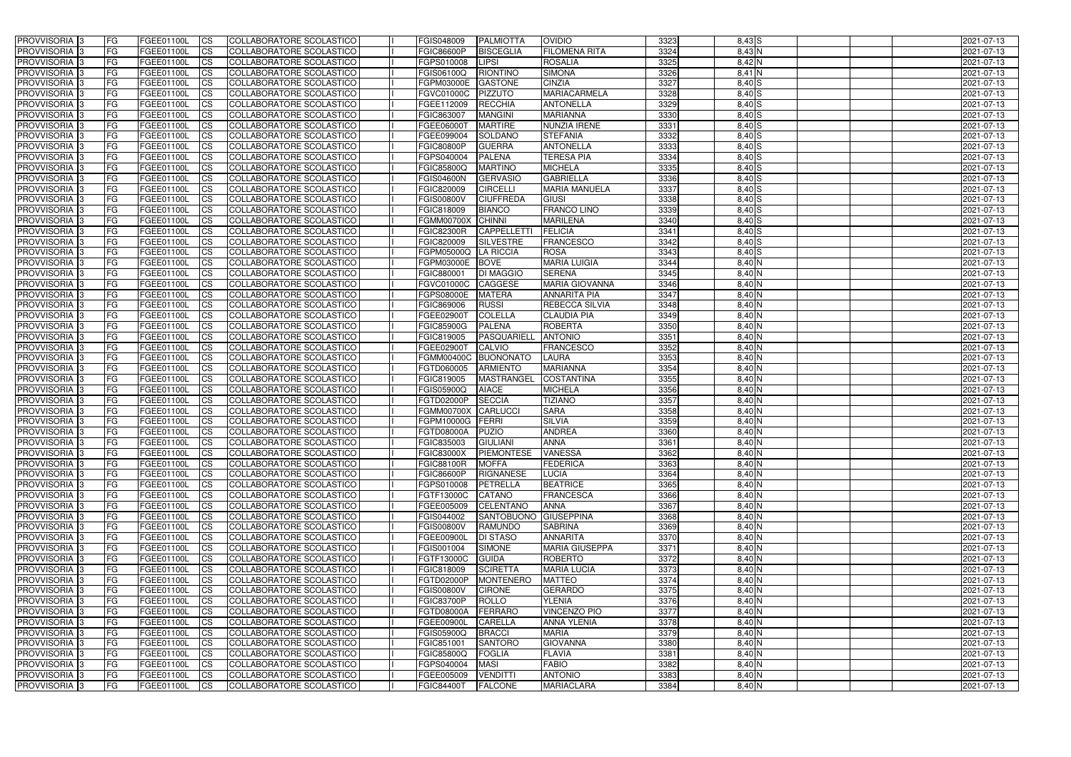| PROVVISORIA 3 | FG | FGEE01100L | CS | COLLABORATORE SCOLASTICO | | FGIS048009 | PALMIOTTA | OVIDIO | 3323 | 8,43 S | | | | 2021-07-13 |
|---|---|---|---|---|---|---|---|---|---|---|---|---|---|---|
| PROVVISORIA 3 | FG | FGEE01100L | CS | COLLABORATORE SCOLASTICO | | FGIC86600P | BISCEGLIA | FILOMENA RITA | 3324 | 8,43 N | | | | 2021-07-13 |
| PROVVISORIA 3 | FG | FGEE01100L | CS | COLLABORATORE SCOLASTICO | | FGPS010008 | LIPSI | ROSALIA | 3325 | 8,42 N | | | | 2021-07-13 |
| PROVVISORIA 3 | FG | FGEE01100L | CS | COLLABORATORE SCOLASTICO | | FGIS06100Q | RIONTINO | SIMONA | 3326 | 8,41 N | | | | 2021-07-13 |
| PROVVISORIA 3 | FG | FGEE01100L | CS | COLLABORATORE SCOLASTICO | | FGPM03000E | GASTONE | CINZIA | 3327 | 8,40 S | | | | 2021-07-13 |
| PROVVISORIA 3 | FG | FGEE01100L | CS | COLLABORATORE SCOLASTICO | | FGVC01000C | PIZZUTO | MARIACARMELA | 3328 | 8,40 S | | | | 2021-07-13 |
| PROVVISORIA 3 | FG | FGEE01100L | CS | COLLABORATORE SCOLASTICO | | FGEE112009 | RECCHIA | ANTONELLA | 3329 | 8,40 S | | | | 2021-07-13 |
| PROVVISORIA 3 | FG | FGEE01100L | CS | COLLABORATORE SCOLASTICO | | FGIC863007 | MANGINI | MARIANNA | 3330 | 8,40 S | | | | 2021-07-13 |
| PROVVISORIA 3 | FG | FGEE01100L | CS | COLLABORATORE SCOLASTICO | | FGEE06000T | MARTIRE | NUNZIA IRENE | 3331 | 8,40 S | | | | 2021-07-13 |
| PROVVISORIA 3 | FG | FGEE01100L | CS | COLLABORATORE SCOLASTICO | | FGEE099004 | SOLDANO | STEFANIA | 3332 | 8,40 S | | | | 2021-07-13 |
| PROVVISORIA 3 | FG | FGEE01100L | CS | COLLABORATORE SCOLASTICO | | FGIC80800P | GUERRA | ANTONELLA | 3333 | 8,40 S | | | | 2021-07-13 |
| PROVVISORIA 3 | FG | FGEE01100L | CS | COLLABORATORE SCOLASTICO | | FGPS040004 | PALENA | TERESA PIA | 3334 | 8,40 S | | | | 2021-07-13 |
| PROVVISORIA 3 | FG | FGEE01100L | CS | COLLABORATORE SCOLASTICO | | FGIC85800Q | MARTINO | MICHELA | 3335 | 8,40 S | | | | 2021-07-13 |
| PROVVISORIA 3 | FG | FGEE01100L | CS | COLLABORATORE SCOLASTICO | | FGIS04600N | GERVASIO | GABRIELLA | 3336 | 8,40 S | | | | 2021-07-13 |
| PROVVISORIA 3 | FG | FGEE01100L | CS | COLLABORATORE SCOLASTICO | | FGIC820009 | CIRCELLI | MARIA MANUELA | 3337 | 8,40 S | | | | 2021-07-13 |
| PROVVISORIA 3 | FG | FGEE01100L | CS | COLLABORATORE SCOLASTICO | | FGIS00800V | CIUFFREDA | GIUSI | 3338 | 8,40 S | | | | 2021-07-13 |
| PROVVISORIA 3 | FG | FGEE01100L | CS | COLLABORATORE SCOLASTICO | | FGIC818009 | BIANCO | FRANCO LINO | 3339 | 8,40 S | | | | 2021-07-13 |
| PROVVISORIA 3 | FG | FGEE01100L | CS | COLLABORATORE SCOLASTICO | | FGMM00700X | CHINNI | MARILENA | 3340 | 8,40 S | | | | 2021-07-13 |
| PROVVISORIA 3 | FG | FGEE01100L | CS | COLLABORATORE SCOLASTICO | | FGIC82300R | CAPPELLETTI | FELICIA | 3341 | 8,40 S | | | | 2021-07-13 |
| PROVVISORIA 3 | FG | FGEE01100L | CS | COLLABORATORE SCOLASTICO | | FGIC820009 | SILVESTRE | FRANCESCO | 3342 | 8,40 S | | | | 2021-07-13 |
| PROVVISORIA 3 | FG | FGEE01100L | CS | COLLABORATORE SCOLASTICO | | FGPM05000Q | LA RICCIA | ROSA | 3343 | 8,40 S | | | | 2021-07-13 |
| PROVVISORIA 3 | FG | FGEE01100L | CS | COLLABORATORE SCOLASTICO | | FGPM03000E | BOVE | MARIA LUIGIA | 3344 | 8,40 N | | | | 2021-07-13 |
| PROVVISORIA 3 | FG | FGEE01100L | CS | COLLABORATORE SCOLASTICO | | FGIC880001 | DI MAGGIO | SERENA | 3345 | 8,40 N | | | | 2021-07-13 |
| PROVVISORIA 3 | FG | FGEE01100L | CS | COLLABORATORE SCOLASTICO | | FGVC01000C | CAGGESE | MARIA GIOVANNA | 3346 | 8,40 N | | | | 2021-07-13 |
| PROVVISORIA 3 | FG | FGEE01100L | CS | COLLABORATORE SCOLASTICO | | FGPS08000E | MATERA | ANNARITA PIA | 3347 | 8,40 N | | | | 2021-07-13 |
| PROVVISORIA 3 | FG | FGEE01100L | CS | COLLABORATORE SCOLASTICO | | FGIC869006 | RUSSI | REBECCA SILVIA | 3348 | 8,40 N | | | | 2021-07-13 |
| PROVVISORIA 3 | FG | FGEE01100L | CS | COLLABORATORE SCOLASTICO | | FGEE02900T | COLELLA | CLAUDIA PIA | 3349 | 8,40 N | | | | 2021-07-13 |
| PROVVISORIA 3 | FG | FGEE01100L | CS | COLLABORATORE SCOLASTICO | | FGIC85900G | PALENA | ROBERTA | 3350 | 8,40 N | | | | 2021-07-13 |
| PROVVISORIA 3 | FG | FGEE01100L | CS | COLLABORATORE SCOLASTICO | | FGIC819005 | PASQUARIELL | ANTONIO | 3351 | 8,40 N | | | | 2021-07-13 |
| PROVVISORIA 3 | FG | FGEE01100L | CS | COLLABORATORE SCOLASTICO | | FGEE02900T | CALVIO | FRANCESCO | 3352 | 8,40 N | | | | 2021-07-13 |
| PROVVISORIA 3 | FG | FGEE01100L | CS | COLLABORATORE SCOLASTICO | | FGMM00400C | BUONONATO | LAURA | 3353 | 8,40 N | | | | 2021-07-13 |
| PROVVISORIA 3 | FG | FGEE01100L | CS | COLLABORATORE SCOLASTICO | | FGTD060005 | ARMIENTO | MARIANNA | 3354 | 8,40 N | | | | 2021-07-13 |
| PROVVISORIA 3 | FG | FGEE01100L | CS | COLLABORATORE SCOLASTICO | | FGIC819005 | MASTRANGEL | COSTANTINA | 3355 | 8,40 N | | | | 2021-07-13 |
| PROVVISORIA 3 | FG | FGEE01100L | CS | COLLABORATORE SCOLASTICO | | FGIS05900Q | AIACE | MICHELA | 3356 | 8,40 N | | | | 2021-07-13 |
| PROVVISORIA 3 | FG | FGEE01100L | CS | COLLABORATORE SCOLASTICO | | FGTD02000P | SECCIA | TIZIANO | 3357 | 8,40 N | | | | 2021-07-13 |
| PROVVISORIA 3 | FG | FGEE01100L | CS | COLLABORATORE SCOLASTICO | | FGMM00700X | CARLUCCI | SARA | 3358 | 8,40 N | | | | 2021-07-13 |
| PROVVISORIA 3 | FG | FGEE01100L | CS | COLLABORATORE SCOLASTICO | | FGPM10000G | FERRI | SILVIA | 3359 | 8,40 N | | | | 2021-07-13 |
| PROVVISORIA 3 | FG | FGEE01100L | CS | COLLABORATORE SCOLASTICO | | FGTD08000A | PUZIO | ANDREA | 3360 | 8,40 N | | | | 2021-07-13 |
| PROVVISORIA 3 | FG | FGEE01100L | CS | COLLABORATORE SCOLASTICO | | FGIC835003 | GIULIANI | ANNA | 3361 | 8,40 N | | | | 2021-07-13 |
| PROVVISORIA 3 | FG | FGEE01100L | CS | COLLABORATORE SCOLASTICO | | FGIC83000X | PIEMONTESE | VANESSA | 3362 | 8,40 N | | | | 2021-07-13 |
| PROVVISORIA 3 | FG | FGEE01100L | CS | COLLABORATORE SCOLASTICO | | FGIC88100R | MOFFA | FEDERICA | 3363 | 8,40 N | | | | 2021-07-13 |
| PROVVISORIA 3 | FG | FGEE01100L | CS | COLLABORATORE SCOLASTICO | | FGIC86600P | RIGNANESE | LUCIA | 3364 | 8,40 N | | | | 2021-07-13 |
| PROVVISORIA 3 | FG | FGEE01100L | CS | COLLABORATORE SCOLASTICO | | FGPS010008 | PETRELLA | BEATRICE | 3365 | 8,40 N | | | | 2021-07-13 |
| PROVVISORIA 3 | FG | FGEE01100L | CS | COLLABORATORE SCOLASTICO | | FGTF13000C | CATANO | FRANCESCA | 3366 | 8,40 N | | | | 2021-07-13 |
| PROVVISORIA 3 | FG | FGEE01100L | CS | COLLABORATORE SCOLASTICO | | FGEE005009 | CELENTANO | ANNA | 3367 | 8,40 N | | | | 2021-07-13 |
| PROVVISORIA 3 | FG | FGEE01100L | CS | COLLABORATORE SCOLASTICO | | FGIS044002 | SANTOBUONO | GIUSEPPINA | 3368 | 8,40 N | | | | 2021-07-13 |
| PROVVISORIA 3 | FG | FGEE01100L | CS | COLLABORATORE SCOLASTICO | | FGIS00800V | RAMUNDO | SABRINA | 3369 | 8,40 N | | | | 2021-07-13 |
| PROVVISORIA 3 | FG | FGEE01100L | CS | COLLABORATORE SCOLASTICO | | FGEE00900L | DI STASO | ANNARITA | 3370 | 8,40 N | | | | 2021-07-13 |
| PROVVISORIA 3 | FG | FGEE01100L | CS | COLLABORATORE SCOLASTICO | | FGIS001004 | SIMONE | MARIA GIUSEPPA | 3371 | 8,40 N | | | | 2021-07-13 |
| PROVVISORIA 3 | FG | FGEE01100L | CS | COLLABORATORE SCOLASTICO | | FGTF13000C | GUIDA | ROBERTO | 3372 | 8,40 N | | | | 2021-07-13 |
| PROVVISORIA 3 | FG | FGEE01100L | CS | COLLABORATORE SCOLASTICO | | FGIC818009 | SCIRETTA | MARIA LUCIA | 3373 | 8,40 N | | | | 2021-07-13 |
| PROVVISORIA 3 | FG | FGEE01100L | CS | COLLABORATORE SCOLASTICO | | FGTD02000P | MONTENERO | MATTEO | 3374 | 8,40 N | | | | 2021-07-13 |
| PROVVISORIA 3 | FG | FGEE01100L | CS | COLLABORATORE SCOLASTICO | | FGIS00800V | CIRONE | GERARDO | 3375 | 8,40 N | | | | 2021-07-13 |
| PROVVISORIA 3 | FG | FGEE01100L | CS | COLLABORATORE SCOLASTICO | | FGIC83700P | ROLLO | YLENIA | 3376 | 8,40 N | | | | 2021-07-13 |
| PROVVISORIA 3 | FG | FGEE01100L | CS | COLLABORATORE SCOLASTICO | | FGTD08000A | FERRARO | VINCENZO PIO | 3377 | 8,40 N | | | | 2021-07-13 |
| PROVVISORIA 3 | FG | FGEE01100L | CS | COLLABORATORE SCOLASTICO | | FGEE00900L | CARELLA | ANNA YLENIA | 3378 | 8,40 N | | | | 2021-07-13 |
| PROVVISORIA 3 | FG | FGEE01100L | CS | COLLABORATORE SCOLASTICO | | FGIS05900Q | BRACCI | MARIA | 3379 | 8,40 N | | | | 2021-07-13 |
| PROVVISORIA 3 | FG | FGEE01100L | CS | COLLABORATORE SCOLASTICO | | FGIC851001 | SANTORO | GIOVANNA | 3380 | 8,40 N | | | | 2021-07-13 |
| PROVVISORIA 3 | FG | FGEE01100L | CS | COLLABORATORE SCOLASTICO | | FGIC85800Q | FOGLIA | FLAVIA | 3381 | 8,40 N | | | | 2021-07-13 |
| PROVVISORIA 3 | FG | FGEE01100L | CS | COLLABORATORE SCOLASTICO | | FGPS040004 | MASI | FABIO | 3382 | 8,40 N | | | | 2021-07-13 |
| PROVVISORIA 3 | FG | FGEE01100L | CS | COLLABORATORE SCOLASTICO | | FGEE005009 | VENDITTI | ANTONIO | 3383 | 8,40 N | | | | 2021-07-13 |
| PROVVISORIA 3 | FG | FGEE01100L | CS | COLLABORATORE SCOLASTICO | | FGIC84400T | FALCONE | MARIACLARA | 3384 | 8,40 N | | | | 2021-07-13 |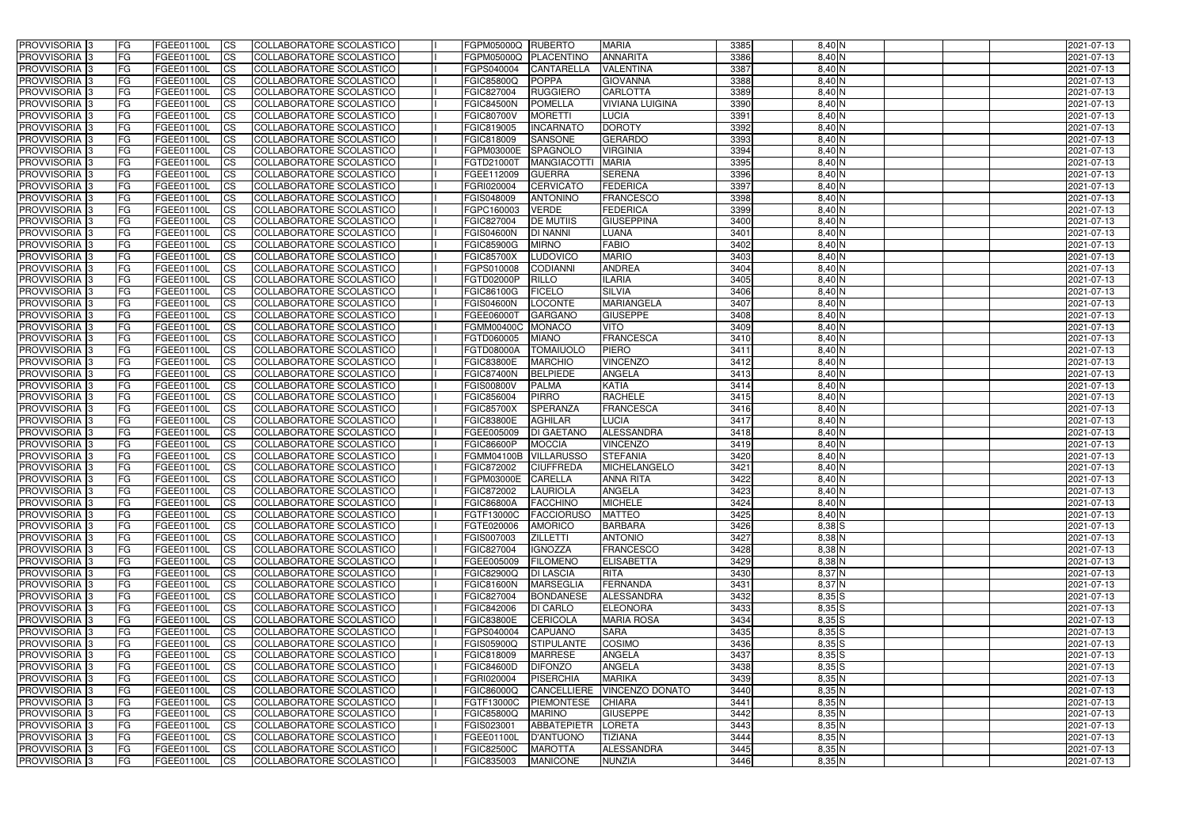| PROVVISORIA | 3 | FG | FGEE01100L | CS | COLLABORATORE SCOLASTICO | | FGPM05000Q | RUBERTO | MARIA | 3385 | 8,40 | N | | | | 2021-07-13 |
|---|---|---|---|---|---|---|---|---|---|---|---|---|---|---|---|---|
| PROVVISORIA | 3 | FG | FGEE01100L | CS | COLLABORATORE SCOLASTICO | | FGPM05000Q | PLACENTINO | ANNARITA | 3386 | 8,40 | N | | | | 2021-07-13 |
| PROVVISORIA | 3 | FG | FGEE01100L | CS | COLLABORATORE SCOLASTICO | | FGPS040004 | CANTARELLA | VALENTINA | 3387 | 8,40 | N | | | | 2021-07-13 |
| PROVVISORIA | 3 | FG | FGEE01100L | CS | COLLABORATORE SCOLASTICO | | FGIC85800Q | POPPA | GIOVANNA | 3388 | 8,40 | N | | | | 2021-07-13 |
| PROVVISORIA | 3 | FG | FGEE01100L | CS | COLLABORATORE SCOLASTICO | | FGIC827004 | RUGGIERO | CARLOTTA | 3389 | 8,40 | N | | | | 2021-07-13 |
| PROVVISORIA | 3 | FG | FGEE01100L | CS | COLLABORATORE SCOLASTICO | | FGIC84500N | POMELLA | VIVIANA LUIGINA | 3390 | 8,40 | N | | | | 2021-07-13 |
| PROVVISORIA | 3 | FG | FGEE01100L | CS | COLLABORATORE SCOLASTICO | | FGIC80700V | MORETTI | LUCIA | 3391 | 8,40 | N | | | | 2021-07-13 |
| PROVVISORIA | 3 | FG | FGEE01100L | CS | COLLABORATORE SCOLASTICO | | FGIC819005 | INCARNATO | DOROTY | 3392 | 8,40 | N | | | | 2021-07-13 |
| PROVVISORIA | 3 | FG | FGEE01100L | CS | COLLABORATORE SCOLASTICO | | FGIC818009 | SANSONE | GERARDO | 3393 | 8,40 | N | | | | 2021-07-13 |
| PROVVISORIA | 3 | FG | FGEE01100L | CS | COLLABORATORE SCOLASTICO | | FGPM03000E | SPAGNOLO | VIRGINIA | 3394 | 8,40 | N | | | | 2021-07-13 |
| PROVVISORIA | 3 | FG | FGEE01100L | CS | COLLABORATORE SCOLASTICO | | FGTD21000T | MANGIACOTTI | MARIA | 3395 | 8,40 | N | | | | 2021-07-13 |
| PROVVISORIA | 3 | FG | FGEE01100L | CS | COLLABORATORE SCOLASTICO | | FGEE112009 | GUERRA | SERENA | 3396 | 8,40 | N | | | | 2021-07-13 |
| PROVVISORIA | 3 | FG | FGEE01100L | CS | COLLABORATORE SCOLASTICO | | FGRI020004 | CERVICATO | FEDERICA | 3397 | 8,40 | N | | | | 2021-07-13 |
| PROVVISORIA | 3 | FG | FGEE01100L | CS | COLLABORATORE SCOLASTICO | | FGIS048009 | ANTONINO | FRANCESCO | 3398 | 8,40 | N | | | | 2021-07-13 |
| PROVVISORIA | 3 | FG | FGEE01100L | CS | COLLABORATORE SCOLASTICO | | FGPC160003 | VERDE | FEDERICA | 3399 | 8,40 | N | | | | 2021-07-13 |
| PROVVISORIA | 3 | FG | FGEE01100L | CS | COLLABORATORE SCOLASTICO | | FGIC827004 | DE MUTIIS | GIUSEPPINA | 3400 | 8,40 | N | | | | 2021-07-13 |
| PROVVISORIA | 3 | FG | FGEE01100L | CS | COLLABORATORE SCOLASTICO | | FGIS04600N | DI NANNI | LUANA | 3401 | 8,40 | N | | | | 2021-07-13 |
| PROVVISORIA | 3 | FG | FGEE01100L | CS | COLLABORATORE SCOLASTICO | | FGIC85900G | MIRNO | FABIO | 3402 | 8,40 | N | | | | 2021-07-13 |
| PROVVISORIA | 3 | FG | FGEE01100L | CS | COLLABORATORE SCOLASTICO | | FGIC85700X | LUDOVICO | MARIO | 3403 | 8,40 | N | | | | 2021-07-13 |
| PROVVISORIA | 3 | FG | FGEE01100L | CS | COLLABORATORE SCOLASTICO | | FGPS010008 | CODIANNI | ANDREA | 3404 | 8,40 | N | | | | 2021-07-13 |
| PROVVISORIA | 3 | FG | FGEE01100L | CS | COLLABORATORE SCOLASTICO | | FGTD02000P | RILLO | ILARIA | 3405 | 8,40 | N | | | | 2021-07-13 |
| PROVVISORIA | 3 | FG | FGEE01100L | CS | COLLABORATORE SCOLASTICO | | FGIC86100G | FICELO | SILVIA | 3406 | 8,40 | N | | | | 2021-07-13 |
| PROVVISORIA | 3 | FG | FGEE01100L | CS | COLLABORATORE SCOLASTICO | | FGIS04600N | LOCONTE | MARIANGELA | 3407 | 8,40 | N | | | | 2021-07-13 |
| PROVVISORIA | 3 | FG | FGEE01100L | CS | COLLABORATORE SCOLASTICO | | FGEE06000T | GARGANO | GIUSEPPE | 3408 | 8,40 | N | | | | 2021-07-13 |
| PROVVISORIA | 3 | FG | FGEE01100L | CS | COLLABORATORE SCOLASTICO | | FGMM00400C | MONACO | VITO | 3409 | 8,40 | N | | | | 2021-07-13 |
| PROVVISORIA | 3 | FG | FGEE01100L | CS | COLLABORATORE SCOLASTICO | | FGTD060005 | MIANO | FRANCESCA | 3410 | 8,40 | N | | | | 2021-07-13 |
| PROVVISORIA | 3 | FG | FGEE01100L | CS | COLLABORATORE SCOLASTICO | | FGTD08000A | TOMAIUOLO | PIERO | 3411 | 8,40 | N | | | | 2021-07-13 |
| PROVVISORIA | 3 | FG | FGEE01100L | CS | COLLABORATORE SCOLASTICO | | FGIC83800E | MARCHIO | VINCENZO | 3412 | 8,40 | N | | | | 2021-07-13 |
| PROVVISORIA | 3 | FG | FGEE01100L | CS | COLLABORATORE SCOLASTICO | | FGIC87400N | BELPIEDE | ANGELA | 3413 | 8,40 | N | | | | 2021-07-13 |
| PROVVISORIA | 3 | FG | FGEE01100L | CS | COLLABORATORE SCOLASTICO | | FGIS00800V | PALMA | KATIA | 3414 | 8,40 | N | | | | 2021-07-13 |
| PROVVISORIA | 3 | FG | FGEE01100L | CS | COLLABORATORE SCOLASTICO | | FGIC856004 | PIRRO | RACHELE | 3415 | 8,40 | N | | | | 2021-07-13 |
| PROVVISORIA | 3 | FG | FGEE01100L | CS | COLLABORATORE SCOLASTICO | | FGIC85700X | SPERANZA | FRANCESCA | 3416 | 8,40 | N | | | | 2021-07-13 |
| PROVVISORIA | 3 | FG | FGEE01100L | CS | COLLABORATORE SCOLASTICO | | FGIC83800E | AGHILAR | LUCIA | 3417 | 8,40 | N | | | | 2021-07-13 |
| PROVVISORIA | 3 | FG | FGEE01100L | CS | COLLABORATORE SCOLASTICO | | FGEE005009 | DI GAETANO | ALESSANDRA | 3418 | 8,40 | N | | | | 2021-07-13 |
| PROVVISORIA | 3 | FG | FGEE01100L | CS | COLLABORATORE SCOLASTICO | | FGIC86600P | MOCCIA | VINCENZO | 3419 | 8,40 | N | | | | 2021-07-13 |
| PROVVISORIA | 3 | FG | FGEE01100L | CS | COLLABORATORE SCOLASTICO | | FGMM04100B | VILLARUSSO | STEFANIA | 3420 | 8,40 | N | | | | 2021-07-13 |
| PROVVISORIA | 3 | FG | FGEE01100L | CS | COLLABORATORE SCOLASTICO | | FGIC872002 | CIUFFREDA | MICHELANGELO | 3421 | 8,40 | N | | | | 2021-07-13 |
| PROVVISORIA | 3 | FG | FGEE01100L | CS | COLLABORATORE SCOLASTICO | | FGPM03000E | CARELLA | ANNA RITA | 3422 | 8,40 | N | | | | 2021-07-13 |
| PROVVISORIA | 3 | FG | FGEE01100L | CS | COLLABORATORE SCOLASTICO | | FGIC872002 | LAURIOLA | ANGELA | 3423 | 8,40 | N | | | | 2021-07-13 |
| PROVVISORIA | 3 | FG | FGEE01100L | CS | COLLABORATORE SCOLASTICO | | FGIC86800A | FACCHINO | MICHELE | 3424 | 8,40 | N | | | | 2021-07-13 |
| PROVVISORIA | 3 | FG | FGEE01100L | CS | COLLABORATORE SCOLASTICO | | FGTF13000C | FACCIORUSO | MATTEO | 3425 | 8,40 | N | | | | 2021-07-13 |
| PROVVISORIA | 3 | FG | FGEE01100L | CS | COLLABORATORE SCOLASTICO | | FGTE020006 | AMORICO | BARBARA | 3426 | 8,38 | S | | | | 2021-07-13 |
| PROVVISORIA | 3 | FG | FGEE01100L | CS | COLLABORATORE SCOLASTICO | | FGIS007003 | ZILLETTI | ANTONIO | 3427 | 8,38 | N | | | | 2021-07-13 |
| PROVVISORIA | 3 | FG | FGEE01100L | CS | COLLABORATORE SCOLASTICO | | FGIC827004 | IGNOZZA | FRANCESCO | 3428 | 8,38 | N | | | | 2021-07-13 |
| PROVVISORIA | 3 | FG | FGEE01100L | CS | COLLABORATORE SCOLASTICO | | FGEE005009 | FILOMENO | ELISABETTA | 3429 | 8,38 | N | | | | 2021-07-13 |
| PROVVISORIA | 3 | FG | FGEE01100L | CS | COLLABORATORE SCOLASTICO | | FGIC82900Q | DI LASCIA | RITA | 3430 | 8,37 | N | | | | 2021-07-13 |
| PROVVISORIA | 3 | FG | FGEE01100L | CS | COLLABORATORE SCOLASTICO | | FGIC81600N | MARSEGLIA | FERNANDA | 3431 | 8,37 | N | | | | 2021-07-13 |
| PROVVISORIA | 3 | FG | FGEE01100L | CS | COLLABORATORE SCOLASTICO | | FGIC827004 | BONDANESE | ALESSANDRA | 3432 | 8,35 | S | | | | 2021-07-13 |
| PROVVISORIA | 3 | FG | FGEE01100L | CS | COLLABORATORE SCOLASTICO | | FGIC842006 | DI CARLO | ELEONORA | 3433 | 8,35 | S | | | | 2021-07-13 |
| PROVVISORIA | 3 | FG | FGEE01100L | CS | COLLABORATORE SCOLASTICO | | FGIC83800E | CERICOLA | MARIA ROSA | 3434 | 8,35 | S | | | | 2021-07-13 |
| PROVVISORIA | 3 | FG | FGEE01100L | CS | COLLABORATORE SCOLASTICO | | FGPS040004 | CAPUANO | SARA | 3435 | 8,35 | S | | | | 2021-07-13 |
| PROVVISORIA | 3 | FG | FGEE01100L | CS | COLLABORATORE SCOLASTICO | | FGIS05900Q | STIPULANTE | COSIMO | 3436 | 8,35 | S | | | | 2021-07-13 |
| PROVVISORIA | 3 | FG | FGEE01100L | CS | COLLABORATORE SCOLASTICO | | FGIC818009 | MARRESE | ANGELA | 3437 | 8,35 | S | | | | 2021-07-13 |
| PROVVISORIA | 3 | FG | FGEE01100L | CS | COLLABORATORE SCOLASTICO | | FGIC84600D | DIFONZO | ANGELA | 3438 | 8,35 | S | | | | 2021-07-13 |
| PROVVISORIA | 3 | FG | FGEE01100L | CS | COLLABORATORE SCOLASTICO | | FGRI020004 | PISERCHIA | MARIKA | 3439 | 8,35 | N | | | | 2021-07-13 |
| PROVVISORIA | 3 | FG | FGEE01100L | CS | COLLABORATORE SCOLASTICO | | FGIC86000Q | CANCELLIERE | VINCENZO DONATO | 3440 | 8,35 | N | | | | 2021-07-13 |
| PROVVISORIA | 3 | FG | FGEE01100L | CS | COLLABORATORE SCOLASTICO | | FGTF13000C | PIEMONTESE | CHIARA | 3441 | 8,35 | N | | | | 2021-07-13 |
| PROVVISORIA | 3 | FG | FGEE01100L | CS | COLLABORATORE SCOLASTICO | | FGIC85800Q | MARINO | GIUSEPPE | 3442 | 8,35 | N | | | | 2021-07-13 |
| PROVVISORIA | 3 | FG | FGEE01100L | CS | COLLABORATORE SCOLASTICO | | FGIS023001 | ABBATEPIETR | LORETA | 3443 | 8,35 | N | | | | 2021-07-13 |
| PROVVISORIA | 3 | FG | FGEE01100L | CS | COLLABORATORE SCOLASTICO | | FGEE01100L | D'ANTUONO | TIZIANA | 3444 | 8,35 | N | | | | 2021-07-13 |
| PROVVISORIA | 3 | FG | FGEE01100L | CS | COLLABORATORE SCOLASTICO | | FGIC82500C | MAROTTA | ALESSANDRA | 3445 | 8,35 | N | | | | 2021-07-13 |
| PROVVISORIA | 3 | FG | FGEE01100L | CS | COLLABORATORE SCOLASTICO | | FGIC835003 | MANICONE | NUNZIA | 3446 | 8,35 | N | | | | 2021-07-13 |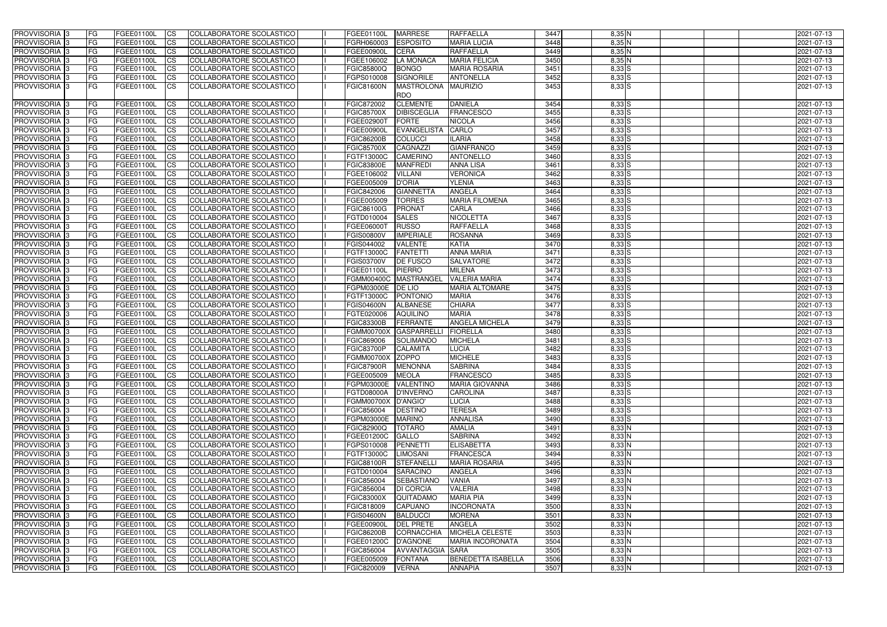| PROVVISORIA | 3 | FG | FGEE01100L | CS | COLLABORATORE SCOLASTICO | | FGEE01100L | MARRESE | RAFFAELLA | 3447 | 8,35 | N | | | | 2021-07-13 |
|---|---|---|---|---|---|---|---|---|---|---|---|---|---|---|---|---|
| PROVVISORIA | 3 | FG | FGEE01100L | CS | COLLABORATORE SCOLASTICO | | FGRH060003 | ESPOSITO | MARIA LUCIA | 3448 | 8,35 | N | | | | 2021-07-13 |
| PROVVISORIA | 3 | FG | FGEE01100L | CS | COLLABORATORE SCOLASTICO | | FGEE00900L | CERA | RAFFAELLA | 3449 | 8,35 | N | | | | 2021-07-13 |
| PROVVISORIA | 3 | FG | FGEE01100L | CS | COLLABORATORE SCOLASTICO | | FGEE106002 | LA MONACA | MARIA FELICIA | 3450 | 8,35 | N | | | | 2021-07-13 |
| PROVVISORIA | 3 | FG | FGEE01100L | CS | COLLABORATORE SCOLASTICO | | FGIC85800Q | BONGO | MARIA ROSARIA | 3451 | 8,33 | S | | | | 2021-07-13 |
| PROVVISORIA | 3 | FG | FGEE01100L | CS | COLLABORATORE SCOLASTICO | | FGPS010008 | SIGNORILE | ANTONELLA | 3452 | 8,33 | S | | | | 2021-07-13 |
| PROVVISORIA | 3 | FG | FGEE01100L | CS | COLLABORATORE SCOLASTICO | | FGIC81600N | MASTROLONA RDO | MAURIZIO | 3453 | 8,33 | S | | | | 2021-07-13 |
| PROVVISORIA | 3 | FG | FGEE01100L | CS | COLLABORATORE SCOLASTICO | | FGIC872002 | CLEMENTE | DANIELA | 3454 | 8,33 | S | | | | 2021-07-13 |
| PROVVISORIA | 3 | FG | FGEE01100L | CS | COLLABORATORE SCOLASTICO | | FGIC85700X | DIBISCEGLIA | FRANCESCO | 3455 | 8,33 | S | | | | 2021-07-13 |
| PROVVISORIA | 3 | FG | FGEE01100L | CS | COLLABORATORE SCOLASTICO | | FGEE02900T | FORTE | NICOLA | 3456 | 8,33 | S | | | | 2021-07-13 |
| PROVVISORIA | 3 | FG | FGEE01100L | CS | COLLABORATORE SCOLASTICO | | FGEE00900L | EVANGELISTA | CARLO | 3457 | 8,33 | S | | | | 2021-07-13 |
| PROVVISORIA | 3 | FG | FGEE01100L | CS | COLLABORATORE SCOLASTICO | | FGIC86200B | COLUCCI | ILARIA | 3458 | 8,33 | S | | | | 2021-07-13 |
| PROVVISORIA | 3 | FG | FGEE01100L | CS | COLLABORATORE SCOLASTICO | | FGIC85700X | CAGNAZZI | GIANFRANCO | 3459 | 8,33 | S | | | | 2021-07-13 |
| PROVVISORIA | 3 | FG | FGEE01100L | CS | COLLABORATORE SCOLASTICO | | FGTF13000C | CAMERINO | ANTONELLO | 3460 | 8,33 | S | | | | 2021-07-13 |
| PROVVISORIA | 3 | FG | FGEE01100L | CS | COLLABORATORE SCOLASTICO | | FGIC83800E | MANFREDI | ANNA LISA | 3461 | 8,33 | S | | | | 2021-07-13 |
| PROVVISORIA | 3 | FG | FGEE01100L | CS | COLLABORATORE SCOLASTICO | | FGEE106002 | VILLANI | VERONICA | 3462 | 8,33 | S | | | | 2021-07-13 |
| PROVVISORIA | 3 | FG | FGEE01100L | CS | COLLABORATORE SCOLASTICO | | FGEE005009 | D'ORIA | YLENIA | 3463 | 8,33 | S | | | | 2021-07-13 |
| PROVVISORIA | 3 | FG | FGEE01100L | CS | COLLABORATORE SCOLASTICO | | FGIC842006 | GIANNETTA | ANGELA | 3464 | 8,33 | S | | | | 2021-07-13 |
| PROVVISORIA | 3 | FG | FGEE01100L | CS | COLLABORATORE SCOLASTICO | | FGEE005009 | TORRES | MARIA FILOMENA | 3465 | 8,33 | S | | | | 2021-07-13 |
| PROVVISORIA | 3 | FG | FGEE01100L | CS | COLLABORATORE SCOLASTICO | | FGIC86100G | PRONAT | CARLA | 3466 | 8,33 | S | | | | 2021-07-13 |
| PROVVISORIA | 3 | FG | FGEE01100L | CS | COLLABORATORE SCOLASTICO | | FGTD010004 | SALES | NICOLETTA | 3467 | 8,33 | S | | | | 2021-07-13 |
| PROVVISORIA | 3 | FG | FGEE01100L | CS | COLLABORATORE SCOLASTICO | | FGEE06000T | RUSSO | RAFFAELLA | 3468 | 8,33 | S | | | | 2021-07-13 |
| PROVVISORIA | 3 | FG | FGEE01100L | CS | COLLABORATORE SCOLASTICO | | FGIS00800V | IMPERIALE | ROSANNA | 3469 | 8,33 | S | | | | 2021-07-13 |
| PROVVISORIA | 3 | FG | FGEE01100L | CS | COLLABORATORE SCOLASTICO | | FGIS044002 | VALENTE | KATIA | 3470 | 8,33 | S | | | | 2021-07-13 |
| PROVVISORIA | 3 | FG | FGEE01100L | CS | COLLABORATORE SCOLASTICO | | FGTF13000C | FANTETTI | ANNA MARIA | 3471 | 8,33 | S | | | | 2021-07-13 |
| PROVVISORIA | 3 | FG | FGEE01100L | CS | COLLABORATORE SCOLASTICO | | FGIS03700V | DE FUSCO | SALVATORE | 3472 | 8,33 | S | | | | 2021-07-13 |
| PROVVISORIA | 3 | FG | FGEE01100L | CS | COLLABORATORE SCOLASTICO | | FGEE01100L | PIERRO | MILENA | 3473 | 8,33 | S | | | | 2021-07-13 |
| PROVVISORIA | 3 | FG | FGEE01100L | CS | COLLABORATORE SCOLASTICO | | FGMM00400C | MASTRANGEL | VALERIA MARIA | 3474 | 8,33 | S | | | | 2021-07-13 |
| PROVVISORIA | 3 | FG | FGEE01100L | CS | COLLABORATORE SCOLASTICO | | FGPM03000E | DE LIO | MARIA ALTOMARE | 3475 | 8,33 | S | | | | 2021-07-13 |
| PROVVISORIA | 3 | FG | FGEE01100L | CS | COLLABORATORE SCOLASTICO | | FGTF13000C | PONTONIO | MARIA | 3476 | 8,33 | S | | | | 2021-07-13 |
| PROVVISORIA | 3 | FG | FGEE01100L | CS | COLLABORATORE SCOLASTICO | | FGIS04600N | ALBANESE | CHIARA | 3477 | 8,33 | S | | | | 2021-07-13 |
| PROVVISORIA | 3 | FG | FGEE01100L | CS | COLLABORATORE SCOLASTICO | | FGTE020006 | AQUILINO | MARIA | 3478 | 8,33 | S | | | | 2021-07-13 |
| PROVVISORIA | 3 | FG | FGEE01100L | CS | COLLABORATORE SCOLASTICO | | FGIC83300B | FERRANTE | ANGELA MICHELA | 3479 | 8,33 | S | | | | 2021-07-13 |
| PROVVISORIA | 3 | FG | FGEE01100L | CS | COLLABORATORE SCOLASTICO | | FGMM00700X | GASPARRELLI | FIORELLA | 3480 | 8,33 | S | | | | 2021-07-13 |
| PROVVISORIA | 3 | FG | FGEE01100L | CS | COLLABORATORE SCOLASTICO | | FGIC869006 | SOLIMANDO | MICHELA | 3481 | 8,33 | S | | | | 2021-07-13 |
| PROVVISORIA | 3 | FG | FGEE01100L | CS | COLLABORATORE SCOLASTICO | | FGIC83700P | CALAMITA | LUCIA | 3482 | 8,33 | S | | | | 2021-07-13 |
| PROVVISORIA | 3 | FG | FGEE01100L | CS | COLLABORATORE SCOLASTICO | | FGMM00700X | ZOPPO | MICHELE | 3483 | 8,33 | S | | | | 2021-07-13 |
| PROVVISORIA | 3 | FG | FGEE01100L | CS | COLLABORATORE SCOLASTICO | | FGIC87900R | MENONNA | SABRINA | 3484 | 8,33 | S | | | | 2021-07-13 |
| PROVVISORIA | 3 | FG | FGEE01100L | CS | COLLABORATORE SCOLASTICO | | FGEE005009 | MEOLA | FRANCESCO | 3485 | 8,33 | S | | | | 2021-07-13 |
| PROVVISORIA | 3 | FG | FGEE01100L | CS | COLLABORATORE SCOLASTICO | | FGPM03000E | VALENTINO | MARIA GIOVANNA | 3486 | 8,33 | S | | | | 2021-07-13 |
| PROVVISORIA | 3 | FG | FGEE01100L | CS | COLLABORATORE SCOLASTICO | | FGTD08000A | D'INVERNO | CAROLINA | 3487 | 8,33 | S | | | | 2021-07-13 |
| PROVVISORIA | 3 | FG | FGEE01100L | CS | COLLABORATORE SCOLASTICO | | FGMM00700X | D'ANGIO' | LUCIA | 3488 | 8,33 | S | | | | 2021-07-13 |
| PROVVISORIA | 3 | FG | FGEE01100L | CS | COLLABORATORE SCOLASTICO | | FGIC856004 | DESTINO | TERESA | 3489 | 8,33 | S | | | | 2021-07-13 |
| PROVVISORIA | 3 | FG | FGEE01100L | CS | COLLABORATORE SCOLASTICO | | FGPM03000E | MARINO | ANNALISA | 3490 | 8,33 | S | | | | 2021-07-13 |
| PROVVISORIA | 3 | FG | FGEE01100L | CS | COLLABORATORE SCOLASTICO | | FGIC82900Q | TOTARO | AMALIA | 3491 | 8,33 | N | | | | 2021-07-13 |
| PROVVISORIA | 3 | FG | FGEE01100L | CS | COLLABORATORE SCOLASTICO | | FGEE01200C | GALLO | SABRINA | 3492 | 8,33 | N | | | | 2021-07-13 |
| PROVVISORIA | 3 | FG | FGEE01100L | CS | COLLABORATORE SCOLASTICO | | FGPS010008 | PENNETTI | ELISABETTA | 3493 | 8,33 | N | | | | 2021-07-13 |
| PROVVISORIA | 3 | FG | FGEE01100L | CS | COLLABORATORE SCOLASTICO | | FGTF13000C | LIMOSANI | FRANCESCA | 3494 | 8,33 | N | | | | 2021-07-13 |
| PROVVISORIA | 3 | FG | FGEE01100L | CS | COLLABORATORE SCOLASTICO | | FGIC88100R | STEFANELLI | MARIA ROSARIA | 3495 | 8,33 | N | | | | 2021-07-13 |
| PROVVISORIA | 3 | FG | FGEE01100L | CS | COLLABORATORE SCOLASTICO | | FGTD010004 | SARACINO | ANGELA | 3496 | 8,33 | N | | | | 2021-07-13 |
| PROVVISORIA | 3 | FG | FGEE01100L | CS | COLLABORATORE SCOLASTICO | | FGIC856004 | SEBASTIANO | VANIA | 3497 | 8,33 | N | | | | 2021-07-13 |
| PROVVISORIA | 3 | FG | FGEE01100L | CS | COLLABORATORE SCOLASTICO | | FGIC856004 | DI CORCIA | VALERIA | 3498 | 8,33 | N | | | | 2021-07-13 |
| PROVVISORIA | 3 | FG | FGEE01100L | CS | COLLABORATORE SCOLASTICO | | FGIC83000X | QUITADAMO | MARIA PIA | 3499 | 8,33 | N | | | | 2021-07-13 |
| PROVVISORIA | 3 | FG | FGEE01100L | CS | COLLABORATORE SCOLASTICO | | FGIC818009 | CAPUANO | INCORONATA | 3500 | 8,33 | N | | | | 2021-07-13 |
| PROVVISORIA | 3 | FG | FGEE01100L | CS | COLLABORATORE SCOLASTICO | | FGIS04600N | BALDUCCI | MORENA | 3501 | 8,33 | N | | | | 2021-07-13 |
| PROVVISORIA | 3 | FG | FGEE01100L | CS | COLLABORATORE SCOLASTICO | | FGEE00900L | DEL PRETE | ANGELA | 3502 | 8,33 | N | | | | 2021-07-13 |
| PROVVISORIA | 3 | FG | FGEE01100L | CS | COLLABORATORE SCOLASTICO | | FGIC86200B | CORNACCHIA | MICHELA CELESTE | 3503 | 8,33 | N | | | | 2021-07-13 |
| PROVVISORIA | 3 | FG | FGEE01100L | CS | COLLABORATORE SCOLASTICO | | FGEE01200C | D'AGNONE | MARIA INCORONATA | 3504 | 8,33 | N | | | | 2021-07-13 |
| PROVVISORIA | 3 | FG | FGEE01100L | CS | COLLABORATORE SCOLASTICO | | FGIC856004 | AVVANTAGGIA | SARA | 3505 | 8,33 | N | | | | 2021-07-13 |
| PROVVISORIA | 3 | FG | FGEE01100L | CS | COLLABORATORE SCOLASTICO | | FGEE005009 | FONTANA | BENEDETTA ISABELLA | 3506 | 8,33 | N | | | | 2021-07-13 |
| PROVVISORIA | 3 | FG | FGEE01100L | CS | COLLABORATORE SCOLASTICO | | FGIC820009 | VERNA | ANNAPIA | 3507 | 8,33 | N | | | | 2021-07-13 |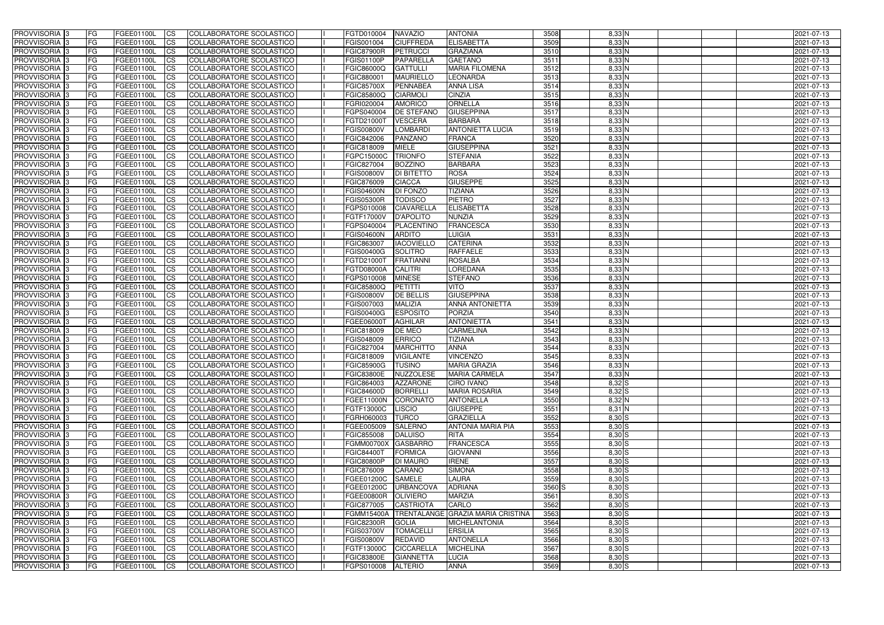| PROVVISORIA | 3 | FG | FGEE01100L | CS | COLLABORATORE SCOLASTICO | | FGTD010004 | NAVAZIO | ANTONIA | 3508 | | 8,33 | N | | | | 2021-07-13 |
|---|---|---|---|---|---|---|---|---|---|---|---|---|---|---|---|---|---|
| PROVVISORIA | 3 | FG | FGEE01100L | CS | COLLABORATORE SCOLASTICO | | FGIS001004 | CIUFFREDA | ELISABETTA | 3509 | | 8,33 | N | | | | 2021-07-13 |
| PROVVISORIA | 3 | FG | FGEE01100L | CS | COLLABORATORE SCOLASTICO | | FGIC87900R | PETRUCCI | GRAZIANA | 3510 | | 8,33 | N | | | | 2021-07-13 |
| PROVVISORIA | 3 | FG | FGEE01100L | CS | COLLABORATORE SCOLASTICO | | FGIS01100P | PAPARELLA | GAETANO | 3511 | | 8,33 | N | | | | 2021-07-13 |
| PROVVISORIA | 3 | FG | FGEE01100L | CS | COLLABORATORE SCOLASTICO | | FGIC86000Q | GATTULLI | MARIA FILOMENA | 3512 | | 8,33 | N | | | | 2021-07-13 |
| PROVVISORIA | 3 | FG | FGEE01100L | CS | COLLABORATORE SCOLASTICO | | FGIC880001 | MAURIELLO | LEONARDA | 3513 | | 8,33 | N | | | | 2021-07-13 |
| PROVVISORIA | 3 | FG | FGEE01100L | CS | COLLABORATORE SCOLASTICO | | FGIC85700X | PENNABEA | ANNA LISA | 3514 | | 8,33 | N | | | | 2021-07-13 |
| PROVVISORIA | 3 | FG | FGEE01100L | CS | COLLABORATORE SCOLASTICO | | FGIC85800Q | CIARMOLI | CINZIA | 3515 | | 8,33 | N | | | | 2021-07-13 |
| PROVVISORIA | 3 | FG | FGEE01100L | CS | COLLABORATORE SCOLASTICO | | FGRI020004 | AMORICO | ORNELLA | 3516 | | 8,33 | N | | | | 2021-07-13 |
| PROVVISORIA | 3 | FG | FGEE01100L | CS | COLLABORATORE SCOLASTICO | | FGPS040004 | DE STEFANO | GIUSEPPINA | 3517 | | 8,33 | N | | | | 2021-07-13 |
| PROVVISORIA | 3 | FG | FGEE01100L | CS | COLLABORATORE SCOLASTICO | | FGTD21000T | VESCERA | BARBARA | 3518 | | 8,33 | N | | | | 2021-07-13 |
| PROVVISORIA | 3 | FG | FGEE01100L | CS | COLLABORATORE SCOLASTICO | | FGIS00800V | LOMBARDI | ANTONIETTA LUCIA | 3519 | | 8,33 | N | | | | 2021-07-13 |
| PROVVISORIA | 3 | FG | FGEE01100L | CS | COLLABORATORE SCOLASTICO | | FGIC842006 | PANZANO | FRANCA | 3520 | | 8,33 | N | | | | 2021-07-13 |
| PROVVISORIA | 3 | FG | FGEE01100L | CS | COLLABORATORE SCOLASTICO | | FGIC818009 | MIELE | GIUSEPPINA | 3521 | | 8,33 | N | | | | 2021-07-13 |
| PROVVISORIA | 3 | FG | FGEE01100L | CS | COLLABORATORE SCOLASTICO | | FGPC15000C | TRIONFO | STEFANIA | 3522 | | 8,33 | N | | | | 2021-07-13 |
| PROVVISORIA | 3 | FG | FGEE01100L | CS | COLLABORATORE SCOLASTICO | | FGIC827004 | BOZZINO | BARBARA | 3523 | | 8,33 | N | | | | 2021-07-13 |
| PROVVISORIA | 3 | FG | FGEE01100L | CS | COLLABORATORE SCOLASTICO | | FGIS00800V | DI BITETTO | ROSA | 3524 | | 8,33 | N | | | | 2021-07-13 |
| PROVVISORIA | 3 | FG | FGEE01100L | CS | COLLABORATORE SCOLASTICO | | FGIC876009 | CIACCA | GIUSEPPE | 3525 | | 8,33 | N | | | | 2021-07-13 |
| PROVVISORIA | 3 | FG | FGEE01100L | CS | COLLABORATORE SCOLASTICO | | FGIS04600N | DI FONZO | TIZIANA | 3526 | | 8,33 | N | | | | 2021-07-13 |
| PROVVISORIA | 3 | FG | FGEE01100L | CS | COLLABORATORE SCOLASTICO | | FGIS05300R | TODISCO | PIETRO | 3527 | | 8,33 | N | | | | 2021-07-13 |
| PROVVISORIA | 3 | FG | FGEE01100L | CS | COLLABORATORE SCOLASTICO | | FGPS010008 | CIAVARELLA | ELISABETTA | 3528 | | 8,33 | N | | | | 2021-07-13 |
| PROVVISORIA | 3 | FG | FGEE01100L | CS | COLLABORATORE SCOLASTICO | | FGTF17000V | D'APOLITO | NUNZIA | 3529 | | 8,33 | N | | | | 2021-07-13 |
| PROVVISORIA | 3 | FG | FGEE01100L | CS | COLLABORATORE SCOLASTICO | | FGPS040004 | PLACENTINO | FRANCESCA | 3530 | | 8,33 | N | | | | 2021-07-13 |
| PROVVISORIA | 3 | FG | FGEE01100L | CS | COLLABORATORE SCOLASTICO | | FGIS04600N | ARDITO | LUIGIA | 3531 | | 8,33 | N | | | | 2021-07-13 |
| PROVVISORIA | 3 | FG | FGEE01100L | CS | COLLABORATORE SCOLASTICO | | FGIC863007 | IACOVIELLO | CATERINA | 3532 | | 8,33 | N | | | | 2021-07-13 |
| PROVVISORIA | 3 | FG | FGEE01100L | CS | COLLABORATORE SCOLASTICO | | FGIS00400G | SOLITRO | RAFFAELE | 3533 | | 8,33 | N | | | | 2021-07-13 |
| PROVVISORIA | 3 | FG | FGEE01100L | CS | COLLABORATORE SCOLASTICO | | FGTD21000T | FRATIANNI | ROSALBA | 3534 | | 8,33 | N | | | | 2021-07-13 |
| PROVVISORIA | 3 | FG | FGEE01100L | CS | COLLABORATORE SCOLASTICO | | FGTD08000A | CALITRI | LOREDANA | 3535 | | 8,33 | N | | | | 2021-07-13 |
| PROVVISORIA | 3 | FG | FGEE01100L | CS | COLLABORATORE SCOLASTICO | | FGPS010008 | MINESE | STEFANO | 3536 | | 8,33 | N | | | | 2021-07-13 |
| PROVVISORIA | 3 | FG | FGEE01100L | CS | COLLABORATORE SCOLASTICO | | FGIC85800Q | PETITTI | VITO | 3537 | | 8,33 | N | | | | 2021-07-13 |
| PROVVISORIA | 3 | FG | FGEE01100L | CS | COLLABORATORE SCOLASTICO | | FGIS00800V | DE BELLIS | GIUSEPPINA | 3538 | | 8,33 | N | | | | 2021-07-13 |
| PROVVISORIA | 3 | FG | FGEE01100L | CS | COLLABORATORE SCOLASTICO | | FGIS007003 | MALIZIA | ANNA ANTONIETTA | 3539 | | 8,33 | N | | | | 2021-07-13 |
| PROVVISORIA | 3 | FG | FGEE01100L | CS | COLLABORATORE SCOLASTICO | | FGIS00400G | ESPOSITO | PORZIA | 3540 | | 8,33 | N | | | | 2021-07-13 |
| PROVVISORIA | 3 | FG | FGEE01100L | CS | COLLABORATORE SCOLASTICO | | FGEE06000T | AGHILAR | ANTONIETTA | 3541 | | 8,33 | N | | | | 2021-07-13 |
| PROVVISORIA | 3 | FG | FGEE01100L | CS | COLLABORATORE SCOLASTICO | | FGIC818009 | DE MEO | CARMELINA | 3542 | | 8,33 | N | | | | 2021-07-13 |
| PROVVISORIA | 3 | FG | FGEE01100L | CS | COLLABORATORE SCOLASTICO | | FGIS048009 | ERRICO | TIZIANA | 3543 | | 8,33 | N | | | | 2021-07-13 |
| PROVVISORIA | 3 | FG | FGEE01100L | CS | COLLABORATORE SCOLASTICO | | FGIC827004 | MARCHITTO | ANNA | 3544 | | 8,33 | N | | | | 2021-07-13 |
| PROVVISORIA | 3 | FG | FGEE01100L | CS | COLLABORATORE SCOLASTICO | | FGIC818009 | VIGILANTE | VINCENZO | 3545 | | 8,33 | N | | | | 2021-07-13 |
| PROVVISORIA | 3 | FG | FGEE01100L | CS | COLLABORATORE SCOLASTICO | | FGIC85900G | TUSINO | MARIA GRAZIA | 3546 | | 8,33 | N | | | | 2021-07-13 |
| PROVVISORIA | 3 | FG | FGEE01100L | CS | COLLABORATORE SCOLASTICO | | FGIC83800E | NUZZOLESE | MARIA CARMELA | 3547 | | 8,33 | N | | | | 2021-07-13 |
| PROVVISORIA | 3 | FG | FGEE01100L | CS | COLLABORATORE SCOLASTICO | | FGIC864003 | AZZARONE | CIRO IVANO | 3548 | | 8,32 | S | | | | 2021-07-13 |
| PROVVISORIA | 3 | FG | FGEE01100L | CS | COLLABORATORE SCOLASTICO | | FGIC84600D | BORRELLI | MARIA ROSARIA | 3549 | | 8,32 | S | | | | 2021-07-13 |
| PROVVISORIA | 3 | FG | FGEE01100L | CS | COLLABORATORE SCOLASTICO | | FGEE11000N | CORONATO | ANTONELLA | 3550 | | 8,32 | N | | | | 2021-07-13 |
| PROVVISORIA | 3 | FG | FGEE01100L | CS | COLLABORATORE SCOLASTICO | | FGTF13000C | LISCIO | GIUSEPPE | 3551 | | 8,31 | N | | | | 2021-07-13 |
| PROVVISORIA | 3 | FG | FGEE01100L | CS | COLLABORATORE SCOLASTICO | | FGRH060003 | TURCO | GRAZIELLA | 3552 | | 8,30 | S | | | | 2021-07-13 |
| PROVVISORIA | 3 | FG | FGEE01100L | CS | COLLABORATORE SCOLASTICO | | FGEE005009 | SALERNO | ANTONIA MARIA PIA | 3553 | | 8,30 | S | | | | 2021-07-13 |
| PROVVISORIA | 3 | FG | FGEE01100L | CS | COLLABORATORE SCOLASTICO | | FGIC855008 | DALUISO | RITA | 3554 | | 8,30 | S | | | | 2021-07-13 |
| PROVVISORIA | 3 | FG | FGEE01100L | CS | COLLABORATORE SCOLASTICO | | FGMM00700X | GASBARRO | FRANCESCA | 3555 | | 8,30 | S | | | | 2021-07-13 |
| PROVVISORIA | 3 | FG | FGEE01100L | CS | COLLABORATORE SCOLASTICO | | FGIC84400T | FORMICA | GIOVANNI | 3556 | | 8,30 | S | | | | 2021-07-13 |
| PROVVISORIA | 3 | FG | FGEE01100L | CS | COLLABORATORE SCOLASTICO | | FGIC80800P | DI MAURO | IRENE | 3557 | | 8,30 | S | | | | 2021-07-13 |
| PROVVISORIA | 3 | FG | FGEE01100L | CS | COLLABORATORE SCOLASTICO | | FGIC876009 | CARANO | SIMONA | 3558 | | 8,30 | S | | | | 2021-07-13 |
| PROVVISORIA | 3 | FG | FGEE01100L | CS | COLLABORATORE SCOLASTICO | | FGEE01200C | SAMELE | LAURA | 3559 | | 8,30 | S | | | | 2021-07-13 |
| PROVVISORIA | 3 | FG | FGEE01100L | CS | COLLABORATORE SCOLASTICO | | FGEE01200C | URBANCOVA | ADRIANA | 3560 | S | 8,30 | S | | | | 2021-07-13 |
| PROVVISORIA | 3 | FG | FGEE01100L | CS | COLLABORATORE SCOLASTICO | | FGEE00800R | OLIVIERO | MARZIA | 3561 | | 8,30 | S | | | | 2021-07-13 |
| PROVVISORIA | 3 | FG | FGEE01100L | CS | COLLABORATORE SCOLASTICO | | FGIC877005 | CASTRIOTA | CARLO | 3562 | | 8,30 | S | | | | 2021-07-13 |
| PROVVISORIA | 3 | FG | FGEE01100L | CS | COLLABORATORE SCOLASTICO | | FGMM15400A | TRENTALANGE | GRAZIA MARIA CRISTINA | 3563 | | 8,30 | S | | | | 2021-07-13 |
| PROVVISORIA | 3 | FG | FGEE01100L | CS | COLLABORATORE SCOLASTICO | | FGIC82300R | GOLIA | MICHELANTONIA | 3564 | | 8,30 | S | | | | 2021-07-13 |
| PROVVISORIA | 3 | FG | FGEE01100L | CS | COLLABORATORE SCOLASTICO | | FGIS03700V | TOMACELLI | ERSILIA | 3565 | | 8,30 | S | | | | 2021-07-13 |
| PROVVISORIA | 3 | FG | FGEE01100L | CS | COLLABORATORE SCOLASTICO | | FGIS00800V | REDAVID | ANTONELLA | 3566 | | 8,30 | S | | | | 2021-07-13 |
| PROVVISORIA | 3 | FG | FGEE01100L | CS | COLLABORATORE SCOLASTICO | | FGTF13000C | CICCARELLA | MICHELINA | 3567 | | 8,30 | S | | | | 2021-07-13 |
| PROVVISORIA | 3 | FG | FGEE01100L | CS | COLLABORATORE SCOLASTICO | | FGIC83800E | GIANNETTA | LUCIA | 3568 | | 8,30 | S | | | | 2021-07-13 |
| PROVVISORIA | 3 | FG | FGEE01100L | CS | COLLABORATORE SCOLASTICO | | FGPS010008 | ALTERIO | ANNA | 3569 | | 8,30 | S | | | | 2021-07-13 |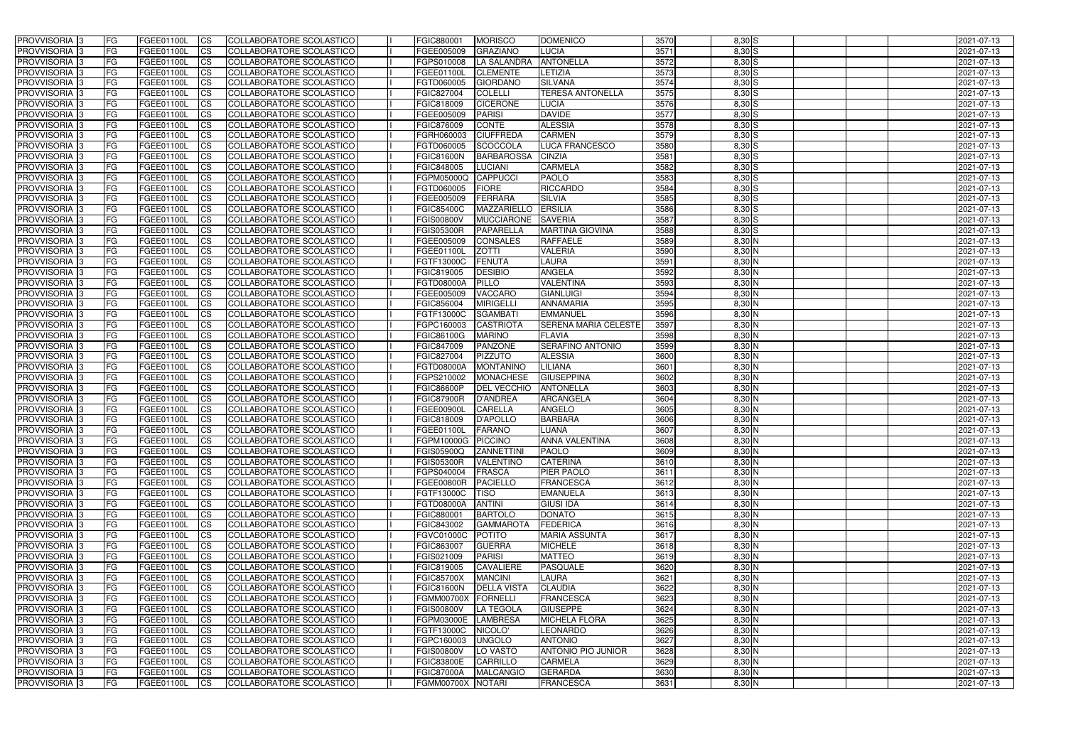| PROVVISORIA | 3 | FG | FGEE01100L | CS | COLLABORATORE SCOLASTICO | | FGIC880001 | MORISCO | DOMENICO | 3570 | 8,30 | S | | | | 2021-07-13 |
|---|---|---|---|---|---|---|---|---|---|---|---|---|---|---|---|---|
| PROVVISORIA | 3 | FG | FGEE01100L | CS | COLLABORATORE SCOLASTICO | | FGEE005009 | GRAZIANO | LUCIA | 3571 | 8,30 | S | | | | 2021-07-13 |
| PROVVISORIA | 3 | FG | FGEE01100L | CS | COLLABORATORE SCOLASTICO | | FGPS010008 | LA SALANDRA | ANTONELLA | 3572 | 8,30 | S | | | | 2021-07-13 |
| PROVVISORIA | 3 | FG | FGEE01100L | CS | COLLABORATORE SCOLASTICO | | FGEE01100L | CLEMENTE | LETIZIA | 3573 | 8,30 | S | | | | 2021-07-13 |
| PROVVISORIA | 3 | FG | FGEE01100L | CS | COLLABORATORE SCOLASTICO | | FGTD060005 | GIORDANO | SILVANA | 3574 | 8,30 | S | | | | 2021-07-13 |
| PROVVISORIA | 3 | FG | FGEE01100L | CS | COLLABORATORE SCOLASTICO | | FGIC827004 | COLELLI | TERESA ANTONELLA | 3575 | 8,30 | S | | | | 2021-07-13 |
| PROVVISORIA | 3 | FG | FGEE01100L | CS | COLLABORATORE SCOLASTICO | | FGIC818009 | CICERONE | LUCIA | 3576 | 8,30 | S | | | | 2021-07-13 |
| PROVVISORIA | 3 | FG | FGEE01100L | CS | COLLABORATORE SCOLASTICO | | FGEE005009 | PARISI | DAVIDE | 3577 | 8,30 | S | | | | 2021-07-13 |
| PROVVISORIA | 3 | FG | FGEE01100L | CS | COLLABORATORE SCOLASTICO | | FGIC876009 | CONTE | ALESSIA | 3578 | 8,30 | S | | | | 2021-07-13 |
| PROVVISORIA | 3 | FG | FGEE01100L | CS | COLLABORATORE SCOLASTICO | | FGRH060003 | CIUFFREDA | CARMEN | 3579 | 8,30 | S | | | | 2021-07-13 |
| PROVVISORIA | 3 | FG | FGEE01100L | CS | COLLABORATORE SCOLASTICO | | FGTD060005 | SCOCCOLA | LUCA FRANCESCO | 3580 | 8,30 | S | | | | 2021-07-13 |
| PROVVISORIA | 3 | FG | FGEE01100L | CS | COLLABORATORE SCOLASTICO | | FGIC81600N | BARBAROSSA | CINZIA | 3581 | 8,30 | S | | | | 2021-07-13 |
| PROVVISORIA | 3 | FG | FGEE01100L | CS | COLLABORATORE SCOLASTICO | | FGIC848005 | LUCIANI | CARMELA | 3582 | 8,30 | S | | | | 2021-07-13 |
| PROVVISORIA | 3 | FG | FGEE01100L | CS | COLLABORATORE SCOLASTICO | | FGPM05000Q | CAPPUCCI | PAOLO | 3583 | 8,30 | S | | | | 2021-07-13 |
| PROVVISORIA | 3 | FG | FGEE01100L | CS | COLLABORATORE SCOLASTICO | | FGTD060005 | FIORE | RICCARDO | 3584 | 8,30 | S | | | | 2021-07-13 |
| PROVVISORIA | 3 | FG | FGEE01100L | CS | COLLABORATORE SCOLASTICO | | FGEE005009 | FERRARA | SILVIA | 3585 | 8,30 | S | | | | 2021-07-13 |
| PROVVISORIA | 3 | FG | FGEE01100L | CS | COLLABORATORE SCOLASTICO | | FGIC85400C | MAZZARIELLO | ERSILIA | 3586 | 8,30 | S | | | | 2021-07-13 |
| PROVVISORIA | 3 | FG | FGEE01100L | CS | COLLABORATORE SCOLASTICO | | FGIS00800V | MUCCIARONE | SAVERIA | 3587 | 8,30 | S | | | | 2021-07-13 |
| PROVVISORIA | 3 | FG | FGEE01100L | CS | COLLABORATORE SCOLASTICO | | FGIS05300R | PAPARELLA | MARTINA GIOVINA | 3588 | 8,30 | S | | | | 2021-07-13 |
| PROVVISORIA | 3 | FG | FGEE01100L | CS | COLLABORATORE SCOLASTICO | | FGEE005009 | CONSALES | RAFFAELE | 3589 | 8,30 | N | | | | 2021-07-13 |
| PROVVISORIA | 3 | FG | FGEE01100L | CS | COLLABORATORE SCOLASTICO | | FGEE01100L | ZOTTI | VALERIA | 3590 | 8,30 | N | | | | 2021-07-13 |
| PROVVISORIA | 3 | FG | FGEE01100L | CS | COLLABORATORE SCOLASTICO | | FGTF13000C | FENUTA | LAURA | 3591 | 8,30 | N | | | | 2021-07-13 |
| PROVVISORIA | 3 | FG | FGEE01100L | CS | COLLABORATORE SCOLASTICO | | FGIC819005 | DESIBIO | ANGELA | 3592 | 8,30 | N | | | | 2021-07-13 |
| PROVVISORIA | 3 | FG | FGEE01100L | CS | COLLABORATORE SCOLASTICO | | FGTD08000A | PILLO | VALENTINA | 3593 | 8,30 | N | | | | 2021-07-13 |
| PROVVISORIA | 3 | FG | FGEE01100L | CS | COLLABORATORE SCOLASTICO | | FGEE005009 | VACCARO | GIANLUIGI | 3594 | 8,30 | N | | | | 2021-07-13 |
| PROVVISORIA | 3 | FG | FGEE01100L | CS | COLLABORATORE SCOLASTICO | | FGIC856004 | MIRIGELLI | ANNAMARIA | 3595 | 8,30 | N | | | | 2021-07-13 |
| PROVVISORIA | 3 | FG | FGEE01100L | CS | COLLABORATORE SCOLASTICO | | FGTF13000C | SGAMBATI | EMMANUEL | 3596 | 8,30 | N | | | | 2021-07-13 |
| PROVVISORIA | 3 | FG | FGEE01100L | CS | COLLABORATORE SCOLASTICO | | FGPC160003 | CASTRIOTA | SERENA MARIA CELESTE | 3597 | 8,30 | N | | | | 2021-07-13 |
| PROVVISORIA | 3 | FG | FGEE01100L | CS | COLLABORATORE SCOLASTICO | | FGIC86100G | MARINO | FLAVIA | 3598 | 8,30 | N | | | | 2021-07-13 |
| PROVVISORIA | 3 | FG | FGEE01100L | CS | COLLABORATORE SCOLASTICO | | FGIC847009 | PANZONE | SERAFINO ANTONIO | 3599 | 8,30 | N | | | | 2021-07-13 |
| PROVVISORIA | 3 | FG | FGEE01100L | CS | COLLABORATORE SCOLASTICO | | FGIC827004 | PIZZUTO | ALESSIA | 3600 | 8,30 | N | | | | 2021-07-13 |
| PROVVISORIA | 3 | FG | FGEE01100L | CS | COLLABORATORE SCOLASTICO | | FGTD08000A | MONTANINO | LILIANA | 3601 | 8,30 | N | | | | 2021-07-13 |
| PROVVISORIA | 3 | FG | FGEE01100L | CS | COLLABORATORE SCOLASTICO | | FGPS210002 | MONACHESE | GIUSEPPINA | 3602 | 8,30 | N | | | | 2021-07-13 |
| PROVVISORIA | 3 | FG | FGEE01100L | CS | COLLABORATORE SCOLASTICO | | FGIC86600P | DEL VECCHIO | ANTONELLA | 3603 | 8,30 | N | | | | 2021-07-13 |
| PROVVISORIA | 3 | FG | FGEE01100L | CS | COLLABORATORE SCOLASTICO | | FGIC87900R | D'ANDREA | ARCANGELA | 3604 | 8,30 | N | | | | 2021-07-13 |
| PROVVISORIA | 3 | FG | FGEE01100L | CS | COLLABORATORE SCOLASTICO | | FGEE00900L | CARELLA | ANGELO | 3605 | 8,30 | N | | | | 2021-07-13 |
| PROVVISORIA | 3 | FG | FGEE01100L | CS | COLLABORATORE SCOLASTICO | | FGIC818009 | D'APOLLO | BARBARA | 3606 | 8,30 | N | | | | 2021-07-13 |
| PROVVISORIA | 3 | FG | FGEE01100L | CS | COLLABORATORE SCOLASTICO | | FGEE01100L | FARANO | LUANA | 3607 | 8,30 | N | | | | 2021-07-13 |
| PROVVISORIA | 3 | FG | FGEE01100L | CS | COLLABORATORE SCOLASTICO | | FGPM10000G | PICCINO | ANNA VALENTINA | 3608 | 8,30 | N | | | | 2021-07-13 |
| PROVVISORIA | 3 | FG | FGEE01100L | CS | COLLABORATORE SCOLASTICO | | FGIS05900Q | ZANNETTINI | PAOLO | 3609 | 8,30 | N | | | | 2021-07-13 |
| PROVVISORIA | 3 | FG | FGEE01100L | CS | COLLABORATORE SCOLASTICO | | FGIS05300R | VALENTINO | CATERINA | 3610 | 8,30 | N | | | | 2021-07-13 |
| PROVVISORIA | 3 | FG | FGEE01100L | CS | COLLABORATORE SCOLASTICO | | FGPS040004 | FRASCA | PIER PAOLO | 3611 | 8,30 | N | | | | 2021-07-13 |
| PROVVISORIA | 3 | FG | FGEE01100L | CS | COLLABORATORE SCOLASTICO | | FGEE00800R | PACIELLO | FRANCESCA | 3612 | 8,30 | N | | | | 2021-07-13 |
| PROVVISORIA | 3 | FG | FGEE01100L | CS | COLLABORATORE SCOLASTICO | | FGTF13000C | TISO | EMANUELA | 3613 | 8,30 | N | | | | 2021-07-13 |
| PROVVISORIA | 3 | FG | FGEE01100L | CS | COLLABORATORE SCOLASTICO | | FGTD08000A | ANTINI | GIUSI IDA | 3614 | 8,30 | N | | | | 2021-07-13 |
| PROVVISORIA | 3 | FG | FGEE01100L | CS | COLLABORATORE SCOLASTICO | | FGIC880001 | BARTOLO | DONATO | 3615 | 8,30 | N | | | | 2021-07-13 |
| PROVVISORIA | 3 | FG | FGEE01100L | CS | COLLABORATORE SCOLASTICO | | FGIC843002 | GAMMAROTA | FEDERICA | 3616 | 8,30 | N | | | | 2021-07-13 |
| PROVVISORIA | 3 | FG | FGEE01100L | CS | COLLABORATORE SCOLASTICO | | FGVC01000C | POTITO | MARIA ASSUNTA | 3617 | 8,30 | N | | | | 2021-07-13 |
| PROVVISORIA | 3 | FG | FGEE01100L | CS | COLLABORATORE SCOLASTICO | | FGIC863007 | GUERRA | MICHELE | 3618 | 8,30 | N | | | | 2021-07-13 |
| PROVVISORIA | 3 | FG | FGEE01100L | CS | COLLABORATORE SCOLASTICO | | FGIS021009 | PARISI | MATTEO | 3619 | 8,30 | N | | | | 2021-07-13 |
| PROVVISORIA | 3 | FG | FGEE01100L | CS | COLLABORATORE SCOLASTICO | | FGIC819005 | CAVALIERE | PASQUALE | 3620 | 8,30 | N | | | | 2021-07-13 |
| PROVVISORIA | 3 | FG | FGEE01100L | CS | COLLABORATORE SCOLASTICO | | FGIC85700X | MANCINI | LAURA | 3621 | 8,30 | N | | | | 2021-07-13 |
| PROVVISORIA | 3 | FG | FGEE01100L | CS | COLLABORATORE SCOLASTICO | | FGIC81600N | DELLA VISTA | CLAUDIA | 3622 | 8,30 | N | | | | 2021-07-13 |
| PROVVISORIA | 3 | FG | FGEE01100L | CS | COLLABORATORE SCOLASTICO | | FGMM00700X | FORNELLI | FRANCESCA | 3623 | 8,30 | N | | | | 2021-07-13 |
| PROVVISORIA | 3 | FG | FGEE01100L | CS | COLLABORATORE SCOLASTICO | | FGIS00800V | LA TEGOLA | GIUSEPPE | 3624 | 8,30 | N | | | | 2021-07-13 |
| PROVVISORIA | 3 | FG | FGEE01100L | CS | COLLABORATORE SCOLASTICO | | FGPM03000E | LAMBRESA | MICHELA FLORA | 3625 | 8,30 | N | | | | 2021-07-13 |
| PROVVISORIA | 3 | FG | FGEE01100L | CS | COLLABORATORE SCOLASTICO | | FGTF13000C | NICOLO' | LEONARDO | 3626 | 8,30 | N | | | | 2021-07-13 |
| PROVVISORIA | 3 | FG | FGEE01100L | CS | COLLABORATORE SCOLASTICO | | FGPC160003 | UNGOLO | ANTONIO | 3627 | 8,30 | N | | | | 2021-07-13 |
| PROVVISORIA | 3 | FG | FGEE01100L | CS | COLLABORATORE SCOLASTICO | | FGIS00800V | LO VASTO | ANTONIO PIO JUNIOR | 3628 | 8,30 | N | | | | 2021-07-13 |
| PROVVISORIA | 3 | FG | FGEE01100L | CS | COLLABORATORE SCOLASTICO | | FGIC83800E | CARRILLO | CARMELA | 3629 | 8,30 | N | | | | 2021-07-13 |
| PROVVISORIA | 3 | FG | FGEE01100L | CS | COLLABORATORE SCOLASTICO | | FGIC87000A | MALCANGIO | GERARDA | 3630 | 8,30 | N | | | | 2021-07-13 |
| PROVVISORIA | 3 | FG | FGEE01100L | CS | COLLABORATORE SCOLASTICO | | FGMM00700X | NOTARI | FRANCESCA | 3631 | 8,30 | N | | | | 2021-07-13 |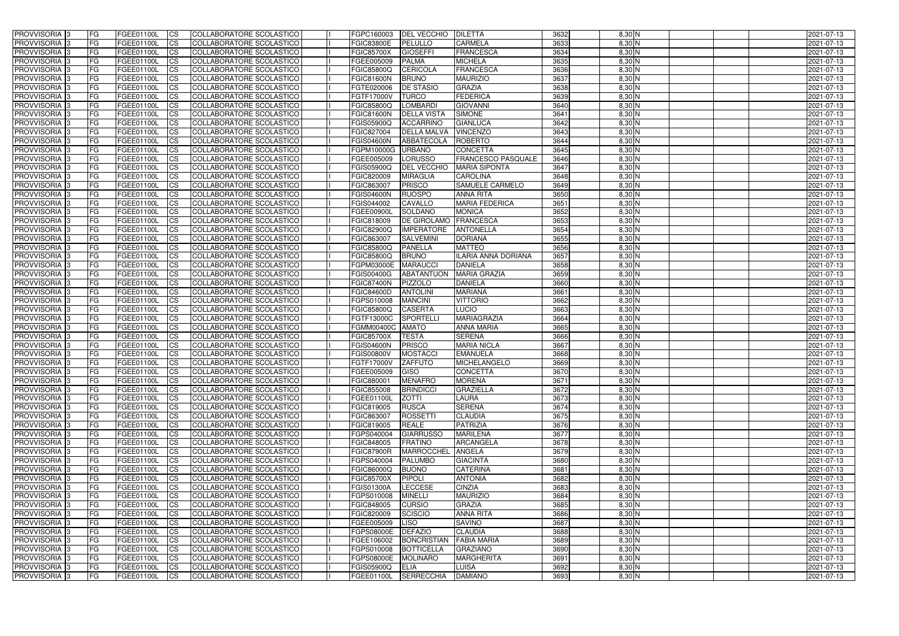| PROVVISORIA 3 | FG | FGEE01100L | CS | COLLABORATORE SCOLASTICO | I | FGPC160003 | DEL VECCHIO | DILETTA | 3632 | 8,30 | N | | | | 2021-07-13 |
|---|---|---|---|---|---|---|---|---|---|---|---|---|---|---|---|
| PROVVISORIA 3 | FG | FGEE01100L | CS | COLLABORATORE SCOLASTICO | I | FGIC83800E | PELULLO | CARMELA | 3633 | 8,30 | N | | | | 2021-07-13 |
| PROVVISORIA 3 | FG | FGEE01100L | CS | COLLABORATORE SCOLASTICO | I | FGIC85700X | GIOSEFFI | FRANCESCA | 3634 | 8,30 | N | | | | 2021-07-13 |
| PROVVISORIA 3 | FG | FGEE01100L | CS | COLLABORATORE SCOLASTICO | I | FGEE005009 | PALMA | MICHELA | 3635 | 8,30 | N | | | | 2021-07-13 |
| PROVVISORIA 3 | FG | FGEE01100L | CS | COLLABORATORE SCOLASTICO | I | FGIC85800Q | CERICOLA | FRANCESCA | 3636 | 8,30 | N | | | | 2021-07-13 |
| PROVVISORIA 3 | FG | FGEE01100L | CS | COLLABORATORE SCOLASTICO | I | FGIC81600N | BRUNO | MAURIZIO | 3637 | 8,30 | N | | | | 2021-07-13 |
| PROVVISORIA 3 | FG | FGEE01100L | CS | COLLABORATORE SCOLASTICO | I | FGTE020006 | DE STASIO | GRAZIA | 3638 | 8,30 | N | | | | 2021-07-13 |
| PROVVISORIA 3 | FG | FGEE01100L | CS | COLLABORATORE SCOLASTICO | I | FGTF17000V | TURCO | FEDERICA | 3639 | 8,30 | N | | | | 2021-07-13 |
| PROVVISORIA 3 | FG | FGEE01100L | CS | COLLABORATORE SCOLASTICO | I | FGIC85800Q | LOMBARDI | GIOVANNI | 3640 | 8,30 | N | | | | 2021-07-13 |
| PROVVISORIA 3 | FG | FGEE01100L | CS | COLLABORATORE SCOLASTICO | I | FGIC81600N | DELLA VISTA | SIMONE | 3641 | 8,30 | N | | | | 2021-07-13 |
| PROVVISORIA 3 | FG | FGEE01100L | CS | COLLABORATORE SCOLASTICO | I | FGIS05900Q | ACCARRINO | GIANLUCA | 3642 | 8,30 | N | | | | 2021-07-13 |
| PROVVISORIA 3 | FG | FGEE01100L | CS | COLLABORATORE SCOLASTICO | I | FGIC827004 | DELLA MALVA | VINCENZO | 3643 | 8,30 | N | | | | 2021-07-13 |
| PROVVISORIA 3 | FG | FGEE01100L | CS | COLLABORATORE SCOLASTICO | I | FGIS04600N | ABBATECOLA | ROBERTO | 3644 | 8,30 | N | | | | 2021-07-13 |
| PROVVISORIA 3 | FG | FGEE01100L | CS | COLLABORATORE SCOLASTICO | I | FGPM10000G | URBANO | CONCETTA | 3645 | 8,30 | N | | | | 2021-07-13 |
| PROVVISORIA 3 | FG | FGEE01100L | CS | COLLABORATORE SCOLASTICO | I | FGEE005009 | LORUSSO | FRANCESCO PASQUALE | 3646 | 8,30 | N | | | | 2021-07-13 |
| PROVVISORIA 3 | FG | FGEE01100L | CS | COLLABORATORE SCOLASTICO | I | FGIS05900Q | DEL VECCHIO | MARIA SIPONTA | 3647 | 8,30 | N | | | | 2021-07-13 |
| PROVVISORIA 3 | FG | FGEE01100L | CS | COLLABORATORE SCOLASTICO | I | FGIC820009 | MIRAGLIA | CAROLINA | 3648 | 8,30 | N | | | | 2021-07-13 |
| PROVVISORIA 3 | FG | FGEE01100L | CS | COLLABORATORE SCOLASTICO | I | FGIC863007 | PRISCO | SAMUELE CARMELO | 3649 | 8,30 | N | | | | 2021-07-13 |
| PROVVISORIA 3 | FG | FGEE01100L | CS | COLLABORATORE SCOLASTICO | I | FGIS04600N | RUOSPO | ANNA RITA | 3650 | 8,30 | N | | | | 2021-07-13 |
| PROVVISORIA 3 | FG | FGEE01100L | CS | COLLABORATORE SCOLASTICO | I | FGIS044002 | CAVALLO | MARIA FEDERICA | 3651 | 8,30 | N | | | | 2021-07-13 |
| PROVVISORIA 3 | FG | FGEE01100L | CS | COLLABORATORE SCOLASTICO | I | FGEE00900L | SOLDANO | MONICA | 3652 | 8,30 | N | | | | 2021-07-13 |
| PROVVISORIA 3 | FG | FGEE01100L | CS | COLLABORATORE SCOLASTICO | I | FGIC818009 | DE GIROLAMO | FRANCESCA | 3653 | 8,30 | N | | | | 2021-07-13 |
| PROVVISORIA 3 | FG | FGEE01100L | CS | COLLABORATORE SCOLASTICO | I | FGIC82900Q | IMPERATORE | ANTONELLA | 3654 | 8,30 | N | | | | 2021-07-13 |
| PROVVISORIA 3 | FG | FGEE01100L | CS | COLLABORATORE SCOLASTICO | I | FGIC863007 | SALVEMINI | DORIANA | 3655 | 8,30 | N | | | | 2021-07-13 |
| PROVVISORIA 3 | FG | FGEE01100L | CS | COLLABORATORE SCOLASTICO | I | FGIC85800Q | PANELLA | MATTEO | 3656 | 8,30 | N | | | | 2021-07-13 |
| PROVVISORIA 3 | FG | FGEE01100L | CS | COLLABORATORE SCOLASTICO | I | FGIC85800Q | BRUNO | ILARIA ANNA DORIANA | 3657 | 8,30 | N | | | | 2021-07-13 |
| PROVVISORIA 3 | FG | FGEE01100L | CS | COLLABORATORE SCOLASTICO | I | FGPM03000E | MARAUCCI | DANIELA | 3658 | 8,30 | N | | | | 2021-07-13 |
| PROVVISORIA 3 | FG | FGEE01100L | CS | COLLABORATORE SCOLASTICO | I | FGIS00400G | ABATANTUON | MARIA GRAZIA | 3659 | 8,30 | N | | | | 2021-07-13 |
| PROVVISORIA 3 | FG | FGEE01100L | CS | COLLABORATORE SCOLASTICO | I | FGIC87400N | PIZZOLO | DANIELA | 3660 | 8,30 | N | | | | 2021-07-13 |
| PROVVISORIA 3 | FG | FGEE01100L | CS | COLLABORATORE SCOLASTICO | I | FGIC84600D | ANTOLINI | MARIANA | 3661 | 8,30 | N | | | | 2021-07-13 |
| PROVVISORIA 3 | FG | FGEE01100L | CS | COLLABORATORE SCOLASTICO | I | FGPS010008 | MANCINI | VITTORIO | 3662 | 8,30 | N | | | | 2021-07-13 |
| PROVVISORIA 3 | FG | FGEE01100L | CS | COLLABORATORE SCOLASTICO | I | FGIC85800Q | CASERTA | LUCIO | 3663 | 8,30 | N | | | | 2021-07-13 |
| PROVVISORIA 3 | FG | FGEE01100L | CS | COLLABORATORE SCOLASTICO | I | FGTF13000C | SPORTELLI | MARIAGRAZIA | 3664 | 8,30 | N | | | | 2021-07-13 |
| PROVVISORIA 3 | FG | FGEE01100L | CS | COLLABORATORE SCOLASTICO | I | FGMM00400C | AMATO | ANNA MARIA | 3665 | 8,30 | N | | | | 2021-07-13 |
| PROVVISORIA 3 | FG | FGEE01100L | CS | COLLABORATORE SCOLASTICO | I | FGIC85700X | TESTA | SERENA | 3666 | 8,30 | N | | | | 2021-07-13 |
| PROVVISORIA 3 | FG | FGEE01100L | CS | COLLABORATORE SCOLASTICO | I | FGIS04600N | PRISCO | MARIA NICLA | 3667 | 8,30 | N | | | | 2021-07-13 |
| PROVVISORIA 3 | FG | FGEE01100L | CS | COLLABORATORE SCOLASTICO | I | FGIS00800V | MOSTACCI | EMANUELA | 3668 | 8,30 | N | | | | 2021-07-13 |
| PROVVISORIA 3 | FG | FGEE01100L | CS | COLLABORATORE SCOLASTICO | I | FGTF17000V | ZAFFUTO | MICHELANGELO | 3669 | 8,30 | N | | | | 2021-07-13 |
| PROVVISORIA 3 | FG | FGEE01100L | CS | COLLABORATORE SCOLASTICO | I | FGEE005009 | GISO | CONCETTA | 3670 | 8,30 | N | | | | 2021-07-13 |
| PROVVISORIA 3 | FG | FGEE01100L | CS | COLLABORATORE SCOLASTICO | I | FGIC880001 | MENAFRO | MORENA | 3671 | 8,30 | N | | | | 2021-07-13 |
| PROVVISORIA 3 | FG | FGEE01100L | CS | COLLABORATORE SCOLASTICO | I | FGIC855008 | BRINDICCI | GRAZIELLA | 3672 | 8,30 | N | | | | 2021-07-13 |
| PROVVISORIA 3 | FG | FGEE01100L | CS | COLLABORATORE SCOLASTICO | I | FGEE01100L | ZOTTI | LAURA | 3673 | 8,30 | N | | | | 2021-07-13 |
| PROVVISORIA 3 | FG | FGEE01100L | CS | COLLABORATORE SCOLASTICO | I | FGIC819005 | RUSCA | SERENA | 3674 | 8,30 | N | | | | 2021-07-13 |
| PROVVISORIA 3 | FG | FGEE01100L | CS | COLLABORATORE SCOLASTICO | I | FGIC863007 | ROSSETTI | CLAUDIA | 3675 | 8,30 | N | | | | 2021-07-13 |
| PROVVISORIA 3 | FG | FGEE01100L | CS | COLLABORATORE SCOLASTICO | I | FGIC819005 | REALE | PATRIZIA | 3676 | 8,30 | N | | | | 2021-07-13 |
| PROVVISORIA 3 | FG | FGEE01100L | CS | COLLABORATORE SCOLASTICO | I | FGPS040004 | GIARRUSSO | MARILENA | 3677 | 8,30 | N | | | | 2021-07-13 |
| PROVVISORIA 3 | FG | FGEE01100L | CS | COLLABORATORE SCOLASTICO | I | FGIC848005 | FRATINO | ARCANGELA | 3678 | 8,30 | N | | | | 2021-07-13 |
| PROVVISORIA 3 | FG | FGEE01100L | CS | COLLABORATORE SCOLASTICO | I | FGIC87900R | MARROCCHEL | ANGELA | 3679 | 8,30 | N | | | | 2021-07-13 |
| PROVVISORIA 3 | FG | FGEE01100L | CS | COLLABORATORE SCOLASTICO | I | FGPS040004 | PALUMBO | GIACINTA | 3680 | 8,30 | N | | | | 2021-07-13 |
| PROVVISORIA 3 | FG | FGEE01100L | CS | COLLABORATORE SCOLASTICO | I | FGIC86000Q | BUONO | CATERINA | 3681 | 8,30 | N | | | | 2021-07-13 |
| PROVVISORIA 3 | FG | FGEE01100L | CS | COLLABORATORE SCOLASTICO | I | FGIC85700X | PIPOLI | ANTONIA | 3682 | 8,30 | N | | | | 2021-07-13 |
| PROVVISORIA 3 | FG | FGEE01100L | CS | COLLABORATORE SCOLASTICO | I | FGIS01300A | LECCESE | CINZIA | 3683 | 8,30 | N | | | | 2021-07-13 |
| PROVVISORIA 3 | FG | FGEE01100L | CS | COLLABORATORE SCOLASTICO | I | FGPS010008 | MINELLI | MAURIZIO | 3684 | 8,30 | N | | | | 2021-07-13 |
| PROVVISORIA 3 | FG | FGEE01100L | CS | COLLABORATORE SCOLASTICO | I | FGIC848005 | CURSIO | GRAZIA | 3685 | 8,30 | N | | | | 2021-07-13 |
| PROVVISORIA 3 | FG | FGEE01100L | CS | COLLABORATORE SCOLASTICO | I | FGIC820009 | SCISCIO | ANNA RITA | 3686 | 8,30 | N | | | | 2021-07-13 |
| PROVVISORIA 3 | FG | FGEE01100L | CS | COLLABORATORE SCOLASTICO | I | FGEE005009 | LISO | SAVINO | 3687 | 8,30 | N | | | | 2021-07-13 |
| PROVVISORIA 3 | FG | FGEE01100L | CS | COLLABORATORE SCOLASTICO | I | FGPS08000E | DEFAZIO | CLAUDIA | 3688 | 8,30 | N | | | | 2021-07-13 |
| PROVVISORIA 3 | FG | FGEE01100L | CS | COLLABORATORE SCOLASTICO | I | FGEE106002 | BONCRISTIAN | FABIA MARIA | 3689 | 8,30 | N | | | | 2021-07-13 |
| PROVVISORIA 3 | FG | FGEE01100L | CS | COLLABORATORE SCOLASTICO | I | FGPS010008 | BOTTICELLA | GRAZIANO | 3690 | 8,30 | N | | | | 2021-07-13 |
| PROVVISORIA 3 | FG | FGEE01100L | CS | COLLABORATORE SCOLASTICO | I | FGPS08000E | MOLINARO | MARGHERITA | 3691 | 8,30 | N | | | | 2021-07-13 |
| PROVVISORIA 3 | FG | FGEE01100L | CS | COLLABORATORE SCOLASTICO | I | FGIS05900Q | ELIA | LUISA | 3692 | 8,30 | N | | | | 2021-07-13 |
| PROVVISORIA 3 | FG | FGEE01100L | CS | COLLABORATORE SCOLASTICO | I | FGEE01100L | SERRECCHIA | DAMIANO | 3693 | 8,30 | N | | | | 2021-07-13 |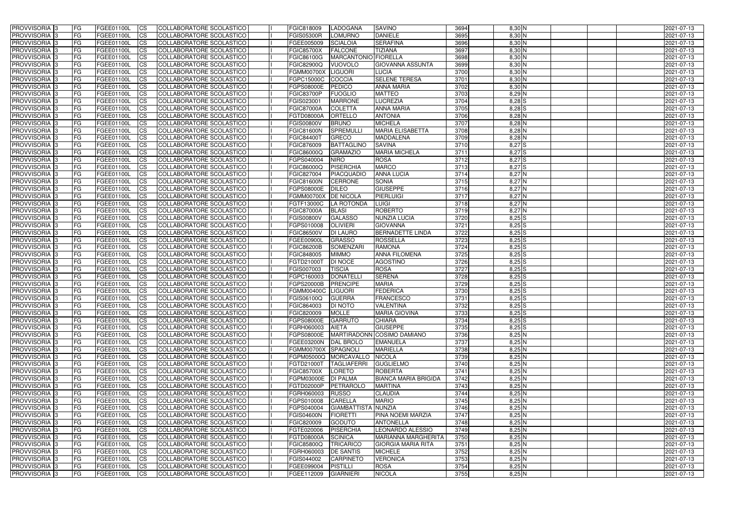| PROVVISORIA | 3 | FG | FGEE01100L | CS | COLLABORATORE SCOLASTICO | | FGIC818009 | LADOGANA | SAVINO | 3694 | 8,30 | N | | | | 2021-07-13 |
|---|---|---|---|---|---|---|---|---|---|---|---|---|---|---|---|---|
| PROVVISORIA | 3 | FG | FGEE01100L | CS | COLLABORATORE SCOLASTICO | | FGIS05300R | LOMURNO | DANIELE | 3695 | 8,30 | N | | | | 2021-07-13 |
| PROVVISORIA | 3 | FG | FGEE01100L | CS | COLLABORATORE SCOLASTICO | | FGEE005009 | SCIALOIA | SERAFINA | 3696 | 8,30 | N | | | | 2021-07-13 |
| PROVVISORIA | 3 | FG | FGEE01100L | CS | COLLABORATORE SCOLASTICO | | FGIC85700X | FALCONE | TIZIANA | 3697 | 8,30 | N | | | | 2021-07-13 |
| PROVVISORIA | 3 | FG | FGEE01100L | CS | COLLABORATORE SCOLASTICO | | FGIC86100G | MARCANTONIO | FIORELLA | 3698 | 8,30 | N | | | | 2021-07-13 |
| PROVVISORIA | 3 | FG | FGEE01100L | CS | COLLABORATORE SCOLASTICO | | FGIC82900Q | VUOVOLO | GIOVANNA ASSUNTA | 3699 | 8,30 | N | | | | 2021-07-13 |
| PROVVISORIA | 3 | FG | FGEE01100L | CS | COLLABORATORE SCOLASTICO | | FGMM00700X | LIGUORI | LUCIA | 3700 | 8,30 | N | | | | 2021-07-13 |
| PROVVISORIA | 3 | FG | FGEE01100L | CS | COLLABORATORE SCOLASTICO | | FGPC15000C | COCCIA | SELENE TERESA | 3701 | 8,30 | N | | | | 2021-07-13 |
| PROVVISORIA | 3 | FG | FGEE01100L | CS | COLLABORATORE SCOLASTICO | | FGPS08000E | PEDICO | ANNA MARIA | 3702 | 8,30 | N | | | | 2021-07-13 |
| PROVVISORIA | 3 | FG | FGEE01100L | CS | COLLABORATORE SCOLASTICO | | FGIC83700P | FUOGLIO | MATTEO | 3703 | 8,29 | N | | | | 2021-07-13 |
| PROVVISORIA | 3 | FG | FGEE01100L | CS | COLLABORATORE SCOLASTICO | | FGIS023001 | MARRONE | LUCREZIA | 3704 | 8,28 | S | | | | 2021-07-13 |
| PROVVISORIA | 3 | FG | FGEE01100L | CS | COLLABORATORE SCOLASTICO | | FGIC87000A | COLETTA | ANNA MARIA | 3705 | 8,28 | S | | | | 2021-07-13 |
| PROVVISORIA | 3 | FG | FGEE01100L | CS | COLLABORATORE SCOLASTICO | | FGTD08000A | ORTELLO | ANTONIA | 3706 | 8,28 | N | | | | 2021-07-13 |
| PROVVISORIA | 3 | FG | FGEE01100L | CS | COLLABORATORE SCOLASTICO | | FGIS00800V | BRUNO | MICHELA | 3707 | 8,28 | N | | | | 2021-07-13 |
| PROVVISORIA | 3 | FG | FGEE01100L | CS | COLLABORATORE SCOLASTICO | | FGIC81600N | SPREMULLI | MARIA ELISABETTA | 3708 | 8,28 | N | | | | 2021-07-13 |
| PROVVISORIA | 3 | FG | FGEE01100L | CS | COLLABORATORE SCOLASTICO | | FGIC84400T | GRECO | MADDALENA | 3709 | 8,28 | N | | | | 2021-07-13 |
| PROVVISORIA | 3 | FG | FGEE01100L | CS | COLLABORATORE SCOLASTICO | | FGIC876009 | BATTAGLINO | SAVINA | 3710 | 8,27 | S | | | | 2021-07-13 |
| PROVVISORIA | 3 | FG | FGEE01100L | CS | COLLABORATORE SCOLASTICO | | FGIC86000Q | GRAMAZIO | MARIA MICHELA | 3711 | 8,27 | S | | | | 2021-07-13 |
| PROVVISORIA | 3 | FG | FGEE01100L | CS | COLLABORATORE SCOLASTICO | | FGPS040004 | NIRO | ROSA | 3712 | 8,27 | S | | | | 2021-07-13 |
| PROVVISORIA | 3 | FG | FGEE01100L | CS | COLLABORATORE SCOLASTICO | | FGIC86000Q | PISERCHIA | MARCO | 3713 | 8,27 | S | | | | 2021-07-13 |
| PROVVISORIA | 3 | FG | FGEE01100L | CS | COLLABORATORE SCOLASTICO | | FGIC827004 | PIACQUADIO | ANNA LUCIA | 3714 | 8,27 | N | | | | 2021-07-13 |
| PROVVISORIA | 3 | FG | FGEE01100L | CS | COLLABORATORE SCOLASTICO | | FGIC81600N | CERRONE | SONIA | 3715 | 8,27 | N | | | | 2021-07-13 |
| PROVVISORIA | 3 | FG | FGEE01100L | CS | COLLABORATORE SCOLASTICO | | FGPS08000E | DILEO | GIUSEPPE | 3716 | 8,27 | N | | | | 2021-07-13 |
| PROVVISORIA | 3 | FG | FGEE01100L | CS | COLLABORATORE SCOLASTICO | | FGMM00700X | DE NICOLA | PIERLUIGI | 3717 | 8,27 | N | | | | 2021-07-13 |
| PROVVISORIA | 3 | FG | FGEE01100L | CS | COLLABORATORE SCOLASTICO | | FGTF13000C | LA ROTONDA | LUIGI | 3718 | 8,27 | N | | | | 2021-07-13 |
| PROVVISORIA | 3 | FG | FGEE01100L | CS | COLLABORATORE SCOLASTICO | | FGIC87000A | BLASI | ROBERTO | 3719 | 8,27 | N | | | | 2021-07-13 |
| PROVVISORIA | 3 | FG | FGEE01100L | CS | COLLABORATORE SCOLASTICO | | FGIS00800V | GALASSO | NUNZIA LUCIA | 3720 | 8,25 | S | | | | 2021-07-13 |
| PROVVISORIA | 3 | FG | FGEE01100L | CS | COLLABORATORE SCOLASTICO | | FGPS010008 | OLIVIERI | GIOVANNA | 3721 | 8,25 | S | | | | 2021-07-13 |
| PROVVISORIA | 3 | FG | FGEE01100L | CS | COLLABORATORE SCOLASTICO | | FGIC86500V | DI LAURO | BERNADETTE LINDA | 3722 | 8,25 | S | | | | 2021-07-13 |
| PROVVISORIA | 3 | FG | FGEE01100L | CS | COLLABORATORE SCOLASTICO | | FGEE00900L | GRASSO | ROSSELLA | 3723 | 8,25 | S | | | | 2021-07-13 |
| PROVVISORIA | 3 | FG | FGEE01100L | CS | COLLABORATORE SCOLASTICO | | FGIC86200B | SOMENZARI | RAMONA | 3724 | 8,25 | S | | | | 2021-07-13 |
| PROVVISORIA | 3 | FG | FGEE01100L | CS | COLLABORATORE SCOLASTICO | | FGIC848005 | MIMMO | ANNA FILOMENA | 3725 | 8,25 | S | | | | 2021-07-13 |
| PROVVISORIA | 3 | FG | FGEE01100L | CS | COLLABORATORE SCOLASTICO | | FGTD21000T | DI NOCE | AGOSTINO | 3726 | 8,25 | S | | | | 2021-07-13 |
| PROVVISORIA | 3 | FG | FGEE01100L | CS | COLLABORATORE SCOLASTICO | | FGIS007003 | TISCIA | ROSA | 3727 | 8,25 | S | | | | 2021-07-13 |
| PROVVISORIA | 3 | FG | FGEE01100L | CS | COLLABORATORE SCOLASTICO | | FGPC160003 | DONATELLI | SERENA | 3728 | 8,25 | S | | | | 2021-07-13 |
| PROVVISORIA | 3 | FG | FGEE01100L | CS | COLLABORATORE SCOLASTICO | | FGPS20000B | PRENCIPE | MARIA | 3729 | 8,25 | S | | | | 2021-07-13 |
| PROVVISORIA | 3 | FG | FGEE01100L | CS | COLLABORATORE SCOLASTICO | | FGMM00400C | LIGUORI | FEDERICA | 3730 | 8,25 | S | | | | 2021-07-13 |
| PROVVISORIA | 3 | FG | FGEE01100L | CS | COLLABORATORE SCOLASTICO | | FGIS06100Q | GUERRA | FRANCESCO | 3731 | 8,25 | S | | | | 2021-07-13 |
| PROVVISORIA | 3 | FG | FGEE01100L | CS | COLLABORATORE SCOLASTICO | | FGIC864003 | DI NOTO | VALENTINA | 3732 | 8,25 | S | | | | 2021-07-13 |
| PROVVISORIA | 3 | FG | FGEE01100L | CS | COLLABORATORE SCOLASTICO | | FGIC820009 | MOLLE | MARIA GIOVINA | 3733 | 8,25 | S | | | | 2021-07-13 |
| PROVVISORIA | 3 | FG | FGEE01100L | CS | COLLABORATORE SCOLASTICO | | FGPS08000E | GARRUTO | CHIARA | 3734 | 8,25 | S | | | | 2021-07-13 |
| PROVVISORIA | 3 | FG | FGEE01100L | CS | COLLABORATORE SCOLASTICO | | FGRH060003 | AIETA | GIUSEPPE | 3735 | 8,25 | S | | | | 2021-07-13 |
| PROVVISORIA | 3 | FG | FGEE01100L | CS | COLLABORATORE SCOLASTICO | | FGPS08000E | MARTIRADONNA | COSIMO DAMIANO | 3736 | 8,25 | N | | | | 2021-07-13 |
| PROVVISORIA | 3 | FG | FGEE01100L | CS | COLLABORATORE SCOLASTICO | | FGEE03200N | DAL BROLO | EMANUELA | 3737 | 8,25 | N | | | | 2021-07-13 |
| PROVVISORIA | 3 | FG | FGEE01100L | CS | COLLABORATORE SCOLASTICO | | FGMM00700X | SPAGNOLI | MARIELLA | 3738 | 8,25 | N | | | | 2021-07-13 |
| PROVVISORIA | 3 | FG | FGEE01100L | CS | COLLABORATORE SCOLASTICO | | FGPM05000Q | MORCAVALLO | NICOLA | 3739 | 8,25 | N | | | | 2021-07-13 |
| PROVVISORIA | 3 | FG | FGEE01100L | CS | COLLABORATORE SCOLASTICO | | FGTD21000T | TAGLIAFERRI | GUGLIELMO | 3740 | 8,25 | N | | | | 2021-07-13 |
| PROVVISORIA | 3 | FG | FGEE01100L | CS | COLLABORATORE SCOLASTICO | | FGIC85700X | LORETO | ROBERTA | 3741 | 8,25 | N | | | | 2021-07-13 |
| PROVVISORIA | 3 | FG | FGEE01100L | CS | COLLABORATORE SCOLASTICO | | FGPM03000E | DI PALMA | BIANCA MARIA BRIGIDA | 3742 | 8,25 | N | | | | 2021-07-13 |
| PROVVISORIA | 3 | FG | FGEE01100L | CS | COLLABORATORE SCOLASTICO | | FGTD02000P | PETRAROLO | MARTINA | 3743 | 8,25 | N | | | | 2021-07-13 |
| PROVVISORIA | 3 | FG | FGEE01100L | CS | COLLABORATORE SCOLASTICO | | FGRH060003 | RUSSO | CLAUDIA | 3744 | 8,25 | N | | | | 2021-07-13 |
| PROVVISORIA | 3 | FG | FGEE01100L | CS | COLLABORATORE SCOLASTICO | | FGPS010008 | CARELLA | MARIO | 3745 | 8,25 | N | | | | 2021-07-13 |
| PROVVISORIA | 3 | FG | FGEE01100L | CS | COLLABORATORE SCOLASTICO | | FGPS040004 | GIAMBATTISTA | NUNZIA | 3746 | 8,25 | N | | | | 2021-07-13 |
| PROVVISORIA | 3 | FG | FGEE01100L | CS | COLLABORATORE SCOLASTICO | | FGIS04600N | FIORETTI | PINA NOEMI MARZIA | 3747 | 8,25 | N | | | | 2021-07-13 |
| PROVVISORIA | 3 | FG | FGEE01100L | CS | COLLABORATORE SCOLASTICO | | FGIC820009 | GODUTO | ANTONELLA | 3748 | 8,25 | N | | | | 2021-07-13 |
| PROVVISORIA | 3 | FG | FGEE01100L | CS | COLLABORATORE SCOLASTICO | | FGTE020006 | PISERCHIA | LEONARDO ALESSIO | 3749 | 8,25 | N | | | | 2021-07-13 |
| PROVVISORIA | 3 | FG | FGEE01100L | CS | COLLABORATORE SCOLASTICO | | FGTD08000A | SCINICA | MARIANNA MARGHERITA | 3750 | 8,25 | N | | | | 2021-07-13 |
| PROVVISORIA | 3 | FG | FGEE01100L | CS | COLLABORATORE SCOLASTICO | | FGIC85800Q | TRICARICO | GIORGIA MARIA RITA | 3751 | 8,25 | N | | | | 2021-07-13 |
| PROVVISORIA | 3 | FG | FGEE01100L | CS | COLLABORATORE SCOLASTICO | | FGRH060003 | DE SANTIS | MICHELE | 3752 | 8,25 | N | | | | 2021-07-13 |
| PROVVISORIA | 3 | FG | FGEE01100L | CS | COLLABORATORE SCOLASTICO | | FGIS044002 | CARPINETO | VERONICA | 3753 | 8,25 | N | | | | 2021-07-13 |
| PROVVISORIA | 3 | FG | FGEE01100L | CS | COLLABORATORE SCOLASTICO | | FGEE099004 | PISTILLI | ROSA | 3754 | 8,25 | N | | | | 2021-07-13 |
| PROVVISORIA | 3 | FG | FGEE01100L | CS | COLLABORATORE SCOLASTICO | | FGEE112009 | GIARNIERI | NICOLA | 3755 | 8,25 | N | | | | 2021-07-13 |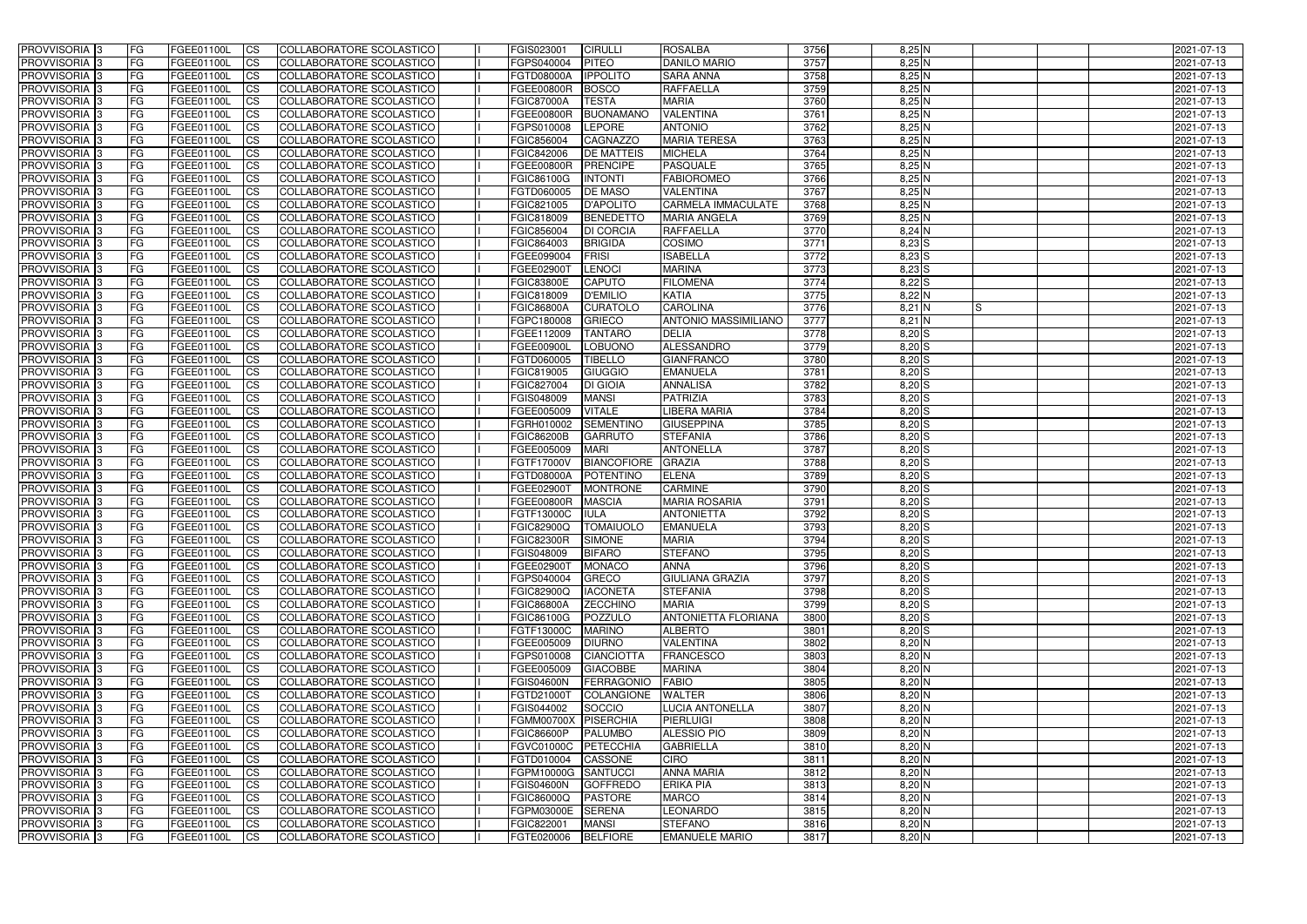| PROVVISORIA | 3 | FG | FGEE01100L | CS | COLLABORATORE SCOLASTICO | | FGIS023001 | CIRULLI | ROSALBA | 3756 | 8,25 | N | | | | 2021-07-13 |
|---|---|---|---|---|---|---|---|---|---|---|---|---|---|---|---|---|
| PROVVISORIA | 3 | FG | FGEE01100L | CS | COLLABORATORE SCOLASTICO | | FGPS040004 | PITEO | DANILO MARIO | 3757 | 8,25 | N | | | | 2021-07-13 |
| PROVVISORIA | 3 | FG | FGEE01100L | CS | COLLABORATORE SCOLASTICO | | FGTD08000A | IPPOLITO | SARA ANNA | 3758 | 8,25 | N | | | | 2021-07-13 |
| PROVVISORIA | 3 | FG | FGEE01100L | CS | COLLABORATORE SCOLASTICO | | FGEE00800R | BOSCO | RAFFAELLA | 3759 | 8,25 | N | | | | 2021-07-13 |
| PROVVISORIA | 3 | FG | FGEE01100L | CS | COLLABORATORE SCOLASTICO | | FGIC87000A | TESTA | MARIA | 3760 | 8,25 | N | | | | 2021-07-13 |
| PROVVISORIA | 3 | FG | FGEE01100L | CS | COLLABORATORE SCOLASTICO | | FGEE00800R | BUONAMANO | VALENTINA | 3761 | 8,25 | N | | | | 2021-07-13 |
| PROVVISORIA | 3 | FG | FGEE01100L | CS | COLLABORATORE SCOLASTICO | | FGPS010008 | LEPORE | ANTONIO | 3762 | 8,25 | N | | | | 2021-07-13 |
| PROVVISORIA | 3 | FG | FGEE01100L | CS | COLLABORATORE SCOLASTICO | | FGIC856004 | CAGNAZZO | MARIA TERESA | 3763 | 8,25 | N | | | | 2021-07-13 |
| PROVVISORIA | 3 | FG | FGEE01100L | CS | COLLABORATORE SCOLASTICO | | FGIC842006 | DE MATTEIS | MICHELA | 3764 | 8,25 | N | | | | 2021-07-13 |
| PROVVISORIA | 3 | FG | FGEE01100L | CS | COLLABORATORE SCOLASTICO | | FGEE00800R | PRENCIPE | PASQUALE | 3765 | 8,25 | N | | | | 2021-07-13 |
| PROVVISORIA | 3 | FG | FGEE01100L | CS | COLLABORATORE SCOLASTICO | | FGIC86100G | INTONTI | FABIOROMEO | 3766 | 8,25 | N | | | | 2021-07-13 |
| PROVVISORIA | 3 | FG | FGEE01100L | CS | COLLABORATORE SCOLASTICO | | FGTD060005 | DE MASO | VALENTINA | 3767 | 8,25 | N | | | | 2021-07-13 |
| PROVVISORIA | 3 | FG | FGEE01100L | CS | COLLABORATORE SCOLASTICO | | FGIC821005 | D'APOLITO | CARMELA IMMACULATE | 3768 | 8,25 | N | | | | 2021-07-13 |
| PROVVISORIA | 3 | FG | FGEE01100L | CS | COLLABORATORE SCOLASTICO | | FGIC818009 | BENEDETTO | MARIA ANGELA | 3769 | 8,25 | N | | | | 2021-07-13 |
| PROVVISORIA | 3 | FG | FGEE01100L | CS | COLLABORATORE SCOLASTICO | | FGIC856004 | DI CORCIA | RAFFAELLA | 3770 | 8,24 | N | | | | 2021-07-13 |
| PROVVISORIA | 3 | FG | FGEE01100L | CS | COLLABORATORE SCOLASTICO | | FGIC864003 | BRIGIDA | COSIMO | 3771 | 8,23 | S | | | | 2021-07-13 |
| PROVVISORIA | 3 | FG | FGEE01100L | CS | COLLABORATORE SCOLASTICO | | FGEE099004 | FRISI | ISABELLA | 3772 | 8,23 | S | | | | 2021-07-13 |
| PROVVISORIA | 3 | FG | FGEE01100L | CS | COLLABORATORE SCOLASTICO | | FGEE02900T | LENOCI | MARINA | 3773 | 8,23 | S | | | | 2021-07-13 |
| PROVVISORIA | 3 | FG | FGEE01100L | CS | COLLABORATORE SCOLASTICO | | FGIC83800E | CAPUTO | FILOMENA | 3774 | 8,22 | S | | | | 2021-07-13 |
| PROVVISORIA | 3 | FG | FGEE01100L | CS | COLLABORATORE SCOLASTICO | | FGIC818009 | D'EMILIO | KATIA | 3775 | 8,22 | N | | | | 2021-07-13 |
| PROVVISORIA | 3 | FG | FGEE01100L | CS | COLLABORATORE SCOLASTICO | | FGIC86800A | CURATOLO | CAROLINA | 3776 | 8,21 | N | S | | | 2021-07-13 |
| PROVVISORIA | 3 | FG | FGEE01100L | CS | COLLABORATORE SCOLASTICO | | FGPC180008 | GRIECO | ANTONIO MASSIMILIANO | 3777 | 8,21 | N | | | | 2021-07-13 |
| PROVVISORIA | 3 | FG | FGEE01100L | CS | COLLABORATORE SCOLASTICO | | FGEE112009 | TANTARO | DELIA | 3778 | 8,20 | S | | | | 2021-07-13 |
| PROVVISORIA | 3 | FG | FGEE01100L | CS | COLLABORATORE SCOLASTICO | | FGEE00900L | LOBUONO | ALESSANDRO | 3779 | 8,20 | S | | | | 2021-07-13 |
| PROVVISORIA | 3 | FG | FGEE01100L | CS | COLLABORATORE SCOLASTICO | | FGTD060005 | TIBELLO | GIANFRANCO | 3780 | 8,20 | S | | | | 2021-07-13 |
| PROVVISORIA | 3 | FG | FGEE01100L | CS | COLLABORATORE SCOLASTICO | | FGIC819005 | GIUGGIO | EMANUELA | 3781 | 8,20 | S | | | | 2021-07-13 |
| PROVVISORIA | 3 | FG | FGEE01100L | CS | COLLABORATORE SCOLASTICO | | FGIC827004 | DI GIOIA | ANNALISA | 3782 | 8,20 | S | | | | 2021-07-13 |
| PROVVISORIA | 3 | FG | FGEE01100L | CS | COLLABORATORE SCOLASTICO | | FGIS048009 | MANSI | PATRIZIA | 3783 | 8,20 | S | | | | 2021-07-13 |
| PROVVISORIA | 3 | FG | FGEE01100L | CS | COLLABORATORE SCOLASTICO | | FGEE005009 | VITALE | LIBERA MARIA | 3784 | 8,20 | S | | | | 2021-07-13 |
| PROVVISORIA | 3 | FG | FGEE01100L | CS | COLLABORATORE SCOLASTICO | | FGRH010002 | SEMENTINO | GIUSEPPINA | 3785 | 8,20 | S | | | | 2021-07-13 |
| PROVVISORIA | 3 | FG | FGEE01100L | CS | COLLABORATORE SCOLASTICO | | FGIC86200B | GARRUTO | STEFANIA | 3786 | 8,20 | S | | | | 2021-07-13 |
| PROVVISORIA | 3 | FG | FGEE01100L | CS | COLLABORATORE SCOLASTICO | | FGEE005009 | MARI | ANTONELLA | 3787 | 8,20 | S | | | | 2021-07-13 |
| PROVVISORIA | 3 | FG | FGEE01100L | CS | COLLABORATORE SCOLASTICO | | FGTF17000V | BIANCOFIORE | GRAZIA | 3788 | 8,20 | S | | | | 2021-07-13 |
| PROVVISORIA | 3 | FG | FGEE01100L | CS | COLLABORATORE SCOLASTICO | | FGTD08000A | POTENTINO | ELENA | 3789 | 8,20 | S | | | | 2021-07-13 |
| PROVVISORIA | 3 | FG | FGEE01100L | CS | COLLABORATORE SCOLASTICO | | FGEE02900T | MONTRONE | CARMINE | 3790 | 8,20 | S | | | | 2021-07-13 |
| PROVVISORIA | 3 | FG | FGEE01100L | CS | COLLABORATORE SCOLASTICO | | FGEE00800R | MASCIA | MARIA ROSARIA | 3791 | 8,20 | S | | | | 2021-07-13 |
| PROVVISORIA | 3 | FG | FGEE01100L | CS | COLLABORATORE SCOLASTICO | | FGTF13000C | IULA | ANTONIETTA | 3792 | 8,20 | S | | | | 2021-07-13 |
| PROVVISORIA | 3 | FG | FGEE01100L | CS | COLLABORATORE SCOLASTICO | | FGIC82900Q | TOMAIUOLO | EMANUELA | 3793 | 8,20 | S | | | | 2021-07-13 |
| PROVVISORIA | 3 | FG | FGEE01100L | CS | COLLABORATORE SCOLASTICO | | FGIC82300R | SIMONE | MARIA | 3794 | 8,20 | S | | | | 2021-07-13 |
| PROVVISORIA | 3 | FG | FGEE01100L | CS | COLLABORATORE SCOLASTICO | | FGIS048009 | BIFARO | STEFANO | 3795 | 8,20 | S | | | | 2021-07-13 |
| PROVVISORIA | 3 | FG | FGEE01100L | CS | COLLABORATORE SCOLASTICO | | FGEE02900T | MONACO | ANNA | 3796 | 8,20 | S | | | | 2021-07-13 |
| PROVVISORIA | 3 | FG | FGEE01100L | CS | COLLABORATORE SCOLASTICO | | FGPS040004 | GRECO | GIULIANA GRAZIA | 3797 | 8,20 | S | | | | 2021-07-13 |
| PROVVISORIA | 3 | FG | FGEE01100L | CS | COLLABORATORE SCOLASTICO | | FGIC82900Q | IACONETA | STEFANIA | 3798 | 8,20 | S | | | | 2021-07-13 |
| PROVVISORIA | 3 | FG | FGEE01100L | CS | COLLABORATORE SCOLASTICO | | FGIC86800A | ZECCHINO | MARIA | 3799 | 8,20 | S | | | | 2021-07-13 |
| PROVVISORIA | 3 | FG | FGEE01100L | CS | COLLABORATORE SCOLASTICO | | FGIC86100G | POZZULO | ANTONIETTA FLORIANA | 3800 | 8,20 | S | | | | 2021-07-13 |
| PROVVISORIA | 3 | FG | FGEE01100L | CS | COLLABORATORE SCOLASTICO | | FGTF13000C | MARINO | ALBERTO | 3801 | 8,20 | S | | | | 2021-07-13 |
| PROVVISORIA | 3 | FG | FGEE01100L | CS | COLLABORATORE SCOLASTICO | | FGEE005009 | DIURNO | VALENTINA | 3802 | 8,20 | N | | | | 2021-07-13 |
| PROVVISORIA | 3 | FG | FGEE01100L | CS | COLLABORATORE SCOLASTICO | | FGPS010008 | CIANCIOTTA | FRANCESCO | 3803 | 8,20 | N | | | | 2021-07-13 |
| PROVVISORIA | 3 | FG | FGEE01100L | CS | COLLABORATORE SCOLASTICO | | FGEE005009 | GIACOBBE | MARINA | 3804 | 8,20 | N | | | | 2021-07-13 |
| PROVVISORIA | 3 | FG | FGEE01100L | CS | COLLABORATORE SCOLASTICO | | FGIS04600N | FERRAGONIO | FABIO | 3805 | 8,20 | N | | | | 2021-07-13 |
| PROVVISORIA | 3 | FG | FGEE01100L | CS | COLLABORATORE SCOLASTICO | | FGTD21000T | COLANGIONE | WALTER | 3806 | 8,20 | N | | | | 2021-07-13 |
| PROVVISORIA | 3 | FG | FGEE01100L | CS | COLLABORATORE SCOLASTICO | | FGIS044002 | SOCCIO | LUCIA ANTONELLA | 3807 | 8,20 | N | | | | 2021-07-13 |
| PROVVISORIA | 3 | FG | FGEE01100L | CS | COLLABORATORE SCOLASTICO | | FGMM00700X | PISERCHIA | PIERLUIGI | 3808 | 8,20 | N | | | | 2021-07-13 |
| PROVVISORIA | 3 | FG | FGEE01100L | CS | COLLABORATORE SCOLASTICO | | FGIC86600P | PALUMBO | ALESSIO PIO | 3809 | 8,20 | N | | | | 2021-07-13 |
| PROVVISORIA | 3 | FG | FGEE01100L | CS | COLLABORATORE SCOLASTICO | | FGVC01000C | PETECCHIA | GABRIELLA | 3810 | 8,20 | N | | | | 2021-07-13 |
| PROVVISORIA | 3 | FG | FGEE01100L | CS | COLLABORATORE SCOLASTICO | | FGTD010004 | CASSONE | CIRO | 3811 | 8,20 | N | | | | 2021-07-13 |
| PROVVISORIA | 3 | FG | FGEE01100L | CS | COLLABORATORE SCOLASTICO | | FGPM10000G | SANTUCCI | ANNA MARIA | 3812 | 8,20 | N | | | | 2021-07-13 |
| PROVVISORIA | 3 | FG | FGEE01100L | CS | COLLABORATORE SCOLASTICO | | FGIS04600N | GOFFREDO | ERIKA PIA | 3813 | 8,20 | N | | | | 2021-07-13 |
| PROVVISORIA | 3 | FG | FGEE01100L | CS | COLLABORATORE SCOLASTICO | | FGIC86000Q | PASTORE | MARCO | 3814 | 8,20 | N | | | | 2021-07-13 |
| PROVVISORIA | 3 | FG | FGEE01100L | CS | COLLABORATORE SCOLASTICO | | FGPM03000E | SERENA | LEONARDO | 3815 | 8,20 | N | | | | 2021-07-13 |
| PROVVISORIA | 3 | FG | FGEE01100L | CS | COLLABORATORE SCOLASTICO | | FGIC822001 | MANSI | STEFANO | 3816 | 8,20 | N | | | | 2021-07-13 |
| PROVVISORIA | 3 | FG | FGEE01100L | CS | COLLABORATORE SCOLASTICO | | FGTE020006 | BELFIORE | EMANUELE MARIO | 3817 | 8,20 | N | | | | 2021-07-13 |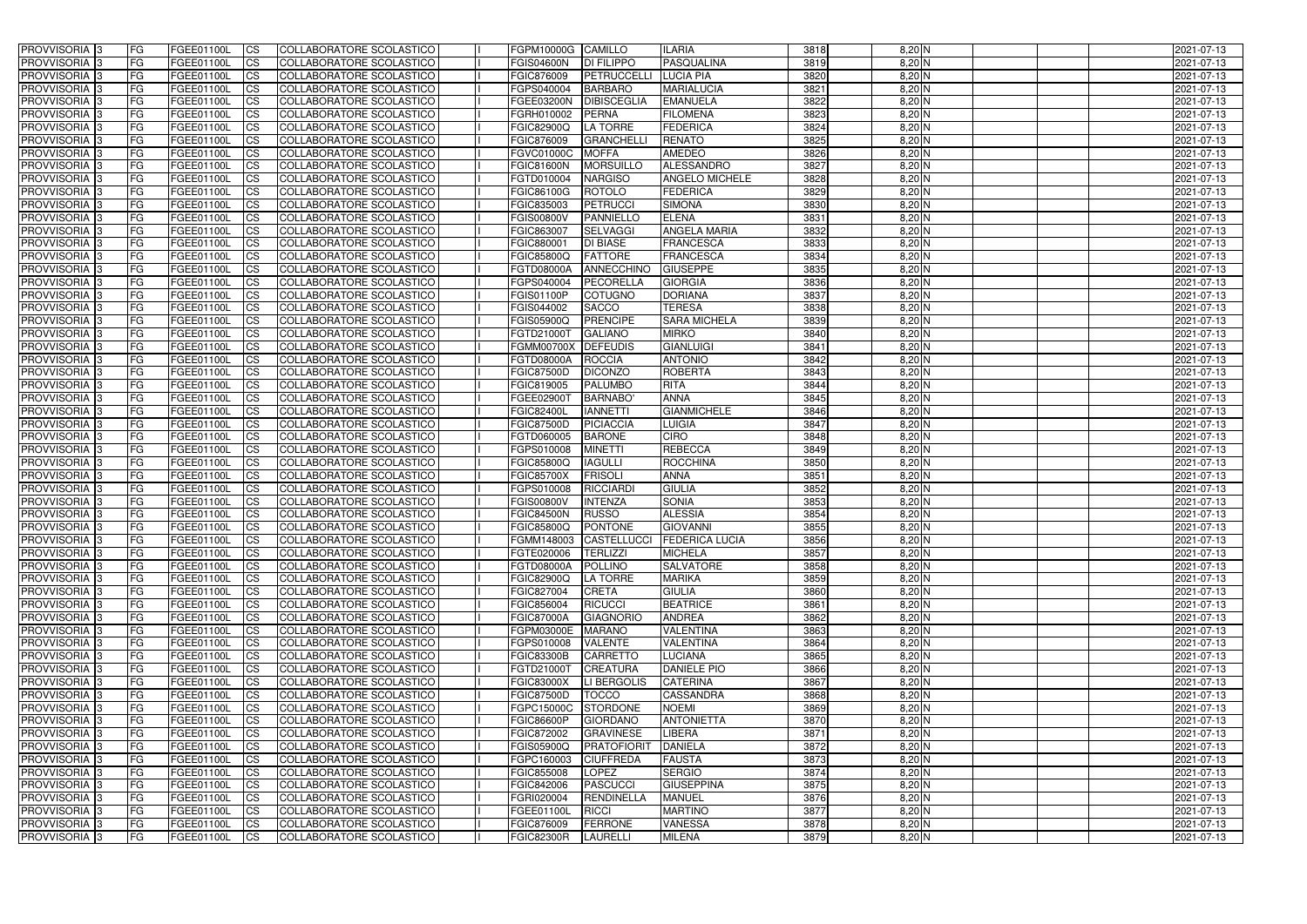| PROVVISORIA 3 | FG | FGEE01100L | CS | COLLABORATORE SCOLASTICO | I | FGPM10000G | CAMILLO | ILARIA | 3818 | 8,20 N | | | | 2021-07-13 |
|---|---|---|---|---|---|---|---|---|---|---|---|---|---|---|
| PROVVISORIA 3 | FG | FGEE01100L | CS | COLLABORATORE SCOLASTICO | I | FGIS04600N | DI FILIPPO | PASQUALINA | 3819 | 8,20 N | | | | 2021-07-13 |
| PROVVISORIA 3 | FG | FGEE01100L | CS | COLLABORATORE SCOLASTICO | I | FGIC876009 | PETRUCCELLI | LUCIA PIA | 3820 | 8,20 N | | | | 2021-07-13 |
| PROVVISORIA 3 | FG | FGEE01100L | CS | COLLABORATORE SCOLASTICO | I | FGPS040004 | BARBARO | MARIALUCIA | 3821 | 8,20 N | | | | 2021-07-13 |
| PROVVISORIA 3 | FG | FGEE01100L | CS | COLLABORATORE SCOLASTICO | I | FGEE03200N | DIBISCEGLIA | EMANUELA | 3822 | 8,20 N | | | | 2021-07-13 |
| PROVVISORIA 3 | FG | FGEE01100L | CS | COLLABORATORE SCOLASTICO | I | FGRH010002 | PERNA | FILOMENA | 3823 | 8,20 N | | | | 2021-07-13 |
| PROVVISORIA 3 | FG | FGEE01100L | CS | COLLABORATORE SCOLASTICO | I | FGIC82900Q | LA TORRE | FEDERICA | 3824 | 8,20 N | | | | 2021-07-13 |
| PROVVISORIA 3 | FG | FGEE01100L | CS | COLLABORATORE SCOLASTICO | I | FGIC876009 | GRANCHELLI | RENATO | 3825 | 8,20 N | | | | 2021-07-13 |
| PROVVISORIA 3 | FG | FGEE01100L | CS | COLLABORATORE SCOLASTICO | I | FGVC01000C | MOFFA | AMEDEO | 3826 | 8,20 N | | | | 2021-07-13 |
| PROVVISORIA 3 | FG | FGEE01100L | CS | COLLABORATORE SCOLASTICO | I | FGIC81600N | MORSUILLO | ALESSANDRO | 3827 | 8,20 N | | | | 2021-07-13 |
| PROVVISORIA 3 | FG | FGEE01100L | CS | COLLABORATORE SCOLASTICO | I | FGTD010004 | NARGISO | ANGELO MICHELE | 3828 | 8,20 N | | | | 2021-07-13 |
| PROVVISORIA 3 | FG | FGEE01100L | CS | COLLABORATORE SCOLASTICO | I | FGIC86100G | ROTOLO | FEDERICA | 3829 | 8,20 N | | | | 2021-07-13 |
| PROVVISORIA 3 | FG | FGEE01100L | CS | COLLABORATORE SCOLASTICO | I | FGIC835003 | PETRUCCI | SIMONA | 3830 | 8,20 N | | | | 2021-07-13 |
| PROVVISORIA 3 | FG | FGEE01100L | CS | COLLABORATORE SCOLASTICO | I | FGIS00800V | PANNIELLO | ELENA | 3831 | 8,20 N | | | | 2021-07-13 |
| PROVVISORIA 3 | FG | FGEE01100L | CS | COLLABORATORE SCOLASTICO | I | FGIC863007 | SELVAGGI | ANGELA MARIA | 3832 | 8,20 N | | | | 2021-07-13 |
| PROVVISORIA 3 | FG | FGEE01100L | CS | COLLABORATORE SCOLASTICO | I | FGIC880001 | DI BIASE | FRANCESCA | 3833 | 8,20 N | | | | 2021-07-13 |
| PROVVISORIA 3 | FG | FGEE01100L | CS | COLLABORATORE SCOLASTICO | I | FGIC85800Q | FATTORE | FRANCESCA | 3834 | 8,20 N | | | | 2021-07-13 |
| PROVVISORIA 3 | FG | FGEE01100L | CS | COLLABORATORE SCOLASTICO | I | FGTD08000A | ANNECCHINO | GIUSEPPE | 3835 | 8,20 N | | | | 2021-07-13 |
| PROVVISORIA 3 | FG | FGEE01100L | CS | COLLABORATORE SCOLASTICO | I | FGPS040004 | PECORELLA | GIORGIA | 3836 | 8,20 N | | | | 2021-07-13 |
| PROVVISORIA 3 | FG | FGEE01100L | CS | COLLABORATORE SCOLASTICO | I | FGIS01100P | COTUGNO | DORIANA | 3837 | 8,20 N | | | | 2021-07-13 |
| PROVVISORIA 3 | FG | FGEE01100L | CS | COLLABORATORE SCOLASTICO | I | FGIS044002 | SACCO | TERESA | 3838 | 8,20 N | | | | 2021-07-13 |
| PROVVISORIA 3 | FG | FGEE01100L | CS | COLLABORATORE SCOLASTICO | I | FGIS05900Q | PRENCIPE | SARA MICHELA | 3839 | 8,20 N | | | | 2021-07-13 |
| PROVVISORIA 3 | FG | FGEE01100L | CS | COLLABORATORE SCOLASTICO | I | FGTD21000T | GALIANO | MIRKO | 3840 | 8,20 N | | | | 2021-07-13 |
| PROVVISORIA 3 | FG | FGEE01100L | CS | COLLABORATORE SCOLASTICO | I | FGMM00700X | DEFEUDIS | GIANLUIGI | 3841 | 8,20 N | | | | 2021-07-13 |
| PROVVISORIA 3 | FG | FGEE01100L | CS | COLLABORATORE SCOLASTICO | I | FGTD08000A | ROCCIA | ANTONIO | 3842 | 8,20 N | | | | 2021-07-13 |
| PROVVISORIA 3 | FG | FGEE01100L | CS | COLLABORATORE SCOLASTICO | I | FGIC87500D | DICONZO | ROBERTA | 3843 | 8,20 N | | | | 2021-07-13 |
| PROVVISORIA 3 | FG | FGEE01100L | CS | COLLABORATORE SCOLASTICO | I | FGIC819005 | PALUMBO | RITA | 3844 | 8,20 N | | | | 2021-07-13 |
| PROVVISORIA 3 | FG | FGEE01100L | CS | COLLABORATORE SCOLASTICO | I | FGEE02900T | BARNABO' | ANNA | 3845 | 8,20 N | | | | 2021-07-13 |
| PROVVISORIA 3 | FG | FGEE01100L | CS | COLLABORATORE SCOLASTICO | I | FGIC82400L | IANNETTI | GIANMICHELE | 3846 | 8,20 N | | | | 2021-07-13 |
| PROVVISORIA 3 | FG | FGEE01100L | CS | COLLABORATORE SCOLASTICO | I | FGIC87500D | PICIACCIA | LUIGIA | 3847 | 8,20 N | | | | 2021-07-13 |
| PROVVISORIA 3 | FG | FGEE01100L | CS | COLLABORATORE SCOLASTICO | I | FGTD060005 | BARONE | CIRO | 3848 | 8,20 N | | | | 2021-07-13 |
| PROVVISORIA 3 | FG | FGEE01100L | CS | COLLABORATORE SCOLASTICO | I | FGPS010008 | MINETTI | REBECCA | 3849 | 8,20 N | | | | 2021-07-13 |
| PROVVISORIA 3 | FG | FGEE01100L | CS | COLLABORATORE SCOLASTICO | I | FGIC85800Q | IAGULLI | ROCCHINA | 3850 | 8,20 N | | | | 2021-07-13 |
| PROVVISORIA 3 | FG | FGEE01100L | CS | COLLABORATORE SCOLASTICO | I | FGIC85700X | FRISOLI | ANNA | 3851 | 8,20 N | | | | 2021-07-13 |
| PROVVISORIA 3 | FG | FGEE01100L | CS | COLLABORATORE SCOLASTICO | I | FGPS010008 | RICCIARDI | GIULIA | 3852 | 8,20 N | | | | 2021-07-13 |
| PROVVISORIA 3 | FG | FGEE01100L | CS | COLLABORATORE SCOLASTICO | I | FGIS00800V | INTENZA | SONIA | 3853 | 8,20 N | | | | 2021-07-13 |
| PROVVISORIA 3 | FG | FGEE01100L | CS | COLLABORATORE SCOLASTICO | I | FGIC84500N | RUSSO | ALESSIA | 3854 | 8,20 N | | | | 2021-07-13 |
| PROVVISORIA 3 | FG | FGEE01100L | CS | COLLABORATORE SCOLASTICO | I | FGIC85800Q | PONTONE | GIOVANNI | 3855 | 8,20 N | | | | 2021-07-13 |
| PROVVISORIA 3 | FG | FGEE01100L | CS | COLLABORATORE SCOLASTICO | I | FGMM148003 | CASTELLUCCI | FEDERICA LUCIA | 3856 | 8,20 N | | | | 2021-07-13 |
| PROVVISORIA 3 | FG | FGEE01100L | CS | COLLABORATORE SCOLASTICO | I | FGTE020006 | TERLIZZI | MICHELA | 3857 | 8,20 N | | | | 2021-07-13 |
| PROVVISORIA 3 | FG | FGEE01100L | CS | COLLABORATORE SCOLASTICO | I | FGTD08000A | POLLINO | SALVATORE | 3858 | 8,20 N | | | | 2021-07-13 |
| PROVVISORIA 3 | FG | FGEE01100L | CS | COLLABORATORE SCOLASTICO | I | FGIC82900Q | LA TORRE | MARIKA | 3859 | 8,20 N | | | | 2021-07-13 |
| PROVVISORIA 3 | FG | FGEE01100L | CS | COLLABORATORE SCOLASTICO | I | FGIC827004 | CRETA | GIULIA | 3860 | 8,20 N | | | | 2021-07-13 |
| PROVVISORIA 3 | FG | FGEE01100L | CS | COLLABORATORE SCOLASTICO | I | FGIC856004 | RICUCCI | BEATRICE | 3861 | 8,20 N | | | | 2021-07-13 |
| PROVVISORIA 3 | FG | FGEE01100L | CS | COLLABORATORE SCOLASTICO | I | FGIC87000A | GIAGNORIO | ANDREA | 3862 | 8,20 N | | | | 2021-07-13 |
| PROVVISORIA 3 | FG | FGEE01100L | CS | COLLABORATORE SCOLASTICO | I | FGPM03000E | MARANO | VALENTINA | 3863 | 8,20 N | | | | 2021-07-13 |
| PROVVISORIA 3 | FG | FGEE01100L | CS | COLLABORATORE SCOLASTICO | I | FGPS010008 | VALENTE | VALENTINA | 3864 | 8,20 N | | | | 2021-07-13 |
| PROVVISORIA 3 | FG | FGEE01100L | CS | COLLABORATORE SCOLASTICO | I | FGIC83300B | CARRETTO | LUCIANA | 3865 | 8,20 N | | | | 2021-07-13 |
| PROVVISORIA 3 | FG | FGEE01100L | CS | COLLABORATORE SCOLASTICO | I | FGTD21000T | CREATURA | DANIELE PIO | 3866 | 8,20 N | | | | 2021-07-13 |
| PROVVISORIA 3 | FG | FGEE01100L | CS | COLLABORATORE SCOLASTICO | I | FGIC83000X | LI BERGOLIS | CATERINA | 3867 | 8,20 N | | | | 2021-07-13 |
| PROVVISORIA 3 | FG | FGEE01100L | CS | COLLABORATORE SCOLASTICO | I | FGIC87500D | TOCCO | CASSANDRA | 3868 | 8,20 N | | | | 2021-07-13 |
| PROVVISORIA 3 | FG | FGEE01100L | CS | COLLABORATORE SCOLASTICO | I | FGPC15000C | STORDONE | NOEMI | 3869 | 8,20 N | | | | 2021-07-13 |
| PROVVISORIA 3 | FG | FGEE01100L | CS | COLLABORATORE SCOLASTICO | I | FGIC86600P | GIORDANO | ANTONIETTA | 3870 | 8,20 N | | | | 2021-07-13 |
| PROVVISORIA 3 | FG | FGEE01100L | CS | COLLABORATORE SCOLASTICO | I | FGIC872002 | GRAVINESE | LIBERA | 3871 | 8,20 N | | | | 2021-07-13 |
| PROVVISORIA 3 | FG | FGEE01100L | CS | COLLABORATORE SCOLASTICO | I | FGIS05900Q | PRATOFIORIT | DANIELA | 3872 | 8,20 N | | | | 2021-07-13 |
| PROVVISORIA 3 | FG | FGEE01100L | CS | COLLABORATORE SCOLASTICO | I | FGPC160003 | CIUFFREDA | FAUSTA | 3873 | 8,20 N | | | | 2021-07-13 |
| PROVVISORIA 3 | FG | FGEE01100L | CS | COLLABORATORE SCOLASTICO | I | FGIC855008 | LOPEZ | SERGIO | 3874 | 8,20 N | | | | 2021-07-13 |
| PROVVISORIA 3 | FG | FGEE01100L | CS | COLLABORATORE SCOLASTICO | I | FGIC842006 | PASCUCCI | GIUSEPPINA | 3875 | 8,20 N | | | | 2021-07-13 |
| PROVVISORIA 3 | FG | FGEE01100L | CS | COLLABORATORE SCOLASTICO | I | FGRI020004 | RENDINELLA | MANUEL | 3876 | 8,20 N | | | | 2021-07-13 |
| PROVVISORIA 3 | FG | FGEE01100L | CS | COLLABORATORE SCOLASTICO | I | FGEE01100L | RICCI | MARTINO | 3877 | 8,20 N | | | | 2021-07-13 |
| PROVVISORIA 3 | FG | FGEE01100L | CS | COLLABORATORE SCOLASTICO | I | FGIC876009 | FERRONE | VANESSA | 3878 | 8,20 N | | | | 2021-07-13 |
| PROVVISORIA 3 | FG | FGEE01100L | CS | COLLABORATORE SCOLASTICO | I | FGIC82300R | LAURELLI | MILENA | 3879 | 8,20 N | | | | 2021-07-13 |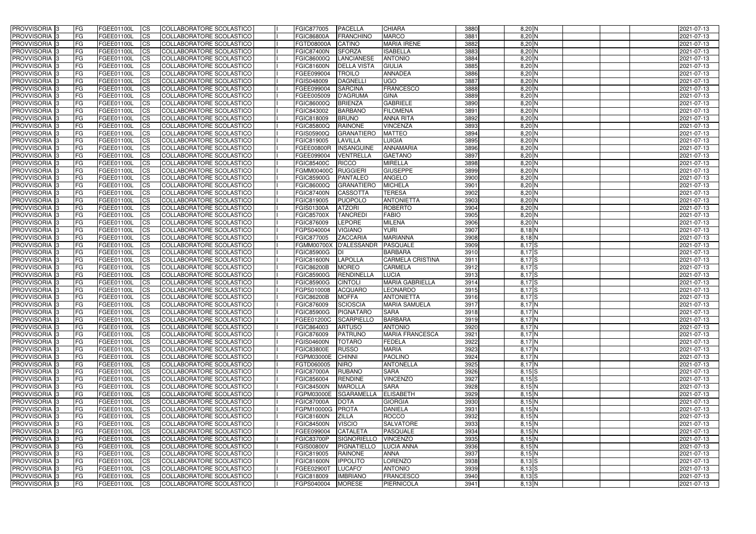| PROVVISORIA 3 | FG | FGEE01100L | CS | COLLABORATORE SCOLASTICO | | FGIC877005 | PACELLA | CHIARA | 3880 | 8,20 N | | | | 2021-07-13 |
|---|---|---|---|---|---|---|---|---|---|---|---|---|---|---|
| PROVVISORIA 3 | FG | FGEE01100L | CS | COLLABORATORE SCOLASTICO | | FGIC86800A | FRANCHINO | MARCO | 3881 | 8,20 N | | | | 2021-07-13 |
| PROVVISORIA 3 | FG | FGEE01100L | CS | COLLABORATORE SCOLASTICO | | FGTD08000A | CATINO | MARIA IRENE | 3882 | 8,20 N | | | | 2021-07-13 |
| PROVVISORIA 3 | FG | FGEE01100L | CS | COLLABORATORE SCOLASTICO | | FGIC87400N | SFORZA | ISABELLA | 3883 | 8,20 N | | | | 2021-07-13 |
| PROVVISORIA 3 | FG | FGEE01100L | CS | COLLABORATORE SCOLASTICO | | FGIC86000Q | LANCIANESE | ANTONIO | 3884 | 8,20 N | | | | 2021-07-13 |
| PROVVISORIA 3 | FG | FGEE01100L | CS | COLLABORATORE SCOLASTICO | | FGIC81600N | DELLA VISTA | GIULIA | 3885 | 8,20 N | | | | 2021-07-13 |
| PROVVISORIA 3 | FG | FGEE01100L | CS | COLLABORATORE SCOLASTICO | | FGEE099004 | TROILO | ANNADEA | 3886 | 8,20 N | | | | 2021-07-13 |
| PROVVISORIA 3 | FG | FGEE01100L | CS | COLLABORATORE SCOLASTICO | | FGIS048009 | DAGNELLI | UGO | 3887 | 8,20 N | | | | 2021-07-13 |
| PROVVISORIA 3 | FG | FGEE01100L | CS | COLLABORATORE SCOLASTICO | | FGEE099004 | SARCINA | FRANCESCO | 3888 | 8,20 N | | | | 2021-07-13 |
| PROVVISORIA 3 | FG | FGEE01100L | CS | COLLABORATORE SCOLASTICO | | FGEE005009 | D'AGRUMA | GINA | 3889 | 8,20 N | | | | 2021-07-13 |
| PROVVISORIA 3 | FG | FGEE01100L | CS | COLLABORATORE SCOLASTICO | | FGIC86000Q | BRIENZA | GABRIELE | 3890 | 8,20 N | | | | 2021-07-13 |
| PROVVISORIA 3 | FG | FGEE01100L | CS | COLLABORATORE SCOLASTICO | | FGIC843002 | BARBANO | FILOMENA | 3891 | 8,20 N | | | | 2021-07-13 |
| PROVVISORIA 3 | FG | FGEE01100L | CS | COLLABORATORE SCOLASTICO | | FGIC818009 | BRUNO | ANNA RITA | 3892 | 8,20 N | | | | 2021-07-13 |
| PROVVISORIA 3 | FG | FGEE01100L | CS | COLLABORATORE SCOLASTICO | | FGIC85800Q | RAINONE | VINCENZA | 3893 | 8,20 N | | | | 2021-07-13 |
| PROVVISORIA 3 | FG | FGEE01100L | CS | COLLABORATORE SCOLASTICO | | FGIS05900Q | GRANATIERO | MATTEO | 3894 | 8,20 N | | | | 2021-07-13 |
| PROVVISORIA 3 | FG | FGEE01100L | CS | COLLABORATORE SCOLASTICO | | FGIC819005 | LAVILLA | LUIGIA | 3895 | 8,20 N | | | | 2021-07-13 |
| PROVVISORIA 3 | FG | FGEE01100L | CS | COLLABORATORE SCOLASTICO | | FGEE00800R | INSANGUINE | ANNAMARIA | 3896 | 8,20 N | | | | 2021-07-13 |
| PROVVISORIA 3 | FG | FGEE01100L | CS | COLLABORATORE SCOLASTICO | | FGEE099004 | VENTRELLA | GAETANO | 3897 | 8,20 N | | | | 2021-07-13 |
| PROVVISORIA 3 | FG | FGEE01100L | CS | COLLABORATORE SCOLASTICO | | FGIC85400C | RICCO | MIRELLA | 3898 | 8,20 N | | | | 2021-07-13 |
| PROVVISORIA 3 | FG | FGEE01100L | CS | COLLABORATORE SCOLASTICO | | FGMM00400C | RUGGIERI | GIUSEPPE | 3899 | 8,20 N | | | | 2021-07-13 |
| PROVVISORIA 3 | FG | FGEE01100L | CS | COLLABORATORE SCOLASTICO | | FGIC85900G | PANTALEO | ANGELO | 3900 | 8,20 N | | | | 2021-07-13 |
| PROVVISORIA 3 | FG | FGEE01100L | CS | COLLABORATORE SCOLASTICO | | FGIC86000Q | GRANATIERO | MICHELA | 3901 | 8,20 N | | | | 2021-07-13 |
| PROVVISORIA 3 | FG | FGEE01100L | CS | COLLABORATORE SCOLASTICO | | FGIC87400N | CASSOTTA | TERESA | 3902 | 8,20 N | | | | 2021-07-13 |
| PROVVISORIA 3 | FG | FGEE01100L | CS | COLLABORATORE SCOLASTICO | | FGIC819005 | PUOPOLO | ANTONIETTA | 3903 | 8,20 N | | | | 2021-07-13 |
| PROVVISORIA 3 | FG | FGEE01100L | CS | COLLABORATORE SCOLASTICO | | FGIS01300A | ATZORI | ROBERTO | 3904 | 8,20 N | | | | 2021-07-13 |
| PROVVISORIA 3 | FG | FGEE01100L | CS | COLLABORATORE SCOLASTICO | | FGIC85700X | TANCREDI | FABIO | 3905 | 8,20 N | | | | 2021-07-13 |
| PROVVISORIA 3 | FG | FGEE01100L | CS | COLLABORATORE SCOLASTICO | | FGIC876009 | LEPORE | MILENA | 3906 | 8,20 N | | | | 2021-07-13 |
| PROVVISORIA 3 | FG | FGEE01100L | CS | COLLABORATORE SCOLASTICO | | FGPS040004 | VIGIANO | YURI | 3907 | 8,18 N | | | | 2021-07-13 |
| PROVVISORIA 3 | FG | FGEE01100L | CS | COLLABORATORE SCOLASTICO | | FGIC877005 | ZACCARIA | MARIANNA | 3908 | 8,18 N | | | | 2021-07-13 |
| PROVVISORIA 3 | FG | FGEE01100L | CS | COLLABORATORE SCOLASTICO | | FGMM00700X | D'ALESSANDR | PASQUALE | 3909 | 8,17 S | | | | 2021-07-13 |
| PROVVISORIA 3 | FG | FGEE01100L | CS | COLLABORATORE SCOLASTICO | | FGIC85900G | DI | BARBARA | 3910 | 8,17 S | | | | 2021-07-13 |
| PROVVISORIA 3 | FG | FGEE01100L | CS | COLLABORATORE SCOLASTICO | | FGIC81600N | LAPOLLA | CARMELA CRISTINA | 3911 | 8,17 S | | | | 2021-07-13 |
| PROVVISORIA 3 | FG | FGEE01100L | CS | COLLABORATORE SCOLASTICO | | FGIC86200B | MOREO | CARMELA | 3912 | 8,17 S | | | | 2021-07-13 |
| PROVVISORIA 3 | FG | FGEE01100L | CS | COLLABORATORE SCOLASTICO | | FGIC85900G | RENDINELLA | LUCIA | 3913 | 8,17 S | | | | 2021-07-13 |
| PROVVISORIA 3 | FG | FGEE01100L | CS | COLLABORATORE SCOLASTICO | | FGIC85900G | CINTOLI | MARIA GABRIELLA | 3914 | 8,17 S | | | | 2021-07-13 |
| PROVVISORIA 3 | FG | FGEE01100L | CS | COLLABORATORE SCOLASTICO | | FGPS010008 | ACQUARO | LEONARDO | 3915 | 8,17 S | | | | 2021-07-13 |
| PROVVISORIA 3 | FG | FGEE01100L | CS | COLLABORATORE SCOLASTICO | | FGIC86200B | MOFFA | ANTONIETTA | 3916 | 8,17 S | | | | 2021-07-13 |
| PROVVISORIA 3 | FG | FGEE01100L | CS | COLLABORATORE SCOLASTICO | | FGIC876009 | SCIOSCIA | MARIA SAMUELA | 3917 | 8,17 N | | | | 2021-07-13 |
| PROVVISORIA 3 | FG | FGEE01100L | CS | COLLABORATORE SCOLASTICO | | FGIC85900G | PIGNATARO | SARA | 3918 | 8,17 N | | | | 2021-07-13 |
| PROVVISORIA 3 | FG | FGEE01100L | CS | COLLABORATORE SCOLASTICO | | FGEE01200C | SCARPIELLO | BARBARA | 3919 | 8,17 N | | | | 2021-07-13 |
| PROVVISORIA 3 | FG | FGEE01100L | CS | COLLABORATORE SCOLASTICO | | FGIC864003 | ARTUSO | ANTONIO | 3920 | 8,17 N | | | | 2021-07-13 |
| PROVVISORIA 3 | FG | FGEE01100L | CS | COLLABORATORE SCOLASTICO | | FGIC876009 | PATRUNO | MARIA FRANCESCA | 3921 | 8,17 N | | | | 2021-07-13 |
| PROVVISORIA 3 | FG | FGEE01100L | CS | COLLABORATORE SCOLASTICO | | FGIS04600N | TOTARO | FEDELA | 3922 | 8,17 N | | | | 2021-07-13 |
| PROVVISORIA 3 | FG | FGEE01100L | CS | COLLABORATORE SCOLASTICO | | FGIC83800E | RUSSO | MARIA | 3923 | 8,17 N | | | | 2021-07-13 |
| PROVVISORIA 3 | FG | FGEE01100L | CS | COLLABORATORE SCOLASTICO | | FGPM03000E | CHINNI | PAOLINO | 3924 | 8,17 N | | | | 2021-07-13 |
| PROVVISORIA 3 | FG | FGEE01100L | CS | COLLABORATORE SCOLASTICO | | FGTD060005 | NIRO | ANTONELLA | 3925 | 8,17 N | | | | 2021-07-13 |
| PROVVISORIA 3 | FG | FGEE01100L | CS | COLLABORATORE SCOLASTICO | | FGIC87000A | RUBANO | SARA | 3926 | 8,15 S | | | | 2021-07-13 |
| PROVVISORIA 3 | FG | FGEE01100L | CS | COLLABORATORE SCOLASTICO | | FGIC856004 | RENDINE | VINCENZO | 3927 | 8,15 S | | | | 2021-07-13 |
| PROVVISORIA 3 | FG | FGEE01100L | CS | COLLABORATORE SCOLASTICO | | FGIC84500N | MAROLLA | SARA | 3928 | 8,15 N | | | | 2021-07-13 |
| PROVVISORIA 3 | FG | FGEE01100L | CS | COLLABORATORE SCOLASTICO | | FGPM03000E | SGARAMELLA | ELISABETH | 3929 | 8,15 N | | | | 2021-07-13 |
| PROVVISORIA 3 | FG | FGEE01100L | CS | COLLABORATORE SCOLASTICO | | FGIC87000A | DOTA | GIORGIA | 3930 | 8,15 N | | | | 2021-07-13 |
| PROVVISORIA 3 | FG | FGEE01100L | CS | COLLABORATORE SCOLASTICO | | FGPM10000G | PROTA | DANIELA | 3931 | 8,15 N | | | | 2021-07-13 |
| PROVVISORIA 3 | FG | FGEE01100L | CS | COLLABORATORE SCOLASTICO | | FGIC81600N | ZILLA | ROCCO | 3932 | 8,15 N | | | | 2021-07-13 |
| PROVVISORIA 3 | FG | FGEE01100L | CS | COLLABORATORE SCOLASTICO | | FGIC84500N | VISCIO | SALVATORE | 3933 | 8,15 N | | | | 2021-07-13 |
| PROVVISORIA 3 | FG | FGEE01100L | CS | COLLABORATORE SCOLASTICO | | FGEE099004 | CATALETA | PASQUALE | 3934 | 8,15 N | | | | 2021-07-13 |
| PROVVISORIA 3 | FG | FGEE01100L | CS | COLLABORATORE SCOLASTICO | | FGIC83700P | SIGNORIELLO | VINCENZO | 3935 | 8,15 N | | | | 2021-07-13 |
| PROVVISORIA 3 | FG | FGEE01100L | CS | COLLABORATORE SCOLASTICO | | FGIS00800V | PIGNATIELLO | LUCIA ANNA | 3936 | 8,15 N | | | | 2021-07-13 |
| PROVVISORIA 3 | FG | FGEE01100L | CS | COLLABORATORE SCOLASTICO | | FGIC819005 | RAINONE | ANNA | 3937 | 8,15 N | | | | 2021-07-13 |
| PROVVISORIA 3 | FG | FGEE01100L | CS | COLLABORATORE SCOLASTICO | | FGIC81600N | IPPOLITO | LORENZO | 3938 | 8,13 S | | | | 2021-07-13 |
| PROVVISORIA 3 | FG | FGEE01100L | CS | COLLABORATORE SCOLASTICO | | FGEE02900T | LUCAFO' | ANTONIO | 3939 | 8,13 S | | | | 2021-07-13 |
| PROVVISORIA 3 | FG | FGEE01100L | CS | COLLABORATORE SCOLASTICO | | FGIC818009 | IMBRIANO | FRANCESCO | 3940 | 8,13 S | | | | 2021-07-13 |
| PROVVISORIA 3 | FG | FGEE01100L | CS | COLLABORATORE SCOLASTICO | | FGPS040004 | MORESE | PIERNICOLA | 3941 | 8,13 N | | | | 2021-07-13 |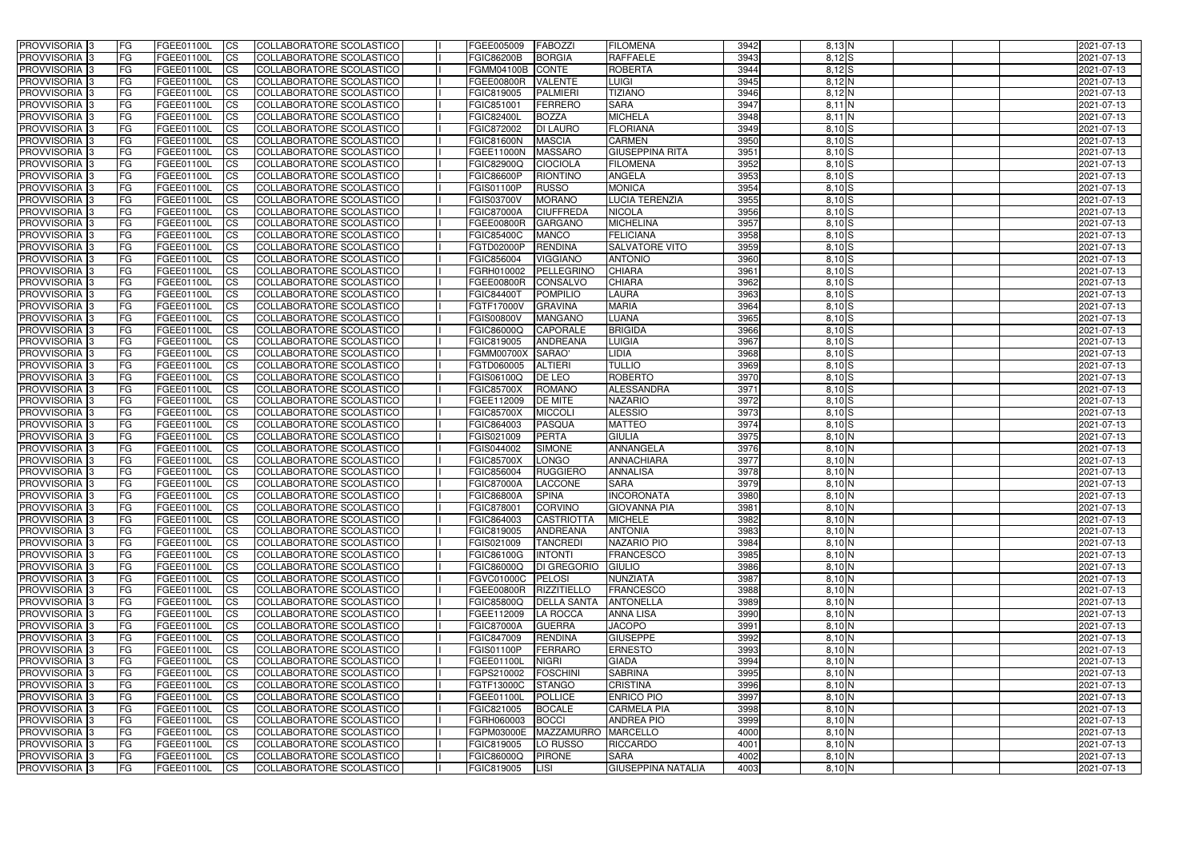| PROVVISORIA 3 | FG | FGEE01100L | CS | COLLABORATORE SCOLASTICO | | FGEE005009 | FABOZZI | FILOMENA | 3942 | 8,13 N | | | | 2021-07-13 |
|---|---|---|---|---|---|---|---|---|---|---|---|---|---|---|
| PROVVISORIA 3 | FG | FGEE01100L | CS | COLLABORATORE SCOLASTICO | | FGIC86200B | BORGIA | RAFFAELE | 3943 | 8,12 S | | | | 2021-07-13 |
| PROVVISORIA 3 | FG | FGEE01100L | CS | COLLABORATORE SCOLASTICO | | FGMM04100B | CONTE | ROBERTA | 3944 | 8,12 S | | | | 2021-07-13 |
| PROVVISORIA 3 | FG | FGEE01100L | CS | COLLABORATORE SCOLASTICO | | FGEE00800R | VALENTE | LUIGI | 3945 | 8,12 N | | | | 2021-07-13 |
| PROVVISORIA 3 | FG | FGEE01100L | CS | COLLABORATORE SCOLASTICO | | FGIC819005 | PALMIERI | TIZIANO | 3946 | 8,12 N | | | | 2021-07-13 |
| PROVVISORIA 3 | FG | FGEE01100L | CS | COLLABORATORE SCOLASTICO | | FGIC851001 | FERRERO | SARA | 3947 | 8,11 N | | | | 2021-07-13 |
| PROVVISORIA 3 | FG | FGEE01100L | CS | COLLABORATORE SCOLASTICO | | FGIC82400L | BOZZA | MICHELA | 3948 | 8,11 N | | | | 2021-07-13 |
| PROVVISORIA 3 | FG | FGEE01100L | CS | COLLABORATORE SCOLASTICO | | FGIC872002 | DI LAURO | FLORIANA | 3949 | 8,10 S | | | | 2021-07-13 |
| PROVVISORIA 3 | FG | FGEE01100L | CS | COLLABORATORE SCOLASTICO | | FGIC81600N | MASCIA | CARMEN | 3950 | 8,10 S | | | | 2021-07-13 |
| PROVVISORIA 3 | FG | FGEE01100L | CS | COLLABORATORE SCOLASTICO | | FGEE11000N | MASSARO | GIUSEPPINA RITA | 3951 | 8,10 S | | | | 2021-07-13 |
| PROVVISORIA 3 | FG | FGEE01100L | CS | COLLABORATORE SCOLASTICO | | FGIC82900Q | CIOCIOLA | FILOMENA | 3952 | 8,10 S | | | | 2021-07-13 |
| PROVVISORIA 3 | FG | FGEE01100L | CS | COLLABORATORE SCOLASTICO | | FGIC86600P | RIONTINO | ANGELA | 3953 | 8,10 S | | | | 2021-07-13 |
| PROVVISORIA 3 | FG | FGEE01100L | CS | COLLABORATORE SCOLASTICO | | FGIS01100P | RUSSO | MONICA | 3954 | 8,10 S | | | | 2021-07-13 |
| PROVVISORIA 3 | FG | FGEE01100L | CS | COLLABORATORE SCOLASTICO | | FGIS03700V | MORANO | LUCIA TERENZIA | 3955 | 8,10 S | | | | 2021-07-13 |
| PROVVISORIA 3 | FG | FGEE01100L | CS | COLLABORATORE SCOLASTICO | | FGIC87000A | CIUFFREDA | NICOLA | 3956 | 8,10 S | | | | 2021-07-13 |
| PROVVISORIA 3 | FG | FGEE01100L | CS | COLLABORATORE SCOLASTICO | | FGEE00800R | GARGANO | MICHELINA | 3957 | 8,10 S | | | | 2021-07-13 |
| PROVVISORIA 3 | FG | FGEE01100L | CS | COLLABORATORE SCOLASTICO | | FGIC85400C | MANCO | FELICIANA | 3958 | 8,10 S | | | | 2021-07-13 |
| PROVVISORIA 3 | FG | FGEE01100L | CS | COLLABORATORE SCOLASTICO | | FGTD02000P | RENDINA | SALVATORE VITO | 3959 | 8,10 S | | | | 2021-07-13 |
| PROVVISORIA 3 | FG | FGEE01100L | CS | COLLABORATORE SCOLASTICO | | FGIC856004 | VIGGIANO | ANTONIO | 3960 | 8,10 S | | | | 2021-07-13 |
| PROVVISORIA 3 | FG | FGEE01100L | CS | COLLABORATORE SCOLASTICO | | FGRH010002 | PELLEGRINO | CHIARA | 3961 | 8,10 S | | | | 2021-07-13 |
| PROVVISORIA 3 | FG | FGEE01100L | CS | COLLABORATORE SCOLASTICO | | FGEE00800R | CONSALVO | CHIARA | 3962 | 8,10 S | | | | 2021-07-13 |
| PROVVISORIA 3 | FG | FGEE01100L | CS | COLLABORATORE SCOLASTICO | | FGIC84400T | POMPILIO | LAURA | 3963 | 8,10 S | | | | 2021-07-13 |
| PROVVISORIA 3 | FG | FGEE01100L | CS | COLLABORATORE SCOLASTICO | | FGTF17000V | GRAVINA | MARIA | 3964 | 8,10 S | | | | 2021-07-13 |
| PROVVISORIA 3 | FG | FGEE01100L | CS | COLLABORATORE SCOLASTICO | | FGIS00800V | MANGANO | LUANA | 3965 | 8,10 S | | | | 2021-07-13 |
| PROVVISORIA 3 | FG | FGEE01100L | CS | COLLABORATORE SCOLASTICO | | FGIC86000Q | CAPORALE | BRIGIDA | 3966 | 8,10 S | | | | 2021-07-13 |
| PROVVISORIA 3 | FG | FGEE01100L | CS | COLLABORATORE SCOLASTICO | | FGIC819005 | ANDREANA | LUIGIA | 3967 | 8,10 S | | | | 2021-07-13 |
| PROVVISORIA 3 | FG | FGEE01100L | CS | COLLABORATORE SCOLASTICO | | FGMM00700X | SARAO' | LIDIA | 3968 | 8,10 S | | | | 2021-07-13 |
| PROVVISORIA 3 | FG | FGEE01100L | CS | COLLABORATORE SCOLASTICO | | FGTD060005 | ALTIERI | TULLIO | 3969 | 8,10 S | | | | 2021-07-13 |
| PROVVISORIA 3 | FG | FGEE01100L | CS | COLLABORATORE SCOLASTICO | | FGIS06100Q | DE LEO | ROBERTO | 3970 | 8,10 S | | | | 2021-07-13 |
| PROVVISORIA 3 | FG | FGEE01100L | CS | COLLABORATORE SCOLASTICO | | FGIC85700X | ROMANO | ALESSANDRA | 3971 | 8,10 S | | | | 2021-07-13 |
| PROVVISORIA 3 | FG | FGEE01100L | CS | COLLABORATORE SCOLASTICO | | FGEE112009 | DE MITE | NAZARIO | 3972 | 8,10 S | | | | 2021-07-13 |
| PROVVISORIA 3 | FG | FGEE01100L | CS | COLLABORATORE SCOLASTICO | | FGIC85700X | MICCOLI | ALESSIO | 3973 | 8,10 S | | | | 2021-07-13 |
| PROVVISORIA 3 | FG | FGEE01100L | CS | COLLABORATORE SCOLASTICO | | FGIC864003 | PASQUA | MATTEO | 3974 | 8,10 S | | | | 2021-07-13 |
| PROVVISORIA 3 | FG | FGEE01100L | CS | COLLABORATORE SCOLASTICO | | FGIS021009 | PERTA | GIULIA | 3975 | 8,10 N | | | | 2021-07-13 |
| PROVVISORIA 3 | FG | FGEE01100L | CS | COLLABORATORE SCOLASTICO | | FGIS044002 | SIMONE | ANNANGELA | 3976 | 8,10 N | | | | 2021-07-13 |
| PROVVISORIA 3 | FG | FGEE01100L | CS | COLLABORATORE SCOLASTICO | | FGIC85700X | LONGO | ANNACHIARA | 3977 | 8,10 N | | | | 2021-07-13 |
| PROVVISORIA 3 | FG | FGEE01100L | CS | COLLABORATORE SCOLASTICO | | FGIC856004 | RUGGIERO | ANNALISA | 3978 | 8,10 N | | | | 2021-07-13 |
| PROVVISORIA 3 | FG | FGEE01100L | CS | COLLABORATORE SCOLASTICO | | FGIC87000A | LACCONE | SARA | 3979 | 8,10 N | | | | 2021-07-13 |
| PROVVISORIA 3 | FG | FGEE01100L | CS | COLLABORATORE SCOLASTICO | | FGIC86800A | SPINA | INCORONATA | 3980 | 8,10 N | | | | 2021-07-13 |
| PROVVISORIA 3 | FG | FGEE01100L | CS | COLLABORATORE SCOLASTICO | | FGIC878001 | CORVINO | GIOVANNA PIA | 3981 | 8,10 N | | | | 2021-07-13 |
| PROVVISORIA 3 | FG | FGEE01100L | CS | COLLABORATORE SCOLASTICO | | FGIC864003 | CASTRIOTTA | MICHELE | 3982 | 8,10 N | | | | 2021-07-13 |
| PROVVISORIA 3 | FG | FGEE01100L | CS | COLLABORATORE SCOLASTICO | | FGIC819005 | ANDREANA | ANTONIA | 3983 | 8,10 N | | | | 2021-07-13 |
| PROVVISORIA 3 | FG | FGEE01100L | CS | COLLABORATORE SCOLASTICO | | FGIS021009 | TANCREDI | NAZARIO PIO | 3984 | 8,10 N | | | | 2021-07-13 |
| PROVVISORIA 3 | FG | FGEE01100L | CS | COLLABORATORE SCOLASTICO | | FGIC86100G | INTONTI | FRANCESCO | 3985 | 8,10 N | | | | 2021-07-13 |
| PROVVISORIA 3 | FG | FGEE01100L | CS | COLLABORATORE SCOLASTICO | | FGIC86000Q | DI GREGORIO | GIULIO | 3986 | 8,10 N | | | | 2021-07-13 |
| PROVVISORIA 3 | FG | FGEE01100L | CS | COLLABORATORE SCOLASTICO | | FGVC01000C | PELOSI | NUNZIATA | 3987 | 8,10 N | | | | 2021-07-13 |
| PROVVISORIA 3 | FG | FGEE01100L | CS | COLLABORATORE SCOLASTICO | | FGEE00800R | RIZZITIELLO | FRANCESCO | 3988 | 8,10 N | | | | 2021-07-13 |
| PROVVISORIA 3 | FG | FGEE01100L | CS | COLLABORATORE SCOLASTICO | | FGIC85800Q | DELLA SANTA | ANTONELLA | 3989 | 8,10 N | | | | 2021-07-13 |
| PROVVISORIA 3 | FG | FGEE01100L | CS | COLLABORATORE SCOLASTICO | | FGEE112009 | LA ROCCA | ANNA LISA | 3990 | 8,10 N | | | | 2021-07-13 |
| PROVVISORIA 3 | FG | FGEE01100L | CS | COLLABORATORE SCOLASTICO | | FGIC87000A | GUERRA | JACOPO | 3991 | 8,10 N | | | | 2021-07-13 |
| PROVVISORIA 3 | FG | FGEE01100L | CS | COLLABORATORE SCOLASTICO | | FGIC847009 | RENDINA | GIUSEPPE | 3992 | 8,10 N | | | | 2021-07-13 |
| PROVVISORIA 3 | FG | FGEE01100L | CS | COLLABORATORE SCOLASTICO | | FGIS01100P | FERRARO | ERNESTO | 3993 | 8,10 N | | | | 2021-07-13 |
| PROVVISORIA 3 | FG | FGEE01100L | CS | COLLABORATORE SCOLASTICO | | FGEE01100L | NIGRI | GIADA | 3994 | 8,10 N | | | | 2021-07-13 |
| PROVVISORIA 3 | FG | FGEE01100L | CS | COLLABORATORE SCOLASTICO | | FGPS210002 | FOSCHINI | SABRINA | 3995 | 8,10 N | | | | 2021-07-13 |
| PROVVISORIA 3 | FG | FGEE01100L | CS | COLLABORATORE SCOLASTICO | | FGTF13000C | STANGO | CRISTINA | 3996 | 8,10 N | | | | 2021-07-13 |
| PROVVISORIA 3 | FG | FGEE01100L | CS | COLLABORATORE SCOLASTICO | | FGEE01100L | POLLICE | ENRICO PIO | 3997 | 8,10 N | | | | 2021-07-13 |
| PROVVISORIA 3 | FG | FGEE01100L | CS | COLLABORATORE SCOLASTICO | | FGIC821005 | BOCALE | CARMELA PIA | 3998 | 8,10 N | | | | 2021-07-13 |
| PROVVISORIA 3 | FG | FGEE01100L | CS | COLLABORATORE SCOLASTICO | | FGRH060003 | BOCCI | ANDREA PIO | 3999 | 8,10 N | | | | 2021-07-13 |
| PROVVISORIA 3 | FG | FGEE01100L | CS | COLLABORATORE SCOLASTICO | | FGPM03000E | MAZZAMURRO | MARCELLO | 4000 | 8,10 N | | | | 2021-07-13 |
| PROVVISORIA 3 | FG | FGEE01100L | CS | COLLABORATORE SCOLASTICO | | FGIC819005 | LO RUSSO | RICCARDO | 4001 | 8,10 N | | | | 2021-07-13 |
| PROVVISORIA 3 | FG | FGEE01100L | CS | COLLABORATORE SCOLASTICO | | FGIC86000Q | PIRONE | SARA | 4002 | 8,10 N | | | | 2021-07-13 |
| PROVVISORIA 3 | FG | FGEE01100L | CS | COLLABORATORE SCOLASTICO | | FGIC819005 | LISI | GIUSEPPINA NATALIA | 4003 | 8,10 N | | | | 2021-07-13 |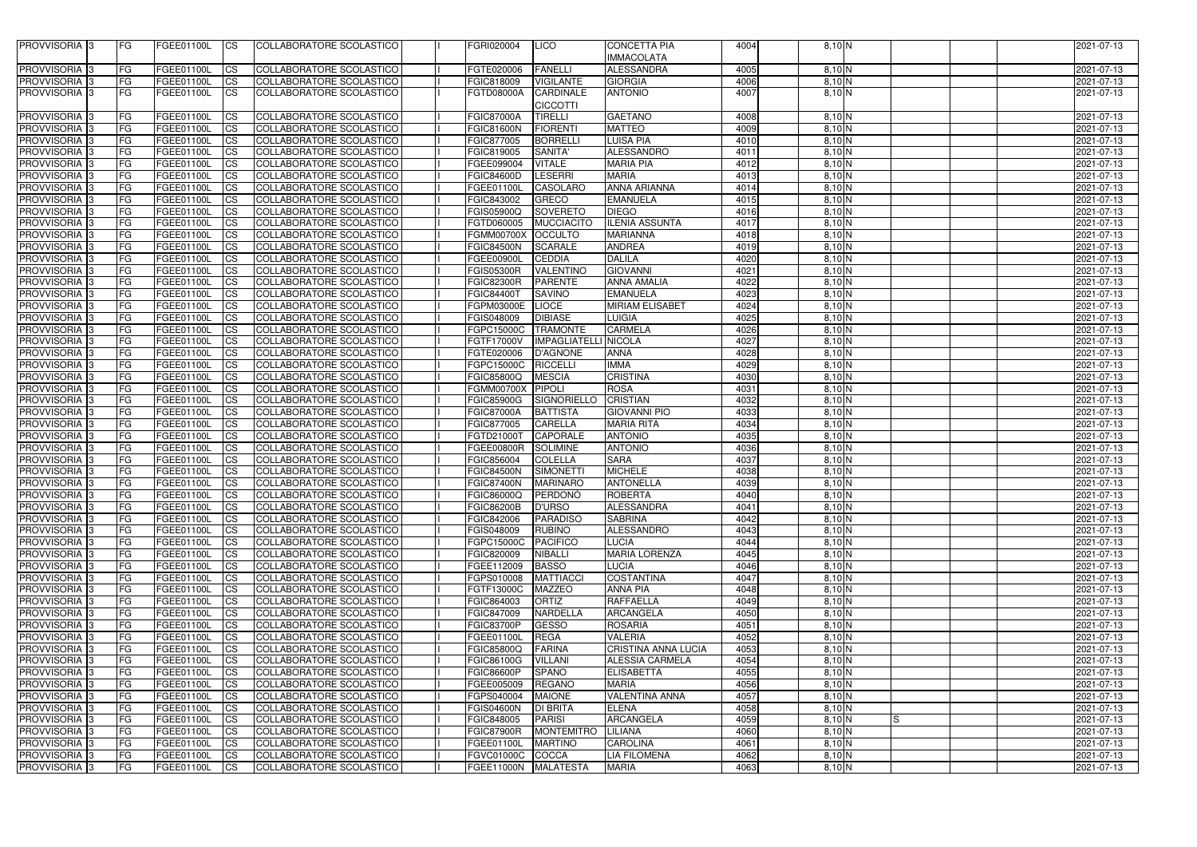| PROVVISORIA | 3 | FG | FGEE01100L | CS | COLLABORATORE SCOLASTICO | | FGRI020004 | LICO | CONCETTA PIA IMMACOLATA | 4004 | 8,10 | N | | | | 2021-07-13 |
|---|---|---|---|---|---|---|---|---|---|---|---|---|---|---|---|---|
| PROVVISORIA | 3 | FG | FGEE01100L | CS | COLLABORATORE SCOLASTICO | | FGTE020006 | FANELLI | ALESSANDRA | 4005 | 8,10 | N | | | | 2021-07-13 |
| PROVVISORIA | 3 | FG | FGEE01100L | CS | COLLABORATORE SCOLASTICO | | FGIC818009 | VIGILANTE | GIORGIA | 4006 | 8,10 | N | | | | 2021-07-13 |
| PROVVISORIA | 3 | FG | FGEE01100L | CS | COLLABORATORE SCOLASTICO | | FGTD08000A | CARDINALE CICCOTTI | ANTONIO | 4007 | 8,10 | N | | | | 2021-07-13 |
| PROVVISORIA | 3 | FG | FGEE01100L | CS | COLLABORATORE SCOLASTICO | | FGIC87000A | TIRELLI | GAETANO | 4008 | 8,10 | N | | | | 2021-07-13 |
| PROVVISORIA | 3 | FG | FGEE01100L | CS | COLLABORATORE SCOLASTICO | | FGIC81600N | FIORENTI | MATTEO | 4009 | 8,10 | N | | | | 2021-07-13 |
| PROVVISORIA | 3 | FG | FGEE01100L | CS | COLLABORATORE SCOLASTICO | | FGIC877005 | BORRELLI | LUISA PIA | 4010 | 8,10 | N | | | | 2021-07-13 |
| PROVVISORIA | 3 | FG | FGEE01100L | CS | COLLABORATORE SCOLASTICO | | FGIC819005 | SANITA' | ALESSANDRO | 4011 | 8,10 | N | | | | 2021-07-13 |
| PROVVISORIA | 3 | FG | FGEE01100L | CS | COLLABORATORE SCOLASTICO | | FGEE099004 | VITALE | MARIA PIA | 4012 | 8,10 | N | | | | 2021-07-13 |
| PROVVISORIA | 3 | FG | FGEE01100L | CS | COLLABORATORE SCOLASTICO | | FGIC84600D | LESERRI | MARIA | 4013 | 8,10 | N | | | | 2021-07-13 |
| PROVVISORIA | 3 | FG | FGEE01100L | CS | COLLABORATORE SCOLASTICO | | FGEE01100L | CASOLARO | ANNA ARIANNA | 4014 | 8,10 | N | | | | 2021-07-13 |
| PROVVISORIA | 3 | FG | FGEE01100L | CS | COLLABORATORE SCOLASTICO | | FGIC843002 | GRECO | EMANUELA | 4015 | 8,10 | N | | | | 2021-07-13 |
| PROVVISORIA | 3 | FG | FGEE01100L | CS | COLLABORATORE SCOLASTICO | | FGIS05900Q | SOVERETO | DIEGO | 4016 | 8,10 | N | | | | 2021-07-13 |
| PROVVISORIA | 3 | FG | FGEE01100L | CS | COLLABORATORE SCOLASTICO | | FGTD060005 | MUCCIACITO | ILENIA ASSUNTA | 4017 | 8,10 | N | | | | 2021-07-13 |
| PROVVISORIA | 3 | FG | FGEE01100L | CS | COLLABORATORE SCOLASTICO | | FGMM00700X | OCCULTO | MARIANNA | 4018 | 8,10 | N | | | | 2021-07-13 |
| PROVVISORIA | 3 | FG | FGEE01100L | CS | COLLABORATORE SCOLASTICO | | FGIC84500N | SCARALE | ANDREA | 4019 | 8,10 | N | | | | 2021-07-13 |
| PROVVISORIA | 3 | FG | FGEE01100L | CS | COLLABORATORE SCOLASTICO | | FGEE00900L | CEDDIA | DALILA | 4020 | 8,10 | N | | | | 2021-07-13 |
| PROVVISORIA | 3 | FG | FGEE01100L | CS | COLLABORATORE SCOLASTICO | | FGIS05300R | VALENTINO | GIOVANNI | 4021 | 8,10 | N | | | | 2021-07-13 |
| PROVVISORIA | 3 | FG | FGEE01100L | CS | COLLABORATORE SCOLASTICO | | FGIC82300R | PARENTE | ANNA AMALIA | 4022 | 8,10 | N | | | | 2021-07-13 |
| PROVVISORIA | 3 | FG | FGEE01100L | CS | COLLABORATORE SCOLASTICO | | FGIC84400T | SAVINO | EMANUELA | 4023 | 8,10 | N | | | | 2021-07-13 |
| PROVVISORIA | 3 | FG | FGEE01100L | CS | COLLABORATORE SCOLASTICO | | FGPM03000E | LIOCE | MIRIAM ELISABET | 4024 | 8,10 | N | | | | 2021-07-13 |
| PROVVISORIA | 3 | FG | FGEE01100L | CS | COLLABORATORE SCOLASTICO | | FGIS048009 | DIBIASE | LUIGIA | 4025 | 8,10 | N | | | | 2021-07-13 |
| PROVVISORIA | 3 | FG | FGEE01100L | CS | COLLABORATORE SCOLASTICO | | FGPC15000C | TRAMONTE | CARMELA | 4026 | 8,10 | N | | | | 2021-07-13 |
| PROVVISORIA | 3 | FG | FGEE01100L | CS | COLLABORATORE SCOLASTICO | | FGTF17000V | IMPAGLIATELLI | NICOLA | 4027 | 8,10 | N | | | | 2021-07-13 |
| PROVVISORIA | 3 | FG | FGEE01100L | CS | COLLABORATORE SCOLASTICO | | FGTE020006 | D'AGNONE | ANNA | 4028 | 8,10 | N | | | | 2021-07-13 |
| PROVVISORIA | 3 | FG | FGEE01100L | CS | COLLABORATORE SCOLASTICO | | FGPC15000C | RICCELLI | IMMA | 4029 | 8,10 | N | | | | 2021-07-13 |
| PROVVISORIA | 3 | FG | FGEE01100L | CS | COLLABORATORE SCOLASTICO | | FGIC85800Q | MESCIA | CRISTINA | 4030 | 8,10 | N | | | | 2021-07-13 |
| PROVVISORIA | 3 | FG | FGEE01100L | CS | COLLABORATORE SCOLASTICO | | FGMM00700X | PIPOLI | ROSA | 4031 | 8,10 | N | | | | 2021-07-13 |
| PROVVISORIA | 3 | FG | FGEE01100L | CS | COLLABORATORE SCOLASTICO | | FGIC85900G | SIGNORIELLO | CRISTIAN | 4032 | 8,10 | N | | | | 2021-07-13 |
| PROVVISORIA | 3 | FG | FGEE01100L | CS | COLLABORATORE SCOLASTICO | | FGIC87000A | BATTISTA | GIOVANNI PIO | 4033 | 8,10 | N | | | | 2021-07-13 |
| PROVVISORIA | 3 | FG | FGEE01100L | CS | COLLABORATORE SCOLASTICO | | FGIC877005 | CARELLA | MARIA RITA | 4034 | 8,10 | N | | | | 2021-07-13 |
| PROVVISORIA | 3 | FG | FGEE01100L | CS | COLLABORATORE SCOLASTICO | | FGTD21000T | CAPORALE | ANTONIO | 4035 | 8,10 | N | | | | 2021-07-13 |
| PROVVISORIA | 3 | FG | FGEE01100L | CS | COLLABORATORE SCOLASTICO | | FGEE00800R | SOLIMINE | ANTONIO | 4036 | 8,10 | N | | | | 2021-07-13 |
| PROVVISORIA | 3 | FG | FGEE01100L | CS | COLLABORATORE SCOLASTICO | | FGIC856004 | COLELLA | SARA | 4037 | 8,10 | N | | | | 2021-07-13 |
| PROVVISORIA | 3 | FG | FGEE01100L | CS | COLLABORATORE SCOLASTICO | | FGIC84500N | SIMONETTI | MICHELE | 4038 | 8,10 | N | | | | 2021-07-13 |
| PROVVISORIA | 3 | FG | FGEE01100L | CS | COLLABORATORE SCOLASTICO | | FGIC87400N | MARINARO | ANTONELLA | 4039 | 8,10 | N | | | | 2021-07-13 |
| PROVVISORIA | 3 | FG | FGEE01100L | CS | COLLABORATORE SCOLASTICO | | FGIC86000Q | PERDONO | ROBERTA | 4040 | 8,10 | N | | | | 2021-07-13 |
| PROVVISORIA | 3 | FG | FGEE01100L | CS | COLLABORATORE SCOLASTICO | | FGIC86200B | D'URSO | ALESSANDRA | 4041 | 8,10 | N | | | | 2021-07-13 |
| PROVVISORIA | 3 | FG | FGEE01100L | CS | COLLABORATORE SCOLASTICO | | FGIC842006 | PARADISO | SABRINA | 4042 | 8,10 | N | | | | 2021-07-13 |
| PROVVISORIA | 3 | FG | FGEE01100L | CS | COLLABORATORE SCOLASTICO | | FGIS048009 | RUBINO | ALESSANDRO | 4043 | 8,10 | N | | | | 2021-07-13 |
| PROVVISORIA | 3 | FG | FGEE01100L | CS | COLLABORATORE SCOLASTICO | | FGPC15000C | PACIFICO | LUCIA | 4044 | 8,10 | N | | | | 2021-07-13 |
| PROVVISORIA | 3 | FG | FGEE01100L | CS | COLLABORATORE SCOLASTICO | | FGIC820009 | NIBALLI | MARIA LORENZA | 4045 | 8,10 | N | | | | 2021-07-13 |
| PROVVISORIA | 3 | FG | FGEE01100L | CS | COLLABORATORE SCOLASTICO | | FGEE112009 | BASSO | LUCIA | 4046 | 8,10 | N | | | | 2021-07-13 |
| PROVVISORIA | 3 | FG | FGEE01100L | CS | COLLABORATORE SCOLASTICO | | FGPS010008 | MATTIACCI | COSTANTINA | 4047 | 8,10 | N | | | | 2021-07-13 |
| PROVVISORIA | 3 | FG | FGEE01100L | CS | COLLABORATORE SCOLASTICO | | FGTF13000C | MAZZEO | ANNA PIA | 4048 | 8,10 | N | | | | 2021-07-13 |
| PROVVISORIA | 3 | FG | FGEE01100L | CS | COLLABORATORE SCOLASTICO | | FGIC864003 | ORTIZ | RAFFAELLA | 4049 | 8,10 | N | | | | 2021-07-13 |
| PROVVISORIA | 3 | FG | FGEE01100L | CS | COLLABORATORE SCOLASTICO | | FGIC847009 | NARDELLA | ARCANGELA | 4050 | 8,10 | N | | | | 2021-07-13 |
| PROVVISORIA | 3 | FG | FGEE01100L | CS | COLLABORATORE SCOLASTICO | | FGIC83700P | GESSO | ROSARIA | 4051 | 8,10 | N | | | | 2021-07-13 |
| PROVVISORIA | 3 | FG | FGEE01100L | CS | COLLABORATORE SCOLASTICO | | FGEE01100L | REGA | VALERIA | 4052 | 8,10 | N | | | | 2021-07-13 |
| PROVVISORIA | 3 | FG | FGEE01100L | CS | COLLABORATORE SCOLASTICO | | FGIC85800Q | FARINA | CRISTINA ANNA LUCIA | 4053 | 8,10 | N | | | | 2021-07-13 |
| PROVVISORIA | 3 | FG | FGEE01100L | CS | COLLABORATORE SCOLASTICO | | FGIC86100G | VILLANI | ALESSIA CARMELA | 4054 | 8,10 | N | | | | 2021-07-13 |
| PROVVISORIA | 3 | FG | FGEE01100L | CS | COLLABORATORE SCOLASTICO | | FGIC86600P | SPANO | ELISABETTA | 4055 | 8,10 | N | | | | 2021-07-13 |
| PROVVISORIA | 3 | FG | FGEE01100L | CS | COLLABORATORE SCOLASTICO | | FGEE005009 | REGANO | MARIA | 4056 | 8,10 | N | | | | 2021-07-13 |
| PROVVISORIA | 3 | FG | FGEE01100L | CS | COLLABORATORE SCOLASTICO | | FGPS040004 | MAIONE | VALENTINA ANNA | 4057 | 8,10 | N | | | | 2021-07-13 |
| PROVVISORIA | 3 | FG | FGEE01100L | CS | COLLABORATORE SCOLASTICO | | FGIS04600N | DI BRITA | ELENA | 4058 | 8,10 | N | | | | 2021-07-13 |
| PROVVISORIA | 3 | FG | FGEE01100L | CS | COLLABORATORE SCOLASTICO | | FGIC848005 | PARISI | ARCANGELA | 4059 | 8,10 | N | S | | | 2021-07-13 |
| PROVVISORIA | 3 | FG | FGEE01100L | CS | COLLABORATORE SCOLASTICO | | FGIC87900R | MONTEMITRO | LILIANA | 4060 | 8,10 | N | | | | 2021-07-13 |
| PROVVISORIA | 3 | FG | FGEE01100L | CS | COLLABORATORE SCOLASTICO | | FGEE01100L | MARTINO | CAROLINA | 4061 | 8,10 | N | | | | 2021-07-13 |
| PROVVISORIA | 3 | FG | FGEE01100L | CS | COLLABORATORE SCOLASTICO | | FGVC01000C | COCCA | LIA FILOMENA | 4062 | 8,10 | N | | | | 2021-07-13 |
| PROVVISORIA | 3 | FG | FGEE01100L | CS | COLLABORATORE SCOLASTICO | | FGEE11000N | MALATESTA | MARIA | 4063 | 8,10 | N | | | | 2021-07-13 |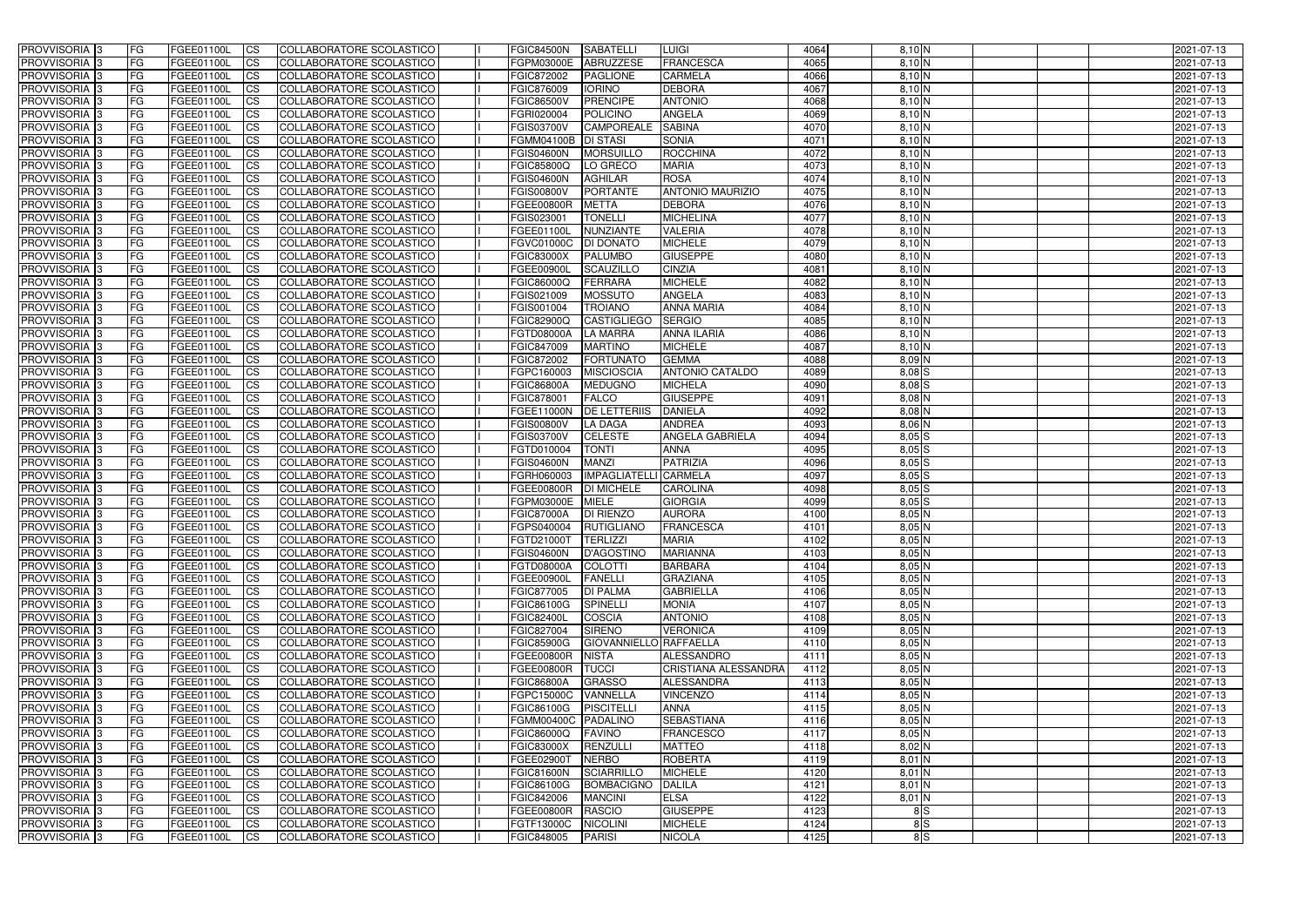| PROVVISORIA 3 | FG | FGEE01100L | CS | COLLABORATORE SCOLASTICO | | FGIC84500N | SABATELLI | LUIGI | 4064 | 8,10 N | | | | 2021-07-13 |
|---|---|---|---|---|---|---|---|---|---|---|---|---|---|---|
| PROVVISORIA 3 | FG | FGEE01100L | CS | COLLABORATORE SCOLASTICO | | FGPM03000E | ABRUZZESE | FRANCESCA | 4065 | 8,10 N | | | | 2021-07-13 |
| PROVVISORIA 3 | FG | FGEE01100L | CS | COLLABORATORE SCOLASTICO | | FGIC872002 | PAGLIONE | CARMELA | 4066 | 8,10 N | | | | 2021-07-13 |
| PROVVISORIA 3 | FG | FGEE01100L | CS | COLLABORATORE SCOLASTICO | | FGIC876009 | IORINO | DEBORA | 4067 | 8,10 N | | | | 2021-07-13 |
| PROVVISORIA 3 | FG | FGEE01100L | CS | COLLABORATORE SCOLASTICO | | FGIC86500V | PRENCIPE | ANTONIO | 4068 | 8,10 N | | | | 2021-07-13 |
| PROVVISORIA 3 | FG | FGEE01100L | CS | COLLABORATORE SCOLASTICO | | FGRI020004 | POLICINO | ANGELA | 4069 | 8,10 N | | | | 2021-07-13 |
| PROVVISORIA 3 | FG | FGEE01100L | CS | COLLABORATORE SCOLASTICO | | FGIS03700V | CAMPOREALE | SABINA | 4070 | 8,10 N | | | | 2021-07-13 |
| PROVVISORIA 3 | FG | FGEE01100L | CS | COLLABORATORE SCOLASTICO | | FGMM04100B | DI STASI | SONIA | 4071 | 8,10 N | | | | 2021-07-13 |
| PROVVISORIA 3 | FG | FGEE01100L | CS | COLLABORATORE SCOLASTICO | | FGIS04600N | MORSUILLO | ROCCHINA | 4072 | 8,10 N | | | | 2021-07-13 |
| PROVVISORIA 3 | FG | FGEE01100L | CS | COLLABORATORE SCOLASTICO | | FGIC85800Q | LO GRECO | MARIA | 4073 | 8,10 N | | | | 2021-07-13 |
| PROVVISORIA 3 | FG | FGEE01100L | CS | COLLABORATORE SCOLASTICO | | FGIS04600N | AGHILAR | ROSA | 4074 | 8,10 N | | | | 2021-07-13 |
| PROVVISORIA 3 | FG | FGEE01100L | CS | COLLABORATORE SCOLASTICO | | FGIS00800V | PORTANTE | ANTONIO MAURIZIO | 4075 | 8,10 N | | | | 2021-07-13 |
| PROVVISORIA 3 | FG | FGEE01100L | CS | COLLABORATORE SCOLASTICO | | FGEE00800R | METTA | DEBORA | 4076 | 8,10 N | | | | 2021-07-13 |
| PROVVISORIA 3 | FG | FGEE01100L | CS | COLLABORATORE SCOLASTICO | | FGIS023001 | TONELLI | MICHELINA | 4077 | 8,10 N | | | | 2021-07-13 |
| PROVVISORIA 3 | FG | FGEE01100L | CS | COLLABORATORE SCOLASTICO | | FGEE01100L | NUNZIANTE | VALERIA | 4078 | 8,10 N | | | | 2021-07-13 |
| PROVVISORIA 3 | FG | FGEE01100L | CS | COLLABORATORE SCOLASTICO | | FGVC01000C | DI DONATO | MICHELE | 4079 | 8,10 N | | | | 2021-07-13 |
| PROVVISORIA 3 | FG | FGEE01100L | CS | COLLABORATORE SCOLASTICO | | FGIC83000X | PALUMBO | GIUSEPPE | 4080 | 8,10 N | | | | 2021-07-13 |
| PROVVISORIA 3 | FG | FGEE01100L | CS | COLLABORATORE SCOLASTICO | | FGEE00900L | SCAUZILLO | CINZIA | 4081 | 8,10 N | | | | 2021-07-13 |
| PROVVISORIA 3 | FG | FGEE01100L | CS | COLLABORATORE SCOLASTICO | | FGIC86000Q | FERRARA | MICHELE | 4082 | 8,10 N | | | | 2021-07-13 |
| PROVVISORIA 3 | FG | FGEE01100L | CS | COLLABORATORE SCOLASTICO | | FGIS021009 | MOSSUTO | ANGELA | 4083 | 8,10 N | | | | 2021-07-13 |
| PROVVISORIA 3 | FG | FGEE01100L | CS | COLLABORATORE SCOLASTICO | | FGIS001004 | TROIANO | ANNA MARIA | 4084 | 8,10 N | | | | 2021-07-13 |
| PROVVISORIA 3 | FG | FGEE01100L | CS | COLLABORATORE SCOLASTICO | | FGIC82900Q | CASTIGLIEGO | SERGIO | 4085 | 8,10 N | | | | 2021-07-13 |
| PROVVISORIA 3 | FG | FGEE01100L | CS | COLLABORATORE SCOLASTICO | | FGTD08000A | LA MARRA | ANNA ILARIA | 4086 | 8,10 N | | | | 2021-07-13 |
| PROVVISORIA 3 | FG | FGEE01100L | CS | COLLABORATORE SCOLASTICO | | FGIC847009 | MARTINO | MICHELE | 4087 | 8,10 N | | | | 2021-07-13 |
| PROVVISORIA 3 | FG | FGEE01100L | CS | COLLABORATORE SCOLASTICO | | FGIC872002 | FORTUNATO | GEMMA | 4088 | 8,09 N | | | | 2021-07-13 |
| PROVVISORIA 3 | FG | FGEE01100L | CS | COLLABORATORE SCOLASTICO | | FGPC160003 | MISCIOSCIA | ANTONIO CATALDO | 4089 | 8,08 S | | | | 2021-07-13 |
| PROVVISORIA 3 | FG | FGEE01100L | CS | COLLABORATORE SCOLASTICO | | FGIC86800A | MEDUGNO | MICHELA | 4090 | 8,08 S | | | | 2021-07-13 |
| PROVVISORIA 3 | FG | FGEE01100L | CS | COLLABORATORE SCOLASTICO | | FGIC878001 | FALCO | GIUSEPPE | 4091 | 8,08 N | | | | 2021-07-13 |
| PROVVISORIA 3 | FG | FGEE01100L | CS | COLLABORATORE SCOLASTICO | | FGEE11000N | DE LETTERIIS | DANIELA | 4092 | 8,08 N | | | | 2021-07-13 |
| PROVVISORIA 3 | FG | FGEE01100L | CS | COLLABORATORE SCOLASTICO | | FGIS00800V | LA DAGA | ANDREA | 4093 | 8,06 N | | | | 2021-07-13 |
| PROVVISORIA 3 | FG | FGEE01100L | CS | COLLABORATORE SCOLASTICO | | FGIS03700V | CELESTE | ANGELA GABRIELA | 4094 | 8,05 S | | | | 2021-07-13 |
| PROVVISORIA 3 | FG | FGEE01100L | CS | COLLABORATORE SCOLASTICO | | FGTD010004 | TONTI | ANNA | 4095 | 8,05 S | | | | 2021-07-13 |
| PROVVISORIA 3 | FG | FGEE01100L | CS | COLLABORATORE SCOLASTICO | | FGIS04600N | MANZI | PATRIZIA | 4096 | 8,05 S | | | | 2021-07-13 |
| PROVVISORIA 3 | FG | FGEE01100L | CS | COLLABORATORE SCOLASTICO | | FGRH060003 | IMPAGLIATELLI | CARMELA | 4097 | 8,05 S | | | | 2021-07-13 |
| PROVVISORIA 3 | FG | FGEE01100L | CS | COLLABORATORE SCOLASTICO | | FGEE00800R | DI MICHELE | CAROLINA | 4098 | 8,05 S | | | | 2021-07-13 |
| PROVVISORIA 3 | FG | FGEE01100L | CS | COLLABORATORE SCOLASTICO | | FGPM03000E | MIELE | GIORGIA | 4099 | 8,05 S | | | | 2021-07-13 |
| PROVVISORIA 3 | FG | FGEE01100L | CS | COLLABORATORE SCOLASTICO | | FGIC87000A | DI RIENZO | AURORA | 4100 | 8,05 N | | | | 2021-07-13 |
| PROVVISORIA 3 | FG | FGEE01100L | CS | COLLABORATORE SCOLASTICO | | FGPS040004 | RUTIGLIANO | FRANCESCA | 4101 | 8,05 N | | | | 2021-07-13 |
| PROVVISORIA 3 | FG | FGEE01100L | CS | COLLABORATORE SCOLASTICO | | FGTD21000T | TERLIZZI | MARIA | 4102 | 8,05 N | | | | 2021-07-13 |
| PROVVISORIA 3 | FG | FGEE01100L | CS | COLLABORATORE SCOLASTICO | | FGIS04600N | D'AGOSTINO | MARIANNA | 4103 | 8,05 N | | | | 2021-07-13 |
| PROVVISORIA 3 | FG | FGEE01100L | CS | COLLABORATORE SCOLASTICO | | FGTD08000A | COLOTTI | BARBARA | 4104 | 8,05 N | | | | 2021-07-13 |
| PROVVISORIA 3 | FG | FGEE01100L | CS | COLLABORATORE SCOLASTICO | | FGEE00900L | FANELLI | GRAZIANA | 4105 | 8,05 N | | | | 2021-07-13 |
| PROVVISORIA 3 | FG | FGEE01100L | CS | COLLABORATORE SCOLASTICO | | FGIC877005 | DI PALMA | GABRIELLA | 4106 | 8,05 N | | | | 2021-07-13 |
| PROVVISORIA 3 | FG | FGEE01100L | CS | COLLABORATORE SCOLASTICO | | FGIC86100G | SPINELLI | MONIA | 4107 | 8,05 N | | | | 2021-07-13 |
| PROVVISORIA 3 | FG | FGEE01100L | CS | COLLABORATORE SCOLASTICO | | FGIC82400L | COSCIA | ANTONIO | 4108 | 8,05 N | | | | 2021-07-13 |
| PROVVISORIA 3 | FG | FGEE01100L | CS | COLLABORATORE SCOLASTICO | | FGIC827004 | SIRENO | VERONICA | 4109 | 8,05 N | | | | 2021-07-13 |
| PROVVISORIA 3 | FG | FGEE01100L | CS | COLLABORATORE SCOLASTICO | | FGIC85900G | GIOVANNIELLO | RAFFAELLA | 4110 | 8,05 N | | | | 2021-07-13 |
| PROVVISORIA 3 | FG | FGEE01100L | CS | COLLABORATORE SCOLASTICO | | FGEE00800R | NISTA | ALESSANDRO | 4111 | 8,05 N | | | | 2021-07-13 |
| PROVVISORIA 3 | FG | FGEE01100L | CS | COLLABORATORE SCOLASTICO | | FGEE00800R | TUCCI | CRISTIANA ALESSANDRA | 4112 | 8,05 N | | | | 2021-07-13 |
| PROVVISORIA 3 | FG | FGEE01100L | CS | COLLABORATORE SCOLASTICO | | FGIC86800A | GRASSO | ALESSANDRA | 4113 | 8,05 N | | | | 2021-07-13 |
| PROVVISORIA 3 | FG | FGEE01100L | CS | COLLABORATORE SCOLASTICO | | FGPC15000C | VANNELLA | VINCENZO | 4114 | 8,05 N | | | | 2021-07-13 |
| PROVVISORIA 3 | FG | FGEE01100L | CS | COLLABORATORE SCOLASTICO | | FGIC86100G | PISCITELLI | ANNA | 4115 | 8,05 N | | | | 2021-07-13 |
| PROVVISORIA 3 | FG | FGEE01100L | CS | COLLABORATORE SCOLASTICO | | FGMM00400C | PADALINO | SEBASTIANA | 4116 | 8,05 N | | | | 2021-07-13 |
| PROVVISORIA 3 | FG | FGEE01100L | CS | COLLABORATORE SCOLASTICO | | FGIC86000Q | FAVINO | FRANCESCO | 4117 | 8,05 N | | | | 2021-07-13 |
| PROVVISORIA 3 | FG | FGEE01100L | CS | COLLABORATORE SCOLASTICO | | FGIC83000X | RENZULLI | MATTEO | 4118 | 8,02 N | | | | 2021-07-13 |
| PROVVISORIA 3 | FG | FGEE01100L | CS | COLLABORATORE SCOLASTICO | | FGEE02900T | NERBO | ROBERTA | 4119 | 8,01 N | | | | 2021-07-13 |
| PROVVISORIA 3 | FG | FGEE01100L | CS | COLLABORATORE SCOLASTICO | | FGIC81600N | SCIARRILLO | MICHELE | 4120 | 8,01 N | | | | 2021-07-13 |
| PROVVISORIA 3 | FG | FGEE01100L | CS | COLLABORATORE SCOLASTICO | | FGIC86100G | BOMBACIGNO | DALILA | 4121 | 8,01 N | | | | 2021-07-13 |
| PROVVISORIA 3 | FG | FGEE01100L | CS | COLLABORATORE SCOLASTICO | | FGIC842006 | MANCINI | ELSA | 4122 | 8,01 N | | | | 2021-07-13 |
| PROVVISORIA 3 | FG | FGEE01100L | CS | COLLABORATORE SCOLASTICO | | FGEE00800R | RASCIO | GIUSEPPE | 4123 | 8 S | | | | 2021-07-13 |
| PROVVISORIA 3 | FG | FGEE01100L | CS | COLLABORATORE SCOLASTICO | | FGTF13000C | NICOLINI | MICHELE | 4124 | 8 S | | | | 2021-07-13 |
| PROVVISORIA 3 | FG | FGEE01100L | CS | COLLABORATORE SCOLASTICO | | FGIC848005 | PARISI | NICOLA | 4125 | 8 S | | | | 2021-07-13 |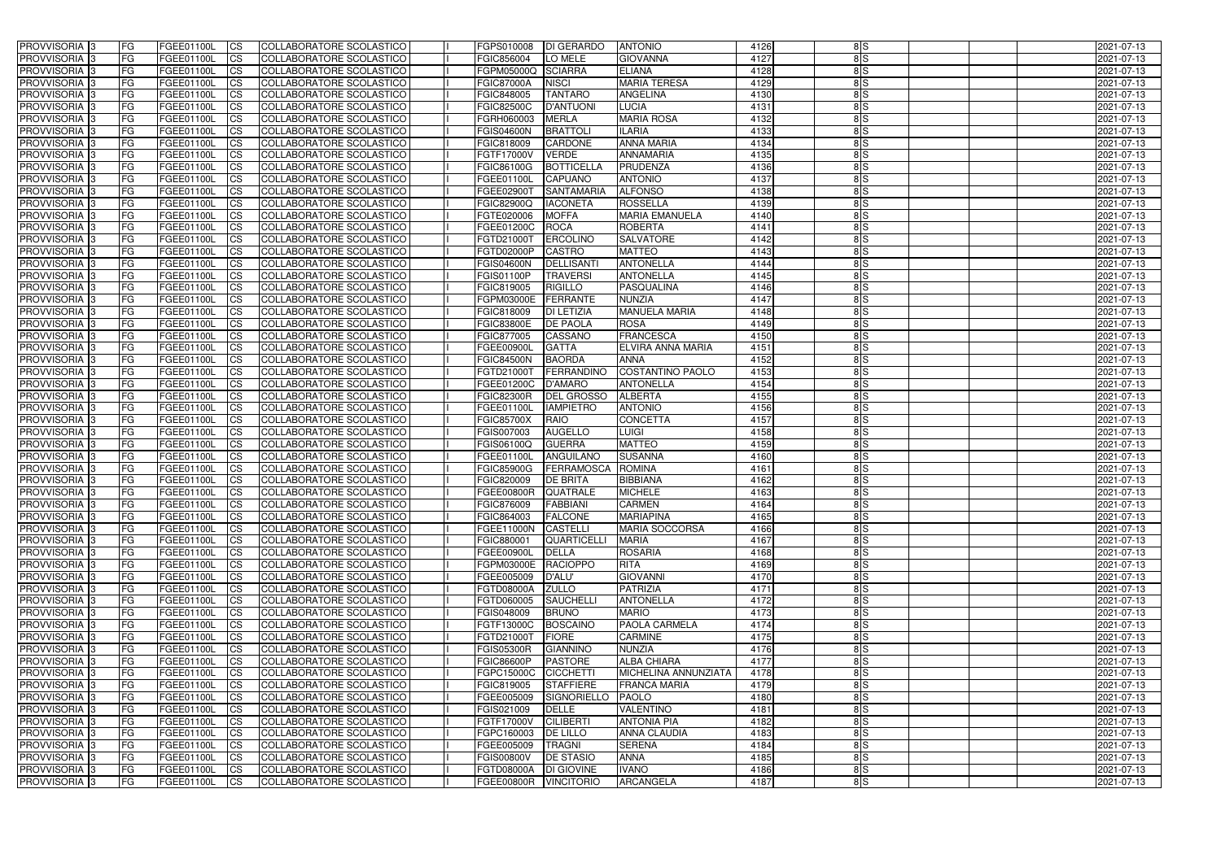| PROVVISORIA | 3 | FG | FGEE01100L | CS | COLLABORATORE SCOLASTICO | | FGPS010008 | DI GERARDO | ANTONIO | 4126 | 8 | S | | | | 2021-07-13 |
|---|---|---|---|---|---|---|---|---|---|---|---|---|---|---|---|---|
| PROVVISORIA | 3 | FG | FGEE01100L | CS | COLLABORATORE SCOLASTICO | | FGIC856004 | LO MELE | GIOVANNA | 4127 | 8 | S | | | | 2021-07-13 |
| PROVVISORIA | 3 | FG | FGEE01100L | CS | COLLABORATORE SCOLASTICO | | FGPM05000Q | SCIARRA | ELIANA | 4128 | 8 | S | | | | 2021-07-13 |
| PROVVISORIA | 3 | FG | FGEE01100L | CS | COLLABORATORE SCOLASTICO | | FGIC87000A | NISCI | MARIA TERESA | 4129 | 8 | S | | | | 2021-07-13 |
| PROVVISORIA | 3 | FG | FGEE01100L | CS | COLLABORATORE SCOLASTICO | | FGIC848005 | TANTARO | ANGELINA | 4130 | 8 | S | | | | 2021-07-13 |
| PROVVISORIA | 3 | FG | FGEE01100L | CS | COLLABORATORE SCOLASTICO | | FGIC82500C | D'ANTUONI | LUCIA | 4131 | 8 | S | | | | 2021-07-13 |
| PROVVISORIA | 3 | FG | FGEE01100L | CS | COLLABORATORE SCOLASTICO | | FGRH060003 | MERLA | MARIA ROSA | 4132 | 8 | S | | | | 2021-07-13 |
| PROVVISORIA | 3 | FG | FGEE01100L | CS | COLLABORATORE SCOLASTICO | | FGIS04600N | BRATTOLI | ILARIA | 4133 | 8 | S | | | | 2021-07-13 |
| PROVVISORIA | 3 | FG | FGEE01100L | CS | COLLABORATORE SCOLASTICO | | FGIC818009 | CARDONE | ANNA MARIA | 4134 | 8 | S | | | | 2021-07-13 |
| PROVVISORIA | 3 | FG | FGEE01100L | CS | COLLABORATORE SCOLASTICO | | FGTF17000V | VERDE | ANNAMARIA | 4135 | 8 | S | | | | 2021-07-13 |
| PROVVISORIA | 3 | FG | FGEE01100L | CS | COLLABORATORE SCOLASTICO | | FGIC86100G | BOTTICELLA | PRUDENZA | 4136 | 8 | S | | | | 2021-07-13 |
| PROVVISORIA | 3 | FG | FGEE01100L | CS | COLLABORATORE SCOLASTICO | | FGEE01100L | CAPUANO | ANTONIO | 4137 | 8 | S | | | | 2021-07-13 |
| PROVVISORIA | 3 | FG | FGEE01100L | CS | COLLABORATORE SCOLASTICO | | FGEE02900T | SANTAMARIA | ALFONSO | 4138 | 8 | S | | | | 2021-07-13 |
| PROVVISORIA | 3 | FG | FGEE01100L | CS | COLLABORATORE SCOLASTICO | | FGIC82900Q | IACONETA | ROSSELLA | 4139 | 8 | S | | | | 2021-07-13 |
| PROVVISORIA | 3 | FG | FGEE01100L | CS | COLLABORATORE SCOLASTICO | | FGTE020006 | MOFFA | MARIA EMANUELA | 4140 | 8 | S | | | | 2021-07-13 |
| PROVVISORIA | 3 | FG | FGEE01100L | CS | COLLABORATORE SCOLASTICO | | FGEE01200C | ROCA | ROBERTA | 4141 | 8 | S | | | | 2021-07-13 |
| PROVVISORIA | 3 | FG | FGEE01100L | CS | COLLABORATORE SCOLASTICO | | FGTD21000T | ERCOLINO | SALVATORE | 4142 | 8 | S | | | | 2021-07-13 |
| PROVVISORIA | 3 | FG | FGEE01100L | CS | COLLABORATORE SCOLASTICO | | FGTD02000P | CASTRO | MATTEO | 4143 | 8 | S | | | | 2021-07-13 |
| PROVVISORIA | 3 | FG | FGEE01100L | CS | COLLABORATORE SCOLASTICO | | FGIS04600N | DELLISANTI | ANTONELLA | 4144 | 8 | S | | | | 2021-07-13 |
| PROVVISORIA | 3 | FG | FGEE01100L | CS | COLLABORATORE SCOLASTICO | | FGIS01100P | TRAVERSI | ANTONELLA | 4145 | 8 | S | | | | 2021-07-13 |
| PROVVISORIA | 3 | FG | FGEE01100L | CS | COLLABORATORE SCOLASTICO | | FGIC819005 | RIGILLO | PASQUALINA | 4146 | 8 | S | | | | 2021-07-13 |
| PROVVISORIA | 3 | FG | FGEE01100L | CS | COLLABORATORE SCOLASTICO | | FGPM03000E | FERRANTE | NUNZIA | 4147 | 8 | S | | | | 2021-07-13 |
| PROVVISORIA | 3 | FG | FGEE01100L | CS | COLLABORATORE SCOLASTICO | | FGIC818009 | DI LETIZIA | MANUELA MARIA | 4148 | 8 | S | | | | 2021-07-13 |
| PROVVISORIA | 3 | FG | FGEE01100L | CS | COLLABORATORE SCOLASTICO | | FGIC83800E | DE PAOLA | ROSA | 4149 | 8 | S | | | | 2021-07-13 |
| PROVVISORIA | 3 | FG | FGEE01100L | CS | COLLABORATORE SCOLASTICO | | FGIC877005 | CASSANO | FRANCESCA | 4150 | 8 | S | | | | 2021-07-13 |
| PROVVISORIA | 3 | FG | FGEE01100L | CS | COLLABORATORE SCOLASTICO | | FGEE00900L | GATTA | ELVIRA ANNA MARIA | 4151 | 8 | S | | | | 2021-07-13 |
| PROVVISORIA | 3 | FG | FGEE01100L | CS | COLLABORATORE SCOLASTICO | | FGIC84500N | BAORDA | ANNA | 4152 | 8 | S | | | | 2021-07-13 |
| PROVVISORIA | 3 | FG | FGEE01100L | CS | COLLABORATORE SCOLASTICO | | FGTD21000T | FERRANDINO | COSTANTINO PAOLO | 4153 | 8 | S | | | | 2021-07-13 |
| PROVVISORIA | 3 | FG | FGEE01100L | CS | COLLABORATORE SCOLASTICO | | FGEE01200C | D'AMARO | ANTONELLA | 4154 | 8 | S | | | | 2021-07-13 |
| PROVVISORIA | 3 | FG | FGEE01100L | CS | COLLABORATORE SCOLASTICO | | FGIC82300R | DEL GROSSO | ALBERTA | 4155 | 8 | S | | | | 2021-07-13 |
| PROVVISORIA | 3 | FG | FGEE01100L | CS | COLLABORATORE SCOLASTICO | | FGEE01100L | IAMPIETRO | ANTONIO | 4156 | 8 | S | | | | 2021-07-13 |
| PROVVISORIA | 3 | FG | FGEE01100L | CS | COLLABORATORE SCOLASTICO | | FGIC85700X | RAIO | CONCETTA | 4157 | 8 | S | | | | 2021-07-13 |
| PROVVISORIA | 3 | FG | FGEE01100L | CS | COLLABORATORE SCOLASTICO | | FGIS007003 | AUGELLO | LUIGI | 4158 | 8 | S | | | | 2021-07-13 |
| PROVVISORIA | 3 | FG | FGEE01100L | CS | COLLABORATORE SCOLASTICO | | FGIS06100Q | GUERRA | MATTEO | 4159 | 8 | S | | | | 2021-07-13 |
| PROVVISORIA | 3 | FG | FGEE01100L | CS | COLLABORATORE SCOLASTICO | | FGEE01100L | ANGUILANO | SUSANNA | 4160 | 8 | S | | | | 2021-07-13 |
| PROVVISORIA | 3 | FG | FGEE01100L | CS | COLLABORATORE SCOLASTICO | | FGIC85900G | FERRAMOSCA | ROMINA | 4161 | 8 | S | | | | 2021-07-13 |
| PROVVISORIA | 3 | FG | FGEE01100L | CS | COLLABORATORE SCOLASTICO | | FGIC820009 | DE BRITA | BIBBIANA | 4162 | 8 | S | | | | 2021-07-13 |
| PROVVISORIA | 3 | FG | FGEE01100L | CS | COLLABORATORE SCOLASTICO | | FGEE00800R | QUATRALE | MICHELE | 4163 | 8 | S | | | | 2021-07-13 |
| PROVVISORIA | 3 | FG | FGEE01100L | CS | COLLABORATORE SCOLASTICO | | FGIC876009 | FABBIANI | CARMEN | 4164 | 8 | S | | | | 2021-07-13 |
| PROVVISORIA | 3 | FG | FGEE01100L | CS | COLLABORATORE SCOLASTICO | | FGIC864003 | FALCONE | MARIAPINA | 4165 | 8 | S | | | | 2021-07-13 |
| PROVVISORIA | 3 | FG | FGEE01100L | CS | COLLABORATORE SCOLASTICO | | FGEE11000N | CASTELLI | MARIA SOCCORSA | 4166 | 8 | S | | | | 2021-07-13 |
| PROVVISORIA | 3 | FG | FGEE01100L | CS | COLLABORATORE SCOLASTICO | | FGIC880001 | QUARTICELLI | MARIA | 4167 | 8 | S | | | | 2021-07-13 |
| PROVVISORIA | 3 | FG | FGEE01100L | CS | COLLABORATORE SCOLASTICO | | FGEE00900L | DELLA | ROSARIA | 4168 | 8 | S | | | | 2021-07-13 |
| PROVVISORIA | 3 | FG | FGEE01100L | CS | COLLABORATORE SCOLASTICO | | FGPM03000E | RACIOPPO | RITA | 4169 | 8 | S | | | | 2021-07-13 |
| PROVVISORIA | 3 | FG | FGEE01100L | CS | COLLABORATORE SCOLASTICO | | FGEE005009 | D'ALU' | GIOVANNI | 4170 | 8 | S | | | | 2021-07-13 |
| PROVVISORIA | 3 | FG | FGEE01100L | CS | COLLABORATORE SCOLASTICO | | FGTD08000A | ZULLO | PATRIZIA | 4171 | 8 | S | | | | 2021-07-13 |
| PROVVISORIA | 3 | FG | FGEE01100L | CS | COLLABORATORE SCOLASTICO | | FGTD060005 | SAUCHELLI | ANTONELLA | 4172 | 8 | S | | | | 2021-07-13 |
| PROVVISORIA | 3 | FG | FGEE01100L | CS | COLLABORATORE SCOLASTICO | | FGIS048009 | BRUNO | MARIO | 4173 | 8 | S | | | | 2021-07-13 |
| PROVVISORIA | 3 | FG | FGEE01100L | CS | COLLABORATORE SCOLASTICO | | FGTF13000C | BOSCAINO | PAOLA CARMELA | 4174 | 8 | S | | | | 2021-07-13 |
| PROVVISORIA | 3 | FG | FGEE01100L | CS | COLLABORATORE SCOLASTICO | | FGTD21000T | FIORE | CARMINE | 4175 | 8 | S | | | | 2021-07-13 |
| PROVVISORIA | 3 | FG | FGEE01100L | CS | COLLABORATORE SCOLASTICO | | FGIS05300R | GIANNINO | NUNZIA | 4176 | 8 | S | | | | 2021-07-13 |
| PROVVISORIA | 3 | FG | FGEE01100L | CS | COLLABORATORE SCOLASTICO | | FGIC86600P | PASTORE | ALBA CHIARA | 4177 | 8 | S | | | | 2021-07-13 |
| PROVVISORIA | 3 | FG | FGEE01100L | CS | COLLABORATORE SCOLASTICO | | FGPC15000C | CICCHETTI | MICHELINA ANNUNZIATA | 4178 | 8 | S | | | | 2021-07-13 |
| PROVVISORIA | 3 | FG | FGEE01100L | CS | COLLABORATORE SCOLASTICO | | FGIC819005 | STAFFIERE | FRANCA MARIA | 4179 | 8 | S | | | | 2021-07-13 |
| PROVVISORIA | 3 | FG | FGEE01100L | CS | COLLABORATORE SCOLASTICO | | FGEE005009 | SIGNORIELLO | PAOLO | 4180 | 8 | S | | | | 2021-07-13 |
| PROVVISORIA | 3 | FG | FGEE01100L | CS | COLLABORATORE SCOLASTICO | | FGIS021009 | DELLE | VALENTINO | 4181 | 8 | S | | | | 2021-07-13 |
| PROVVISORIA | 3 | FG | FGEE01100L | CS | COLLABORATORE SCOLASTICO | | FGTF17000V | CILIBERTI | ANTONIA PIA | 4182 | 8 | S | | | | 2021-07-13 |
| PROVVISORIA | 3 | FG | FGEE01100L | CS | COLLABORATORE SCOLASTICO | | FGPC160003 | DE LILLO | ANNA CLAUDIA | 4183 | 8 | S | | | | 2021-07-13 |
| PROVVISORIA | 3 | FG | FGEE01100L | CS | COLLABORATORE SCOLASTICO | | FGEE005009 | TRAGNI | SERENA | 4184 | 8 | S | | | | 2021-07-13 |
| PROVVISORIA | 3 | FG | FGEE01100L | CS | COLLABORATORE SCOLASTICO | | FGIS00800V | DE STASIO | ANNA | 4185 | 8 | S | | | | 2021-07-13 |
| PROVVISORIA | 3 | FG | FGEE01100L | CS | COLLABORATORE SCOLASTICO | | FGTD08000A | DI GIOVINE | IVANO | 4186 | 8 | S | | | | 2021-07-13 |
| PROVVISORIA | 3 | FG | FGEE01100L | CS | COLLABORATORE SCOLASTICO | | FGEE00800R | VINCITORIO | ARCANGELA | 4187 | 8 | S | | | | 2021-07-13 |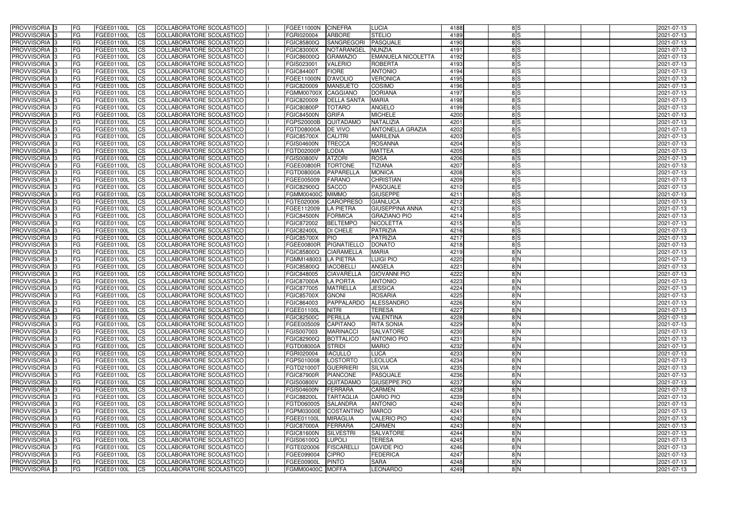| PROVVISORIA | 3 | FG | FGEE01100L | CS | COLLABORATORE SCOLASTICO | | FGEE11000N | CINEFRA | LUCIA | 4188 | 8 | S | | | | 2021-07-13 |
|---|---|---|---|---|---|---|---|---|---|---|---|---|---|---|---|---|
| PROVVISORIA | 3 | FG | FGEE01100L | CS | COLLABORATORE SCOLASTICO | | FGRI020004 | ARBORE | STELIO | 4189 | 8 | S | | | | 2021-07-13 |
| PROVVISORIA | 3 | FG | FGEE01100L | CS | COLLABORATORE SCOLASTICO | | FGIC85800Q | SANGREGORI | PASQUALE | 4190 | 8 | S | | | | 2021-07-13 |
| PROVVISORIA | 3 | FG | FGEE01100L | CS | COLLABORATORE SCOLASTICO | | FGIC83000X | NOTARANGEL | NUNZIA | 4191 | 8 | S | | | | 2021-07-13 |
| PROVVISORIA | 3 | FG | FGEE01100L | CS | COLLABORATORE SCOLASTICO | | FGIC86000Q | GRAMAZIO | EMANUELA NICOLETTA | 4192 | 8 | S | | | | 2021-07-13 |
| PROVVISORIA | 3 | FG | FGEE01100L | CS | COLLABORATORE SCOLASTICO | | FGIS023001 | VALERIO | ROBERTA | 4193 | 8 | S | | | | 2021-07-13 |
| PROVVISORIA | 3 | FG | FGEE01100L | CS | COLLABORATORE SCOLASTICO | | FGIC84400T | FIORE | ANTONIO | 4194 | 8 | S | | | | 2021-07-13 |
| PROVVISORIA | 3 | FG | FGEE01100L | CS | COLLABORATORE SCOLASTICO | | FGEE11000N | D'AVOLIO | VERONICA | 4195 | 8 | S | | | | 2021-07-13 |
| PROVVISORIA | 3 | FG | FGEE01100L | CS | COLLABORATORE SCOLASTICO | | FGIC820009 | MANSUETO | COSIMO | 4196 | 8 | S | | | | 2021-07-13 |
| PROVVISORIA | 3 | FG | FGEE01100L | CS | COLLABORATORE SCOLASTICO | | FGMM00700X | CAGGIANO | DORIANA | 4197 | 8 | S | | | | 2021-07-13 |
| PROVVISORIA | 3 | FG | FGEE01100L | CS | COLLABORATORE SCOLASTICO | | FGIC820009 | DELLA SANTA | MARIA | 4198 | 8 | S | | | | 2021-07-13 |
| PROVVISORIA | 3 | FG | FGEE01100L | CS | COLLABORATORE SCOLASTICO | | FGIC80800P | TOTARO | ANGELO | 4199 | 8 | S | | | | 2021-07-13 |
| PROVVISORIA | 3 | FG | FGEE01100L | CS | COLLABORATORE SCOLASTICO | | FGIC84500N | GRIFA | MICHELE | 4200 | 8 | S | | | | 2021-07-13 |
| PROVVISORIA | 3 | FG | FGEE01100L | CS | COLLABORATORE SCOLASTICO | | FGPS20000B | QUITADAMO | NATALIZIA | 4201 | 8 | S | | | | 2021-07-13 |
| PROVVISORIA | 3 | FG | FGEE01100L | CS | COLLABORATORE SCOLASTICO | | FGTD08000A | DE VIVO | ANTONELLA GRAZIA | 4202 | 8 | S | | | | 2021-07-13 |
| PROVVISORIA | 3 | FG | FGEE01100L | CS | COLLABORATORE SCOLASTICO | | FGIC85700X | CALITRI | MARILENA | 4203 | 8 | S | | | | 2021-07-13 |
| PROVVISORIA | 3 | FG | FGEE01100L | CS | COLLABORATORE SCOLASTICO | | FGIS04600N | TRECCA | ROSANNA | 4204 | 8 | S | | | | 2021-07-13 |
| PROVVISORIA | 3 | FG | FGEE01100L | CS | COLLABORATORE SCOLASTICO | | FGTD02000P | LODIA | MATTEA | 4205 | 8 | S | | | | 2021-07-13 |
| PROVVISORIA | 3 | FG | FGEE01100L | CS | COLLABORATORE SCOLASTICO | | FGIS00800V | ATZORI | ROSA | 4206 | 8 | S | | | | 2021-07-13 |
| PROVVISORIA | 3 | FG | FGEE01100L | CS | COLLABORATORE SCOLASTICO | | FGEE00800R | TORTONE | TIZIANA | 4207 | 8 | S | | | | 2021-07-13 |
| PROVVISORIA | 3 | FG | FGEE01100L | CS | COLLABORATORE SCOLASTICO | | FGTD08000A | PAPARELLA | MONICA | 4208 | 8 | S | | | | 2021-07-13 |
| PROVVISORIA | 3 | FG | FGEE01100L | CS | COLLABORATORE SCOLASTICO | | FGEE005009 | FARANO | CHRISTIAN | 4209 | 8 | S | | | | 2021-07-13 |
| PROVVISORIA | 3 | FG | FGEE01100L | CS | COLLABORATORE SCOLASTICO | | FGIC82900Q | SACCO | PASQUALE | 4210 | 8 | S | | | | 2021-07-13 |
| PROVVISORIA | 3 | FG | FGEE01100L | CS | COLLABORATORE SCOLASTICO | | FGMM00400C | MIMMO | GIUSEPPE | 4211 | 8 | S | | | | 2021-07-13 |
| PROVVISORIA | 3 | FG | FGEE01100L | CS | COLLABORATORE SCOLASTICO | | FGTE020006 | CAROPRESO | GIANLUCA | 4212 | 8 | S | | | | 2021-07-13 |
| PROVVISORIA | 3 | FG | FGEE01100L | CS | COLLABORATORE SCOLASTICO | | FGEE112009 | LA PIETRA | GIUSEPPINA ANNA | 4213 | 8 | S | | | | 2021-07-13 |
| PROVVISORIA | 3 | FG | FGEE01100L | CS | COLLABORATORE SCOLASTICO | | FGIC84500N | FORMICA | GRAZIANO PIO | 4214 | 8 | S | | | | 2021-07-13 |
| PROVVISORIA | 3 | FG | FGEE01100L | CS | COLLABORATORE SCOLASTICO | | FGIC872002 | BELTEMPO | NICOLETTA | 4215 | 8 | S | | | | 2021-07-13 |
| PROVVISORIA | 3 | FG | FGEE01100L | CS | COLLABORATORE SCOLASTICO | | FGIC82400L | DI CHELE | PATRIZIA | 4216 | 8 | S | | | | 2021-07-13 |
| PROVVISORIA | 3 | FG | FGEE01100L | CS | COLLABORATORE SCOLASTICO | | FGIC85700X | PIO | PATRIZIA | 4217 | 8 | S | | | | 2021-07-13 |
| PROVVISORIA | 3 | FG | FGEE01100L | CS | COLLABORATORE SCOLASTICO | | FGEE00800R | PIGNATIELLO | DONATO | 4218 | 8 | S | | | | 2021-07-13 |
| PROVVISORIA | 3 | FG | FGEE01100L | CS | COLLABORATORE SCOLASTICO | | FGIC85800Q | CIARAMELLA | MARIA | 4219 | 8 | N | | | | 2021-07-13 |
| PROVVISORIA | 3 | FG | FGEE01100L | CS | COLLABORATORE SCOLASTICO | | FGMM148003 | LA PIETRA | LUIGI PIO | 4220 | 8 | N | | | | 2021-07-13 |
| PROVVISORIA | 3 | FG | FGEE01100L | CS | COLLABORATORE SCOLASTICO | | FGIC85800Q | IACOBELLI | ANGELA | 4221 | 8 | N | | | | 2021-07-13 |
| PROVVISORIA | 3 | FG | FGEE01100L | CS | COLLABORATORE SCOLASTICO | | FGIC848005 | CIAVARELLA | GIOVANNI PIO | 4222 | 8 | N | | | | 2021-07-13 |
| PROVVISORIA | 3 | FG | FGEE01100L | CS | COLLABORATORE SCOLASTICO | | FGIC87000A | LA PORTA | ANTONIO | 4223 | 8 | N | | | | 2021-07-13 |
| PROVVISORIA | 3 | FG | FGEE01100L | CS | COLLABORATORE SCOLASTICO | | FGIC877005 | MATRELLA | JESSICA | 4224 | 8 | N | | | | 2021-07-13 |
| PROVVISORIA | 3 | FG | FGEE01100L | CS | COLLABORATORE SCOLASTICO | | FGIC85700X | GNONI | ROSARIA | 4225 | 8 | N | | | | 2021-07-13 |
| PROVVISORIA | 3 | FG | FGEE01100L | CS | COLLABORATORE SCOLASTICO | | FGIC864003 | PAPPALARDO | ALESSANDRO | 4226 | 8 | N | | | | 2021-07-13 |
| PROVVISORIA | 3 | FG | FGEE01100L | CS | COLLABORATORE SCOLASTICO | | FGEE01100L | NITRI | TERESA | 4227 | 8 | N | | | | 2021-07-13 |
| PROVVISORIA | 3 | FG | FGEE01100L | CS | COLLABORATORE SCOLASTICO | | FGIC82500C | PERILLA | VALENTINA | 4228 | 8 | N | | | | 2021-07-13 |
| PROVVISORIA | 3 | FG | FGEE01100L | CS | COLLABORATORE SCOLASTICO | | FGEE005009 | CAPITANO | RITA SONIA | 4229 | 8 | N | | | | 2021-07-13 |
| PROVVISORIA | 3 | FG | FGEE01100L | CS | COLLABORATORE SCOLASTICO | | FGIS007003 | MARINACCI | SALVATORE | 4230 | 8 | N | | | | 2021-07-13 |
| PROVVISORIA | 3 | FG | FGEE01100L | CS | COLLABORATORE SCOLASTICO | | FGIC82900Q | BOTTALICO | ANTONIO PIO | 4231 | 8 | N | | | | 2021-07-13 |
| PROVVISORIA | 3 | FG | FGEE01100L | CS | COLLABORATORE SCOLASTICO | | FGTD08000A | STRIDI | MARIO | 4232 | 8 | N | | | | 2021-07-13 |
| PROVVISORIA | 3 | FG | FGEE01100L | CS | COLLABORATORE SCOLASTICO | | FGRI020004 | IACULLO | LUCA | 4233 | 8 | N | | | | 2021-07-13 |
| PROVVISORIA | 3 | FG | FGEE01100L | CS | COLLABORATORE SCOLASTICO | | FGPS010008 | LOSTORTO | LEOLUCA | 4234 | 8 | N | | | | 2021-07-13 |
| PROVVISORIA | 3 | FG | FGEE01100L | CS | COLLABORATORE SCOLASTICO | | FGTD21000T | GUERRIERI | SILVIA | 4235 | 8 | N | | | | 2021-07-13 |
| PROVVISORIA | 3 | FG | FGEE01100L | CS | COLLABORATORE SCOLASTICO | | FGIC87900R | PIANCONE | PASQUALE | 4236 | 8 | N | | | | 2021-07-13 |
| PROVVISORIA | 3 | FG | FGEE01100L | CS | COLLABORATORE SCOLASTICO | | FGIS00800V | QUITADAMO | GIUSEPPE PIO | 4237 | 8 | N | | | | 2021-07-13 |
| PROVVISORIA | 3 | FG | FGEE01100L | CS | COLLABORATORE SCOLASTICO | | FGIS04600N | FERRARA | CARMEN | 4238 | 8 | N | | | | 2021-07-13 |
| PROVVISORIA | 3 | FG | FGEE01100L | CS | COLLABORATORE SCOLASTICO | | FGIC88200L | TARTAGLIA | DARIO PIO | 4239 | 8 | N | | | | 2021-07-13 |
| PROVVISORIA | 3 | FG | FGEE01100L | CS | COLLABORATORE SCOLASTICO | | FGTD060005 | SALANDRA | ANTONIO | 4240 | 8 | N | | | | 2021-07-13 |
| PROVVISORIA | 3 | FG | FGEE01100L | CS | COLLABORATORE SCOLASTICO | | FGPM03000E | COSTANTINO | MARCO | 4241 | 8 | N | | | | 2021-07-13 |
| PROVVISORIA | 3 | FG | FGEE01100L | CS | COLLABORATORE SCOLASTICO | | FGEE01100L | MIRAGLIA | VALERIO PIO | 4242 | 8 | N | | | | 2021-07-13 |
| PROVVISORIA | 3 | FG | FGEE01100L | CS | COLLABORATORE SCOLASTICO | | FGIC87000A | FERRARA | CARMEN | 4243 | 8 | N | | | | 2021-07-13 |
| PROVVISORIA | 3 | FG | FGEE01100L | CS | COLLABORATORE SCOLASTICO | | FGIC81600N | SILVESTRI | SALVATORE | 4244 | 8 | N | | | | 2021-07-13 |
| PROVVISORIA | 3 | FG | FGEE01100L | CS | COLLABORATORE SCOLASTICO | | FGIS06100Q | LUPOLI | TERESA | 4245 | 8 | N | | | | 2021-07-13 |
| PROVVISORIA | 3 | FG | FGEE01100L | CS | COLLABORATORE SCOLASTICO | | FGTE020006 | FISCARELLI | DAVIDE PIO | 4246 | 8 | N | | | | 2021-07-13 |
| PROVVISORIA | 3 | FG | FGEE01100L | CS | COLLABORATORE SCOLASTICO | | FGEE099004 | CIPRO | FEDERICA | 4247 | 8 | N | | | | 2021-07-13 |
| PROVVISORIA | 3 | FG | FGEE01100L | CS | COLLABORATORE SCOLASTICO | | FGEE00900L | PINTO | SARA | 4248 | 8 | N | | | | 2021-07-13 |
| PROVVISORIA | 3 | FG | FGEE01100L | CS | COLLABORATORE SCOLASTICO | | FGMM00400C | MOFFA | LEONARDO | 4249 | 8 | N | | | | 2021-07-13 |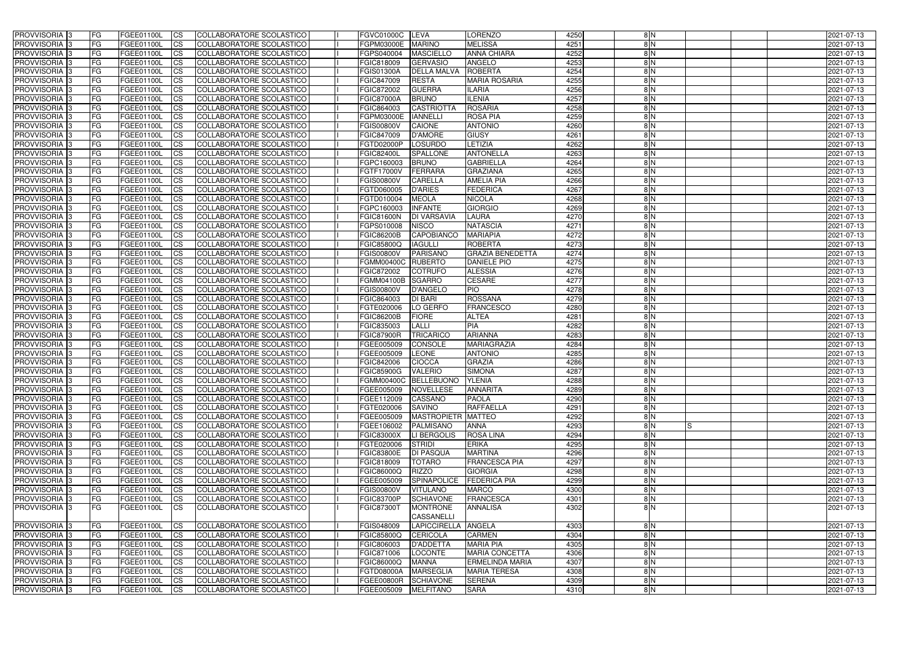| PROVVISORIA 3 | FG | FGEE01100L | CS | COLLABORATORE SCOLASTICO | I | FGVC01000C | LEVA | LORENZO | 4250 | 8 | N | | | | 2021-07-13 |
|---|---|---|---|---|---|---|---|---|---|---|---|---|---|---|---|
| PROVVISORIA 3 | FG | FGEE01100L | CS | COLLABORATORE SCOLASTICO | I | FGPM03000E | MARINO | MELISSA | 4251 | 8 | N | | | | 2021-07-13 |
| PROVVISORIA 3 | FG | FGEE01100L | CS | COLLABORATORE SCOLASTICO | I | FGPS040004 | MASCIELLO | ANNA CHIARA | 4252 | 8 | N | | | | 2021-07-13 |
| PROVVISORIA 3 | FG | FGEE01100L | CS | COLLABORATORE SCOLASTICO | I | FGIC818009 | GERVASIO | ANGELO | 4253 | 8 | N | | | | 2021-07-13 |
| PROVVISORIA 3 | FG | FGEE01100L | CS | COLLABORATORE SCOLASTICO | I | FGIS01300A | DELLA MALVA | ROBERTA | 4254 | 8 | N | | | | 2021-07-13 |
| PROVVISORIA 3 | FG | FGEE01100L | CS | COLLABORATORE SCOLASTICO | I | FGIC847009 | RESTA | MARIA ROSARIA | 4255 | 8 | N | | | | 2021-07-13 |
| PROVVISORIA 3 | FG | FGEE01100L | CS | COLLABORATORE SCOLASTICO | I | FGIC872002 | GUERRA | ILARIA | 4256 | 8 | N | | | | 2021-07-13 |
| PROVVISORIA 3 | FG | FGEE01100L | CS | COLLABORATORE SCOLASTICO | I | FGIC87000A | BRUNO | ILENIA | 4257 | 8 | N | | | | 2021-07-13 |
| PROVVISORIA 3 | FG | FGEE01100L | CS | COLLABORATORE SCOLASTICO | I | FGIC864003 | CASTRIOTTA | ROSARIA | 4258 | 8 | N | | | | 2021-07-13 |
| PROVVISORIA 3 | FG | FGEE01100L | CS | COLLABORATORE SCOLASTICO | I | FGPM03000E | IANNELLI | ROSA PIA | 4259 | 8 | N | | | | 2021-07-13 |
| PROVVISORIA 3 | FG | FGEE01100L | CS | COLLABORATORE SCOLASTICO | I | FGIS00800V | CAIONE | ANTONIO | 4260 | 8 | N | | | | 2021-07-13 |
| PROVVISORIA 3 | FG | FGEE01100L | CS | COLLABORATORE SCOLASTICO | I | FGIC847009 | D'AMORE | GIUSY | 4261 | 8 | N | | | | 2021-07-13 |
| PROVVISORIA 3 | FG | FGEE01100L | CS | COLLABORATORE SCOLASTICO | I | FGTD02000P | LOSURDO | LETIZIA | 4262 | 8 | N | | | | 2021-07-13 |
| PROVVISORIA 3 | FG | FGEE01100L | CS | COLLABORATORE SCOLASTICO | I | FGIC82400L | SPALLONE | ANTONELLA | 4263 | 8 | N | | | | 2021-07-13 |
| PROVVISORIA 3 | FG | FGEE01100L | CS | COLLABORATORE SCOLASTICO | I | FGPC160003 | BRUNO | GABRIELLA | 4264 | 8 | N | | | | 2021-07-13 |
| PROVVISORIA 3 | FG | FGEE01100L | CS | COLLABORATORE SCOLASTICO | I | FGTF17000V | FERRARA | GRAZIANA | 4265 | 8 | N | | | | 2021-07-13 |
| PROVVISORIA 3 | FG | FGEE01100L | CS | COLLABORATORE SCOLASTICO | I | FGIS00800V | CARELLA | AMELIA PIA | 4266 | 8 | N | | | | 2021-07-13 |
| PROVVISORIA 3 | FG | FGEE01100L | CS | COLLABORATORE SCOLASTICO | I | FGTD060005 | D'ARIES | FEDERICA | 4267 | 8 | N | | | | 2021-07-13 |
| PROVVISORIA 3 | FG | FGEE01100L | CS | COLLABORATORE SCOLASTICO | I | FGTD010004 | MEOLA | NICOLA | 4268 | 8 | N | | | | 2021-07-13 |
| PROVVISORIA 3 | FG | FGEE01100L | CS | COLLABORATORE SCOLASTICO | I | FGPC160003 | INFANTE | GIORGIO | 4269 | 8 | N | | | | 2021-07-13 |
| PROVVISORIA 3 | FG | FGEE01100L | CS | COLLABORATORE SCOLASTICO | I | FGIC81600N | DI VARSAVIA | LAURA | 4270 | 8 | N | | | | 2021-07-13 |
| PROVVISORIA 3 | FG | FGEE01100L | CS | COLLABORATORE SCOLASTICO | I | FGPS010008 | NISCO | NATASCIA | 4271 | 8 | N | | | | 2021-07-13 |
| PROVVISORIA 3 | FG | FGEE01100L | CS | COLLABORATORE SCOLASTICO | I | FGIC86200B | CAPOBIANCO | MARIAPIA | 4272 | 8 | N | | | | 2021-07-13 |
| PROVVISORIA 3 | FG | FGEE01100L | CS | COLLABORATORE SCOLASTICO | I | FGIC85800Q | IAGULLI | ROBERTA | 4273 | 8 | N | | | | 2021-07-13 |
| PROVVISORIA 3 | FG | FGEE01100L | CS | COLLABORATORE SCOLASTICO | I | FGIS00800V | PARISANO | GRAZIA BENEDETTA | 4274 | 8 | N | | | | 2021-07-13 |
| PROVVISORIA 3 | FG | FGEE01100L | CS | COLLABORATORE SCOLASTICO | I | FGMM00400C | RUBERTO | DANIELE PIO | 4275 | 8 | N | | | | 2021-07-13 |
| PROVVISORIA 3 | FG | FGEE01100L | CS | COLLABORATORE SCOLASTICO | I | FGIC872002 | COTRUFO | ALESSIA | 4276 | 8 | N | | | | 2021-07-13 |
| PROVVISORIA 3 | FG | FGEE01100L | CS | COLLABORATORE SCOLASTICO | I | FGMM04100B | SGARRO | CESARE | 4277 | 8 | N | | | | 2021-07-13 |
| PROVVISORIA 3 | FG | FGEE01100L | CS | COLLABORATORE SCOLASTICO | I | FGIS00800V | D'ANGELO | PIO | 4278 | 8 | N | | | | 2021-07-13 |
| PROVVISORIA 3 | FG | FGEE01100L | CS | COLLABORATORE SCOLASTICO | I | FGIC864003 | DI BARI | ROSSANA | 4279 | 8 | N | | | | 2021-07-13 |
| PROVVISORIA 3 | FG | FGEE01100L | CS | COLLABORATORE SCOLASTICO | I | FGTE020006 | LO GERFO | FRANCESCO | 4280 | 8 | N | | | | 2021-07-13 |
| PROVVISORIA 3 | FG | FGEE01100L | CS | COLLABORATORE SCOLASTICO | I | FGIC86200B | FIORE | ALTEA | 4281 | 8 | N | | | | 2021-07-13 |
| PROVVISORIA 3 | FG | FGEE01100L | CS | COLLABORATORE SCOLASTICO | I | FGIC835003 | LALLI | PIA | 4282 | 8 | N | | | | 2021-07-13 |
| PROVVISORIA 3 | FG | FGEE01100L | CS | COLLABORATORE SCOLASTICO | I | FGIC87900R | TRICARICO | ARIANNA | 4283 | 8 | N | | | | 2021-07-13 |
| PROVVISORIA 3 | FG | FGEE01100L | CS | COLLABORATORE SCOLASTICO | I | FGEE005009 | CONSOLE | MARIAGRAZIA | 4284 | 8 | N | | | | 2021-07-13 |
| PROVVISORIA 3 | FG | FGEE01100L | CS | COLLABORATORE SCOLASTICO | I | FGEE005009 | LEONE | ANTONIO | 4285 | 8 | N | | | | 2021-07-13 |
| PROVVISORIA 3 | FG | FGEE01100L | CS | COLLABORATORE SCOLASTICO | I | FGIC842006 | CIOCCA | GRAZIA | 4286 | 8 | N | | | | 2021-07-13 |
| PROVVISORIA 3 | FG | FGEE01100L | CS | COLLABORATORE SCOLASTICO | I | FGIC85900G | VALERIO | SIMONA | 4287 | 8 | N | | | | 2021-07-13 |
| PROVVISORIA 3 | FG | FGEE01100L | CS | COLLABORATORE SCOLASTICO | I | FGMM00400C | BELLEBUONO | YLENIA | 4288 | 8 | N | | | | 2021-07-13 |
| PROVVISORIA 3 | FG | FGEE01100L | CS | COLLABORATORE SCOLASTICO | I | FGEE005009 | NOVELLESE | ANNARITA | 4289 | 8 | N | | | | 2021-07-13 |
| PROVVISORIA 3 | FG | FGEE01100L | CS | COLLABORATORE SCOLASTICO | I | FGEE112009 | CASSANO | PAOLA | 4290 | 8 | N | | | | 2021-07-13 |
| PROVVISORIA 3 | FG | FGEE01100L | CS | COLLABORATORE SCOLASTICO | I | FGTE020006 | SAVINO | RAFFAELLA | 4291 | 8 | N | | | | 2021-07-13 |
| PROVVISORIA 3 | FG | FGEE01100L | CS | COLLABORATORE SCOLASTICO | I | FGEE005009 | MASTROPIETR | MATTEO | 4292 | 8 | N | | | | 2021-07-13 |
| PROVVISORIA 3 | FG | FGEE01100L | CS | COLLABORATORE SCOLASTICO | I | FGEE106002 | PALMISANO | ANNA | 4293 | 8 | N | S | | | 2021-07-13 |
| PROVVISORIA 3 | FG | FGEE01100L | CS | COLLABORATORE SCOLASTICO | I | FGIC83000X | LI BERGOLIS | ROSA LINA | 4294 | 8 | N | | | | 2021-07-13 |
| PROVVISORIA 3 | FG | FGEE01100L | CS | COLLABORATORE SCOLASTICO | I | FGTE020006 | STRIDI | ERIKA | 4295 | 8 | N | | | | 2021-07-13 |
| PROVVISORIA 3 | FG | FGEE01100L | CS | COLLABORATORE SCOLASTICO | I | FGIC83800E | DI PASQUA | MARTINA | 4296 | 8 | N | | | | 2021-07-13 |
| PROVVISORIA 3 | FG | FGEE01100L | CS | COLLABORATORE SCOLASTICO | I | FGIC818009 | TOTARO | FRANCESCA PIA | 4297 | 8 | N | | | | 2021-07-13 |
| PROVVISORIA 3 | FG | FGEE01100L | CS | COLLABORATORE SCOLASTICO | I | FGIC86000Q | RIZZO | GIORGIA | 4298 | 8 | N | | | | 2021-07-13 |
| PROVVISORIA 3 | FG | FGEE01100L | CS | COLLABORATORE SCOLASTICO | I | FGEE005009 | SPINAPOLICE | FEDERICA PIA | 4299 | 8 | N | | | | 2021-07-13 |
| PROVVISORIA 3 | FG | FGEE01100L | CS | COLLABORATORE SCOLASTICO | I | FGIS00800V | VITULANO | MARCO | 4300 | 8 | N | | | | 2021-07-13 |
| PROVVISORIA 3 | FG | FGEE01100L | CS | COLLABORATORE SCOLASTICO | I | FGIC83700P | SCHIAVONE | FRANCESCA | 4301 | 8 | N | | | | 2021-07-13 |
| PROVVISORIA 3 | FG | FGEE01100L | CS | COLLABORATORE SCOLASTICO | I | FGIC87300T | MONTRONE CASSANELLI | ANNALISA | 4302 | 8 | N | | | | 2021-07-13 |
| PROVVISORIA 3 | FG | FGEE01100L | CS | COLLABORATORE SCOLASTICO | I | FGIS048009 | LAPICCIRELLA | ANGELA | 4303 | 8 | N | | | | 2021-07-13 |
| PROVVISORIA 3 | FG | FGEE01100L | CS | COLLABORATORE SCOLASTICO | I | FGIC85800Q | CERICOLA | CARMEN | 4304 | 8 | N | | | | 2021-07-13 |
| PROVVISORIA 3 | FG | FGEE01100L | CS | COLLABORATORE SCOLASTICO | I | FGIC806003 | D'ADDETTA | MARIA PIA | 4305 | 8 | N | | | | 2021-07-13 |
| PROVVISORIA 3 | FG | FGEE01100L | CS | COLLABORATORE SCOLASTICO | I | FGIC871006 | LOCONTE | MARIA CONCETTA | 4306 | 8 | N | | | | 2021-07-13 |
| PROVVISORIA 3 | FG | FGEE01100L | CS | COLLABORATORE SCOLASTICO | I | FGIC86000Q | MANNA | ERMELINDA MARIA | 4307 | 8 | N | | | | 2021-07-13 |
| PROVVISORIA 3 | FG | FGEE01100L | CS | COLLABORATORE SCOLASTICO | I | FGTD08000A | MARSEGLIA | MARIA TERESA | 4308 | 8 | N | | | | 2021-07-13 |
| PROVVISORIA 3 | FG | FGEE01100L | CS | COLLABORATORE SCOLASTICO | I | FGEE00800R | SCHIAVONE | SERENA | 4309 | 8 | N | | | | 2021-07-13 |
| PROVVISORIA 3 | FG | FGEE01100L | CS | COLLABORATORE SCOLASTICO | I | FGEE005009 | MELFITANO | SARA | 4310 | 8 | N | | | | 2021-07-13 |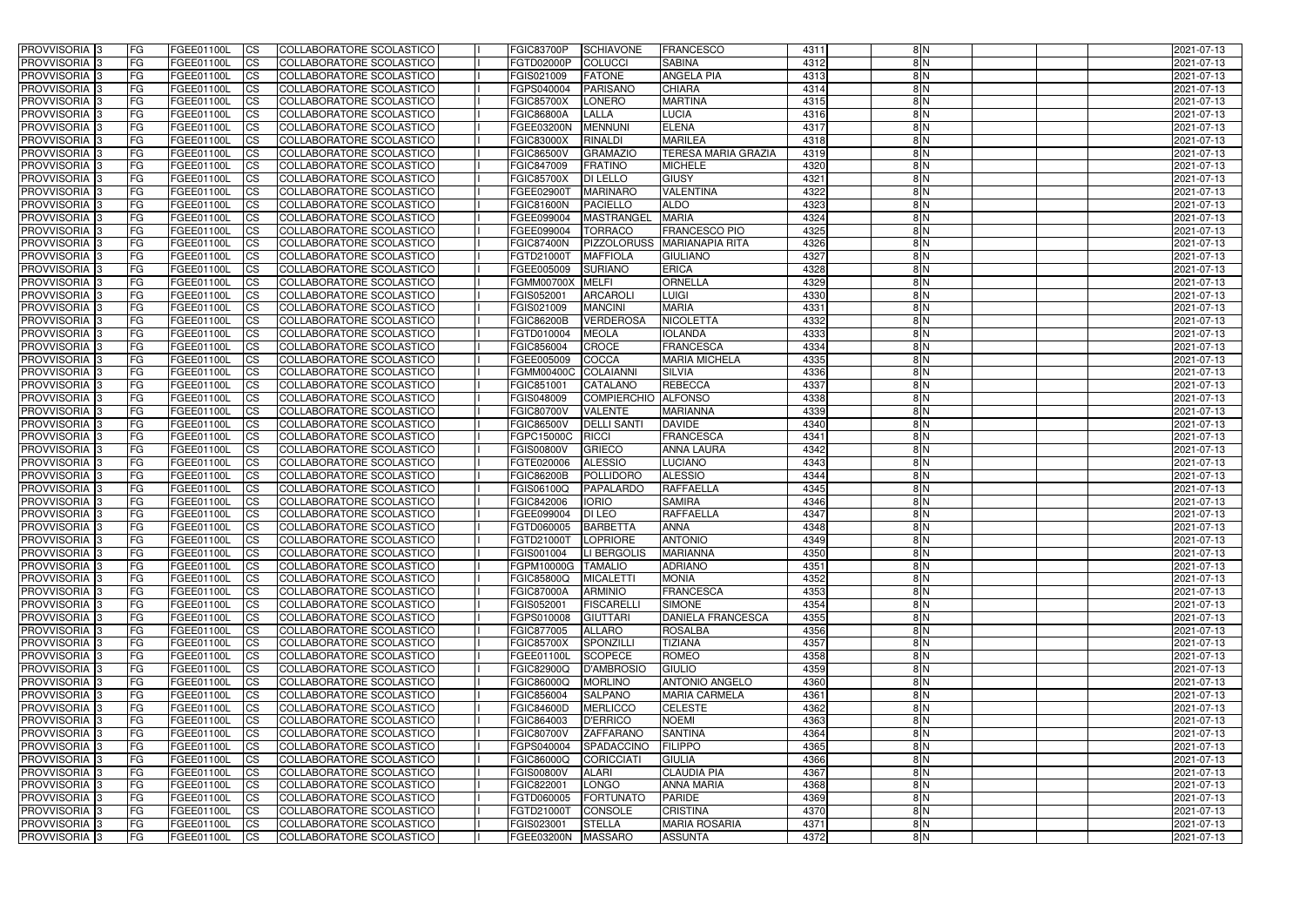| PROVVISORIA | 3 | FG | FGEE01100L | CS | COLLABORATORE SCOLASTICO | | FGIC83700P | SCHIAVONE | FRANCESCO | 4311 | | 8 | N | | | | 2021-07-13 |
|---|---|---|---|---|---|---|---|---|---|---|---|---|---|---|---|---|---|
| PROVVISORIA | 3 | FG | FGEE01100L | CS | COLLABORATORE SCOLASTICO | | FGTD02000P | COLUCCI | SABINA | 4312 | | 8 | N | | | | 2021-07-13 |
| PROVVISORIA | 3 | FG | FGEE01100L | CS | COLLABORATORE SCOLASTICO | | FGIS021009 | FATONE | ANGELA PIA | 4313 | | 8 | N | | | | 2021-07-13 |
| PROVVISORIA | 3 | FG | FGEE01100L | CS | COLLABORATORE SCOLASTICO | | FGPS040004 | PARISANO | CHIARA | 4314 | | 8 | N | | | | 2021-07-13 |
| PROVVISORIA | 3 | FG | FGEE01100L | CS | COLLABORATORE SCOLASTICO | | FGIC85700X | LONERO | MARTINA | 4315 | | 8 | N | | | | 2021-07-13 |
| PROVVISORIA | 3 | FG | FGEE01100L | CS | COLLABORATORE SCOLASTICO | | FGIC86800A | LALLA | LUCIA | 4316 | | 8 | N | | | | 2021-07-13 |
| PROVVISORIA | 3 | FG | FGEE01100L | CS | COLLABORATORE SCOLASTICO | | FGEE03200N | MENNUNI | ELENA | 4317 | | 8 | N | | | | 2021-07-13 |
| PROVVISORIA | 3 | FG | FGEE01100L | CS | COLLABORATORE SCOLASTICO | | FGIC83000X | RINALDI | MARILEA | 4318 | | 8 | N | | | | 2021-07-13 |
| PROVVISORIA | 3 | FG | FGEE01100L | CS | COLLABORATORE SCOLASTICO | | FGIC86500V | GRAMAZIO | TERESA MARIA GRAZIA | 4319 | | 8 | N | | | | 2021-07-13 |
| PROVVISORIA | 3 | FG | FGEE01100L | CS | COLLABORATORE SCOLASTICO | | FGIC847009 | FRATINO | MICHELE | 4320 | | 8 | N | | | | 2021-07-13 |
| PROVVISORIA | 3 | FG | FGEE01100L | CS | COLLABORATORE SCOLASTICO | | FGIC85700X | DI LELLO | GIUSY | 4321 | | 8 | N | | | | 2021-07-13 |
| PROVVISORIA | 3 | FG | FGEE01100L | CS | COLLABORATORE SCOLASTICO | | FGEE02900T | MARINARO | VALENTINA | 4322 | | 8 | N | | | | 2021-07-13 |
| PROVVISORIA | 3 | FG | FGEE01100L | CS | COLLABORATORE SCOLASTICO | | FGIC81600N | PACIELLO | ALDO | 4323 | | 8 | N | | | | 2021-07-13 |
| PROVVISORIA | 3 | FG | FGEE01100L | CS | COLLABORATORE SCOLASTICO | | FGEE099004 | MASTRANGEL | MARIA | 4324 | | 8 | N | | | | 2021-07-13 |
| PROVVISORIA | 3 | FG | FGEE01100L | CS | COLLABORATORE SCOLASTICO | | FGEE099004 | TORRACO | FRANCESCO PIO | 4325 | | 8 | N | | | | 2021-07-13 |
| PROVVISORIA | 3 | FG | FGEE01100L | CS | COLLABORATORE SCOLASTICO | | FGIC87400N | PIZZOLORUSS | MARIANAPIA RITA | 4326 | | 8 | N | | | | 2021-07-13 |
| PROVVISORIA | 3 | FG | FGEE01100L | CS | COLLABORATORE SCOLASTICO | | FGTD21000T | MAFFIOLA | GIULIANO | 4327 | | 8 | N | | | | 2021-07-13 |
| PROVVISORIA | 3 | FG | FGEE01100L | CS | COLLABORATORE SCOLASTICO | | FGEE005009 | SURIANO | ERICA | 4328 | | 8 | N | | | | 2021-07-13 |
| PROVVISORIA | 3 | FG | FGEE01100L | CS | COLLABORATORE SCOLASTICO | | FGMM00700X | MELFI | ORNELLA | 4329 | | 8 | N | | | | 2021-07-13 |
| PROVVISORIA | 3 | FG | FGEE01100L | CS | COLLABORATORE SCOLASTICO | | FGIS052001 | ARCAROLI | LUIGI | 4330 | | 8 | N | | | | 2021-07-13 |
| PROVVISORIA | 3 | FG | FGEE01100L | CS | COLLABORATORE SCOLASTICO | | FGIS021009 | MANCINI | MARIA | 4331 | | 8 | N | | | | 2021-07-13 |
| PROVVISORIA | 3 | FG | FGEE01100L | CS | COLLABORATORE SCOLASTICO | | FGIC86200B | VERDEROSA | NICOLETTA | 4332 | | 8 | N | | | | 2021-07-13 |
| PROVVISORIA | 3 | FG | FGEE01100L | CS | COLLABORATORE SCOLASTICO | | FGTD010004 | MEOLA | IOLANDA | 4333 | | 8 | N | | | | 2021-07-13 |
| PROVVISORIA | 3 | FG | FGEE01100L | CS | COLLABORATORE SCOLASTICO | | FGIC856004 | CROCE | FRANCESCA | 4334 | | 8 | N | | | | 2021-07-13 |
| PROVVISORIA | 3 | FG | FGEE01100L | CS | COLLABORATORE SCOLASTICO | | FGEE005009 | COCCA | MARIA MICHELA | 4335 | | 8 | N | | | | 2021-07-13 |
| PROVVISORIA | 3 | FG | FGEE01100L | CS | COLLABORATORE SCOLASTICO | | FGMM00400C | COLAIANNI | SILVIA | 4336 | | 8 | N | | | | 2021-07-13 |
| PROVVISORIA | 3 | FG | FGEE01100L | CS | COLLABORATORE SCOLASTICO | | FGIC851001 | CATALANO | REBECCA | 4337 | | 8 | N | | | | 2021-07-13 |
| PROVVISORIA | 3 | FG | FGEE01100L | CS | COLLABORATORE SCOLASTICO | | FGIS048009 | COMPIERCHIO | ALFONSO | 4338 | | 8 | N | | | | 2021-07-13 |
| PROVVISORIA | 3 | FG | FGEE01100L | CS | COLLABORATORE SCOLASTICO | | FGIC80700V | VALENTE | MARIANNA | 4339 | | 8 | N | | | | 2021-07-13 |
| PROVVISORIA | 3 | FG | FGEE01100L | CS | COLLABORATORE SCOLASTICO | | FGIC86500V | DELLI SANTI | DAVIDE | 4340 | | 8 | N | | | | 2021-07-13 |
| PROVVISORIA | 3 | FG | FGEE01100L | CS | COLLABORATORE SCOLASTICO | | FGPC15000C | RICCI | FRANCESCA | 4341 | | 8 | N | | | | 2021-07-13 |
| PROVVISORIA | 3 | FG | FGEE01100L | CS | COLLABORATORE SCOLASTICO | | FGIS00800V | GRIECO | ANNA LAURA | 4342 | | 8 | N | | | | 2021-07-13 |
| PROVVISORIA | 3 | FG | FGEE01100L | CS | COLLABORATORE SCOLASTICO | | FGTE020006 | ALESSIO | LUCIANO | 4343 | | 8 | N | | | | 2021-07-13 |
| PROVVISORIA | 3 | FG | FGEE01100L | CS | COLLABORATORE SCOLASTICO | | FGIC86200B | POLLIDORO | ALESSIO | 4344 | | 8 | N | | | | 2021-07-13 |
| PROVVISORIA | 3 | FG | FGEE01100L | CS | COLLABORATORE SCOLASTICO | | FGIS06100Q | PAPALARDO | RAFFAELLA | 4345 | | 8 | N | | | | 2021-07-13 |
| PROVVISORIA | 3 | FG | FGEE01100L | CS | COLLABORATORE SCOLASTICO | | FGIC842006 | IORIO | SAMIRA | 4346 | | 8 | N | | | | 2021-07-13 |
| PROVVISORIA | 3 | FG | FGEE01100L | CS | COLLABORATORE SCOLASTICO | | FGEE099004 | DI LEO | RAFFAELLA | 4347 | | 8 | N | | | | 2021-07-13 |
| PROVVISORIA | 3 | FG | FGEE01100L | CS | COLLABORATORE SCOLASTICO | | FGTD060005 | BARBETTA | ANNA | 4348 | | 8 | N | | | | 2021-07-13 |
| PROVVISORIA | 3 | FG | FGEE01100L | CS | COLLABORATORE SCOLASTICO | | FGTD21000T | LOPRIORE | ANTONIO | 4349 | | 8 | N | | | | 2021-07-13 |
| PROVVISORIA | 3 | FG | FGEE01100L | CS | COLLABORATORE SCOLASTICO | | FGIS001004 | LI BERGOLIS | MARIANNA | 4350 | | 8 | N | | | | 2021-07-13 |
| PROVVISORIA | 3 | FG | FGEE01100L | CS | COLLABORATORE SCOLASTICO | | FGPM10000G | TAMALIO | ADRIANO | 4351 | | 8 | N | | | | 2021-07-13 |
| PROVVISORIA | 3 | FG | FGEE01100L | CS | COLLABORATORE SCOLASTICO | | FGIC85800Q | MICALETTI | MONIA | 4352 | | 8 | N | | | | 2021-07-13 |
| PROVVISORIA | 3 | FG | FGEE01100L | CS | COLLABORATORE SCOLASTICO | | FGIC87000A | ARMINIO | FRANCESCA | 4353 | | 8 | N | | | | 2021-07-13 |
| PROVVISORIA | 3 | FG | FGEE01100L | CS | COLLABORATORE SCOLASTICO | | FGIS052001 | FISCARELLI | SIMONE | 4354 | | 8 | N | | | | 2021-07-13 |
| PROVVISORIA | 3 | FG | FGEE01100L | CS | COLLABORATORE SCOLASTICO | | FGPS010008 | GIUTTARI | DANIELA FRANCESCA | 4355 | | 8 | N | | | | 2021-07-13 |
| PROVVISORIA | 3 | FG | FGEE01100L | CS | COLLABORATORE SCOLASTICO | | FGIC877005 | ALLARO | ROSALBA | 4356 | | 8 | N | | | | 2021-07-13 |
| PROVVISORIA | 3 | FG | FGEE01100L | CS | COLLABORATORE SCOLASTICO | | FGIC85700X | SPONZILLI | TIZIANA | 4357 | | 8 | N | | | | 2021-07-13 |
| PROVVISORIA | 3 | FG | FGEE01100L | CS | COLLABORATORE SCOLASTICO | | FGEE01100L | SCOPECE | ROMEO | 4358 | | 8 | N | | | | 2021-07-13 |
| PROVVISORIA | 3 | FG | FGEE01100L | CS | COLLABORATORE SCOLASTICO | | FGIC82900Q | D'AMBROSIO | GIULIO | 4359 | | 8 | N | | | | 2021-07-13 |
| PROVVISORIA | 3 | FG | FGEE01100L | CS | COLLABORATORE SCOLASTICO | | FGIC86000Q | MORLINO | ANTONIO ANGELO | 4360 | | 8 | N | | | | 2021-07-13 |
| PROVVISORIA | 3 | FG | FGEE01100L | CS | COLLABORATORE SCOLASTICO | | FGIC856004 | SALPANO | MARIA CARMELA | 4361 | | 8 | N | | | | 2021-07-13 |
| PROVVISORIA | 3 | FG | FGEE01100L | CS | COLLABORATORE SCOLASTICO | | FGIC84600D | MERLICCO | CELESTE | 4362 | | 8 | N | | | | 2021-07-13 |
| PROVVISORIA | 3 | FG | FGEE01100L | CS | COLLABORATORE SCOLASTICO | | FGIC864003 | D'ERRICO | NOEMI | 4363 | | 8 | N | | | | 2021-07-13 |
| PROVVISORIA | 3 | FG | FGEE01100L | CS | COLLABORATORE SCOLASTICO | | FGIC80700V | ZAFFARANO | SANTINA | 4364 | | 8 | N | | | | 2021-07-13 |
| PROVVISORIA | 3 | FG | FGEE01100L | CS | COLLABORATORE SCOLASTICO | | FGPS040004 | SPADACCINO | FILIPPO | 4365 | | 8 | N | | | | 2021-07-13 |
| PROVVISORIA | 3 | FG | FGEE01100L | CS | COLLABORATORE SCOLASTICO | | FGIC86000Q | CORICCIATI | GIULIA | 4366 | | 8 | N | | | | 2021-07-13 |
| PROVVISORIA | 3 | FG | FGEE01100L | CS | COLLABORATORE SCOLASTICO | | FGIS00800V | ALARI | CLAUDIA PIA | 4367 | | 8 | N | | | | 2021-07-13 |
| PROVVISORIA | 3 | FG | FGEE01100L | CS | COLLABORATORE SCOLASTICO | | FGIC822001 | LONGO | ANNA MARIA | 4368 | | 8 | N | | | | 2021-07-13 |
| PROVVISORIA | 3 | FG | FGEE01100L | CS | COLLABORATORE SCOLASTICO | | FGTD060005 | FORTUNATO | PARIDE | 4369 | | 8 | N | | | | 2021-07-13 |
| PROVVISORIA | 3 | FG | FGEE01100L | CS | COLLABORATORE SCOLASTICO | | FGTD21000T | CONSOLE | CRISTINA | 4370 | | 8 | N | | | | 2021-07-13 |
| PROVVISORIA | 3 | FG | FGEE01100L | CS | COLLABORATORE SCOLASTICO | | FGIS023001 | STELLA | MARIA ROSARIA | 4371 | | 8 | N | | | | 2021-07-13 |
| PROVVISORIA | 3 | FG | FGEE01100L | CS | COLLABORATORE SCOLASTICO | | FGEE03200N | MASSARO | ASSUNTA | 4372 | | 8 | N | | | | 2021-07-13 |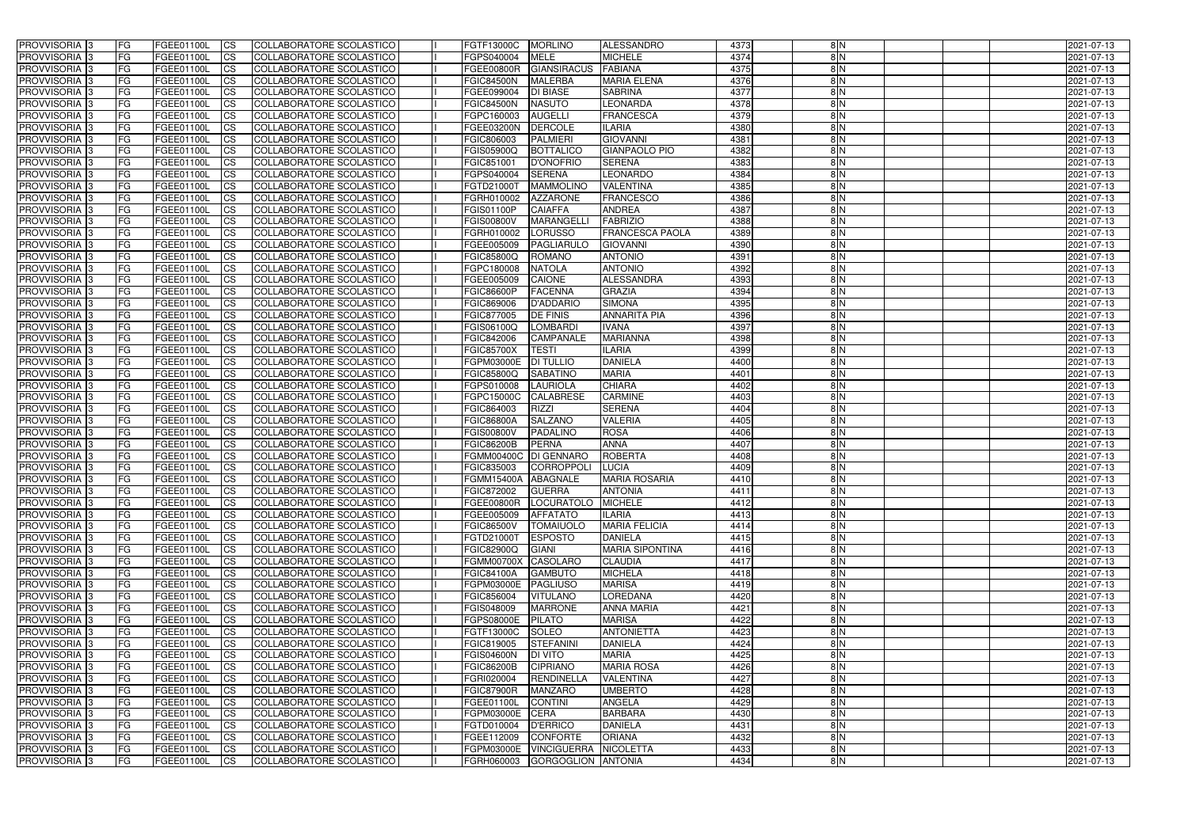| PROVVISORIA | 3 | FG | FGEE01100L | CS | COLLABORATORE SCOLASTICO | | FGTF13000C | MORLINO | ALESSANDRO | 4373 | 8 | N | | | | 2021-07-13 |
|---|---|---|---|---|---|---|---|---|---|---|---|---|---|---|---|---|
| PROVVISORIA | 3 | FG | FGEE01100L | CS | COLLABORATORE SCOLASTICO | | FGPS040004 | MELE | MICHELE | 4374 | 8 | N | | | | 2021-07-13 |
| PROVVISORIA | 3 | FG | FGEE01100L | CS | COLLABORATORE SCOLASTICO | | FGEE00800R | GIANSIRACUS | FABIANA | 4375 | 8 | N | | | | 2021-07-13 |
| PROVVISORIA | 3 | FG | FGEE01100L | CS | COLLABORATORE SCOLASTICO | | FGIC84500N | MALERBA | MARIA ELENA | 4376 | 8 | N | | | | 2021-07-13 |
| PROVVISORIA | 3 | FG | FGEE01100L | CS | COLLABORATORE SCOLASTICO | | FGEE099004 | DI BIASE | SABRINA | 4377 | 8 | N | | | | 2021-07-13 |
| PROVVISORIA | 3 | FG | FGEE01100L | CS | COLLABORATORE SCOLASTICO | | FGIC84500N | NASUTO | LEONARDA | 4378 | 8 | N | | | | 2021-07-13 |
| PROVVISORIA | 3 | FG | FGEE01100L | CS | COLLABORATORE SCOLASTICO | | FGPC160003 | AUGELLI | FRANCESCA | 4379 | 8 | N | | | | 2021-07-13 |
| PROVVISORIA | 3 | FG | FGEE01100L | CS | COLLABORATORE SCOLASTICO | | FGEE03200N | DERCOLE | ILARIA | 4380 | 8 | N | | | | 2021-07-13 |
| PROVVISORIA | 3 | FG | FGEE01100L | CS | COLLABORATORE SCOLASTICO | | FGIC806003 | PALMIERI | GIOVANNI | 4381 | 8 | N | | | | 2021-07-13 |
| PROVVISORIA | 3 | FG | FGEE01100L | CS | COLLABORATORE SCOLASTICO | | FGIS05900Q | BOTTALICO | GIANPAOLO PIO | 4382 | 8 | N | | | | 2021-07-13 |
| PROVVISORIA | 3 | FG | FGEE01100L | CS | COLLABORATORE SCOLASTICO | | FGIC851001 | D'ONOFRIO | SERENA | 4383 | 8 | N | | | | 2021-07-13 |
| PROVVISORIA | 3 | FG | FGEE01100L | CS | COLLABORATORE SCOLASTICO | | FGPS040004 | SERENA | LEONARDO | 4384 | 8 | N | | | | 2021-07-13 |
| PROVVISORIA | 3 | FG | FGEE01100L | CS | COLLABORATORE SCOLASTICO | | FGTD21000T | MAMMOLINO | VALENTINA | 4385 | 8 | N | | | | 2021-07-13 |
| PROVVISORIA | 3 | FG | FGEE01100L | CS | COLLABORATORE SCOLASTICO | | FGRH010002 | AZZARONE | FRANCESCO | 4386 | 8 | N | | | | 2021-07-13 |
| PROVVISORIA | 3 | FG | FGEE01100L | CS | COLLABORATORE SCOLASTICO | | FGIS01100P | CAIAFFA | ANDREA | 4387 | 8 | N | | | | 2021-07-13 |
| PROVVISORIA | 3 | FG | FGEE01100L | CS | COLLABORATORE SCOLASTICO | | FGIS00800V | MARANGELLI | FABRIZIO | 4388 | 8 | N | | | | 2021-07-13 |
| PROVVISORIA | 3 | FG | FGEE01100L | CS | COLLABORATORE SCOLASTICO | | FGRH010002 | LORUSSO | FRANCESCA PAOLA | 4389 | 8 | N | | | | 2021-07-13 |
| PROVVISORIA | 3 | FG | FGEE01100L | CS | COLLABORATORE SCOLASTICO | | FGEE005009 | PAGLIARULO | GIOVANNI | 4390 | 8 | N | | | | 2021-07-13 |
| PROVVISORIA | 3 | FG | FGEE01100L | CS | COLLABORATORE SCOLASTICO | | FGIC85800Q | ROMANO | ANTONIO | 4391 | 8 | N | | | | 2021-07-13 |
| PROVVISORIA | 3 | FG | FGEE01100L | CS | COLLABORATORE SCOLASTICO | | FGPC180008 | NATOLA | ANTONIO | 4392 | 8 | N | | | | 2021-07-13 |
| PROVVISORIA | 3 | FG | FGEE01100L | CS | COLLABORATORE SCOLASTICO | | FGEE005009 | CAIONE | ALESSANDRA | 4393 | 8 | N | | | | 2021-07-13 |
| PROVVISORIA | 3 | FG | FGEE01100L | CS | COLLABORATORE SCOLASTICO | | FGIC86600P | FACENNA | GRAZIA | 4394 | 8 | N | | | | 2021-07-13 |
| PROVVISORIA | 3 | FG | FGEE01100L | CS | COLLABORATORE SCOLASTICO | | FGIC869006 | D'ADDARIO | SIMONA | 4395 | 8 | N | | | | 2021-07-13 |
| PROVVISORIA | 3 | FG | FGEE01100L | CS | COLLABORATORE SCOLASTICO | | FGIC877005 | DE FINIS | ANNARITA PIA | 4396 | 8 | N | | | | 2021-07-13 |
| PROVVISORIA | 3 | FG | FGEE01100L | CS | COLLABORATORE SCOLASTICO | | FGIS06100Q | LOMBARDI | IVANA | 4397 | 8 | N | | | | 2021-07-13 |
| PROVVISORIA | 3 | FG | FGEE01100L | CS | COLLABORATORE SCOLASTICO | | FGIC842006 | CAMPANALE | MARIANNA | 4398 | 8 | N | | | | 2021-07-13 |
| PROVVISORIA | 3 | FG | FGEE01100L | CS | COLLABORATORE SCOLASTICO | | FGIC85700X | TESTI | ILARIA | 4399 | 8 | N | | | | 2021-07-13 |
| PROVVISORIA | 3 | FG | FGEE01100L | CS | COLLABORATORE SCOLASTICO | | FGPM03000E | DI TULLIO | DANIELA | 4400 | 8 | N | | | | 2021-07-13 |
| PROVVISORIA | 3 | FG | FGEE01100L | CS | COLLABORATORE SCOLASTICO | | FGIC85800Q | SABATINO | MARIA | 4401 | 8 | N | | | | 2021-07-13 |
| PROVVISORIA | 3 | FG | FGEE01100L | CS | COLLABORATORE SCOLASTICO | | FGPS010008 | LAURIOLA | CHIARA | 4402 | 8 | N | | | | 2021-07-13 |
| PROVVISORIA | 3 | FG | FGEE01100L | CS | COLLABORATORE SCOLASTICO | | FGPC15000C | CALABRESE | CARMINE | 4403 | 8 | N | | | | 2021-07-13 |
| PROVVISORIA | 3 | FG | FGEE01100L | CS | COLLABORATORE SCOLASTICO | | FGIC864003 | RIZZI | SERENA | 4404 | 8 | N | | | | 2021-07-13 |
| PROVVISORIA | 3 | FG | FGEE01100L | CS | COLLABORATORE SCOLASTICO | | FGIC86800A | SALZANO | VALERIA | 4405 | 8 | N | | | | 2021-07-13 |
| PROVVISORIA | 3 | FG | FGEE01100L | CS | COLLABORATORE SCOLASTICO | | FGIS00800V | PADALINO | ROSA | 4406 | 8 | N | | | | 2021-07-13 |
| PROVVISORIA | 3 | FG | FGEE01100L | CS | COLLABORATORE SCOLASTICO | | FGIC86200B | PERNA | ANNA | 4407 | 8 | N | | | | 2021-07-13 |
| PROVVISORIA | 3 | FG | FGEE01100L | CS | COLLABORATORE SCOLASTICO | | FGMM00400C | DI GENNARO | ROBERTA | 4408 | 8 | N | | | | 2021-07-13 |
| PROVVISORIA | 3 | FG | FGEE01100L | CS | COLLABORATORE SCOLASTICO | | FGIC835003 | CORROPPOLI | LUCIA | 4409 | 8 | N | | | | 2021-07-13 |
| PROVVISORIA | 3 | FG | FGEE01100L | CS | COLLABORATORE SCOLASTICO | | FGMM15400A | ABAGNALE | MARIA ROSARIA | 4410 | 8 | N | | | | 2021-07-13 |
| PROVVISORIA | 3 | FG | FGEE01100L | CS | COLLABORATORE SCOLASTICO | | FGIC872002 | GUERRA | ANTONIA | 4411 | 8 | N | | | | 2021-07-13 |
| PROVVISORIA | 3 | FG | FGEE01100L | CS | COLLABORATORE SCOLASTICO | | FGEE00800R | LOCURATOLO | MICHELE | 4412 | 8 | N | | | | 2021-07-13 |
| PROVVISORIA | 3 | FG | FGEE01100L | CS | COLLABORATORE SCOLASTICO | | FGEE005009 | AFFATATO | ILARIA | 4413 | 8 | N | | | | 2021-07-13 |
| PROVVISORIA | 3 | FG | FGEE01100L | CS | COLLABORATORE SCOLASTICO | | FGIC86500V | TOMAIUOLO | MARIA FELICIA | 4414 | 8 | N | | | | 2021-07-13 |
| PROVVISORIA | 3 | FG | FGEE01100L | CS | COLLABORATORE SCOLASTICO | | FGTD21000T | ESPOSTO | DANIELA | 4415 | 8 | N | | | | 2021-07-13 |
| PROVVISORIA | 3 | FG | FGEE01100L | CS | COLLABORATORE SCOLASTICO | | FGIC82900Q | GIANI | MARIA SIPONTINA | 4416 | 8 | N | | | | 2021-07-13 |
| PROVVISORIA | 3 | FG | FGEE01100L | CS | COLLABORATORE SCOLASTICO | | FGMM00700X | CASOLARO | CLAUDIA | 4417 | 8 | N | | | | 2021-07-13 |
| PROVVISORIA | 3 | FG | FGEE01100L | CS | COLLABORATORE SCOLASTICO | | FGIC84100A | GAMBUTO | MICHELA | 4418 | 8 | N | | | | 2021-07-13 |
| PROVVISORIA | 3 | FG | FGEE01100L | CS | COLLABORATORE SCOLASTICO | | FGPM03000E | PAGLIUSO | MARISA | 4419 | 8 | N | | | | 2021-07-13 |
| PROVVISORIA | 3 | FG | FGEE01100L | CS | COLLABORATORE SCOLASTICO | | FGIC856004 | VITULANO | LOREDANA | 4420 | 8 | N | | | | 2021-07-13 |
| PROVVISORIA | 3 | FG | FGEE01100L | CS | COLLABORATORE SCOLASTICO | | FGIS048009 | MARRONE | ANNA MARIA | 4421 | 8 | N | | | | 2021-07-13 |
| PROVVISORIA | 3 | FG | FGEE01100L | CS | COLLABORATORE SCOLASTICO | | FGPS08000E | PILATO | MARISA | 4422 | 8 | N | | | | 2021-07-13 |
| PROVVISORIA | 3 | FG | FGEE01100L | CS | COLLABORATORE SCOLASTICO | | FGTF13000C | SOLEO | ANTONIETTA | 4423 | 8 | N | | | | 2021-07-13 |
| PROVVISORIA | 3 | FG | FGEE01100L | CS | COLLABORATORE SCOLASTICO | | FGIC819005 | STEFANINI | DANIELA | 4424 | 8 | N | | | | 2021-07-13 |
| PROVVISORIA | 3 | FG | FGEE01100L | CS | COLLABORATORE SCOLASTICO | | FGIS04600N | DI VITO | MARIA | 4425 | 8 | N | | | | 2021-07-13 |
| PROVVISORIA | 3 | FG | FGEE01100L | CS | COLLABORATORE SCOLASTICO | | FGIC86200B | CIPRIANO | MARIA ROSA | 4426 | 8 | N | | | | 2021-07-13 |
| PROVVISORIA | 3 | FG | FGEE01100L | CS | COLLABORATORE SCOLASTICO | | FGRI020004 | RENDINELLA | VALENTINA | 4427 | 8 | N | | | | 2021-07-13 |
| PROVVISORIA | 3 | FG | FGEE01100L | CS | COLLABORATORE SCOLASTICO | | FGIC87900R | MANZARO | UMBERTO | 4428 | 8 | N | | | | 2021-07-13 |
| PROVVISORIA | 3 | FG | FGEE01100L | CS | COLLABORATORE SCOLASTICO | | FGEE01100L | CONTINI | ANGELA | 4429 | 8 | N | | | | 2021-07-13 |
| PROVVISORIA | 3 | FG | FGEE01100L | CS | COLLABORATORE SCOLASTICO | | FGPM03000E | CERA | BARBARA | 4430 | 8 | N | | | | 2021-07-13 |
| PROVVISORIA | 3 | FG | FGEE01100L | CS | COLLABORATORE SCOLASTICO | | FGTD010004 | D'ERRICO | DANIELA | 4431 | 8 | N | | | | 2021-07-13 |
| PROVVISORIA | 3 | FG | FGEE01100L | CS | COLLABORATORE SCOLASTICO | | FGEE112009 | CONFORTE | ORIANA | 4432 | 8 | N | | | | 2021-07-13 |
| PROVVISORIA | 3 | FG | FGEE01100L | CS | COLLABORATORE SCOLASTICO | | FGPM03000E | VINCIGUERRA | NICOLETTA | 4433 | 8 | N | | | | 2021-07-13 |
| PROVVISORIA | 3 | FG | FGEE01100L | CS | COLLABORATORE SCOLASTICO | | FGRH060003 | GORGOGLION | ANTONIA | 4434 | 8 | N | | | | 2021-07-13 |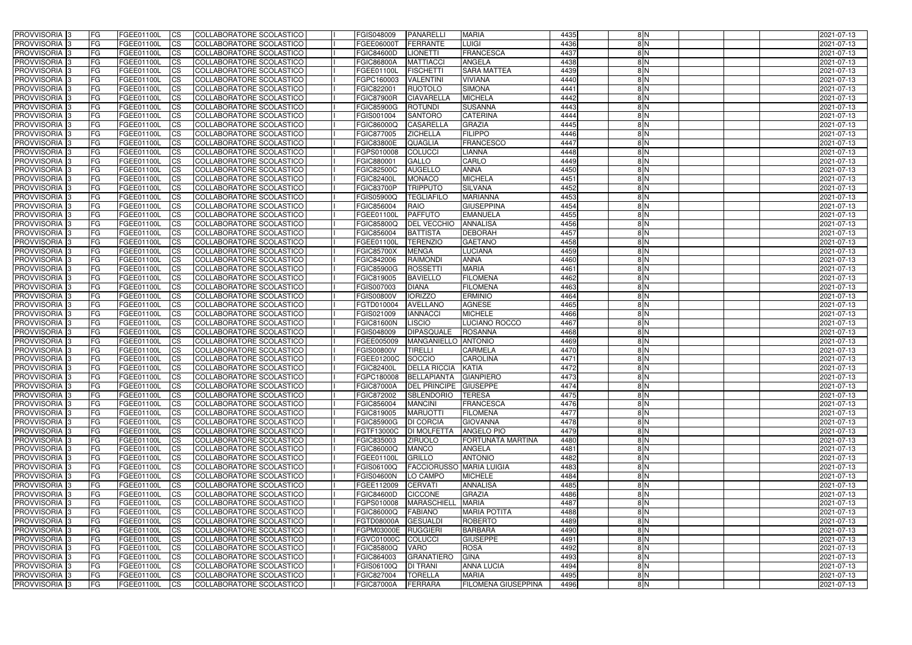| PROVVISORIA 3 | FG | FGEE01100L | CS | COLLABORATORE SCOLASTICO | I | FGIS048009 | PANARELLI | MARIA | 4435 | 8 N | | | 2021-07-13 |
|---|---|---|---|---|---|---|---|---|---|---|---|---|---|
| PROVVISORIA 3 | FG | FGEE01100L | CS | COLLABORATORE SCOLASTICO | I | FGEE06000T | FERRANTE | LUIGI | 4436 | 8 N | | | 2021-07-13 |
| PROVVISORIA 3 | FG | FGEE01100L | CS | COLLABORATORE SCOLASTICO | I | FGIC84600D | LIONETTI | FRANCESCA | 4437 | 8 N | | | 2021-07-13 |
| PROVVISORIA 3 | FG | FGEE01100L | CS | COLLABORATORE SCOLASTICO | I | FGIC86800A | MATTIACCI | ANGELA | 4438 | 8 N | | | 2021-07-13 |
| PROVVISORIA 3 | FG | FGEE01100L | CS | COLLABORATORE SCOLASTICO | I | FGEE01100L | FISCHETTI | SARA MATTEA | 4439 | 8 N | | | 2021-07-13 |
| PROVVISORIA 3 | FG | FGEE01100L | CS | COLLABORATORE SCOLASTICO | I | FGPC160003 | VALENTINI | VIVIANA | 4440 | 8 N | | | 2021-07-13 |
| PROVVISORIA 3 | FG | FGEE01100L | CS | COLLABORATORE SCOLASTICO | I | FGIC822001 | RUOTOLO | SIMONA | 4441 | 8 N | | | 2021-07-13 |
| PROVVISORIA 3 | FG | FGEE01100L | CS | COLLABORATORE SCOLASTICO | I | FGIC87900R | CIAVARELLA | MICHELA | 4442 | 8 N | | | 2021-07-13 |
| PROVVISORIA 3 | FG | FGEE01100L | CS | COLLABORATORE SCOLASTICO | I | FGIC85900G | ROTUNDI | SUSANNA | 4443 | 8 N | | | 2021-07-13 |
| PROVVISORIA 3 | FG | FGEE01100L | CS | COLLABORATORE SCOLASTICO | I | FGIS001004 | SANTORO | CATERINA | 4444 | 8 N | | | 2021-07-13 |
| PROVVISORIA 3 | FG | FGEE01100L | CS | COLLABORATORE SCOLASTICO | I | FGIC86000Q | CASARELLA | GRAZIA | 4445 | 8 N | | | 2021-07-13 |
| PROVVISORIA 3 | FG | FGEE01100L | CS | COLLABORATORE SCOLASTICO | I | FGIC877005 | ZICHELLA | FILIPPO | 4446 | 8 N | | | 2021-07-13 |
| PROVVISORIA 3 | FG | FGEE01100L | CS | COLLABORATORE SCOLASTICO | I | FGIC83800E | QUAGLIA | FRANCESCO | 4447 | 8 N | | | 2021-07-13 |
| PROVVISORIA 3 | FG | FGEE01100L | CS | COLLABORATORE SCOLASTICO | I | FGPS010008 | COLUCCI | LIANNA | 4448 | 8 N | | | 2021-07-13 |
| PROVVISORIA 3 | FG | FGEE01100L | CS | COLLABORATORE SCOLASTICO | I | FGIC880001 | GALLO | CARLO | 4449 | 8 N | | | 2021-07-13 |
| PROVVISORIA 3 | FG | FGEE01100L | CS | COLLABORATORE SCOLASTICO | I | FGIC82500C | AUGELLO | ANNA | 4450 | 8 N | | | 2021-07-13 |
| PROVVISORIA 3 | FG | FGEE01100L | CS | COLLABORATORE SCOLASTICO | I | FGIC82400L | MONACO | MICHELA | 4451 | 8 N | | | 2021-07-13 |
| PROVVISORIA 3 | FG | FGEE01100L | CS | COLLABORATORE SCOLASTICO | I | FGIC83700P | TRIPPUTO | SILVANA | 4452 | 8 N | | | 2021-07-13 |
| PROVVISORIA 3 | FG | FGEE01100L | CS | COLLABORATORE SCOLASTICO | I | FGIS05900Q | TEGLIAFILO | MARIANNA | 4453 | 8 N | | | 2021-07-13 |
| PROVVISORIA 3 | FG | FGEE01100L | CS | COLLABORATORE SCOLASTICO | I | FGIC856004 | RAIO | GIUSEPPINA | 4454 | 8 N | | | 2021-07-13 |
| PROVVISORIA 3 | FG | FGEE01100L | CS | COLLABORATORE SCOLASTICO | I | FGEE01100L | PAFFUTO | EMANUELA | 4455 | 8 N | | | 2021-07-13 |
| PROVVISORIA 3 | FG | FGEE01100L | CS | COLLABORATORE SCOLASTICO | I | FGIC85800Q | DEL VECCHIO | ANNALISA | 4456 | 8 N | | | 2021-07-13 |
| PROVVISORIA 3 | FG | FGEE01100L | CS | COLLABORATORE SCOLASTICO | I | FGIC856004 | BATTISTA | DEBORAH | 4457 | 8 N | | | 2021-07-13 |
| PROVVISORIA 3 | FG | FGEE01100L | CS | COLLABORATORE SCOLASTICO | I | FGEE01100L | TERENZIO | GAETANO | 4458 | 8 N | | | 2021-07-13 |
| PROVVISORIA 3 | FG | FGEE01100L | CS | COLLABORATORE SCOLASTICO | I | FGIC85700X | MENGA | LUCIANA | 4459 | 8 N | | | 2021-07-13 |
| PROVVISORIA 3 | FG | FGEE01100L | CS | COLLABORATORE SCOLASTICO | I | FGIC842006 | RAIMONDI | ANNA | 4460 | 8 N | | | 2021-07-13 |
| PROVVISORIA 3 | FG | FGEE01100L | CS | COLLABORATORE SCOLASTICO | I | FGIC85900G | ROSSETTI | MARIA | 4461 | 8 N | | | 2021-07-13 |
| PROVVISORIA 3 | FG | FGEE01100L | CS | COLLABORATORE SCOLASTICO | I | FGIC819005 | BAVIELLO | FILOMENA | 4462 | 8 N | | | 2021-07-13 |
| PROVVISORIA 3 | FG | FGEE01100L | CS | COLLABORATORE SCOLASTICO | I | FGIS007003 | DIANA | FILOMENA | 4463 | 8 N | | | 2021-07-13 |
| PROVVISORIA 3 | FG | FGEE01100L | CS | COLLABORATORE SCOLASTICO | I | FGIS00800V | IORIZZO | ERMINIO | 4464 | 8 N | | | 2021-07-13 |
| PROVVISORIA 3 | FG | FGEE01100L | CS | COLLABORATORE SCOLASTICO | I | FGTD010004 | AVELLANO | AGNESE | 4465 | 8 N | | | 2021-07-13 |
| PROVVISORIA 3 | FG | FGEE01100L | CS | COLLABORATORE SCOLASTICO | I | FGIS021009 | IANNACCI | MICHELE | 4466 | 8 N | | | 2021-07-13 |
| PROVVISORIA 3 | FG | FGEE01100L | CS | COLLABORATORE SCOLASTICO | I | FGIC81600N | LISCIO | LUCIANO ROCCO | 4467 | 8 N | | | 2021-07-13 |
| PROVVISORIA 3 | FG | FGEE01100L | CS | COLLABORATORE SCOLASTICO | I | FGIS048009 | DIPASQUALE | ROSANNA | 4468 | 8 N | | | 2021-07-13 |
| PROVVISORIA 3 | FG | FGEE01100L | CS | COLLABORATORE SCOLASTICO | I | FGEE005009 | MANGANIELLO | ANTONIO | 4469 | 8 N | | | 2021-07-13 |
| PROVVISORIA 3 | FG | FGEE01100L | CS | COLLABORATORE SCOLASTICO | I | FGIS00800V | TIRELLI | CARMELA | 4470 | 8 N | | | 2021-07-13 |
| PROVVISORIA 3 | FG | FGEE01100L | CS | COLLABORATORE SCOLASTICO | I | FGEE01200C | SOCCIO | CAROLINA | 4471 | 8 N | | | 2021-07-13 |
| PROVVISORIA 3 | FG | FGEE01100L | CS | COLLABORATORE SCOLASTICO | I | FGIC82400L | DELLA RICCIA | KATIA | 4472 | 8 N | | | 2021-07-13 |
| PROVVISORIA 3 | FG | FGEE01100L | CS | COLLABORATORE SCOLASTICO | I | FGPC180008 | BELLAPIANTA | GIANPIERO | 4473 | 8 N | | | 2021-07-13 |
| PROVVISORIA 3 | FG | FGEE01100L | CS | COLLABORATORE SCOLASTICO | I | FGIC87000A | DEL PRINCIPE | GIUSEPPE | 4474 | 8 N | | | 2021-07-13 |
| PROVVISORIA 3 | FG | FGEE01100L | CS | COLLABORATORE SCOLASTICO | I | FGIC872002 | SBLENDORIO | TERESA | 4475 | 8 N | | | 2021-07-13 |
| PROVVISORIA 3 | FG | FGEE01100L | CS | COLLABORATORE SCOLASTICO | I | FGIC856004 | MANCINI | FRANCESCA | 4476 | 8 N | | | 2021-07-13 |
| PROVVISORIA 3 | FG | FGEE01100L | CS | COLLABORATORE SCOLASTICO | I | FGIC819005 | MARUOTTI | FILOMENA | 4477 | 8 N | | | 2021-07-13 |
| PROVVISORIA 3 | FG | FGEE01100L | CS | COLLABORATORE SCOLASTICO | I | FGIC85900G | DI CORCIA | GIOVANNA | 4478 | 8 N | | | 2021-07-13 |
| PROVVISORIA 3 | FG | FGEE01100L | CS | COLLABORATORE SCOLASTICO | I | FGTF13000C | DI MOLFETTA | ANGELO PIO | 4479 | 8 N | | | 2021-07-13 |
| PROVVISORIA 3 | FG | FGEE01100L | CS | COLLABORATORE SCOLASTICO | I | FGIC835003 | ZIRUOLO | FORTUNATA MARTINA | 4480 | 8 N | | | 2021-07-13 |
| PROVVISORIA 3 | FG | FGEE01100L | CS | COLLABORATORE SCOLASTICO | I | FGIC86000Q | MANCO | ANGELA | 4481 | 8 N | | | 2021-07-13 |
| PROVVISORIA 3 | FG | FGEE01100L | CS | COLLABORATORE SCOLASTICO | I | FGEE01100L | GRILLO | ANTONIO | 4482 | 8 N | | | 2021-07-13 |
| PROVVISORIA 3 | FG | FGEE01100L | CS | COLLABORATORE SCOLASTICO | I | FGIS06100Q | FACCIORUSSO | MARIA LUIGIA | 4483 | 8 N | | | 2021-07-13 |
| PROVVISORIA 3 | FG | FGEE01100L | CS | COLLABORATORE SCOLASTICO | I | FGIS04600N | LO CAMPO | MICHELE | 4484 | 8 N | | | 2021-07-13 |
| PROVVISORIA 3 | FG | FGEE01100L | CS | COLLABORATORE SCOLASTICO | I | FGEE112009 | CERVATI | ANNALISA | 4485 | 8 N | | | 2021-07-13 |
| PROVVISORIA 3 | FG | FGEE01100L | CS | COLLABORATORE SCOLASTICO | I | FGIC84600D | CICCONE | GRAZIA | 4486 | 8 N | | | 2021-07-13 |
| PROVVISORIA 3 | FG | FGEE01100L | CS | COLLABORATORE SCOLASTICO | I | FGPS010008 | MARASCHIELL | MARIA | 4487 | 8 N | | | 2021-07-13 |
| PROVVISORIA 3 | FG | FGEE01100L | CS | COLLABORATORE SCOLASTICO | I | FGIC86000Q | FABIANO | MARIA POTITA | 4488 | 8 N | | | 2021-07-13 |
| PROVVISORIA 3 | FG | FGEE01100L | CS | COLLABORATORE SCOLASTICO | I | FGTD08000A | GESUALDI | ROBERTO | 4489 | 8 N | | | 2021-07-13 |
| PROVVISORIA 3 | FG | FGEE01100L | CS | COLLABORATORE SCOLASTICO | I | FGPM03000E | RUGGIERI | BARBARA | 4490 | 8 N | | | 2021-07-13 |
| PROVVISORIA 3 | FG | FGEE01100L | CS | COLLABORATORE SCOLASTICO | I | FGVC01000C | COLUCCI | GIUSEPPE | 4491 | 8 N | | | 2021-07-13 |
| PROVVISORIA 3 | FG | FGEE01100L | CS | COLLABORATORE SCOLASTICO | I | FGIC85800Q | VARO | ROSA | 4492 | 8 N | | | 2021-07-13 |
| PROVVISORIA 3 | FG | FGEE01100L | CS | COLLABORATORE SCOLASTICO | I | FGIC864003 | GRANATIERO | GINA | 4493 | 8 N | | | 2021-07-13 |
| PROVVISORIA 3 | FG | FGEE01100L | CS | COLLABORATORE SCOLASTICO | I | FGIS06100Q | DI TRANI | ANNA LUCIA | 4494 | 8 N | | | 2021-07-13 |
| PROVVISORIA 3 | FG | FGEE01100L | CS | COLLABORATORE SCOLASTICO | I | FGIC827004 | TORELLA | MARIA | 4495 | 8 N | | | 2021-07-13 |
| PROVVISORIA 3 | FG | FGEE01100L | CS | COLLABORATORE SCOLASTICO | I | FGIC87000A | FERRARA | FILOMENA GIUSEPPINA | 4496 | 8 N | | | 2021-07-13 |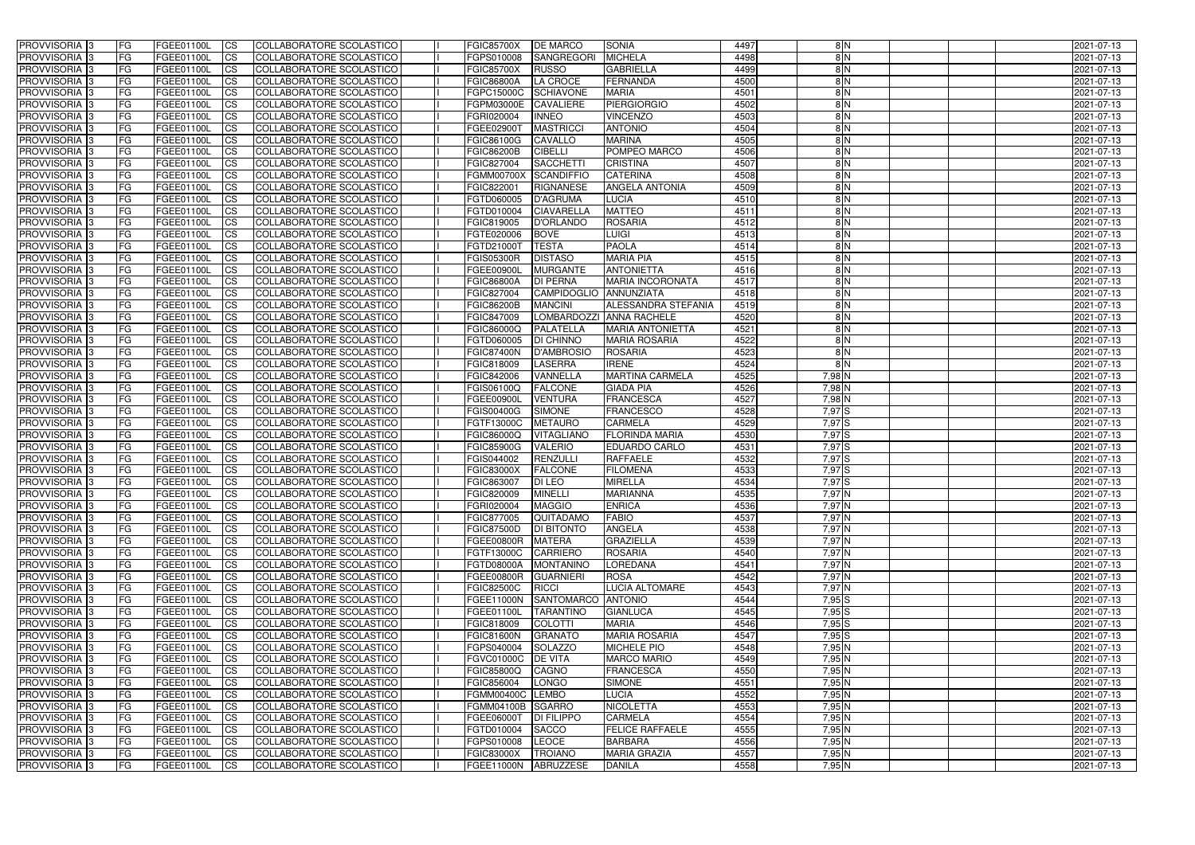| PROVVISORIA 3 | FG | FGEE01100L | CS | COLLABORATORE SCOLASTICO | | FGIC85700X | DE MARCO | SONIA | 4497 | 8 N | | | | 2021-07-13 |
|---|---|---|---|---|---|---|---|---|---|---|---|---|---|---|
| PROVVISORIA 3 | FG | FGEE01100L | CS | COLLABORATORE SCOLASTICO | | FGPS010008 | SANGREGORI | MICHELA | 4498 | 8 N | | | | 2021-07-13 |
| PROVVISORIA 3 | FG | FGEE01100L | CS | COLLABORATORE SCOLASTICO | | FGIC85700X | RUSSO | GABRIELLA | 4499 | 8 N | | | | 2021-07-13 |
| PROVVISORIA 3 | FG | FGEE01100L | CS | COLLABORATORE SCOLASTICO | | FGIC86800A | LA CROCE | FERNANDA | 4500 | 8 N | | | | 2021-07-13 |
| PROVVISORIA 3 | FG | FGEE01100L | CS | COLLABORATORE SCOLASTICO | | FGPC15000C | SCHIAVONE | MARIA | 4501 | 8 N | | | | 2021-07-13 |
| PROVVISORIA 3 | FG | FGEE01100L | CS | COLLABORATORE SCOLASTICO | | FGPM03000E | CAVALIERE | PIERGIORGIO | 4502 | 8 N | | | | 2021-07-13 |
| PROVVISORIA 3 | FG | FGEE01100L | CS | COLLABORATORE SCOLASTICO | | FGRI020004 | INNEO | VINCENZO | 4503 | 8 N | | | | 2021-07-13 |
| PROVVISORIA 3 | FG | FGEE01100L | CS | COLLABORATORE SCOLASTICO | | FGEE02900T | MASTRICCI | ANTONIO | 4504 | 8 N | | | | 2021-07-13 |
| PROVVISORIA 3 | FG | FGEE01100L | CS | COLLABORATORE SCOLASTICO | | FGIC86100G | CAVALLO | MARINA | 4505 | 8 N | | | | 2021-07-13 |
| PROVVISORIA 3 | FG | FGEE01100L | CS | COLLABORATORE SCOLASTICO | | FGIC86200B | CIBELLI | POMPEO MARCO | 4506 | 8 N | | | | 2021-07-13 |
| PROVVISORIA 3 | FG | FGEE01100L | CS | COLLABORATORE SCOLASTICO | | FGIC827004 | SACCHETTI | CRISTINA | 4507 | 8 N | | | | 2021-07-13 |
| PROVVISORIA 3 | FG | FGEE01100L | CS | COLLABORATORE SCOLASTICO | | FGMM00700X | SCANDIFFIO | CATERINA | 4508 | 8 N | | | | 2021-07-13 |
| PROVVISORIA 3 | FG | FGEE01100L | CS | COLLABORATORE SCOLASTICO | | FGIC822001 | RIGNANESE | ANGELA ANTONIA | 4509 | 8 N | | | | 2021-07-13 |
| PROVVISORIA 3 | FG | FGEE01100L | CS | COLLABORATORE SCOLASTICO | | FGTD060005 | D'AGRUMA | LUCIA | 4510 | 8 N | | | | 2021-07-13 |
| PROVVISORIA 3 | FG | FGEE01100L | CS | COLLABORATORE SCOLASTICO | | FGTD010004 | CIAVARELLA | MATTEO | 4511 | 8 N | | | | 2021-07-13 |
| PROVVISORIA 3 | FG | FGEE01100L | CS | COLLABORATORE SCOLASTICO | | FGIC819005 | D'ORLANDO | ROSARIA | 4512 | 8 N | | | | 2021-07-13 |
| PROVVISORIA 3 | FG | FGEE01100L | CS | COLLABORATORE SCOLASTICO | | FGTE020006 | BOVE | LUIGI | 4513 | 8 N | | | | 2021-07-13 |
| PROVVISORIA 3 | FG | FGEE01100L | CS | COLLABORATORE SCOLASTICO | | FGTD21000T | TESTA | PAOLA | 4514 | 8 N | | | | 2021-07-13 |
| PROVVISORIA 3 | FG | FGEE01100L | CS | COLLABORATORE SCOLASTICO | | FGIS05300R | DISTASO | MARIA PIA | 4515 | 8 N | | | | 2021-07-13 |
| PROVVISORIA 3 | FG | FGEE01100L | CS | COLLABORATORE SCOLASTICO | | FGEE00900L | MURGANTE | ANTONIETTA | 4516 | 8 N | | | | 2021-07-13 |
| PROVVISORIA 3 | FG | FGEE01100L | CS | COLLABORATORE SCOLASTICO | | FGIC86800A | DI PERNA | MARIA INCORONATA | 4517 | 8 N | | | | 2021-07-13 |
| PROVVISORIA 3 | FG | FGEE01100L | CS | COLLABORATORE SCOLASTICO | | FGIC827004 | CAMPIDOGLIO | ANNUNZIATA | 4518 | 8 N | | | | 2021-07-13 |
| PROVVISORIA 3 | FG | FGEE01100L | CS | COLLABORATORE SCOLASTICO | | FGIC86200B | MANCINI | ALESSANDRA STEFANIA | 4519 | 8 N | | | | 2021-07-13 |
| PROVVISORIA 3 | FG | FGEE01100L | CS | COLLABORATORE SCOLASTICO | | FGIC847009 | LOMBARDOZZI | ANNA RACHELE | 4520 | 8 N | | | | 2021-07-13 |
| PROVVISORIA 3 | FG | FGEE01100L | CS | COLLABORATORE SCOLASTICO | | FGIC86000Q | PALATELLA | MARIA ANTONIETTA | 4521 | 8 N | | | | 2021-07-13 |
| PROVVISORIA 3 | FG | FGEE01100L | CS | COLLABORATORE SCOLASTICO | | FGTD060005 | DI CHINNO | MARIA ROSARIA | 4522 | 8 N | | | | 2021-07-13 |
| PROVVISORIA 3 | FG | FGEE01100L | CS | COLLABORATORE SCOLASTICO | | FGIC87400N | D'AMBROSIO | ROSARIA | 4523 | 8 N | | | | 2021-07-13 |
| PROVVISORIA 3 | FG | FGEE01100L | CS | COLLABORATORE SCOLASTICO | | FGIC818009 | LASERRA | IRENE | 4524 | 8 N | | | | 2021-07-13 |
| PROVVISORIA 3 | FG | FGEE01100L | CS | COLLABORATORE SCOLASTICO | | FGIC842006 | VANNELLA | MARTINA CARMELA | 4525 | 7,98 N | | | | 2021-07-13 |
| PROVVISORIA 3 | FG | FGEE01100L | CS | COLLABORATORE SCOLASTICO | | FGIS06100Q | FALCONE | GIADA PIA | 4526 | 7,98 N | | | | 2021-07-13 |
| PROVVISORIA 3 | FG | FGEE01100L | CS | COLLABORATORE SCOLASTICO | | FGEE00900L | VENTURA | FRANCESCA | 4527 | 7,98 N | | | | 2021-07-13 |
| PROVVISORIA 3 | FG | FGEE01100L | CS | COLLABORATORE SCOLASTICO | | FGIS00400G | SIMONE | FRANCESCO | 4528 | 7,97 S | | | | 2021-07-13 |
| PROVVISORIA 3 | FG | FGEE01100L | CS | COLLABORATORE SCOLASTICO | | FGTF13000C | METAURO | CARMELA | 4529 | 7,97 S | | | | 2021-07-13 |
| PROVVISORIA 3 | FG | FGEE01100L | CS | COLLABORATORE SCOLASTICO | | FGIC86000Q | VITAGLIANO | FLORINDA MARIA | 4530 | 7,97 S | | | | 2021-07-13 |
| PROVVISORIA 3 | FG | FGEE01100L | CS | COLLABORATORE SCOLASTICO | | FGIC85900G | VALERIO | EDUARDO CARLO | 4531 | 7,97 S | | | | 2021-07-13 |
| PROVVISORIA 3 | FG | FGEE01100L | CS | COLLABORATORE SCOLASTICO | | FGIS044002 | RENZULLI | RAFFAELE | 4532 | 7,97 S | | | | 2021-07-13 |
| PROVVISORIA 3 | FG | FGEE01100L | CS | COLLABORATORE SCOLASTICO | | FGIC83000X | FALCONE | FILOMENA | 4533 | 7,97 S | | | | 2021-07-13 |
| PROVVISORIA 3 | FG | FGEE01100L | CS | COLLABORATORE SCOLASTICO | | FGIC863007 | DI LEO | MIRELLA | 4534 | 7,97 S | | | | 2021-07-13 |
| PROVVISORIA 3 | FG | FGEE01100L | CS | COLLABORATORE SCOLASTICO | | FGIC820009 | MINELLI | MARIANNA | 4535 | 7,97 N | | | | 2021-07-13 |
| PROVVISORIA 3 | FG | FGEE01100L | CS | COLLABORATORE SCOLASTICO | | FGRI020004 | MAGGIO | ENRICA | 4536 | 7,97 N | | | | 2021-07-13 |
| PROVVISORIA 3 | FG | FGEE01100L | CS | COLLABORATORE SCOLASTICO | | FGIC877005 | QUITADAMO | FABIO | 4537 | 7,97 N | | | | 2021-07-13 |
| PROVVISORIA 3 | FG | FGEE01100L | CS | COLLABORATORE SCOLASTICO | | FGIC87500D | DI BITONTO | ANGELA | 4538 | 7,97 N | | | | 2021-07-13 |
| PROVVISORIA 3 | FG | FGEE01100L | CS | COLLABORATORE SCOLASTICO | | FGEE00800R | MATERA | GRAZIELLA | 4539 | 7,97 N | | | | 2021-07-13 |
| PROVVISORIA 3 | FG | FGEE01100L | CS | COLLABORATORE SCOLASTICO | | FGTF13000C | CARRIERO | ROSARIA | 4540 | 7,97 N | | | | 2021-07-13 |
| PROVVISORIA 3 | FG | FGEE01100L | CS | COLLABORATORE SCOLASTICO | | FGTD08000A | MONTANINO | LOREDANA | 4541 | 7,97 N | | | | 2021-07-13 |
| PROVVISORIA 3 | FG | FGEE01100L | CS | COLLABORATORE SCOLASTICO | | FGEE00800R | GUARNIERI | ROSA | 4542 | 7,97 N | | | | 2021-07-13 |
| PROVVISORIA 3 | FG | FGEE01100L | CS | COLLABORATORE SCOLASTICO | | FGIC82500C | RICCI | LUCIA ALTOMARE | 4543 | 7,97 N | | | | 2021-07-13 |
| PROVVISORIA 3 | FG | FGEE01100L | CS | COLLABORATORE SCOLASTICO | | FGEE11000N | SANTOMARCO | ANTONIO | 4544 | 7,95 S | | | | 2021-07-13 |
| PROVVISORIA 3 | FG | FGEE01100L | CS | COLLABORATORE SCOLASTICO | | FGEE01100L | TARANTINO | GIANLUCA | 4545 | 7,95 S | | | | 2021-07-13 |
| PROVVISORIA 3 | FG | FGEE01100L | CS | COLLABORATORE SCOLASTICO | | FGIC818009 | COLOTTI | MARIA | 4546 | 7,95 S | | | | 2021-07-13 |
| PROVVISORIA 3 | FG | FGEE01100L | CS | COLLABORATORE SCOLASTICO | | FGIC81600N | GRANATO | MARIA ROSARIA | 4547 | 7,95 S | | | | 2021-07-13 |
| PROVVISORIA 3 | FG | FGEE01100L | CS | COLLABORATORE SCOLASTICO | | FGPS040004 | SOLAZZO | MICHELE PIO | 4548 | 7,95 N | | | | 2021-07-13 |
| PROVVISORIA 3 | FG | FGEE01100L | CS | COLLABORATORE SCOLASTICO | | FGVC01000C | DE VITA | MARCO MARIO | 4549 | 7,95 N | | | | 2021-07-13 |
| PROVVISORIA 3 | FG | FGEE01100L | CS | COLLABORATORE SCOLASTICO | | FGIC85800Q | CAGNO | FRANCESCA | 4550 | 7,95 N | | | | 2021-07-13 |
| PROVVISORIA 3 | FG | FGEE01100L | CS | COLLABORATORE SCOLASTICO | | FGIC856004 | LONGO | SIMONE | 4551 | 7,95 N | | | | 2021-07-13 |
| PROVVISORIA 3 | FG | FGEE01100L | CS | COLLABORATORE SCOLASTICO | | FGMM00400C | LEMBO | LUCIA | 4552 | 7,95 N | | | | 2021-07-13 |
| PROVVISORIA 3 | FG | FGEE01100L | CS | COLLABORATORE SCOLASTICO | | FGMM04100B | SGARRO | NICOLETTA | 4553 | 7,95 N | | | | 2021-07-13 |
| PROVVISORIA 3 | FG | FGEE01100L | CS | COLLABORATORE SCOLASTICO | | FGEE06000T | DI FILIPPO | CARMELA | 4554 | 7,95 N | | | | 2021-07-13 |
| PROVVISORIA 3 | FG | FGEE01100L | CS | COLLABORATORE SCOLASTICO | | FGTD010004 | SACCO | FELICE RAFFAELE | 4555 | 7,95 N | | | | 2021-07-13 |
| PROVVISORIA 3 | FG | FGEE01100L | CS | COLLABORATORE SCOLASTICO | | FGPS010008 | LEOCE | BARBARA | 4556 | 7,95 N | | | | 2021-07-13 |
| PROVVISORIA 3 | FG | FGEE01100L | CS | COLLABORATORE SCOLASTICO | | FGIC83000X | TROIANO | MARIA GRAZIA | 4557 | 7,95 N | | | | 2021-07-13 |
| PROVVISORIA 3 | FG | FGEE01100L | CS | COLLABORATORE SCOLASTICO | | FGEE11000N | ABRUZZESE | DANILA | 4558 | 7,95 N | | | | 2021-07-13 |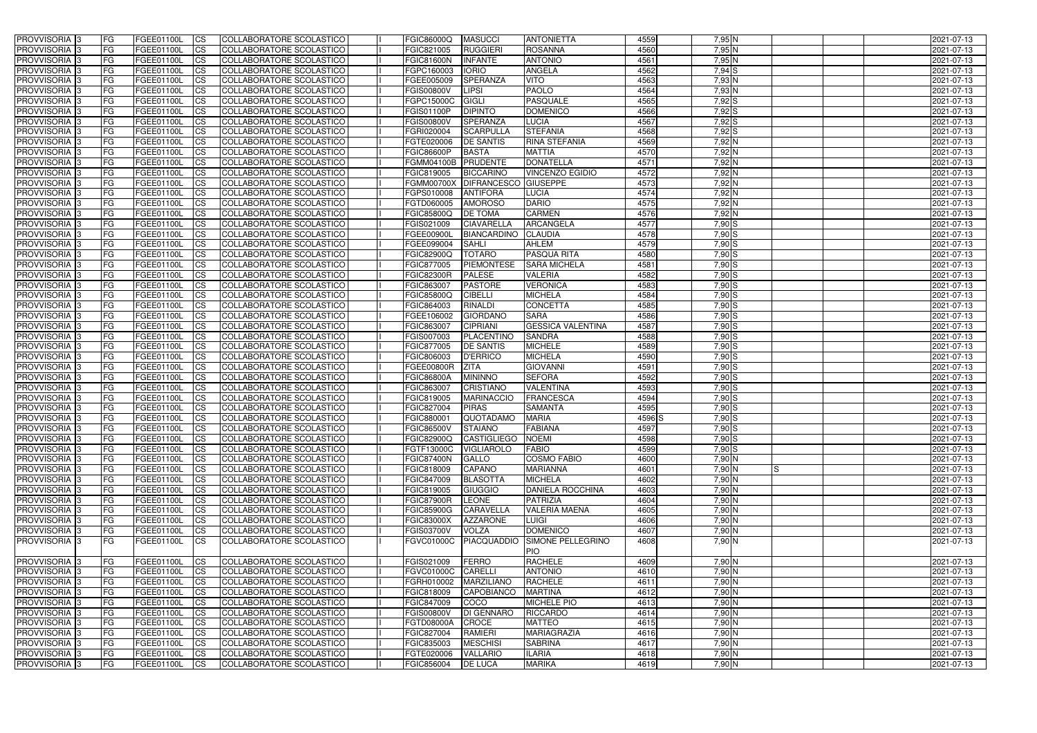| | | | | | | | | | | | | | | | | | |
|---|---|---|---|---|---|---|---|---|---|---|---|---|---|---|---|---|---|
| PROVVISORIA | 3 | FG | FGEE01100L | CS | COLLABORATORE SCOLASTICO | | FGIC86000Q | MASUCCI | ANTONIETTA | 4559 | | 7,95 | N | | | | 2021-07-13 |
| PROVVISORIA | 3 | FG | FGEE01100L | CS | COLLABORATORE SCOLASTICO | | FGIC821005 | RUGGIERI | ROSANNA | 4560 | | 7,95 | N | | | | 2021-07-13 |
| PROVVISORIA | 3 | FG | FGEE01100L | CS | COLLABORATORE SCOLASTICO | | FGIC81600N | INFANTE | ANTONIO | 4561 | | 7,95 | N | | | | 2021-07-13 |
| PROVVISORIA | 3 | FG | FGEE01100L | CS | COLLABORATORE SCOLASTICO | | FGPC160003 | IORIO | ANGELA | 4562 | | 7,94 | S | | | | 2021-07-13 |
| PROVVISORIA | 3 | FG | FGEE01100L | CS | COLLABORATORE SCOLASTICO | | FGEE005009 | SPERANZA | VITO | 4563 | | 7,93 | N | | | | 2021-07-13 |
| PROVVISORIA | 3 | FG | FGEE01100L | CS | COLLABORATORE SCOLASTICO | | FGIS00800V | LIPSI | PAOLO | 4564 | | 7,93 | N | | | | 2021-07-13 |
| PROVVISORIA | 3 | FG | FGEE01100L | CS | COLLABORATORE SCOLASTICO | | FGPC15000C | GIGLI | PASQUALE | 4565 | | 7,92 | S | | | | 2021-07-13 |
| PROVVISORIA | 3 | FG | FGEE01100L | CS | COLLABORATORE SCOLASTICO | | FGIS01100P | DIPINTO | DOMENICO | 4566 | | 7,92 | S | | | | 2021-07-13 |
| PROVVISORIA | 3 | FG | FGEE01100L | CS | COLLABORATORE SCOLASTICO | | FGIS00800V | SPERANZA | LUCIA | 4567 | | 7,92 | S | | | | 2021-07-13 |
| PROVVISORIA | 3 | FG | FGEE01100L | CS | COLLABORATORE SCOLASTICO | | FGRI020004 | SCARPULLA | STEFANIA | 4568 | | 7,92 | S | | | | 2021-07-13 |
| PROVVISORIA | 3 | FG | FGEE01100L | CS | COLLABORATORE SCOLASTICO | | FGTE020006 | DE SANTIS | RINA STEFANIA | 4569 | | 7,92 | N | | | | 2021-07-13 |
| PROVVISORIA | 3 | FG | FGEE01100L | CS | COLLABORATORE SCOLASTICO | | FGIC86600P | BASTA | MATTIA | 4570 | | 7,92 | N | | | | 2021-07-13 |
| PROVVISORIA | 3 | FG | FGEE01100L | CS | COLLABORATORE SCOLASTICO | | FGMM04100B | PRUDENTE | DONATELLA | 4571 | | 7,92 | N | | | | 2021-07-13 |
| PROVVISORIA | 3 | FG | FGEE01100L | CS | COLLABORATORE SCOLASTICO | | FGIC819005 | BICCARINO | VINCENZO EGIDIO | 4572 | | 7,92 | N | | | | 2021-07-13 |
| PROVVISORIA | 3 | FG | FGEE01100L | CS | COLLABORATORE SCOLASTICO | | FGMM00700X | DIFRANCESCO | GIUSEPPE | 4573 | | 7,92 | N | | | | 2021-07-13 |
| PROVVISORIA | 3 | FG | FGEE01100L | CS | COLLABORATORE SCOLASTICO | | FGPS010008 | ANTIFORA | LUCIA | 4574 | | 7,92 | N | | | | 2021-07-13 |
| PROVVISORIA | 3 | FG | FGEE01100L | CS | COLLABORATORE SCOLASTICO | | FGTD060005 | AMOROSO | DARIO | 4575 | | 7,92 | N | | | | 2021-07-13 |
| PROVVISORIA | 3 | FG | FGEE01100L | CS | COLLABORATORE SCOLASTICO | | FGIC85800Q | DE TOMA | CARMEN | 4576 | | 7,92 | N | | | | 2021-07-13 |
| PROVVISORIA | 3 | FG | FGEE01100L | CS | COLLABORATORE SCOLASTICO | | FGIS021009 | CIAVARELLA | ARCANGELA | 4577 | | 7,90 | S | | | | 2021-07-13 |
| PROVVISORIA | 3 | FG | FGEE01100L | CS | COLLABORATORE SCOLASTICO | | FGEE00900L | BIANCARDINO | CLAUDIA | 4578 | | 7,90 | S | | | | 2021-07-13 |
| PROVVISORIA | 3 | FG | FGEE01100L | CS | COLLABORATORE SCOLASTICO | | FGEE099004 | SAHLI | AHLEM | 4579 | | 7,90 | S | | | | 2021-07-13 |
| PROVVISORIA | 3 | FG | FGEE01100L | CS | COLLABORATORE SCOLASTICO | | FGIC82900Q | TOTARO | PASQUA RITA | 4580 | | 7,90 | S | | | | 2021-07-13 |
| PROVVISORIA | 3 | FG | FGEE01100L | CS | COLLABORATORE SCOLASTICO | | FGIC877005 | PIEMONTESE | SARA MICHELA | 4581 | | 7,90 | S | | | | 2021-07-13 |
| PROVVISORIA | 3 | FG | FGEE01100L | CS | COLLABORATORE SCOLASTICO | | FGIC82300R | PALESE | VALERIA | 4582 | | 7,90 | S | | | | 2021-07-13 |
| PROVVISORIA | 3 | FG | FGEE01100L | CS | COLLABORATORE SCOLASTICO | | FGIC863007 | PASTORE | VERONICA | 4583 | | 7,90 | S | | | | 2021-07-13 |
| PROVVISORIA | 3 | FG | FGEE01100L | CS | COLLABORATORE SCOLASTICO | | FGIC85800Q | CIBELLI | MICHELA | 4584 | | 7,90 | S | | | | 2021-07-13 |
| PROVVISORIA | 3 | FG | FGEE01100L | CS | COLLABORATORE SCOLASTICO | | FGIC864003 | RINALDI | CONCETTA | 4585 | | 7,90 | S | | | | 2021-07-13 |
| PROVVISORIA | 3 | FG | FGEE01100L | CS | COLLABORATORE SCOLASTICO | | FGEE106002 | GIORDANO | SARA | 4586 | | 7,90 | S | | | | 2021-07-13 |
| PROVVISORIA | 3 | FG | FGEE01100L | CS | COLLABORATORE SCOLASTICO | | FGIC863007 | CIPRIANI | GESSICA VALENTINA | 4587 | | 7,90 | S | | | | 2021-07-13 |
| PROVVISORIA | 3 | FG | FGEE01100L | CS | COLLABORATORE SCOLASTICO | | FGIS007003 | PLACENTINO | SANDRA | 4588 | | 7,90 | S | | | | 2021-07-13 |
| PROVVISORIA | 3 | FG | FGEE01100L | CS | COLLABORATORE SCOLASTICO | | FGIC877005 | DE SANTIS | MICHELE | 4589 | | 7,90 | S | | | | 2021-07-13 |
| PROVVISORIA | 3 | FG | FGEE01100L | CS | COLLABORATORE SCOLASTICO | | FGIC806003 | D'ERRICO | MICHELA | 4590 | | 7,90 | S | | | | 2021-07-13 |
| PROVVISORIA | 3 | FG | FGEE01100L | CS | COLLABORATORE SCOLASTICO | | FGEE00800R | ZITA | GIOVANNI | 4591 | | 7,90 | S | | | | 2021-07-13 |
| PROVVISORIA | 3 | FG | FGEE01100L | CS | COLLABORATORE SCOLASTICO | | FGIC86800A | MININNO | SEFORA | 4592 | | 7,90 | S | | | | 2021-07-13 |
| PROVVISORIA | 3 | FG | FGEE01100L | CS | COLLABORATORE SCOLASTICO | | FGIC863007 | CRISTIANO | VALENTINA | 4593 | | 7,90 | S | | | | 2021-07-13 |
| PROVVISORIA | 3 | FG | FGEE01100L | CS | COLLABORATORE SCOLASTICO | | FGIC819005 | MARINACCIO | FRANCESCA | 4594 | | 7,90 | S | | | | 2021-07-13 |
| PROVVISORIA | 3 | FG | FGEE01100L | CS | COLLABORATORE SCOLASTICO | | FGIC827004 | PIRAS | SAMANTA | 4595 | | 7,90 | S | | | | 2021-07-13 |
| PROVVISORIA | 3 | FG | FGEE01100L | CS | COLLABORATORE SCOLASTICO | | FGIC880001 | QUOTADAMO | MARIA | 4596 | S | 7,90 | S | | | | 2021-07-13 |
| PROVVISORIA | 3 | FG | FGEE01100L | CS | COLLABORATORE SCOLASTICO | | FGIC86500V | STAIANO | FABIANA | 4597 | | 7,90 | S | | | | 2021-07-13 |
| PROVVISORIA | 3 | FG | FGEE01100L | CS | COLLABORATORE SCOLASTICO | | FGIC82900Q | CASTIGLIEGO | NOEMI | 4598 | | 7,90 | S | | | | 2021-07-13 |
| PROVVISORIA | 3 | FG | FGEE01100L | CS | COLLABORATORE SCOLASTICO | | FGTF13000C | VIGLIAROLO | FABIO | 4599 | | 7,90 | S | | | | 2021-07-13 |
| PROVVISORIA | 3 | FG | FGEE01100L | CS | COLLABORATORE SCOLASTICO | | FGIC87400N | GALLO | COSMO FABIO | 4600 | | 7,90 | N | | | | 2021-07-13 |
| PROVVISORIA | 3 | FG | FGEE01100L | CS | COLLABORATORE SCOLASTICO | | FGIC818009 | CAPANO | MARIANNA | 4601 | | 7,90 | N | S | | | 2021-07-13 |
| PROVVISORIA | 3 | FG | FGEE01100L | CS | COLLABORATORE SCOLASTICO | | FGIC847009 | BLASOTTA | MICHELA | 4602 | | 7,90 | N | | | | 2021-07-13 |
| PROVVISORIA | 3 | FG | FGEE01100L | CS | COLLABORATORE SCOLASTICO | | FGIC819005 | GIUGGIO | DANIELA ROCCHINA | 4603 | | 7,90 | N | | | | 2021-07-13 |
| PROVVISORIA | 3 | FG | FGEE01100L | CS | COLLABORATORE SCOLASTICO | | FGIC87900R | LEONE | PATRIZIA | 4604 | | 7,90 | N | | | | 2021-07-13 |
| PROVVISORIA | 3 | FG | FGEE01100L | CS | COLLABORATORE SCOLASTICO | | FGIC85900G | CARAVELLA | VALERIA MAENA | 4605 | | 7,90 | N | | | | 2021-07-13 |
| PROVVISORIA | 3 | FG | FGEE01100L | CS | COLLABORATORE SCOLASTICO | | FGIC83000X | AZZARONE | LUIGI | 4606 | | 7,90 | N | | | | 2021-07-13 |
| PROVVISORIA | 3 | FG | FGEE01100L | CS | COLLABORATORE SCOLASTICO | | FGIS03700V | VOLZA | DOMENICO | 4607 | | 7,90 | N | | | | 2021-07-13 |
| PROVVISORIA | 3 | FG | FGEE01100L | CS | COLLABORATORE SCOLASTICO | | FGVC01000C | PIACQUADDIO | SIMONE PELLEGRINO PIO | 4608 | | 7,90 | N | | | | 2021-07-13 |
| PROVVISORIA | 3 | FG | FGEE01100L | CS | COLLABORATORE SCOLASTICO | | FGIS021009 | FERRO | RACHELE | 4609 | | 7,90 | N | | | | 2021-07-13 |
| PROVVISORIA | 3 | FG | FGEE01100L | CS | COLLABORATORE SCOLASTICO | | FGVC01000C | CARELLI | ANTONIO | 4610 | | 7,90 | N | | | | 2021-07-13 |
| PROVVISORIA | 3 | FG | FGEE01100L | CS | COLLABORATORE SCOLASTICO | | FGRH010002 | MARZILIANO | RACHELE | 4611 | | 7,90 | N | | | | 2021-07-13 |
| PROVVISORIA | 3 | FG | FGEE01100L | CS | COLLABORATORE SCOLASTICO | | FGIC818009 | CAPOBIANCO | MARTINA | 4612 | | 7,90 | N | | | | 2021-07-13 |
| PROVVISORIA | 3 | FG | FGEE01100L | CS | COLLABORATORE SCOLASTICO | | FGIC847009 | COCO | MICHELE PIO | 4613 | | 7,90 | N | | | | 2021-07-13 |
| PROVVISORIA | 3 | FG | FGEE01100L | CS | COLLABORATORE SCOLASTICO | | FGIS00800V | DI GENNARO | RICCARDO | 4614 | | 7,90 | N | | | | 2021-07-13 |
| PROVVISORIA | 3 | FG | FGEE01100L | CS | COLLABORATORE SCOLASTICO | | FGTD08000A | CROCE | MATTEO | 4615 | | 7,90 | N | | | | 2021-07-13 |
| PROVVISORIA | 3 | FG | FGEE01100L | CS | COLLABORATORE SCOLASTICO | | FGIC827004 | RAMIERI | MARIAGRAZIA | 4616 | | 7,90 | N | | | | 2021-07-13 |
| PROVVISORIA | 3 | FG | FGEE01100L | CS | COLLABORATORE SCOLASTICO | | FGIC835003 | MESCHISI | SABRINA | 4617 | | 7,90 | N | | | | 2021-07-13 |
| PROVVISORIA | 3 | FG | FGEE01100L | CS | COLLABORATORE SCOLASTICO | | FGTE020006 | VALLARIO | ILARIA | 4618 | | 7,90 | N | | | | 2021-07-13 |
| PROVVISORIA | 3 | FG | FGEE01100L | CS | COLLABORATORE SCOLASTICO | | FGIC856004 | DE LUCA | MARIKA | 4619 | | 7,90 | N | | | | 2021-07-13 |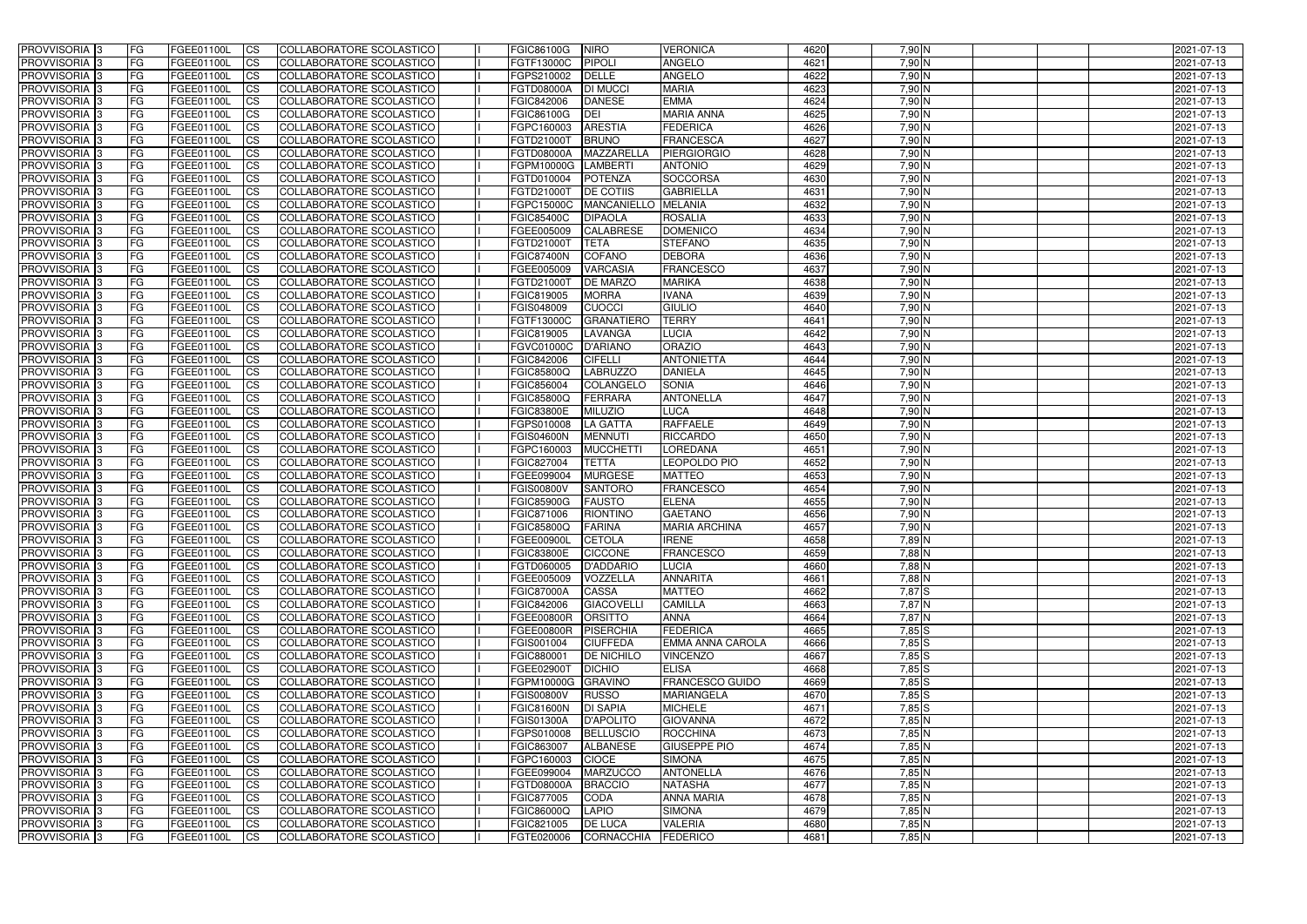| PROVVISORIA | 3 | FG | FGEE01100L | CS | COLLABORATORE SCOLASTICO | | FGIC86100G | NIRO | VERONICA | 4620 | 7,90 | N | | | | 2021-07-13 |
|---|---|---|---|---|---|---|---|---|---|---|---|---|---|---|---|---|
| PROVVISORIA | 3 | FG | FGEE01100L | CS | COLLABORATORE SCOLASTICO | | FGTF13000C | PIPOLI | ANGELO | 4621 | 7,90 | N | | | | 2021-07-13 |
| PROVVISORIA | 3 | FG | FGEE01100L | CS | COLLABORATORE SCOLASTICO | | FGPS210002 | DELLE | ANGELO | 4622 | 7,90 | N | | | | 2021-07-13 |
| PROVVISORIA | 3 | FG | FGEE01100L | CS | COLLABORATORE SCOLASTICO | | FGTD08000A | DI MUCCI | MARIA | 4623 | 7,90 | N | | | | 2021-07-13 |
| PROVVISORIA | 3 | FG | FGEE01100L | CS | COLLABORATORE SCOLASTICO | | FGIC842006 | DANESE | EMMA | 4624 | 7,90 | N | | | | 2021-07-13 |
| PROVVISORIA | 3 | FG | FGEE01100L | CS | COLLABORATORE SCOLASTICO | | FGIC86100G | DEI | MARIA ANNA | 4625 | 7,90 | N | | | | 2021-07-13 |
| PROVVISORIA | 3 | FG | FGEE01100L | CS | COLLABORATORE SCOLASTICO | | FGPC160003 | ARESTIA | FEDERICA | 4626 | 7,90 | N | | | | 2021-07-13 |
| PROVVISORIA | 3 | FG | FGEE01100L | CS | COLLABORATORE SCOLASTICO | | FGTD21000T | BRUNO | FRANCESCA | 4627 | 7,90 | N | | | | 2021-07-13 |
| PROVVISORIA | 3 | FG | FGEE01100L | CS | COLLABORATORE SCOLASTICO | | FGTD08000A | MAZZARELLA | PIERGIORGIO | 4628 | 7,90 | N | | | | 2021-07-13 |
| PROVVISORIA | 3 | FG | FGEE01100L | CS | COLLABORATORE SCOLASTICO | | FGPM10000G | LAMBERTI | ANTONIO | 4629 | 7,90 | N | | | | 2021-07-13 |
| PROVVISORIA | 3 | FG | FGEE01100L | CS | COLLABORATORE SCOLASTICO | | FGTD010004 | POTENZA | SOCCORSA | 4630 | 7,90 | N | | | | 2021-07-13 |
| PROVVISORIA | 3 | FG | FGEE01100L | CS | COLLABORATORE SCOLASTICO | | FGTD21000T | DE COTIIS | GABRIELLA | 4631 | 7,90 | N | | | | 2021-07-13 |
| PROVVISORIA | 3 | FG | FGEE01100L | CS | COLLABORATORE SCOLASTICO | | FGPC15000C | MANCANIELLO | MELANIA | 4632 | 7,90 | N | | | | 2021-07-13 |
| PROVVISORIA | 3 | FG | FGEE01100L | CS | COLLABORATORE SCOLASTICO | | FGIC85400C | DIPAOLA | ROSALIA | 4633 | 7,90 | N | | | | 2021-07-13 |
| PROVVISORIA | 3 | FG | FGEE01100L | CS | COLLABORATORE SCOLASTICO | | FGEE005009 | CALABRESE | DOMENICO | 4634 | 7,90 | N | | | | 2021-07-13 |
| PROVVISORIA | 3 | FG | FGEE01100L | CS | COLLABORATORE SCOLASTICO | | FGTD21000T | TETA | STEFANO | 4635 | 7,90 | N | | | | 2021-07-13 |
| PROVVISORIA | 3 | FG | FGEE01100L | CS | COLLABORATORE SCOLASTICO | | FGIC87400N | COFANO | DEBORA | 4636 | 7,90 | N | | | | 2021-07-13 |
| PROVVISORIA | 3 | FG | FGEE01100L | CS | COLLABORATORE SCOLASTICO | | FGEE005009 | VARCASIA | FRANCESCO | 4637 | 7,90 | N | | | | 2021-07-13 |
| PROVVISORIA | 3 | FG | FGEE01100L | CS | COLLABORATORE SCOLASTICO | | FGTD21000T | DE MARZO | MARIKA | 4638 | 7,90 | N | | | | 2021-07-13 |
| PROVVISORIA | 3 | FG | FGEE01100L | CS | COLLABORATORE SCOLASTICO | | FGIC819005 | MORRA | IVANA | 4639 | 7,90 | N | | | | 2021-07-13 |
| PROVVISORIA | 3 | FG | FGEE01100L | CS | COLLABORATORE SCOLASTICO | | FGIS048009 | CUOCCI | GIULIO | 4640 | 7,90 | N | | | | 2021-07-13 |
| PROVVISORIA | 3 | FG | FGEE01100L | CS | COLLABORATORE SCOLASTICO | | FGTF13000C | GRANATIERO | TERRY | 4641 | 7,90 | N | | | | 2021-07-13 |
| PROVVISORIA | 3 | FG | FGEE01100L | CS | COLLABORATORE SCOLASTICO | | FGIC819005 | LAVANGA | LUCIA | 4642 | 7,90 | N | | | | 2021-07-13 |
| PROVVISORIA | 3 | FG | FGEE01100L | CS | COLLABORATORE SCOLASTICO | | FGVC01000C | D'ARIANO | ORAZIO | 4643 | 7,90 | N | | | | 2021-07-13 |
| PROVVISORIA | 3 | FG | FGEE01100L | CS | COLLABORATORE SCOLASTICO | | FGIC842006 | CIFELLI | ANTONIETTA | 4644 | 7,90 | N | | | | 2021-07-13 |
| PROVVISORIA | 3 | FG | FGEE01100L | CS | COLLABORATORE SCOLASTICO | | FGIC85800Q | LABRUZZO | DANIELA | 4645 | 7,90 | N | | | | 2021-07-13 |
| PROVVISORIA | 3 | FG | FGEE01100L | CS | COLLABORATORE SCOLASTICO | | FGIC856004 | COLANGELO | SONIA | 4646 | 7,90 | N | | | | 2021-07-13 |
| PROVVISORIA | 3 | FG | FGEE01100L | CS | COLLABORATORE SCOLASTICO | | FGIC85800Q | FERRARA | ANTONELLA | 4647 | 7,90 | N | | | | 2021-07-13 |
| PROVVISORIA | 3 | FG | FGEE01100L | CS | COLLABORATORE SCOLASTICO | | FGIC83800E | MILUZIO | LUCA | 4648 | 7,90 | N | | | | 2021-07-13 |
| PROVVISORIA | 3 | FG | FGEE01100L | CS | COLLABORATORE SCOLASTICO | | FGPS010008 | LA GATTA | RAFFAELE | 4649 | 7,90 | N | | | | 2021-07-13 |
| PROVVISORIA | 3 | FG | FGEE01100L | CS | COLLABORATORE SCOLASTICO | | FGIS04600N | MENNUTI | RICCARDO | 4650 | 7,90 | N | | | | 2021-07-13 |
| PROVVISORIA | 3 | FG | FGEE01100L | CS | COLLABORATORE SCOLASTICO | | FGPC160003 | MUCCHETTI | LOREDANA | 4651 | 7,90 | N | | | | 2021-07-13 |
| PROVVISORIA | 3 | FG | FGEE01100L | CS | COLLABORATORE SCOLASTICO | | FGIC827004 | TETTA | LEOPOLDO PIO | 4652 | 7,90 | N | | | | 2021-07-13 |
| PROVVISORIA | 3 | FG | FGEE01100L | CS | COLLABORATORE SCOLASTICO | | FGEE099004 | MURGESE | MATTEO | 4653 | 7,90 | N | | | | 2021-07-13 |
| PROVVISORIA | 3 | FG | FGEE01100L | CS | COLLABORATORE SCOLASTICO | | FGIS00800V | SANTORO | FRANCESCO | 4654 | 7,90 | N | | | | 2021-07-13 |
| PROVVISORIA | 3 | FG | FGEE01100L | CS | COLLABORATORE SCOLASTICO | | FGIC85900G | FAUSTO | ELENA | 4655 | 7,90 | N | | | | 2021-07-13 |
| PROVVISORIA | 3 | FG | FGEE01100L | CS | COLLABORATORE SCOLASTICO | | FGIC871006 | RIONTINO | GAETANO | 4656 | 7,90 | N | | | | 2021-07-13 |
| PROVVISORIA | 3 | FG | FGEE01100L | CS | COLLABORATORE SCOLASTICO | | FGIC85800Q | FARINA | MARIA ARCHINA | 4657 | 7,90 | N | | | | 2021-07-13 |
| PROVVISORIA | 3 | FG | FGEE01100L | CS | COLLABORATORE SCOLASTICO | | FGEE00900L | CETOLA | IRENE | 4658 | 7,89 | N | | | | 2021-07-13 |
| PROVVISORIA | 3 | FG | FGEE01100L | CS | COLLABORATORE SCOLASTICO | | FGIC83800E | CICCONE | FRANCESCO | 4659 | 7,88 | N | | | | 2021-07-13 |
| PROVVISORIA | 3 | FG | FGEE01100L | CS | COLLABORATORE SCOLASTICO | | FGTD060005 | D'ADDARIO | LUCIA | 4660 | 7,88 | N | | | | 2021-07-13 |
| PROVVISORIA | 3 | FG | FGEE01100L | CS | COLLABORATORE SCOLASTICO | | FGEE005009 | VOZZELLA | ANNARITA | 4661 | 7,88 | N | | | | 2021-07-13 |
| PROVVISORIA | 3 | FG | FGEE01100L | CS | COLLABORATORE SCOLASTICO | | FGIC87000A | CASSA | MATTEO | 4662 | 7,87 | S | | | | 2021-07-13 |
| PROVVISORIA | 3 | FG | FGEE01100L | CS | COLLABORATORE SCOLASTICO | | FGIC842006 | GIACOVELLI | CAMILLA | 4663 | 7,87 | N | | | | 2021-07-13 |
| PROVVISORIA | 3 | FG | FGEE01100L | CS | COLLABORATORE SCOLASTICO | | FGEE00800R | ORSITTO | ANNA | 4664 | 7,87 | N | | | | 2021-07-13 |
| PROVVISORIA | 3 | FG | FGEE01100L | CS | COLLABORATORE SCOLASTICO | | FGEE00800R | PISERCHIA | FEDERICA | 4665 | 7,85 | S | | | | 2021-07-13 |
| PROVVISORIA | 3 | FG | FGEE01100L | CS | COLLABORATORE SCOLASTICO | | FGIS001004 | CIUFFEDA | EMMA ANNA CAROLA | 4666 | 7,85 | S | | | | 2021-07-13 |
| PROVVISORIA | 3 | FG | FGEE01100L | CS | COLLABORATORE SCOLASTICO | | FGIC880001 | DE NICHILO | VINCENZO | 4667 | 7,85 | S | | | | 2021-07-13 |
| PROVVISORIA | 3 | FG | FGEE01100L | CS | COLLABORATORE SCOLASTICO | | FGEE02900T | DICHIO | ELISA | 4668 | 7,85 | S | | | | 2021-07-13 |
| PROVVISORIA | 3 | FG | FGEE01100L | CS | COLLABORATORE SCOLASTICO | | FGPM10000G | GRAVINO | FRANCESCO GUIDO | 4669 | 7,85 | S | | | | 2021-07-13 |
| PROVVISORIA | 3 | FG | FGEE01100L | CS | COLLABORATORE SCOLASTICO | | FGIS00800V | RUSSO | MARIANGELA | 4670 | 7,85 | S | | | | 2021-07-13 |
| PROVVISORIA | 3 | FG | FGEE01100L | CS | COLLABORATORE SCOLASTICO | | FGIC81600N | DI SAPIA | MICHELE | 4671 | 7,85 | S | | | | 2021-07-13 |
| PROVVISORIA | 3 | FG | FGEE01100L | CS | COLLABORATORE SCOLASTICO | | FGIS01300A | D'APOLITO | GIOVANNA | 4672 | 7,85 | N | | | | 2021-07-13 |
| PROVVISORIA | 3 | FG | FGEE01100L | CS | COLLABORATORE SCOLASTICO | | FGPS010008 | BELLUSCIO | ROCCHINA | 4673 | 7,85 | N | | | | 2021-07-13 |
| PROVVISORIA | 3 | FG | FGEE01100L | CS | COLLABORATORE SCOLASTICO | | FGIC863007 | ALBANESE | GIUSEPPE PIO | 4674 | 7,85 | N | | | | 2021-07-13 |
| PROVVISORIA | 3 | FG | FGEE01100L | CS | COLLABORATORE SCOLASTICO | | FGPC160003 | CIOCE | SIMONA | 4675 | 7,85 | N | | | | 2021-07-13 |
| PROVVISORIA | 3 | FG | FGEE01100L | CS | COLLABORATORE SCOLASTICO | | FGEE099004 | MARZUCCO | ANTONELLA | 4676 | 7,85 | N | | | | 2021-07-13 |
| PROVVISORIA | 3 | FG | FGEE01100L | CS | COLLABORATORE SCOLASTICO | | FGTD08000A | BRACCIO | NATASHA | 4677 | 7,85 | N | | | | 2021-07-13 |
| PROVVISORIA | 3 | FG | FGEE01100L | CS | COLLABORATORE SCOLASTICO | | FGIC877005 | CODA | ANNA MARIA | 4678 | 7,85 | N | | | | 2021-07-13 |
| PROVVISORIA | 3 | FG | FGEE01100L | CS | COLLABORATORE SCOLASTICO | | FGIC86000Q | LAPIO | SIMONA | 4679 | 7,85 | N | | | | 2021-07-13 |
| PROVVISORIA | 3 | FG | FGEE01100L | CS | COLLABORATORE SCOLASTICO | | FGIC821005 | DE LUCA | VALERIA | 4680 | 7,85 | N | | | | 2021-07-13 |
| PROVVISORIA | 3 | FG | FGEE01100L | CS | COLLABORATORE SCOLASTICO | | FGTE020006 | CORNACCHIA | FEDERICO | 4681 | 7,85 | N | | | | 2021-07-13 |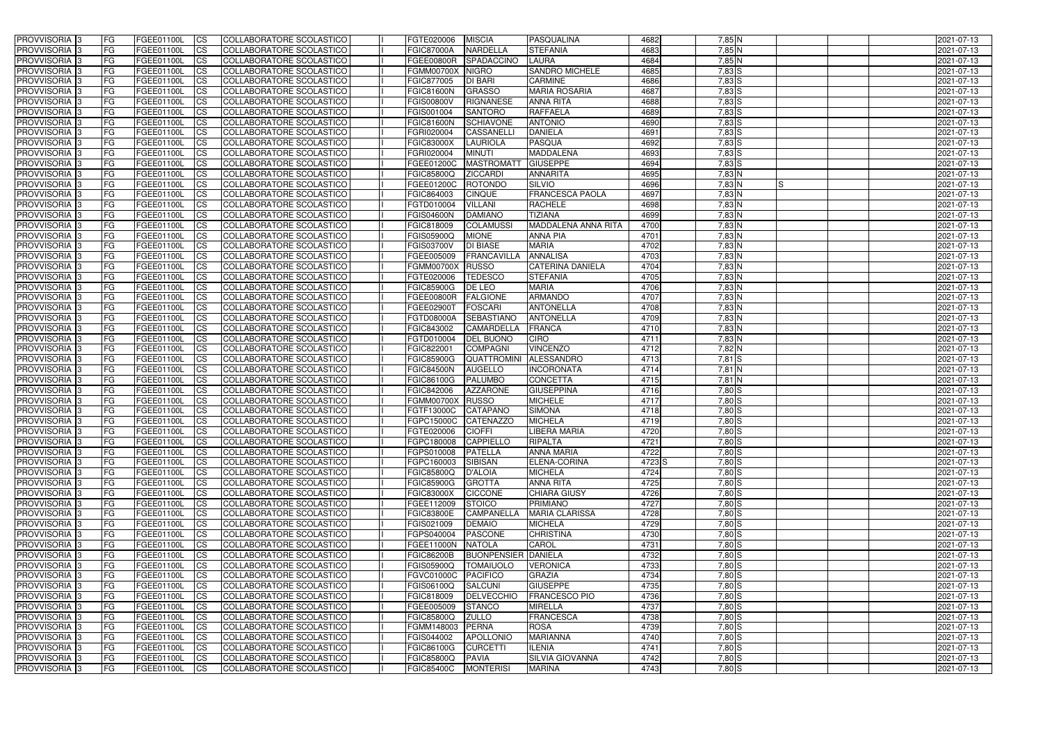| PROVVISORIA 3 | FG | FGEE01100L | CS | COLLABORATORE SCOLASTICO | | FGTE020006 | MISCIA | PASQUALINA | 4682 | 7,85 N | | | | 2021-07-13 |
|---|---|---|---|---|---|---|---|---|---|---|---|---|---|---|
| PROVVISORIA 3 | FG | FGEE01100L | CS | COLLABORATORE SCOLASTICO | | FGIC87000A | NARDELLA | STEFANIA | 4683 | 7,85 N | | | | 2021-07-13 |
| PROVVISORIA 3 | FG | FGEE01100L | CS | COLLABORATORE SCOLASTICO | | FGEE00800R | SPADACCINO | LAURA | 4684 | 7,85 N | | | | 2021-07-13 |
| PROVVISORIA 3 | FG | FGEE01100L | CS | COLLABORATORE SCOLASTICO | | FGMM00700X | NIGRO | SANDRO MICHELE | 4685 | 7,83 S | | | | 2021-07-13 |
| PROVVISORIA 3 | FG | FGEE01100L | CS | COLLABORATORE SCOLASTICO | | FGIC877005 | DI BARI | CARMINE | 4686 | 7,83 S | | | | 2021-07-13 |
| PROVVISORIA 3 | FG | FGEE01100L | CS | COLLABORATORE SCOLASTICO | | FGIC81600N | GRASSO | MARIA ROSARIA | 4687 | 7,83 S | | | | 2021-07-13 |
| PROVVISORIA 3 | FG | FGEE01100L | CS | COLLABORATORE SCOLASTICO | | FGIS00800V | RIGNANESE | ANNA RITA | 4688 | 7,83 S | | | | 2021-07-13 |
| PROVVISORIA 3 | FG | FGEE01100L | CS | COLLABORATORE SCOLASTICO | | FGIS001004 | SANTORO | RAFFAELA | 4689 | 7,83 S | | | | 2021-07-13 |
| PROVVISORIA 3 | FG | FGEE01100L | CS | COLLABORATORE SCOLASTICO | | FGIC81600N | SCHIAVONE | ANTONIO | 4690 | 7,83 S | | | | 2021-07-13 |
| PROVVISORIA 3 | FG | FGEE01100L | CS | COLLABORATORE SCOLASTICO | | FGRI020004 | CASSANELLI | DANIELA | 4691 | 7,83 S | | | | 2021-07-13 |
| PROVVISORIA 3 | FG | FGEE01100L | CS | COLLABORATORE SCOLASTICO | | FGIC83000X | LAURIOLA | PASQUA | 4692 | 7,83 S | | | | 2021-07-13 |
| PROVVISORIA 3 | FG | FGEE01100L | CS | COLLABORATORE SCOLASTICO | | FGRI020004 | MINUTI | MADDALENA | 4693 | 7,83 S | | | | 2021-07-13 |
| PROVVISORIA 3 | FG | FGEE01100L | CS | COLLABORATORE SCOLASTICO | | FGEE01200C | MASTROMATT | GIUSEPPE | 4694 | 7,83 S | | | | 2021-07-13 |
| PROVVISORIA 3 | FG | FGEE01100L | CS | COLLABORATORE SCOLASTICO | | FGIC85800Q | ZICCARDI | ANNARITA | 4695 | 7,83 N | | | | 2021-07-13 |
| PROVVISORIA 3 | FG | FGEE01100L | CS | COLLABORATORE SCOLASTICO | | FGEE01200C | ROTONDO | SILVIO | 4696 | 7,83 N | S | | | 2021-07-13 |
| PROVVISORIA 3 | FG | FGEE01100L | CS | COLLABORATORE SCOLASTICO | | FGIC864003 | CINQUE | FRANCESCA PAOLA | 4697 | 7,83 N | | | | 2021-07-13 |
| PROVVISORIA 3 | FG | FGEE01100L | CS | COLLABORATORE SCOLASTICO | | FGTD010004 | VILLANI | RACHELE | 4698 | 7,83 N | | | | 2021-07-13 |
| PROVVISORIA 3 | FG | FGEE01100L | CS | COLLABORATORE SCOLASTICO | | FGIS04600N | DAMIANO | TIZIANA | 4699 | 7,83 N | | | | 2021-07-13 |
| PROVVISORIA 3 | FG | FGEE01100L | CS | COLLABORATORE SCOLASTICO | | FGIC818009 | COLAMUSSI | MADDALENA ANNA RITA | 4700 | 7,83 N | | | | 2021-07-13 |
| PROVVISORIA 3 | FG | FGEE01100L | CS | COLLABORATORE SCOLASTICO | | FGIS05900Q | MIONE | ANNA PIA | 4701 | 7,83 N | | | | 2021-07-13 |
| PROVVISORIA 3 | FG | FGEE01100L | CS | COLLABORATORE SCOLASTICO | | FGIS03700V | DI BIASE | MARIA | 4702 | 7,83 N | | | | 2021-07-13 |
| PROVVISORIA 3 | FG | FGEE01100L | CS | COLLABORATORE SCOLASTICO | | FGEE005009 | FRANCAVILLA | ANNALISA | 4703 | 7,83 N | | | | 2021-07-13 |
| PROVVISORIA 3 | FG | FGEE01100L | CS | COLLABORATORE SCOLASTICO | | FGMM00700X | RUSSO | CATERINA DANIELA | 4704 | 7,83 N | | | | 2021-07-13 |
| PROVVISORIA 3 | FG | FGEE01100L | CS | COLLABORATORE SCOLASTICO | | FGTE020006 | TEDESCO | STEFANIA | 4705 | 7,83 N | | | | 2021-07-13 |
| PROVVISORIA 3 | FG | FGEE01100L | CS | COLLABORATORE SCOLASTICO | | FGIC85900G | DE LEO | MARIA | 4706 | 7,83 N | | | | 2021-07-13 |
| PROVVISORIA 3 | FG | FGEE01100L | CS | COLLABORATORE SCOLASTICO | | FGEE00800R | FALGIONE | ARMANDO | 4707 | 7,83 N | | | | 2021-07-13 |
| PROVVISORIA 3 | FG | FGEE01100L | CS | COLLABORATORE SCOLASTICO | | FGEE02900T | FOSCARI | ANTONELLA | 4708 | 7,83 N | | | | 2021-07-13 |
| PROVVISORIA 3 | FG | FGEE01100L | CS | COLLABORATORE SCOLASTICO | | FGTD08000A | SEBASTIANO | ANTONELLA | 4709 | 7,83 N | | | | 2021-07-13 |
| PROVVISORIA 3 | FG | FGEE01100L | CS | COLLABORATORE SCOLASTICO | | FGIC843002 | CAMARDELLA | FRANCA | 4710 | 7,83 N | | | | 2021-07-13 |
| PROVVISORIA 3 | FG | FGEE01100L | CS | COLLABORATORE SCOLASTICO | | FGTD010004 | DEL BUONO | CIRO | 4711 | 7,83 N | | | | 2021-07-13 |
| PROVVISORIA 3 | FG | FGEE01100L | CS | COLLABORATORE SCOLASTICO | | FGIC822001 | COMPAGNI | VINCENZO | 4712 | 7,82 N | | | | 2021-07-13 |
| PROVVISORIA 3 | FG | FGEE01100L | CS | COLLABORATORE SCOLASTICO | | FGIC85900G | QUATTROMINI | ALESSANDRO | 4713 | 7,81 S | | | | 2021-07-13 |
| PROVVISORIA 3 | FG | FGEE01100L | CS | COLLABORATORE SCOLASTICO | | FGIC84500N | AUGELLO | INCORONATA | 4714 | 7,81 N | | | | 2021-07-13 |
| PROVVISORIA 3 | FG | FGEE01100L | CS | COLLABORATORE SCOLASTICO | | FGIC86100G | PALUMBO | CONCETTA | 4715 | 7,81 N | | | | 2021-07-13 |
| PROVVISORIA 3 | FG | FGEE01100L | CS | COLLABORATORE SCOLASTICO | | FGIC842006 | AZZARONE | GIUSEPPINA | 4716 | 7,80 S | | | | 2021-07-13 |
| PROVVISORIA 3 | FG | FGEE01100L | CS | COLLABORATORE SCOLASTICO | | FGMM00700X | RUSSO | MICHELE | 4717 | 7,80 S | | | | 2021-07-13 |
| PROVVISORIA 3 | FG | FGEE01100L | CS | COLLABORATORE SCOLASTICO | | FGTF13000C | CATAPANO | SIMONA | 4718 | 7,80 S | | | | 2021-07-13 |
| PROVVISORIA 3 | FG | FGEE01100L | CS | COLLABORATORE SCOLASTICO | | FGPC15000C | CATENAZZO | MICHELA | 4719 | 7,80 S | | | | 2021-07-13 |
| PROVVISORIA 3 | FG | FGEE01100L | CS | COLLABORATORE SCOLASTICO | | FGTE020006 | CIOFFI | LIBERA MARIA | 4720 | 7,80 S | | | | 2021-07-13 |
| PROVVISORIA 3 | FG | FGEE01100L | CS | COLLABORATORE SCOLASTICO | | FGPC180008 | CAPPIELLO | RIPALTA | 4721 | 7,80 S | | | | 2021-07-13 |
| PROVVISORIA 3 | FG | FGEE01100L | CS | COLLABORATORE SCOLASTICO | | FGPS010008 | PATELLA | ANNA MARIA | 4722 | 7,80 S | | | | 2021-07-13 |
| PROVVISORIA 3 | FG | FGEE01100L | CS | COLLABORATORE SCOLASTICO | | FGPC160003 | SIBISAN | ELENA-CORINA | 4723 S | 7,80 S | | | | 2021-07-13 |
| PROVVISORIA 3 | FG | FGEE01100L | CS | COLLABORATORE SCOLASTICO | | FGIC85800Q | D'ALOIA | MICHELA | 4724 | 7,80 S | | | | 2021-07-13 |
| PROVVISORIA 3 | FG | FGEE01100L | CS | COLLABORATORE SCOLASTICO | | FGIC85900G | GROTTA | ANNA RITA | 4725 | 7,80 S | | | | 2021-07-13 |
| PROVVISORIA 3 | FG | FGEE01100L | CS | COLLABORATORE SCOLASTICO | | FGIC83000X | CICCONE | CHIARA GIUSY | 4726 | 7,80 S | | | | 2021-07-13 |
| PROVVISORIA 3 | FG | FGEE01100L | CS | COLLABORATORE SCOLASTICO | | FGEE112009 | STOICO | PRIMIANO | 4727 | 7,80 S | | | | 2021-07-13 |
| PROVVISORIA 3 | FG | FGEE01100L | CS | COLLABORATORE SCOLASTICO | | FGIC83800E | CAMPANELLA | MARIA CLARISSA | 4728 | 7,80 S | | | | 2021-07-13 |
| PROVVISORIA 3 | FG | FGEE01100L | CS | COLLABORATORE SCOLASTICO | | FGIS021009 | DEMAIO | MICHELA | 4729 | 7,80 S | | | | 2021-07-13 |
| PROVVISORIA 3 | FG | FGEE01100L | CS | COLLABORATORE SCOLASTICO | | FGPS040004 | PASCONE | CHRISTINA | 4730 | 7,80 S | | | | 2021-07-13 |
| PROVVISORIA 3 | FG | FGEE01100L | CS | COLLABORATORE SCOLASTICO | | FGEE11000N | NATOLA | CAROL | 4731 | 7,80 S | | | | 2021-07-13 |
| PROVVISORIA 3 | FG | FGEE01100L | CS | COLLABORATORE SCOLASTICO | | FGIC86200B | BUONPENSIER | DANIELA | 4732 | 7,80 S | | | | 2021-07-13 |
| PROVVISORIA 3 | FG | FGEE01100L | CS | COLLABORATORE SCOLASTICO | | FGIS05900Q | TOMAIUOLO | VERONICA | 4733 | 7,80 S | | | | 2021-07-13 |
| PROVVISORIA 3 | FG | FGEE01100L | CS | COLLABORATORE SCOLASTICO | | FGVC01000C | PACIFICO | GRAZIA | 4734 | 7,80 S | | | | 2021-07-13 |
| PROVVISORIA 3 | FG | FGEE01100L | CS | COLLABORATORE SCOLASTICO | | FGIS06100Q | SALCUNI | GIUSEPPE | 4735 | 7,80 S | | | | 2021-07-13 |
| PROVVISORIA 3 | FG | FGEE01100L | CS | COLLABORATORE SCOLASTICO | | FGIC818009 | DELVECCHIO | FRANCESCO PIO | 4736 | 7,80 S | | | | 2021-07-13 |
| PROVVISORIA 3 | FG | FGEE01100L | CS | COLLABORATORE SCOLASTICO | | FGEE005009 | STANCO | MIRELLA | 4737 | 7,80 S | | | | 2021-07-13 |
| PROVVISORIA 3 | FG | FGEE01100L | CS | COLLABORATORE SCOLASTICO | | FGIC85800Q | ZULLO | FRANCESCA | 4738 | 7,80 S | | | | 2021-07-13 |
| PROVVISORIA 3 | FG | FGEE01100L | CS | COLLABORATORE SCOLASTICO | | FGMM148003 | PERNA | ROSA | 4739 | 7,80 S | | | | 2021-07-13 |
| PROVVISORIA 3 | FG | FGEE01100L | CS | COLLABORATORE SCOLASTICO | | FGIS044002 | APOLLONIO | MARIANNA | 4740 | 7,80 S | | | | 2021-07-13 |
| PROVVISORIA 3 | FG | FGEE01100L | CS | COLLABORATORE SCOLASTICO | | FGIC86100G | CURCETTI | ILENIA | 4741 | 7,80 S | | | | 2021-07-13 |
| PROVVISORIA 3 | FG | FGEE01100L | CS | COLLABORATORE SCOLASTICO | | FGIC85800Q | PAVIA | SILVIA GIOVANNA | 4742 | 7,80 S | | | | 2021-07-13 |
| PROVVISORIA 3 | FG | FGEE01100L | CS | COLLABORATORE SCOLASTICO | | FGIC85400C | MONTERISI | MARINA | 4743 | 7,80 S | | | | 2021-07-13 |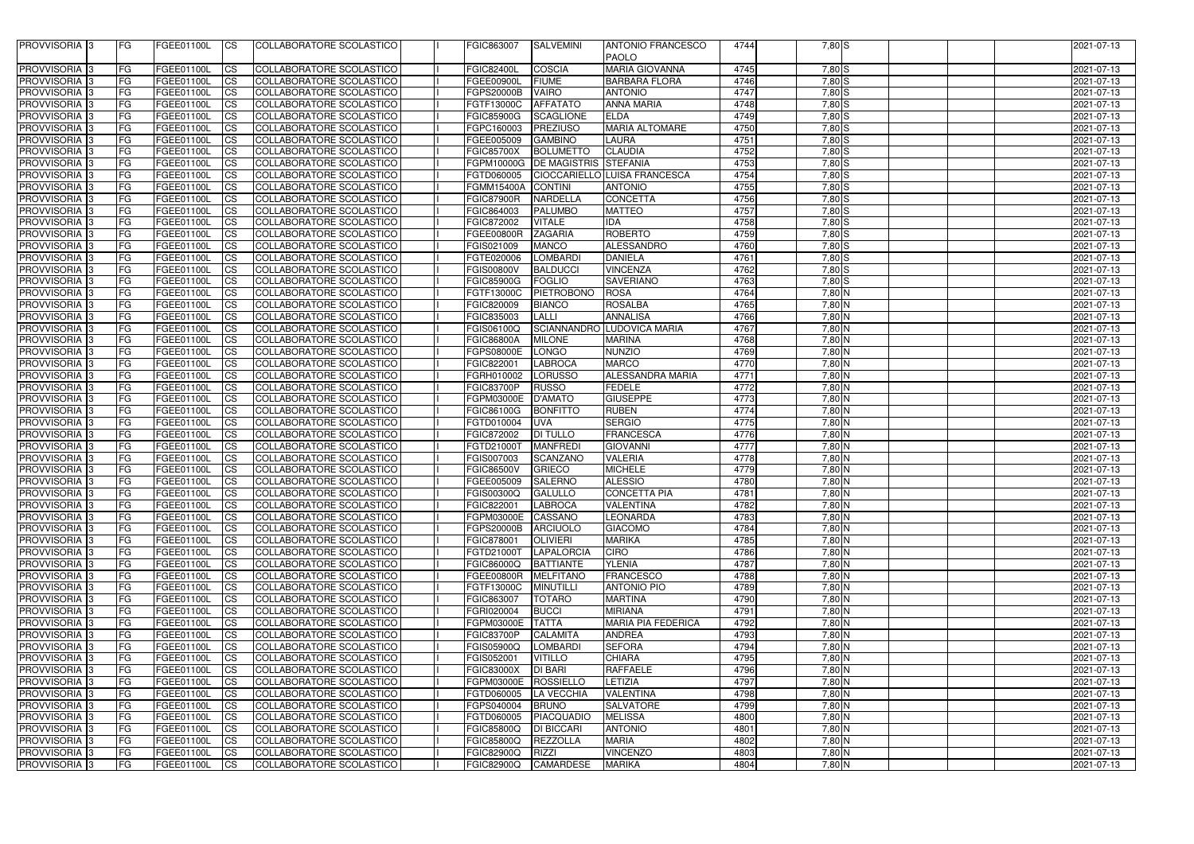| PROVVISORIA 3 | FG | FGEE01100L | CS | COLLABORATORE SCOLASTICO | I | FGIC863007 | SALVEMINI | ANTONIO FRANCESCO PAOLO | 4744 | 7,80 S | | | | 2021-07-13 |
|---|---|---|---|---|---|---|---|---|---|---|---|---|---|---|
| PROVVISORIA 3 | FG | FGEE01100L | CS | COLLABORATORE SCOLASTICO | I | FGIC82400L | COSCIA | MARIA GIOVANNA | 4745 | 7,80 S | | | | 2021-07-13 |
| PROVVISORIA 3 | FG | FGEE01100L | CS | COLLABORATORE SCOLASTICO | I | FGEE00900L | FIUME | BARBARA FLORA | 4746 | 7,80 S | | | | 2021-07-13 |
| PROVVISORIA 3 | FG | FGEE01100L | CS | COLLABORATORE SCOLASTICO | I | FGPS20000B | VAIRO | ANTONIO | 4747 | 7,80 S | | | | 2021-07-13 |
| PROVVISORIA 3 | FG | FGEE01100L | CS | COLLABORATORE SCOLASTICO | I | FGTF13000C | AFFATATO | ANNA MARIA | 4748 | 7,80 S | | | | 2021-07-13 |
| PROVVISORIA 3 | FG | FGEE01100L | CS | COLLABORATORE SCOLASTICO | I | FGIC85900G | SCAGLIONE | ELDA | 4749 | 7,80 S | | | | 2021-07-13 |
| PROVVISORIA 3 | FG | FGEE01100L | CS | COLLABORATORE SCOLASTICO | I | FGPC160003 | PREZIUSO | MARIA ALTOMARE | 4750 | 7,80 S | | | | 2021-07-13 |
| PROVVISORIA 3 | FG | FGEE01100L | CS | COLLABORATORE SCOLASTICO | I | FGEE005009 | GAMBINO | LAURA | 4751 | 7,80 S | | | | 2021-07-13 |
| PROVVISORIA 3 | FG | FGEE01100L | CS | COLLABORATORE SCOLASTICO | I | FGIC85700X | BOLUMETTO | CLAUDIA | 4752 | 7,80 S | | | | 2021-07-13 |
| PROVVISORIA 3 | FG | FGEE01100L | CS | COLLABORATORE SCOLASTICO | I | FGPM10000G | DE MAGISTRIS | STEFANIA | 4753 | 7,80 S | | | | 2021-07-13 |
| PROVVISORIA 3 | FG | FGEE01100L | CS | COLLABORATORE SCOLASTICO | I | FGTD060005 | CIOCCARIELLO | LUISA FRANCESCA | 4754 | 7,80 S | | | | 2021-07-13 |
| PROVVISORIA 3 | FG | FGEE01100L | CS | COLLABORATORE SCOLASTICO | I | FGMM15400A | CONTINI | ANTONIO | 4755 | 7,80 S | | | | 2021-07-13 |
| PROVVISORIA 3 | FG | FGEE01100L | CS | COLLABORATORE SCOLASTICO | I | FGIC87900R | NARDELLA | CONCETTA | 4756 | 7,80 S | | | | 2021-07-13 |
| PROVVISORIA 3 | FG | FGEE01100L | CS | COLLABORATORE SCOLASTICO | I | FGIC864003 | PALUMBO | MATTEO | 4757 | 7,80 S | | | | 2021-07-13 |
| PROVVISORIA 3 | FG | FGEE01100L | CS | COLLABORATORE SCOLASTICO | I | FGIC872002 | VITALE | IDA | 4758 | 7,80 S | | | | 2021-07-13 |
| PROVVISORIA 3 | FG | FGEE01100L | CS | COLLABORATORE SCOLASTICO | I | FGEE00800R | ZAGARIA | ROBERTO | 4759 | 7,80 S | | | | 2021-07-13 |
| PROVVISORIA 3 | FG | FGEE01100L | CS | COLLABORATORE SCOLASTICO | I | FGIS021009 | MANCO | ALESSANDRO | 4760 | 7,80 S | | | | 2021-07-13 |
| PROVVISORIA 3 | FG | FGEE01100L | CS | COLLABORATORE SCOLASTICO | I | FGTE020006 | LOMBARDI | DANIELA | 4761 | 7,80 S | | | | 2021-07-13 |
| PROVVISORIA 3 | FG | FGEE01100L | CS | COLLABORATORE SCOLASTICO | I | FGIS00800V | BALDUCCI | VINCENZA | 4762 | 7,80 S | | | | 2021-07-13 |
| PROVVISORIA 3 | FG | FGEE01100L | CS | COLLABORATORE SCOLASTICO | I | FGIC85900G | FOGLIO | SAVERIANO | 4763 | 7,80 S | | | | 2021-07-13 |
| PROVVISORIA 3 | FG | FGEE01100L | CS | COLLABORATORE SCOLASTICO | I | FGTF13000C | PIETROBONO | ROSA | 4764 | 7,80 N | | | | 2021-07-13 |
| PROVVISORIA 3 | FG | FGEE01100L | CS | COLLABORATORE SCOLASTICO | I | FGIC820009 | BIANCO | ROSALBA | 4765 | 7,80 N | | | | 2021-07-13 |
| PROVVISORIA 3 | FG | FGEE01100L | CS | COLLABORATORE SCOLASTICO | I | FGIC835003 | LALLI | ANNALISA | 4766 | 7,80 N | | | | 2021-07-13 |
| PROVVISORIA 3 | FG | FGEE01100L | CS | COLLABORATORE SCOLASTICO | I | FGIS06100Q | SCIANNANDRO | LUDOVICA MARIA | 4767 | 7,80 N | | | | 2021-07-13 |
| PROVVISORIA 3 | FG | FGEE01100L | CS | COLLABORATORE SCOLASTICO | I | FGIC86800A | MILONE | MARINA | 4768 | 7,80 N | | | | 2021-07-13 |
| PROVVISORIA 3 | FG | FGEE01100L | CS | COLLABORATORE SCOLASTICO | I | FGPS08000E | LONGO | NUNZIO | 4769 | 7,80 N | | | | 2021-07-13 |
| PROVVISORIA 3 | FG | FGEE01100L | CS | COLLABORATORE SCOLASTICO | I | FGIC822001 | LABROCA | MARCO | 4770 | 7,80 N | | | | 2021-07-13 |
| PROVVISORIA 3 | FG | FGEE01100L | CS | COLLABORATORE SCOLASTICO | I | FGRH010002 | LORUSSO | ALESSANDRA MARIA | 4771 | 7,80 N | | | | 2021-07-13 |
| PROVVISORIA 3 | FG | FGEE01100L | CS | COLLABORATORE SCOLASTICO | I | FGIC83700P | RUSSO | FEDELE | 4772 | 7,80 N | | | | 2021-07-13 |
| PROVVISORIA 3 | FG | FGEE01100L | CS | COLLABORATORE SCOLASTICO | I | FGPM03000E | D'AMATO | GIUSEPPE | 4773 | 7,80 N | | | | 2021-07-13 |
| PROVVISORIA 3 | FG | FGEE01100L | CS | COLLABORATORE SCOLASTICO | I | FGIC86100G | BONFITTO | RUBEN | 4774 | 7,80 N | | | | 2021-07-13 |
| PROVVISORIA 3 | FG | FGEE01100L | CS | COLLABORATORE SCOLASTICO | I | FGTD010004 | UVA | SERGIO | 4775 | 7,80 N | | | | 2021-07-13 |
| PROVVISORIA 3 | FG | FGEE01100L | CS | COLLABORATORE SCOLASTICO | I | FGIC872002 | DI TULLO | FRANCESCA | 4776 | 7,80 N | | | | 2021-07-13 |
| PROVVISORIA 3 | FG | FGEE01100L | CS | COLLABORATORE SCOLASTICO | I | FGTD21000T | MANFREDI | GIOVANNI | 4777 | 7,80 N | | | | 2021-07-13 |
| PROVVISORIA 3 | FG | FGEE01100L | CS | COLLABORATORE SCOLASTICO | I | FGIS007003 | SCANZANO | VALERIA | 4778 | 7,80 N | | | | 2021-07-13 |
| PROVVISORIA 3 | FG | FGEE01100L | CS | COLLABORATORE SCOLASTICO | I | FGIC86500V | GRIECO | MICHELE | 4779 | 7,80 N | | | | 2021-07-13 |
| PROVVISORIA 3 | FG | FGEE01100L | CS | COLLABORATORE SCOLASTICO | I | FGEE005009 | SALERNO | ALESSIO | 4780 | 7,80 N | | | | 2021-07-13 |
| PROVVISORIA 3 | FG | FGEE01100L | CS | COLLABORATORE SCOLASTICO | I | FGIS00300Q | GALULLO | CONCETTA PIA | 4781 | 7,80 N | | | | 2021-07-13 |
| PROVVISORIA 3 | FG | FGEE01100L | CS | COLLABORATORE SCOLASTICO | I | FGIC822001 | LABROCA | VALENTINA | 4782 | 7,80 N | | | | 2021-07-13 |
| PROVVISORIA 3 | FG | FGEE01100L | CS | COLLABORATORE SCOLASTICO | I | FGPM03000E | CASSANO | LEONARDA | 4783 | 7,80 N | | | | 2021-07-13 |
| PROVVISORIA 3 | FG | FGEE01100L | CS | COLLABORATORE SCOLASTICO | I | FGPS20000B | ARCIUOLO | GIACOMO | 4784 | 7,80 N | | | | 2021-07-13 |
| PROVVISORIA 3 | FG | FGEE01100L | CS | COLLABORATORE SCOLASTICO | I | FGIC878001 | OLIVIERI | MARIKA | 4785 | 7,80 N | | | | 2021-07-13 |
| PROVVISORIA 3 | FG | FGEE01100L | CS | COLLABORATORE SCOLASTICO | I | FGTD21000T | LAPALORCIA | CIRO | 4786 | 7,80 N | | | | 2021-07-13 |
| PROVVISORIA 3 | FG | FGEE01100L | CS | COLLABORATORE SCOLASTICO | I | FGIC86000Q | BATTIANTE | YLENIA | 4787 | 7,80 N | | | | 2021-07-13 |
| PROVVISORIA 3 | FG | FGEE01100L | CS | COLLABORATORE SCOLASTICO | I | FGEE00800R | MELFITANO | FRANCESCO | 4788 | 7,80 N | | | | 2021-07-13 |
| PROVVISORIA 3 | FG | FGEE01100L | CS | COLLABORATORE SCOLASTICO | I | FGTF13000C | MINUTILLI | ANTONIO PIO | 4789 | 7,80 N | | | | 2021-07-13 |
| PROVVISORIA 3 | FG | FGEE01100L | CS | COLLABORATORE SCOLASTICO | I | FGIC863007 | TOTARO | MARTINA | 4790 | 7,80 N | | | | 2021-07-13 |
| PROVVISORIA 3 | FG | FGEE01100L | CS | COLLABORATORE SCOLASTICO | I | FGRI020004 | BUCCI | MIRIANA | 4791 | 7,80 N | | | | 2021-07-13 |
| PROVVISORIA 3 | FG | FGEE01100L | CS | COLLABORATORE SCOLASTICO | I | FGPM03000E | TATTA | MARIA PIA FEDERICA | 4792 | 7,80 N | | | | 2021-07-13 |
| PROVVISORIA 3 | FG | FGEE01100L | CS | COLLABORATORE SCOLASTICO | I | FGIC83700P | CALAMITA | ANDREA | 4793 | 7,80 N | | | | 2021-07-13 |
| PROVVISORIA 3 | FG | FGEE01100L | CS | COLLABORATORE SCOLASTICO | I | FGIS05900Q | LOMBARDI | SEFORA | 4794 | 7,80 N | | | | 2021-07-13 |
| PROVVISORIA 3 | FG | FGEE01100L | CS | COLLABORATORE SCOLASTICO | I | FGIS052001 | VITILLO | CHIARA | 4795 | 7,80 N | | | | 2021-07-13 |
| PROVVISORIA 3 | FG | FGEE01100L | CS | COLLABORATORE SCOLASTICO | I | FGIC83000X | DI BARI | RAFFAELE | 4796 | 7,80 N | | | | 2021-07-13 |
| PROVVISORIA 3 | FG | FGEE01100L | CS | COLLABORATORE SCOLASTICO | I | FGPM03000E | ROSSIELLO | LETIZIA | 4797 | 7,80 N | | | | 2021-07-13 |
| PROVVISORIA 3 | FG | FGEE01100L | CS | COLLABORATORE SCOLASTICO | I | FGTD060005 | LA VECCHIA | VALENTINA | 4798 | 7,80 N | | | | 2021-07-13 |
| PROVVISORIA 3 | FG | FGEE01100L | CS | COLLABORATORE SCOLASTICO | I | FGPS040004 | BRUNO | SALVATORE | 4799 | 7,80 N | | | | 2021-07-13 |
| PROVVISORIA 3 | FG | FGEE01100L | CS | COLLABORATORE SCOLASTICO | I | FGTD060005 | PIACQUADIO | MELISSA | 4800 | 7,80 N | | | | 2021-07-13 |
| PROVVISORIA 3 | FG | FGEE01100L | CS | COLLABORATORE SCOLASTICO | I | FGIC85800Q | DI BICCARI | ANTONIO | 4801 | 7,80 N | | | | 2021-07-13 |
| PROVVISORIA 3 | FG | FGEE01100L | CS | COLLABORATORE SCOLASTICO | I | FGIC85800Q | REZZOLLA | MARIA | 4802 | 7,80 N | | | | 2021-07-13 |
| PROVVISORIA 3 | FG | FGEE01100L | CS | COLLABORATORE SCOLASTICO | I | FGIC82900Q | RIZZI | VINCENZO | 4803 | 7,80 N | | | | 2021-07-13 |
| PROVVISORIA 3 | FG | FGEE01100L | CS | COLLABORATORE SCOLASTICO | I | FGIC82900Q | CAMARDESE | MARIKA | 4804 | 7,80 N | | | | 2021-07-13 |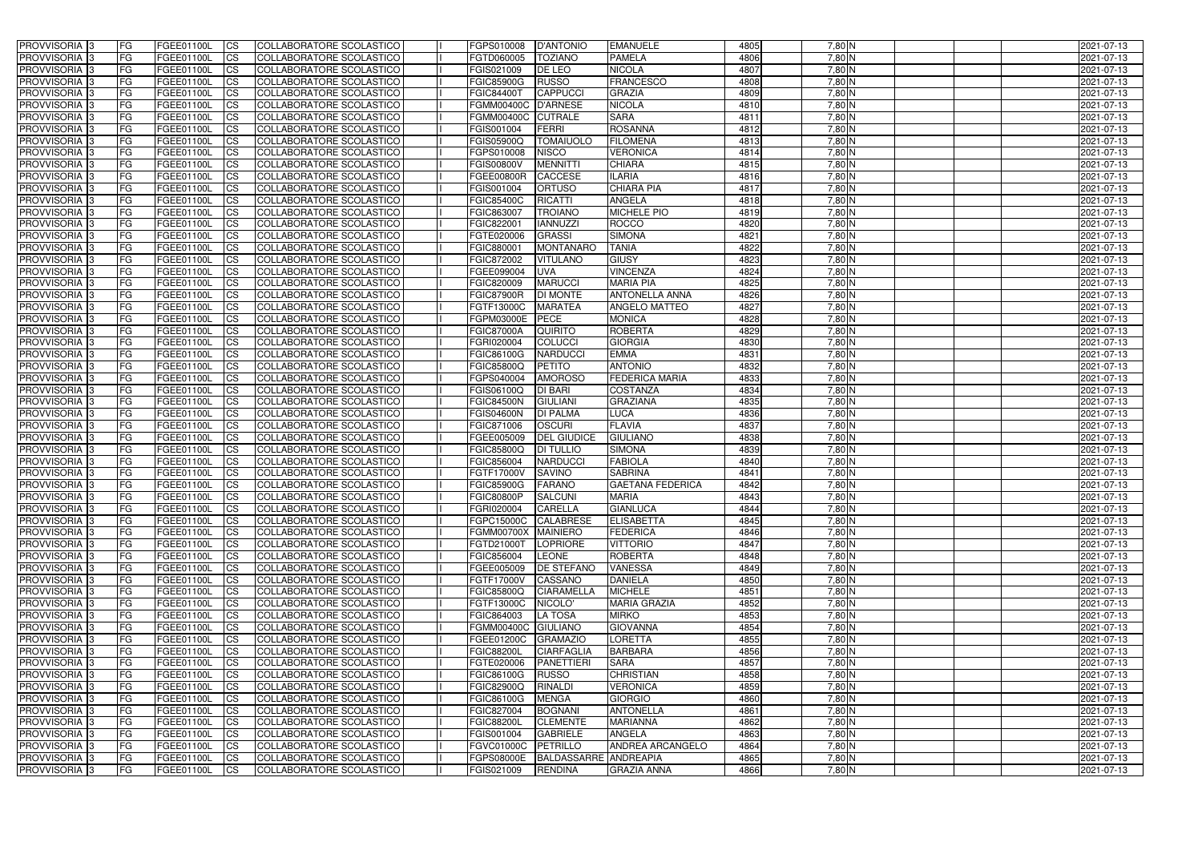| PROVVISORIA 3 | FG | FGEE01100L | CS | COLLABORATORE SCOLASTICO | | FGPS010008 | D'ANTONIO | EMANUELE | 4805 | 7,80 N | | | | 2021-07-13 |
|---|---|---|---|---|---|---|---|---|---|---|---|---|---|---|
| PROVVISORIA 3 | FG | FGEE01100L | CS | COLLABORATORE SCOLASTICO | | FGTD060005 | TOZIANO | PAMELA | 4806 | 7,80 N | | | | 2021-07-13 |
| PROVVISORIA 3 | FG | FGEE01100L | CS | COLLABORATORE SCOLASTICO | | FGIS021009 | DE LEO | NICOLA | 4807 | 7,80 N | | | | 2021-07-13 |
| PROVVISORIA 3 | FG | FGEE01100L | CS | COLLABORATORE SCOLASTICO | | FGIC85900G | RUSSO | FRANCESCO | 4808 | 7,80 N | | | | 2021-07-13 |
| PROVVISORIA 3 | FG | FGEE01100L | CS | COLLABORATORE SCOLASTICO | | FGIC84400T | CAPPUCCI | GRAZIA | 4809 | 7,80 N | | | | 2021-07-13 |
| PROVVISORIA 3 | FG | FGEE01100L | CS | COLLABORATORE SCOLASTICO | | FGMM00400C | D'ARNESE | NICOLA | 4810 | 7,80 N | | | | 2021-07-13 |
| PROVVISORIA 3 | FG | FGEE01100L | CS | COLLABORATORE SCOLASTICO | | FGMM00400C | CUTRALE | SARA | 4811 | 7,80 N | | | | 2021-07-13 |
| PROVVISORIA 3 | FG | FGEE01100L | CS | COLLABORATORE SCOLASTICO | | FGIS001004 | FERRI | ROSANNA | 4812 | 7,80 N | | | | 2021-07-13 |
| PROVVISORIA 3 | FG | FGEE01100L | CS | COLLABORATORE SCOLASTICO | | FGIS05900Q | TOMAIUOLO | FILOMENA | 4813 | 7,80 N | | | | 2021-07-13 |
| PROVVISORIA 3 | FG | FGEE01100L | CS | COLLABORATORE SCOLASTICO | | FGPS010008 | NISCO | VERONICA | 4814 | 7,80 N | | | | 2021-07-13 |
| PROVVISORIA 3 | FG | FGEE01100L | CS | COLLABORATORE SCOLASTICO | | FGIS00800V | MENNITTI | CHIARA | 4815 | 7,80 N | | | | 2021-07-13 |
| PROVVISORIA 3 | FG | FGEE01100L | CS | COLLABORATORE SCOLASTICO | | FGEE00800R | CACCESE | ILARIA | 4816 | 7,80 N | | | | 2021-07-13 |
| PROVVISORIA 3 | FG | FGEE01100L | CS | COLLABORATORE SCOLASTICO | | FGIS001004 | ORTUSO | CHIARA PIA | 4817 | 7,80 N | | | | 2021-07-13 |
| PROVVISORIA 3 | FG | FGEE01100L | CS | COLLABORATORE SCOLASTICO | | FGIC85400C | RICATTI | ANGELA | 4818 | 7,80 N | | | | 2021-07-13 |
| PROVVISORIA 3 | FG | FGEE01100L | CS | COLLABORATORE SCOLASTICO | | FGIC863007 | TROIANO | MICHELE PIO | 4819 | 7,80 N | | | | 2021-07-13 |
| PROVVISORIA 3 | FG | FGEE01100L | CS | COLLABORATORE SCOLASTICO | | FGIC822001 | IANNUZZI | ROCCO | 4820 | 7,80 N | | | | 2021-07-13 |
| PROVVISORIA 3 | FG | FGEE01100L | CS | COLLABORATORE SCOLASTICO | | FGTE020006 | GRASSI | SIMONA | 4821 | 7,80 N | | | | 2021-07-13 |
| PROVVISORIA 3 | FG | FGEE01100L | CS | COLLABORATORE SCOLASTICO | | FGIC880001 | MONTANARO | TANIA | 4822 | 7,80 N | | | | 2021-07-13 |
| PROVVISORIA 3 | FG | FGEE01100L | CS | COLLABORATORE SCOLASTICO | | FGIC872002 | VITULANO | GIUSY | 4823 | 7,80 N | | | | 2021-07-13 |
| PROVVISORIA 3 | FG | FGEE01100L | CS | COLLABORATORE SCOLASTICO | | FGEE099004 | UVA | VINCENZA | 4824 | 7,80 N | | | | 2021-07-13 |
| PROVVISORIA 3 | FG | FGEE01100L | CS | COLLABORATORE SCOLASTICO | | FGIC820009 | MARUCCI | MARIA PIA | 4825 | 7,80 N | | | | 2021-07-13 |
| PROVVISORIA 3 | FG | FGEE01100L | CS | COLLABORATORE SCOLASTICO | | FGIC87900R | DI MONTE | ANTONELLA ANNA | 4826 | 7,80 N | | | | 2021-07-13 |
| PROVVISORIA 3 | FG | FGEE01100L | CS | COLLABORATORE SCOLASTICO | | FGTF13000C | MARATEA | ANGELO MATTEO | 4827 | 7,80 N | | | | 2021-07-13 |
| PROVVISORIA 3 | FG | FGEE01100L | CS | COLLABORATORE SCOLASTICO | | FGPM03000E | PECE | MONICA | 4828 | 7,80 N | | | | 2021-07-13 |
| PROVVISORIA 3 | FG | FGEE01100L | CS | COLLABORATORE SCOLASTICO | | FGIC87000A | QUIRITO | ROBERTA | 4829 | 7,80 N | | | | 2021-07-13 |
| PROVVISORIA 3 | FG | FGEE01100L | CS | COLLABORATORE SCOLASTICO | | FGRI020004 | COLUCCI | GIORGIA | 4830 | 7,80 N | | | | 2021-07-13 |
| PROVVISORIA 3 | FG | FGEE01100L | CS | COLLABORATORE SCOLASTICO | | FGIC86100G | NARDUCCI | EMMA | 4831 | 7,80 N | | | | 2021-07-13 |
| PROVVISORIA 3 | FG | FGEE01100L | CS | COLLABORATORE SCOLASTICO | | FGIC85800Q | PETITO | ANTONIO | 4832 | 7,80 N | | | | 2021-07-13 |
| PROVVISORIA 3 | FG | FGEE01100L | CS | COLLABORATORE SCOLASTICO | | FGPS040004 | AMOROSO | FEDERICA MARIA | 4833 | 7,80 N | | | | 2021-07-13 |
| PROVVISORIA 3 | FG | FGEE01100L | CS | COLLABORATORE SCOLASTICO | | FGIS06100Q | DI BARI | COSTANZA | 4834 | 7,80 N | | | | 2021-07-13 |
| PROVVISORIA 3 | FG | FGEE01100L | CS | COLLABORATORE SCOLASTICO | | FGIC84500N | GIULIANI | GRAZIANA | 4835 | 7,80 N | | | | 2021-07-13 |
| PROVVISORIA 3 | FG | FGEE01100L | CS | COLLABORATORE SCOLASTICO | | FGIS04600N | DI PALMA | LUCA | 4836 | 7,80 N | | | | 2021-07-13 |
| PROVVISORIA 3 | FG | FGEE01100L | CS | COLLABORATORE SCOLASTICO | | FGIC871006 | OSCURI | FLAVIA | 4837 | 7,80 N | | | | 2021-07-13 |
| PROVVISORIA 3 | FG | FGEE01100L | CS | COLLABORATORE SCOLASTICO | | FGEE005009 | DEL GIUDICE | GIULIANO | 4838 | 7,80 N | | | | 2021-07-13 |
| PROVVISORIA 3 | FG | FGEE01100L | CS | COLLABORATORE SCOLASTICO | | FGIC85800Q | DI TULLIO | SIMONA | 4839 | 7,80 N | | | | 2021-07-13 |
| PROVVISORIA 3 | FG | FGEE01100L | CS | COLLABORATORE SCOLASTICO | | FGIC856004 | NARDUCCI | FABIOLA | 4840 | 7,80 N | | | | 2021-07-13 |
| PROVVISORIA 3 | FG | FGEE01100L | CS | COLLABORATORE SCOLASTICO | | FGTF17000V | SAVINO | SABRINA | 4841 | 7,80 N | | | | 2021-07-13 |
| PROVVISORIA 3 | FG | FGEE01100L | CS | COLLABORATORE SCOLASTICO | | FGIC85900G | FARANO | GAETANA FEDERICA | 4842 | 7,80 N | | | | 2021-07-13 |
| PROVVISORIA 3 | FG | FGEE01100L | CS | COLLABORATORE SCOLASTICO | | FGIC80800P | SALCUNI | MARIA | 4843 | 7,80 N | | | | 2021-07-13 |
| PROVVISORIA 3 | FG | FGEE01100L | CS | COLLABORATORE SCOLASTICO | | FGRI020004 | CARELLA | GIANLUCA | 4844 | 7,80 N | | | | 2021-07-13 |
| PROVVISORIA 3 | FG | FGEE01100L | CS | COLLABORATORE SCOLASTICO | | FGPC15000C | CALABRESE | ELISABETTA | 4845 | 7,80 N | | | | 2021-07-13 |
| PROVVISORIA 3 | FG | FGEE01100L | CS | COLLABORATORE SCOLASTICO | | FGMM00700X | MAINIERO | FEDERICA | 4846 | 7,80 N | | | | 2021-07-13 |
| PROVVISORIA 3 | FG | FGEE01100L | CS | COLLABORATORE SCOLASTICO | | FGTD21000T | LOPRIORE | VITTORIO | 4847 | 7,80 N | | | | 2021-07-13 |
| PROVVISORIA 3 | FG | FGEE01100L | CS | COLLABORATORE SCOLASTICO | | FGIC856004 | LEONE | ROBERTA | 4848 | 7,80 N | | | | 2021-07-13 |
| PROVVISORIA 3 | FG | FGEE01100L | CS | COLLABORATORE SCOLASTICO | | FGEE005009 | DE STEFANO | VANESSA | 4849 | 7,80 N | | | | 2021-07-13 |
| PROVVISORIA 3 | FG | FGEE01100L | CS | COLLABORATORE SCOLASTICO | | FGTF17000V | CASSANO | DANIELA | 4850 | 7,80 N | | | | 2021-07-13 |
| PROVVISORIA 3 | FG | FGEE01100L | CS | COLLABORATORE SCOLASTICO | | FGIC85800Q | CIARAMELLA | MICHELE | 4851 | 7,80 N | | | | 2021-07-13 |
| PROVVISORIA 3 | FG | FGEE01100L | CS | COLLABORATORE SCOLASTICO | | FGTF13000C | NICOLO' | MARIA GRAZIA | 4852 | 7,80 N | | | | 2021-07-13 |
| PROVVISORIA 3 | FG | FGEE01100L | CS | COLLABORATORE SCOLASTICO | | FGIC864003 | LA TOSA | MIRKO | 4853 | 7,80 N | | | | 2021-07-13 |
| PROVVISORIA 3 | FG | FGEE01100L | CS | COLLABORATORE SCOLASTICO | | FGMM00400C | GIULIANO | GIOVANNA | 4854 | 7,80 N | | | | 2021-07-13 |
| PROVVISORIA 3 | FG | FGEE01100L | CS | COLLABORATORE SCOLASTICO | | FGEE01200C | GRAMAZIO | LORETTA | 4855 | 7,80 N | | | | 2021-07-13 |
| PROVVISORIA 3 | FG | FGEE01100L | CS | COLLABORATORE SCOLASTICO | | FGIC88200L | CIARFAGLIA | BARBARA | 4856 | 7,80 N | | | | 2021-07-13 |
| PROVVISORIA 3 | FG | FGEE01100L | CS | COLLABORATORE SCOLASTICO | | FGTE020006 | PANETTIERI | SARA | 4857 | 7,80 N | | | | 2021-07-13 |
| PROVVISORIA 3 | FG | FGEE01100L | CS | COLLABORATORE SCOLASTICO | | FGIC86100G | RUSSO | CHRISTIAN | 4858 | 7,80 N | | | | 2021-07-13 |
| PROVVISORIA 3 | FG | FGEE01100L | CS | COLLABORATORE SCOLASTICO | | FGIC82900Q | RINALDI | VERONICA | 4859 | 7,80 N | | | | 2021-07-13 |
| PROVVISORIA 3 | FG | FGEE01100L | CS | COLLABORATORE SCOLASTICO | | FGIC86100G | MENGA | GIORGIO | 4860 | 7,80 N | | | | 2021-07-13 |
| PROVVISORIA 3 | FG | FGEE01100L | CS | COLLABORATORE SCOLASTICO | | FGIC827004 | BOGNANI | ANTONELLA | 4861 | 7,80 N | | | | 2021-07-13 |
| PROVVISORIA 3 | FG | FGEE01100L | CS | COLLABORATORE SCOLASTICO | | FGIC88200L | CLEMENTE | MARIANNA | 4862 | 7,80 N | | | | 2021-07-13 |
| PROVVISORIA 3 | FG | FGEE01100L | CS | COLLABORATORE SCOLASTICO | | FGIS001004 | GABRIELE | ANGELA | 4863 | 7,80 N | | | | 2021-07-13 |
| PROVVISORIA 3 | FG | FGEE01100L | CS | COLLABORATORE SCOLASTICO | | FGVC01000C | PETRILLO | ANDREA ARCANGELO | 4864 | 7,80 N | | | | 2021-07-13 |
| PROVVISORIA 3 | FG | FGEE01100L | CS | COLLABORATORE SCOLASTICO | | FGPS08000E | BALDASSARRE | ANDREAPIA | 4865 | 7,80 N | | | | 2021-07-13 |
| PROVVISORIA 3 | FG | FGEE01100L | CS | COLLABORATORE SCOLASTICO | | FGIS021009 | RENDINA | GRAZIA ANNA | 4866 | 7,80 N | | | | 2021-07-13 |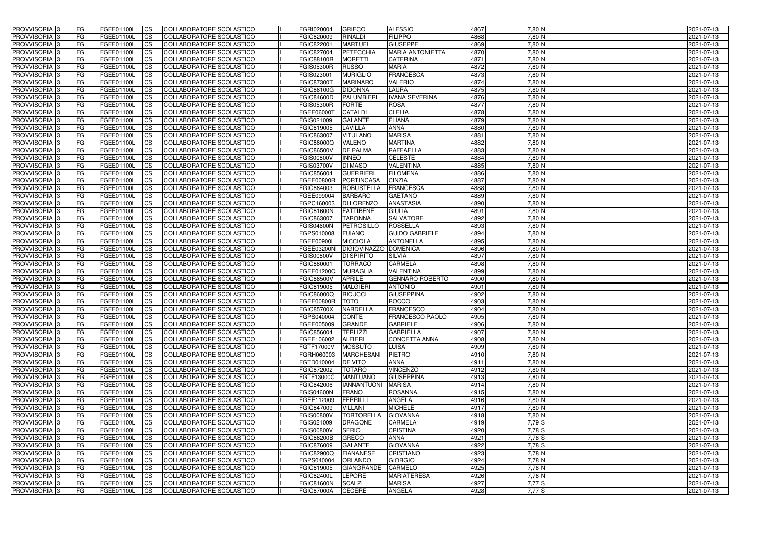| PROVVISORIA 3 | FG | FGEE01100L | CS | COLLABORATORE SCOLASTICO | | FGRI020004 | GRIECO | ALESSIO | 4867 | 7,80 | N | | | | 2021-07-13 |
|---|---|---|---|---|---|---|---|---|---|---|---|---|---|---|---|
| PROVVISORIA 3 | FG | FGEE01100L | CS | COLLABORATORE SCOLASTICO | | FGIC820009 | RINALDI | FILIPPO | 4868 | 7,80 | N | | | | 2021-07-13 |
| PROVVISORIA 3 | FG | FGEE01100L | CS | COLLABORATORE SCOLASTICO | | FGIC822001 | MARTUFI | GIUSEPPE | 4869 | 7,80 | N | | | | 2021-07-13 |
| PROVVISORIA 3 | FG | FGEE01100L | CS | COLLABORATORE SCOLASTICO | | FGIC827004 | PETECCHIA | MARIA ANTONIETTA | 4870 | 7,80 | N | | | | 2021-07-13 |
| PROVVISORIA 3 | FG | FGEE01100L | CS | COLLABORATORE SCOLASTICO | | FGIC88100R | MORETTI | CATERINA | 4871 | 7,80 | N | | | | 2021-07-13 |
| PROVVISORIA 3 | FG | FGEE01100L | CS | COLLABORATORE SCOLASTICO | | FGIS05300R | RUSSO | MARIA | 4872 | 7,80 | N | | | | 2021-07-13 |
| PROVVISORIA 3 | FG | FGEE01100L | CS | COLLABORATORE SCOLASTICO | | FGIS023001 | MURIGLIO | FRANCESCA | 4873 | 7,80 | N | | | | 2021-07-13 |
| PROVVISORIA 3 | FG | FGEE01100L | CS | COLLABORATORE SCOLASTICO | | FGIC87300T | MARINARO | VALERIO | 4874 | 7,80 | N | | | | 2021-07-13 |
| PROVVISORIA 3 | FG | FGEE01100L | CS | COLLABORATORE SCOLASTICO | | FGIC86100G | DIDONNA | LAURA | 4875 | 7,80 | N | | | | 2021-07-13 |
| PROVVISORIA 3 | FG | FGEE01100L | CS | COLLABORATORE SCOLASTICO | | FGIC84600D | PALUMBIERI | IVANA SEVERINA | 4876 | 7,80 | N | | | | 2021-07-13 |
| PROVVISORIA 3 | FG | FGEE01100L | CS | COLLABORATORE SCOLASTICO | | FGIS05300R | FORTE | ROSA | 4877 | 7,80 | N | | | | 2021-07-13 |
| PROVVISORIA 3 | FG | FGEE01100L | CS | COLLABORATORE SCOLASTICO | | FGEE06000T | CATALDI | CLELIA | 4878 | 7,80 | N | | | | 2021-07-13 |
| PROVVISORIA 3 | FG | FGEE01100L | CS | COLLABORATORE SCOLASTICO | | FGIS021009 | GALANTE | ELIANA | 4879 | 7,80 | N | | | | 2021-07-13 |
| PROVVISORIA 3 | FG | FGEE01100L | CS | COLLABORATORE SCOLASTICO | | FGIC819005 | LAVILLA | ANNA | 4880 | 7,80 | N | | | | 2021-07-13 |
| PROVVISORIA 3 | FG | FGEE01100L | CS | COLLABORATORE SCOLASTICO | | FGIC863007 | VITULANO | MARISA | 4881 | 7,80 | N | | | | 2021-07-13 |
| PROVVISORIA 3 | FG | FGEE01100L | CS | COLLABORATORE SCOLASTICO | | FGIC86000Q | VALENO | MARTINA | 4882 | 7,80 | N | | | | 2021-07-13 |
| PROVVISORIA 3 | FG | FGEE01100L | CS | COLLABORATORE SCOLASTICO | | FGIC86500V | DE PALMA | RAFFAELLA | 4883 | 7,80 | N | | | | 2021-07-13 |
| PROVVISORIA 3 | FG | FGEE01100L | CS | COLLABORATORE SCOLASTICO | | FGIS00800V | INNEO | CELESTE | 4884 | 7,80 | N | | | | 2021-07-13 |
| PROVVISORIA 3 | FG | FGEE01100L | CS | COLLABORATORE SCOLASTICO | | FGIS03700V | DI MASO | VALENTINA | 4885 | 7,80 | N | | | | 2021-07-13 |
| PROVVISORIA 3 | FG | FGEE01100L | CS | COLLABORATORE SCOLASTICO | | FGIC856004 | GUERRIERI | FILOMENA | 4886 | 7,80 | N | | | | 2021-07-13 |
| PROVVISORIA 3 | FG | FGEE01100L | CS | COLLABORATORE SCOLASTICO | | FGEE00800R | PORTINCASA | CINZIA | 4887 | 7,80 | N | | | | 2021-07-13 |
| PROVVISORIA 3 | FG | FGEE01100L | CS | COLLABORATORE SCOLASTICO | | FGIC864003 | ROBUSTELLA | FRANCESCA | 4888 | 7,80 | N | | | | 2021-07-13 |
| PROVVISORIA 3 | FG | FGEE01100L | CS | COLLABORATORE SCOLASTICO | | FGEE099004 | BARBARO | GAETANO | 4889 | 7,80 | N | | | | 2021-07-13 |
| PROVVISORIA 3 | FG | FGEE01100L | CS | COLLABORATORE SCOLASTICO | | FGPC160003 | DI LORENZO | ANASTASIA | 4890 | 7,80 | N | | | | 2021-07-13 |
| PROVVISORIA 3 | FG | FGEE01100L | CS | COLLABORATORE SCOLASTICO | | FGIC81600N | FATTIBENE | GIULIA | 4891 | 7,80 | N | | | | 2021-07-13 |
| PROVVISORIA 3 | FG | FGEE01100L | CS | COLLABORATORE SCOLASTICO | | FGIC863007 | TARONNA | SALVATORE | 4892 | 7,80 | N | | | | 2021-07-13 |
| PROVVISORIA 3 | FG | FGEE01100L | CS | COLLABORATORE SCOLASTICO | | FGIS04600N | PETROSILLO | ROSSELLA | 4893 | 7,80 | N | | | | 2021-07-13 |
| PROVVISORIA 3 | FG | FGEE01100L | CS | COLLABORATORE SCOLASTICO | | FGPS010008 | FUIANO | GUIDO GABRIELE | 4894 | 7,80 | N | | | | 2021-07-13 |
| PROVVISORIA 3 | FG | FGEE01100L | CS | COLLABORATORE SCOLASTICO | | FGEE00900L | MICCIOLA | ANTONELLA | 4895 | 7,80 | N | | | | 2021-07-13 |
| PROVVISORIA 3 | FG | FGEE01100L | CS | COLLABORATORE SCOLASTICO | | FGEE03200N | DIGIOVINAZZO | DOMENICA | 4896 | 7,80 | N | | | | 2021-07-13 |
| PROVVISORIA 3 | FG | FGEE01100L | CS | COLLABORATORE SCOLASTICO | | FGIS00800V | DI SPIRITO | SILVIA | 4897 | 7,80 | N | | | | 2021-07-13 |
| PROVVISORIA 3 | FG | FGEE01100L | CS | COLLABORATORE SCOLASTICO | | FGIC880001 | TORRACO | CARMELA | 4898 | 7,80 | N | | | | 2021-07-13 |
| PROVVISORIA 3 | FG | FGEE01100L | CS | COLLABORATORE SCOLASTICO | | FGEE01200C | MURAGLIA | VALENTINA | 4899 | 7,80 | N | | | | 2021-07-13 |
| PROVVISORIA 3 | FG | FGEE01100L | CS | COLLABORATORE SCOLASTICO | | FGIC86500V | APRILE | GENNARO ROBERTO | 4900 | 7,80 | N | | | | 2021-07-13 |
| PROVVISORIA 3 | FG | FGEE01100L | CS | COLLABORATORE SCOLASTICO | | FGIC819005 | MALGIERI | ANTONIO | 4901 | 7,80 | N | | | | 2021-07-13 |
| PROVVISORIA 3 | FG | FGEE01100L | CS | COLLABORATORE SCOLASTICO | | FGIC86000Q | RICUCCI | GIUSEPPINA | 4902 | 7,80 | N | | | | 2021-07-13 |
| PROVVISORIA 3 | FG | FGEE01100L | CS | COLLABORATORE SCOLASTICO | | FGEE00800R | TOTO | ROCCO | 4903 | 7,80 | N | | | | 2021-07-13 |
| PROVVISORIA 3 | FG | FGEE01100L | CS | COLLABORATORE SCOLASTICO | | FGIC85700X | NARDELLA | FRANCESCO | 4904 | 7,80 | N | | | | 2021-07-13 |
| PROVVISORIA 3 | FG | FGEE01100L | CS | COLLABORATORE SCOLASTICO | | FGPS040004 | CONTE | FRANCESCO PAOLO | 4905 | 7,80 | N | | | | 2021-07-13 |
| PROVVISORIA 3 | FG | FGEE01100L | CS | COLLABORATORE SCOLASTICO | | FGEE005009 | GRANDE | GABRIELE | 4906 | 7,80 | N | | | | 2021-07-13 |
| PROVVISORIA 3 | FG | FGEE01100L | CS | COLLABORATORE SCOLASTICO | | FGIC856004 | TERLIZZI | GABRIELLA | 4907 | 7,80 | N | | | | 2021-07-13 |
| PROVVISORIA 3 | FG | FGEE01100L | CS | COLLABORATORE SCOLASTICO | | FGEE106002 | ALFIERI | CONCETTA ANNA | 4908 | 7,80 | N | | | | 2021-07-13 |
| PROVVISORIA 3 | FG | FGEE01100L | CS | COLLABORATORE SCOLASTICO | | FGTF17000V | MOSSUTO | LUISA | 4909 | 7,80 | N | | | | 2021-07-13 |
| PROVVISORIA 3 | FG | FGEE01100L | CS | COLLABORATORE SCOLASTICO | | FGRH060003 | MARCHESANI | PIETRO | 4910 | 7,80 | N | | | | 2021-07-13 |
| PROVVISORIA 3 | FG | FGEE01100L | CS | COLLABORATORE SCOLASTICO | | FGTD010004 | DE VITO | ANNA | 4911 | 7,80 | N | | | | 2021-07-13 |
| PROVVISORIA 3 | FG | FGEE01100L | CS | COLLABORATORE SCOLASTICO | | FGIC872002 | TOTARO | VINCENZO | 4912 | 7,80 | N | | | | 2021-07-13 |
| PROVVISORIA 3 | FG | FGEE01100L | CS | COLLABORATORE SCOLASTICO | | FGTF13000C | MANTUANO | GIUSEPPINA | 4913 | 7,80 | N | | | | 2021-07-13 |
| PROVVISORIA 3 | FG | FGEE01100L | CS | COLLABORATORE SCOLASTICO | | FGIC842006 | IANNANTUONI | MARISA | 4914 | 7,80 | N | | | | 2021-07-13 |
| PROVVISORIA 3 | FG | FGEE01100L | CS | COLLABORATORE SCOLASTICO | | FGIS04600N | FRANO | ROSANNA | 4915 | 7,80 | N | | | | 2021-07-13 |
| PROVVISORIA 3 | FG | FGEE01100L | CS | COLLABORATORE SCOLASTICO | | FGEE112009 | FERRILLI | ANGELA | 4916 | 7,80 | N | | | | 2021-07-13 |
| PROVVISORIA 3 | FG | FGEE01100L | CS | COLLABORATORE SCOLASTICO | | FGIC847009 | VILLANI | MICHELE | 4917 | 7,80 | N | | | | 2021-07-13 |
| PROVVISORIA 3 | FG | FGEE01100L | CS | COLLABORATORE SCOLASTICO | | FGIS00800V | TORTORELLA | GIOVANNA | 4918 | 7,80 | N | | | | 2021-07-13 |
| PROVVISORIA 3 | FG | FGEE01100L | CS | COLLABORATORE SCOLASTICO | | FGIS021009 | DRAGONE | CARMELA | 4919 | 7,79 | S | | | | 2021-07-13 |
| PROVVISORIA 3 | FG | FGEE01100L | CS | COLLABORATORE SCOLASTICO | | FGIS00800V | SERIO | CRISTINA | 4920 | 7,78 | S | | | | 2021-07-13 |
| PROVVISORIA 3 | FG | FGEE01100L | CS | COLLABORATORE SCOLASTICO | | FGIC86200B | GRECO | ANNA | 4921 | 7,78 | S | | | | 2021-07-13 |
| PROVVISORIA 3 | FG | FGEE01100L | CS | COLLABORATORE SCOLASTICO | | FGIC876009 | GALANTE | GIOVANNA | 4922 | 7,78 | S | | | | 2021-07-13 |
| PROVVISORIA 3 | FG | FGEE01100L | CS | COLLABORATORE SCOLASTICO | | FGIC82900Q | FIANANESE | CRISTIANO | 4923 | 7,78 | N | | | | 2021-07-13 |
| PROVVISORIA 3 | FG | FGEE01100L | CS | COLLABORATORE SCOLASTICO | | FGPS040004 | ORLANDO | GIORGIO | 4924 | 7,78 | N | | | | 2021-07-13 |
| PROVVISORIA 3 | FG | FGEE01100L | CS | COLLABORATORE SCOLASTICO | | FGIC819005 | GIANGRANDE | CARMELO | 4925 | 7,78 | N | | | | 2021-07-13 |
| PROVVISORIA 3 | FG | FGEE01100L | CS | COLLABORATORE SCOLASTICO | | FGIC82400L | LEPORE | MARIATERESA | 4926 | 7,78 | N | | | | 2021-07-13 |
| PROVVISORIA 3 | FG | FGEE01100L | CS | COLLABORATORE SCOLASTICO | | FGIC81600N | SCALZI | MARISA | 4927 | 7,77 | S | | | | 2021-07-13 |
| PROVVISORIA 3 | FG | FGEE01100L | CS | COLLABORATORE SCOLASTICO | | FGIC87000A | CECERE | ANGELA | 4928 | 7,77 | S | | | | 2021-07-13 |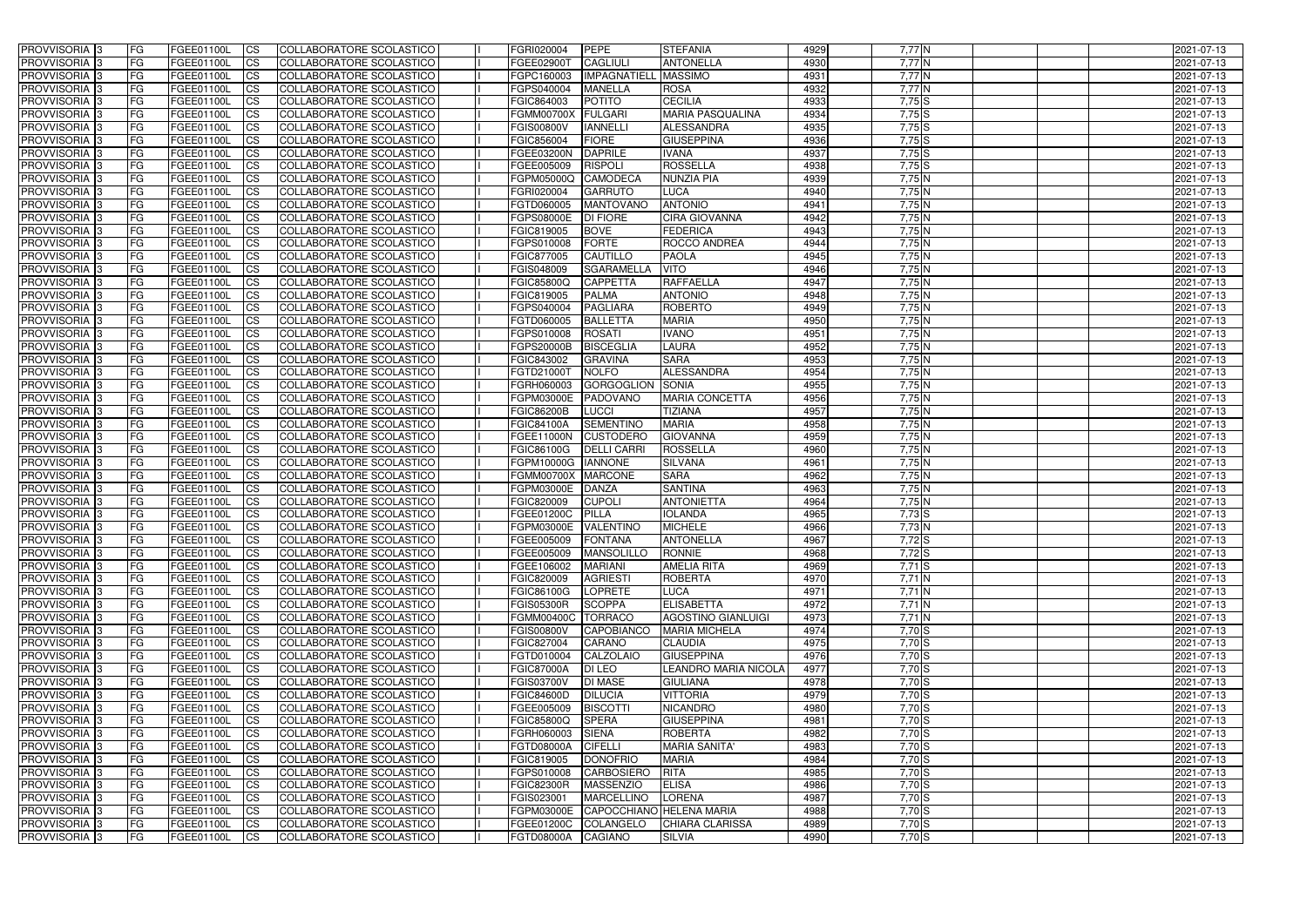| PROVVISORIA 3 | FG | FGEE01100L | CS | COLLABORATORE SCOLASTICO | | FGRI020004 | PEPE | STEFANIA | 4929 | 7,77 N | | | | 2021-07-13 |
|---|---|---|---|---|---|---|---|---|---|---|---|---|---|---|
| PROVVISORIA 3 | FG | FGEE01100L | CS | COLLABORATORE SCOLASTICO | | FGEE02900T | CAGLIULI | ANTONELLA | 4930 | 7,77 N | | | | 2021-07-13 |
| PROVVISORIA 3 | FG | FGEE01100L | CS | COLLABORATORE SCOLASTICO | | FGPC160003 | IMPAGNATIELL | MASSIMO | 4931 | 7,77 N | | | | 2021-07-13 |
| PROVVISORIA 3 | FG | FGEE01100L | CS | COLLABORATORE SCOLASTICO | | FGPS040004 | MANELLA | ROSA | 4932 | 7,77 N | | | | 2021-07-13 |
| PROVVISORIA 3 | FG | FGEE01100L | CS | COLLABORATORE SCOLASTICO | | FGIC864003 | POTITO | CECILIA | 4933 | 7,75 S | | | | 2021-07-13 |
| PROVVISORIA 3 | FG | FGEE01100L | CS | COLLABORATORE SCOLASTICO | | FGMM00700X | FULGARI | MARIA PASQUALINA | 4934 | 7,75 S | | | | 2021-07-13 |
| PROVVISORIA 3 | FG | FGEE01100L | CS | COLLABORATORE SCOLASTICO | | FGIS00800V | IANNELLI | ALESSANDRA | 4935 | 7,75 S | | | | 2021-07-13 |
| PROVVISORIA 3 | FG | FGEE01100L | CS | COLLABORATORE SCOLASTICO | | FGIC856004 | FIORE | GIUSEPPINA | 4936 | 7,75 S | | | | 2021-07-13 |
| PROVVISORIA 3 | FG | FGEE01100L | CS | COLLABORATORE SCOLASTICO | | FGEE03200N | DAPRILE | IVANA | 4937 | 7,75 S | | | | 2021-07-13 |
| PROVVISORIA 3 | FG | FGEE01100L | CS | COLLABORATORE SCOLASTICO | | FGEE005009 | RISPOLI | ROSSELLA | 4938 | 7,75 S | | | | 2021-07-13 |
| PROVVISORIA 3 | FG | FGEE01100L | CS | COLLABORATORE SCOLASTICO | | FGPM05000Q | CAMODECA | NUNZIA PIA | 4939 | 7,75 N | | | | 2021-07-13 |
| PROVVISORIA 3 | FG | FGEE01100L | CS | COLLABORATORE SCOLASTICO | | FGRI020004 | GARRUTO | LUCA | 4940 | 7,75 N | | | | 2021-07-13 |
| PROVVISORIA 3 | FG | FGEE01100L | CS | COLLABORATORE SCOLASTICO | | FGTD060005 | MANTOVANO | ANTONIO | 4941 | 7,75 N | | | | 2021-07-13 |
| PROVVISORIA 3 | FG | FGEE01100L | CS | COLLABORATORE SCOLASTICO | | FGPS08000E | DI FIORE | CIRA GIOVANNA | 4942 | 7,75 N | | | | 2021-07-13 |
| PROVVISORIA 3 | FG | FGEE01100L | CS | COLLABORATORE SCOLASTICO | | FGIC819005 | BOVE | FEDERICA | 4943 | 7,75 N | | | | 2021-07-13 |
| PROVVISORIA 3 | FG | FGEE01100L | CS | COLLABORATORE SCOLASTICO | | FGPS010008 | FORTE | ROCCO ANDREA | 4944 | 7,75 N | | | | 2021-07-13 |
| PROVVISORIA 3 | FG | FGEE01100L | CS | COLLABORATORE SCOLASTICO | | FGIC877005 | CAUTILLO | PAOLA | 4945 | 7,75 N | | | | 2021-07-13 |
| PROVVISORIA 3 | FG | FGEE01100L | CS | COLLABORATORE SCOLASTICO | | FGIS048009 | SGARAMELLA | VITO | 4946 | 7,75 N | | | | 2021-07-13 |
| PROVVISORIA 3 | FG | FGEE01100L | CS | COLLABORATORE SCOLASTICO | | FGIC85800Q | CAPPETTA | RAFFAELLA | 4947 | 7,75 N | | | | 2021-07-13 |
| PROVVISORIA 3 | FG | FGEE01100L | CS | COLLABORATORE SCOLASTICO | | FGIC819005 | PALMA | ANTONIO | 4948 | 7,75 N | | | | 2021-07-13 |
| PROVVISORIA 3 | FG | FGEE01100L | CS | COLLABORATORE SCOLASTICO | | FGPS040004 | PAGLIARA | ROBERTO | 4949 | 7,75 N | | | | 2021-07-13 |
| PROVVISORIA 3 | FG | FGEE01100L | CS | COLLABORATORE SCOLASTICO | | FGTD060005 | BALLETTA | MARIA | 4950 | 7,75 N | | | | 2021-07-13 |
| PROVVISORIA 3 | FG | FGEE01100L | CS | COLLABORATORE SCOLASTICO | | FGPS010008 | ROSATI | IVANO | 4951 | 7,75 N | | | | 2021-07-13 |
| PROVVISORIA 3 | FG | FGEE01100L | CS | COLLABORATORE SCOLASTICO | | FGPS20000B | BISCEGLIA | LAURA | 4952 | 7,75 N | | | | 2021-07-13 |
| PROVVISORIA 3 | FG | FGEE01100L | CS | COLLABORATORE SCOLASTICO | | FGIC843002 | GRAVINA | SARA | 4953 | 7,75 N | | | | 2021-07-13 |
| PROVVISORIA 3 | FG | FGEE01100L | CS | COLLABORATORE SCOLASTICO | | FGTD21000T | NOLFO | ALESSANDRA | 4954 | 7,75 N | | | | 2021-07-13 |
| PROVVISORIA 3 | FG | FGEE01100L | CS | COLLABORATORE SCOLASTICO | | FGRH060003 | GORGOGLION | SONIA | 4955 | 7,75 N | | | | 2021-07-13 |
| PROVVISORIA 3 | FG | FGEE01100L | CS | COLLABORATORE SCOLASTICO | | FGPM03000E | PADOVANO | MARIA CONCETTA | 4956 | 7,75 N | | | | 2021-07-13 |
| PROVVISORIA 3 | FG | FGEE01100L | CS | COLLABORATORE SCOLASTICO | | FGIC86200B | LUCCI | TIZIANA | 4957 | 7,75 N | | | | 2021-07-13 |
| PROVVISORIA 3 | FG | FGEE01100L | CS | COLLABORATORE SCOLASTICO | | FGIC84100A | SEMENTINO | MARIA | 4958 | 7,75 N | | | | 2021-07-13 |
| PROVVISORIA 3 | FG | FGEE01100L | CS | COLLABORATORE SCOLASTICO | | FGEE11000N | CUSTODERO | GIOVANNA | 4959 | 7,75 N | | | | 2021-07-13 |
| PROVVISORIA 3 | FG | FGEE01100L | CS | COLLABORATORE SCOLASTICO | | FGIC86100G | DELLI CARRI | ROSSELLA | 4960 | 7,75 N | | | | 2021-07-13 |
| PROVVISORIA 3 | FG | FGEE01100L | CS | COLLABORATORE SCOLASTICO | | FGPM10000G | IANNONE | SILVANA | 4961 | 7,75 N | | | | 2021-07-13 |
| PROVVISORIA 3 | FG | FGEE01100L | CS | COLLABORATORE SCOLASTICO | | FGMM00700X | MARCONE | SARA | 4962 | 7,75 N | | | | 2021-07-13 |
| PROVVISORIA 3 | FG | FGEE01100L | CS | COLLABORATORE SCOLASTICO | | FGPM03000E | DANZA | SANTINA | 4963 | 7,75 N | | | | 2021-07-13 |
| PROVVISORIA 3 | FG | FGEE01100L | CS | COLLABORATORE SCOLASTICO | | FGIC820009 | CUPOLI | ANTONIETTA | 4964 | 7,75 N | | | | 2021-07-13 |
| PROVVISORIA 3 | FG | FGEE01100L | CS | COLLABORATORE SCOLASTICO | | FGEE01200C | PILLA | IOLANDA | 4965 | 7,73 S | | | | 2021-07-13 |
| PROVVISORIA 3 | FG | FGEE01100L | CS | COLLABORATORE SCOLASTICO | | FGPM03000E | VALENTINO | MICHELE | 4966 | 7,73 N | | | | 2021-07-13 |
| PROVVISORIA 3 | FG | FGEE01100L | CS | COLLABORATORE SCOLASTICO | | FGEE005009 | FONTANA | ANTONELLA | 4967 | 7,72 S | | | | 2021-07-13 |
| PROVVISORIA 3 | FG | FGEE01100L | CS | COLLABORATORE SCOLASTICO | | FGEE005009 | MANSOLILLO | RONNIE | 4968 | 7,72 S | | | | 2021-07-13 |
| PROVVISORIA 3 | FG | FGEE01100L | CS | COLLABORATORE SCOLASTICO | | FGEE106002 | MARIANI | AMELIA RITA | 4969 | 7,71 S | | | | 2021-07-13 |
| PROVVISORIA 3 | FG | FGEE01100L | CS | COLLABORATORE SCOLASTICO | | FGIC820009 | AGRIESTI | ROBERTA | 4970 | 7,71 N | | | | 2021-07-13 |
| PROVVISORIA 3 | FG | FGEE01100L | CS | COLLABORATORE SCOLASTICO | | FGIC86100G | LOPRETE | LUCA | 4971 | 7,71 N | | | | 2021-07-13 |
| PROVVISORIA 3 | FG | FGEE01100L | CS | COLLABORATORE SCOLASTICO | | FGIS05300R | SCOPPA | ELISABETTA | 4972 | 7,71 N | | | | 2021-07-13 |
| PROVVISORIA 3 | FG | FGEE01100L | CS | COLLABORATORE SCOLASTICO | | FGMM00400C | TORRACO | AGOSTINO GIANLUIGI | 4973 | 7,71 N | | | | 2021-07-13 |
| PROVVISORIA 3 | FG | FGEE01100L | CS | COLLABORATORE SCOLASTICO | | FGIS00800V | CAPOBIANCO | MARIA MICHELA | 4974 | 7,70 S | | | | 2021-07-13 |
| PROVVISORIA 3 | FG | FGEE01100L | CS | COLLABORATORE SCOLASTICO | | FGIC827004 | CARANO | CLAUDIA | 4975 | 7,70 S | | | | 2021-07-13 |
| PROVVISORIA 3 | FG | FGEE01100L | CS | COLLABORATORE SCOLASTICO | | FGTD010004 | CALZOLAIO | GIUSEPPINA | 4976 | 7,70 S | | | | 2021-07-13 |
| PROVVISORIA 3 | FG | FGEE01100L | CS | COLLABORATORE SCOLASTICO | | FGIC87000A | DI LEO | LEANDRO MARIA NICOLA | 4977 | 7,70 S | | | | 2021-07-13 |
| PROVVISORIA 3 | FG | FGEE01100L | CS | COLLABORATORE SCOLASTICO | | FGIS03700V | DI MASE | GIULIANA | 4978 | 7,70 S | | | | 2021-07-13 |
| PROVVISORIA 3 | FG | FGEE01100L | CS | COLLABORATORE SCOLASTICO | | FGIC84600D | DILUCIA | VITTORIA | 4979 | 7,70 S | | | | 2021-07-13 |
| PROVVISORIA 3 | FG | FGEE01100L | CS | COLLABORATORE SCOLASTICO | | FGEE005009 | BISCOTTI | NICANDRO | 4980 | 7,70 S | | | | 2021-07-13 |
| PROVVISORIA 3 | FG | FGEE01100L | CS | COLLABORATORE SCOLASTICO | | FGIC85800Q | SPERA | GIUSEPPINA | 4981 | 7,70 S | | | | 2021-07-13 |
| PROVVISORIA 3 | FG | FGEE01100L | CS | COLLABORATORE SCOLASTICO | | FGRH060003 | SIENA | ROBERTA | 4982 | 7,70 S | | | | 2021-07-13 |
| PROVVISORIA 3 | FG | FGEE01100L | CS | COLLABORATORE SCOLASTICO | | FGTD08000A | CIFELLI | MARIA SANITA' | 4983 | 7,70 S | | | | 2021-07-13 |
| PROVVISORIA 3 | FG | FGEE01100L | CS | COLLABORATORE SCOLASTICO | | FGIC819005 | DONOFRIO | MARIA | 4984 | 7,70 S | | | | 2021-07-13 |
| PROVVISORIA 3 | FG | FGEE01100L | CS | COLLABORATORE SCOLASTICO | | FGPS010008 | CARBOSIERO | RITA | 4985 | 7,70 S | | | | 2021-07-13 |
| PROVVISORIA 3 | FG | FGEE01100L | CS | COLLABORATORE SCOLASTICO | | FGIC82300R | MASSENZIO | ELISA | 4986 | 7,70 S | | | | 2021-07-13 |
| PROVVISORIA 3 | FG | FGEE01100L | CS | COLLABORATORE SCOLASTICO | | FGIS023001 | MARCELLINO | LORENA | 4987 | 7,70 S | | | | 2021-07-13 |
| PROVVISORIA 3 | FG | FGEE01100L | CS | COLLABORATORE SCOLASTICO | | FGPM03000E | CAPOCCHIANO | HELENA MARIA | 4988 | 7,70 S | | | | 2021-07-13 |
| PROVVISORIA 3 | FG | FGEE01100L | CS | COLLABORATORE SCOLASTICO | | FGEE01200C | COLANGELO | CHIARA CLARISSA | 4989 | 7,70 S | | | | 2021-07-13 |
| PROVVISORIA 3 | FG | FGEE01100L | CS | COLLABORATORE SCOLASTICO | | FGTD08000A | CAGIANO | SILVIA | 4990 | 7,70 S | | | | 2021-07-13 |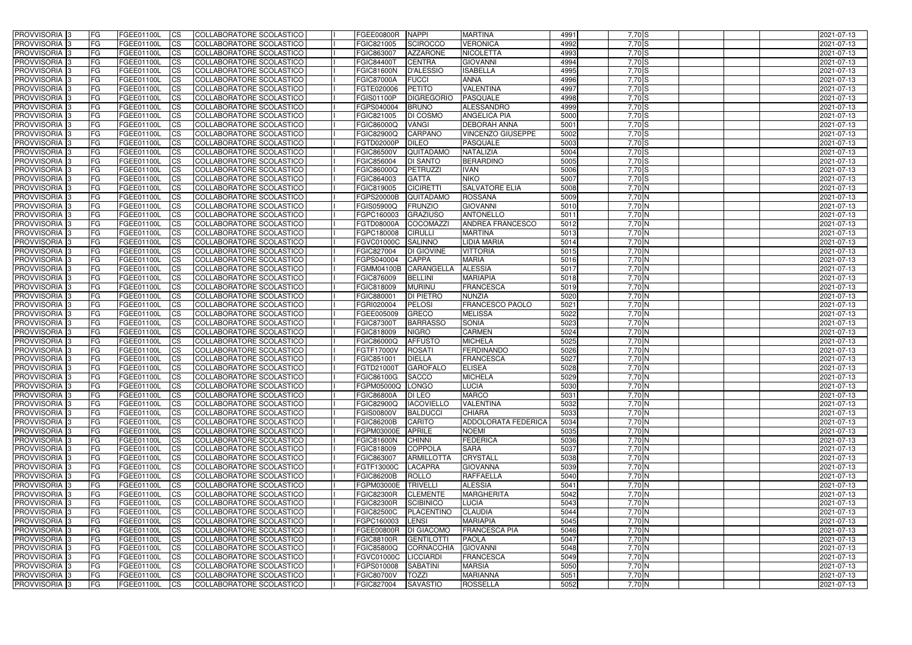| PROVVISORIA | 3 | FG | FGEE01100L | CS | COLLABORATORE SCOLASTICO | | FGEE00800R | NAPPI | MARTINA | 4991 | 7,70 | S | | | | 2021-07-13 |
|---|---|---|---|---|---|---|---|---|---|---|---|---|---|---|---|---|
| PROVVISORIA | 3 | FG | FGEE01100L | CS | COLLABORATORE SCOLASTICO | | FGIC821005 | SCIROCCO | VERONICA | 4992 | 7,70 | S | | | | 2021-07-13 |
| PROVVISORIA | 3 | FG | FGEE01100L | CS | COLLABORATORE SCOLASTICO | | FGIC863007 | AZZARONE | NICOLETTA | 4993 | 7,70 | S | | | | 2021-07-13 |
| PROVVISORIA | 3 | FG | FGEE01100L | CS | COLLABORATORE SCOLASTICO | | FGIC84400T | CENTRA | GIOVANNI | 4994 | 7,70 | S | | | | 2021-07-13 |
| PROVVISORIA | 3 | FG | FGEE01100L | CS | COLLABORATORE SCOLASTICO | | FGIC81600N | D'ALESSIO | ISABELLA | 4995 | 7,70 | S | | | | 2021-07-13 |
| PROVVISORIA | 3 | FG | FGEE01100L | CS | COLLABORATORE SCOLASTICO | | FGIC87000A | FUCCI | ANNA | 4996 | 7,70 | S | | | | 2021-07-13 |
| PROVVISORIA | 3 | FG | FGEE01100L | CS | COLLABORATORE SCOLASTICO | | FGTE020006 | PETITO | VALENTINA | 4997 | 7,70 | S | | | | 2021-07-13 |
| PROVVISORIA | 3 | FG | FGEE01100L | CS | COLLABORATORE SCOLASTICO | | FGIS01100P | DIGREGORIO | PASQUALE | 4998 | 7,70 | S | | | | 2021-07-13 |
| PROVVISORIA | 3 | FG | FGEE01100L | CS | COLLABORATORE SCOLASTICO | | FGPS040004 | BRUNO | ALESSANDRO | 4999 | 7,70 | S | | | | 2021-07-13 |
| PROVVISORIA | 3 | FG | FGEE01100L | CS | COLLABORATORE SCOLASTICO | | FGIC821005 | DI COSMO | ANGELICA PIA | 5000 | 7,70 | S | | | | 2021-07-13 |
| PROVVISORIA | 3 | FG | FGEE01100L | CS | COLLABORATORE SCOLASTICO | | FGIC86000Q | VANGI | DEBORAH ANNA | 5001 | 7,70 | S | | | | 2021-07-13 |
| PROVVISORIA | 3 | FG | FGEE01100L | CS | COLLABORATORE SCOLASTICO | | FGIC82900Q | CARPANO | VINCENZO GIUSEPPE | 5002 | 7,70 | S | | | | 2021-07-13 |
| PROVVISORIA | 3 | FG | FGEE01100L | CS | COLLABORATORE SCOLASTICO | | FGTD02000P | DILEO | PASQUALE | 5003 | 7,70 | S | | | | 2021-07-13 |
| PROVVISORIA | 3 | FG | FGEE01100L | CS | COLLABORATORE SCOLASTICO | | FGIC86500V | QUITADAMO | NATALIZIA | 5004 | 7,70 | S | | | | 2021-07-13 |
| PROVVISORIA | 3 | FG | FGEE01100L | CS | COLLABORATORE SCOLASTICO | | FGIC856004 | DI SANTO | BERARDINO | 5005 | 7,70 | S | | | | 2021-07-13 |
| PROVVISORIA | 3 | FG | FGEE01100L | CS | COLLABORATORE SCOLASTICO | | FGIC86000Q | PETRUZZI | IVAN | 5006 | 7,70 | S | | | | 2021-07-13 |
| PROVVISORIA | 3 | FG | FGEE01100L | CS | COLLABORATORE SCOLASTICO | | FGIC864003 | GATTA | NIKO | 5007 | 7,70 | S | | | | 2021-07-13 |
| PROVVISORIA | 3 | FG | FGEE01100L | CS | COLLABORATORE SCOLASTICO | | FGIC819005 | CICIRETTI | SALVATORE ELIA | 5008 | 7,70 | N | | | | 2021-07-13 |
| PROVVISORIA | 3 | FG | FGEE01100L | CS | COLLABORATORE SCOLASTICO | | FGPS20000B | QUITADAMO | ROSSANA | 5009 | 7,70 | N | | | | 2021-07-13 |
| PROVVISORIA | 3 | FG | FGEE01100L | CS | COLLABORATORE SCOLASTICO | | FGIS05900Q | FRUNZIO | GIOVANNI | 5010 | 7,70 | N | | | | 2021-07-13 |
| PROVVISORIA | 3 | FG | FGEE01100L | CS | COLLABORATORE SCOLASTICO | | FGPC160003 | GRAZIUSO | ANTONELLO | 5011 | 7,70 | N | | | | 2021-07-13 |
| PROVVISORIA | 3 | FG | FGEE01100L | CS | COLLABORATORE SCOLASTICO | | FGTD08000A | COCOMAZZI | ANDREA FRANCESCO | 5012 | 7,70 | N | | | | 2021-07-13 |
| PROVVISORIA | 3 | FG | FGEE01100L | CS | COLLABORATORE SCOLASTICO | | FGPC180008 | CIRULLI | MARTINA | 5013 | 7,70 | N | | | | 2021-07-13 |
| PROVVISORIA | 3 | FG | FGEE01100L | CS | COLLABORATORE SCOLASTICO | | FGVC01000C | SALINNO | LIDIA MARIA | 5014 | 7,70 | N | | | | 2021-07-13 |
| PROVVISORIA | 3 | FG | FGEE01100L | CS | COLLABORATORE SCOLASTICO | | FGIC827004 | DI GIOVINE | VITTORIA | 5015 | 7,70 | N | | | | 2021-07-13 |
| PROVVISORIA | 3 | FG | FGEE01100L | CS | COLLABORATORE SCOLASTICO | | FGPS040004 | CAPPA | MARIA | 5016 | 7,70 | N | | | | 2021-07-13 |
| PROVVISORIA | 3 | FG | FGEE01100L | CS | COLLABORATORE SCOLASTICO | | FGMM04100B | CARANGELLA | ALESSIA | 5017 | 7,70 | N | | | | 2021-07-13 |
| PROVVISORIA | 3 | FG | FGEE01100L | CS | COLLABORATORE SCOLASTICO | | FGIC876009 | BELLINI | MARIAPIA | 5018 | 7,70 | N | | | | 2021-07-13 |
| PROVVISORIA | 3 | FG | FGEE01100L | CS | COLLABORATORE SCOLASTICO | | FGIC818009 | MURINU | FRANCESCA | 5019 | 7,70 | N | | | | 2021-07-13 |
| PROVVISORIA | 3 | FG | FGEE01100L | CS | COLLABORATORE SCOLASTICO | | FGIC880001 | DI PIETRO | NUNZIA | 5020 | 7,70 | N | | | | 2021-07-13 |
| PROVVISORIA | 3 | FG | FGEE01100L | CS | COLLABORATORE SCOLASTICO | | FGRI020004 | PELOSI | FRANCESCO PAOLO | 5021 | 7,70 | N | | | | 2021-07-13 |
| PROVVISORIA | 3 | FG | FGEE01100L | CS | COLLABORATORE SCOLASTICO | | FGEE005009 | GRECO | MELISSA | 5022 | 7,70 | N | | | | 2021-07-13 |
| PROVVISORIA | 3 | FG | FGEE01100L | CS | COLLABORATORE SCOLASTICO | | FGIC87300T | BARRASSO | SONIA | 5023 | 7,70 | N | | | | 2021-07-13 |
| PROVVISORIA | 3 | FG | FGEE01100L | CS | COLLABORATORE SCOLASTICO | | FGIC818009 | NIGRO | CARMEN | 5024 | 7,70 | N | | | | 2021-07-13 |
| PROVVISORIA | 3 | FG | FGEE01100L | CS | COLLABORATORE SCOLASTICO | | FGIC86000Q | AFFUSTO | MICHELA | 5025 | 7,70 | N | | | | 2021-07-13 |
| PROVVISORIA | 3 | FG | FGEE01100L | CS | COLLABORATORE SCOLASTICO | | FGTF17000V | ROSATI | FERDINANDO | 5026 | 7,70 | N | | | | 2021-07-13 |
| PROVVISORIA | 3 | FG | FGEE01100L | CS | COLLABORATORE SCOLASTICO | | FGIC851001 | DIELLA | FRANCESCA | 5027 | 7,70 | N | | | | 2021-07-13 |
| PROVVISORIA | 3 | FG | FGEE01100L | CS | COLLABORATORE SCOLASTICO | | FGTD21000T | GAROFALO | ELISEA | 5028 | 7,70 | N | | | | 2021-07-13 |
| PROVVISORIA | 3 | FG | FGEE01100L | CS | COLLABORATORE SCOLASTICO | | FGIC86100G | SACCO | MICHELA | 5029 | 7,70 | N | | | | 2021-07-13 |
| PROVVISORIA | 3 | FG | FGEE01100L | CS | COLLABORATORE SCOLASTICO | | FGPM05000Q | LONGO | LUCIA | 5030 | 7,70 | N | | | | 2021-07-13 |
| PROVVISORIA | 3 | FG | FGEE01100L | CS | COLLABORATORE SCOLASTICO | | FGIC86800A | DI LEO | MARCO | 5031 | 7,70 | N | | | | 2021-07-13 |
| PROVVISORIA | 3 | FG | FGEE01100L | CS | COLLABORATORE SCOLASTICO | | FGIC82900Q | IACOVIELLO | VALENTINA | 5032 | 7,70 | N | | | | 2021-07-13 |
| PROVVISORIA | 3 | FG | FGEE01100L | CS | COLLABORATORE SCOLASTICO | | FGIS00800V | BALDUCCI | CHIARA | 5033 | 7,70 | N | | | | 2021-07-13 |
| PROVVISORIA | 3 | FG | FGEE01100L | CS | COLLABORATORE SCOLASTICO | | FGIC86200B | CARITO | ADDOLORATA FEDERICA | 5034 | 7,70 | N | | | | 2021-07-13 |
| PROVVISORIA | 3 | FG | FGEE01100L | CS | COLLABORATORE SCOLASTICO | | FGPM03000E | APRILE | NOEMI | 5035 | 7,70 | N | | | | 2021-07-13 |
| PROVVISORIA | 3 | FG | FGEE01100L | CS | COLLABORATORE SCOLASTICO | | FGIC81600N | CHINNI | FEDERICA | 5036 | 7,70 | N | | | | 2021-07-13 |
| PROVVISORIA | 3 | FG | FGEE01100L | CS | COLLABORATORE SCOLASTICO | | FGIC818009 | COPPOLA | SARA | 5037 | 7,70 | N | | | | 2021-07-13 |
| PROVVISORIA | 3 | FG | FGEE01100L | CS | COLLABORATORE SCOLASTICO | | FGIC863007 | ARMILLOTTA | CRYSTALL | 5038 | 7,70 | N | | | | 2021-07-13 |
| PROVVISORIA | 3 | FG | FGEE01100L | CS | COLLABORATORE SCOLASTICO | | FGTF13000C | LACAPRA | GIOVANNA | 5039 | 7,70 | N | | | | 2021-07-13 |
| PROVVISORIA | 3 | FG | FGEE01100L | CS | COLLABORATORE SCOLASTICO | | FGIC86200B | ROLLO | RAFFAELLA | 5040 | 7,70 | N | | | | 2021-07-13 |
| PROVVISORIA | 3 | FG | FGEE01100L | CS | COLLABORATORE SCOLASTICO | | FGPM03000E | TRIVELLI | ALESSIA | 5041 | 7,70 | N | | | | 2021-07-13 |
| PROVVISORIA | 3 | FG | FGEE01100L | CS | COLLABORATORE SCOLASTICO | | FGIC82300R | CLEMENTE | MARGHERITA | 5042 | 7,70 | N | | | | 2021-07-13 |
| PROVVISORIA | 3 | FG | FGEE01100L | CS | COLLABORATORE SCOLASTICO | | FGIC82300R | SCIBINICO | LUCIA | 5043 | 7,70 | N | | | | 2021-07-13 |
| PROVVISORIA | 3 | FG | FGEE01100L | CS | COLLABORATORE SCOLASTICO | | FGIC82500C | PLACENTINO | CLAUDIA | 5044 | 7,70 | N | | | | 2021-07-13 |
| PROVVISORIA | 3 | FG | FGEE01100L | CS | COLLABORATORE SCOLASTICO | | FGPC160003 | LENSI | MARIAPIA | 5045 | 7,70 | N | | | | 2021-07-13 |
| PROVVISORIA | 3 | FG | FGEE01100L | CS | COLLABORATORE SCOLASTICO | | FGEE00800R | DI GIACOMO | FRANCESCA PIA | 5046 | 7,70 | N | | | | 2021-07-13 |
| PROVVISORIA | 3 | FG | FGEE01100L | CS | COLLABORATORE SCOLASTICO | | FGIC88100R | GENTILOTTI | PAOLA | 5047 | 7,70 | N | | | | 2021-07-13 |
| PROVVISORIA | 3 | FG | FGEE01100L | CS | COLLABORATORE SCOLASTICO | | FGIC85800Q | CORNACCHIA | GIOVANNI | 5048 | 7,70 | N | | | | 2021-07-13 |
| PROVVISORIA | 3 | FG | FGEE01100L | CS | COLLABORATORE SCOLASTICO | | FGVC01000C | LICCIARDI | FRANCESCA | 5049 | 7,70 | N | | | | 2021-07-13 |
| PROVVISORIA | 3 | FG | FGEE01100L | CS | COLLABORATORE SCOLASTICO | | FGPS010008 | SABATINI | MARSIA | 5050 | 7,70 | N | | | | 2021-07-13 |
| PROVVISORIA | 3 | FG | FGEE01100L | CS | COLLABORATORE SCOLASTICO | | FGIC80700V | TOZZI | MARIANNA | 5051 | 7,70 | N | | | | 2021-07-13 |
| PROVVISORIA | 3 | FG | FGEE01100L | CS | COLLABORATORE SCOLASTICO | | FGIC827004 | SAVASTIO | ROSSELLA | 5052 | 7,70 | N | | | | 2021-07-13 |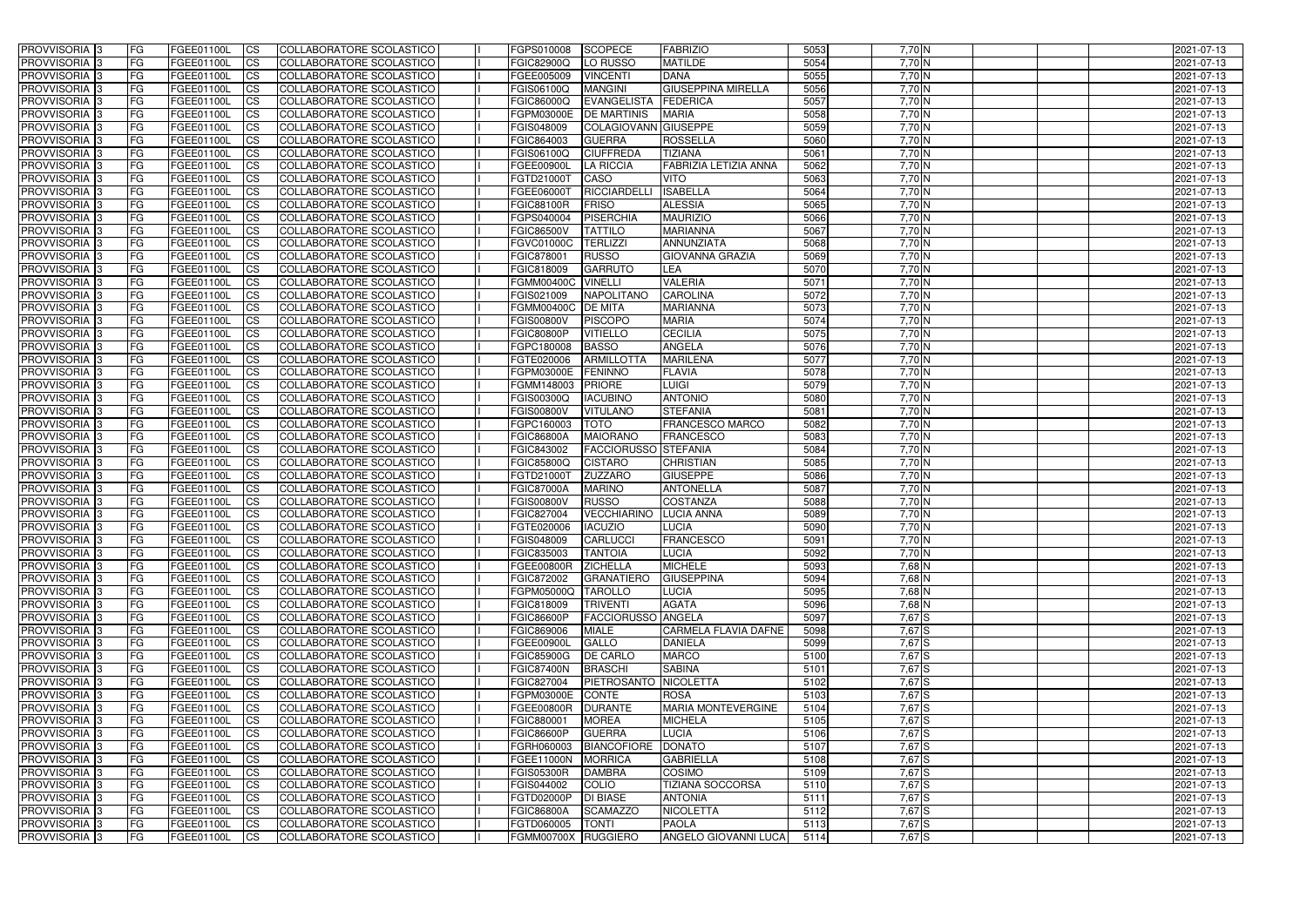| PROVVISORIA 3 | FG | FGEE01100L | CS | COLLABORATORE SCOLASTICO | | FGPS010008 | SCOPECE | FABRIZIO | 5053 | 7,70 N | | | | 2021-07-13 |
|---|---|---|---|---|---|---|---|---|---|---|---|---|---|---|
| PROVVISORIA 3 | FG | FGEE01100L | CS | COLLABORATORE SCOLASTICO | | FGIC82900Q | LO RUSSO | MATILDE | 5054 | 7,70 N | | | | 2021-07-13 |
| PROVVISORIA 3 | FG | FGEE01100L | CS | COLLABORATORE SCOLASTICO | | FGEE005009 | VINCENTI | DANA | 5055 | 7,70 N | | | | 2021-07-13 |
| PROVVISORIA 3 | FG | FGEE01100L | CS | COLLABORATORE SCOLASTICO | | FGIS06100Q | MANGINI | GIUSEPPINA MIRELLA | 5056 | 7,70 N | | | | 2021-07-13 |
| PROVVISORIA 3 | FG | FGEE01100L | CS | COLLABORATORE SCOLASTICO | | FGIC86000Q | EVANGELISTA | FEDERICA | 5057 | 7,70 N | | | | 2021-07-13 |
| PROVVISORIA 3 | FG | FGEE01100L | CS | COLLABORATORE SCOLASTICO | | FGPM03000E | DE MARTINIS | MARIA | 5058 | 7,70 N | | | | 2021-07-13 |
| PROVVISORIA 3 | FG | FGEE01100L | CS | COLLABORATORE SCOLASTICO | | FGIS048009 | COLAGIOVANN | GIUSEPPE | 5059 | 7,70 N | | | | 2021-07-13 |
| PROVVISORIA 3 | FG | FGEE01100L | CS | COLLABORATORE SCOLASTICO | | FGIC864003 | GUERRA | ROSSELLA | 5060 | 7,70 N | | | | 2021-07-13 |
| PROVVISORIA 3 | FG | FGEE01100L | CS | COLLABORATORE SCOLASTICO | | FGIS06100Q | CIUFFREDA | TIZIANA | 5061 | 7,70 N | | | | 2021-07-13 |
| PROVVISORIA 3 | FG | FGEE01100L | CS | COLLABORATORE SCOLASTICO | | FGEE00900L | LA RICCIA | FABRIZIA LETIZIA ANNA | 5062 | 7,70 N | | | | 2021-07-13 |
| PROVVISORIA 3 | FG | FGEE01100L | CS | COLLABORATORE SCOLASTICO | | FGTD21000T | CASO | VITO | 5063 | 7,70 N | | | | 2021-07-13 |
| PROVVISORIA 3 | FG | FGEE01100L | CS | COLLABORATORE SCOLASTICO | | FGEE06000T | RICCIARDELLI | ISABELLA | 5064 | 7,70 N | | | | 2021-07-13 |
| PROVVISORIA 3 | FG | FGEE01100L | CS | COLLABORATORE SCOLASTICO | | FGIC88100R | FRISO | ALESSIA | 5065 | 7,70 N | | | | 2021-07-13 |
| PROVVISORIA 3 | FG | FGEE01100L | CS | COLLABORATORE SCOLASTICO | | FGPS040004 | PISERCHIA | MAURIZIO | 5066 | 7,70 N | | | | 2021-07-13 |
| PROVVISORIA 3 | FG | FGEE01100L | CS | COLLABORATORE SCOLASTICO | | FGIC86500V | TATTILO | MARIANNA | 5067 | 7,70 N | | | | 2021-07-13 |
| PROVVISORIA 3 | FG | FGEE01100L | CS | COLLABORATORE SCOLASTICO | | FGVC01000C | TERLIZZI | ANNUNZIATA | 5068 | 7,70 N | | | | 2021-07-13 |
| PROVVISORIA 3 | FG | FGEE01100L | CS | COLLABORATORE SCOLASTICO | | FGIC878001 | RUSSO | GIOVANNA GRAZIA | 5069 | 7,70 N | | | | 2021-07-13 |
| PROVVISORIA 3 | FG | FGEE01100L | CS | COLLABORATORE SCOLASTICO | | FGIC818009 | GARRUTO | LEA | 5070 | 7,70 N | | | | 2021-07-13 |
| PROVVISORIA 3 | FG | FGEE01100L | CS | COLLABORATORE SCOLASTICO | | FGMM00400C | VINELLI | VALERIA | 5071 | 7,70 N | | | | 2021-07-13 |
| PROVVISORIA 3 | FG | FGEE01100L | CS | COLLABORATORE SCOLASTICO | | FGIS021009 | NAPOLITANO | CAROLINA | 5072 | 7,70 N | | | | 2021-07-13 |
| PROVVISORIA 3 | FG | FGEE01100L | CS | COLLABORATORE SCOLASTICO | | FGMM00400C | DE MITA | MARIANNA | 5073 | 7,70 N | | | | 2021-07-13 |
| PROVVISORIA 3 | FG | FGEE01100L | CS | COLLABORATORE SCOLASTICO | | FGIS00800V | PISCOPO | MARIA | 5074 | 7,70 N | | | | 2021-07-13 |
| PROVVISORIA 3 | FG | FGEE01100L | CS | COLLABORATORE SCOLASTICO | | FGIC80800P | VITIELLO | CECILIA | 5075 | 7,70 N | | | | 2021-07-13 |
| PROVVISORIA 3 | FG | FGEE01100L | CS | COLLABORATORE SCOLASTICO | | FGPC180008 | BASSO | ANGELA | 5076 | 7,70 N | | | | 2021-07-13 |
| PROVVISORIA 3 | FG | FGEE01100L | CS | COLLABORATORE SCOLASTICO | | FGTE020006 | ARMILLOTTA | MARILENA | 5077 | 7,70 N | | | | 2021-07-13 |
| PROVVISORIA 3 | FG | FGEE01100L | CS | COLLABORATORE SCOLASTICO | | FGPM03000E | FENINNO | FLAVIA | 5078 | 7,70 N | | | | 2021-07-13 |
| PROVVISORIA 3 | FG | FGEE01100L | CS | COLLABORATORE SCOLASTICO | | FGMM148003 | PRIORE | LUIGI | 5079 | 7,70 N | | | | 2021-07-13 |
| PROVVISORIA 3 | FG | FGEE01100L | CS | COLLABORATORE SCOLASTICO | | FGIS00300Q | IACUBINO | ANTONIO | 5080 | 7,70 N | | | | 2021-07-13 |
| PROVVISORIA 3 | FG | FGEE01100L | CS | COLLABORATORE SCOLASTICO | | FGIS00800V | VITULANO | STEFANIA | 5081 | 7,70 N | | | | 2021-07-13 |
| PROVVISORIA 3 | FG | FGEE01100L | CS | COLLABORATORE SCOLASTICO | | FGPC160003 | TOTO | FRANCESCO MARCO | 5082 | 7,70 N | | | | 2021-07-13 |
| PROVVISORIA 3 | FG | FGEE01100L | CS | COLLABORATORE SCOLASTICO | | FGIC86800A | MAIORANO | FRANCESCO | 5083 | 7,70 N | | | | 2021-07-13 |
| PROVVISORIA 3 | FG | FGEE01100L | CS | COLLABORATORE SCOLASTICO | | FGIC843002 | FACCIORUSSO | STEFANIA | 5084 | 7,70 N | | | | 2021-07-13 |
| PROVVISORIA 3 | FG | FGEE01100L | CS | COLLABORATORE SCOLASTICO | | FGIC85800Q | CISTARO | CHRISTIAN | 5085 | 7,70 N | | | | 2021-07-13 |
| PROVVISORIA 3 | FG | FGEE01100L | CS | COLLABORATORE SCOLASTICO | | FGTD21000T | ZUZZARO | GIUSEPPE | 5086 | 7,70 N | | | | 2021-07-13 |
| PROVVISORIA 3 | FG | FGEE01100L | CS | COLLABORATORE SCOLASTICO | | FGIC87000A | MARINO | ANTONELLA | 5087 | 7,70 N | | | | 2021-07-13 |
| PROVVISORIA 3 | FG | FGEE01100L | CS | COLLABORATORE SCOLASTICO | | FGIS00800V | RUSSO | COSTANZA | 5088 | 7,70 N | | | | 2021-07-13 |
| PROVVISORIA 3 | FG | FGEE01100L | CS | COLLABORATORE SCOLASTICO | | FGIC827004 | VECCHIARINO | LUCIA ANNA | 5089 | 7,70 N | | | | 2021-07-13 |
| PROVVISORIA 3 | FG | FGEE01100L | CS | COLLABORATORE SCOLASTICO | | FGTE020006 | IACUZIO | LUCIA | 5090 | 7,70 N | | | | 2021-07-13 |
| PROVVISORIA 3 | FG | FGEE01100L | CS | COLLABORATORE SCOLASTICO | | FGIS048009 | CARLUCCI | FRANCESCO | 5091 | 7,70 N | | | | 2021-07-13 |
| PROVVISORIA 3 | FG | FGEE01100L | CS | COLLABORATORE SCOLASTICO | | FGIC835003 | TANTOIA | LUCIA | 5092 | 7,70 N | | | | 2021-07-13 |
| PROVVISORIA 3 | FG | FGEE01100L | CS | COLLABORATORE SCOLASTICO | | FGEE00800R | ZICHELLA | MICHELE | 5093 | 7,68 N | | | | 2021-07-13 |
| PROVVISORIA 3 | FG | FGEE01100L | CS | COLLABORATORE SCOLASTICO | | FGIC872002 | GRANATIERO | GIUSEPPINA | 5094 | 7,68 N | | | | 2021-07-13 |
| PROVVISORIA 3 | FG | FGEE01100L | CS | COLLABORATORE SCOLASTICO | | FGPM05000Q | TAROLLO | LUCIA | 5095 | 7,68 N | | | | 2021-07-13 |
| PROVVISORIA 3 | FG | FGEE01100L | CS | COLLABORATORE SCOLASTICO | | FGIC818009 | TRIVENTI | AGATA | 5096 | 7,68 N | | | | 2021-07-13 |
| PROVVISORIA 3 | FG | FGEE01100L | CS | COLLABORATORE SCOLASTICO | | FGIC86600P | FACCIORUSSO | ANGELA | 5097 | 7,67 S | | | | 2021-07-13 |
| PROVVISORIA 3 | FG | FGEE01100L | CS | COLLABORATORE SCOLASTICO | | FGIC869006 | MIALE | CARMELA FLAVIA DAFNE | 5098 | 7,67 S | | | | 2021-07-13 |
| PROVVISORIA 3 | FG | FGEE01100L | CS | COLLABORATORE SCOLASTICO | | FGEE00900L | GALLO | DANIELA | 5099 | 7,67 S | | | | 2021-07-13 |
| PROVVISORIA 3 | FG | FGEE01100L | CS | COLLABORATORE SCOLASTICO | | FGIC85900G | DE CARLO | MARCO | 5100 | 7,67 S | | | | 2021-07-13 |
| PROVVISORIA 3 | FG | FGEE01100L | CS | COLLABORATORE SCOLASTICO | | FGIC87400N | BRASCHI | SABINA | 5101 | 7,67 S | | | | 2021-07-13 |
| PROVVISORIA 3 | FG | FGEE01100L | CS | COLLABORATORE SCOLASTICO | | FGIC827004 | PIETROSANTO | NICOLETTA | 5102 | 7,67 S | | | | 2021-07-13 |
| PROVVISORIA 3 | FG | FGEE01100L | CS | COLLABORATORE SCOLASTICO | | FGPM03000E | CONTE | ROSA | 5103 | 7,67 S | | | | 2021-07-13 |
| PROVVISORIA 3 | FG | FGEE01100L | CS | COLLABORATORE SCOLASTICO | | FGEE00800R | DURANTE | MARIA MONTEVERGINE | 5104 | 7,67 S | | | | 2021-07-13 |
| PROVVISORIA 3 | FG | FGEE01100L | CS | COLLABORATORE SCOLASTICO | | FGIC880001 | MOREA | MICHELA | 5105 | 7,67 S | | | | 2021-07-13 |
| PROVVISORIA 3 | FG | FGEE01100L | CS | COLLABORATORE SCOLASTICO | | FGIC86600P | GUERRA | LUCIA | 5106 | 7,67 S | | | | 2021-07-13 |
| PROVVISORIA 3 | FG | FGEE01100L | CS | COLLABORATORE SCOLASTICO | | FGRH060003 | BIANCOFIORE | DONATO | 5107 | 7,67 S | | | | 2021-07-13 |
| PROVVISORIA 3 | FG | FGEE01100L | CS | COLLABORATORE SCOLASTICO | | FGEE11000N | MORRICA | GABRIELLA | 5108 | 7,67 S | | | | 2021-07-13 |
| PROVVISORIA 3 | FG | FGEE01100L | CS | COLLABORATORE SCOLASTICO | | FGIS05300R | DAMBRA | COSIMO | 5109 | 7,67 S | | | | 2021-07-13 |
| PROVVISORIA 3 | FG | FGEE01100L | CS | COLLABORATORE SCOLASTICO | | FGIS044002 | COLIO | TIZIANA SOCCORSA | 5110 | 7,67 S | | | | 2021-07-13 |
| PROVVISORIA 3 | FG | FGEE01100L | CS | COLLABORATORE SCOLASTICO | | FGTD02000P | DI BIASE | ANTONIA | 5111 | 7,67 S | | | | 2021-07-13 |
| PROVVISORIA 3 | FG | FGEE01100L | CS | COLLABORATORE SCOLASTICO | | FGIC86800A | SCAMAZZO | NICOLETTA | 5112 | 7,67 S | | | | 2021-07-13 |
| PROVVISORIA 3 | FG | FGEE01100L | CS | COLLABORATORE SCOLASTICO | | FGTD060005 | TONTI | PAOLA | 5113 | 7,67 S | | | | 2021-07-13 |
| PROVVISORIA 3 | FG | FGEE01100L | CS | COLLABORATORE SCOLASTICO | | FGMM00700X | RUGGIERO | ANGELO GIOVANNI LUCA | 5114 | 7,67 S | | | | 2021-07-13 |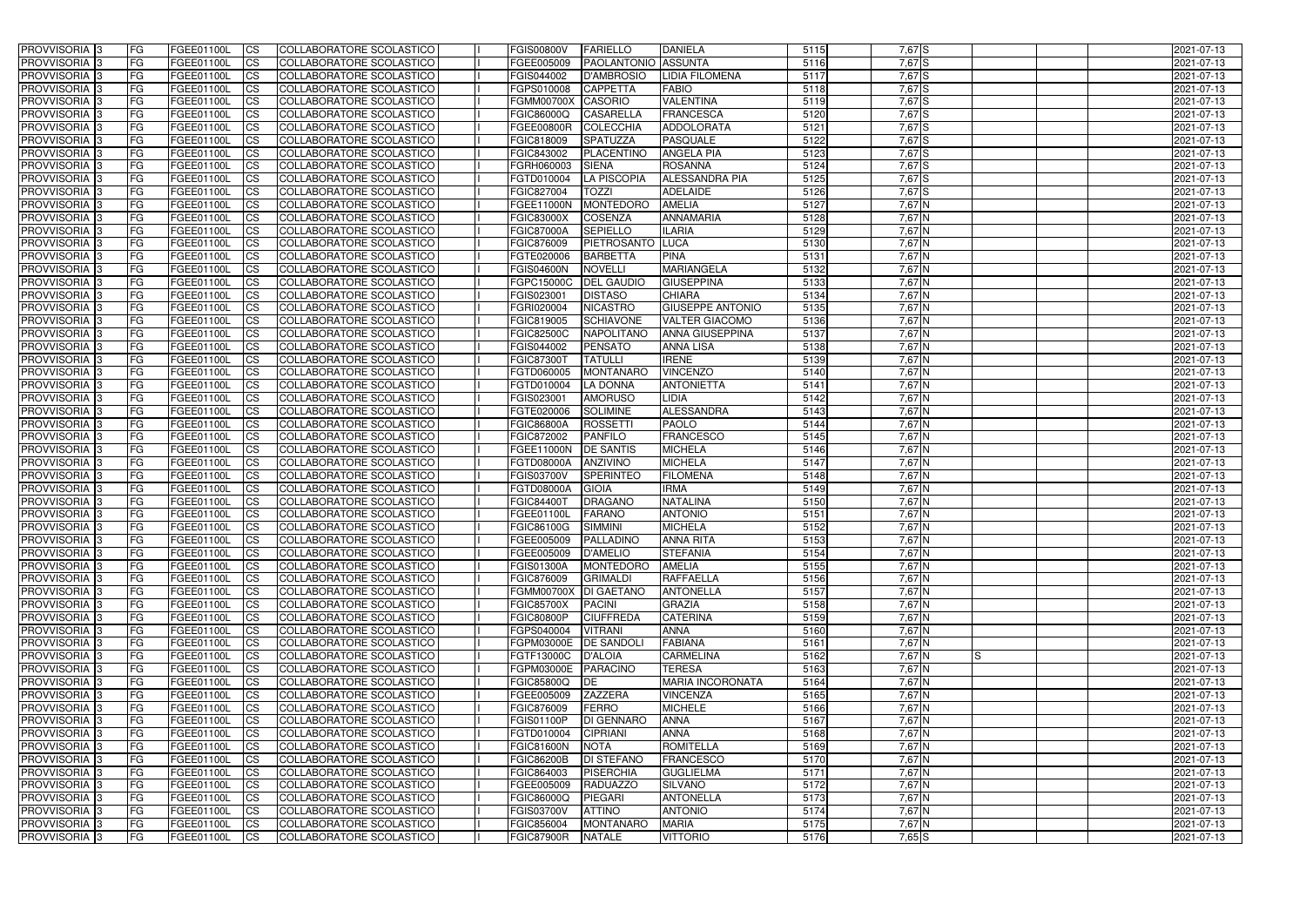| | | | | | | | | | | | | | | | |
|---|---|---|---|---|---|---|---|---|---|---|---|---|---|---|---|
| PROVVISORIA 3 | FG | FGEE01100L | CS | COLLABORATORE SCOLASTICO | I | FGIS00800V | FARIELLO | DANIELA | 5115 | 7,67 | S | | | | 2021-07-13 |
| PROVVISORIA 3 | FG | FGEE01100L | CS | COLLABORATORE SCOLASTICO | I | FGEE005009 | PAOLANTONIO | ASSUNTA | 5116 | 7,67 | S | | | | 2021-07-13 |
| PROVVISORIA 3 | FG | FGEE01100L | CS | COLLABORATORE SCOLASTICO | I | FGIS044002 | D'AMBROSIO | LIDIA FILOMENA | 5117 | 7,67 | S | | | | 2021-07-13 |
| PROVVISORIA 3 | FG | FGEE01100L | CS | COLLABORATORE SCOLASTICO | I | FGPS010008 | CAPPETTA | FABIO | 5118 | 7,67 | S | | | | 2021-07-13 |
| PROVVISORIA 3 | FG | FGEE01100L | CS | COLLABORATORE SCOLASTICO | I | FGMM00700X | CASORIO | VALENTINA | 5119 | 7,67 | S | | | | 2021-07-13 |
| PROVVISORIA 3 | FG | FGEE01100L | CS | COLLABORATORE SCOLASTICO | I | FGIC86000Q | CASARELLA | FRANCESCA | 5120 | 7,67 | S | | | | 2021-07-13 |
| PROVVISORIA 3 | FG | FGEE01100L | CS | COLLABORATORE SCOLASTICO | I | FGEE00800R | COLECCHIA | ADDOLORATA | 5121 | 7,67 | S | | | | 2021-07-13 |
| PROVVISORIA 3 | FG | FGEE01100L | CS | COLLABORATORE SCOLASTICO | I | FGIC818009 | SPATUZZA | PASQUALE | 5122 | 7,67 | S | | | | 2021-07-13 |
| PROVVISORIA 3 | FG | FGEE01100L | CS | COLLABORATORE SCOLASTICO | I | FGIC843002 | PLACENTINO | ANGELA PIA | 5123 | 7,67 | S | | | | 2021-07-13 |
| PROVVISORIA 3 | FG | FGEE01100L | CS | COLLABORATORE SCOLASTICO | I | FGRH060003 | SIENA | ROSANNA | 5124 | 7,67 | S | | | | 2021-07-13 |
| PROVVISORIA 3 | FG | FGEE01100L | CS | COLLABORATORE SCOLASTICO | I | FGTD010004 | LA PISCOPIA | ALESSANDRA PIA | 5125 | 7,67 | S | | | | 2021-07-13 |
| PROVVISORIA 3 | FG | FGEE01100L | CS | COLLABORATORE SCOLASTICO | I | FGIC827004 | TOZZI | ADELAIDE | 5126 | 7,67 | S | | | | 2021-07-13 |
| PROVVISORIA 3 | FG | FGEE01100L | CS | COLLABORATORE SCOLASTICO | I | FGEE11000N | MONTEDORO | AMELIA | 5127 | 7,67 | N | | | | 2021-07-13 |
| PROVVISORIA 3 | FG | FGEE01100L | CS | COLLABORATORE SCOLASTICO | I | FGIC83000X | COSENZA | ANNAMARIA | 5128 | 7,67 | N | | | | 2021-07-13 |
| PROVVISORIA 3 | FG | FGEE01100L | CS | COLLABORATORE SCOLASTICO | I | FGIC87000A | SEPIELLO | ILARIA | 5129 | 7,67 | N | | | | 2021-07-13 |
| PROVVISORIA 3 | FG | FGEE01100L | CS | COLLABORATORE SCOLASTICO | I | FGIC876009 | PIETROSANTO | LUCA | 5130 | 7,67 | N | | | | 2021-07-13 |
| PROVVISORIA 3 | FG | FGEE01100L | CS | COLLABORATORE SCOLASTICO | I | FGTE020006 | BARBETTA | PINA | 5131 | 7,67 | N | | | | 2021-07-13 |
| PROVVISORIA 3 | FG | FGEE01100L | CS | COLLABORATORE SCOLASTICO | I | FGIS04600N | NOVELLI | MARIANGELA | 5132 | 7,67 | N | | | | 2021-07-13 |
| PROVVISORIA 3 | FG | FGEE01100L | CS | COLLABORATORE SCOLASTICO | I | FGPC15000C | DEL GAUDIO | GIUSEPPINA | 5133 | 7,67 | N | | | | 2021-07-13 |
| PROVVISORIA 3 | FG | FGEE01100L | CS | COLLABORATORE SCOLASTICO | I | FGIS023001 | DISTASO | CHIARA | 5134 | 7,67 | N | | | | 2021-07-13 |
| PROVVISORIA 3 | FG | FGEE01100L | CS | COLLABORATORE SCOLASTICO | I | FGRI020004 | NICASTRO | GIUSEPPE ANTONIO | 5135 | 7,67 | N | | | | 2021-07-13 |
| PROVVISORIA 3 | FG | FGEE01100L | CS | COLLABORATORE SCOLASTICO | I | FGIC819005 | SCHIAVONE | VALTER GIACOMO | 5136 | 7,67 | N | | | | 2021-07-13 |
| PROVVISORIA 3 | FG | FGEE01100L | CS | COLLABORATORE SCOLASTICO | I | FGIC82500C | NAPOLITANO | ANNA GIUSEPPINA | 5137 | 7,67 | N | | | | 2021-07-13 |
| PROVVISORIA 3 | FG | FGEE01100L | CS | COLLABORATORE SCOLASTICO | I | FGIS044002 | PENSATO | ANNA LISA | 5138 | 7,67 | N | | | | 2021-07-13 |
| PROVVISORIA 3 | FG | FGEE01100L | CS | COLLABORATORE SCOLASTICO | I | FGIC87300T | TATULLI | IRENE | 5139 | 7,67 | N | | | | 2021-07-13 |
| PROVVISORIA 3 | FG | FGEE01100L | CS | COLLABORATORE SCOLASTICO | I | FGTD060005 | MONTANARO | VINCENZO | 5140 | 7,67 | N | | | | 2021-07-13 |
| PROVVISORIA 3 | FG | FGEE01100L | CS | COLLABORATORE SCOLASTICO | I | FGTD010004 | LA DONNA | ANTONIETTA | 5141 | 7,67 | N | | | | 2021-07-13 |
| PROVVISORIA 3 | FG | FGEE01100L | CS | COLLABORATORE SCOLASTICO | I | FGIS023001 | AMORUSO | LIDIA | 5142 | 7,67 | N | | | | 2021-07-13 |
| PROVVISORIA 3 | FG | FGEE01100L | CS | COLLABORATORE SCOLASTICO | I | FGTE020006 | SOLIMINE | ALESSANDRA | 5143 | 7,67 | N | | | | 2021-07-13 |
| PROVVISORIA 3 | FG | FGEE01100L | CS | COLLABORATORE SCOLASTICO | I | FGIC86800A | ROSSETTI | PAOLO | 5144 | 7,67 | N | | | | 2021-07-13 |
| PROVVISORIA 3 | FG | FGEE01100L | CS | COLLABORATORE SCOLASTICO | I | FGIC872002 | PANFILO | FRANCESCO | 5145 | 7,67 | N | | | | 2021-07-13 |
| PROVVISORIA 3 | FG | FGEE01100L | CS | COLLABORATORE SCOLASTICO | I | FGEE11000N | DE SANTIS | MICHELA | 5146 | 7,67 | N | | | | 2021-07-13 |
| PROVVISORIA 3 | FG | FGEE01100L | CS | COLLABORATORE SCOLASTICO | I | FGTD08000A | ANZIVINO | MICHELA | 5147 | 7,67 | N | | | | 2021-07-13 |
| PROVVISORIA 3 | FG | FGEE01100L | CS | COLLABORATORE SCOLASTICO | I | FGIS03700V | SPERINTEO | FILOMENA | 5148 | 7,67 | N | | | | 2021-07-13 |
| PROVVISORIA 3 | FG | FGEE01100L | CS | COLLABORATORE SCOLASTICO | I | FGTD08000A | GIOIA | IRMA | 5149 | 7,67 | N | | | | 2021-07-13 |
| PROVVISORIA 3 | FG | FGEE01100L | CS | COLLABORATORE SCOLASTICO | I | FGIC84400T | DRAGANO | NATALINA | 5150 | 7,67 | N | | | | 2021-07-13 |
| PROVVISORIA 3 | FG | FGEE01100L | CS | COLLABORATORE SCOLASTICO | I | FGEE01100L | FARANO | ANTONIO | 5151 | 7,67 | N | | | | 2021-07-13 |
| PROVVISORIA 3 | FG | FGEE01100L | CS | COLLABORATORE SCOLASTICO | I | FGIC86100G | SIMMINI | MICHELA | 5152 | 7,67 | N | | | | 2021-07-13 |
| PROVVISORIA 3 | FG | FGEE01100L | CS | COLLABORATORE SCOLASTICO | I | FGEE005009 | PALLADINO | ANNA RITA | 5153 | 7,67 | N | | | | 2021-07-13 |
| PROVVISORIA 3 | FG | FGEE01100L | CS | COLLABORATORE SCOLASTICO | I | FGEE005009 | D'AMELIO | STEFANIA | 5154 | 7,67 | N | | | | 2021-07-13 |
| PROVVISORIA 3 | FG | FGEE01100L | CS | COLLABORATORE SCOLASTICO | I | FGIS01300A | MONTEDORO | AMELIA | 5155 | 7,67 | N | | | | 2021-07-13 |
| PROVVISORIA 3 | FG | FGEE01100L | CS | COLLABORATORE SCOLASTICO | I | FGIC876009 | GRIMALDI | RAFFAELLA | 5156 | 7,67 | N | | | | 2021-07-13 |
| PROVVISORIA 3 | FG | FGEE01100L | CS | COLLABORATORE SCOLASTICO | I | FGMM00700X | DI GAETANO | ANTONELLA | 5157 | 7,67 | N | | | | 2021-07-13 |
| PROVVISORIA 3 | FG | FGEE01100L | CS | COLLABORATORE SCOLASTICO | I | FGIC85700X | PACINI | GRAZIA | 5158 | 7,67 | N | | | | 2021-07-13 |
| PROVVISORIA 3 | FG | FGEE01100L | CS | COLLABORATORE SCOLASTICO | I | FGIC80800P | CIUFFREDA | CATERINA | 5159 | 7,67 | N | | | | 2021-07-13 |
| PROVVISORIA 3 | FG | FGEE01100L | CS | COLLABORATORE SCOLASTICO | I | FGPS040004 | VITRANI | ANNA | 5160 | 7,67 | N | | | | 2021-07-13 |
| PROVVISORIA 3 | FG | FGEE01100L | CS | COLLABORATORE SCOLASTICO | I | FGPM03000E | DE SANDOLI | FABIANA | 5161 | 7,67 | N | | | | 2021-07-13 |
| PROVVISORIA 3 | FG | FGEE01100L | CS | COLLABORATORE SCOLASTICO | I | FGTF13000C | D'ALOIA | CARMELINA | 5162 | 7,67 | N | S | | | 2021-07-13 |
| PROVVISORIA 3 | FG | FGEE01100L | CS | COLLABORATORE SCOLASTICO | I | FGPM03000E | PARACINO | TERESA | 5163 | 7,67 | N | | | | 2021-07-13 |
| PROVVISORIA 3 | FG | FGEE01100L | CS | COLLABORATORE SCOLASTICO | I | FGIC85800Q | DE | MARIA INCORONATA | 5164 | 7,67 | N | | | | 2021-07-13 |
| PROVVISORIA 3 | FG | FGEE01100L | CS | COLLABORATORE SCOLASTICO | I | FGEE005009 | ZAZZERA | VINCENZA | 5165 | 7,67 | N | | | | 2021-07-13 |
| PROVVISORIA 3 | FG | FGEE01100L | CS | COLLABORATORE SCOLASTICO | I | FGIC876009 | FERRO | MICHELE | 5166 | 7,67 | N | | | | 2021-07-13 |
| PROVVISORIA 3 | FG | FGEE01100L | CS | COLLABORATORE SCOLASTICO | I | FGIS01100P | DI GENNARO | ANNA | 5167 | 7,67 | N | | | | 2021-07-13 |
| PROVVISORIA 3 | FG | FGEE01100L | CS | COLLABORATORE SCOLASTICO | I | FGTD010004 | CIPRIANI | ANNA | 5168 | 7,67 | N | | | | 2021-07-13 |
| PROVVISORIA 3 | FG | FGEE01100L | CS | COLLABORATORE SCOLASTICO | I | FGIC81600N | NOTA | ROMITELLA | 5169 | 7,67 | N | | | | 2021-07-13 |
| PROVVISORIA 3 | FG | FGEE01100L | CS | COLLABORATORE SCOLASTICO | I | FGIC86200B | DI STEFANO | FRANCESCO | 5170 | 7,67 | N | | | | 2021-07-13 |
| PROVVISORIA 3 | FG | FGEE01100L | CS | COLLABORATORE SCOLASTICO | I | FGIC864003 | PISERCHIA | GUGLIELMA | 5171 | 7,67 | N | | | | 2021-07-13 |
| PROVVISORIA 3 | FG | FGEE01100L | CS | COLLABORATORE SCOLASTICO | I | FGEE005009 | RADUAZZO | SILVANO | 5172 | 7,67 | N | | | | 2021-07-13 |
| PROVVISORIA 3 | FG | FGEE01100L | CS | COLLABORATORE SCOLASTICO | I | FGIC86000Q | PIEGARI | ANTONELLA | 5173 | 7,67 | N | | | | 2021-07-13 |
| PROVVISORIA 3 | FG | FGEE01100L | CS | COLLABORATORE SCOLASTICO | I | FGIS03700V | ATTINO | ANTONIO | 5174 | 7,67 | N | | | | 2021-07-13 |
| PROVVISORIA 3 | FG | FGEE01100L | CS | COLLABORATORE SCOLASTICO | I | FGIC856004 | MONTANARO | MARIA | 5175 | 7,67 | N | | | | 2021-07-13 |
| PROVVISORIA 3 | FG | FGEE01100L | CS | COLLABORATORE SCOLASTICO | I | FGIC87900R | NATALE | VITTORIO | 5176 | 7,65 | S | | | | 2021-07-13 |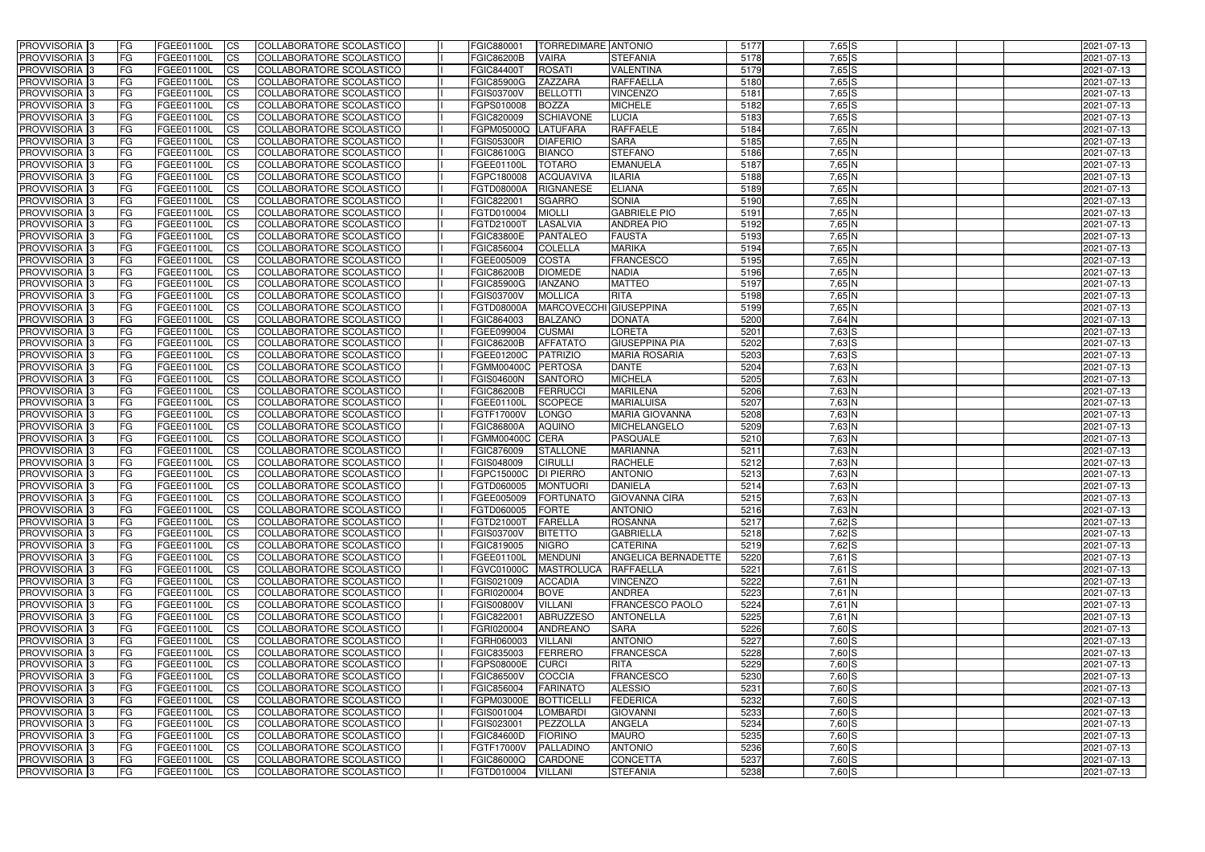| PROVVISORIA | 3 | FG | FGEE01100L | CS | COLLABORATORE SCOLASTICO | | FGIC880001 | TORREDIMARE | ANTONIO | 5177 | 7,65 | S | | | | 2021-07-13 |
|---|---|---|---|---|---|---|---|---|---|---|---|---|---|---|---|---|
| PROVVISORIA | 3 | FG | FGEE01100L | CS | COLLABORATORE SCOLASTICO | | FGIC86200B | VAIRA | STEFANIA | 5178 | 7,65 | S | | | | 2021-07-13 |
| PROVVISORIA | 3 | FG | FGEE01100L | CS | COLLABORATORE SCOLASTICO | | FGIC84400T | ROSATI | VALENTINA | 5179 | 7,65 | S | | | | 2021-07-13 |
| PROVVISORIA | 3 | FG | FGEE01100L | CS | COLLABORATORE SCOLASTICO | | FGIC85900G | ZAZZARA | RAFFAELLA | 5180 | 7,65 | S | | | | 2021-07-13 |
| PROVVISORIA | 3 | FG | FGEE01100L | CS | COLLABORATORE SCOLASTICO | | FGIS03700V | BELLOTTI | VINCENZO | 5181 | 7,65 | S | | | | 2021-07-13 |
| PROVVISORIA | 3 | FG | FGEE01100L | CS | COLLABORATORE SCOLASTICO | | FGPS010008 | BOZZA | MICHELE | 5182 | 7,65 | S | | | | 2021-07-13 |
| PROVVISORIA | 3 | FG | FGEE01100L | CS | COLLABORATORE SCOLASTICO | | FGIC820009 | SCHIAVONE | LUCIA | 5183 | 7,65 | S | | | | 2021-07-13 |
| PROVVISORIA | 3 | FG | FGEE01100L | CS | COLLABORATORE SCOLASTICO | | FGPM05000Q | LATUFARA | RAFFAELE | 5184 | 7,65 | N | | | | 2021-07-13 |
| PROVVISORIA | 3 | FG | FGEE01100L | CS | COLLABORATORE SCOLASTICO | | FGIS05300R | DIAFERIO | SARA | 5185 | 7,65 | N | | | | 2021-07-13 |
| PROVVISORIA | 3 | FG | FGEE01100L | CS | COLLABORATORE SCOLASTICO | | FGIC86100G | BIANCO | STEFANO | 5186 | 7,65 | N | | | | 2021-07-13 |
| PROVVISORIA | 3 | FG | FGEE01100L | CS | COLLABORATORE SCOLASTICO | | FGEE01100L | TOTARO | EMANUELA | 5187 | 7,65 | N | | | | 2021-07-13 |
| PROVVISORIA | 3 | FG | FGEE01100L | CS | COLLABORATORE SCOLASTICO | | FGPC180008 | ACQUAVIVA | ILARIA | 5188 | 7,65 | N | | | | 2021-07-13 |
| PROVVISORIA | 3 | FG | FGEE01100L | CS | COLLABORATORE SCOLASTICO | | FGTD08000A | RIGNANESE | ELIANA | 5189 | 7,65 | N | | | | 2021-07-13 |
| PROVVISORIA | 3 | FG | FGEE01100L | CS | COLLABORATORE SCOLASTICO | | FGIC822001 | SGARRO | SONIA | 5190 | 7,65 | N | | | | 2021-07-13 |
| PROVVISORIA | 3 | FG | FGEE01100L | CS | COLLABORATORE SCOLASTICO | | FGTD010004 | MIOLLI | GABRIELE PIO | 5191 | 7,65 | N | | | | 2021-07-13 |
| PROVVISORIA | 3 | FG | FGEE01100L | CS | COLLABORATORE SCOLASTICO | | FGTD21000T | LASALVIA | ANDREA PIO | 5192 | 7,65 | N | | | | 2021-07-13 |
| PROVVISORIA | 3 | FG | FGEE01100L | CS | COLLABORATORE SCOLASTICO | | FGIC83800E | PANTALEO | FAUSTA | 5193 | 7,65 | N | | | | 2021-07-13 |
| PROVVISORIA | 3 | FG | FGEE01100L | CS | COLLABORATORE SCOLASTICO | | FGIC856004 | COLELLA | MARIKA | 5194 | 7,65 | N | | | | 2021-07-13 |
| PROVVISORIA | 3 | FG | FGEE01100L | CS | COLLABORATORE SCOLASTICO | | FGEE005009 | COSTA | FRANCESCO | 5195 | 7,65 | N | | | | 2021-07-13 |
| PROVVISORIA | 3 | FG | FGEE01100L | CS | COLLABORATORE SCOLASTICO | | FGIC86200B | DIOMEDE | NADIA | 5196 | 7,65 | N | | | | 2021-07-13 |
| PROVVISORIA | 3 | FG | FGEE01100L | CS | COLLABORATORE SCOLASTICO | | FGIC85900G | IANZANO | MATTEO | 5197 | 7,65 | N | | | | 2021-07-13 |
| PROVVISORIA | 3 | FG | FGEE01100L | CS | COLLABORATORE SCOLASTICO | | FGIS03700V | MOLLICA | RITA | 5198 | 7,65 | N | | | | 2021-07-13 |
| PROVVISORIA | 3 | FG | FGEE01100L | CS | COLLABORATORE SCOLASTICO | | FGTD08000A | MARCOVECCHI | GIUSEPPINA | 5199 | 7,65 | N | | | | 2021-07-13 |
| PROVVISORIA | 3 | FG | FGEE01100L | CS | COLLABORATORE SCOLASTICO | | FGIC864003 | BALZANO | DONATA | 5200 | 7,64 | N | | | | 2021-07-13 |
| PROVVISORIA | 3 | FG | FGEE01100L | CS | COLLABORATORE SCOLASTICO | | FGEE099004 | CUSMAI | LORETA | 5201 | 7,63 | S | | | | 2021-07-13 |
| PROVVISORIA | 3 | FG | FGEE01100L | CS | COLLABORATORE SCOLASTICO | | FGIC86200B | AFFATATO | GIUSEPPINA PIA | 5202 | 7,63 | S | | | | 2021-07-13 |
| PROVVISORIA | 3 | FG | FGEE01100L | CS | COLLABORATORE SCOLASTICO | | FGEE01200C | PATRIZIO | MARIA ROSARIA | 5203 | 7,63 | S | | | | 2021-07-13 |
| PROVVISORIA | 3 | FG | FGEE01100L | CS | COLLABORATORE SCOLASTICO | | FGMM00400C | PERTOSA | DANTE | 5204 | 7,63 | N | | | | 2021-07-13 |
| PROVVISORIA | 3 | FG | FGEE01100L | CS | COLLABORATORE SCOLASTICO | | FGIS04600N | SANTORO | MICHELA | 5205 | 7,63 | N | | | | 2021-07-13 |
| PROVVISORIA | 3 | FG | FGEE01100L | CS | COLLABORATORE SCOLASTICO | | FGIC86200B | FERRUCCI | MARILENA | 5206 | 7,63 | N | | | | 2021-07-13 |
| PROVVISORIA | 3 | FG | FGEE01100L | CS | COLLABORATORE SCOLASTICO | | FGEE01100L | SCOPECE | MARIALUISA | 5207 | 7,63 | N | | | | 2021-07-13 |
| PROVVISORIA | 3 | FG | FGEE01100L | CS | COLLABORATORE SCOLASTICO | | FGTF17000V | LONGO | MARIA GIOVANNA | 5208 | 7,63 | N | | | | 2021-07-13 |
| PROVVISORIA | 3 | FG | FGEE01100L | CS | COLLABORATORE SCOLASTICO | | FGIC86800A | AQUINO | MICHELANGELO | 5209 | 7,63 | N | | | | 2021-07-13 |
| PROVVISORIA | 3 | FG | FGEE01100L | CS | COLLABORATORE SCOLASTICO | | FGMM00400C | CERA | PASQUALE | 5210 | 7,63 | N | | | | 2021-07-13 |
| PROVVISORIA | 3 | FG | FGEE01100L | CS | COLLABORATORE SCOLASTICO | | FGIC876009 | STALLONE | MARIANNA | 5211 | 7,63 | N | | | | 2021-07-13 |
| PROVVISORIA | 3 | FG | FGEE01100L | CS | COLLABORATORE SCOLASTICO | | FGIS048009 | CIRULLI | RACHELE | 5212 | 7,63 | N | | | | 2021-07-13 |
| PROVVISORIA | 3 | FG | FGEE01100L | CS | COLLABORATORE SCOLASTICO | | FGPC15000C | DI PIERRO | ANTONIO | 5213 | 7,63 | N | | | | 2021-07-13 |
| PROVVISORIA | 3 | FG | FGEE01100L | CS | COLLABORATORE SCOLASTICO | | FGTD060005 | MONTUORI | DANIELA | 5214 | 7,63 | N | | | | 2021-07-13 |
| PROVVISORIA | 3 | FG | FGEE01100L | CS | COLLABORATORE SCOLASTICO | | FGEE005009 | FORTUNATO | GIOVANNA CIRA | 5215 | 7,63 | N | | | | 2021-07-13 |
| PROVVISORIA | 3 | FG | FGEE01100L | CS | COLLABORATORE SCOLASTICO | | FGTD060005 | FORTE | ANTONIO | 5216 | 7,63 | N | | | | 2021-07-13 |
| PROVVISORIA | 3 | FG | FGEE01100L | CS | COLLABORATORE SCOLASTICO | | FGTD21000T | FARELLA | ROSANNA | 5217 | 7,62 | S | | | | 2021-07-13 |
| PROVVISORIA | 3 | FG | FGEE01100L | CS | COLLABORATORE SCOLASTICO | | FGIS03700V | BITETTO | GABRIELLA | 5218 | 7,62 | S | | | | 2021-07-13 |
| PROVVISORIA | 3 | FG | FGEE01100L | CS | COLLABORATORE SCOLASTICO | | FGIC819005 | NIGRO | CATERINA | 5219 | 7,62 | S | | | | 2021-07-13 |
| PROVVISORIA | 3 | FG | FGEE01100L | CS | COLLABORATORE SCOLASTICO | | FGEE01100L | MENDUNI | ANGELICA BERNADETTE | 5220 | 7,61 | S | | | | 2021-07-13 |
| PROVVISORIA | 3 | FG | FGEE01100L | CS | COLLABORATORE SCOLASTICO | | FGVC01000C | MASTROLUCA | RAFFAELLA | 5221 | 7,61 | S | | | | 2021-07-13 |
| PROVVISORIA | 3 | FG | FGEE01100L | CS | COLLABORATORE SCOLASTICO | | FGIS021009 | ACCADIA | VINCENZO | 5222 | 7,61 | N | | | | 2021-07-13 |
| PROVVISORIA | 3 | FG | FGEE01100L | CS | COLLABORATORE SCOLASTICO | | FGRI020004 | BOVE | ANDREA | 5223 | 7,61 | N | | | | 2021-07-13 |
| PROVVISORIA | 3 | FG | FGEE01100L | CS | COLLABORATORE SCOLASTICO | | FGIS00800V | VILLANI | FRANCESCO PAOLO | 5224 | 7,61 | N | | | | 2021-07-13 |
| PROVVISORIA | 3 | FG | FGEE01100L | CS | COLLABORATORE SCOLASTICO | | FGIC822001 | ABRUZZESO | ANTONELLA | 5225 | 7,61 | N | | | | 2021-07-13 |
| PROVVISORIA | 3 | FG | FGEE01100L | CS | COLLABORATORE SCOLASTICO | | FGRI020004 | ANDREANO | SARA | 5226 | 7,60 | S | | | | 2021-07-13 |
| PROVVISORIA | 3 | FG | FGEE01100L | CS | COLLABORATORE SCOLASTICO | | FGRH060003 | VILLANI | ANTONIO | 5227 | 7,60 | S | | | | 2021-07-13 |
| PROVVISORIA | 3 | FG | FGEE01100L | CS | COLLABORATORE SCOLASTICO | | FGIC835003 | FERRERO | FRANCESCA | 5228 | 7,60 | S | | | | 2021-07-13 |
| PROVVISORIA | 3 | FG | FGEE01100L | CS | COLLABORATORE SCOLASTICO | | FGPS08000E | CURCI | RITA | 5229 | 7,60 | S | | | | 2021-07-13 |
| PROVVISORIA | 3 | FG | FGEE01100L | CS | COLLABORATORE SCOLASTICO | | FGIC86500V | COCCIA | FRANCESCO | 5230 | 7,60 | S | | | | 2021-07-13 |
| PROVVISORIA | 3 | FG | FGEE01100L | CS | COLLABORATORE SCOLASTICO | | FGIC856004 | FARINATO | ALESSIO | 5231 | 7,60 | S | | | | 2021-07-13 |
| PROVVISORIA | 3 | FG | FGEE01100L | CS | COLLABORATORE SCOLASTICO | | FGPM03000E | BOTTICELLI | FEDERICA | 5232 | 7,60 | S | | | | 2021-07-13 |
| PROVVISORIA | 3 | FG | FGEE01100L | CS | COLLABORATORE SCOLASTICO | | FGIS001004 | LOMBARDI | GIOVANNI | 5233 | 7,60 | S | | | | 2021-07-13 |
| PROVVISORIA | 3 | FG | FGEE01100L | CS | COLLABORATORE SCOLASTICO | | FGIS023001 | PEZZOLLA | ANGELA | 5234 | 7,60 | S | | | | 2021-07-13 |
| PROVVISORIA | 3 | FG | FGEE01100L | CS | COLLABORATORE SCOLASTICO | | FGIC84600D | FIORINO | MAURO | 5235 | 7,60 | S | | | | 2021-07-13 |
| PROVVISORIA | 3 | FG | FGEE01100L | CS | COLLABORATORE SCOLASTICO | | FGTF17000V | PALLADINO | ANTONIO | 5236 | 7,60 | S | | | | 2021-07-13 |
| PROVVISORIA | 3 | FG | FGEE01100L | CS | COLLABORATORE SCOLASTICO | | FGIC86000Q | CARDONE | CONCETTA | 5237 | 7,60 | S | | | | 2021-07-13 |
| PROVVISORIA | 3 | FG | FGEE01100L | CS | COLLABORATORE SCOLASTICO | | FGTD010004 | VILLANI | STEFANIA | 5238 | 7,60 | S | | | | 2021-07-13 |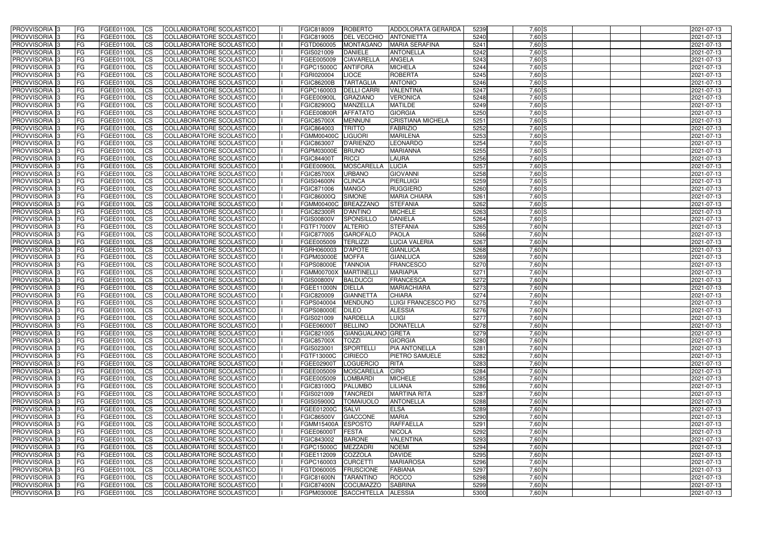| PROVVISORIA | 3 | FG | FGEE01100L | CS | COLLABORATORE SCOLASTICO | | FGIC818009 | ROBERTO | ADDOLORATA GERARDA | 5239 | 7,60 | S | | | | 2021-07-13 |
|---|---|---|---|---|---|---|---|---|---|---|---|---|---|---|---|---|
| PROVVISORIA | 3 | FG | FGEE01100L | CS | COLLABORATORE SCOLASTICO | | FGIC819005 | DEL VECCHIO | ANTONIETTA | 5240 | 7,60 | S | | | | 2021-07-13 |
| PROVVISORIA | 3 | FG | FGEE01100L | CS | COLLABORATORE SCOLASTICO | | FGTD060005 | MONTAGANO | MARIA SERAFINA | 5241 | 7,60 | S | | | | 2021-07-13 |
| PROVVISORIA | 3 | FG | FGEE01100L | CS | COLLABORATORE SCOLASTICO | | FGIS021009 | DANIELE | ANTONELLA | 5242 | 7,60 | S | | | | 2021-07-13 |
| PROVVISORIA | 3 | FG | FGEE01100L | CS | COLLABORATORE SCOLASTICO | | FGEE005009 | CIAVARELLA | ANGELA | 5243 | 7,60 | S | | | | 2021-07-13 |
| PROVVISORIA | 3 | FG | FGEE01100L | CS | COLLABORATORE SCOLASTICO | | FGPC15000C | ANTIFORA | MICHELA | 5244 | 7,60 | S | | | | 2021-07-13 |
| PROVVISORIA | 3 | FG | FGEE01100L | CS | COLLABORATORE SCOLASTICO | | FGRI020004 | LIOCE | ROBERTA | 5245 | 7,60 | S | | | | 2021-07-13 |
| PROVVISORIA | 3 | FG | FGEE01100L | CS | COLLABORATORE SCOLASTICO | | FGIC86200B | TARTAGLIA | ANTONIO | 5246 | 7,60 | S | | | | 2021-07-13 |
| PROVVISORIA | 3 | FG | FGEE01100L | CS | COLLABORATORE SCOLASTICO | | FGPC160003 | DELLI CARRI | VALENTINA | 5247 | 7,60 | S | | | | 2021-07-13 |
| PROVVISORIA | 3 | FG | FGEE01100L | CS | COLLABORATORE SCOLASTICO | | FGEE00900L | GRAZIANO | VERONICA | 5248 | 7,60 | S | | | | 2021-07-13 |
| PROVVISORIA | 3 | FG | FGEE01100L | CS | COLLABORATORE SCOLASTICO | | FGIC82900Q | MANZELLA | MATILDE | 5249 | 7,60 | S | | | | 2021-07-13 |
| PROVVISORIA | 3 | FG | FGEE01100L | CS | COLLABORATORE SCOLASTICO | | FGEE00800R | AFFATATO | GIORGIA | 5250 | 7,60 | S | | | | 2021-07-13 |
| PROVVISORIA | 3 | FG | FGEE01100L | CS | COLLABORATORE SCOLASTICO | | FGIC85700X | MENNUNI | CRISTIANA MICHELA | 5251 | 7,60 | S | | | | 2021-07-13 |
| PROVVISORIA | 3 | FG | FGEE01100L | CS | COLLABORATORE SCOLASTICO | | FGIC864003 | TRITTO | FABRIZIO | 5252 | 7,60 | S | | | | 2021-07-13 |
| PROVVISORIA | 3 | FG | FGEE01100L | CS | COLLABORATORE SCOLASTICO | | FGMM00400C | LIGUORI | MARILENA | 5253 | 7,60 | S | | | | 2021-07-13 |
| PROVVISORIA | 3 | FG | FGEE01100L | CS | COLLABORATORE SCOLASTICO | | FGIC863007 | D'ARIENZO | LEONARDO | 5254 | 7,60 | S | | | | 2021-07-13 |
| PROVVISORIA | 3 | FG | FGEE01100L | CS | COLLABORATORE SCOLASTICO | | FGPM03000E | BRUNO | MARIANNA | 5255 | 7,60 | S | | | | 2021-07-13 |
| PROVVISORIA | 3 | FG | FGEE01100L | CS | COLLABORATORE SCOLASTICO | | FGIC84400T | RICCI | LAURA | 5256 | 7,60 | S | | | | 2021-07-13 |
| PROVVISORIA | 3 | FG | FGEE01100L | CS | COLLABORATORE SCOLASTICO | | FGEE00900L | MOSCARELLA | LUCIA | 5257 | 7,60 | S | | | | 2021-07-13 |
| PROVVISORIA | 3 | FG | FGEE01100L | CS | COLLABORATORE SCOLASTICO | | FGIC85700X | URBANO | GIOVANNI | 5258 | 7,60 | S | | | | 2021-07-13 |
| PROVVISORIA | 3 | FG | FGEE01100L | CS | COLLABORATORE SCOLASTICO | | FGIS04600N | CLINCA | PIERLUIGI | 5259 | 7,60 | S | | | | 2021-07-13 |
| PROVVISORIA | 3 | FG | FGEE01100L | CS | COLLABORATORE SCOLASTICO | | FGIC871006 | MANGO | RUGGIERO | 5260 | 7,60 | S | | | | 2021-07-13 |
| PROVVISORIA | 3 | FG | FGEE01100L | CS | COLLABORATORE SCOLASTICO | | FGIC86000Q | SIMONE | MARIA CHIARA | 5261 | 7,60 | S | | | | 2021-07-13 |
| PROVVISORIA | 3 | FG | FGEE01100L | CS | COLLABORATORE SCOLASTICO | | FGMM00400C | BREAZZANO | STEFANIA | 5262 | 7,60 | S | | | | 2021-07-13 |
| PROVVISORIA | 3 | FG | FGEE01100L | CS | COLLABORATORE SCOLASTICO | | FGIC82300R | D'ANTINO | MICHELE | 5263 | 7,60 | S | | | | 2021-07-13 |
| PROVVISORIA | 3 | FG | FGEE01100L | CS | COLLABORATORE SCOLASTICO | | FGIS00800V | SPONSILLO | DANIELA | 5264 | 7,60 | S | | | | 2021-07-13 |
| PROVVISORIA | 3 | FG | FGEE01100L | CS | COLLABORATORE SCOLASTICO | | FGTF17000V | ALTERIO | STEFANIA | 5265 | 7,60 | N | | | | 2021-07-13 |
| PROVVISORIA | 3 | FG | FGEE01100L | CS | COLLABORATORE SCOLASTICO | | FGIC877005 | GAROFALO | PAOLA | 5266 | 7,60 | N | | | | 2021-07-13 |
| PROVVISORIA | 3 | FG | FGEE01100L | CS | COLLABORATORE SCOLASTICO | | FGEE005009 | TERLIZZI | LUCIA VALERIA | 5267 | 7,60 | N | | | | 2021-07-13 |
| PROVVISORIA | 3 | FG | FGEE01100L | CS | COLLABORATORE SCOLASTICO | | FGRH060003 | D'APOTE | GIANLUCA | 5268 | 7,60 | N | | | | 2021-07-13 |
| PROVVISORIA | 3 | FG | FGEE01100L | CS | COLLABORATORE SCOLASTICO | | FGPM03000E | MOFFA | GIANLUCA | 5269 | 7,60 | N | | | | 2021-07-13 |
| PROVVISORIA | 3 | FG | FGEE01100L | CS | COLLABORATORE SCOLASTICO | | FGPS08000E | TANNOIA | FRANCESCO | 5270 | 7,60 | N | | | | 2021-07-13 |
| PROVVISORIA | 3 | FG | FGEE01100L | CS | COLLABORATORE SCOLASTICO | | FGMM00700X | MARTINELLI | MARIAPIA | 5271 | 7,60 | N | | | | 2021-07-13 |
| PROVVISORIA | 3 | FG | FGEE01100L | CS | COLLABORATORE SCOLASTICO | | FGIS00800V | BALDUCCI | FRANCESCA | 5272 | 7,60 | N | | | | 2021-07-13 |
| PROVVISORIA | 3 | FG | FGEE01100L | CS | COLLABORATORE SCOLASTICO | | FGEE11000N | DIELLA | MARIACHIARA | 5273 | 7,60 | N | | | | 2021-07-13 |
| PROVVISORIA | 3 | FG | FGEE01100L | CS | COLLABORATORE SCOLASTICO | | FGIC820009 | GIANNETTA | CHIARA | 5274 | 7,60 | N | | | | 2021-07-13 |
| PROVVISORIA | 3 | FG | FGEE01100L | CS | COLLABORATORE SCOLASTICO | | FGPS040004 | MENDUNO | LUIGI FRANCESCO PIO | 5275 | 7,60 | N | | | | 2021-07-13 |
| PROVVISORIA | 3 | FG | FGEE01100L | CS | COLLABORATORE SCOLASTICO | | FGPS08000E | DILEO | ALESSIA | 5276 | 7,60 | N | | | | 2021-07-13 |
| PROVVISORIA | 3 | FG | FGEE01100L | CS | COLLABORATORE SCOLASTICO | | FGIS021009 | NARDELLA | LUIGI | 5277 | 7,60 | N | | | | 2021-07-13 |
| PROVVISORIA | 3 | FG | FGEE01100L | CS | COLLABORATORE SCOLASTICO | | FGEE06000T | BELLINO | DONATELLA | 5278 | 7,60 | N | | | | 2021-07-13 |
| PROVVISORIA | 3 | FG | FGEE01100L | CS | COLLABORATORE SCOLASTICO | | FGIC821005 | GIANGUALANO | GRETA | 5279 | 7,60 | N | | | | 2021-07-13 |
| PROVVISORIA | 3 | FG | FGEE01100L | CS | COLLABORATORE SCOLASTICO | | FGIC85700X | TOZZI | GIORGIA | 5280 | 7,60 | N | | | | 2021-07-13 |
| PROVVISORIA | 3 | FG | FGEE01100L | CS | COLLABORATORE SCOLASTICO | | FGIS023001 | SPORTELLI | PIA ANTONELLA | 5281 | 7,60 | N | | | | 2021-07-13 |
| PROVVISORIA | 3 | FG | FGEE01100L | CS | COLLABORATORE SCOLASTICO | | FGTF13000C | CIRIECO | PIETRO SAMUELE | 5282 | 7,60 | N | | | | 2021-07-13 |
| PROVVISORIA | 3 | FG | FGEE01100L | CS | COLLABORATORE SCOLASTICO | | FGEE02900T | LOGUERCIO | RITA | 5283 | 7,60 | N | | | | 2021-07-13 |
| PROVVISORIA | 3 | FG | FGEE01100L | CS | COLLABORATORE SCOLASTICO | | FGEE005009 | MOSCARELLA | CIRO | 5284 | 7,60 | N | | | | 2021-07-13 |
| PROVVISORIA | 3 | FG | FGEE01100L | CS | COLLABORATORE SCOLASTICO | | FGEE005009 | LOMBARDI | MICHELE | 5285 | 7,60 | N | | | | 2021-07-13 |
| PROVVISORIA | 3 | FG | FGEE01100L | CS | COLLABORATORE SCOLASTICO | | FGIC83100Q | PALUMBO | LILIANA | 5286 | 7,60 | N | | | | 2021-07-13 |
| PROVVISORIA | 3 | FG | FGEE01100L | CS | COLLABORATORE SCOLASTICO | | FGIS021009 | TANCREDI | MARTINA RITA | 5287 | 7,60 | N | | | | 2021-07-13 |
| PROVVISORIA | 3 | FG | FGEE01100L | CS | COLLABORATORE SCOLASTICO | | FGIS05900Q | TOMAIUOLO | ANTONELLA | 5288 | 7,60 | N | | | | 2021-07-13 |
| PROVVISORIA | 3 | FG | FGEE01100L | CS | COLLABORATORE SCOLASTICO | | FGEE01200C | SALVI | ELSA | 5289 | 7,60 | N | | | | 2021-07-13 |
| PROVVISORIA | 3 | FG | FGEE01100L | CS | COLLABORATORE SCOLASTICO | | FGIC86500V | GIACCONE | MARIA | 5290 | 7,60 | N | | | | 2021-07-13 |
| PROVVISORIA | 3 | FG | FGEE01100L | CS | COLLABORATORE SCOLASTICO | | FGMM15400A | ESPOSTO | RAFFAELLA | 5291 | 7,60 | N | | | | 2021-07-13 |
| PROVVISORIA | 3 | FG | FGEE01100L | CS | COLLABORATORE SCOLASTICO | | FGEE06000T | FESTA | NICOLA | 5292 | 7,60 | N | | | | 2021-07-13 |
| PROVVISORIA | 3 | FG | FGEE01100L | CS | COLLABORATORE SCOLASTICO | | FGIC843002 | BARONE | VALENTINA | 5293 | 7,60 | N | | | | 2021-07-13 |
| PROVVISORIA | 3 | FG | FGEE01100L | CS | COLLABORATORE SCOLASTICO | | FGPC15000C | MEZZADRI | NOEMI | 5294 | 7,60 | N | | | | 2021-07-13 |
| PROVVISORIA | 3 | FG | FGEE01100L | CS | COLLABORATORE SCOLASTICO | | FGEE112009 | COZZOLA | DAVIDE | 5295 | 7,60 | N | | | | 2021-07-13 |
| PROVVISORIA | 3 | FG | FGEE01100L | CS | COLLABORATORE SCOLASTICO | | FGPC160003 | CURCETTI | MARIAROSA | 5296 | 7,60 | N | | | | 2021-07-13 |
| PROVVISORIA | 3 | FG | FGEE01100L | CS | COLLABORATORE SCOLASTICO | | FGTD060005 | FRUSCIONE | FABIANA | 5297 | 7,60 | N | | | | 2021-07-13 |
| PROVVISORIA | 3 | FG | FGEE01100L | CS | COLLABORATORE SCOLASTICO | | FGIC81600N | TARANTINO | ROCCO | 5298 | 7,60 | N | | | | 2021-07-13 |
| PROVVISORIA | 3 | FG | FGEE01100L | CS | COLLABORATORE SCOLASTICO | | FGIC87400N | COCUMAZZO | SABRINA | 5299 | 7,60 | N | | | | 2021-07-13 |
| PROVVISORIA | 3 | FG | FGEE01100L | CS | COLLABORATORE SCOLASTICO | | FGPM03000E | SACCHITELLA | ALESSIA | 5300 | 7,60 | N | | | | 2021-07-13 |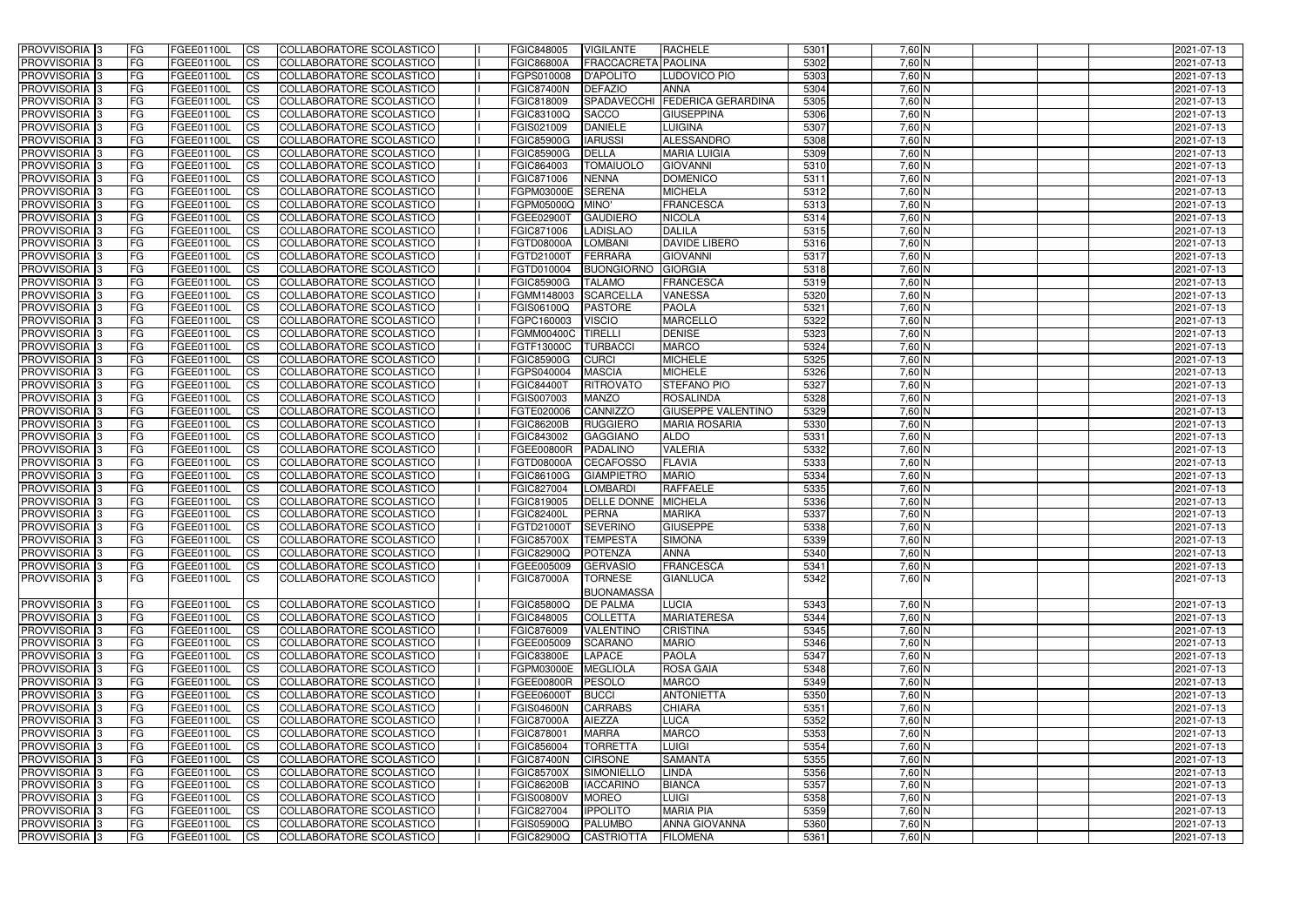| PROVVISORIA | 3 | FG | FGEE01100L | CS | COLLABORATORE SCOLASTICO | I | FGIC848005 | VIGILANTE | RACHELE | 5301 | 7,60 | N | | | | 2021-07-13 |
|---|---|---|---|---|---|---|---|---|---|---|---|---|---|---|---|---|
| PROVVISORIA | 3 | FG | FGEE01100L | CS | COLLABORATORE SCOLASTICO | I | FGIC86800A | FRACCACRETA | PAOLINA | 5302 | 7,60 | N | | | | 2021-07-13 |
| PROVVISORIA | 3 | FG | FGEE01100L | CS | COLLABORATORE SCOLASTICO | I | FGPS010008 | D'APOLITO | LUDOVICO PIO | 5303 | 7,60 | N | | | | 2021-07-13 |
| PROVVISORIA | 3 | FG | FGEE01100L | CS | COLLABORATORE SCOLASTICO | I | FGIC87400N | DEFAZIO | ANNA | 5304 | 7,60 | N | | | | 2021-07-13 |
| PROVVISORIA | 3 | FG | FGEE01100L | CS | COLLABORATORE SCOLASTICO | I | FGIC818009 | SPADAVECCHI | FEDERICA GERARDINA | 5305 | 7,60 | N | | | | 2021-07-13 |
| PROVVISORIA | 3 | FG | FGEE01100L | CS | COLLABORATORE SCOLASTICO | I | FGIC83100Q | SACCO | GIUSEPPINA | 5306 | 7,60 | N | | | | 2021-07-13 |
| PROVVISORIA | 3 | FG | FGEE01100L | CS | COLLABORATORE SCOLASTICO | I | FGIS021009 | DANIELE | LUIGINA | 5307 | 7,60 | N | | | | 2021-07-13 |
| PROVVISORIA | 3 | FG | FGEE01100L | CS | COLLABORATORE SCOLASTICO | I | FGIC85900G | IARUSSI | ALESSANDRO | 5308 | 7,60 | N | | | | 2021-07-13 |
| PROVVISORIA | 3 | FG | FGEE01100L | CS | COLLABORATORE SCOLASTICO | I | FGIC85900G | DELLA | MARIA LUIGIA | 5309 | 7,60 | N | | | | 2021-07-13 |
| PROVVISORIA | 3 | FG | FGEE01100L | CS | COLLABORATORE SCOLASTICO | I | FGIC864003 | TOMAIUOLO | GIOVANNI | 5310 | 7,60 | N | | | | 2021-07-13 |
| PROVVISORIA | 3 | FG | FGEE01100L | CS | COLLABORATORE SCOLASTICO | I | FGIC871006 | NENNA | DOMENICO | 5311 | 7,60 | N | | | | 2021-07-13 |
| PROVVISORIA | 3 | FG | FGEE01100L | CS | COLLABORATORE SCOLASTICO | I | FGPM03000E | SERENA | MICHELA | 5312 | 7,60 | N | | | | 2021-07-13 |
| PROVVISORIA | 3 | FG | FGEE01100L | CS | COLLABORATORE SCOLASTICO | I | FGPM05000Q | MINO' | FRANCESCA | 5313 | 7,60 | N | | | | 2021-07-13 |
| PROVVISORIA | 3 | FG | FGEE01100L | CS | COLLABORATORE SCOLASTICO | I | FGEE02900T | GAUDIERO | NICOLA | 5314 | 7,60 | N | | | | 2021-07-13 |
| PROVVISORIA | 3 | FG | FGEE01100L | CS | COLLABORATORE SCOLASTICO | I | FGIC871006 | LADISLAO | DALILA | 5315 | 7,60 | N | | | | 2021-07-13 |
| PROVVISORIA | 3 | FG | FGEE01100L | CS | COLLABORATORE SCOLASTICO | I | FGTD08000A | LOMBANI | DAVIDE LIBERO | 5316 | 7,60 | N | | | | 2021-07-13 |
| PROVVISORIA | 3 | FG | FGEE01100L | CS | COLLABORATORE SCOLASTICO | I | FGTD21000T | FERRARA | GIOVANNI | 5317 | 7,60 | N | | | | 2021-07-13 |
| PROVVISORIA | 3 | FG | FGEE01100L | CS | COLLABORATORE SCOLASTICO | I | FGTD010004 | BUONGIORNO | GIORGIA | 5318 | 7,60 | N | | | | 2021-07-13 |
| PROVVISORIA | 3 | FG | FGEE01100L | CS | COLLABORATORE SCOLASTICO | I | FGIC85900G | TALAMO | FRANCESCA | 5319 | 7,60 | N | | | | 2021-07-13 |
| PROVVISORIA | 3 | FG | FGEE01100L | CS | COLLABORATORE SCOLASTICO | I | FGMM148003 | SCARCELLA | VANESSA | 5320 | 7,60 | N | | | | 2021-07-13 |
| PROVVISORIA | 3 | FG | FGEE01100L | CS | COLLABORATORE SCOLASTICO | I | FGIS06100Q | PASTORE | PAOLA | 5321 | 7,60 | N | | | | 2021-07-13 |
| PROVVISORIA | 3 | FG | FGEE01100L | CS | COLLABORATORE SCOLASTICO | I | FGPC160003 | VISCIO | MARCELLO | 5322 | 7,60 | N | | | | 2021-07-13 |
| PROVVISORIA | 3 | FG | FGEE01100L | CS | COLLABORATORE SCOLASTICO | I | FGMM00400C | TIRELLI | DENISE | 5323 | 7,60 | N | | | | 2021-07-13 |
| PROVVISORIA | 3 | FG | FGEE01100L | CS | COLLABORATORE SCOLASTICO | I | FGTF13000C | TURBACCI | MARCO | 5324 | 7,60 | N | | | | 2021-07-13 |
| PROVVISORIA | 3 | FG | FGEE01100L | CS | COLLABORATORE SCOLASTICO | I | FGIC85900G | CURCI | MICHELE | 5325 | 7,60 | N | | | | 2021-07-13 |
| PROVVISORIA | 3 | FG | FGEE01100L | CS | COLLABORATORE SCOLASTICO | I | FGPS040004 | MASCIA | MICHELE | 5326 | 7,60 | N | | | | 2021-07-13 |
| PROVVISORIA | 3 | FG | FGEE01100L | CS | COLLABORATORE SCOLASTICO | I | FGIC84400T | RITROVATO | STEFANO PIO | 5327 | 7,60 | N | | | | 2021-07-13 |
| PROVVISORIA | 3 | FG | FGEE01100L | CS | COLLABORATORE SCOLASTICO | I | FGIS007003 | MANZO | ROSALINDA | 5328 | 7,60 | N | | | | 2021-07-13 |
| PROVVISORIA | 3 | FG | FGEE01100L | CS | COLLABORATORE SCOLASTICO | I | FGTE020006 | CANNIZZO | GIUSEPPE VALENTINO | 5329 | 7,60 | N | | | | 2021-07-13 |
| PROVVISORIA | 3 | FG | FGEE01100L | CS | COLLABORATORE SCOLASTICO | I | FGIC86200B | RUGGIERO | MARIA ROSARIA | 5330 | 7,60 | N | | | | 2021-07-13 |
| PROVVISORIA | 3 | FG | FGEE01100L | CS | COLLABORATORE SCOLASTICO | I | FGIC843002 | GAGGIANO | ALDO | 5331 | 7,60 | N | | | | 2021-07-13 |
| PROVVISORIA | 3 | FG | FGEE01100L | CS | COLLABORATORE SCOLASTICO | I | FGEE00800R | PADALINO | VALERIA | 5332 | 7,60 | N | | | | 2021-07-13 |
| PROVVISORIA | 3 | FG | FGEE01100L | CS | COLLABORATORE SCOLASTICO | I | FGTD08000A | CECAFOSSO | FLAVIA | 5333 | 7,60 | N | | | | 2021-07-13 |
| PROVVISORIA | 3 | FG | FGEE01100L | CS | COLLABORATORE SCOLASTICO | I | FGIC86100G | GIAMPIETRO | MARIO | 5334 | 7,60 | N | | | | 2021-07-13 |
| PROVVISORIA | 3 | FG | FGEE01100L | CS | COLLABORATORE SCOLASTICO | I | FGIC827004 | LOMBARDI | RAFFAELE | 5335 | 7,60 | N | | | | 2021-07-13 |
| PROVVISORIA | 3 | FG | FGEE01100L | CS | COLLABORATORE SCOLASTICO | I | FGIC819005 | DELLE DONNE | MICHELA | 5336 | 7,60 | N | | | | 2021-07-13 |
| PROVVISORIA | 3 | FG | FGEE01100L | CS | COLLABORATORE SCOLASTICO | I | FGIC82400L | PERNA | MARIKA | 5337 | 7,60 | N | | | | 2021-07-13 |
| PROVVISORIA | 3 | FG | FGEE01100L | CS | COLLABORATORE SCOLASTICO | I | FGTD21000T | SEVERINO | GIUSEPPE | 5338 | 7,60 | N | | | | 2021-07-13 |
| PROVVISORIA | 3 | FG | FGEE01100L | CS | COLLABORATORE SCOLASTICO | I | FGIC85700X | TEMPESTA | SIMONA | 5339 | 7,60 | N | | | | 2021-07-13 |
| PROVVISORIA | 3 | FG | FGEE01100L | CS | COLLABORATORE SCOLASTICO | I | FGIC82900Q | POTENZA | ANNA | 5340 | 7,60 | N | | | | 2021-07-13 |
| PROVVISORIA | 3 | FG | FGEE01100L | CS | COLLABORATORE SCOLASTICO | I | FGEE005009 | GERVASIO | FRANCESCA | 5341 | 7,60 | N | | | | 2021-07-13 |
| PROVVISORIA | 3 | FG | FGEE01100L | CS | COLLABORATORE SCOLASTICO | I | FGIC87000A | TORNESE BUONAMASSA | GIANLUCA | 5342 | 7,60 | N | | | | 2021-07-13 |
| PROVVISORIA | 3 | FG | FGEE01100L | CS | COLLABORATORE SCOLASTICO | I | FGIC85800Q | DE PALMA | LUCIA | 5343 | 7,60 | N | | | | 2021-07-13 |
| PROVVISORIA | 3 | FG | FGEE01100L | CS | COLLABORATORE SCOLASTICO | I | FGIC848005 | COLLETTA | MARIATERESA | 5344 | 7,60 | N | | | | 2021-07-13 |
| PROVVISORIA | 3 | FG | FGEE01100L | CS | COLLABORATORE SCOLASTICO | I | FGIC876009 | VALENTINO | CRISTINA | 5345 | 7,60 | N | | | | 2021-07-13 |
| PROVVISORIA | 3 | FG | FGEE01100L | CS | COLLABORATORE SCOLASTICO | I | FGEE005009 | SCARANO | MARIO | 5346 | 7,60 | N | | | | 2021-07-13 |
| PROVVISORIA | 3 | FG | FGEE01100L | CS | COLLABORATORE SCOLASTICO | I | FGIC83800E | LAPACE | PAOLA | 5347 | 7,60 | N | | | | 2021-07-13 |
| PROVVISORIA | 3 | FG | FGEE01100L | CS | COLLABORATORE SCOLASTICO | I | FGPM03000E | MEGLIOLA | ROSA GAIA | 5348 | 7,60 | N | | | | 2021-07-13 |
| PROVVISORIA | 3 | FG | FGEE01100L | CS | COLLABORATORE SCOLASTICO | I | FGEE00800R | PESOLO | MARCO | 5349 | 7,60 | N | | | | 2021-07-13 |
| PROVVISORIA | 3 | FG | FGEE01100L | CS | COLLABORATORE SCOLASTICO | I | FGEE06000T | BUCCI | ANTONIETTA | 5350 | 7,60 | N | | | | 2021-07-13 |
| PROVVISORIA | 3 | FG | FGEE01100L | CS | COLLABORATORE SCOLASTICO | I | FGIS04600N | CARRABS | CHIARA | 5351 | 7,60 | N | | | | 2021-07-13 |
| PROVVISORIA | 3 | FG | FGEE01100L | CS | COLLABORATORE SCOLASTICO | I | FGIC87000A | AIEZZA | LUCA | 5352 | 7,60 | N | | | | 2021-07-13 |
| PROVVISORIA | 3 | FG | FGEE01100L | CS | COLLABORATORE SCOLASTICO | I | FGIC878001 | MARRA | MARCO | 5353 | 7,60 | N | | | | 2021-07-13 |
| PROVVISORIA | 3 | FG | FGEE01100L | CS | COLLABORATORE SCOLASTICO | I | FGIC856004 | TORRETTA | LUIGI | 5354 | 7,60 | N | | | | 2021-07-13 |
| PROVVISORIA | 3 | FG | FGEE01100L | CS | COLLABORATORE SCOLASTICO | I | FGIC87400N | CIRSONE | SAMANTA | 5355 | 7,60 | N | | | | 2021-07-13 |
| PROVVISORIA | 3 | FG | FGEE01100L | CS | COLLABORATORE SCOLASTICO | I | FGIC85700X | SIMONIELLO | LINDA | 5356 | 7,60 | N | | | | 2021-07-13 |
| PROVVISORIA | 3 | FG | FGEE01100L | CS | COLLABORATORE SCOLASTICO | I | FGIC86200B | IACCARINO | BIANCA | 5357 | 7,60 | N | | | | 2021-07-13 |
| PROVVISORIA | 3 | FG | FGEE01100L | CS | COLLABORATORE SCOLASTICO | I | FGIS00800V | MOREO | LUIGI | 5358 | 7,60 | N | | | | 2021-07-13 |
| PROVVISORIA | 3 | FG | FGEE01100L | CS | COLLABORATORE SCOLASTICO | I | FGIC827004 | IPPOLITO | MARIA PIA | 5359 | 7,60 | N | | | | 2021-07-13 |
| PROVVISORIA | 3 | FG | FGEE01100L | CS | COLLABORATORE SCOLASTICO | I | FGIS05900Q | PALUMBO | ANNA GIOVANNA | 5360 | 7,60 | N | | | | 2021-07-13 |
| PROVVISORIA | 3 | FG | FGEE01100L | CS | COLLABORATORE SCOLASTICO | I | FGIC82900Q | CASTRIOTTA | FILOMENA | 5361 | 7,60 | N | | | | 2021-07-13 |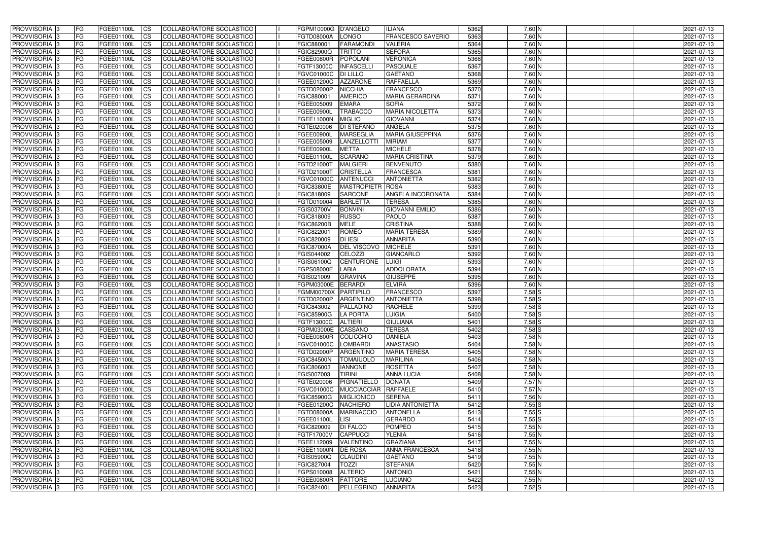| PROVVISORIA | 3 | FG | FGEE01100L | CS | COLLABORATORE SCOLASTICO | | FGPM10000G | D'ANGELO | ILIANA | 5362 | 7,60 | N | | | | 2021-07-13 |
|---|---|---|---|---|---|---|---|---|---|---|---|---|---|---|---|---|
| PROVVISORIA | 3 | FG | FGEE01100L | CS | COLLABORATORE SCOLASTICO | | FGTD08000A | LONGO | FRANCESCO SAVERIO | 5363 | 7,60 | N | | | | 2021-07-13 |
| PROVVISORIA | 3 | FG | FGEE01100L | CS | COLLABORATORE SCOLASTICO | | FGIC880001 | FARAMONDI | VALERIA | 5364 | 7,60 | N | | | | 2021-07-13 |
| PROVVISORIA | 3 | FG | FGEE01100L | CS | COLLABORATORE SCOLASTICO | | FGIC82900Q | TRITTO | SEFORA | 5365 | 7,60 | N | | | | 2021-07-13 |
| PROVVISORIA | 3 | FG | FGEE01100L | CS | COLLABORATORE SCOLASTICO | | FGEE00800R | POPOLANI | VERONICA | 5366 | 7,60 | N | | | | 2021-07-13 |
| PROVVISORIA | 3 | FG | FGEE01100L | CS | COLLABORATORE SCOLASTICO | | FGTF13000C | INFASCELLI | PASQUALE | 5367 | 7,60 | N | | | | 2021-07-13 |
| PROVVISORIA | 3 | FG | FGEE01100L | CS | COLLABORATORE SCOLASTICO | | FGVC01000C | DI LILLO | GAETANO | 5368 | 7,60 | N | | | | 2021-07-13 |
| PROVVISORIA | 3 | FG | FGEE01100L | CS | COLLABORATORE SCOLASTICO | | FGEE01200C | AZZARONE | RAFFAELLA | 5369 | 7,60 | N | | | | 2021-07-13 |
| PROVVISORIA | 3 | FG | FGEE01100L | CS | COLLABORATORE SCOLASTICO | | FGTD02000P | NICCHIA | FRANCESCO | 5370 | 7,60 | N | | | | 2021-07-13 |
| PROVVISORIA | 3 | FG | FGEE01100L | CS | COLLABORATORE SCOLASTICO | | FGIC880001 | AMERICO | MARIA GERARDINA | 5371 | 7,60 | N | | | | 2021-07-13 |
| PROVVISORIA | 3 | FG | FGEE01100L | CS | COLLABORATORE SCOLASTICO | | FGEE005009 | EMARA | SOFIA | 5372 | 7,60 | N | | | | 2021-07-13 |
| PROVVISORIA | 3 | FG | FGEE01100L | CS | COLLABORATORE SCOLASTICO | | FGEE00900L | TRABACCO | MARIA NICOLETTA | 5373 | 7,60 | N | | | | 2021-07-13 |
| PROVVISORIA | 3 | FG | FGEE01100L | CS | COLLABORATORE SCOLASTICO | | FGEE11000N | MIGLIO | GIOVANNI | 5374 | 7,60 | N | | | | 2021-07-13 |
| PROVVISORIA | 3 | FG | FGEE01100L | CS | COLLABORATORE SCOLASTICO | | FGTE020006 | DI STEFANO | ANGELA | 5375 | 7,60 | N | | | | 2021-07-13 |
| PROVVISORIA | 3 | FG | FGEE01100L | CS | COLLABORATORE SCOLASTICO | | FGEE00900L | MARSEGLIA | MARIA GIUSEPPINA | 5376 | 7,60 | N | | | | 2021-07-13 |
| PROVVISORIA | 3 | FG | FGEE01100L | CS | COLLABORATORE SCOLASTICO | | FGEE005009 | LANZELLOTTI | MIRIAM | 5377 | 7,60 | N | | | | 2021-07-13 |
| PROVVISORIA | 3 | FG | FGEE01100L | CS | COLLABORATORE SCOLASTICO | | FGEE00900L | METTA | MICHELE | 5378 | 7,60 | N | | | | 2021-07-13 |
| PROVVISORIA | 3 | FG | FGEE01100L | CS | COLLABORATORE SCOLASTICO | | FGEE01100L | SCARANO | MARIA CRISTINA | 5379 | 7,60 | N | | | | 2021-07-13 |
| PROVVISORIA | 3 | FG | FGEE01100L | CS | COLLABORATORE SCOLASTICO | | FGTD21000T | MALGIERI | BENVENUTO | 5380 | 7,60 | N | | | | 2021-07-13 |
| PROVVISORIA | 3 | FG | FGEE01100L | CS | COLLABORATORE SCOLASTICO | | FGTD21000T | CRISTELLA | FRANCESCA | 5381 | 7,60 | N | | | | 2021-07-13 |
| PROVVISORIA | 3 | FG | FGEE01100L | CS | COLLABORATORE SCOLASTICO | | FGVC01000C | ANTENUCCI | ANTONIETTA | 5382 | 7,60 | N | | | | 2021-07-13 |
| PROVVISORIA | 3 | FG | FGEE01100L | CS | COLLABORATORE SCOLASTICO | | FGIC83800E | MASTROPIETR | ROSA | 5383 | 7,60 | N | | | | 2021-07-13 |
| PROVVISORIA | 3 | FG | FGEE01100L | CS | COLLABORATORE SCOLASTICO | | FGIC818009 | SARCONE | ANGELA INCORONATA | 5384 | 7,60 | N | | | | 2021-07-13 |
| PROVVISORIA | 3 | FG | FGEE01100L | CS | COLLABORATORE SCOLASTICO | | FGTD010004 | BARLETTA | TERESA | 5385 | 7,60 | N | | | | 2021-07-13 |
| PROVVISORIA | 3 | FG | FGEE01100L | CS | COLLABORATORE SCOLASTICO | | FGIS03700V | BONVINI | GIOVANNI EMILIO | 5386 | 7,60 | N | | | | 2021-07-13 |
| PROVVISORIA | 3 | FG | FGEE01100L | CS | COLLABORATORE SCOLASTICO | | FGIC818009 | RUSSO | PAOLO | 5387 | 7,60 | N | | | | 2021-07-13 |
| PROVVISORIA | 3 | FG | FGEE01100L | CS | COLLABORATORE SCOLASTICO | | FGIC86200B | MELE | CRISTINA | 5388 | 7,60 | N | | | | 2021-07-13 |
| PROVVISORIA | 3 | FG | FGEE01100L | CS | COLLABORATORE SCOLASTICO | | FGIC822001 | ROMEO | MARIA TERESA | 5389 | 7,60 | N | | | | 2021-07-13 |
| PROVVISORIA | 3 | FG | FGEE01100L | CS | COLLABORATORE SCOLASTICO | | FGIC820009 | DI IESI | ANNARITA | 5390 | 7,60 | N | | | | 2021-07-13 |
| PROVVISORIA | 3 | FG | FGEE01100L | CS | COLLABORATORE SCOLASTICO | | FGIC87000A | DEL VISCOVO | MICHELE | 5391 | 7,60 | N | | | | 2021-07-13 |
| PROVVISORIA | 3 | FG | FGEE01100L | CS | COLLABORATORE SCOLASTICO | | FGIS044002 | CELOZZI | GIANCARLO | 5392 | 7,60 | N | | | | 2021-07-13 |
| PROVVISORIA | 3 | FG | FGEE01100L | CS | COLLABORATORE SCOLASTICO | | FGIS06100Q | CENTURIONE | LUIGI | 5393 | 7,60 | N | | | | 2021-07-13 |
| PROVVISORIA | 3 | FG | FGEE01100L | CS | COLLABORATORE SCOLASTICO | | FGPS08000E | LABIA | ADDOLORATA | 5394 | 7,60 | N | | | | 2021-07-13 |
| PROVVISORIA | 3 | FG | FGEE01100L | CS | COLLABORATORE SCOLASTICO | | FGIS021009 | GRAVINA | GIUSEPPE | 5395 | 7,60 | N | | | | 2021-07-13 |
| PROVVISORIA | 3 | FG | FGEE01100L | CS | COLLABORATORE SCOLASTICO | | FGPM03000E | BERARDI | ELVIRA | 5396 | 7,60 | N | | | | 2021-07-13 |
| PROVVISORIA | 3 | FG | FGEE01100L | CS | COLLABORATORE SCOLASTICO | | FGMM00700X | PARTIPILO | FRANCESCO | 5397 | 7,58 | S | | | | 2021-07-13 |
| PROVVISORIA | 3 | FG | FGEE01100L | CS | COLLABORATORE SCOLASTICO | | FGTD02000P | ARGENTINO | ANTONIETTA | 5398 | 7,58 | S | | | | 2021-07-13 |
| PROVVISORIA | 3 | FG | FGEE01100L | CS | COLLABORATORE SCOLASTICO | | FGIC843002 | PALLADINO | RACHELE | 5399 | 7,58 | S | | | | 2021-07-13 |
| PROVVISORIA | 3 | FG | FGEE01100L | CS | COLLABORATORE SCOLASTICO | | FGIC85900G | LA PORTA | LUIGIA | 5400 | 7,58 | S | | | | 2021-07-13 |
| PROVVISORIA | 3 | FG | FGEE01100L | CS | COLLABORATORE SCOLASTICO | | FGTF13000C | ALTIERI | GIULIANA | 5401 | 7,58 | S | | | | 2021-07-13 |
| PROVVISORIA | 3 | FG | FGEE01100L | CS | COLLABORATORE SCOLASTICO | | FGPM03000E | CASSANO | TERESA | 5402 | 7,58 | S | | | | 2021-07-13 |
| PROVVISORIA | 3 | FG | FGEE01100L | CS | COLLABORATORE SCOLASTICO | | FGEE00800R | COLICCHIO | DANIELA | 5403 | 7,58 | N | | | | 2021-07-13 |
| PROVVISORIA | 3 | FG | FGEE01100L | CS | COLLABORATORE SCOLASTICO | | FGVC01000C | LOMBARDI | ANASTASIO | 5404 | 7,58 | N | | | | 2021-07-13 |
| PROVVISORIA | 3 | FG | FGEE01100L | CS | COLLABORATORE SCOLASTICO | | FGTD02000P | ARGENTINO | MARIA TERESA | 5405 | 7,58 | N | | | | 2021-07-13 |
| PROVVISORIA | 3 | FG | FGEE01100L | CS | COLLABORATORE SCOLASTICO | | FGIC84500N | TOMAIUOLO | MARILINA | 5406 | 7,58 | N | | | | 2021-07-13 |
| PROVVISORIA | 3 | FG | FGEE01100L | CS | COLLABORATORE SCOLASTICO | | FGIC806003 | IANNONE | ROSETTA | 5407 | 7,58 | N | | | | 2021-07-13 |
| PROVVISORIA | 3 | FG | FGEE01100L | CS | COLLABORATORE SCOLASTICO | | FGIS007003 | TIRINI | ANNA LUCIA | 5408 | 7,58 | N | | | | 2021-07-13 |
| PROVVISORIA | 3 | FG | FGEE01100L | CS | COLLABORATORE SCOLASTICO | | FGTE020006 | PIGNATIELLO | DONATA | 5409 | 7,57 | N | | | | 2021-07-13 |
| PROVVISORIA | 3 | FG | FGEE01100L | CS | COLLABORATORE SCOLASTICO | | FGVC01000C | MUCCIACCIAR | RAFFAELE | 5410 | 7,57 | N | | | | 2021-07-13 |
| PROVVISORIA | 3 | FG | FGEE01100L | CS | COLLABORATORE SCOLASTICO | | FGIC85900G | MIGLIONICO | SERENA | 5411 | 7,56 | N | | | | 2021-07-13 |
| PROVVISORIA | 3 | FG | FGEE01100L | CS | COLLABORATORE SCOLASTICO | | FGEE01200C | NACHIERO | LIDIA ANTONIETTA | 5412 | 7,55 | S | | | | 2021-07-13 |
| PROVVISORIA | 3 | FG | FGEE01100L | CS | COLLABORATORE SCOLASTICO | | FGTD08000A | MARINACCIO | ANTONELLA | 5413 | 7,55 | S | | | | 2021-07-13 |
| PROVVISORIA | 3 | FG | FGEE01100L | CS | COLLABORATORE SCOLASTICO | | FGEE01100L | LISI | GERARDO | 5414 | 7,55 | S | | | | 2021-07-13 |
| PROVVISORIA | 3 | FG | FGEE01100L | CS | COLLABORATORE SCOLASTICO | | FGIC820009 | DI FALCO | POMPEO | 5415 | 7,55 | N | | | | 2021-07-13 |
| PROVVISORIA | 3 | FG | FGEE01100L | CS | COLLABORATORE SCOLASTICO | | FGTF17000V | CAPPUCCI | YLENIA | 5416 | 7,55 | N | | | | 2021-07-13 |
| PROVVISORIA | 3 | FG | FGEE01100L | CS | COLLABORATORE SCOLASTICO | | FGEE112009 | VALENTINO | GRAZIANA | 5417 | 7,55 | N | | | | 2021-07-13 |
| PROVVISORIA | 3 | FG | FGEE01100L | CS | COLLABORATORE SCOLASTICO | | FGEE11000N | DE ROSA | ANNA FRANCESCA | 5418 | 7,55 | N | | | | 2021-07-13 |
| PROVVISORIA | 3 | FG | FGEE01100L | CS | COLLABORATORE SCOLASTICO | | FGIS05900Q | CLAUDINI | GAETANO | 5419 | 7,55 | N | | | | 2021-07-13 |
| PROVVISORIA | 3 | FG | FGEE01100L | CS | COLLABORATORE SCOLASTICO | | FGIC827004 | TOZZI | STEFANIA | 5420 | 7,55 | N | | | | 2021-07-13 |
| PROVVISORIA | 3 | FG | FGEE01100L | CS | COLLABORATORE SCOLASTICO | | FGPS010008 | ALTERIO | ANTONIO | 5421 | 7,55 | N | | | | 2021-07-13 |
| PROVVISORIA | 3 | FG | FGEE01100L | CS | COLLABORATORE SCOLASTICO | | FGEE00800R | FATTORE | LUCIANO | 5422 | 7,55 | N | | | | 2021-07-13 |
| PROVVISORIA | 3 | FG | FGEE01100L | CS | COLLABORATORE SCOLASTICO | | FGIC82400L | PELLEGRINO | ANNARITA | 5423 | 7,52 | S | | | | 2021-07-13 |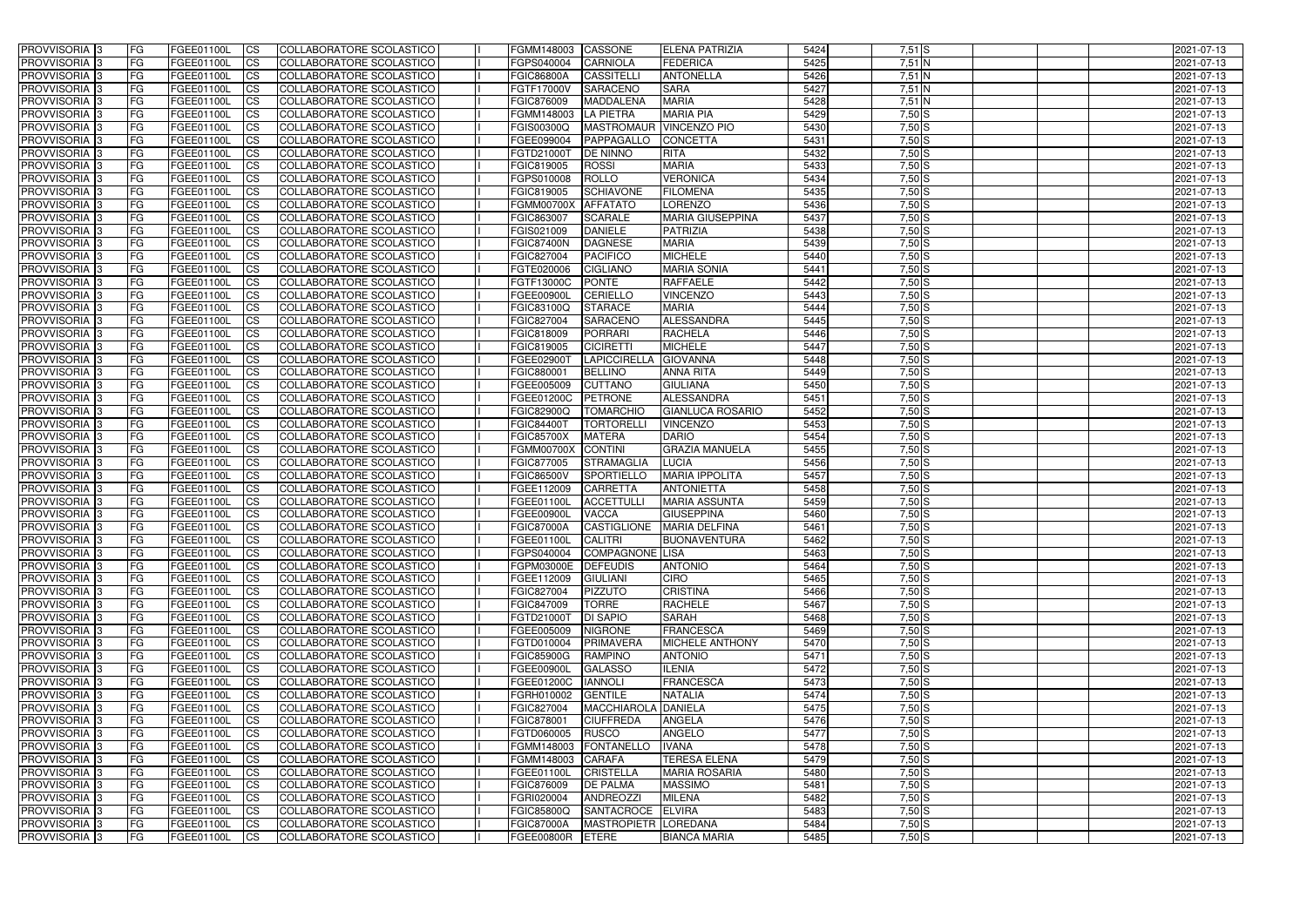| PROVVISORIA | 3 | FG | FGEE01100L | CS | COLLABORATORE SCOLASTICO | | FGMM148003 | CASSONE | ELENA PATRIZIA | 5424 | 7,51 | S | | | | 2021-07-13 |
|---|---|---|---|---|---|---|---|---|---|---|---|---|---|---|---|---|
| PROVVISORIA | 3 | FG | FGEE01100L | CS | COLLABORATORE SCOLASTICO | | FGPS040004 | CARNIOLA | FEDERICA | 5425 | 7,51 | N | | | | 2021-07-13 |
| PROVVISORIA | 3 | FG | FGEE01100L | CS | COLLABORATORE SCOLASTICO | | FGIC86800A | CASSITELLI | ANTONELLA | 5426 | 7,51 | N | | | | 2021-07-13 |
| PROVVISORIA | 3 | FG | FGEE01100L | CS | COLLABORATORE SCOLASTICO | | FGTF17000V | SARACENO | SARA | 5427 | 7,51 | N | | | | 2021-07-13 |
| PROVVISORIA | 3 | FG | FGEE01100L | CS | COLLABORATORE SCOLASTICO | | FGIC876009 | MADDALENA | MARIA | 5428 | 7,51 | N | | | | 2021-07-13 |
| PROVVISORIA | 3 | FG | FGEE01100L | CS | COLLABORATORE SCOLASTICO | | FGMM148003 | LA PIETRA | MARIA PIA | 5429 | 7,50 | S | | | | 2021-07-13 |
| PROVVISORIA | 3 | FG | FGEE01100L | CS | COLLABORATORE SCOLASTICO | | FGIS00300Q | MASTROMAUR | VINCENZO PIO | 5430 | 7,50 | S | | | | 2021-07-13 |
| PROVVISORIA | 3 | FG | FGEE01100L | CS | COLLABORATORE SCOLASTICO | | FGEE099004 | PAPPAGALLO | CONCETTA | 5431 | 7,50 | S | | | | 2021-07-13 |
| PROVVISORIA | 3 | FG | FGEE01100L | CS | COLLABORATORE SCOLASTICO | | FGTD21000T | DE NINNO | RITA | 5432 | 7,50 | S | | | | 2021-07-13 |
| PROVVISORIA | 3 | FG | FGEE01100L | CS | COLLABORATORE SCOLASTICO | | FGIC819005 | ROSSI | MARIA | 5433 | 7,50 | S | | | | 2021-07-13 |
| PROVVISORIA | 3 | FG | FGEE01100L | CS | COLLABORATORE SCOLASTICO | | FGPS010008 | ROLLO | VERONICA | 5434 | 7,50 | S | | | | 2021-07-13 |
| PROVVISORIA | 3 | FG | FGEE01100L | CS | COLLABORATORE SCOLASTICO | | FGIC819005 | SCHIAVONE | FILOMENA | 5435 | 7,50 | S | | | | 2021-07-13 |
| PROVVISORIA | 3 | FG | FGEE01100L | CS | COLLABORATORE SCOLASTICO | | FGMM00700X | AFFATATO | LORENZO | 5436 | 7,50 | S | | | | 2021-07-13 |
| PROVVISORIA | 3 | FG | FGEE01100L | CS | COLLABORATORE SCOLASTICO | | FGIC863007 | SCARALE | MARIA GIUSEPPINA | 5437 | 7,50 | S | | | | 2021-07-13 |
| PROVVISORIA | 3 | FG | FGEE01100L | CS | COLLABORATORE SCOLASTICO | | FGIS021009 | DANIELE | PATRIZIA | 5438 | 7,50 | S | | | | 2021-07-13 |
| PROVVISORIA | 3 | FG | FGEE01100L | CS | COLLABORATORE SCOLASTICO | | FGIC87400N | DAGNESE | MARIA | 5439 | 7,50 | S | | | | 2021-07-13 |
| PROVVISORIA | 3 | FG | FGEE01100L | CS | COLLABORATORE SCOLASTICO | | FGIC827004 | PACIFICO | MICHELE | 5440 | 7,50 | S | | | | 2021-07-13 |
| PROVVISORIA | 3 | FG | FGEE01100L | CS | COLLABORATORE SCOLASTICO | | FGTE020006 | CIGLIANO | MARIA SONIA | 5441 | 7,50 | S | | | | 2021-07-13 |
| PROVVISORIA | 3 | FG | FGEE01100L | CS | COLLABORATORE SCOLASTICO | | FGTF13000C | PONTE | RAFFAELE | 5442 | 7,50 | S | | | | 2021-07-13 |
| PROVVISORIA | 3 | FG | FGEE01100L | CS | COLLABORATORE SCOLASTICO | | FGEE00900L | CERIELLO | VINCENZO | 5443 | 7,50 | S | | | | 2021-07-13 |
| PROVVISORIA | 3 | FG | FGEE01100L | CS | COLLABORATORE SCOLASTICO | | FGIC83100Q | STARACE | MARIA | 5444 | 7,50 | S | | | | 2021-07-13 |
| PROVVISORIA | 3 | FG | FGEE01100L | CS | COLLABORATORE SCOLASTICO | | FGIC827004 | SARACENO | ALESSANDRA | 5445 | 7,50 | S | | | | 2021-07-13 |
| PROVVISORIA | 3 | FG | FGEE01100L | CS | COLLABORATORE SCOLASTICO | | FGIC818009 | PORRARI | RACHELA | 5446 | 7,50 | S | | | | 2021-07-13 |
| PROVVISORIA | 3 | FG | FGEE01100L | CS | COLLABORATORE SCOLASTICO | | FGIC819005 | CICIRETTI | MICHELE | 5447 | 7,50 | S | | | | 2021-07-13 |
| PROVVISORIA | 3 | FG | FGEE01100L | CS | COLLABORATORE SCOLASTICO | | FGEE02900T | LAPICCIRELLA | GIOVANNA | 5448 | 7,50 | S | | | | 2021-07-13 |
| PROVVISORIA | 3 | FG | FGEE01100L | CS | COLLABORATORE SCOLASTICO | | FGIC880001 | BELLINO | ANNA RITA | 5449 | 7,50 | S | | | | 2021-07-13 |
| PROVVISORIA | 3 | FG | FGEE01100L | CS | COLLABORATORE SCOLASTICO | | FGEE005009 | CUTTANO | GIULIANA | 5450 | 7,50 | S | | | | 2021-07-13 |
| PROVVISORIA | 3 | FG | FGEE01100L | CS | COLLABORATORE SCOLASTICO | | FGEE01200C | PETRONE | ALESSANDRA | 5451 | 7,50 | S | | | | 2021-07-13 |
| PROVVISORIA | 3 | FG | FGEE01100L | CS | COLLABORATORE SCOLASTICO | | FGIC82900Q | TOMARCHIO | GIANLUCA ROSARIO | 5452 | 7,50 | S | | | | 2021-07-13 |
| PROVVISORIA | 3 | FG | FGEE01100L | CS | COLLABORATORE SCOLASTICO | | FGIC84400T | TORTORELLI | VINCENZO | 5453 | 7,50 | S | | | | 2021-07-13 |
| PROVVISORIA | 3 | FG | FGEE01100L | CS | COLLABORATORE SCOLASTICO | | FGIC85700X | MATERA | DARIO | 5454 | 7,50 | S | | | | 2021-07-13 |
| PROVVISORIA | 3 | FG | FGEE01100L | CS | COLLABORATORE SCOLASTICO | | FGMM00700X | CONTINI | GRAZIA MANUELA | 5455 | 7,50 | S | | | | 2021-07-13 |
| PROVVISORIA | 3 | FG | FGEE01100L | CS | COLLABORATORE SCOLASTICO | | FGIC877005 | STRAMAGLIA | LUCIA | 5456 | 7,50 | S | | | | 2021-07-13 |
| PROVVISORIA | 3 | FG | FGEE01100L | CS | COLLABORATORE SCOLASTICO | | FGIC86500V | SPORTIELLO | MARIA IPPOLITA | 5457 | 7,50 | S | | | | 2021-07-13 |
| PROVVISORIA | 3 | FG | FGEE01100L | CS | COLLABORATORE SCOLASTICO | | FGEE112009 | CARRETTA | ANTONIETTA | 5458 | 7,50 | S | | | | 2021-07-13 |
| PROVVISORIA | 3 | FG | FGEE01100L | CS | COLLABORATORE SCOLASTICO | | FGEE01100L | ACCETTULLI | MARIA ASSUNTA | 5459 | 7,50 | S | | | | 2021-07-13 |
| PROVVISORIA | 3 | FG | FGEE01100L | CS | COLLABORATORE SCOLASTICO | | FGEE00900L | VACCA | GIUSEPPINA | 5460 | 7,50 | S | | | | 2021-07-13 |
| PROVVISORIA | 3 | FG | FGEE01100L | CS | COLLABORATORE SCOLASTICO | | FGIC87000A | CASTIGLIONE | MARIA DELFINA | 5461 | 7,50 | S | | | | 2021-07-13 |
| PROVVISORIA | 3 | FG | FGEE01100L | CS | COLLABORATORE SCOLASTICO | | FGEE01100L | CALITRI | BUONAVENTURA | 5462 | 7,50 | S | | | | 2021-07-13 |
| PROVVISORIA | 3 | FG | FGEE01100L | CS | COLLABORATORE SCOLASTICO | | FGPS040004 | COMPAGNONE | LISA | 5463 | 7,50 | S | | | | 2021-07-13 |
| PROVVISORIA | 3 | FG | FGEE01100L | CS | COLLABORATORE SCOLASTICO | | FGPM03000E | DEFEUDIS | ANTONIO | 5464 | 7,50 | S | | | | 2021-07-13 |
| PROVVISORIA | 3 | FG | FGEE01100L | CS | COLLABORATORE SCOLASTICO | | FGEE112009 | GIULIANI | CIRO | 5465 | 7,50 | S | | | | 2021-07-13 |
| PROVVISORIA | 3 | FG | FGEE01100L | CS | COLLABORATORE SCOLASTICO | | FGIC827004 | PIZZUTO | CRISTINA | 5466 | 7,50 | S | | | | 2021-07-13 |
| PROVVISORIA | 3 | FG | FGEE01100L | CS | COLLABORATORE SCOLASTICO | | FGIC847009 | TORRE | RACHELE | 5467 | 7,50 | S | | | | 2021-07-13 |
| PROVVISORIA | 3 | FG | FGEE01100L | CS | COLLABORATORE SCOLASTICO | | FGTD21000T | DI SAPIO | SARAH | 5468 | 7,50 | S | | | | 2021-07-13 |
| PROVVISORIA | 3 | FG | FGEE01100L | CS | COLLABORATORE SCOLASTICO | | FGEE005009 | NIGRONE | FRANCESCA | 5469 | 7,50 | S | | | | 2021-07-13 |
| PROVVISORIA | 3 | FG | FGEE01100L | CS | COLLABORATORE SCOLASTICO | | FGTD010004 | PRIMAVERA | MICHELE ANTHONY | 5470 | 7,50 | S | | | | 2021-07-13 |
| PROVVISORIA | 3 | FG | FGEE01100L | CS | COLLABORATORE SCOLASTICO | | FGIC85900G | RAMPINO | ANTONIO | 5471 | 7,50 | S | | | | 2021-07-13 |
| PROVVISORIA | 3 | FG | FGEE01100L | CS | COLLABORATORE SCOLASTICO | | FGEE00900L | GALASSO | ILENIA | 5472 | 7,50 | S | | | | 2021-07-13 |
| PROVVISORIA | 3 | FG | FGEE01100L | CS | COLLABORATORE SCOLASTICO | | FGEE01200C | IANNOLI | FRANCESCA | 5473 | 7,50 | S | | | | 2021-07-13 |
| PROVVISORIA | 3 | FG | FGEE01100L | CS | COLLABORATORE SCOLASTICO | | FGRH010002 | GENTILE | NATALIA | 5474 | 7,50 | S | | | | 2021-07-13 |
| PROVVISORIA | 3 | FG | FGEE01100L | CS | COLLABORATORE SCOLASTICO | | FGIC827004 | MACCHIAROLA | DANIELA | 5475 | 7,50 | S | | | | 2021-07-13 |
| PROVVISORIA | 3 | FG | FGEE01100L | CS | COLLABORATORE SCOLASTICO | | FGIC878001 | CIUFFREDA | ANGELA | 5476 | 7,50 | S | | | | 2021-07-13 |
| PROVVISORIA | 3 | FG | FGEE01100L | CS | COLLABORATORE SCOLASTICO | | FGTD060005 | RUSCO | ANGELO | 5477 | 7,50 | S | | | | 2021-07-13 |
| PROVVISORIA | 3 | FG | FGEE01100L | CS | COLLABORATORE SCOLASTICO | | FGMM148003 | FONTANELLO | IVANA | 5478 | 7,50 | S | | | | 2021-07-13 |
| PROVVISORIA | 3 | FG | FGEE01100L | CS | COLLABORATORE SCOLASTICO | | FGMM148003 | CARAFA | TERESA ELENA | 5479 | 7,50 | S | | | | 2021-07-13 |
| PROVVISORIA | 3 | FG | FGEE01100L | CS | COLLABORATORE SCOLASTICO | | FGEE01100L | CRISTELLA | MARIA ROSARIA | 5480 | 7,50 | S | | | | 2021-07-13 |
| PROVVISORIA | 3 | FG | FGEE01100L | CS | COLLABORATORE SCOLASTICO | | FGIC876009 | DE PALMA | MASSIMO | 5481 | 7,50 | S | | | | 2021-07-13 |
| PROVVISORIA | 3 | FG | FGEE01100L | CS | COLLABORATORE SCOLASTICO | | FGRI020004 | ANDREOZZI | MILENA | 5482 | 7,50 | S | | | | 2021-07-13 |
| PROVVISORIA | 3 | FG | FGEE01100L | CS | COLLABORATORE SCOLASTICO | | FGIC85800Q | SANTACROCE | ELVIRA | 5483 | 7,50 | S | | | | 2021-07-13 |
| PROVVISORIA | 3 | FG | FGEE01100L | CS | COLLABORATORE SCOLASTICO | | FGIC87000A | MASTROPIETR | LOREDANA | 5484 | 7,50 | S | | | | 2021-07-13 |
| PROVVISORIA | 3 | FG | FGEE01100L | CS | COLLABORATORE SCOLASTICO | | FGEE00800R | ETERE | BIANCA MARIA | 5485 | 7,50 | S | | | | 2021-07-13 |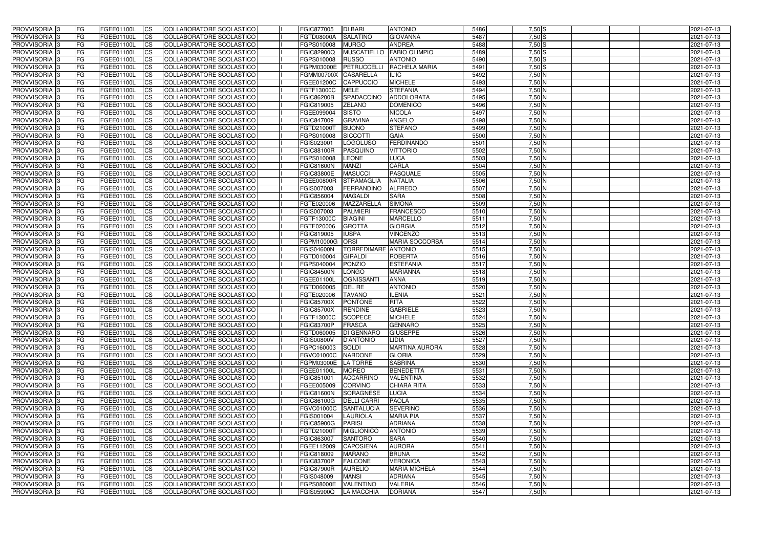| PROVVISORIA | 3 | FG | FGEE01100L | CS | COLLABORATORE SCOLASTICO | | FGIC877005 | DI BARI | ANTONIO | 5486 | 7,50 | S | | | | 2021-07-13 |
|---|---|---|---|---|---|---|---|---|---|---|---|---|---|---|---|---|
| PROVVISORIA | 3 | FG | FGEE01100L | CS | COLLABORATORE SCOLASTICO | | FGTD08000A | SALATINO | GIOVANNA | 5487 | 7,50 | S | | | | 2021-07-13 |
| PROVVISORIA | 3 | FG | FGEE01100L | CS | COLLABORATORE SCOLASTICO | | FGPS010008 | MURGO | ANDREA | 5488 | 7,50 | S | | | | 2021-07-13 |
| PROVVISORIA | 3 | FG | FGEE01100L | CS | COLLABORATORE SCOLASTICO | | FGIC82900Q | MUSCATIELLO | FABIO OLIMPIO | 5489 | 7,50 | S | | | | 2021-07-13 |
| PROVVISORIA | 3 | FG | FGEE01100L | CS | COLLABORATORE SCOLASTICO | | FGPS010008 | RUSSO | ANTONIO | 5490 | 7,50 | S | | | | 2021-07-13 |
| PROVVISORIA | 3 | FG | FGEE01100L | CS | COLLABORATORE SCOLASTICO | | FGPM03000E | PETRUCCELLI | RACHELA MARIA | 5491 | 7,50 | S | | | | 2021-07-13 |
| PROVVISORIA | 3 | FG | FGEE01100L | CS | COLLABORATORE SCOLASTICO | | FGMM00700X | CASARELLA | IL'IC | 5492 | 7,50 | N | | | | 2021-07-13 |
| PROVVISORIA | 3 | FG | FGEE01100L | CS | COLLABORATORE SCOLASTICO | | FGEE01200C | CAPPUCCIO | MICHELE | 5493 | 7,50 | N | | | | 2021-07-13 |
| PROVVISORIA | 3 | FG | FGEE01100L | CS | COLLABORATORE SCOLASTICO | | FGTF13000C | MELE | STEFANIA | 5494 | 7,50 | N | | | | 2021-07-13 |
| PROVVISORIA | 3 | FG | FGEE01100L | CS | COLLABORATORE SCOLASTICO | | FGIC86200B | SPADACCINO | ADDOLORATA | 5495 | 7,50 | N | | | | 2021-07-13 |
| PROVVISORIA | 3 | FG | FGEE01100L | CS | COLLABORATORE SCOLASTICO | | FGIC819005 | ZELANO | DOMENICO | 5496 | 7,50 | N | | | | 2021-07-13 |
| PROVVISORIA | 3 | FG | FGEE01100L | CS | COLLABORATORE SCOLASTICO | | FGEE099004 | SISTO | NICOLA | 5497 | 7,50 | N | | | | 2021-07-13 |
| PROVVISORIA | 3 | FG | FGEE01100L | CS | COLLABORATORE SCOLASTICO | | FGIC847009 | GRAVINA | ANGELO | 5498 | 7,50 | N | | | | 2021-07-13 |
| PROVVISORIA | 3 | FG | FGEE01100L | CS | COLLABORATORE SCOLASTICO | | FGTD21000T | BUONO | STEFANO | 5499 | 7,50 | N | | | | 2021-07-13 |
| PROVVISORIA | 3 | FG | FGEE01100L | CS | COLLABORATORE SCOLASTICO | | FGPS010008 | SICCOTTI | GAIA | 5500 | 7,50 | N | | | | 2021-07-13 |
| PROVVISORIA | 3 | FG | FGEE01100L | CS | COLLABORATORE SCOLASTICO | | FGIS023001 | LOGOLUSO | FERDINANDO | 5501 | 7,50 | N | | | | 2021-07-13 |
| PROVVISORIA | 3 | FG | FGEE01100L | CS | COLLABORATORE SCOLASTICO | | FGIC88100R | PASQUINO | VITTORIO | 5502 | 7,50 | N | | | | 2021-07-13 |
| PROVVISORIA | 3 | FG | FGEE01100L | CS | COLLABORATORE SCOLASTICO | | FGPS010008 | LEONE | LUCA | 5503 | 7,50 | N | | | | 2021-07-13 |
| PROVVISORIA | 3 | FG | FGEE01100L | CS | COLLABORATORE SCOLASTICO | | FGIC81600N | MANZI | CARLA | 5504 | 7,50 | N | | | | 2021-07-13 |
| PROVVISORIA | 3 | FG | FGEE01100L | CS | COLLABORATORE SCOLASTICO | | FGIC83800E | MASUCCI | PASQUALE | 5505 | 7,50 | N | | | | 2021-07-13 |
| PROVVISORIA | 3 | FG | FGEE01100L | CS | COLLABORATORE SCOLASTICO | | FGEE00800R | STRAMAGLIA | NATALIA | 5506 | 7,50 | N | | | | 2021-07-13 |
| PROVVISORIA | 3 | FG | FGEE01100L | CS | COLLABORATORE SCOLASTICO | | FGIS007003 | FERRANDINO | ALFREDO | 5507 | 7,50 | N | | | | 2021-07-13 |
| PROVVISORIA | 3 | FG | FGEE01100L | CS | COLLABORATORE SCOLASTICO | | FGIC856004 | MAGALDI | SARA | 5508 | 7,50 | N | | | | 2021-07-13 |
| PROVVISORIA | 3 | FG | FGEE01100L | CS | COLLABORATORE SCOLASTICO | | FGTE020006 | MAZZARELLA | SIMONA | 5509 | 7,50 | N | | | | 2021-07-13 |
| PROVVISORIA | 3 | FG | FGEE01100L | CS | COLLABORATORE SCOLASTICO | | FGIS007003 | PALMIERI | FRANCESCO | 5510 | 7,50 | N | | | | 2021-07-13 |
| PROVVISORIA | 3 | FG | FGEE01100L | CS | COLLABORATORE SCOLASTICO | | FGTF13000C | BIAGINI | MARCELLO | 5511 | 7,50 | N | | | | 2021-07-13 |
| PROVVISORIA | 3 | FG | FGEE01100L | CS | COLLABORATORE SCOLASTICO | | FGTE020006 | GROTTA | GIORGIA | 5512 | 7,50 | N | | | | 2021-07-13 |
| PROVVISORIA | 3 | FG | FGEE01100L | CS | COLLABORATORE SCOLASTICO | | FGIC819005 | IUSPA | VINCENZO | 5513 | 7,50 | N | | | | 2021-07-13 |
| PROVVISORIA | 3 | FG | FGEE01100L | CS | COLLABORATORE SCOLASTICO | | FGPM10000G | ORSI | MARIA SOCCORSA | 5514 | 7,50 | N | | | | 2021-07-13 |
| PROVVISORIA | 3 | FG | FGEE01100L | CS | COLLABORATORE SCOLASTICO | | FGIS04600N | TORREDIMARE | ANTONIO | 5515 | 7,50 | N | | | | 2021-07-13 |
| PROVVISORIA | 3 | FG | FGEE01100L | CS | COLLABORATORE SCOLASTICO | | FGTD010004 | GIRALDI | ROBERTA | 5516 | 7,50 | N | | | | 2021-07-13 |
| PROVVISORIA | 3 | FG | FGEE01100L | CS | COLLABORATORE SCOLASTICO | | FGPS040004 | PONZIO | ESTEFANIA | 5517 | 7,50 | N | | | | 2021-07-13 |
| PROVVISORIA | 3 | FG | FGEE01100L | CS | COLLABORATORE SCOLASTICO | | FGIC84500N | LONGO | MARIANNA | 5518 | 7,50 | N | | | | 2021-07-13 |
| PROVVISORIA | 3 | FG | FGEE01100L | CS | COLLABORATORE SCOLASTICO | | FGEE01100L | OGNISSANTI | ANNA | 5519 | 7,50 | N | | | | 2021-07-13 |
| PROVVISORIA | 3 | FG | FGEE01100L | CS | COLLABORATORE SCOLASTICO | | FGTD060005 | DEL RE | ANTONIO | 5520 | 7,50 | N | | | | 2021-07-13 |
| PROVVISORIA | 3 | FG | FGEE01100L | CS | COLLABORATORE SCOLASTICO | | FGTE020006 | TAVANO | ILENIA | 5521 | 7,50 | N | | | | 2021-07-13 |
| PROVVISORIA | 3 | FG | FGEE01100L | CS | COLLABORATORE SCOLASTICO | | FGIC85700X | PONTONE | RITA | 5522 | 7,50 | N | | | | 2021-07-13 |
| PROVVISORIA | 3 | FG | FGEE01100L | CS | COLLABORATORE SCOLASTICO | | FGIC85700X | RENDINE | GABRIELE | 5523 | 7,50 | N | | | | 2021-07-13 |
| PROVVISORIA | 3 | FG | FGEE01100L | CS | COLLABORATORE SCOLASTICO | | FGTF13000C | SCOPECE | MICHELE | 5524 | 7,50 | N | | | | 2021-07-13 |
| PROVVISORIA | 3 | FG | FGEE01100L | CS | COLLABORATORE SCOLASTICO | | FGIC83700P | FRASCA | GENNARO | 5525 | 7,50 | N | | | | 2021-07-13 |
| PROVVISORIA | 3 | FG | FGEE01100L | CS | COLLABORATORE SCOLASTICO | | FGTD060005 | DI GENNARO | GIUSEPPE | 5526 | 7,50 | N | | | | 2021-07-13 |
| PROVVISORIA | 3 | FG | FGEE01100L | CS | COLLABORATORE SCOLASTICO | | FGIS00800V | D'ANTONIO | LIDIA | 5527 | 7,50 | N | | | | 2021-07-13 |
| PROVVISORIA | 3 | FG | FGEE01100L | CS | COLLABORATORE SCOLASTICO | | FGPC160003 | SOLDI | MARTINA AURORA | 5528 | 7,50 | N | | | | 2021-07-13 |
| PROVVISORIA | 3 | FG | FGEE01100L | CS | COLLABORATORE SCOLASTICO | | FGVC01000C | NARDONE | GLORIA | 5529 | 7,50 | N | | | | 2021-07-13 |
| PROVVISORIA | 3 | FG | FGEE01100L | CS | COLLABORATORE SCOLASTICO | | FGPM03000E | LA TORRE | SABRINA | 5530 | 7,50 | N | | | | 2021-07-13 |
| PROVVISORIA | 3 | FG | FGEE01100L | CS | COLLABORATORE SCOLASTICO | | FGEE01100L | MOREO | BENEDETTA | 5531 | 7,50 | N | | | | 2021-07-13 |
| PROVVISORIA | 3 | FG | FGEE01100L | CS | COLLABORATORE SCOLASTICO | | FGIC851001 | ACCARRINO | VALENTINA | 5532 | 7,50 | N | | | | 2021-07-13 |
| PROVVISORIA | 3 | FG | FGEE01100L | CS | COLLABORATORE SCOLASTICO | | FGEE005009 | CORVINO | CHIARA RITA | 5533 | 7,50 | N | | | | 2021-07-13 |
| PROVVISORIA | 3 | FG | FGEE01100L | CS | COLLABORATORE SCOLASTICO | | FGIC81600N | SORAGNESE | LUCIA | 5534 | 7,50 | N | | | | 2021-07-13 |
| PROVVISORIA | 3 | FG | FGEE01100L | CS | COLLABORATORE SCOLASTICO | | FGIC86100G | DELLI CARRI | PAOLA | 5535 | 7,50 | N | | | | 2021-07-13 |
| PROVVISORIA | 3 | FG | FGEE01100L | CS | COLLABORATORE SCOLASTICO | | FGVC01000C | SANTALUCIA | SEVERINO | 5536 | 7,50 | N | | | | 2021-07-13 |
| PROVVISORIA | 3 | FG | FGEE01100L | CS | COLLABORATORE SCOLASTICO | | FGIS001004 | LAURIOLA | MARIA PIA | 5537 | 7,50 | N | | | | 2021-07-13 |
| PROVVISORIA | 3 | FG | FGEE01100L | CS | COLLABORATORE SCOLASTICO | | FGIC85900G | PARISI | ADRIANA | 5538 | 7,50 | N | | | | 2021-07-13 |
| PROVVISORIA | 3 | FG | FGEE01100L | CS | COLLABORATORE SCOLASTICO | | FGTD21000T | MIGLIONICO | ANTONIO | 5539 | 7,50 | N | | | | 2021-07-13 |
| PROVVISORIA | 3 | FG | FGEE01100L | CS | COLLABORATORE SCOLASTICO | | FGIC863007 | SANTORO | SARA | 5540 | 7,50 | N | | | | 2021-07-13 |
| PROVVISORIA | 3 | FG | FGEE01100L | CS | COLLABORATORE SCOLASTICO | | FGEE112009 | CAPOSIENA | AURORA | 5541 | 7,50 | N | | | | 2021-07-13 |
| PROVVISORIA | 3 | FG | FGEE01100L | CS | COLLABORATORE SCOLASTICO | | FGIC818009 | MARANO | BRUNA | 5542 | 7,50 | N | | | | 2021-07-13 |
| PROVVISORIA | 3 | FG | FGEE01100L | CS | COLLABORATORE SCOLASTICO | | FGIC83700P | FALCONE | VERONICA | 5543 | 7,50 | N | | | | 2021-07-13 |
| PROVVISORIA | 3 | FG | FGEE01100L | CS | COLLABORATORE SCOLASTICO | | FGIC87900R | AURELIO | MARIA MICHELA | 5544 | 7,50 | N | | | | 2021-07-13 |
| PROVVISORIA | 3 | FG | FGEE01100L | CS | COLLABORATORE SCOLASTICO | | FGIS048009 | MANSI | ADRIANA | 5545 | 7,50 | N | | | | 2021-07-13 |
| PROVVISORIA | 3 | FG | FGEE01100L | CS | COLLABORATORE SCOLASTICO | | FGPS08000E | VALENTINO | VALERIA | 5546 | 7,50 | N | | | | 2021-07-13 |
| PROVVISORIA | 3 | FG | FGEE01100L | CS | COLLABORATORE SCOLASTICO | | FGIS05900Q | LA MACCHIA | DORIANA | 5547 | 7,50 | N | | | | 2021-07-13 |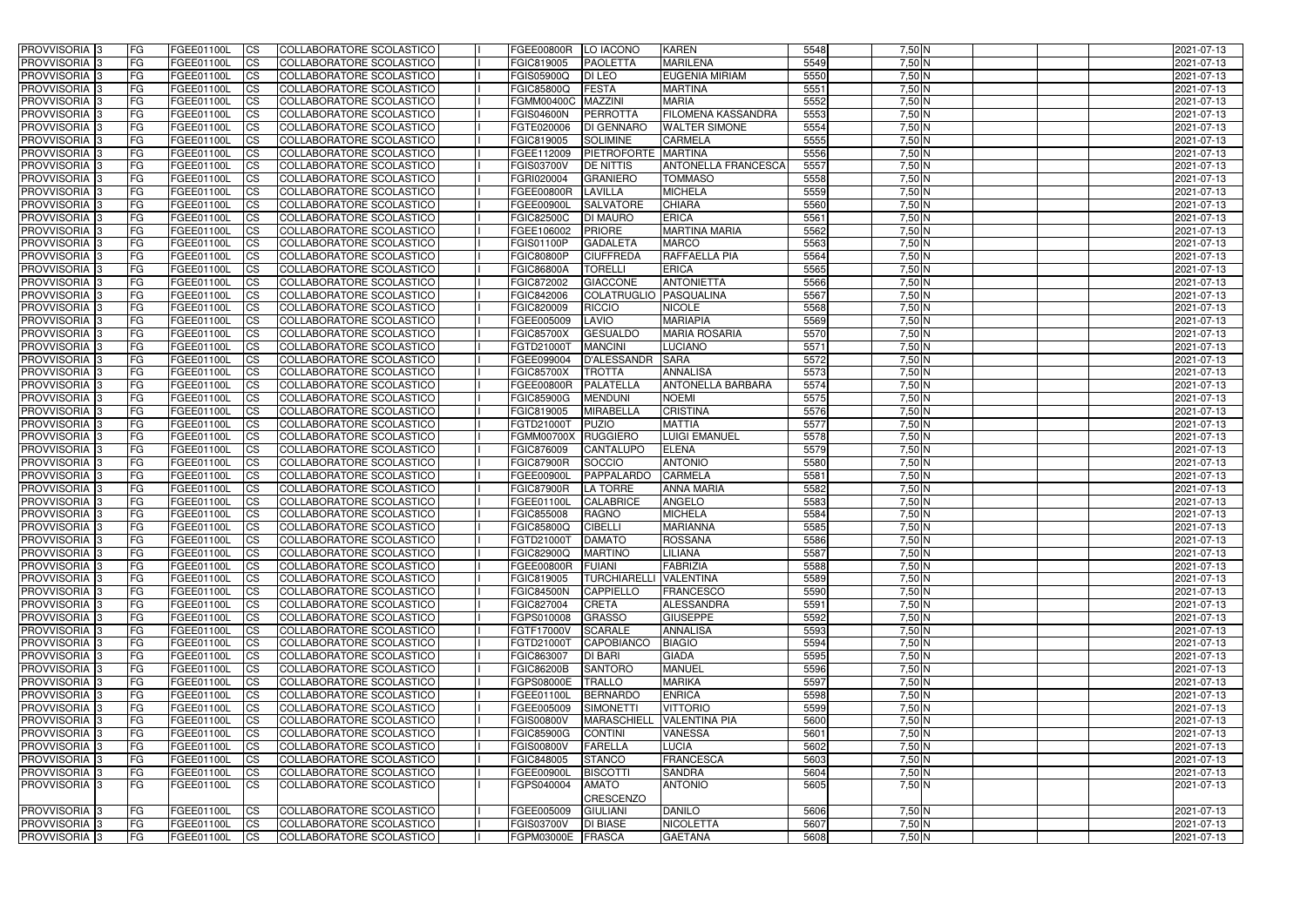| PROVVISORIA | 3 | FG | FGEE01100L | CS | COLLABORATORE SCOLASTICO | | FGEE00800R | LO IACONO | KAREN | 5548 | 7,50 | N | | | | 2021-07-13 |
|---|---|---|---|---|---|---|---|---|---|---|---|---|---|---|---|---|
| PROVVISORIA | 3 | FG | FGEE01100L | CS | COLLABORATORE SCOLASTICO | | FGIC819005 | PAOLETTA | MARILENA | 5549 | 7,50 | N | | | | 2021-07-13 |
| PROVVISORIA | 3 | FG | FGEE01100L | CS | COLLABORATORE SCOLASTICO | | FGIS05900Q | DI LEO | EUGENIA MIRIAM | 5550 | 7,50 | N | | | | 2021-07-13 |
| PROVVISORIA | 3 | FG | FGEE01100L | CS | COLLABORATORE SCOLASTICO | | FGIC85800Q | FESTA | MARTINA | 5551 | 7,50 | N | | | | 2021-07-13 |
| PROVVISORIA | 3 | FG | FGEE01100L | CS | COLLABORATORE SCOLASTICO | | FGMM00400C | MAZZINI | MARIA | 5552 | 7,50 | N | | | | 2021-07-13 |
| PROVVISORIA | 3 | FG | FGEE01100L | CS | COLLABORATORE SCOLASTICO | | FGIS04600N | PERROTTA | FILOMENA KASSANDRA | 5553 | 7,50 | N | | | | 2021-07-13 |
| PROVVISORIA | 3 | FG | FGEE01100L | CS | COLLABORATORE SCOLASTICO | | FGTE020006 | DI GENNARO | WALTER SIMONE | 5554 | 7,50 | N | | | | 2021-07-13 |
| PROVVISORIA | 3 | FG | FGEE01100L | CS | COLLABORATORE SCOLASTICO | | FGIC819005 | SOLIMINE | CARMELA | 5555 | 7,50 | N | | | | 2021-07-13 |
| PROVVISORIA | 3 | FG | FGEE01100L | CS | COLLABORATORE SCOLASTICO | | FGEE112009 | PIETROFORTE | MARTINA | 5556 | 7,50 | N | | | | 2021-07-13 |
| PROVVISORIA | 3 | FG | FGEE01100L | CS | COLLABORATORE SCOLASTICO | | FGIS03700V | DE NITTIS | ANTONELLA FRANCESCA | 5557 | 7,50 | N | | | | 2021-07-13 |
| PROVVISORIA | 3 | FG | FGEE01100L | CS | COLLABORATORE SCOLASTICO | | FGRI020004 | GRANIERO | TOMMASO | 5558 | 7,50 | N | | | | 2021-07-13 |
| PROVVISORIA | 3 | FG | FGEE01100L | CS | COLLABORATORE SCOLASTICO | | FGEE00800R | LAVILLA | MICHELA | 5559 | 7,50 | N | | | | 2021-07-13 |
| PROVVISORIA | 3 | FG | FGEE01100L | CS | COLLABORATORE SCOLASTICO | | FGEE00900L | SALVATORE | CHIARA | 5560 | 7,50 | N | | | | 2021-07-13 |
| PROVVISORIA | 3 | FG | FGEE01100L | CS | COLLABORATORE SCOLASTICO | | FGIC82500C | DI MAURO | ERICA | 5561 | 7,50 | N | | | | 2021-07-13 |
| PROVVISORIA | 3 | FG | FGEE01100L | CS | COLLABORATORE SCOLASTICO | | FGEE106002 | PRIORE | MARTINA MARIA | 5562 | 7,50 | N | | | | 2021-07-13 |
| PROVVISORIA | 3 | FG | FGEE01100L | CS | COLLABORATORE SCOLASTICO | | FGIS01100P | GADALETA | MARCO | 5563 | 7,50 | N | | | | 2021-07-13 |
| PROVVISORIA | 3 | FG | FGEE01100L | CS | COLLABORATORE SCOLASTICO | | FGIC80800P | CIUFFREDA | RAFFAELLA PIA | 5564 | 7,50 | N | | | | 2021-07-13 |
| PROVVISORIA | 3 | FG | FGEE01100L | CS | COLLABORATORE SCOLASTICO | | FGIC86800A | TORELLI | ERICA | 5565 | 7,50 | N | | | | 2021-07-13 |
| PROVVISORIA | 3 | FG | FGEE01100L | CS | COLLABORATORE SCOLASTICO | | FGIC872002 | GIACCONE | ANTONIETTA | 5566 | 7,50 | N | | | | 2021-07-13 |
| PROVVISORIA | 3 | FG | FGEE01100L | CS | COLLABORATORE SCOLASTICO | | FGIC842006 | COLATRUGLIO | PASQUALINA | 5567 | 7,50 | N | | | | 2021-07-13 |
| PROVVISORIA | 3 | FG | FGEE01100L | CS | COLLABORATORE SCOLASTICO | | FGIC820009 | RICCIO | NICOLE | 5568 | 7,50 | N | | | | 2021-07-13 |
| PROVVISORIA | 3 | FG | FGEE01100L | CS | COLLABORATORE SCOLASTICO | | FGEE005009 | LAVIO | MARIAPIA | 5569 | 7,50 | N | | | | 2021-07-13 |
| PROVVISORIA | 3 | FG | FGEE01100L | CS | COLLABORATORE SCOLASTICO | | FGIC85700X | GESUALDO | MARIA ROSARIA | 5570 | 7,50 | N | | | | 2021-07-13 |
| PROVVISORIA | 3 | FG | FGEE01100L | CS | COLLABORATORE SCOLASTICO | | FGTD21000T | MANCINI | LUCIANO | 5571 | 7,50 | N | | | | 2021-07-13 |
| PROVVISORIA | 3 | FG | FGEE01100L | CS | COLLABORATORE SCOLASTICO | | FGEE099004 | D'ALESSANDR | SARA | 5572 | 7,50 | N | | | | 2021-07-13 |
| PROVVISORIA | 3 | FG | FGEE01100L | CS | COLLABORATORE SCOLASTICO | | FGIC85700X | TROTTA | ANNALISA | 5573 | 7,50 | N | | | | 2021-07-13 |
| PROVVISORIA | 3 | FG | FGEE01100L | CS | COLLABORATORE SCOLASTICO | | FGEE00800R | PALATELLA | ANTONELLA BARBARA | 5574 | 7,50 | N | | | | 2021-07-13 |
| PROVVISORIA | 3 | FG | FGEE01100L | CS | COLLABORATORE SCOLASTICO | | FGIC85900G | MENDUNI | NOEMI | 5575 | 7,50 | N | | | | 2021-07-13 |
| PROVVISORIA | 3 | FG | FGEE01100L | CS | COLLABORATORE SCOLASTICO | | FGIC819005 | MIRABELLA | CRISTINA | 5576 | 7,50 | N | | | | 2021-07-13 |
| PROVVISORIA | 3 | FG | FGEE01100L | CS | COLLABORATORE SCOLASTICO | | FGTD21000T | PUZIO | MATTIA | 5577 | 7,50 | N | | | | 2021-07-13 |
| PROVVISORIA | 3 | FG | FGEE01100L | CS | COLLABORATORE SCOLASTICO | | FGMM00700X | RUGGIERO | LUIGI EMANUEL | 5578 | 7,50 | N | | | | 2021-07-13 |
| PROVVISORIA | 3 | FG | FGEE01100L | CS | COLLABORATORE SCOLASTICO | | FGIC876009 | CANTALUPO | ELENA | 5579 | 7,50 | N | | | | 2021-07-13 |
| PROVVISORIA | 3 | FG | FGEE01100L | CS | COLLABORATORE SCOLASTICO | | FGIC87900R | SOCCIO | ANTONIO | 5580 | 7,50 | N | | | | 2021-07-13 |
| PROVVISORIA | 3 | FG | FGEE01100L | CS | COLLABORATORE SCOLASTICO | | FGEE00900L | PAPPALARDO | CARMELA | 5581 | 7,50 | N | | | | 2021-07-13 |
| PROVVISORIA | 3 | FG | FGEE01100L | CS | COLLABORATORE SCOLASTICO | | FGIC87900R | LA TORRE | ANNA MARIA | 5582 | 7,50 | N | | | | 2021-07-13 |
| PROVVISORIA | 3 | FG | FGEE01100L | CS | COLLABORATORE SCOLASTICO | | FGEE01100L | CALABRICE | ANGELO | 5583 | 7,50 | N | | | | 2021-07-13 |
| PROVVISORIA | 3 | FG | FGEE01100L | CS | COLLABORATORE SCOLASTICO | | FGIC855008 | RAGNO | MICHELA | 5584 | 7,50 | N | | | | 2021-07-13 |
| PROVVISORIA | 3 | FG | FGEE01100L | CS | COLLABORATORE SCOLASTICO | | FGIC85800Q | CIBELLI | MARIANNA | 5585 | 7,50 | N | | | | 2021-07-13 |
| PROVVISORIA | 3 | FG | FGEE01100L | CS | COLLABORATORE SCOLASTICO | | FGTD21000T | DAMATO | ROSSANA | 5586 | 7,50 | N | | | | 2021-07-13 |
| PROVVISORIA | 3 | FG | FGEE01100L | CS | COLLABORATORE SCOLASTICO | | FGIC82900Q | MARTINO | LILIANA | 5587 | 7,50 | N | | | | 2021-07-13 |
| PROVVISORIA | 3 | FG | FGEE01100L | CS | COLLABORATORE SCOLASTICO | | FGEE00800R | FUIANI | FABRIZIA | 5588 | 7,50 | N | | | | 2021-07-13 |
| PROVVISORIA | 3 | FG | FGEE01100L | CS | COLLABORATORE SCOLASTICO | | FGIC819005 | TURCHIARELLI | VALENTINA | 5589 | 7,50 | N | | | | 2021-07-13 |
| PROVVISORIA | 3 | FG | FGEE01100L | CS | COLLABORATORE SCOLASTICO | | FGIC84500N | CAPPIELLO | FRANCESCO | 5590 | 7,50 | N | | | | 2021-07-13 |
| PROVVISORIA | 3 | FG | FGEE01100L | CS | COLLABORATORE SCOLASTICO | | FGIC827004 | CRETA | ALESSANDRA | 5591 | 7,50 | N | | | | 2021-07-13 |
| PROVVISORIA | 3 | FG | FGEE01100L | CS | COLLABORATORE SCOLASTICO | | FGPS010008 | GRASSO | GIUSEPPE | 5592 | 7,50 | N | | | | 2021-07-13 |
| PROVVISORIA | 3 | FG | FGEE01100L | CS | COLLABORATORE SCOLASTICO | | FGTF17000V | SCARALE | ANNALISA | 5593 | 7,50 | N | | | | 2021-07-13 |
| PROVVISORIA | 3 | FG | FGEE01100L | CS | COLLABORATORE SCOLASTICO | | FGTD21000T | CAPOBIANCO | BIAGIO | 5594 | 7,50 | N | | | | 2021-07-13 |
| PROVVISORIA | 3 | FG | FGEE01100L | CS | COLLABORATORE SCOLASTICO | | FGIC863007 | DI BARI | GIADA | 5595 | 7,50 | N | | | | 2021-07-13 |
| PROVVISORIA | 3 | FG | FGEE01100L | CS | COLLABORATORE SCOLASTICO | | FGIC86200B | SANTORO | MANUEL | 5596 | 7,50 | N | | | | 2021-07-13 |
| PROVVISORIA | 3 | FG | FGEE01100L | CS | COLLABORATORE SCOLASTICO | | FGPS08000E | TRALLO | MARIKA | 5597 | 7,50 | N | | | | 2021-07-13 |
| PROVVISORIA | 3 | FG | FGEE01100L | CS | COLLABORATORE SCOLASTICO | | FGEE01100L | BERNARDO | ENRICA | 5598 | 7,50 | N | | | | 2021-07-13 |
| PROVVISORIA | 3 | FG | FGEE01100L | CS | COLLABORATORE SCOLASTICO | | FGEE005009 | SIMONETTI | VITTORIO | 5599 | 7,50 | N | | | | 2021-07-13 |
| PROVVISORIA | 3 | FG | FGEE01100L | CS | COLLABORATORE SCOLASTICO | | FGIS00800V | MARASCHIELL | VALENTINA PIA | 5600 | 7,50 | N | | | | 2021-07-13 |
| PROVVISORIA | 3 | FG | FGEE01100L | CS | COLLABORATORE SCOLASTICO | | FGIC85900G | CONTINI | VANESSA | 5601 | 7,50 | N | | | | 2021-07-13 |
| PROVVISORIA | 3 | FG | FGEE01100L | CS | COLLABORATORE SCOLASTICO | | FGIS00800V | FARELLA | LUCIA | 5602 | 7,50 | N | | | | 2021-07-13 |
| PROVVISORIA | 3 | FG | FGEE01100L | CS | COLLABORATORE SCOLASTICO | | FGIC848005 | STANCO | FRANCESCA | 5603 | 7,50 | N | | | | 2021-07-13 |
| PROVVISORIA | 3 | FG | FGEE01100L | CS | COLLABORATORE SCOLASTICO | | FGEE00900L | BISCOTTI | SANDRA | 5604 | 7,50 | N | | | | 2021-07-13 |
| PROVVISORIA | 3 | FG | FGEE01100L | CS | COLLABORATORE SCOLASTICO | | FGPS040004 | AMATO CRESCENZO | ANTONIO | 5605 | 7,50 | N | | | | 2021-07-13 |
| PROVVISORIA | 3 | FG | FGEE01100L | CS | COLLABORATORE SCOLASTICO | | FGEE005009 | GIULIANI | DANILO | 5606 | 7,50 | N | | | | 2021-07-13 |
| PROVVISORIA | 3 | FG | FGEE01100L | CS | COLLABORATORE SCOLASTICO | | FGIS03700V | DI BIASE | NICOLETTA | 5607 | 7,50 | N | | | | 2021-07-13 |
| PROVVISORIA | 3 | FG | FGEE01100L | CS | COLLABORATORE SCOLASTICO | | FGPM03000E | FRASCA | GAETANA | 5608 | 7,50 | N | | | | 2021-07-13 |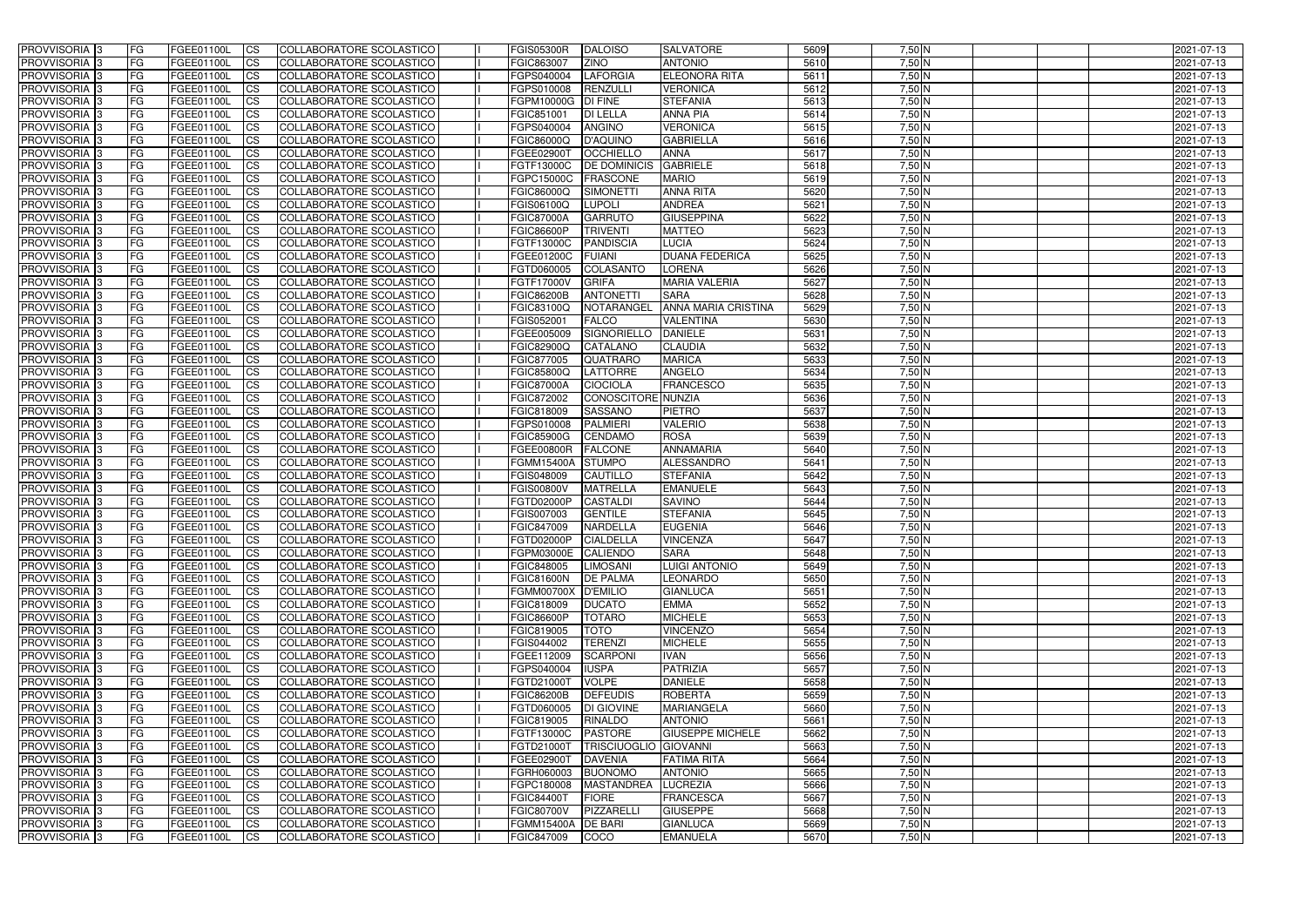| PROVVISORIA | 3 | FG | FGEE01100L | CS | COLLABORATORE SCOLASTICO | | FGIS05300R | DALOISO | SALVATORE | 5609 | 7,50 | N | | | | 2021-07-13 |
|---|---|---|---|---|---|---|---|---|---|---|---|---|---|---|---|---|
| PROVVISORIA | 3 | FG | FGEE01100L | CS | COLLABORATORE SCOLASTICO | | FGIC863007 | ZINO | ANTONIO | 5610 | 7,50 | N | | | | 2021-07-13 |
| PROVVISORIA | 3 | FG | FGEE01100L | CS | COLLABORATORE SCOLASTICO | | FGPS040004 | LAFORGIA | ELEONORA RITA | 5611 | 7,50 | N | | | | 2021-07-13 |
| PROVVISORIA | 3 | FG | FGEE01100L | CS | COLLABORATORE SCOLASTICO | | FGPS010008 | RENZULLI | VERONICA | 5612 | 7,50 | N | | | | 2021-07-13 |
| PROVVISORIA | 3 | FG | FGEE01100L | CS | COLLABORATORE SCOLASTICO | | FGPM10000G | DI FINE | STEFANIA | 5613 | 7,50 | N | | | | 2021-07-13 |
| PROVVISORIA | 3 | FG | FGEE01100L | CS | COLLABORATORE SCOLASTICO | | FGIC851001 | DI LELLA | ANNA PIA | 5614 | 7,50 | N | | | | 2021-07-13 |
| PROVVISORIA | 3 | FG | FGEE01100L | CS | COLLABORATORE SCOLASTICO | | FGPS040004 | ANGINO | VERONICA | 5615 | 7,50 | N | | | | 2021-07-13 |
| PROVVISORIA | 3 | FG | FGEE01100L | CS | COLLABORATORE SCOLASTICO | | FGIC86000Q | D'AQUINO | GABRIELLA | 5616 | 7,50 | N | | | | 2021-07-13 |
| PROVVISORIA | 3 | FG | FGEE01100L | CS | COLLABORATORE SCOLASTICO | | FGEE02900T | OCCHIELLO | ANNA | 5617 | 7,50 | N | | | | 2021-07-13 |
| PROVVISORIA | 3 | FG | FGEE01100L | CS | COLLABORATORE SCOLASTICO | | FGTF13000C | DE DOMINICIS | GABRIELE | 5618 | 7,50 | N | | | | 2021-07-13 |
| PROVVISORIA | 3 | FG | FGEE01100L | CS | COLLABORATORE SCOLASTICO | | FGPC15000C | FRASCONE | MARIO | 5619 | 7,50 | N | | | | 2021-07-13 |
| PROVVISORIA | 3 | FG | FGEE01100L | CS | COLLABORATORE SCOLASTICO | | FGIC86000Q | SIMONETTI | ANNA RITA | 5620 | 7,50 | N | | | | 2021-07-13 |
| PROVVISORIA | 3 | FG | FGEE01100L | CS | COLLABORATORE SCOLASTICO | | FGIS06100Q | LUPOLI | ANDREA | 5621 | 7,50 | N | | | | 2021-07-13 |
| PROVVISORIA | 3 | FG | FGEE01100L | CS | COLLABORATORE SCOLASTICO | | FGIC87000A | GARRUTO | GIUSEPPINA | 5622 | 7,50 | N | | | | 2021-07-13 |
| PROVVISORIA | 3 | FG | FGEE01100L | CS | COLLABORATORE SCOLASTICO | | FGIC86600P | TRIVENTI | MATTEO | 5623 | 7,50 | N | | | | 2021-07-13 |
| PROVVISORIA | 3 | FG | FGEE01100L | CS | COLLABORATORE SCOLASTICO | | FGTF13000C | PANDISCIA | LUCIA | 5624 | 7,50 | N | | | | 2021-07-13 |
| PROVVISORIA | 3 | FG | FGEE01100L | CS | COLLABORATORE SCOLASTICO | | FGEE01200C | FUIANI | DUANA FEDERICA | 5625 | 7,50 | N | | | | 2021-07-13 |
| PROVVISORIA | 3 | FG | FGEE01100L | CS | COLLABORATORE SCOLASTICO | | FGTD060005 | COLASANTO | LORENA | 5626 | 7,50 | N | | | | 2021-07-13 |
| PROVVISORIA | 3 | FG | FGEE01100L | CS | COLLABORATORE SCOLASTICO | | FGTF17000V | GRIFA | MARIA VALERIA | 5627 | 7,50 | N | | | | 2021-07-13 |
| PROVVISORIA | 3 | FG | FGEE01100L | CS | COLLABORATORE SCOLASTICO | | FGIC86200B | ANTONETTI | SARA | 5628 | 7,50 | N | | | | 2021-07-13 |
| PROVVISORIA | 3 | FG | FGEE01100L | CS | COLLABORATORE SCOLASTICO | | FGIC83100Q | NOTARANGEL | ANNA MARIA CRISTINA | 5629 | 7,50 | N | | | | 2021-07-13 |
| PROVVISORIA | 3 | FG | FGEE01100L | CS | COLLABORATORE SCOLASTICO | | FGIS052001 | FALCO | VALENTINA | 5630 | 7,50 | N | | | | 2021-07-13 |
| PROVVISORIA | 3 | FG | FGEE01100L | CS | COLLABORATORE SCOLASTICO | | FGEE005009 | SIGNORIELLO | DANIELE | 5631 | 7,50 | N | | | | 2021-07-13 |
| PROVVISORIA | 3 | FG | FGEE01100L | CS | COLLABORATORE SCOLASTICO | | FGIC82900Q | CATALANO | CLAUDIA | 5632 | 7,50 | N | | | | 2021-07-13 |
| PROVVISORIA | 3 | FG | FGEE01100L | CS | COLLABORATORE SCOLASTICO | | FGIC877005 | QUATRARO | MARICA | 5633 | 7,50 | N | | | | 2021-07-13 |
| PROVVISORIA | 3 | FG | FGEE01100L | CS | COLLABORATORE SCOLASTICO | | FGIC85800Q | LATTORRE | ANGELO | 5634 | 7,50 | N | | | | 2021-07-13 |
| PROVVISORIA | 3 | FG | FGEE01100L | CS | COLLABORATORE SCOLASTICO | | FGIC87000A | CIOCIOLA | FRANCESCO | 5635 | 7,50 | N | | | | 2021-07-13 |
| PROVVISORIA | 3 | FG | FGEE01100L | CS | COLLABORATORE SCOLASTICO | | FGIC872002 | CONOSCITORE | NUNZIA | 5636 | 7,50 | N | | | | 2021-07-13 |
| PROVVISORIA | 3 | FG | FGEE01100L | CS | COLLABORATORE SCOLASTICO | | FGIC818009 | SASSANO | PIETRO | 5637 | 7,50 | N | | | | 2021-07-13 |
| PROVVISORIA | 3 | FG | FGEE01100L | CS | COLLABORATORE SCOLASTICO | | FGPS010008 | PALMIERI | VALERIO | 5638 | 7,50 | N | | | | 2021-07-13 |
| PROVVISORIA | 3 | FG | FGEE01100L | CS | COLLABORATORE SCOLASTICO | | FGIC85900G | CENDAMO | ROSA | 5639 | 7,50 | N | | | | 2021-07-13 |
| PROVVISORIA | 3 | FG | FGEE01100L | CS | COLLABORATORE SCOLASTICO | | FGEE00800R | FALCONE | ANNAMARIA | 5640 | 7,50 | N | | | | 2021-07-13 |
| PROVVISORIA | 3 | FG | FGEE01100L | CS | COLLABORATORE SCOLASTICO | | FGMM15400A | STUMPO | ALESSANDRO | 5641 | 7,50 | N | | | | 2021-07-13 |
| PROVVISORIA | 3 | FG | FGEE01100L | CS | COLLABORATORE SCOLASTICO | | FGIS048009 | CAUTILLO | STEFANIA | 5642 | 7,50 | N | | | | 2021-07-13 |
| PROVVISORIA | 3 | FG | FGEE01100L | CS | COLLABORATORE SCOLASTICO | | FGIS00800V | MATRELLA | EMANUELE | 5643 | 7,50 | N | | | | 2021-07-13 |
| PROVVISORIA | 3 | FG | FGEE01100L | CS | COLLABORATORE SCOLASTICO | | FGTD02000P | CASTALDI | SAVINO | 5644 | 7,50 | N | | | | 2021-07-13 |
| PROVVISORIA | 3 | FG | FGEE01100L | CS | COLLABORATORE SCOLASTICO | | FGIS007003 | GENTILE | STEFANIA | 5645 | 7,50 | N | | | | 2021-07-13 |
| PROVVISORIA | 3 | FG | FGEE01100L | CS | COLLABORATORE SCOLASTICO | | FGIC847009 | NARDELLA | EUGENIA | 5646 | 7,50 | N | | | | 2021-07-13 |
| PROVVISORIA | 3 | FG | FGEE01100L | CS | COLLABORATORE SCOLASTICO | | FGTD02000P | CIALDELLA | VINCENZA | 5647 | 7,50 | N | | | | 2021-07-13 |
| PROVVISORIA | 3 | FG | FGEE01100L | CS | COLLABORATORE SCOLASTICO | | FGPM03000E | CALIENDO | SARA | 5648 | 7,50 | N | | | | 2021-07-13 |
| PROVVISORIA | 3 | FG | FGEE01100L | CS | COLLABORATORE SCOLASTICO | | FGIC848005 | LIMOSANI | LUIGI ANTONIO | 5649 | 7,50 | N | | | | 2021-07-13 |
| PROVVISORIA | 3 | FG | FGEE01100L | CS | COLLABORATORE SCOLASTICO | | FGIC81600N | DE PALMA | LEONARDO | 5650 | 7,50 | N | | | | 2021-07-13 |
| PROVVISORIA | 3 | FG | FGEE01100L | CS | COLLABORATORE SCOLASTICO | | FGMM00700X | D'EMILIO | GIANLUCA | 5651 | 7,50 | N | | | | 2021-07-13 |
| PROVVISORIA | 3 | FG | FGEE01100L | CS | COLLABORATORE SCOLASTICO | | FGIC818009 | DUCATO | EMMA | 5652 | 7,50 | N | | | | 2021-07-13 |
| PROVVISORIA | 3 | FG | FGEE01100L | CS | COLLABORATORE SCOLASTICO | | FGIC86600P | TOTARO | MICHELE | 5653 | 7,50 | N | | | | 2021-07-13 |
| PROVVISORIA | 3 | FG | FGEE01100L | CS | COLLABORATORE SCOLASTICO | | FGIC819005 | TOTO | VINCENZO | 5654 | 7,50 | N | | | | 2021-07-13 |
| PROVVISORIA | 3 | FG | FGEE01100L | CS | COLLABORATORE SCOLASTICO | | FGIS044002 | TERENZI | MICHELE | 5655 | 7,50 | N | | | | 2021-07-13 |
| PROVVISORIA | 3 | FG | FGEE01100L | CS | COLLABORATORE SCOLASTICO | | FGEE112009 | SCARPONI | IVAN | 5656 | 7,50 | N | | | | 2021-07-13 |
| PROVVISORIA | 3 | FG | FGEE01100L | CS | COLLABORATORE SCOLASTICO | | FGPS040004 | IUSPA | PATRIZIA | 5657 | 7,50 | N | | | | 2021-07-13 |
| PROVVISORIA | 3 | FG | FGEE01100L | CS | COLLABORATORE SCOLASTICO | | FGTD21000T | VOLPE | DANIELE | 5658 | 7,50 | N | | | | 2021-07-13 |
| PROVVISORIA | 3 | FG | FGEE01100L | CS | COLLABORATORE SCOLASTICO | | FGIC86200B | DEFEUDIS | ROBERTA | 5659 | 7,50 | N | | | | 2021-07-13 |
| PROVVISORIA | 3 | FG | FGEE01100L | CS | COLLABORATORE SCOLASTICO | | FGTD060005 | DI GIOVINE | MARIANGELA | 5660 | 7,50 | N | | | | 2021-07-13 |
| PROVVISORIA | 3 | FG | FGEE01100L | CS | COLLABORATORE SCOLASTICO | | FGIC819005 | RINALDO | ANTONIO | 5661 | 7,50 | N | | | | 2021-07-13 |
| PROVVISORIA | 3 | FG | FGEE01100L | CS | COLLABORATORE SCOLASTICO | | FGTF13000C | PASTORE | GIUSEPPE MICHELE | 5662 | 7,50 | N | | | | 2021-07-13 |
| PROVVISORIA | 3 | FG | FGEE01100L | CS | COLLABORATORE SCOLASTICO | | FGTD21000T | TRISCIUOGLIO | GIOVANNI | 5663 | 7,50 | N | | | | 2021-07-13 |
| PROVVISORIA | 3 | FG | FGEE01100L | CS | COLLABORATORE SCOLASTICO | | FGEE02900T | DAVENIA | FATIMA RITA | 5664 | 7,50 | N | | | | 2021-07-13 |
| PROVVISORIA | 3 | FG | FGEE01100L | CS | COLLABORATORE SCOLASTICO | | FGRH060003 | BUONOMO | ANTONIO | 5665 | 7,50 | N | | | | 2021-07-13 |
| PROVVISORIA | 3 | FG | FGEE01100L | CS | COLLABORATORE SCOLASTICO | | FGPC180008 | MASTANDREA | LUCREZIA | 5666 | 7,50 | N | | | | 2021-07-13 |
| PROVVISORIA | 3 | FG | FGEE01100L | CS | COLLABORATORE SCOLASTICO | | FGIC84400T | FIORE | FRANCESCA | 5667 | 7,50 | N | | | | 2021-07-13 |
| PROVVISORIA | 3 | FG | FGEE01100L | CS | COLLABORATORE SCOLASTICO | | FGIC80700V | PIZZARELLI | GIUSEPPE | 5668 | 7,50 | N | | | | 2021-07-13 |
| PROVVISORIA | 3 | FG | FGEE01100L | CS | COLLABORATORE SCOLASTICO | | FGMM15400A | DE BARI | GIANLUCA | 5669 | 7,50 | N | | | | 2021-07-13 |
| PROVVISORIA | 3 | FG | FGEE01100L | CS | COLLABORATORE SCOLASTICO | | FGIC847009 | COCO | EMANUELA | 5670 | 7,50 | N | | | | 2021-07-13 |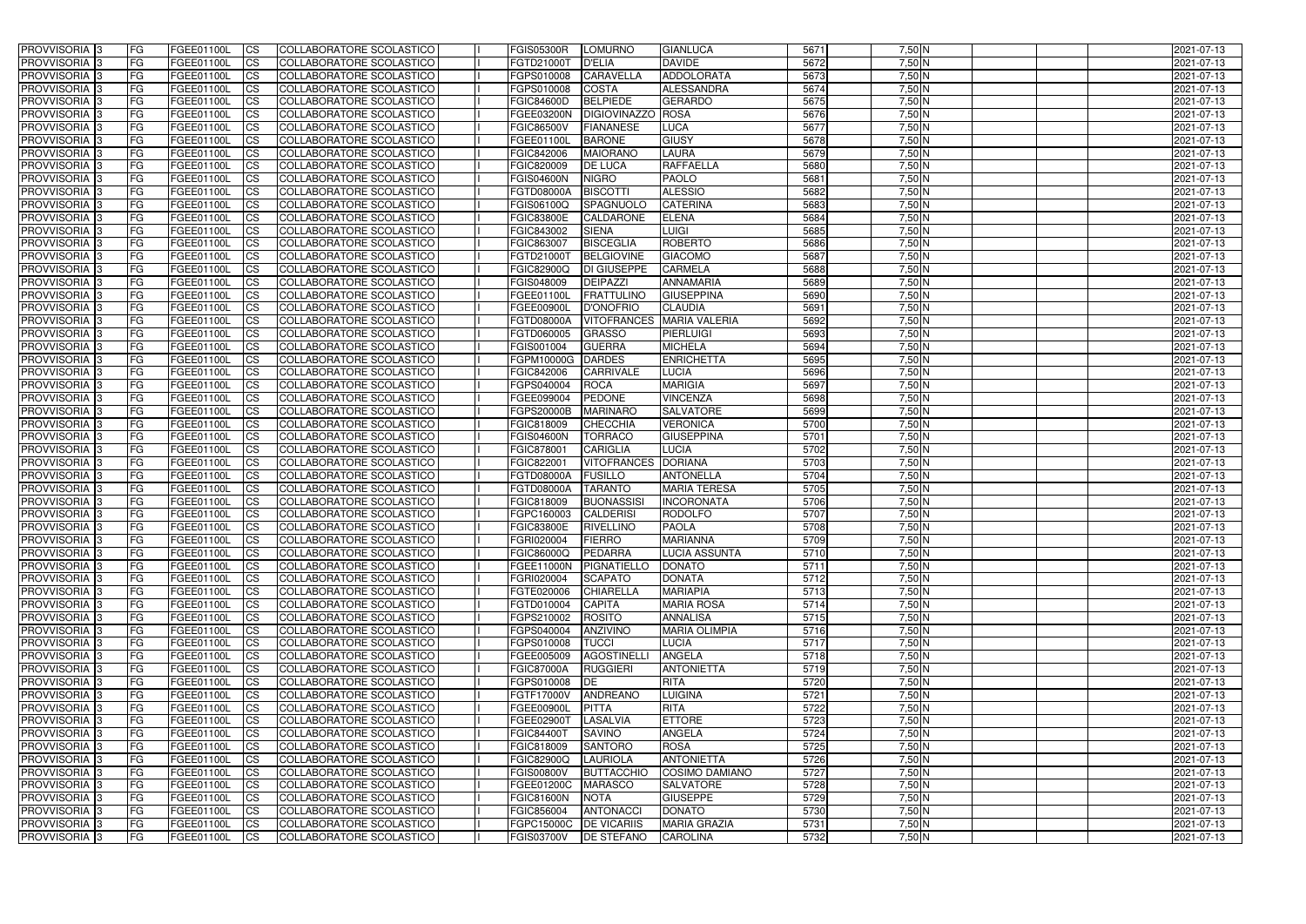| PROVVISORIA 3 | FG | FGEE01100L | CS | COLLABORATORE SCOLASTICO | | FGIS05300R | LOMURNO | GIANLUCA | 5671 | 7,50 N | | | | 2021-07-13 |
|---|---|---|---|---|---|---|---|---|---|---|---|---|---|---|
| PROVVISORIA 3 | FG | FGEE01100L | CS | COLLABORATORE SCOLASTICO | | FGTD21000T | D'ELIA | DAVIDE | 5672 | 7,50 N | | | | 2021-07-13 |
| PROVVISORIA 3 | FG | FGEE01100L | CS | COLLABORATORE SCOLASTICO | | FGPS010008 | CARAVELLA | ADDOLORATA | 5673 | 7,50 N | | | | 2021-07-13 |
| PROVVISORIA 3 | FG | FGEE01100L | CS | COLLABORATORE SCOLASTICO | | FGPS010008 | COSTA | ALESSANDRA | 5674 | 7,50 N | | | | 2021-07-13 |
| PROVVISORIA 3 | FG | FGEE01100L | CS | COLLABORATORE SCOLASTICO | | FGIC84600D | BELPIEDE | GERARDO | 5675 | 7,50 N | | | | 2021-07-13 |
| PROVVISORIA 3 | FG | FGEE01100L | CS | COLLABORATORE SCOLASTICO | | FGEE03200N | DIGIOVINAZZO | ROSA | 5676 | 7,50 N | | | | 2021-07-13 |
| PROVVISORIA 3 | FG | FGEE01100L | CS | COLLABORATORE SCOLASTICO | | FGIC86500V | FIANANESE | LUCA | 5677 | 7,50 N | | | | 2021-07-13 |
| PROVVISORIA 3 | FG | FGEE01100L | CS | COLLABORATORE SCOLASTICO | | FGEE01100L | BARONE | GIUSY | 5678 | 7,50 N | | | | 2021-07-13 |
| PROVVISORIA 3 | FG | FGEE01100L | CS | COLLABORATORE SCOLASTICO | | FGIC842006 | MAIORANO | LAURA | 5679 | 7,50 N | | | | 2021-07-13 |
| PROVVISORIA 3 | FG | FGEE01100L | CS | COLLABORATORE SCOLASTICO | | FGIC820009 | DE LUCA | RAFFAELLA | 5680 | 7,50 N | | | | 2021-07-13 |
| PROVVISORIA 3 | FG | FGEE01100L | CS | COLLABORATORE SCOLASTICO | | FGIS04600N | NIGRO | PAOLO | 5681 | 7,50 N | | | | 2021-07-13 |
| PROVVISORIA 3 | FG | FGEE01100L | CS | COLLABORATORE SCOLASTICO | | FGTD08000A | BISCOTTI | ALESSIO | 5682 | 7,50 N | | | | 2021-07-13 |
| PROVVISORIA 3 | FG | FGEE01100L | CS | COLLABORATORE SCOLASTICO | | FGIS06100Q | SPAGNUOLO | CATERINA | 5683 | 7,50 N | | | | 2021-07-13 |
| PROVVISORIA 3 | FG | FGEE01100L | CS | COLLABORATORE SCOLASTICO | | FGIC83800E | CALDARONE | ELENA | 5684 | 7,50 N | | | | 2021-07-13 |
| PROVVISORIA 3 | FG | FGEE01100L | CS | COLLABORATORE SCOLASTICO | | FGIC843002 | SIENA | LUIGI | 5685 | 7,50 N | | | | 2021-07-13 |
| PROVVISORIA 3 | FG | FGEE01100L | CS | COLLABORATORE SCOLASTICO | | FGIC863007 | BISCEGLIA | ROBERTO | 5686 | 7,50 N | | | | 2021-07-13 |
| PROVVISORIA 3 | FG | FGEE01100L | CS | COLLABORATORE SCOLASTICO | | FGTD21000T | BELGIOVINE | GIACOMO | 5687 | 7,50 N | | | | 2021-07-13 |
| PROVVISORIA 3 | FG | FGEE01100L | CS | COLLABORATORE SCOLASTICO | | FGIC82900Q | DI GIUSEPPE | CARMELA | 5688 | 7,50 N | | | | 2021-07-13 |
| PROVVISORIA 3 | FG | FGEE01100L | CS | COLLABORATORE SCOLASTICO | | FGIS048009 | DEIPAZZI | ANNAMARIA | 5689 | 7,50 N | | | | 2021-07-13 |
| PROVVISORIA 3 | FG | FGEE01100L | CS | COLLABORATORE SCOLASTICO | | FGEE01100L | FRATTULINO | GIUSEPPINA | 5690 | 7,50 N | | | | 2021-07-13 |
| PROVVISORIA 3 | FG | FGEE01100L | CS | COLLABORATORE SCOLASTICO | | FGEE00900L | D'ONOFRIO | CLAUDIA | 5691 | 7,50 N | | | | 2021-07-13 |
| PROVVISORIA 3 | FG | FGEE01100L | CS | COLLABORATORE SCOLASTICO | | FGTD08000A | VITOFRANCES | MARIA VALERIA | 5692 | 7,50 N | | | | 2021-07-13 |
| PROVVISORIA 3 | FG | FGEE01100L | CS | COLLABORATORE SCOLASTICO | | FGTD060005 | GRASSO | PIERLUIGI | 5693 | 7,50 N | | | | 2021-07-13 |
| PROVVISORIA 3 | FG | FGEE01100L | CS | COLLABORATORE SCOLASTICO | | FGIS001004 | GUERRA | MICHELA | 5694 | 7,50 N | | | | 2021-07-13 |
| PROVVISORIA 3 | FG | FGEE01100L | CS | COLLABORATORE SCOLASTICO | | FGPM10000G | DARDES | ENRICHETTA | 5695 | 7,50 N | | | | 2021-07-13 |
| PROVVISORIA 3 | FG | FGEE01100L | CS | COLLABORATORE SCOLASTICO | | FGIC842006 | CARRIVALE | LUCIA | 5696 | 7,50 N | | | | 2021-07-13 |
| PROVVISORIA 3 | FG | FGEE01100L | CS | COLLABORATORE SCOLASTICO | | FGPS040004 | ROCA | MARIGIA | 5697 | 7,50 N | | | | 2021-07-13 |
| PROVVISORIA 3 | FG | FGEE01100L | CS | COLLABORATORE SCOLASTICO | | FGEE099004 | PEDONE | VINCENZA | 5698 | 7,50 N | | | | 2021-07-13 |
| PROVVISORIA 3 | FG | FGEE01100L | CS | COLLABORATORE SCOLASTICO | | FGPS20000B | MARINARO | SALVATORE | 5699 | 7,50 N | | | | 2021-07-13 |
| PROVVISORIA 3 | FG | FGEE01100L | CS | COLLABORATORE SCOLASTICO | | FGIC818009 | CHECCHIA | VERONICA | 5700 | 7,50 N | | | | 2021-07-13 |
| PROVVISORIA 3 | FG | FGEE01100L | CS | COLLABORATORE SCOLASTICO | | FGIS04600N | TORRACO | GIUSEPPINA | 5701 | 7,50 N | | | | 2021-07-13 |
| PROVVISORIA 3 | FG | FGEE01100L | CS | COLLABORATORE SCOLASTICO | | FGIC878001 | CARIGLIA | LUCIA | 5702 | 7,50 N | | | | 2021-07-13 |
| PROVVISORIA 3 | FG | FGEE01100L | CS | COLLABORATORE SCOLASTICO | | FGIC822001 | VITOFRANCES | DORIANA | 5703 | 7,50 N | | | | 2021-07-13 |
| PROVVISORIA 3 | FG | FGEE01100L | CS | COLLABORATORE SCOLASTICO | | FGTD08000A | FUSILLO | ANTONELLA | 5704 | 7,50 N | | | | 2021-07-13 |
| PROVVISORIA 3 | FG | FGEE01100L | CS | COLLABORATORE SCOLASTICO | | FGTD08000A | TARANTO | MARIA TERESA | 5705 | 7,50 N | | | | 2021-07-13 |
| PROVVISORIA 3 | FG | FGEE01100L | CS | COLLABORATORE SCOLASTICO | | FGIC818009 | BUONASSISI | INCORONATA | 5706 | 7,50 N | | | | 2021-07-13 |
| PROVVISORIA 3 | FG | FGEE01100L | CS | COLLABORATORE SCOLASTICO | | FGPC160003 | CALDERISI | RODOLFO | 5707 | 7,50 N | | | | 2021-07-13 |
| PROVVISORIA 3 | FG | FGEE01100L | CS | COLLABORATORE SCOLASTICO | | FGIC83800E | RIVELLINO | PAOLA | 5708 | 7,50 N | | | | 2021-07-13 |
| PROVVISORIA 3 | FG | FGEE01100L | CS | COLLABORATORE SCOLASTICO | | FGRI020004 | FIERRO | MARIANNA | 5709 | 7,50 N | | | | 2021-07-13 |
| PROVVISORIA 3 | FG | FGEE01100L | CS | COLLABORATORE SCOLASTICO | | FGIC86000Q | PEDARRA | LUCIA ASSUNTA | 5710 | 7,50 N | | | | 2021-07-13 |
| PROVVISORIA 3 | FG | FGEE01100L | CS | COLLABORATORE SCOLASTICO | | FGEE11000N | PIGNATIELLO | DONATO | 5711 | 7,50 N | | | | 2021-07-13 |
| PROVVISORIA 3 | FG | FGEE01100L | CS | COLLABORATORE SCOLASTICO | | FGRI020004 | SCAPATO | DONATA | 5712 | 7,50 N | | | | 2021-07-13 |
| PROVVISORIA 3 | FG | FGEE01100L | CS | COLLABORATORE SCOLASTICO | | FGTE020006 | CHIARELLA | MARIAPIA | 5713 | 7,50 N | | | | 2021-07-13 |
| PROVVISORIA 3 | FG | FGEE01100L | CS | COLLABORATORE SCOLASTICO | | FGTD010004 | CAPITA | MARIA ROSA | 5714 | 7,50 N | | | | 2021-07-13 |
| PROVVISORIA 3 | FG | FGEE01100L | CS | COLLABORATORE SCOLASTICO | | FGPS210002 | ROSITO | ANNALISA | 5715 | 7,50 N | | | | 2021-07-13 |
| PROVVISORIA 3 | FG | FGEE01100L | CS | COLLABORATORE SCOLASTICO | | FGPS040004 | ANZIVINO | MARIA OLIMPIA | 5716 | 7,50 N | | | | 2021-07-13 |
| PROVVISORIA 3 | FG | FGEE01100L | CS | COLLABORATORE SCOLASTICO | | FGPS010008 | TUCCI | LUCIA | 5717 | 7,50 N | | | | 2021-07-13 |
| PROVVISORIA 3 | FG | FGEE01100L | CS | COLLABORATORE SCOLASTICO | | FGEE005009 | AGOSTINELLI | ANGELA | 5718 | 7,50 N | | | | 2021-07-13 |
| PROVVISORIA 3 | FG | FGEE01100L | CS | COLLABORATORE SCOLASTICO | | FGIC87000A | RUGGIERI | ANTONIETTA | 5719 | 7,50 N | | | | 2021-07-13 |
| PROVVISORIA 3 | FG | FGEE01100L | CS | COLLABORATORE SCOLASTICO | | FGPS010008 | DE | RITA | 5720 | 7,50 N | | | | 2021-07-13 |
| PROVVISORIA 3 | FG | FGEE01100L | CS | COLLABORATORE SCOLASTICO | | FGTF17000V | ANDREANO | LUIGINA | 5721 | 7,50 N | | | | 2021-07-13 |
| PROVVISORIA 3 | FG | FGEE01100L | CS | COLLABORATORE SCOLASTICO | | FGEE00900L | PITTA | RITA | 5722 | 7,50 N | | | | 2021-07-13 |
| PROVVISORIA 3 | FG | FGEE01100L | CS | COLLABORATORE SCOLASTICO | | FGEE02900T | LASALVIA | ETTORE | 5723 | 7,50 N | | | | 2021-07-13 |
| PROVVISORIA 3 | FG | FGEE01100L | CS | COLLABORATORE SCOLASTICO | | FGIC84400T | SAVINO | ANGELA | 5724 | 7,50 N | | | | 2021-07-13 |
| PROVVISORIA 3 | FG | FGEE01100L | CS | COLLABORATORE SCOLASTICO | | FGIC818009 | SANTORO | ROSA | 5725 | 7,50 N | | | | 2021-07-13 |
| PROVVISORIA 3 | FG | FGEE01100L | CS | COLLABORATORE SCOLASTICO | | FGIC82900Q | LAURIOLA | ANTONIETTA | 5726 | 7,50 N | | | | 2021-07-13 |
| PROVVISORIA 3 | FG | FGEE01100L | CS | COLLABORATORE SCOLASTICO | | FGIS00800V | BUTTACCHIO | COSIMO DAMIANO | 5727 | 7,50 N | | | | 2021-07-13 |
| PROVVISORIA 3 | FG | FGEE01100L | CS | COLLABORATORE SCOLASTICO | | FGEE01200C | MARASCO | SALVATORE | 5728 | 7,50 N | | | | 2021-07-13 |
| PROVVISORIA 3 | FG | FGEE01100L | CS | COLLABORATORE SCOLASTICO | | FGIC81600N | NOTA | GIUSEPPE | 5729 | 7,50 N | | | | 2021-07-13 |
| PROVVISORIA 3 | FG | FGEE01100L | CS | COLLABORATORE SCOLASTICO | | FGIC856004 | ANTONACCI | DONATO | 5730 | 7,50 N | | | | 2021-07-13 |
| PROVVISORIA 3 | FG | FGEE01100L | CS | COLLABORATORE SCOLASTICO | | FGPC15000C | DE VICARIIS | MARIA GRAZIA | 5731 | 7,50 N | | | | 2021-07-13 |
| PROVVISORIA 3 | FG | FGEE01100L | CS | COLLABORATORE SCOLASTICO | | FGIS03700V | DE STEFANO | CAROLINA | 5732 | 7,50 N | | | | 2021-07-13 |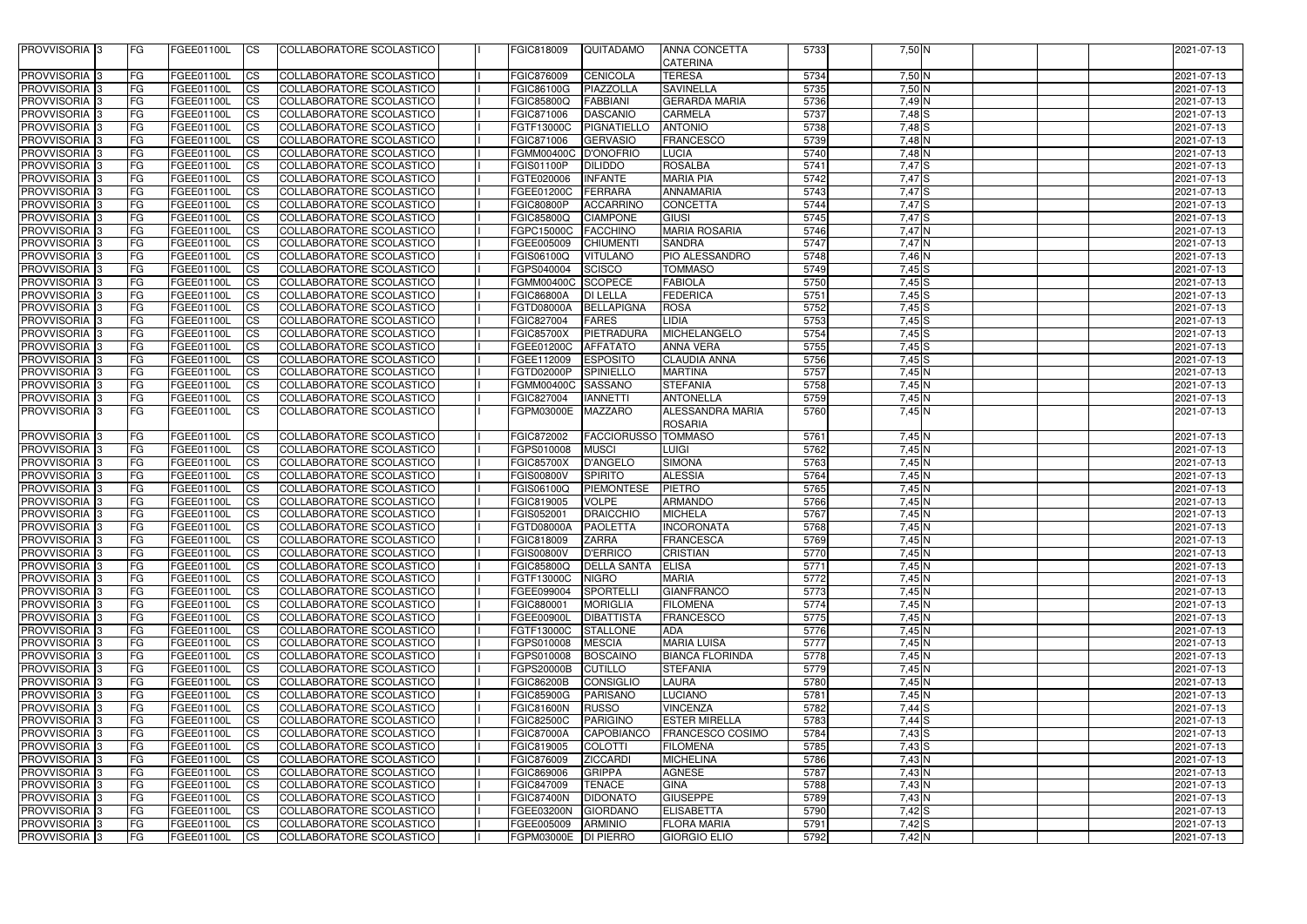| PROVVISORIA | 3 | FG | FGEE01100L | CS | COLLABORATORE SCOLASTICO | | FGIC818009 | QUITADAMO | ANNA CONCETTA CATERINA | 5733 | 7,50 | N | | | | 2021-07-13 |
|---|---|---|---|---|---|---|---|---|---|---|---|---|---|---|---|---|
| PROVVISORIA | 3 | FG | FGEE01100L | CS | COLLABORATORE SCOLASTICO | | FGIC876009 | CENICOLA | TERESA | 5734 | 7,50 | N | | | | 2021-07-13 |
| PROVVISORIA | 3 | FG | FGEE01100L | CS | COLLABORATORE SCOLASTICO | | FGIC86100G | PIAZZOLLA | SAVINELLA | 5735 | 7,50 | N | | | | 2021-07-13 |
| PROVVISORIA | 3 | FG | FGEE01100L | CS | COLLABORATORE SCOLASTICO | | FGIC85800Q | FABBIANI | GERARDA MARIA | 5736 | 7,49 | N | | | | 2021-07-13 |
| PROVVISORIA | 3 | FG | FGEE01100L | CS | COLLABORATORE SCOLASTICO | | FGIC871006 | DASCANIO | CARMELA | 5737 | 7,48 | S | | | | 2021-07-13 |
| PROVVISORIA | 3 | FG | FGEE01100L | CS | COLLABORATORE SCOLASTICO | | FGTF13000C | PIGNATIELLO | ANTONIO | 5738 | 7,48 | S | | | | 2021-07-13 |
| PROVVISORIA | 3 | FG | FGEE01100L | CS | COLLABORATORE SCOLASTICO | | FGIC871006 | GERVASIO | FRANCESCO | 5739 | 7,48 | N | | | | 2021-07-13 |
| PROVVISORIA | 3 | FG | FGEE01100L | CS | COLLABORATORE SCOLASTICO | | FGMM00400C | D'ONOFRIO | LUCIA | 5740 | 7,48 | N | | | | 2021-07-13 |
| PROVVISORIA | 3 | FG | FGEE01100L | CS | COLLABORATORE SCOLASTICO | | FGIS01100P | DILIDDO | ROSALBA | 5741 | 7,47 | S | | | | 2021-07-13 |
| PROVVISORIA | 3 | FG | FGEE01100L | CS | COLLABORATORE SCOLASTICO | | FGTE020006 | INFANTE | MARIA PIA | 5742 | 7,47 | S | | | | 2021-07-13 |
| PROVVISORIA | 3 | FG | FGEE01100L | CS | COLLABORATORE SCOLASTICO | | FGEE01200C | FERRARA | ANNAMARIA | 5743 | 7,47 | S | | | | 2021-07-13 |
| PROVVISORIA | 3 | FG | FGEE01100L | CS | COLLABORATORE SCOLASTICO | | FGIC80800P | ACCARRINO | CONCETTA | 5744 | 7,47 | S | | | | 2021-07-13 |
| PROVVISORIA | 3 | FG | FGEE01100L | CS | COLLABORATORE SCOLASTICO | | FGIC85800Q | CIAMPONE | GIUSI | 5745 | 7,47 | S | | | | 2021-07-13 |
| PROVVISORIA | 3 | FG | FGEE01100L | CS | COLLABORATORE SCOLASTICO | | FGPC15000C | FACCHINO | MARIA ROSARIA | 5746 | 7,47 | N | | | | 2021-07-13 |
| PROVVISORIA | 3 | FG | FGEE01100L | CS | COLLABORATORE SCOLASTICO | | FGEE005009 | CHIUMENTI | SANDRA | 5747 | 7,47 | N | | | | 2021-07-13 |
| PROVVISORIA | 3 | FG | FGEE01100L | CS | COLLABORATORE SCOLASTICO | | FGIS06100Q | VITULANO | PIO ALESSANDRO | 5748 | 7,46 | N | | | | 2021-07-13 |
| PROVVISORIA | 3 | FG | FGEE01100L | CS | COLLABORATORE SCOLASTICO | | FGPS040004 | SCISCO | TOMMASO | 5749 | 7,45 | S | | | | 2021-07-13 |
| PROVVISORIA | 3 | FG | FGEE01100L | CS | COLLABORATORE SCOLASTICO | | FGMM00400C | SCOPECE | FABIOLA | 5750 | 7,45 | S | | | | 2021-07-13 |
| PROVVISORIA | 3 | FG | FGEE01100L | CS | COLLABORATORE SCOLASTICO | | FGIC86800A | DI LELLA | FEDERICA | 5751 | 7,45 | S | | | | 2021-07-13 |
| PROVVISORIA | 3 | FG | FGEE01100L | CS | COLLABORATORE SCOLASTICO | | FGTD08000A | BELLAPIGNA | ROSA | 5752 | 7,45 | S | | | | 2021-07-13 |
| PROVVISORIA | 3 | FG | FGEE01100L | CS | COLLABORATORE SCOLASTICO | | FGIC827004 | FARES | LIDIA | 5753 | 7,45 | S | | | | 2021-07-13 |
| PROVVISORIA | 3 | FG | FGEE01100L | CS | COLLABORATORE SCOLASTICO | | FGIC85700X | PIETRADURA | MICHELANGELO | 5754 | 7,45 | S | | | | 2021-07-13 |
| PROVVISORIA | 3 | FG | FGEE01100L | CS | COLLABORATORE SCOLASTICO | | FGEE01200C | AFFATATO | ANNA VERA | 5755 | 7,45 | S | | | | 2021-07-13 |
| PROVVISORIA | 3 | FG | FGEE01100L | CS | COLLABORATORE SCOLASTICO | | FGEE112009 | ESPOSITO | CLAUDIA ANNA | 5756 | 7,45 | S | | | | 2021-07-13 |
| PROVVISORIA | 3 | FG | FGEE01100L | CS | COLLABORATORE SCOLASTICO | | FGTD02000P | SPINIELLO | MARTINA | 5757 | 7,45 | N | | | | 2021-07-13 |
| PROVVISORIA | 3 | FG | FGEE01100L | CS | COLLABORATORE SCOLASTICO | | FGMM00400C | SASSANO | STEFANIA | 5758 | 7,45 | N | | | | 2021-07-13 |
| PROVVISORIA | 3 | FG | FGEE01100L | CS | COLLABORATORE SCOLASTICO | | FGIC827004 | IANNETTI | ANTONELLA | 5759 | 7,45 | N | | | | 2021-07-13 |
| PROVVISORIA | 3 | FG | FGEE01100L | CS | COLLABORATORE SCOLASTICO | | FGPM03000E | MAZZARO | ALESSANDRA MARIA ROSARIA | 5760 | 7,45 | N | | | | 2021-07-13 |
| PROVVISORIA | 3 | FG | FGEE01100L | CS | COLLABORATORE SCOLASTICO | | FGIC872002 | FACCIORUSSO | TOMMASO | 5761 | 7,45 | N | | | | 2021-07-13 |
| PROVVISORIA | 3 | FG | FGEE01100L | CS | COLLABORATORE SCOLASTICO | | FGPS010008 | MUSCI | LUIGI | 5762 | 7,45 | N | | | | 2021-07-13 |
| PROVVISORIA | 3 | FG | FGEE01100L | CS | COLLABORATORE SCOLASTICO | | FGIC85700X | D'ANGELO | SIMONA | 5763 | 7,45 | N | | | | 2021-07-13 |
| PROVVISORIA | 3 | FG | FGEE01100L | CS | COLLABORATORE SCOLASTICO | | FGIS00800V | SPIRITO | ALESSIA | 5764 | 7,45 | N | | | | 2021-07-13 |
| PROVVISORIA | 3 | FG | FGEE01100L | CS | COLLABORATORE SCOLASTICO | | FGIS06100Q | PIEMONTESE | PIETRO | 5765 | 7,45 | N | | | | 2021-07-13 |
| PROVVISORIA | 3 | FG | FGEE01100L | CS | COLLABORATORE SCOLASTICO | | FGIC819005 | VOLPE | ARMANDO | 5766 | 7,45 | N | | | | 2021-07-13 |
| PROVVISORIA | 3 | FG | FGEE01100L | CS | COLLABORATORE SCOLASTICO | | FGIS052001 | DRAICCHIO | MICHELA | 5767 | 7,45 | N | | | | 2021-07-13 |
| PROVVISORIA | 3 | FG | FGEE01100L | CS | COLLABORATORE SCOLASTICO | | FGTD08000A | PAOLETTA | INCORONATA | 5768 | 7,45 | N | | | | 2021-07-13 |
| PROVVISORIA | 3 | FG | FGEE01100L | CS | COLLABORATORE SCOLASTICO | | FGIC818009 | ZARRA | FRANCESCA | 5769 | 7,45 | N | | | | 2021-07-13 |
| PROVVISORIA | 3 | FG | FGEE01100L | CS | COLLABORATORE SCOLASTICO | | FGIS00800V | D'ERRICO | CRISTIAN | 5770 | 7,45 | N | | | | 2021-07-13 |
| PROVVISORIA | 3 | FG | FGEE01100L | CS | COLLABORATORE SCOLASTICO | | FGIC85800Q | DELLA SANTA | ELISA | 5771 | 7,45 | N | | | | 2021-07-13 |
| PROVVISORIA | 3 | FG | FGEE01100L | CS | COLLABORATORE SCOLASTICO | | FGTF13000C | NIGRO | MARIA | 5772 | 7,45 | N | | | | 2021-07-13 |
| PROVVISORIA | 3 | FG | FGEE01100L | CS | COLLABORATORE SCOLASTICO | | FGEE099004 | SPORTELLI | GIANFRANCO | 5773 | 7,45 | N | | | | 2021-07-13 |
| PROVVISORIA | 3 | FG | FGEE01100L | CS | COLLABORATORE SCOLASTICO | | FGIC880001 | MORIGLIA | FILOMENA | 5774 | 7,45 | N | | | | 2021-07-13 |
| PROVVISORIA | 3 | FG | FGEE01100L | CS | COLLABORATORE SCOLASTICO | | FGEE00900L | DIBATTISTA | FRANCESCO | 5775 | 7,45 | N | | | | 2021-07-13 |
| PROVVISORIA | 3 | FG | FGEE01100L | CS | COLLABORATORE SCOLASTICO | | FGTF13000C | STALLONE | ADA | 5776 | 7,45 | N | | | | 2021-07-13 |
| PROVVISORIA | 3 | FG | FGEE01100L | CS | COLLABORATORE SCOLASTICO | | FGPS010008 | MESCIA | MARIA LUISA | 5777 | 7,45 | N | | | | 2021-07-13 |
| PROVVISORIA | 3 | FG | FGEE01100L | CS | COLLABORATORE SCOLASTICO | | FGPS010008 | BOSCAINO | BIANCA FLORINDA | 5778 | 7,45 | N | | | | 2021-07-13 |
| PROVVISORIA | 3 | FG | FGEE01100L | CS | COLLABORATORE SCOLASTICO | | FGPS20000B | CUTILLO | STEFANIA | 5779 | 7,45 | N | | | | 2021-07-13 |
| PROVVISORIA | 3 | FG | FGEE01100L | CS | COLLABORATORE SCOLASTICO | | FGIC86200B | CONSIGLIO | LAURA | 5780 | 7,45 | N | | | | 2021-07-13 |
| PROVVISORIA | 3 | FG | FGEE01100L | CS | COLLABORATORE SCOLASTICO | | FGIC85900G | PARISANO | LUCIANO | 5781 | 7,45 | N | | | | 2021-07-13 |
| PROVVISORIA | 3 | FG | FGEE01100L | CS | COLLABORATORE SCOLASTICO | | FGIC81600N | RUSSO | VINCENZA | 5782 | 7,44 | S | | | | 2021-07-13 |
| PROVVISORIA | 3 | FG | FGEE01100L | CS | COLLABORATORE SCOLASTICO | | FGIC82500C | PARIGINO | ESTER MIRELLA | 5783 | 7,44 | S | | | | 2021-07-13 |
| PROVVISORIA | 3 | FG | FGEE01100L | CS | COLLABORATORE SCOLASTICO | | FGIC87000A | CAPOBIANCO | FRANCESCO COSIMO | 5784 | 7,43 | S | | | | 2021-07-13 |
| PROVVISORIA | 3 | FG | FGEE01100L | CS | COLLABORATORE SCOLASTICO | | FGIC819005 | COLOTTI | FILOMENA | 5785 | 7,43 | S | | | | 2021-07-13 |
| PROVVISORIA | 3 | FG | FGEE01100L | CS | COLLABORATORE SCOLASTICO | | FGIC876009 | ZICCARDI | MICHELINA | 5786 | 7,43 | N | | | | 2021-07-13 |
| PROVVISORIA | 3 | FG | FGEE01100L | CS | COLLABORATORE SCOLASTICO | | FGIC869006 | GRIPPA | AGNESE | 5787 | 7,43 | N | | | | 2021-07-13 |
| PROVVISORIA | 3 | FG | FGEE01100L | CS | COLLABORATORE SCOLASTICO | | FGIC847009 | TENACE | GINA | 5788 | 7,43 | N | | | | 2021-07-13 |
| PROVVISORIA | 3 | FG | FGEE01100L | CS | COLLABORATORE SCOLASTICO | | FGIC87400N | DIDONATO | GIUSEPPE | 5789 | 7,43 | N | | | | 2021-07-13 |
| PROVVISORIA | 3 | FG | FGEE01100L | CS | COLLABORATORE SCOLASTICO | | FGEE03200N | GIORDANO | ELISABETTA | 5790 | 7,42 | S | | | | 2021-07-13 |
| PROVVISORIA | 3 | FG | FGEE01100L | CS | COLLABORATORE SCOLASTICO | | FGEE005009 | ARMINIO | FLORA MARIA | 5791 | 7,42 | S | | | | 2021-07-13 |
| PROVVISORIA | 3 | FG | FGEE01100L | CS | COLLABORATORE SCOLASTICO | | FGPM03000E | DI PIERRO | GIORGIO ELIO | 5792 | 7,42 | N | | | | 2021-07-13 |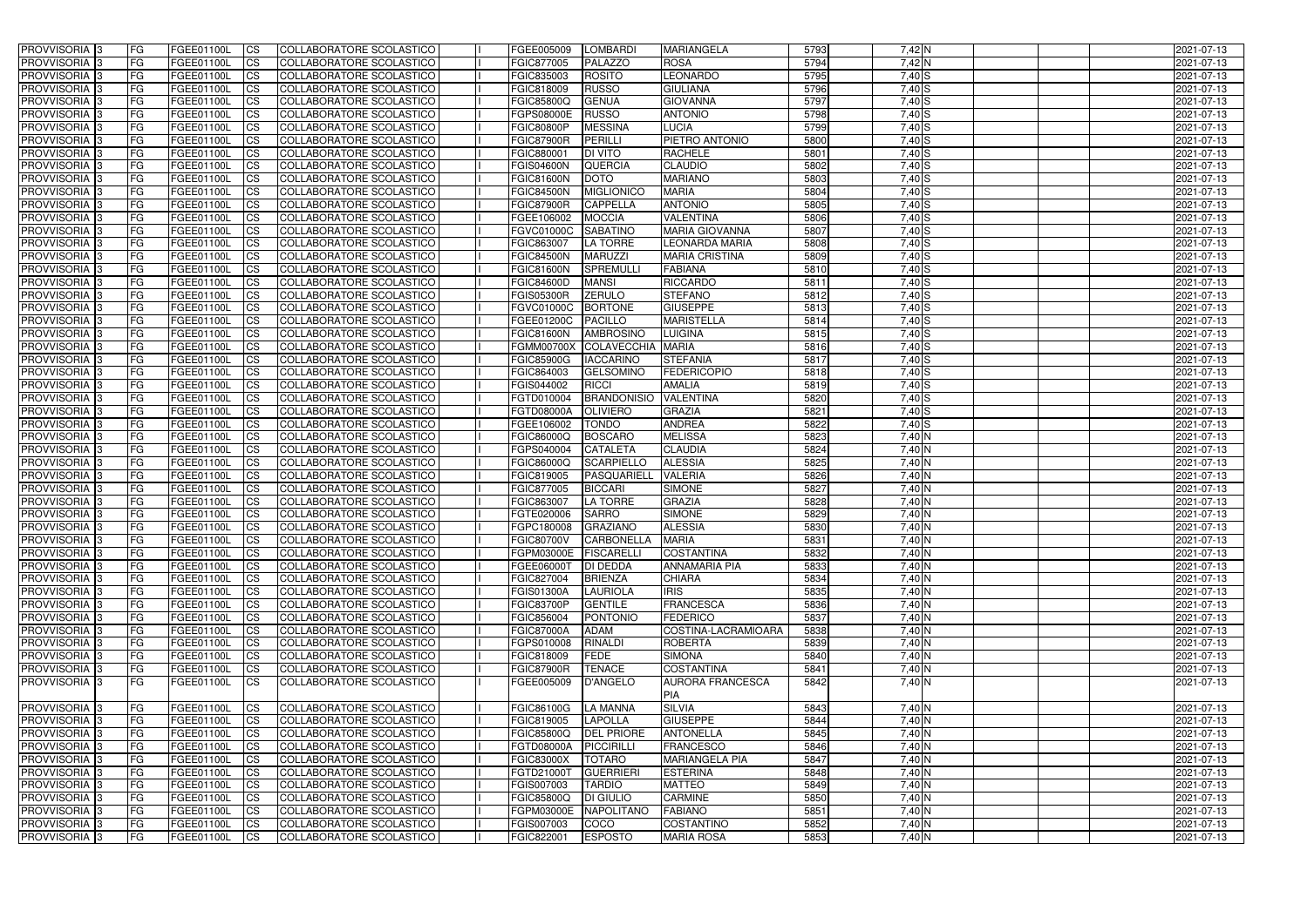| PROVVISORIA | 3 | FG | FGEE01100L | CS | COLLABORATORE SCOLASTICO | | FGEE005009 | LOMBARDI | MARIANGELA | 5793 | 7,42 | N | | | | 2021-07-13 |
|---|---|---|---|---|---|---|---|---|---|---|---|---|---|---|---|---|
| PROVVISORIA | 3 | FG | FGEE01100L | CS | COLLABORATORE SCOLASTICO | | FGIC877005 | PALAZZO | ROSA | 5794 | 7,42 | N | | | | 2021-07-13 |
| PROVVISORIA | 3 | FG | FGEE01100L | CS | COLLABORATORE SCOLASTICO | | FGIC835003 | ROSITO | LEONARDO | 5795 | 7,40 | S | | | | 2021-07-13 |
| PROVVISORIA | 3 | FG | FGEE01100L | CS | COLLABORATORE SCOLASTICO | | FGIC818009 | RUSSO | GIULIANA | 5796 | 7,40 | S | | | | 2021-07-13 |
| PROVVISORIA | 3 | FG | FGEE01100L | CS | COLLABORATORE SCOLASTICO | | FGIC85800Q | GENUA | GIOVANNA | 5797 | 7,40 | S | | | | 2021-07-13 |
| PROVVISORIA | 3 | FG | FGEE01100L | CS | COLLABORATORE SCOLASTICO | | FGPS08000E | RUSSO | ANTONIO | 5798 | 7,40 | S | | | | 2021-07-13 |
| PROVVISORIA | 3 | FG | FGEE01100L | CS | COLLABORATORE SCOLASTICO | | FGIC80800P | MESSINA | LUCIA | 5799 | 7,40 | S | | | | 2021-07-13 |
| PROVVISORIA | 3 | FG | FGEE01100L | CS | COLLABORATORE SCOLASTICO | | FGIC87900R | PERILLI | PIETRO ANTONIO | 5800 | 7,40 | S | | | | 2021-07-13 |
| PROVVISORIA | 3 | FG | FGEE01100L | CS | COLLABORATORE SCOLASTICO | | FGIC880001 | DI VITO | RACHELE | 5801 | 7,40 | S | | | | 2021-07-13 |
| PROVVISORIA | 3 | FG | FGEE01100L | CS | COLLABORATORE SCOLASTICO | | FGIS04600N | QUERCIA | CLAUDIO | 5802 | 7,40 | S | | | | 2021-07-13 |
| PROVVISORIA | 3 | FG | FGEE01100L | CS | COLLABORATORE SCOLASTICO | | FGIC81600N | DOTO | MARIANO | 5803 | 7,40 | S | | | | 2021-07-13 |
| PROVVISORIA | 3 | FG | FGEE01100L | CS | COLLABORATORE SCOLASTICO | | FGIC84500N | MIGLIONICO | MARIA | 5804 | 7,40 | S | | | | 2021-07-13 |
| PROVVISORIA | 3 | FG | FGEE01100L | CS | COLLABORATORE SCOLASTICO | | FGIC87900R | CAPPELLA | ANTONIO | 5805 | 7,40 | S | | | | 2021-07-13 |
| PROVVISORIA | 3 | FG | FGEE01100L | CS | COLLABORATORE SCOLASTICO | | FGEE106002 | MOCCIA | VALENTINA | 5806 | 7,40 | S | | | | 2021-07-13 |
| PROVVISORIA | 3 | FG | FGEE01100L | CS | COLLABORATORE SCOLASTICO | | FGVC01000C | SABATINO | MARIA GIOVANNA | 5807 | 7,40 | S | | | | 2021-07-13 |
| PROVVISORIA | 3 | FG | FGEE01100L | CS | COLLABORATORE SCOLASTICO | | FGIC863007 | LA TORRE | LEONARDA MARIA | 5808 | 7,40 | S | | | | 2021-07-13 |
| PROVVISORIA | 3 | FG | FGEE01100L | CS | COLLABORATORE SCOLASTICO | | FGIC84500N | MARUZZI | MARIA CRISTINA | 5809 | 7,40 | S | | | | 2021-07-13 |
| PROVVISORIA | 3 | FG | FGEE01100L | CS | COLLABORATORE SCOLASTICO | | FGIC81600N | SPREMULLI | FABIANA | 5810 | 7,40 | S | | | | 2021-07-13 |
| PROVVISORIA | 3 | FG | FGEE01100L | CS | COLLABORATORE SCOLASTICO | | FGIC84600D | MANSI | RICCARDO | 5811 | 7,40 | S | | | | 2021-07-13 |
| PROVVISORIA | 3 | FG | FGEE01100L | CS | COLLABORATORE SCOLASTICO | | FGIS05300R | ZERULO | STEFANO | 5812 | 7,40 | S | | | | 2021-07-13 |
| PROVVISORIA | 3 | FG | FGEE01100L | CS | COLLABORATORE SCOLASTICO | | FGVC01000C | BORTONE | GIUSEPPE | 5813 | 7,40 | S | | | | 2021-07-13 |
| PROVVISORIA | 3 | FG | FGEE01100L | CS | COLLABORATORE SCOLASTICO | | FGEE01200C | PACILLO | MARISTELLA | 5814 | 7,40 | S | | | | 2021-07-13 |
| PROVVISORIA | 3 | FG | FGEE01100L | CS | COLLABORATORE SCOLASTICO | | FGIC81600N | AMBROSINO | LUIGINA | 5815 | 7,40 | S | | | | 2021-07-13 |
| PROVVISORIA | 3 | FG | FGEE01100L | CS | COLLABORATORE SCOLASTICO | | FGMM00700X | COLAVECCHIA | MARIA | 5816 | 7,40 | S | | | | 2021-07-13 |
| PROVVISORIA | 3 | FG | FGEE01100L | CS | COLLABORATORE SCOLASTICO | | FGIC85900G | IACCARINO | STEFANIA | 5817 | 7,40 | S | | | | 2021-07-13 |
| PROVVISORIA | 3 | FG | FGEE01100L | CS | COLLABORATORE SCOLASTICO | | FGIC864003 | GELSOMINO | FEDERICOPIO | 5818 | 7,40 | S | | | | 2021-07-13 |
| PROVVISORIA | 3 | FG | FGEE01100L | CS | COLLABORATORE SCOLASTICO | | FGIS044002 | RICCI | AMALIA | 5819 | 7,40 | S | | | | 2021-07-13 |
| PROVVISORIA | 3 | FG | FGEE01100L | CS | COLLABORATORE SCOLASTICO | | FGTD010004 | BRANDONISIO | VALENTINA | 5820 | 7,40 | S | | | | 2021-07-13 |
| PROVVISORIA | 3 | FG | FGEE01100L | CS | COLLABORATORE SCOLASTICO | | FGTD08000A | OLIVIERO | GRAZIA | 5821 | 7,40 | S | | | | 2021-07-13 |
| PROVVISORIA | 3 | FG | FGEE01100L | CS | COLLABORATORE SCOLASTICO | | FGEE106002 | TONDO | ANDREA | 5822 | 7,40 | S | | | | 2021-07-13 |
| PROVVISORIA | 3 | FG | FGEE01100L | CS | COLLABORATORE SCOLASTICO | | FGIC86000Q | BOSCARO | MELISSA | 5823 | 7,40 | N | | | | 2021-07-13 |
| PROVVISORIA | 3 | FG | FGEE01100L | CS | COLLABORATORE SCOLASTICO | | FGPS040004 | CATALETA | CLAUDIA | 5824 | 7,40 | N | | | | 2021-07-13 |
| PROVVISORIA | 3 | FG | FGEE01100L | CS | COLLABORATORE SCOLASTICO | | FGIC86000Q | SCARPIELLO | ALESSIA | 5825 | 7,40 | N | | | | 2021-07-13 |
| PROVVISORIA | 3 | FG | FGEE01100L | CS | COLLABORATORE SCOLASTICO | | FGIC819005 | PASQUARIELL | VALERIA | 5826 | 7,40 | N | | | | 2021-07-13 |
| PROVVISORIA | 3 | FG | FGEE01100L | CS | COLLABORATORE SCOLASTICO | | FGIC877005 | BICCARI | SIMONE | 5827 | 7,40 | N | | | | 2021-07-13 |
| PROVVISORIA | 3 | FG | FGEE01100L | CS | COLLABORATORE SCOLASTICO | | FGIC863007 | LA TORRE | GRAZIA | 5828 | 7,40 | N | | | | 2021-07-13 |
| PROVVISORIA | 3 | FG | FGEE01100L | CS | COLLABORATORE SCOLASTICO | | FGTE020006 | SARRO | SIMONE | 5829 | 7,40 | N | | | | 2021-07-13 |
| PROVVISORIA | 3 | FG | FGEE01100L | CS | COLLABORATORE SCOLASTICO | | FGPC180008 | GRAZIANO | ALESSIA | 5830 | 7,40 | N | | | | 2021-07-13 |
| PROVVISORIA | 3 | FG | FGEE01100L | CS | COLLABORATORE SCOLASTICO | | FGIC80700V | CARBONELLA | MARIA | 5831 | 7,40 | N | | | | 2021-07-13 |
| PROVVISORIA | 3 | FG | FGEE01100L | CS | COLLABORATORE SCOLASTICO | | FGPM03000E | FISCARELLI | COSTANTINA | 5832 | 7,40 | N | | | | 2021-07-13 |
| PROVVISORIA | 3 | FG | FGEE01100L | CS | COLLABORATORE SCOLASTICO | | FGEE06000T | DI DEDDA | ANNAMARIA PIA | 5833 | 7,40 | N | | | | 2021-07-13 |
| PROVVISORIA | 3 | FG | FGEE01100L | CS | COLLABORATORE SCOLASTICO | | FGIC827004 | BRIENZA | CHIARA | 5834 | 7,40 | N | | | | 2021-07-13 |
| PROVVISORIA | 3 | FG | FGEE01100L | CS | COLLABORATORE SCOLASTICO | | FGIS01300A | LAURIOLA | IRIS | 5835 | 7,40 | N | | | | 2021-07-13 |
| PROVVISORIA | 3 | FG | FGEE01100L | CS | COLLABORATORE SCOLASTICO | | FGIC83700P | GENTILE | FRANCESCA | 5836 | 7,40 | N | | | | 2021-07-13 |
| PROVVISORIA | 3 | FG | FGEE01100L | CS | COLLABORATORE SCOLASTICO | | FGIC856004 | PONTONIO | FEDERICO | 5837 | 7,40 | N | | | | 2021-07-13 |
| PROVVISORIA | 3 | FG | FGEE01100L | CS | COLLABORATORE SCOLASTICO | | FGIC87000A | ADAM | COSTINA-LACRAMIOARA | 5838 | 7,40 | N | | | | 2021-07-13 |
| PROVVISORIA | 3 | FG | FGEE01100L | CS | COLLABORATORE SCOLASTICO | | FGPS010008 | RINALDI | ROBERTA | 5839 | 7,40 | N | | | | 2021-07-13 |
| PROVVISORIA | 3 | FG | FGEE01100L | CS | COLLABORATORE SCOLASTICO | | FGIC818009 | FEDE | SIMONA | 5840 | 7,40 | N | | | | 2021-07-13 |
| PROVVISORIA | 3 | FG | FGEE01100L | CS | COLLABORATORE SCOLASTICO | | FGIC87900R | TENACE | COSTANTINA | 5841 | 7,40 | N | | | | 2021-07-13 |
| PROVVISORIA | 3 | FG | FGEE01100L | CS | COLLABORATORE SCOLASTICO | | FGEE005009 | D'ANGELO | AURORA FRANCESCA PIA | 5842 | 7,40 | N | | | | 2021-07-13 |
| PROVVISORIA | 3 | FG | FGEE01100L | CS | COLLABORATORE SCOLASTICO | | FGIC86100G | LA MANNA | SILVIA | 5843 | 7,40 | N | | | | 2021-07-13 |
| PROVVISORIA | 3 | FG | FGEE01100L | CS | COLLABORATORE SCOLASTICO | | FGIC819005 | LAPOLLA | GIUSEPPE | 5844 | 7,40 | N | | | | 2021-07-13 |
| PROVVISORIA | 3 | FG | FGEE01100L | CS | COLLABORATORE SCOLASTICO | | FGIC85800Q | DEL PRIORE | ANTONELLA | 5845 | 7,40 | N | | | | 2021-07-13 |
| PROVVISORIA | 3 | FG | FGEE01100L | CS | COLLABORATORE SCOLASTICO | | FGTD08000A | PICCIRILLI | FRANCESCO | 5846 | 7,40 | N | | | | 2021-07-13 |
| PROVVISORIA | 3 | FG | FGEE01100L | CS | COLLABORATORE SCOLASTICO | | FGIC83000X | TOTARO | MARIANGELA PIA | 5847 | 7,40 | N | | | | 2021-07-13 |
| PROVVISORIA | 3 | FG | FGEE01100L | CS | COLLABORATORE SCOLASTICO | | FGTD21000T | GUERRIERI | ESTERINA | 5848 | 7,40 | N | | | | 2021-07-13 |
| PROVVISORIA | 3 | FG | FGEE01100L | CS | COLLABORATORE SCOLASTICO | | FGIS007003 | TARDIO | MATTEO | 5849 | 7,40 | N | | | | 2021-07-13 |
| PROVVISORIA | 3 | FG | FGEE01100L | CS | COLLABORATORE SCOLASTICO | | FGIC85800Q | DI GIULIO | CARMINE | 5850 | 7,40 | N | | | | 2021-07-13 |
| PROVVISORIA | 3 | FG | FGEE01100L | CS | COLLABORATORE SCOLASTICO | | FGPM03000E | NAPOLITANO | FABIANO | 5851 | 7,40 | N | | | | 2021-07-13 |
| PROVVISORIA | 3 | FG | FGEE01100L | CS | COLLABORATORE SCOLASTICO | | FGIS007003 | COCO | COSTANTINO | 5852 | 7,40 | N | | | | 2021-07-13 |
| PROVVISORIA | 3 | FG | FGEE01100L | CS | COLLABORATORE SCOLASTICO | | FGIC822001 | ESPOSTO | MARIA ROSA | 5853 | 7,40 | N | | | | 2021-07-13 |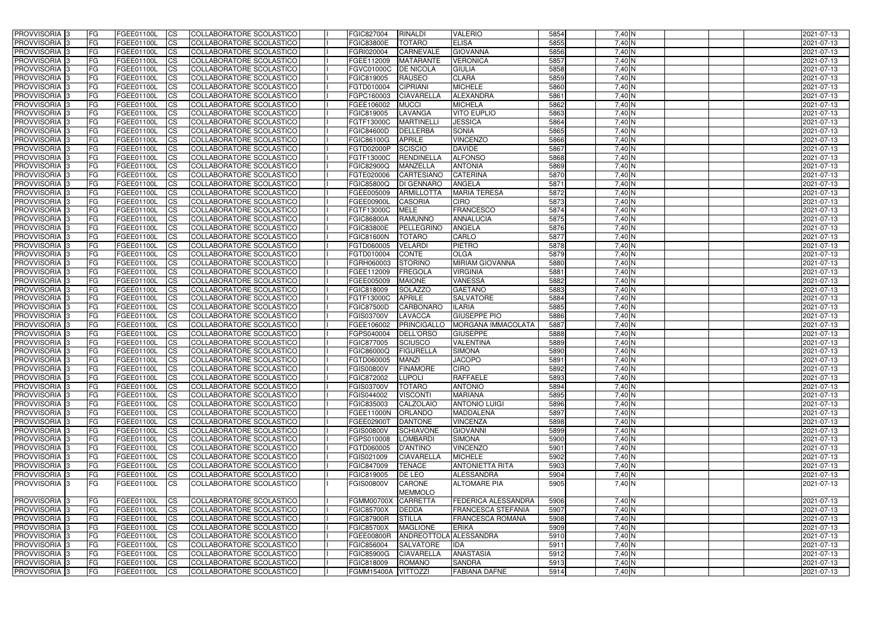| PROVVISORIA | 3 | FG | FGEE01100L | CS | COLLABORATORE SCOLASTICO | I | FGIC827004 | RINALDI | VALERIO | 5854 | 7,40 | N | | | | 2021-07-13 |
|---|---|---|---|---|---|---|---|---|---|---|---|---|---|---|---|---|
| PROVVISORIA | 3 | FG | FGEE01100L | CS | COLLABORATORE SCOLASTICO | I | FGIC83800E | TOTARO | ELISA | 5855 | 7,40 | N | | | | 2021-07-13 |
| PROVVISORIA | 3 | FG | FGEE01100L | CS | COLLABORATORE SCOLASTICO | I | FGRI020004 | CARNEVALE | GIOVANNA | 5856 | 7,40 | N | | | | 2021-07-13 |
| PROVVISORIA | 3 | FG | FGEE01100L | CS | COLLABORATORE SCOLASTICO | I | FGEE112009 | MATARANTE | VERONICA | 5857 | 7,40 | N | | | | 2021-07-13 |
| PROVVISORIA | 3 | FG | FGEE01100L | CS | COLLABORATORE SCOLASTICO | I | FGVC01000C | DE NICOLA | GIULIA | 5858 | 7,40 | N | | | | 2021-07-13 |
| PROVVISORIA | 3 | FG | FGEE01100L | CS | COLLABORATORE SCOLASTICO | I | FGIC819005 | RAUSEO | CLARA | 5859 | 7,40 | N | | | | 2021-07-13 |
| PROVVISORIA | 3 | FG | FGEE01100L | CS | COLLABORATORE SCOLASTICO | I | FGTD010004 | CIPRIANI | MICHELE | 5860 | 7,40 | N | | | | 2021-07-13 |
| PROVVISORIA | 3 | FG | FGEE01100L | CS | COLLABORATORE SCOLASTICO | I | FGPC160003 | CIAVARELLA | ALEXANDRA | 5861 | 7,40 | N | | | | 2021-07-13 |
| PROVVISORIA | 3 | FG | FGEE01100L | CS | COLLABORATORE SCOLASTICO | I | FGEE106002 | MUCCI | MICHELA | 5862 | 7,40 | N | | | | 2021-07-13 |
| PROVVISORIA | 3 | FG | FGEE01100L | CS | COLLABORATORE SCOLASTICO | I | FGIC819005 | LAVANGA | VITO EUPLIO | 5863 | 7,40 | N | | | | 2021-07-13 |
| PROVVISORIA | 3 | FG | FGEE01100L | CS | COLLABORATORE SCOLASTICO | I | FGTF13000C | MARTINELLI | JESSICA | 5864 | 7,40 | N | | | | 2021-07-13 |
| PROVVISORIA | 3 | FG | FGEE01100L | CS | COLLABORATORE SCOLASTICO | I | FGIC84600D | DELLERBA | SONIA | 5865 | 7,40 | N | | | | 2021-07-13 |
| PROVVISORIA | 3 | FG | FGEE01100L | CS | COLLABORATORE SCOLASTICO | I | FGIC86100G | APRILE | VINCENZO | 5866 | 7,40 | N | | | | 2021-07-13 |
| PROVVISORIA | 3 | FG | FGEE01100L | CS | COLLABORATORE SCOLASTICO | I | FGTD02000P | SCISCIO | DAVIDE | 5867 | 7,40 | N | | | | 2021-07-13 |
| PROVVISORIA | 3 | FG | FGEE01100L | CS | COLLABORATORE SCOLASTICO | I | FGTF13000C | RENDINELLA | ALFONSO | 5868 | 7,40 | N | | | | 2021-07-13 |
| PROVVISORIA | 3 | FG | FGEE01100L | CS | COLLABORATORE SCOLASTICO | I | FGIC82900Q | MANZELLA | ANTONIA | 5869 | 7,40 | N | | | | 2021-07-13 |
| PROVVISORIA | 3 | FG | FGEE01100L | CS | COLLABORATORE SCOLASTICO | I | FGTE020006 | CARTESIANO | CATERINA | 5870 | 7,40 | N | | | | 2021-07-13 |
| PROVVISORIA | 3 | FG | FGEE01100L | CS | COLLABORATORE SCOLASTICO | I | FGIC85800Q | DI GENNARO | ANGELA | 5871 | 7,40 | N | | | | 2021-07-13 |
| PROVVISORIA | 3 | FG | FGEE01100L | CS | COLLABORATORE SCOLASTICO | I | FGEE005009 | ARMILLOTTA | MARIA TERESA | 5872 | 7,40 | N | | | | 2021-07-13 |
| PROVVISORIA | 3 | FG | FGEE01100L | CS | COLLABORATORE SCOLASTICO | I | FGEE00900L | CASORIA | CIRO | 5873 | 7,40 | N | | | | 2021-07-13 |
| PROVVISORIA | 3 | FG | FGEE01100L | CS | COLLABORATORE SCOLASTICO | I | FGTF13000C | MELE | FRANCESCO | 5874 | 7,40 | N | | | | 2021-07-13 |
| PROVVISORIA | 3 | FG | FGEE01100L | CS | COLLABORATORE SCOLASTICO | I | FGIC86800A | RAMUNNO | ANNALUCIA | 5875 | 7,40 | N | | | | 2021-07-13 |
| PROVVISORIA | 3 | FG | FGEE01100L | CS | COLLABORATORE SCOLASTICO | I | FGIC83800E | PELLEGRINO | ANGELA | 5876 | 7,40 | N | | | | 2021-07-13 |
| PROVVISORIA | 3 | FG | FGEE01100L | CS | COLLABORATORE SCOLASTICO | I | FGIC81600N | TOTARO | CARLO | 5877 | 7,40 | N | | | | 2021-07-13 |
| PROVVISORIA | 3 | FG | FGEE01100L | CS | COLLABORATORE SCOLASTICO | I | FGTD060005 | VELARDI | PIETRO | 5878 | 7,40 | N | | | | 2021-07-13 |
| PROVVISORIA | 3 | FG | FGEE01100L | CS | COLLABORATORE SCOLASTICO | I | FGTD010004 | CONTE | OLGA | 5879 | 7,40 | N | | | | 2021-07-13 |
| PROVVISORIA | 3 | FG | FGEE01100L | CS | COLLABORATORE SCOLASTICO | I | FGRH060003 | STORINO | MIRIAM GIOVANNA | 5880 | 7,40 | N | | | | 2021-07-13 |
| PROVVISORIA | 3 | FG | FGEE01100L | CS | COLLABORATORE SCOLASTICO | I | FGEE112009 | FREGOLA | VIRGINIA | 5881 | 7,40 | N | | | | 2021-07-13 |
| PROVVISORIA | 3 | FG | FGEE01100L | CS | COLLABORATORE SCOLASTICO | I | FGEE005009 | MAIONE | VANESSA | 5882 | 7,40 | N | | | | 2021-07-13 |
| PROVVISORIA | 3 | FG | FGEE01100L | CS | COLLABORATORE SCOLASTICO | I | FGIC818009 | SOLAZZO | GAETANO | 5883 | 7,40 | N | | | | 2021-07-13 |
| PROVVISORIA | 3 | FG | FGEE01100L | CS | COLLABORATORE SCOLASTICO | I | FGTF13000C | APRILE | SALVATORE | 5884 | 7,40 | N | | | | 2021-07-13 |
| PROVVISORIA | 3 | FG | FGEE01100L | CS | COLLABORATORE SCOLASTICO | I | FGIC87500D | CARBONARO | ILARIA | 5885 | 7,40 | N | | | | 2021-07-13 |
| PROVVISORIA | 3 | FG | FGEE01100L | CS | COLLABORATORE SCOLASTICO | I | FGIS03700V | LAVACCA | GIUSEPPE PIO | 5886 | 7,40 | N | | | | 2021-07-13 |
| PROVVISORIA | 3 | FG | FGEE01100L | CS | COLLABORATORE SCOLASTICO | I | FGEE106002 | PRINCIGALLO | MORGANA IMMACOLATA | 5887 | 7,40 | N | | | | 2021-07-13 |
| PROVVISORIA | 3 | FG | FGEE01100L | CS | COLLABORATORE SCOLASTICO | I | FGPS040004 | DELL'ORSO | GIUSEPPE | 5888 | 7,40 | N | | | | 2021-07-13 |
| PROVVISORIA | 3 | FG | FGEE01100L | CS | COLLABORATORE SCOLASTICO | I | FGIC877005 | SCIUSCO | VALENTINA | 5889 | 7,40 | N | | | | 2021-07-13 |
| PROVVISORIA | 3 | FG | FGEE01100L | CS | COLLABORATORE SCOLASTICO | I | FGIC86000Q | FIGURELLA | SIMONA | 5890 | 7,40 | N | | | | 2021-07-13 |
| PROVVISORIA | 3 | FG | FGEE01100L | CS | COLLABORATORE SCOLASTICO | I | FGTD060005 | MANZI | JACOPO | 5891 | 7,40 | N | | | | 2021-07-13 |
| PROVVISORIA | 3 | FG | FGEE01100L | CS | COLLABORATORE SCOLASTICO | I | FGIS00800V | FINAMORE | CIRO | 5892 | 7,40 | N | | | | 2021-07-13 |
| PROVVISORIA | 3 | FG | FGEE01100L | CS | COLLABORATORE SCOLASTICO | I | FGIC872002 | LUPOLI | RAFFAELE | 5893 | 7,40 | N | | | | 2021-07-13 |
| PROVVISORIA | 3 | FG | FGEE01100L | CS | COLLABORATORE SCOLASTICO | I | FGIS03700V | TOTARO | ANTONIO | 5894 | 7,40 | N | | | | 2021-07-13 |
| PROVVISORIA | 3 | FG | FGEE01100L | CS | COLLABORATORE SCOLASTICO | I | FGIS044002 | VISCONTI | MARIANA | 5895 | 7,40 | N | | | | 2021-07-13 |
| PROVVISORIA | 3 | FG | FGEE01100L | CS | COLLABORATORE SCOLASTICO | I | FGIC835003 | CALZOLAIO | ANTONIO LUIGI | 5896 | 7,40 | N | | | | 2021-07-13 |
| PROVVISORIA | 3 | FG | FGEE01100L | CS | COLLABORATORE SCOLASTICO | I | FGEE11000N | ORLANDO | MADDALENA | 5897 | 7,40 | N | | | | 2021-07-13 |
| PROVVISORIA | 3 | FG | FGEE01100L | CS | COLLABORATORE SCOLASTICO | I | FGEE02900T | DANTONE | VINCENZA | 5898 | 7,40 | N | | | | 2021-07-13 |
| PROVVISORIA | 3 | FG | FGEE01100L | CS | COLLABORATORE SCOLASTICO | I | FGIS00800V | SCHIAVONE | GIOVANNI | 5899 | 7,40 | N | | | | 2021-07-13 |
| PROVVISORIA | 3 | FG | FGEE01100L | CS | COLLABORATORE SCOLASTICO | I | FGPS010008 | LOMBARDI | SIMONA | 5900 | 7,40 | N | | | | 2021-07-13 |
| PROVVISORIA | 3 | FG | FGEE01100L | CS | COLLABORATORE SCOLASTICO | I | FGTD060005 | D'ANTINO | VINCENZO | 5901 | 7,40 | N | | | | 2021-07-13 |
| PROVVISORIA | 3 | FG | FGEE01100L | CS | COLLABORATORE SCOLASTICO | I | FGIS021009 | CIAVARELLA | MICHELE | 5902 | 7,40 | N | | | | 2021-07-13 |
| PROVVISORIA | 3 | FG | FGEE01100L | CS | COLLABORATORE SCOLASTICO | I | FGIC847009 | TENACE | ANTONIETTA RITA | 5903 | 7,40 | N | | | | 2021-07-13 |
| PROVVISORIA | 3 | FG | FGEE01100L | CS | COLLABORATORE SCOLASTICO | I | FGIC819005 | DE LEO | ALESSANDRA | 5904 | 7,40 | N | | | | 2021-07-13 |
| PROVVISORIA | 3 | FG | FGEE01100L | CS | COLLABORATORE SCOLASTICO | I | FGIS00800V | CARONE MEMMOLO | ALTOMARE PIA | 5905 | 7,40 | N | | | | 2021-07-13 |
| PROVVISORIA | 3 | FG | FGEE01100L | CS | COLLABORATORE SCOLASTICO | I | FGMM00700X | CARRETTA | FEDERICA ALESSANDRA | 5906 | 7,40 | N | | | | 2021-07-13 |
| PROVVISORIA | 3 | FG | FGEE01100L | CS | COLLABORATORE SCOLASTICO | I | FGIC85700X | DEDDA | FRANCESCA STEFANIA | 5907 | 7,40 | N | | | | 2021-07-13 |
| PROVVISORIA | 3 | FG | FGEE01100L | CS | COLLABORATORE SCOLASTICO | I | FGIC87900R | STILLA | FRANCESCA ROMANA | 5908 | 7,40 | N | | | | 2021-07-13 |
| PROVVISORIA | 3 | FG | FGEE01100L | CS | COLLABORATORE SCOLASTICO | I | FGIC85700X | MAGLIONE | ERIKA | 5909 | 7,40 | N | | | | 2021-07-13 |
| PROVVISORIA | 3 | FG | FGEE01100L | CS | COLLABORATORE SCOLASTICO | I | FGEE00800R | ANDREOTTOLA | ALESSANDRA | 5910 | 7,40 | N | | | | 2021-07-13 |
| PROVVISORIA | 3 | FG | FGEE01100L | CS | COLLABORATORE SCOLASTICO | I | FGIC856004 | SALVATORE | IDA | 5911 | 7,40 | N | | | | 2021-07-13 |
| PROVVISORIA | 3 | FG | FGEE01100L | CS | COLLABORATORE SCOLASTICO | I | FGIC85900G | CIAVARELLA | ANASTASIA | 5912 | 7,40 | N | | | | 2021-07-13 |
| PROVVISORIA | 3 | FG | FGEE01100L | CS | COLLABORATORE SCOLASTICO | I | FGIC818009 | ROMANO | SANDRA | 5913 | 7,40 | N | | | | 2021-07-13 |
| PROVVISORIA | 3 | FG | FGEE01100L | CS | COLLABORATORE SCOLASTICO | I | FGMM15400A | VITTOZZI | FABIANA DAFNE | 5914 | 7,40 | N | | | | 2021-07-13 |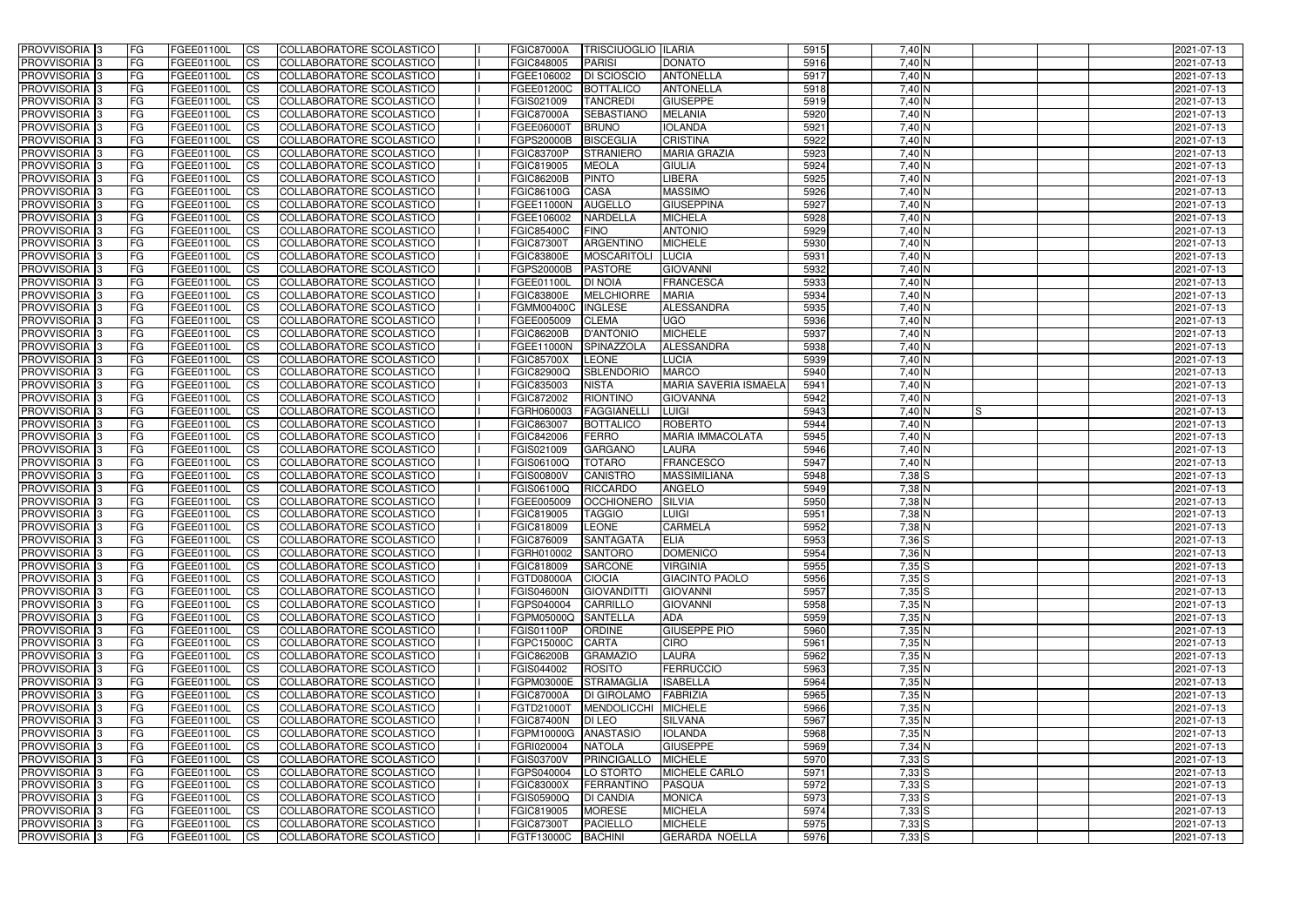| PROVVISORIA 3 | FG | FGEE01100L | CS | COLLABORATORE SCOLASTICO | | FGIC87000A | TRISCIUOGLIO | ILARIA | 5915 | 7,40 N | | | | 2021-07-13 |
|---|---|---|---|---|---|---|---|---|---|---|---|---|---|---|
| PROVVISORIA 3 | FG | FGEE01100L | CS | COLLABORATORE SCOLASTICO | | FGIC848005 | PARISI | DONATO | 5916 | 7,40 N | | | | 2021-07-13 |
| PROVVISORIA 3 | FG | FGEE01100L | CS | COLLABORATORE SCOLASTICO | | FGEE106002 | DI SCIOSCIO | ANTONELLA | 5917 | 7,40 N | | | | 2021-07-13 |
| PROVVISORIA 3 | FG | FGEE01100L | CS | COLLABORATORE SCOLASTICO | | FGEE01200C | BOTTALICO | ANTONELLA | 5918 | 7,40 N | | | | 2021-07-13 |
| PROVVISORIA 3 | FG | FGEE01100L | CS | COLLABORATORE SCOLASTICO | | FGIS021009 | TANCREDI | GIUSEPPE | 5919 | 7,40 N | | | | 2021-07-13 |
| PROVVISORIA 3 | FG | FGEE01100L | CS | COLLABORATORE SCOLASTICO | | FGIC87000A | SEBASTIANO | MELANIA | 5920 | 7,40 N | | | | 2021-07-13 |
| PROVVISORIA 3 | FG | FGEE01100L | CS | COLLABORATORE SCOLASTICO | | FGEE06000T | BRUNO | IOLANDA | 5921 | 7,40 N | | | | 2021-07-13 |
| PROVVISORIA 3 | FG | FGEE01100L | CS | COLLABORATORE SCOLASTICO | | FGPS20000B | BISCEGLIA | CRISTINA | 5922 | 7,40 N | | | | 2021-07-13 |
| PROVVISORIA 3 | FG | FGEE01100L | CS | COLLABORATORE SCOLASTICO | | FGIC83700P | STRANIERO | MARIA GRAZIA | 5923 | 7,40 N | | | | 2021-07-13 |
| PROVVISORIA 3 | FG | FGEE01100L | CS | COLLABORATORE SCOLASTICO | | FGIC819005 | MEOLA | GIULIA | 5924 | 7,40 N | | | | 2021-07-13 |
| PROVVISORIA 3 | FG | FGEE01100L | CS | COLLABORATORE SCOLASTICO | | FGIC86200B | PINTO | LIBERA | 5925 | 7,40 N | | | | 2021-07-13 |
| PROVVISORIA 3 | FG | FGEE01100L | CS | COLLABORATORE SCOLASTICO | | FGIC86100G | CASA | MASSIMO | 5926 | 7,40 N | | | | 2021-07-13 |
| PROVVISORIA 3 | FG | FGEE01100L | CS | COLLABORATORE SCOLASTICO | | FGEE11000N | AUGELLO | GIUSEPPINA | 5927 | 7,40 N | | | | 2021-07-13 |
| PROVVISORIA 3 | FG | FGEE01100L | CS | COLLABORATORE SCOLASTICO | | FGEE106002 | NARDELLA | MICHELA | 5928 | 7,40 N | | | | 2021-07-13 |
| PROVVISORIA 3 | FG | FGEE01100L | CS | COLLABORATORE SCOLASTICO | | FGIC85400C | FINO | ANTONIO | 5929 | 7,40 N | | | | 2021-07-13 |
| PROVVISORIA 3 | FG | FGEE01100L | CS | COLLABORATORE SCOLASTICO | | FGIC87300T | ARGENTINO | MICHELE | 5930 | 7,40 N | | | | 2021-07-13 |
| PROVVISORIA 3 | FG | FGEE01100L | CS | COLLABORATORE SCOLASTICO | | FGIC83800E | MOSCARITOLI | LUCIA | 5931 | 7,40 N | | | | 2021-07-13 |
| PROVVISORIA 3 | FG | FGEE01100L | CS | COLLABORATORE SCOLASTICO | | FGPS20000B | PASTORE | GIOVANNI | 5932 | 7,40 N | | | | 2021-07-13 |
| PROVVISORIA 3 | FG | FGEE01100L | CS | COLLABORATORE SCOLASTICO | | FGEE01100L | DI NOIA | FRANCESCA | 5933 | 7,40 N | | | | 2021-07-13 |
| PROVVISORIA 3 | FG | FGEE01100L | CS | COLLABORATORE SCOLASTICO | | FGIC83800E | MELCHIORRE | MARIA | 5934 | 7,40 N | | | | 2021-07-13 |
| PROVVISORIA 3 | FG | FGEE01100L | CS | COLLABORATORE SCOLASTICO | | FGMM00400C | INGLESE | ALESSANDRA | 5935 | 7,40 N | | | | 2021-07-13 |
| PROVVISORIA 3 | FG | FGEE01100L | CS | COLLABORATORE SCOLASTICO | | FGEE005009 | CLEMA | UGO | 5936 | 7,40 N | | | | 2021-07-13 |
| PROVVISORIA 3 | FG | FGEE01100L | CS | COLLABORATORE SCOLASTICO | | FGIC86200B | D'ANTONIO | MICHELE | 5937 | 7,40 N | | | | 2021-07-13 |
| PROVVISORIA 3 | FG | FGEE01100L | CS | COLLABORATORE SCOLASTICO | | FGEE11000N | SPINAZZOLA | ALESSANDRA | 5938 | 7,40 N | | | | 2021-07-13 |
| PROVVISORIA 3 | FG | FGEE01100L | CS | COLLABORATORE SCOLASTICO | | FGIC85700X | LEONE | LUCIA | 5939 | 7,40 N | | | | 2021-07-13 |
| PROVVISORIA 3 | FG | FGEE01100L | CS | COLLABORATORE SCOLASTICO | | FGIC82900Q | SBLENDORIO | MARCO | 5940 | 7,40 N | | | | 2021-07-13 |
| PROVVISORIA 3 | FG | FGEE01100L | CS | COLLABORATORE SCOLASTICO | | FGIC835003 | NISTA | MARIA SAVERIA ISMAELA | 5941 | 7,40 N | | | | 2021-07-13 |
| PROVVISORIA 3 | FG | FGEE01100L | CS | COLLABORATORE SCOLASTICO | | FGIC872002 | RIONTINO | GIOVANNA | 5942 | 7,40 N | | | | 2021-07-13 |
| PROVVISORIA 3 | FG | FGEE01100L | CS | COLLABORATORE SCOLASTICO | | FGRH060003 | FAGGIANELLI | LUIGI | 5943 | 7,40 N | S | | | 2021-07-13 |
| PROVVISORIA 3 | FG | FGEE01100L | CS | COLLABORATORE SCOLASTICO | | FGIC863007 | BOTTALICO | ROBERTO | 5944 | 7,40 N | | | | 2021-07-13 |
| PROVVISORIA 3 | FG | FGEE01100L | CS | COLLABORATORE SCOLASTICO | | FGIC842006 | FERRO | MARIA IMMACOLATA | 5945 | 7,40 N | | | | 2021-07-13 |
| PROVVISORIA 3 | FG | FGEE01100L | CS | COLLABORATORE SCOLASTICO | | FGIS021009 | GARGANO | LAURA | 5946 | 7,40 N | | | | 2021-07-13 |
| PROVVISORIA 3 | FG | FGEE01100L | CS | COLLABORATORE SCOLASTICO | | FGIS06100Q | TOTARO | FRANCESCO | 5947 | 7,40 N | | | | 2021-07-13 |
| PROVVISORIA 3 | FG | FGEE01100L | CS | COLLABORATORE SCOLASTICO | | FGIS00800V | CANISTRO | MASSIMILIANA | 5948 | 7,38 S | | | | 2021-07-13 |
| PROVVISORIA 3 | FG | FGEE01100L | CS | COLLABORATORE SCOLASTICO | | FGIS06100Q | RICCARDO | ANGELO | 5949 | 7,38 N | | | | 2021-07-13 |
| PROVVISORIA 3 | FG | FGEE01100L | CS | COLLABORATORE SCOLASTICO | | FGEE005009 | OCCHIONERO | SILVIA | 5950 | 7,38 N | | | | 2021-07-13 |
| PROVVISORIA 3 | FG | FGEE01100L | CS | COLLABORATORE SCOLASTICO | | FGIC819005 | TAGGIO | LUIGI | 5951 | 7,38 N | | | | 2021-07-13 |
| PROVVISORIA 3 | FG | FGEE01100L | CS | COLLABORATORE SCOLASTICO | | FGIC818009 | LEONE | CARMELA | 5952 | 7,38 N | | | | 2021-07-13 |
| PROVVISORIA 3 | FG | FGEE01100L | CS | COLLABORATORE SCOLASTICO | | FGIC876009 | SANTAGATA | ELIA | 5953 | 7,36 S | | | | 2021-07-13 |
| PROVVISORIA 3 | FG | FGEE01100L | CS | COLLABORATORE SCOLASTICO | | FGRH010002 | SANTORO | DOMENICO | 5954 | 7,36 N | | | | 2021-07-13 |
| PROVVISORIA 3 | FG | FGEE01100L | CS | COLLABORATORE SCOLASTICO | | FGIC818009 | SARCONE | VIRGINIA | 5955 | 7,35 S | | | | 2021-07-13 |
| PROVVISORIA 3 | FG | FGEE01100L | CS | COLLABORATORE SCOLASTICO | | FGTD08000A | CIOCIA | GIACINTO PAOLO | 5956 | 7,35 S | | | | 2021-07-13 |
| PROVVISORIA 3 | FG | FGEE01100L | CS | COLLABORATORE SCOLASTICO | | FGIS04600N | GIOVANDITTI | GIOVANNI | 5957 | 7,35 S | | | | 2021-07-13 |
| PROVVISORIA 3 | FG | FGEE01100L | CS | COLLABORATORE SCOLASTICO | | FGPS040004 | CARRILLO | GIOVANNI | 5958 | 7,35 N | | | | 2021-07-13 |
| PROVVISORIA 3 | FG | FGEE01100L | CS | COLLABORATORE SCOLASTICO | | FGPM05000Q | SANTELLA | ADA | 5959 | 7,35 N | | | | 2021-07-13 |
| PROVVISORIA 3 | FG | FGEE01100L | CS | COLLABORATORE SCOLASTICO | | FGIS01100P | ORDINE | GIUSEPPE PIO | 5960 | 7,35 N | | | | 2021-07-13 |
| PROVVISORIA 3 | FG | FGEE01100L | CS | COLLABORATORE SCOLASTICO | | FGPC15000C | CARTA | CIRO | 5961 | 7,35 N | | | | 2021-07-13 |
| PROVVISORIA 3 | FG | FGEE01100L | CS | COLLABORATORE SCOLASTICO | | FGIC86200B | GRAMAZIO | LAURA | 5962 | 7,35 N | | | | 2021-07-13 |
| PROVVISORIA 3 | FG | FGEE01100L | CS | COLLABORATORE SCOLASTICO | | FGIS044002 | ROSITO | FERRUCCIO | 5963 | 7,35 N | | | | 2021-07-13 |
| PROVVISORIA 3 | FG | FGEE01100L | CS | COLLABORATORE SCOLASTICO | | FGPM03000E | STRAMAGLIA | ISABELLA | 5964 | 7,35 N | | | | 2021-07-13 |
| PROVVISORIA 3 | FG | FGEE01100L | CS | COLLABORATORE SCOLASTICO | | FGIC87000A | DI GIROLAMO | FABRIZIA | 5965 | 7,35 N | | | | 2021-07-13 |
| PROVVISORIA 3 | FG | FGEE01100L | CS | COLLABORATORE SCOLASTICO | | FGTD21000T | MENDOLICCHI | MICHELE | 5966 | 7,35 N | | | | 2021-07-13 |
| PROVVISORIA 3 | FG | FGEE01100L | CS | COLLABORATORE SCOLASTICO | | FGIC87400N | DI LEO | SILVANA | 5967 | 7,35 N | | | | 2021-07-13 |
| PROVVISORIA 3 | FG | FGEE01100L | CS | COLLABORATORE SCOLASTICO | | FGPM10000G | ANASTASIO | IOLANDA | 5968 | 7,35 N | | | | 2021-07-13 |
| PROVVISORIA 3 | FG | FGEE01100L | CS | COLLABORATORE SCOLASTICO | | FGRI020004 | NATOLA | GIUSEPPE | 5969 | 7,34 N | | | | 2021-07-13 |
| PROVVISORIA 3 | FG | FGEE01100L | CS | COLLABORATORE SCOLASTICO | | FGIS03700V | PRINCIGALLO | MICHELE | 5970 | 7,33 S | | | | 2021-07-13 |
| PROVVISORIA 3 | FG | FGEE01100L | CS | COLLABORATORE SCOLASTICO | | FGPS040004 | LO STORTO | MICHELE CARLO | 5971 | 7,33 S | | | | 2021-07-13 |
| PROVVISORIA 3 | FG | FGEE01100L | CS | COLLABORATORE SCOLASTICO | | FGIC83000X | FERRANTINO | PASQUA | 5972 | 7,33 S | | | | 2021-07-13 |
| PROVVISORIA 3 | FG | FGEE01100L | CS | COLLABORATORE SCOLASTICO | | FGIS05900Q | DI CANDIA | MONICA | 5973 | 7,33 S | | | | 2021-07-13 |
| PROVVISORIA 3 | FG | FGEE01100L | CS | COLLABORATORE SCOLASTICO | | FGIC819005 | MORESE | MICHELA | 5974 | 7,33 S | | | | 2021-07-13 |
| PROVVISORIA 3 | FG | FGEE01100L | CS | COLLABORATORE SCOLASTICO | | FGIC87300T | PACIELLO | MICHELE | 5975 | 7,33 S | | | | 2021-07-13 |
| PROVVISORIA 3 | FG | FGEE01100L | CS | COLLABORATORE SCOLASTICO | | FGTF13000C | BACHINI | GERARDA NOELLA | 5976 | 7,33 S | | | | 2021-07-13 |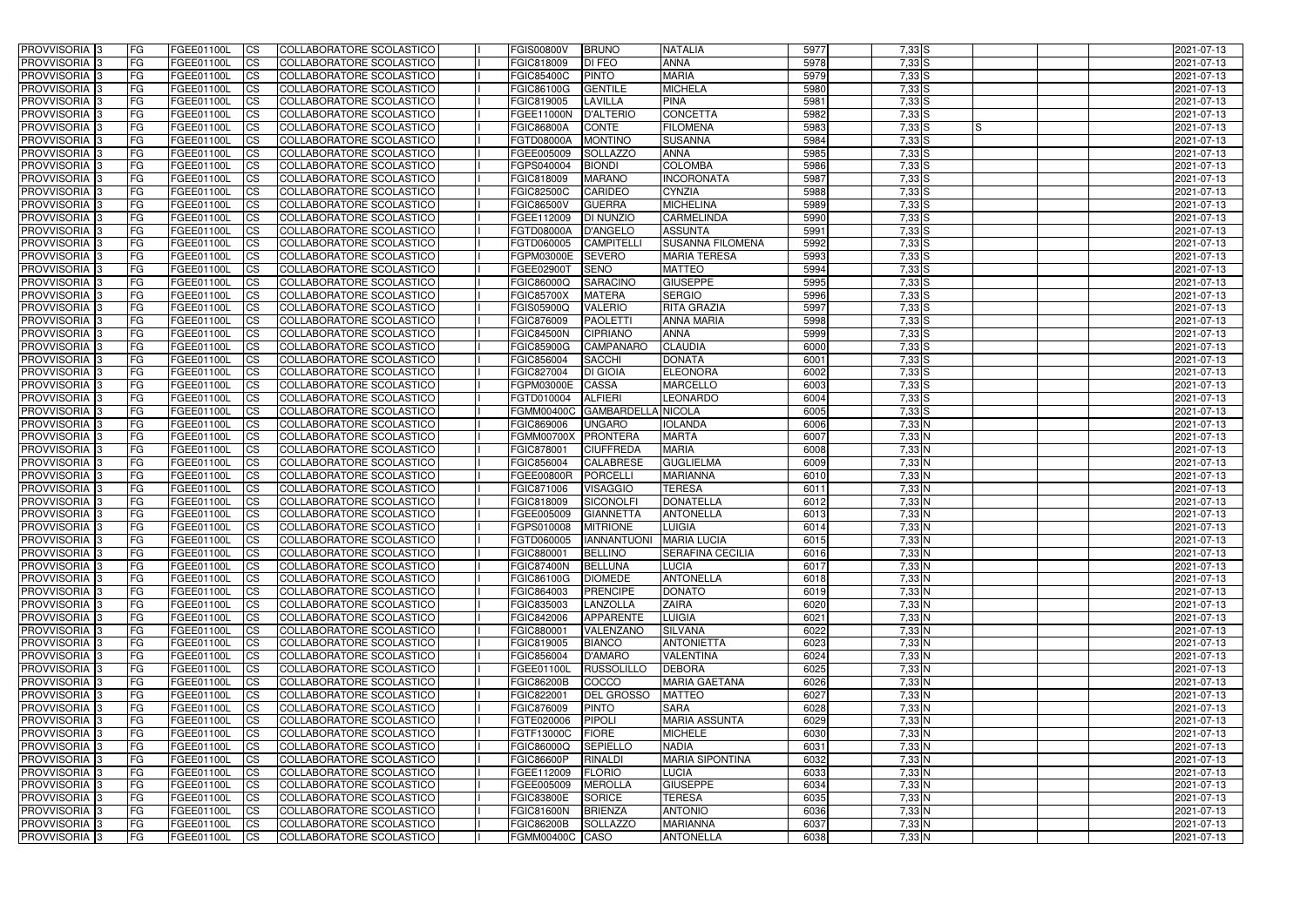| PROVVISORIA | 3 | FG | FGEE01100L | CS | COLLABORATORE SCOLASTICO | I | FGIS00800V | BRUNO | NATALIA | 5977 | 7,33 | S | | | | 2021-07-13 |
|---|---|---|---|---|---|---|---|---|---|---|---|---|---|---|---|---|
| PROVVISORIA | 3 | FG | FGEE01100L | CS | COLLABORATORE SCOLASTICO | I | FGIC818009 | DI FEO | ANNA | 5978 | 7,33 | S | | | | 2021-07-13 |
| PROVVISORIA | 3 | FG | FGEE01100L | CS | COLLABORATORE SCOLASTICO | I | FGIC85400C | PINTO | MARIA | 5979 | 7,33 | S | | | | 2021-07-13 |
| PROVVISORIA | 3 | FG | FGEE01100L | CS | COLLABORATORE SCOLASTICO | I | FGIC86100G | GENTILE | MICHELA | 5980 | 7,33 | S | | | | 2021-07-13 |
| PROVVISORIA | 3 | FG | FGEE01100L | CS | COLLABORATORE SCOLASTICO | I | FGIC819005 | LAVILLA | PINA | 5981 | 7,33 | S | | | | 2021-07-13 |
| PROVVISORIA | 3 | FG | FGEE01100L | CS | COLLABORATORE SCOLASTICO | I | FGEE11000N | D'ALTERIO | CONCETTA | 5982 | 7,33 | S | | | | 2021-07-13 |
| PROVVISORIA | 3 | FG | FGEE01100L | CS | COLLABORATORE SCOLASTICO | I | FGIC86800A | CONTE | FILOMENA | 5983 | 7,33 | S | S | | | 2021-07-13 |
| PROVVISORIA | 3 | FG | FGEE01100L | CS | COLLABORATORE SCOLASTICO | I | FGTD08000A | MONTINO | SUSANNA | 5984 | 7,33 | S | | | | 2021-07-13 |
| PROVVISORIA | 3 | FG | FGEE01100L | CS | COLLABORATORE SCOLASTICO | I | FGEE005009 | SOLLAZZO | ANNA | 5985 | 7,33 | S | | | | 2021-07-13 |
| PROVVISORIA | 3 | FG | FGEE01100L | CS | COLLABORATORE SCOLASTICO | I | FGPS040004 | BIONDI | COLOMBA | 5986 | 7,33 | S | | | | 2021-07-13 |
| PROVVISORIA | 3 | FG | FGEE01100L | CS | COLLABORATORE SCOLASTICO | I | FGIC818009 | MARANO | INCORONATA | 5987 | 7,33 | S | | | | 2021-07-13 |
| PROVVISORIA | 3 | FG | FGEE01100L | CS | COLLABORATORE SCOLASTICO | I | FGIC82500C | CARIDEO | CYNZIA | 5988 | 7,33 | S | | | | 2021-07-13 |
| PROVVISORIA | 3 | FG | FGEE01100L | CS | COLLABORATORE SCOLASTICO | I | FGIC86500V | GUERRA | MICHELINA | 5989 | 7,33 | S | | | | 2021-07-13 |
| PROVVISORIA | 3 | FG | FGEE01100L | CS | COLLABORATORE SCOLASTICO | I | FGEE112009 | DI NUNZIO | CARMELINDA | 5990 | 7,33 | S | | | | 2021-07-13 |
| PROVVISORIA | 3 | FG | FGEE01100L | CS | COLLABORATORE SCOLASTICO | I | FGTD08000A | D'ANGELO | ASSUNTA | 5991 | 7,33 | S | | | | 2021-07-13 |
| PROVVISORIA | 3 | FG | FGEE01100L | CS | COLLABORATORE SCOLASTICO | I | FGTD060005 | CAMPITELLI | SUSANNA FILOMENA | 5992 | 7,33 | S | | | | 2021-07-13 |
| PROVVISORIA | 3 | FG | FGEE01100L | CS | COLLABORATORE SCOLASTICO | I | FGPM03000E | SEVERO | MARIA TERESA | 5993 | 7,33 | S | | | | 2021-07-13 |
| PROVVISORIA | 3 | FG | FGEE01100L | CS | COLLABORATORE SCOLASTICO | I | FGEE02900T | SENO | MATTEO | 5994 | 7,33 | S | | | | 2021-07-13 |
| PROVVISORIA | 3 | FG | FGEE01100L | CS | COLLABORATORE SCOLASTICO | I | FGIC86000Q | SARACINO | GIUSEPPE | 5995 | 7,33 | S | | | | 2021-07-13 |
| PROVVISORIA | 3 | FG | FGEE01100L | CS | COLLABORATORE SCOLASTICO | I | FGIC85700X | MATERA | SERGIO | 5996 | 7,33 | S | | | | 2021-07-13 |
| PROVVISORIA | 3 | FG | FGEE01100L | CS | COLLABORATORE SCOLASTICO | I | FGIS05900Q | VALERIO | RITA GRAZIA | 5997 | 7,33 | S | | | | 2021-07-13 |
| PROVVISORIA | 3 | FG | FGEE01100L | CS | COLLABORATORE SCOLASTICO | I | FGIC876009 | PAOLETTI | ANNA MARIA | 5998 | 7,33 | S | | | | 2021-07-13 |
| PROVVISORIA | 3 | FG | FGEE01100L | CS | COLLABORATORE SCOLASTICO | I | FGIC84500N | CIPRIANO | ANNA | 5999 | 7,33 | S | | | | 2021-07-13 |
| PROVVISORIA | 3 | FG | FGEE01100L | CS | COLLABORATORE SCOLASTICO | I | FGIC85900G | CAMPANARO | CLAUDIA | 6000 | 7,33 | S | | | | 2021-07-13 |
| PROVVISORIA | 3 | FG | FGEE01100L | CS | COLLABORATORE SCOLASTICO | I | FGIC856004 | SACCHI | DONATA | 6001 | 7,33 | S | | | | 2021-07-13 |
| PROVVISORIA | 3 | FG | FGEE01100L | CS | COLLABORATORE SCOLASTICO | I | FGIC827004 | DI GIOIA | ELEONORA | 6002 | 7,33 | S | | | | 2021-07-13 |
| PROVVISORIA | 3 | FG | FGEE01100L | CS | COLLABORATORE SCOLASTICO | I | FGPM03000E | CASSA | MARCELLO | 6003 | 7,33 | S | | | | 2021-07-13 |
| PROVVISORIA | 3 | FG | FGEE01100L | CS | COLLABORATORE SCOLASTICO | I | FGTD010004 | ALFIERI | LEONARDO | 6004 | 7,33 | S | | | | 2021-07-13 |
| PROVVISORIA | 3 | FG | FGEE01100L | CS | COLLABORATORE SCOLASTICO | I | FGMM00400C | GAMBARDELLA | NICOLA | 6005 | 7,33 | S | | | | 2021-07-13 |
| PROVVISORIA | 3 | FG | FGEE01100L | CS | COLLABORATORE SCOLASTICO | I | FGIC869006 | UNGARO | IOLANDA | 6006 | 7,33 | N | | | | 2021-07-13 |
| PROVVISORIA | 3 | FG | FGEE01100L | CS | COLLABORATORE SCOLASTICO | I | FGMM00700X | PRONTERA | MARTA | 6007 | 7,33 | N | | | | 2021-07-13 |
| PROVVISORIA | 3 | FG | FGEE01100L | CS | COLLABORATORE SCOLASTICO | I | FGIC878001 | CIUFFREDA | MARIA | 6008 | 7,33 | N | | | | 2021-07-13 |
| PROVVISORIA | 3 | FG | FGEE01100L | CS | COLLABORATORE SCOLASTICO | I | FGIC856004 | CALABRESE | GUGLIELMA | 6009 | 7,33 | N | | | | 2021-07-13 |
| PROVVISORIA | 3 | FG | FGEE01100L | CS | COLLABORATORE SCOLASTICO | I | FGEE00800R | PORCELLI | MARIANNA | 6010 | 7,33 | N | | | | 2021-07-13 |
| PROVVISORIA | 3 | FG | FGEE01100L | CS | COLLABORATORE SCOLASTICO | I | FGIC871006 | VISAGGIO | TERESA | 6011 | 7,33 | N | | | | 2021-07-13 |
| PROVVISORIA | 3 | FG | FGEE01100L | CS | COLLABORATORE SCOLASTICO | I | FGIC818009 | SICONOLFI | DONATELLA | 6012 | 7,33 | N | | | | 2021-07-13 |
| PROVVISORIA | 3 | FG | FGEE01100L | CS | COLLABORATORE SCOLASTICO | I | FGEE005009 | GIANNETTA | ANTONELLA | 6013 | 7,33 | N | | | | 2021-07-13 |
| PROVVISORIA | 3 | FG | FGEE01100L | CS | COLLABORATORE SCOLASTICO | I | FGPS010008 | MITRIONE | LUIGIA | 6014 | 7,33 | N | | | | 2021-07-13 |
| PROVVISORIA | 3 | FG | FGEE01100L | CS | COLLABORATORE SCOLASTICO | I | FGTD060005 | IANNANTUONI | MARIA LUCIA | 6015 | 7,33 | N | | | | 2021-07-13 |
| PROVVISORIA | 3 | FG | FGEE01100L | CS | COLLABORATORE SCOLASTICO | I | FGIC880001 | BELLINO | SERAFINA CECILIA | 6016 | 7,33 | N | | | | 2021-07-13 |
| PROVVISORIA | 3 | FG | FGEE01100L | CS | COLLABORATORE SCOLASTICO | I | FGIC87400N | BELLUNA | LUCIA | 6017 | 7,33 | N | | | | 2021-07-13 |
| PROVVISORIA | 3 | FG | FGEE01100L | CS | COLLABORATORE SCOLASTICO | I | FGIC86100G | DIOMEDE | ANTONELLA | 6018 | 7,33 | N | | | | 2021-07-13 |
| PROVVISORIA | 3 | FG | FGEE01100L | CS | COLLABORATORE SCOLASTICO | I | FGIC864003 | PRENCIPE | DONATO | 6019 | 7,33 | N | | | | 2021-07-13 |
| PROVVISORIA | 3 | FG | FGEE01100L | CS | COLLABORATORE SCOLASTICO | I | FGIC835003 | LANZOLLA | ZAIRA | 6020 | 7,33 | N | | | | 2021-07-13 |
| PROVVISORIA | 3 | FG | FGEE01100L | CS | COLLABORATORE SCOLASTICO | I | FGIC842006 | APPARENTE | LUIGIA | 6021 | 7,33 | N | | | | 2021-07-13 |
| PROVVISORIA | 3 | FG | FGEE01100L | CS | COLLABORATORE SCOLASTICO | I | FGIC880001 | VALENZANO | SILVANA | 6022 | 7,33 | N | | | | 2021-07-13 |
| PROVVISORIA | 3 | FG | FGEE01100L | CS | COLLABORATORE SCOLASTICO | I | FGIC819005 | BIANCO | ANTONIETTA | 6023 | 7,33 | N | | | | 2021-07-13 |
| PROVVISORIA | 3 | FG | FGEE01100L | CS | COLLABORATORE SCOLASTICO | I | FGIC856004 | D'AMARO | VALENTINA | 6024 | 7,33 | N | | | | 2021-07-13 |
| PROVVISORIA | 3 | FG | FGEE01100L | CS | COLLABORATORE SCOLASTICO | I | FGEE01100L | RUSSOLILLO | DEBORA | 6025 | 7,33 | N | | | | 2021-07-13 |
| PROVVISORIA | 3 | FG | FGEE01100L | CS | COLLABORATORE SCOLASTICO | I | FGIC86200B | COCCO | MARIA GAETANA | 6026 | 7,33 | N | | | | 2021-07-13 |
| PROVVISORIA | 3 | FG | FGEE01100L | CS | COLLABORATORE SCOLASTICO | I | FGIC822001 | DEL GROSSO | MATTEO | 6027 | 7,33 | N | | | | 2021-07-13 |
| PROVVISORIA | 3 | FG | FGEE01100L | CS | COLLABORATORE SCOLASTICO | I | FGIC876009 | PINTO | SARA | 6028 | 7,33 | N | | | | 2021-07-13 |
| PROVVISORIA | 3 | FG | FGEE01100L | CS | COLLABORATORE SCOLASTICO | I | FGTE020006 | PIPOLI | MARIA ASSUNTA | 6029 | 7,33 | N | | | | 2021-07-13 |
| PROVVISORIA | 3 | FG | FGEE01100L | CS | COLLABORATORE SCOLASTICO | I | FGTF13000C | FIORE | MICHELE | 6030 | 7,33 | N | | | | 2021-07-13 |
| PROVVISORIA | 3 | FG | FGEE01100L | CS | COLLABORATORE SCOLASTICO | I | FGIC86000Q | SEPIELLO | NADIA | 6031 | 7,33 | N | | | | 2021-07-13 |
| PROVVISORIA | 3 | FG | FGEE01100L | CS | COLLABORATORE SCOLASTICO | I | FGIC86600P | RINALDI | MARIA SIPONTINA | 6032 | 7,33 | N | | | | 2021-07-13 |
| PROVVISORIA | 3 | FG | FGEE01100L | CS | COLLABORATORE SCOLASTICO | I | FGEE112009 | FLORIO | LUCIA | 6033 | 7,33 | N | | | | 2021-07-13 |
| PROVVISORIA | 3 | FG | FGEE01100L | CS | COLLABORATORE SCOLASTICO | I | FGEE005009 | MEROLLA | GIUSEPPE | 6034 | 7,33 | N | | | | 2021-07-13 |
| PROVVISORIA | 3 | FG | FGEE01100L | CS | COLLABORATORE SCOLASTICO | I | FGIC83800E | SORICE | TERESA | 6035 | 7,33 | N | | | | 2021-07-13 |
| PROVVISORIA | 3 | FG | FGEE01100L | CS | COLLABORATORE SCOLASTICO | I | FGIC81600N | BRIENZA | ANTONIO | 6036 | 7,33 | N | | | | 2021-07-13 |
| PROVVISORIA | 3 | FG | FGEE01100L | CS | COLLABORATORE SCOLASTICO | I | FGIC86200B | SOLLAZZO | MARIANNA | 6037 | 7,33 | N | | | | 2021-07-13 |
| PROVVISORIA | 3 | FG | FGEE01100L | CS | COLLABORATORE SCOLASTICO | I | FGMM00400C | CASO | ANTONELLA | 6038 | 7,33 | N | | | | 2021-07-13 |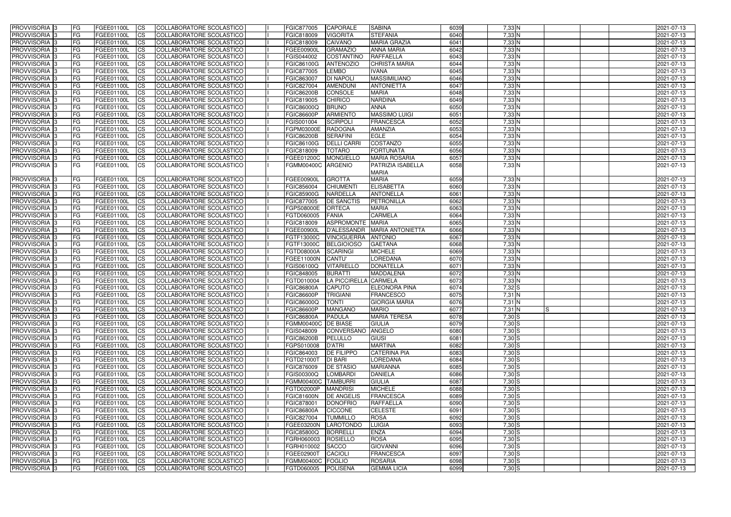| PROVVISORIA | 3 | FG | FGEE01100L | CS | COLLABORATORE SCOLASTICO | I | FGIC877005 | CAPORALE | SABINA | 6039 | 7,33 | N | | | | 2021-07-13 |
|---|---|---|---|---|---|---|---|---|---|---|---|---|---|---|---|---|
| PROVVISORIA | 3 | FG | FGEE01100L | CS | COLLABORATORE SCOLASTICO | I | FGIC818009 | VIGORITA | STEFANIA | 6040 | 7,33 | N | | | | 2021-07-13 |
| PROVVISORIA | 3 | FG | FGEE01100L | CS | COLLABORATORE SCOLASTICO | I | FGIC818009 | CAIVANO | MARIA GRAZIA | 6041 | 7,33 | N | | | | 2021-07-13 |
| PROVVISORIA | 3 | FG | FGEE01100L | CS | COLLABORATORE SCOLASTICO | I | FGEE00900L | GRAMAZIO | ANNA MARIA | 6042 | 7,33 | N | | | | 2021-07-13 |
| PROVVISORIA | 3 | FG | FGEE01100L | CS | COLLABORATORE SCOLASTICO | I | FGIS044002 | COSTANTINO | RAFFAELLA | 6043 | 7,33 | N | | | | 2021-07-13 |
| PROVVISORIA | 3 | FG | FGEE01100L | CS | COLLABORATORE SCOLASTICO | I | FGIC86100G | ANTENOZIO | CHRISTA MARIA | 6044 | 7,33 | N | | | | 2021-07-13 |
| PROVVISORIA | 3 | FG | FGEE01100L | CS | COLLABORATORE SCOLASTICO | I | FGIC877005 | LEMBO | IVANA | 6045 | 7,33 | N | | | | 2021-07-13 |
| PROVVISORIA | 3 | FG | FGEE01100L | CS | COLLABORATORE SCOLASTICO | I | FGIC863007 | DI NAPOLI | MASSIMILIANO | 6046 | 7,33 | N | | | | 2021-07-13 |
| PROVVISORIA | 3 | FG | FGEE01100L | CS | COLLABORATORE SCOLASTICO | I | FGIC827004 | AMENDUNI | ANTONIETTA | 6047 | 7,33 | N | | | | 2021-07-13 |
| PROVVISORIA | 3 | FG | FGEE01100L | CS | COLLABORATORE SCOLASTICO | I | FGIC86200B | CONSOLE | MARIA | 6048 | 7,33 | N | | | | 2021-07-13 |
| PROVVISORIA | 3 | FG | FGEE01100L | CS | COLLABORATORE SCOLASTICO | I | FGIC819005 | CHIRICO | NARDINA | 6049 | 7,33 | N | | | | 2021-07-13 |
| PROVVISORIA | 3 | FG | FGEE01100L | CS | COLLABORATORE SCOLASTICO | I | FGIC86000Q | BRUNO | ANNA | 6050 | 7,33 | N | | | | 2021-07-13 |
| PROVVISORIA | 3 | FG | FGEE01100L | CS | COLLABORATORE SCOLASTICO | I | FGIC86600P | ARMIENTO | MASSIMO LUIGI | 6051 | 7,33 | N | | | | 2021-07-13 |
| PROVVISORIA | 3 | FG | FGEE01100L | CS | COLLABORATORE SCOLASTICO | I | FGIS001004 | SCIRPOLI | FRANCESCA | 6052 | 7,33 | N | | | | 2021-07-13 |
| PROVVISORIA | 3 | FG | FGEE01100L | CS | COLLABORATORE SCOLASTICO | I | FGPM03000E | RADOGNA | AMANZIA | 6053 | 7,33 | N | | | | 2021-07-13 |
| PROVVISORIA | 3 | FG | FGEE01100L | CS | COLLABORATORE SCOLASTICO | I | FGIC86200B | SERAFINI | EGLE | 6054 | 7,33 | N | | | | 2021-07-13 |
| PROVVISORIA | 3 | FG | FGEE01100L | CS | COLLABORATORE SCOLASTICO | I | FGIC86100G | DELLI CARRI | COSTANZO | 6055 | 7,33 | N | | | | 2021-07-13 |
| PROVVISORIA | 3 | FG | FGEE01100L | CS | COLLABORATORE SCOLASTICO | I | FGIC818009 | TOTARO | FORTUNATA | 6056 | 7,33 | N | | | | 2021-07-13 |
| PROVVISORIA | 3 | FG | FGEE01100L | CS | COLLABORATORE SCOLASTICO | I | FGEE01200C | MONGIELLO | MARIA ROSARIA | 6057 | 7,33 | N | | | | 2021-07-13 |
| PROVVISORIA | 3 | FG | FGEE01100L | CS | COLLABORATORE SCOLASTICO | I | FGMM00400C | ARGENIO | PATRIZIA ISABELLA MARIA | 6058 | 7,33 | N | | | | 2021-07-13 |
| PROVVISORIA | 3 | FG | FGEE01100L | CS | COLLABORATORE SCOLASTICO | I | FGEE00900L | GROTTA | MARIA | 6059 | 7,33 | N | | | | 2021-07-13 |
| PROVVISORIA | 3 | FG | FGEE01100L | CS | COLLABORATORE SCOLASTICO | I | FGIC856004 | CHIUMENTI | ELISABETTA | 6060 | 7,33 | N | | | | 2021-07-13 |
| PROVVISORIA | 3 | FG | FGEE01100L | CS | COLLABORATORE SCOLASTICO | I | FGIC85900G | NARDELLA | ANTONELLA | 6061 | 7,33 | N | | | | 2021-07-13 |
| PROVVISORIA | 3 | FG | FGEE01100L | CS | COLLABORATORE SCOLASTICO | I | FGIC877005 | DE SANCTIS | PETRONILLA | 6062 | 7,33 | N | | | | 2021-07-13 |
| PROVVISORIA | 3 | FG | FGEE01100L | CS | COLLABORATORE SCOLASTICO | I | FGPS08000E | ORTECA | MARIA | 6063 | 7,33 | N | | | | 2021-07-13 |
| PROVVISORIA | 3 | FG | FGEE01100L | CS | COLLABORATORE SCOLASTICO | I | FGTD060005 | FANIA | CARMELA | 6064 | 7,33 | N | | | | 2021-07-13 |
| PROVVISORIA | 3 | FG | FGEE01100L | CS | COLLABORATORE SCOLASTICO | I | FGIC818009 | ASPROMONTE | MARIA | 6065 | 7,33 | N | | | | 2021-07-13 |
| PROVVISORIA | 3 | FG | FGEE01100L | CS | COLLABORATORE SCOLASTICO | I | FGEE00900L | D'ALESSANDR | MARIA ANTONIETTA | 6066 | 7,33 | N | | | | 2021-07-13 |
| PROVVISORIA | 3 | FG | FGEE01100L | CS | COLLABORATORE SCOLASTICO | I | FGTF13000C | VINCIGUERRA | ANTONIO | 6067 | 7,33 | N | | | | 2021-07-13 |
| PROVVISORIA | 3 | FG | FGEE01100L | CS | COLLABORATORE SCOLASTICO | I | FGTF13000C | BELGIOIOSO | GAETANA | 6068 | 7,33 | N | | | | 2021-07-13 |
| PROVVISORIA | 3 | FG | FGEE01100L | CS | COLLABORATORE SCOLASTICO | I | FGTD08000A | SCARINGI | MICHELE | 6069 | 7,33 | N | | | | 2021-07-13 |
| PROVVISORIA | 3 | FG | FGEE01100L | CS | COLLABORATORE SCOLASTICO | I | FGEE11000N | CANTU' | LOREDANA | 6070 | 7,33 | N | | | | 2021-07-13 |
| PROVVISORIA | 3 | FG | FGEE01100L | CS | COLLABORATORE SCOLASTICO | I | FGIS06100Q | VITARIELLO | DONATELLA | 6071 | 7,33 | N | | | | 2021-07-13 |
| PROVVISORIA | 3 | FG | FGEE01100L | CS | COLLABORATORE SCOLASTICO | I | FGIC848005 | BURATTI | MADDALENA | 6072 | 7,33 | N | | | | 2021-07-13 |
| PROVVISORIA | 3 | FG | FGEE01100L | CS | COLLABORATORE SCOLASTICO | I | FGTD010004 | LA PICCIRELLA | CARMELA | 6073 | 7,33 | N | | | | 2021-07-13 |
| PROVVISORIA | 3 | FG | FGEE01100L | CS | COLLABORATORE SCOLASTICO | I | FGIC86800A | CAPUTO | ELEONORA PINA | 6074 | 7,32 | S | | | | 2021-07-13 |
| PROVVISORIA | 3 | FG | FGEE01100L | CS | COLLABORATORE SCOLASTICO | I | FGIC86600P | TRIGIANI | FRANCESCO | 6075 | 7,31 | N | | | | 2021-07-13 |
| PROVVISORIA | 3 | FG | FGEE01100L | CS | COLLABORATORE SCOLASTICO | I | FGIC86000Q | TONTI | GIORGIA MARIA | 6076 | 7,31 | N | | | | 2021-07-13 |
| PROVVISORIA | 3 | FG | FGEE01100L | CS | COLLABORATORE SCOLASTICO | I | FGIC86600P | MANGANO | MARIO | 6077 | 7,31 | N | S | | | 2021-07-13 |
| PROVVISORIA | 3 | FG | FGEE01100L | CS | COLLABORATORE SCOLASTICO | I | FGIC86800A | PADULA | MARIA TERESA | 6078 | 7,30 | S | | | | 2021-07-13 |
| PROVVISORIA | 3 | FG | FGEE01100L | CS | COLLABORATORE SCOLASTICO | I | FGMM00400C | DE BIASE | GIULIA | 6079 | 7,30 | S | | | | 2021-07-13 |
| PROVVISORIA | 3 | FG | FGEE01100L | CS | COLLABORATORE SCOLASTICO | I | FGIS048009 | CONVERSANO | ANGELO | 6080 | 7,30 | S | | | | 2021-07-13 |
| PROVVISORIA | 3 | FG | FGEE01100L | CS | COLLABORATORE SCOLASTICO | I | FGIC86200B | PELULLO | GIUSI | 6081 | 7,30 | S | | | | 2021-07-13 |
| PROVVISORIA | 3 | FG | FGEE01100L | CS | COLLABORATORE SCOLASTICO | I | FGPS010008 | D'ATRI | MARTINA | 6082 | 7,30 | S | | | | 2021-07-13 |
| PROVVISORIA | 3 | FG | FGEE01100L | CS | COLLABORATORE SCOLASTICO | I | FGIC864003 | DE FILIPPO | CATERINA PIA | 6083 | 7,30 | S | | | | 2021-07-13 |
| PROVVISORIA | 3 | FG | FGEE01100L | CS | COLLABORATORE SCOLASTICO | I | FGTD21000T | DI BARI | LOREDANA | 6084 | 7,30 | S | | | | 2021-07-13 |
| PROVVISORIA | 3 | FG | FGEE01100L | CS | COLLABORATORE SCOLASTICO | I | FGIC876009 | DE STASIO | MARIANNA | 6085 | 7,30 | S | | | | 2021-07-13 |
| PROVVISORIA | 3 | FG | FGEE01100L | CS | COLLABORATORE SCOLASTICO | I | FGIS00300Q | LOMBARDI | DANIELA | 6086 | 7,30 | S | | | | 2021-07-13 |
| PROVVISORIA | 3 | FG | FGEE01100L | CS | COLLABORATORE SCOLASTICO | I | FGMM00400C | TAMBURRI | GIULIA | 6087 | 7,30 | S | | | | 2021-07-13 |
| PROVVISORIA | 3 | FG | FGEE01100L | CS | COLLABORATORE SCOLASTICO | I | FGTD02000P | MANDRISI | MICHELE | 6088 | 7,30 | S | | | | 2021-07-13 |
| PROVVISORIA | 3 | FG | FGEE01100L | CS | COLLABORATORE SCOLASTICO | I | FGIC81600N | DE ANGELIS | FRANCESCA | 6089 | 7,30 | S | | | | 2021-07-13 |
| PROVVISORIA | 3 | FG | FGEE01100L | CS | COLLABORATORE SCOLASTICO | I | FGIC878001 | DONOFRIO | RAFFAELLA | 6090 | 7,30 | S | | | | 2021-07-13 |
| PROVVISORIA | 3 | FG | FGEE01100L | CS | COLLABORATORE SCOLASTICO | I | FGIC86800A | CICCONE | CELESTE | 6091 | 7,30 | S | | | | 2021-07-13 |
| PROVVISORIA | 3 | FG | FGEE01100L | CS | COLLABORATORE SCOLASTICO | I | FGIC827004 | TUMMILLO | ROSA | 6092 | 7,30 | S | | | | 2021-07-13 |
| PROVVISORIA | 3 | FG | FGEE01100L | CS | COLLABORATORE SCOLASTICO | I | FGEE03200N | LAROTONDO | LUIGIA | 6093 | 7,30 | S | | | | 2021-07-13 |
| PROVVISORIA | 3 | FG | FGEE01100L | CS | COLLABORATORE SCOLASTICO | I | FGIC85800Q | BORRELLI | ENZA | 6094 | 7,30 | S | | | | 2021-07-13 |
| PROVVISORIA | 3 | FG | FGEE01100L | CS | COLLABORATORE SCOLASTICO | I | FGRH060003 | ROSIELLO | ROSA | 6095 | 7,30 | S | | | | 2021-07-13 |
| PROVVISORIA | 3 | FG | FGEE01100L | CS | COLLABORATORE SCOLASTICO | I | FGRH010002 | SACCO | GIOVANNI | 6096 | 7,30 | S | | | | 2021-07-13 |
| PROVVISORIA | 3 | FG | FGEE01100L | CS | COLLABORATORE SCOLASTICO | I | FGEE02900T | CACIOLI | FRANCESCA | 6097 | 7,30 | S | | | | 2021-07-13 |
| PROVVISORIA | 3 | FG | FGEE01100L | CS | COLLABORATORE SCOLASTICO | I | FGMM00400C | FOGLIO | ROSARIA | 6098 | 7,30 | S | | | | 2021-07-13 |
| PROVVISORIA | 3 | FG | FGEE01100L | CS | COLLABORATORE SCOLASTICO | I | FGTD060005 | POLISENA | GEMMA LICIA | 6099 | 7,30 | S | | | | 2021-07-13 |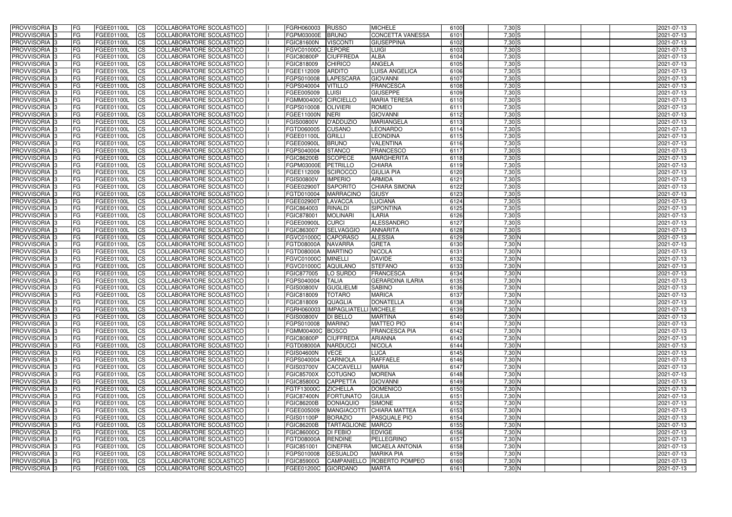| PROVVISORIA | 3 | FG | FGEE01100L | CS | COLLABORATORE SCOLASTICO | | FGRH060003 | RUSSO | MICHELE | 6100 | 7,30 | S | | | | 2021-07-13 |
|---|---|---|---|---|---|---|---|---|---|---|---|---|---|---|---|---|
| PROVVISORIA | 3 | FG | FGEE01100L | CS | COLLABORATORE SCOLASTICO | | FGPM03000E | BRUNO | CONCETTA VANESSA | 6101 | 7,30 | S | | | | 2021-07-13 |
| PROVVISORIA | 3 | FG | FGEE01100L | CS | COLLABORATORE SCOLASTICO | | FGIC81600N | VISCONTI | GIUSEPPINA | 6102 | 7,30 | S | | | | 2021-07-13 |
| PROVVISORIA | 3 | FG | FGEE01100L | CS | COLLABORATORE SCOLASTICO | | FGVC01000C | LEPORE | LUIGI | 6103 | 7,30 | S | | | | 2021-07-13 |
| PROVVISORIA | 3 | FG | FGEE01100L | CS | COLLABORATORE SCOLASTICO | | FGIC80800P | CIUFFREDA | ALBA | 6104 | 7,30 | S | | | | 2021-07-13 |
| PROVVISORIA | 3 | FG | FGEE01100L | CS | COLLABORATORE SCOLASTICO | | FGIC818009 | CHIRICO | ANGELA | 6105 | 7,30 | S | | | | 2021-07-13 |
| PROVVISORIA | 3 | FG | FGEE01100L | CS | COLLABORATORE SCOLASTICO | | FGEE112009 | ARDITO | LUISA ANGELICA | 6106 | 7,30 | S | | | | 2021-07-13 |
| PROVVISORIA | 3 | FG | FGEE01100L | CS | COLLABORATORE SCOLASTICO | | FGPS010008 | LAPESCARA | GIOVANNI | 6107 | 7,30 | S | | | | 2021-07-13 |
| PROVVISORIA | 3 | FG | FGEE01100L | CS | COLLABORATORE SCOLASTICO | | FGPS040004 | VITILLO | FRANCESCA | 6108 | 7,30 | S | | | | 2021-07-13 |
| PROVVISORIA | 3 | FG | FGEE01100L | CS | COLLABORATORE SCOLASTICO | | FGEE005009 | LUISI | GIUSEPPE | 6109 | 7,30 | S | | | | 2021-07-13 |
| PROVVISORIA | 3 | FG | FGEE01100L | CS | COLLABORATORE SCOLASTICO | | FGMM00400C | CIRCIELLO | MARIA TERESA | 6110 | 7,30 | S | | | | 2021-07-13 |
| PROVVISORIA | 3 | FG | FGEE01100L | CS | COLLABORATORE SCOLASTICO | | FGPS010008 | OLIVIERI | ROMEO | 6111 | 7,30 | S | | | | 2021-07-13 |
| PROVVISORIA | 3 | FG | FGEE01100L | CS | COLLABORATORE SCOLASTICO | | FGEE11000N | NERI | GIOVANNI | 6112 | 7,30 | S | | | | 2021-07-13 |
| PROVVISORIA | 3 | FG | FGEE01100L | CS | COLLABORATORE SCOLASTICO | | FGIS00800V | D'ADDUZIO | MARIANGELA | 6113 | 7,30 | S | | | | 2021-07-13 |
| PROVVISORIA | 3 | FG | FGEE01100L | CS | COLLABORATORE SCOLASTICO | | FGTD060005 | CUSANO | LEONARDO | 6114 | 7,30 | S | | | | 2021-07-13 |
| PROVVISORIA | 3 | FG | FGEE01100L | CS | COLLABORATORE SCOLASTICO | | FGEE01100L | GRILLI | LEONDINA | 6115 | 7,30 | S | | | | 2021-07-13 |
| PROVVISORIA | 3 | FG | FGEE01100L | CS | COLLABORATORE SCOLASTICO | | FGEE00900L | BRUNO | VALENTINA | 6116 | 7,30 | S | | | | 2021-07-13 |
| PROVVISORIA | 3 | FG | FGEE01100L | CS | COLLABORATORE SCOLASTICO | | FGPS040004 | STANCO | FRANCESCO | 6117 | 7,30 | S | | | | 2021-07-13 |
| PROVVISORIA | 3 | FG | FGEE01100L | CS | COLLABORATORE SCOLASTICO | | FGIC86200B | SCOPECE | MARGHERITA | 6118 | 7,30 | S | | | | 2021-07-13 |
| PROVVISORIA | 3 | FG | FGEE01100L | CS | COLLABORATORE SCOLASTICO | | FGPM03000E | PETRILLO | CHIARA | 6119 | 7,30 | S | | | | 2021-07-13 |
| PROVVISORIA | 3 | FG | FGEE01100L | CS | COLLABORATORE SCOLASTICO | | FGEE112009 | SCIROCCO | GIULIA PIA | 6120 | 7,30 | S | | | | 2021-07-13 |
| PROVVISORIA | 3 | FG | FGEE01100L | CS | COLLABORATORE SCOLASTICO | | FGIS00800V | IMPERIO | ARMIDA | 6121 | 7,30 | S | | | | 2021-07-13 |
| PROVVISORIA | 3 | FG | FGEE01100L | CS | COLLABORATORE SCOLASTICO | | FGEE02900T | SAPORITO | CHIARA SIMONA | 6122 | 7,30 | S | | | | 2021-07-13 |
| PROVVISORIA | 3 | FG | FGEE01100L | CS | COLLABORATORE SCOLASTICO | | FGTD010004 | MARRACINO | GIUSY | 6123 | 7,30 | S | | | | 2021-07-13 |
| PROVVISORIA | 3 | FG | FGEE01100L | CS | COLLABORATORE SCOLASTICO | | FGEE02900T | LAVACCA | LUCIANA | 6124 | 7,30 | S | | | | 2021-07-13 |
| PROVVISORIA | 3 | FG | FGEE01100L | CS | COLLABORATORE SCOLASTICO | | FGIC864003 | RINALDI | SIPONTINA | 6125 | 7,30 | S | | | | 2021-07-13 |
| PROVVISORIA | 3 | FG | FGEE01100L | CS | COLLABORATORE SCOLASTICO | | FGIC878001 | MOLINARI | ILARIA | 6126 | 7,30 | S | | | | 2021-07-13 |
| PROVVISORIA | 3 | FG | FGEE01100L | CS | COLLABORATORE SCOLASTICO | | FGEE00900L | CURCI | ALESSANDRO | 6127 | 7,30 | S | | | | 2021-07-13 |
| PROVVISORIA | 3 | FG | FGEE01100L | CS | COLLABORATORE SCOLASTICO | | FGIC863007 | SELVAGGIO | ANNARITA | 6128 | 7,30 | S | | | | 2021-07-13 |
| PROVVISORIA | 3 | FG | FGEE01100L | CS | COLLABORATORE SCOLASTICO | | FGVC01000C | CAPORASO | ALESSIA | 6129 | 7,30 | N | | | | 2021-07-13 |
| PROVVISORIA | 3 | FG | FGEE01100L | CS | COLLABORATORE SCOLASTICO | | FGTD08000A | NAVARRA | GRETA | 6130 | 7,30 | N | | | | 2021-07-13 |
| PROVVISORIA | 3 | FG | FGEE01100L | CS | COLLABORATORE SCOLASTICO | | FGTD08000A | MARTINO | NICOLA | 6131 | 7,30 | N | | | | 2021-07-13 |
| PROVVISORIA | 3 | FG | FGEE01100L | CS | COLLABORATORE SCOLASTICO | | FGVC01000C | MINELLI | DAVIDE | 6132 | 7,30 | N | | | | 2021-07-13 |
| PROVVISORIA | 3 | FG | FGEE01100L | CS | COLLABORATORE SCOLASTICO | | FGVC01000C | AQUILANO | STEFANO | 6133 | 7,30 | N | | | | 2021-07-13 |
| PROVVISORIA | 3 | FG | FGEE01100L | CS | COLLABORATORE SCOLASTICO | | FGIC877005 | LO SURDO | FRANCESCA | 6134 | 7,30 | N | | | | 2021-07-13 |
| PROVVISORIA | 3 | FG | FGEE01100L | CS | COLLABORATORE SCOLASTICO | | FGPS040004 | TALIA | GERARDINA ILARIA | 6135 | 7,30 | N | | | | 2021-07-13 |
| PROVVISORIA | 3 | FG | FGEE01100L | CS | COLLABORATORE SCOLASTICO | | FGIS00800V | GUGLIELMI | SABINO | 6136 | 7,30 | N | | | | 2021-07-13 |
| PROVVISORIA | 3 | FG | FGEE01100L | CS | COLLABORATORE SCOLASTICO | | FGIC818009 | TOTARO | MARICA | 6137 | 7,30 | N | | | | 2021-07-13 |
| PROVVISORIA | 3 | FG | FGEE01100L | CS | COLLABORATORE SCOLASTICO | | FGIC818009 | QUAGLIA | DONATELLA | 6138 | 7,30 | N | | | | 2021-07-13 |
| PROVVISORIA | 3 | FG | FGEE01100L | CS | COLLABORATORE SCOLASTICO | | FGRH060003 | IMPAGLIATELLI | MICHELE | 6139 | 7,30 | N | | | | 2021-07-13 |
| PROVVISORIA | 3 | FG | FGEE01100L | CS | COLLABORATORE SCOLASTICO | | FGIS00800V | DI BELLO | MARTINA | 6140 | 7,30 | N | | | | 2021-07-13 |
| PROVVISORIA | 3 | FG | FGEE01100L | CS | COLLABORATORE SCOLASTICO | | FGPS010008 | MARINO | MATTEO PIO | 6141 | 7,30 | N | | | | 2021-07-13 |
| PROVVISORIA | 3 | FG | FGEE01100L | CS | COLLABORATORE SCOLASTICO | | FGMM00400C | BOSCO | FRANCESCA PIA | 6142 | 7,30 | N | | | | 2021-07-13 |
| PROVVISORIA | 3 | FG | FGEE01100L | CS | COLLABORATORE SCOLASTICO | | FGIC80800P | CIUFFREDA | ARIANNA | 6143 | 7,30 | N | | | | 2021-07-13 |
| PROVVISORIA | 3 | FG | FGEE01100L | CS | COLLABORATORE SCOLASTICO | | FGTD08000A | NARDUCCI | NICOLA | 6144 | 7,30 | N | | | | 2021-07-13 |
| PROVVISORIA | 3 | FG | FGEE01100L | CS | COLLABORATORE SCOLASTICO | | FGIS04600N | VECE | LUCA | 6145 | 7,30 | N | | | | 2021-07-13 |
| PROVVISORIA | 3 | FG | FGEE01100L | CS | COLLABORATORE SCOLASTICO | | FGPS040004 | CARNIOLA | RAFFAELE | 6146 | 7,30 | N | | | | 2021-07-13 |
| PROVVISORIA | 3 | FG | FGEE01100L | CS | COLLABORATORE SCOLASTICO | | FGIS03700V | CACCAVELLI | MARIA | 6147 | 7,30 | N | | | | 2021-07-13 |
| PROVVISORIA | 3 | FG | FGEE01100L | CS | COLLABORATORE SCOLASTICO | | FGIC85700X | COTUGNO | MORENA | 6148 | 7,30 | N | | | | 2021-07-13 |
| PROVVISORIA | 3 | FG | FGEE01100L | CS | COLLABORATORE SCOLASTICO | | FGIC85800Q | CAPPETTA | GIOVANNI | 6149 | 7,30 | N | | | | 2021-07-13 |
| PROVVISORIA | 3 | FG | FGEE01100L | CS | COLLABORATORE SCOLASTICO | | FGTF13000C | ZICHELLA | DOMENICO | 6150 | 7,30 | N | | | | 2021-07-13 |
| PROVVISORIA | 3 | FG | FGEE01100L | CS | COLLABORATORE SCOLASTICO | | FGIC87400N | FORTUNATO | GIULIA | 6151 | 7,30 | N | | | | 2021-07-13 |
| PROVVISORIA | 3 | FG | FGEE01100L | CS | COLLABORATORE SCOLASTICO | | FGIC86200B | DONIAQUIO | SIMONE | 6152 | 7,30 | N | | | | 2021-07-13 |
| PROVVISORIA | 3 | FG | FGEE01100L | CS | COLLABORATORE SCOLASTICO | | FGEE005009 | MANGIACOTTI | CHIARA MATTEA | 6153 | 7,30 | N | | | | 2021-07-13 |
| PROVVISORIA | 3 | FG | FGEE01100L | CS | COLLABORATORE SCOLASTICO | | FGIS01100P | BORAZIO | PASQUALE PIO | 6154 | 7,30 | N | | | | 2021-07-13 |
| PROVVISORIA | 3 | FG | FGEE01100L | CS | COLLABORATORE SCOLASTICO | | FGIC86200B | TARTAGLIONE | MARCO | 6155 | 7,30 | N | | | | 2021-07-13 |
| PROVVISORIA | 3 | FG | FGEE01100L | CS | COLLABORATORE SCOLASTICO | | FGIC86000Q | DI FEBIO | EDVIGE | 6156 | 7,30 | N | | | | 2021-07-13 |
| PROVVISORIA | 3 | FG | FGEE01100L | CS | COLLABORATORE SCOLASTICO | | FGTD08000A | RENDINE | PELLEGRINO | 6157 | 7,30 | N | | | | 2021-07-13 |
| PROVVISORIA | 3 | FG | FGEE01100L | CS | COLLABORATORE SCOLASTICO | | FGIC851001 | CINEFRA | MICAELA ANTONIA | 6158 | 7,30 | N | | | | 2021-07-13 |
| PROVVISORIA | 3 | FG | FGEE01100L | CS | COLLABORATORE SCOLASTICO | | FGPS010008 | GESUALDO | MARIKA PIA | 6159 | 7,30 | N | | | | 2021-07-13 |
| PROVVISORIA | 3 | FG | FGEE01100L | CS | COLLABORATORE SCOLASTICO | | FGIC85900G | CAMPANIELLO | ROBERTO POMPEO | 6160 | 7,30 | N | | | | 2021-07-13 |
| PROVVISORIA | 3 | FG | FGEE01100L | CS | COLLABORATORE SCOLASTICO | | FGEE01200C | GIORDANO | MARTA | 6161 | 7,30 | N | | | | 2021-07-13 |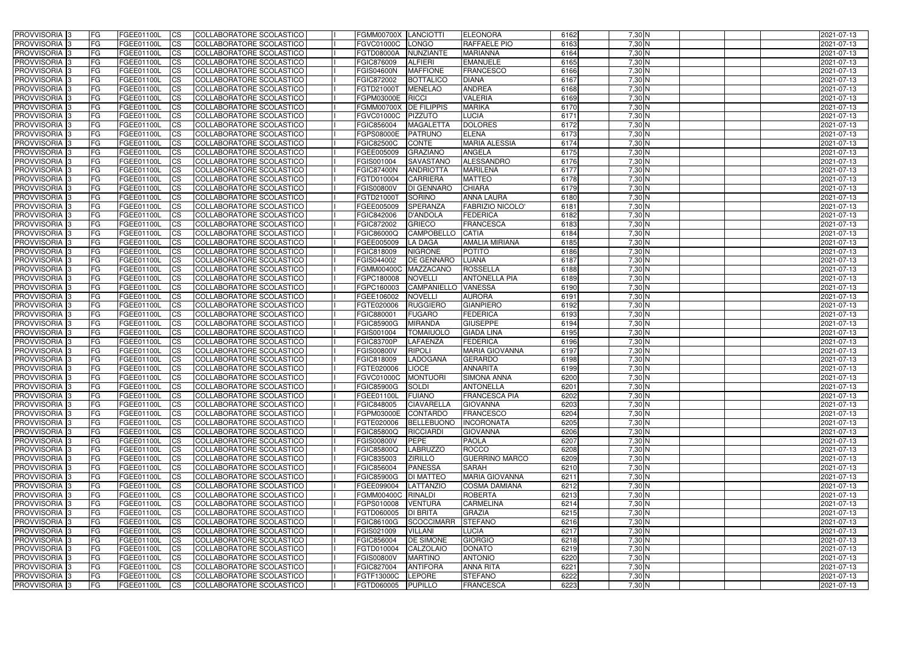| | | | | | | | | | | | | | | | |
|---|---|---|---|---|---|---|---|---|---|---|---|---|---|---|---|
| PROVVISORIA 3 | FG | FGEE01100L | CS | COLLABORATORE SCOLASTICO | I | FGMM00700X | LANCIOTTI | ELEONORA | 6162 | 7,30 N | | | | 2021-07-13 |
| PROVVISORIA 3 | FG | FGEE01100L | CS | COLLABORATORE SCOLASTICO | I | FGVC01000C | LONGO | RAFFAELE PIO | 6163 | 7,30 N | | | | 2021-07-13 |
| PROVVISORIA 3 | FG | FGEE01100L | CS | COLLABORATORE SCOLASTICO | I | FGTD08000A | NUNZIANTE | MARIANNA | 6164 | 7,30 N | | | | 2021-07-13 |
| PROVVISORIA 3 | FG | FGEE01100L | CS | COLLABORATORE SCOLASTICO | I | FGIC876009 | ALFIERI | EMANUELE | 6165 | 7,30 N | | | | 2021-07-13 |
| PROVVISORIA 3 | FG | FGEE01100L | CS | COLLABORATORE SCOLASTICO | I | FGIS04600N | MAFFIONE | FRANCESCO | 6166 | 7,30 N | | | | 2021-07-13 |
| PROVVISORIA 3 | FG | FGEE01100L | CS | COLLABORATORE SCOLASTICO | I | FGIC872002 | BOTTALICO | DIANA | 6167 | 7,30 N | | | | 2021-07-13 |
| PROVVISORIA 3 | FG | FGEE01100L | CS | COLLABORATORE SCOLASTICO | I | FGTD21000T | MENELAO | ANDREA | 6168 | 7,30 N | | | | 2021-07-13 |
| PROVVISORIA 3 | FG | FGEE01100L | CS | COLLABORATORE SCOLASTICO | I | FGPM03000E | RICCI | VALERIA | 6169 | 7,30 N | | | | 2021-07-13 |
| PROVVISORIA 3 | FG | FGEE01100L | CS | COLLABORATORE SCOLASTICO | I | FGMM00700X | DE FILIPPIS | MARIKA | 6170 | 7,30 N | | | | 2021-07-13 |
| PROVVISORIA 3 | FG | FGEE01100L | CS | COLLABORATORE SCOLASTICO | I | FGVC01000C | PIZZUTO | LUCIA | 6171 | 7,30 N | | | | 2021-07-13 |
| PROVVISORIA 3 | FG | FGEE01100L | CS | COLLABORATORE SCOLASTICO | I | FGIC856004 | MAGALETTA | DOLORES | 6172 | 7,30 N | | | | 2021-07-13 |
| PROVVISORIA 3 | FG | FGEE01100L | CS | COLLABORATORE SCOLASTICO | I | FGPS08000E | PATRUNO | ELENA | 6173 | 7,30 N | | | | 2021-07-13 |
| PROVVISORIA 3 | FG | FGEE01100L | CS | COLLABORATORE SCOLASTICO | I | FGIC82500C | CONTE | MARIA ALESSIA | 6174 | 7,30 N | | | | 2021-07-13 |
| PROVVISORIA 3 | FG | FGEE01100L | CS | COLLABORATORE SCOLASTICO | I | FGEE005009 | GRAZIANO | ANGELA | 6175 | 7,30 N | | | | 2021-07-13 |
| PROVVISORIA 3 | FG | FGEE01100L | CS | COLLABORATORE SCOLASTICO | I | FGIS001004 | SAVASTANO | ALESSANDRO | 6176 | 7,30 N | | | | 2021-07-13 |
| PROVVISORIA 3 | FG | FGEE01100L | CS | COLLABORATORE SCOLASTICO | I | FGIC87400N | ANDRIOTTA | MARILENA | 6177 | 7,30 N | | | | 2021-07-13 |
| PROVVISORIA 3 | FG | FGEE01100L | CS | COLLABORATORE SCOLASTICO | I | FGTD010004 | CARRIERA | MATTEO | 6178 | 7,30 N | | | | 2021-07-13 |
| PROVVISORIA 3 | FG | FGEE01100L | CS | COLLABORATORE SCOLASTICO | I | FGIS00800V | DI GENNARO | CHIARA | 6179 | 7,30 N | | | | 2021-07-13 |
| PROVVISORIA 3 | FG | FGEE01100L | CS | COLLABORATORE SCOLASTICO | I | FGTD21000T | SORINO | ANNA LAURA | 6180 | 7,30 N | | | | 2021-07-13 |
| PROVVISORIA 3 | FG | FGEE01100L | CS | COLLABORATORE SCOLASTICO | I | FGEE005009 | SPERANZA | FABRIZIO NICOLO' | 6181 | 7,30 N | | | | 2021-07-13 |
| PROVVISORIA 3 | FG | FGEE01100L | CS | COLLABORATORE SCOLASTICO | I | FGIC842006 | D'ANDOLA | FEDERICA | 6182 | 7,30 N | | | | 2021-07-13 |
| PROVVISORIA 3 | FG | FGEE01100L | CS | COLLABORATORE SCOLASTICO | I | FGIC872002 | GRIECO | FRANCESCA | 6183 | 7,30 N | | | | 2021-07-13 |
| PROVVISORIA 3 | FG | FGEE01100L | CS | COLLABORATORE SCOLASTICO | I | FGIC86000Q | CAMPOBELLO | CATIA | 6184 | 7,30 N | | | | 2021-07-13 |
| PROVVISORIA 3 | FG | FGEE01100L | CS | COLLABORATORE SCOLASTICO | I | FGEE005009 | LA DAGA | AMALIA MIRIANA | 6185 | 7,30 N | | | | 2021-07-13 |
| PROVVISORIA 3 | FG | FGEE01100L | CS | COLLABORATORE SCOLASTICO | I | FGIC818009 | NIGRONE | POTITO | 6186 | 7,30 N | | | | 2021-07-13 |
| PROVVISORIA 3 | FG | FGEE01100L | CS | COLLABORATORE SCOLASTICO | I | FGIS044002 | DE GENNARO | LUANA | 6187 | 7,30 N | | | | 2021-07-13 |
| PROVVISORIA 3 | FG | FGEE01100L | CS | COLLABORATORE SCOLASTICO | I | FGMM00400C | MAZZACANO | ROSSELLA | 6188 | 7,30 N | | | | 2021-07-13 |
| PROVVISORIA 3 | FG | FGEE01100L | CS | COLLABORATORE SCOLASTICO | I | FGPC180008 | NOVELLI | ANTONELLA PIA | 6189 | 7,30 N | | | | 2021-07-13 |
| PROVVISORIA 3 | FG | FGEE01100L | CS | COLLABORATORE SCOLASTICO | I | FGPC160003 | CAMPANIELLO | VANESSA | 6190 | 7,30 N | | | | 2021-07-13 |
| PROVVISORIA 3 | FG | FGEE01100L | CS | COLLABORATORE SCOLASTICO | I | FGEE106002 | NOVELLI | AURORA | 6191 | 7,30 N | | | | 2021-07-13 |
| PROVVISORIA 3 | FG | FGEE01100L | CS | COLLABORATORE SCOLASTICO | I | FGTE020006 | RUGGIERO | GIANPIERO | 6192 | 7,30 N | | | | 2021-07-13 |
| PROVVISORIA 3 | FG | FGEE01100L | CS | COLLABORATORE SCOLASTICO | I | FGIC880001 | FUGARO | FEDERICA | 6193 | 7,30 N | | | | 2021-07-13 |
| PROVVISORIA 3 | FG | FGEE01100L | CS | COLLABORATORE SCOLASTICO | I | FGIC85900G | MIRANDA | GIUSEPPE | 6194 | 7,30 N | | | | 2021-07-13 |
| PROVVISORIA 3 | FG | FGEE01100L | CS | COLLABORATORE SCOLASTICO | I | FGIS001004 | TOMAIUOLO | GIADA LINA | 6195 | 7,30 N | | | | 2021-07-13 |
| PROVVISORIA 3 | FG | FGEE01100L | CS | COLLABORATORE SCOLASTICO | I | FGIC83700P | LAFAENZA | FEDERICA | 6196 | 7,30 N | | | | 2021-07-13 |
| PROVVISORIA 3 | FG | FGEE01100L | CS | COLLABORATORE SCOLASTICO | I | FGIS00800V | RIPOLI | MARIA GIOVANNA | 6197 | 7,30 N | | | | 2021-07-13 |
| PROVVISORIA 3 | FG | FGEE01100L | CS | COLLABORATORE SCOLASTICO | I | FGIC818009 | LADOGANA | GERARDO | 6198 | 7,30 N | | | | 2021-07-13 |
| PROVVISORIA 3 | FG | FGEE01100L | CS | COLLABORATORE SCOLASTICO | I | FGTE020006 | LIOCE | ANNARITA | 6199 | 7,30 N | | | | 2021-07-13 |
| PROVVISORIA 3 | FG | FGEE01100L | CS | COLLABORATORE SCOLASTICO | I | FGVC01000C | MONTUORI | SIMONA ANNA | 6200 | 7,30 N | | | | 2021-07-13 |
| PROVVISORIA 3 | FG | FGEE01100L | CS | COLLABORATORE SCOLASTICO | I | FGIC85900G | SOLDI | ANTONELLA | 6201 | 7,30 N | | | | 2021-07-13 |
| PROVVISORIA 3 | FG | FGEE01100L | CS | COLLABORATORE SCOLASTICO | I | FGEE01100L | FUIANO | FRANCESCA PIA | 6202 | 7,30 N | | | | 2021-07-13 |
| PROVVISORIA 3 | FG | FGEE01100L | CS | COLLABORATORE SCOLASTICO | I | FGIC848005 | CIAVARELLA | GIOVANNA | 6203 | 7,30 N | | | | 2021-07-13 |
| PROVVISORIA 3 | FG | FGEE01100L | CS | COLLABORATORE SCOLASTICO | I | FGPM03000E | CONTARDO | FRANCESCO | 6204 | 7,30 N | | | | 2021-07-13 |
| PROVVISORIA 3 | FG | FGEE01100L | CS | COLLABORATORE SCOLASTICO | I | FGTE020006 | BELLEBUONO | INCORONATA | 6205 | 7,30 N | | | | 2021-07-13 |
| PROVVISORIA 3 | FG | FGEE01100L | CS | COLLABORATORE SCOLASTICO | I | FGIC85800Q | RICCIARDI | GIOVANNA | 6206 | 7,30 N | | | | 2021-07-13 |
| PROVVISORIA 3 | FG | FGEE01100L | CS | COLLABORATORE SCOLASTICO | I | FGIS00800V | PEPE | PAOLA | 6207 | 7,30 N | | | | 2021-07-13 |
| PROVVISORIA 3 | FG | FGEE01100L | CS | COLLABORATORE SCOLASTICO | I | FGIC85800Q | LABRUZZO | ROCCO | 6208 | 7,30 N | | | | 2021-07-13 |
| PROVVISORIA 3 | FG | FGEE01100L | CS | COLLABORATORE SCOLASTICO | I | FGIC835003 | ZIRILLO | GUERRINO MARCO | 6209 | 7,30 N | | | | 2021-07-13 |
| PROVVISORIA 3 | FG | FGEE01100L | CS | COLLABORATORE SCOLASTICO | I | FGIC856004 | PANESSA | SARAH | 6210 | 7,30 N | | | | 2021-07-13 |
| PROVVISORIA 3 | FG | FGEE01100L | CS | COLLABORATORE SCOLASTICO | I | FGIC85900G | DI MATTEO | MARIA GIOVANNA | 6211 | 7,30 N | | | | 2021-07-13 |
| PROVVISORIA 3 | FG | FGEE01100L | CS | COLLABORATORE SCOLASTICO | I | FGEE099004 | LATTANZIO | COSMA DAMIANA | 6212 | 7,30 N | | | | 2021-07-13 |
| PROVVISORIA 3 | FG | FGEE01100L | CS | COLLABORATORE SCOLASTICO | I | FGMM00400C | RINALDI | ROBERTA | 6213 | 7,30 N | | | | 2021-07-13 |
| PROVVISORIA 3 | FG | FGEE01100L | CS | COLLABORATORE SCOLASTICO | I | FGPS010008 | VENTURA | CARMELINA | 6214 | 7,30 N | | | | 2021-07-13 |
| PROVVISORIA 3 | FG | FGEE01100L | CS | COLLABORATORE SCOLASTICO | I | FGTD060005 | DI BRITA | GRAZIA | 6215 | 7,30 N | | | | 2021-07-13 |
| PROVVISORIA 3 | FG | FGEE01100L | CS | COLLABORATORE SCOLASTICO | I | FGIC86100G | SCOCCIMARR | STEFANO | 6216 | 7,30 N | | | | 2021-07-13 |
| PROVVISORIA 3 | FG | FGEE01100L | CS | COLLABORATORE SCOLASTICO | I | FGIS021009 | VILLANI | LUCIA | 6217 | 7,30 N | | | | 2021-07-13 |
| PROVVISORIA 3 | FG | FGEE01100L | CS | COLLABORATORE SCOLASTICO | I | FGIC856004 | DE SIMONE | GIORGIO | 6218 | 7,30 N | | | | 2021-07-13 |
| PROVVISORIA 3 | FG | FGEE01100L | CS | COLLABORATORE SCOLASTICO | I | FGTD010004 | CALZOLAIO | DONATO | 6219 | 7,30 N | | | | 2021-07-13 |
| PROVVISORIA 3 | FG | FGEE01100L | CS | COLLABORATORE SCOLASTICO | I | FGIS00800V | MARTINO | ANTONIO | 6220 | 7,30 N | | | | 2021-07-13 |
| PROVVISORIA 3 | FG | FGEE01100L | CS | COLLABORATORE SCOLASTICO | I | FGIC827004 | ANTIFORA | ANNA RITA | 6221 | 7,30 N | | | | 2021-07-13 |
| PROVVISORIA 3 | FG | FGEE01100L | CS | COLLABORATORE SCOLASTICO | I | FGTF13000C | LEPORE | STEFANO | 6222 | 7,30 N | | | | 2021-07-13 |
| PROVVISORIA 3 | FG | FGEE01100L | CS | COLLABORATORE SCOLASTICO | I | FGTD060005 | PUPILLO | FRANCESCA | 6223 | 7,30 N | | | | 2021-07-13 |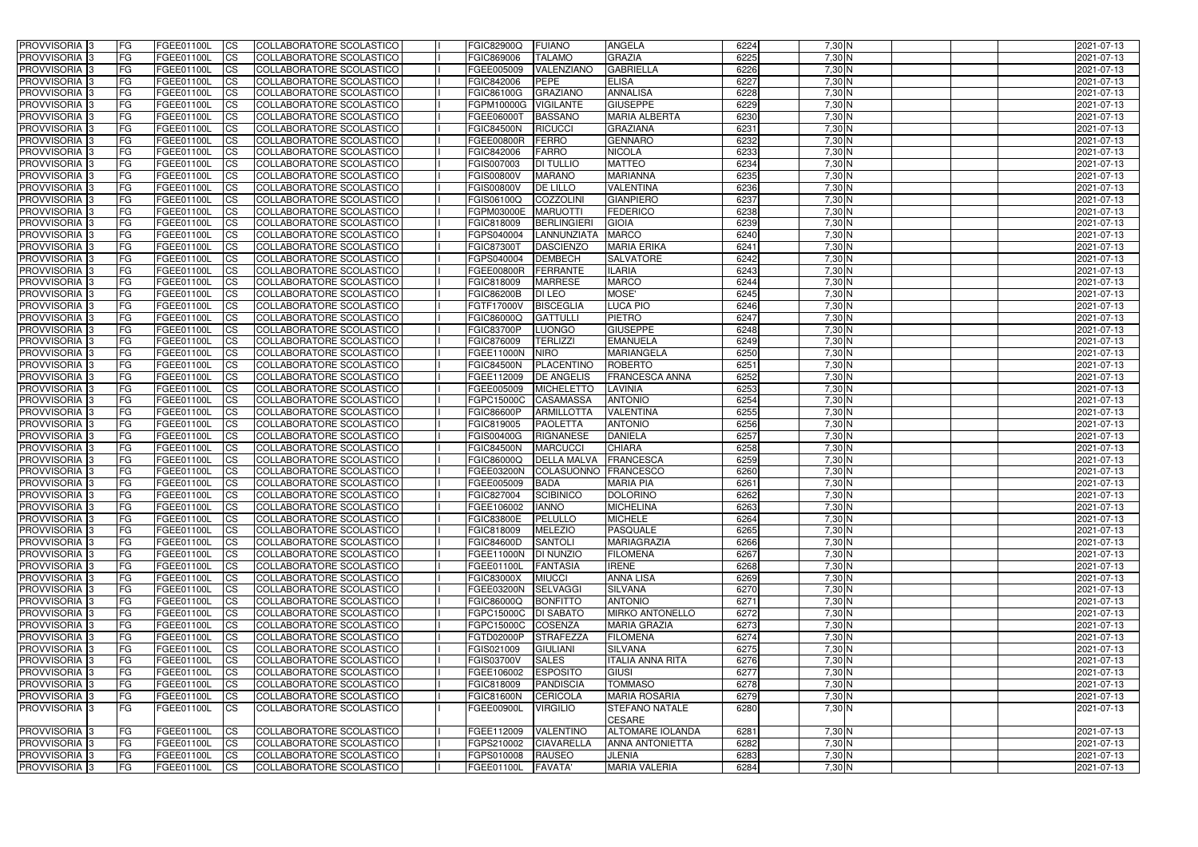| PROVVISORIA | 3 | FG | FGEE01100L | CS | COLLABORATORE SCOLASTICO | | FGIC82900Q | FUIANO | ANGELA | 6224 | 7,30 | N | | | | 2021-07-13 |
|---|---|---|---|---|---|---|---|---|---|---|---|---|---|---|---|---|
| PROVVISORIA | 3 | FG | FGEE01100L | CS | COLLABORATORE SCOLASTICO | | FGIC869006 | TALAMO | GRAZIA | 6225 | 7,30 | N | | | | 2021-07-13 |
| PROVVISORIA | 3 | FG | FGEE01100L | CS | COLLABORATORE SCOLASTICO | | FGEE005009 | VALENZIANO | GABRIELLA | 6226 | 7,30 | N | | | | 2021-07-13 |
| PROVVISORIA | 3 | FG | FGEE01100L | CS | COLLABORATORE SCOLASTICO | | FGIC842006 | PEPE | ELISA | 6227 | 7,30 | N | | | | 2021-07-13 |
| PROVVISORIA | 3 | FG | FGEE01100L | CS | COLLABORATORE SCOLASTICO | | FGIC86100G | GRAZIANO | ANNALISA | 6228 | 7,30 | N | | | | 2021-07-13 |
| PROVVISORIA | 3 | FG | FGEE01100L | CS | COLLABORATORE SCOLASTICO | | FGPM10000G | VIGILANTE | GIUSEPPE | 6229 | 7,30 | N | | | | 2021-07-13 |
| PROVVISORIA | 3 | FG | FGEE01100L | CS | COLLABORATORE SCOLASTICO | | FGEE06000T | BASSANO | MARIA ALBERTA | 6230 | 7,30 | N | | | | 2021-07-13 |
| PROVVISORIA | 3 | FG | FGEE01100L | CS | COLLABORATORE SCOLASTICO | | FGIC84500N | RICUCCI | GRAZIANA | 6231 | 7,30 | N | | | | 2021-07-13 |
| PROVVISORIA | 3 | FG | FGEE01100L | CS | COLLABORATORE SCOLASTICO | | FGEE00800R | FERRO | GENNARO | 6232 | 7,30 | N | | | | 2021-07-13 |
| PROVVISORIA | 3 | FG | FGEE01100L | CS | COLLABORATORE SCOLASTICO | | FGIC842006 | FARRO | NICOLA | 6233 | 7,30 | N | | | | 2021-07-13 |
| PROVVISORIA | 3 | FG | FGEE01100L | CS | COLLABORATORE SCOLASTICO | | FGIS007003 | DI TULLIO | MATTEO | 6234 | 7,30 | N | | | | 2021-07-13 |
| PROVVISORIA | 3 | FG | FGEE01100L | CS | COLLABORATORE SCOLASTICO | | FGIS00800V | MARANO | MARIANNA | 6235 | 7,30 | N | | | | 2021-07-13 |
| PROVVISORIA | 3 | FG | FGEE01100L | CS | COLLABORATORE SCOLASTICO | | FGIS00800V | DE LILLO | VALENTINA | 6236 | 7,30 | N | | | | 2021-07-13 |
| PROVVISORIA | 3 | FG | FGEE01100L | CS | COLLABORATORE SCOLASTICO | | FGIS06100Q | COZZOLINI | GIANPIERO | 6237 | 7,30 | N | | | | 2021-07-13 |
| PROVVISORIA | 3 | FG | FGEE01100L | CS | COLLABORATORE SCOLASTICO | | FGPM03000E | MARUOTTI | FEDERICO | 6238 | 7,30 | N | | | | 2021-07-13 |
| PROVVISORIA | 3 | FG | FGEE01100L | CS | COLLABORATORE SCOLASTICO | | FGIC818009 | BERLINGIERI | GIOIA | 6239 | 7,30 | N | | | | 2021-07-13 |
| PROVVISORIA | 3 | FG | FGEE01100L | CS | COLLABORATORE SCOLASTICO | | FGPS040004 | LANNUNZIATA | MARCO | 6240 | 7,30 | N | | | | 2021-07-13 |
| PROVVISORIA | 3 | FG | FGEE01100L | CS | COLLABORATORE SCOLASTICO | | FGIC87300T | DASCIENZO | MARIA ERIKA | 6241 | 7,30 | N | | | | 2021-07-13 |
| PROVVISORIA | 3 | FG | FGEE01100L | CS | COLLABORATORE SCOLASTICO | | FGPS040004 | DEMBECH | SALVATORE | 6242 | 7,30 | N | | | | 2021-07-13 |
| PROVVISORIA | 3 | FG | FGEE01100L | CS | COLLABORATORE SCOLASTICO | | FGEE00800R | FERRANTE | ILARIA | 6243 | 7,30 | N | | | | 2021-07-13 |
| PROVVISORIA | 3 | FG | FGEE01100L | CS | COLLABORATORE SCOLASTICO | | FGIC818009 | MARRESE | MARCO | 6244 | 7,30 | N | | | | 2021-07-13 |
| PROVVISORIA | 3 | FG | FGEE01100L | CS | COLLABORATORE SCOLASTICO | | FGIC86200B | DI LEO | MOSE' | 6245 | 7,30 | N | | | | 2021-07-13 |
| PROVVISORIA | 3 | FG | FGEE01100L | CS | COLLABORATORE SCOLASTICO | | FGTF17000V | BISCEGLIA | LUCA PIO | 6246 | 7,30 | N | | | | 2021-07-13 |
| PROVVISORIA | 3 | FG | FGEE01100L | CS | COLLABORATORE SCOLASTICO | | FGIC86000Q | GATTULLI | PIETRO | 6247 | 7,30 | N | | | | 2021-07-13 |
| PROVVISORIA | 3 | FG | FGEE01100L | CS | COLLABORATORE SCOLASTICO | | FGIC83700P | LUONGO | GIUSEPPE | 6248 | 7,30 | N | | | | 2021-07-13 |
| PROVVISORIA | 3 | FG | FGEE01100L | CS | COLLABORATORE SCOLASTICO | | FGIC876009 | TERLIZZI | EMANUELA | 6249 | 7,30 | N | | | | 2021-07-13 |
| PROVVISORIA | 3 | FG | FGEE01100L | CS | COLLABORATORE SCOLASTICO | | FGEE11000N | NIRO | MARIANGELA | 6250 | 7,30 | N | | | | 2021-07-13 |
| PROVVISORIA | 3 | FG | FGEE01100L | CS | COLLABORATORE SCOLASTICO | | FGIC84500N | PLACENTINO | ROBERTO | 6251 | 7,30 | N | | | | 2021-07-13 |
| PROVVISORIA | 3 | FG | FGEE01100L | CS | COLLABORATORE SCOLASTICO | | FGEE112009 | DE ANGELIS | FRANCESCA ANNA | 6252 | 7,30 | N | | | | 2021-07-13 |
| PROVVISORIA | 3 | FG | FGEE01100L | CS | COLLABORATORE SCOLASTICO | | FGEE005009 | MICHELETTO | LAVINIA | 6253 | 7,30 | N | | | | 2021-07-13 |
| PROVVISORIA | 3 | FG | FGEE01100L | CS | COLLABORATORE SCOLASTICO | | FGPC15000C | CASAMASSA | ANTONIO | 6254 | 7,30 | N | | | | 2021-07-13 |
| PROVVISORIA | 3 | FG | FGEE01100L | CS | COLLABORATORE SCOLASTICO | | FGIC86600P | ARMILLOTTA | VALENTINA | 6255 | 7,30 | N | | | | 2021-07-13 |
| PROVVISORIA | 3 | FG | FGEE01100L | CS | COLLABORATORE SCOLASTICO | | FGIC819005 | PAOLETTA | ANTONIO | 6256 | 7,30 | N | | | | 2021-07-13 |
| PROVVISORIA | 3 | FG | FGEE01100L | CS | COLLABORATORE SCOLASTICO | | FGIS00400G | RIGNANESE | DANIELA | 6257 | 7,30 | N | | | | 2021-07-13 |
| PROVVISORIA | 3 | FG | FGEE01100L | CS | COLLABORATORE SCOLASTICO | | FGIC84500N | MARCUCCI | CHIARA | 6258 | 7,30 | N | | | | 2021-07-13 |
| PROVVISORIA | 3 | FG | FGEE01100L | CS | COLLABORATORE SCOLASTICO | | FGIC86000Q | DELLA MALVA | FRANCESCA | 6259 | 7,30 | N | | | | 2021-07-13 |
| PROVVISORIA | 3 | FG | FGEE01100L | CS | COLLABORATORE SCOLASTICO | | FGEE03200N | COLASUONNO | FRANCESCO | 6260 | 7,30 | N | | | | 2021-07-13 |
| PROVVISORIA | 3 | FG | FGEE01100L | CS | COLLABORATORE SCOLASTICO | | FGEE005009 | BADA | MARIA PIA | 6261 | 7,30 | N | | | | 2021-07-13 |
| PROVVISORIA | 3 | FG | FGEE01100L | CS | COLLABORATORE SCOLASTICO | | FGIC827004 | SCIBINICO | DOLORINO | 6262 | 7,30 | N | | | | 2021-07-13 |
| PROVVISORIA | 3 | FG | FGEE01100L | CS | COLLABORATORE SCOLASTICO | | FGEE106002 | IANNO | MICHELINA | 6263 | 7,30 | N | | | | 2021-07-13 |
| PROVVISORIA | 3 | FG | FGEE01100L | CS | COLLABORATORE SCOLASTICO | | FGIC83800E | PELULLO | MICHELE | 6264 | 7,30 | N | | | | 2021-07-13 |
| PROVVISORIA | 3 | FG | FGEE01100L | CS | COLLABORATORE SCOLASTICO | | FGIC818009 | MELEZIO | PASQUALE | 6265 | 7,30 | N | | | | 2021-07-13 |
| PROVVISORIA | 3 | FG | FGEE01100L | CS | COLLABORATORE SCOLASTICO | | FGIC84600D | SANTOLI | MARIAGRAZIA | 6266 | 7,30 | N | | | | 2021-07-13 |
| PROVVISORIA | 3 | FG | FGEE01100L | CS | COLLABORATORE SCOLASTICO | | FGEE11000N | DI NUNZIO | FILOMENA | 6267 | 7,30 | N | | | | 2021-07-13 |
| PROVVISORIA | 3 | FG | FGEE01100L | CS | COLLABORATORE SCOLASTICO | | FGEE01100L | FANTASIA | IRENE | 6268 | 7,30 | N | | | | 2021-07-13 |
| PROVVISORIA | 3 | FG | FGEE01100L | CS | COLLABORATORE SCOLASTICO | | FGIC83000X | MIUCCI | ANNA LISA | 6269 | 7,30 | N | | | | 2021-07-13 |
| PROVVISORIA | 3 | FG | FGEE01100L | CS | COLLABORATORE SCOLASTICO | | FGEE03200N | SELVAGGI | SILVANA | 6270 | 7,30 | N | | | | 2021-07-13 |
| PROVVISORIA | 3 | FG | FGEE01100L | CS | COLLABORATORE SCOLASTICO | | FGIC86000Q | BONFITTO | ANTONIO | 6271 | 7,30 | N | | | | 2021-07-13 |
| PROVVISORIA | 3 | FG | FGEE01100L | CS | COLLABORATORE SCOLASTICO | | FGPC15000C | DI SABATO | MIRKO ANTONELLO | 6272 | 7,30 | N | | | | 2021-07-13 |
| PROVVISORIA | 3 | FG | FGEE01100L | CS | COLLABORATORE SCOLASTICO | | FGPC15000C | COSENZA | MARIA GRAZIA | 6273 | 7,30 | N | | | | 2021-07-13 |
| PROVVISORIA | 3 | FG | FGEE01100L | CS | COLLABORATORE SCOLASTICO | | FGTD02000P | STRAFEZZA | FILOMENA | 6274 | 7,30 | N | | | | 2021-07-13 |
| PROVVISORIA | 3 | FG | FGEE01100L | CS | COLLABORATORE SCOLASTICO | | FGIS021009 | GIULIANI | SILVANA | 6275 | 7,30 | N | | | | 2021-07-13 |
| PROVVISORIA | 3 | FG | FGEE01100L | CS | COLLABORATORE SCOLASTICO | | FGIS03700V | SALES | ITALIA ANNA RITA | 6276 | 7,30 | N | | | | 2021-07-13 |
| PROVVISORIA | 3 | FG | FGEE01100L | CS | COLLABORATORE SCOLASTICO | | FGEE106002 | ESPOSITO | GIUSI | 6277 | 7,30 | N | | | | 2021-07-13 |
| PROVVISORIA | 3 | FG | FGEE01100L | CS | COLLABORATORE SCOLASTICO | | FGIC818009 | PANDISCIA | TOMMASO | 6278 | 7,30 | N | | | | 2021-07-13 |
| PROVVISORIA | 3 | FG | FGEE01100L | CS | COLLABORATORE SCOLASTICO | | FGIC81600N | CERICOLA | MARIA ROSARIA | 6279 | 7,30 | N | | | | 2021-07-13 |
| PROVVISORIA | 3 | FG | FGEE01100L | CS | COLLABORATORE SCOLASTICO | | FGEE00900L | VIRGILIO | STEFANO NATALE CESARE | 6280 | 7,30 | N | | | | 2021-07-13 |
| PROVVISORIA | 3 | FG | FGEE01100L | CS | COLLABORATORE SCOLASTICO | | FGEE112009 | VALENTINO | ALTOMARE IOLANDA | 6281 | 7,30 | N | | | | 2021-07-13 |
| PROVVISORIA | 3 | FG | FGEE01100L | CS | COLLABORATORE SCOLASTICO | | FGPS210002 | CIAVARELLA | ANNA ANTONIETTA | 6282 | 7,30 | N | | | | 2021-07-13 |
| PROVVISORIA | 3 | FG | FGEE01100L | CS | COLLABORATORE SCOLASTICO | | FGPS010008 | RAUSEO | JLENIA | 6283 | 7,30 | N | | | | 2021-07-13 |
| PROVVISORIA | 3 | FG | FGEE01100L | CS | COLLABORATORE SCOLASTICO | | FGEE01100L | FAVATA' | MARIA VALERIA | 6284 | 7,30 | N | | | | 2021-07-13 |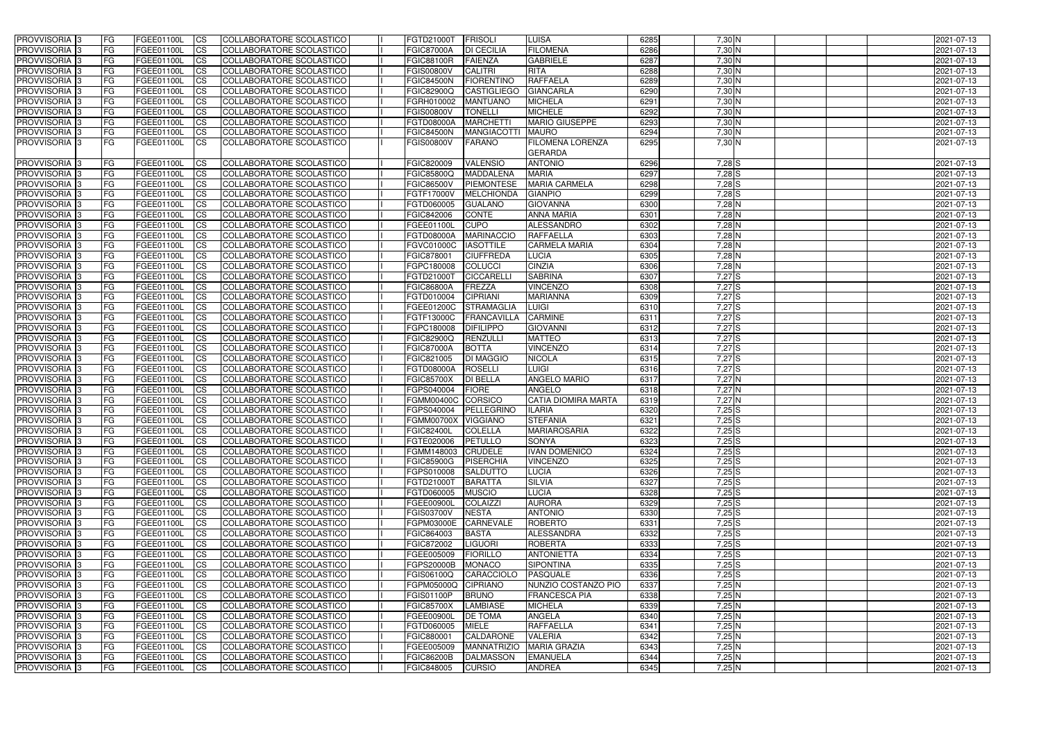| PROVVISORIA | 3 | FG | FGEE01100L | CS | COLLABORATORE SCOLASTICO | | FGTD21000T | FRISOLI | LUISA | 6285 | 7,30 | N | | | | 2021-07-13 |
|---|---|---|---|---|---|---|---|---|---|---|---|---|---|---|---|---|
| PROVVISORIA | 3 | FG | FGEE01100L | CS | COLLABORATORE SCOLASTICO | | FGIC87000A | DI CECILIA | FILOMENA | 6286 | 7,30 | N | | | | 2021-07-13 |
| PROVVISORIA | 3 | FG | FGEE01100L | CS | COLLABORATORE SCOLASTICO | | FGIC88100R | FAIENZA | GABRIELE | 6287 | 7,30 | N | | | | 2021-07-13 |
| PROVVISORIA | 3 | FG | FGEE01100L | CS | COLLABORATORE SCOLASTICO | | FGIS00800V | CALITRI | RITA | 6288 | 7,30 | N | | | | 2021-07-13 |
| PROVVISORIA | 3 | FG | FGEE01100L | CS | COLLABORATORE SCOLASTICO | | FGIC84500N | FIORENTINO | RAFFAELA | 6289 | 7,30 | N | | | | 2021-07-13 |
| PROVVISORIA | 3 | FG | FGEE01100L | CS | COLLABORATORE SCOLASTICO | | FGIC82900Q | CASTIGLIEGO | GIANCARLA | 6290 | 7,30 | N | | | | 2021-07-13 |
| PROVVISORIA | 3 | FG | FGEE01100L | CS | COLLABORATORE SCOLASTICO | | FGRH010002 | MANTUANO | MICHELA | 6291 | 7,30 | N | | | | 2021-07-13 |
| PROVVISORIA | 3 | FG | FGEE01100L | CS | COLLABORATORE SCOLASTICO | | FGIS00800V | TONELLI | MICHELE | 6292 | 7,30 | N | | | | 2021-07-13 |
| PROVVISORIA | 3 | FG | FGEE01100L | CS | COLLABORATORE SCOLASTICO | | FGTD08000A | MARCHETTI | MARIO GIUSEPPE | 6293 | 7,30 | N | | | | 2021-07-13 |
| PROVVISORIA | 3 | FG | FGEE01100L | CS | COLLABORATORE SCOLASTICO | | FGIC84500N | MANGIACOTTI | MAURO | 6294 | 7,30 | N | | | | 2021-07-13 |
| PROVVISORIA | 3 | FG | FGEE01100L | CS | COLLABORATORE SCOLASTICO | | FGIS00800V | FARANO | FILOMENA LORENZA GERARDA | 6295 | 7,30 | N | | | | 2021-07-13 |
| PROVVISORIA | 3 | FG | FGEE01100L | CS | COLLABORATORE SCOLASTICO | | FGIC820009 | VALENSIO | ANTONIO | 6296 | 7,28 | S | | | | 2021-07-13 |
| PROVVISORIA | 3 | FG | FGEE01100L | CS | COLLABORATORE SCOLASTICO | | FGIC85800Q | MADDALENA | MARIA | 6297 | 7,28 | S | | | | 2021-07-13 |
| PROVVISORIA | 3 | FG | FGEE01100L | CS | COLLABORATORE SCOLASTICO | | FGIC86500V | PIEMONTESE | MARIA CARMELA | 6298 | 7,28 | S | | | | 2021-07-13 |
| PROVVISORIA | 3 | FG | FGEE01100L | CS | COLLABORATORE SCOLASTICO | | FGTF17000V | MELCHIONDA | GIANPIO | 6299 | 7,28 | S | | | | 2021-07-13 |
| PROVVISORIA | 3 | FG | FGEE01100L | CS | COLLABORATORE SCOLASTICO | | FGTD060005 | GUALANO | GIOVANNA | 6300 | 7,28 | N | | | | 2021-07-13 |
| PROVVISORIA | 3 | FG | FGEE01100L | CS | COLLABORATORE SCOLASTICO | | FGIC842006 | CONTE | ANNA MARIA | 6301 | 7,28 | N | | | | 2021-07-13 |
| PROVVISORIA | 3 | FG | FGEE01100L | CS | COLLABORATORE SCOLASTICO | | FGEE01100L | CUPO | ALESSANDRO | 6302 | 7,28 | N | | | | 2021-07-13 |
| PROVVISORIA | 3 | FG | FGEE01100L | CS | COLLABORATORE SCOLASTICO | | FGTD08000A | MARINACCIO | RAFFAELLA | 6303 | 7,28 | N | | | | 2021-07-13 |
| PROVVISORIA | 3 | FG | FGEE01100L | CS | COLLABORATORE SCOLASTICO | | FGVC01000C | IASOTTILE | CARMELA MARIA | 6304 | 7,28 | N | | | | 2021-07-13 |
| PROVVISORIA | 3 | FG | FGEE01100L | CS | COLLABORATORE SCOLASTICO | | FGIC878001 | CIUFFREDA | LUCIA | 6305 | 7,28 | N | | | | 2021-07-13 |
| PROVVISORIA | 3 | FG | FGEE01100L | CS | COLLABORATORE SCOLASTICO | | FGPC180008 | COLUCCI | CINZIA | 6306 | 7,28 | N | | | | 2021-07-13 |
| PROVVISORIA | 3 | FG | FGEE01100L | CS | COLLABORATORE SCOLASTICO | | FGTD21000T | CICCARELLI | SABRINA | 6307 | 7,27 | S | | | | 2021-07-13 |
| PROVVISORIA | 3 | FG | FGEE01100L | CS | COLLABORATORE SCOLASTICO | | FGIC86800A | FREZZA | VINCENZO | 6308 | 7,27 | S | | | | 2021-07-13 |
| PROVVISORIA | 3 | FG | FGEE01100L | CS | COLLABORATORE SCOLASTICO | | FGTD010004 | CIPRIANI | MARIANNA | 6309 | 7,27 | S | | | | 2021-07-13 |
| PROVVISORIA | 3 | FG | FGEE01100L | CS | COLLABORATORE SCOLASTICO | | FGEE01200C | STRAMAGLIA | LUIGI | 6310 | 7,27 | S | | | | 2021-07-13 |
| PROVVISORIA | 3 | FG | FGEE01100L | CS | COLLABORATORE SCOLASTICO | | FGTF13000C | FRANCAVILLA | CARMINE | 6311 | 7,27 | S | | | | 2021-07-13 |
| PROVVISORIA | 3 | FG | FGEE01100L | CS | COLLABORATORE SCOLASTICO | | FGPC180008 | DIFILIPPO | GIOVANNI | 6312 | 7,27 | S | | | | 2021-07-13 |
| PROVVISORIA | 3 | FG | FGEE01100L | CS | COLLABORATORE SCOLASTICO | | FGIC82900Q | RENZULLI | MATTEO | 6313 | 7,27 | S | | | | 2021-07-13 |
| PROVVISORIA | 3 | FG | FGEE01100L | CS | COLLABORATORE SCOLASTICO | | FGIC87000A | BOTTA | VINCENZO | 6314 | 7,27 | S | | | | 2021-07-13 |
| PROVVISORIA | 3 | FG | FGEE01100L | CS | COLLABORATORE SCOLASTICO | | FGIC821005 | DI MAGGIO | NICOLA | 6315 | 7,27 | S | | | | 2021-07-13 |
| PROVVISORIA | 3 | FG | FGEE01100L | CS | COLLABORATORE SCOLASTICO | | FGTD08000A | ROSELLI | LUIGI | 6316 | 7,27 | S | | | | 2021-07-13 |
| PROVVISORIA | 3 | FG | FGEE01100L | CS | COLLABORATORE SCOLASTICO | | FGIC85700X | DI BELLA | ANGELO MARIO | 6317 | 7,27 | N | | | | 2021-07-13 |
| PROVVISORIA | 3 | FG | FGEE01100L | CS | COLLABORATORE SCOLASTICO | | FGPS040004 | FIORE | ANGELO | 6318 | 7,27 | N | | | | 2021-07-13 |
| PROVVISORIA | 3 | FG | FGEE01100L | CS | COLLABORATORE SCOLASTICO | | FGMM00400C | CORSICO | CATIA DIOMIRA MARTA | 6319 | 7,27 | N | | | | 2021-07-13 |
| PROVVISORIA | 3 | FG | FGEE01100L | CS | COLLABORATORE SCOLASTICO | | FGPS040004 | PELLEGRINO | ILARIA | 6320 | 7,25 | S | | | | 2021-07-13 |
| PROVVISORIA | 3 | FG | FGEE01100L | CS | COLLABORATORE SCOLASTICO | | FGMM00700X | VIGGIANO | STEFANIA | 6321 | 7,25 | S | | | | 2021-07-13 |
| PROVVISORIA | 3 | FG | FGEE01100L | CS | COLLABORATORE SCOLASTICO | | FGIC82400L | COLELLA | MARIAROSARIA | 6322 | 7,25 | S | | | | 2021-07-13 |
| PROVVISORIA | 3 | FG | FGEE01100L | CS | COLLABORATORE SCOLASTICO | | FGTE020006 | PETULLO | SONYA | 6323 | 7,25 | S | | | | 2021-07-13 |
| PROVVISORIA | 3 | FG | FGEE01100L | CS | COLLABORATORE SCOLASTICO | | FGMM148003 | CRUDELE | IVAN DOMENICO | 6324 | 7,25 | S | | | | 2021-07-13 |
| PROVVISORIA | 3 | FG | FGEE01100L | CS | COLLABORATORE SCOLASTICO | | FGIC85900G | PISERCHIA | VINCENZO | 6325 | 7,25 | S | | | | 2021-07-13 |
| PROVVISORIA | 3 | FG | FGEE01100L | CS | COLLABORATORE SCOLASTICO | | FGPS010008 | SALDUTTO | LUCIA | 6326 | 7,25 | S | | | | 2021-07-13 |
| PROVVISORIA | 3 | FG | FGEE01100L | CS | COLLABORATORE SCOLASTICO | | FGTD21000T | BARATTA | SILVIA | 6327 | 7,25 | S | | | | 2021-07-13 |
| PROVVISORIA | 3 | FG | FGEE01100L | CS | COLLABORATORE SCOLASTICO | | FGTD060005 | MUSCIO | LUCIA | 6328 | 7,25 | S | | | | 2021-07-13 |
| PROVVISORIA | 3 | FG | FGEE01100L | CS | COLLABORATORE SCOLASTICO | | FGEE00900L | COLAIZZI | AURORA | 6329 | 7,25 | S | | | | 2021-07-13 |
| PROVVISORIA | 3 | FG | FGEE01100L | CS | COLLABORATORE SCOLASTICO | | FGIS03700V | NESTA | ANTONIO | 6330 | 7,25 | S | | | | 2021-07-13 |
| PROVVISORIA | 3 | FG | FGEE01100L | CS | COLLABORATORE SCOLASTICO | | FGPM03000E | CARNEVALE | ROBERTO | 6331 | 7,25 | S | | | | 2021-07-13 |
| PROVVISORIA | 3 | FG | FGEE01100L | CS | COLLABORATORE SCOLASTICO | | FGIC864003 | BASTA | ALESSANDRA | 6332 | 7,25 | S | | | | 2021-07-13 |
| PROVVISORIA | 3 | FG | FGEE01100L | CS | COLLABORATORE SCOLASTICO | | FGIC872002 | LIGUORI | ROBERTA | 6333 | 7,25 | S | | | | 2021-07-13 |
| PROVVISORIA | 3 | FG | FGEE01100L | CS | COLLABORATORE SCOLASTICO | | FGEE005009 | FIORILLO | ANTONIETTA | 6334 | 7,25 | S | | | | 2021-07-13 |
| PROVVISORIA | 3 | FG | FGEE01100L | CS | COLLABORATORE SCOLASTICO | | FGPS20000B | MONACO | SIPONTINA | 6335 | 7,25 | S | | | | 2021-07-13 |
| PROVVISORIA | 3 | FG | FGEE01100L | CS | COLLABORATORE SCOLASTICO | | FGIS06100Q | CARACCIOLO | PASQUALE | 6336 | 7,25 | S | | | | 2021-07-13 |
| PROVVISORIA | 3 | FG | FGEE01100L | CS | COLLABORATORE SCOLASTICO | | FGPM05000Q | CIPRIANO | NUNZIO COSTANZO PIO | 6337 | 7,25 | N | | | | 2021-07-13 |
| PROVVISORIA | 3 | FG | FGEE01100L | CS | COLLABORATORE SCOLASTICO | | FGIS01100P | BRUNO | FRANCESCA PIA | 6338 | 7,25 | N | | | | 2021-07-13 |
| PROVVISORIA | 3 | FG | FGEE01100L | CS | COLLABORATORE SCOLASTICO | | FGIC85700X | LAMBIASE | MICHELA | 6339 | 7,25 | N | | | | 2021-07-13 |
| PROVVISORIA | 3 | FG | FGEE01100L | CS | COLLABORATORE SCOLASTICO | | FGEE00900L | DE TOMA | ANGELA | 6340 | 7,25 | N | | | | 2021-07-13 |
| PROVVISORIA | 3 | FG | FGEE01100L | CS | COLLABORATORE SCOLASTICO | | FGTD060005 | MIELE | RAFFAELLA | 6341 | 7,25 | N | | | | 2021-07-13 |
| PROVVISORIA | 3 | FG | FGEE01100L | CS | COLLABORATORE SCOLASTICO | | FGIC880001 | CALDARONE | VALERIA | 6342 | 7,25 | N | | | | 2021-07-13 |
| PROVVISORIA | 3 | FG | FGEE01100L | CS | COLLABORATORE SCOLASTICO | | FGEE005009 | MANNATRIZIO | MARIA GRAZIA | 6343 | 7,25 | N | | | | 2021-07-13 |
| PROVVISORIA | 3 | FG | FGEE01100L | CS | COLLABORATORE SCOLASTICO | | FGIC86200B | DALMASSON | EMANUELA | 6344 | 7,25 | N | | | | 2021-07-13 |
| PROVVISORIA | 3 | FG | FGEE01100L | CS | COLLABORATORE SCOLASTICO | | FGIC848005 | CURSIO | ANDREA | 6345 | 7,25 | N | | | | 2021-07-13 |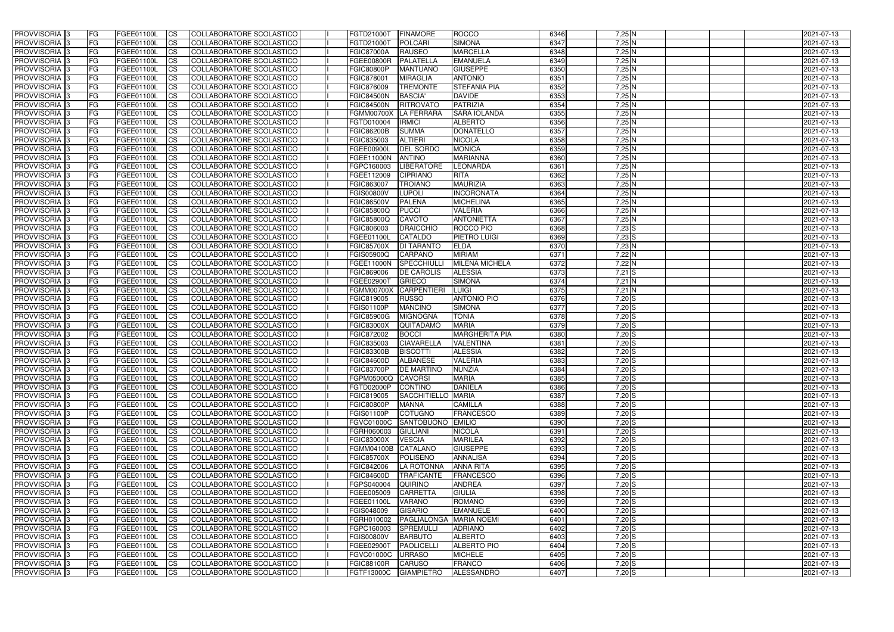| PROVVISORIA | 3 | FG | FGEE01100L | CS | COLLABORATORE SCOLASTICO | | FGTD21000T | FINAMORE | ROCCO | 6346 | 7,25 | N | | | | 2021-07-13 |
|---|---|---|---|---|---|---|---|---|---|---|---|---|---|---|---|---|
| PROVVISORIA | 3 | FG | FGEE01100L | CS | COLLABORATORE SCOLASTICO | | FGTD21000T | POLCARI | SIMONA | 6347 | 7,25 | N | | | | 2021-07-13 |
| PROVVISORIA | 3 | FG | FGEE01100L | CS | COLLABORATORE SCOLASTICO | | FGIC87000A | RAUSEO | MARCELLA | 6348 | 7,25 | N | | | | 2021-07-13 |
| PROVVISORIA | 3 | FG | FGEE01100L | CS | COLLABORATORE SCOLASTICO | | FGEE00800R | PALATELLA | EMANUELA | 6349 | 7,25 | N | | | | 2021-07-13 |
| PROVVISORIA | 3 | FG | FGEE01100L | CS | COLLABORATORE SCOLASTICO | | FGIC80800P | MANTUANO | GIUSEPPE | 6350 | 7,25 | N | | | | 2021-07-13 |
| PROVVISORIA | 3 | FG | FGEE01100L | CS | COLLABORATORE SCOLASTICO | | FGIC878001 | MIRAGLIA | ANTONIO | 6351 | 7,25 | N | | | | 2021-07-13 |
| PROVVISORIA | 3 | FG | FGEE01100L | CS | COLLABORATORE SCOLASTICO | | FGIC876009 | TREMONTE | STEFANIA PIA | 6352 | 7,25 | N | | | | 2021-07-13 |
| PROVVISORIA | 3 | FG | FGEE01100L | CS | COLLABORATORE SCOLASTICO | | FGIC84500N | BASCIA' | DAVIDE | 6353 | 7,25 | N | | | | 2021-07-13 |
| PROVVISORIA | 3 | FG | FGEE01100L | CS | COLLABORATORE SCOLASTICO | | FGIC84500N | RITROVATO | PATRIZIA | 6354 | 7,25 | N | | | | 2021-07-13 |
| PROVVISORIA | 3 | FG | FGEE01100L | CS | COLLABORATORE SCOLASTICO | | FGMM00700X | LA FERRARA | SARA IOLANDA | 6355 | 7,25 | N | | | | 2021-07-13 |
| PROVVISORIA | 3 | FG | FGEE01100L | CS | COLLABORATORE SCOLASTICO | | FGTD010004 | IRMICI | ALBERTO | 6356 | 7,25 | N | | | | 2021-07-13 |
| PROVVISORIA | 3 | FG | FGEE01100L | CS | COLLABORATORE SCOLASTICO | | FGIC86200B | SUMMA | DONATELLO | 6357 | 7,25 | N | | | | 2021-07-13 |
| PROVVISORIA | 3 | FG | FGEE01100L | CS | COLLABORATORE SCOLASTICO | | FGIC835003 | ALTIERI | NICOLA | 6358 | 7,25 | N | | | | 2021-07-13 |
| PROVVISORIA | 3 | FG | FGEE01100L | CS | COLLABORATORE SCOLASTICO | | FGEE00900L | DEL SORDO | MONICA | 6359 | 7,25 | N | | | | 2021-07-13 |
| PROVVISORIA | 3 | FG | FGEE01100L | CS | COLLABORATORE SCOLASTICO | | FGEE11000N | ANTINO | MARIANNA | 6360 | 7,25 | N | | | | 2021-07-13 |
| PROVVISORIA | 3 | FG | FGEE01100L | CS | COLLABORATORE SCOLASTICO | | FGPC160003 | LIBERATORE | LEONARDA | 6361 | 7,25 | N | | | | 2021-07-13 |
| PROVVISORIA | 3 | FG | FGEE01100L | CS | COLLABORATORE SCOLASTICO | | FGEE112009 | CIPRIANO | RITA | 6362 | 7,25 | N | | | | 2021-07-13 |
| PROVVISORIA | 3 | FG | FGEE01100L | CS | COLLABORATORE SCOLASTICO | | FGIC863007 | TROIANO | MAURIZIA | 6363 | 7,25 | N | | | | 2021-07-13 |
| PROVVISORIA | 3 | FG | FGEE01100L | CS | COLLABORATORE SCOLASTICO | | FGIS00800V | LUPOLI | INCORONATA | 6364 | 7,25 | N | | | | 2021-07-13 |
| PROVVISORIA | 3 | FG | FGEE01100L | CS | COLLABORATORE SCOLASTICO | | FGIC86500V | PALENA | MICHELINA | 6365 | 7,25 | N | | | | 2021-07-13 |
| PROVVISORIA | 3 | FG | FGEE01100L | CS | COLLABORATORE SCOLASTICO | | FGIC85800Q | PUCCI | VALERIA | 6366 | 7,25 | N | | | | 2021-07-13 |
| PROVVISORIA | 3 | FG | FGEE01100L | CS | COLLABORATORE SCOLASTICO | | FGIC85800Q | CAVOTO | ANTONIETTA | 6367 | 7,25 | N | | | | 2021-07-13 |
| PROVVISORIA | 3 | FG | FGEE01100L | CS | COLLABORATORE SCOLASTICO | | FGIC806003 | DRAICCHIO | ROCCO PIO | 6368 | 7,23 | S | | | | 2021-07-13 |
| PROVVISORIA | 3 | FG | FGEE01100L | CS | COLLABORATORE SCOLASTICO | | FGEE01100L | CATALDO | PIETRO LUIGI | 6369 | 7,23 | S | | | | 2021-07-13 |
| PROVVISORIA | 3 | FG | FGEE01100L | CS | COLLABORATORE SCOLASTICO | | FGIC85700X | DI TARANTO | ELDA | 6370 | 7,23 | N | | | | 2021-07-13 |
| PROVVISORIA | 3 | FG | FGEE01100L | CS | COLLABORATORE SCOLASTICO | | FGIS05900Q | CARPANO | MIRIAM | 6371 | 7,22 | N | | | | 2021-07-13 |
| PROVVISORIA | 3 | FG | FGEE01100L | CS | COLLABORATORE SCOLASTICO | | FGEE11000N | SPECCHIULLI | MILENA MICHELA | 6372 | 7,22 | N | | | | 2021-07-13 |
| PROVVISORIA | 3 | FG | FGEE01100L | CS | COLLABORATORE SCOLASTICO | | FGIC869006 | DE CAROLIS | ALESSIA | 6373 | 7,21 | S | | | | 2021-07-13 |
| PROVVISORIA | 3 | FG | FGEE01100L | CS | COLLABORATORE SCOLASTICO | | FGEE02900T | GRIECO | SIMONA | 6374 | 7,21 | N | | | | 2021-07-13 |
| PROVVISORIA | 3 | FG | FGEE01100L | CS | COLLABORATORE SCOLASTICO | | FGMM00700X | CARPENTIERI | LUIGI | 6375 | 7,21 | N | | | | 2021-07-13 |
| PROVVISORIA | 3 | FG | FGEE01100L | CS | COLLABORATORE SCOLASTICO | | FGIC819005 | RUSSO | ANTONIO PIO | 6376 | 7,20 | S | | | | 2021-07-13 |
| PROVVISORIA | 3 | FG | FGEE01100L | CS | COLLABORATORE SCOLASTICO | | FGIS01100P | MANCINO | SIMONA | 6377 | 7,20 | S | | | | 2021-07-13 |
| PROVVISORIA | 3 | FG | FGEE01100L | CS | COLLABORATORE SCOLASTICO | | FGIC85900G | MIGNOGNA | TONIA | 6378 | 7,20 | S | | | | 2021-07-13 |
| PROVVISORIA | 3 | FG | FGEE01100L | CS | COLLABORATORE SCOLASTICO | | FGIC83000X | QUITADAMO | MARIA | 6379 | 7,20 | S | | | | 2021-07-13 |
| PROVVISORIA | 3 | FG | FGEE01100L | CS | COLLABORATORE SCOLASTICO | | FGIC872002 | BOCCI | MARGHERITA PIA | 6380 | 7,20 | S | | | | 2021-07-13 |
| PROVVISORIA | 3 | FG | FGEE01100L | CS | COLLABORATORE SCOLASTICO | | FGIC835003 | CIAVARELLA | VALENTINA | 6381 | 7,20 | S | | | | 2021-07-13 |
| PROVVISORIA | 3 | FG | FGEE01100L | CS | COLLABORATORE SCOLASTICO | | FGIC83300B | BISCOTTI | ALESSIA | 6382 | 7,20 | S | | | | 2021-07-13 |
| PROVVISORIA | 3 | FG | FGEE01100L | CS | COLLABORATORE SCOLASTICO | | FGIC84600D | ALBANESE | VALERIA | 6383 | 7,20 | S | | | | 2021-07-13 |
| PROVVISORIA | 3 | FG | FGEE01100L | CS | COLLABORATORE SCOLASTICO | | FGIC83700P | DE MARTINO | NUNZIA | 6384 | 7,20 | S | | | | 2021-07-13 |
| PROVVISORIA | 3 | FG | FGEE01100L | CS | COLLABORATORE SCOLASTICO | | FGPM05000Q | CAVORSI | MARIA | 6385 | 7,20 | S | | | | 2021-07-13 |
| PROVVISORIA | 3 | FG | FGEE01100L | CS | COLLABORATORE SCOLASTICO | | FGTD02000P | CONTINO | DANIELA | 6386 | 7,20 | S | | | | 2021-07-13 |
| PROVVISORIA | 3 | FG | FGEE01100L | CS | COLLABORATORE SCOLASTICO | | FGIC819005 | SACCHITIELLO | MARIA | 6387 | 7,20 | S | | | | 2021-07-13 |
| PROVVISORIA | 3 | FG | FGEE01100L | CS | COLLABORATORE SCOLASTICO | | FGIC80800P | MANNA | CAMILLA | 6388 | 7,20 | S | | | | 2021-07-13 |
| PROVVISORIA | 3 | FG | FGEE01100L | CS | COLLABORATORE SCOLASTICO | | FGIS01100P | COTUGNO | FRANCESCO | 6389 | 7,20 | S | | | | 2021-07-13 |
| PROVVISORIA | 3 | FG | FGEE01100L | CS | COLLABORATORE SCOLASTICO | | FGVC01000C | SANTOBUONO | EMILIO | 6390 | 7,20 | S | | | | 2021-07-13 |
| PROVVISORIA | 3 | FG | FGEE01100L | CS | COLLABORATORE SCOLASTICO | | FGRH060003 | GIULIANI | NICOLA | 6391 | 7,20 | S | | | | 2021-07-13 |
| PROVVISORIA | 3 | FG | FGEE01100L | CS | COLLABORATORE SCOLASTICO | | FGIC83000X | VESCIA | MARILEA | 6392 | 7,20 | S | | | | 2021-07-13 |
| PROVVISORIA | 3 | FG | FGEE01100L | CS | COLLABORATORE SCOLASTICO | | FGMM04100B | CATALANO | GIUSEPPE | 6393 | 7,20 | S | | | | 2021-07-13 |
| PROVVISORIA | 3 | FG | FGEE01100L | CS | COLLABORATORE SCOLASTICO | | FGIC85700X | POLISENO | ANNALISA | 6394 | 7,20 | S | | | | 2021-07-13 |
| PROVVISORIA | 3 | FG | FGEE01100L | CS | COLLABORATORE SCOLASTICO | | FGIC842006 | LA ROTONNA | ANNA RITA | 6395 | 7,20 | S | | | | 2021-07-13 |
| PROVVISORIA | 3 | FG | FGEE01100L | CS | COLLABORATORE SCOLASTICO | | FGIC84600D | TRAFICANTE | FRANCESCO | 6396 | 7,20 | S | | | | 2021-07-13 |
| PROVVISORIA | 3 | FG | FGEE01100L | CS | COLLABORATORE SCOLASTICO | | FGPS040004 | QUIRINO | ANDREA | 6397 | 7,20 | S | | | | 2021-07-13 |
| PROVVISORIA | 3 | FG | FGEE01100L | CS | COLLABORATORE SCOLASTICO | | FGEE005009 | CARRETTA | GIULIA | 6398 | 7,20 | S | | | | 2021-07-13 |
| PROVVISORIA | 3 | FG | FGEE01100L | CS | COLLABORATORE SCOLASTICO | | FGEE01100L | VARANO | ROMANO | 6399 | 7,20 | S | | | | 2021-07-13 |
| PROVVISORIA | 3 | FG | FGEE01100L | CS | COLLABORATORE SCOLASTICO | | FGIS048009 | GISARIO | EMANUELE | 6400 | 7,20 | S | | | | 2021-07-13 |
| PROVVISORIA | 3 | FG | FGEE01100L | CS | COLLABORATORE SCOLASTICO | | FGRH010002 | PAGLIALONGA | MARIA NOEMI | 6401 | 7,20 | S | | | | 2021-07-13 |
| PROVVISORIA | 3 | FG | FGEE01100L | CS | COLLABORATORE SCOLASTICO | | FGPC160003 | SPREMULLI | ADRIANO | 6402 | 7,20 | S | | | | 2021-07-13 |
| PROVVISORIA | 3 | FG | FGEE01100L | CS | COLLABORATORE SCOLASTICO | | FGIS00800V | BARBUTO | ALBERTO | 6403 | 7,20 | S | | | | 2021-07-13 |
| PROVVISORIA | 3 | FG | FGEE01100L | CS | COLLABORATORE SCOLASTICO | | FGEE02900T | PAOLICELLI | ALBERTO PIO | 6404 | 7,20 | S | | | | 2021-07-13 |
| PROVVISORIA | 3 | FG | FGEE01100L | CS | COLLABORATORE SCOLASTICO | | FGVC01000C | URRASO | MICHELE | 6405 | 7,20 | S | | | | 2021-07-13 |
| PROVVISORIA | 3 | FG | FGEE01100L | CS | COLLABORATORE SCOLASTICO | | FGIC88100R | CARUSO | FRANCO | 6406 | 7,20 | S | | | | 2021-07-13 |
| PROVVISORIA | 3 | FG | FGEE01100L | CS | COLLABORATORE SCOLASTICO | | FGTF13000C | GIAMPIETRO | ALESSANDRO | 6407 | 7,20 | S | | | | 2021-07-13 |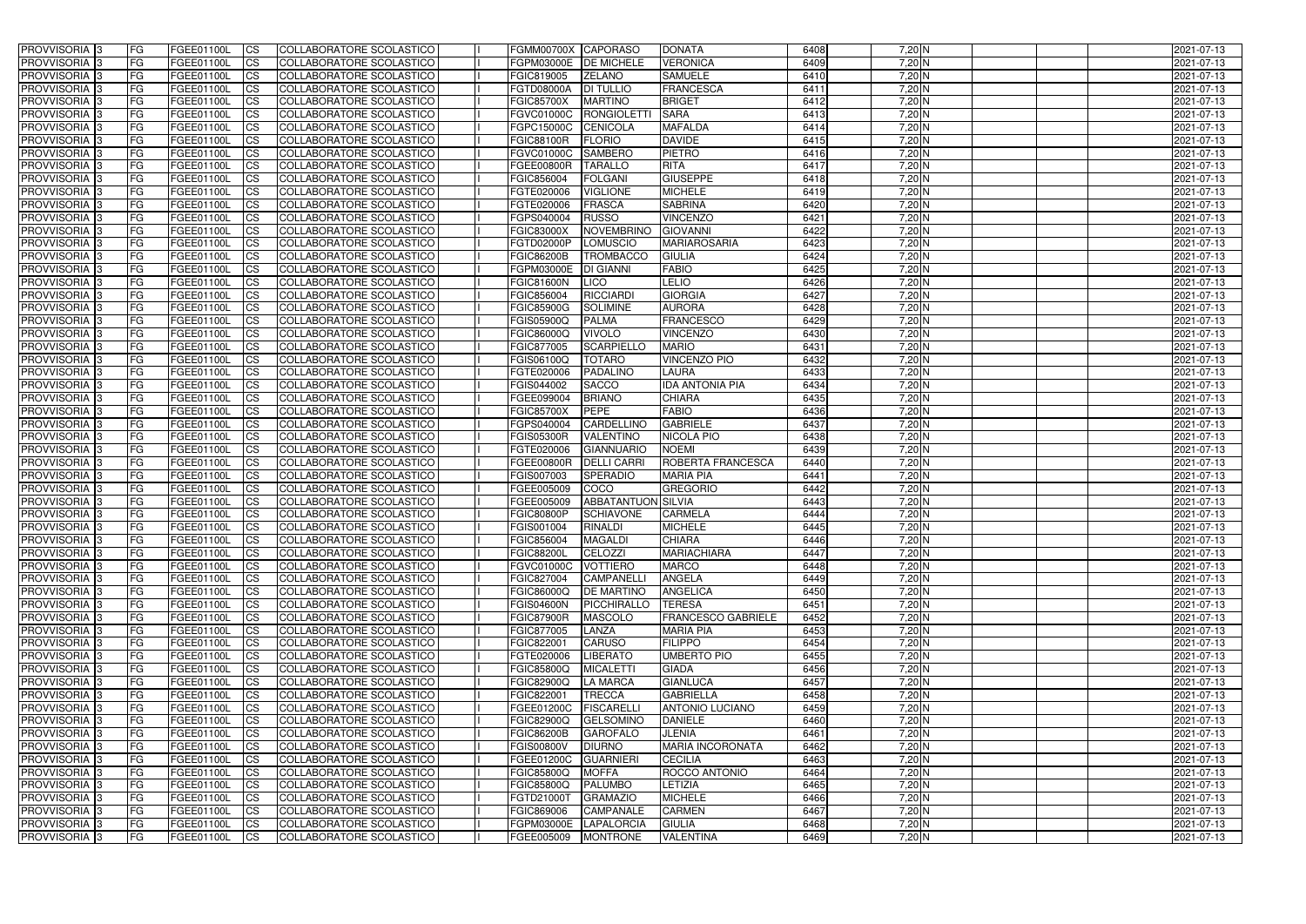| PROVVISORIA 3 | FG | FGEE01100L | CS | COLLABORATORE SCOLASTICO | I | FGMM00700X | CAPORASO | DONATA | 6408 | 7,20 N | | | | 2021-07-13 |
|---|---|---|---|---|---|---|---|---|---|---|---|---|---|---|
| PROVVISORIA 3 | FG | FGEE01100L | CS | COLLABORATORE SCOLASTICO | I | FGPM03000E | DE MICHELE | VERONICA | 6409 | 7,20 N | | | | 2021-07-13 |
| PROVVISORIA 3 | FG | FGEE01100L | CS | COLLABORATORE SCOLASTICO | I | FGIC819005 | ZELANO | SAMUELE | 6410 | 7,20 N | | | | 2021-07-13 |
| PROVVISORIA 3 | FG | FGEE01100L | CS | COLLABORATORE SCOLASTICO | I | FGTD08000A | DI TULLIO | FRANCESCA | 6411 | 7,20 N | | | | 2021-07-13 |
| PROVVISORIA 3 | FG | FGEE01100L | CS | COLLABORATORE SCOLASTICO | I | FGIC85700X | MARTINO | BRIGET | 6412 | 7,20 N | | | | 2021-07-13 |
| PROVVISORIA 3 | FG | FGEE01100L | CS | COLLABORATORE SCOLASTICO | I | FGVC01000C | RONGIOLETTI | SARA | 6413 | 7,20 N | | | | 2021-07-13 |
| PROVVISORIA 3 | FG | FGEE01100L | CS | COLLABORATORE SCOLASTICO | I | FGPC15000C | CENICOLA | MAFALDA | 6414 | 7,20 N | | | | 2021-07-13 |
| PROVVISORIA 3 | FG | FGEE01100L | CS | COLLABORATORE SCOLASTICO | I | FGIC88100R | FLORIO | DAVIDE | 6415 | 7,20 N | | | | 2021-07-13 |
| PROVVISORIA 3 | FG | FGEE01100L | CS | COLLABORATORE SCOLASTICO | I | FGVC01000C | SAMBERO | PIETRO | 6416 | 7,20 N | | | | 2021-07-13 |
| PROVVISORIA 3 | FG | FGEE01100L | CS | COLLABORATORE SCOLASTICO | I | FGEE00800R | TARALLO | RITA | 6417 | 7,20 N | | | | 2021-07-13 |
| PROVVISORIA 3 | FG | FGEE01100L | CS | COLLABORATORE SCOLASTICO | I | FGIC856004 | FOLGANI | GIUSEPPE | 6418 | 7,20 N | | | | 2021-07-13 |
| PROVVISORIA 3 | FG | FGEE01100L | CS | COLLABORATORE SCOLASTICO | I | FGTE020006 | VIGLIONE | MICHELE | 6419 | 7,20 N | | | | 2021-07-13 |
| PROVVISORIA 3 | FG | FGEE01100L | CS | COLLABORATORE SCOLASTICO | I | FGTE020006 | FRASCA | SABRINA | 6420 | 7,20 N | | | | 2021-07-13 |
| PROVVISORIA 3 | FG | FGEE01100L | CS | COLLABORATORE SCOLASTICO | I | FGPS040004 | RUSSO | VINCENZO | 6421 | 7,20 N | | | | 2021-07-13 |
| PROVVISORIA 3 | FG | FGEE01100L | CS | COLLABORATORE SCOLASTICO | I | FGIC83000X | NOVEMBRINO | GIOVANNI | 6422 | 7,20 N | | | | 2021-07-13 |
| PROVVISORIA 3 | FG | FGEE01100L | CS | COLLABORATORE SCOLASTICO | I | FGTD02000P | LOMUSCIO | MARIAROSARIA | 6423 | 7,20 N | | | | 2021-07-13 |
| PROVVISORIA 3 | FG | FGEE01100L | CS | COLLABORATORE SCOLASTICO | I | FGIC86200B | TROMBACCO | GIULIA | 6424 | 7,20 N | | | | 2021-07-13 |
| PROVVISORIA 3 | FG | FGEE01100L | CS | COLLABORATORE SCOLASTICO | I | FGPM03000E | DI GIANNI | FABIO | 6425 | 7,20 N | | | | 2021-07-13 |
| PROVVISORIA 3 | FG | FGEE01100L | CS | COLLABORATORE SCOLASTICO | I | FGIC81600N | LICO | LELIO | 6426 | 7,20 N | | | | 2021-07-13 |
| PROVVISORIA 3 | FG | FGEE01100L | CS | COLLABORATORE SCOLASTICO | I | FGIC856004 | RICCIARDI | GIORGIA | 6427 | 7,20 N | | | | 2021-07-13 |
| PROVVISORIA 3 | FG | FGEE01100L | CS | COLLABORATORE SCOLASTICO | I | FGIC85900G | SOLIMINE | AURORA | 6428 | 7,20 N | | | | 2021-07-13 |
| PROVVISORIA 3 | FG | FGEE01100L | CS | COLLABORATORE SCOLASTICO | I | FGIS05900Q | PALMA | FRANCESCO | 6429 | 7,20 N | | | | 2021-07-13 |
| PROVVISORIA 3 | FG | FGEE01100L | CS | COLLABORATORE SCOLASTICO | I | FGIC86000Q | VIVOLO | VINCENZO | 6430 | 7,20 N | | | | 2021-07-13 |
| PROVVISORIA 3 | FG | FGEE01100L | CS | COLLABORATORE SCOLASTICO | I | FGIC877005 | SCARPIELLO | MARIO | 6431 | 7,20 N | | | | 2021-07-13 |
| PROVVISORIA 3 | FG | FGEE01100L | CS | COLLABORATORE SCOLASTICO | I | FGIS06100Q | TOTARO | VINCENZO PIO | 6432 | 7,20 N | | | | 2021-07-13 |
| PROVVISORIA 3 | FG | FGEE01100L | CS | COLLABORATORE SCOLASTICO | I | FGTE020006 | PADALINO | LAURA | 6433 | 7,20 N | | | | 2021-07-13 |
| PROVVISORIA 3 | FG | FGEE01100L | CS | COLLABORATORE SCOLASTICO | I | FGIS044002 | SACCO | IDA ANTONIA PIA | 6434 | 7,20 N | | | | 2021-07-13 |
| PROVVISORIA 3 | FG | FGEE01100L | CS | COLLABORATORE SCOLASTICO | I | FGEE099004 | BRIANO | CHIARA | 6435 | 7,20 N | | | | 2021-07-13 |
| PROVVISORIA 3 | FG | FGEE01100L | CS | COLLABORATORE SCOLASTICO | I | FGIC85700X | PEPE | FABIO | 6436 | 7,20 N | | | | 2021-07-13 |
| PROVVISORIA 3 | FG | FGEE01100L | CS | COLLABORATORE SCOLASTICO | I | FGPS040004 | CARDELLINO | GABRIELE | 6437 | 7,20 N | | | | 2021-07-13 |
| PROVVISORIA 3 | FG | FGEE01100L | CS | COLLABORATORE SCOLASTICO | I | FGIS05300R | VALENTINO | NICOLA PIO | 6438 | 7,20 N | | | | 2021-07-13 |
| PROVVISORIA 3 | FG | FGEE01100L | CS | COLLABORATORE SCOLASTICO | I | FGTE020006 | GIANNUARIO | NOEMI | 6439 | 7,20 N | | | | 2021-07-13 |
| PROVVISORIA 3 | FG | FGEE01100L | CS | COLLABORATORE SCOLASTICO | I | FGEE00800R | DELLI CARRI | ROBERTA FRANCESCA | 6440 | 7,20 N | | | | 2021-07-13 |
| PROVVISORIA 3 | FG | FGEE01100L | CS | COLLABORATORE SCOLASTICO | I | FGIS007003 | SPERADIO | MARIA PIA | 6441 | 7,20 N | | | | 2021-07-13 |
| PROVVISORIA 3 | FG | FGEE01100L | CS | COLLABORATORE SCOLASTICO | I | FGEE005009 | COCO | GREGORIO | 6442 | 7,20 N | | | | 2021-07-13 |
| PROVVISORIA 3 | FG | FGEE01100L | CS | COLLABORATORE SCOLASTICO | I | FGEE005009 | ABBATANTUONI | SILVIA | 6443 | 7,20 N | | | | 2021-07-13 |
| PROVVISORIA 3 | FG | FGEE01100L | CS | COLLABORATORE SCOLASTICO | I | FGIC80800P | SCHIAVONE | CARMELA | 6444 | 7,20 N | | | | 2021-07-13 |
| PROVVISORIA 3 | FG | FGEE01100L | CS | COLLABORATORE SCOLASTICO | I | FGIS001004 | RINALDI | MICHELE | 6445 | 7,20 N | | | | 2021-07-13 |
| PROVVISORIA 3 | FG | FGEE01100L | CS | COLLABORATORE SCOLASTICO | I | FGIC856004 | MAGALDI | CHIARA | 6446 | 7,20 N | | | | 2021-07-13 |
| PROVVISORIA 3 | FG | FGEE01100L | CS | COLLABORATORE SCOLASTICO | I | FGIC88200L | CELOZZI | MARIACHIARA | 6447 | 7,20 N | | | | 2021-07-13 |
| PROVVISORIA 3 | FG | FGEE01100L | CS | COLLABORATORE SCOLASTICO | I | FGVC01000C | VOTTIERO | MARCO | 6448 | 7,20 N | | | | 2021-07-13 |
| PROVVISORIA 3 | FG | FGEE01100L | CS | COLLABORATORE SCOLASTICO | I | FGIC827004 | CAMPANELLI | ANGELA | 6449 | 7,20 N | | | | 2021-07-13 |
| PROVVISORIA 3 | FG | FGEE01100L | CS | COLLABORATORE SCOLASTICO | I | FGIC86000Q | DE MARTINO | ANGELICA | 6450 | 7,20 N | | | | 2021-07-13 |
| PROVVISORIA 3 | FG | FGEE01100L | CS | COLLABORATORE SCOLASTICO | I | FGIS04600N | PICCHIRALLO | TERESA | 6451 | 7,20 N | | | | 2021-07-13 |
| PROVVISORIA 3 | FG | FGEE01100L | CS | COLLABORATORE SCOLASTICO | I | FGIC87900R | MASCOLO | FRANCESCO GABRIELE | 6452 | 7,20 N | | | | 2021-07-13 |
| PROVVISORIA 3 | FG | FGEE01100L | CS | COLLABORATORE SCOLASTICO | I | FGIC877005 | LANZA | MARIA PIA | 6453 | 7,20 N | | | | 2021-07-13 |
| PROVVISORIA 3 | FG | FGEE01100L | CS | COLLABORATORE SCOLASTICO | I | FGIC822001 | CARUSO | FILIPPO | 6454 | 7,20 N | | | | 2021-07-13 |
| PROVVISORIA 3 | FG | FGEE01100L | CS | COLLABORATORE SCOLASTICO | I | FGTE020006 | LIBERATO | UMBERTO PIO | 6455 | 7,20 N | | | | 2021-07-13 |
| PROVVISORIA 3 | FG | FGEE01100L | CS | COLLABORATORE SCOLASTICO | I | FGIC85800Q | MICALETTI | GIADA | 6456 | 7,20 N | | | | 2021-07-13 |
| PROVVISORIA 3 | FG | FGEE01100L | CS | COLLABORATORE SCOLASTICO | I | FGIC82900Q | LA MARCA | GIANLUCA | 6457 | 7,20 N | | | | 2021-07-13 |
| PROVVISORIA 3 | FG | FGEE01100L | CS | COLLABORATORE SCOLASTICO | I | FGIC822001 | TRECCA | GABRIELLA | 6458 | 7,20 N | | | | 2021-07-13 |
| PROVVISORIA 3 | FG | FGEE01100L | CS | COLLABORATORE SCOLASTICO | I | FGEE01200C | FISCARELLI | ANTONIO LUCIANO | 6459 | 7,20 N | | | | 2021-07-13 |
| PROVVISORIA 3 | FG | FGEE01100L | CS | COLLABORATORE SCOLASTICO | I | FGIC82900Q | GELSOMINO | DANIELE | 6460 | 7,20 N | | | | 2021-07-13 |
| PROVVISORIA 3 | FG | FGEE01100L | CS | COLLABORATORE SCOLASTICO | I | FGIC86200B | GAROFALO | JLENIA | 6461 | 7,20 N | | | | 2021-07-13 |
| PROVVISORIA 3 | FG | FGEE01100L | CS | COLLABORATORE SCOLASTICO | I | FGIS00800V | DIURNO | MARIA INCORONATA | 6462 | 7,20 N | | | | 2021-07-13 |
| PROVVISORIA 3 | FG | FGEE01100L | CS | COLLABORATORE SCOLASTICO | I | FGEE01200C | GUARNIERI | CECILIA | 6463 | 7,20 N | | | | 2021-07-13 |
| PROVVISORIA 3 | FG | FGEE01100L | CS | COLLABORATORE SCOLASTICO | I | FGIC85800Q | MOFFA | ROCCO ANTONIO | 6464 | 7,20 N | | | | 2021-07-13 |
| PROVVISORIA 3 | FG | FGEE01100L | CS | COLLABORATORE SCOLASTICO | I | FGIC85800Q | PALUMBO | LETIZIA | 6465 | 7,20 N | | | | 2021-07-13 |
| PROVVISORIA 3 | FG | FGEE01100L | CS | COLLABORATORE SCOLASTICO | I | FGTD21000T | GRAMAZIO | MICHELE | 6466 | 7,20 N | | | | 2021-07-13 |
| PROVVISORIA 3 | FG | FGEE01100L | CS | COLLABORATORE SCOLASTICO | I | FGIC869006 | CAMPANALE | CARMEN | 6467 | 7,20 N | | | | 2021-07-13 |
| PROVVISORIA 3 | FG | FGEE01100L | CS | COLLABORATORE SCOLASTICO | I | FGPM03000E | LAPALORCIA | GIULIA | 6468 | 7,20 N | | | | 2021-07-13 |
| PROVVISORIA 3 | FG | FGEE01100L | CS | COLLABORATORE SCOLASTICO | I | FGEE005009 | MONTRONE | VALENTINA | 6469 | 7,20 N | | | | 2021-07-13 |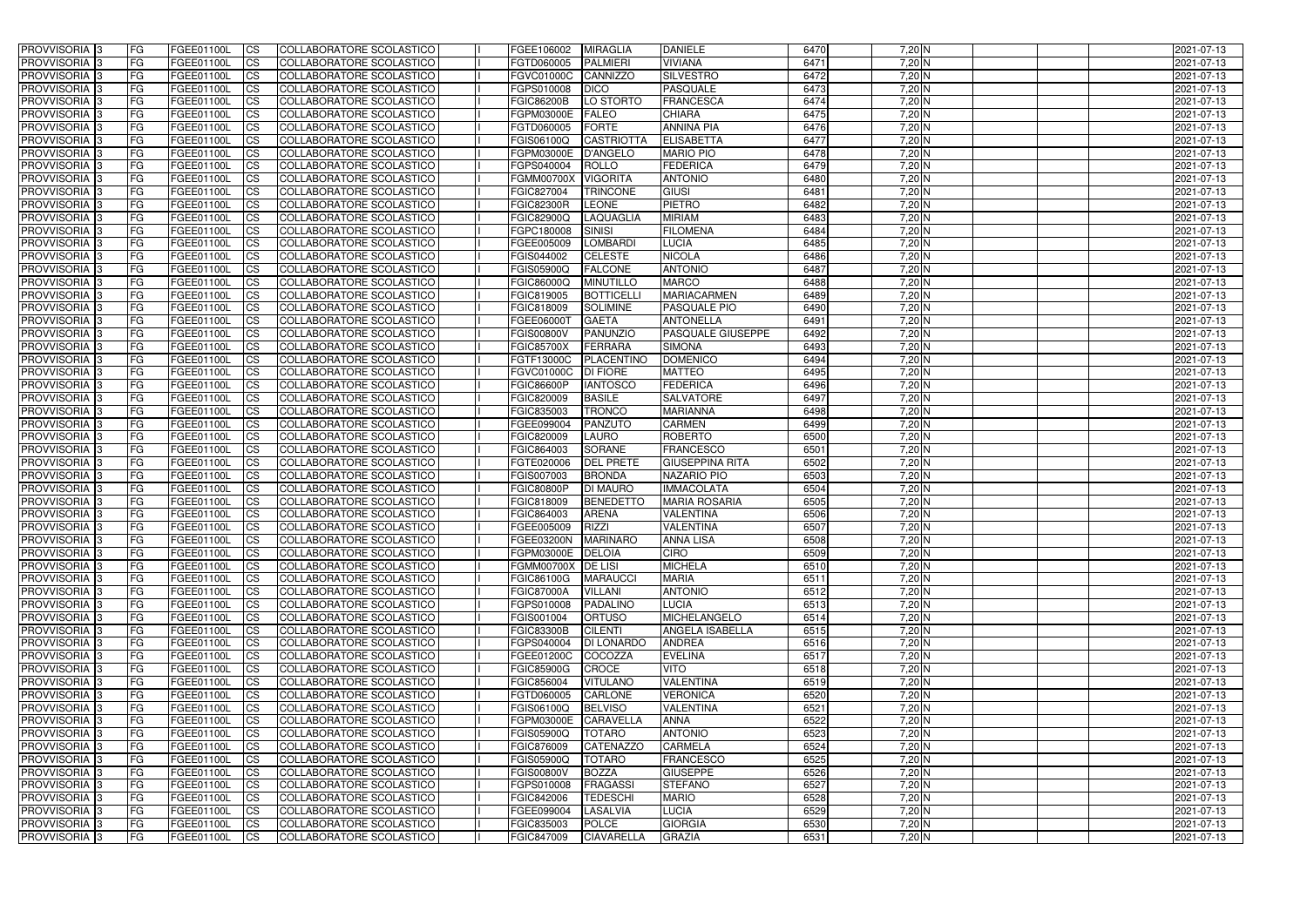| PROVVISORIA | 3 | FG | FGEE01100L | CS | COLLABORATORE SCOLASTICO | | FGEE106002 | MIRAGLIA | DANIELE | 6470 | 7,20 | N | | | | 2021-07-13 |
|---|---|---|---|---|---|---|---|---|---|---|---|---|---|---|---|---|
| PROVVISORIA | 3 | FG | FGEE01100L | CS | COLLABORATORE SCOLASTICO | | FGTD060005 | PALMIERI | VIVIANA | 6471 | 7,20 | N | | | | 2021-07-13 |
| PROVVISORIA | 3 | FG | FGEE01100L | CS | COLLABORATORE SCOLASTICO | | FGVC01000C | CANNIZZO | SILVESTRO | 6472 | 7,20 | N | | | | 2021-07-13 |
| PROVVISORIA | 3 | FG | FGEE01100L | CS | COLLABORATORE SCOLASTICO | | FGPS010008 | DICO | PASQUALE | 6473 | 7,20 | N | | | | 2021-07-13 |
| PROVVISORIA | 3 | FG | FGEE01100L | CS | COLLABORATORE SCOLASTICO | | FGIC86200B | LO STORTO | FRANCESCA | 6474 | 7,20 | N | | | | 2021-07-13 |
| PROVVISORIA | 3 | FG | FGEE01100L | CS | COLLABORATORE SCOLASTICO | | FGPM03000E | FALEO | CHIARA | 6475 | 7,20 | N | | | | 2021-07-13 |
| PROVVISORIA | 3 | FG | FGEE01100L | CS | COLLABORATORE SCOLASTICO | | FGTD060005 | FORTE | ANNINA PIA | 6476 | 7,20 | N | | | | 2021-07-13 |
| PROVVISORIA | 3 | FG | FGEE01100L | CS | COLLABORATORE SCOLASTICO | | FGIS06100Q | CASTRIOTTA | ELISABETTA | 6477 | 7,20 | N | | | | 2021-07-13 |
| PROVVISORIA | 3 | FG | FGEE01100L | CS | COLLABORATORE SCOLASTICO | | FGPM03000E | D'ANGELO | MARIO PIO | 6478 | 7,20 | N | | | | 2021-07-13 |
| PROVVISORIA | 3 | FG | FGEE01100L | CS | COLLABORATORE SCOLASTICO | | FGPS040004 | ROLLO | FEDERICA | 6479 | 7,20 | N | | | | 2021-07-13 |
| PROVVISORIA | 3 | FG | FGEE01100L | CS | COLLABORATORE SCOLASTICO | | FGMM00700X | VIGORITA | ANTONIO | 6480 | 7,20 | N | | | | 2021-07-13 |
| PROVVISORIA | 3 | FG | FGEE01100L | CS | COLLABORATORE SCOLASTICO | | FGIC827004 | TRINCONE | GIUSI | 6481 | 7,20 | N | | | | 2021-07-13 |
| PROVVISORIA | 3 | FG | FGEE01100L | CS | COLLABORATORE SCOLASTICO | | FGIC82300R | LEONE | PIETRO | 6482 | 7,20 | N | | | | 2021-07-13 |
| PROVVISORIA | 3 | FG | FGEE01100L | CS | COLLABORATORE SCOLASTICO | | FGIC82900Q | LAQUAGLIA | MIRIAM | 6483 | 7,20 | N | | | | 2021-07-13 |
| PROVVISORIA | 3 | FG | FGEE01100L | CS | COLLABORATORE SCOLASTICO | | FGPC180008 | SINISI | FILOMENA | 6484 | 7,20 | N | | | | 2021-07-13 |
| PROVVISORIA | 3 | FG | FGEE01100L | CS | COLLABORATORE SCOLASTICO | | FGEE005009 | LOMBARDI | LUCIA | 6485 | 7,20 | N | | | | 2021-07-13 |
| PROVVISORIA | 3 | FG | FGEE01100L | CS | COLLABORATORE SCOLASTICO | | FGIS044002 | CELESTE | NICOLA | 6486 | 7,20 | N | | | | 2021-07-13 |
| PROVVISORIA | 3 | FG | FGEE01100L | CS | COLLABORATORE SCOLASTICO | | FGIS05900Q | FALCONE | ANTONIO | 6487 | 7,20 | N | | | | 2021-07-13 |
| PROVVISORIA | 3 | FG | FGEE01100L | CS | COLLABORATORE SCOLASTICO | | FGIC86000Q | MINUTILLO | MARCO | 6488 | 7,20 | N | | | | 2021-07-13 |
| PROVVISORIA | 3 | FG | FGEE01100L | CS | COLLABORATORE SCOLASTICO | | FGIC819005 | BOTTICELLI | MARIACARMEN | 6489 | 7,20 | N | | | | 2021-07-13 |
| PROVVISORIA | 3 | FG | FGEE01100L | CS | COLLABORATORE SCOLASTICO | | FGIC818009 | SOLIMINE | PASQUALE PIO | 6490 | 7,20 | N | | | | 2021-07-13 |
| PROVVISORIA | 3 | FG | FGEE01100L | CS | COLLABORATORE SCOLASTICO | | FGEE06000T | GAETA | ANTONELLA | 6491 | 7,20 | N | | | | 2021-07-13 |
| PROVVISORIA | 3 | FG | FGEE01100L | CS | COLLABORATORE SCOLASTICO | | FGIS00800V | PANUNZIO | PASQUALE GIUSEPPE | 6492 | 7,20 | N | | | | 2021-07-13 |
| PROVVISORIA | 3 | FG | FGEE01100L | CS | COLLABORATORE SCOLASTICO | | FGIC85700X | FERRARA | SIMONA | 6493 | 7,20 | N | | | | 2021-07-13 |
| PROVVISORIA | 3 | FG | FGEE01100L | CS | COLLABORATORE SCOLASTICO | | FGTF13000C | PLACENTINO | DOMENICO | 6494 | 7,20 | N | | | | 2021-07-13 |
| PROVVISORIA | 3 | FG | FGEE01100L | CS | COLLABORATORE SCOLASTICO | | FGVC01000C | DI FIORE | MATTEO | 6495 | 7,20 | N | | | | 2021-07-13 |
| PROVVISORIA | 3 | FG | FGEE01100L | CS | COLLABORATORE SCOLASTICO | | FGIC86600P | IANTOSCO | FEDERICA | 6496 | 7,20 | N | | | | 2021-07-13 |
| PROVVISORIA | 3 | FG | FGEE01100L | CS | COLLABORATORE SCOLASTICO | | FGIC820009 | BASILE | SALVATORE | 6497 | 7,20 | N | | | | 2021-07-13 |
| PROVVISORIA | 3 | FG | FGEE01100L | CS | COLLABORATORE SCOLASTICO | | FGIC835003 | TRONCO | MARIANNA | 6498 | 7,20 | N | | | | 2021-07-13 |
| PROVVISORIA | 3 | FG | FGEE01100L | CS | COLLABORATORE SCOLASTICO | | FGEE099004 | PANZUTO | CARMEN | 6499 | 7,20 | N | | | | 2021-07-13 |
| PROVVISORIA | 3 | FG | FGEE01100L | CS | COLLABORATORE SCOLASTICO | | FGIC820009 | LAURO | ROBERTO | 6500 | 7,20 | N | | | | 2021-07-13 |
| PROVVISORIA | 3 | FG | FGEE01100L | CS | COLLABORATORE SCOLASTICO | | FGIC864003 | SORANE | FRANCESCO | 6501 | 7,20 | N | | | | 2021-07-13 |
| PROVVISORIA | 3 | FG | FGEE01100L | CS | COLLABORATORE SCOLASTICO | | FGTE020006 | DEL PRETE | GIUSEPPINA RITA | 6502 | 7,20 | N | | | | 2021-07-13 |
| PROVVISORIA | 3 | FG | FGEE01100L | CS | COLLABORATORE SCOLASTICO | | FGIS007003 | BRONDA | NAZARIO PIO | 6503 | 7,20 | N | | | | 2021-07-13 |
| PROVVISORIA | 3 | FG | FGEE01100L | CS | COLLABORATORE SCOLASTICO | | FGIC80800P | DI MAURO | IMMACOLATA | 6504 | 7,20 | N | | | | 2021-07-13 |
| PROVVISORIA | 3 | FG | FGEE01100L | CS | COLLABORATORE SCOLASTICO | | FGIC818009 | BENEDETTO | MARIA ROSARIA | 6505 | 7,20 | N | | | | 2021-07-13 |
| PROVVISORIA | 3 | FG | FGEE01100L | CS | COLLABORATORE SCOLASTICO | | FGIC864003 | ARENA | VALENTINA | 6506 | 7,20 | N | | | | 2021-07-13 |
| PROVVISORIA | 3 | FG | FGEE01100L | CS | COLLABORATORE SCOLASTICO | | FGEE005009 | RIZZI | VALENTINA | 6507 | 7,20 | N | | | | 2021-07-13 |
| PROVVISORIA | 3 | FG | FGEE01100L | CS | COLLABORATORE SCOLASTICO | | FGEE03200N | MARINARO | ANNA LISA | 6508 | 7,20 | N | | | | 2021-07-13 |
| PROVVISORIA | 3 | FG | FGEE01100L | CS | COLLABORATORE SCOLASTICO | | FGPM03000E | DELOIA | CIRO | 6509 | 7,20 | N | | | | 2021-07-13 |
| PROVVISORIA | 3 | FG | FGEE01100L | CS | COLLABORATORE SCOLASTICO | | FGMM00700X | DE LISI | MICHELA | 6510 | 7,20 | N | | | | 2021-07-13 |
| PROVVISORIA | 3 | FG | FGEE01100L | CS | COLLABORATORE SCOLASTICO | | FGIC86100G | MARAUCCI | MARIA | 6511 | 7,20 | N | | | | 2021-07-13 |
| PROVVISORIA | 3 | FG | FGEE01100L | CS | COLLABORATORE SCOLASTICO | | FGIC87000A | VILLANI | ANTONIO | 6512 | 7,20 | N | | | | 2021-07-13 |
| PROVVISORIA | 3 | FG | FGEE01100L | CS | COLLABORATORE SCOLASTICO | | FGPS010008 | PADALINO | LUCIA | 6513 | 7,20 | N | | | | 2021-07-13 |
| PROVVISORIA | 3 | FG | FGEE01100L | CS | COLLABORATORE SCOLASTICO | | FGIS001004 | ORTUSO | MICHELANGELO | 6514 | 7,20 | N | | | | 2021-07-13 |
| PROVVISORIA | 3 | FG | FGEE01100L | CS | COLLABORATORE SCOLASTICO | | FGIC83300B | CILENTI | ANGELA ISABELLA | 6515 | 7,20 | N | | | | 2021-07-13 |
| PROVVISORIA | 3 | FG | FGEE01100L | CS | COLLABORATORE SCOLASTICO | | FGPS040004 | DI LONARDO | ANDREA | 6516 | 7,20 | N | | | | 2021-07-13 |
| PROVVISORIA | 3 | FG | FGEE01100L | CS | COLLABORATORE SCOLASTICO | | FGEE01200C | COCOZZA | EVELINA | 6517 | 7,20 | N | | | | 2021-07-13 |
| PROVVISORIA | 3 | FG | FGEE01100L | CS | COLLABORATORE SCOLASTICO | | FGIC85900G | CROCE | VITO | 6518 | 7,20 | N | | | | 2021-07-13 |
| PROVVISORIA | 3 | FG | FGEE01100L | CS | COLLABORATORE SCOLASTICO | | FGIC856004 | VITULANO | VALENTINA | 6519 | 7,20 | N | | | | 2021-07-13 |
| PROVVISORIA | 3 | FG | FGEE01100L | CS | COLLABORATORE SCOLASTICO | | FGTD060005 | CARLONE | VERONICA | 6520 | 7,20 | N | | | | 2021-07-13 |
| PROVVISORIA | 3 | FG | FGEE01100L | CS | COLLABORATORE SCOLASTICO | | FGIS06100Q | BELVISO | VALENTINA | 6521 | 7,20 | N | | | | 2021-07-13 |
| PROVVISORIA | 3 | FG | FGEE01100L | CS | COLLABORATORE SCOLASTICO | | FGPM03000E | CARAVELLA | ANNA | 6522 | 7,20 | N | | | | 2021-07-13 |
| PROVVISORIA | 3 | FG | FGEE01100L | CS | COLLABORATORE SCOLASTICO | | FGIS05900Q | TOTARO | ANTONIO | 6523 | 7,20 | N | | | | 2021-07-13 |
| PROVVISORIA | 3 | FG | FGEE01100L | CS | COLLABORATORE SCOLASTICO | | FGIC876009 | CATENAZZO | CARMELA | 6524 | 7,20 | N | | | | 2021-07-13 |
| PROVVISORIA | 3 | FG | FGEE01100L | CS | COLLABORATORE SCOLASTICO | | FGIS05900Q | TOTARO | FRANCESCO | 6525 | 7,20 | N | | | | 2021-07-13 |
| PROVVISORIA | 3 | FG | FGEE01100L | CS | COLLABORATORE SCOLASTICO | | FGIS00800V | BOZZA | GIUSEPPE | 6526 | 7,20 | N | | | | 2021-07-13 |
| PROVVISORIA | 3 | FG | FGEE01100L | CS | COLLABORATORE SCOLASTICO | | FGPS010008 | FRAGASSI | STEFANO | 6527 | 7,20 | N | | | | 2021-07-13 |
| PROVVISORIA | 3 | FG | FGEE01100L | CS | COLLABORATORE SCOLASTICO | | FGIC842006 | TEDESCHI | MARIO | 6528 | 7,20 | N | | | | 2021-07-13 |
| PROVVISORIA | 3 | FG | FGEE01100L | CS | COLLABORATORE SCOLASTICO | | FGEE099004 | LASALVIA | LUCIA | 6529 | 7,20 | N | | | | 2021-07-13 |
| PROVVISORIA | 3 | FG | FGEE01100L | CS | COLLABORATORE SCOLASTICO | | FGIC835003 | POLCE | GIORGIA | 6530 | 7,20 | N | | | | 2021-07-13 |
| PROVVISORIA | 3 | FG | FGEE01100L | CS | COLLABORATORE SCOLASTICO | | FGIC847009 | CIAVARELLA | GRAZIA | 6531 | 7,20 | N | | | | 2021-07-13 |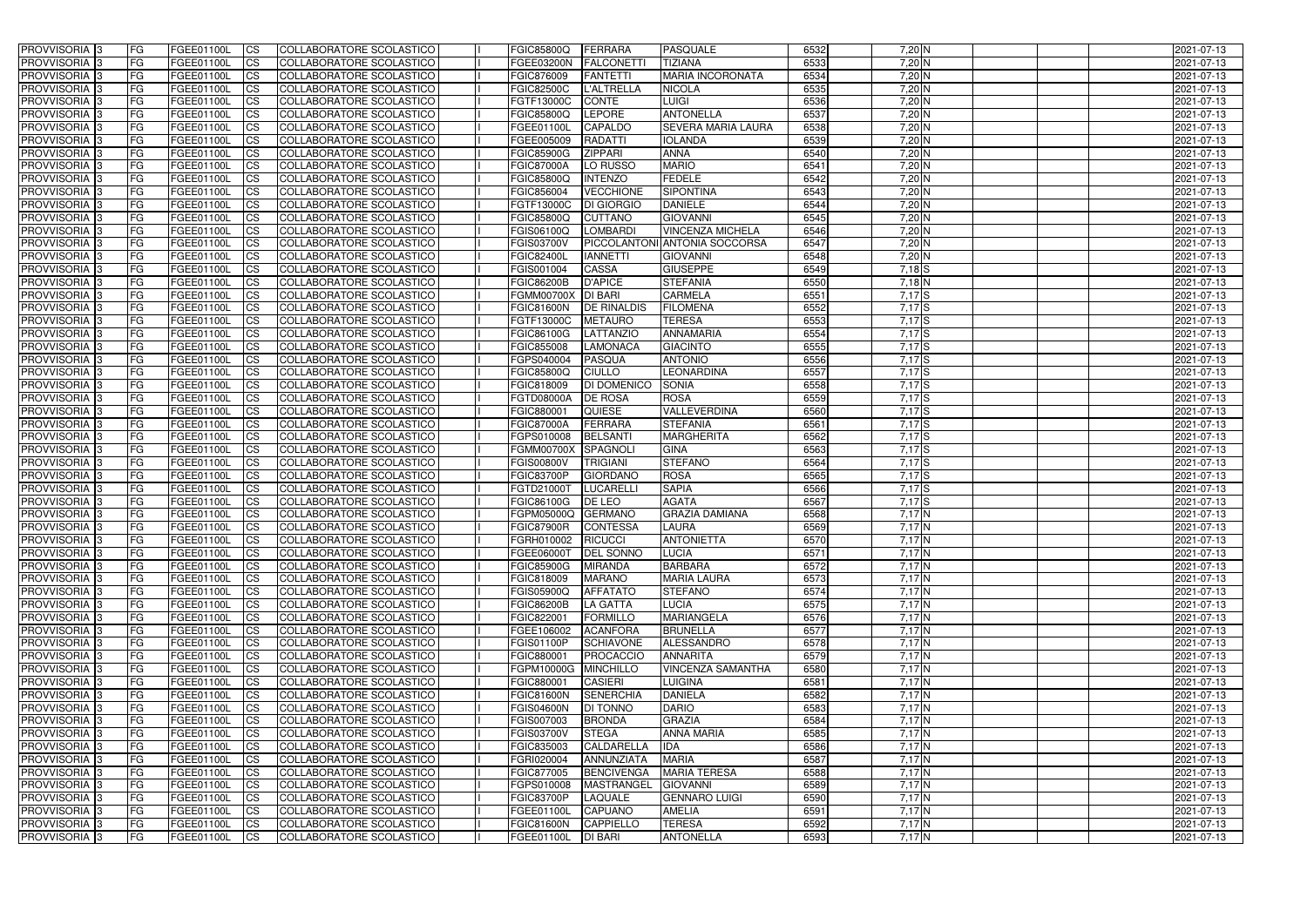| PROVVISORIA | 3 | FG | FGEE01100L | CS | COLLABORATORE SCOLASTICO | | FGIC85800Q | FERRARA | PASQUALE | 6532 | 7,20 | N | | | | 2021-07-13 |
|---|---|---|---|---|---|---|---|---|---|---|---|---|---|---|---|---|
| PROVVISORIA | 3 | FG | FGEE01100L | CS | COLLABORATORE SCOLASTICO | | FGEE03200N | FALCONETTI | TIZIANA | 6533 | 7,20 | N | | | | 2021-07-13 |
| PROVVISORIA | 3 | FG | FGEE01100L | CS | COLLABORATORE SCOLASTICO | | FGIC876009 | FANTETTI | MARIA INCORONATA | 6534 | 7,20 | N | | | | 2021-07-13 |
| PROVVISORIA | 3 | FG | FGEE01100L | CS | COLLABORATORE SCOLASTICO | | FGIC82500C | L'ALTRELLA | NICOLA | 6535 | 7,20 | N | | | | 2021-07-13 |
| PROVVISORIA | 3 | FG | FGEE01100L | CS | COLLABORATORE SCOLASTICO | | FGTF13000C | CONTE | LUIGI | 6536 | 7,20 | N | | | | 2021-07-13 |
| PROVVISORIA | 3 | FG | FGEE01100L | CS | COLLABORATORE SCOLASTICO | | FGIC85800Q | LEPORE | ANTONELLA | 6537 | 7,20 | N | | | | 2021-07-13 |
| PROVVISORIA | 3 | FG | FGEE01100L | CS | COLLABORATORE SCOLASTICO | | FGEE01100L | CAPALDO | SEVERA MARIA LAURA | 6538 | 7,20 | N | | | | 2021-07-13 |
| PROVVISORIA | 3 | FG | FGEE01100L | CS | COLLABORATORE SCOLASTICO | | FGEE005009 | RADATTI | IOLANDA | 6539 | 7,20 | N | | | | 2021-07-13 |
| PROVVISORIA | 3 | FG | FGEE01100L | CS | COLLABORATORE SCOLASTICO | | FGIC85900G | ZIPPARI | ANNA | 6540 | 7,20 | N | | | | 2021-07-13 |
| PROVVISORIA | 3 | FG | FGEE01100L | CS | COLLABORATORE SCOLASTICO | | FGIC87000A | LO RUSSO | MARIO | 6541 | 7,20 | N | | | | 2021-07-13 |
| PROVVISORIA | 3 | FG | FGEE01100L | CS | COLLABORATORE SCOLASTICO | | FGIC85800Q | INTENZO | FEDELE | 6542 | 7,20 | N | | | | 2021-07-13 |
| PROVVISORIA | 3 | FG | FGEE01100L | CS | COLLABORATORE SCOLASTICO | | FGIC856004 | VECCHIONE | SIPONTINA | 6543 | 7,20 | N | | | | 2021-07-13 |
| PROVVISORIA | 3 | FG | FGEE01100L | CS | COLLABORATORE SCOLASTICO | | FGTF13000C | DI GIORGIO | DANIELE | 6544 | 7,20 | N | | | | 2021-07-13 |
| PROVVISORIA | 3 | FG | FGEE01100L | CS | COLLABORATORE SCOLASTICO | | FGIC85800Q | CUTTANO | GIOVANNI | 6545 | 7,20 | N | | | | 2021-07-13 |
| PROVVISORIA | 3 | FG | FGEE01100L | CS | COLLABORATORE SCOLASTICO | | FGIS06100Q | LOMBARDI | VINCENZA MICHELA | 6546 | 7,20 | N | | | | 2021-07-13 |
| PROVVISORIA | 3 | FG | FGEE01100L | CS | COLLABORATORE SCOLASTICO | | FGIS03700V | PICCOLANTONI | ANTONIA SOCCORSA | 6547 | 7,20 | N | | | | 2021-07-13 |
| PROVVISORIA | 3 | FG | FGEE01100L | CS | COLLABORATORE SCOLASTICO | | FGIC82400L | IANNETTI | GIOVANNI | 6548 | 7,20 | N | | | | 2021-07-13 |
| PROVVISORIA | 3 | FG | FGEE01100L | CS | COLLABORATORE SCOLASTICO | | FGIS001004 | CASSA | GIUSEPPE | 6549 | 7,18 | S | | | | 2021-07-13 |
| PROVVISORIA | 3 | FG | FGEE01100L | CS | COLLABORATORE SCOLASTICO | | FGIC86200B | D'APICE | STEFANIA | 6550 | 7,18 | N | | | | 2021-07-13 |
| PROVVISORIA | 3 | FG | FGEE01100L | CS | COLLABORATORE SCOLASTICO | | FGMM00700X | DI BARI | CARMELA | 6551 | 7,17 | S | | | | 2021-07-13 |
| PROVVISORIA | 3 | FG | FGEE01100L | CS | COLLABORATORE SCOLASTICO | | FGIC81600N | DE RINALDIS | FILOMENA | 6552 | 7,17 | S | | | | 2021-07-13 |
| PROVVISORIA | 3 | FG | FGEE01100L | CS | COLLABORATORE SCOLASTICO | | FGTF13000C | METAURO | TERESA | 6553 | 7,17 | S | | | | 2021-07-13 |
| PROVVISORIA | 3 | FG | FGEE01100L | CS | COLLABORATORE SCOLASTICO | | FGIC86100G | LATTANZIO | ANNAMARIA | 6554 | 7,17 | S | | | | 2021-07-13 |
| PROVVISORIA | 3 | FG | FGEE01100L | CS | COLLABORATORE SCOLASTICO | | FGIC855008 | LAMONACA | GIACINTO | 6555 | 7,17 | S | | | | 2021-07-13 |
| PROVVISORIA | 3 | FG | FGEE01100L | CS | COLLABORATORE SCOLASTICO | | FGPS040004 | PASQUA | ANTONIO | 6556 | 7,17 | S | | | | 2021-07-13 |
| PROVVISORIA | 3 | FG | FGEE01100L | CS | COLLABORATORE SCOLASTICO | | FGIC85800Q | CIULLO | LEONARDINA | 6557 | 7,17 | S | | | | 2021-07-13 |
| PROVVISORIA | 3 | FG | FGEE01100L | CS | COLLABORATORE SCOLASTICO | | FGIC818009 | DI DOMENICO | SONIA | 6558 | 7,17 | S | | | | 2021-07-13 |
| PROVVISORIA | 3 | FG | FGEE01100L | CS | COLLABORATORE SCOLASTICO | | FGTD08000A | DE ROSA | ROSA | 6559 | 7,17 | S | | | | 2021-07-13 |
| PROVVISORIA | 3 | FG | FGEE01100L | CS | COLLABORATORE SCOLASTICO | | FGIC880001 | QUIESE | VALLEVERDINA | 6560 | 7,17 | S | | | | 2021-07-13 |
| PROVVISORIA | 3 | FG | FGEE01100L | CS | COLLABORATORE SCOLASTICO | | FGIC87000A | FERRARA | STEFANIA | 6561 | 7,17 | S | | | | 2021-07-13 |
| PROVVISORIA | 3 | FG | FGEE01100L | CS | COLLABORATORE SCOLASTICO | | FGPS010008 | BELSANTI | MARGHERITA | 6562 | 7,17 | S | | | | 2021-07-13 |
| PROVVISORIA | 3 | FG | FGEE01100L | CS | COLLABORATORE SCOLASTICO | | FGMM00700X | SPAGNOLI | GINA | 6563 | 7,17 | S | | | | 2021-07-13 |
| PROVVISORIA | 3 | FG | FGEE01100L | CS | COLLABORATORE SCOLASTICO | | FGIS00800V | TRIGIANI | STEFANO | 6564 | 7,17 | S | | | | 2021-07-13 |
| PROVVISORIA | 3 | FG | FGEE01100L | CS | COLLABORATORE SCOLASTICO | | FGIC83700P | GIORDANO | ROSA | 6565 | 7,17 | S | | | | 2021-07-13 |
| PROVVISORIA | 3 | FG | FGEE01100L | CS | COLLABORATORE SCOLASTICO | | FGTD21000T | LUCARELLI | SAPIA | 6566 | 7,17 | S | | | | 2021-07-13 |
| PROVVISORIA | 3 | FG | FGEE01100L | CS | COLLABORATORE SCOLASTICO | | FGIC86100G | DE LEO | AGATA | 6567 | 7,17 | S | | | | 2021-07-13 |
| PROVVISORIA | 3 | FG | FGEE01100L | CS | COLLABORATORE SCOLASTICO | | FGPM05000Q | GERMANO | GRAZIA DAMIANA | 6568 | 7,17 | N | | | | 2021-07-13 |
| PROVVISORIA | 3 | FG | FGEE01100L | CS | COLLABORATORE SCOLASTICO | | FGIC87900R | CONTESSA | LAURA | 6569 | 7,17 | N | | | | 2021-07-13 |
| PROVVISORIA | 3 | FG | FGEE01100L | CS | COLLABORATORE SCOLASTICO | | FGRH010002 | RICUCCI | ANTONIETTA | 6570 | 7,17 | N | | | | 2021-07-13 |
| PROVVISORIA | 3 | FG | FGEE01100L | CS | COLLABORATORE SCOLASTICO | | FGEE06000T | DEL SONNO | LUCIA | 6571 | 7,17 | N | | | | 2021-07-13 |
| PROVVISORIA | 3 | FG | FGEE01100L | CS | COLLABORATORE SCOLASTICO | | FGIC85900G | MIRANDA | BARBARA | 6572 | 7,17 | N | | | | 2021-07-13 |
| PROVVISORIA | 3 | FG | FGEE01100L | CS | COLLABORATORE SCOLASTICO | | FGIC818009 | MARANO | MARIA LAURA | 6573 | 7,17 | N | | | | 2021-07-13 |
| PROVVISORIA | 3 | FG | FGEE01100L | CS | COLLABORATORE SCOLASTICO | | FGIS05900Q | AFFATATO | STEFANO | 6574 | 7,17 | N | | | | 2021-07-13 |
| PROVVISORIA | 3 | FG | FGEE01100L | CS | COLLABORATORE SCOLASTICO | | FGIC86200B | LA GATTA | LUCIA | 6575 | 7,17 | N | | | | 2021-07-13 |
| PROVVISORIA | 3 | FG | FGEE01100L | CS | COLLABORATORE SCOLASTICO | | FGIC822001 | FORMILLO | MARIANGELA | 6576 | 7,17 | N | | | | 2021-07-13 |
| PROVVISORIA | 3 | FG | FGEE01100L | CS | COLLABORATORE SCOLASTICO | | FGEE106002 | ACANFORA | BRUNELLA | 6577 | 7,17 | N | | | | 2021-07-13 |
| PROVVISORIA | 3 | FG | FGEE01100L | CS | COLLABORATORE SCOLASTICO | | FGIS01100P | SCHIAVONE | ALESSANDRO | 6578 | 7,17 | N | | | | 2021-07-13 |
| PROVVISORIA | 3 | FG | FGEE01100L | CS | COLLABORATORE SCOLASTICO | | FGIC880001 | PROCACCIO | ANNARITA | 6579 | 7,17 | N | | | | 2021-07-13 |
| PROVVISORIA | 3 | FG | FGEE01100L | CS | COLLABORATORE SCOLASTICO | | FGPM10000G | MINCHILLO | VINCENZA SAMANTHA | 6580 | 7,17 | N | | | | 2021-07-13 |
| PROVVISORIA | 3 | FG | FGEE01100L | CS | COLLABORATORE SCOLASTICO | | FGIC880001 | CASIERI | LUIGINA | 6581 | 7,17 | N | | | | 2021-07-13 |
| PROVVISORIA | 3 | FG | FGEE01100L | CS | COLLABORATORE SCOLASTICO | | FGIC81600N | SENERCHIA | DANIELA | 6582 | 7,17 | N | | | | 2021-07-13 |
| PROVVISORIA | 3 | FG | FGEE01100L | CS | COLLABORATORE SCOLASTICO | | FGIS04600N | DI TONNO | DARIO | 6583 | 7,17 | N | | | | 2021-07-13 |
| PROVVISORIA | 3 | FG | FGEE01100L | CS | COLLABORATORE SCOLASTICO | | FGIS007003 | BRONDA | GRAZIA | 6584 | 7,17 | N | | | | 2021-07-13 |
| PROVVISORIA | 3 | FG | FGEE01100L | CS | COLLABORATORE SCOLASTICO | | FGIS03700V | STEGA | ANNA MARIA | 6585 | 7,17 | N | | | | 2021-07-13 |
| PROVVISORIA | 3 | FG | FGEE01100L | CS | COLLABORATORE SCOLASTICO | | FGIC835003 | CALDARELLA | IDA | 6586 | 7,17 | N | | | | 2021-07-13 |
| PROVVISORIA | 3 | FG | FGEE01100L | CS | COLLABORATORE SCOLASTICO | | FGRI020004 | ANNUNZIATA | MARIA | 6587 | 7,17 | N | | | | 2021-07-13 |
| PROVVISORIA | 3 | FG | FGEE01100L | CS | COLLABORATORE SCOLASTICO | | FGIC877005 | BENCIVENGA | MARIA TERESA | 6588 | 7,17 | N | | | | 2021-07-13 |
| PROVVISORIA | 3 | FG | FGEE01100L | CS | COLLABORATORE SCOLASTICO | | FGPS010008 | MASTRANGEL | GIOVANNI | 6589 | 7,17 | N | | | | 2021-07-13 |
| PROVVISORIA | 3 | FG | FGEE01100L | CS | COLLABORATORE SCOLASTICO | | FGIC83700P | LAQUALE | GENNARO LUIGI | 6590 | 7,17 | N | | | | 2021-07-13 |
| PROVVISORIA | 3 | FG | FGEE01100L | CS | COLLABORATORE SCOLASTICO | | FGEE01100L | CAPUANO | AMELIA | 6591 | 7,17 | N | | | | 2021-07-13 |
| PROVVISORIA | 3 | FG | FGEE01100L | CS | COLLABORATORE SCOLASTICO | | FGIC81600N | CAPPIELLO | TERESA | 6592 | 7,17 | N | | | | 2021-07-13 |
| PROVVISORIA | 3 | FG | FGEE01100L | CS | COLLABORATORE SCOLASTICO | | FGEE01100L | DI BARI | ANTONELLA | 6593 | 7,17 | N | | | | 2021-07-13 |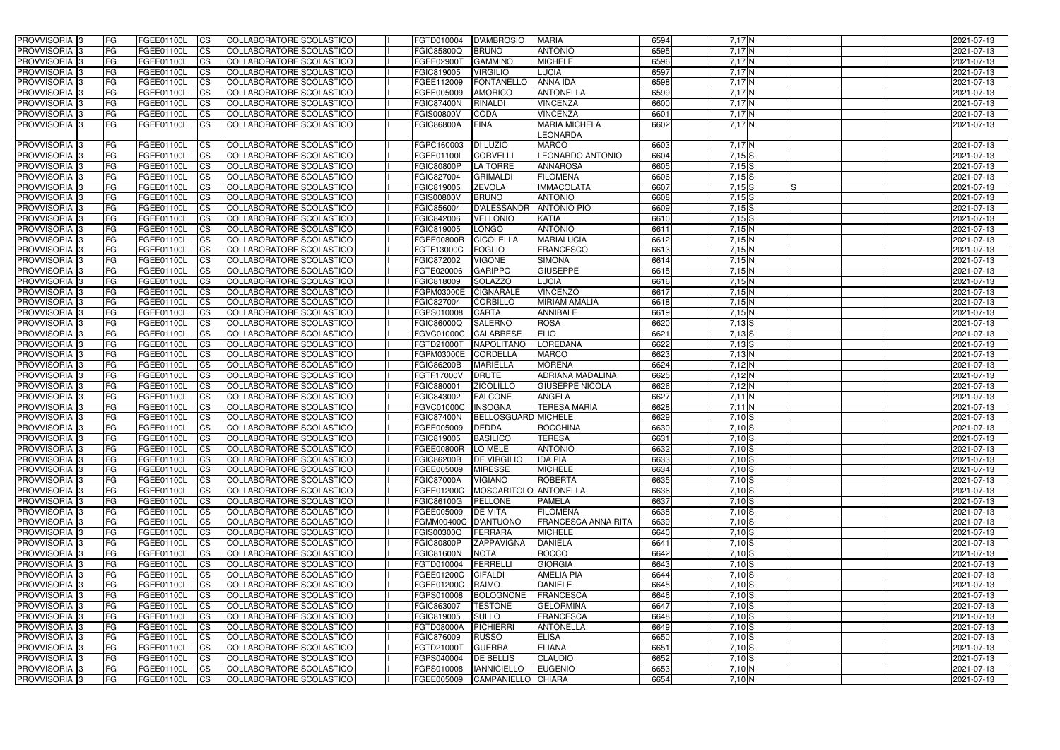| PROVVISORIA 3 | FG | FGEE01100L | CS | COLLABORATORE SCOLASTICO | I | FGTD010004 | D'AMBROSIO | MARIA | 6594 | 7,17 N | | | | 2021-07-13 |
|---|---|---|---|---|---|---|---|---|---|---|---|---|---|---|
| PROVVISORIA 3 | FG | FGEE01100L | CS | COLLABORATORE SCOLASTICO | I | FGIC85800Q | BRUNO | ANTONIO | 6595 | 7,17 N | | | | 2021-07-13 |
| PROVVISORIA 3 | FG | FGEE01100L | CS | COLLABORATORE SCOLASTICO | I | FGEE02900T | GAMMINO | MICHELE | 6596 | 7,17 N | | | | 2021-07-13 |
| PROVVISORIA 3 | FG | FGEE01100L | CS | COLLABORATORE SCOLASTICO | I | FGIC819005 | VIRGILIO | LUCIA | 6597 | 7,17 N | | | | 2021-07-13 |
| PROVVISORIA 3 | FG | FGEE01100L | CS | COLLABORATORE SCOLASTICO | I | FGEE112009 | FONTANELLO | ANNA IDA | 6598 | 7,17 N | | | | 2021-07-13 |
| PROVVISORIA 3 | FG | FGEE01100L | CS | COLLABORATORE SCOLASTICO | I | FGEE005009 | AMORICO | ANTONELLA | 6599 | 7,17 N | | | | 2021-07-13 |
| PROVVISORIA 3 | FG | FGEE01100L | CS | COLLABORATORE SCOLASTICO | I | FGIC87400N | RINALDI | VINCENZA | 6600 | 7,17 N | | | | 2021-07-13 |
| PROVVISORIA 3 | FG | FGEE01100L | CS | COLLABORATORE SCOLASTICO | I | FGIS00800V | CODA | VINCENZA | 6601 | 7,17 N | | | | 2021-07-13 |
| PROVVISORIA 3 | FG | FGEE01100L | CS | COLLABORATORE SCOLASTICO | I | FGIC86800A | FINA | MARIA MICHELA LEONARDA | 6602 | 7,17 N | | | | 2021-07-13 |
| PROVVISORIA 3 | FG | FGEE01100L | CS | COLLABORATORE SCOLASTICO | I | FGPC160003 | DI LUZIO | MARCO | 6603 | 7,17 N | | | | 2021-07-13 |
| PROVVISORIA 3 | FG | FGEE01100L | CS | COLLABORATORE SCOLASTICO | I | FGEE01100L | CORVELLI | LEONARDO ANTONIO | 6604 | 7,15 S | | | | 2021-07-13 |
| PROVVISORIA 3 | FG | FGEE01100L | CS | COLLABORATORE SCOLASTICO | I | FGIC80800P | LA TORRE | ANNAROSA | 6605 | 7,15 S | | | | 2021-07-13 |
| PROVVISORIA 3 | FG | FGEE01100L | CS | COLLABORATORE SCOLASTICO | I | FGIC827004 | GRIMALDI | FILOMENA | 6606 | 7,15 S | | | | 2021-07-13 |
| PROVVISORIA 3 | FG | FGEE01100L | CS | COLLABORATORE SCOLASTICO | I | FGIC819005 | ZEVOLA | IMMACOLATA | 6607 | 7,15 S | S | | | 2021-07-13 |
| PROVVISORIA 3 | FG | FGEE01100L | CS | COLLABORATORE SCOLASTICO | I | FGIS00800V | BRUNO | ANTONIO | 6608 | 7,15 S | | | | 2021-07-13 |
| PROVVISORIA 3 | FG | FGEE01100L | CS | COLLABORATORE SCOLASTICO | I | FGIC856004 | D'ALESSANDR | ANTONIO PIO | 6609 | 7,15 S | | | | 2021-07-13 |
| PROVVISORIA 3 | FG | FGEE01100L | CS | COLLABORATORE SCOLASTICO | I | FGIC842006 | VELLONIO | KATIA | 6610 | 7,15 S | | | | 2021-07-13 |
| PROVVISORIA 3 | FG | FGEE01100L | CS | COLLABORATORE SCOLASTICO | I | FGIC819005 | LONGO | ANTONIO | 6611 | 7,15 N | | | | 2021-07-13 |
| PROVVISORIA 3 | FG | FGEE01100L | CS | COLLABORATORE SCOLASTICO | I | FGEE00800R | CICOLELLA | MARIALUCIA | 6612 | 7,15 N | | | | 2021-07-13 |
| PROVVISORIA 3 | FG | FGEE01100L | CS | COLLABORATORE SCOLASTICO | I | FGTF13000C | FOGLIO | FRANCESCO | 6613 | 7,15 N | | | | 2021-07-13 |
| PROVVISORIA 3 | FG | FGEE01100L | CS | COLLABORATORE SCOLASTICO | I | FGIC872002 | VIGONE | SIMONA | 6614 | 7,15 N | | | | 2021-07-13 |
| PROVVISORIA 3 | FG | FGEE01100L | CS | COLLABORATORE SCOLASTICO | I | FGTE020006 | GARIPPO | GIUSEPPE | 6615 | 7,15 N | | | | 2021-07-13 |
| PROVVISORIA 3 | FG | FGEE01100L | CS | COLLABORATORE SCOLASTICO | I | FGIC818009 | SOLAZZO | LUCIA | 6616 | 7,15 N | | | | 2021-07-13 |
| PROVVISORIA 3 | FG | FGEE01100L | CS | COLLABORATORE SCOLASTICO | I | FGPM03000E | CIGNARALE | VINCENZO | 6617 | 7,15 N | | | | 2021-07-13 |
| PROVVISORIA 3 | FG | FGEE01100L | CS | COLLABORATORE SCOLASTICO | I | FGIC827004 | CORBILLO | MIRIAM AMALIA | 6618 | 7,15 N | | | | 2021-07-13 |
| PROVVISORIA 3 | FG | FGEE01100L | CS | COLLABORATORE SCOLASTICO | I | FGPS010008 | CARTA | ANNIBALE | 6619 | 7,15 N | | | | 2021-07-13 |
| PROVVISORIA 3 | FG | FGEE01100L | CS | COLLABORATORE SCOLASTICO | I | FGIC86000Q | SALERNO | ROSA | 6620 | 7,13 S | | | | 2021-07-13 |
| PROVVISORIA 3 | FG | FGEE01100L | CS | COLLABORATORE SCOLASTICO | I | FGVC01000C | CALABRESE | ELIO | 6621 | 7,13 S | | | | 2021-07-13 |
| PROVVISORIA 3 | FG | FGEE01100L | CS | COLLABORATORE SCOLASTICO | I | FGTD21000T | NAPOLITANO | LOREDANA | 6622 | 7,13 S | | | | 2021-07-13 |
| PROVVISORIA 3 | FG | FGEE01100L | CS | COLLABORATORE SCOLASTICO | I | FGPM03000E | CORDELLA | MARCO | 6623 | 7,13 N | | | | 2021-07-13 |
| PROVVISORIA 3 | FG | FGEE01100L | CS | COLLABORATORE SCOLASTICO | I | FGIC86200B | MARIELLA | MORENA | 6624 | 7,12 N | | | | 2021-07-13 |
| PROVVISORIA 3 | FG | FGEE01100L | CS | COLLABORATORE SCOLASTICO | I | FGTF17000V | DRUTE | ADRIANA MADALINA | 6625 | 7,12 N | | | | 2021-07-13 |
| PROVVISORIA 3 | FG | FGEE01100L | CS | COLLABORATORE SCOLASTICO | I | FGIC880001 | ZICOLILLO | GIUSEPPE NICOLA | 6626 | 7,12 N | | | | 2021-07-13 |
| PROVVISORIA 3 | FG | FGEE01100L | CS | COLLABORATORE SCOLASTICO | I | FGIC843002 | FALCONE | ANGELA | 6627 | 7,11 N | | | | 2021-07-13 |
| PROVVISORIA 3 | FG | FGEE01100L | CS | COLLABORATORE SCOLASTICO | I | FGVC01000C | INSOGNA | TERESA MARIA | 6628 | 7,11 N | | | | 2021-07-13 |
| PROVVISORIA 3 | FG | FGEE01100L | CS | COLLABORATORE SCOLASTICO | I | FGIC87400N | BELLOSGUARD | MICHELE | 6629 | 7,10 S | | | | 2021-07-13 |
| PROVVISORIA 3 | FG | FGEE01100L | CS | COLLABORATORE SCOLASTICO | I | FGEE005009 | DEDDA | ROCCHINA | 6630 | 7,10 S | | | | 2021-07-13 |
| PROVVISORIA 3 | FG | FGEE01100L | CS | COLLABORATORE SCOLASTICO | I | FGIC819005 | BASILICO | TERESA | 6631 | 7,10 S | | | | 2021-07-13 |
| PROVVISORIA 3 | FG | FGEE01100L | CS | COLLABORATORE SCOLASTICO | I | FGEE00800R | LO MELE | ANTONIO | 6632 | 7,10 S | | | | 2021-07-13 |
| PROVVISORIA 3 | FG | FGEE01100L | CS | COLLABORATORE SCOLASTICO | I | FGIC86200B | DE VIRGILIO | IDA PIA | 6633 | 7,10 S | | | | 2021-07-13 |
| PROVVISORIA 3 | FG | FGEE01100L | CS | COLLABORATORE SCOLASTICO | I | FGEE005009 | MIRESSE | MICHELE | 6634 | 7,10 S | | | | 2021-07-13 |
| PROVVISORIA 3 | FG | FGEE01100L | CS | COLLABORATORE SCOLASTICO | I | FGIC87000A | VIGIANO | ROBERTA | 6635 | 7,10 S | | | | 2021-07-13 |
| PROVVISORIA 3 | FG | FGEE01100L | CS | COLLABORATORE SCOLASTICO | I | FGEE01200C | MOSCARITOLO | ANTONELLA | 6636 | 7,10 S | | | | 2021-07-13 |
| PROVVISORIA 3 | FG | FGEE01100L | CS | COLLABORATORE SCOLASTICO | I | FGIC86100G | PELLONE | PAMELA | 6637 | 7,10 S | | | | 2021-07-13 |
| PROVVISORIA 3 | FG | FGEE01100L | CS | COLLABORATORE SCOLASTICO | I | FGEE005009 | DE MITA | FILOMENA | 6638 | 7,10 S | | | | 2021-07-13 |
| PROVVISORIA 3 | FG | FGEE01100L | CS | COLLABORATORE SCOLASTICO | I | FGMM00400C | D'ANTUONO | FRANCESCA ANNA RITA | 6639 | 7,10 S | | | | 2021-07-13 |
| PROVVISORIA 3 | FG | FGEE01100L | CS | COLLABORATORE SCOLASTICO | I | FGIS00300Q | FERRARA | MICHELE | 6640 | 7,10 S | | | | 2021-07-13 |
| PROVVISORIA 3 | FG | FGEE01100L | CS | COLLABORATORE SCOLASTICO | I | FGIC80800P | ZAPPAVIGNA | DANIELA | 6641 | 7,10 S | | | | 2021-07-13 |
| PROVVISORIA 3 | FG | FGEE01100L | CS | COLLABORATORE SCOLASTICO | I | FGIC81600N | NOTA | ROCCO | 6642 | 7,10 S | | | | 2021-07-13 |
| PROVVISORIA 3 | FG | FGEE01100L | CS | COLLABORATORE SCOLASTICO | I | FGTD010004 | FERRELLI | GIORGIA | 6643 | 7,10 S | | | | 2021-07-13 |
| PROVVISORIA 3 | FG | FGEE01100L | CS | COLLABORATORE SCOLASTICO | I | FGEE01200C | CIFALDI | AMELIA PIA | 6644 | 7,10 S | | | | 2021-07-13 |
| PROVVISORIA 3 | FG | FGEE01100L | CS | COLLABORATORE SCOLASTICO | I | FGEE01200C | RAIMO | DANIELE | 6645 | 7,10 S | | | | 2021-07-13 |
| PROVVISORIA 3 | FG | FGEE01100L | CS | COLLABORATORE SCOLASTICO | I | FGPS010008 | BOLOGNONE | FRANCESCA | 6646 | 7,10 S | | | | 2021-07-13 |
| PROVVISORIA 3 | FG | FGEE01100L | CS | COLLABORATORE SCOLASTICO | I | FGIC863007 | TESTONE | GELORMINA | 6647 | 7,10 S | | | | 2021-07-13 |
| PROVVISORIA 3 | FG | FGEE01100L | CS | COLLABORATORE SCOLASTICO | I | FGIC819005 | SULLO | FRANCESCA | 6648 | 7,10 S | | | | 2021-07-13 |
| PROVVISORIA 3 | FG | FGEE01100L | CS | COLLABORATORE SCOLASTICO | I | FGTD08000A | PICHIERRI | ANTONELLA | 6649 | 7,10 S | | | | 2021-07-13 |
| PROVVISORIA 3 | FG | FGEE01100L | CS | COLLABORATORE SCOLASTICO | I | FGIC876009 | RUSSO | ELISA | 6650 | 7,10 S | | | | 2021-07-13 |
| PROVVISORIA 3 | FG | FGEE01100L | CS | COLLABORATORE SCOLASTICO | I | FGTD21000T | GUERRA | ELIANA | 6651 | 7,10 S | | | | 2021-07-13 |
| PROVVISORIA 3 | FG | FGEE01100L | CS | COLLABORATORE SCOLASTICO | I | FGPS040004 | DE BELLIS | CLAUDIO | 6652 | 7,10 S | | | | 2021-07-13 |
| PROVVISORIA 3 | FG | FGEE01100L | CS | COLLABORATORE SCOLASTICO | I | FGPS010008 | IANNICIELLO | EUGENIO | 6653 | 7,10 N | | | | 2021-07-13 |
| PROVVISORIA 3 | FG | FGEE01100L | CS | COLLABORATORE SCOLASTICO | I | FGEE005009 | CAMPANIELLO | CHIARA | 6654 | 7,10 N | | | | 2021-07-13 |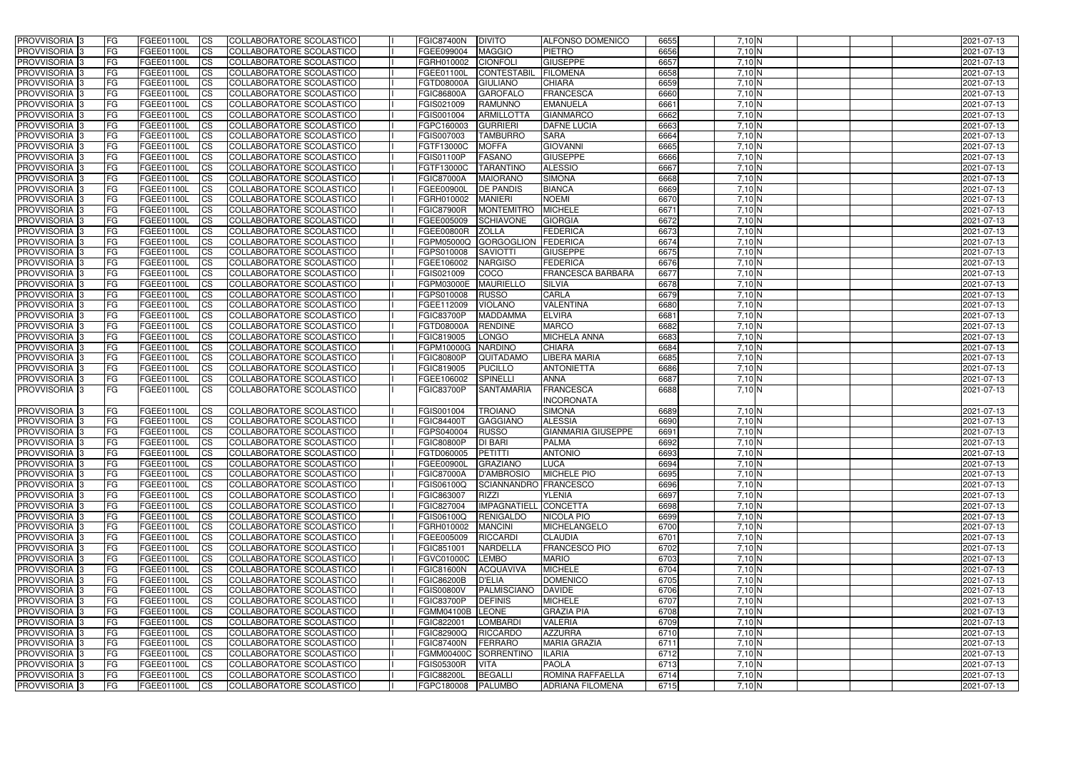| PROVVISORIA 3 | FG | FGEE01100L | CS | COLLABORATORE SCOLASTICO | | FGIC87400N | DIVITO | ALFONSO DOMENICO | 6655 | 7,10 N | | | | 2021-07-13 |
|---|---|---|---|---|---|---|---|---|---|---|---|---|---|---|
| PROVVISORIA 3 | FG | FGEE01100L | CS | COLLABORATORE SCOLASTICO | | FGEE099004 | MAGGIO | PIETRO | 6656 | 7,10 N | | | | 2021-07-13 |
| PROVVISORIA 3 | FG | FGEE01100L | CS | COLLABORATORE SCOLASTICO | | FGRH010002 | CIONFOLI | GIUSEPPE | 6657 | 7,10 N | | | | 2021-07-13 |
| PROVVISORIA 3 | FG | FGEE01100L | CS | COLLABORATORE SCOLASTICO | | FGEE01100L | CONTESTABIL | FILOMENA | 6658 | 7,10 N | | | | 2021-07-13 |
| PROVVISORIA 3 | FG | FGEE01100L | CS | COLLABORATORE SCOLASTICO | | FGTD08000A | GIULIANO | CHIARA | 6659 | 7,10 N | | | | 2021-07-13 |
| PROVVISORIA 3 | FG | FGEE01100L | CS | COLLABORATORE SCOLASTICO | | FGIC86800A | GAROFALO | FRANCESCA | 6660 | 7,10 N | | | | 2021-07-13 |
| PROVVISORIA 3 | FG | FGEE01100L | CS | COLLABORATORE SCOLASTICO | | FGIS021009 | RAMUNNO | EMANUELA | 6661 | 7,10 N | | | | 2021-07-13 |
| PROVVISORIA 3 | FG | FGEE01100L | CS | COLLABORATORE SCOLASTICO | | FGIS001004 | ARMILLOTTA | GIANMARCO | 6662 | 7,10 N | | | | 2021-07-13 |
| PROVVISORIA 3 | FG | FGEE01100L | CS | COLLABORATORE SCOLASTICO | | FGPC160003 | GURRIERI | DAFNE LUCIA | 6663 | 7,10 N | | | | 2021-07-13 |
| PROVVISORIA 3 | FG | FGEE01100L | CS | COLLABORATORE SCOLASTICO | | FGIS007003 | TAMBURRO | SARA | 6664 | 7,10 N | | | | 2021-07-13 |
| PROVVISORIA 3 | FG | FGEE01100L | CS | COLLABORATORE SCOLASTICO | | FGTF13000C | MOFFA | GIOVANNI | 6665 | 7,10 N | | | | 2021-07-13 |
| PROVVISORIA 3 | FG | FGEE01100L | CS | COLLABORATORE SCOLASTICO | | FGIS01100P | FASANO | GIUSEPPE | 6666 | 7,10 N | | | | 2021-07-13 |
| PROVVISORIA 3 | FG | FGEE01100L | CS | COLLABORATORE SCOLASTICO | | FGTF13000C | TARANTINO | ALESSIO | 6667 | 7,10 N | | | | 2021-07-13 |
| PROVVISORIA 3 | FG | FGEE01100L | CS | COLLABORATORE SCOLASTICO | | FGIC87000A | MAIORANO | SIMONA | 6668 | 7,10 N | | | | 2021-07-13 |
| PROVVISORIA 3 | FG | FGEE01100L | CS | COLLABORATORE SCOLASTICO | | FGEE00900L | DE PANDIS | BIANCA | 6669 | 7,10 N | | | | 2021-07-13 |
| PROVVISORIA 3 | FG | FGEE01100L | CS | COLLABORATORE SCOLASTICO | | FGRH010002 | MANIERI | NOEMI | 6670 | 7,10 N | | | | 2021-07-13 |
| PROVVISORIA 3 | FG | FGEE01100L | CS | COLLABORATORE SCOLASTICO | | FGIC87900R | MONTEMITRO | MICHELE | 6671 | 7,10 N | | | | 2021-07-13 |
| PROVVISORIA 3 | FG | FGEE01100L | CS | COLLABORATORE SCOLASTICO | | FGEE005009 | SCHIAVONE | GIORGIA | 6672 | 7,10 N | | | | 2021-07-13 |
| PROVVISORIA 3 | FG | FGEE01100L | CS | COLLABORATORE SCOLASTICO | | FGEE00800R | ZOLLA | FEDERICA | 6673 | 7,10 N | | | | 2021-07-13 |
| PROVVISORIA 3 | FG | FGEE01100L | CS | COLLABORATORE SCOLASTICO | | FGPM05000Q | GORGOGLION | FEDERICA | 6674 | 7,10 N | | | | 2021-07-13 |
| PROVVISORIA 3 | FG | FGEE01100L | CS | COLLABORATORE SCOLASTICO | | FGPS010008 | SAVIOTTI | GIUSEPPE | 6675 | 7,10 N | | | | 2021-07-13 |
| PROVVISORIA 3 | FG | FGEE01100L | CS | COLLABORATORE SCOLASTICO | | FGEE106002 | NARGISO | FEDERICA | 6676 | 7,10 N | | | | 2021-07-13 |
| PROVVISORIA 3 | FG | FGEE01100L | CS | COLLABORATORE SCOLASTICO | | FGIS021009 | COCO | FRANCESCA BARBARA | 6677 | 7,10 N | | | | 2021-07-13 |
| PROVVISORIA 3 | FG | FGEE01100L | CS | COLLABORATORE SCOLASTICO | | FGPM03000E | MAURIELLO | SILVIA | 6678 | 7,10 N | | | | 2021-07-13 |
| PROVVISORIA 3 | FG | FGEE01100L | CS | COLLABORATORE SCOLASTICO | | FGPS010008 | RUSSO | CARLA | 6679 | 7,10 N | | | | 2021-07-13 |
| PROVVISORIA 3 | FG | FGEE01100L | CS | COLLABORATORE SCOLASTICO | | FGEE112009 | VIOLANO | VALENTINA | 6680 | 7,10 N | | | | 2021-07-13 |
| PROVVISORIA 3 | FG | FGEE01100L | CS | COLLABORATORE SCOLASTICO | | FGIC83700P | MADDAMMA | ELVIRA | 6681 | 7,10 N | | | | 2021-07-13 |
| PROVVISORIA 3 | FG | FGEE01100L | CS | COLLABORATORE SCOLASTICO | | FGTD08000A | RENDINE | MARCO | 6682 | 7,10 N | | | | 2021-07-13 |
| PROVVISORIA 3 | FG | FGEE01100L | CS | COLLABORATORE SCOLASTICO | | FGIC819005 | LONGO | MICHELA ANNA | 6683 | 7,10 N | | | | 2021-07-13 |
| PROVVISORIA 3 | FG | FGEE01100L | CS | COLLABORATORE SCOLASTICO | | FGPM10000G | NARDINO | CHIARA | 6684 | 7,10 N | | | | 2021-07-13 |
| PROVVISORIA 3 | FG | FGEE01100L | CS | COLLABORATORE SCOLASTICO | | FGIC80800P | QUITADAMO | LIBERA MARIA | 6685 | 7,10 N | | | | 2021-07-13 |
| PROVVISORIA 3 | FG | FGEE01100L | CS | COLLABORATORE SCOLASTICO | | FGIC819005 | PUCILLO | ANTONIETTA | 6686 | 7,10 N | | | | 2021-07-13 |
| PROVVISORIA 3 | FG | FGEE01100L | CS | COLLABORATORE SCOLASTICO | | FGEE106002 | SPINELLI | ANNA | 6687 | 7,10 N | | | | 2021-07-13 |
| PROVVISORIA 3 | FG | FGEE01100L | CS | COLLABORATORE SCOLASTICO | | FGIC83700P | SANTAMARIA | FRANCESCA INCORONATA | 6688 | 7,10 N | | | | 2021-07-13 |
| PROVVISORIA 3 | FG | FGEE01100L | CS | COLLABORATORE SCOLASTICO | | FGIS001004 | TROIANO | SIMONA | 6689 | 7,10 N | | | | 2021-07-13 |
| PROVVISORIA 3 | FG | FGEE01100L | CS | COLLABORATORE SCOLASTICO | | FGIC84400T | GAGGIANO | ALESSIA | 6690 | 7,10 N | | | | 2021-07-13 |
| PROVVISORIA 3 | FG | FGEE01100L | CS | COLLABORATORE SCOLASTICO | | FGPS040004 | RUSSO | GIANMARIA GIUSEPPE | 6691 | 7,10 N | | | | 2021-07-13 |
| PROVVISORIA 3 | FG | FGEE01100L | CS | COLLABORATORE SCOLASTICO | | FGIC80800P | DI BARI | PALMA | 6692 | 7,10 N | | | | 2021-07-13 |
| PROVVISORIA 3 | FG | FGEE01100L | CS | COLLABORATORE SCOLASTICO | | FGTD060005 | PETITTI | ANTONIO | 6693 | 7,10 N | | | | 2021-07-13 |
| PROVVISORIA 3 | FG | FGEE01100L | CS | COLLABORATORE SCOLASTICO | | FGEE00900L | GRAZIANO | LUCA | 6694 | 7,10 N | | | | 2021-07-13 |
| PROVVISORIA 3 | FG | FGEE01100L | CS | COLLABORATORE SCOLASTICO | | FGIC87000A | D'AMBROSIO | MICHELE PIO | 6695 | 7,10 N | | | | 2021-07-13 |
| PROVVISORIA 3 | FG | FGEE01100L | CS | COLLABORATORE SCOLASTICO | | FGIS06100Q | SCIANNANDRO | FRANCESCO | 6696 | 7,10 N | | | | 2021-07-13 |
| PROVVISORIA 3 | FG | FGEE01100L | CS | COLLABORATORE SCOLASTICO | | FGIC863007 | RIZZI | YLENIA | 6697 | 7,10 N | | | | 2021-07-13 |
| PROVVISORIA 3 | FG | FGEE01100L | CS | COLLABORATORE SCOLASTICO | | FGIC827004 | IMPAGNATIELL | CONCETTA | 6698 | 7,10 N | | | | 2021-07-13 |
| PROVVISORIA 3 | FG | FGEE01100L | CS | COLLABORATORE SCOLASTICO | | FGIS06100Q | RENIGALDO | NICOLA PIO | 6699 | 7,10 N | | | | 2021-07-13 |
| PROVVISORIA 3 | FG | FGEE01100L | CS | COLLABORATORE SCOLASTICO | | FGRH010002 | MANCINI | MICHELANGELO | 6700 | 7,10 N | | | | 2021-07-13 |
| PROVVISORIA 3 | FG | FGEE01100L | CS | COLLABORATORE SCOLASTICO | | FGEE005009 | RICCARDI | CLAUDIA | 6701 | 7,10 N | | | | 2021-07-13 |
| PROVVISORIA 3 | FG | FGEE01100L | CS | COLLABORATORE SCOLASTICO | | FGIC851001 | NARDELLA | FRANCESCO PIO | 6702 | 7,10 N | | | | 2021-07-13 |
| PROVVISORIA 3 | FG | FGEE01100L | CS | COLLABORATORE SCOLASTICO | | FGVC01000C | LEMBO | MARIO | 6703 | 7,10 N | | | | 2021-07-13 |
| PROVVISORIA 3 | FG | FGEE01100L | CS | COLLABORATORE SCOLASTICO | | FGIC81600N | ACQUAVIVA | MICHELE | 6704 | 7,10 N | | | | 2021-07-13 |
| PROVVISORIA 3 | FG | FGEE01100L | CS | COLLABORATORE SCOLASTICO | | FGIC86200B | D'ELIA | DOMENICO | 6705 | 7,10 N | | | | 2021-07-13 |
| PROVVISORIA 3 | FG | FGEE01100L | CS | COLLABORATORE SCOLASTICO | | FGIS00800V | PALMISCIANO | DAVIDE | 6706 | 7,10 N | | | | 2021-07-13 |
| PROVVISORIA 3 | FG | FGEE01100L | CS | COLLABORATORE SCOLASTICO | | FGIC83700P | DEFINIS | MICHELE | 6707 | 7,10 N | | | | 2021-07-13 |
| PROVVISORIA 3 | FG | FGEE01100L | CS | COLLABORATORE SCOLASTICO | | FGMM04100B | LEONE | GRAZIA PIA | 6708 | 7,10 N | | | | 2021-07-13 |
| PROVVISORIA 3 | FG | FGEE01100L | CS | COLLABORATORE SCOLASTICO | | FGIC822001 | LOMBARDI | VALERIA | 6709 | 7,10 N | | | | 2021-07-13 |
| PROVVISORIA 3 | FG | FGEE01100L | CS | COLLABORATORE SCOLASTICO | | FGIC82900Q | RICCARDO | AZZURRA | 6710 | 7,10 N | | | | 2021-07-13 |
| PROVVISORIA 3 | FG | FGEE01100L | CS | COLLABORATORE SCOLASTICO | | FGIC87400N | FERRARO | MARIA GRAZIA | 6711 | 7,10 N | | | | 2021-07-13 |
| PROVVISORIA 3 | FG | FGEE01100L | CS | COLLABORATORE SCOLASTICO | | FGMM00400C | SORRENTINO | ILARIA | 6712 | 7,10 N | | | | 2021-07-13 |
| PROVVISORIA 3 | FG | FGEE01100L | CS | COLLABORATORE SCOLASTICO | | FGIS05300R | VITA | PAOLA | 6713 | 7,10 N | | | | 2021-07-13 |
| PROVVISORIA 3 | FG | FGEE01100L | CS | COLLABORATORE SCOLASTICO | | FGIC88200L | BEGALLI | ROMINA RAFFAELLA | 6714 | 7,10 N | | | | 2021-07-13 |
| PROVVISORIA 3 | FG | FGEE01100L | CS | COLLABORATORE SCOLASTICO | | FGPC180008 | PALUMBO | ADRIANA FILOMENA | 6715 | 7,10 N | | | | 2021-07-13 |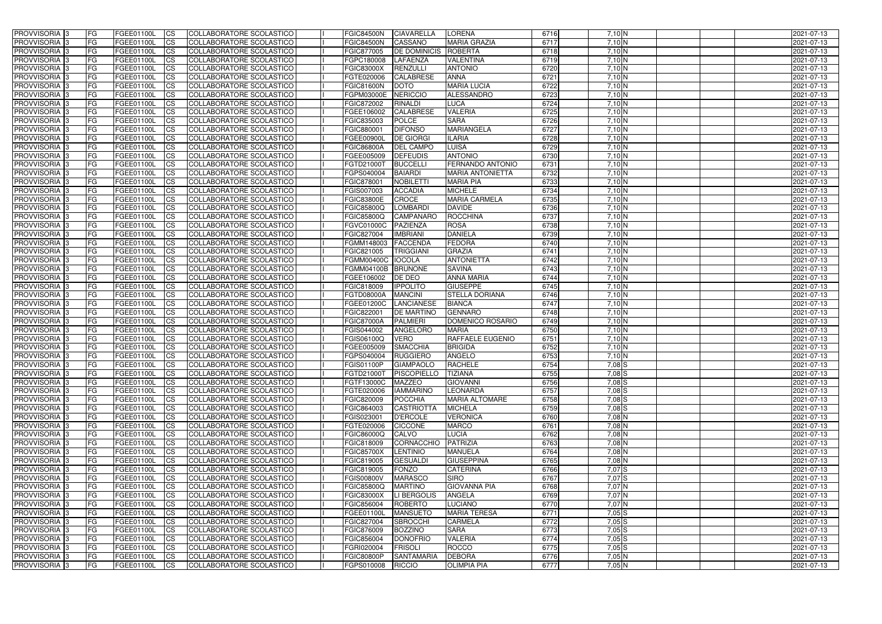| PROVVISORIA | 3 | FG | FGEE01100L | CS | COLLABORATORE SCOLASTICO | | FGIC84500N | CIAVARELLA | LORENA | 6716 | 7,10 | N | | | | 2021-07-13 |
|---|---|---|---|---|---|---|---|---|---|---|---|---|---|---|---|---|
| PROVVISORIA | 3 | FG | FGEE01100L | CS | COLLABORATORE SCOLASTICO | | FGIC84500N | CASSANO | MARIA GRAZIA | 6717 | 7,10 | N | | | | 2021-07-13 |
| PROVVISORIA | 3 | FG | FGEE01100L | CS | COLLABORATORE SCOLASTICO | | FGIC877005 | DE DOMINICIS | ROBERTA | 6718 | 7,10 | N | | | | 2021-07-13 |
| PROVVISORIA | 3 | FG | FGEE01100L | CS | COLLABORATORE SCOLASTICO | | FGPC180008 | LAFAENZA | VALENTINA | 6719 | 7,10 | N | | | | 2021-07-13 |
| PROVVISORIA | 3 | FG | FGEE01100L | CS | COLLABORATORE SCOLASTICO | | FGIC83000X | RENZULLI | ANTONIO | 6720 | 7,10 | N | | | | 2021-07-13 |
| PROVVISORIA | 3 | FG | FGEE01100L | CS | COLLABORATORE SCOLASTICO | | FGTE020006 | CALABRESE | ANNA | 6721 | 7,10 | N | | | | 2021-07-13 |
| PROVVISORIA | 3 | FG | FGEE01100L | CS | COLLABORATORE SCOLASTICO | | FGIC81600N | DOTO | MARIA LUCIA | 6722 | 7,10 | N | | | | 2021-07-13 |
| PROVVISORIA | 3 | FG | FGEE01100L | CS | COLLABORATORE SCOLASTICO | | FGPM03000E | NERICCIO | ALESSANDRO | 6723 | 7,10 | N | | | | 2021-07-13 |
| PROVVISORIA | 3 | FG | FGEE01100L | CS | COLLABORATORE SCOLASTICO | | FGIC872002 | RINALDI | LUCA | 6724 | 7,10 | N | | | | 2021-07-13 |
| PROVVISORIA | 3 | FG | FGEE01100L | CS | COLLABORATORE SCOLASTICO | | FGEE106002 | CALABRESE | VALERIA | 6725 | 7,10 | N | | | | 2021-07-13 |
| PROVVISORIA | 3 | FG | FGEE01100L | CS | COLLABORATORE SCOLASTICO | | FGIC835003 | POLCE | SARA | 6726 | 7,10 | N | | | | 2021-07-13 |
| PROVVISORIA | 3 | FG | FGEE01100L | CS | COLLABORATORE SCOLASTICO | | FGIC880001 | DIFONSO | MARIANGELA | 6727 | 7,10 | N | | | | 2021-07-13 |
| PROVVISORIA | 3 | FG | FGEE01100L | CS | COLLABORATORE SCOLASTICO | | FGEE00900L | DE GIORGI | ILARIA | 6728 | 7,10 | N | | | | 2021-07-13 |
| PROVVISORIA | 3 | FG | FGEE01100L | CS | COLLABORATORE SCOLASTICO | | FGIC86800A | DEL CAMPO | LUISA | 6729 | 7,10 | N | | | | 2021-07-13 |
| PROVVISORIA | 3 | FG | FGEE01100L | CS | COLLABORATORE SCOLASTICO | | FGEE005009 | DEFEUDIS | ANTONIO | 6730 | 7,10 | N | | | | 2021-07-13 |
| PROVVISORIA | 3 | FG | FGEE01100L | CS | COLLABORATORE SCOLASTICO | | FGTD21000T | BUCCELLI | FERNANDO ANTONIO | 6731 | 7,10 | N | | | | 2021-07-13 |
| PROVVISORIA | 3 | FG | FGEE01100L | CS | COLLABORATORE SCOLASTICO | | FGPS040004 | BAIARDI | MARIA ANTONIETTA | 6732 | 7,10 | N | | | | 2021-07-13 |
| PROVVISORIA | 3 | FG | FGEE01100L | CS | COLLABORATORE SCOLASTICO | | FGIC878001 | NOBILETTI | MARIA PIA | 6733 | 7,10 | N | | | | 2021-07-13 |
| PROVVISORIA | 3 | FG | FGEE01100L | CS | COLLABORATORE SCOLASTICO | | FGIS007003 | ACCADIA | MICHELE | 6734 | 7,10 | N | | | | 2021-07-13 |
| PROVVISORIA | 3 | FG | FGEE01100L | CS | COLLABORATORE SCOLASTICO | | FGIC83800E | CROCE | MARIA CARMELA | 6735 | 7,10 | N | | | | 2021-07-13 |
| PROVVISORIA | 3 | FG | FGEE01100L | CS | COLLABORATORE SCOLASTICO | | FGIC85800Q | LOMBARDI | DAVIDE | 6736 | 7,10 | N | | | | 2021-07-13 |
| PROVVISORIA | 3 | FG | FGEE01100L | CS | COLLABORATORE SCOLASTICO | | FGIC85800Q | CAMPANARO | ROCCHINA | 6737 | 7,10 | N | | | | 2021-07-13 |
| PROVVISORIA | 3 | FG | FGEE01100L | CS | COLLABORATORE SCOLASTICO | | FGVC01000C | PAZIENZA | ROSA | 6738 | 7,10 | N | | | | 2021-07-13 |
| PROVVISORIA | 3 | FG | FGEE01100L | CS | COLLABORATORE SCOLASTICO | | FGIC827004 | IMBRIANI | DANIELA | 6739 | 7,10 | N | | | | 2021-07-13 |
| PROVVISORIA | 3 | FG | FGEE01100L | CS | COLLABORATORE SCOLASTICO | | FGMM148003 | FACCENDA | FEDORA | 6740 | 7,10 | N | | | | 2021-07-13 |
| PROVVISORIA | 3 | FG | FGEE01100L | CS | COLLABORATORE SCOLASTICO | | FGIC821005 | TRIGGIANI | GRAZIA | 6741 | 7,10 | N | | | | 2021-07-13 |
| PROVVISORIA | 3 | FG | FGEE01100L | CS | COLLABORATORE SCOLASTICO | | FGMM00400C | IOCOLA | ANTONIETTA | 6742 | 7,10 | N | | | | 2021-07-13 |
| PROVVISORIA | 3 | FG | FGEE01100L | CS | COLLABORATORE SCOLASTICO | | FGMM04100B | BRUNONE | SAVINA | 6743 | 7,10 | N | | | | 2021-07-13 |
| PROVVISORIA | 3 | FG | FGEE01100L | CS | COLLABORATORE SCOLASTICO | | FGEE106002 | DE DEO | ANNA MARIA | 6744 | 7,10 | N | | | | 2021-07-13 |
| PROVVISORIA | 3 | FG | FGEE01100L | CS | COLLABORATORE SCOLASTICO | | FGIC818009 | IPPOLITO | GIUSEPPE | 6745 | 7,10 | N | | | | 2021-07-13 |
| PROVVISORIA | 3 | FG | FGEE01100L | CS | COLLABORATORE SCOLASTICO | | FGTD08000A | MANCINI | STELLA DORIANA | 6746 | 7,10 | N | | | | 2021-07-13 |
| PROVVISORIA | 3 | FG | FGEE01100L | CS | COLLABORATORE SCOLASTICO | | FGEE01200C | LANCIANESE | BIANCA | 6747 | 7,10 | N | | | | 2021-07-13 |
| PROVVISORIA | 3 | FG | FGEE01100L | CS | COLLABORATORE SCOLASTICO | | FGIC822001 | DE MARTINO | GENNARO | 6748 | 7,10 | N | | | | 2021-07-13 |
| PROVVISORIA | 3 | FG | FGEE01100L | CS | COLLABORATORE SCOLASTICO | | FGIC87000A | PALMIERI | DOMENICO ROSARIO | 6749 | 7,10 | N | | | | 2021-07-13 |
| PROVVISORIA | 3 | FG | FGEE01100L | CS | COLLABORATORE SCOLASTICO | | FGIS044002 | ANGELORO | MARIA | 6750 | 7,10 | N | | | | 2021-07-13 |
| PROVVISORIA | 3 | FG | FGEE01100L | CS | COLLABORATORE SCOLASTICO | | FGIS06100Q | VERO | RAFFAELE EUGENIO | 6751 | 7,10 | N | | | | 2021-07-13 |
| PROVVISORIA | 3 | FG | FGEE01100L | CS | COLLABORATORE SCOLASTICO | | FGEE005009 | SMACCHIA | BRIGIDA | 6752 | 7,10 | N | | | | 2021-07-13 |
| PROVVISORIA | 3 | FG | FGEE01100L | CS | COLLABORATORE SCOLASTICO | | FGPS040004 | RUGGIERO | ANGELO | 6753 | 7,10 | N | | | | 2021-07-13 |
| PROVVISORIA | 3 | FG | FGEE01100L | CS | COLLABORATORE SCOLASTICO | | FGIS01100P | GIAMPAOLO | RACHELE | 6754 | 7,08 | S | | | | 2021-07-13 |
| PROVVISORIA | 3 | FG | FGEE01100L | CS | COLLABORATORE SCOLASTICO | | FGTD21000T | PISCOPIELLO | TIZIANA | 6755 | 7,08 | S | | | | 2021-07-13 |
| PROVVISORIA | 3 | FG | FGEE01100L | CS | COLLABORATORE SCOLASTICO | | FGTF13000C | MAZZEO | GIOVANNI | 6756 | 7,08 | S | | | | 2021-07-13 |
| PROVVISORIA | 3 | FG | FGEE01100L | CS | COLLABORATORE SCOLASTICO | | FGTE020006 | IAMMARINO | LEONARDA | 6757 | 7,08 | S | | | | 2021-07-13 |
| PROVVISORIA | 3 | FG | FGEE01100L | CS | COLLABORATORE SCOLASTICO | | FGIC820009 | POCCHIA | MARIA ALTOMARE | 6758 | 7,08 | S | | | | 2021-07-13 |
| PROVVISORIA | 3 | FG | FGEE01100L | CS | COLLABORATORE SCOLASTICO | | FGIC864003 | CASTRIOTTA | MICHELA | 6759 | 7,08 | S | | | | 2021-07-13 |
| PROVVISORIA | 3 | FG | FGEE01100L | CS | COLLABORATORE SCOLASTICO | | FGIS023001 | D'ERCOLE | VERONICA | 6760 | 7,08 | N | | | | 2021-07-13 |
| PROVVISORIA | 3 | FG | FGEE01100L | CS | COLLABORATORE SCOLASTICO | | FGTE020006 | CICCONE | MARCO | 6761 | 7,08 | N | | | | 2021-07-13 |
| PROVVISORIA | 3 | FG | FGEE01100L | CS | COLLABORATORE SCOLASTICO | | FGIC86000Q | CALVO | LUCIA | 6762 | 7,08 | N | | | | 2021-07-13 |
| PROVVISORIA | 3 | FG | FGEE01100L | CS | COLLABORATORE SCOLASTICO | | FGIC818009 | CORNACCHIO | PATRIZIA | 6763 | 7,08 | N | | | | 2021-07-13 |
| PROVVISORIA | 3 | FG | FGEE01100L | CS | COLLABORATORE SCOLASTICO | | FGIC85700X | LENTINIO | MANUELA | 6764 | 7,08 | N | | | | 2021-07-13 |
| PROVVISORIA | 3 | FG | FGEE01100L | CS | COLLABORATORE SCOLASTICO | | FGIC819005 | GESUALDI | GIUSEPPINA | 6765 | 7,08 | N | | | | 2021-07-13 |
| PROVVISORIA | 3 | FG | FGEE01100L | CS | COLLABORATORE SCOLASTICO | | FGIC819005 | FONZO | CATERINA | 6766 | 7,07 | S | | | | 2021-07-13 |
| PROVVISORIA | 3 | FG | FGEE01100L | CS | COLLABORATORE SCOLASTICO | | FGIS00800V | MARASCO | SIRO | 6767 | 7,07 | S | | | | 2021-07-13 |
| PROVVISORIA | 3 | FG | FGEE01100L | CS | COLLABORATORE SCOLASTICO | | FGIC85800Q | MARTINO | GIOVANNA PIA | 6768 | 7,07 | N | | | | 2021-07-13 |
| PROVVISORIA | 3 | FG | FGEE01100L | CS | COLLABORATORE SCOLASTICO | | FGIC83000X | LI BERGOLIS | ANGELA | 6769 | 7,07 | N | | | | 2021-07-13 |
| PROVVISORIA | 3 | FG | FGEE01100L | CS | COLLABORATORE SCOLASTICO | | FGIC856004 | ROBERTO | LUCIANO | 6770 | 7,07 | N | | | | 2021-07-13 |
| PROVVISORIA | 3 | FG | FGEE01100L | CS | COLLABORATORE SCOLASTICO | | FGEE01100L | MANSUETO | MARIA TERESA | 6771 | 7,05 | S | | | | 2021-07-13 |
| PROVVISORIA | 3 | FG | FGEE01100L | CS | COLLABORATORE SCOLASTICO | | FGIC827004 | SBROCCHI | CARMELA | 6772 | 7,05 | S | | | | 2021-07-13 |
| PROVVISORIA | 3 | FG | FGEE01100L | CS | COLLABORATORE SCOLASTICO | | FGIC876009 | BOZZINO | SARA | 6773 | 7,05 | S | | | | 2021-07-13 |
| PROVVISORIA | 3 | FG | FGEE01100L | CS | COLLABORATORE SCOLASTICO | | FGIC856004 | DONOFRIO | VALERIA | 6774 | 7,05 | S | | | | 2021-07-13 |
| PROVVISORIA | 3 | FG | FGEE01100L | CS | COLLABORATORE SCOLASTICO | | FGRI020004 | FRISOLI | ROCCO | 6775 | 7,05 | S | | | | 2021-07-13 |
| PROVVISORIA | 3 | FG | FGEE01100L | CS | COLLABORATORE SCOLASTICO | | FGIC80800P | SANTAMARIA | DEBORA | 6776 | 7,05 | N | | | | 2021-07-13 |
| PROVVISORIA | 3 | FG | FGEE01100L | CS | COLLABORATORE SCOLASTICO | | FGPS010008 | RICCIO | OLIMPIA PIA | 6777 | 7,05 | N | | | | 2021-07-13 |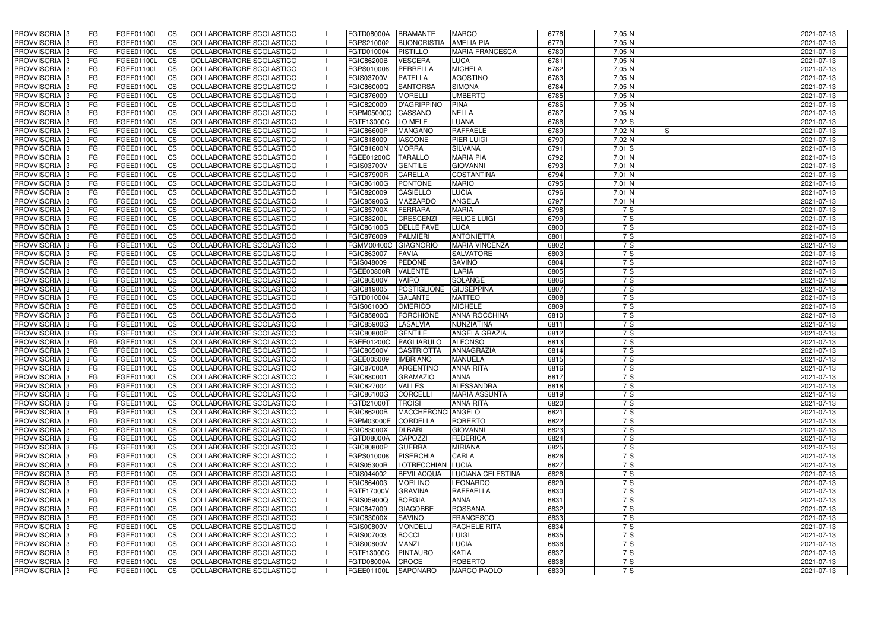| PROVVISORIA | 3 | FG | FGEE01100L | CS | COLLABORATORE SCOLASTICO | | FGTD08000A | BRAMANTE | MARCO | 6778 | 7,05 | N | | | | 2021-07-13 |
|---|---|---|---|---|---|---|---|---|---|---|---|---|---|---|---|---|
| PROVVISORIA | 3 | FG | FGEE01100L | CS | COLLABORATORE SCOLASTICO | | FGPS210002 | BUONCRISTIA | AMELIA PIA | 6779 | 7,05 | N | | | | 2021-07-13 |
| PROVVISORIA | 3 | FG | FGEE01100L | CS | COLLABORATORE SCOLASTICO | | FGTD010004 | PISTILLO | MARIA FRANCESCA | 6780 | 7,05 | N | | | | 2021-07-13 |
| PROVVISORIA | 3 | FG | FGEE01100L | CS | COLLABORATORE SCOLASTICO | | FGIC86200B | VESCERA | LUCA | 6781 | 7,05 | N | | | | 2021-07-13 |
| PROVVISORIA | 3 | FG | FGEE01100L | CS | COLLABORATORE SCOLASTICO | | FGPS010008 | PERRELLA | MICHELA | 6782 | 7,05 | N | | | | 2021-07-13 |
| PROVVISORIA | 3 | FG | FGEE01100L | CS | COLLABORATORE SCOLASTICO | | FGIS03700V | PATELLA | AGOSTINO | 6783 | 7,05 | N | | | | 2021-07-13 |
| PROVVISORIA | 3 | FG | FGEE01100L | CS | COLLABORATORE SCOLASTICO | | FGIC86000Q | SANTORSA | SIMONA | 6784 | 7,05 | N | | | | 2021-07-13 |
| PROVVISORIA | 3 | FG | FGEE01100L | CS | COLLABORATORE SCOLASTICO | | FGIC876009 | MORELLI | UMBERTO | 6785 | 7,05 | N | | | | 2021-07-13 |
| PROVVISORIA | 3 | FG | FGEE01100L | CS | COLLABORATORE SCOLASTICO | | FGIC820009 | D'AGRIPPINO | PINA | 6786 | 7,05 | N | | | | 2021-07-13 |
| PROVVISORIA | 3 | FG | FGEE01100L | CS | COLLABORATORE SCOLASTICO | | FGPM05000Q | CASSANO | NELLA | 6787 | 7,05 | N | | | | 2021-07-13 |
| PROVVISORIA | 3 | FG | FGEE01100L | CS | COLLABORATORE SCOLASTICO | | FGTF13000C | LO MELE | LUANA | 6788 | 7,02 | S | | | | 2021-07-13 |
| PROVVISORIA | 3 | FG | FGEE01100L | CS | COLLABORATORE SCOLASTICO | | FGIC86600P | MANGANO | RAFFAELE | 6789 | 7,02 | N | S | | | 2021-07-13 |
| PROVVISORIA | 3 | FG | FGEE01100L | CS | COLLABORATORE SCOLASTICO | | FGIC818009 | IASCONE | PIER LUIGI | 6790 | 7,02 | N | | | | 2021-07-13 |
| PROVVISORIA | 3 | FG | FGEE01100L | CS | COLLABORATORE SCOLASTICO | | FGIC81600N | MORRA | SILVANA | 6791 | 7,01 | S | | | | 2021-07-13 |
| PROVVISORIA | 3 | FG | FGEE01100L | CS | COLLABORATORE SCOLASTICO | | FGEE01200C | TARALLO | MARIA PIA | 6792 | 7,01 | N | | | | 2021-07-13 |
| PROVVISORIA | 3 | FG | FGEE01100L | CS | COLLABORATORE SCOLASTICO | | FGIS03700V | GENTILE | GIOVANNI | 6793 | 7,01 | N | | | | 2021-07-13 |
| PROVVISORIA | 3 | FG | FGEE01100L | CS | COLLABORATORE SCOLASTICO | | FGIC87900R | CARELLA | COSTANTINA | 6794 | 7,01 | N | | | | 2021-07-13 |
| PROVVISORIA | 3 | FG | FGEE01100L | CS | COLLABORATORE SCOLASTICO | | FGIC86100G | PONTONE | MARIO | 6795 | 7,01 | N | | | | 2021-07-13 |
| PROVVISORIA | 3 | FG | FGEE01100L | CS | COLLABORATORE SCOLASTICO | | FGIC820009 | CASIELLO | LUCIA | 6796 | 7,01 | N | | | | 2021-07-13 |
| PROVVISORIA | 3 | FG | FGEE01100L | CS | COLLABORATORE SCOLASTICO | | FGIC85900G | MAZZARDO | ANGELA | 6797 | 7,01 | N | | | | 2021-07-13 |
| PROVVISORIA | 3 | FG | FGEE01100L | CS | COLLABORATORE SCOLASTICO | | FGIC85700X | FERRARA | MARIA | 6798 | 7 | S | | | | 2021-07-13 |
| PROVVISORIA | 3 | FG | FGEE01100L | CS | COLLABORATORE SCOLASTICO | | FGIC88200L | CRESCENZI | FELICE LUIGI | 6799 | 7 | S | | | | 2021-07-13 |
| PROVVISORIA | 3 | FG | FGEE01100L | CS | COLLABORATORE SCOLASTICO | | FGIC86100G | DELLE FAVE | LUCA | 6800 | 7 | S | | | | 2021-07-13 |
| PROVVISORIA | 3 | FG | FGEE01100L | CS | COLLABORATORE SCOLASTICO | | FGIC876009 | PALMIERI | ANTONIETTA | 6801 | 7 | S | | | | 2021-07-13 |
| PROVVISORIA | 3 | FG | FGEE01100L | CS | COLLABORATORE SCOLASTICO | | FGMM00400C | GIAGNORIO | MARIA VINCENZA | 6802 | 7 | S | | | | 2021-07-13 |
| PROVVISORIA | 3 | FG | FGEE01100L | CS | COLLABORATORE SCOLASTICO | | FGIC863007 | FAVIA | SALVATORE | 6803 | 7 | S | | | | 2021-07-13 |
| PROVVISORIA | 3 | FG | FGEE01100L | CS | COLLABORATORE SCOLASTICO | | FGIS048009 | PEDONE | SAVINO | 6804 | 7 | S | | | | 2021-07-13 |
| PROVVISORIA | 3 | FG | FGEE01100L | CS | COLLABORATORE SCOLASTICO | | FGEE00800R | VALENTE | ILARIA | 6805 | 7 | S | | | | 2021-07-13 |
| PROVVISORIA | 3 | FG | FGEE01100L | CS | COLLABORATORE SCOLASTICO | | FGIC86500V | VAIRO | SOLANGE | 6806 | 7 | S | | | | 2021-07-13 |
| PROVVISORIA | 3 | FG | FGEE01100L | CS | COLLABORATORE SCOLASTICO | | FGIC819005 | POSTIGLIONE | GIUSEPPINA | 6807 | 7 | S | | | | 2021-07-13 |
| PROVVISORIA | 3 | FG | FGEE01100L | CS | COLLABORATORE SCOLASTICO | | FGTD010004 | GALANTE | MATTEO | 6808 | 7 | S | | | | 2021-07-13 |
| PROVVISORIA | 3 | FG | FGEE01100L | CS | COLLABORATORE SCOLASTICO | | FGIS06100Q | OMERICO | MICHELE | 6809 | 7 | S | | | | 2021-07-13 |
| PROVVISORIA | 3 | FG | FGEE01100L | CS | COLLABORATORE SCOLASTICO | | FGIC85800Q | FORCHIONE | ANNA ROCCHINA | 6810 | 7 | S | | | | 2021-07-13 |
| PROVVISORIA | 3 | FG | FGEE01100L | CS | COLLABORATORE SCOLASTICO | | FGIC85900G | LASALVIA | NUNZIATINA | 6811 | 7 | S | | | | 2021-07-13 |
| PROVVISORIA | 3 | FG | FGEE01100L | CS | COLLABORATORE SCOLASTICO | | FGIC80800P | GENTILE | ANGELA GRAZIA | 6812 | 7 | S | | | | 2021-07-13 |
| PROVVISORIA | 3 | FG | FGEE01100L | CS | COLLABORATORE SCOLASTICO | | FGEE01200C | PAGLIARULO | ALFONSO | 6813 | 7 | S | | | | 2021-07-13 |
| PROVVISORIA | 3 | FG | FGEE01100L | CS | COLLABORATORE SCOLASTICO | | FGIC86500V | CASTRIOTTA | ANNAGRAZIA | 6814 | 7 | S | | | | 2021-07-13 |
| PROVVISORIA | 3 | FG | FGEE01100L | CS | COLLABORATORE SCOLASTICO | | FGEE005009 | IMBRIANO | MANUELA | 6815 | 7 | S | | | | 2021-07-13 |
| PROVVISORIA | 3 | FG | FGEE01100L | CS | COLLABORATORE SCOLASTICO | | FGIC87000A | ARGENTINO | ANNA RITA | 6816 | 7 | S | | | | 2021-07-13 |
| PROVVISORIA | 3 | FG | FGEE01100L | CS | COLLABORATORE SCOLASTICO | | FGIC880001 | GRAMAZIO | ANNA | 6817 | 7 | S | | | | 2021-07-13 |
| PROVVISORIA | 3 | FG | FGEE01100L | CS | COLLABORATORE SCOLASTICO | | FGIC827004 | VALLES | ALESSANDRA | 6818 | 7 | S | | | | 2021-07-13 |
| PROVVISORIA | 3 | FG | FGEE01100L | CS | COLLABORATORE SCOLASTICO | | FGIC86100G | CORCELLI | MARIA ASSUNTA | 6819 | 7 | S | | | | 2021-07-13 |
| PROVVISORIA | 3 | FG | FGEE01100L | CS | COLLABORATORE SCOLASTICO | | FGTD21000T | TROISI | ANNA RITA | 6820 | 7 | S | | | | 2021-07-13 |
| PROVVISORIA | 3 | FG | FGEE01100L | CS | COLLABORATORE SCOLASTICO | | FGIC86200B | MACCHERONCI | ANGELO | 6821 | 7 | S | | | | 2021-07-13 |
| PROVVISORIA | 3 | FG | FGEE01100L | CS | COLLABORATORE SCOLASTICO | | FGPM03000E | CORDELLA | ROBERTO | 6822 | 7 | S | | | | 2021-07-13 |
| PROVVISORIA | 3 | FG | FGEE01100L | CS | COLLABORATORE SCOLASTICO | | FGIC83000X | DI BARI | GIOVANNI | 6823 | 7 | S | | | | 2021-07-13 |
| PROVVISORIA | 3 | FG | FGEE01100L | CS | COLLABORATORE SCOLASTICO | | FGTD08000A | CAPOZZI | FEDERICA | 6824 | 7 | S | | | | 2021-07-13 |
| PROVVISORIA | 3 | FG | FGEE01100L | CS | COLLABORATORE SCOLASTICO | | FGIC80800P | GUERRA | MIRIANA | 6825 | 7 | S | | | | 2021-07-13 |
| PROVVISORIA | 3 | FG | FGEE01100L | CS | COLLABORATORE SCOLASTICO | | FGPS010008 | PISERCHIA | CARLA | 6826 | 7 | S | | | | 2021-07-13 |
| PROVVISORIA | 3 | FG | FGEE01100L | CS | COLLABORATORE SCOLASTICO | | FGIS05300R | LOTRECCHIAN | LUCIA | 6827 | 7 | S | | | | 2021-07-13 |
| PROVVISORIA | 3 | FG | FGEE01100L | CS | COLLABORATORE SCOLASTICO | | FGIS044002 | BEVILACQUA | LUCIANA CELESTINA | 6828 | 7 | S | | | | 2021-07-13 |
| PROVVISORIA | 3 | FG | FGEE01100L | CS | COLLABORATORE SCOLASTICO | | FGIC864003 | MORLINO | LEONARDO | 6829 | 7 | S | | | | 2021-07-13 |
| PROVVISORIA | 3 | FG | FGEE01100L | CS | COLLABORATORE SCOLASTICO | | FGTF17000V | GRAVINA | RAFFAELLA | 6830 | 7 | S | | | | 2021-07-13 |
| PROVVISORIA | 3 | FG | FGEE01100L | CS | COLLABORATORE SCOLASTICO | | FGIS05900Q | BORGIA | ANNA | 6831 | 7 | S | | | | 2021-07-13 |
| PROVVISORIA | 3 | FG | FGEE01100L | CS | COLLABORATORE SCOLASTICO | | FGIC847009 | GIACOBBE | ROSSANA | 6832 | 7 | S | | | | 2021-07-13 |
| PROVVISORIA | 3 | FG | FGEE01100L | CS | COLLABORATORE SCOLASTICO | | FGIC83000X | SAVINO | FRANCESCO | 6833 | 7 | S | | | | 2021-07-13 |
| PROVVISORIA | 3 | FG | FGEE01100L | CS | COLLABORATORE SCOLASTICO | | FGIS00800V | MONDELLI | RACHELE RITA | 6834 | 7 | S | | | | 2021-07-13 |
| PROVVISORIA | 3 | FG | FGEE01100L | CS | COLLABORATORE SCOLASTICO | | FGIS007003 | BOCCI | LUIGI | 6835 | 7 | S | | | | 2021-07-13 |
| PROVVISORIA | 3 | FG | FGEE01100L | CS | COLLABORATORE SCOLASTICO | | FGIS00800V | MANZI | LUCIA | 6836 | 7 | S | | | | 2021-07-13 |
| PROVVISORIA | 3 | FG | FGEE01100L | CS | COLLABORATORE SCOLASTICO | | FGTF13000C | PINTAURO | KATIA | 6837 | 7 | S | | | | 2021-07-13 |
| PROVVISORIA | 3 | FG | FGEE01100L | CS | COLLABORATORE SCOLASTICO | | FGTD08000A | CROCE | ROBERTO | 6838 | 7 | S | | | | 2021-07-13 |
| PROVVISORIA | 3 | FG | FGEE01100L | CS | COLLABORATORE SCOLASTICO | | FGEE01100L | SAPONARO | MARCO PAOLO | 6839 | 7 | S | | | | 2021-07-13 |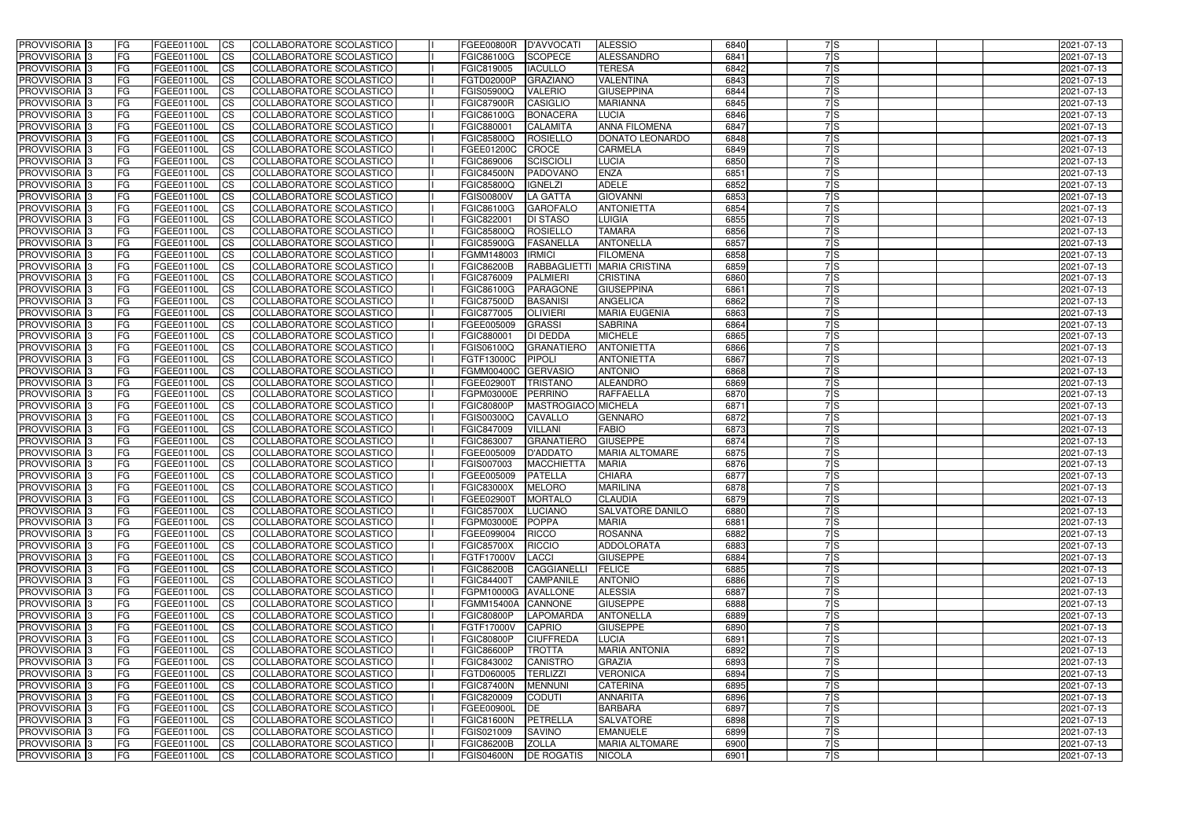| PROVVISORIA 3 | FG | FGEE01100L | CS | COLLABORATORE SCOLASTICO | | FGEE00800R | D'AVVOCATI | ALESSIO | 6840 | 7 | S | | | | 2021-07-13 |
|---|---|---|---|---|---|---|---|---|---|---|---|---|---|---|---|
| PROVVISORIA 3 | FG | FGEE01100L | CS | COLLABORATORE SCOLASTICO | | FGIC86100G | SCOPECE | ALESSANDRO | 6841 | 7 | S | | | | 2021-07-13 |
| PROVVISORIA 3 | FG | FGEE01100L | CS | COLLABORATORE SCOLASTICO | | FGIC819005 | IACULLO | TERESA | 6842 | 7 | S | | | | 2021-07-13 |
| PROVVISORIA 3 | FG | FGEE01100L | CS | COLLABORATORE SCOLASTICO | | FGTD02000P | GRAZIANO | VALENTINA | 6843 | 7 | S | | | | 2021-07-13 |
| PROVVISORIA 3 | FG | FGEE01100L | CS | COLLABORATORE SCOLASTICO | | FGIS05900Q | VALERIO | GIUSEPPINA | 6844 | 7 | S | | | | 2021-07-13 |
| PROVVISORIA 3 | FG | FGEE01100L | CS | COLLABORATORE SCOLASTICO | | FGIC87900R | CASIGLIO | MARIANNA | 6845 | 7 | S | | | | 2021-07-13 |
| PROVVISORIA 3 | FG | FGEE01100L | CS | COLLABORATORE SCOLASTICO | | FGIC86100G | BONACERA | LUCIA | 6846 | 7 | S | | | | 2021-07-13 |
| PROVVISORIA 3 | FG | FGEE01100L | CS | COLLABORATORE SCOLASTICO | | FGIC880001 | CALAMITA | ANNA FILOMENA | 6847 | 7 | S | | | | 2021-07-13 |
| PROVVISORIA 3 | FG | FGEE01100L | CS | COLLABORATORE SCOLASTICO | | FGIC85800Q | ROSIELLO | DONATO LEONARDO | 6848 | 7 | S | | | | 2021-07-13 |
| PROVVISORIA 3 | FG | FGEE01100L | CS | COLLABORATORE SCOLASTICO | | FGEE01200C | CROCE | CARMELA | 6849 | 7 | S | | | | 2021-07-13 |
| PROVVISORIA 3 | FG | FGEE01100L | CS | COLLABORATORE SCOLASTICO | | FGIC869006 | SCISCIOLI | LUCIA | 6850 | 7 | S | | | | 2021-07-13 |
| PROVVISORIA 3 | FG | FGEE01100L | CS | COLLABORATORE SCOLASTICO | | FGIC84500N | PADOVANO | ENZA | 6851 | 7 | S | | | | 2021-07-13 |
| PROVVISORIA 3 | FG | FGEE01100L | CS | COLLABORATORE SCOLASTICO | | FGIC85800Q | IGNELZI | ADELE | 6852 | 7 | S | | | | 2021-07-13 |
| PROVVISORIA 3 | FG | FGEE01100L | CS | COLLABORATORE SCOLASTICO | | FGIS00800V | LA GATTA | GIOVANNI | 6853 | 7 | S | | | | 2021-07-13 |
| PROVVISORIA 3 | FG | FGEE01100L | CS | COLLABORATORE SCOLASTICO | | FGIC86100G | GAROFALO | ANTONIETTA | 6854 | 7 | S | | | | 2021-07-13 |
| PROVVISORIA 3 | FG | FGEE01100L | CS | COLLABORATORE SCOLASTICO | | FGIC822001 | DI STASO | LUIGIA | 6855 | 7 | S | | | | 2021-07-13 |
| PROVVISORIA 3 | FG | FGEE01100L | CS | COLLABORATORE SCOLASTICO | | FGIC85800Q | ROSIELLO | TAMARA | 6856 | 7 | S | | | | 2021-07-13 |
| PROVVISORIA 3 | FG | FGEE01100L | CS | COLLABORATORE SCOLASTICO | | FGIC85900G | FASANELLA | ANTONELLA | 6857 | 7 | S | | | | 2021-07-13 |
| PROVVISORIA 3 | FG | FGEE01100L | CS | COLLABORATORE SCOLASTICO | | FGMM148003 | IRMICI | FILOMENA | 6858 | 7 | S | | | | 2021-07-13 |
| PROVVISORIA 3 | FG | FGEE01100L | CS | COLLABORATORE SCOLASTICO | | FGIC86200B | RABBAGLIETTI | MARIA CRISTINA | 6859 | 7 | S | | | | 2021-07-13 |
| PROVVISORIA 3 | FG | FGEE01100L | CS | COLLABORATORE SCOLASTICO | | FGIC876009 | PALMIERI | CRISTINA | 6860 | 7 | S | | | | 2021-07-13 |
| PROVVISORIA 3 | FG | FGEE01100L | CS | COLLABORATORE SCOLASTICO | | FGIC86100G | PARAGONE | GIUSEPPINA | 6861 | 7 | S | | | | 2021-07-13 |
| PROVVISORIA 3 | FG | FGEE01100L | CS | COLLABORATORE SCOLASTICO | | FGIC87500D | BASANISI | ANGELICA | 6862 | 7 | S | | | | 2021-07-13 |
| PROVVISORIA 3 | FG | FGEE01100L | CS | COLLABORATORE SCOLASTICO | | FGIC877005 | OLIVIERI | MARIA EUGENIA | 6863 | 7 | S | | | | 2021-07-13 |
| PROVVISORIA 3 | FG | FGEE01100L | CS | COLLABORATORE SCOLASTICO | | FGEE005009 | GRASSI | SABRINA | 6864 | 7 | S | | | | 2021-07-13 |
| PROVVISORIA 3 | FG | FGEE01100L | CS | COLLABORATORE SCOLASTICO | | FGIC880001 | DI DEDDA | MICHELE | 6865 | 7 | S | | | | 2021-07-13 |
| PROVVISORIA 3 | FG | FGEE01100L | CS | COLLABORATORE SCOLASTICO | | FGIS06100Q | GRANATIERO | ANTONIETTA | 6866 | 7 | S | | | | 2021-07-13 |
| PROVVISORIA 3 | FG | FGEE01100L | CS | COLLABORATORE SCOLASTICO | | FGTF13000C | PIPOLI | ANTONIETTA | 6867 | 7 | S | | | | 2021-07-13 |
| PROVVISORIA 3 | FG | FGEE01100L | CS | COLLABORATORE SCOLASTICO | | FGMM00400C | GERVASIO | ANTONIO | 6868 | 7 | S | | | | 2021-07-13 |
| PROVVISORIA 3 | FG | FGEE01100L | CS | COLLABORATORE SCOLASTICO | | FGEE02900T | TRISTANO | ALEANDRO | 6869 | 7 | S | | | | 2021-07-13 |
| PROVVISORIA 3 | FG | FGEE01100L | CS | COLLABORATORE SCOLASTICO | | FGPM03000E | PERRINO | RAFFAELLA | 6870 | 7 | S | | | | 2021-07-13 |
| PROVVISORIA 3 | FG | FGEE01100L | CS | COLLABORATORE SCOLASTICO | | FGIC80800P | MASTROGIACO | MICHELA | 6871 | 7 | S | | | | 2021-07-13 |
| PROVVISORIA 3 | FG | FGEE01100L | CS | COLLABORATORE SCOLASTICO | | FGIS00300Q | CAVALLO | GENNARO | 6872 | 7 | S | | | | 2021-07-13 |
| PROVVISORIA 3 | FG | FGEE01100L | CS | COLLABORATORE SCOLASTICO | | FGIC847009 | VILLANI | FABIO | 6873 | 7 | S | | | | 2021-07-13 |
| PROVVISORIA 3 | FG | FGEE01100L | CS | COLLABORATORE SCOLASTICO | | FGIC863007 | GRANATIERO | GIUSEPPE | 6874 | 7 | S | | | | 2021-07-13 |
| PROVVISORIA 3 | FG | FGEE01100L | CS | COLLABORATORE SCOLASTICO | | FGEE005009 | D'ADDATO | MARIA ALTOMARE | 6875 | 7 | S | | | | 2021-07-13 |
| PROVVISORIA 3 | FG | FGEE01100L | CS | COLLABORATORE SCOLASTICO | | FGIS007003 | MACCHIETTA | MARIA | 6876 | 7 | S | | | | 2021-07-13 |
| PROVVISORIA 3 | FG | FGEE01100L | CS | COLLABORATORE SCOLASTICO | | FGEE005009 | PATELLA | CHIARA | 6877 | 7 | S | | | | 2021-07-13 |
| PROVVISORIA 3 | FG | FGEE01100L | CS | COLLABORATORE SCOLASTICO | | FGIC83000X | MELORO | MARILINA | 6878 | 7 | S | | | | 2021-07-13 |
| PROVVISORIA 3 | FG | FGEE01100L | CS | COLLABORATORE SCOLASTICO | | FGEE02900T | MORTALO | CLAUDIA | 6879 | 7 | S | | | | 2021-07-13 |
| PROVVISORIA 3 | FG | FGEE01100L | CS | COLLABORATORE SCOLASTICO | | FGIC85700X | LUCIANO | SALVATORE DANILO | 6880 | 7 | S | | | | 2021-07-13 |
| PROVVISORIA 3 | FG | FGEE01100L | CS | COLLABORATORE SCOLASTICO | | FGPM03000E | POPPA | MARIA | 6881 | 7 | S | | | | 2021-07-13 |
| PROVVISORIA 3 | FG | FGEE01100L | CS | COLLABORATORE SCOLASTICO | | FGEE099004 | RICCO | ROSANNA | 6882 | 7 | S | | | | 2021-07-13 |
| PROVVISORIA 3 | FG | FGEE01100L | CS | COLLABORATORE SCOLASTICO | | FGIC85700X | RICCIO | ADDOLORATA | 6883 | 7 | S | | | | 2021-07-13 |
| PROVVISORIA 3 | FG | FGEE01100L | CS | COLLABORATORE SCOLASTICO | | FGTF17000V | LACCI | GIUSEPPE | 6884 | 7 | S | | | | 2021-07-13 |
| PROVVISORIA 3 | FG | FGEE01100L | CS | COLLABORATORE SCOLASTICO | | FGIC86200B | CAGGIANELLI | FELICE | 6885 | 7 | S | | | | 2021-07-13 |
| PROVVISORIA 3 | FG | FGEE01100L | CS | COLLABORATORE SCOLASTICO | | FGIC84400T | CAMPANILE | ANTONIO | 6886 | 7 | S | | | | 2021-07-13 |
| PROVVISORIA 3 | FG | FGEE01100L | CS | COLLABORATORE SCOLASTICO | | FGPM10000G | AVALLONE | ALESSIA | 6887 | 7 | S | | | | 2021-07-13 |
| PROVVISORIA 3 | FG | FGEE01100L | CS | COLLABORATORE SCOLASTICO | | FGMM15400A | CANNONE | GIUSEPPE | 6888 | 7 | S | | | | 2021-07-13 |
| PROVVISORIA 3 | FG | FGEE01100L | CS | COLLABORATORE SCOLASTICO | | FGIC80800P | LAPOMARDA | ANTONELLA | 6889 | 7 | S | | | | 2021-07-13 |
| PROVVISORIA 3 | FG | FGEE01100L | CS | COLLABORATORE SCOLASTICO | | FGTF17000V | CAPRIO | GIUSEPPE | 6890 | 7 | S | | | | 2021-07-13 |
| PROVVISORIA 3 | FG | FGEE01100L | CS | COLLABORATORE SCOLASTICO | | FGIC80800P | CIUFFREDA | LUCIA | 6891 | 7 | S | | | | 2021-07-13 |
| PROVVISORIA 3 | FG | FGEE01100L | CS | COLLABORATORE SCOLASTICO | | FGIC86600P | TROTTA | MARIA ANTONIA | 6892 | 7 | S | | | | 2021-07-13 |
| PROVVISORIA 3 | FG | FGEE01100L | CS | COLLABORATORE SCOLASTICO | | FGIC843002 | CANISTRO | GRAZIA | 6893 | 7 | S | | | | 2021-07-13 |
| PROVVISORIA 3 | FG | FGEE01100L | CS | COLLABORATORE SCOLASTICO | | FGTD060005 | TERLIZZI | VERONICA | 6894 | 7 | S | | | | 2021-07-13 |
| PROVVISORIA 3 | FG | FGEE01100L | CS | COLLABORATORE SCOLASTICO | | FGIC87400N | MENNUNI | CATERINA | 6895 | 7 | S | | | | 2021-07-13 |
| PROVVISORIA 3 | FG | FGEE01100L | CS | COLLABORATORE SCOLASTICO | | FGIC820009 | CODUTI | ANNARITA | 6896 | 7 | S | | | | 2021-07-13 |
| PROVVISORIA 3 | FG | FGEE01100L | CS | COLLABORATORE SCOLASTICO | | FGEE00900L | DE | BARBARA | 6897 | 7 | S | | | | 2021-07-13 |
| PROVVISORIA 3 | FG | FGEE01100L | CS | COLLABORATORE SCOLASTICO | | FGIC81600N | PETRELLA | SALVATORE | 6898 | 7 | S | | | | 2021-07-13 |
| PROVVISORIA 3 | FG | FGEE01100L | CS | COLLABORATORE SCOLASTICO | | FGIS021009 | SAVINO | EMANUELE | 6899 | 7 | S | | | | 2021-07-13 |
| PROVVISORIA 3 | FG | FGEE01100L | CS | COLLABORATORE SCOLASTICO | | FGIC86200B | ZOLLA | MARIA ALTOMARE | 6900 | 7 | S | | | | 2021-07-13 |
| PROVVISORIA 3 | FG | FGEE01100L | CS | COLLABORATORE SCOLASTICO | | FGIS04600N | DE ROGATIS | NICOLA | 6901 | 7 | S | | | | 2021-07-13 |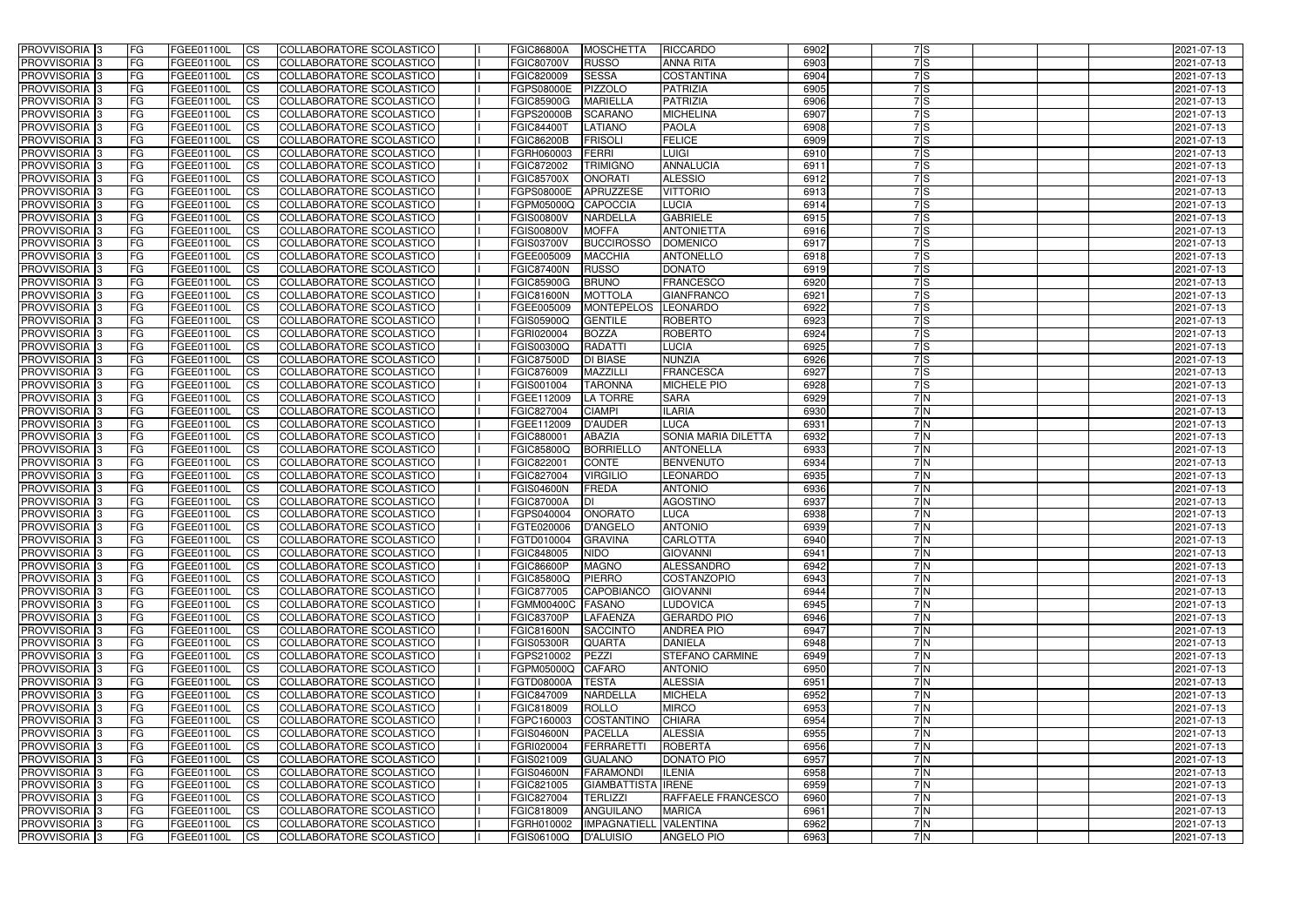| PROVVISORIA | 3 | FG | FGEE01100L | CS | COLLABORATORE SCOLASTICO | I | FGIC86800A | MOSCHETTA | RICCARDO | 6902 | 7 | S | | | | 2021-07-13 |
|---|---|---|---|---|---|---|---|---|---|---|---|---|---|---|---|---|
| PROVVISORIA | 3 | FG | FGEE01100L | CS | COLLABORATORE SCOLASTICO | I | FGIC80700V | RUSSO | ANNA RITA | 6903 | 7 | S | | | | 2021-07-13 |
| PROVVISORIA | 3 | FG | FGEE01100L | CS | COLLABORATORE SCOLASTICO | I | FGIC820009 | SESSA | COSTANTINA | 6904 | 7 | S | | | | 2021-07-13 |
| PROVVISORIA | 3 | FG | FGEE01100L | CS | COLLABORATORE SCOLASTICO | I | FGPS08000E | PIZZOLO | PATRIZIA | 6905 | 7 | S | | | | 2021-07-13 |
| PROVVISORIA | 3 | FG | FGEE01100L | CS | COLLABORATORE SCOLASTICO | I | FGIC85900G | MARIELLA | PATRIZIA | 6906 | 7 | S | | | | 2021-07-13 |
| PROVVISORIA | 3 | FG | FGEE01100L | CS | COLLABORATORE SCOLASTICO | I | FGPS20000B | SCARANO | MICHELINA | 6907 | 7 | S | | | | 2021-07-13 |
| PROVVISORIA | 3 | FG | FGEE01100L | CS | COLLABORATORE SCOLASTICO | I | FGIC84400T | LATIANO | PAOLA | 6908 | 7 | S | | | | 2021-07-13 |
| PROVVISORIA | 3 | FG | FGEE01100L | CS | COLLABORATORE SCOLASTICO | I | FGIC86200B | FRISOLI | FELICE | 6909 | 7 | S | | | | 2021-07-13 |
| PROVVISORIA | 3 | FG | FGEE01100L | CS | COLLABORATORE SCOLASTICO | I | FGRH060003 | FERRI | LUIGI | 6910 | 7 | S | | | | 2021-07-13 |
| PROVVISORIA | 3 | FG | FGEE01100L | CS | COLLABORATORE SCOLASTICO | I | FGIC872002 | TRIMIGNO | ANNALUCIA | 6911 | 7 | S | | | | 2021-07-13 |
| PROVVISORIA | 3 | FG | FGEE01100L | CS | COLLABORATORE SCOLASTICO | I | FGIC85700X | ONORATI | ALESSIO | 6912 | 7 | S | | | | 2021-07-13 |
| PROVVISORIA | 3 | FG | FGEE01100L | CS | COLLABORATORE SCOLASTICO | I | FGPS08000E | APRUZZESE | VITTORIO | 6913 | 7 | S | | | | 2021-07-13 |
| PROVVISORIA | 3 | FG | FGEE01100L | CS | COLLABORATORE SCOLASTICO | I | FGPM05000Q | CAPOCCIA | LUCIA | 6914 | 7 | S | | | | 2021-07-13 |
| PROVVISORIA | 3 | FG | FGEE01100L | CS | COLLABORATORE SCOLASTICO | I | FGIS00800V | NARDELLA | GABRIELE | 6915 | 7 | S | | | | 2021-07-13 |
| PROVVISORIA | 3 | FG | FGEE01100L | CS | COLLABORATORE SCOLASTICO | I | FGIS00800V | MOFFA | ANTONIETTA | 6916 | 7 | S | | | | 2021-07-13 |
| PROVVISORIA | 3 | FG | FGEE01100L | CS | COLLABORATORE SCOLASTICO | I | FGIS03700V | BUCCIROSSO | DOMENICO | 6917 | 7 | S | | | | 2021-07-13 |
| PROVVISORIA | 3 | FG | FGEE01100L | CS | COLLABORATORE SCOLASTICO | I | FGEE005009 | MACCHIA | ANTONELLO | 6918 | 7 | S | | | | 2021-07-13 |
| PROVVISORIA | 3 | FG | FGEE01100L | CS | COLLABORATORE SCOLASTICO | I | FGIC87400N | RUSSO | DONATO | 6919 | 7 | S | | | | 2021-07-13 |
| PROVVISORIA | 3 | FG | FGEE01100L | CS | COLLABORATORE SCOLASTICO | I | FGIC85900G | BRUNO | FRANCESCO | 6920 | 7 | S | | | | 2021-07-13 |
| PROVVISORIA | 3 | FG | FGEE01100L | CS | COLLABORATORE SCOLASTICO | I | FGIC81600N | MOTTOLA | GIANFRANCO | 6921 | 7 | S | | | | 2021-07-13 |
| PROVVISORIA | 3 | FG | FGEE01100L | CS | COLLABORATORE SCOLASTICO | I | FGEE005009 | MONTEPELOS | LEONARDO | 6922 | 7 | S | | | | 2021-07-13 |
| PROVVISORIA | 3 | FG | FGEE01100L | CS | COLLABORATORE SCOLASTICO | I | FGIS05900Q | GENTILE | ROBERTO | 6923 | 7 | S | | | | 2021-07-13 |
| PROVVISORIA | 3 | FG | FGEE01100L | CS | COLLABORATORE SCOLASTICO | I | FGRI020004 | BOZZA | ROBERTO | 6924 | 7 | S | | | | 2021-07-13 |
| PROVVISORIA | 3 | FG | FGEE01100L | CS | COLLABORATORE SCOLASTICO | I | FGIS00300Q | RADATTI | LUCIA | 6925 | 7 | S | | | | 2021-07-13 |
| PROVVISORIA | 3 | FG | FGEE01100L | CS | COLLABORATORE SCOLASTICO | I | FGIC87500D | DI BIASE | NUNZIA | 6926 | 7 | S | | | | 2021-07-13 |
| PROVVISORIA | 3 | FG | FGEE01100L | CS | COLLABORATORE SCOLASTICO | I | FGIC876009 | MAZZILLI | FRANCESCA | 6927 | 7 | S | | | | 2021-07-13 |
| PROVVISORIA | 3 | FG | FGEE01100L | CS | COLLABORATORE SCOLASTICO | I | FGIS001004 | TARONNA | MICHELE PIO | 6928 | 7 | S | | | | 2021-07-13 |
| PROVVISORIA | 3 | FG | FGEE01100L | CS | COLLABORATORE SCOLASTICO | I | FGEE112009 | LA TORRE | SARA | 6929 | 7 | N | | | | 2021-07-13 |
| PROVVISORIA | 3 | FG | FGEE01100L | CS | COLLABORATORE SCOLASTICO | I | FGIC827004 | CIAMPI | ILARIA | 6930 | 7 | N | | | | 2021-07-13 |
| PROVVISORIA | 3 | FG | FGEE01100L | CS | COLLABORATORE SCOLASTICO | I | FGEE112009 | D'AUDER | LUCA | 6931 | 7 | N | | | | 2021-07-13 |
| PROVVISORIA | 3 | FG | FGEE01100L | CS | COLLABORATORE SCOLASTICO | I | FGIC880001 | ABAZIA | SONIA MARIA DILETTA | 6932 | 7 | N | | | | 2021-07-13 |
| PROVVISORIA | 3 | FG | FGEE01100L | CS | COLLABORATORE SCOLASTICO | I | FGIC85800Q | BORRIELLO | ANTONELLA | 6933 | 7 | N | | | | 2021-07-13 |
| PROVVISORIA | 3 | FG | FGEE01100L | CS | COLLABORATORE SCOLASTICO | I | FGIC822001 | CONTE | BENVENUTO | 6934 | 7 | N | | | | 2021-07-13 |
| PROVVISORIA | 3 | FG | FGEE01100L | CS | COLLABORATORE SCOLASTICO | I | FGIC827004 | VIRGILIO | LEONARDO | 6935 | 7 | N | | | | 2021-07-13 |
| PROVVISORIA | 3 | FG | FGEE01100L | CS | COLLABORATORE SCOLASTICO | I | FGIS04600N | FREDA | ANTONIO | 6936 | 7 | N | | | | 2021-07-13 |
| PROVVISORIA | 3 | FG | FGEE01100L | CS | COLLABORATORE SCOLASTICO | I | FGIC87000A | DI | AGOSTINO | 6937 | 7 | N | | | | 2021-07-13 |
| PROVVISORIA | 3 | FG | FGEE01100L | CS | COLLABORATORE SCOLASTICO | I | FGPS040004 | ONORATO | LUCA | 6938 | 7 | N | | | | 2021-07-13 |
| PROVVISORIA | 3 | FG | FGEE01100L | CS | COLLABORATORE SCOLASTICO | I | FGTE020006 | D'ANGELO | ANTONIO | 6939 | 7 | N | | | | 2021-07-13 |
| PROVVISORIA | 3 | FG | FGEE01100L | CS | COLLABORATORE SCOLASTICO | I | FGTD010004 | GRAVINA | CARLOTTA | 6940 | 7 | N | | | | 2021-07-13 |
| PROVVISORIA | 3 | FG | FGEE01100L | CS | COLLABORATORE SCOLASTICO | I | FGIC848005 | NIDO | GIOVANNI | 6941 | 7 | N | | | | 2021-07-13 |
| PROVVISORIA | 3 | FG | FGEE01100L | CS | COLLABORATORE SCOLASTICO | I | FGIC86600P | MAGNO | ALESSANDRO | 6942 | 7 | N | | | | 2021-07-13 |
| PROVVISORIA | 3 | FG | FGEE01100L | CS | COLLABORATORE SCOLASTICO | I | FGIC85800Q | PIERRO | COSTANZOPIO | 6943 | 7 | N | | | | 2021-07-13 |
| PROVVISORIA | 3 | FG | FGEE01100L | CS | COLLABORATORE SCOLASTICO | I | FGIC877005 | CAPOBIANCO | GIOVANNI | 6944 | 7 | N | | | | 2021-07-13 |
| PROVVISORIA | 3 | FG | FGEE01100L | CS | COLLABORATORE SCOLASTICO | I | FGMM00400C | FASANO | LUDOVICA | 6945 | 7 | N | | | | 2021-07-13 |
| PROVVISORIA | 3 | FG | FGEE01100L | CS | COLLABORATORE SCOLASTICO | I | FGIC83700P | LAFAENZA | GERARDO PIO | 6946 | 7 | N | | | | 2021-07-13 |
| PROVVISORIA | 3 | FG | FGEE01100L | CS | COLLABORATORE SCOLASTICO | I | FGIC81600N | SACCINTO | ANDREA PIO | 6947 | 7 | N | | | | 2021-07-13 |
| PROVVISORIA | 3 | FG | FGEE01100L | CS | COLLABORATORE SCOLASTICO | I | FGIS05300R | QUARTA | DANIELA | 6948 | 7 | N | | | | 2021-07-13 |
| PROVVISORIA | 3 | FG | FGEE01100L | CS | COLLABORATORE SCOLASTICO | I | FGPS210002 | PEZZI | STEFANO CARMINE | 6949 | 7 | N | | | | 2021-07-13 |
| PROVVISORIA | 3 | FG | FGEE01100L | CS | COLLABORATORE SCOLASTICO | I | FGPM05000Q | CAFARO | ANTONIO | 6950 | 7 | N | | | | 2021-07-13 |
| PROVVISORIA | 3 | FG | FGEE01100L | CS | COLLABORATORE SCOLASTICO | I | FGTD08000A | TESTA | ALESSIA | 6951 | 7 | N | | | | 2021-07-13 |
| PROVVISORIA | 3 | FG | FGEE01100L | CS | COLLABORATORE SCOLASTICO | I | FGIC847009 | NARDELLA | MICHELA | 6952 | 7 | N | | | | 2021-07-13 |
| PROVVISORIA | 3 | FG | FGEE01100L | CS | COLLABORATORE SCOLASTICO | I | FGIC818009 | ROLLO | MIRCO | 6953 | 7 | N | | | | 2021-07-13 |
| PROVVISORIA | 3 | FG | FGEE01100L | CS | COLLABORATORE SCOLASTICO | I | FGPC160003 | COSTANTINO | CHIARA | 6954 | 7 | N | | | | 2021-07-13 |
| PROVVISORIA | 3 | FG | FGEE01100L | CS | COLLABORATORE SCOLASTICO | I | FGIS04600N | PACELLA | ALESSIA | 6955 | 7 | N | | | | 2021-07-13 |
| PROVVISORIA | 3 | FG | FGEE01100L | CS | COLLABORATORE SCOLASTICO | I | FGRI020004 | FERRARETTI | ROBERTA | 6956 | 7 | N | | | | 2021-07-13 |
| PROVVISORIA | 3 | FG | FGEE01100L | CS | COLLABORATORE SCOLASTICO | I | FGIS021009 | GUALANO | DONATO PIO | 6957 | 7 | N | | | | 2021-07-13 |
| PROVVISORIA | 3 | FG | FGEE01100L | CS | COLLABORATORE SCOLASTICO | I | FGIS04600N | FARAMONDI | ILENIA | 6958 | 7 | N | | | | 2021-07-13 |
| PROVVISORIA | 3 | FG | FGEE01100L | CS | COLLABORATORE SCOLASTICO | I | FGIC821005 | GIAMBATTISTA | IRENE | 6959 | 7 | N | | | | 2021-07-13 |
| PROVVISORIA | 3 | FG | FGEE01100L | CS | COLLABORATORE SCOLASTICO | I | FGIC827004 | TERLIZZI | RAFFAELE FRANCESCO | 6960 | 7 | N | | | | 2021-07-13 |
| PROVVISORIA | 3 | FG | FGEE01100L | CS | COLLABORATORE SCOLASTICO | I | FGIC818009 | ANGUILANO | MARICA | 6961 | 7 | N | | | | 2021-07-13 |
| PROVVISORIA | 3 | FG | FGEE01100L | CS | COLLABORATORE SCOLASTICO | I | FGRH010002 | IMPAGNATIELL | VALENTINA | 6962 | 7 | N | | | | 2021-07-13 |
| PROVVISORIA | 3 | FG | FGEE01100L | CS | COLLABORATORE SCOLASTICO | I | FGIS06100Q | D'ALUISIO | ANGELO PIO | 6963 | 7 | N | | | | 2021-07-13 |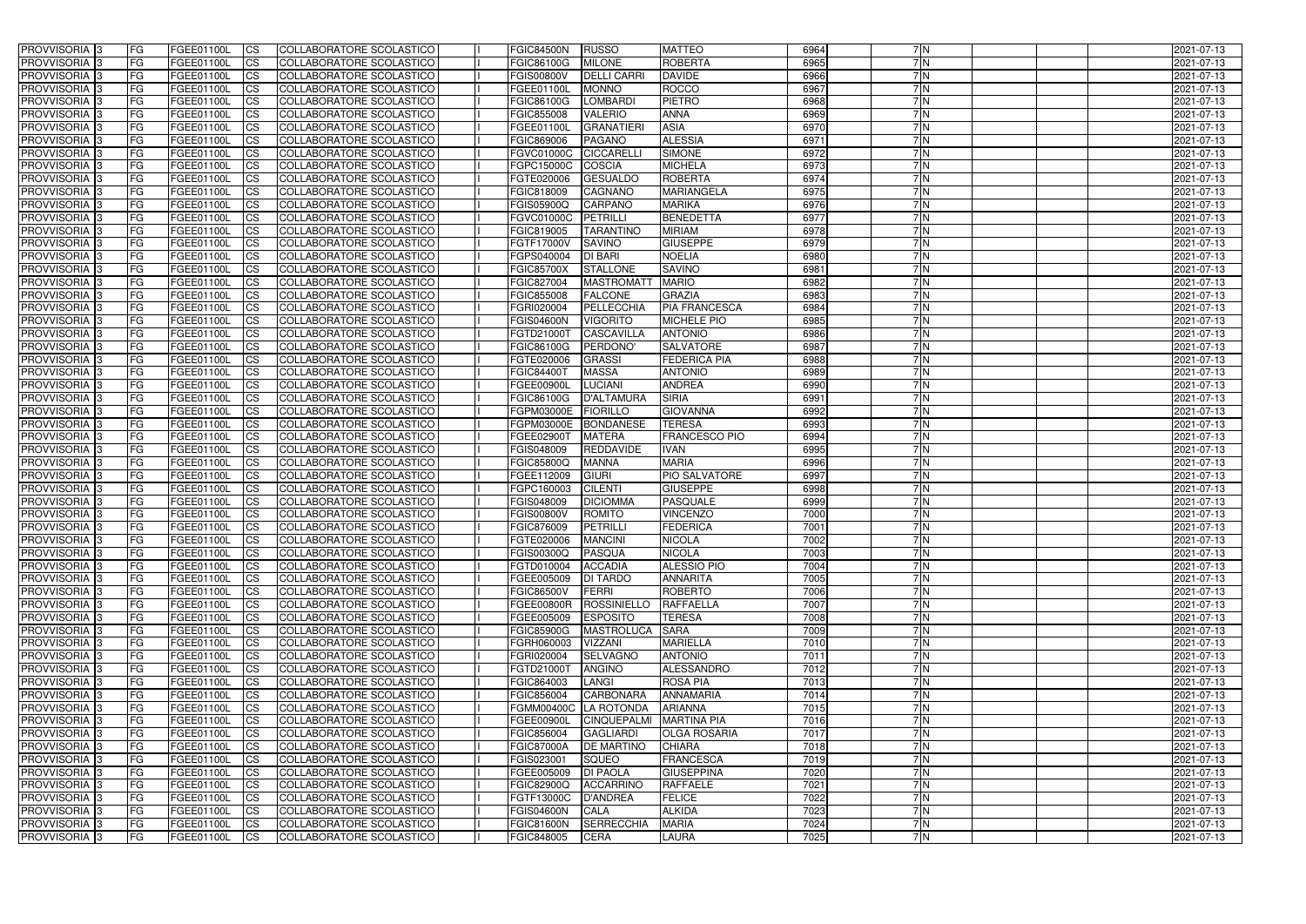| PROVVISORIA 3 | FG | FGEE01100L | CS | COLLABORATORE SCOLASTICO | | FGIC84500N | RUSSO | MATTEO | 6964 | 7 N | | | | 2021-07-13 |
|---|---|---|---|---|---|---|---|---|---|---|---|---|---|---|
| PROVVISORIA 3 | FG | FGEE01100L | CS | COLLABORATORE SCOLASTICO | | FGIC86100G | MILONE | ROBERTA | 6965 | 7 N | | | | 2021-07-13 |
| PROVVISORIA 3 | FG | FGEE01100L | CS | COLLABORATORE SCOLASTICO | | FGIS00800V | DELLI CARRI | DAVIDE | 6966 | 7 N | | | | 2021-07-13 |
| PROVVISORIA 3 | FG | FGEE01100L | CS | COLLABORATORE SCOLASTICO | | FGEE01100L | MONNO | ROCCO | 6967 | 7 N | | | | 2021-07-13 |
| PROVVISORIA 3 | FG | FGEE01100L | CS | COLLABORATORE SCOLASTICO | | FGIC86100G | LOMBARDI | PIETRO | 6968 | 7 N | | | | 2021-07-13 |
| PROVVISORIA 3 | FG | FGEE01100L | CS | COLLABORATORE SCOLASTICO | | FGIC855008 | VALERIO | ANNA | 6969 | 7 N | | | | 2021-07-13 |
| PROVVISORIA 3 | FG | FGEE01100L | CS | COLLABORATORE SCOLASTICO | | FGEE01100L | GRANATIERI | ASIA | 6970 | 7 N | | | | 2021-07-13 |
| PROVVISORIA 3 | FG | FGEE01100L | CS | COLLABORATORE SCOLASTICO | | FGIC869006 | PAGANO | ALESSIA | 6971 | 7 N | | | | 2021-07-13 |
| PROVVISORIA 3 | FG | FGEE01100L | CS | COLLABORATORE SCOLASTICO | | FGVC01000C | CICCARELLI | SIMONE | 6972 | 7 N | | | | 2021-07-13 |
| PROVVISORIA 3 | FG | FGEE01100L | CS | COLLABORATORE SCOLASTICO | | FGPC15000C | COSCIA | MICHELA | 6973 | 7 N | | | | 2021-07-13 |
| PROVVISORIA 3 | FG | FGEE01100L | CS | COLLABORATORE SCOLASTICO | | FGTE020006 | GESUALDO | ROBERTA | 6974 | 7 N | | | | 2021-07-13 |
| PROVVISORIA 3 | FG | FGEE01100L | CS | COLLABORATORE SCOLASTICO | | FGIC818009 | CAGNANO | MARIANGELA | 6975 | 7 N | | | | 2021-07-13 |
| PROVVISORIA 3 | FG | FGEE01100L | CS | COLLABORATORE SCOLASTICO | | FGIS05900Q | CARPANO | MARIKA | 6976 | 7 N | | | | 2021-07-13 |
| PROVVISORIA 3 | FG | FGEE01100L | CS | COLLABORATORE SCOLASTICO | | FGVC01000C | PETRILLI | BENEDETTA | 6977 | 7 N | | | | 2021-07-13 |
| PROVVISORIA 3 | FG | FGEE01100L | CS | COLLABORATORE SCOLASTICO | | FGIC819005 | TARANTINO | MIRIAM | 6978 | 7 N | | | | 2021-07-13 |
| PROVVISORIA 3 | FG | FGEE01100L | CS | COLLABORATORE SCOLASTICO | | FGTF17000V | SAVINO | GIUSEPPE | 6979 | 7 N | | | | 2021-07-13 |
| PROVVISORIA 3 | FG | FGEE01100L | CS | COLLABORATORE SCOLASTICO | | FGPS040004 | DI BARI | NOELIA | 6980 | 7 N | | | | 2021-07-13 |
| PROVVISORIA 3 | FG | FGEE01100L | CS | COLLABORATORE SCOLASTICO | | FGIC85700X | STALLONE | SAVINO | 6981 | 7 N | | | | 2021-07-13 |
| PROVVISORIA 3 | FG | FGEE01100L | CS | COLLABORATORE SCOLASTICO | | FGIC827004 | MASTROMATT | MARIO | 6982 | 7 N | | | | 2021-07-13 |
| PROVVISORIA 3 | FG | FGEE01100L | CS | COLLABORATORE SCOLASTICO | | FGIC855008 | FALCONE | GRAZIA | 6983 | 7 N | | | | 2021-07-13 |
| PROVVISORIA 3 | FG | FGEE01100L | CS | COLLABORATORE SCOLASTICO | | FGRI020004 | PELLECCHIA | PIA FRANCESCA | 6984 | 7 N | | | | 2021-07-13 |
| PROVVISORIA 3 | FG | FGEE01100L | CS | COLLABORATORE SCOLASTICO | | FGIS04600N | VIGORITO | MICHELE PIO | 6985 | 7 N | | | | 2021-07-13 |
| PROVVISORIA 3 | FG | FGEE01100L | CS | COLLABORATORE SCOLASTICO | | FGTD21000T | CASCAVILLA | ANTONIO | 6986 | 7 N | | | | 2021-07-13 |
| PROVVISORIA 3 | FG | FGEE01100L | CS | COLLABORATORE SCOLASTICO | | FGIC86100G | PERDONO' | SALVATORE | 6987 | 7 N | | | | 2021-07-13 |
| PROVVISORIA 3 | FG | FGEE01100L | CS | COLLABORATORE SCOLASTICO | | FGTE020006 | GRASSI | FEDERICA PIA | 6988 | 7 N | | | | 2021-07-13 |
| PROVVISORIA 3 | FG | FGEE01100L | CS | COLLABORATORE SCOLASTICO | | FGIC84400T | MASSA | ANTONIO | 6989 | 7 N | | | | 2021-07-13 |
| PROVVISORIA 3 | FG | FGEE01100L | CS | COLLABORATORE SCOLASTICO | | FGEE00900L | LUCIANI | ANDREA | 6990 | 7 N | | | | 2021-07-13 |
| PROVVISORIA 3 | FG | FGEE01100L | CS | COLLABORATORE SCOLASTICO | | FGIC86100G | D'ALTAMURA | SIRIA | 6991 | 7 N | | | | 2021-07-13 |
| PROVVISORIA 3 | FG | FGEE01100L | CS | COLLABORATORE SCOLASTICO | | FGPM03000E | FIORILLO | GIOVANNA | 6992 | 7 N | | | | 2021-07-13 |
| PROVVISORIA 3 | FG | FGEE01100L | CS | COLLABORATORE SCOLASTICO | | FGPM03000E | BONDANESE | TERESA | 6993 | 7 N | | | | 2021-07-13 |
| PROVVISORIA 3 | FG | FGEE01100L | CS | COLLABORATORE SCOLASTICO | | FGEE02900T | MATERA | FRANCESCO PIO | 6994 | 7 N | | | | 2021-07-13 |
| PROVVISORIA 3 | FG | FGEE01100L | CS | COLLABORATORE SCOLASTICO | | FGIS048009 | REDDAVIDE | IVAN | 6995 | 7 N | | | | 2021-07-13 |
| PROVVISORIA 3 | FG | FGEE01100L | CS | COLLABORATORE SCOLASTICO | | FGIC85800Q | MANNA | MARIA | 6996 | 7 N | | | | 2021-07-13 |
| PROVVISORIA 3 | FG | FGEE01100L | CS | COLLABORATORE SCOLASTICO | | FGEE112009 | GIURI | PIO SALVATORE | 6997 | 7 N | | | | 2021-07-13 |
| PROVVISORIA 3 | FG | FGEE01100L | CS | COLLABORATORE SCOLASTICO | | FGPC160003 | CILENTI | GIUSEPPE | 6998 | 7 N | | | | 2021-07-13 |
| PROVVISORIA 3 | FG | FGEE01100L | CS | COLLABORATORE SCOLASTICO | | FGIS048009 | DICIOMMA | PASQUALE | 6999 | 7 N | | | | 2021-07-13 |
| PROVVISORIA 3 | FG | FGEE01100L | CS | COLLABORATORE SCOLASTICO | | FGIS00800V | ROMITO | VINCENZO | 7000 | 7 N | | | | 2021-07-13 |
| PROVVISORIA 3 | FG | FGEE01100L | CS | COLLABORATORE SCOLASTICO | | FGIC876009 | PETRILLI | FEDERICA | 7001 | 7 N | | | | 2021-07-13 |
| PROVVISORIA 3 | FG | FGEE01100L | CS | COLLABORATORE SCOLASTICO | | FGTE020006 | MANCINI | NICOLA | 7002 | 7 N | | | | 2021-07-13 |
| PROVVISORIA 3 | FG | FGEE01100L | CS | COLLABORATORE SCOLASTICO | | FGIS00300Q | PASQUA | NICOLA | 7003 | 7 N | | | | 2021-07-13 |
| PROVVISORIA 3 | FG | FGEE01100L | CS | COLLABORATORE SCOLASTICO | | FGTD010004 | ACCADIA | ALESSIO PIO | 7004 | 7 N | | | | 2021-07-13 |
| PROVVISORIA 3 | FG | FGEE01100L | CS | COLLABORATORE SCOLASTICO | | FGEE005009 | DI TARDO | ANNARITA | 7005 | 7 N | | | | 2021-07-13 |
| PROVVISORIA 3 | FG | FGEE01100L | CS | COLLABORATORE SCOLASTICO | | FGIC86500V | FERRI | ROBERTO | 7006 | 7 N | | | | 2021-07-13 |
| PROVVISORIA 3 | FG | FGEE01100L | CS | COLLABORATORE SCOLASTICO | | FGEE00800R | ROSSINIELLO | RAFFAELLA | 7007 | 7 N | | | | 2021-07-13 |
| PROVVISORIA 3 | FG | FGEE01100L | CS | COLLABORATORE SCOLASTICO | | FGEE005009 | ESPOSITO | TERESA | 7008 | 7 N | | | | 2021-07-13 |
| PROVVISORIA 3 | FG | FGEE01100L | CS | COLLABORATORE SCOLASTICO | | FGIC85900G | MASTROLUCA | SARA | 7009 | 7 N | | | | 2021-07-13 |
| PROVVISORIA 3 | FG | FGEE01100L | CS | COLLABORATORE SCOLASTICO | | FGRH060003 | VIZZANI | MARIELLA | 7010 | 7 N | | | | 2021-07-13 |
| PROVVISORIA 3 | FG | FGEE01100L | CS | COLLABORATORE SCOLASTICO | | FGRI020004 | SELVAGNO | ANTONIO | 7011 | 7 N | | | | 2021-07-13 |
| PROVVISORIA 3 | FG | FGEE01100L | CS | COLLABORATORE SCOLASTICO | | FGTD21000T | ANGINO | ALESSANDRO | 7012 | 7 N | | | | 2021-07-13 |
| PROVVISORIA 3 | FG | FGEE01100L | CS | COLLABORATORE SCOLASTICO | | FGIC864003 | LANGI | ROSA PIA | 7013 | 7 N | | | | 2021-07-13 |
| PROVVISORIA 3 | FG | FGEE01100L | CS | COLLABORATORE SCOLASTICO | | FGIC856004 | CARBONARA | ANNAMARIA | 7014 | 7 N | | | | 2021-07-13 |
| PROVVISORIA 3 | FG | FGEE01100L | CS | COLLABORATORE SCOLASTICO | | FGMM00400C | LA ROTONDA | ARIANNA | 7015 | 7 N | | | | 2021-07-13 |
| PROVVISORIA 3 | FG | FGEE01100L | CS | COLLABORATORE SCOLASTICO | | FGEE00900L | CINQUEPALMI | MARTINA PIA | 7016 | 7 N | | | | 2021-07-13 |
| PROVVISORIA 3 | FG | FGEE01100L | CS | COLLABORATORE SCOLASTICO | | FGIC856004 | GAGLIARDI | OLGA ROSARIA | 7017 | 7 N | | | | 2021-07-13 |
| PROVVISORIA 3 | FG | FGEE01100L | CS | COLLABORATORE SCOLASTICO | | FGIC87000A | DE MARTINO | CHIARA | 7018 | 7 N | | | | 2021-07-13 |
| PROVVISORIA 3 | FG | FGEE01100L | CS | COLLABORATORE SCOLASTICO | | FGIS023001 | SQUEO | FRANCESCA | 7019 | 7 N | | | | 2021-07-13 |
| PROVVISORIA 3 | FG | FGEE01100L | CS | COLLABORATORE SCOLASTICO | | FGEE005009 | DI PAOLA | GIUSEPPINA | 7020 | 7 N | | | | 2021-07-13 |
| PROVVISORIA 3 | FG | FGEE01100L | CS | COLLABORATORE SCOLASTICO | | FGIC82900Q | ACCARRINO | RAFFAELE | 7021 | 7 N | | | | 2021-07-13 |
| PROVVISORIA 3 | FG | FGEE01100L | CS | COLLABORATORE SCOLASTICO | | FGTF13000C | D'ANDREA | FELICE | 7022 | 7 N | | | | 2021-07-13 |
| PROVVISORIA 3 | FG | FGEE01100L | CS | COLLABORATORE SCOLASTICO | | FGIS04600N | CALA | ALKIDA | 7023 | 7 N | | | | 2021-07-13 |
| PROVVISORIA 3 | FG | FGEE01100L | CS | COLLABORATORE SCOLASTICO | | FGIC81600N | SERRECCHIA | MARIA | 7024 | 7 N | | | | 2021-07-13 |
| PROVVISORIA 3 | FG | FGEE01100L | CS | COLLABORATORE SCOLASTICO | | FGIC848005 | CERA | LAURA | 7025 | 7 N | | | | 2021-07-13 |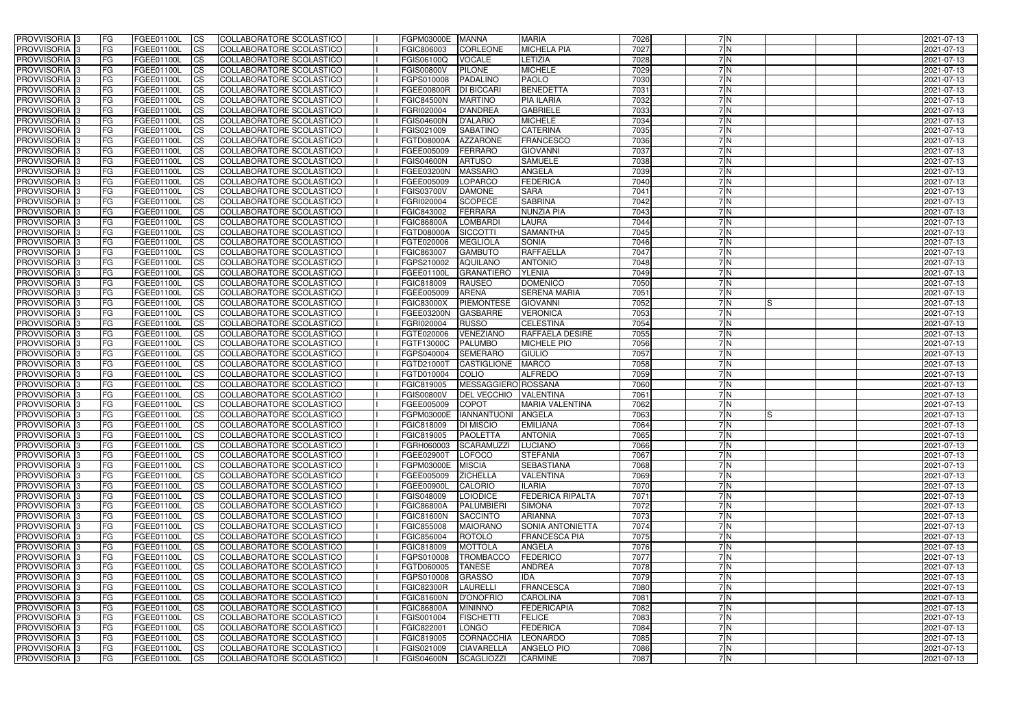| PROVVISORIA | 3 | FG | FGEE01100L | CS | COLLABORATORE SCOLASTICO | | FGPM03000E | MANNA | MARIA | 7026 | 7 | N | | | | 2021-07-13 |
|---|---|---|---|---|---|---|---|---|---|---|---|---|---|---|---|---|
| PROVVISORIA | 3 | FG | FGEE01100L | CS | COLLABORATORE SCOLASTICO | | FGIC806003 | CORLEONE | MICHELA PIA | 7027 | 7 | N | | | | 2021-07-13 |
| PROVVISORIA | 3 | FG | FGEE01100L | CS | COLLABORATORE SCOLASTICO | | FGIS06100Q | VOCALE | LETIZIA | 7028 | 7 | N | | | | 2021-07-13 |
| PROVVISORIA | 3 | FG | FGEE01100L | CS | COLLABORATORE SCOLASTICO | | FGIS00800V | PILONE | MICHELE | 7029 | 7 | N | | | | 2021-07-13 |
| PROVVISORIA | 3 | FG | FGEE01100L | CS | COLLABORATORE SCOLASTICO | | FGPS010008 | PADALINO | PAOLO | 7030 | 7 | N | | | | 2021-07-13 |
| PROVVISORIA | 3 | FG | FGEE01100L | CS | COLLABORATORE SCOLASTICO | | FGEE00800R | DI BICCARI | BENEDETTA | 7031 | 7 | N | | | | 2021-07-13 |
| PROVVISORIA | 3 | FG | FGEE01100L | CS | COLLABORATORE SCOLASTICO | | FGIC84500N | MARTINO | PIA ILARIA | 7032 | 7 | N | | | | 2021-07-13 |
| PROVVISORIA | 3 | FG | FGEE01100L | CS | COLLABORATORE SCOLASTICO | | FGRI020004 | D'ANDREA | GABRIELE | 7033 | 7 | N | | | | 2021-07-13 |
| PROVVISORIA | 3 | FG | FGEE01100L | CS | COLLABORATORE SCOLASTICO | | FGIS04600N | D'ALARIO | MICHELE | 7034 | 7 | N | | | | 2021-07-13 |
| PROVVISORIA | 3 | FG | FGEE01100L | CS | COLLABORATORE SCOLASTICO | | FGIS021009 | SABATINO | CATERINA | 7035 | 7 | N | | | | 2021-07-13 |
| PROVVISORIA | 3 | FG | FGEE01100L | CS | COLLABORATORE SCOLASTICO | | FGTD08000A | AZZARONE | FRANCESCO | 7036 | 7 | N | | | | 2021-07-13 |
| PROVVISORIA | 3 | FG | FGEE01100L | CS | COLLABORATORE SCOLASTICO | | FGEE005009 | FERRARO | GIOVANNI | 7037 | 7 | N | | | | 2021-07-13 |
| PROVVISORIA | 3 | FG | FGEE01100L | CS | COLLABORATORE SCOLASTICO | | FGIS04600N | ARTUSO | SAMUELE | 7038 | 7 | N | | | | 2021-07-13 |
| PROVVISORIA | 3 | FG | FGEE01100L | CS | COLLABORATORE SCOLASTICO | | FGEE03200N | MASSARO | ANGELA | 7039 | 7 | N | | | | 2021-07-13 |
| PROVVISORIA | 3 | FG | FGEE01100L | CS | COLLABORATORE SCOLASTICO | | FGEE005009 | LOPARCO | FEDERICA | 7040 | 7 | N | | | | 2021-07-13 |
| PROVVISORIA | 3 | FG | FGEE01100L | CS | COLLABORATORE SCOLASTICO | | FGIS03700V | DAMONE | SARA | 7041 | 7 | N | | | | 2021-07-13 |
| PROVVISORIA | 3 | FG | FGEE01100L | CS | COLLABORATORE SCOLASTICO | | FGRI020004 | SCOPECE | SABRINA | 7042 | 7 | N | | | | 2021-07-13 |
| PROVVISORIA | 3 | FG | FGEE01100L | CS | COLLABORATORE SCOLASTICO | | FGIC843002 | FERRARA | NUNZIA PIA | 7043 | 7 | N | | | | 2021-07-13 |
| PROVVISORIA | 3 | FG | FGEE01100L | CS | COLLABORATORE SCOLASTICO | | FGIC86800A | LOMBARDI | LAURA | 7044 | 7 | N | | | | 2021-07-13 |
| PROVVISORIA | 3 | FG | FGEE01100L | CS | COLLABORATORE SCOLASTICO | | FGTD08000A | SICCOTTI | SAMANTHA | 7045 | 7 | N | | | | 2021-07-13 |
| PROVVISORIA | 3 | FG | FGEE01100L | CS | COLLABORATORE SCOLASTICO | | FGTE020006 | MEGLIOLA | SONIA | 7046 | 7 | N | | | | 2021-07-13 |
| PROVVISORIA | 3 | FG | FGEE01100L | CS | COLLABORATORE SCOLASTICO | | FGIC863007 | GAMBUTO | RAFFAELLA | 7047 | 7 | N | | | | 2021-07-13 |
| PROVVISORIA | 3 | FG | FGEE01100L | CS | COLLABORATORE SCOLASTICO | | FGPS210002 | AQUILANO | ANTONIO | 7048 | 7 | N | | | | 2021-07-13 |
| PROVVISORIA | 3 | FG | FGEE01100L | CS | COLLABORATORE SCOLASTICO | | FGEE01100L | GRANATIERO | YLENIA | 7049 | 7 | N | | | | 2021-07-13 |
| PROVVISORIA | 3 | FG | FGEE01100L | CS | COLLABORATORE SCOLASTICO | | FGIC818009 | RAUSEO | DOMENICO | 7050 | 7 | N | | | | 2021-07-13 |
| PROVVISORIA | 3 | FG | FGEE01100L | CS | COLLABORATORE SCOLASTICO | | FGEE005009 | ARENA | SERENA MARIA | 7051 | 7 | N | | | | 2021-07-13 |
| PROVVISORIA | 3 | FG | FGEE01100L | CS | COLLABORATORE SCOLASTICO | | FGIC83000X | PIEMONTESE | GIOVANNI | 7052 | 7 | N | S | | | 2021-07-13 |
| PROVVISORIA | 3 | FG | FGEE01100L | CS | COLLABORATORE SCOLASTICO | | FGEE03200N | GASBARRE | VERONICA | 7053 | 7 | N | | | | 2021-07-13 |
| PROVVISORIA | 3 | FG | FGEE01100L | CS | COLLABORATORE SCOLASTICO | | FGRI020004 | RUSSO | CELESTINA | 7054 | 7 | N | | | | 2021-07-13 |
| PROVVISORIA | 3 | FG | FGEE01100L | CS | COLLABORATORE SCOLASTICO | | FGTE020006 | VENEZIANO | RAFFAELA DESIRE | 7055 | 7 | N | | | | 2021-07-13 |
| PROVVISORIA | 3 | FG | FGEE01100L | CS | COLLABORATORE SCOLASTICO | | FGTF13000C | PALUMBO | MICHELE PIO | 7056 | 7 | N | | | | 2021-07-13 |
| PROVVISORIA | 3 | FG | FGEE01100L | CS | COLLABORATORE SCOLASTICO | | FGPS040004 | SEMERARO | GIULIO | 7057 | 7 | N | | | | 2021-07-13 |
| PROVVISORIA | 3 | FG | FGEE01100L | CS | COLLABORATORE SCOLASTICO | | FGTD21000T | CASTIGLIONE | MARCO | 7058 | 7 | N | | | | 2021-07-13 |
| PROVVISORIA | 3 | FG | FGEE01100L | CS | COLLABORATORE SCOLASTICO | | FGTD010004 | COLIO | ALFREDO | 7059 | 7 | N | | | | 2021-07-13 |
| PROVVISORIA | 3 | FG | FGEE01100L | CS | COLLABORATORE SCOLASTICO | | FGIC819005 | MESSAGGIERO | ROSSANA | 7060 | 7 | N | | | | 2021-07-13 |
| PROVVISORIA | 3 | FG | FGEE01100L | CS | COLLABORATORE SCOLASTICO | | FGIS00800V | DEL VECCHIO | VALENTINA | 7061 | 7 | N | | | | 2021-07-13 |
| PROVVISORIA | 3 | FG | FGEE01100L | CS | COLLABORATORE SCOLASTICO | | FGEE005009 | COPOT | MARIA VALENTINA | 7062 | 7 | N | | | | 2021-07-13 |
| PROVVISORIA | 3 | FG | FGEE01100L | CS | COLLABORATORE SCOLASTICO | | FGPM03000E | IANNANTUONI | ANGELA | 7063 | 7 | N | S | | | 2021-07-13 |
| PROVVISORIA | 3 | FG | FGEE01100L | CS | COLLABORATORE SCOLASTICO | | FGIC818009 | DI MISCIO | EMILIANA | 7064 | 7 | N | | | | 2021-07-13 |
| PROVVISORIA | 3 | FG | FGEE01100L | CS | COLLABORATORE SCOLASTICO | | FGIC819005 | PAOLETTA | ANTONIA | 7065 | 7 | N | | | | 2021-07-13 |
| PROVVISORIA | 3 | FG | FGEE01100L | CS | COLLABORATORE SCOLASTICO | | FGRH060003 | SCARAMUZZI | LUCIANO | 7066 | 7 | N | | | | 2021-07-13 |
| PROVVISORIA | 3 | FG | FGEE01100L | CS | COLLABORATORE SCOLASTICO | | FGEE02900T | LOFOCO | STEFANIA | 7067 | 7 | N | | | | 2021-07-13 |
| PROVVISORIA | 3 | FG | FGEE01100L | CS | COLLABORATORE SCOLASTICO | | FGPM03000E | MISCIA | SEBASTIANA | 7068 | 7 | N | | | | 2021-07-13 |
| PROVVISORIA | 3 | FG | FGEE01100L | CS | COLLABORATORE SCOLASTICO | | FGEE005009 | ZICHELLA | VALENTINA | 7069 | 7 | N | | | | 2021-07-13 |
| PROVVISORIA | 3 | FG | FGEE01100L | CS | COLLABORATORE SCOLASTICO | | FGEE00900L | CALORIO | ILARIA | 7070 | 7 | N | | | | 2021-07-13 |
| PROVVISORIA | 3 | FG | FGEE01100L | CS | COLLABORATORE SCOLASTICO | | FGIS048009 | LOIODICE | FEDERICA RIPALTA | 7071 | 7 | N | | | | 2021-07-13 |
| PROVVISORIA | 3 | FG | FGEE01100L | CS | COLLABORATORE SCOLASTICO | | FGIC86800A | PALUMBIERI | SIMONA | 7072 | 7 | N | | | | 2021-07-13 |
| PROVVISORIA | 3 | FG | FGEE01100L | CS | COLLABORATORE SCOLASTICO | | FGIC81600N | SACCINTO | ARIANNA | 7073 | 7 | N | | | | 2021-07-13 |
| PROVVISORIA | 3 | FG | FGEE01100L | CS | COLLABORATORE SCOLASTICO | | FGIC855008 | MAIORANO | SONIA ANTONIETTA | 7074 | 7 | N | | | | 2021-07-13 |
| PROVVISORIA | 3 | FG | FGEE01100L | CS | COLLABORATORE SCOLASTICO | | FGIC856004 | ROTOLO | FRANCESCA PIA | 7075 | 7 | N | | | | 2021-07-13 |
| PROVVISORIA | 3 | FG | FGEE01100L | CS | COLLABORATORE SCOLASTICO | | FGIC818009 | MOTTOLA | ANGELA | 7076 | 7 | N | | | | 2021-07-13 |
| PROVVISORIA | 3 | FG | FGEE01100L | CS | COLLABORATORE SCOLASTICO | | FGPS010008 | TROMBACCO | FEDERICO | 7077 | 7 | N | | | | 2021-07-13 |
| PROVVISORIA | 3 | FG | FGEE01100L | CS | COLLABORATORE SCOLASTICO | | FGTD060005 | TANESE | ANDREA | 7078 | 7 | N | | | | 2021-07-13 |
| PROVVISORIA | 3 | FG | FGEE01100L | CS | COLLABORATORE SCOLASTICO | | FGPS010008 | GRASSO | IDA | 7079 | 7 | N | | | | 2021-07-13 |
| PROVVISORIA | 3 | FG | FGEE01100L | CS | COLLABORATORE SCOLASTICO | | FGIC82300R | LAURELLI | FRANCESCA | 7080 | 7 | N | | | | 2021-07-13 |
| PROVVISORIA | 3 | FG | FGEE01100L | CS | COLLABORATORE SCOLASTICO | | FGIC81600N | D'ONOFRIO | CAROLINA | 7081 | 7 | N | | | | 2021-07-13 |
| PROVVISORIA | 3 | FG | FGEE01100L | CS | COLLABORATORE SCOLASTICO | | FGIC86800A | MININNO | FEDERICAPIA | 7082 | 7 | N | | | | 2021-07-13 |
| PROVVISORIA | 3 | FG | FGEE01100L | CS | COLLABORATORE SCOLASTICO | | FGIS001004 | FISCHETTI | FELICE | 7083 | 7 | N | | | | 2021-07-13 |
| PROVVISORIA | 3 | FG | FGEE01100L | CS | COLLABORATORE SCOLASTICO | | FGIC822001 | LONGO | FEDERICA | 7084 | 7 | N | | | | 2021-07-13 |
| PROVVISORIA | 3 | FG | FGEE01100L | CS | COLLABORATORE SCOLASTICO | | FGIC819005 | CORNACCHIA | LEONARDO | 7085 | 7 | N | | | | 2021-07-13 |
| PROVVISORIA | 3 | FG | FGEE01100L | CS | COLLABORATORE SCOLASTICO | | FGIS021009 | CIAVARELLA | ANGELO PIO | 7086 | 7 | N | | | | 2021-07-13 |
| PROVVISORIA | 3 | FG | FGEE01100L | CS | COLLABORATORE SCOLASTICO | | FGIS04600N | SCAGLIOZZI | CARMINE | 7087 | 7 | N | | | | 2021-07-13 |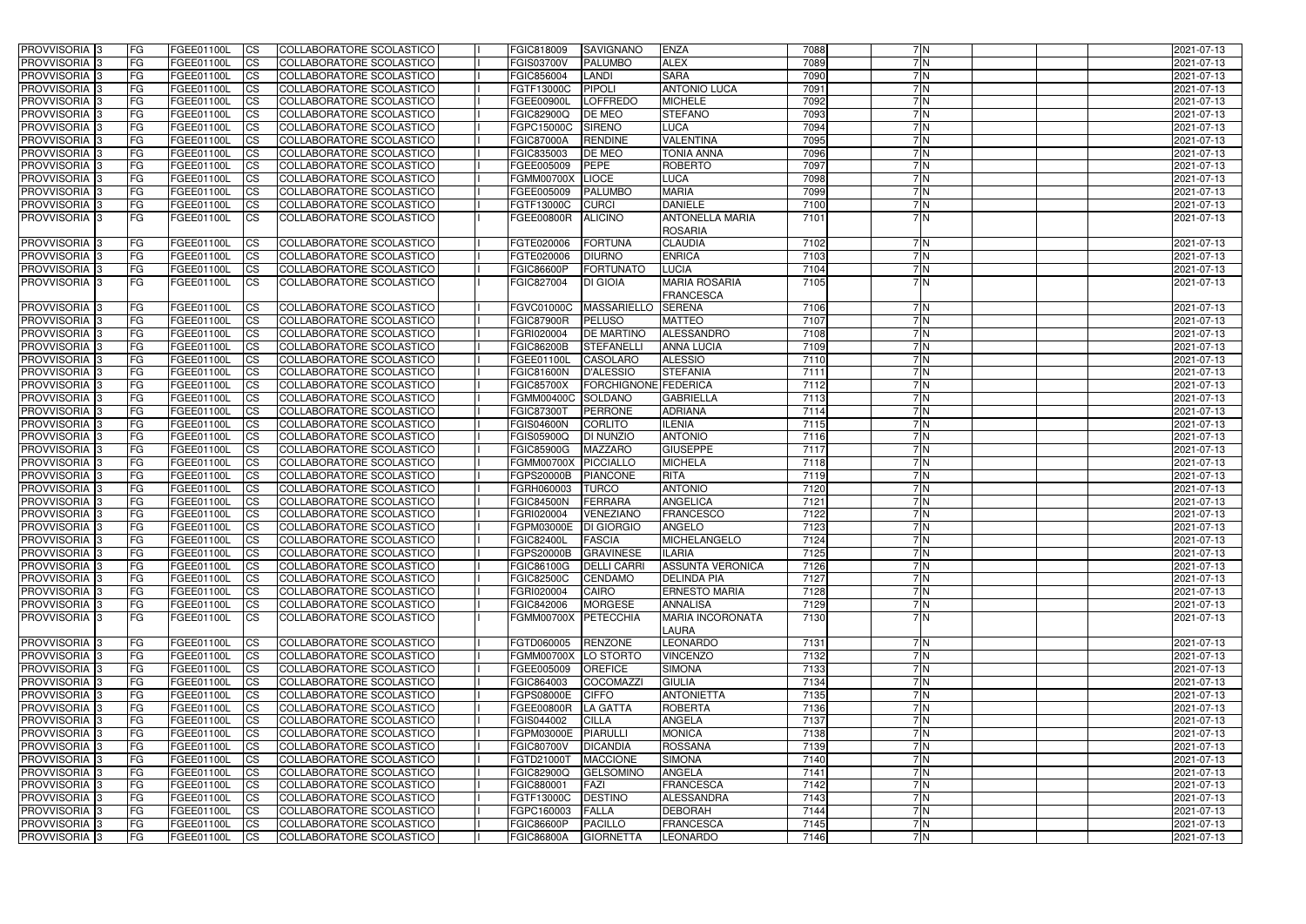| PROVVISORIA | 3 | FG | FGEE01100L | CS | COLLABORATORE SCOLASTICO | I | FGIC818009 | SAVIGNANO | ENZA | 7088 | 7 | N | | | | 2021-07-13 |
|---|---|---|---|---|---|---|---|---|---|---|---|---|---|---|---|---|
| PROVVISORIA | 3 | FG | FGEE01100L | CS | COLLABORATORE SCOLASTICO | I | FGIS03700V | PALUMBO | ALEX | 7089 | 7 | N | | | | 2021-07-13 |
| PROVVISORIA | 3 | FG | FGEE01100L | CS | COLLABORATORE SCOLASTICO | I | FGIC856004 | LANDI | SARA | 7090 | 7 | N | | | | 2021-07-13 |
| PROVVISORIA | 3 | FG | FGEE01100L | CS | COLLABORATORE SCOLASTICO | I | FGTF13000C | PIPOLI | ANTONIO LUCA | 7091 | 7 | N | | | | 2021-07-13 |
| PROVVISORIA | 3 | FG | FGEE01100L | CS | COLLABORATORE SCOLASTICO | I | FGEE00900L | LOFFREDO | MICHELE | 7092 | 7 | N | | | | 2021-07-13 |
| PROVVISORIA | 3 | FG | FGEE01100L | CS | COLLABORATORE SCOLASTICO | I | FGIC82900Q | DE MEO | STEFANO | 7093 | 7 | N | | | | 2021-07-13 |
| PROVVISORIA | 3 | FG | FGEE01100L | CS | COLLABORATORE SCOLASTICO | I | FGPC15000C | SIRENO | LUCA | 7094 | 7 | N | | | | 2021-07-13 |
| PROVVISORIA | 3 | FG | FGEE01100L | CS | COLLABORATORE SCOLASTICO | I | FGIC87000A | RENDINE | VALENTINA | 7095 | 7 | N | | | | 2021-07-13 |
| PROVVISORIA | 3 | FG | FGEE01100L | CS | COLLABORATORE SCOLASTICO | I | FGIC835003 | DE MEO | TONIA ANNA | 7096 | 7 | N | | | | 2021-07-13 |
| PROVVISORIA | 3 | FG | FGEE01100L | CS | COLLABORATORE SCOLASTICO | I | FGEE005009 | PEPE | ROBERTO | 7097 | 7 | N | | | | 2021-07-13 |
| PROVVISORIA | 3 | FG | FGEE01100L | CS | COLLABORATORE SCOLASTICO | I | FGMM00700X | LIOCE | LUCA | 7098 | 7 | N | | | | 2021-07-13 |
| PROVVISORIA | 3 | FG | FGEE01100L | CS | COLLABORATORE SCOLASTICO | I | FGEE005009 | PALUMBO | MARIA | 7099 | 7 | N | | | | 2021-07-13 |
| PROVVISORIA | 3 | FG | FGEE01100L | CS | COLLABORATORE SCOLASTICO | I | FGTF13000C | CURCI | DANIELE | 7100 | 7 | N | | | | 2021-07-13 |
| PROVVISORIA | 3 | FG | FGEE01100L | CS | COLLABORATORE SCOLASTICO | I | FGEE00800R | ALICINO | ANTONELLA MARIA ROSARIA | 7101 | 7 | N | | | | 2021-07-13 |
| PROVVISORIA | 3 | FG | FGEE01100L | CS | COLLABORATORE SCOLASTICO | I | FGTE020006 | FORTUNA | CLAUDIA | 7102 | 7 | N | | | | 2021-07-13 |
| PROVVISORIA | 3 | FG | FGEE01100L | CS | COLLABORATORE SCOLASTICO | I | FGTE020006 | DIURNO | ENRICA | 7103 | 7 | N | | | | 2021-07-13 |
| PROVVISORIA | 3 | FG | FGEE01100L | CS | COLLABORATORE SCOLASTICO | I | FGIC86600P | FORTUNATO | LUCIA | 7104 | 7 | N | | | | 2021-07-13 |
| PROVVISORIA | 3 | FG | FGEE01100L | CS | COLLABORATORE SCOLASTICO | I | FGIC827004 | DI GIOIA | MARIA ROSARIA FRANCESCA | 7105 | 7 | N | | | | 2021-07-13 |
| PROVVISORIA | 3 | FG | FGEE01100L | CS | COLLABORATORE SCOLASTICO | I | FGVC01000C | MASSARIELLO | SERENA | 7106 | 7 | N | | | | 2021-07-13 |
| PROVVISORIA | 3 | FG | FGEE01100L | CS | COLLABORATORE SCOLASTICO | I | FGIC87900R | PELUSO | MATTEO | 7107 | 7 | N | | | | 2021-07-13 |
| PROVVISORIA | 3 | FG | FGEE01100L | CS | COLLABORATORE SCOLASTICO | I | FGRI020004 | DE MARTINO | ALESSANDRO | 7108 | 7 | N | | | | 2021-07-13 |
| PROVVISORIA | 3 | FG | FGEE01100L | CS | COLLABORATORE SCOLASTICO | I | FGIC86200B | STEFANELLI | ANNA LUCIA | 7109 | 7 | N | | | | 2021-07-13 |
| PROVVISORIA | 3 | FG | FGEE01100L | CS | COLLABORATORE SCOLASTICO | I | FGEE01100L | CASOLARO | ALESSIO | 7110 | 7 | N | | | | 2021-07-13 |
| PROVVISORIA | 3 | FG | FGEE01100L | CS | COLLABORATORE SCOLASTICO | I | FGIC81600N | D'ALESSIO | STEFANIA | 7111 | 7 | N | | | | 2021-07-13 |
| PROVVISORIA | 3 | FG | FGEE01100L | CS | COLLABORATORE SCOLASTICO | I | FGIC85700X | FORCHIGNONE | FEDERICA | 7112 | 7 | N | | | | 2021-07-13 |
| PROVVISORIA | 3 | FG | FGEE01100L | CS | COLLABORATORE SCOLASTICO | I | FGMM00400C | SOLDANO | GABRIELLA | 7113 | 7 | N | | | | 2021-07-13 |
| PROVVISORIA | 3 | FG | FGEE01100L | CS | COLLABORATORE SCOLASTICO | I | FGIC87300T | PERRONE | ADRIANA | 7114 | 7 | N | | | | 2021-07-13 |
| PROVVISORIA | 3 | FG | FGEE01100L | CS | COLLABORATORE SCOLASTICO | I | FGIS04600N | CORLITO | ILENIA | 7115 | 7 | N | | | | 2021-07-13 |
| PROVVISORIA | 3 | FG | FGEE01100L | CS | COLLABORATORE SCOLASTICO | I | FGIS05900Q | DI NUNZIO | ANTONIO | 7116 | 7 | N | | | | 2021-07-13 |
| PROVVISORIA | 3 | FG | FGEE01100L | CS | COLLABORATORE SCOLASTICO | I | FGIC85900G | MAZZARO | GIUSEPPE | 7117 | 7 | N | | | | 2021-07-13 |
| PROVVISORIA | 3 | FG | FGEE01100L | CS | COLLABORATORE SCOLASTICO | I | FGMM00700X | PICCIALLO | MICHELA | 7118 | 7 | N | | | | 2021-07-13 |
| PROVVISORIA | 3 | FG | FGEE01100L | CS | COLLABORATORE SCOLASTICO | I | FGPS20000B | PIANCONE | RITA | 7119 | 7 | N | | | | 2021-07-13 |
| PROVVISORIA | 3 | FG | FGEE01100L | CS | COLLABORATORE SCOLASTICO | I | FGRH060003 | TURCO | ANTONIO | 7120 | 7 | N | | | | 2021-07-13 |
| PROVVISORIA | 3 | FG | FGEE01100L | CS | COLLABORATORE SCOLASTICO | I | FGIC84500N | FERRARA | ANGELICA | 7121 | 7 | N | | | | 2021-07-13 |
| PROVVISORIA | 3 | FG | FGEE01100L | CS | COLLABORATORE SCOLASTICO | I | FGRI020004 | VENEZIANO | FRANCESCO | 7122 | 7 | N | | | | 2021-07-13 |
| PROVVISORIA | 3 | FG | FGEE01100L | CS | COLLABORATORE SCOLASTICO | I | FGPM03000E | DI GIORGIO | ANGELO | 7123 | 7 | N | | | | 2021-07-13 |
| PROVVISORIA | 3 | FG | FGEE01100L | CS | COLLABORATORE SCOLASTICO | I | FGIC82400L | FASCIA | MICHELANGELO | 7124 | 7 | N | | | | 2021-07-13 |
| PROVVISORIA | 3 | FG | FGEE01100L | CS | COLLABORATORE SCOLASTICO | I | FGPS20000B | GRAVINESE | ILARIA | 7125 | 7 | N | | | | 2021-07-13 |
| PROVVISORIA | 3 | FG | FGEE01100L | CS | COLLABORATORE SCOLASTICO | I | FGIC86100G | DELLI CARRI | ASSUNTA VERONICA | 7126 | 7 | N | | | | 2021-07-13 |
| PROVVISORIA | 3 | FG | FGEE01100L | CS | COLLABORATORE SCOLASTICO | I | FGIC82500C | CENDAMO | DELINDA PIA | 7127 | 7 | N | | | | 2021-07-13 |
| PROVVISORIA | 3 | FG | FGEE01100L | CS | COLLABORATORE SCOLASTICO | I | FGRI020004 | CAIRO | ERNESTO MARIA | 7128 | 7 | N | | | | 2021-07-13 |
| PROVVISORIA | 3 | FG | FGEE01100L | CS | COLLABORATORE SCOLASTICO | I | FGIC842006 | MORGESE | ANNALISA | 7129 | 7 | N | | | | 2021-07-13 |
| PROVVISORIA | 3 | FG | FGEE01100L | CS | COLLABORATORE SCOLASTICO | I | FGMM00700X | PETECCHIA | MARIA INCORONATA LAURA | 7130 | 7 | N | | | | 2021-07-13 |
| PROVVISORIA | 3 | FG | FGEE01100L | CS | COLLABORATORE SCOLASTICO | I | FGTD060005 | RENZONE | LEONARDO | 7131 | 7 | N | | | | 2021-07-13 |
| PROVVISORIA | 3 | FG | FGEE01100L | CS | COLLABORATORE SCOLASTICO | I | FGMM00700X | LO STORTO | VINCENZO | 7132 | 7 | N | | | | 2021-07-13 |
| PROVVISORIA | 3 | FG | FGEE01100L | CS | COLLABORATORE SCOLASTICO | I | FGEE005009 | OREFICE | SIMONA | 7133 | 7 | N | | | | 2021-07-13 |
| PROVVISORIA | 3 | FG | FGEE01100L | CS | COLLABORATORE SCOLASTICO | I | FGIC864003 | COCOMAZZI | GIULIA | 7134 | 7 | N | | | | 2021-07-13 |
| PROVVISORIA | 3 | FG | FGEE01100L | CS | COLLABORATORE SCOLASTICO | I | FGPS08000E | CIFFO | ANTONIETTA | 7135 | 7 | N | | | | 2021-07-13 |
| PROVVISORIA | 3 | FG | FGEE01100L | CS | COLLABORATORE SCOLASTICO | I | FGEE00800R | LA GATTA | ROBERTA | 7136 | 7 | N | | | | 2021-07-13 |
| PROVVISORIA | 3 | FG | FGEE01100L | CS | COLLABORATORE SCOLASTICO | I | FGIS044002 | CILLA | ANGELA | 7137 | 7 | N | | | | 2021-07-13 |
| PROVVISORIA | 3 | FG | FGEE01100L | CS | COLLABORATORE SCOLASTICO | I | FGPM03000E | PIARULLI | MONICA | 7138 | 7 | N | | | | 2021-07-13 |
| PROVVISORIA | 3 | FG | FGEE01100L | CS | COLLABORATORE SCOLASTICO | I | FGIC80700V | DICANDIA | ROSSANA | 7139 | 7 | N | | | | 2021-07-13 |
| PROVVISORIA | 3 | FG | FGEE01100L | CS | COLLABORATORE SCOLASTICO | I | FGTD21000T | MACCIONE | SIMONA | 7140 | 7 | N | | | | 2021-07-13 |
| PROVVISORIA | 3 | FG | FGEE01100L | CS | COLLABORATORE SCOLASTICO | I | FGIC82900Q | GELSOMINO | ANGELA | 7141 | 7 | N | | | | 2021-07-13 |
| PROVVISORIA | 3 | FG | FGEE01100L | CS | COLLABORATORE SCOLASTICO | I | FGIC880001 | FAZI | FRANCESCA | 7142 | 7 | N | | | | 2021-07-13 |
| PROVVISORIA | 3 | FG | FGEE01100L | CS | COLLABORATORE SCOLASTICO | I | FGTF13000C | DESTINO | ALESSANDRA | 7143 | 7 | N | | | | 2021-07-13 |
| PROVVISORIA | 3 | FG | FGEE01100L | CS | COLLABORATORE SCOLASTICO | I | FGPC160003 | FALLA | DEBORAH | 7144 | 7 | N | | | | 2021-07-13 |
| PROVVISORIA | 3 | FG | FGEE01100L | CS | COLLABORATORE SCOLASTICO | I | FGIC86600P | PACILLO | FRANCESCA | 7145 | 7 | N | | | | 2021-07-13 |
| PROVVISORIA | 3 | FG | FGEE01100L | CS | COLLABORATORE SCOLASTICO | I | FGIC86800A | GIORNETTA | LEONARDO | 7146 | 7 | N | | | | 2021-07-13 |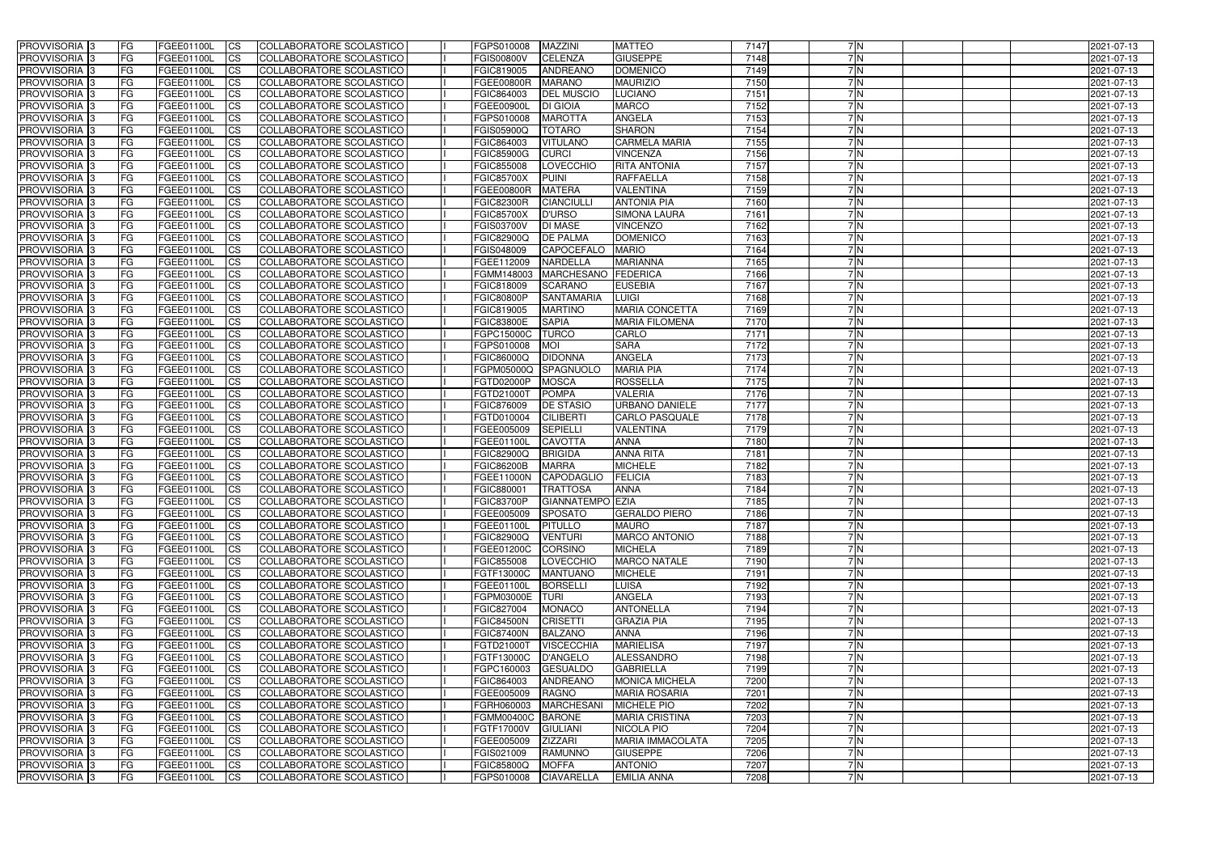| PROVVISORIA | 3 | FG | FGEE01100L | CS | COLLABORATORE SCOLASTICO | | FGPS010008 | MAZZINI | MATTEO | 7147 | 7 | N | | | | 2021-07-13 |
|---|---|---|---|---|---|---|---|---|---|---|---|---|---|---|---|---|
| PROVVISORIA | 3 | FG | FGEE01100L | CS | COLLABORATORE SCOLASTICO | | FGIS00800V | CELENZA | GIUSEPPE | 7148 | 7 | N | | | | 2021-07-13 |
| PROVVISORIA | 3 | FG | FGEE01100L | CS | COLLABORATORE SCOLASTICO | | FGIC819005 | ANDREANO | DOMENICO | 7149 | 7 | N | | | | 2021-07-13 |
| PROVVISORIA | 3 | FG | FGEE01100L | CS | COLLABORATORE SCOLASTICO | | FGEE00800R | MARANO | MAURIZIO | 7150 | 7 | N | | | | 2021-07-13 |
| PROVVISORIA | 3 | FG | FGEE01100L | CS | COLLABORATORE SCOLASTICO | | FGIC864003 | DEL MUSCIO | LUCIANO | 7151 | 7 | N | | | | 2021-07-13 |
| PROVVISORIA | 3 | FG | FGEE01100L | CS | COLLABORATORE SCOLASTICO | | FGEE00900L | DI GIOIA | MARCO | 7152 | 7 | N | | | | 2021-07-13 |
| PROVVISORIA | 3 | FG | FGEE01100L | CS | COLLABORATORE SCOLASTICO | | FGPS010008 | MAROTTA | ANGELA | 7153 | 7 | N | | | | 2021-07-13 |
| PROVVISORIA | 3 | FG | FGEE01100L | CS | COLLABORATORE SCOLASTICO | | FGIS05900Q | TOTARO | SHARON | 7154 | 7 | N | | | | 2021-07-13 |
| PROVVISORIA | 3 | FG | FGEE01100L | CS | COLLABORATORE SCOLASTICO | | FGIC864003 | VITULANO | CARMELA MARIA | 7155 | 7 | N | | | | 2021-07-13 |
| PROVVISORIA | 3 | FG | FGEE01100L | CS | COLLABORATORE SCOLASTICO | | FGIC85900G | CURCI | VINCENZA | 7156 | 7 | N | | | | 2021-07-13 |
| PROVVISORIA | 3 | FG | FGEE01100L | CS | COLLABORATORE SCOLASTICO | | FGIC855008 | LOVECCHIO | RITA ANTONIA | 7157 | 7 | N | | | | 2021-07-13 |
| PROVVISORIA | 3 | FG | FGEE01100L | CS | COLLABORATORE SCOLASTICO | | FGIC85700X | PUINI | RAFFAELLA | 7158 | 7 | N | | | | 2021-07-13 |
| PROVVISORIA | 3 | FG | FGEE01100L | CS | COLLABORATORE SCOLASTICO | | FGEE00800R | MATERA | VALENTINA | 7159 | 7 | N | | | | 2021-07-13 |
| PROVVISORIA | 3 | FG | FGEE01100L | CS | COLLABORATORE SCOLASTICO | | FGIC82300R | CIANCIULLI | ANTONIA PIA | 7160 | 7 | N | | | | 2021-07-13 |
| PROVVISORIA | 3 | FG | FGEE01100L | CS | COLLABORATORE SCOLASTICO | | FGIC85700X | D'URSO | SIMONA LAURA | 7161 | 7 | N | | | | 2021-07-13 |
| PROVVISORIA | 3 | FG | FGEE01100L | CS | COLLABORATORE SCOLASTICO | | FGIS03700V | DI MASE | VINCENZO | 7162 | 7 | N | | | | 2021-07-13 |
| PROVVISORIA | 3 | FG | FGEE01100L | CS | COLLABORATORE SCOLASTICO | | FGIC82900Q | DE PALMA | DOMENICO | 7163 | 7 | N | | | | 2021-07-13 |
| PROVVISORIA | 3 | FG | FGEE01100L | CS | COLLABORATORE SCOLASTICO | | FGIS048009 | CAPOCEFALO | MARIO | 7164 | 7 | N | | | | 2021-07-13 |
| PROVVISORIA | 3 | FG | FGEE01100L | CS | COLLABORATORE SCOLASTICO | | FGEE112009 | NARDELLA | MARIANNA | 7165 | 7 | N | | | | 2021-07-13 |
| PROVVISORIA | 3 | FG | FGEE01100L | CS | COLLABORATORE SCOLASTICO | | FGMM148003 | MARCHESANO | FEDERICA | 7166 | 7 | N | | | | 2021-07-13 |
| PROVVISORIA | 3 | FG | FGEE01100L | CS | COLLABORATORE SCOLASTICO | | FGIC818009 | SCARANO | EUSEBIA | 7167 | 7 | N | | | | 2021-07-13 |
| PROVVISORIA | 3 | FG | FGEE01100L | CS | COLLABORATORE SCOLASTICO | | FGIC80800P | SANTAMARIA | LUIGI | 7168 | 7 | N | | | | 2021-07-13 |
| PROVVISORIA | 3 | FG | FGEE01100L | CS | COLLABORATORE SCOLASTICO | | FGIC819005 | MARTINO | MARIA CONCETTA | 7169 | 7 | N | | | | 2021-07-13 |
| PROVVISORIA | 3 | FG | FGEE01100L | CS | COLLABORATORE SCOLASTICO | | FGIC83800E | SAPIA | MARIA FILOMENA | 7170 | 7 | N | | | | 2021-07-13 |
| PROVVISORIA | 3 | FG | FGEE01100L | CS | COLLABORATORE SCOLASTICO | | FGPC15000C | TURCO | CARLO | 7171 | 7 | N | | | | 2021-07-13 |
| PROVVISORIA | 3 | FG | FGEE01100L | CS | COLLABORATORE SCOLASTICO | | FGPS010008 | MOI | SARA | 7172 | 7 | N | | | | 2021-07-13 |
| PROVVISORIA | 3 | FG | FGEE01100L | CS | COLLABORATORE SCOLASTICO | | FGIC86000Q | DIDONNA | ANGELA | 7173 | 7 | N | | | | 2021-07-13 |
| PROVVISORIA | 3 | FG | FGEE01100L | CS | COLLABORATORE SCOLASTICO | | FGPM05000Q | SPAGNUOLO | MARIA PIA | 7174 | 7 | N | | | | 2021-07-13 |
| PROVVISORIA | 3 | FG | FGEE01100L | CS | COLLABORATORE SCOLASTICO | | FGTD02000P | MOSCA | ROSSELLA | 7175 | 7 | N | | | | 2021-07-13 |
| PROVVISORIA | 3 | FG | FGEE01100L | CS | COLLABORATORE SCOLASTICO | | FGTD21000T | POMPA | VALERIA | 7176 | 7 | N | | | | 2021-07-13 |
| PROVVISORIA | 3 | FG | FGEE01100L | CS | COLLABORATORE SCOLASTICO | | FGIC876009 | DE STASIO | URBANO DANIELE | 7177 | 7 | N | | | | 2021-07-13 |
| PROVVISORIA | 3 | FG | FGEE01100L | CS | COLLABORATORE SCOLASTICO | | FGTD010004 | CILIBERTI | CARLO PASQUALE | 7178 | 7 | N | | | | 2021-07-13 |
| PROVVISORIA | 3 | FG | FGEE01100L | CS | COLLABORATORE SCOLASTICO | | FGEE005009 | SEPIELLI | VALENTINA | 7179 | 7 | N | | | | 2021-07-13 |
| PROVVISORIA | 3 | FG | FGEE01100L | CS | COLLABORATORE SCOLASTICO | | FGEE01100L | CAVOTTA | ANNA | 7180 | 7 | N | | | | 2021-07-13 |
| PROVVISORIA | 3 | FG | FGEE01100L | CS | COLLABORATORE SCOLASTICO | | FGIC82900Q | BRIGIDA | ANNA RITA | 7181 | 7 | N | | | | 2021-07-13 |
| PROVVISORIA | 3 | FG | FGEE01100L | CS | COLLABORATORE SCOLASTICO | | FGIC86200B | MARRA | MICHELE | 7182 | 7 | N | | | | 2021-07-13 |
| PROVVISORIA | 3 | FG | FGEE01100L | CS | COLLABORATORE SCOLASTICO | | FGEE11000N | CAPODAGLIO | FELICIA | 7183 | 7 | N | | | | 2021-07-13 |
| PROVVISORIA | 3 | FG | FGEE01100L | CS | COLLABORATORE SCOLASTICO | | FGIC880001 | TRATTOSA | ANNA | 7184 | 7 | N | | | | 2021-07-13 |
| PROVVISORIA | 3 | FG | FGEE01100L | CS | COLLABORATORE SCOLASTICO | | FGIC83700P | GIANNATEMPO | EZIA | 7185 | 7 | N | | | | 2021-07-13 |
| PROVVISORIA | 3 | FG | FGEE01100L | CS | COLLABORATORE SCOLASTICO | | FGEE005009 | SPOSATO | GERALDO PIERO | 7186 | 7 | N | | | | 2021-07-13 |
| PROVVISORIA | 3 | FG | FGEE01100L | CS | COLLABORATORE SCOLASTICO | | FGEE01100L | PITULLO | MAURO | 7187 | 7 | N | | | | 2021-07-13 |
| PROVVISORIA | 3 | FG | FGEE01100L | CS | COLLABORATORE SCOLASTICO | | FGIC82900Q | VENTURI | MARCO ANTONIO | 7188 | 7 | N | | | | 2021-07-13 |
| PROVVISORIA | 3 | FG | FGEE01100L | CS | COLLABORATORE SCOLASTICO | | FGEE01200C | CORSINO | MICHELA | 7189 | 7 | N | | | | 2021-07-13 |
| PROVVISORIA | 3 | FG | FGEE01100L | CS | COLLABORATORE SCOLASTICO | | FGIC855008 | LOVECCHIO | MARCO NATALE | 7190 | 7 | N | | | | 2021-07-13 |
| PROVVISORIA | 3 | FG | FGEE01100L | CS | COLLABORATORE SCOLASTICO | | FGTF13000C | MANTUANO | MICHELE | 7191 | 7 | N | | | | 2021-07-13 |
| PROVVISORIA | 3 | FG | FGEE01100L | CS | COLLABORATORE SCOLASTICO | | FGEE01100L | BORSELLI | LUISA | 7192 | 7 | N | | | | 2021-07-13 |
| PROVVISORIA | 3 | FG | FGEE01100L | CS | COLLABORATORE SCOLASTICO | | FGPM03000E | TURI | ANGELA | 7193 | 7 | N | | | | 2021-07-13 |
| PROVVISORIA | 3 | FG | FGEE01100L | CS | COLLABORATORE SCOLASTICO | | FGIC827004 | MONACO | ANTONELLA | 7194 | 7 | N | | | | 2021-07-13 |
| PROVVISORIA | 3 | FG | FGEE01100L | CS | COLLABORATORE SCOLASTICO | | FGIC84500N | CRISETTI | GRAZIA PIA | 7195 | 7 | N | | | | 2021-07-13 |
| PROVVISORIA | 3 | FG | FGEE01100L | CS | COLLABORATORE SCOLASTICO | | FGIC87400N | BALZANO | ANNA | 7196 | 7 | N | | | | 2021-07-13 |
| PROVVISORIA | 3 | FG | FGEE01100L | CS | COLLABORATORE SCOLASTICO | | FGTD21000T | VISCECCHIA | MARIELISA | 7197 | 7 | N | | | | 2021-07-13 |
| PROVVISORIA | 3 | FG | FGEE01100L | CS | COLLABORATORE SCOLASTICO | | FGTF13000C | D'ANGELO | ALESSANDRO | 7198 | 7 | N | | | | 2021-07-13 |
| PROVVISORIA | 3 | FG | FGEE01100L | CS | COLLABORATORE SCOLASTICO | | FGPC160003 | GESUALDO | GABRIELLA | 7199 | 7 | N | | | | 2021-07-13 |
| PROVVISORIA | 3 | FG | FGEE01100L | CS | COLLABORATORE SCOLASTICO | | FGIC864003 | ANDREANO | MONICA MICHELA | 7200 | 7 | N | | | | 2021-07-13 |
| PROVVISORIA | 3 | FG | FGEE01100L | CS | COLLABORATORE SCOLASTICO | | FGEE005009 | RAGNO | MARIA ROSARIA | 7201 | 7 | N | | | | 2021-07-13 |
| PROVVISORIA | 3 | FG | FGEE01100L | CS | COLLABORATORE SCOLASTICO | | FGRH060003 | MARCHESANI | MICHELE PIO | 7202 | 7 | N | | | | 2021-07-13 |
| PROVVISORIA | 3 | FG | FGEE01100L | CS | COLLABORATORE SCOLASTICO | | FGMM00400C | BARONE | MARIA CRISTINA | 7203 | 7 | N | | | | 2021-07-13 |
| PROVVISORIA | 3 | FG | FGEE01100L | CS | COLLABORATORE SCOLASTICO | | FGTF17000V | GIULIANI | NICOLA PIO | 7204 | 7 | N | | | | 2021-07-13 |
| PROVVISORIA | 3 | FG | FGEE01100L | CS | COLLABORATORE SCOLASTICO | | FGEE005009 | ZIZZARI | MARIA IMMACOLATA | 7205 | 7 | N | | | | 2021-07-13 |
| PROVVISORIA | 3 | FG | FGEE01100L | CS | COLLABORATORE SCOLASTICO | | FGIS021009 | RAMUNNO | GIUSEPPE | 7206 | 7 | N | | | | 2021-07-13 |
| PROVVISORIA | 3 | FG | FGEE01100L | CS | COLLABORATORE SCOLASTICO | | FGIC85800Q | MOFFA | ANTONIO | 7207 | 7 | N | | | | 2021-07-13 |
| PROVVISORIA | 3 | FG | FGEE01100L | CS | COLLABORATORE SCOLASTICO | | FGPS010008 | CIAVARELLA | EMILIA ANNA | 7208 | 7 | N | | | | 2021-07-13 |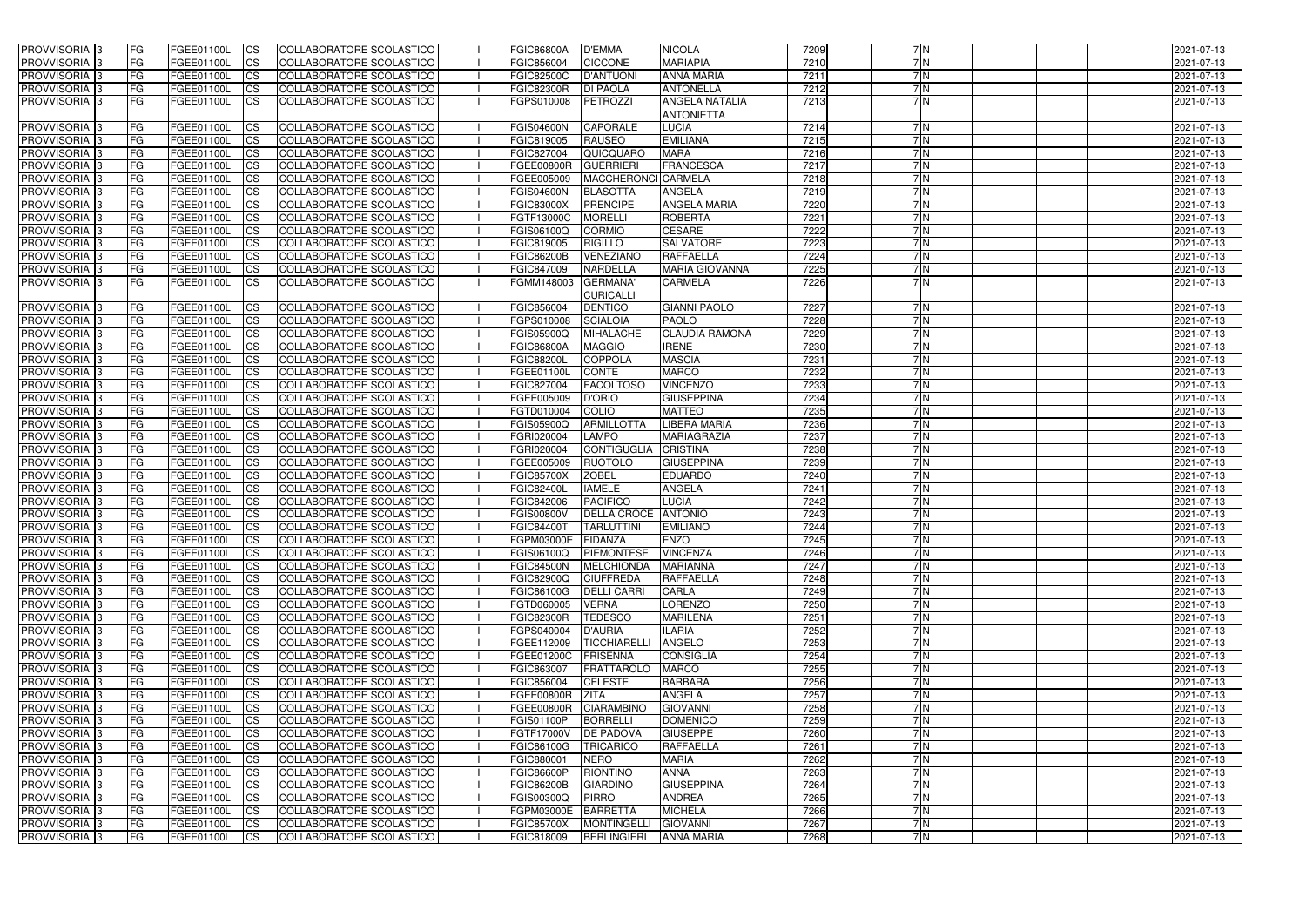| PROVVISORIA | 3 | FG | FGEE01100L | CS | COLLABORATORE SCOLASTICO | | FGIC86800A | D'EMMA | NICOLA | 7209 | 7 | N | | | | 2021-07-13 |
|---|---|---|---|---|---|---|---|---|---|---|---|---|---|---|---|---|
| PROVVISORIA | 3 | FG | FGEE01100L | CS | COLLABORATORE SCOLASTICO | | FGIC856004 | CICCONE | MARIAPIA | 7210 | 7 | N | | | | 2021-07-13 |
| PROVVISORIA | 3 | FG | FGEE01100L | CS | COLLABORATORE SCOLASTICO | | FGIC82500C | D'ANTUONI | ANNA MARIA | 7211 | 7 | N | | | | 2021-07-13 |
| PROVVISORIA | 3 | FG | FGEE01100L | CS | COLLABORATORE SCOLASTICO | | FGIC82300R | DI PAOLA | ANTONELLA | 7212 | 7 | N | | | | 2021-07-13 |
| PROVVISORIA | 3 | FG | FGEE01100L | CS | COLLABORATORE SCOLASTICO | | FGPS010008 | PETROZZI | ANGELA NATALIA ANTONIETTA | 7213 | 7 | N | | | | 2021-07-13 |
| PROVVISORIA | 3 | FG | FGEE01100L | CS | COLLABORATORE SCOLASTICO | | FGIS04600N | CAPORALE | LUCIA | 7214 | 7 | N | | | | 2021-07-13 |
| PROVVISORIA | 3 | FG | FGEE01100L | CS | COLLABORATORE SCOLASTICO | | FGIC819005 | RAUSEO | EMILIANA | 7215 | 7 | N | | | | 2021-07-13 |
| PROVVISORIA | 3 | FG | FGEE01100L | CS | COLLABORATORE SCOLASTICO | | FGIC827004 | QUICQUARO | MARA | 7216 | 7 | N | | | | 2021-07-13 |
| PROVVISORIA | 3 | FG | FGEE01100L | CS | COLLABORATORE SCOLASTICO | | FGEE00800R | GUERRIERI | FRANCESCA | 7217 | 7 | N | | | | 2021-07-13 |
| PROVVISORIA | 3 | FG | FGEE01100L | CS | COLLABORATORE SCOLASTICO | | FGEE005009 | MACCHERONCI | CARMELA | 7218 | 7 | N | | | | 2021-07-13 |
| PROVVISORIA | 3 | FG | FGEE01100L | CS | COLLABORATORE SCOLASTICO | | FGIS04600N | BLASOTTA | ANGELA | 7219 | 7 | N | | | | 2021-07-13 |
| PROVVISORIA | 3 | FG | FGEE01100L | CS | COLLABORATORE SCOLASTICO | | FGIC83000X | PRENCIPE | ANGELA MARIA | 7220 | 7 | N | | | | 2021-07-13 |
| PROVVISORIA | 3 | FG | FGEE01100L | CS | COLLABORATORE SCOLASTICO | | FGTF13000C | MORELLI | ROBERTA | 7221 | 7 | N | | | | 2021-07-13 |
| PROVVISORIA | 3 | FG | FGEE01100L | CS | COLLABORATORE SCOLASTICO | | FGIS06100Q | CORMIO | CESARE | 7222 | 7 | N | | | | 2021-07-13 |
| PROVVISORIA | 3 | FG | FGEE01100L | CS | COLLABORATORE SCOLASTICO | | FGIC819005 | RIGILLO | SALVATORE | 7223 | 7 | N | | | | 2021-07-13 |
| PROVVISORIA | 3 | FG | FGEE01100L | CS | COLLABORATORE SCOLASTICO | | FGIC86200B | VENEZIANO | RAFFAELLA | 7224 | 7 | N | | | | 2021-07-13 |
| PROVVISORIA | 3 | FG | FGEE01100L | CS | COLLABORATORE SCOLASTICO | | FGIC847009 | NARDELLA | MARIA GIOVANNA | 7225 | 7 | N | | | | 2021-07-13 |
| PROVVISORIA | 3 | FG | FGEE01100L | CS | COLLABORATORE SCOLASTICO | | FGMM148003 | GERMANA' CURICALLI | CARMELA | 7226 | 7 | N | | | | 2021-07-13 |
| PROVVISORIA | 3 | FG | FGEE01100L | CS | COLLABORATORE SCOLASTICO | | FGIC856004 | DENTICO | GIANNI PAOLO | 7227 | 7 | N | | | | 2021-07-13 |
| PROVVISORIA | 3 | FG | FGEE01100L | CS | COLLABORATORE SCOLASTICO | | FGPS010008 | SCIALOIA | PAOLO | 7228 | 7 | N | | | | 2021-07-13 |
| PROVVISORIA | 3 | FG | FGEE01100L | CS | COLLABORATORE SCOLASTICO | | FGIS05900Q | MIHALACHE | CLAUDIA RAMONA | 7229 | 7 | N | | | | 2021-07-13 |
| PROVVISORIA | 3 | FG | FGEE01100L | CS | COLLABORATORE SCOLASTICO | | FGIC86800A | MAGGIO | IRENE | 7230 | 7 | N | | | | 2021-07-13 |
| PROVVISORIA | 3 | FG | FGEE01100L | CS | COLLABORATORE SCOLASTICO | | FGIC88200L | COPPOLA | MASCIA | 7231 | 7 | N | | | | 2021-07-13 |
| PROVVISORIA | 3 | FG | FGEE01100L | CS | COLLABORATORE SCOLASTICO | | FGEE01100L | CONTE | MARCO | 7232 | 7 | N | | | | 2021-07-13 |
| PROVVISORIA | 3 | FG | FGEE01100L | CS | COLLABORATORE SCOLASTICO | | FGIC827004 | FACOLTOSO | VINCENZO | 7233 | 7 | N | | | | 2021-07-13 |
| PROVVISORIA | 3 | FG | FGEE01100L | CS | COLLABORATORE SCOLASTICO | | FGEE005009 | D'ORIO | GIUSEPPINA | 7234 | 7 | N | | | | 2021-07-13 |
| PROVVISORIA | 3 | FG | FGEE01100L | CS | COLLABORATORE SCOLASTICO | | FGTD010004 | COLIO | MATTEO | 7235 | 7 | N | | | | 2021-07-13 |
| PROVVISORIA | 3 | FG | FGEE01100L | CS | COLLABORATORE SCOLASTICO | | FGIS05900Q | ARMILLOTTA | LIBERA MARIA | 7236 | 7 | N | | | | 2021-07-13 |
| PROVVISORIA | 3 | FG | FGEE01100L | CS | COLLABORATORE SCOLASTICO | | FGRI020004 | LAMPO | MARIAGRAZIA | 7237 | 7 | N | | | | 2021-07-13 |
| PROVVISORIA | 3 | FG | FGEE01100L | CS | COLLABORATORE SCOLASTICO | | FGRI020004 | CONTIGUGLIA | CRISTINA | 7238 | 7 | N | | | | 2021-07-13 |
| PROVVISORIA | 3 | FG | FGEE01100L | CS | COLLABORATORE SCOLASTICO | | FGEE005009 | RUOTOLO | GIUSEPPINA | 7239 | 7 | N | | | | 2021-07-13 |
| PROVVISORIA | 3 | FG | FGEE01100L | CS | COLLABORATORE SCOLASTICO | | FGIC85700X | ZOBEL | EDUARDO | 7240 | 7 | N | | | | 2021-07-13 |
| PROVVISORIA | 3 | FG | FGEE01100L | CS | COLLABORATORE SCOLASTICO | | FGIC82400L | IAMELE | ANGELA | 7241 | 7 | N | | | | 2021-07-13 |
| PROVVISORIA | 3 | FG | FGEE01100L | CS | COLLABORATORE SCOLASTICO | | FGIC842006 | PACIFICO | LUCIA | 7242 | 7 | N | | | | 2021-07-13 |
| PROVVISORIA | 3 | FG | FGEE01100L | CS | COLLABORATORE SCOLASTICO | | FGIS00800V | DELLA CROCE | ANTONIO | 7243 | 7 | N | | | | 2021-07-13 |
| PROVVISORIA | 3 | FG | FGEE01100L | CS | COLLABORATORE SCOLASTICO | | FGIC84400T | TARLUTTINI | EMILIANO | 7244 | 7 | N | | | | 2021-07-13 |
| PROVVISORIA | 3 | FG | FGEE01100L | CS | COLLABORATORE SCOLASTICO | | FGPM03000E | FIDANZA | ENZO | 7245 | 7 | N | | | | 2021-07-13 |
| PROVVISORIA | 3 | FG | FGEE01100L | CS | COLLABORATORE SCOLASTICO | | FGIS06100Q | PIEMONTESE | VINCENZA | 7246 | 7 | N | | | | 2021-07-13 |
| PROVVISORIA | 3 | FG | FGEE01100L | CS | COLLABORATORE SCOLASTICO | | FGIC84500N | MELCHIONDA | MARIANNA | 7247 | 7 | N | | | | 2021-07-13 |
| PROVVISORIA | 3 | FG | FGEE01100L | CS | COLLABORATORE SCOLASTICO | | FGIC82900Q | CIUFFREDA | RAFFAELLA | 7248 | 7 | N | | | | 2021-07-13 |
| PROVVISORIA | 3 | FG | FGEE01100L | CS | COLLABORATORE SCOLASTICO | | FGIC86100G | DELLI CARRI | CARLA | 7249 | 7 | N | | | | 2021-07-13 |
| PROVVISORIA | 3 | FG | FGEE01100L | CS | COLLABORATORE SCOLASTICO | | FGTD060005 | VERNA | LORENZO | 7250 | 7 | N | | | | 2021-07-13 |
| PROVVISORIA | 3 | FG | FGEE01100L | CS | COLLABORATORE SCOLASTICO | | FGIC82300R | TEDESCO | MARILENA | 7251 | 7 | N | | | | 2021-07-13 |
| PROVVISORIA | 3 | FG | FGEE01100L | CS | COLLABORATORE SCOLASTICO | | FGPS040004 | D'AURIA | ILARIA | 7252 | 7 | N | | | | 2021-07-13 |
| PROVVISORIA | 3 | FG | FGEE01100L | CS | COLLABORATORE SCOLASTICO | | FGEE112009 | TICCHIARELLI | ANGELO | 7253 | 7 | N | | | | 2021-07-13 |
| PROVVISORIA | 3 | FG | FGEE01100L | CS | COLLABORATORE SCOLASTICO | | FGEE01200C | FRISENNA | CONSIGLIA | 7254 | 7 | N | | | | 2021-07-13 |
| PROVVISORIA | 3 | FG | FGEE01100L | CS | COLLABORATORE SCOLASTICO | | FGIC863007 | FRATTAROLO | MARCO | 7255 | 7 | N | | | | 2021-07-13 |
| PROVVISORIA | 3 | FG | FGEE01100L | CS | COLLABORATORE SCOLASTICO | | FGIC856004 | CELESTE | BARBARA | 7256 | 7 | N | | | | 2021-07-13 |
| PROVVISORIA | 3 | FG | FGEE01100L | CS | COLLABORATORE SCOLASTICO | | FGEE00800R | ZITA | ANGELA | 7257 | 7 | N | | | | 2021-07-13 |
| PROVVISORIA | 3 | FG | FGEE01100L | CS | COLLABORATORE SCOLASTICO | | FGEE00800R | CIARAMBINO | GIOVANNI | 7258 | 7 | N | | | | 2021-07-13 |
| PROVVISORIA | 3 | FG | FGEE01100L | CS | COLLABORATORE SCOLASTICO | | FGIS01100P | BORRELLI | DOMENICO | 7259 | 7 | N | | | | 2021-07-13 |
| PROVVISORIA | 3 | FG | FGEE01100L | CS | COLLABORATORE SCOLASTICO | | FGTF17000V | DE PADOVA | GIUSEPPE | 7260 | 7 | N | | | | 2021-07-13 |
| PROVVISORIA | 3 | FG | FGEE01100L | CS | COLLABORATORE SCOLASTICO | | FGIC86100G | TRICARICO | RAFFAELLA | 7261 | 7 | N | | | | 2021-07-13 |
| PROVVISORIA | 3 | FG | FGEE01100L | CS | COLLABORATORE SCOLASTICO | | FGIC880001 | NERO | MARIA | 7262 | 7 | N | | | | 2021-07-13 |
| PROVVISORIA | 3 | FG | FGEE01100L | CS | COLLABORATORE SCOLASTICO | | FGIC86600P | RIONTINO | ANNA | 7263 | 7 | N | | | | 2021-07-13 |
| PROVVISORIA | 3 | FG | FGEE01100L | CS | COLLABORATORE SCOLASTICO | | FGIC86200B | GIARDINO | GIUSEPPINA | 7264 | 7 | N | | | | 2021-07-13 |
| PROVVISORIA | 3 | FG | FGEE01100L | CS | COLLABORATORE SCOLASTICO | | FGIS00300Q | PIRRO | ANDREA | 7265 | 7 | N | | | | 2021-07-13 |
| PROVVISORIA | 3 | FG | FGEE01100L | CS | COLLABORATORE SCOLASTICO | | FGPM03000E | BARRETTA | MICHELA | 7266 | 7 | N | | | | 2021-07-13 |
| PROVVISORIA | 3 | FG | FGEE01100L | CS | COLLABORATORE SCOLASTICO | | FGIC85700X | MONTINGELLI | GIOVANNI | 7267 | 7 | N | | | | 2021-07-13 |
| PROVVISORIA | 3 | FG | FGEE01100L | CS | COLLABORATORE SCOLASTICO | | FGIC818009 | BERLINGIERI | ANNA MARIA | 7268 | 7 | N | | | | 2021-07-13 |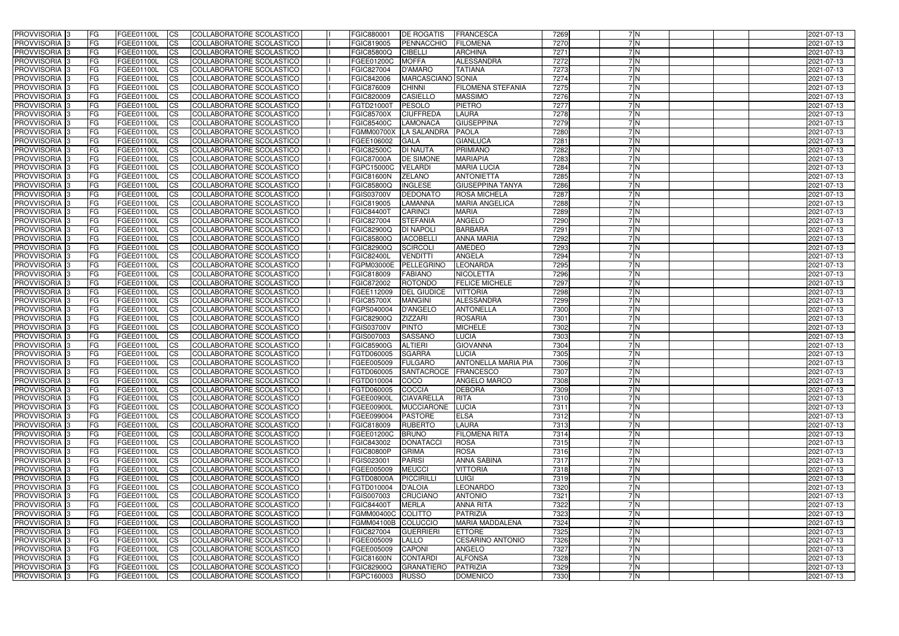| PROVVISORIA | 3 | FG | FGEE01100L | CS | COLLABORATORE SCOLASTICO | | FGIC880001 | DE ROGATIS | FRANCESCA | 7269 | 7 | N | | | | 2021-07-13 |
|---|---|---|---|---|---|---|---|---|---|---|---|---|---|---|---|---|
| PROVVISORIA | 3 | FG | FGEE01100L | CS | COLLABORATORE SCOLASTICO | | FGIC819005 | PENNACCHIO | FILOMENA | 7270 | 7 | N | | | | 2021-07-13 |
| PROVVISORIA | 3 | FG | FGEE01100L | CS | COLLABORATORE SCOLASTICO | | FGIC85800Q | CIBELLI | ARCHINA | 7271 | 7 | N | | | | 2021-07-13 |
| PROVVISORIA | 3 | FG | FGEE01100L | CS | COLLABORATORE SCOLASTICO | | FGEE01200C | MOFFA | ALESSANDRA | 7272 | 7 | N | | | | 2021-07-13 |
| PROVVISORIA | 3 | FG | FGEE01100L | CS | COLLABORATORE SCOLASTICO | | FGIC827004 | D'AMARO | TATIANA | 7273 | 7 | N | | | | 2021-07-13 |
| PROVVISORIA | 3 | FG | FGEE01100L | CS | COLLABORATORE SCOLASTICO | | FGIC842006 | MARCASCIANO | SONIA | 7274 | 7 | N | | | | 2021-07-13 |
| PROVVISORIA | 3 | FG | FGEE01100L | CS | COLLABORATORE SCOLASTICO | | FGIC876009 | CHINNI | FILOMENA STEFANIA | 7275 | 7 | N | | | | 2021-07-13 |
| PROVVISORIA | 3 | FG | FGEE01100L | CS | COLLABORATORE SCOLASTICO | | FGIC820009 | CASIELLO | MASSIMO | 7276 | 7 | N | | | | 2021-07-13 |
| PROVVISORIA | 3 | FG | FGEE01100L | CS | COLLABORATORE SCOLASTICO | | FGTD21000T | PESOLO | PIETRO | 7277 | 7 | N | | | | 2021-07-13 |
| PROVVISORIA | 3 | FG | FGEE01100L | CS | COLLABORATORE SCOLASTICO | | FGIC85700X | CIUFFREDA | LAURA | 7278 | 7 | N | | | | 2021-07-13 |
| PROVVISORIA | 3 | FG | FGEE01100L | CS | COLLABORATORE SCOLASTICO | | FGIC85400C | LAMONACA | GIUSEPPINA | 7279 | 7 | N | | | | 2021-07-13 |
| PROVVISORIA | 3 | FG | FGEE01100L | CS | COLLABORATORE SCOLASTICO | | FGMM00700X | LA SALANDRA | PAOLA | 7280 | 7 | N | | | | 2021-07-13 |
| PROVVISORIA | 3 | FG | FGEE01100L | CS | COLLABORATORE SCOLASTICO | | FGEE106002 | GALA | GIANLUCA | 7281 | 7 | N | | | | 2021-07-13 |
| PROVVISORIA | 3 | FG | FGEE01100L | CS | COLLABORATORE SCOLASTICO | | FGIC82500C | DI NAUTA | PRIMIANO | 7282 | 7 | N | | | | 2021-07-13 |
| PROVVISORIA | 3 | FG | FGEE01100L | CS | COLLABORATORE SCOLASTICO | | FGIC87000A | DE SIMONE | MARIAPIA | 7283 | 7 | N | | | | 2021-07-13 |
| PROVVISORIA | 3 | FG | FGEE01100L | CS | COLLABORATORE SCOLASTICO | | FGPC15000C | VELARDI | MARIA LUCIA | 7284 | 7 | N | | | | 2021-07-13 |
| PROVVISORIA | 3 | FG | FGEE01100L | CS | COLLABORATORE SCOLASTICO | | FGIC81600N | ZELANO | ANTONIETTA | 7285 | 7 | N | | | | 2021-07-13 |
| PROVVISORIA | 3 | FG | FGEE01100L | CS | COLLABORATORE SCOLASTICO | | FGIC85800Q | INGLESE | GIUSEPPINA TANYA | 7286 | 7 | N | | | | 2021-07-13 |
| PROVVISORIA | 3 | FG | FGEE01100L | CS | COLLABORATORE SCOLASTICO | | FGIS03700V | DEDONATO | ROSA MICHELA | 7287 | 7 | N | | | | 2021-07-13 |
| PROVVISORIA | 3 | FG | FGEE01100L | CS | COLLABORATORE SCOLASTICO | | FGIC819005 | LAMANNA | MARIA ANGELICA | 7288 | 7 | N | | | | 2021-07-13 |
| PROVVISORIA | 3 | FG | FGEE01100L | CS | COLLABORATORE SCOLASTICO | | FGIC84400T | CARINCI | MARIA | 7289 | 7 | N | | | | 2021-07-13 |
| PROVVISORIA | 3 | FG | FGEE01100L | CS | COLLABORATORE SCOLASTICO | | FGIC827004 | STEFANIA | ANGELO | 7290 | 7 | N | | | | 2021-07-13 |
| PROVVISORIA | 3 | FG | FGEE01100L | CS | COLLABORATORE SCOLASTICO | | FGIC82900Q | DI NAPOLI | BARBARA | 7291 | 7 | N | | | | 2021-07-13 |
| PROVVISORIA | 3 | FG | FGEE01100L | CS | COLLABORATORE SCOLASTICO | | FGIC85800Q | IACOBELLI | ANNA MARIA | 7292 | 7 | N | | | | 2021-07-13 |
| PROVVISORIA | 3 | FG | FGEE01100L | CS | COLLABORATORE SCOLASTICO | | FGIC82900Q | SCIRCOLI | AMEDEO | 7293 | 7 | N | | | | 2021-07-13 |
| PROVVISORIA | 3 | FG | FGEE01100L | CS | COLLABORATORE SCOLASTICO | | FGIC82400L | VENDITTI | ANGELA | 7294 | 7 | N | | | | 2021-07-13 |
| PROVVISORIA | 3 | FG | FGEE01100L | CS | COLLABORATORE SCOLASTICO | | FGPM03000E | PELLEGRINO | LEONARDA | 7295 | 7 | N | | | | 2021-07-13 |
| PROVVISORIA | 3 | FG | FGEE01100L | CS | COLLABORATORE SCOLASTICO | | FGIC818009 | FABIANO | NICOLETTA | 7296 | 7 | N | | | | 2021-07-13 |
| PROVVISORIA | 3 | FG | FGEE01100L | CS | COLLABORATORE SCOLASTICO | | FGIC872002 | ROTONDO | FELICE MICHELE | 7297 | 7 | N | | | | 2021-07-13 |
| PROVVISORIA | 3 | FG | FGEE01100L | CS | COLLABORATORE SCOLASTICO | | FGEE112009 | DEL GIUDICE | VITTORIA | 7298 | 7 | N | | | | 2021-07-13 |
| PROVVISORIA | 3 | FG | FGEE01100L | CS | COLLABORATORE SCOLASTICO | | FGIC85700X | MANGINI | ALESSANDRA | 7299 | 7 | N | | | | 2021-07-13 |
| PROVVISORIA | 3 | FG | FGEE01100L | CS | COLLABORATORE SCOLASTICO | | FGPS040004 | D'ANGELO | ANTONELLA | 7300 | 7 | N | | | | 2021-07-13 |
| PROVVISORIA | 3 | FG | FGEE01100L | CS | COLLABORATORE SCOLASTICO | | FGIC82900Q | ZIZZARI | ROSARIA | 7301 | 7 | N | | | | 2021-07-13 |
| PROVVISORIA | 3 | FG | FGEE01100L | CS | COLLABORATORE SCOLASTICO | | FGIS03700V | PINTO | MICHELE | 7302 | 7 | N | | | | 2021-07-13 |
| PROVVISORIA | 3 | FG | FGEE01100L | CS | COLLABORATORE SCOLASTICO | | FGIS007003 | SASSANO | LUCIA | 7303 | 7 | N | | | | 2021-07-13 |
| PROVVISORIA | 3 | FG | FGEE01100L | CS | COLLABORATORE SCOLASTICO | | FGIC85900G | ALTIERI | GIOVANNA | 7304 | 7 | N | | | | 2021-07-13 |
| PROVVISORIA | 3 | FG | FGEE01100L | CS | COLLABORATORE SCOLASTICO | | FGTD060005 | SGARRA | LUCIA | 7305 | 7 | N | | | | 2021-07-13 |
| PROVVISORIA | 3 | FG | FGEE01100L | CS | COLLABORATORE SCOLASTICO | | FGEE005009 | FULGARO | ANTONELLA MARIA PIA | 7306 | 7 | N | | | | 2021-07-13 |
| PROVVISORIA | 3 | FG | FGEE01100L | CS | COLLABORATORE SCOLASTICO | | FGTD060005 | SANTACROCE | FRANCESCO | 7307 | 7 | N | | | | 2021-07-13 |
| PROVVISORIA | 3 | FG | FGEE01100L | CS | COLLABORATORE SCOLASTICO | | FGTD010004 | COCO | ANGELO MARCO | 7308 | 7 | N | | | | 2021-07-13 |
| PROVVISORIA | 3 | FG | FGEE01100L | CS | COLLABORATORE SCOLASTICO | | FGTD060005 | COCCIA | DEBORA | 7309 | 7 | N | | | | 2021-07-13 |
| PROVVISORIA | 3 | FG | FGEE01100L | CS | COLLABORATORE SCOLASTICO | | FGEE00900L | CIAVARELLA | RITA | 7310 | 7 | N | | | | 2021-07-13 |
| PROVVISORIA | 3 | FG | FGEE01100L | CS | COLLABORATORE SCOLASTICO | | FGEE00900L | MUCCIARONE | LUCIA | 7311 | 7 | N | | | | 2021-07-13 |
| PROVVISORIA | 3 | FG | FGEE01100L | CS | COLLABORATORE SCOLASTICO | | FGEE099004 | PASTORE | ELSA | 7312 | 7 | N | | | | 2021-07-13 |
| PROVVISORIA | 3 | FG | FGEE01100L | CS | COLLABORATORE SCOLASTICO | | FGIC818009 | RUBERTO | LAURA | 7313 | 7 | N | | | | 2021-07-13 |
| PROVVISORIA | 3 | FG | FGEE01100L | CS | COLLABORATORE SCOLASTICO | | FGEE01200C | BRUNO | FILOMENA RITA | 7314 | 7 | N | | | | 2021-07-13 |
| PROVVISORIA | 3 | FG | FGEE01100L | CS | COLLABORATORE SCOLASTICO | | FGIC843002 | DONATACCI | ROSA | 7315 | 7 | N | | | | 2021-07-13 |
| PROVVISORIA | 3 | FG | FGEE01100L | CS | COLLABORATORE SCOLASTICO | | FGIC80800P | GRIMA | ROSA | 7316 | 7 | N | | | | 2021-07-13 |
| PROVVISORIA | 3 | FG | FGEE01100L | CS | COLLABORATORE SCOLASTICO | | FGIS023001 | PARISI | ANNA SABINA | 7317 | 7 | N | | | | 2021-07-13 |
| PROVVISORIA | 3 | FG | FGEE01100L | CS | COLLABORATORE SCOLASTICO | | FGEE005009 | MEUCCI | VITTORIA | 7318 | 7 | N | | | | 2021-07-13 |
| PROVVISORIA | 3 | FG | FGEE01100L | CS | COLLABORATORE SCOLASTICO | | FGTD08000A | PICCIRILLI | LUIGI | 7319 | 7 | N | | | | 2021-07-13 |
| PROVVISORIA | 3 | FG | FGEE01100L | CS | COLLABORATORE SCOLASTICO | | FGTD010004 | D'ALOIA | LEONARDO | 7320 | 7 | N | | | | 2021-07-13 |
| PROVVISORIA | 3 | FG | FGEE01100L | CS | COLLABORATORE SCOLASTICO | | FGIS007003 | CRUCIANO | ANTONIO | 7321 | 7 | N | | | | 2021-07-13 |
| PROVVISORIA | 3 | FG | FGEE01100L | CS | COLLABORATORE SCOLASTICO | | FGIC84400T | MERLA | ANNA RITA | 7322 | 7 | N | | | | 2021-07-13 |
| PROVVISORIA | 3 | FG | FGEE01100L | CS | COLLABORATORE SCOLASTICO | | FGMM00400C | COLITTO | PATRIZIA | 7323 | 7 | N | | | | 2021-07-13 |
| PROVVISORIA | 3 | FG | FGEE01100L | CS | COLLABORATORE SCOLASTICO | | FGMM04100B | COLUCCIO | MARIA MADDALENA | 7324 | 7 | N | | | | 2021-07-13 |
| PROVVISORIA | 3 | FG | FGEE01100L | CS | COLLABORATORE SCOLASTICO | | FGIC827004 | GUERRIERI | ETTORE | 7325 | 7 | N | | | | 2021-07-13 |
| PROVVISORIA | 3 | FG | FGEE01100L | CS | COLLABORATORE SCOLASTICO | | FGEE005009 | LALLO | CESARINO ANTONIO | 7326 | 7 | N | | | | 2021-07-13 |
| PROVVISORIA | 3 | FG | FGEE01100L | CS | COLLABORATORE SCOLASTICO | | FGEE005009 | CAPONI | ANGELO | 7327 | 7 | N | | | | 2021-07-13 |
| PROVVISORIA | 3 | FG | FGEE01100L | CS | COLLABORATORE SCOLASTICO | | FGIC81600N | CONTARDI | ALFONSA | 7328 | 7 | N | | | | 2021-07-13 |
| PROVVISORIA | 3 | FG | FGEE01100L | CS | COLLABORATORE SCOLASTICO | | FGIC82900Q | GRANATIERO | PATRIZIA | 7329 | 7 | N | | | | 2021-07-13 |
| PROVVISORIA | 3 | FG | FGEE01100L | CS | COLLABORATORE SCOLASTICO | | FGPC160003 | RUSSO | DOMENICO | 7330 | 7 | N | | | | 2021-07-13 |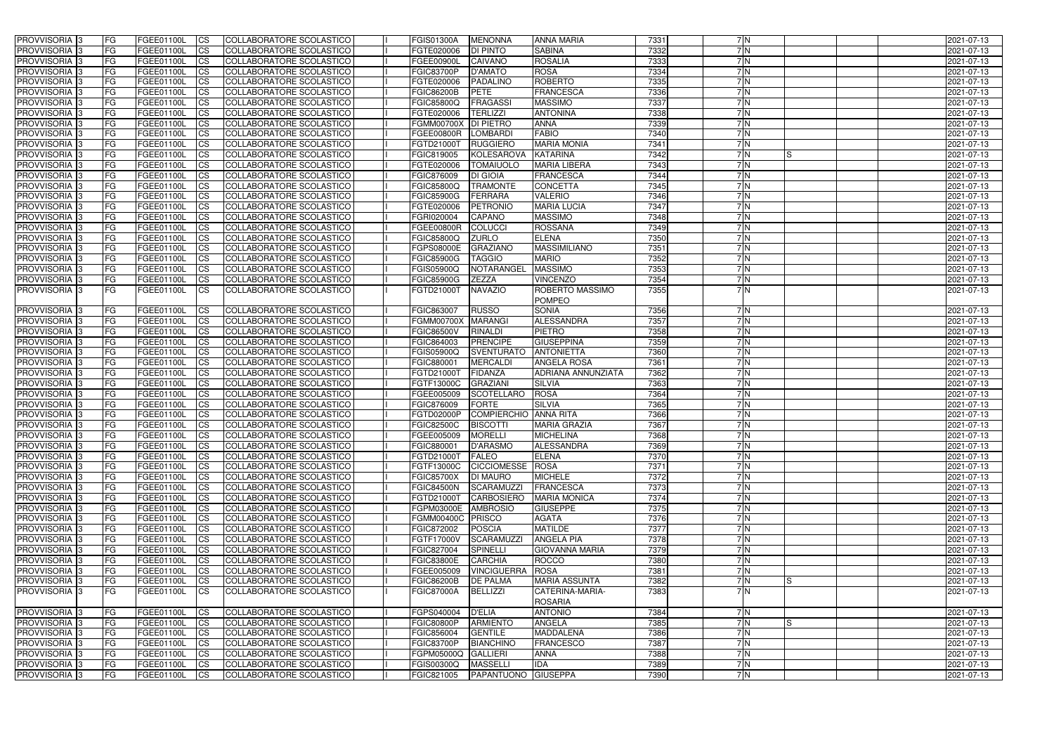| PROVVISORIA | 3 | FG | FGEE01100L | CS | COLLABORATORE SCOLASTICO | I | FGIS01300A | MENONNA | ANNA MARIA | 7331 | 7 | N | | | | 2021-07-13 |
|---|---|---|---|---|---|---|---|---|---|---|---|---|---|---|---|---|
| PROVVISORIA | 3 | FG | FGEE01100L | CS | COLLABORATORE SCOLASTICO | I | FGTE020006 | DI PINTO | SABINA | 7332 | 7 | N | | | | 2021-07-13 |
| PROVVISORIA | 3 | FG | FGEE01100L | CS | COLLABORATORE SCOLASTICO | I | FGEE00900L | CAIVANO | ROSALIA | 7333 | 7 | N | | | | 2021-07-13 |
| PROVVISORIA | 3 | FG | FGEE01100L | CS | COLLABORATORE SCOLASTICO | I | FGIC83700P | D'AMATO | ROSA | 7334 | 7 | N | | | | 2021-07-13 |
| PROVVISORIA | 3 | FG | FGEE01100L | CS | COLLABORATORE SCOLASTICO | I | FGTE020006 | PADALINO | ROBERTO | 7335 | 7 | N | | | | 2021-07-13 |
| PROVVISORIA | 3 | FG | FGEE01100L | CS | COLLABORATORE SCOLASTICO | I | FGIC86200B | PETE | FRANCESCA | 7336 | 7 | N | | | | 2021-07-13 |
| PROVVISORIA | 3 | FG | FGEE01100L | CS | COLLABORATORE SCOLASTICO | I | FGIC85800Q | FRAGASSI | MASSIMO | 7337 | 7 | N | | | | 2021-07-13 |
| PROVVISORIA | 3 | FG | FGEE01100L | CS | COLLABORATORE SCOLASTICO | I | FGTE020006 | TERLIZZI | ANTONINA | 7338 | 7 | N | | | | 2021-07-13 |
| PROVVISORIA | 3 | FG | FGEE01100L | CS | COLLABORATORE SCOLASTICO | I | FGMM00700X | DI PIETRO | ANNA | 7339 | 7 | N | | | | 2021-07-13 |
| PROVVISORIA | 3 | FG | FGEE01100L | CS | COLLABORATORE SCOLASTICO | I | FGEE00800R | LOMBARDI | FABIO | 7340 | 7 | N | | | | 2021-07-13 |
| PROVVISORIA | 3 | FG | FGEE01100L | CS | COLLABORATORE SCOLASTICO | I | FGTD21000T | RUGGIERO | MARIA MONIA | 7341 | 7 | N | | | | 2021-07-13 |
| PROVVISORIA | 3 | FG | FGEE01100L | CS | COLLABORATORE SCOLASTICO | I | FGIC819005 | KOLESAROVA | KATARINA | 7342 | 7 | N | S | | | 2021-07-13 |
| PROVVISORIA | 3 | FG | FGEE01100L | CS | COLLABORATORE SCOLASTICO | I | FGTE020006 | TOMAIUOLO | MARIA LIBERA | 7343 | 7 | N | | | | 2021-07-13 |
| PROVVISORIA | 3 | FG | FGEE01100L | CS | COLLABORATORE SCOLASTICO | I | FGIC876009 | DI GIOIA | FRANCESCA | 7344 | 7 | N | | | | 2021-07-13 |
| PROVVISORIA | 3 | FG | FGEE01100L | CS | COLLABORATORE SCOLASTICO | I | FGIC85800Q | TRAMONTE | CONCETTA | 7345 | 7 | N | | | | 2021-07-13 |
| PROVVISORIA | 3 | FG | FGEE01100L | CS | COLLABORATORE SCOLASTICO | I | FGIC85900G | FERRARA | VALERIO | 7346 | 7 | N | | | | 2021-07-13 |
| PROVVISORIA | 3 | FG | FGEE01100L | CS | COLLABORATORE SCOLASTICO | I | FGTE020006 | PETRONIO | MARIA LUCIA | 7347 | 7 | N | | | | 2021-07-13 |
| PROVVISORIA | 3 | FG | FGEE01100L | CS | COLLABORATORE SCOLASTICO | I | FGRI020004 | CAPANO | MASSIMO | 7348 | 7 | N | | | | 2021-07-13 |
| PROVVISORIA | 3 | FG | FGEE01100L | CS | COLLABORATORE SCOLASTICO | I | FGEE00800R | COLUCCI | ROSSANA | 7349 | 7 | N | | | | 2021-07-13 |
| PROVVISORIA | 3 | FG | FGEE01100L | CS | COLLABORATORE SCOLASTICO | I | FGIC85800Q | ZURLO | ELENA | 7350 | 7 | N | | | | 2021-07-13 |
| PROVVISORIA | 3 | FG | FGEE01100L | CS | COLLABORATORE SCOLASTICO | I | FGPS08000E | GRAZIANO | MASSIMILIANO | 7351 | 7 | N | | | | 2021-07-13 |
| PROVVISORIA | 3 | FG | FGEE01100L | CS | COLLABORATORE SCOLASTICO | I | FGIC85900G | TAGGIO | MARIO | 7352 | 7 | N | | | | 2021-07-13 |
| PROVVISORIA | 3 | FG | FGEE01100L | CS | COLLABORATORE SCOLASTICO | I | FGIS05900Q | NOTARANGEL | MASSIMO | 7353 | 7 | N | | | | 2021-07-13 |
| PROVVISORIA | 3 | FG | FGEE01100L | CS | COLLABORATORE SCOLASTICO | I | FGIC85900G | ZEZZA | VINCENZO | 7354 | 7 | N | | | | 2021-07-13 |
| PROVVISORIA | 3 | FG | FGEE01100L | CS | COLLABORATORE SCOLASTICO | I | FGTD21000T | NAVAZIO | ROBERTO MASSIMO POMPEO | 7355 | 7 | N | | | | 2021-07-13 |
| PROVVISORIA | 3 | FG | FGEE01100L | CS | COLLABORATORE SCOLASTICO | I | FGIC863007 | RUSSO | SONIA | 7356 | 7 | N | | | | 2021-07-13 |
| PROVVISORIA | 3 | FG | FGEE01100L | CS | COLLABORATORE SCOLASTICO | I | FGMM00700X | MARANGI | ALESSANDRA | 7357 | 7 | N | | | | 2021-07-13 |
| PROVVISORIA | 3 | FG | FGEE01100L | CS | COLLABORATORE SCOLASTICO | I | FGIC86500V | RINALDI | PIETRO | 7358 | 7 | N | | | | 2021-07-13 |
| PROVVISORIA | 3 | FG | FGEE01100L | CS | COLLABORATORE SCOLASTICO | I | FGIC864003 | PRENCIPE | GIUSEPPINA | 7359 | 7 | N | | | | 2021-07-13 |
| PROVVISORIA | 3 | FG | FGEE01100L | CS | COLLABORATORE SCOLASTICO | I | FGIS05900Q | SVENTURATO | ANTONIETTA | 7360 | 7 | N | | | | 2021-07-13 |
| PROVVISORIA | 3 | FG | FGEE01100L | CS | COLLABORATORE SCOLASTICO | I | FGIC880001 | MERCALDI | ANGELA ROSA | 7361 | 7 | N | | | | 2021-07-13 |
| PROVVISORIA | 3 | FG | FGEE01100L | CS | COLLABORATORE SCOLASTICO | I | FGTD21000T | FIDANZA | ADRIANA ANNUNZIATA | 7362 | 7 | N | | | | 2021-07-13 |
| PROVVISORIA | 3 | FG | FGEE01100L | CS | COLLABORATORE SCOLASTICO | I | FGTF13000C | GRAZIANI | SILVIA | 7363 | 7 | N | | | | 2021-07-13 |
| PROVVISORIA | 3 | FG | FGEE01100L | CS | COLLABORATORE SCOLASTICO | I | FGEE005009 | SCOTELLARO | ROSA | 7364 | 7 | N | | | | 2021-07-13 |
| PROVVISORIA | 3 | FG | FGEE01100L | CS | COLLABORATORE SCOLASTICO | I | FGIC876009 | FORTE | SILVIA | 7365 | 7 | N | | | | 2021-07-13 |
| PROVVISORIA | 3 | FG | FGEE01100L | CS | COLLABORATORE SCOLASTICO | I | FGTD02000P | COMPIERCHIO | ANNA RITA | 7366 | 7 | N | | | | 2021-07-13 |
| PROVVISORIA | 3 | FG | FGEE01100L | CS | COLLABORATORE SCOLASTICO | I | FGIC82500C | BISCOTTI | MARIA GRAZIA | 7367 | 7 | N | | | | 2021-07-13 |
| PROVVISORIA | 3 | FG | FGEE01100L | CS | COLLABORATORE SCOLASTICO | I | FGEE005009 | MORELLI | MICHELINA | 7368 | 7 | N | | | | 2021-07-13 |
| PROVVISORIA | 3 | FG | FGEE01100L | CS | COLLABORATORE SCOLASTICO | I | FGIC880001 | D'ARASMO | ALESSANDRA | 7369 | 7 | N | | | | 2021-07-13 |
| PROVVISORIA | 3 | FG | FGEE01100L | CS | COLLABORATORE SCOLASTICO | I | FGTD21000T | FALEO | ELENA | 7370 | 7 | N | | | | 2021-07-13 |
| PROVVISORIA | 3 | FG | FGEE01100L | CS | COLLABORATORE SCOLASTICO | I | FGTF13000C | CICCIOMESSE | ROSA | 7371 | 7 | N | | | | 2021-07-13 |
| PROVVISORIA | 3 | FG | FGEE01100L | CS | COLLABORATORE SCOLASTICO | I | FGIC85700X | DI MAURO | MICHELE | 7372 | 7 | N | | | | 2021-07-13 |
| PROVVISORIA | 3 | FG | FGEE01100L | CS | COLLABORATORE SCOLASTICO | I | FGIC84500N | SCARAMUZZI | FRANCESCA | 7373 | 7 | N | | | | 2021-07-13 |
| PROVVISORIA | 3 | FG | FGEE01100L | CS | COLLABORATORE SCOLASTICO | I | FGTD21000T | CARBOSIERO | MARIA MONICA | 7374 | 7 | N | | | | 2021-07-13 |
| PROVVISORIA | 3 | FG | FGEE01100L | CS | COLLABORATORE SCOLASTICO | I | FGPM03000E | AMBROSIO | GIUSEPPE | 7375 | 7 | N | | | | 2021-07-13 |
| PROVVISORIA | 3 | FG | FGEE01100L | CS | COLLABORATORE SCOLASTICO | I | FGMM00400C | PRISCO | AGATA | 7376 | 7 | N | | | | 2021-07-13 |
| PROVVISORIA | 3 | FG | FGEE01100L | CS | COLLABORATORE SCOLASTICO | I | FGIC872002 | POSCIA | MATILDE | 7377 | 7 | N | | | | 2021-07-13 |
| PROVVISORIA | 3 | FG | FGEE01100L | CS | COLLABORATORE SCOLASTICO | I | FGTF17000V | SCARAMUZZI | ANGELA PIA | 7378 | 7 | N | | | | 2021-07-13 |
| PROVVISORIA | 3 | FG | FGEE01100L | CS | COLLABORATORE SCOLASTICO | I | FGIC827004 | SPINELLI | GIOVANNA MARIA | 7379 | 7 | N | | | | 2021-07-13 |
| PROVVISORIA | 3 | FG | FGEE01100L | CS | COLLABORATORE SCOLASTICO | I | FGIC83800E | CARCHIA | ROCCO | 7380 | 7 | N | | | | 2021-07-13 |
| PROVVISORIA | 3 | FG | FGEE01100L | CS | COLLABORATORE SCOLASTICO | I | FGEE005009 | VINCIGUERRA | ROSA | 7381 | 7 | N | | | | 2021-07-13 |
| PROVVISORIA | 3 | FG | FGEE01100L | CS | COLLABORATORE SCOLASTICO | I | FGIC86200B | DE PALMA | MARIA ASSUNTA | 7382 | 7 | N | S | | | 2021-07-13 |
| PROVVISORIA | 3 | FG | FGEE01100L | CS | COLLABORATORE SCOLASTICO | I | FGIC87000A | BELLIZZI | CATERINA-MARIA-ROSARIA | 7383 | 7 | N | | | | 2021-07-13 |
| PROVVISORIA | 3 | FG | FGEE01100L | CS | COLLABORATORE SCOLASTICO | I | FGPS040004 | D'ELIA | ANTONIO | 7384 | 7 | N | | | | 2021-07-13 |
| PROVVISORIA | 3 | FG | FGEE01100L | CS | COLLABORATORE SCOLASTICO | I | FGIC80800P | ARMIENTO | ANGELA | 7385 | 7 | N | S | | | 2021-07-13 |
| PROVVISORIA | 3 | FG | FGEE01100L | CS | COLLABORATORE SCOLASTICO | I | FGIC856004 | GENTILE | MADDALENA | 7386 | 7 | N | | | | 2021-07-13 |
| PROVVISORIA | 3 | FG | FGEE01100L | CS | COLLABORATORE SCOLASTICO | I | FGIC83700P | BIANCHINO | FRANCESCO | 7387 | 7 | N | | | | 2021-07-13 |
| PROVVISORIA | 3 | FG | FGEE01100L | CS | COLLABORATORE SCOLASTICO | I | FGPM05000Q | GALLIERI | ANNA | 7388 | 7 | N | | | | 2021-07-13 |
| PROVVISORIA | 3 | FG | FGEE01100L | CS | COLLABORATORE SCOLASTICO | I | FGIS00300Q | MASSELLI | IDA | 7389 | 7 | N | | | | 2021-07-13 |
| PROVVISORIA | 3 | FG | FGEE01100L | CS | COLLABORATORE SCOLASTICO | I | FGIC821005 | PAPANTUONO | GIUSEPPA | 7390 | 7 | N | | | | 2021-07-13 |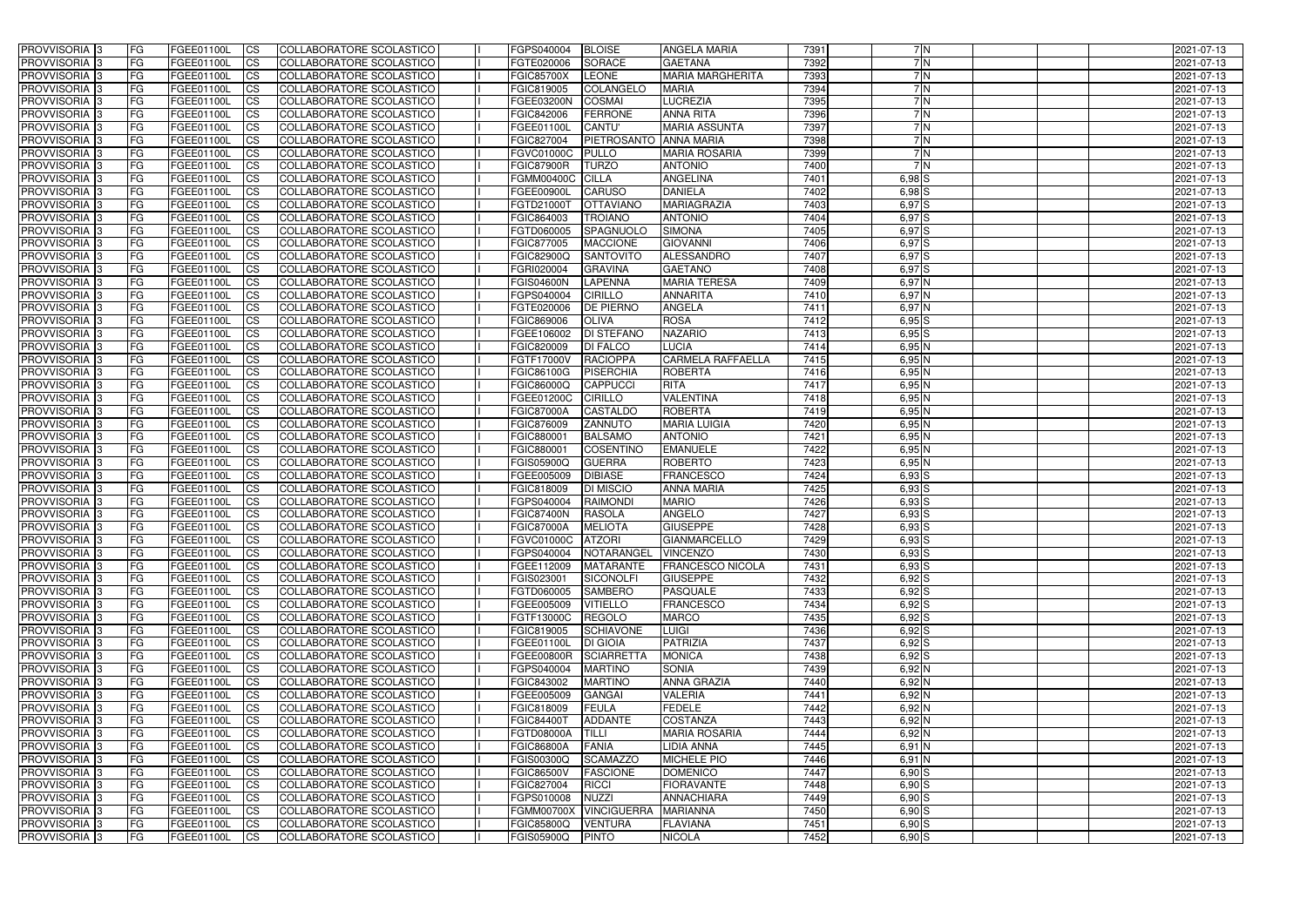| PROVVISORIA | 3 | FG | FGEE01100L | CS | COLLABORATORE SCOLASTICO | | FGPS040004 | BLOISE | ANGELA MARIA | 7391 | 7 | N | | | | 2021-07-13 |
|---|---|---|---|---|---|---|---|---|---|---|---|---|---|---|---|---|
| PROVVISORIA | 3 | FG | FGEE01100L | CS | COLLABORATORE SCOLASTICO | | FGTE020006 | SORACE | GAETANA | 7392 | 7 | N | | | | 2021-07-13 |
| PROVVISORIA | 3 | FG | FGEE01100L | CS | COLLABORATORE SCOLASTICO | | FGIC85700X | LEONE | MARIA MARGHERITA | 7393 | 7 | N | | | | 2021-07-13 |
| PROVVISORIA | 3 | FG | FGEE01100L | CS | COLLABORATORE SCOLASTICO | | FGIC819005 | COLANGELO | MARIA | 7394 | 7 | N | | | | 2021-07-13 |
| PROVVISORIA | 3 | FG | FGEE01100L | CS | COLLABORATORE SCOLASTICO | | FGEE03200N | COSMAI | LUCREZIA | 7395 | 7 | N | | | | 2021-07-13 |
| PROVVISORIA | 3 | FG | FGEE01100L | CS | COLLABORATORE SCOLASTICO | | FGIC842006 | FERRONE | ANNA RITA | 7396 | 7 | N | | | | 2021-07-13 |
| PROVVISORIA | 3 | FG | FGEE01100L | CS | COLLABORATORE SCOLASTICO | | FGEE01100L | CANTU' | MARIA ASSUNTA | 7397 | 7 | N | | | | 2021-07-13 |
| PROVVISORIA | 3 | FG | FGEE01100L | CS | COLLABORATORE SCOLASTICO | | FGIC827004 | PIETROSANTO | ANNA MARIA | 7398 | 7 | N | | | | 2021-07-13 |
| PROVVISORIA | 3 | FG | FGEE01100L | CS | COLLABORATORE SCOLASTICO | | FGVC01000C | PULLO | MARIA ROSARIA | 7399 | 7 | N | | | | 2021-07-13 |
| PROVVISORIA | 3 | FG | FGEE01100L | CS | COLLABORATORE SCOLASTICO | | FGIC87900R | TURZO | ANTONIO | 7400 | 7 | N | | | | 2021-07-13 |
| PROVVISORIA | 3 | FG | FGEE01100L | CS | COLLABORATORE SCOLASTICO | | FGMM00400C | CILLA | ANGELINA | 7401 | 6,98 | S | | | | 2021-07-13 |
| PROVVISORIA | 3 | FG | FGEE01100L | CS | COLLABORATORE SCOLASTICO | | FGEE00900L | CARUSO | DANIELA | 7402 | 6,98 | S | | | | 2021-07-13 |
| PROVVISORIA | 3 | FG | FGEE01100L | CS | COLLABORATORE SCOLASTICO | | FGTD21000T | OTTAVIANO | MARIAGRAZIA | 7403 | 6,97 | S | | | | 2021-07-13 |
| PROVVISORIA | 3 | FG | FGEE01100L | CS | COLLABORATORE SCOLASTICO | | FGIC864003 | TROIANO | ANTONIO | 7404 | 6,97 | S | | | | 2021-07-13 |
| PROVVISORIA | 3 | FG | FGEE01100L | CS | COLLABORATORE SCOLASTICO | | FGTD060005 | SPAGNUOLO | SIMONA | 7405 | 6,97 | S | | | | 2021-07-13 |
| PROVVISORIA | 3 | FG | FGEE01100L | CS | COLLABORATORE SCOLASTICO | | FGIC877005 | MACCIONE | GIOVANNI | 7406 | 6,97 | S | | | | 2021-07-13 |
| PROVVISORIA | 3 | FG | FGEE01100L | CS | COLLABORATORE SCOLASTICO | | FGIC82900Q | SANTOVITO | ALESSANDRO | 7407 | 6,97 | S | | | | 2021-07-13 |
| PROVVISORIA | 3 | FG | FGEE01100L | CS | COLLABORATORE SCOLASTICO | | FGRI020004 | GRAVINA | GAETANO | 7408 | 6,97 | S | | | | 2021-07-13 |
| PROVVISORIA | 3 | FG | FGEE01100L | CS | COLLABORATORE SCOLASTICO | | FGIS04600N | LAPENNA | MARIA TERESA | 7409 | 6,97 | N | | | | 2021-07-13 |
| PROVVISORIA | 3 | FG | FGEE01100L | CS | COLLABORATORE SCOLASTICO | | FGPS040004 | CIRILLO | ANNARITA | 7410 | 6,97 | N | | | | 2021-07-13 |
| PROVVISORIA | 3 | FG | FGEE01100L | CS | COLLABORATORE SCOLASTICO | | FGTE020006 | DE PIERNO | ANGELA | 7411 | 6,97 | N | | | | 2021-07-13 |
| PROVVISORIA | 3 | FG | FGEE01100L | CS | COLLABORATORE SCOLASTICO | | FGIC869006 | OLIVA | ROSA | 7412 | 6,95 | S | | | | 2021-07-13 |
| PROVVISORIA | 3 | FG | FGEE01100L | CS | COLLABORATORE SCOLASTICO | | FGEE106002 | DI STEFANO | NAZARIO | 7413 | 6,95 | S | | | | 2021-07-13 |
| PROVVISORIA | 3 | FG | FGEE01100L | CS | COLLABORATORE SCOLASTICO | | FGIC820009 | DI FALCO | LUCIA | 7414 | 6,95 | N | | | | 2021-07-13 |
| PROVVISORIA | 3 | FG | FGEE01100L | CS | COLLABORATORE SCOLASTICO | | FGTF17000V | RACIOPPA | CARMELA RAFFAELLA | 7415 | 6,95 | N | | | | 2021-07-13 |
| PROVVISORIA | 3 | FG | FGEE01100L | CS | COLLABORATORE SCOLASTICO | | FGIC86100G | PISERCHIA | ROBERTA | 7416 | 6,95 | N | | | | 2021-07-13 |
| PROVVISORIA | 3 | FG | FGEE01100L | CS | COLLABORATORE SCOLASTICO | | FGIC86000Q | CAPPUCCI | RITA | 7417 | 6,95 | N | | | | 2021-07-13 |
| PROVVISORIA | 3 | FG | FGEE01100L | CS | COLLABORATORE SCOLASTICO | | FGEE01200C | CIRILLO | VALENTINA | 7418 | 6,95 | N | | | | 2021-07-13 |
| PROVVISORIA | 3 | FG | FGEE01100L | CS | COLLABORATORE SCOLASTICO | | FGIC87000A | CASTALDO | ROBERTA | 7419 | 6,95 | N | | | | 2021-07-13 |
| PROVVISORIA | 3 | FG | FGEE01100L | CS | COLLABORATORE SCOLASTICO | | FGIC876009 | ZANNUTO | MARIA LUIGIA | 7420 | 6,95 | N | | | | 2021-07-13 |
| PROVVISORIA | 3 | FG | FGEE01100L | CS | COLLABORATORE SCOLASTICO | | FGIC880001 | BALSAMO | ANTONIO | 7421 | 6,95 | N | | | | 2021-07-13 |
| PROVVISORIA | 3 | FG | FGEE01100L | CS | COLLABORATORE SCOLASTICO | | FGIC880001 | COSENTINO | EMANUELE | 7422 | 6,95 | N | | | | 2021-07-13 |
| PROVVISORIA | 3 | FG | FGEE01100L | CS | COLLABORATORE SCOLASTICO | | FGIS05900Q | GUERRA | ROBERTO | 7423 | 6,95 | N | | | | 2021-07-13 |
| PROVVISORIA | 3 | FG | FGEE01100L | CS | COLLABORATORE SCOLASTICO | | FGEE005009 | DIBIASE | FRANCESCO | 7424 | 6,93 | S | | | | 2021-07-13 |
| PROVVISORIA | 3 | FG | FGEE01100L | CS | COLLABORATORE SCOLASTICO | | FGIC818009 | DI MISCIO | ANNA MARIA | 7425 | 6,93 | S | | | | 2021-07-13 |
| PROVVISORIA | 3 | FG | FGEE01100L | CS | COLLABORATORE SCOLASTICO | | FGPS040004 | RAIMONDI | MARIO | 7426 | 6,93 | S | | | | 2021-07-13 |
| PROVVISORIA | 3 | FG | FGEE01100L | CS | COLLABORATORE SCOLASTICO | | FGIC87400N | RASOLA | ANGELO | 7427 | 6,93 | S | | | | 2021-07-13 |
| PROVVISORIA | 3 | FG | FGEE01100L | CS | COLLABORATORE SCOLASTICO | | FGIC87000A | MELIOTA | GIUSEPPE | 7428 | 6,93 | S | | | | 2021-07-13 |
| PROVVISORIA | 3 | FG | FGEE01100L | CS | COLLABORATORE SCOLASTICO | | FGVC01000C | ATZORI | GIANMARCELLO | 7429 | 6,93 | S | | | | 2021-07-13 |
| PROVVISORIA | 3 | FG | FGEE01100L | CS | COLLABORATORE SCOLASTICO | | FGPS040004 | NOTARANGEL | VINCENZO | 7430 | 6,93 | S | | | | 2021-07-13 |
| PROVVISORIA | 3 | FG | FGEE01100L | CS | COLLABORATORE SCOLASTICO | | FGEE112009 | MATARANTE | FRANCESCO NICOLA | 7431 | 6,93 | S | | | | 2021-07-13 |
| PROVVISORIA | 3 | FG | FGEE01100L | CS | COLLABORATORE SCOLASTICO | | FGIS023001 | SICONOLFI | GIUSEPPE | 7432 | 6,92 | S | | | | 2021-07-13 |
| PROVVISORIA | 3 | FG | FGEE01100L | CS | COLLABORATORE SCOLASTICO | | FGTD060005 | SAMBERO | PASQUALE | 7433 | 6,92 | S | | | | 2021-07-13 |
| PROVVISORIA | 3 | FG | FGEE01100L | CS | COLLABORATORE SCOLASTICO | | FGEE005009 | VITIELLO | FRANCESCO | 7434 | 6,92 | S | | | | 2021-07-13 |
| PROVVISORIA | 3 | FG | FGEE01100L | CS | COLLABORATORE SCOLASTICO | | FGTF13000C | REGOLO | MARCO | 7435 | 6,92 | S | | | | 2021-07-13 |
| PROVVISORIA | 3 | FG | FGEE01100L | CS | COLLABORATORE SCOLASTICO | | FGIC819005 | SCHIAVONE | LUIGI | 7436 | 6,92 | S | | | | 2021-07-13 |
| PROVVISORIA | 3 | FG | FGEE01100L | CS | COLLABORATORE SCOLASTICO | | FGEE01100L | DI GIOIA | PATRIZIA | 7437 | 6,92 | S | | | | 2021-07-13 |
| PROVVISORIA | 3 | FG | FGEE01100L | CS | COLLABORATORE SCOLASTICO | | FGEE00800R | SCIARRETTA | MONICA | 7438 | 6,92 | S | | | | 2021-07-13 |
| PROVVISORIA | 3 | FG | FGEE01100L | CS | COLLABORATORE SCOLASTICO | | FGPS040004 | MARTINO | SONIA | 7439 | 6,92 | N | | | | 2021-07-13 |
| PROVVISORIA | 3 | FG | FGEE01100L | CS | COLLABORATORE SCOLASTICO | | FGIC843002 | MARTINO | ANNA GRAZIA | 7440 | 6,92 | N | | | | 2021-07-13 |
| PROVVISORIA | 3 | FG | FGEE01100L | CS | COLLABORATORE SCOLASTICO | | FGEE005009 | GANGAI | VALERIA | 7441 | 6,92 | N | | | | 2021-07-13 |
| PROVVISORIA | 3 | FG | FGEE01100L | CS | COLLABORATORE SCOLASTICO | | FGIC818009 | FEULA | FEDELE | 7442 | 6,92 | N | | | | 2021-07-13 |
| PROVVISORIA | 3 | FG | FGEE01100L | CS | COLLABORATORE SCOLASTICO | | FGIC84400T | ADDANTE | COSTANZA | 7443 | 6,92 | N | | | | 2021-07-13 |
| PROVVISORIA | 3 | FG | FGEE01100L | CS | COLLABORATORE SCOLASTICO | | FGTD08000A | TILLI | MARIA ROSARIA | 7444 | 6,92 | N | | | | 2021-07-13 |
| PROVVISORIA | 3 | FG | FGEE01100L | CS | COLLABORATORE SCOLASTICO | | FGIC86800A | FANIA | LIDIA ANNA | 7445 | 6,91 | N | | | | 2021-07-13 |
| PROVVISORIA | 3 | FG | FGEE01100L | CS | COLLABORATORE SCOLASTICO | | FGIS00300Q | SCAMAZZO | MICHELE PIO | 7446 | 6,91 | N | | | | 2021-07-13 |
| PROVVISORIA | 3 | FG | FGEE01100L | CS | COLLABORATORE SCOLASTICO | | FGIC86500V | FASCIONE | DOMENICO | 7447 | 6,90 | S | | | | 2021-07-13 |
| PROVVISORIA | 3 | FG | FGEE01100L | CS | COLLABORATORE SCOLASTICO | | FGIC827004 | RICCI | FIORAVANTE | 7448 | 6,90 | S | | | | 2021-07-13 |
| PROVVISORIA | 3 | FG | FGEE01100L | CS | COLLABORATORE SCOLASTICO | | FGPS010008 | NUZZI | ANNACHIARA | 7449 | 6,90 | S | | | | 2021-07-13 |
| PROVVISORIA | 3 | FG | FGEE01100L | CS | COLLABORATORE SCOLASTICO | | FGMM00700X | VINCIGUERRA | MARIANNA | 7450 | 6,90 | S | | | | 2021-07-13 |
| PROVVISORIA | 3 | FG | FGEE01100L | CS | COLLABORATORE SCOLASTICO | | FGIC85800Q | VENTURA | FLAVIANA | 7451 | 6,90 | S | | | | 2021-07-13 |
| PROVVISORIA | 3 | FG | FGEE01100L | CS | COLLABORATORE SCOLASTICO | | FGIS05900Q | PINTO | NICOLA | 7452 | 6,90 | S | | | | 2021-07-13 |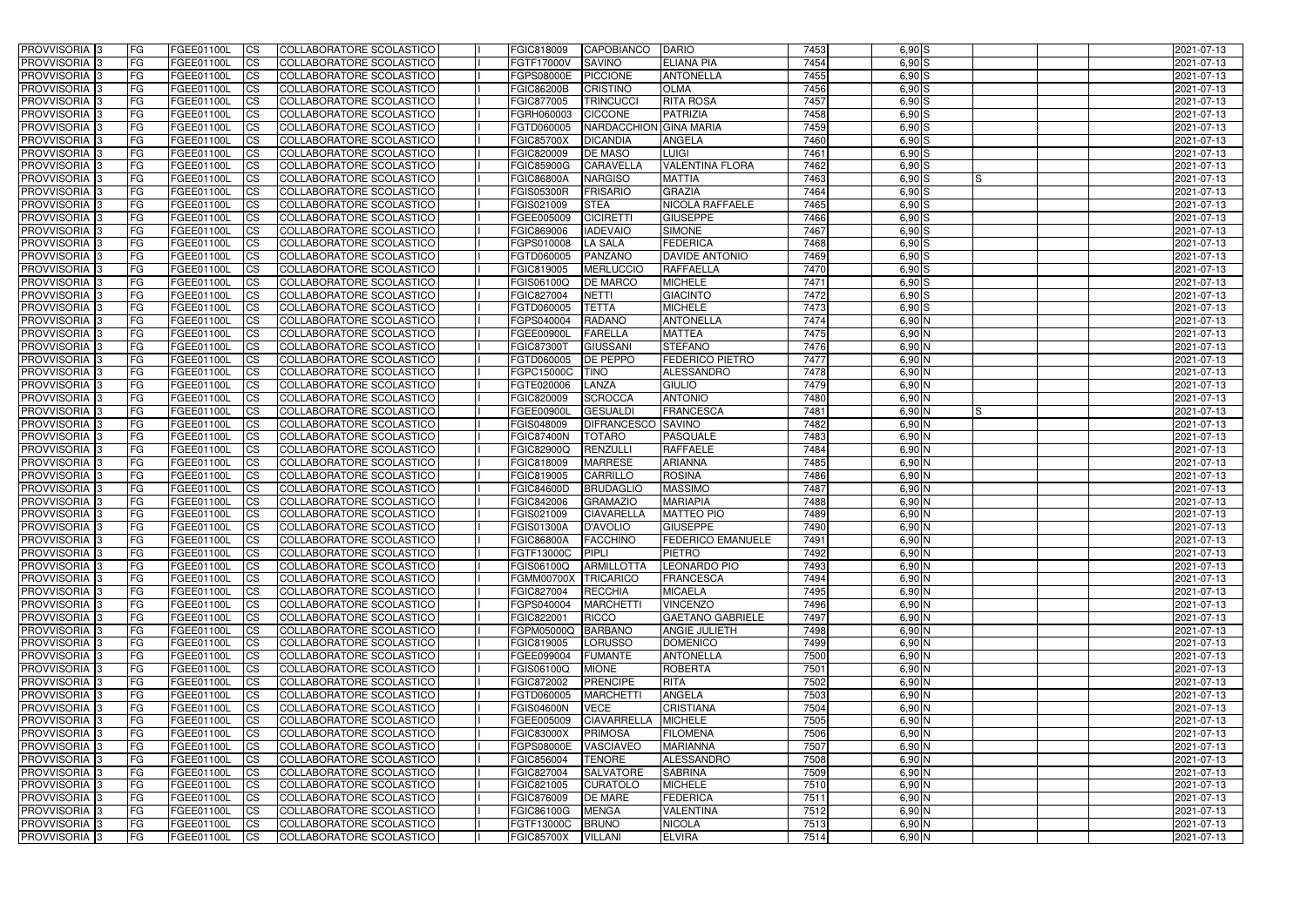| PROVVISORIA 3 | FG | FGEE01100L | CS | COLLABORATORE SCOLASTICO | | FGIC818009 | CAPOBIANCO | DARIO | 7453 | 6,90 | S | | | | 2021-07-13 |
|---|---|---|---|---|---|---|---|---|---|---|---|---|---|---|---|
| PROVVISORIA 3 | FG | FGEE01100L | CS | COLLABORATORE SCOLASTICO | | FGTF17000V | SAVINO | ELIANA PIA | 7454 | 6,90 | S | | | | 2021-07-13 |
| PROVVISORIA 3 | FG | FGEE01100L | CS | COLLABORATORE SCOLASTICO | | FGPS08000E | PICCIONE | ANTONELLA | 7455 | 6,90 | S | | | | 2021-07-13 |
| PROVVISORIA 3 | FG | FGEE01100L | CS | COLLABORATORE SCOLASTICO | | FGIC86200B | CRISTINO | OLMA | 7456 | 6,90 | S | | | | 2021-07-13 |
| PROVVISORIA 3 | FG | FGEE01100L | CS | COLLABORATORE SCOLASTICO | | FGIC877005 | TRINCUCCI | RITA ROSA | 7457 | 6,90 | S | | | | 2021-07-13 |
| PROVVISORIA 3 | FG | FGEE01100L | CS | COLLABORATORE SCOLASTICO | | FGRH060003 | CICCONE | PATRIZIA | 7458 | 6,90 | S | | | | 2021-07-13 |
| PROVVISORIA 3 | FG | FGEE01100L | CS | COLLABORATORE SCOLASTICO | | FGTD060005 | NARDACCHION | GINA MARIA | 7459 | 6,90 | S | | | | 2021-07-13 |
| PROVVISORIA 3 | FG | FGEE01100L | CS | COLLABORATORE SCOLASTICO | | FGIC85700X | DICANDIA | ANGELA | 7460 | 6,90 | S | | | | 2021-07-13 |
| PROVVISORIA 3 | FG | FGEE01100L | CS | COLLABORATORE SCOLASTICO | | FGIC820009 | DE MASO | LUIGI | 7461 | 6,90 | S | | | | 2021-07-13 |
| PROVVISORIA 3 | FG | FGEE01100L | CS | COLLABORATORE SCOLASTICO | | FGIC85900G | CARAVELLA | VALENTINA FLORA | 7462 | 6,90 | S | | | | 2021-07-13 |
| PROVVISORIA 3 | FG | FGEE01100L | CS | COLLABORATORE SCOLASTICO | | FGIC86800A | NARGISO | MATTIA | 7463 | 6,90 | S | S | | | 2021-07-13 |
| PROVVISORIA 3 | FG | FGEE01100L | CS | COLLABORATORE SCOLASTICO | | FGIS05300R | FRISARIO | GRAZIA | 7464 | 6,90 | S | | | | 2021-07-13 |
| PROVVISORIA 3 | FG | FGEE01100L | CS | COLLABORATORE SCOLASTICO | | FGIS021009 | STEA | NICOLA RAFFAELE | 7465 | 6,90 | S | | | | 2021-07-13 |
| PROVVISORIA 3 | FG | FGEE01100L | CS | COLLABORATORE SCOLASTICO | | FGEE005009 | CICIRETTI | GIUSEPPE | 7466 | 6,90 | S | | | | 2021-07-13 |
| PROVVISORIA 3 | FG | FGEE01100L | CS | COLLABORATORE SCOLASTICO | | FGIC869006 | IADEVAIO | SIMONE | 7467 | 6,90 | S | | | | 2021-07-13 |
| PROVVISORIA 3 | FG | FGEE01100L | CS | COLLABORATORE SCOLASTICO | | FGPS010008 | LA SALA | FEDERICA | 7468 | 6,90 | S | | | | 2021-07-13 |
| PROVVISORIA 3 | FG | FGEE01100L | CS | COLLABORATORE SCOLASTICO | | FGTD060005 | PANZANO | DAVIDE ANTONIO | 7469 | 6,90 | S | | | | 2021-07-13 |
| PROVVISORIA 3 | FG | FGEE01100L | CS | COLLABORATORE SCOLASTICO | | FGIC819005 | MERLUCCIO | RAFFAELLA | 7470 | 6,90 | S | | | | 2021-07-13 |
| PROVVISORIA 3 | FG | FGEE01100L | CS | COLLABORATORE SCOLASTICO | | FGIS06100Q | DE MARCO | MICHELE | 7471 | 6,90 | S | | | | 2021-07-13 |
| PROVVISORIA 3 | FG | FGEE01100L | CS | COLLABORATORE SCOLASTICO | | FGIC827004 | NETTI | GIACINTO | 7472 | 6,90 | S | | | | 2021-07-13 |
| PROVVISORIA 3 | FG | FGEE01100L | CS | COLLABORATORE SCOLASTICO | | FGTD060005 | TETTA | MICHELE | 7473 | 6,90 | S | | | | 2021-07-13 |
| PROVVISORIA 3 | FG | FGEE01100L | CS | COLLABORATORE SCOLASTICO | | FGPS040004 | RADANO | ANTONELLA | 7474 | 6,90 | N | | | | 2021-07-13 |
| PROVVISORIA 3 | FG | FGEE01100L | CS | COLLABORATORE SCOLASTICO | | FGEE00900L | FARELLA | MATTEA | 7475 | 6,90 | N | | | | 2021-07-13 |
| PROVVISORIA 3 | FG | FGEE01100L | CS | COLLABORATORE SCOLASTICO | | FGIC87300T | GIUSSANI | STEFANO | 7476 | 6,90 | N | | | | 2021-07-13 |
| PROVVISORIA 3 | FG | FGEE01100L | CS | COLLABORATORE SCOLASTICO | | FGTD060005 | DE PEPPO | FEDERICO PIETRO | 7477 | 6,90 | N | | | | 2021-07-13 |
| PROVVISORIA 3 | FG | FGEE01100L | CS | COLLABORATORE SCOLASTICO | | FGPC15000C | TINO | ALESSANDRO | 7478 | 6,90 | N | | | | 2021-07-13 |
| PROVVISORIA 3 | FG | FGEE01100L | CS | COLLABORATORE SCOLASTICO | | FGTE020006 | LANZA | GIULIO | 7479 | 6,90 | N | | | | 2021-07-13 |
| PROVVISORIA 3 | FG | FGEE01100L | CS | COLLABORATORE SCOLASTICO | | FGIC820009 | SCROCCA | ANTONIO | 7480 | 6,90 | N | | | | 2021-07-13 |
| PROVVISORIA 3 | FG | FGEE01100L | CS | COLLABORATORE SCOLASTICO | | FGEE00900L | GESUALDI | FRANCESCA | 7481 | 6,90 | N | S | | | 2021-07-13 |
| PROVVISORIA 3 | FG | FGEE01100L | CS | COLLABORATORE SCOLASTICO | | FGIS048009 | DIFRANCESCO | SAVINO | 7482 | 6,90 | N | | | | 2021-07-13 |
| PROVVISORIA 3 | FG | FGEE01100L | CS | COLLABORATORE SCOLASTICO | | FGIC87400N | TOTARO | PASQUALE | 7483 | 6,90 | N | | | | 2021-07-13 |
| PROVVISORIA 3 | FG | FGEE01100L | CS | COLLABORATORE SCOLASTICO | | FGIC82900Q | RENZULLI | RAFFAELE | 7484 | 6,90 | N | | | | 2021-07-13 |
| PROVVISORIA 3 | FG | FGEE01100L | CS | COLLABORATORE SCOLASTICO | | FGIC818009 | MARRESE | ARIANNA | 7485 | 6,90 | N | | | | 2021-07-13 |
| PROVVISORIA 3 | FG | FGEE01100L | CS | COLLABORATORE SCOLASTICO | | FGIC819005 | CARRILLO | ROSINA | 7486 | 6,90 | N | | | | 2021-07-13 |
| PROVVISORIA 3 | FG | FGEE01100L | CS | COLLABORATORE SCOLASTICO | | FGIC84600D | BRUDAGLIO | MASSIMO | 7487 | 6,90 | N | | | | 2021-07-13 |
| PROVVISORIA 3 | FG | FGEE01100L | CS | COLLABORATORE SCOLASTICO | | FGIC842006 | GRAMAZIO | MARIAPIA | 7488 | 6,90 | N | | | | 2021-07-13 |
| PROVVISORIA 3 | FG | FGEE01100L | CS | COLLABORATORE SCOLASTICO | | FGIS021009 | CIAVARELLA | MATTEO PIO | 7489 | 6,90 | N | | | | 2021-07-13 |
| PROVVISORIA 3 | FG | FGEE01100L | CS | COLLABORATORE SCOLASTICO | | FGIS01300A | D'AVOLIO | GIUSEPPE | 7490 | 6,90 | N | | | | 2021-07-13 |
| PROVVISORIA 3 | FG | FGEE01100L | CS | COLLABORATORE SCOLASTICO | | FGIC86800A | FACCHINO | FEDERICO EMANUELE | 7491 | 6,90 | N | | | | 2021-07-13 |
| PROVVISORIA 3 | FG | FGEE01100L | CS | COLLABORATORE SCOLASTICO | | FGTF13000C | PIPLI | PIETRO | 7492 | 6,90 | N | | | | 2021-07-13 |
| PROVVISORIA 3 | FG | FGEE01100L | CS | COLLABORATORE SCOLASTICO | | FGIS06100Q | ARMILLOTTA | LEONARDO PIO | 7493 | 6,90 | N | | | | 2021-07-13 |
| PROVVISORIA 3 | FG | FGEE01100L | CS | COLLABORATORE SCOLASTICO | | FGMM00700X | TRICARICO | FRANCESCA | 7494 | 6,90 | N | | | | 2021-07-13 |
| PROVVISORIA 3 | FG | FGEE01100L | CS | COLLABORATORE SCOLASTICO | | FGIC827004 | RECCHIA | MICAELA | 7495 | 6,90 | N | | | | 2021-07-13 |
| PROVVISORIA 3 | FG | FGEE01100L | CS | COLLABORATORE SCOLASTICO | | FGPS040004 | MARCHETTI | VINCENZO | 7496 | 6,90 | N | | | | 2021-07-13 |
| PROVVISORIA 3 | FG | FGEE01100L | CS | COLLABORATORE SCOLASTICO | | FGIC822001 | RICCO | GAETANO GABRIELE | 7497 | 6,90 | N | | | | 2021-07-13 |
| PROVVISORIA 3 | FG | FGEE01100L | CS | COLLABORATORE SCOLASTICO | | FGPM05000Q | BARBANO | ANGIE JULIETH | 7498 | 6,90 | N | | | | 2021-07-13 |
| PROVVISORIA 3 | FG | FGEE01100L | CS | COLLABORATORE SCOLASTICO | | FGIC819005 | LORUSSO | DOMENICO | 7499 | 6,90 | N | | | | 2021-07-13 |
| PROVVISORIA 3 | FG | FGEE01100L | CS | COLLABORATORE SCOLASTICO | | FGEE099004 | FUMANTE | ANTONELLA | 7500 | 6,90 | N | | | | 2021-07-13 |
| PROVVISORIA 3 | FG | FGEE01100L | CS | COLLABORATORE SCOLASTICO | | FGIS06100Q | MIONE | ROBERTA | 7501 | 6,90 | N | | | | 2021-07-13 |
| PROVVISORIA 3 | FG | FGEE01100L | CS | COLLABORATORE SCOLASTICO | | FGIC872002 | PRENCIPE | RITA | 7502 | 6,90 | N | | | | 2021-07-13 |
| PROVVISORIA 3 | FG | FGEE01100L | CS | COLLABORATORE SCOLASTICO | | FGTD060005 | MARCHETTI | ANGELA | 7503 | 6,90 | N | | | | 2021-07-13 |
| PROVVISORIA 3 | FG | FGEE01100L | CS | COLLABORATORE SCOLASTICO | | FGIS04600N | VECE | CRISTIANA | 7504 | 6,90 | N | | | | 2021-07-13 |
| PROVVISORIA 3 | FG | FGEE01100L | CS | COLLABORATORE SCOLASTICO | | FGEE005009 | CIAVARRELLA | MICHELE | 7505 | 6,90 | N | | | | 2021-07-13 |
| PROVVISORIA 3 | FG | FGEE01100L | CS | COLLABORATORE SCOLASTICO | | FGIC83000X | PRIMOSA | FILOMENA | 7506 | 6,90 | N | | | | 2021-07-13 |
| PROVVISORIA 3 | FG | FGEE01100L | CS | COLLABORATORE SCOLASTICO | | FGPS08000E | VASCIAVEO | MARIANNA | 7507 | 6,90 | N | | | | 2021-07-13 |
| PROVVISORIA 3 | FG | FGEE01100L | CS | COLLABORATORE SCOLASTICO | | FGIC856004 | TENORE | ALESSANDRO | 7508 | 6,90 | N | | | | 2021-07-13 |
| PROVVISORIA 3 | FG | FGEE01100L | CS | COLLABORATORE SCOLASTICO | | FGIC827004 | SALVATORE | SABRINA | 7509 | 6,90 | N | | | | 2021-07-13 |
| PROVVISORIA 3 | FG | FGEE01100L | CS | COLLABORATORE SCOLASTICO | | FGIC821005 | CURATOLO | MICHELE | 7510 | 6,90 | N | | | | 2021-07-13 |
| PROVVISORIA 3 | FG | FGEE01100L | CS | COLLABORATORE SCOLASTICO | | FGIC876009 | DE MARE | FEDERICA | 7511 | 6,90 | N | | | | 2021-07-13 |
| PROVVISORIA 3 | FG | FGEE01100L | CS | COLLABORATORE SCOLASTICO | | FGIC86100G | MENGA | VALENTINA | 7512 | 6,90 | N | | | | 2021-07-13 |
| PROVVISORIA 3 | FG | FGEE01100L | CS | COLLABORATORE SCOLASTICO | | FGTF13000C | BRUNO | NICOLA | 7513 | 6,90 | N | | | | 2021-07-13 |
| PROVVISORIA 3 | FG | FGEE01100L | CS | COLLABORATORE SCOLASTICO | | FGIC85700X | VILLANI | ELVIRA | 7514 | 6,90 | N | | | | 2021-07-13 |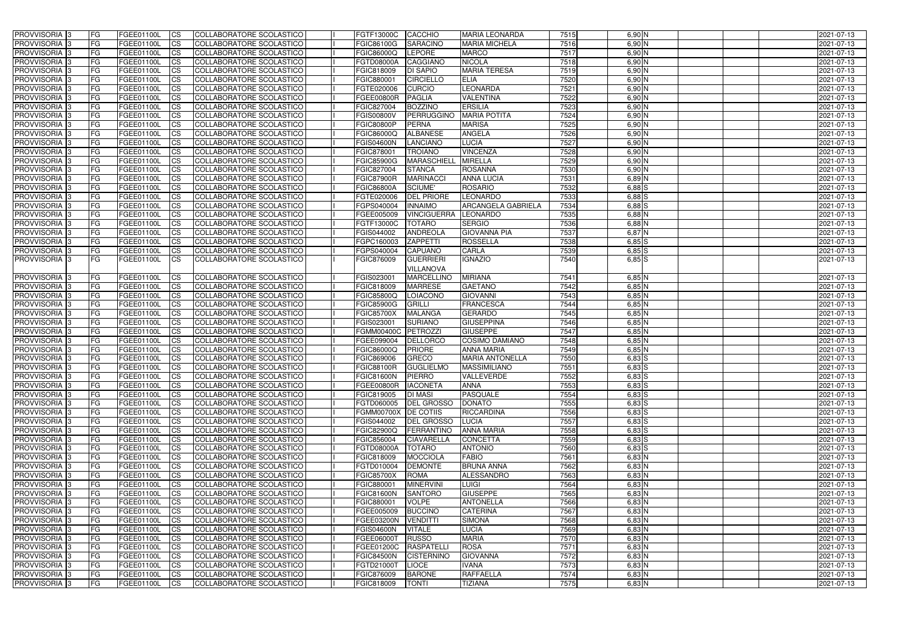| PROVVISORIA | 3 | FG | FGEE01100L | CS | COLLABORATORE SCOLASTICO | | FGTF13000C | CACCHIO | MARIA LEONARDA | 7515 | 6,90 | N | | | | 2021-07-13 |
|---|---|---|---|---|---|---|---|---|---|---|---|---|---|---|---|---|
| PROVVISORIA | 3 | FG | FGEE01100L | CS | COLLABORATORE SCOLASTICO | | FGIC86100G | SARACINO | MARIA MICHELA | 7516 | 6,90 | N | | | | 2021-07-13 |
| PROVVISORIA | 3 | FG | FGEE01100L | CS | COLLABORATORE SCOLASTICO | | FGIC86000Q | LEPORE | MARCO | 7517 | 6,90 | N | | | | 2021-07-13 |
| PROVVISORIA | 3 | FG | FGEE01100L | CS | COLLABORATORE SCOLASTICO | | FGTD08000A | CAGGIANO | NICOLA | 7518 | 6,90 | N | | | | 2021-07-13 |
| PROVVISORIA | 3 | FG | FGEE01100L | CS | COLLABORATORE SCOLASTICO | | FGIC818009 | DI SAPIO | MARIA TERESA | 7519 | 6,90 | N | | | | 2021-07-13 |
| PROVVISORIA | 3 | FG | FGEE01100L | CS | COLLABORATORE SCOLASTICO | | FGIC880001 | CIRCIELLO | ELIA | 7520 | 6,90 | N | | | | 2021-07-13 |
| PROVVISORIA | 3 | FG | FGEE01100L | CS | COLLABORATORE SCOLASTICO | | FGTE020006 | CURCIO | LEONARDA | 7521 | 6,90 | N | | | | 2021-07-13 |
| PROVVISORIA | 3 | FG | FGEE01100L | CS | COLLABORATORE SCOLASTICO | | FGEE00800R | PAGLIA | VALENTINA | 7522 | 6,90 | N | | | | 2021-07-13 |
| PROVVISORIA | 3 | FG | FGEE01100L | CS | COLLABORATORE SCOLASTICO | | FGIC827004 | BOZZINO | ERSILIA | 7523 | 6,90 | N | | | | 2021-07-13 |
| PROVVISORIA | 3 | FG | FGEE01100L | CS | COLLABORATORE SCOLASTICO | | FGIS00800V | PERRUGGINO | MARIA POTITA | 7524 | 6,90 | N | | | | 2021-07-13 |
| PROVVISORIA | 3 | FG | FGEE01100L | CS | COLLABORATORE SCOLASTICO | | FGIC80800P | PERNA | MARISA | 7525 | 6,90 | N | | | | 2021-07-13 |
| PROVVISORIA | 3 | FG | FGEE01100L | CS | COLLABORATORE SCOLASTICO | | FGIC86000Q | ALBANESE | ANGELA | 7526 | 6,90 | N | | | | 2021-07-13 |
| PROVVISORIA | 3 | FG | FGEE01100L | CS | COLLABORATORE SCOLASTICO | | FGIS04600N | LANCIANO | LUCIA | 7527 | 6,90 | N | | | | 2021-07-13 |
| PROVVISORIA | 3 | FG | FGEE01100L | CS | COLLABORATORE SCOLASTICO | | FGIC878001 | TROIANO | VINCENZA | 7528 | 6,90 | N | | | | 2021-07-13 |
| PROVVISORIA | 3 | FG | FGEE01100L | CS | COLLABORATORE SCOLASTICO | | FGIC85900G | MARASCHIELL | MIRELLA | 7529 | 6,90 | N | | | | 2021-07-13 |
| PROVVISORIA | 3 | FG | FGEE01100L | CS | COLLABORATORE SCOLASTICO | | FGIC827004 | STANCA | ROSANNA | 7530 | 6,90 | N | | | | 2021-07-13 |
| PROVVISORIA | 3 | FG | FGEE01100L | CS | COLLABORATORE SCOLASTICO | | FGIC87900R | MARINACCI | ANNA LUCIA | 7531 | 6,89 | N | | | | 2021-07-13 |
| PROVVISORIA | 3 | FG | FGEE01100L | CS | COLLABORATORE SCOLASTICO | | FGIC86800A | SCIUME' | ROSARIO | 7532 | 6,88 | S | | | | 2021-07-13 |
| PROVVISORIA | 3 | FG | FGEE01100L | CS | COLLABORATORE SCOLASTICO | | FGTE020006 | DEL PRIORE | LEONARDO | 7533 | 6,88 | S | | | | 2021-07-13 |
| PROVVISORIA | 3 | FG | FGEE01100L | CS | COLLABORATORE SCOLASTICO | | FGPS040004 | INNAIMO | ARCANGELA GABRIELA | 7534 | 6,88 | S | | | | 2021-07-13 |
| PROVVISORIA | 3 | FG | FGEE01100L | CS | COLLABORATORE SCOLASTICO | | FGEE005009 | VINCIGUERRA | LEONARDO | 7535 | 6,88 | N | | | | 2021-07-13 |
| PROVVISORIA | 3 | FG | FGEE01100L | CS | COLLABORATORE SCOLASTICO | | FGTF13000C | TOTARO | SERGIO | 7536 | 6,88 | N | | | | 2021-07-13 |
| PROVVISORIA | 3 | FG | FGEE01100L | CS | COLLABORATORE SCOLASTICO | | FGIS044002 | ANDREOLA | GIOVANNA PIA | 7537 | 6,87 | N | | | | 2021-07-13 |
| PROVVISORIA | 3 | FG | FGEE01100L | CS | COLLABORATORE SCOLASTICO | | FGPC160003 | ZAPPETTI | ROSSELLA | 7538 | 6,85 | S | | | | 2021-07-13 |
| PROVVISORIA | 3 | FG | FGEE01100L | CS | COLLABORATORE SCOLASTICO | | FGPS040004 | CAPUANO | CARLA | 7539 | 6,85 | S | | | | 2021-07-13 |
| PROVVISORIA | 3 | FG | FGEE01100L | CS | COLLABORATORE SCOLASTICO | | FGIC876009 | GUERRIERI VILLANOVA | IGNAZIO | 7540 | 6,85 | S | | | | 2021-07-13 |
| PROVVISORIA | 3 | FG | FGEE01100L | CS | COLLABORATORE SCOLASTICO | | FGIS023001 | MARCELLINO | MIRIANA | 7541 | 6,85 | N | | | | 2021-07-13 |
| PROVVISORIA | 3 | FG | FGEE01100L | CS | COLLABORATORE SCOLASTICO | | FGIC818009 | MARRESE | GAETANO | 7542 | 6,85 | N | | | | 2021-07-13 |
| PROVVISORIA | 3 | FG | FGEE01100L | CS | COLLABORATORE SCOLASTICO | | FGIC85800Q | LOIACONO | GIOVANNI | 7543 | 6,85 | N | | | | 2021-07-13 |
| PROVVISORIA | 3 | FG | FGEE01100L | CS | COLLABORATORE SCOLASTICO | | FGIC85900G | GRILLI | FRANCESCA | 7544 | 6,85 | N | | | | 2021-07-13 |
| PROVVISORIA | 3 | FG | FGEE01100L | CS | COLLABORATORE SCOLASTICO | | FGIC85700X | MALANGA | GERARDO | 7545 | 6,85 | N | | | | 2021-07-13 |
| PROVVISORIA | 3 | FG | FGEE01100L | CS | COLLABORATORE SCOLASTICO | | FGIS023001 | SURIANO | GIUSEPPINA | 7546 | 6,85 | N | | | | 2021-07-13 |
| PROVVISORIA | 3 | FG | FGEE01100L | CS | COLLABORATORE SCOLASTICO | | FGMM00400C | PETROZZI | GIUSEPPE | 7547 | 6,85 | N | | | | 2021-07-13 |
| PROVVISORIA | 3 | FG | FGEE01100L | CS | COLLABORATORE SCOLASTICO | | FGEE099004 | DELLORCO | COSIMO DAMIANO | 7548 | 6,85 | N | | | | 2021-07-13 |
| PROVVISORIA | 3 | FG | FGEE01100L | CS | COLLABORATORE SCOLASTICO | | FGIC86000Q | PRIORE | ANNA MARIA | 7549 | 6,85 | N | | | | 2021-07-13 |
| PROVVISORIA | 3 | FG | FGEE01100L | CS | COLLABORATORE SCOLASTICO | | FGIC869006 | GRECO | MARIA ANTONELLA | 7550 | 6,83 | S | | | | 2021-07-13 |
| PROVVISORIA | 3 | FG | FGEE01100L | CS | COLLABORATORE SCOLASTICO | | FGIC88100R | GUGLIELMO | MASSIMILIANO | 7551 | 6,83 | S | | | | 2021-07-13 |
| PROVVISORIA | 3 | FG | FGEE01100L | CS | COLLABORATORE SCOLASTICO | | FGIC81600N | PIERRO | VALLEVERDE | 7552 | 6,83 | S | | | | 2021-07-13 |
| PROVVISORIA | 3 | FG | FGEE01100L | CS | COLLABORATORE SCOLASTICO | | FGEE00800R | IACONETA | ANNA | 7553 | 6,83 | S | | | | 2021-07-13 |
| PROVVISORIA | 3 | FG | FGEE01100L | CS | COLLABORATORE SCOLASTICO | | FGIC819005 | DI MASI | PASQUALE | 7554 | 6,83 | S | | | | 2021-07-13 |
| PROVVISORIA | 3 | FG | FGEE01100L | CS | COLLABORATORE SCOLASTICO | | FGTD060005 | DEL GROSSO | DONATO | 7555 | 6,83 | S | | | | 2021-07-13 |
| PROVVISORIA | 3 | FG | FGEE01100L | CS | COLLABORATORE SCOLASTICO | | FGMM00700X | DE COTIIS | RICCARDINA | 7556 | 6,83 | S | | | | 2021-07-13 |
| PROVVISORIA | 3 | FG | FGEE01100L | CS | COLLABORATORE SCOLASTICO | | FGIS044002 | DEL GROSSO | LUCIA | 7557 | 6,83 | S | | | | 2021-07-13 |
| PROVVISORIA | 3 | FG | FGEE01100L | CS | COLLABORATORE SCOLASTICO | | FGIC82900Q | FERRANTINO | ANNA MARIA | 7558 | 6,83 | S | | | | 2021-07-13 |
| PROVVISORIA | 3 | FG | FGEE01100L | CS | COLLABORATORE SCOLASTICO | | FGIC856004 | CIAVARELLA | CONCETTA | 7559 | 6,83 | S | | | | 2021-07-13 |
| PROVVISORIA | 3 | FG | FGEE01100L | CS | COLLABORATORE SCOLASTICO | | FGTD08000A | TOTARO | ANTONIO | 7560 | 6,83 | S | | | | 2021-07-13 |
| PROVVISORIA | 3 | FG | FGEE01100L | CS | COLLABORATORE SCOLASTICO | | FGIC818009 | MOCCIOLA | FABIO | 7561 | 6,83 | N | | | | 2021-07-13 |
| PROVVISORIA | 3 | FG | FGEE01100L | CS | COLLABORATORE SCOLASTICO | | FGTD010004 | DEMONTE | BRUNA ANNA | 7562 | 6,83 | N | | | | 2021-07-13 |
| PROVVISORIA | 3 | FG | FGEE01100L | CS | COLLABORATORE SCOLASTICO | | FGIC85700X | ROMA | ALESSANDRO | 7563 | 6,83 | N | | | | 2021-07-13 |
| PROVVISORIA | 3 | FG | FGEE01100L | CS | COLLABORATORE SCOLASTICO | | FGIC880001 | MINERVINI | LUIGI | 7564 | 6,83 | N | | | | 2021-07-13 |
| PROVVISORIA | 3 | FG | FGEE01100L | CS | COLLABORATORE SCOLASTICO | | FGIC81600N | SANTORO | GIUSEPPE | 7565 | 6,83 | N | | | | 2021-07-13 |
| PROVVISORIA | 3 | FG | FGEE01100L | CS | COLLABORATORE SCOLASTICO | | FGIC880001 | VOLPE | ANTONELLA | 7566 | 6,83 | N | | | | 2021-07-13 |
| PROVVISORIA | 3 | FG | FGEE01100L | CS | COLLABORATORE SCOLASTICO | | FGEE005009 | BUCCINO | CATERINA | 7567 | 6,83 | N | | | | 2021-07-13 |
| PROVVISORIA | 3 | FG | FGEE01100L | CS | COLLABORATORE SCOLASTICO | | FGEE03200N | VENDITTI | SIMONA | 7568 | 6,83 | N | | | | 2021-07-13 |
| PROVVISORIA | 3 | FG | FGEE01100L | CS | COLLABORATORE SCOLASTICO | | FGIS04600N | VITALE | LUCIA | 7569 | 6,83 | N | | | | 2021-07-13 |
| PROVVISORIA | 3 | FG | FGEE01100L | CS | COLLABORATORE SCOLASTICO | | FGEE06000T | RUSSO | MARIA | 7570 | 6,83 | N | | | | 2021-07-13 |
| PROVVISORIA | 3 | FG | FGEE01100L | CS | COLLABORATORE SCOLASTICO | | FGEE01200C | RASPATELLI | ROSA | 7571 | 6,83 | N | | | | 2021-07-13 |
| PROVVISORIA | 3 | FG | FGEE01100L | CS | COLLABORATORE SCOLASTICO | | FGIC84500N | CISTERNINO | GIOVANNA | 7572 | 6,83 | N | | | | 2021-07-13 |
| PROVVISORIA | 3 | FG | FGEE01100L | CS | COLLABORATORE SCOLASTICO | | FGTD21000T | LIOCE | IVANA | 7573 | 6,83 | N | | | | 2021-07-13 |
| PROVVISORIA | 3 | FG | FGEE01100L | CS | COLLABORATORE SCOLASTICO | | FGIC876009 | BARONE | RAFFAELLA | 7574 | 6,83 | N | | | | 2021-07-13 |
| PROVVISORIA | 3 | FG | FGEE01100L | CS | COLLABORATORE SCOLASTICO | | FGIC818009 | TONTI | TIZIANA | 7575 | 6,83 | N | | | | 2021-07-13 |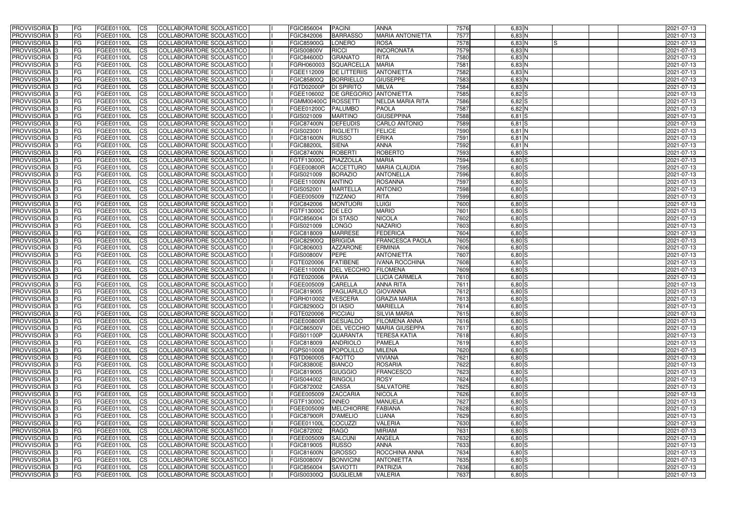| PROVVISORIA | 3 | FG | FGEE01100L | CS | COLLABORATORE SCOLASTICO | | FGIC856004 | PACINI | ANNA | 7576 | 6,83 | N | | | | 2021-07-13 |
|---|---|---|---|---|---|---|---|---|---|---|---|---|---|---|---|---|
| PROVVISORIA | 3 | FG | FGEE01100L | CS | COLLABORATORE SCOLASTICO | | FGIC842006 | BARRASSO | MARIA ANTONIETTA | 7577 | 6,83 | N | | | | 2021-07-13 |
| PROVVISORIA | 3 | FG | FGEE01100L | CS | COLLABORATORE SCOLASTICO | | FGIC85900G | LONERO | ROSA | 7578 | 6,83 | N | S | | | 2021-07-13 |
| PROVVISORIA | 3 | FG | FGEE01100L | CS | COLLABORATORE SCOLASTICO | | FGIS00800V | RICCI | INCORONATA | 7579 | 6,83 | N | | | | 2021-07-13 |
| PROVVISORIA | 3 | FG | FGEE01100L | CS | COLLABORATORE SCOLASTICO | | FGIC84600D | GRANATO | RITA | 7580 | 6,83 | N | | | | 2021-07-13 |
| PROVVISORIA | 3 | FG | FGEE01100L | CS | COLLABORATORE SCOLASTICO | | FGRH060003 | SQUARCELLA | MARIA | 7581 | 6,83 | N | | | | 2021-07-13 |
| PROVVISORIA | 3 | FG | FGEE01100L | CS | COLLABORATORE SCOLASTICO | | FGEE112009 | DE LITTERIIS | ANTONIETTA | 7582 | 6,83 | N | | | | 2021-07-13 |
| PROVVISORIA | 3 | FG | FGEE01100L | CS | COLLABORATORE SCOLASTICO | | FGIC85800Q | BORRIELLO | GIUSEPPE | 7583 | 6,83 | N | | | | 2021-07-13 |
| PROVVISORIA | 3 | FG | FGEE01100L | CS | COLLABORATORE SCOLASTICO | | FGTD02000P | DI SPIRITO | MILVA | 7584 | 6,83 | N | | | | 2021-07-13 |
| PROVVISORIA | 3 | FG | FGEE01100L | CS | COLLABORATORE SCOLASTICO | | FGEE106002 | DE GREGORIO | ANTONIETTA | 7585 | 6,82 | S | | | | 2021-07-13 |
| PROVVISORIA | 3 | FG | FGEE01100L | CS | COLLABORATORE SCOLASTICO | | FGMM00400C | ROSSETTI | NELDA MARIA RITA | 7586 | 6,82 | S | | | | 2021-07-13 |
| PROVVISORIA | 3 | FG | FGEE01100L | CS | COLLABORATORE SCOLASTICO | | FGEE01200C | PALUMBO | PAOLA | 7587 | 6,82 | N | | | | 2021-07-13 |
| PROVVISORIA | 3 | FG | FGEE01100L | CS | COLLABORATORE SCOLASTICO | | FGIS021009 | MARTINO | GIUSEPPINA | 7588 | 6,81 | S | | | | 2021-07-13 |
| PROVVISORIA | 3 | FG | FGEE01100L | CS | COLLABORATORE SCOLASTICO | | FGIC87400N | DEFEUDIS | CARLO ANTONIO | 7589 | 6,81 | S | | | | 2021-07-13 |
| PROVVISORIA | 3 | FG | FGEE01100L | CS | COLLABORATORE SCOLASTICO | | FGIS023001 | RIGLIETTI | FELICE | 7590 | 6,81 | N | | | | 2021-07-13 |
| PROVVISORIA | 3 | FG | FGEE01100L | CS | COLLABORATORE SCOLASTICO | | FGIC81600N | RUSSO | ERIKA | 7591 | 6,81 | N | | | | 2021-07-13 |
| PROVVISORIA | 3 | FG | FGEE01100L | CS | COLLABORATORE SCOLASTICO | | FGIC88200L | SIENA | ANNA | 7592 | 6,81 | N | | | | 2021-07-13 |
| PROVVISORIA | 3 | FG | FGEE01100L | CS | COLLABORATORE SCOLASTICO | | FGIC87400N | ROBERTI | ROBERTO | 7593 | 6,80 | S | | | | 2021-07-13 |
| PROVVISORIA | 3 | FG | FGEE01100L | CS | COLLABORATORE SCOLASTICO | | FGTF13000C | PIAZZOLLA | MARIA | 7594 | 6,80 | S | | | | 2021-07-13 |
| PROVVISORIA | 3 | FG | FGEE01100L | CS | COLLABORATORE SCOLASTICO | | FGEE00800R | ACCETTURO | MARIA CLAUDIA | 7595 | 6,80 | S | | | | 2021-07-13 |
| PROVVISORIA | 3 | FG | FGEE01100L | CS | COLLABORATORE SCOLASTICO | | FGIS021009 | BORAZIO | ANTONELLA | 7596 | 6,80 | S | | | | 2021-07-13 |
| PROVVISORIA | 3 | FG | FGEE01100L | CS | COLLABORATORE SCOLASTICO | | FGEE11000N | ANTINO | ROSANNA | 7597 | 6,80 | S | | | | 2021-07-13 |
| PROVVISORIA | 3 | FG | FGEE01100L | CS | COLLABORATORE SCOLASTICO | | FGIS052001 | MARTELLA | ANTONIO | 7598 | 6,80 | S | | | | 2021-07-13 |
| PROVVISORIA | 3 | FG | FGEE01100L | CS | COLLABORATORE SCOLASTICO | | FGEE005009 | TIZZANO | RITA | 7599 | 6,80 | S | | | | 2021-07-13 |
| PROVVISORIA | 3 | FG | FGEE01100L | CS | COLLABORATORE SCOLASTICO | | FGIC842006 | MONTUORI | LUIGI | 7600 | 6,80 | S | | | | 2021-07-13 |
| PROVVISORIA | 3 | FG | FGEE01100L | CS | COLLABORATORE SCOLASTICO | | FGTF13000C | DE LEO | MARIO | 7601 | 6,80 | S | | | | 2021-07-13 |
| PROVVISORIA | 3 | FG | FGEE01100L | CS | COLLABORATORE SCOLASTICO | | FGIC856004 | DI STASO | NICOLA | 7602 | 6,80 | S | | | | 2021-07-13 |
| PROVVISORIA | 3 | FG | FGEE01100L | CS | COLLABORATORE SCOLASTICO | | FGIS021009 | LONGO | NAZARIO | 7603 | 6,80 | S | | | | 2021-07-13 |
| PROVVISORIA | 3 | FG | FGEE01100L | CS | COLLABORATORE SCOLASTICO | | FGIC818009 | MARRESE | FEDERICA | 7604 | 6,80 | S | | | | 2021-07-13 |
| PROVVISORIA | 3 | FG | FGEE01100L | CS | COLLABORATORE SCOLASTICO | | FGIC82900Q | BRIGIDA | FRANCESCA PAOLA | 7605 | 6,80 | S | | | | 2021-07-13 |
| PROVVISORIA | 3 | FG | FGEE01100L | CS | COLLABORATORE SCOLASTICO | | FGIC806003 | AZZARONE | ERMINIA | 7606 | 6,80 | S | | | | 2021-07-13 |
| PROVVISORIA | 3 | FG | FGEE01100L | CS | COLLABORATORE SCOLASTICO | | FGIS00800V | PEPE | ANTONIETTA | 7607 | 6,80 | S | | | | 2021-07-13 |
| PROVVISORIA | 3 | FG | FGEE01100L | CS | COLLABORATORE SCOLASTICO | | FGTE020006 | FATIBENE | IVANA ROCCHINA | 7608 | 6,80 | S | | | | 2021-07-13 |
| PROVVISORIA | 3 | FG | FGEE01100L | CS | COLLABORATORE SCOLASTICO | | FGEE11000N | DEL VECCHIO | FILOMENA | 7609 | 6,80 | S | | | | 2021-07-13 |
| PROVVISORIA | 3 | FG | FGEE01100L | CS | COLLABORATORE SCOLASTICO | | FGTE020006 | PAVIA | LUCIA CARMELA | 7610 | 6,80 | S | | | | 2021-07-13 |
| PROVVISORIA | 3 | FG | FGEE01100L | CS | COLLABORATORE SCOLASTICO | | FGEE005009 | CARELLA | ANNA RITA | 7611 | 6,80 | S | | | | 2021-07-13 |
| PROVVISORIA | 3 | FG | FGEE01100L | CS | COLLABORATORE SCOLASTICO | | FGIC819005 | PAGLIARULO | GIOVANNA | 7612 | 6,80 | S | | | | 2021-07-13 |
| PROVVISORIA | 3 | FG | FGEE01100L | CS | COLLABORATORE SCOLASTICO | | FGRH010002 | VESCERA | GRAZIA MARIA | 7613 | 6,80 | S | | | | 2021-07-13 |
| PROVVISORIA | 3 | FG | FGEE01100L | CS | COLLABORATORE SCOLASTICO | | FGIC82900Q | DI IASIO | MARIELLA | 7614 | 6,80 | S | | | | 2021-07-13 |
| PROVVISORIA | 3 | FG | FGEE01100L | CS | COLLABORATORE SCOLASTICO | | FGTE020006 | PICCIAU | SILVIA MARIA | 7615 | 6,80 | S | | | | 2021-07-13 |
| PROVVISORIA | 3 | FG | FGEE01100L | CS | COLLABORATORE SCOLASTICO | | FGEE00800R | GESUALDO | FILOMENA ANNA | 7616 | 6,80 | S | | | | 2021-07-13 |
| PROVVISORIA | 3 | FG | FGEE01100L | CS | COLLABORATORE SCOLASTICO | | FGIC86500V | DEL VECCHIO | MARIA GIUSEPPA | 7617 | 6,80 | S | | | | 2021-07-13 |
| PROVVISORIA | 3 | FG | FGEE01100L | CS | COLLABORATORE SCOLASTICO | | FGIS01100P | QUARANTA | TERESA KATIA | 7618 | 6,80 | S | | | | 2021-07-13 |
| PROVVISORIA | 3 | FG | FGEE01100L | CS | COLLABORATORE SCOLASTICO | | FGIC818009 | ANDRIOLO | PAMELA | 7619 | 6,80 | S | | | | 2021-07-13 |
| PROVVISORIA | 3 | FG | FGEE01100L | CS | COLLABORATORE SCOLASTICO | | FGPS010008 | POPOLILLO | MILENA | 7620 | 6,80 | S | | | | 2021-07-13 |
| PROVVISORIA | 3 | FG | FGEE01100L | CS | COLLABORATORE SCOLASTICO | | FGTD060005 | FAOTTO | VIVIANA | 7621 | 6,80 | S | | | | 2021-07-13 |
| PROVVISORIA | 3 | FG | FGEE01100L | CS | COLLABORATORE SCOLASTICO | | FGIC83800E | BIANCO | ROSARIA | 7622 | 6,80 | S | | | | 2021-07-13 |
| PROVVISORIA | 3 | FG | FGEE01100L | CS | COLLABORATORE SCOLASTICO | | FGIC819005 | GIUGGIO | FRANCESCO | 7623 | 6,80 | S | | | | 2021-07-13 |
| PROVVISORIA | 3 | FG | FGEE01100L | CS | COLLABORATORE SCOLASTICO | | FGIS044002 | RINGOLI | ROSY | 7624 | 6,80 | S | | | | 2021-07-13 |
| PROVVISORIA | 3 | FG | FGEE01100L | CS | COLLABORATORE SCOLASTICO | | FGIC872002 | CASSA | SALVATORE | 7625 | 6,80 | S | | | | 2021-07-13 |
| PROVVISORIA | 3 | FG | FGEE01100L | CS | COLLABORATORE SCOLASTICO | | FGEE005009 | ZACCARIA | NICOLA | 7626 | 6,80 | S | | | | 2021-07-13 |
| PROVVISORIA | 3 | FG | FGEE01100L | CS | COLLABORATORE SCOLASTICO | | FGTF13000C | INNEO | MANUELA | 7627 | 6,80 | S | | | | 2021-07-13 |
| PROVVISORIA | 3 | FG | FGEE01100L | CS | COLLABORATORE SCOLASTICO | | FGEE005009 | MELCHIORRE | FABIANA | 7628 | 6,80 | S | | | | 2021-07-13 |
| PROVVISORIA | 3 | FG | FGEE01100L | CS | COLLABORATORE SCOLASTICO | | FGIC87900R | D'AMELIO | LUANA | 7629 | 6,80 | S | | | | 2021-07-13 |
| PROVVISORIA | 3 | FG | FGEE01100L | CS | COLLABORATORE SCOLASTICO | | FGEE01100L | COCUZZI | VALERIA | 7630 | 6,80 | S | | | | 2021-07-13 |
| PROVVISORIA | 3 | FG | FGEE01100L | CS | COLLABORATORE SCOLASTICO | | FGIC872002 | RAGO | MIRIAM | 7631 | 6,80 | S | | | | 2021-07-13 |
| PROVVISORIA | 3 | FG | FGEE01100L | CS | COLLABORATORE SCOLASTICO | | FGEE005009 | SALCUNI | ANGELA | 7632 | 6,80 | S | | | | 2021-07-13 |
| PROVVISORIA | 3 | FG | FGEE01100L | CS | COLLABORATORE SCOLASTICO | | FGIC819005 | RUSSO | ANNA | 7633 | 6,80 | S | | | | 2021-07-13 |
| PROVVISORIA | 3 | FG | FGEE01100L | CS | COLLABORATORE SCOLASTICO | | FGIC81600N | GROSSO | ROCCHINA ANNA | 7634 | 6,80 | S | | | | 2021-07-13 |
| PROVVISORIA | 3 | FG | FGEE01100L | CS | COLLABORATORE SCOLASTICO | | FGIS00800V | BONVICINI | ANTONIETTA | 7635 | 6,80 | S | | | | 2021-07-13 |
| PROVVISORIA | 3 | FG | FGEE01100L | CS | COLLABORATORE SCOLASTICO | | FGIC856004 | SAVIOTTI | PATRIZIA | 7636 | 6,80 | S | | | | 2021-07-13 |
| PROVVISORIA | 3 | FG | FGEE01100L | CS | COLLABORATORE SCOLASTICO | | FGIS00300Q | GUGLIELMI | VALERIA | 7637 | 6,80 | S | | | | 2021-07-13 |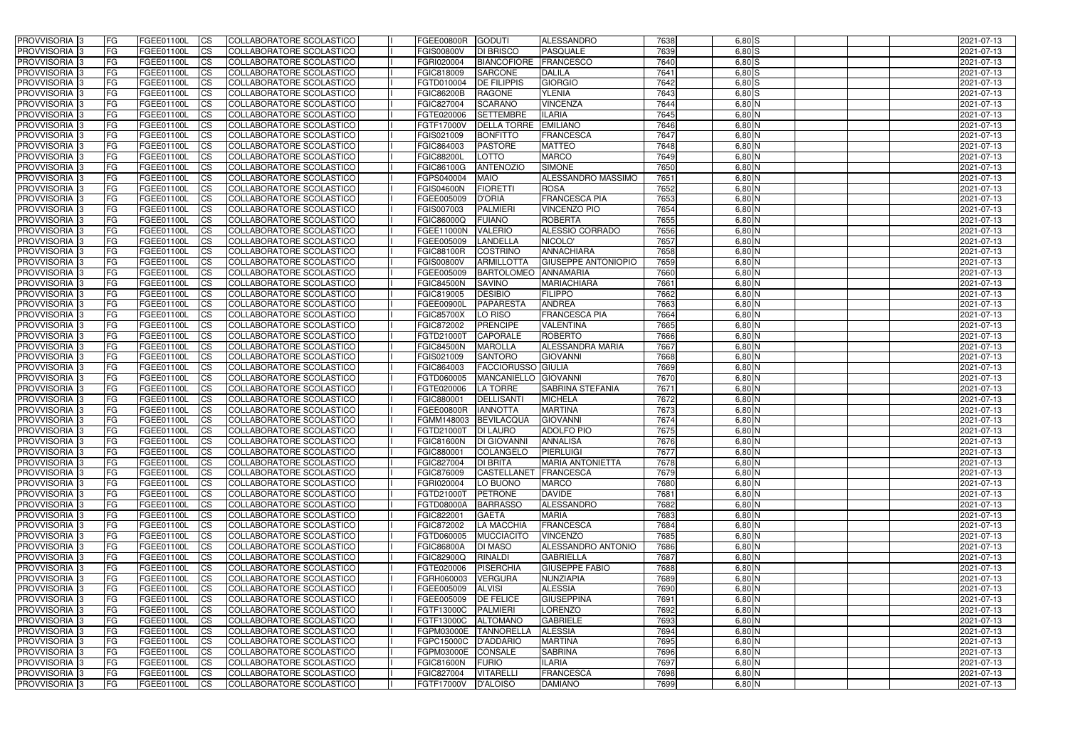| PROVVISORIA | 3 | FG | FGEE01100L | CS | COLLABORATORE SCOLASTICO | | FGEE00800R | GODUTI | ALESSANDRO | 7638 | 6,80 | S | | | | 2021-07-13 |
|---|---|---|---|---|---|---|---|---|---|---|---|---|---|---|---|---|
| PROVVISORIA | 3 | FG | FGEE01100L | CS | COLLABORATORE SCOLASTICO | | FGIS00800V | DI BRISCO | PASQUALE | 7639 | 6,80 | S | | | | 2021-07-13 |
| PROVVISORIA | 3 | FG | FGEE01100L | CS | COLLABORATORE SCOLASTICO | | FGRI020004 | BIANCOFIORE | FRANCESCO | 7640 | 6,80 | S | | | | 2021-07-13 |
| PROVVISORIA | 3 | FG | FGEE01100L | CS | COLLABORATORE SCOLASTICO | | FGIC818009 | SARCONE | DALILA | 7641 | 6,80 | S | | | | 2021-07-13 |
| PROVVISORIA | 3 | FG | FGEE01100L | CS | COLLABORATORE SCOLASTICO | | FGTD010004 | DE FILIPPIS | GIORGIO | 7642 | 6,80 | S | | | | 2021-07-13 |
| PROVVISORIA | 3 | FG | FGEE01100L | CS | COLLABORATORE SCOLASTICO | | FGIC86200B | RAGONE | YLENIA | 7643 | 6,80 | S | | | | 2021-07-13 |
| PROVVISORIA | 3 | FG | FGEE01100L | CS | COLLABORATORE SCOLASTICO | | FGIC827004 | SCARANO | VINCENZA | 7644 | 6,80 | N | | | | 2021-07-13 |
| PROVVISORIA | 3 | FG | FGEE01100L | CS | COLLABORATORE SCOLASTICO | | FGTE020006 | SETTEMBRE | ILARIA | 7645 | 6,80 | N | | | | 2021-07-13 |
| PROVVISORIA | 3 | FG | FGEE01100L | CS | COLLABORATORE SCOLASTICO | | FGTF17000V | DELLA TORRE | EMILIANO | 7646 | 6,80 | N | | | | 2021-07-13 |
| PROVVISORIA | 3 | FG | FGEE01100L | CS | COLLABORATORE SCOLASTICO | | FGIS021009 | BONFITTO | FRANCESCA | 7647 | 6,80 | N | | | | 2021-07-13 |
| PROVVISORIA | 3 | FG | FGEE01100L | CS | COLLABORATORE SCOLASTICO | | FGIC864003 | PASTORE | MATTEO | 7648 | 6,80 | N | | | | 2021-07-13 |
| PROVVISORIA | 3 | FG | FGEE01100L | CS | COLLABORATORE SCOLASTICO | | FGIC88200L | LOTTO | MARCO | 7649 | 6,80 | N | | | | 2021-07-13 |
| PROVVISORIA | 3 | FG | FGEE01100L | CS | COLLABORATORE SCOLASTICO | | FGIC86100G | ANTENOZIO | SIMONE | 7650 | 6,80 | N | | | | 2021-07-13 |
| PROVVISORIA | 3 | FG | FGEE01100L | CS | COLLABORATORE SCOLASTICO | | FGPS040004 | MAIO | ALESSANDRO MASSIMO | 7651 | 6,80 | N | | | | 2021-07-13 |
| PROVVISORIA | 3 | FG | FGEE01100L | CS | COLLABORATORE SCOLASTICO | | FGIS04600N | FIORETTI | ROSA | 7652 | 6,80 | N | | | | 2021-07-13 |
| PROVVISORIA | 3 | FG | FGEE01100L | CS | COLLABORATORE SCOLASTICO | | FGEE005009 | D'ORIA | FRANCESCA PIA | 7653 | 6,80 | N | | | | 2021-07-13 |
| PROVVISORIA | 3 | FG | FGEE01100L | CS | COLLABORATORE SCOLASTICO | | FGIS007003 | PALMIERI | VINCENZO PIO | 7654 | 6,80 | N | | | | 2021-07-13 |
| PROVVISORIA | 3 | FG | FGEE01100L | CS | COLLABORATORE SCOLASTICO | | FGIC86000Q | FUIANO | ROBERTA | 7655 | 6,80 | N | | | | 2021-07-13 |
| PROVVISORIA | 3 | FG | FGEE01100L | CS | COLLABORATORE SCOLASTICO | | FGEE11000N | VALERIO | ALESSIO CORRADO | 7656 | 6,80 | N | | | | 2021-07-13 |
| PROVVISORIA | 3 | FG | FGEE01100L | CS | COLLABORATORE SCOLASTICO | | FGEE005009 | LANDELLA | NICOLO' | 7657 | 6,80 | N | | | | 2021-07-13 |
| PROVVISORIA | 3 | FG | FGEE01100L | CS | COLLABORATORE SCOLASTICO | | FGIC88100R | COSTRINO | ANNACHIARA | 7658 | 6,80 | N | | | | 2021-07-13 |
| PROVVISORIA | 3 | FG | FGEE01100L | CS | COLLABORATORE SCOLASTICO | | FGIS00800V | ARMILLOTTA | GIUSEPPE ANTONIOPIO | 7659 | 6,80 | N | | | | 2021-07-13 |
| PROVVISORIA | 3 | FG | FGEE01100L | CS | COLLABORATORE SCOLASTICO | | FGEE005009 | BARTOLOMEO | ANNAMARIA | 7660 | 6,80 | N | | | | 2021-07-13 |
| PROVVISORIA | 3 | FG | FGEE01100L | CS | COLLABORATORE SCOLASTICO | | FGIC84500N | SAVINO | MARIACHIARA | 7661 | 6,80 | N | | | | 2021-07-13 |
| PROVVISORIA | 3 | FG | FGEE01100L | CS | COLLABORATORE SCOLASTICO | | FGIC819005 | DESIBIO | FILIPPO | 7662 | 6,80 | N | | | | 2021-07-13 |
| PROVVISORIA | 3 | FG | FGEE01100L | CS | COLLABORATORE SCOLASTICO | | FGEE00900L | PAPARESTA | ANDREA | 7663 | 6,80 | N | | | | 2021-07-13 |
| PROVVISORIA | 3 | FG | FGEE01100L | CS | COLLABORATORE SCOLASTICO | | FGIC85700X | LO RISO | FRANCESCA PIA | 7664 | 6,80 | N | | | | 2021-07-13 |
| PROVVISORIA | 3 | FG | FGEE01100L | CS | COLLABORATORE SCOLASTICO | | FGIC872002 | PRENCIPE | VALENTINA | 7665 | 6,80 | N | | | | 2021-07-13 |
| PROVVISORIA | 3 | FG | FGEE01100L | CS | COLLABORATORE SCOLASTICO | | FGTD21000T | CAPORALE | ROBERTO | 7666 | 6,80 | N | | | | 2021-07-13 |
| PROVVISORIA | 3 | FG | FGEE01100L | CS | COLLABORATORE SCOLASTICO | | FGIC84500N | MAROLLA | ALESSANDRA MARIA | 7667 | 6,80 | N | | | | 2021-07-13 |
| PROVVISORIA | 3 | FG | FGEE01100L | CS | COLLABORATORE SCOLASTICO | | FGIS021009 | SANTORO | GIOVANNI | 7668 | 6,80 | N | | | | 2021-07-13 |
| PROVVISORIA | 3 | FG | FGEE01100L | CS | COLLABORATORE SCOLASTICO | | FGIC864003 | FACCIORUSSO | GIULIA | 7669 | 6,80 | N | | | | 2021-07-13 |
| PROVVISORIA | 3 | FG | FGEE01100L | CS | COLLABORATORE SCOLASTICO | | FGTD060005 | MANCANIELLO | GIOVANNI | 7670 | 6,80 | N | | | | 2021-07-13 |
| PROVVISORIA | 3 | FG | FGEE01100L | CS | COLLABORATORE SCOLASTICO | | FGTE020006 | LA TORRE | SABRINA STEFANIA | 7671 | 6,80 | N | | | | 2021-07-13 |
| PROVVISORIA | 3 | FG | FGEE01100L | CS | COLLABORATORE SCOLASTICO | | FGIC880001 | DELLISANTI | MICHELA | 7672 | 6,80 | N | | | | 2021-07-13 |
| PROVVISORIA | 3 | FG | FGEE01100L | CS | COLLABORATORE SCOLASTICO | | FGEE00800R | IANNOTTA | MARTINA | 7673 | 6,80 | N | | | | 2021-07-13 |
| PROVVISORIA | 3 | FG | FGEE01100L | CS | COLLABORATORE SCOLASTICO | | FGMM148003 | BEVILACQUA | GIOVANNI | 7674 | 6,80 | N | | | | 2021-07-13 |
| PROVVISORIA | 3 | FG | FGEE01100L | CS | COLLABORATORE SCOLASTICO | | FGTD21000T | DI LAURO | ADOLFO PIO | 7675 | 6,80 | N | | | | 2021-07-13 |
| PROVVISORIA | 3 | FG | FGEE01100L | CS | COLLABORATORE SCOLASTICO | | FGIC81600N | DI GIOVANNI | ANNALISA | 7676 | 6,80 | N | | | | 2021-07-13 |
| PROVVISORIA | 3 | FG | FGEE01100L | CS | COLLABORATORE SCOLASTICO | | FGIC880001 | COLANGELO | PIERLUIGI | 7677 | 6,80 | N | | | | 2021-07-13 |
| PROVVISORIA | 3 | FG | FGEE01100L | CS | COLLABORATORE SCOLASTICO | | FGIC827004 | DI BRITA | MARIA ANTONIETTA | 7678 | 6,80 | N | | | | 2021-07-13 |
| PROVVISORIA | 3 | FG | FGEE01100L | CS | COLLABORATORE SCOLASTICO | | FGIC876009 | CASTELLANET | FRANCESCA | 7679 | 6,80 | N | | | | 2021-07-13 |
| PROVVISORIA | 3 | FG | FGEE01100L | CS | COLLABORATORE SCOLASTICO | | FGRI020004 | LO BUONO | MARCO | 7680 | 6,80 | N | | | | 2021-07-13 |
| PROVVISORIA | 3 | FG | FGEE01100L | CS | COLLABORATORE SCOLASTICO | | FGTD21000T | PETRONE | DAVIDE | 7681 | 6,80 | N | | | | 2021-07-13 |
| PROVVISORIA | 3 | FG | FGEE01100L | CS | COLLABORATORE SCOLASTICO | | FGTD08000A | BARRASSO | ALESSANDRO | 7682 | 6,80 | N | | | | 2021-07-13 |
| PROVVISORIA | 3 | FG | FGEE01100L | CS | COLLABORATORE SCOLASTICO | | FGIC822001 | GAETA | MARIA | 7683 | 6,80 | N | | | | 2021-07-13 |
| PROVVISORIA | 3 | FG | FGEE01100L | CS | COLLABORATORE SCOLASTICO | | FGIC872002 | LA MACCHIA | FRANCESCA | 7684 | 6,80 | N | | | | 2021-07-13 |
| PROVVISORIA | 3 | FG | FGEE01100L | CS | COLLABORATORE SCOLASTICO | | FGTD060005 | MUCCIACITO | VINCENZO | 7685 | 6,80 | N | | | | 2021-07-13 |
| PROVVISORIA | 3 | FG | FGEE01100L | CS | COLLABORATORE SCOLASTICO | | FGIC86800A | DI MASO | ALESSANDRO ANTONIO | 7686 | 6,80 | N | | | | 2021-07-13 |
| PROVVISORIA | 3 | FG | FGEE01100L | CS | COLLABORATORE SCOLASTICO | | FGIC82900Q | RINALDI | GABRIELLA | 7687 | 6,80 | N | | | | 2021-07-13 |
| PROVVISORIA | 3 | FG | FGEE01100L | CS | COLLABORATORE SCOLASTICO | | FGTE020006 | PISERCHIA | GIUSEPPE FABIO | 7688 | 6,80 | N | | | | 2021-07-13 |
| PROVVISORIA | 3 | FG | FGEE01100L | CS | COLLABORATORE SCOLASTICO | | FGRH060003 | VERGURA | NUNZIAPIA | 7689 | 6,80 | N | | | | 2021-07-13 |
| PROVVISORIA | 3 | FG | FGEE01100L | CS | COLLABORATORE SCOLASTICO | | FGEE005009 | ALVISI | ALESSIA | 7690 | 6,80 | N | | | | 2021-07-13 |
| PROVVISORIA | 3 | FG | FGEE01100L | CS | COLLABORATORE SCOLASTICO | | FGEE005009 | DE FELICE | GIUSEPPINA | 7691 | 6,80 | N | | | | 2021-07-13 |
| PROVVISORIA | 3 | FG | FGEE01100L | CS | COLLABORATORE SCOLASTICO | | FGTF13000C | PALMIERI | LORENZO | 7692 | 6,80 | N | | | | 2021-07-13 |
| PROVVISORIA | 3 | FG | FGEE01100L | CS | COLLABORATORE SCOLASTICO | | FGTF13000C | ALTOMANO | GABRIELE | 7693 | 6,80 | N | | | | 2021-07-13 |
| PROVVISORIA | 3 | FG | FGEE01100L | CS | COLLABORATORE SCOLASTICO | | FGPM03000E | TANNORELLA | ALESSIA | 7694 | 6,80 | N | | | | 2021-07-13 |
| PROVVISORIA | 3 | FG | FGEE01100L | CS | COLLABORATORE SCOLASTICO | | FGPC15000C | D'ADDARIO | MARTINA | 7695 | 6,80 | N | | | | 2021-07-13 |
| PROVVISORIA | 3 | FG | FGEE01100L | CS | COLLABORATORE SCOLASTICO | | FGPM03000E | CONSALE | SABRINA | 7696 | 6,80 | N | | | | 2021-07-13 |
| PROVVISORIA | 3 | FG | FGEE01100L | CS | COLLABORATORE SCOLASTICO | | FGIC81600N | FURIO | ILARIA | 7697 | 6,80 | N | | | | 2021-07-13 |
| PROVVISORIA | 3 | FG | FGEE01100L | CS | COLLABORATORE SCOLASTICO | | FGIC827004 | VITARELLI | FRANCESCA | 7698 | 6,80 | N | | | | 2021-07-13 |
| PROVVISORIA | 3 | FG | FGEE01100L | CS | COLLABORATORE SCOLASTICO | | FGTF17000V | D'ALOISO | DAMIANO | 7699 | 6,80 | N | | | | 2021-07-13 |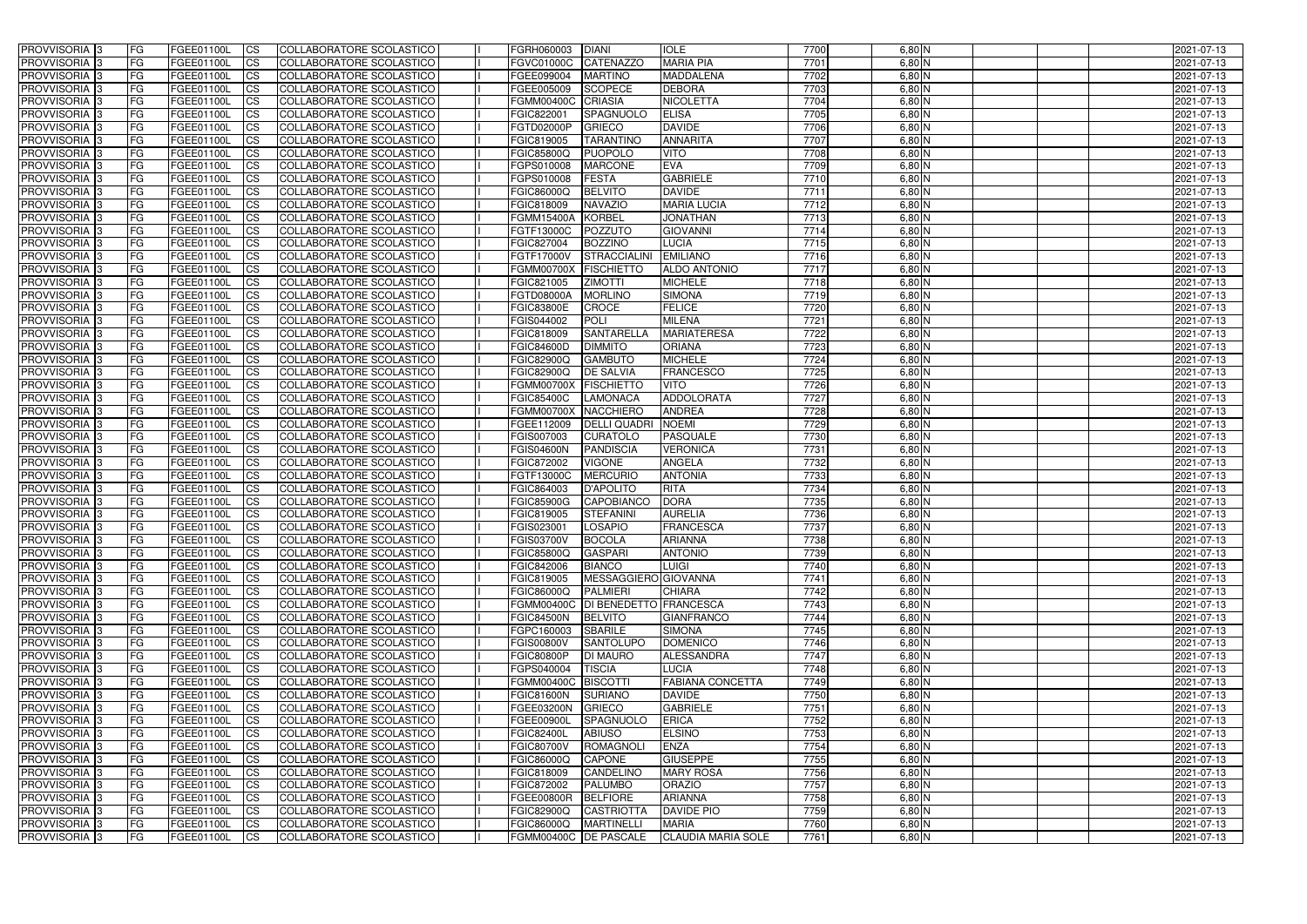| PROVVISORIA 3 | FG | FGEE01100L | CS | COLLABORATORE SCOLASTICO | I | FGRH060003 | DIANI | IOLE | 7700 | 6,80 N | | | | 2021-07-13 |
|---|---|---|---|---|---|---|---|---|---|---|---|---|---|---|
| PROVVISORIA 3 | FG | FGEE01100L | CS | COLLABORATORE SCOLASTICO | I | FGVC01000C | CATENAZZO | MARIA PIA | 7701 | 6,80 N | | | | 2021-07-13 |
| PROVVISORIA 3 | FG | FGEE01100L | CS | COLLABORATORE SCOLASTICO | I | FGEE099004 | MARTINO | MADDALENA | 7702 | 6,80 N | | | | 2021-07-13 |
| PROVVISORIA 3 | FG | FGEE01100L | CS | COLLABORATORE SCOLASTICO | I | FGEE005009 | SCOPECE | DEBORA | 7703 | 6,80 N | | | | 2021-07-13 |
| PROVVISORIA 3 | FG | FGEE01100L | CS | COLLABORATORE SCOLASTICO | I | FGMM00400C | CRIASIA | NICOLETTA | 7704 | 6,80 N | | | | 2021-07-13 |
| PROVVISORIA 3 | FG | FGEE01100L | CS | COLLABORATORE SCOLASTICO | I | FGIC822001 | SPAGNUOLO | ELISA | 7705 | 6,80 N | | | | 2021-07-13 |
| PROVVISORIA 3 | FG | FGEE01100L | CS | COLLABORATORE SCOLASTICO | I | FGTD02000P | GRIECO | DAVIDE | 7706 | 6,80 N | | | | 2021-07-13 |
| PROVVISORIA 3 | FG | FGEE01100L | CS | COLLABORATORE SCOLASTICO | I | FGIC819005 | TARANTINO | ANNARITA | 7707 | 6,80 N | | | | 2021-07-13 |
| PROVVISORIA 3 | FG | FGEE01100L | CS | COLLABORATORE SCOLASTICO | I | FGIC85800Q | PUOPOLO | VITO | 7708 | 6,80 N | | | | 2021-07-13 |
| PROVVISORIA 3 | FG | FGEE01100L | CS | COLLABORATORE SCOLASTICO | I | FGPS010008 | MARCONE | EVA | 7709 | 6,80 N | | | | 2021-07-13 |
| PROVVISORIA 3 | FG | FGEE01100L | CS | COLLABORATORE SCOLASTICO | I | FGPS010008 | FESTA | GABRIELE | 7710 | 6,80 N | | | | 2021-07-13 |
| PROVVISORIA 3 | FG | FGEE01100L | CS | COLLABORATORE SCOLASTICO | I | FGIC86000Q | BELVITO | DAVIDE | 7711 | 6,80 N | | | | 2021-07-13 |
| PROVVISORIA 3 | FG | FGEE01100L | CS | COLLABORATORE SCOLASTICO | I | FGIC818009 | NAVAZIO | MARIA LUCIA | 7712 | 6,80 N | | | | 2021-07-13 |
| PROVVISORIA 3 | FG | FGEE01100L | CS | COLLABORATORE SCOLASTICO | I | FGMM15400A | KORBEL | JONATHAN | 7713 | 6,80 N | | | | 2021-07-13 |
| PROVVISORIA 3 | FG | FGEE01100L | CS | COLLABORATORE SCOLASTICO | I | FGTF13000C | POZZUTO | GIOVANNI | 7714 | 6,80 N | | | | 2021-07-13 |
| PROVVISORIA 3 | FG | FGEE01100L | CS | COLLABORATORE SCOLASTICO | I | FGIC827004 | BOZZINO | LUCIA | 7715 | 6,80 N | | | | 2021-07-13 |
| PROVVISORIA 3 | FG | FGEE01100L | CS | COLLABORATORE SCOLASTICO | I | FGTF17000V | STRACCIALINI | EMILIANO | 7716 | 6,80 N | | | | 2021-07-13 |
| PROVVISORIA 3 | FG | FGEE01100L | CS | COLLABORATORE SCOLASTICO | I | FGMM00700X | FISCHIETTO | ALDO ANTONIO | 7717 | 6,80 N | | | | 2021-07-13 |
| PROVVISORIA 3 | FG | FGEE01100L | CS | COLLABORATORE SCOLASTICO | I | FGIC821005 | ZIMOTTI | MICHELE | 7718 | 6,80 N | | | | 2021-07-13 |
| PROVVISORIA 3 | FG | FGEE01100L | CS | COLLABORATORE SCOLASTICO | I | FGTD08000A | MORLINO | SIMONA | 7719 | 6,80 N | | | | 2021-07-13 |
| PROVVISORIA 3 | FG | FGEE01100L | CS | COLLABORATORE SCOLASTICO | I | FGIC83800E | CROCE | FELICE | 7720 | 6,80 N | | | | 2021-07-13 |
| PROVVISORIA 3 | FG | FGEE01100L | CS | COLLABORATORE SCOLASTICO | I | FGIS044002 | POLI | MILENA | 7721 | 6,80 N | | | | 2021-07-13 |
| PROVVISORIA 3 | FG | FGEE01100L | CS | COLLABORATORE SCOLASTICO | I | FGIC818009 | SANTARELLA | MARIATERESA | 7722 | 6,80 N | | | | 2021-07-13 |
| PROVVISORIA 3 | FG | FGEE01100L | CS | COLLABORATORE SCOLASTICO | I | FGIC84600D | DIMMITO | ORIANA | 7723 | 6,80 N | | | | 2021-07-13 |
| PROVVISORIA 3 | FG | FGEE01100L | CS | COLLABORATORE SCOLASTICO | I | FGIC82900Q | GAMBUTO | MICHELE | 7724 | 6,80 N | | | | 2021-07-13 |
| PROVVISORIA 3 | FG | FGEE01100L | CS | COLLABORATORE SCOLASTICO | I | FGIC82900Q | DE SALVIA | FRANCESCO | 7725 | 6,80 N | | | | 2021-07-13 |
| PROVVISORIA 3 | FG | FGEE01100L | CS | COLLABORATORE SCOLASTICO | I | FGMM00700X | FISCHIETTO | VITO | 7726 | 6,80 N | | | | 2021-07-13 |
| PROVVISORIA 3 | FG | FGEE01100L | CS | COLLABORATORE SCOLASTICO | I | FGIC85400C | LAMONACA | ADDOLORATA | 7727 | 6,80 N | | | | 2021-07-13 |
| PROVVISORIA 3 | FG | FGEE01100L | CS | COLLABORATORE SCOLASTICO | I | FGMM00700X | NACCHIERO | ANDREA | 7728 | 6,80 N | | | | 2021-07-13 |
| PROVVISORIA 3 | FG | FGEE01100L | CS | COLLABORATORE SCOLASTICO | I | FGEE112009 | DELLI QUADRI | NOEMI | 7729 | 6,80 N | | | | 2021-07-13 |
| PROVVISORIA 3 | FG | FGEE01100L | CS | COLLABORATORE SCOLASTICO | I | FGIS007003 | CURATOLO | PASQUALE | 7730 | 6,80 N | | | | 2021-07-13 |
| PROVVISORIA 3 | FG | FGEE01100L | CS | COLLABORATORE SCOLASTICO | I | FGIS04600N | PANDISCIA | VERONICA | 7731 | 6,80 N | | | | 2021-07-13 |
| PROVVISORIA 3 | FG | FGEE01100L | CS | COLLABORATORE SCOLASTICO | I | FGIC872002 | VIGONE | ANGELA | 7732 | 6,80 N | | | | 2021-07-13 |
| PROVVISORIA 3 | FG | FGEE01100L | CS | COLLABORATORE SCOLASTICO | I | FGTF13000C | MERCURIO | ANTONIA | 7733 | 6,80 N | | | | 2021-07-13 |
| PROVVISORIA 3 | FG | FGEE01100L | CS | COLLABORATORE SCOLASTICO | I | FGIC864003 | D'APOLITO | RITA | 7734 | 6,80 N | | | | 2021-07-13 |
| PROVVISORIA 3 | FG | FGEE01100L | CS | COLLABORATORE SCOLASTICO | I | FGIC85900G | CAPOBIANCO | DORA | 7735 | 6,80 N | | | | 2021-07-13 |
| PROVVISORIA 3 | FG | FGEE01100L | CS | COLLABORATORE SCOLASTICO | I | FGIC819005 | STEFANINI | AURELIA | 7736 | 6,80 N | | | | 2021-07-13 |
| PROVVISORIA 3 | FG | FGEE01100L | CS | COLLABORATORE SCOLASTICO | I | FGIS023001 | LOSAPIO | FRANCESCA | 7737 | 6,80 N | | | | 2021-07-13 |
| PROVVISORIA 3 | FG | FGEE01100L | CS | COLLABORATORE SCOLASTICO | I | FGIS03700V | BOCOLA | ARIANNA | 7738 | 6,80 N | | | | 2021-07-13 |
| PROVVISORIA 3 | FG | FGEE01100L | CS | COLLABORATORE SCOLASTICO | I | FGIC85800Q | GASPARI | ANTONIO | 7739 | 6,80 N | | | | 2021-07-13 |
| PROVVISORIA 3 | FG | FGEE01100L | CS | COLLABORATORE SCOLASTICO | I | FGIC842006 | BIANCO | LUIGI | 7740 | 6,80 N | | | | 2021-07-13 |
| PROVVISORIA 3 | FG | FGEE01100L | CS | COLLABORATORE SCOLASTICO | I | FGIC819005 | MESSAGGIERO | GIOVANNA | 7741 | 6,80 N | | | | 2021-07-13 |
| PROVVISORIA 3 | FG | FGEE01100L | CS | COLLABORATORE SCOLASTICO | I | FGIC86000Q | PALMIERI | CHIARA | 7742 | 6,80 N | | | | 2021-07-13 |
| PROVVISORIA 3 | FG | FGEE01100L | CS | COLLABORATORE SCOLASTICO | I | FGMM00400C | DI BENEDETTO | FRANCESCA | 7743 | 6,80 N | | | | 2021-07-13 |
| PROVVISORIA 3 | FG | FGEE01100L | CS | COLLABORATORE SCOLASTICO | I | FGIC84500N | BELVITO | GIANFRANCO | 7744 | 6,80 N | | | | 2021-07-13 |
| PROVVISORIA 3 | FG | FGEE01100L | CS | COLLABORATORE SCOLASTICO | I | FGPC160003 | SBARILE | SIMONA | 7745 | 6,80 N | | | | 2021-07-13 |
| PROVVISORIA 3 | FG | FGEE01100L | CS | COLLABORATORE SCOLASTICO | I | FGIS00800V | SANTOLUPO | DOMENICO | 7746 | 6,80 N | | | | 2021-07-13 |
| PROVVISORIA 3 | FG | FGEE01100L | CS | COLLABORATORE SCOLASTICO | I | FGIC80800P | DI MAURO | ALESSANDRA | 7747 | 6,80 N | | | | 2021-07-13 |
| PROVVISORIA 3 | FG | FGEE01100L | CS | COLLABORATORE SCOLASTICO | I | FGPS040004 | TISCIA | LUCIA | 7748 | 6,80 N | | | | 2021-07-13 |
| PROVVISORIA 3 | FG | FGEE01100L | CS | COLLABORATORE SCOLASTICO | I | FGMM00400C | BISCOTTI | FABIANA CONCETTA | 7749 | 6,80 N | | | | 2021-07-13 |
| PROVVISORIA 3 | FG | FGEE01100L | CS | COLLABORATORE SCOLASTICO | I | FGIC81600N | SURIANO | DAVIDE | 7750 | 6,80 N | | | | 2021-07-13 |
| PROVVISORIA 3 | FG | FGEE01100L | CS | COLLABORATORE SCOLASTICO | I | FGEE03200N | GRIECO | GABRIELE | 7751 | 6,80 N | | | | 2021-07-13 |
| PROVVISORIA 3 | FG | FGEE01100L | CS | COLLABORATORE SCOLASTICO | I | FGEE00900L | SPAGNUOLO | ERICA | 7752 | 6,80 N | | | | 2021-07-13 |
| PROVVISORIA 3 | FG | FGEE01100L | CS | COLLABORATORE SCOLASTICO | I | FGIC82400L | ABIUSO | ELSINO | 7753 | 6,80 N | | | | 2021-07-13 |
| PROVVISORIA 3 | FG | FGEE01100L | CS | COLLABORATORE SCOLASTICO | I | FGIC80700V | ROMAGNOLI | ENZA | 7754 | 6,80 N | | | | 2021-07-13 |
| PROVVISORIA 3 | FG | FGEE01100L | CS | COLLABORATORE SCOLASTICO | I | FGIC86000Q | CAPONE | GIUSEPPE | 7755 | 6,80 N | | | | 2021-07-13 |
| PROVVISORIA 3 | FG | FGEE01100L | CS | COLLABORATORE SCOLASTICO | I | FGIC818009 | CANDELINO | MARY ROSA | 7756 | 6,80 N | | | | 2021-07-13 |
| PROVVISORIA 3 | FG | FGEE01100L | CS | COLLABORATORE SCOLASTICO | I | FGIC872002 | PALUMBO | ORAZIO | 7757 | 6,80 N | | | | 2021-07-13 |
| PROVVISORIA 3 | FG | FGEE01100L | CS | COLLABORATORE SCOLASTICO | I | FGEE00800R | BELFIORE | ARIANNA | 7758 | 6,80 N | | | | 2021-07-13 |
| PROVVISORIA 3 | FG | FGEE01100L | CS | COLLABORATORE SCOLASTICO | I | FGIC82900Q | CASTRIOTTA | DAVIDE PIO | 7759 | 6,80 N | | | | 2021-07-13 |
| PROVVISORIA 3 | FG | FGEE01100L | CS | COLLABORATORE SCOLASTICO | I | FGIC86000Q | MARTINELLI | MARIA | 7760 | 6,80 N | | | | 2021-07-13 |
| PROVVISORIA 3 | FG | FGEE01100L | CS | COLLABORATORE SCOLASTICO | I | FGMM00400C | DE PASCALE | CLAUDIA MARIA SOLE | 7761 | 6,80 N | | | | 2021-07-13 |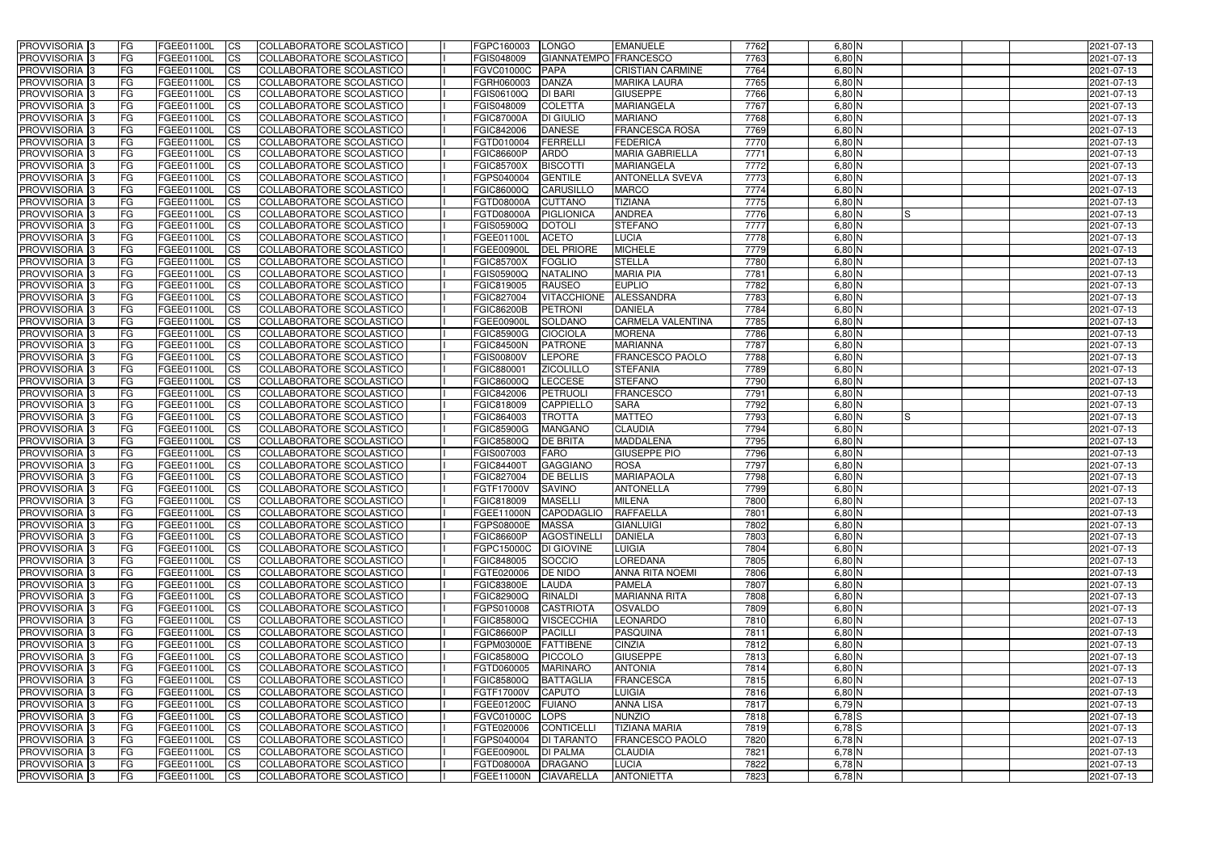| | | | | | | | | | | | | | | | |
|---|---|---|---|---|---|---|---|---|---|---|---|---|---|---|---|
| PROVVISORIA 3 | FG | FGEE01100L | CS | COLLABORATORE SCOLASTICO | | FGPC160003 | LONGO | EMANUELE | 7762 | 6,80 N | | | | | 2021-07-13 |
| PROVVISORIA 3 | FG | FGEE01100L | CS | COLLABORATORE SCOLASTICO | | FGIS048009 | GIANNATEMPO | FRANCESCO | 7763 | 6,80 N | | | | | 2021-07-13 |
| PROVVISORIA 3 | FG | FGEE01100L | CS | COLLABORATORE SCOLASTICO | | FGVC01000C | PAPA | CRISTIAN CARMINE | 7764 | 6,80 N | | | | | 2021-07-13 |
| PROVVISORIA 3 | FG | FGEE01100L | CS | COLLABORATORE SCOLASTICO | | FGRH060003 | DANZA | MARIKA LAURA | 7765 | 6,80 N | | | | | 2021-07-13 |
| PROVVISORIA 3 | FG | FGEE01100L | CS | COLLABORATORE SCOLASTICO | | FGIS06100Q | DI BARI | GIUSEPPE | 7766 | 6,80 N | | | | | 2021-07-13 |
| PROVVISORIA 3 | FG | FGEE01100L | CS | COLLABORATORE SCOLASTICO | | FGIS048009 | COLETTA | MARIANGELA | 7767 | 6,80 N | | | | | 2021-07-13 |
| PROVVISORIA 3 | FG | FGEE01100L | CS | COLLABORATORE SCOLASTICO | | FGIC87000A | DI GIULIO | MARIANO | 7768 | 6,80 N | | | | | 2021-07-13 |
| PROVVISORIA 3 | FG | FGEE01100L | CS | COLLABORATORE SCOLASTICO | | FGIC842006 | DANESE | FRANCESCA ROSA | 7769 | 6,80 N | | | | | 2021-07-13 |
| PROVVISORIA 3 | FG | FGEE01100L | CS | COLLABORATORE SCOLASTICO | | FGTD010004 | FERRELLI | FEDERICA | 7770 | 6,80 N | | | | | 2021-07-13 |
| PROVVISORIA 3 | FG | FGEE01100L | CS | COLLABORATORE SCOLASTICO | | FGIC86600P | ARDÒ | MARIA GABRIELLA | 7771 | 6,80 N | | | | | 2021-07-13 |
| PROVVISORIA 3 | FG | FGEE01100L | CS | COLLABORATORE SCOLASTICO | | FGIC85700X | BISCOTTI | MARIANGELA | 7772 | 6,80 N | | | | | 2021-07-13 |
| PROVVISORIA 3 | FG | FGEE01100L | CS | COLLABORATORE SCOLASTICO | | FGPS040004 | GENTILE | ANTONELLA SVEVA | 7773 | 6,80 N | | | | | 2021-07-13 |
| PROVVISORIA 3 | FG | FGEE01100L | CS | COLLABORATORE SCOLASTICO | | FGIC86000Q | CARUSILLO | MARCO | 7774 | 6,80 N | | | | | 2021-07-13 |
| PROVVISORIA 3 | FG | FGEE01100L | CS | COLLABORATORE SCOLASTICO | | FGTD08000A | CUTTANO | TIZIANA | 7775 | 6,80 N | | | | | 2021-07-13 |
| PROVVISORIA 3 | FG | FGEE01100L | CS | COLLABORATORE SCOLASTICO | | FGTD08000A | PIGLIONICA | ANDREA | 7776 | 6,80 N | S | | | | 2021-07-13 |
| PROVVISORIA 3 | FG | FGEE01100L | CS | COLLABORATORE SCOLASTICO | | FGIS05900Q | DOTOLI | STEFANO | 7777 | 6,80 N | | | | | 2021-07-13 |
| PROVVISORIA 3 | FG | FGEE01100L | CS | COLLABORATORE SCOLASTICO | | FGEE01100L | ACETO | LUCIA | 7778 | 6,80 N | | | | | 2021-07-13 |
| PROVVISORIA 3 | FG | FGEE01100L | CS | COLLABORATORE SCOLASTICO | | FGEE00900L | DEL PRIORE | MICHELE | 7779 | 6,80 N | | | | | 2021-07-13 |
| PROVVISORIA 3 | FG | FGEE01100L | CS | COLLABORATORE SCOLASTICO | | FGIC85700X | FOGLIO | STELLA | 7780 | 6,80 N | | | | | 2021-07-13 |
| PROVVISORIA 3 | FG | FGEE01100L | CS | COLLABORATORE SCOLASTICO | | FGIS05900Q | NATALINO | MARIA PIA | 7781 | 6,80 N | | | | | 2021-07-13 |
| PROVVISORIA 3 | FG | FGEE01100L | CS | COLLABORATORE SCOLASTICO | | FGIC819005 | RAUSEO | EUPLIO | 7782 | 6,80 N | | | | | 2021-07-13 |
| PROVVISORIA 3 | FG | FGEE01100L | CS | COLLABORATORE SCOLASTICO | | FGIC827004 | VITACCHIONE | ALESSANDRA | 7783 | 6,80 N | | | | | 2021-07-13 |
| PROVVISORIA 3 | FG | FGEE01100L | CS | COLLABORATORE SCOLASTICO | | FGIC86200B | PETRONI | DANIELA | 7784 | 6,80 N | | | | | 2021-07-13 |
| PROVVISORIA 3 | FG | FGEE01100L | CS | COLLABORATORE SCOLASTICO | | FGEE00900L | SOLDANO | CARMELA VALENTINA | 7785 | 6,80 N | | | | | 2021-07-13 |
| PROVVISORIA 3 | FG | FGEE01100L | CS | COLLABORATORE SCOLASTICO | | FGIC85900G | CIOCIOLA | MORENA | 7786 | 6,80 N | | | | | 2021-07-13 |
| PROVVISORIA 3 | FG | FGEE01100L | CS | COLLABORATORE SCOLASTICO | | FGIC84500N | PATRONE | MARIANNA | 7787 | 6,80 N | | | | | 2021-07-13 |
| PROVVISORIA 3 | FG | FGEE01100L | CS | COLLABORATORE SCOLASTICO | | FGIS00800V | LEPORE | FRANCESCO PAOLO | 7788 | 6,80 N | | | | | 2021-07-13 |
| PROVVISORIA 3 | FG | FGEE01100L | CS | COLLABORATORE SCOLASTICO | | FGIC880001 | ZICOLILLO | STEFANIA | 7789 | 6,80 N | | | | | 2021-07-13 |
| PROVVISORIA 3 | FG | FGEE01100L | CS | COLLABORATORE SCOLASTICO | | FGIC86000Q | LECCESE | STEFANO | 7790 | 6,80 N | | | | | 2021-07-13 |
| PROVVISORIA 3 | FG | FGEE01100L | CS | COLLABORATORE SCOLASTICO | | FGIC842006 | PETRUOLI | FRANCESCO | 7791 | 6,80 N | | | | | 2021-07-13 |
| PROVVISORIA 3 | FG | FGEE01100L | CS | COLLABORATORE SCOLASTICO | | FGIC818009 | CAPPIELLO | SARA | 7792 | 6,80 N | | | | | 2021-07-13 |
| PROVVISORIA 3 | FG | FGEE01100L | CS | COLLABORATORE SCOLASTICO | | FGIC864003 | TROTTA | MATTEO | 7793 | 6,80 N | S | | | | 2021-07-13 |
| PROVVISORIA 3 | FG | FGEE01100L | CS | COLLABORATORE SCOLASTICO | | FGIC85900G | MANGANO | CLAUDIA | 7794 | 6,80 N | | | | | 2021-07-13 |
| PROVVISORIA 3 | FG | FGEE01100L | CS | COLLABORATORE SCOLASTICO | | FGIC85800Q | DE BRITA | MADDALENA | 7795 | 6,80 N | | | | | 2021-07-13 |
| PROVVISORIA 3 | FG | FGEE01100L | CS | COLLABORATORE SCOLASTICO | | FGIS007003 | FARO | GIUSEPPE PIO | 7796 | 6,80 N | | | | | 2021-07-13 |
| PROVVISORIA 3 | FG | FGEE01100L | CS | COLLABORATORE SCOLASTICO | | FGIC84400T | GAGGIANO | ROSA | 7797 | 6,80 N | | | | | 2021-07-13 |
| PROVVISORIA 3 | FG | FGEE01100L | CS | COLLABORATORE SCOLASTICO | | FGIC827004 | DE BELLIS | MARIAPAOLA | 7798 | 6,80 N | | | | | 2021-07-13 |
| PROVVISORIA 3 | FG | FGEE01100L | CS | COLLABORATORE SCOLASTICO | | FGTF17000V | SAVINO | ANTONELLA | 7799 | 6,80 N | | | | | 2021-07-13 |
| PROVVISORIA 3 | FG | FGEE01100L | CS | COLLABORATORE SCOLASTICO | | FGIC818009 | MASELLI | MILENA | 7800 | 6,80 N | | | | | 2021-07-13 |
| PROVVISORIA 3 | FG | FGEE01100L | CS | COLLABORATORE SCOLASTICO | | FGEE11000N | CAPODAGLIO | RAFFAELLA | 7801 | 6,80 N | | | | | 2021-07-13 |
| PROVVISORIA 3 | FG | FGEE01100L | CS | COLLABORATORE SCOLASTICO | | FGPS08000E | MASSA | GIANLUIGI | 7802 | 6,80 N | | | | | 2021-07-13 |
| PROVVISORIA 3 | FG | FGEE01100L | CS | COLLABORATORE SCOLASTICO | | FGIC86600P | AGOSTINELLI | DANIELA | 7803 | 6,80 N | | | | | 2021-07-13 |
| PROVVISORIA 3 | FG | FGEE01100L | CS | COLLABORATORE SCOLASTICO | | FGPC15000C | DI GIOVINE | LUIGIA | 7804 | 6,80 N | | | | | 2021-07-13 |
| PROVVISORIA 3 | FG | FGEE01100L | CS | COLLABORATORE SCOLASTICO | | FGIC848005 | SOCCIO | LOREDANA | 7805 | 6,80 N | | | | | 2021-07-13 |
| PROVVISORIA 3 | FG | FGEE01100L | CS | COLLABORATORE SCOLASTICO | | FGTE020006 | DE NIDO | ANNA RITA NOEMI | 7806 | 6,80 N | | | | | 2021-07-13 |
| PROVVISORIA 3 | FG | FGEE01100L | CS | COLLABORATORE SCOLASTICO | | FGIC83800E | LAUDA | PAMELA | 7807 | 6,80 N | | | | | 2021-07-13 |
| PROVVISORIA 3 | FG | FGEE01100L | CS | COLLABORATORE SCOLASTICO | | FGIC82900Q | RINALDI | MARIANNA RITA | 7808 | 6,80 N | | | | | 2021-07-13 |
| PROVVISORIA 3 | FG | FGEE01100L | CS | COLLABORATORE SCOLASTICO | | FGPS010008 | CASTRIOTA | OSVALDO | 7809 | 6,80 N | | | | | 2021-07-13 |
| PROVVISORIA 3 | FG | FGEE01100L | CS | COLLABORATORE SCOLASTICO | | FGIC85800Q | VISCECCHIA | LEONARDO | 7810 | 6,80 N | | | | | 2021-07-13 |
| PROVVISORIA 3 | FG | FGEE01100L | CS | COLLABORATORE SCOLASTICO | | FGIC86600P | PACILLI | PASQUINA | 7811 | 6,80 N | | | | | 2021-07-13 |
| PROVVISORIA 3 | FG | FGEE01100L | CS | COLLABORATORE SCOLASTICO | | FGPM03000E | FATTIBENE | CINZIA | 7812 | 6,80 N | | | | | 2021-07-13 |
| PROVVISORIA 3 | FG | FGEE01100L | CS | COLLABORATORE SCOLASTICO | | FGIC85800Q | PICCOLO | GIUSEPPE | 7813 | 6,80 N | | | | | 2021-07-13 |
| PROVVISORIA 3 | FG | FGEE01100L | CS | COLLABORATORE SCOLASTICO | | FGTD060005 | MARINARO | ANTONIA | 7814 | 6,80 N | | | | | 2021-07-13 |
| PROVVISORIA 3 | FG | FGEE01100L | CS | COLLABORATORE SCOLASTICO | | FGIC85800Q | BATTAGLIA | FRANCESCA | 7815 | 6,80 N | | | | | 2021-07-13 |
| PROVVISORIA 3 | FG | FGEE01100L | CS | COLLABORATORE SCOLASTICO | | FGTF17000V | CAPUTO | LUIGIA | 7816 | 6,80 N | | | | | 2021-07-13 |
| PROVVISORIA 3 | FG | FGEE01100L | CS | COLLABORATORE SCOLASTICO | | FGEE01200C | FUIANO | ANNA LISA | 7817 | 6,79 N | | | | | 2021-07-13 |
| PROVVISORIA 3 | FG | FGEE01100L | CS | COLLABORATORE SCOLASTICO | | FGVC01000C | LOPS | NUNZIO | 7818 | 6,78 S | | | | | 2021-07-13 |
| PROVVISORIA 3 | FG | FGEE01100L | CS | COLLABORATORE SCOLASTICO | | FGTE020006 | CONTICELLI | TIZIANA MARIA | 7819 | 6,78 S | | | | | 2021-07-13 |
| PROVVISORIA 3 | FG | FGEE01100L | CS | COLLABORATORE SCOLASTICO | | FGPS040004 | DI TARANTO | FRANCESCO PAOLO | 7820 | 6,78 N | | | | | 2021-07-13 |
| PROVVISORIA 3 | FG | FGEE01100L | CS | COLLABORATORE SCOLASTICO | | FGEE00900L | DI PALMA | CLAUDIA | 7821 | 6,78 N | | | | | 2021-07-13 |
| PROVVISORIA 3 | FG | FGEE01100L | CS | COLLABORATORE SCOLASTICO | | FGTD08000A | DRAGANO | LUCIA | 7822 | 6,78 N | | | | | 2021-07-13 |
| PROVVISORIA 3 | FG | FGEE01100L | CS | COLLABORATORE SCOLASTICO | | FGEE11000N | CIAVARELLA | ANTONIETTA | 7823 | 6,78 N | | | | | 2021-07-13 |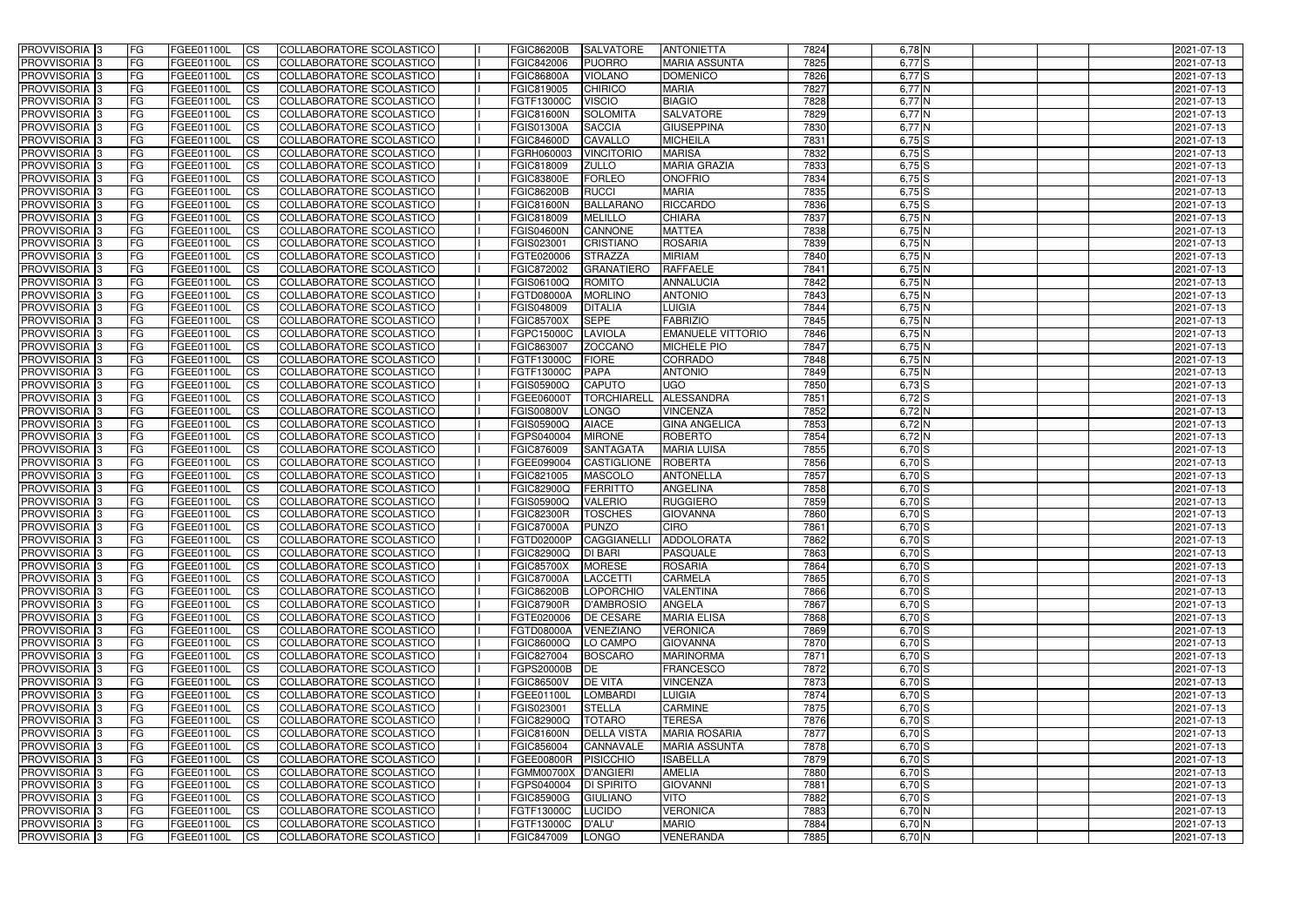| PROVVISORIA | 3 | FG | FGEE01100L | CS | COLLABORATORE SCOLASTICO | I | FGIC86200B | SALVATORE | ANTONIETTA | 7824 | 6,78 | N | | | | 2021-07-13 |
|---|---|---|---|---|---|---|---|---|---|---|---|---|---|---|---|---|
| PROVVISORIA | 3 | FG | FGEE01100L | CS | COLLABORATORE SCOLASTICO | I | FGIC842006 | PUORRO | MARIA ASSUNTA | 7825 | 6,77 | S | | | | 2021-07-13 |
| PROVVISORIA | 3 | FG | FGEE01100L | CS | COLLABORATORE SCOLASTICO | I | FGIC86800A | VIOLANO | DOMENICO | 7826 | 6,77 | S | | | | 2021-07-13 |
| PROVVISORIA | 3 | FG | FGEE01100L | CS | COLLABORATORE SCOLASTICO | I | FGIC819005 | CHIRICO | MARIA | 7827 | 6,77 | N | | | | 2021-07-13 |
| PROVVISORIA | 3 | FG | FGEE01100L | CS | COLLABORATORE SCOLASTICO | I | FGTF13000C | VISCIO | BIAGIO | 7828 | 6,77 | N | | | | 2021-07-13 |
| PROVVISORIA | 3 | FG | FGEE01100L | CS | COLLABORATORE SCOLASTICO | I | FGIC81600N | SOLOMITA | SALVATORE | 7829 | 6,77 | N | | | | 2021-07-13 |
| PROVVISORIA | 3 | FG | FGEE01100L | CS | COLLABORATORE SCOLASTICO | I | FGIS01300A | SACCIA | GIUSEPPINA | 7830 | 6,77 | N | | | | 2021-07-13 |
| PROVVISORIA | 3 | FG | FGEE01100L | CS | COLLABORATORE SCOLASTICO | I | FGIC84600D | CAVALLO | MICHEILA | 7831 | 6,75 | S | | | | 2021-07-13 |
| PROVVISORIA | 3 | FG | FGEE01100L | CS | COLLABORATORE SCOLASTICO | I | FGRH060003 | VINCITORIO | MARISA | 7832 | 6,75 | S | | | | 2021-07-13 |
| PROVVISORIA | 3 | FG | FGEE01100L | CS | COLLABORATORE SCOLASTICO | I | FGIC818009 | ZULLO | MARIA GRAZIA | 7833 | 6,75 | S | | | | 2021-07-13 |
| PROVVISORIA | 3 | FG | FGEE01100L | CS | COLLABORATORE SCOLASTICO | I | FGIC83800E | FORLEO | ONOFRIO | 7834 | 6,75 | S | | | | 2021-07-13 |
| PROVVISORIA | 3 | FG | FGEE01100L | CS | COLLABORATORE SCOLASTICO | I | FGIC86200B | RUCCI | MARIA | 7835 | 6,75 | S | | | | 2021-07-13 |
| PROVVISORIA | 3 | FG | FGEE01100L | CS | COLLABORATORE SCOLASTICO | I | FGIC81600N | BALLARANO | RICCARDO | 7836 | 6,75 | S | | | | 2021-07-13 |
| PROVVISORIA | 3 | FG | FGEE01100L | CS | COLLABORATORE SCOLASTICO | I | FGIC818009 | MELILLO | CHIARA | 7837 | 6,75 | N | | | | 2021-07-13 |
| PROVVISORIA | 3 | FG | FGEE01100L | CS | COLLABORATORE SCOLASTICO | I | FGIS04600N | CANNONE | MATTEA | 7838 | 6,75 | N | | | | 2021-07-13 |
| PROVVISORIA | 3 | FG | FGEE01100L | CS | COLLABORATORE SCOLASTICO | I | FGIS023001 | CRISTIANO | ROSARIA | 7839 | 6,75 | N | | | | 2021-07-13 |
| PROVVISORIA | 3 | FG | FGEE01100L | CS | COLLABORATORE SCOLASTICO | I | FGTE020006 | STRAZZA | MIRIAM | 7840 | 6,75 | N | | | | 2021-07-13 |
| PROVVISORIA | 3 | FG | FGEE01100L | CS | COLLABORATORE SCOLASTICO | I | FGIC872002 | GRANATIERO | RAFFAELE | 7841 | 6,75 | N | | | | 2021-07-13 |
| PROVVISORIA | 3 | FG | FGEE01100L | CS | COLLABORATORE SCOLASTICO | I | FGIS06100Q | ROMITO | ANNALUCIA | 7842 | 6,75 | N | | | | 2021-07-13 |
| PROVVISORIA | 3 | FG | FGEE01100L | CS | COLLABORATORE SCOLASTICO | I | FGTD08000A | MORLINO | ANTONIO | 7843 | 6,75 | N | | | | 2021-07-13 |
| PROVVISORIA | 3 | FG | FGEE01100L | CS | COLLABORATORE SCOLASTICO | I | FGIS048009 | DITALIA | LUIGIA | 7844 | 6,75 | N | | | | 2021-07-13 |
| PROVVISORIA | 3 | FG | FGEE01100L | CS | COLLABORATORE SCOLASTICO | I | FGIC85700X | SEPE | FABRIZIO | 7845 | 6,75 | N | | | | 2021-07-13 |
| PROVVISORIA | 3 | FG | FGEE01100L | CS | COLLABORATORE SCOLASTICO | I | FGPC15000C | LAVIOLA | EMANUELE VITTORIO | 7846 | 6,75 | N | | | | 2021-07-13 |
| PROVVISORIA | 3 | FG | FGEE01100L | CS | COLLABORATORE SCOLASTICO | I | FGIC863007 | ZOCCANO | MICHELE PIO | 7847 | 6,75 | N | | | | 2021-07-13 |
| PROVVISORIA | 3 | FG | FGEE01100L | CS | COLLABORATORE SCOLASTICO | I | FGTF13000C | FIORE | CORRADO | 7848 | 6,75 | N | | | | 2021-07-13 |
| PROVVISORIA | 3 | FG | FGEE01100L | CS | COLLABORATORE SCOLASTICO | I | FGTF13000C | PAPA | ANTONIO | 7849 | 6,75 | N | | | | 2021-07-13 |
| PROVVISORIA | 3 | FG | FGEE01100L | CS | COLLABORATORE SCOLASTICO | I | FGIS05900Q | CAPUTO | UGO | 7850 | 6,73 | S | | | | 2021-07-13 |
| PROVVISORIA | 3 | FG | FGEE01100L | CS | COLLABORATORE SCOLASTICO | I | FGEE06000T | TORCHIARELL | ALESSANDRA | 7851 | 6,72 | S | | | | 2021-07-13 |
| PROVVISORIA | 3 | FG | FGEE01100L | CS | COLLABORATORE SCOLASTICO | I | FGIS00800V | LONGO | VINCENZA | 7852 | 6,72 | N | | | | 2021-07-13 |
| PROVVISORIA | 3 | FG | FGEE01100L | CS | COLLABORATORE SCOLASTICO | I | FGIS05900Q | AIACE | GINA ANGELICA | 7853 | 6,72 | N | | | | 2021-07-13 |
| PROVVISORIA | 3 | FG | FGEE01100L | CS | COLLABORATORE SCOLASTICO | I | FGPS040004 | MIRONE | ROBERTO | 7854 | 6,72 | N | | | | 2021-07-13 |
| PROVVISORIA | 3 | FG | FGEE01100L | CS | COLLABORATORE SCOLASTICO | I | FGIC876009 | SANTAGATA | MARIA LUISA | 7855 | 6,70 | S | | | | 2021-07-13 |
| PROVVISORIA | 3 | FG | FGEE01100L | CS | COLLABORATORE SCOLASTICO | I | FGEE099004 | CASTIGLIONE | ROBERTA | 7856 | 6,70 | S | | | | 2021-07-13 |
| PROVVISORIA | 3 | FG | FGEE01100L | CS | COLLABORATORE SCOLASTICO | I | FGIC821005 | MASCOLO | ANTONELLA | 7857 | 6,70 | S | | | | 2021-07-13 |
| PROVVISORIA | 3 | FG | FGEE01100L | CS | COLLABORATORE SCOLASTICO | I | FGIC82900Q | FERRITTO | ANGELINA | 7858 | 6,70 | S | | | | 2021-07-13 |
| PROVVISORIA | 3 | FG | FGEE01100L | CS | COLLABORATORE SCOLASTICO | I | FGIS05900Q | VALERIO | RUGGIERO | 7859 | 6,70 | S | | | | 2021-07-13 |
| PROVVISORIA | 3 | FG | FGEE01100L | CS | COLLABORATORE SCOLASTICO | I | FGIC82300R | TOSCHES | GIOVANNA | 7860 | 6,70 | S | | | | 2021-07-13 |
| PROVVISORIA | 3 | FG | FGEE01100L | CS | COLLABORATORE SCOLASTICO | I | FGIC87000A | PUNZO | CIRO | 7861 | 6,70 | S | | | | 2021-07-13 |
| PROVVISORIA | 3 | FG | FGEE01100L | CS | COLLABORATORE SCOLASTICO | I | FGTD02000P | CAGGIANELLI | ADDOLORATA | 7862 | 6,70 | S | | | | 2021-07-13 |
| PROVVISORIA | 3 | FG | FGEE01100L | CS | COLLABORATORE SCOLASTICO | I | FGIC82900Q | DI BARI | PASQUALE | 7863 | 6,70 | S | | | | 2021-07-13 |
| PROVVISORIA | 3 | FG | FGEE01100L | CS | COLLABORATORE SCOLASTICO | I | FGIC85700X | MORESE | ROSARIA | 7864 | 6,70 | S | | | | 2021-07-13 |
| PROVVISORIA | 3 | FG | FGEE01100L | CS | COLLABORATORE SCOLASTICO | I | FGIC87000A | LACCETTI | CARMELA | 7865 | 6,70 | S | | | | 2021-07-13 |
| PROVVISORIA | 3 | FG | FGEE01100L | CS | COLLABORATORE SCOLASTICO | I | FGIC86200B | LOPORCHIO | VALENTINA | 7866 | 6,70 | S | | | | 2021-07-13 |
| PROVVISORIA | 3 | FG | FGEE01100L | CS | COLLABORATORE SCOLASTICO | I | FGIC87900R | D'AMBROSIO | ANGELA | 7867 | 6,70 | S | | | | 2021-07-13 |
| PROVVISORIA | 3 | FG | FGEE01100L | CS | COLLABORATORE SCOLASTICO | I | FGTE020006 | DE CESARE | MARIA ELISA | 7868 | 6,70 | S | | | | 2021-07-13 |
| PROVVISORIA | 3 | FG | FGEE01100L | CS | COLLABORATORE SCOLASTICO | I | FGTD08000A | VENEZIANO | VERONICA | 7869 | 6,70 | S | | | | 2021-07-13 |
| PROVVISORIA | 3 | FG | FGEE01100L | CS | COLLABORATORE SCOLASTICO | I | FGIC86000Q | LO CAMPO | GIOVANNA | 7870 | 6,70 | S | | | | 2021-07-13 |
| PROVVISORIA | 3 | FG | FGEE01100L | CS | COLLABORATORE SCOLASTICO | I | FGIC827004 | BOSCARO | MARINORMA | 7871 | 6,70 | S | | | | 2021-07-13 |
| PROVVISORIA | 3 | FG | FGEE01100L | CS | COLLABORATORE SCOLASTICO | I | FGPS20000B | DE | FRANCESCO | 7872 | 6,70 | S | | | | 2021-07-13 |
| PROVVISORIA | 3 | FG | FGEE01100L | CS | COLLABORATORE SCOLASTICO | I | FGIC86500V | DE VITA | VINCENZA | 7873 | 6,70 | S | | | | 2021-07-13 |
| PROVVISORIA | 3 | FG | FGEE01100L | CS | COLLABORATORE SCOLASTICO | I | FGEE01100L | LOMBARDI | LUIGIA | 7874 | 6,70 | S | | | | 2021-07-13 |
| PROVVISORIA | 3 | FG | FGEE01100L | CS | COLLABORATORE SCOLASTICO | I | FGIS023001 | STELLA | CARMINE | 7875 | 6,70 | S | | | | 2021-07-13 |
| PROVVISORIA | 3 | FG | FGEE01100L | CS | COLLABORATORE SCOLASTICO | I | FGIC82900Q | TOTARO | TERESA | 7876 | 6,70 | S | | | | 2021-07-13 |
| PROVVISORIA | 3 | FG | FGEE01100L | CS | COLLABORATORE SCOLASTICO | I | FGIC81600N | DELLA VISTA | MARIA ROSARIA | 7877 | 6,70 | S | | | | 2021-07-13 |
| PROVVISORIA | 3 | FG | FGEE01100L | CS | COLLABORATORE SCOLASTICO | I | FGIC856004 | CANNAVALE | MARIA ASSUNTA | 7878 | 6,70 | S | | | | 2021-07-13 |
| PROVVISORIA | 3 | FG | FGEE01100L | CS | COLLABORATORE SCOLASTICO | I | FGEE00800R | PISICCHIO | ISABELLA | 7879 | 6,70 | S | | | | 2021-07-13 |
| PROVVISORIA | 3 | FG | FGEE01100L | CS | COLLABORATORE SCOLASTICO | I | FGMM00700X | D'ANGIERI | AMELIA | 7880 | 6,70 | S | | | | 2021-07-13 |
| PROVVISORIA | 3 | FG | FGEE01100L | CS | COLLABORATORE SCOLASTICO | I | FGPS040004 | DI SPIRITO | GIOVANNI | 7881 | 6,70 | S | | | | 2021-07-13 |
| PROVVISORIA | 3 | FG | FGEE01100L | CS | COLLABORATORE SCOLASTICO | I | FGIC85900G | GIULIANO | VITO | 7882 | 6,70 | S | | | | 2021-07-13 |
| PROVVISORIA | 3 | FG | FGEE01100L | CS | COLLABORATORE SCOLASTICO | I | FGTF13000C | LUCIDO | VERONICA | 7883 | 6,70 | N | | | | 2021-07-13 |
| PROVVISORIA | 3 | FG | FGEE01100L | CS | COLLABORATORE SCOLASTICO | I | FGTF13000C | D'ALU' | MARIO | 7884 | 6,70 | N | | | | 2021-07-13 |
| PROVVISORIA | 3 | FG | FGEE01100L | CS | COLLABORATORE SCOLASTICO | I | FGIC847009 | LONGO | VENERANDA | 7885 | 6,70 | N | | | | 2021-07-13 |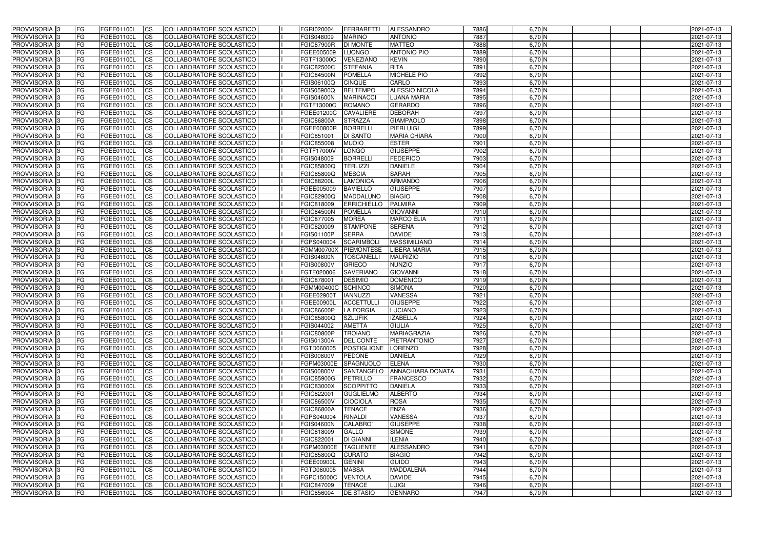| PROVVISORIA | 3 | FG | FGEE01100L | CS | COLLABORATORE SCOLASTICO | | FGRI020004 | FERRARETTI | ALESSANDRO | 7886 | 6,70 | N | | | | 2021-07-13 |
|---|---|---|---|---|---|---|---|---|---|---|---|---|---|---|---|---|
| PROVVISORIA | 3 | FG | FGEE01100L | CS | COLLABORATORE SCOLASTICO | | FGIS048009 | MARINO | ANTONIO | 7887 | 6,70 | N | | | | 2021-07-13 |
| PROVVISORIA | 3 | FG | FGEE01100L | CS | COLLABORATORE SCOLASTICO | | FGIC87900R | DI MONTE | MATTEO | 7888 | 6,70 | N | | | | 2021-07-13 |
| PROVVISORIA | 3 | FG | FGEE01100L | CS | COLLABORATORE SCOLASTICO | | FGEE005009 | LUONGO | ANTONIO PIO | 7889 | 6,70 | N | | | | 2021-07-13 |
| PROVVISORIA | 3 | FG | FGEE01100L | CS | COLLABORATORE SCOLASTICO | | FGTF13000C | VENEZIANO | KEVIN | 7890 | 6,70 | N | | | | 2021-07-13 |
| PROVVISORIA | 3 | FG | FGEE01100L | CS | COLLABORATORE SCOLASTICO | | FGIC82500C | STEFANIA | RITA | 7891 | 6,70 | N | | | | 2021-07-13 |
| PROVVISORIA | 3 | FG | FGEE01100L | CS | COLLABORATORE SCOLASTICO | | FGIC84500N | POMELLA | MICHELE PIO | 7892 | 6,70 | N | | | | 2021-07-13 |
| PROVVISORIA | 3 | FG | FGEE01100L | CS | COLLABORATORE SCOLASTICO | | FGIS06100Q | CINQUE | CARLO | 7893 | 6,70 | N | | | | 2021-07-13 |
| PROVVISORIA | 3 | FG | FGEE01100L | CS | COLLABORATORE SCOLASTICO | | FGIS05900Q | BELTEMPO | ALESSIO NICOLA | 7894 | 6,70 | N | | | | 2021-07-13 |
| PROVVISORIA | 3 | FG | FGEE01100L | CS | COLLABORATORE SCOLASTICO | | FGIS04600N | MARINACCI | LUANA MARIA | 7895 | 6,70 | N | | | | 2021-07-13 |
| PROVVISORIA | 3 | FG | FGEE01100L | CS | COLLABORATORE SCOLASTICO | | FGTF13000C | ROMANO | GERARDO | 7896 | 6,70 | N | | | | 2021-07-13 |
| PROVVISORIA | 3 | FG | FGEE01100L | CS | COLLABORATORE SCOLASTICO | | FGEE01200C | CAVALIERE | DEBORAH | 7897 | 6,70 | N | | | | 2021-07-13 |
| PROVVISORIA | 3 | FG | FGEE01100L | CS | COLLABORATORE SCOLASTICO | | FGIC86800A | STRAZZA | GIAMPAOLO | 7898 | 6,70 | N | | | | 2021-07-13 |
| PROVVISORIA | 3 | FG | FGEE01100L | CS | COLLABORATORE SCOLASTICO | | FGEE00800R | BORRELLI | PIERLUIGI | 7899 | 6,70 | N | | | | 2021-07-13 |
| PROVVISORIA | 3 | FG | FGEE01100L | CS | COLLABORATORE SCOLASTICO | | FGIC851001 | DI SANTO | MARIA CHIARA | 7900 | 6,70 | N | | | | 2021-07-13 |
| PROVVISORIA | 3 | FG | FGEE01100L | CS | COLLABORATORE SCOLASTICO | | FGIC855008 | MUOIO | ESTER | 7901 | 6,70 | N | | | | 2021-07-13 |
| PROVVISORIA | 3 | FG | FGEE01100L | CS | COLLABORATORE SCOLASTICO | | FGTF17000V | LONGO | GIUSEPPE | 7902 | 6,70 | N | | | | 2021-07-13 |
| PROVVISORIA | 3 | FG | FGEE01100L | CS | COLLABORATORE SCOLASTICO | | FGIS048009 | BORRELLI | FEDERICO | 7903 | 6,70 | N | | | | 2021-07-13 |
| PROVVISORIA | 3 | FG | FGEE01100L | CS | COLLABORATORE SCOLASTICO | | FGIC85800Q | TERLIZZI | DANIELE | 7904 | 6,70 | N | | | | 2021-07-13 |
| PROVVISORIA | 3 | FG | FGEE01100L | CS | COLLABORATORE SCOLASTICO | | FGIC85800Q | MESCIA | SARAH | 7905 | 6,70 | N | | | | 2021-07-13 |
| PROVVISORIA | 3 | FG | FGEE01100L | CS | COLLABORATORE SCOLASTICO | | FGIC88200L | LAMONICA | ARMANDO | 7906 | 6,70 | N | | | | 2021-07-13 |
| PROVVISORIA | 3 | FG | FGEE01100L | CS | COLLABORATORE SCOLASTICO | | FGEE005009 | BAVIELLO | GIUSEPPE | 7907 | 6,70 | N | | | | 2021-07-13 |
| PROVVISORIA | 3 | FG | FGEE01100L | CS | COLLABORATORE SCOLASTICO | | FGIC82900Q | MADDALUNO | BIAGIO | 7908 | 6,70 | N | | | | 2021-07-13 |
| PROVVISORIA | 3 | FG | FGEE01100L | CS | COLLABORATORE SCOLASTICO | | FGIC818009 | ERRICHIELLO | PALMIRA | 7909 | 6,70 | N | | | | 2021-07-13 |
| PROVVISORIA | 3 | FG | FGEE01100L | CS | COLLABORATORE SCOLASTICO | | FGIC84500N | POMELLA | GIOVANNI | 7910 | 6,70 | N | | | | 2021-07-13 |
| PROVVISORIA | 3 | FG | FGEE01100L | CS | COLLABORATORE SCOLASTICO | | FGIC877005 | MOREA | MARCO ELIA | 7911 | 6,70 | N | | | | 2021-07-13 |
| PROVVISORIA | 3 | FG | FGEE01100L | CS | COLLABORATORE SCOLASTICO | | FGIC820009 | STAMPONE | SERENA | 7912 | 6,70 | N | | | | 2021-07-13 |
| PROVVISORIA | 3 | FG | FGEE01100L | CS | COLLABORATORE SCOLASTICO | | FGIS01100P | SERRA | DAVIDE | 7913 | 6,70 | N | | | | 2021-07-13 |
| PROVVISORIA | 3 | FG | FGEE01100L | CS | COLLABORATORE SCOLASTICO | | FGPS040004 | SCARIMBOLI | MASSIMILIANO | 7914 | 6,70 | N | | | | 2021-07-13 |
| PROVVISORIA | 3 | FG | FGEE01100L | CS | COLLABORATORE SCOLASTICO | | FGMM00700X | PIEMONTESE | LIBERA MARIA | 7915 | 6,70 | N | | | | 2021-07-13 |
| PROVVISORIA | 3 | FG | FGEE01100L | CS | COLLABORATORE SCOLASTICO | | FGIS04600N | TOSCANELLI | MAURIZIO | 7916 | 6,70 | N | | | | 2021-07-13 |
| PROVVISORIA | 3 | FG | FGEE01100L | CS | COLLABORATORE SCOLASTICO | | FGIS00800V | GRIECO | NUNZIO | 7917 | 6,70 | N | | | | 2021-07-13 |
| PROVVISORIA | 3 | FG | FGEE01100L | CS | COLLABORATORE SCOLASTICO | | FGTE020006 | SAVERIANO | GIOVANNI | 7918 | 6,70 | N | | | | 2021-07-13 |
| PROVVISORIA | 3 | FG | FGEE01100L | CS | COLLABORATORE SCOLASTICO | | FGIC878001 | DESIMIO | DOMENICO | 7919 | 6,70 | N | | | | 2021-07-13 |
| PROVVISORIA | 3 | FG | FGEE01100L | CS | COLLABORATORE SCOLASTICO | | FGMM00400C | SCHINCO | SIMONA | 7920 | 6,70 | N | | | | 2021-07-13 |
| PROVVISORIA | 3 | FG | FGEE01100L | CS | COLLABORATORE SCOLASTICO | | FGEE02900T | IANNUZZI | VANESSA | 7921 | 6,70 | N | | | | 2021-07-13 |
| PROVVISORIA | 3 | FG | FGEE01100L | CS | COLLABORATORE SCOLASTICO | | FGEE00900L | ACCETTULLI | GIUSEPPE | 7922 | 6,70 | N | | | | 2021-07-13 |
| PROVVISORIA | 3 | FG | FGEE01100L | CS | COLLABORATORE SCOLASTICO | | FGIC86600P | LA FORGIA | LUCIANO | 7923 | 6,70 | N | | | | 2021-07-13 |
| PROVVISORIA | 3 | FG | FGEE01100L | CS | COLLABORATORE SCOLASTICO | | FGIC85800Q | SZLUFIK | IZABELLA | 7924 | 6,70 | N | | | | 2021-07-13 |
| PROVVISORIA | 3 | FG | FGEE01100L | CS | COLLABORATORE SCOLASTICO | | FGIS044002 | AMETTA | GIULIA | 7925 | 6,70 | N | | | | 2021-07-13 |
| PROVVISORIA | 3 | FG | FGEE01100L | CS | COLLABORATORE SCOLASTICO | | FGIC80800P | TROIANO | MARIAGRAZIA | 7926 | 6,70 | N | | | | 2021-07-13 |
| PROVVISORIA | 3 | FG | FGEE01100L | CS | COLLABORATORE SCOLASTICO | | FGIS01300A | DEL CONTE | PIETRANTONIO | 7927 | 6,70 | N | | | | 2021-07-13 |
| PROVVISORIA | 3 | FG | FGEE01100L | CS | COLLABORATORE SCOLASTICO | | FGTD060005 | POSTIGLIONE | LORENZO | 7928 | 6,70 | N | | | | 2021-07-13 |
| PROVVISORIA | 3 | FG | FGEE01100L | CS | COLLABORATORE SCOLASTICO | | FGIS00800V | PEDONE | DANIELA | 7929 | 6,70 | N | | | | 2021-07-13 |
| PROVVISORIA | 3 | FG | FGEE01100L | CS | COLLABORATORE SCOLASTICO | | FGPM03000E | SPAGNUOLO | ELENA | 7930 | 6,70 | N | | | | 2021-07-13 |
| PROVVISORIA | 3 | FG | FGEE01100L | CS | COLLABORATORE SCOLASTICO | | FGIS00800V | SANTANGELO | ANNACHIARA DONATA | 7931 | 6,70 | N | | | | 2021-07-13 |
| PROVVISORIA | 3 | FG | FGEE01100L | CS | COLLABORATORE SCOLASTICO | | FGIC85900G | PETRILLO | FRANCESCO | 7932 | 6,70 | N | | | | 2021-07-13 |
| PROVVISORIA | 3 | FG | FGEE01100L | CS | COLLABORATORE SCOLASTICO | | FGIC83000X | SCOPPITTO | DANIELA | 7933 | 6,70 | N | | | | 2021-07-13 |
| PROVVISORIA | 3 | FG | FGEE01100L | CS | COLLABORATORE SCOLASTICO | | FGIC822001 | GUGLIELMO | ALBERTO | 7934 | 6,70 | N | | | | 2021-07-13 |
| PROVVISORIA | 3 | FG | FGEE01100L | CS | COLLABORATORE SCOLASTICO | | FGIC86500V | CIOCIOLA | ROSA | 7935 | 6,70 | N | | | | 2021-07-13 |
| PROVVISORIA | 3 | FG | FGEE01100L | CS | COLLABORATORE SCOLASTICO | | FGIC86800A | TENACE | ENZA | 7936 | 6,70 | N | | | | 2021-07-13 |
| PROVVISORIA | 3 | FG | FGEE01100L | CS | COLLABORATORE SCOLASTICO | | FGPS040004 | RINALDI | VANESSA | 7937 | 6,70 | N | | | | 2021-07-13 |
| PROVVISORIA | 3 | FG | FGEE01100L | CS | COLLABORATORE SCOLASTICO | | FGIS04600N | CALABRO' | GIUSEPPE | 7938 | 6,70 | N | | | | 2021-07-13 |
| PROVVISORIA | 3 | FG | FGEE01100L | CS | COLLABORATORE SCOLASTICO | | FGIC818009 | GALLO | SIMONE | 7939 | 6,70 | N | | | | 2021-07-13 |
| PROVVISORIA | 3 | FG | FGEE01100L | CS | COLLABORATORE SCOLASTICO | | FGIC822001 | DI GIANNI | ILENIA | 7940 | 6,70 | N | | | | 2021-07-13 |
| PROVVISORIA | 3 | FG | FGEE01100L | CS | COLLABORATORE SCOLASTICO | | FGPM03000E | TAGLIENTE | ALESSANDRO | 7941 | 6,70 | N | | | | 2021-07-13 |
| PROVVISORIA | 3 | FG | FGEE01100L | CS | COLLABORATORE SCOLASTICO | | FGIC85800Q | CURATO | BIAGIO | 7942 | 6,70 | N | | | | 2021-07-13 |
| PROVVISORIA | 3 | FG | FGEE01100L | CS | COLLABORATORE SCOLASTICO | | FGEE00900L | GENINI | GUIDO | 7943 | 6,70 | N | | | | 2021-07-13 |
| PROVVISORIA | 3 | FG | FGEE01100L | CS | COLLABORATORE SCOLASTICO | | FGTD060005 | MASSA | MADDALENA | 7944 | 6,70 | N | | | | 2021-07-13 |
| PROVVISORIA | 3 | FG | FGEE01100L | CS | COLLABORATORE SCOLASTICO | | FGPC15000C | VENTOLA | DAVIDE | 7945 | 6,70 | N | | | | 2021-07-13 |
| PROVVISORIA | 3 | FG | FGEE01100L | CS | COLLABORATORE SCOLASTICO | | FGIC847009 | TENACE | LUIGI | 7946 | 6,70 | N | | | | 2021-07-13 |
| PROVVISORIA | 3 | FG | FGEE01100L | CS | COLLABORATORE SCOLASTICO | | FGIC856004 | DE STASIO | GENNARO | 7947 | 6,70 | N | | | | 2021-07-13 |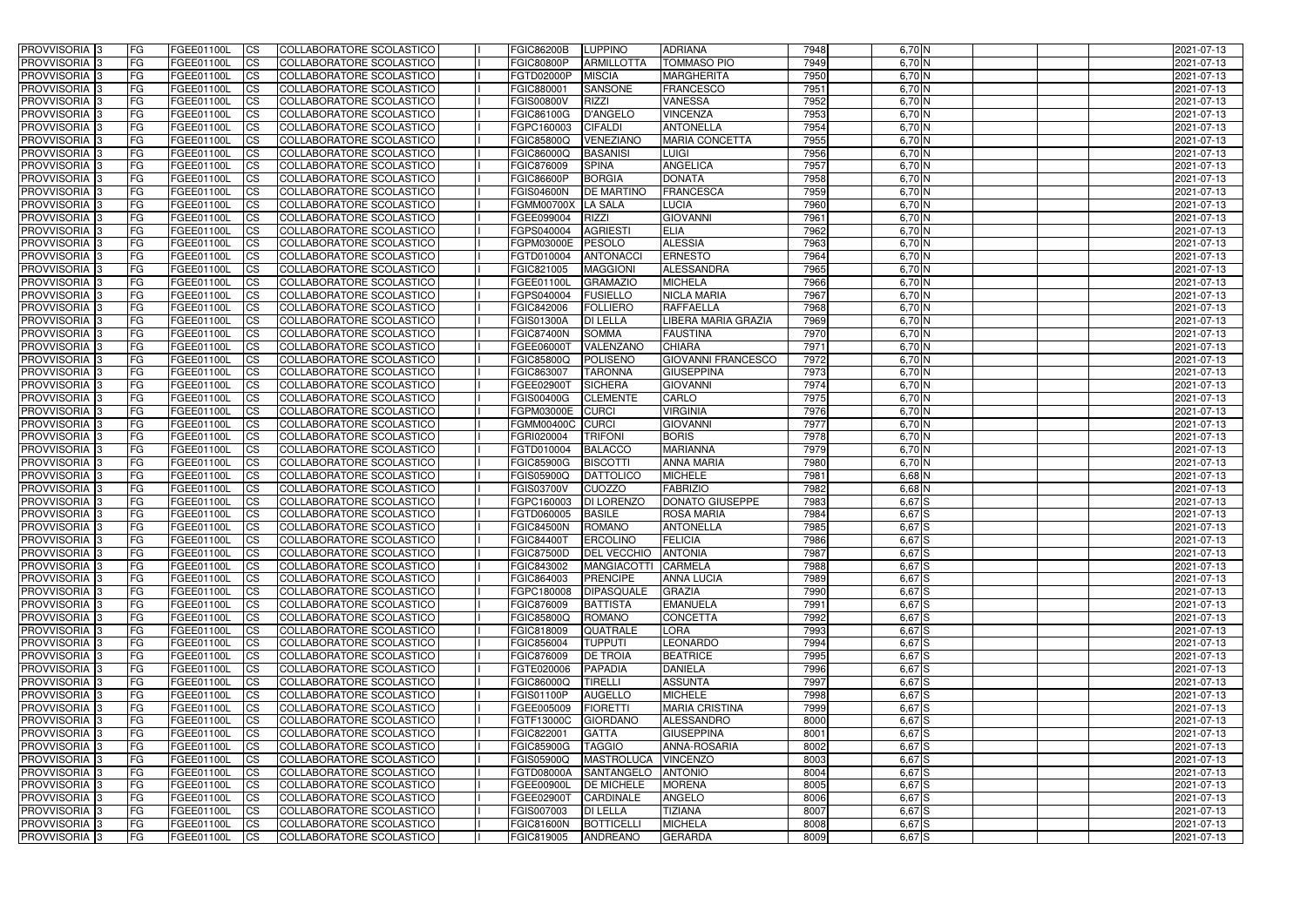| PROVVISORIA | 3 | FG | FGEE01100L | CS | COLLABORATORE SCOLASTICO | | FGIC86200B | LUPPINO | ADRIANA | 7948 | 6,70 | N | | | | 2021-07-13 |
|---|---|---|---|---|---|---|---|---|---|---|---|---|---|---|---|---|
| PROVVISORIA | 3 | FG | FGEE01100L | CS | COLLABORATORE SCOLASTICO | | FGIC80800P | ARMILLOTTA | TOMMASO PIO | 7949 | 6,70 | N | | | | 2021-07-13 |
| PROVVISORIA | 3 | FG | FGEE01100L | CS | COLLABORATORE SCOLASTICO | | FGTD02000P | MISCIA | MARGHERITA | 7950 | 6,70 | N | | | | 2021-07-13 |
| PROVVISORIA | 3 | FG | FGEE01100L | CS | COLLABORATORE SCOLASTICO | | FGIC880001 | SANSONE | FRANCESCO | 7951 | 6,70 | N | | | | 2021-07-13 |
| PROVVISORIA | 3 | FG | FGEE01100L | CS | COLLABORATORE SCOLASTICO | | FGIS00800V | RIZZI | VANESSA | 7952 | 6,70 | N | | | | 2021-07-13 |
| PROVVISORIA | 3 | FG | FGEE01100L | CS | COLLABORATORE SCOLASTICO | | FGIC86100G | D'ANGELO | VINCENZA | 7953 | 6,70 | N | | | | 2021-07-13 |
| PROVVISORIA | 3 | FG | FGEE01100L | CS | COLLABORATORE SCOLASTICO | | FGPC160003 | CIFALDI | ANTONELLA | 7954 | 6,70 | N | | | | 2021-07-13 |
| PROVVISORIA | 3 | FG | FGEE01100L | CS | COLLABORATORE SCOLASTICO | | FGIC85800Q | VENEZIANO | MARIA CONCETTA | 7955 | 6,70 | N | | | | 2021-07-13 |
| PROVVISORIA | 3 | FG | FGEE01100L | CS | COLLABORATORE SCOLASTICO | | FGIC86000Q | BASANISI | LUIGI | 7956 | 6,70 | N | | | | 2021-07-13 |
| PROVVISORIA | 3 | FG | FGEE01100L | CS | COLLABORATORE SCOLASTICO | | FGIC876009 | SPINA | ANGELICA | 7957 | 6,70 | N | | | | 2021-07-13 |
| PROVVISORIA | 3 | FG | FGEE01100L | CS | COLLABORATORE SCOLASTICO | | FGIC86600P | BORGIA | DONATA | 7958 | 6,70 | N | | | | 2021-07-13 |
| PROVVISORIA | 3 | FG | FGEE01100L | CS | COLLABORATORE SCOLASTICO | | FGIS04600N | DE MARTINO | FRANCESCA | 7959 | 6,70 | N | | | | 2021-07-13 |
| PROVVISORIA | 3 | FG | FGEE01100L | CS | COLLABORATORE SCOLASTICO | | FGMM00700X | LA SALA | LUCIA | 7960 | 6,70 | N | | | | 2021-07-13 |
| PROVVISORIA | 3 | FG | FGEE01100L | CS | COLLABORATORE SCOLASTICO | | FGEE099004 | RIZZI | GIOVANNI | 7961 | 6,70 | N | | | | 2021-07-13 |
| PROVVISORIA | 3 | FG | FGEE01100L | CS | COLLABORATORE SCOLASTICO | | FGPS040004 | AGRIESTI | ELIA | 7962 | 6,70 | N | | | | 2021-07-13 |
| PROVVISORIA | 3 | FG | FGEE01100L | CS | COLLABORATORE SCOLASTICO | | FGPM03000E | PESOLO | ALESSIA | 7963 | 6,70 | N | | | | 2021-07-13 |
| PROVVISORIA | 3 | FG | FGEE01100L | CS | COLLABORATORE SCOLASTICO | | FGTD010004 | ANTONACCI | ERNESTO | 7964 | 6,70 | N | | | | 2021-07-13 |
| PROVVISORIA | 3 | FG | FGEE01100L | CS | COLLABORATORE SCOLASTICO | | FGIC821005 | MAGGIONI | ALESSANDRA | 7965 | 6,70 | N | | | | 2021-07-13 |
| PROVVISORIA | 3 | FG | FGEE01100L | CS | COLLABORATORE SCOLASTICO | | FGEE01100L | GRAMAZIO | MICHELA | 7966 | 6,70 | N | | | | 2021-07-13 |
| PROVVISORIA | 3 | FG | FGEE01100L | CS | COLLABORATORE SCOLASTICO | | FGPS040004 | FUSIELLO | NICLA MARIA | 7967 | 6,70 | N | | | | 2021-07-13 |
| PROVVISORIA | 3 | FG | FGEE01100L | CS | COLLABORATORE SCOLASTICO | | FGIC842006 | FOLLIERO | RAFFAELLA | 7968 | 6,70 | N | | | | 2021-07-13 |
| PROVVISORIA | 3 | FG | FGEE01100L | CS | COLLABORATORE SCOLASTICO | | FGIS01300A | DI LELLA | LIBERA MARIA GRAZIA | 7969 | 6,70 | N | | | | 2021-07-13 |
| PROVVISORIA | 3 | FG | FGEE01100L | CS | COLLABORATORE SCOLASTICO | | FGIC87400N | SOMMA | FAUSTINA | 7970 | 6,70 | N | | | | 2021-07-13 |
| PROVVISORIA | 3 | FG | FGEE01100L | CS | COLLABORATORE SCOLASTICO | | FGEE06000T | VALENZANO | CHIARA | 7971 | 6,70 | N | | | | 2021-07-13 |
| PROVVISORIA | 3 | FG | FGEE01100L | CS | COLLABORATORE SCOLASTICO | | FGIC85800Q | POLISENO | GIOVANNI FRANCESCO | 7972 | 6,70 | N | | | | 2021-07-13 |
| PROVVISORIA | 3 | FG | FGEE01100L | CS | COLLABORATORE SCOLASTICO | | FGIC863007 | TARONNA | GIUSEPPINA | 7973 | 6,70 | N | | | | 2021-07-13 |
| PROVVISORIA | 3 | FG | FGEE01100L | CS | COLLABORATORE SCOLASTICO | | FGEE02900T | SICHERA | GIOVANNI | 7974 | 6,70 | N | | | | 2021-07-13 |
| PROVVISORIA | 3 | FG | FGEE01100L | CS | COLLABORATORE SCOLASTICO | | FGIS00400G | CLEMENTE | CARLO | 7975 | 6,70 | N | | | | 2021-07-13 |
| PROVVISORIA | 3 | FG | FGEE01100L | CS | COLLABORATORE SCOLASTICO | | FGPM03000E | CURCI | VIRGINIA | 7976 | 6,70 | N | | | | 2021-07-13 |
| PROVVISORIA | 3 | FG | FGEE01100L | CS | COLLABORATORE SCOLASTICO | | FGMM00400C | CURCI | GIOVANNI | 7977 | 6,70 | N | | | | 2021-07-13 |
| PROVVISORIA | 3 | FG | FGEE01100L | CS | COLLABORATORE SCOLASTICO | | FGRI020004 | TRIFONI | BORIS | 7978 | 6,70 | N | | | | 2021-07-13 |
| PROVVISORIA | 3 | FG | FGEE01100L | CS | COLLABORATORE SCOLASTICO | | FGTD010004 | BALACCO | MARIANNA | 7979 | 6,70 | N | | | | 2021-07-13 |
| PROVVISORIA | 3 | FG | FGEE01100L | CS | COLLABORATORE SCOLASTICO | | FGIC85900G | BISCOTTI | ANNA MARIA | 7980 | 6,70 | N | | | | 2021-07-13 |
| PROVVISORIA | 3 | FG | FGEE01100L | CS | COLLABORATORE SCOLASTICO | | FGIS05900Q | DATTOLICO | MICHELE | 7981 | 6,68 | N | | | | 2021-07-13 |
| PROVVISORIA | 3 | FG | FGEE01100L | CS | COLLABORATORE SCOLASTICO | | FGIS03700V | CUOZZO | FABRIZIO | 7982 | 6,68 | N | | | | 2021-07-13 |
| PROVVISORIA | 3 | FG | FGEE01100L | CS | COLLABORATORE SCOLASTICO | | FGPC160003 | DI LORENZO | DONATO GIUSEPPE | 7983 | 6,67 | S | | | | 2021-07-13 |
| PROVVISORIA | 3 | FG | FGEE01100L | CS | COLLABORATORE SCOLASTICO | | FGTD060005 | BASILE | ROSA MARIA | 7984 | 6,67 | S | | | | 2021-07-13 |
| PROVVISORIA | 3 | FG | FGEE01100L | CS | COLLABORATORE SCOLASTICO | | FGIC84500N | ROMANO | ANTONELLA | 7985 | 6,67 | S | | | | 2021-07-13 |
| PROVVISORIA | 3 | FG | FGEE01100L | CS | COLLABORATORE SCOLASTICO | | FGIC84400T | ERCOLINO | FELICIA | 7986 | 6,67 | S | | | | 2021-07-13 |
| PROVVISORIA | 3 | FG | FGEE01100L | CS | COLLABORATORE SCOLASTICO | | FGIC87500D | DEL VECCHIO | ANTONIA | 7987 | 6,67 | S | | | | 2021-07-13 |
| PROVVISORIA | 3 | FG | FGEE01100L | CS | COLLABORATORE SCOLASTICO | | FGIC843002 | MANGIACOTTI | CARMELA | 7988 | 6,67 | S | | | | 2021-07-13 |
| PROVVISORIA | 3 | FG | FGEE01100L | CS | COLLABORATORE SCOLASTICO | | FGIC864003 | PRENCIPE | ANNA LUCIA | 7989 | 6,67 | S | | | | 2021-07-13 |
| PROVVISORIA | 3 | FG | FGEE01100L | CS | COLLABORATORE SCOLASTICO | | FGPC180008 | DIPASQUALE | GRAZIA | 7990 | 6,67 | S | | | | 2021-07-13 |
| PROVVISORIA | 3 | FG | FGEE01100L | CS | COLLABORATORE SCOLASTICO | | FGIC876009 | BATTISTA | EMANUELA | 7991 | 6,67 | S | | | | 2021-07-13 |
| PROVVISORIA | 3 | FG | FGEE01100L | CS | COLLABORATORE SCOLASTICO | | FGIC85800Q | ROMANO | CONCETTA | 7992 | 6,67 | S | | | | 2021-07-13 |
| PROVVISORIA | 3 | FG | FGEE01100L | CS | COLLABORATORE SCOLASTICO | | FGIC818009 | QUATRALE | LORA | 7993 | 6,67 | S | | | | 2021-07-13 |
| PROVVISORIA | 3 | FG | FGEE01100L | CS | COLLABORATORE SCOLASTICO | | FGIC856004 | TUPPUTI | LEONARDO | 7994 | 6,67 | S | | | | 2021-07-13 |
| PROVVISORIA | 3 | FG | FGEE01100L | CS | COLLABORATORE SCOLASTICO | | FGIC876009 | DE TROIA | BEATRICE | 7995 | 6,67 | S | | | | 2021-07-13 |
| PROVVISORIA | 3 | FG | FGEE01100L | CS | COLLABORATORE SCOLASTICO | | FGTE020006 | PAPADIA | DANIELA | 7996 | 6,67 | S | | | | 2021-07-13 |
| PROVVISORIA | 3 | FG | FGEE01100L | CS | COLLABORATORE SCOLASTICO | | FGIC86000Q | TIRELLI | ASSUNTA | 7997 | 6,67 | S | | | | 2021-07-13 |
| PROVVISORIA | 3 | FG | FGEE01100L | CS | COLLABORATORE SCOLASTICO | | FGIS01100P | AUGELLO | MICHELE | 7998 | 6,67 | S | | | | 2021-07-13 |
| PROVVISORIA | 3 | FG | FGEE01100L | CS | COLLABORATORE SCOLASTICO | | FGEE005009 | FIORETTI | MARIA CRISTINA | 7999 | 6,67 | S | | | | 2021-07-13 |
| PROVVISORIA | 3 | FG | FGEE01100L | CS | COLLABORATORE SCOLASTICO | | FGTF13000C | GIORDANO | ALESSANDRO | 8000 | 6,67 | S | | | | 2021-07-13 |
| PROVVISORIA | 3 | FG | FGEE01100L | CS | COLLABORATORE SCOLASTICO | | FGIC822001 | GATTA | GIUSEPPINA | 8001 | 6,67 | S | | | | 2021-07-13 |
| PROVVISORIA | 3 | FG | FGEE01100L | CS | COLLABORATORE SCOLASTICO | | FGIC85900G | TAGGIO | ANNA-ROSARIA | 8002 | 6,67 | S | | | | 2021-07-13 |
| PROVVISORIA | 3 | FG | FGEE01100L | CS | COLLABORATORE SCOLASTICO | | FGIS05900Q | MASTROLUCA | VINCENZO | 8003 | 6,67 | S | | | | 2021-07-13 |
| PROVVISORIA | 3 | FG | FGEE01100L | CS | COLLABORATORE SCOLASTICO | | FGTD08000A | SANTANGELO | ANTONIO | 8004 | 6,67 | S | | | | 2021-07-13 |
| PROVVISORIA | 3 | FG | FGEE01100L | CS | COLLABORATORE SCOLASTICO | | FGEE00900L | DE MICHELE | MORENA | 8005 | 6,67 | S | | | | 2021-07-13 |
| PROVVISORIA | 3 | FG | FGEE01100L | CS | COLLABORATORE SCOLASTICO | | FGEE02900T | CARDINALE | ANGELO | 8006 | 6,67 | S | | | | 2021-07-13 |
| PROVVISORIA | 3 | FG | FGEE01100L | CS | COLLABORATORE SCOLASTICO | | FGIS007003 | DI LELLA | TIZIANA | 8007 | 6,67 | S | | | | 2021-07-13 |
| PROVVISORIA | 3 | FG | FGEE01100L | CS | COLLABORATORE SCOLASTICO | | FGIC81600N | BOTTICELLI | MICHELA | 8008 | 6,67 | S | | | | 2021-07-13 |
| PROVVISORIA | 3 | FG | FGEE01100L | CS | COLLABORATORE SCOLASTICO | | FGIC819005 | ANDREANO | GERARDA | 8009 | 6,67 | S | | | | 2021-07-13 |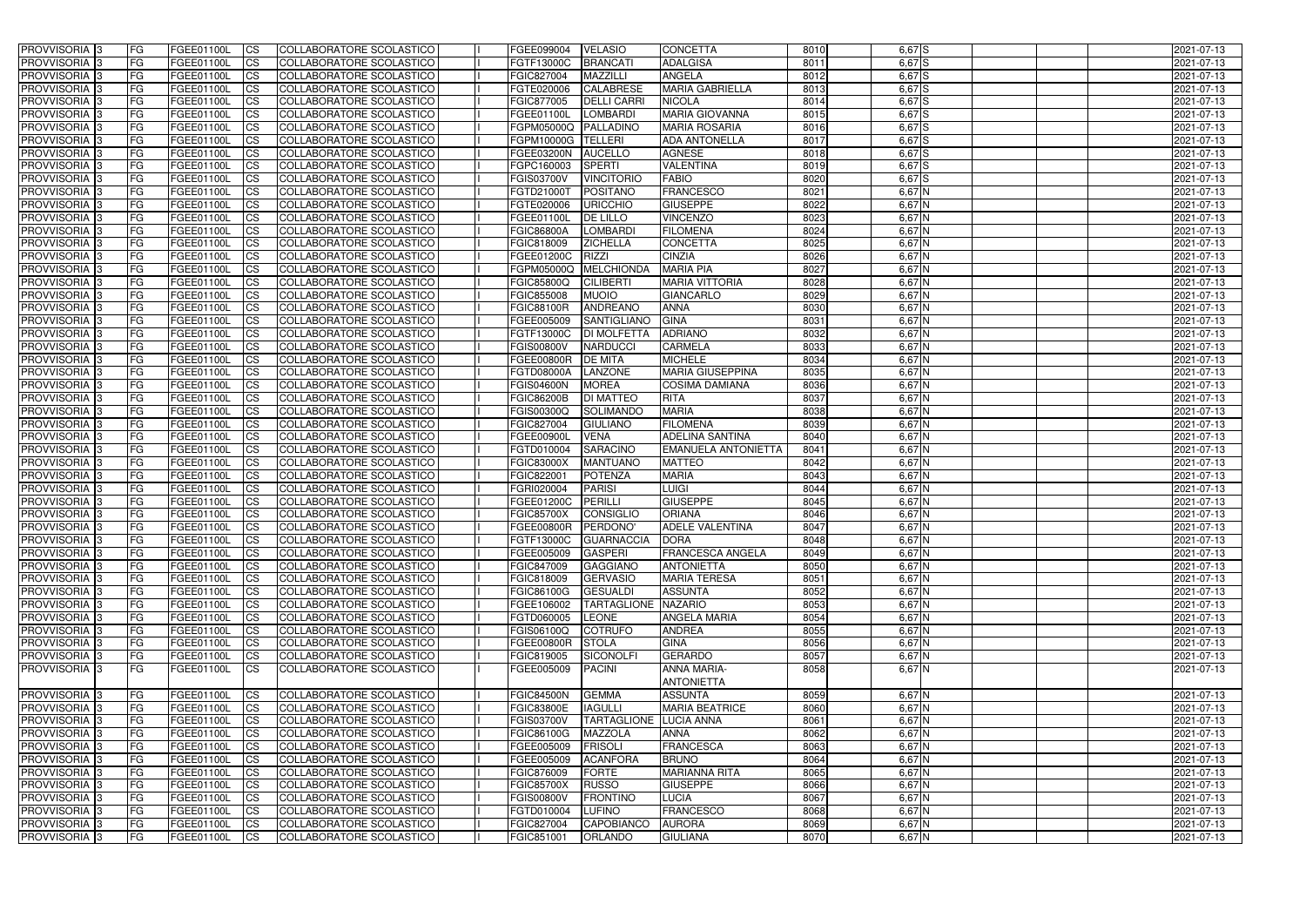| PROVVISORIA | 3 | FG | FGEE01100L | CS | COLLABORATORE SCOLASTICO | | FGEE099004 | VELASIO | CONCETTA | 8010 | 6,67 | S | | | | 2021-07-13 |
|---|---|---|---|---|---|---|---|---|---|---|---|---|---|---|---|---|
| PROVVISORIA | 3 | FG | FGEE01100L | CS | COLLABORATORE SCOLASTICO | | FGTF13000C | BRANCATI | ADALGISA | 8011 | 6,67 | S | | | | 2021-07-13 |
| PROVVISORIA | 3 | FG | FGEE01100L | CS | COLLABORATORE SCOLASTICO | | FGIC827004 | MAZZILLI | ANGELA | 8012 | 6,67 | S | | | | 2021-07-13 |
| PROVVISORIA | 3 | FG | FGEE01100L | CS | COLLABORATORE SCOLASTICO | | FGTE020006 | CALABRESE | MARIA GABRIELLA | 8013 | 6,67 | S | | | | 2021-07-13 |
| PROVVISORIA | 3 | FG | FGEE01100L | CS | COLLABORATORE SCOLASTICO | | FGIC877005 | DELLI CARRI | NICOLA | 8014 | 6,67 | S | | | | 2021-07-13 |
| PROVVISORIA | 3 | FG | FGEE01100L | CS | COLLABORATORE SCOLASTICO | | FGEE01100L | LOMBARDI | MARIA GIOVANNA | 8015 | 6,67 | S | | | | 2021-07-13 |
| PROVVISORIA | 3 | FG | FGEE01100L | CS | COLLABORATORE SCOLASTICO | | FGPM05000Q | PALLADINO | MARIA ROSARIA | 8016 | 6,67 | S | | | | 2021-07-13 |
| PROVVISORIA | 3 | FG | FGEE01100L | CS | COLLABORATORE SCOLASTICO | | FGPM10000G | TELLERI | ADA ANTONELLA | 8017 | 6,67 | S | | | | 2021-07-13 |
| PROVVISORIA | 3 | FG | FGEE01100L | CS | COLLABORATORE SCOLASTICO | | FGEE03200N | AUCELLO | AGNESE | 8018 | 6,67 | S | | | | 2021-07-13 |
| PROVVISORIA | 3 | FG | FGEE01100L | CS | COLLABORATORE SCOLASTICO | | FGPC160003 | SPERTI | VALENTINA | 8019 | 6,67 | S | | | | 2021-07-13 |
| PROVVISORIA | 3 | FG | FGEE01100L | CS | COLLABORATORE SCOLASTICO | | FGIS03700V | VINCITORIO | FABIO | 8020 | 6,67 | S | | | | 2021-07-13 |
| PROVVISORIA | 3 | FG | FGEE01100L | CS | COLLABORATORE SCOLASTICO | | FGTD21000T | POSITANO | FRANCESCO | 8021 | 6,67 | N | | | | 2021-07-13 |
| PROVVISORIA | 3 | FG | FGEE01100L | CS | COLLABORATORE SCOLASTICO | | FGTE020006 | URICCHIO | GIUSEPPE | 8022 | 6,67 | N | | | | 2021-07-13 |
| PROVVISORIA | 3 | FG | FGEE01100L | CS | COLLABORATORE SCOLASTICO | | FGEE01100L | DE LILLO | VINCENZO | 8023 | 6,67 | N | | | | 2021-07-13 |
| PROVVISORIA | 3 | FG | FGEE01100L | CS | COLLABORATORE SCOLASTICO | | FGIC86800A | LOMBARDI | FILOMENA | 8024 | 6,67 | N | | | | 2021-07-13 |
| PROVVISORIA | 3 | FG | FGEE01100L | CS | COLLABORATORE SCOLASTICO | | FGIC818009 | ZICHELLA | CONCETTA | 8025 | 6,67 | N | | | | 2021-07-13 |
| PROVVISORIA | 3 | FG | FGEE01100L | CS | COLLABORATORE SCOLASTICO | | FGEE01200C | RIZZI | CINZIA | 8026 | 6,67 | N | | | | 2021-07-13 |
| PROVVISORIA | 3 | FG | FGEE01100L | CS | COLLABORATORE SCOLASTICO | | FGPM05000Q | MELCHIONDA | MARIA PIA | 8027 | 6,67 | N | | | | 2021-07-13 |
| PROVVISORIA | 3 | FG | FGEE01100L | CS | COLLABORATORE SCOLASTICO | | FGIC85800Q | CILIBERTI | MARIA VITTORIA | 8028 | 6,67 | N | | | | 2021-07-13 |
| PROVVISORIA | 3 | FG | FGEE01100L | CS | COLLABORATORE SCOLASTICO | | FGIC855008 | MUOIO | GIANCARLO | 8029 | 6,67 | N | | | | 2021-07-13 |
| PROVVISORIA | 3 | FG | FGEE01100L | CS | COLLABORATORE SCOLASTICO | | FGIC88100R | ANDREANO | ANNA | 8030 | 6,67 | N | | | | 2021-07-13 |
| PROVVISORIA | 3 | FG | FGEE01100L | CS | COLLABORATORE SCOLASTICO | | FGEE005009 | SANTIGLIANO | GINA | 8031 | 6,67 | N | | | | 2021-07-13 |
| PROVVISORIA | 3 | FG | FGEE01100L | CS | COLLABORATORE SCOLASTICO | | FGTF13000C | DI MOLFETTA | ADRIANO | 8032 | 6,67 | N | | | | 2021-07-13 |
| PROVVISORIA | 3 | FG | FGEE01100L | CS | COLLABORATORE SCOLASTICO | | FGIS00800V | NARDUCCI | CARMELA | 8033 | 6,67 | N | | | | 2021-07-13 |
| PROVVISORIA | 3 | FG | FGEE01100L | CS | COLLABORATORE SCOLASTICO | | FGEE00800R | DE MITA | MICHELE | 8034 | 6,67 | N | | | | 2021-07-13 |
| PROVVISORIA | 3 | FG | FGEE01100L | CS | COLLABORATORE SCOLASTICO | | FGTD08000A | LANZONE | MARIA GIUSEPPINA | 8035 | 6,67 | N | | | | 2021-07-13 |
| PROVVISORIA | 3 | FG | FGEE01100L | CS | COLLABORATORE SCOLASTICO | | FGIS04600N | MOREA | COSIMA DAMIANA | 8036 | 6,67 | N | | | | 2021-07-13 |
| PROVVISORIA | 3 | FG | FGEE01100L | CS | COLLABORATORE SCOLASTICO | | FGIC86200B | DI MATTEO | RITA | 8037 | 6,67 | N | | | | 2021-07-13 |
| PROVVISORIA | 3 | FG | FGEE01100L | CS | COLLABORATORE SCOLASTICO | | FGIS00300Q | SOLIMANDO | MARIA | 8038 | 6,67 | N | | | | 2021-07-13 |
| PROVVISORIA | 3 | FG | FGEE01100L | CS | COLLABORATORE SCOLASTICO | | FGIC827004 | GIULIANO | FILOMENA | 8039 | 6,67 | N | | | | 2021-07-13 |
| PROVVISORIA | 3 | FG | FGEE01100L | CS | COLLABORATORE SCOLASTICO | | FGEE00900L | VENA | ADELINA SANTINA | 8040 | 6,67 | N | | | | 2021-07-13 |
| PROVVISORIA | 3 | FG | FGEE01100L | CS | COLLABORATORE SCOLASTICO | | FGTD010004 | SARACINO | EMANUELA ANTONIETTA | 8041 | 6,67 | N | | | | 2021-07-13 |
| PROVVISORIA | 3 | FG | FGEE01100L | CS | COLLABORATORE SCOLASTICO | | FGIC83000X | MANTUANO | MATTEO | 8042 | 6,67 | N | | | | 2021-07-13 |
| PROVVISORIA | 3 | FG | FGEE01100L | CS | COLLABORATORE SCOLASTICO | | FGIC822001 | POTENZA | MARIA | 8043 | 6,67 | N | | | | 2021-07-13 |
| PROVVISORIA | 3 | FG | FGEE01100L | CS | COLLABORATORE SCOLASTICO | | FGRI020004 | PARISI | LUIGI | 8044 | 6,67 | N | | | | 2021-07-13 |
| PROVVISORIA | 3 | FG | FGEE01100L | CS | COLLABORATORE SCOLASTICO | | FGEE01200C | PERILLI | GIUSEPPE | 8045 | 6,67 | N | | | | 2021-07-13 |
| PROVVISORIA | 3 | FG | FGEE01100L | CS | COLLABORATORE SCOLASTICO | | FGIC85700X | CONSIGLIO | ORIANA | 8046 | 6,67 | N | | | | 2021-07-13 |
| PROVVISORIA | 3 | FG | FGEE01100L | CS | COLLABORATORE SCOLASTICO | | FGEE00800R | PERDONO' | ADELE VALENTINA | 8047 | 6,67 | N | | | | 2021-07-13 |
| PROVVISORIA | 3 | FG | FGEE01100L | CS | COLLABORATORE SCOLASTICO | | FGTF13000C | GUARNACCIA | DORA | 8048 | 6,67 | N | | | | 2021-07-13 |
| PROVVISORIA | 3 | FG | FGEE01100L | CS | COLLABORATORE SCOLASTICO | | FGEE005009 | GASPERI | FRANCESCA ANGELA | 8049 | 6,67 | N | | | | 2021-07-13 |
| PROVVISORIA | 3 | FG | FGEE01100L | CS | COLLABORATORE SCOLASTICO | | FGIC847009 | GAGGIANO | ANTONIETTA | 8050 | 6,67 | N | | | | 2021-07-13 |
| PROVVISORIA | 3 | FG | FGEE01100L | CS | COLLABORATORE SCOLASTICO | | FGIC818009 | GERVASIO | MARIA TERESA | 8051 | 6,67 | N | | | | 2021-07-13 |
| PROVVISORIA | 3 | FG | FGEE01100L | CS | COLLABORATORE SCOLASTICO | | FGIC86100G | GESUALDI | ASSUNTA | 8052 | 6,67 | N | | | | 2021-07-13 |
| PROVVISORIA | 3 | FG | FGEE01100L | CS | COLLABORATORE SCOLASTICO | | FGEE106002 | TARTAGLIONE | NAZARIO | 8053 | 6,67 | N | | | | 2021-07-13 |
| PROVVISORIA | 3 | FG | FGEE01100L | CS | COLLABORATORE SCOLASTICO | | FGTD060005 | LEONE | ANGELA MARIA | 8054 | 6,67 | N | | | | 2021-07-13 |
| PROVVISORIA | 3 | FG | FGEE01100L | CS | COLLABORATORE SCOLASTICO | | FGIS06100Q | COTRUFO | ANDREA | 8055 | 6,67 | N | | | | 2021-07-13 |
| PROVVISORIA | 3 | FG | FGEE01100L | CS | COLLABORATORE SCOLASTICO | | FGEE00800R | STOLA | GINA | 8056 | 6,67 | N | | | | 2021-07-13 |
| PROVVISORIA | 3 | FG | FGEE01100L | CS | COLLABORATORE SCOLASTICO | | FGIC819005 | SICONOLFI | GERARDO | 8057 | 6,67 | N | | | | 2021-07-13 |
| PROVVISORIA | 3 | FG | FGEE01100L | CS | COLLABORATORE SCOLASTICO | | FGEE005009 | PACINI | ANNA MARIA-ANTONIETTA | 8058 | 6,67 | N | | | | 2021-07-13 |
| PROVVISORIA | 3 | FG | FGEE01100L | CS | COLLABORATORE SCOLASTICO | | FGIC84500N | GEMMA | ASSUNTA | 8059 | 6,67 | N | | | | 2021-07-13 |
| PROVVISORIA | 3 | FG | FGEE01100L | CS | COLLABORATORE SCOLASTICO | | FGIC83800E | IAGULLI | MARIA BEATRICE | 8060 | 6,67 | N | | | | 2021-07-13 |
| PROVVISORIA | 3 | FG | FGEE01100L | CS | COLLABORATORE SCOLASTICO | | FGIS03700V | TARTAGLIONE | LUCIA ANNA | 8061 | 6,67 | N | | | | 2021-07-13 |
| PROVVISORIA | 3 | FG | FGEE01100L | CS | COLLABORATORE SCOLASTICO | | FGIC86100G | MAZZOLA | ANNA | 8062 | 6,67 | N | | | | 2021-07-13 |
| PROVVISORIA | 3 | FG | FGEE01100L | CS | COLLABORATORE SCOLASTICO | | FGEE005009 | FRISOLI | FRANCESCA | 8063 | 6,67 | N | | | | 2021-07-13 |
| PROVVISORIA | 3 | FG | FGEE01100L | CS | COLLABORATORE SCOLASTICO | | FGEE005009 | ACANFORA | BRUNO | 8064 | 6,67 | N | | | | 2021-07-13 |
| PROVVISORIA | 3 | FG | FGEE01100L | CS | COLLABORATORE SCOLASTICO | | FGIC876009 | FORTE | MARIANNA RITA | 8065 | 6,67 | N | | | | 2021-07-13 |
| PROVVISORIA | 3 | FG | FGEE01100L | CS | COLLABORATORE SCOLASTICO | | FGIC85700X | RUSSO | GIUSEPPE | 8066 | 6,67 | N | | | | 2021-07-13 |
| PROVVISORIA | 3 | FG | FGEE01100L | CS | COLLABORATORE SCOLASTICO | | FGIS00800V | FRONTINO | LUCIA | 8067 | 6,67 | N | | | | 2021-07-13 |
| PROVVISORIA | 3 | FG | FGEE01100L | CS | COLLABORATORE SCOLASTICO | | FGTD010004 | LUFINO | FRANCESCO | 8068 | 6,67 | N | | | | 2021-07-13 |
| PROVVISORIA | 3 | FG | FGEE01100L | CS | COLLABORATORE SCOLASTICO | | FGIC827004 | CAPOBIANCO | AURORA | 8069 | 6,67 | N | | | | 2021-07-13 |
| PROVVISORIA | 3 | FG | FGEE01100L | CS | COLLABORATORE SCOLASTICO | | FGIC851001 | ORLANDO | GIULIANA | 8070 | 6,67 | N | | | | 2021-07-13 |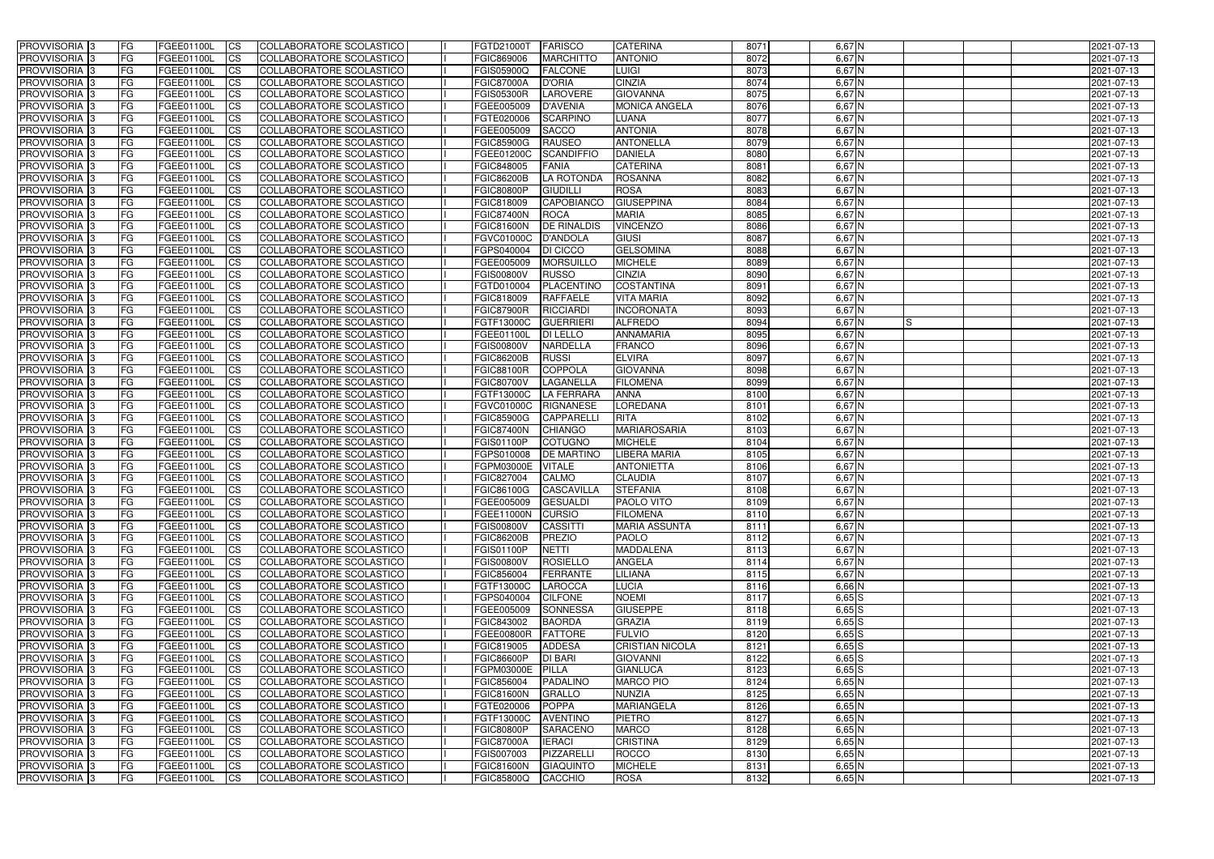| PROVVISORIA | 3 | FG | FGEE01100L | CS | COLLABORATORE SCOLASTICO | | FGTD21000T | FARISCO | CATERINA | 8071 | 6,67 | N | | | | 2021-07-13 |
|---|---|---|---|---|---|---|---|---|---|---|---|---|---|---|---|---|
| PROVVISORIA | 3 | FG | FGEE01100L | CS | COLLABORATORE SCOLASTICO | | FGIC869006 | MARCHITTO | ANTONIO | 8072 | 6,67 | N | | | | 2021-07-13 |
| PROVVISORIA | 3 | FG | FGEE01100L | CS | COLLABORATORE SCOLASTICO | | FGIS05900Q | FALCONE | LUIGI | 8073 | 6,67 | N | | | | 2021-07-13 |
| PROVVISORIA | 3 | FG | FGEE01100L | CS | COLLABORATORE SCOLASTICO | | FGIC87000A | D'ORIA | CINZIA | 8074 | 6,67 | N | | | | 2021-07-13 |
| PROVVISORIA | 3 | FG | FGEE01100L | CS | COLLABORATORE SCOLASTICO | | FGIS05300R | LAROVERE | GIOVANNA | 8075 | 6,67 | N | | | | 2021-07-13 |
| PROVVISORIA | 3 | FG | FGEE01100L | CS | COLLABORATORE SCOLASTICO | | FGEE005009 | D'AVENIA | MONICA ANGELA | 8076 | 6,67 | N | | | | 2021-07-13 |
| PROVVISORIA | 3 | FG | FGEE01100L | CS | COLLABORATORE SCOLASTICO | | FGTE020006 | SCARPINO | LUANA | 8077 | 6,67 | N | | | | 2021-07-13 |
| PROVVISORIA | 3 | FG | FGEE01100L | CS | COLLABORATORE SCOLASTICO | | FGEE005009 | SACCO | ANTONIA | 8078 | 6,67 | N | | | | 2021-07-13 |
| PROVVISORIA | 3 | FG | FGEE01100L | CS | COLLABORATORE SCOLASTICO | | FGIC85900G | RAUSEO | ANTONELLA | 8079 | 6,67 | N | | | | 2021-07-13 |
| PROVVISORIA | 3 | FG | FGEE01100L | CS | COLLABORATORE SCOLASTICO | | FGEE01200C | SCANDIFFIO | DANIELA | 8080 | 6,67 | N | | | | 2021-07-13 |
| PROVVISORIA | 3 | FG | FGEE01100L | CS | COLLABORATORE SCOLASTICO | | FGIC848005 | FANIA | CATERINA | 8081 | 6,67 | N | | | | 2021-07-13 |
| PROVVISORIA | 3 | FG | FGEE01100L | CS | COLLABORATORE SCOLASTICO | | FGIC86200B | LA ROTONDA | ROSANNA | 8082 | 6,67 | N | | | | 2021-07-13 |
| PROVVISORIA | 3 | FG | FGEE01100L | CS | COLLABORATORE SCOLASTICO | | FGIC80800P | GIUDILLI | ROSA | 8083 | 6,67 | N | | | | 2021-07-13 |
| PROVVISORIA | 3 | FG | FGEE01100L | CS | COLLABORATORE SCOLASTICO | | FGIC818009 | CAPOBIANCO | GIUSEPPINA | 8084 | 6,67 | N | | | | 2021-07-13 |
| PROVVISORIA | 3 | FG | FGEE01100L | CS | COLLABORATORE SCOLASTICO | | FGIC87400N | ROCA | MARIA | 8085 | 6,67 | N | | | | 2021-07-13 |
| PROVVISORIA | 3 | FG | FGEE01100L | CS | COLLABORATORE SCOLASTICO | | FGIC81600N | DE RINALDIS | VINCENZO | 8086 | 6,67 | N | | | | 2021-07-13 |
| PROVVISORIA | 3 | FG | FGEE01100L | CS | COLLABORATORE SCOLASTICO | | FGVC01000C | D'ANDOLA | GIUSI | 8087 | 6,67 | N | | | | 2021-07-13 |
| PROVVISORIA | 3 | FG | FGEE01100L | CS | COLLABORATORE SCOLASTICO | | FGPS040004 | DI CICCO | GELSOMINA | 8088 | 6,67 | N | | | | 2021-07-13 |
| PROVVISORIA | 3 | FG | FGEE01100L | CS | COLLABORATORE SCOLASTICO | | FGEE005009 | MORSUILLO | MICHELE | 8089 | 6,67 | N | | | | 2021-07-13 |
| PROVVISORIA | 3 | FG | FGEE01100L | CS | COLLABORATORE SCOLASTICO | | FGIS00800V | RUSSO | CINZIA | 8090 | 6,67 | N | | | | 2021-07-13 |
| PROVVISORIA | 3 | FG | FGEE01100L | CS | COLLABORATORE SCOLASTICO | | FGTD010004 | PLACENTINO | COSTANTINA | 8091 | 6,67 | N | | | | 2021-07-13 |
| PROVVISORIA | 3 | FG | FGEE01100L | CS | COLLABORATORE SCOLASTICO | | FGIC818009 | RAFFAELE | VITA MARIA | 8092 | 6,67 | N | | | | 2021-07-13 |
| PROVVISORIA | 3 | FG | FGEE01100L | CS | COLLABORATORE SCOLASTICO | | FGIC87900R | RICCIARDI | INCORONATA | 8093 | 6,67 | N | | | | 2021-07-13 |
| PROVVISORIA | 3 | FG | FGEE01100L | CS | COLLABORATORE SCOLASTICO | | FGTF13000C | GUERRIERI | ALFREDO | 8094 | 6,67 | N | S | | | 2021-07-13 |
| PROVVISORIA | 3 | FG | FGEE01100L | CS | COLLABORATORE SCOLASTICO | | FGEE01100L | DI LELLO | ANNAMARIA | 8095 | 6,67 | N | | | | 2021-07-13 |
| PROVVISORIA | 3 | FG | FGEE01100L | CS | COLLABORATORE SCOLASTICO | | FGIS00800V | NARDELLA | FRANCO | 8096 | 6,67 | N | | | | 2021-07-13 |
| PROVVISORIA | 3 | FG | FGEE01100L | CS | COLLABORATORE SCOLASTICO | | FGIC86200B | RUSSI | ELVIRA | 8097 | 6,67 | N | | | | 2021-07-13 |
| PROVVISORIA | 3 | FG | FGEE01100L | CS | COLLABORATORE SCOLASTICO | | FGIC88100R | COPPOLA | GIOVANNA | 8098 | 6,67 | N | | | | 2021-07-13 |
| PROVVISORIA | 3 | FG | FGEE01100L | CS | COLLABORATORE SCOLASTICO | | FGIC80700V | LAGANELLA | FILOMENA | 8099 | 6,67 | N | | | | 2021-07-13 |
| PROVVISORIA | 3 | FG | FGEE01100L | CS | COLLABORATORE SCOLASTICO | | FGTF13000C | LA FERRARA | ANNA | 8100 | 6,67 | N | | | | 2021-07-13 |
| PROVVISORIA | 3 | FG | FGEE01100L | CS | COLLABORATORE SCOLASTICO | | FGVC01000C | RIGNANESE | LOREDANA | 8101 | 6,67 | N | | | | 2021-07-13 |
| PROVVISORIA | 3 | FG | FGEE01100L | CS | COLLABORATORE SCOLASTICO | | FGIC85900G | CAPPARELLI | RITA | 8102 | 6,67 | N | | | | 2021-07-13 |
| PROVVISORIA | 3 | FG | FGEE01100L | CS | COLLABORATORE SCOLASTICO | | FGIC87400N | CHIANGO | MARIAROSARIA | 8103 | 6,67 | N | | | | 2021-07-13 |
| PROVVISORIA | 3 | FG | FGEE01100L | CS | COLLABORATORE SCOLASTICO | | FGIS01100P | COTUGNO | MICHELE | 8104 | 6,67 | N | | | | 2021-07-13 |
| PROVVISORIA | 3 | FG | FGEE01100L | CS | COLLABORATORE SCOLASTICO | | FGPS010008 | DE MARTINO | LIBERA MARIA | 8105 | 6,67 | N | | | | 2021-07-13 |
| PROVVISORIA | 3 | FG | FGEE01100L | CS | COLLABORATORE SCOLASTICO | | FGPM03000E | VITALE | ANTONIETTA | 8106 | 6,67 | N | | | | 2021-07-13 |
| PROVVISORIA | 3 | FG | FGEE01100L | CS | COLLABORATORE SCOLASTICO | | FGIC827004 | CALMO | CLAUDIA | 8107 | 6,67 | N | | | | 2021-07-13 |
| PROVVISORIA | 3 | FG | FGEE01100L | CS | COLLABORATORE SCOLASTICO | | FGIC86100G | CASCAVILLA | STEFANIA | 8108 | 6,67 | N | | | | 2021-07-13 |
| PROVVISORIA | 3 | FG | FGEE01100L | CS | COLLABORATORE SCOLASTICO | | FGEE005009 | GESUALDI | PAOLO VITO | 8109 | 6,67 | N | | | | 2021-07-13 |
| PROVVISORIA | 3 | FG | FGEE01100L | CS | COLLABORATORE SCOLASTICO | | FGEE11000N | CURSIO | FILOMENA | 8110 | 6,67 | N | | | | 2021-07-13 |
| PROVVISORIA | 3 | FG | FGEE01100L | CS | COLLABORATORE SCOLASTICO | | FGIS00800V | CASSITTI | MARIA ASSUNTA | 8111 | 6,67 | N | | | | 2021-07-13 |
| PROVVISORIA | 3 | FG | FGEE01100L | CS | COLLABORATORE SCOLASTICO | | FGIC86200B | PREZIO | PAOLO | 8112 | 6,67 | N | | | | 2021-07-13 |
| PROVVISORIA | 3 | FG | FGEE01100L | CS | COLLABORATORE SCOLASTICO | | FGIS01100P | NETTI | MADDALENA | 8113 | 6,67 | N | | | | 2021-07-13 |
| PROVVISORIA | 3 | FG | FGEE01100L | CS | COLLABORATORE SCOLASTICO | | FGIS00800V | ROSIELLO | ANGELA | 8114 | 6,67 | N | | | | 2021-07-13 |
| PROVVISORIA | 3 | FG | FGEE01100L | CS | COLLABORATORE SCOLASTICO | | FGIC856004 | FERRANTE | LILIANA | 8115 | 6,67 | N | | | | 2021-07-13 |
| PROVVISORIA | 3 | FG | FGEE01100L | CS | COLLABORATORE SCOLASTICO | | FGTF13000C | LAROCCA | LUCIA | 8116 | 6,66 | N | | | | 2021-07-13 |
| PROVVISORIA | 3 | FG | FGEE01100L | CS | COLLABORATORE SCOLASTICO | | FGPS040004 | CILFONE | NOEMI | 8117 | 6,65 | S | | | | 2021-07-13 |
| PROVVISORIA | 3 | FG | FGEE01100L | CS | COLLABORATORE SCOLASTICO | | FGEE005009 | SONNESSA | GIUSEPPE | 8118 | 6,65 | S | | | | 2021-07-13 |
| PROVVISORIA | 3 | FG | FGEE01100L | CS | COLLABORATORE SCOLASTICO | | FGIC843002 | BAORDA | GRAZIA | 8119 | 6,65 | S | | | | 2021-07-13 |
| PROVVISORIA | 3 | FG | FGEE01100L | CS | COLLABORATORE SCOLASTICO | | FGEE00800R | FATTORE | FULVIO | 8120 | 6,65 | S | | | | 2021-07-13 |
| PROVVISORIA | 3 | FG | FGEE01100L | CS | COLLABORATORE SCOLASTICO | | FGIC819005 | ADDESA | CRISTIAN NICOLA | 8121 | 6,65 | S | | | | 2021-07-13 |
| PROVVISORIA | 3 | FG | FGEE01100L | CS | COLLABORATORE SCOLASTICO | | FGIC86600P | DI BARI | GIOVANNI | 8122 | 6,65 | S | | | | 2021-07-13 |
| PROVVISORIA | 3 | FG | FGEE01100L | CS | COLLABORATORE SCOLASTICO | | FGPM03000E | PILLA | GIANLUCA | 8123 | 6,65 | S | | | | 2021-07-13 |
| PROVVISORIA | 3 | FG | FGEE01100L | CS | COLLABORATORE SCOLASTICO | | FGIC856004 | PADALINO | MARCO PIO | 8124 | 6,65 | N | | | | 2021-07-13 |
| PROVVISORIA | 3 | FG | FGEE01100L | CS | COLLABORATORE SCOLASTICO | | FGIC81600N | GRALLO | NUNZIA | 8125 | 6,65 | N | | | | 2021-07-13 |
| PROVVISORIA | 3 | FG | FGEE01100L | CS | COLLABORATORE SCOLASTICO | | FGTE020006 | POPPA | MARIANGELA | 8126 | 6,65 | N | | | | 2021-07-13 |
| PROVVISORIA | 3 | FG | FGEE01100L | CS | COLLABORATORE SCOLASTICO | | FGTF13000C | AVENTINO | PIETRO | 8127 | 6,65 | N | | | | 2021-07-13 |
| PROVVISORIA | 3 | FG | FGEE01100L | CS | COLLABORATORE SCOLASTICO | | FGIC80800P | SARACENO | MARCO | 8128 | 6,65 | N | | | | 2021-07-13 |
| PROVVISORIA | 3 | FG | FGEE01100L | CS | COLLABORATORE SCOLASTICO | | FGIC87000A | IERACI | CRISTINA | 8129 | 6,65 | N | | | | 2021-07-13 |
| PROVVISORIA | 3 | FG | FGEE01100L | CS | COLLABORATORE SCOLASTICO | | FGIS007003 | PIZZARELLI | ROCCO | 8130 | 6,65 | N | | | | 2021-07-13 |
| PROVVISORIA | 3 | FG | FGEE01100L | CS | COLLABORATORE SCOLASTICO | | FGIC81600N | GIAQUINTO | MICHELE | 8131 | 6,65 | N | | | | 2021-07-13 |
| PROVVISORIA | 3 | FG | FGEE01100L | CS | COLLABORATORE SCOLASTICO | | FGIC85800Q | CACCHIO | ROSA | 8132 | 6,65 | N | | | | 2021-07-13 |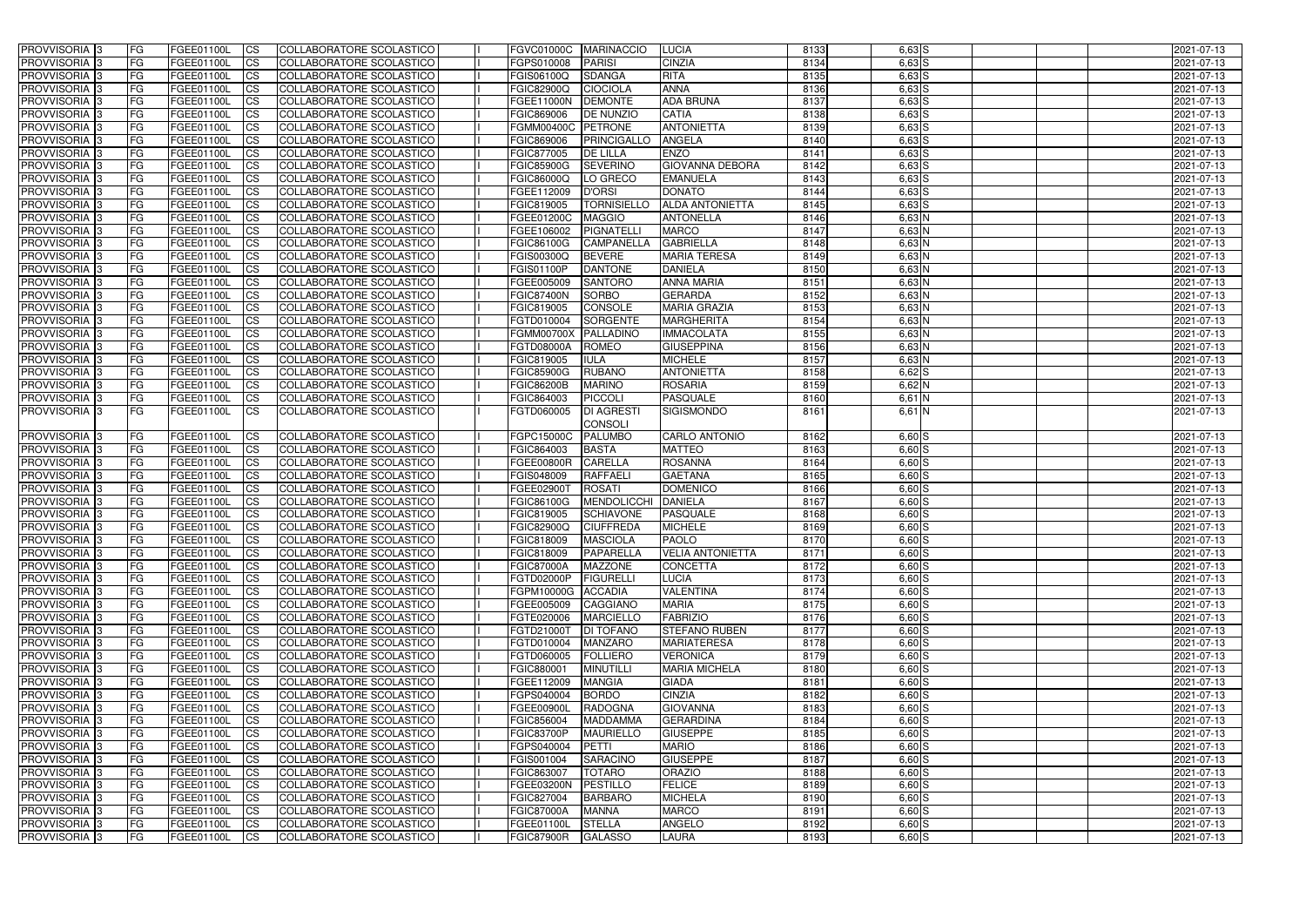| PROVVISORIA 3 | FG | FGEE01100L | CS | COLLABORATORE SCOLASTICO | I | FGVC01000C | MARINACCIO | LUCIA | 8133 | 6,63 | S | | | | 2021-07-13 |
|---|---|---|---|---|---|---|---|---|---|---|---|---|---|---|---|
| PROVVISORIA 3 | FG | FGEE01100L | CS | COLLABORATORE SCOLASTICO | I | FGPS010008 | PARISI | CINZIA | 8134 | 6,63 | S | | | | 2021-07-13 |
| PROVVISORIA 3 | FG | FGEE01100L | CS | COLLABORATORE SCOLASTICO | I | FGIS06100Q | SDANGA | RITA | 8135 | 6,63 | S | | | | 2021-07-13 |
| PROVVISORIA 3 | FG | FGEE01100L | CS | COLLABORATORE SCOLASTICO | I | FGIC82900Q | CIOCIOLA | ANNA | 8136 | 6,63 | S | | | | 2021-07-13 |
| PROVVISORIA 3 | FG | FGEE01100L | CS | COLLABORATORE SCOLASTICO | I | FGEE11000N | DEMONTE | ADA BRUNA | 8137 | 6,63 | S | | | | 2021-07-13 |
| PROVVISORIA 3 | FG | FGEE01100L | CS | COLLABORATORE SCOLASTICO | I | FGIC869006 | DE NUNZIO | CATIA | 8138 | 6,63 | S | | | | 2021-07-13 |
| PROVVISORIA 3 | FG | FGEE01100L | CS | COLLABORATORE SCOLASTICO | I | FGMM00400C | PETRONE | ANTONIETTA | 8139 | 6,63 | S | | | | 2021-07-13 |
| PROVVISORIA 3 | FG | FGEE01100L | CS | COLLABORATORE SCOLASTICO | I | FGIC869006 | PRINCIGALLO | ANGELA | 8140 | 6,63 | S | | | | 2021-07-13 |
| PROVVISORIA 3 | FG | FGEE01100L | CS | COLLABORATORE SCOLASTICO | I | FGIC877005 | DE LILLA | ENZO | 8141 | 6,63 | S | | | | 2021-07-13 |
| PROVVISORIA 3 | FG | FGEE01100L | CS | COLLABORATORE SCOLASTICO | I | FGIC85900G | SEVERINO | GIOVANNA DEBORA | 8142 | 6,63 | S | | | | 2021-07-13 |
| PROVVISORIA 3 | FG | FGEE01100L | CS | COLLABORATORE SCOLASTICO | I | FGIC86000Q | LO GRECO | EMANUELA | 8143 | 6,63 | S | | | | 2021-07-13 |
| PROVVISORIA 3 | FG | FGEE01100L | CS | COLLABORATORE SCOLASTICO | I | FGEE112009 | D'ORSI | DONATO | 8144 | 6,63 | S | | | | 2021-07-13 |
| PROVVISORIA 3 | FG | FGEE01100L | CS | COLLABORATORE SCOLASTICO | I | FGIC819005 | TORNISIELLO | ALDA ANTONIETTA | 8145 | 6,63 | S | | | | 2021-07-13 |
| PROVVISORIA 3 | FG | FGEE01100L | CS | COLLABORATORE SCOLASTICO | I | FGEE01200C | MAGGIO | ANTONELLA | 8146 | 6,63 | N | | | | 2021-07-13 |
| PROVVISORIA 3 | FG | FGEE01100L | CS | COLLABORATORE SCOLASTICO | I | FGEE106002 | PIGNATELLI | MARCO | 8147 | 6,63 | N | | | | 2021-07-13 |
| PROVVISORIA 3 | FG | FGEE01100L | CS | COLLABORATORE SCOLASTICO | I | FGIC86100G | CAMPANELLA | GABRIELLA | 8148 | 6,63 | N | | | | 2021-07-13 |
| PROVVISORIA 3 | FG | FGEE01100L | CS | COLLABORATORE SCOLASTICO | I | FGIS00300Q | BEVERE | MARIA TERESA | 8149 | 6,63 | N | | | | 2021-07-13 |
| PROVVISORIA 3 | FG | FGEE01100L | CS | COLLABORATORE SCOLASTICO | I | FGIS01100P | DANTONE | DANIELA | 8150 | 6,63 | N | | | | 2021-07-13 |
| PROVVISORIA 3 | FG | FGEE01100L | CS | COLLABORATORE SCOLASTICO | I | FGEE005009 | SANTORO | ANNA MARIA | 8151 | 6,63 | N | | | | 2021-07-13 |
| PROVVISORIA 3 | FG | FGEE01100L | CS | COLLABORATORE SCOLASTICO | I | FGIC87400N | SORBO | GERARDA | 8152 | 6,63 | N | | | | 2021-07-13 |
| PROVVISORIA 3 | FG | FGEE01100L | CS | COLLABORATORE SCOLASTICO | I | FGIC819005 | CONSOLE | MARIA GRAZIA | 8153 | 6,63 | N | | | | 2021-07-13 |
| PROVVISORIA 3 | FG | FGEE01100L | CS | COLLABORATORE SCOLASTICO | I | FGTD010004 | SORGENTE | MARGHERITA | 8154 | 6,63 | N | | | | 2021-07-13 |
| PROVVISORIA 3 | FG | FGEE01100L | CS | COLLABORATORE SCOLASTICO | I | FGMM00700X | PALLADINO | IMMACOLATA | 8155 | 6,63 | N | | | | 2021-07-13 |
| PROVVISORIA 3 | FG | FGEE01100L | CS | COLLABORATORE SCOLASTICO | I | FGTD08000A | ROMEO | GIUSEPPINA | 8156 | 6,63 | N | | | | 2021-07-13 |
| PROVVISORIA 3 | FG | FGEE01100L | CS | COLLABORATORE SCOLASTICO | I | FGIC819005 | IULA | MICHELE | 8157 | 6,63 | N | | | | 2021-07-13 |
| PROVVISORIA 3 | FG | FGEE01100L | CS | COLLABORATORE SCOLASTICO | I | FGIC85900G | RUBANO | ANTONIETTA | 8158 | 6,62 | S | | | | 2021-07-13 |
| PROVVISORIA 3 | FG | FGEE01100L | CS | COLLABORATORE SCOLASTICO | I | FGIC86200B | MARINO | ROSARIA | 8159 | 6,62 | N | | | | 2021-07-13 |
| PROVVISORIA 3 | FG | FGEE01100L | CS | COLLABORATORE SCOLASTICO | I | FGIC864003 | PICCOLI | PASQUALE | 8160 | 6,61 | N | | | | 2021-07-13 |
| PROVVISORIA 3 | FG | FGEE01100L | CS | COLLABORATORE SCOLASTICO | I | FGTD060005 | DI AGRESTI CONSOLI | SIGISMONDO | 8161 | 6,61 | N | | | | 2021-07-13 |
| PROVVISORIA 3 | FG | FGEE01100L | CS | COLLABORATORE SCOLASTICO | I | FGPC15000C | PALUMBO | CARLO ANTONIO | 8162 | 6,60 | S | | | | 2021-07-13 |
| PROVVISORIA 3 | FG | FGEE01100L | CS | COLLABORATORE SCOLASTICO | I | FGIC864003 | BASTA | MATTEO | 8163 | 6,60 | S | | | | 2021-07-13 |
| PROVVISORIA 3 | FG | FGEE01100L | CS | COLLABORATORE SCOLASTICO | I | FGEE00800R | CARELLA | ROSANNA | 8164 | 6,60 | S | | | | 2021-07-13 |
| PROVVISORIA 3 | FG | FGEE01100L | CS | COLLABORATORE SCOLASTICO | I | FGIS048009 | RAFFAELI | GAETANA | 8165 | 6,60 | S | | | | 2021-07-13 |
| PROVVISORIA 3 | FG | FGEE01100L | CS | COLLABORATORE SCOLASTICO | I | FGEE02900T | ROSATI | DOMENICO | 8166 | 6,60 | S | | | | 2021-07-13 |
| PROVVISORIA 3 | FG | FGEE01100L | CS | COLLABORATORE SCOLASTICO | I | FGIC86100G | MENDOLICCHI | DANIELA | 8167 | 6,60 | S | | | | 2021-07-13 |
| PROVVISORIA 3 | FG | FGEE01100L | CS | COLLABORATORE SCOLASTICO | I | FGIC819005 | SCHIAVONE | PASQUALE | 8168 | 6,60 | S | | | | 2021-07-13 |
| PROVVISORIA 3 | FG | FGEE01100L | CS | COLLABORATORE SCOLASTICO | I | FGIC82900Q | CIUFFREDA | MICHELE | 8169 | 6,60 | S | | | | 2021-07-13 |
| PROVVISORIA 3 | FG | FGEE01100L | CS | COLLABORATORE SCOLASTICO | I | FGIC818009 | MASCIOLA | PAOLO | 8170 | 6,60 | S | | | | 2021-07-13 |
| PROVVISORIA 3 | FG | FGEE01100L | CS | COLLABORATORE SCOLASTICO | I | FGIC818009 | PAPARELLA | VELIA ANTONIETTA | 8171 | 6,60 | S | | | | 2021-07-13 |
| PROVVISORIA 3 | FG | FGEE01100L | CS | COLLABORATORE SCOLASTICO | I | FGIC87000A | MAZZONE | CONCETTA | 8172 | 6,60 | S | | | | 2021-07-13 |
| PROVVISORIA 3 | FG | FGEE01100L | CS | COLLABORATORE SCOLASTICO | I | FGTD02000P | FIGURELLI | LUCIA | 8173 | 6,60 | S | | | | 2021-07-13 |
| PROVVISORIA 3 | FG | FGEE01100L | CS | COLLABORATORE SCOLASTICO | I | FGPM10000G | ACCADIA | VALENTINA | 8174 | 6,60 | S | | | | 2021-07-13 |
| PROVVISORIA 3 | FG | FGEE01100L | CS | COLLABORATORE SCOLASTICO | I | FGEE005009 | CAGGIANO | MARIA | 8175 | 6,60 | S | | | | 2021-07-13 |
| PROVVISORIA 3 | FG | FGEE01100L | CS | COLLABORATORE SCOLASTICO | I | FGTE020006 | MARCIELLO | FABRIZIO | 8176 | 6,60 | S | | | | 2021-07-13 |
| PROVVISORIA 3 | FG | FGEE01100L | CS | COLLABORATORE SCOLASTICO | I | FGTD21000T | DI TOFANO | STEFANO RUBEN | 8177 | 6,60 | S | | | | 2021-07-13 |
| PROVVISORIA 3 | FG | FGEE01100L | CS | COLLABORATORE SCOLASTICO | I | FGTD010004 | MANZARO | MARIATERESA | 8178 | 6,60 | S | | | | 2021-07-13 |
| PROVVISORIA 3 | FG | FGEE01100L | CS | COLLABORATORE SCOLASTICO | I | FGTD060005 | FOLLIERO | VERONICA | 8179 | 6,60 | S | | | | 2021-07-13 |
| PROVVISORIA 3 | FG | FGEE01100L | CS | COLLABORATORE SCOLASTICO | I | FGIC880001 | MINUTILLI | MARIA MICHELA | 8180 | 6,60 | S | | | | 2021-07-13 |
| PROVVISORIA 3 | FG | FGEE01100L | CS | COLLABORATORE SCOLASTICO | I | FGEE112009 | MANGIA | GIADA | 8181 | 6,60 | S | | | | 2021-07-13 |
| PROVVISORIA 3 | FG | FGEE01100L | CS | COLLABORATORE SCOLASTICO | I | FGPS040004 | BORDO | CINZIA | 8182 | 6,60 | S | | | | 2021-07-13 |
| PROVVISORIA 3 | FG | FGEE01100L | CS | COLLABORATORE SCOLASTICO | I | FGEE00900L | RADOGNA | GIOVANNA | 8183 | 6,60 | S | | | | 2021-07-13 |
| PROVVISORIA 3 | FG | FGEE01100L | CS | COLLABORATORE SCOLASTICO | I | FGIC856004 | MADDAMMA | GERARDINA | 8184 | 6,60 | S | | | | 2021-07-13 |
| PROVVISORIA 3 | FG | FGEE01100L | CS | COLLABORATORE SCOLASTICO | I | FGIC83700P | MAURIELLO | GIUSEPPE | 8185 | 6,60 | S | | | | 2021-07-13 |
| PROVVISORIA 3 | FG | FGEE01100L | CS | COLLABORATORE SCOLASTICO | I | FGPS040004 | PETTI | MARIO | 8186 | 6,60 | S | | | | 2021-07-13 |
| PROVVISORIA 3 | FG | FGEE01100L | CS | COLLABORATORE SCOLASTICO | I | FGIS001004 | SARACINO | GIUSEPPE | 8187 | 6,60 | S | | | | 2021-07-13 |
| PROVVISORIA 3 | FG | FGEE01100L | CS | COLLABORATORE SCOLASTICO | I | FGIC863007 | TOTARO | ORAZIO | 8188 | 6,60 | S | | | | 2021-07-13 |
| PROVVISORIA 3 | FG | FGEE01100L | CS | COLLABORATORE SCOLASTICO | I | FGEE03200N | PESTILLO | FELICE | 8189 | 6,60 | S | | | | 2021-07-13 |
| PROVVISORIA 3 | FG | FGEE01100L | CS | COLLABORATORE SCOLASTICO | I | FGIC827004 | BARBARO | MICHELA | 8190 | 6,60 | S | | | | 2021-07-13 |
| PROVVISORIA 3 | FG | FGEE01100L | CS | COLLABORATORE SCOLASTICO | I | FGIC87000A | MANNA | MARCO | 8191 | 6,60 | S | | | | 2021-07-13 |
| PROVVISORIA 3 | FG | FGEE01100L | CS | COLLABORATORE SCOLASTICO | I | FGEE01100L | STELLA | ANGELO | 8192 | 6,60 | S | | | | 2021-07-13 |
| PROVVISORIA 3 | FG | FGEE01100L | CS | COLLABORATORE SCOLASTICO | I | FGIC87900R | GALASSO | LAURA | 8193 | 6,60 | S | | | | 2021-07-13 |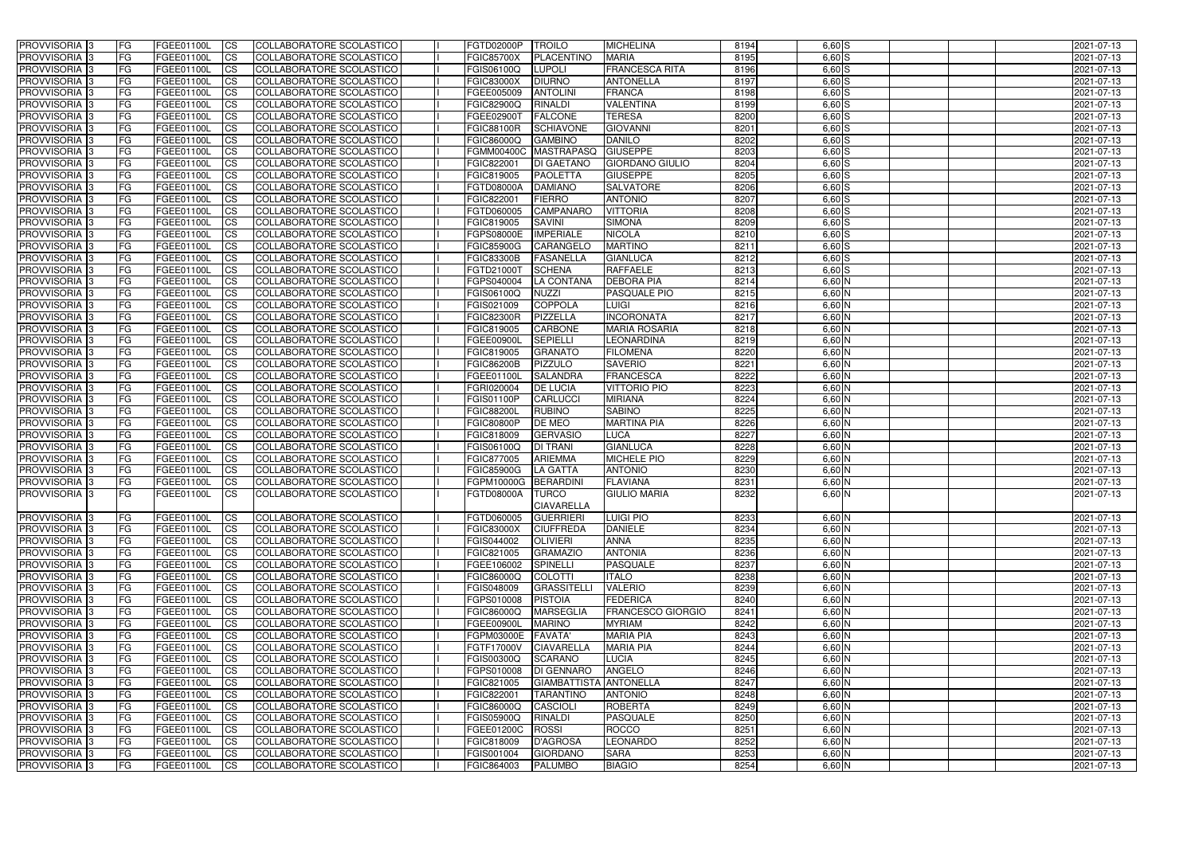| PROVVISORIA | 3 | FG | FGEE01100L | CS | COLLABORATORE SCOLASTICO | | FGTD02000P | TROILO | MICHELINA | 8194 | 6,60 | S | | | | 2021-07-13 |
|---|---|---|---|---|---|---|---|---|---|---|---|---|---|---|---|---|
| PROVVISORIA | 3 | FG | FGEE01100L | CS | COLLABORATORE SCOLASTICO | | FGIC85700X | PLACENTINO | MARIA | 8195 | 6,60 | S | | | | 2021-07-13 |
| PROVVISORIA | 3 | FG | FGEE01100L | CS | COLLABORATORE SCOLASTICO | | FGIS06100Q | LUPOLI | FRANCESCA RITA | 8196 | 6,60 | S | | | | 2021-07-13 |
| PROVVISORIA | 3 | FG | FGEE01100L | CS | COLLABORATORE SCOLASTICO | | FGIC83000X | DIURNO | ANTONELLA | 8197 | 6,60 | S | | | | 2021-07-13 |
| PROVVISORIA | 3 | FG | FGEE01100L | CS | COLLABORATORE SCOLASTICO | | FGEE005009 | ANTOLINI | FRANCA | 8198 | 6,60 | S | | | | 2021-07-13 |
| PROVVISORIA | 3 | FG | FGEE01100L | CS | COLLABORATORE SCOLASTICO | | FGIC82900Q | RINALDI | VALENTINA | 8199 | 6,60 | S | | | | 2021-07-13 |
| PROVVISORIA | 3 | FG | FGEE01100L | CS | COLLABORATORE SCOLASTICO | | FGEE02900T | FALCONE | TERESA | 8200 | 6,60 | S | | | | 2021-07-13 |
| PROVVISORIA | 3 | FG | FGEE01100L | CS | COLLABORATORE SCOLASTICO | | FGIC88100R | SCHIAVONE | GIOVANNI | 8201 | 6,60 | S | | | | 2021-07-13 |
| PROVVISORIA | 3 | FG | FGEE01100L | CS | COLLABORATORE SCOLASTICO | | FGIC86000Q | GAMBINO | DANILO | 8202 | 6,60 | S | | | | 2021-07-13 |
| PROVVISORIA | 3 | FG | FGEE01100L | CS | COLLABORATORE SCOLASTICO | | FGMM00400C | MASTRAPASQ | GIUSEPPE | 8203 | 6,60 | S | | | | 2021-07-13 |
| PROVVISORIA | 3 | FG | FGEE01100L | CS | COLLABORATORE SCOLASTICO | | FGIC822001 | DI GAETANO | GIORDANO GIULIO | 8204 | 6,60 | S | | | | 2021-07-13 |
| PROVVISORIA | 3 | FG | FGEE01100L | CS | COLLABORATORE SCOLASTICO | | FGIC819005 | PAOLETTA | GIUSEPPE | 8205 | 6,60 | S | | | | 2021-07-13 |
| PROVVISORIA | 3 | FG | FGEE01100L | CS | COLLABORATORE SCOLASTICO | | FGTD08000A | DAMIANO | SALVATORE | 8206 | 6,60 | S | | | | 2021-07-13 |
| PROVVISORIA | 3 | FG | FGEE01100L | CS | COLLABORATORE SCOLASTICO | | FGIC822001 | FIERRO | ANTONIO | 8207 | 6,60 | S | | | | 2021-07-13 |
| PROVVISORIA | 3 | FG | FGEE01100L | CS | COLLABORATORE SCOLASTICO | | FGTD060005 | CAMPANARO | VITTORIA | 8208 | 6,60 | S | | | | 2021-07-13 |
| PROVVISORIA | 3 | FG | FGEE01100L | CS | COLLABORATORE SCOLASTICO | | FGIC819005 | SAVINI | SIMONA | 8209 | 6,60 | S | | | | 2021-07-13 |
| PROVVISORIA | 3 | FG | FGEE01100L | CS | COLLABORATORE SCOLASTICO | | FGPS08000E | IMPERIALE | NICOLA | 8210 | 6,60 | S | | | | 2021-07-13 |
| PROVVISORIA | 3 | FG | FGEE01100L | CS | COLLABORATORE SCOLASTICO | | FGIC85900G | CARANGELO | MARTINO | 8211 | 6,60 | S | | | | 2021-07-13 |
| PROVVISORIA | 3 | FG | FGEE01100L | CS | COLLABORATORE SCOLASTICO | | FGIC83300B | FASANELLA | GIANLUCA | 8212 | 6,60 | S | | | | 2021-07-13 |
| PROVVISORIA | 3 | FG | FGEE01100L | CS | COLLABORATORE SCOLASTICO | | FGTD21000T | SCHENA | RAFFAELE | 8213 | 6,60 | S | | | | 2021-07-13 |
| PROVVISORIA | 3 | FG | FGEE01100L | CS | COLLABORATORE SCOLASTICO | | FGPS040004 | LA CONTANA | DEBORA PIA | 8214 | 6,60 | N | | | | 2021-07-13 |
| PROVVISORIA | 3 | FG | FGEE01100L | CS | COLLABORATORE SCOLASTICO | | FGIS06100Q | NUZZI | PASQUALE PIO | 8215 | 6,60 | N | | | | 2021-07-13 |
| PROVVISORIA | 3 | FG | FGEE01100L | CS | COLLABORATORE SCOLASTICO | | FGIS021009 | COPPOLA | LUIGI | 8216 | 6,60 | N | | | | 2021-07-13 |
| PROVVISORIA | 3 | FG | FGEE01100L | CS | COLLABORATORE SCOLASTICO | | FGIC82300R | PIZZELLA | INCORONATA | 8217 | 6,60 | N | | | | 2021-07-13 |
| PROVVISORIA | 3 | FG | FGEE01100L | CS | COLLABORATORE SCOLASTICO | | FGIC819005 | CARBONE | MARIA ROSARIA | 8218 | 6,60 | N | | | | 2021-07-13 |
| PROVVISORIA | 3 | FG | FGEE01100L | CS | COLLABORATORE SCOLASTICO | | FGEE00900L | SEPIELLI | LEONARDINA | 8219 | 6,60 | N | | | | 2021-07-13 |
| PROVVISORIA | 3 | FG | FGEE01100L | CS | COLLABORATORE SCOLASTICO | | FGIC819005 | GRANATO | FILOMENA | 8220 | 6,60 | N | | | | 2021-07-13 |
| PROVVISORIA | 3 | FG | FGEE01100L | CS | COLLABORATORE SCOLASTICO | | FGIC86200B | PIZZULO | SAVERIO | 8221 | 6,60 | N | | | | 2021-07-13 |
| PROVVISORIA | 3 | FG | FGEE01100L | CS | COLLABORATORE SCOLASTICO | | FGEE01100L | SALANDRA | FRANCESCA | 8222 | 6,60 | N | | | | 2021-07-13 |
| PROVVISORIA | 3 | FG | FGEE01100L | CS | COLLABORATORE SCOLASTICO | | FGRI020004 | DE LUCIA | VITTORIO PIO | 8223 | 6,60 | N | | | | 2021-07-13 |
| PROVVISORIA | 3 | FG | FGEE01100L | CS | COLLABORATORE SCOLASTICO | | FGIS01100P | CARLUCCI | MIRIANA | 8224 | 6,60 | N | | | | 2021-07-13 |
| PROVVISORIA | 3 | FG | FGEE01100L | CS | COLLABORATORE SCOLASTICO | | FGIC88200L | RUBINO | SABINO | 8225 | 6,60 | N | | | | 2021-07-13 |
| PROVVISORIA | 3 | FG | FGEE01100L | CS | COLLABORATORE SCOLASTICO | | FGIC80800P | DE MEO | MARTINA PIA | 8226 | 6,60 | N | | | | 2021-07-13 |
| PROVVISORIA | 3 | FG | FGEE01100L | CS | COLLABORATORE SCOLASTICO | | FGIC818009 | GERVASIO | LUCA | 8227 | 6,60 | N | | | | 2021-07-13 |
| PROVVISORIA | 3 | FG | FGEE01100L | CS | COLLABORATORE SCOLASTICO | | FGIS06100Q | DI TRANI | GIANLUCA | 8228 | 6,60 | N | | | | 2021-07-13 |
| PROVVISORIA | 3 | FG | FGEE01100L | CS | COLLABORATORE SCOLASTICO | | FGIC877005 | ARIEMMA | MICHELE PIO | 8229 | 6,60 | N | | | | 2021-07-13 |
| PROVVISORIA | 3 | FG | FGEE01100L | CS | COLLABORATORE SCOLASTICO | | FGIC85900G | LA GATTA | ANTONIO | 8230 | 6,60 | N | | | | 2021-07-13 |
| PROVVISORIA | 3 | FG | FGEE01100L | CS | COLLABORATORE SCOLASTICO | | FGPM10000G | BERARDINI | FLAVIANA | 8231 | 6,60 | N | | | | 2021-07-13 |
| PROVVISORIA | 3 | FG | FGEE01100L | CS | COLLABORATORE SCOLASTICO | | FGTD08000A | TURCO CIAVARELLA | GIULIO MARIA | 8232 | 6,60 | N | | | | 2021-07-13 |
| PROVVISORIA | 3 | FG | FGEE01100L | CS | COLLABORATORE SCOLASTICO | | FGTD060005 | GUERRIERI | LUIGI PIO | 8233 | 6,60 | N | | | | 2021-07-13 |
| PROVVISORIA | 3 | FG | FGEE01100L | CS | COLLABORATORE SCOLASTICO | | FGIC83000X | CIUFFREDA | DANIELE | 8234 | 6,60 | N | | | | 2021-07-13 |
| PROVVISORIA | 3 | FG | FGEE01100L | CS | COLLABORATORE SCOLASTICO | | FGIS044002 | OLIVIERI | ANNA | 8235 | 6,60 | N | | | | 2021-07-13 |
| PROVVISORIA | 3 | FG | FGEE01100L | CS | COLLABORATORE SCOLASTICO | | FGIC821005 | GRAMAZIO | ANTONIA | 8236 | 6,60 | N | | | | 2021-07-13 |
| PROVVISORIA | 3 | FG | FGEE01100L | CS | COLLABORATORE SCOLASTICO | | FGEE106002 | SPINELLI | PASQUALE | 8237 | 6,60 | N | | | | 2021-07-13 |
| PROVVISORIA | 3 | FG | FGEE01100L | CS | COLLABORATORE SCOLASTICO | | FGIC86000Q | COLOTTI | ITALO | 8238 | 6,60 | N | | | | 2021-07-13 |
| PROVVISORIA | 3 | FG | FGEE01100L | CS | COLLABORATORE SCOLASTICO | | FGIS048009 | GRASSITELLI | VALERIO | 8239 | 6,60 | N | | | | 2021-07-13 |
| PROVVISORIA | 3 | FG | FGEE01100L | CS | COLLABORATORE SCOLASTICO | | FGPS010008 | PISTOIA | FEDERICA | 8240 | 6,60 | N | | | | 2021-07-13 |
| PROVVISORIA | 3 | FG | FGEE01100L | CS | COLLABORATORE SCOLASTICO | | FGIC86000Q | MARSEGLIA | FRANCESCO GIORGIO | 8241 | 6,60 | N | | | | 2021-07-13 |
| PROVVISORIA | 3 | FG | FGEE01100L | CS | COLLABORATORE SCOLASTICO | | FGEE00900L | MARINO | MYRIAM | 8242 | 6,60 | N | | | | 2021-07-13 |
| PROVVISORIA | 3 | FG | FGEE01100L | CS | COLLABORATORE SCOLASTICO | | FGPM03000E | FAVATA' | MARIA PIA | 8243 | 6,60 | N | | | | 2021-07-13 |
| PROVVISORIA | 3 | FG | FGEE01100L | CS | COLLABORATORE SCOLASTICO | | FGTF17000V | CIAVARELLA | MARIA PIA | 8244 | 6,60 | N | | | | 2021-07-13 |
| PROVVISORIA | 3 | FG | FGEE01100L | CS | COLLABORATORE SCOLASTICO | | FGIS00300Q | SCARANO | LUCIA | 8245 | 6,60 | N | | | | 2021-07-13 |
| PROVVISORIA | 3 | FG | FGEE01100L | CS | COLLABORATORE SCOLASTICO | | FGPS010008 | DI GENNARO | ANGELO | 8246 | 6,60 | N | | | | 2021-07-13 |
| PROVVISORIA | 3 | FG | FGEE01100L | CS | COLLABORATORE SCOLASTICO | | FGIC821005 | GIAMBATTISTA | ANTONELLA | 8247 | 6,60 | N | | | | 2021-07-13 |
| PROVVISORIA | 3 | FG | FGEE01100L | CS | COLLABORATORE SCOLASTICO | | FGIC822001 | TARANTINO | ANTONIO | 8248 | 6,60 | N | | | | 2021-07-13 |
| PROVVISORIA | 3 | FG | FGEE01100L | CS | COLLABORATORE SCOLASTICO | | FGIC86000Q | CASCIOLI | ROBERTA | 8249 | 6,60 | N | | | | 2021-07-13 |
| PROVVISORIA | 3 | FG | FGEE01100L | CS | COLLABORATORE SCOLASTICO | | FGIS05900Q | RINALDI | PASQUALE | 8250 | 6,60 | N | | | | 2021-07-13 |
| PROVVISORIA | 3 | FG | FGEE01100L | CS | COLLABORATORE SCOLASTICO | | FGEE01200C | ROSSI | ROCCO | 8251 | 6,60 | N | | | | 2021-07-13 |
| PROVVISORIA | 3 | FG | FGEE01100L | CS | COLLABORATORE SCOLASTICO | | FGIC818009 | D'AGROSA | LEONARDO | 8252 | 6,60 | N | | | | 2021-07-13 |
| PROVVISORIA | 3 | FG | FGEE01100L | CS | COLLABORATORE SCOLASTICO | | FGIS001004 | GIORDANO | SARA | 8253 | 6,60 | N | | | | 2021-07-13 |
| PROVVISORIA | 3 | FG | FGEE01100L | CS | COLLABORATORE SCOLASTICO | | FGIC864003 | PALUMBO | BIAGIO | 8254 | 6,60 | N | | | | 2021-07-13 |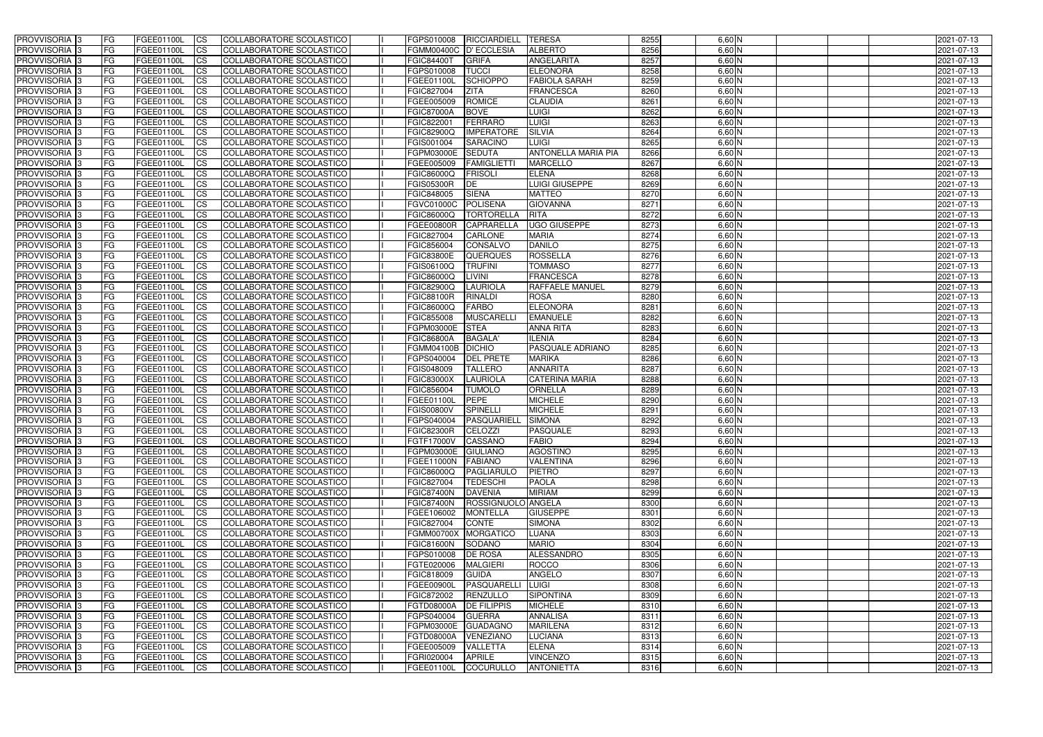| PROVVISORIA | 3 | FG | FGEE01100L | CS | COLLABORATORE SCOLASTICO | I | FGPS010008 | RICCIARDIELL | TERESA | 8255 | 6,60 | N | | | 2021-07-13 |
|---|---|---|---|---|---|---|---|---|---|---|---|---|---|---|---|
| PROVVISORIA | 3 | FG | FGEE01100L | CS | COLLABORATORE SCOLASTICO | I | FGMM00400C | D' ECCLESIA | ALBERTO | 8256 | 6,60 | N | | | 2021-07-13 |
| PROVVISORIA | 3 | FG | FGEE01100L | CS | COLLABORATORE SCOLASTICO | I | FGIC84400T | GRIFA | ANGELARITA | 8257 | 6,60 | N | | | 2021-07-13 |
| PROVVISORIA | 3 | FG | FGEE01100L | CS | COLLABORATORE SCOLASTICO | I | FGPS010008 | TUCCI | ELEONORA | 8258 | 6,60 | N | | | 2021-07-13 |
| PROVVISORIA | 3 | FG | FGEE01100L | CS | COLLABORATORE SCOLASTICO | I | FGEE01100L | SCHIOPPO | FABIOLA SARAH | 8259 | 6,60 | N | | | 2021-07-13 |
| PROVVISORIA | 3 | FG | FGEE01100L | CS | COLLABORATORE SCOLASTICO | I | FGIC827004 | ZITA | FRANCESCA | 8260 | 6,60 | N | | | 2021-07-13 |
| PROVVISORIA | 3 | FG | FGEE01100L | CS | COLLABORATORE SCOLASTICO | I | FGEE005009 | ROMICE | CLAUDIA | 8261 | 6,60 | N | | | 2021-07-13 |
| PROVVISORIA | 3 | FG | FGEE01100L | CS | COLLABORATORE SCOLASTICO | I | FGIC87000A | BOVE | LUIGI | 8262 | 6,60 | N | | | 2021-07-13 |
| PROVVISORIA | 3 | FG | FGEE01100L | CS | COLLABORATORE SCOLASTICO | I | FGIC822001 | FERRARO | LUIGI | 8263 | 6,60 | N | | | 2021-07-13 |
| PROVVISORIA | 3 | FG | FGEE01100L | CS | COLLABORATORE SCOLASTICO | I | FGIC82900Q | IMPERATORE | SILVIA | 8264 | 6,60 | N | | | 2021-07-13 |
| PROVVISORIA | 3 | FG | FGEE01100L | CS | COLLABORATORE SCOLASTICO | I | FGIS001004 | SARACINO | LUIGI | 8265 | 6,60 | N | | | 2021-07-13 |
| PROVVISORIA | 3 | FG | FGEE01100L | CS | COLLABORATORE SCOLASTICO | I | FGPM03000E | SEDUTA | ANTONELLA MARIA PIA | 8266 | 6,60 | N | | | 2021-07-13 |
| PROVVISORIA | 3 | FG | FGEE01100L | CS | COLLABORATORE SCOLASTICO | I | FGEE005009 | FAMIGLIETTI | MARCELLO | 8267 | 6,60 | N | | | 2021-07-13 |
| PROVVISORIA | 3 | FG | FGEE01100L | CS | COLLABORATORE SCOLASTICO | I | FGIC86000Q | FRISOLI | ELENA | 8268 | 6,60 | N | | | 2021-07-13 |
| PROVVISORIA | 3 | FG | FGEE01100L | CS | COLLABORATORE SCOLASTICO | I | FGIS05300R | DE | LUIGI GIUSEPPE | 8269 | 6,60 | N | | | 2021-07-13 |
| PROVVISORIA | 3 | FG | FGEE01100L | CS | COLLABORATORE SCOLASTICO | I | FGIC848005 | SIENA | MATTEO | 8270 | 6,60 | N | | | 2021-07-13 |
| PROVVISORIA | 3 | FG | FGEE01100L | CS | COLLABORATORE SCOLASTICO | I | FGVC01000C | POLISENA | GIOVANNA | 8271 | 6,60 | N | | | 2021-07-13 |
| PROVVISORIA | 3 | FG | FGEE01100L | CS | COLLABORATORE SCOLASTICO | I | FGIC86000Q | TORTORELLA | RITA | 8272 | 6,60 | N | | | 2021-07-13 |
| PROVVISORIA | 3 | FG | FGEE01100L | CS | COLLABORATORE SCOLASTICO | I | FGEE00800R | CAPRARELLA | UGO GIUSEPPE | 8273 | 6,60 | N | | | 2021-07-13 |
| PROVVISORIA | 3 | FG | FGEE01100L | CS | COLLABORATORE SCOLASTICO | I | FGIC827004 | CARLONE | MARIA | 8274 | 6,60 | N | | | 2021-07-13 |
| PROVVISORIA | 3 | FG | FGEE01100L | CS | COLLABORATORE SCOLASTICO | I | FGIC856004 | CONSALVO | DANILO | 8275 | 6,60 | N | | | 2021-07-13 |
| PROVVISORIA | 3 | FG | FGEE01100L | CS | COLLABORATORE SCOLASTICO | I | FGIC83800E | QUERQUES | ROSSELLA | 8276 | 6,60 | N | | | 2021-07-13 |
| PROVVISORIA | 3 | FG | FGEE01100L | CS | COLLABORATORE SCOLASTICO | I | FGIS06100Q | TRUFINI | TOMMASO | 8277 | 6,60 | N | | | 2021-07-13 |
| PROVVISORIA | 3 | FG | FGEE01100L | CS | COLLABORATORE SCOLASTICO | I | FGIC86000Q | LIVINI | FRANCESCA | 8278 | 6,60 | N | | | 2021-07-13 |
| PROVVISORIA | 3 | FG | FGEE01100L | CS | COLLABORATORE SCOLASTICO | I | FGIC82900Q | LAURIOLA | RAFFAELE MANUEL | 8279 | 6,60 | N | | | 2021-07-13 |
| PROVVISORIA | 3 | FG | FGEE01100L | CS | COLLABORATORE SCOLASTICO | I | FGIC88100R | RINALDI | ROSA | 8280 | 6,60 | N | | | 2021-07-13 |
| PROVVISORIA | 3 | FG | FGEE01100L | CS | COLLABORATORE SCOLASTICO | I | FGIC86000Q | FARBO | ELEONORA | 8281 | 6,60 | N | | | 2021-07-13 |
| PROVVISORIA | 3 | FG | FGEE01100L | CS | COLLABORATORE SCOLASTICO | I | FGIC855008 | MUSCARELLI | EMANUELE | 8282 | 6,60 | N | | | 2021-07-13 |
| PROVVISORIA | 3 | FG | FGEE01100L | CS | COLLABORATORE SCOLASTICO | I | FGPM03000E | STEA | ANNA RITA | 8283 | 6,60 | N | | | 2021-07-13 |
| PROVVISORIA | 3 | FG | FGEE01100L | CS | COLLABORATORE SCOLASTICO | I | FGIC86800A | BAGALA' | ILENIA | 8284 | 6,60 | N | | | 2021-07-13 |
| PROVVISORIA | 3 | FG | FGEE01100L | CS | COLLABORATORE SCOLASTICO | I | FGMM04100B | DICHIO | PASQUALE ADRIANO | 8285 | 6,60 | N | | | 2021-07-13 |
| PROVVISORIA | 3 | FG | FGEE01100L | CS | COLLABORATORE SCOLASTICO | I | FGPS040004 | DEL PRETE | MARIKA | 8286 | 6,60 | N | | | 2021-07-13 |
| PROVVISORIA | 3 | FG | FGEE01100L | CS | COLLABORATORE SCOLASTICO | I | FGIS048009 | TALLERO | ANNARITA | 8287 | 6,60 | N | | | 2021-07-13 |
| PROVVISORIA | 3 | FG | FGEE01100L | CS | COLLABORATORE SCOLASTICO | I | FGIC83000X | LAURIOLA | CATERINA MARIA | 8288 | 6,60 | N | | | 2021-07-13 |
| PROVVISORIA | 3 | FG | FGEE01100L | CS | COLLABORATORE SCOLASTICO | I | FGIC856004 | TUMOLO | ORNELLA | 8289 | 6,60 | N | | | 2021-07-13 |
| PROVVISORIA | 3 | FG | FGEE01100L | CS | COLLABORATORE SCOLASTICO | I | FGEE01100L | PEPE | MICHELE | 8290 | 6,60 | N | | | 2021-07-13 |
| PROVVISORIA | 3 | FG | FGEE01100L | CS | COLLABORATORE SCOLASTICO | I | FGIS00800V | SPINELLI | MICHELE | 8291 | 6,60 | N | | | 2021-07-13 |
| PROVVISORIA | 3 | FG | FGEE01100L | CS | COLLABORATORE SCOLASTICO | I | FGPS040004 | PASQUARIELL | SIMONA | 8292 | 6,60 | N | | | 2021-07-13 |
| PROVVISORIA | 3 | FG | FGEE01100L | CS | COLLABORATORE SCOLASTICO | I | FGIC82300R | CELOZZI | PASQUALE | 8293 | 6,60 | N | | | 2021-07-13 |
| PROVVISORIA | 3 | FG | FGEE01100L | CS | COLLABORATORE SCOLASTICO | I | FGTF17000V | CASSANO | FABIO | 8294 | 6,60 | N | | | 2021-07-13 |
| PROVVISORIA | 3 | FG | FGEE01100L | CS | COLLABORATORE SCOLASTICO | I | FGPM03000E | GIULIANO | AGOSTINO | 8295 | 6,60 | N | | | 2021-07-13 |
| PROVVISORIA | 3 | FG | FGEE01100L | CS | COLLABORATORE SCOLASTICO | I | FGEE11000N | FABIANO | VALENTINA | 8296 | 6,60 | N | | | 2021-07-13 |
| PROVVISORIA | 3 | FG | FGEE01100L | CS | COLLABORATORE SCOLASTICO | I | FGIC86000Q | PAGLIARULO | PIETRO | 8297 | 6,60 | N | | | 2021-07-13 |
| PROVVISORIA | 3 | FG | FGEE01100L | CS | COLLABORATORE SCOLASTICO | I | FGIC827004 | TEDESCHI | PAOLA | 8298 | 6,60 | N | | | 2021-07-13 |
| PROVVISORIA | 3 | FG | FGEE01100L | CS | COLLABORATORE SCOLASTICO | I | FGIC87400N | DAVENIA | MIRIAM | 8299 | 6,60 | N | | | 2021-07-13 |
| PROVVISORIA | 3 | FG | FGEE01100L | CS | COLLABORATORE SCOLASTICO | I | FGIC87400N | ROSSIGNUOLO | ANGELA | 8300 | 6,60 | N | | | 2021-07-13 |
| PROVVISORIA | 3 | FG | FGEE01100L | CS | COLLABORATORE SCOLASTICO | I | FGEE106002 | MONTELLA | GIUSEPPE | 8301 | 6,60 | N | | | 2021-07-13 |
| PROVVISORIA | 3 | FG | FGEE01100L | CS | COLLABORATORE SCOLASTICO | I | FGIC827004 | CONTE | SIMONA | 8302 | 6,60 | N | | | 2021-07-13 |
| PROVVISORIA | 3 | FG | FGEE01100L | CS | COLLABORATORE SCOLASTICO | I | FGMM00700X | MORGATICO | LUANA | 8303 | 6,60 | N | | | 2021-07-13 |
| PROVVISORIA | 3 | FG | FGEE01100L | CS | COLLABORATORE SCOLASTICO | I | FGIC81600N | SODANO | MARIO | 8304 | 6,60 | N | | | 2021-07-13 |
| PROVVISORIA | 3 | FG | FGEE01100L | CS | COLLABORATORE SCOLASTICO | I | FGPS010008 | DE ROSA | ALESSANDRO | 8305 | 6,60 | N | | | 2021-07-13 |
| PROVVISORIA | 3 | FG | FGEE01100L | CS | COLLABORATORE SCOLASTICO | I | FGTE020006 | MALGIERI | ROCCO | 8306 | 6,60 | N | | | 2021-07-13 |
| PROVVISORIA | 3 | FG | FGEE01100L | CS | COLLABORATORE SCOLASTICO | I | FGIC818009 | GUIDA | ANGELO | 8307 | 6,60 | N | | | 2021-07-13 |
| PROVVISORIA | 3 | FG | FGEE01100L | CS | COLLABORATORE SCOLASTICO | I | FGEE00900L | PASQUARELLI | LUIGI | 8308 | 6,60 | N | | | 2021-07-13 |
| PROVVISORIA | 3 | FG | FGEE01100L | CS | COLLABORATORE SCOLASTICO | I | FGIC872002 | RENZULLO | SIPONTINA | 8309 | 6,60 | N | | | 2021-07-13 |
| PROVVISORIA | 3 | FG | FGEE01100L | CS | COLLABORATORE SCOLASTICO | I | FGTD08000A | DE FILIPPIS | MICHELE | 8310 | 6,60 | N | | | 2021-07-13 |
| PROVVISORIA | 3 | FG | FGEE01100L | CS | COLLABORATORE SCOLASTICO | I | FGPS040004 | GUERRA | ANNALISA | 8311 | 6,60 | N | | | 2021-07-13 |
| PROVVISORIA | 3 | FG | FGEE01100L | CS | COLLABORATORE SCOLASTICO | I | FGPM03000E | GUADAGNO | MARILENA | 8312 | 6,60 | N | | | 2021-07-13 |
| PROVVISORIA | 3 | FG | FGEE01100L | CS | COLLABORATORE SCOLASTICO | I | FGTD08000A | VENEZIANO | LUCIANA | 8313 | 6,60 | N | | | 2021-07-13 |
| PROVVISORIA | 3 | FG | FGEE01100L | CS | COLLABORATORE SCOLASTICO | I | FGEE005009 | VALLETTA | ELENA | 8314 | 6,60 | N | | | 2021-07-13 |
| PROVVISORIA | 3 | FG | FGEE01100L | CS | COLLABORATORE SCOLASTICO | I | FGRI020004 | APRILE | VINCENZO | 8315 | 6,60 | N | | | 2021-07-13 |
| PROVVISORIA | 3 | FG | FGEE01100L | CS | COLLABORATORE SCOLASTICO | I | FGEE01100L | COCURULLO | ANTONIETTA | 8316 | 6,60 | N | | | 2021-07-13 |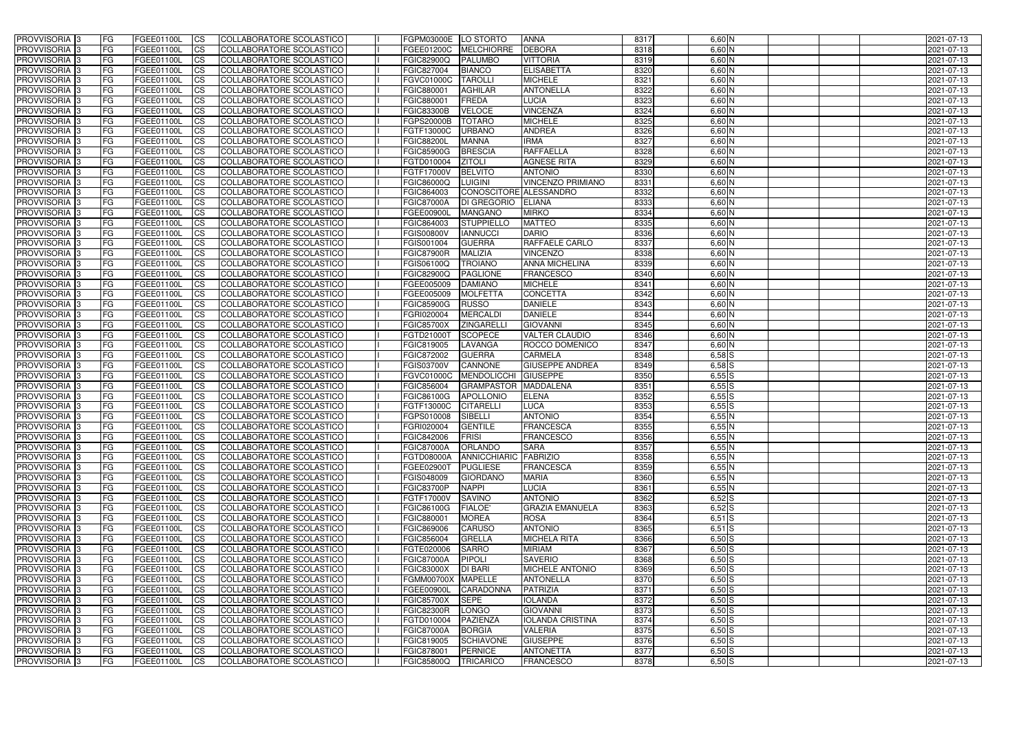| PROVVISORIA | 3 | FG | FGEE01100L | CS | COLLABORATORE SCOLASTICO | | FGPM03000E | LO STORTO | ANNA | 8317 | 6,60 | N | | | | 2021-07-13 |
|---|---|---|---|---|---|---|---|---|---|---|---|---|---|---|---|---|
| PROVVISORIA | 3 | FG | FGEE01100L | CS | COLLABORATORE SCOLASTICO | | FGEE01200C | MELCHIORRE | DEBORA | 8318 | 6,60 | N | | | | 2021-07-13 |
| PROVVISORIA | 3 | FG | FGEE01100L | CS | COLLABORATORE SCOLASTICO | | FGIC82900Q | PALUMBO | VITTORIA | 8319 | 6,60 | N | | | | 2021-07-13 |
| PROVVISORIA | 3 | FG | FGEE01100L | CS | COLLABORATORE SCOLASTICO | | FGIC827004 | BIANCO | ELISABETTA | 8320 | 6,60 | N | | | | 2021-07-13 |
| PROVVISORIA | 3 | FG | FGEE01100L | CS | COLLABORATORE SCOLASTICO | | FGVC01000C | TAROLLI | MICHELE | 8321 | 6,60 | N | | | | 2021-07-13 |
| PROVVISORIA | 3 | FG | FGEE01100L | CS | COLLABORATORE SCOLASTICO | | FGIC880001 | AGHILAR | ANTONELLA | 8322 | 6,60 | N | | | | 2021-07-13 |
| PROVVISORIA | 3 | FG | FGEE01100L | CS | COLLABORATORE SCOLASTICO | | FGIC880001 | FREDA | LUCIA | 8323 | 6,60 | N | | | | 2021-07-13 |
| PROVVISORIA | 3 | FG | FGEE01100L | CS | COLLABORATORE SCOLASTICO | | FGIC83300B | VELOCE | VINCENZA | 8324 | 6,60 | N | | | | 2021-07-13 |
| PROVVISORIA | 3 | FG | FGEE01100L | CS | COLLABORATORE SCOLASTICO | | FGPS20000B | TOTARO | MICHELE | 8325 | 6,60 | N | | | | 2021-07-13 |
| PROVVISORIA | 3 | FG | FGEE01100L | CS | COLLABORATORE SCOLASTICO | | FGTF13000C | URBANO | ANDREA | 8326 | 6,60 | N | | | | 2021-07-13 |
| PROVVISORIA | 3 | FG | FGEE01100L | CS | COLLABORATORE SCOLASTICO | | FGIC88200L | MANNA | IRMA | 8327 | 6,60 | N | | | | 2021-07-13 |
| PROVVISORIA | 3 | FG | FGEE01100L | CS | COLLABORATORE SCOLASTICO | | FGIC85900G | BRESCIA | RAFFAELLA | 8328 | 6,60 | N | | | | 2021-07-13 |
| PROVVISORIA | 3 | FG | FGEE01100L | CS | COLLABORATORE SCOLASTICO | | FGTD010004 | ZITOLI | AGNESE RITA | 8329 | 6,60 | N | | | | 2021-07-13 |
| PROVVISORIA | 3 | FG | FGEE01100L | CS | COLLABORATORE SCOLASTICO | | FGTF17000V | BELVITO | ANTONIO | 8330 | 6,60 | N | | | | 2021-07-13 |
| PROVVISORIA | 3 | FG | FGEE01100L | CS | COLLABORATORE SCOLASTICO | | FGIC86000Q | LUIGINI | VINCENZO PRIMIANO | 8331 | 6,60 | N | | | | 2021-07-13 |
| PROVVISORIA | 3 | FG | FGEE01100L | CS | COLLABORATORE SCOLASTICO | | FGIC864003 | CONOSCITORE | ALESSANDRO | 8332 | 6,60 | N | | | | 2021-07-13 |
| PROVVISORIA | 3 | FG | FGEE01100L | CS | COLLABORATORE SCOLASTICO | | FGIC87000A | DI GREGORIO | ELIANA | 8333 | 6,60 | N | | | | 2021-07-13 |
| PROVVISORIA | 3 | FG | FGEE01100L | CS | COLLABORATORE SCOLASTICO | | FGEE00900L | MANGANO | MIRKO | 8334 | 6,60 | N | | | | 2021-07-13 |
| PROVVISORIA | 3 | FG | FGEE01100L | CS | COLLABORATORE SCOLASTICO | | FGIC864003 | STUPPIELLO | MATTEO | 8335 | 6,60 | N | | | | 2021-07-13 |
| PROVVISORIA | 3 | FG | FGEE01100L | CS | COLLABORATORE SCOLASTICO | | FGIS00800V | IANNUCCI | DARIO | 8336 | 6,60 | N | | | | 2021-07-13 |
| PROVVISORIA | 3 | FG | FGEE01100L | CS | COLLABORATORE SCOLASTICO | | FGIS001004 | GUERRA | RAFFAELE CARLO | 8337 | 6,60 | N | | | | 2021-07-13 |
| PROVVISORIA | 3 | FG | FGEE01100L | CS | COLLABORATORE SCOLASTICO | | FGIC87900R | MALIZIA | VINCENZO | 8338 | 6,60 | N | | | | 2021-07-13 |
| PROVVISORIA | 3 | FG | FGEE01100L | CS | COLLABORATORE SCOLASTICO | | FGIS06100Q | TROIANO | ANNA MICHELINA | 8339 | 6,60 | N | | | | 2021-07-13 |
| PROVVISORIA | 3 | FG | FGEE01100L | CS | COLLABORATORE SCOLASTICO | | FGIC82900Q | PAGLIONE | FRANCESCO | 8340 | 6,60 | N | | | | 2021-07-13 |
| PROVVISORIA | 3 | FG | FGEE01100L | CS | COLLABORATORE SCOLASTICO | | FGEE005009 | DAMIANO | MICHELE | 8341 | 6,60 | N | | | | 2021-07-13 |
| PROVVISORIA | 3 | FG | FGEE01100L | CS | COLLABORATORE SCOLASTICO | | FGEE005009 | MOLFETTA | CONCETTA | 8342 | 6,60 | N | | | | 2021-07-13 |
| PROVVISORIA | 3 | FG | FGEE01100L | CS | COLLABORATORE SCOLASTICO | | FGIC85900G | RUSSO | DANIELE | 8343 | 6,60 | N | | | | 2021-07-13 |
| PROVVISORIA | 3 | FG | FGEE01100L | CS | COLLABORATORE SCOLASTICO | | FGRI020004 | MERCALDI | DANIELE | 8344 | 6,60 | N | | | | 2021-07-13 |
| PROVVISORIA | 3 | FG | FGEE01100L | CS | COLLABORATORE SCOLASTICO | | FGIC85700X | ZINGARELLI | GIOVANNI | 8345 | 6,60 | N | | | | 2021-07-13 |
| PROVVISORIA | 3 | FG | FGEE01100L | CS | COLLABORATORE SCOLASTICO | | FGTD21000T | SCOPECE | VALTER CLAUDIO | 8346 | 6,60 | N | | | | 2021-07-13 |
| PROVVISORIA | 3 | FG | FGEE01100L | CS | COLLABORATORE SCOLASTICO | | FGIC819005 | LAVANGA | ROCCO DOMENICO | 8347 | 6,60 | N | | | | 2021-07-13 |
| PROVVISORIA | 3 | FG | FGEE01100L | CS | COLLABORATORE SCOLASTICO | | FGIC872002 | GUERRA | CARMELA | 8348 | 6,58 | S | | | | 2021-07-13 |
| PROVVISORIA | 3 | FG | FGEE01100L | CS | COLLABORATORE SCOLASTICO | | FGIS03700V | CANNONE | GIUSEPPE ANDREA | 8349 | 6,58 | S | | | | 2021-07-13 |
| PROVVISORIA | 3 | FG | FGEE01100L | CS | COLLABORATORE SCOLASTICO | | FGVC01000C | MENDOLICCHI | GIUSEPPE | 8350 | 6,55 | S | | | | 2021-07-13 |
| PROVVISORIA | 3 | FG | FGEE01100L | CS | COLLABORATORE SCOLASTICO | | FGIC856004 | GRAMPASTOR | MADDALENA | 8351 | 6,55 | S | | | | 2021-07-13 |
| PROVVISORIA | 3 | FG | FGEE01100L | CS | COLLABORATORE SCOLASTICO | | FGIC86100G | APOLLONIO | ELENA | 8352 | 6,55 | S | | | | 2021-07-13 |
| PROVVISORIA | 3 | FG | FGEE01100L | CS | COLLABORATORE SCOLASTICO | | FGTF13000C | CITARELLI | LUCA | 8353 | 6,55 | S | | | | 2021-07-13 |
| PROVVISORIA | 3 | FG | FGEE01100L | CS | COLLABORATORE SCOLASTICO | | FGPS010008 | SIBELLI | ANTONIO | 8354 | 6,55 | N | | | | 2021-07-13 |
| PROVVISORIA | 3 | FG | FGEE01100L | CS | COLLABORATORE SCOLASTICO | | FGRI020004 | GENTILE | FRANCESCA | 8355 | 6,55 | N | | | | 2021-07-13 |
| PROVVISORIA | 3 | FG | FGEE01100L | CS | COLLABORATORE SCOLASTICO | | FGIC842006 | FRISI | FRANCESCO | 8356 | 6,55 | N | | | | 2021-07-13 |
| PROVVISORIA | 3 | FG | FGEE01100L | CS | COLLABORATORE SCOLASTICO | | FGIC87000A | ORLANDO | SARA | 8357 | 6,55 | N | | | | 2021-07-13 |
| PROVVISORIA | 3 | FG | FGEE01100L | CS | COLLABORATORE SCOLASTICO | | FGTD08000A | ANNICCHIARIC | FABRIZIO | 8358 | 6,55 | N | | | | 2021-07-13 |
| PROVVISORIA | 3 | FG | FGEE01100L | CS | COLLABORATORE SCOLASTICO | | FGEE02900T | PUGLIESE | FRANCESCA | 8359 | 6,55 | N | | | | 2021-07-13 |
| PROVVISORIA | 3 | FG | FGEE01100L | CS | COLLABORATORE SCOLASTICO | | FGIS048009 | GIORDANO | MARIA | 8360 | 6,55 | N | | | | 2021-07-13 |
| PROVVISORIA | 3 | FG | FGEE01100L | CS | COLLABORATORE SCOLASTICO | | FGIC83700P | NAPPI | LUCIA | 8361 | 6,55 | N | | | | 2021-07-13 |
| PROVVISORIA | 3 | FG | FGEE01100L | CS | COLLABORATORE SCOLASTICO | | FGTF17000V | SAVINO | ANTONIO | 8362 | 6,52 | S | | | | 2021-07-13 |
| PROVVISORIA | 3 | FG | FGEE01100L | CS | COLLABORATORE SCOLASTICO | | FGIC86100G | FIALOE' | GRAZIA EMANUELA | 8363 | 6,52 | S | | | | 2021-07-13 |
| PROVVISORIA | 3 | FG | FGEE01100L | CS | COLLABORATORE SCOLASTICO | | FGIC880001 | MOREA | ROSA | 8364 | 6,51 | S | | | | 2021-07-13 |
| PROVVISORIA | 3 | FG | FGEE01100L | CS | COLLABORATORE SCOLASTICO | | FGIC869006 | CARUSO | ANTONIO | 8365 | 6,51 | S | | | | 2021-07-13 |
| PROVVISORIA | 3 | FG | FGEE01100L | CS | COLLABORATORE SCOLASTICO | | FGIC856004 | GRELLA | MICHELA RITA | 8366 | 6,50 | S | | | | 2021-07-13 |
| PROVVISORIA | 3 | FG | FGEE01100L | CS | COLLABORATORE SCOLASTICO | | FGTE020006 | SARRO | MIRIAM | 8367 | 6,50 | S | | | | 2021-07-13 |
| PROVVISORIA | 3 | FG | FGEE01100L | CS | COLLABORATORE SCOLASTICO | | FGIC87000A | PIPOLI | SAVERIO | 8368 | 6,50 | S | | | | 2021-07-13 |
| PROVVISORIA | 3 | FG | FGEE01100L | CS | COLLABORATORE SCOLASTICO | | FGIC83000X | DI BARI | MICHELE ANTONIO | 8369 | 6,50 | S | | | | 2021-07-13 |
| PROVVISORIA | 3 | FG | FGEE01100L | CS | COLLABORATORE SCOLASTICO | | FGMM00700X | MAPELLE | ANTONELLA | 8370 | 6,50 | S | | | | 2021-07-13 |
| PROVVISORIA | 3 | FG | FGEE01100L | CS | COLLABORATORE SCOLASTICO | | FGEE00900L | CARADONNA | PATRIZIA | 8371 | 6,50 | S | | | | 2021-07-13 |
| PROVVISORIA | 3 | FG | FGEE01100L | CS | COLLABORATORE SCOLASTICO | | FGIC85700X | SEPE | IOLANDA | 8372 | 6,50 | S | | | | 2021-07-13 |
| PROVVISORIA | 3 | FG | FGEE01100L | CS | COLLABORATORE SCOLASTICO | | FGIC82300R | LONGO | GIOVANNI | 8373 | 6,50 | S | | | | 2021-07-13 |
| PROVVISORIA | 3 | FG | FGEE01100L | CS | COLLABORATORE SCOLASTICO | | FGTD010004 | PAZIENZA | IOLANDA CRISTINA | 8374 | 6,50 | S | | | | 2021-07-13 |
| PROVVISORIA | 3 | FG | FGEE01100L | CS | COLLABORATORE SCOLASTICO | | FGIC87000A | BORGIA | VALERIA | 8375 | 6,50 | S | | | | 2021-07-13 |
| PROVVISORIA | 3 | FG | FGEE01100L | CS | COLLABORATORE SCOLASTICO | | FGIC819005 | SCHIAVONE | GIUSEPPE | 8376 | 6,50 | S | | | | 2021-07-13 |
| PROVVISORIA | 3 | FG | FGEE01100L | CS | COLLABORATORE SCOLASTICO | | FGIC878001 | PERNICE | ANTONETTA | 8377 | 6,50 | S | | | | 2021-07-13 |
| PROVVISORIA | 3 | FG | FGEE01100L | CS | COLLABORATORE SCOLASTICO | | FGIC85800Q | TRICARICO | FRANCESCO | 8378 | 6,50 | S | | | | 2021-07-13 |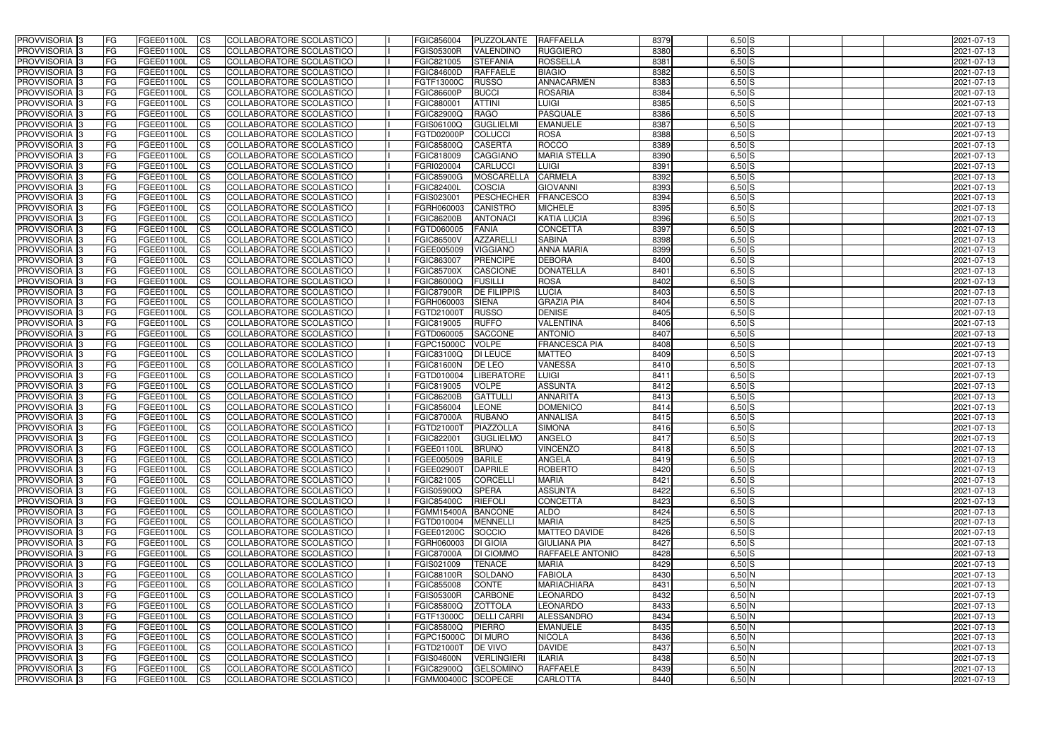| PROVVISORIA 3 | FG | FGEE01100L | CS | COLLABORATORE SCOLASTICO | | FGIC856004 | PUZZOLANTE | RAFFAELLA | 8379 | 6,50 S | | | | 2021-07-13 |
|---|---|---|---|---|---|---|---|---|---|---|---|---|---|---|
| PROVVISORIA 3 | FG | FGEE01100L | CS | COLLABORATORE SCOLASTICO | | FGIS05300R | VALENDINO | RUGGIERO | 8380 | 6,50 S | | | | 2021-07-13 |
| PROVVISORIA 3 | FG | FGEE01100L | CS | COLLABORATORE SCOLASTICO | | FGIC821005 | STEFANIA | ROSSELLA | 8381 | 6,50 S | | | | 2021-07-13 |
| PROVVISORIA 3 | FG | FGEE01100L | CS | COLLABORATORE SCOLASTICO | | FGIC84600D | RAFFAELE | BIAGIO | 8382 | 6,50 S | | | | 2021-07-13 |
| PROVVISORIA 3 | FG | FGEE01100L | CS | COLLABORATORE SCOLASTICO | | FGTF13000C | RUSSO | ANNACARMEN | 8383 | 6,50 S | | | | 2021-07-13 |
| PROVVISORIA 3 | FG | FGEE01100L | CS | COLLABORATORE SCOLASTICO | | FGIC86600P | BUCCI | ROSARIA | 8384 | 6,50 S | | | | 2021-07-13 |
| PROVVISORIA 3 | FG | FGEE01100L | CS | COLLABORATORE SCOLASTICO | | FGIC880001 | ATTINI | LUIGI | 8385 | 6,50 S | | | | 2021-07-13 |
| PROVVISORIA 3 | FG | FGEE01100L | CS | COLLABORATORE SCOLASTICO | | FGIC82900Q | RAGO | PASQUALE | 8386 | 6,50 S | | | | 2021-07-13 |
| PROVVISORIA 3 | FG | FGEE01100L | CS | COLLABORATORE SCOLASTICO | | FGIS06100Q | GUGLIELMI | EMANUELE | 8387 | 6,50 S | | | | 2021-07-13 |
| PROVVISORIA 3 | FG | FGEE01100L | CS | COLLABORATORE SCOLASTICO | | FGTD02000P | COLUCCI | ROSA | 8388 | 6,50 S | | | | 2021-07-13 |
| PROVVISORIA 3 | FG | FGEE01100L | CS | COLLABORATORE SCOLASTICO | | FGIC85800Q | CASERTA | ROCCO | 8389 | 6,50 S | | | | 2021-07-13 |
| PROVVISORIA 3 | FG | FGEE01100L | CS | COLLABORATORE SCOLASTICO | | FGIC818009 | CAGGIANO | MARIA STELLA | 8390 | 6,50 S | | | | 2021-07-13 |
| PROVVISORIA 3 | FG | FGEE01100L | CS | COLLABORATORE SCOLASTICO | | FGRI020004 | CARLUCCI | LUIGI | 8391 | 6,50 S | | | | 2021-07-13 |
| PROVVISORIA 3 | FG | FGEE01100L | CS | COLLABORATORE SCOLASTICO | | FGIC85900G | MOSCARELLA | CARMELA | 8392 | 6,50 S | | | | 2021-07-13 |
| PROVVISORIA 3 | FG | FGEE01100L | CS | COLLABORATORE SCOLASTICO | | FGIC82400L | COSCIA | GIOVANNI | 8393 | 6,50 S | | | | 2021-07-13 |
| PROVVISORIA 3 | FG | FGEE01100L | CS | COLLABORATORE SCOLASTICO | | FGIS023001 | PESCHECHER | FRANCESCO | 8394 | 6,50 S | | | | 2021-07-13 |
| PROVVISORIA 3 | FG | FGEE01100L | CS | COLLABORATORE SCOLASTICO | | FGRH060003 | CANISTRO | MICHELE | 8395 | 6,50 S | | | | 2021-07-13 |
| PROVVISORIA 3 | FG | FGEE01100L | CS | COLLABORATORE SCOLASTICO | | FGIC86200B | ANTONACI | KATIA LUCIA | 8396 | 6,50 S | | | | 2021-07-13 |
| PROVVISORIA 3 | FG | FGEE01100L | CS | COLLABORATORE SCOLASTICO | | FGTD060005 | FANIA | CONCETTA | 8397 | 6,50 S | | | | 2021-07-13 |
| PROVVISORIA 3 | FG | FGEE01100L | CS | COLLABORATORE SCOLASTICO | | FGIC86500V | AZZARELLI | SABINA | 8398 | 6,50 S | | | | 2021-07-13 |
| PROVVISORIA 3 | FG | FGEE01100L | CS | COLLABORATORE SCOLASTICO | | FGEE005009 | VIGGIANO | ANNA MARIA | 8399 | 6,50 S | | | | 2021-07-13 |
| PROVVISORIA 3 | FG | FGEE01100L | CS | COLLABORATORE SCOLASTICO | | FGIC863007 | PRENCIPE | DEBORA | 8400 | 6,50 S | | | | 2021-07-13 |
| PROVVISORIA 3 | FG | FGEE01100L | CS | COLLABORATORE SCOLASTICO | | FGIC85700X | CASCIONE | DONATELLA | 8401 | 6,50 S | | | | 2021-07-13 |
| PROVVISORIA 3 | FG | FGEE01100L | CS | COLLABORATORE SCOLASTICO | | FGIC86000Q | FUSILLI | ROSA | 8402 | 6,50 S | | | | 2021-07-13 |
| PROVVISORIA 3 | FG | FGEE01100L | CS | COLLABORATORE SCOLASTICO | | FGIC87900R | DE FILIPPIS | LUCIA | 8403 | 6,50 S | | | | 2021-07-13 |
| PROVVISORIA 3 | FG | FGEE01100L | CS | COLLABORATORE SCOLASTICO | | FGRH060003 | SIENA | GRAZIA PIA | 8404 | 6,50 S | | | | 2021-07-13 |
| PROVVISORIA 3 | FG | FGEE01100L | CS | COLLABORATORE SCOLASTICO | | FGTD21000T | RUSSO | DENISE | 8405 | 6,50 S | | | | 2021-07-13 |
| PROVVISORIA 3 | FG | FGEE01100L | CS | COLLABORATORE SCOLASTICO | | FGIC819005 | RUFFO | VALENTINA | 8406 | 6,50 S | | | | 2021-07-13 |
| PROVVISORIA 3 | FG | FGEE01100L | CS | COLLABORATORE SCOLASTICO | | FGTD060005 | SACCONE | ANTONIO | 8407 | 6,50 S | | | | 2021-07-13 |
| PROVVISORIA 3 | FG | FGEE01100L | CS | COLLABORATORE SCOLASTICO | | FGPC15000C | VOLPE | FRANCESCA PIA | 8408 | 6,50 S | | | | 2021-07-13 |
| PROVVISORIA 3 | FG | FGEE01100L | CS | COLLABORATORE SCOLASTICO | | FGIC83100Q | DI LEUCE | MATTEO | 8409 | 6,50 S | | | | 2021-07-13 |
| PROVVISORIA 3 | FG | FGEE01100L | CS | COLLABORATORE SCOLASTICO | | FGIC81600N | DE LEO | VANESSA | 8410 | 6,50 S | | | | 2021-07-13 |
| PROVVISORIA 3 | FG | FGEE01100L | CS | COLLABORATORE SCOLASTICO | | FGTD010004 | LIBERATORE | LUIGI | 8411 | 6,50 S | | | | 2021-07-13 |
| PROVVISORIA 3 | FG | FGEE01100L | CS | COLLABORATORE SCOLASTICO | | FGIC819005 | VOLPE | ASSUNTA | 8412 | 6,50 S | | | | 2021-07-13 |
| PROVVISORIA 3 | FG | FGEE01100L | CS | COLLABORATORE SCOLASTICO | | FGIC86200B | GATTULLI | ANNARITA | 8413 | 6,50 S | | | | 2021-07-13 |
| PROVVISORIA 3 | FG | FGEE01100L | CS | COLLABORATORE SCOLASTICO | | FGIC856004 | LEONE | DOMENICO | 8414 | 6,50 S | | | | 2021-07-13 |
| PROVVISORIA 3 | FG | FGEE01100L | CS | COLLABORATORE SCOLASTICO | | FGIC87000A | RUBANO | ANNALISA | 8415 | 6,50 S | | | | 2021-07-13 |
| PROVVISORIA 3 | FG | FGEE01100L | CS | COLLABORATORE SCOLASTICO | | FGTD21000T | PIAZZOLLA | SIMONA | 8416 | 6,50 S | | | | 2021-07-13 |
| PROVVISORIA 3 | FG | FGEE01100L | CS | COLLABORATORE SCOLASTICO | | FGIC822001 | GUGLIELMO | ANGELO | 8417 | 6,50 S | | | | 2021-07-13 |
| PROVVISORIA 3 | FG | FGEE01100L | CS | COLLABORATORE SCOLASTICO | | FGEE01100L | BRUNO | VINCENZO | 8418 | 6,50 S | | | | 2021-07-13 |
| PROVVISORIA 3 | FG | FGEE01100L | CS | COLLABORATORE SCOLASTICO | | FGEE005009 | BARILE | ANGELA | 8419 | 6,50 S | | | | 2021-07-13 |
| PROVVISORIA 3 | FG | FGEE01100L | CS | COLLABORATORE SCOLASTICO | | FGEE02900T | DAPRILE | ROBERTO | 8420 | 6,50 S | | | | 2021-07-13 |
| PROVVISORIA 3 | FG | FGEE01100L | CS | COLLABORATORE SCOLASTICO | | FGIC821005 | CORCELLI | MARIA | 8421 | 6,50 S | | | | 2021-07-13 |
| PROVVISORIA 3 | FG | FGEE01100L | CS | COLLABORATORE SCOLASTICO | | FGIS05900Q | SPERA | ASSUNTA | 8422 | 6,50 S | | | | 2021-07-13 |
| PROVVISORIA 3 | FG | FGEE01100L | CS | COLLABORATORE SCOLASTICO | | FGIC85400C | RIEFOLI | CONCETTA | 8423 | 6,50 S | | | | 2021-07-13 |
| PROVVISORIA 3 | FG | FGEE01100L | CS | COLLABORATORE SCOLASTICO | | FGMM15400A | BANCONE | ALDO | 8424 | 6,50 S | | | | 2021-07-13 |
| PROVVISORIA 3 | FG | FGEE01100L | CS | COLLABORATORE SCOLASTICO | | FGTD010004 | MENNELLI | MARIA | 8425 | 6,50 S | | | | 2021-07-13 |
| PROVVISORIA 3 | FG | FGEE01100L | CS | COLLABORATORE SCOLASTICO | | FGEE01200C | SOCCIO | MATTEO DAVIDE | 8426 | 6,50 S | | | | 2021-07-13 |
| PROVVISORIA 3 | FG | FGEE01100L | CS | COLLABORATORE SCOLASTICO | | FGRH060003 | DI GIOIA | GIULIANA PIA | 8427 | 6,50 S | | | | 2021-07-13 |
| PROVVISORIA 3 | FG | FGEE01100L | CS | COLLABORATORE SCOLASTICO | | FGIC87000A | DI CIOMMO | RAFFAELE ANTONIO | 8428 | 6,50 S | | | | 2021-07-13 |
| PROVVISORIA 3 | FG | FGEE01100L | CS | COLLABORATORE SCOLASTICO | | FGIS021009 | TENACE | MARIA | 8429 | 6,50 S | | | | 2021-07-13 |
| PROVVISORIA 3 | FG | FGEE01100L | CS | COLLABORATORE SCOLASTICO | | FGIC88100R | SOLDANO | FABIOLA | 8430 | 6,50 N | | | | 2021-07-13 |
| PROVVISORIA 3 | FG | FGEE01100L | CS | COLLABORATORE SCOLASTICO | | FGIC855008 | CONTE | MARIACHIARA | 8431 | 6,50 N | | | | 2021-07-13 |
| PROVVISORIA 3 | FG | FGEE01100L | CS | COLLABORATORE SCOLASTICO | | FGIS05300R | CARBONE | LEONARDO | 8432 | 6,50 N | | | | 2021-07-13 |
| PROVVISORIA 3 | FG | FGEE01100L | CS | COLLABORATORE SCOLASTICO | | FGIC85800Q | ZOTTOLA | LEONARDO | 8433 | 6,50 N | | | | 2021-07-13 |
| PROVVISORIA 3 | FG | FGEE01100L | CS | COLLABORATORE SCOLASTICO | | FGTF13000C | DELLI CARRI | ALESSANDRO | 8434 | 6,50 N | | | | 2021-07-13 |
| PROVVISORIA 3 | FG | FGEE01100L | CS | COLLABORATORE SCOLASTICO | | FGIC85800Q | PIERRO | EMANUELE | 8435 | 6,50 N | | | | 2021-07-13 |
| PROVVISORIA 3 | FG | FGEE01100L | CS | COLLABORATORE SCOLASTICO | | FGPC15000C | DI MURO | NICOLA | 8436 | 6,50 N | | | | 2021-07-13 |
| PROVVISORIA 3 | FG | FGEE01100L | CS | COLLABORATORE SCOLASTICO | | FGTD21000T | DE VIVO | DAVIDE | 8437 | 6,50 N | | | | 2021-07-13 |
| PROVVISORIA 3 | FG | FGEE01100L | CS | COLLABORATORE SCOLASTICO | | FGIS04600N | VERLINGIERI | ILARIA | 8438 | 6,50 N | | | | 2021-07-13 |
| PROVVISORIA 3 | FG | FGEE01100L | CS | COLLABORATORE SCOLASTICO | | FGIC82900Q | GELSOMINO | RAFFAELE | 8439 | 6,50 N | | | | 2021-07-13 |
| PROVVISORIA 3 | FG | FGEE01100L | CS | COLLABORATORE SCOLASTICO | | FGMM00400C | SCOPECE | CARLOTTA | 8440 | 6,50 N | | | | 2021-07-13 |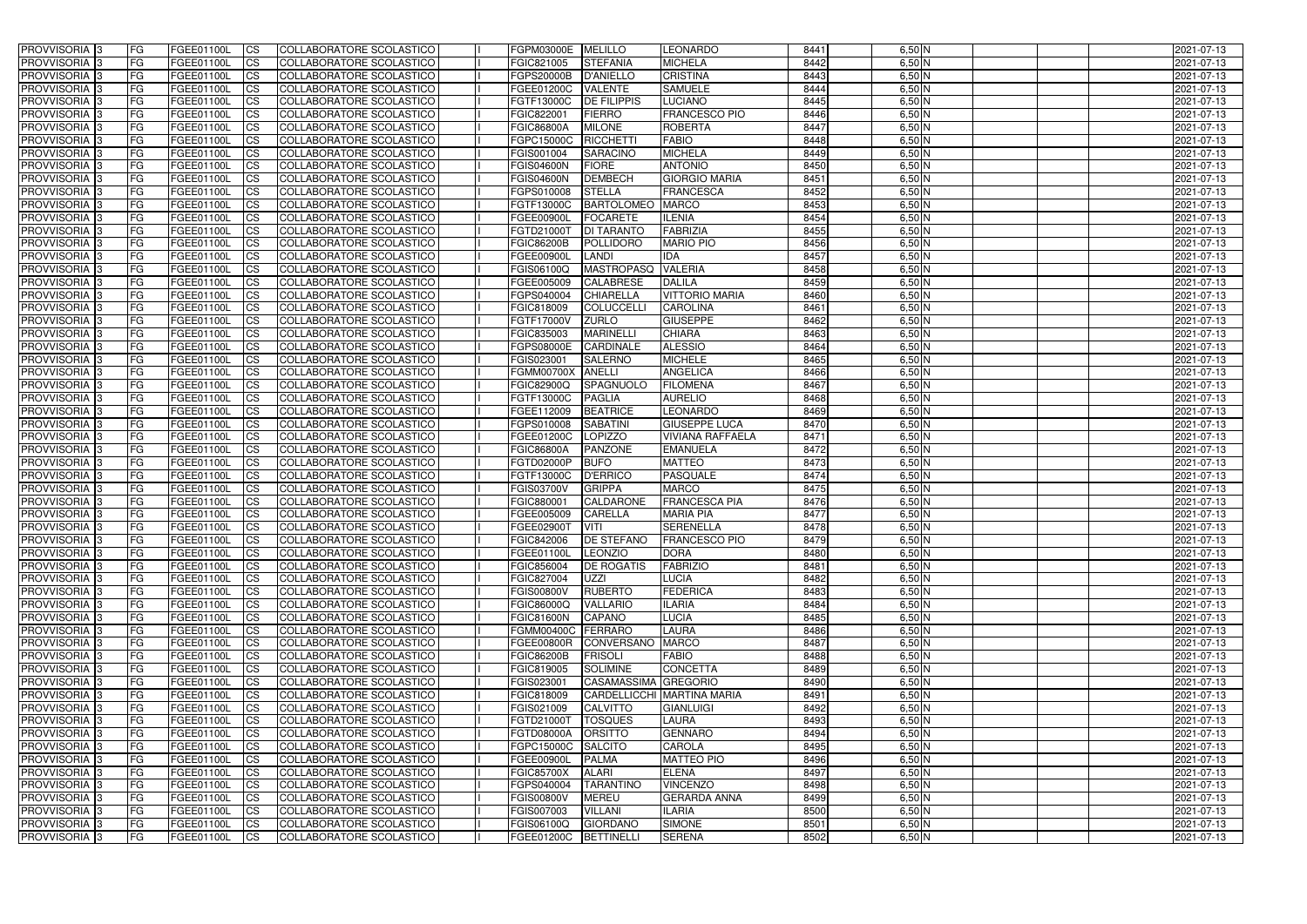| PROVVISORIA | 3 | FG | FGEE01100L | CS | COLLABORATORE SCOLASTICO | | FGPM03000E | MELILLO | LEONARDO | 8441 | 6,50 | N | | | | 2021-07-13 |
|---|---|---|---|---|---|---|---|---|---|---|---|---|---|---|---|---|
| PROVVISORIA | 3 | FG | FGEE01100L | CS | COLLABORATORE SCOLASTICO | | FGIC821005 | STEFANIA | MICHELA | 8442 | 6,50 | N | | | | 2021-07-13 |
| PROVVISORIA | 3 | FG | FGEE01100L | CS | COLLABORATORE SCOLASTICO | | FGPS20000B | D'ANIELLO | CRISTINA | 8443 | 6,50 | N | | | | 2021-07-13 |
| PROVVISORIA | 3 | FG | FGEE01100L | CS | COLLABORATORE SCOLASTICO | | FGEE01200C | VALENTE | SAMUELE | 8444 | 6,50 | N | | | | 2021-07-13 |
| PROVVISORIA | 3 | FG | FGEE01100L | CS | COLLABORATORE SCOLASTICO | | FGTF13000C | DE FILIPPIS | LUCIANO | 8445 | 6,50 | N | | | | 2021-07-13 |
| PROVVISORIA | 3 | FG | FGEE01100L | CS | COLLABORATORE SCOLASTICO | | FGIC822001 | FIERRO | FRANCESCO PIO | 8446 | 6,50 | N | | | | 2021-07-13 |
| PROVVISORIA | 3 | FG | FGEE01100L | CS | COLLABORATORE SCOLASTICO | | FGIC86800A | MILONE | ROBERTA | 8447 | 6,50 | N | | | | 2021-07-13 |
| PROVVISORIA | 3 | FG | FGEE01100L | CS | COLLABORATORE SCOLASTICO | | FGPC15000C | RICCHETTI | FABIO | 8448 | 6,50 | N | | | | 2021-07-13 |
| PROVVISORIA | 3 | FG | FGEE01100L | CS | COLLABORATORE SCOLASTICO | | FGIS001004 | SARACINO | MICHELA | 8449 | 6,50 | N | | | | 2021-07-13 |
| PROVVISORIA | 3 | FG | FGEE01100L | CS | COLLABORATORE SCOLASTICO | | FGIS04600N | FIORE | ANTONIO | 8450 | 6,50 | N | | | | 2021-07-13 |
| PROVVISORIA | 3 | FG | FGEE01100L | CS | COLLABORATORE SCOLASTICO | | FGIS04600N | DEMBECH | GIORGIO MARIA | 8451 | 6,50 | N | | | | 2021-07-13 |
| PROVVISORIA | 3 | FG | FGEE01100L | CS | COLLABORATORE SCOLASTICO | | FGPS010008 | STELLA | FRANCESCA | 8452 | 6,50 | N | | | | 2021-07-13 |
| PROVVISORIA | 3 | FG | FGEE01100L | CS | COLLABORATORE SCOLASTICO | | FGTF13000C | BARTOLOMEO | MARCO | 8453 | 6,50 | N | | | | 2021-07-13 |
| PROVVISORIA | 3 | FG | FGEE01100L | CS | COLLABORATORE SCOLASTICO | | FGEE00900L | FOCARETE | ILENIA | 8454 | 6,50 | N | | | | 2021-07-13 |
| PROVVISORIA | 3 | FG | FGEE01100L | CS | COLLABORATORE SCOLASTICO | | FGTD21000T | DI TARANTO | FABRIZIA | 8455 | 6,50 | N | | | | 2021-07-13 |
| PROVVISORIA | 3 | FG | FGEE01100L | CS | COLLABORATORE SCOLASTICO | | FGIC86200B | POLLIDORO | MARIO PIO | 8456 | 6,50 | N | | | | 2021-07-13 |
| PROVVISORIA | 3 | FG | FGEE01100L | CS | COLLABORATORE SCOLASTICO | | FGEE00900L | LANDI | IDA | 8457 | 6,50 | N | | | | 2021-07-13 |
| PROVVISORIA | 3 | FG | FGEE01100L | CS | COLLABORATORE SCOLASTICO | | FGIS06100Q | MASTROPASQ | VALERIA | 8458 | 6,50 | N | | | | 2021-07-13 |
| PROVVISORIA | 3 | FG | FGEE01100L | CS | COLLABORATORE SCOLASTICO | | FGEE005009 | CALABRESE | DALILA | 8459 | 6,50 | N | | | | 2021-07-13 |
| PROVVISORIA | 3 | FG | FGEE01100L | CS | COLLABORATORE SCOLASTICO | | FGPS040004 | CHIARELLA | VITTORIO MARIA | 8460 | 6,50 | N | | | | 2021-07-13 |
| PROVVISORIA | 3 | FG | FGEE01100L | CS | COLLABORATORE SCOLASTICO | | FGIC818009 | COLUCCELLI | CAROLINA | 8461 | 6,50 | N | | | | 2021-07-13 |
| PROVVISORIA | 3 | FG | FGEE01100L | CS | COLLABORATORE SCOLASTICO | | FGTF17000V | ZURLO | GIUSEPPE | 8462 | 6,50 | N | | | | 2021-07-13 |
| PROVVISORIA | 3 | FG | FGEE01100L | CS | COLLABORATORE SCOLASTICO | | FGIC835003 | MARINELLI | CHIARA | 8463 | 6,50 | N | | | | 2021-07-13 |
| PROVVISORIA | 3 | FG | FGEE01100L | CS | COLLABORATORE SCOLASTICO | | FGPS08000E | CARDINALE | ALESSIO | 8464 | 6,50 | N | | | | 2021-07-13 |
| PROVVISORIA | 3 | FG | FGEE01100L | CS | COLLABORATORE SCOLASTICO | | FGIS023001 | SALERNO | MICHELE | 8465 | 6,50 | N | | | | 2021-07-13 |
| PROVVISORIA | 3 | FG | FGEE01100L | CS | COLLABORATORE SCOLASTICO | | FGMM00700X | ANELLI | ANGELICA | 8466 | 6,50 | N | | | | 2021-07-13 |
| PROVVISORIA | 3 | FG | FGEE01100L | CS | COLLABORATORE SCOLASTICO | | FGIC82900Q | SPAGNUOLO | FILOMENA | 8467 | 6,50 | N | | | | 2021-07-13 |
| PROVVISORIA | 3 | FG | FGEE01100L | CS | COLLABORATORE SCOLASTICO | | FGTF13000C | PAGLIA | AURELIO | 8468 | 6,50 | N | | | | 2021-07-13 |
| PROVVISORIA | 3 | FG | FGEE01100L | CS | COLLABORATORE SCOLASTICO | | FGEE112009 | BEATRICE | LEONARDO | 8469 | 6,50 | N | | | | 2021-07-13 |
| PROVVISORIA | 3 | FG | FGEE01100L | CS | COLLABORATORE SCOLASTICO | | FGPS010008 | SABATINI | GIUSEPPE LUCA | 8470 | 6,50 | N | | | | 2021-07-13 |
| PROVVISORIA | 3 | FG | FGEE01100L | CS | COLLABORATORE SCOLASTICO | | FGEE01200C | LOPIZZO | VIVIANA RAFFAELA | 8471 | 6,50 | N | | | | 2021-07-13 |
| PROVVISORIA | 3 | FG | FGEE01100L | CS | COLLABORATORE SCOLASTICO | | FGIC86800A | PANZONE | EMANUELA | 8472 | 6,50 | N | | | | 2021-07-13 |
| PROVVISORIA | 3 | FG | FGEE01100L | CS | COLLABORATORE SCOLASTICO | | FGTD02000P | BUFO | MATTEO | 8473 | 6,50 | N | | | | 2021-07-13 |
| PROVVISORIA | 3 | FG | FGEE01100L | CS | COLLABORATORE SCOLASTICO | | FGTF13000C | D'ERRICO | PASQUALE | 8474 | 6,50 | N | | | | 2021-07-13 |
| PROVVISORIA | 3 | FG | FGEE01100L | CS | COLLABORATORE SCOLASTICO | | FGIS03700V | GRIPPA | MARCO | 8475 | 6,50 | N | | | | 2021-07-13 |
| PROVVISORIA | 3 | FG | FGEE01100L | CS | COLLABORATORE SCOLASTICO | | FGIC880001 | CALDARONE | FRANCESCA PIA | 8476 | 6,50 | N | | | | 2021-07-13 |
| PROVVISORIA | 3 | FG | FGEE01100L | CS | COLLABORATORE SCOLASTICO | | FGEE005009 | CARELLA | MARIA PIA | 8477 | 6,50 | N | | | | 2021-07-13 |
| PROVVISORIA | 3 | FG | FGEE01100L | CS | COLLABORATORE SCOLASTICO | | FGEE02900T | VITI | SERENELLA | 8478 | 6,50 | N | | | | 2021-07-13 |
| PROVVISORIA | 3 | FG | FGEE01100L | CS | COLLABORATORE SCOLASTICO | | FGIC842006 | DE STEFANO | FRANCESCO PIO | 8479 | 6,50 | N | | | | 2021-07-13 |
| PROVVISORIA | 3 | FG | FGEE01100L | CS | COLLABORATORE SCOLASTICO | | FGEE01100L | LEONZIO | DORA | 8480 | 6,50 | N | | | | 2021-07-13 |
| PROVVISORIA | 3 | FG | FGEE01100L | CS | COLLABORATORE SCOLASTICO | | FGIC856004 | DE ROGATIS | FABRIZIO | 8481 | 6,50 | N | | | | 2021-07-13 |
| PROVVISORIA | 3 | FG | FGEE01100L | CS | COLLABORATORE SCOLASTICO | | FGIC827004 | UZZI | LUCIA | 8482 | 6,50 | N | | | | 2021-07-13 |
| PROVVISORIA | 3 | FG | FGEE01100L | CS | COLLABORATORE SCOLASTICO | | FGIS00800V | RUBERTO | FEDERICA | 8483 | 6,50 | N | | | | 2021-07-13 |
| PROVVISORIA | 3 | FG | FGEE01100L | CS | COLLABORATORE SCOLASTICO | | FGIC86000Q | VALLARIO | ILARIA | 8484 | 6,50 | N | | | | 2021-07-13 |
| PROVVISORIA | 3 | FG | FGEE01100L | CS | COLLABORATORE SCOLASTICO | | FGIC81600N | CAPANO | LUCIA | 8485 | 6,50 | N | | | | 2021-07-13 |
| PROVVISORIA | 3 | FG | FGEE01100L | CS | COLLABORATORE SCOLASTICO | | FGMM00400C | FERRARO | LAURA | 8486 | 6,50 | N | | | | 2021-07-13 |
| PROVVISORIA | 3 | FG | FGEE01100L | CS | COLLABORATORE SCOLASTICO | | FGEE00800R | CONVERSANO | MARCO | 8487 | 6,50 | N | | | | 2021-07-13 |
| PROVVISORIA | 3 | FG | FGEE01100L | CS | COLLABORATORE SCOLASTICO | | FGIC86200B | FRISOLI | FABIO | 8488 | 6,50 | N | | | | 2021-07-13 |
| PROVVISORIA | 3 | FG | FGEE01100L | CS | COLLABORATORE SCOLASTICO | | FGIC819005 | SOLIMINE | CONCETTA | 8489 | 6,50 | N | | | | 2021-07-13 |
| PROVVISORIA | 3 | FG | FGEE01100L | CS | COLLABORATORE SCOLASTICO | | FGIS023001 | CASAMASSIMA | GREGORIO | 8490 | 6,50 | N | | | | 2021-07-13 |
| PROVVISORIA | 3 | FG | FGEE01100L | CS | COLLABORATORE SCOLASTICO | | FGIC818009 | CARDELLICCHI | MARTINA MARIA | 8491 | 6,50 | N | | | | 2021-07-13 |
| PROVVISORIA | 3 | FG | FGEE01100L | CS | COLLABORATORE SCOLASTICO | | FGIS021009 | CALVITTO | GIANLUIGI | 8492 | 6,50 | N | | | | 2021-07-13 |
| PROVVISORIA | 3 | FG | FGEE01100L | CS | COLLABORATORE SCOLASTICO | | FGTD21000T | TOSQUES | LAURA | 8493 | 6,50 | N | | | | 2021-07-13 |
| PROVVISORIA | 3 | FG | FGEE01100L | CS | COLLABORATORE SCOLASTICO | | FGTD08000A | ORSITTO | GENNARO | 8494 | 6,50 | N | | | | 2021-07-13 |
| PROVVISORIA | 3 | FG | FGEE01100L | CS | COLLABORATORE SCOLASTICO | | FGPC15000C | SALCITO | CAROLA | 8495 | 6,50 | N | | | | 2021-07-13 |
| PROVVISORIA | 3 | FG | FGEE01100L | CS | COLLABORATORE SCOLASTICO | | FGEE00900L | PALMA | MATTEO PIO | 8496 | 6,50 | N | | | | 2021-07-13 |
| PROVVISORIA | 3 | FG | FGEE01100L | CS | COLLABORATORE SCOLASTICO | | FGIC85700X | ALARI | ELENA | 8497 | 6,50 | N | | | | 2021-07-13 |
| PROVVISORIA | 3 | FG | FGEE01100L | CS | COLLABORATORE SCOLASTICO | | FGPS040004 | TARANTINO | VINCENZO | 8498 | 6,50 | N | | | | 2021-07-13 |
| PROVVISORIA | 3 | FG | FGEE01100L | CS | COLLABORATORE SCOLASTICO | | FGIS00800V | MEREU | GERARDA ANNA | 8499 | 6,50 | N | | | | 2021-07-13 |
| PROVVISORIA | 3 | FG | FGEE01100L | CS | COLLABORATORE SCOLASTICO | | FGIS007003 | VILLANI | ILARIA | 8500 | 6,50 | N | | | | 2021-07-13 |
| PROVVISORIA | 3 | FG | FGEE01100L | CS | COLLABORATORE SCOLASTICO | | FGIS06100Q | GIORDANO | SIMONE | 8501 | 6,50 | N | | | | 2021-07-13 |
| PROVVISORIA | 3 | FG | FGEE01100L | CS | COLLABORATORE SCOLASTICO | | FGEE01200C | BETTINELLI | SERENA | 8502 | 6,50 | N | | | | 2021-07-13 |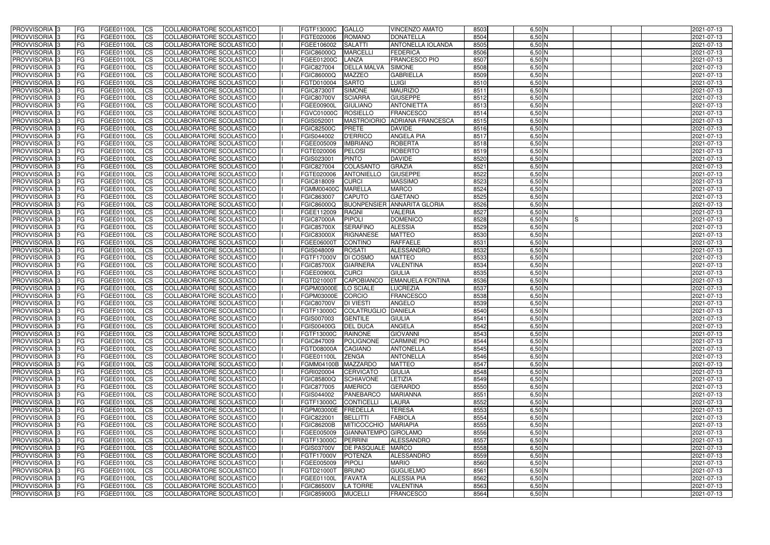| PROVVISORIA | 3 | FG | FGEE01100L | CS | COLLABORATORE SCOLASTICO | | FGTF13000C | GALLO | VINCENZO AMATO | 8503 | 6,50 | N | | | | 2021-07-13 |
|---|---|---|---|---|---|---|---|---|---|---|---|---|---|---|---|---|
| PROVVISORIA | 3 | FG | FGEE01100L | CS | COLLABORATORE SCOLASTICO | | FGTE020006 | ROMANO | DONATELLA | 8504 | 6,50 | N | | | | 2021-07-13 |
| PROVVISORIA | 3 | FG | FGEE01100L | CS | COLLABORATORE SCOLASTICO | | FGEE106002 | SALATTI | ANTONELLA IOLANDA | 8505 | 6,50 | N | | | | 2021-07-13 |
| PROVVISORIA | 3 | FG | FGEE01100L | CS | COLLABORATORE SCOLASTICO | | FGIC86000Q | MARCELLI | FEDERICA | 8506 | 6,50 | N | | | | 2021-07-13 |
| PROVVISORIA | 3 | FG | FGEE01100L | CS | COLLABORATORE SCOLASTICO | | FGEE01200C | LANZA | FRANCESCO PIO | 8507 | 6,50 | N | | | | 2021-07-13 |
| PROVVISORIA | 3 | FG | FGEE01100L | CS | COLLABORATORE SCOLASTICO | | FGIC827004 | DELLA MALVA | SIMONE | 8508 | 6,50 | N | | | | 2021-07-13 |
| PROVVISORIA | 3 | FG | FGEE01100L | CS | COLLABORATORE SCOLASTICO | | FGIC86000Q | MAZZEO | GABRIELLA | 8509 | 6,50 | N | | | | 2021-07-13 |
| PROVVISORIA | 3 | FG | FGEE01100L | CS | COLLABORATORE SCOLASTICO | | FGTD010004 | SARTO | LUIGI | 8510 | 6,50 | N | | | | 2021-07-13 |
| PROVVISORIA | 3 | FG | FGEE01100L | CS | COLLABORATORE SCOLASTICO | | FGIC87300T | SIMONE | MAURIZIO | 8511 | 6,50 | N | | | | 2021-07-13 |
| PROVVISORIA | 3 | FG | FGEE01100L | CS | COLLABORATORE SCOLASTICO | | FGIC80700V | SCIARRA | GIUSEPPE | 8512 | 6,50 | N | | | | 2021-07-13 |
| PROVVISORIA | 3 | FG | FGEE01100L | CS | COLLABORATORE SCOLASTICO | | FGEE00900L | GIULIANO | ANTONIETTA | 8513 | 6,50 | N | | | | 2021-07-13 |
| PROVVISORIA | 3 | FG | FGEE01100L | CS | COLLABORATORE SCOLASTICO | | FGVC01000C | ROSIELLO | FRANCESCO | 8514 | 6,50 | N | | | | 2021-07-13 |
| PROVVISORIA | 3 | FG | FGEE01100L | CS | COLLABORATORE SCOLASTICO | | FGIS052001 | MASTROIORIO | ADRIANA FRANCESCA | 8515 | 6,50 | N | | | | 2021-07-13 |
| PROVVISORIA | 3 | FG | FGEE01100L | CS | COLLABORATORE SCOLASTICO | | FGIC82500C | PRETE | DAVIDE | 8516 | 6,50 | N | | | | 2021-07-13 |
| PROVVISORIA | 3 | FG | FGEE01100L | CS | COLLABORATORE SCOLASTICO | | FGIS044002 | D'ERRICO | ANGELA PIA | 8517 | 6,50 | N | | | | 2021-07-13 |
| PROVVISORIA | 3 | FG | FGEE01100L | CS | COLLABORATORE SCOLASTICO | | FGEE005009 | IMBRIANO | ROBERTA | 8518 | 6,50 | N | | | | 2021-07-13 |
| PROVVISORIA | 3 | FG | FGEE01100L | CS | COLLABORATORE SCOLASTICO | | FGTE020006 | PELOSI | ROBERTO | 8519 | 6,50 | N | | | | 2021-07-13 |
| PROVVISORIA | 3 | FG | FGEE01100L | CS | COLLABORATORE SCOLASTICO | | FGIS023001 | PINTO | DAVIDE | 8520 | 6,50 | N | | | | 2021-07-13 |
| PROVVISORIA | 3 | FG | FGEE01100L | CS | COLLABORATORE SCOLASTICO | | FGIC827004 | COLASANTO | GRAZIA | 8521 | 6,50 | N | | | | 2021-07-13 |
| PROVVISORIA | 3 | FG | FGEE01100L | CS | COLLABORATORE SCOLASTICO | | FGTE020006 | ANTONIELLO | GIUSEPPE | 8522 | 6,50 | N | | | | 2021-07-13 |
| PROVVISORIA | 3 | FG | FGEE01100L | CS | COLLABORATORE SCOLASTICO | | FGIC818009 | CURCI | MASSIMO | 8523 | 6,50 | N | | | | 2021-07-13 |
| PROVVISORIA | 3 | FG | FGEE01100L | CS | COLLABORATORE SCOLASTICO | | FGMM00400C | MARELLA | MARCO | 8524 | 6,50 | N | | | | 2021-07-13 |
| PROVVISORIA | 3 | FG | FGEE01100L | CS | COLLABORATORE SCOLASTICO | | FGIC863007 | CAPUTO | GAETANO | 8525 | 6,50 | N | | | | 2021-07-13 |
| PROVVISORIA | 3 | FG | FGEE01100L | CS | COLLABORATORE SCOLASTICO | | FGIC86000Q | BUONPENSIER | ANNARITA GLORIA | 8526 | 6,50 | N | | | | 2021-07-13 |
| PROVVISORIA | 3 | FG | FGEE01100L | CS | COLLABORATORE SCOLASTICO | | FGEE112009 | RAGNI | VALERIA | 8527 | 6,50 | N | | | | 2021-07-13 |
| PROVVISORIA | 3 | FG | FGEE01100L | CS | COLLABORATORE SCOLASTICO | | FGIC87000A | PIPOLI | DOMENICO | 8528 | 6,50 | N | S | | | 2021-07-13 |
| PROVVISORIA | 3 | FG | FGEE01100L | CS | COLLABORATORE SCOLASTICO | | FGIC85700X | SERAFINO | ALESSIA | 8529 | 6,50 | N | | | | 2021-07-13 |
| PROVVISORIA | 3 | FG | FGEE01100L | CS | COLLABORATORE SCOLASTICO | | FGIC83000X | RIGNANESE | MATTEO | 8530 | 6,50 | N | | | | 2021-07-13 |
| PROVVISORIA | 3 | FG | FGEE01100L | CS | COLLABORATORE SCOLASTICO | | FGEE06000T | CONTINO | RAFFAELE | 8531 | 6,50 | N | | | | 2021-07-13 |
| PROVVISORIA | 3 | FG | FGEE01100L | CS | COLLABORATORE SCOLASTICO | | FGIS048009 | ROSATI | ALESSANDRO | 8532 | 6,50 | N | | | | 2021-07-13 |
| PROVVISORIA | 3 | FG | FGEE01100L | CS | COLLABORATORE SCOLASTICO | | FGTF17000V | DI COSMO | MATTEO | 8533 | 6,50 | N | | | | 2021-07-13 |
| PROVVISORIA | 3 | FG | FGEE01100L | CS | COLLABORATORE SCOLASTICO | | FGIC85700X | GIARNERA | VALENTINA | 8534 | 6,50 | N | | | | 2021-07-13 |
| PROVVISORIA | 3 | FG | FGEE01100L | CS | COLLABORATORE SCOLASTICO | | FGEE00900L | CURCI | GIULIA | 8535 | 6,50 | N | | | | 2021-07-13 |
| PROVVISORIA | 3 | FG | FGEE01100L | CS | COLLABORATORE SCOLASTICO | | FGTD21000T | CAPOBIANCO | EMANUELA FONTINA | 8536 | 6,50 | N | | | | 2021-07-13 |
| PROVVISORIA | 3 | FG | FGEE01100L | CS | COLLABORATORE SCOLASTICO | | FGPM03000E | LO SCIALE | LUCREZIA | 8537 | 6,50 | N | | | | 2021-07-13 |
| PROVVISORIA | 3 | FG | FGEE01100L | CS | COLLABORATORE SCOLASTICO | | FGPM03000E | CORCIO | FRANCESCO | 8538 | 6,50 | N | | | | 2021-07-13 |
| PROVVISORIA | 3 | FG | FGEE01100L | CS | COLLABORATORE SCOLASTICO | | FGIC80700V | DI VIESTI | ANGELO | 8539 | 6,50 | N | | | | 2021-07-13 |
| PROVVISORIA | 3 | FG | FGEE01100L | CS | COLLABORATORE SCOLASTICO | | FGTF13000C | COLATRUGLIO | DANIELA | 8540 | 6,50 | N | | | | 2021-07-13 |
| PROVVISORIA | 3 | FG | FGEE01100L | CS | COLLABORATORE SCOLASTICO | | FGIS007003 | GENTILE | GIULIA | 8541 | 6,50 | N | | | | 2021-07-13 |
| PROVVISORIA | 3 | FG | FGEE01100L | CS | COLLABORATORE SCOLASTICO | | FGIS00400G | DEL DUCA | ANGELA | 8542 | 6,50 | N | | | | 2021-07-13 |
| PROVVISORIA | 3 | FG | FGEE01100L | CS | COLLABORATORE SCOLASTICO | | FGTF13000C | RAINONE | GIOVANNI | 8543 | 6,50 | N | | | | 2021-07-13 |
| PROVVISORIA | 3 | FG | FGEE01100L | CS | COLLABORATORE SCOLASTICO | | FGIC847009 | POLIGNONE | CARMINE PIO | 8544 | 6,50 | N | | | | 2021-07-13 |
| PROVVISORIA | 3 | FG | FGEE01100L | CS | COLLABORATORE SCOLASTICO | | FGTD08000A | CAGIANO | ANTONELLA | 8545 | 6,50 | N | | | | 2021-07-13 |
| PROVVISORIA | 3 | FG | FGEE01100L | CS | COLLABORATORE SCOLASTICO | | FGEE01100L | ZENGA | ANTONELLA | 8546 | 6,50 | N | | | | 2021-07-13 |
| PROVVISORIA | 3 | FG | FGEE01100L | CS | COLLABORATORE SCOLASTICO | | FGMM04100B | MAZZARDO | MATTEO | 8547 | 6,50 | N | | | | 2021-07-13 |
| PROVVISORIA | 3 | FG | FGEE01100L | CS | COLLABORATORE SCOLASTICO | | FGRI020004 | CERVICATO | GIULIA | 8548 | 6,50 | N | | | | 2021-07-13 |
| PROVVISORIA | 3 | FG | FGEE01100L | CS | COLLABORATORE SCOLASTICO | | FGIC85800Q | SCHIAVONE | LETIZIA | 8549 | 6,50 | N | | | | 2021-07-13 |
| PROVVISORIA | 3 | FG | FGEE01100L | CS | COLLABORATORE SCOLASTICO | | FGIC877005 | AMERICO | GERARDO | 8550 | 6,50 | N | | | | 2021-07-13 |
| PROVVISORIA | 3 | FG | FGEE01100L | CS | COLLABORATORE SCOLASTICO | | FGIS044002 | PANEBARCO | MARIANNA | 8551 | 6,50 | N | | | | 2021-07-13 |
| PROVVISORIA | 3 | FG | FGEE01100L | CS | COLLABORATORE SCOLASTICO | | FGTF13000C | CONTICELLI | LAURA | 8552 | 6,50 | N | | | | 2021-07-13 |
| PROVVISORIA | 3 | FG | FGEE01100L | CS | COLLABORATORE SCOLASTICO | | FGPM03000E | FREDELLA | TERESA | 8553 | 6,50 | N | | | | 2021-07-13 |
| PROVVISORIA | 3 | FG | FGEE01100L | CS | COLLABORATORE SCOLASTICO | | FGIC822001 | BELLITTI | FABIOLA | 8554 | 6,50 | N | | | | 2021-07-13 |
| PROVVISORIA | 3 | FG | FGEE01100L | CS | COLLABORATORE SCOLASTICO | | FGIC86200B | MITICOCCHIO | MARIAPIA | 8555 | 6,50 | N | | | | 2021-07-13 |
| PROVVISORIA | 3 | FG | FGEE01100L | CS | COLLABORATORE SCOLASTICO | | FGEE005009 | GIANNATEMPO | GIROLAMO | 8556 | 6,50 | N | | | | 2021-07-13 |
| PROVVISORIA | 3 | FG | FGEE01100L | CS | COLLABORATORE SCOLASTICO | | FGTF13000C | PERRINI | ALESSANDRO | 8557 | 6,50 | N | | | | 2021-07-13 |
| PROVVISORIA | 3 | FG | FGEE01100L | CS | COLLABORATORE SCOLASTICO | | FGIS03700V | DE PASQUALE | MARCO | 8558 | 6,50 | N | | | | 2021-07-13 |
| PROVVISORIA | 3 | FG | FGEE01100L | CS | COLLABORATORE SCOLASTICO | | FGTF17000V | POTENZA | ALESSANDRO | 8559 | 6,50 | N | | | | 2021-07-13 |
| PROVVISORIA | 3 | FG | FGEE01100L | CS | COLLABORATORE SCOLASTICO | | FGEE005009 | PIPOLI | MARIO | 8560 | 6,50 | N | | | | 2021-07-13 |
| PROVVISORIA | 3 | FG | FGEE01100L | CS | COLLABORATORE SCOLASTICO | | FGTD21000T | BRUNO | GUGLIELMO | 8561 | 6,50 | N | | | | 2021-07-13 |
| PROVVISORIA | 3 | FG | FGEE01100L | CS | COLLABORATORE SCOLASTICO | | FGEE01100L | FAVATÀ | ALESSIA PIA | 8562 | 6,50 | N | | | | 2021-07-13 |
| PROVVISORIA | 3 | FG | FGEE01100L | CS | COLLABORATORE SCOLASTICO | | FGIC86500V | LA TORRE | VALENTINA | 8563 | 6,50 | N | | | | 2021-07-13 |
| PROVVISORIA | 3 | FG | FGEE01100L | CS | COLLABORATORE SCOLASTICO | | FGIC85900G | MUCELLI | FRANCESCO | 8564 | 6,50 | N | | | | 2021-07-13 |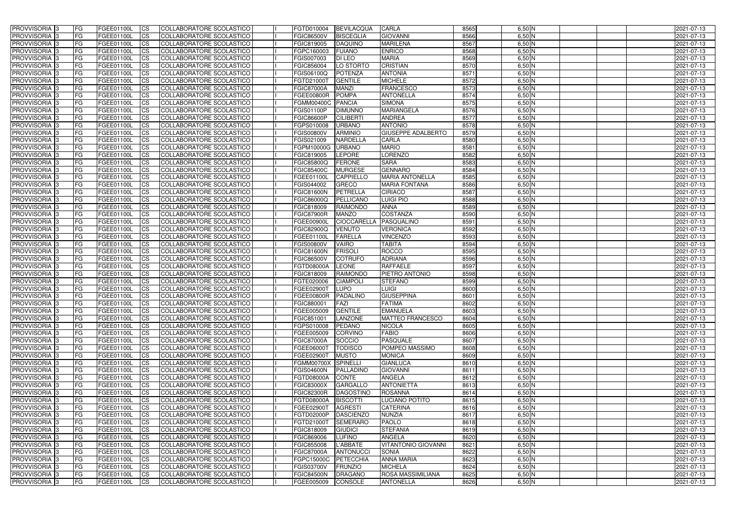| PROVVISORIA | 3 | FG | FGEE01100L | CS | COLLABORATORE SCOLASTICO | | FGTD010004 | BEVILACQUA | CARLA | 8565 | 6,50 | N | | | | 2021-07-13 |
|---|---|---|---|---|---|---|---|---|---|---|---|---|---|---|---|---|
| PROVVISORIA | 3 | FG | FGEE01100L | CS | COLLABORATORE SCOLASTICO | | FGIC86500V | BISCEGLIA | GIOVANNI | 8566 | 6,50 | N | | | | 2021-07-13 |
| PROVVISORIA | 3 | FG | FGEE01100L | CS | COLLABORATORE SCOLASTICO | | FGIC819005 | DAQUINO | MARILENA | 8567 | 6,50 | N | | | | 2021-07-13 |
| PROVVISORIA | 3 | FG | FGEE01100L | CS | COLLABORATORE SCOLASTICO | | FGPC160003 | FUIANO | ENRICO | 8568 | 6,50 | N | | | | 2021-07-13 |
| PROVVISORIA | 3 | FG | FGEE01100L | CS | COLLABORATORE SCOLASTICO | | FGIS007003 | DI LEO | MARIA | 8569 | 6,50 | N | | | | 2021-07-13 |
| PROVVISORIA | 3 | FG | FGEE01100L | CS | COLLABORATORE SCOLASTICO | | FGIC856004 | LO STORTO | CRISTIAN | 8570 | 6,50 | N | | | | 2021-07-13 |
| PROVVISORIA | 3 | FG | FGEE01100L | CS | COLLABORATORE SCOLASTICO | | FGIS06100Q | POTENZA | ANTONIA | 8571 | 6,50 | N | | | | 2021-07-13 |
| PROVVISORIA | 3 | FG | FGEE01100L | CS | COLLABORATORE SCOLASTICO | | FGTD21000T | GENTILE | MICHELE | 8572 | 6,50 | N | | | | 2021-07-13 |
| PROVVISORIA | 3 | FG | FGEE01100L | CS | COLLABORATORE SCOLASTICO | | FGIC87000A | MANZI | FRANCESCO | 8573 | 6,50 | N | | | | 2021-07-13 |
| PROVVISORIA | 3 | FG | FGEE01100L | CS | COLLABORATORE SCOLASTICO | | FGEE00800R | POMPA | ANTONELLA | 8574 | 6,50 | N | | | | 2021-07-13 |
| PROVVISORIA | 3 | FG | FGEE01100L | CS | COLLABORATORE SCOLASTICO | | FGMM00400C | PANCIA | SIMONA | 8575 | 6,50 | N | | | | 2021-07-13 |
| PROVVISORIA | 3 | FG | FGEE01100L | CS | COLLABORATORE SCOLASTICO | | FGIS01100P | DIMUNNO | MARIANGELA | 8576 | 6,50 | N | | | | 2021-07-13 |
| PROVVISORIA | 3 | FG | FGEE01100L | CS | COLLABORATORE SCOLASTICO | | FGIC86600P | CILIBERTI | ANDREA | 8577 | 6,50 | N | | | | 2021-07-13 |
| PROVVISORIA | 3 | FG | FGEE01100L | CS | COLLABORATORE SCOLASTICO | | FGPS010008 | URBANO | ANTONIO | 8578 | 6,50 | N | | | | 2021-07-13 |
| PROVVISORIA | 3 | FG | FGEE01100L | CS | COLLABORATORE SCOLASTICO | | FGIS00800V | ARMINIO | GIUSEPPE ADALBERTO | 8579 | 6,50 | N | | | | 2021-07-13 |
| PROVVISORIA | 3 | FG | FGEE01100L | CS | COLLABORATORE SCOLASTICO | | FGIS021009 | NARDELLA | CARLA | 8580 | 6,50 | N | | | | 2021-07-13 |
| PROVVISORIA | 3 | FG | FGEE01100L | CS | COLLABORATORE SCOLASTICO | | FGPM10000G | URBANO | MARIO | 8581 | 6,50 | N | | | | 2021-07-13 |
| PROVVISORIA | 3 | FG | FGEE01100L | CS | COLLABORATORE SCOLASTICO | | FGIC819005 | LEPORE | LORENZO | 8582 | 6,50 | N | | | | 2021-07-13 |
| PROVVISORIA | 3 | FG | FGEE01100L | CS | COLLABORATORE SCOLASTICO | | FGIC85800Q | FERONE | SARA | 8583 | 6,50 | N | | | | 2021-07-13 |
| PROVVISORIA | 3 | FG | FGEE01100L | CS | COLLABORATORE SCOLASTICO | | FGIC85400C | MURGESE | GENNARO | 8584 | 6,50 | N | | | | 2021-07-13 |
| PROVVISORIA | 3 | FG | FGEE01100L | CS | COLLABORATORE SCOLASTICO | | FGEE01100L | CAPPIELLO | MARIA ANTONELLA | 8585 | 6,50 | N | | | | 2021-07-13 |
| PROVVISORIA | 3 | FG | FGEE01100L | CS | COLLABORATORE SCOLASTICO | | FGIS044002 | GRECO | MARIA FONTANA | 8586 | 6,50 | N | | | | 2021-07-13 |
| PROVVISORIA | 3 | FG | FGEE01100L | CS | COLLABORATORE SCOLASTICO | | FGIC81600N | PETRELLA | CIRIACO | 8587 | 6,50 | N | | | | 2021-07-13 |
| PROVVISORIA | 3 | FG | FGEE01100L | CS | COLLABORATORE SCOLASTICO | | FGIC86000Q | PELLICANO | LUIGI PIO | 8588 | 6,50 | N | | | | 2021-07-13 |
| PROVVISORIA | 3 | FG | FGEE01100L | CS | COLLABORATORE SCOLASTICO | | FGIC818009 | RAIMONDO | ANNA | 8589 | 6,50 | N | | | | 2021-07-13 |
| PROVVISORIA | 3 | FG | FGEE01100L | CS | COLLABORATORE SCOLASTICO | | FGIC87900R | MANZO | COSTANZA | 8590 | 6,50 | N | | | | 2021-07-13 |
| PROVVISORIA | 3 | FG | FGEE01100L | CS | COLLABORATORE SCOLASTICO | | FGEE00900L | CIOCCARELLA | PASQUALINO | 8591 | 6,50 | N | | | | 2021-07-13 |
| PROVVISORIA | 3 | FG | FGEE01100L | CS | COLLABORATORE SCOLASTICO | | FGIC82900Q | VENUTO | VERONICA | 8592 | 6,50 | N | | | | 2021-07-13 |
| PROVVISORIA | 3 | FG | FGEE01100L | CS | COLLABORATORE SCOLASTICO | | FGEE01100L | FARELLA | VINCENZO | 8593 | 6,50 | N | | | | 2021-07-13 |
| PROVVISORIA | 3 | FG | FGEE01100L | CS | COLLABORATORE SCOLASTICO | | FGIS00800V | VAIRO | TABITA | 8594 | 6,50 | N | | | | 2021-07-13 |
| PROVVISORIA | 3 | FG | FGEE01100L | CS | COLLABORATORE SCOLASTICO | | FGIC81600N | FRISOLI | ROCCO | 8595 | 6,50 | N | | | | 2021-07-13 |
| PROVVISORIA | 3 | FG | FGEE01100L | CS | COLLABORATORE SCOLASTICO | | FGIC86500V | COTRUFO | ADRIANA | 8596 | 6,50 | N | | | | 2021-07-13 |
| PROVVISORIA | 3 | FG | FGEE01100L | CS | COLLABORATORE SCOLASTICO | | FGTD08000A | LEONE | RAFFAELE | 8597 | 6,50 | N | | | | 2021-07-13 |
| PROVVISORIA | 3 | FG | FGEE01100L | CS | COLLABORATORE SCOLASTICO | | FGIC818009 | RAIMONDO | PIETRO ANTONIO | 8598 | 6,50 | N | | | | 2021-07-13 |
| PROVVISORIA | 3 | FG | FGEE01100L | CS | COLLABORATORE SCOLASTICO | | FGTE020006 | CIAMPOLI | STEFANO | 8599 | 6,50 | N | | | | 2021-07-13 |
| PROVVISORIA | 3 | FG | FGEE01100L | CS | COLLABORATORE SCOLASTICO | | FGEE02900T | LUPO | LUIGI | 8600 | 6,50 | N | | | | 2021-07-13 |
| PROVVISORIA | 3 | FG | FGEE01100L | CS | COLLABORATORE SCOLASTICO | | FGEE00800R | PADALINO | GIUSEPPINA | 8601 | 6,50 | N | | | | 2021-07-13 |
| PROVVISORIA | 3 | FG | FGEE01100L | CS | COLLABORATORE SCOLASTICO | | FGIC880001 | FAZI | FATIMA | 8602 | 6,50 | N | | | | 2021-07-13 |
| PROVVISORIA | 3 | FG | FGEE01100L | CS | COLLABORATORE SCOLASTICO | | FGEE005009 | GENTILE | EMANUELA | 8603 | 6,50 | N | | | | 2021-07-13 |
| PROVVISORIA | 3 | FG | FGEE01100L | CS | COLLABORATORE SCOLASTICO | | FGIC851001 | LANZONE | MATTEO FRANCESCO | 8604 | 6,50 | N | | | | 2021-07-13 |
| PROVVISORIA | 3 | FG | FGEE01100L | CS | COLLABORATORE SCOLASTICO | | FGPS010008 | PEDANO | NICOLA | 8605 | 6,50 | N | | | | 2021-07-13 |
| PROVVISORIA | 3 | FG | FGEE01100L | CS | COLLABORATORE SCOLASTICO | | FGEE005009 | CORVINO | FABIO | 8606 | 6,50 | N | | | | 2021-07-13 |
| PROVVISORIA | 3 | FG | FGEE01100L | CS | COLLABORATORE SCOLASTICO | | FGIC87000A | SOCCIO | PASQUALE | 8607 | 6,50 | N | | | | 2021-07-13 |
| PROVVISORIA | 3 | FG | FGEE01100L | CS | COLLABORATORE SCOLASTICO | | FGEE06000T | TODISCO | POMPEO MASSIMO | 8608 | 6,50 | N | | | | 2021-07-13 |
| PROVVISORIA | 3 | FG | FGEE01100L | CS | COLLABORATORE SCOLASTICO | | FGEE02900T | MUSTO | MONICA | 8609 | 6,50 | N | | | | 2021-07-13 |
| PROVVISORIA | 3 | FG | FGEE01100L | CS | COLLABORATORE SCOLASTICO | | FGMM00700X | SPINELLI | GIANLUCA | 8610 | 6,50 | N | | | | 2021-07-13 |
| PROVVISORIA | 3 | FG | FGEE01100L | CS | COLLABORATORE SCOLASTICO | | FGIS04600N | PALLADINO | GIOVANNI | 8611 | 6,50 | N | | | | 2021-07-13 |
| PROVVISORIA | 3 | FG | FGEE01100L | CS | COLLABORATORE SCOLASTICO | | FGTD08000A | CONTE | ANGELA | 8612 | 6,50 | N | | | | 2021-07-13 |
| PROVVISORIA | 3 | FG | FGEE01100L | CS | COLLABORATORE SCOLASTICO | | FGIC83000X | GARGALLO | ANTONIETTA | 8613 | 6,50 | N | | | | 2021-07-13 |
| PROVVISORIA | 3 | FG | FGEE01100L | CS | COLLABORATORE SCOLASTICO | | FGIC82300R | DAGOSTINO | ROSANNA | 8614 | 6,50 | N | | | | 2021-07-13 |
| PROVVISORIA | 3 | FG | FGEE01100L | CS | COLLABORATORE SCOLASTICO | | FGTD08000A | BISCOTTI | LUCIANO POTITO | 8615 | 6,50 | N | | | | 2021-07-13 |
| PROVVISORIA | 3 | FG | FGEE01100L | CS | COLLABORATORE SCOLASTICO | | FGEE02900T | AGRESTI | CATERINA | 8616 | 6,50 | N | | | | 2021-07-13 |
| PROVVISORIA | 3 | FG | FGEE01100L | CS | COLLABORATORE SCOLASTICO | | FGTD02000P | DASCIENZO | NUNZIA | 8617 | 6,50 | N | | | | 2021-07-13 |
| PROVVISORIA | 3 | FG | FGEE01100L | CS | COLLABORATORE SCOLASTICO | | FGTD21000T | SEMERARO | PAOLO | 8618 | 6,50 | N | | | | 2021-07-13 |
| PROVVISORIA | 3 | FG | FGEE01100L | CS | COLLABORATORE SCOLASTICO | | FGIC818009 | GIUDICI | STEFANIA | 8619 | 6,50 | N | | | | 2021-07-13 |
| PROVVISORIA | 3 | FG | FGEE01100L | CS | COLLABORATORE SCOLASTICO | | FGIC869006 | LUFINO | ANGELA | 8620 | 6,50 | N | | | | 2021-07-13 |
| PROVVISORIA | 3 | FG | FGEE01100L | CS | COLLABORATORE SCOLASTICO | | FGIC855008 | L'ABBATE | VITANTONIO GIOVANNI | 8621 | 6,50 | N | | | | 2021-07-13 |
| PROVVISORIA | 3 | FG | FGEE01100L | CS | COLLABORATORE SCOLASTICO | | FGIC87000A | ANTONUCCI | SONIA | 8622 | 6,50 | N | | | | 2021-07-13 |
| PROVVISORIA | 3 | FG | FGEE01100L | CS | COLLABORATORE SCOLASTICO | | FGPC15000C | PETECCHIA | ANNA MARIA | 8623 | 6,50 | N | | | | 2021-07-13 |
| PROVVISORIA | 3 | FG | FGEE01100L | CS | COLLABORATORE SCOLASTICO | | FGIS03700V | FRUNZIO | MICHELA | 8624 | 6,50 | N | | | | 2021-07-13 |
| PROVVISORIA | 3 | FG | FGEE01100L | CS | COLLABORATORE SCOLASTICO | | FGIC84500N | DRAGANO | ROSA MASSIMILIANA | 8625 | 6,50 | N | | | | 2021-07-13 |
| PROVVISORIA | 3 | FG | FGEE01100L | CS | COLLABORATORE SCOLASTICO | | FGEE005009 | CONSOLE | ANTONELLA | 8626 | 6,50 | N | | | | 2021-07-13 |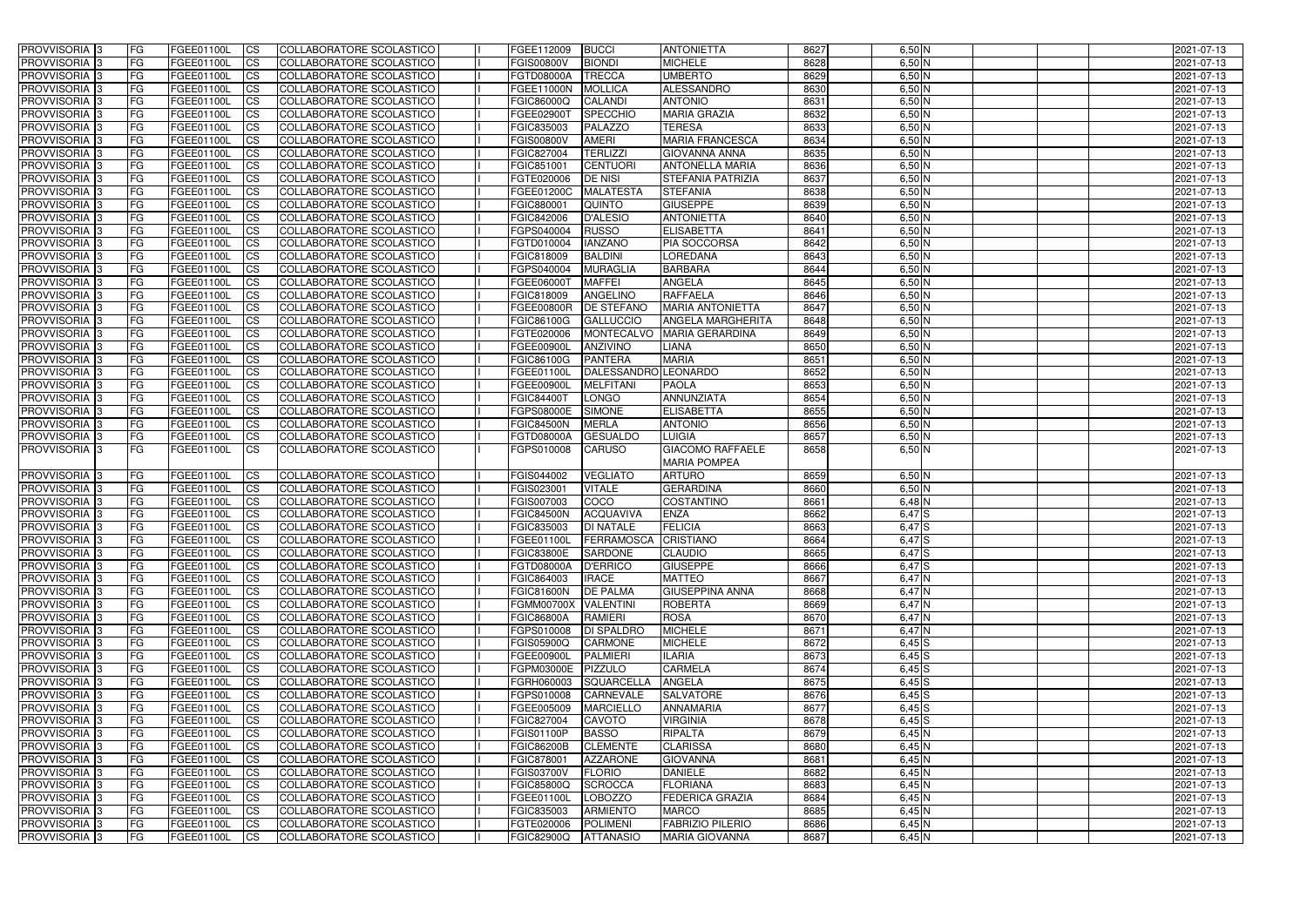| PROVVISORIA | 3 | FG | FGEE01100L | CS | COLLABORATORE SCOLASTICO | | FGEE112009 | BUCCI | ANTONIETTA | 8627 | 6,50 | N | | | | 2021-07-13 |
|---|---|---|---|---|---|---|---|---|---|---|---|---|---|---|---|---|
| PROVVISORIA | 3 | FG | FGEE01100L | CS | COLLABORATORE SCOLASTICO | | FGIS00800V | BIONDI | MICHELE | 8628 | 6,50 | N | | | | 2021-07-13 |
| PROVVISORIA | 3 | FG | FGEE01100L | CS | COLLABORATORE SCOLASTICO | | FGTD08000A | TRECCA | UMBERTO | 8629 | 6,50 | N | | | | 2021-07-13 |
| PROVVISORIA | 3 | FG | FGEE01100L | CS | COLLABORATORE SCOLASTICO | | FGEE11000N | MOLLICA | ALESSANDRO | 8630 | 6,50 | N | | | | 2021-07-13 |
| PROVVISORIA | 3 | FG | FGEE01100L | CS | COLLABORATORE SCOLASTICO | | FGIC86000Q | CALANDI | ANTONIO | 8631 | 6,50 | N | | | | 2021-07-13 |
| PROVVISORIA | 3 | FG | FGEE01100L | CS | COLLABORATORE SCOLASTICO | | FGEE02900T | SPECCHIO | MARIA GRAZIA | 8632 | 6,50 | N | | | | 2021-07-13 |
| PROVVISORIA | 3 | FG | FGEE01100L | CS | COLLABORATORE SCOLASTICO | | FGIC835003 | PALAZZO | TERESA | 8633 | 6,50 | N | | | | 2021-07-13 |
| PROVVISORIA | 3 | FG | FGEE01100L | CS | COLLABORATORE SCOLASTICO | | FGIS00800V | AMERI | MARIA FRANCESCA | 8634 | 6,50 | N | | | | 2021-07-13 |
| PROVVISORIA | 3 | FG | FGEE01100L | CS | COLLABORATORE SCOLASTICO | | FGIC827004 | TERLIZZI | GIOVANNA ANNA | 8635 | 6,50 | N | | | | 2021-07-13 |
| PROVVISORIA | 3 | FG | FGEE01100L | CS | COLLABORATORE SCOLASTICO | | FGIC851001 | CENTUORI | ANTONELLA MARIA | 8636 | 6,50 | N | | | | 2021-07-13 |
| PROVVISORIA | 3 | FG | FGEE01100L | CS | COLLABORATORE SCOLASTICO | | FGTE020006 | DE NISI | STEFANIA PATRIZIA | 8637 | 6,50 | N | | | | 2021-07-13 |
| PROVVISORIA | 3 | FG | FGEE01100L | CS | COLLABORATORE SCOLASTICO | | FGEE01200C | MALATESTA | STEFANIA | 8638 | 6,50 | N | | | | 2021-07-13 |
| PROVVISORIA | 3 | FG | FGEE01100L | CS | COLLABORATORE SCOLASTICO | | FGIC880001 | QUINTO | GIUSEPPE | 8639 | 6,50 | N | | | | 2021-07-13 |
| PROVVISORIA | 3 | FG | FGEE01100L | CS | COLLABORATORE SCOLASTICO | | FGIC842006 | D'ALESIO | ANTONIETTA | 8640 | 6,50 | N | | | | 2021-07-13 |
| PROVVISORIA | 3 | FG | FGEE01100L | CS | COLLABORATORE SCOLASTICO | | FGPS040004 | RUSSO | ELISABETTA | 8641 | 6,50 | N | | | | 2021-07-13 |
| PROVVISORIA | 3 | FG | FGEE01100L | CS | COLLABORATORE SCOLASTICO | | FGTD010004 | IANZANO | PIA SOCCORSA | 8642 | 6,50 | N | | | | 2021-07-13 |
| PROVVISORIA | 3 | FG | FGEE01100L | CS | COLLABORATORE SCOLASTICO | | FGIC818009 | BALDINI | LOREDANA | 8643 | 6,50 | N | | | | 2021-07-13 |
| PROVVISORIA | 3 | FG | FGEE01100L | CS | COLLABORATORE SCOLASTICO | | FGPS040004 | MURAGLIA | BARBARA | 8644 | 6,50 | N | | | | 2021-07-13 |
| PROVVISORIA | 3 | FG | FGEE01100L | CS | COLLABORATORE SCOLASTICO | | FGEE06000T | MAFFEI | ANGELA | 8645 | 6,50 | N | | | | 2021-07-13 |
| PROVVISORIA | 3 | FG | FGEE01100L | CS | COLLABORATORE SCOLASTICO | | FGIC818009 | ANGELINO | RAFFAELA | 8646 | 6,50 | N | | | | 2021-07-13 |
| PROVVISORIA | 3 | FG | FGEE01100L | CS | COLLABORATORE SCOLASTICO | | FGEE00800R | DE STEFANO | MARIA ANTONIETTA | 8647 | 6,50 | N | | | | 2021-07-13 |
| PROVVISORIA | 3 | FG | FGEE01100L | CS | COLLABORATORE SCOLASTICO | | FGIC86100G | GALLUCCIO | ANGELA MARGHERITA | 8648 | 6,50 | N | | | | 2021-07-13 |
| PROVVISORIA | 3 | FG | FGEE01100L | CS | COLLABORATORE SCOLASTICO | | FGTE020006 | MONTECALVO | MARIA GERARDINA | 8649 | 6,50 | N | | | | 2021-07-13 |
| PROVVISORIA | 3 | FG | FGEE01100L | CS | COLLABORATORE SCOLASTICO | | FGEE00900L | ANZIVINO | LIANA | 8650 | 6,50 | N | | | | 2021-07-13 |
| PROVVISORIA | 3 | FG | FGEE01100L | CS | COLLABORATORE SCOLASTICO | | FGIC86100G | PANTERA | MARIA | 8651 | 6,50 | N | | | | 2021-07-13 |
| PROVVISORIA | 3 | FG | FGEE01100L | CS | COLLABORATORE SCOLASTICO | | FGEE01100L | DALESSANDRO | LEONARDO | 8652 | 6,50 | N | | | | 2021-07-13 |
| PROVVISORIA | 3 | FG | FGEE01100L | CS | COLLABORATORE SCOLASTICO | | FGEE00900L | MELFITANI | PAOLA | 8653 | 6,50 | N | | | | 2021-07-13 |
| PROVVISORIA | 3 | FG | FGEE01100L | CS | COLLABORATORE SCOLASTICO | | FGIC84400T | LONGO | ANNUNZIATA | 8654 | 6,50 | N | | | | 2021-07-13 |
| PROVVISORIA | 3 | FG | FGEE01100L | CS | COLLABORATORE SCOLASTICO | | FGPS08000E | SIMONE | ELISABETTA | 8655 | 6,50 | N | | | | 2021-07-13 |
| PROVVISORIA | 3 | FG | FGEE01100L | CS | COLLABORATORE SCOLASTICO | | FGIC84500N | MERLA | ANTONIO | 8656 | 6,50 | N | | | | 2021-07-13 |
| PROVVISORIA | 3 | FG | FGEE01100L | CS | COLLABORATORE SCOLASTICO | | FGTD08000A | GESUALDO | LUIGIA | 8657 | 6,50 | N | | | | 2021-07-13 |
| PROVVISORIA | 3 | FG | FGEE01100L | CS | COLLABORATORE SCOLASTICO | | FGPS010008 | CARUSO | GIACOMO RAFFAELE MARIA POMPEA | 8658 | 6,50 | N | | | | 2021-07-13 |
| PROVVISORIA | 3 | FG | FGEE01100L | CS | COLLABORATORE SCOLASTICO | | FGIS044002 | VEGLIATO | ARTURO | 8659 | 6,50 | N | | | | 2021-07-13 |
| PROVVISORIA | 3 | FG | FGEE01100L | CS | COLLABORATORE SCOLASTICO | | FGIS023001 | VITALE | GERARDINA | 8660 | 6,50 | N | | | | 2021-07-13 |
| PROVVISORIA | 3 | FG | FGEE01100L | CS | COLLABORATORE SCOLASTICO | | FGIS007003 | COCO | COSTANTINO | 8661 | 6,48 | N | | | | 2021-07-13 |
| PROVVISORIA | 3 | FG | FGEE01100L | CS | COLLABORATORE SCOLASTICO | | FGIC84500N | ACQUAVIVA | ENZA | 8662 | 6,47 | S | | | | 2021-07-13 |
| PROVVISORIA | 3 | FG | FGEE01100L | CS | COLLABORATORE SCOLASTICO | | FGIC835003 | DI NATALE | FELICIA | 8663 | 6,47 | S | | | | 2021-07-13 |
| PROVVISORIA | 3 | FG | FGEE01100L | CS | COLLABORATORE SCOLASTICO | | FGEE01100L | FERRAMOSCA | CRISTIANO | 8664 | 6,47 | S | | | | 2021-07-13 |
| PROVVISORIA | 3 | FG | FGEE01100L | CS | COLLABORATORE SCOLASTICO | | FGIC83800E | SARDONE | CLAUDIO | 8665 | 6,47 | S | | | | 2021-07-13 |
| PROVVISORIA | 3 | FG | FGEE01100L | CS | COLLABORATORE SCOLASTICO | | FGTD08000A | D'ERRICO | GIUSEPPE | 8666 | 6,47 | S | | | | 2021-07-13 |
| PROVVISORIA | 3 | FG | FGEE01100L | CS | COLLABORATORE SCOLASTICO | | FGIC864003 | IRACE | MATTEO | 8667 | 6,47 | N | | | | 2021-07-13 |
| PROVVISORIA | 3 | FG | FGEE01100L | CS | COLLABORATORE SCOLASTICO | | FGIC81600N | DE PALMA | GIUSEPPINA ANNA | 8668 | 6,47 | N | | | | 2021-07-13 |
| PROVVISORIA | 3 | FG | FGEE01100L | CS | COLLABORATORE SCOLASTICO | | FGMM00700X | VALENTINI | ROBERTA | 8669 | 6,47 | N | | | | 2021-07-13 |
| PROVVISORIA | 3 | FG | FGEE01100L | CS | COLLABORATORE SCOLASTICO | | FGIC86800A | RAMIERI | ROSA | 8670 | 6,47 | N | | | | 2021-07-13 |
| PROVVISORIA | 3 | FG | FGEE01100L | CS | COLLABORATORE SCOLASTICO | | FGPS010008 | DI SPALDRO | MICHELE | 8671 | 6,47 | N | | | | 2021-07-13 |
| PROVVISORIA | 3 | FG | FGEE01100L | CS | COLLABORATORE SCOLASTICO | | FGIS05900Q | CARMONE | MICHELE | 8672 | 6,45 | S | | | | 2021-07-13 |
| PROVVISORIA | 3 | FG | FGEE01100L | CS | COLLABORATORE SCOLASTICO | | FGEE00900L | PALMIERI | ILARIA | 8673 | 6,45 | S | | | | 2021-07-13 |
| PROVVISORIA | 3 | FG | FGEE01100L | CS | COLLABORATORE SCOLASTICO | | FGPM03000E | PIZZULO | CARMELA | 8674 | 6,45 | S | | | | 2021-07-13 |
| PROVVISORIA | 3 | FG | FGEE01100L | CS | COLLABORATORE SCOLASTICO | | FGRH060003 | SQUARCELLA | ANGELA | 8675 | 6,45 | S | | | | 2021-07-13 |
| PROVVISORIA | 3 | FG | FGEE01100L | CS | COLLABORATORE SCOLASTICO | | FGPS010008 | CARNEVALE | SALVATORE | 8676 | 6,45 | S | | | | 2021-07-13 |
| PROVVISORIA | 3 | FG | FGEE01100L | CS | COLLABORATORE SCOLASTICO | | FGEE005009 | MARCIELLO | ANNAMARIA | 8677 | 6,45 | S | | | | 2021-07-13 |
| PROVVISORIA | 3 | FG | FGEE01100L | CS | COLLABORATORE SCOLASTICO | | FGIC827004 | CAVOTO | VIRGINIA | 8678 | 6,45 | S | | | | 2021-07-13 |
| PROVVISORIA | 3 | FG | FGEE01100L | CS | COLLABORATORE SCOLASTICO | | FGIS01100P | BASSO | RIPALTA | 8679 | 6,45 | N | | | | 2021-07-13 |
| PROVVISORIA | 3 | FG | FGEE01100L | CS | COLLABORATORE SCOLASTICO | | FGIC86200B | CLEMENTE | CLARISSA | 8680 | 6,45 | N | | | | 2021-07-13 |
| PROVVISORIA | 3 | FG | FGEE01100L | CS | COLLABORATORE SCOLASTICO | | FGIC878001 | AZZARONE | GIOVANNA | 8681 | 6,45 | N | | | | 2021-07-13 |
| PROVVISORIA | 3 | FG | FGEE01100L | CS | COLLABORATORE SCOLASTICO | | FGIS03700V | FLORIO | DANIELE | 8682 | 6,45 | N | | | | 2021-07-13 |
| PROVVISORIA | 3 | FG | FGEE01100L | CS | COLLABORATORE SCOLASTICO | | FGIC85800Q | SCROCCA | FLORIANA | 8683 | 6,45 | N | | | | 2021-07-13 |
| PROVVISORIA | 3 | FG | FGEE01100L | CS | COLLABORATORE SCOLASTICO | | FGEE01100L | LOBOZZO | FEDERICA GRAZIA | 8684 | 6,45 | N | | | | 2021-07-13 |
| PROVVISORIA | 3 | FG | FGEE01100L | CS | COLLABORATORE SCOLASTICO | | FGIC835003 | ARMIENTO | MARCO | 8685 | 6,45 | N | | | | 2021-07-13 |
| PROVVISORIA | 3 | FG | FGEE01100L | CS | COLLABORATORE SCOLASTICO | | FGTE020006 | POLIMENI | FABRIZIO PILERIO | 8686 | 6,45 | N | | | | 2021-07-13 |
| PROVVISORIA | 3 | FG | FGEE01100L | CS | COLLABORATORE SCOLASTICO | | FGIC82900Q | ATTANASIO | MARIA GIOVANNA | 8687 | 6,45 | N | | | | 2021-07-13 |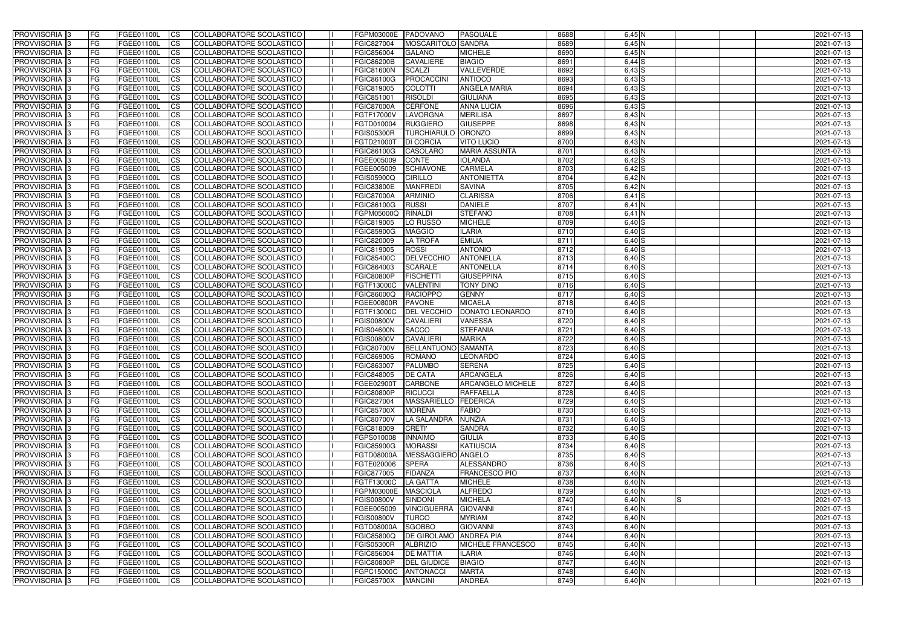| PROVVISORIA 3 | FG | FGEE01100L | CS | COLLABORATORE SCOLASTICO | I | FGPM03000E | PADOVANO | PASQUALE | 8688 | 6,45 | N | | | | 2021-07-13 |
|---|---|---|---|---|---|---|---|---|---|---|---|---|---|---|---|
| PROVVISORIA 3 | FG | FGEE01100L | CS | COLLABORATORE SCOLASTICO | I | FGIC827004 | MOSCARITOLO | SANDRA | 8689 | 6,45 | N | | | | 2021-07-13 |
| PROVVISORIA 3 | FG | FGEE01100L | CS | COLLABORATORE SCOLASTICO | I | FGIC856004 | GALANO | MICHELE | 8690 | 6,45 | N | | | | 2021-07-13 |
| PROVVISORIA 3 | FG | FGEE01100L | CS | COLLABORATORE SCOLASTICO | I | FGIC86200B | CAVALIERE | BIAGIO | 8691 | 6,44 | S | | | | 2021-07-13 |
| PROVVISORIA 3 | FG | FGEE01100L | CS | COLLABORATORE SCOLASTICO | I | FGIC81600N | SCALZI | VALLEVERDE | 8692 | 6,43 | S | | | | 2021-07-13 |
| PROVVISORIA 3 | FG | FGEE01100L | CS | COLLABORATORE SCOLASTICO | I | FGIC86100G | PROCACCINI | ANTIOCO | 8693 | 6,43 | S | | | | 2021-07-13 |
| PROVVISORIA 3 | FG | FGEE01100L | CS | COLLABORATORE SCOLASTICO | I | FGIC819005 | COLOTTI | ANGELA MARIA | 8694 | 6,43 | S | | | | 2021-07-13 |
| PROVVISORIA 3 | FG | FGEE01100L | CS | COLLABORATORE SCOLASTICO | I | FGIC851001 | RISOLDI | GIULIANA | 8695 | 6,43 | S | | | | 2021-07-13 |
| PROVVISORIA 3 | FG | FGEE01100L | CS | COLLABORATORE SCOLASTICO | I | FGIC87000A | CERFONE | ANNA LUCIA | 8696 | 6,43 | S | | | | 2021-07-13 |
| PROVVISORIA 3 | FG | FGEE01100L | CS | COLLABORATORE SCOLASTICO | I | FGTF17000V | LAVORGNA | MERILISA | 8697 | 6,43 | N | | | | 2021-07-13 |
| PROVVISORIA 3 | FG | FGEE01100L | CS | COLLABORATORE SCOLASTICO | I | FGTD010004 | RUGGIERO | GIUSEPPE | 8698 | 6,43 | N | | | | 2021-07-13 |
| PROVVISORIA 3 | FG | FGEE01100L | CS | COLLABORATORE SCOLASTICO | I | FGIS05300R | TURCHIARULO | ORONZO | 8699 | 6,43 | N | | | | 2021-07-13 |
| PROVVISORIA 3 | FG | FGEE01100L | CS | COLLABORATORE SCOLASTICO | I | FGTD21000T | DI CORCIA | VITO LUCIO | 8700 | 6,43 | N | | | | 2021-07-13 |
| PROVVISORIA 3 | FG | FGEE01100L | CS | COLLABORATORE SCOLASTICO | I | FGIC86100G | CASOLARO | MARIA ASSUNTA | 8701 | 6,43 | N | | | | 2021-07-13 |
| PROVVISORIA 3 | FG | FGEE01100L | CS | COLLABORATORE SCOLASTICO | I | FGEE005009 | CONTE | IOLANDA | 8702 | 6,42 | S | | | | 2021-07-13 |
| PROVVISORIA 3 | FG | FGEE01100L | CS | COLLABORATORE SCOLASTICO | I | FGEE005009 | SCHIAVONE | CARMELA | 8703 | 6,42 | S | | | | 2021-07-13 |
| PROVVISORIA 3 | FG | FGEE01100L | CS | COLLABORATORE SCOLASTICO | I | FGIS05900Q | CIRILLO | ANTONIETTA | 8704 | 6,42 | N | | | | 2021-07-13 |
| PROVVISORIA 3 | FG | FGEE01100L | CS | COLLABORATORE SCOLASTICO | I | FGIC83800E | MANFREDI | SAVINA | 8705 | 6,42 | N | | | | 2021-07-13 |
| PROVVISORIA 3 | FG | FGEE01100L | CS | COLLABORATORE SCOLASTICO | I | FGIC87000A | ARMINIO | CLARISSA | 8706 | 6,41 | S | | | | 2021-07-13 |
| PROVVISORIA 3 | FG | FGEE01100L | CS | COLLABORATORE SCOLASTICO | I | FGIC86100G | RUSSI | DANIELE | 8707 | 6,41 | N | | | | 2021-07-13 |
| PROVVISORIA 3 | FG | FGEE01100L | CS | COLLABORATORE SCOLASTICO | I | FGPM05000Q | RINALDI | STEFANO | 8708 | 6,41 | N | | | | 2021-07-13 |
| PROVVISORIA 3 | FG | FGEE01100L | CS | COLLABORATORE SCOLASTICO | I | FGIC819005 | LO RUSSO | MICHELE | 8709 | 6,40 | S | | | | 2021-07-13 |
| PROVVISORIA 3 | FG | FGEE01100L | CS | COLLABORATORE SCOLASTICO | I | FGIC85900G | MAGGIO | ILARIA | 8710 | 6,40 | S | | | | 2021-07-13 |
| PROVVISORIA 3 | FG | FGEE01100L | CS | COLLABORATORE SCOLASTICO | I | FGIC820009 | LA TROFA | EMILIA | 8711 | 6,40 | S | | | | 2021-07-13 |
| PROVVISORIA 3 | FG | FGEE01100L | CS | COLLABORATORE SCOLASTICO | I | FGIC819005 | ROSSI | ANTONIO | 8712 | 6,40 | S | | | | 2021-07-13 |
| PROVVISORIA 3 | FG | FGEE01100L | CS | COLLABORATORE SCOLASTICO | I | FGIC85400C | DELVECCHIO | ANTONELLA | 8713 | 6,40 | S | | | | 2021-07-13 |
| PROVVISORIA 3 | FG | FGEE01100L | CS | COLLABORATORE SCOLASTICO | I | FGIC864003 | SCARALE | ANTONELLA | 8714 | 6,40 | S | | | | 2021-07-13 |
| PROVVISORIA 3 | FG | FGEE01100L | CS | COLLABORATORE SCOLASTICO | I | FGIC80800P | FISCHETTI | GIUSEPPINA | 8715 | 6,40 | S | | | | 2021-07-13 |
| PROVVISORIA 3 | FG | FGEE01100L | CS | COLLABORATORE SCOLASTICO | I | FGTF13000C | VALENTINI | TONY DINO | 8716 | 6,40 | S | | | | 2021-07-13 |
| PROVVISORIA 3 | FG | FGEE01100L | CS | COLLABORATORE SCOLASTICO | I | FGIC86000Q | RACIOPPO | GENNY | 8717 | 6,40 | S | | | | 2021-07-13 |
| PROVVISORIA 3 | FG | FGEE01100L | CS | COLLABORATORE SCOLASTICO | I | FGEE00800R | PAVONE | MICAELA | 8718 | 6,40 | S | | | | 2021-07-13 |
| PROVVISORIA 3 | FG | FGEE01100L | CS | COLLABORATORE SCOLASTICO | I | FGTF13000C | DEL VECCHIO | DONATO LEONARDO | 8719 | 6,40 | S | | | | 2021-07-13 |
| PROVVISORIA 3 | FG | FGEE01100L | CS | COLLABORATORE SCOLASTICO | I | FGIS00800V | CAVALIERI | VANESSA | 8720 | 6,40 | S | | | | 2021-07-13 |
| PROVVISORIA 3 | FG | FGEE01100L | CS | COLLABORATORE SCOLASTICO | I | FGIS04600N | SACCO | STEFANIA | 8721 | 6,40 | S | | | | 2021-07-13 |
| PROVVISORIA 3 | FG | FGEE01100L | CS | COLLABORATORE SCOLASTICO | I | FGIS00800V | CAVALIERI | MARIKA | 8722 | 6,40 | S | | | | 2021-07-13 |
| PROVVISORIA 3 | FG | FGEE01100L | CS | COLLABORATORE SCOLASTICO | I | FGIC80700V | BELLANTUONO | SAMANTA | 8723 | 6,40 | S | | | | 2021-07-13 |
| PROVVISORIA 3 | FG | FGEE01100L | CS | COLLABORATORE SCOLASTICO | I | FGIC869006 | ROMANO | LEONARDO | 8724 | 6,40 | S | | | | 2021-07-13 |
| PROVVISORIA 3 | FG | FGEE01100L | CS | COLLABORATORE SCOLASTICO | I | FGIC863007 | PALUMBO | SERENA | 8725 | 6,40 | S | | | | 2021-07-13 |
| PROVVISORIA 3 | FG | FGEE01100L | CS | COLLABORATORE SCOLASTICO | I | FGIC848005 | DE CATA | ARCANGELA | 8726 | 6,40 | S | | | | 2021-07-13 |
| PROVVISORIA 3 | FG | FGEE01100L | CS | COLLABORATORE SCOLASTICO | I | FGEE02900T | CARBONE | ARCANGELO MICHELE | 8727 | 6,40 | S | | | | 2021-07-13 |
| PROVVISORIA 3 | FG | FGEE01100L | CS | COLLABORATORE SCOLASTICO | I | FGIC80800P | RICUCCI | RAFFAELLA | 8728 | 6,40 | S | | | | 2021-07-13 |
| PROVVISORIA 3 | FG | FGEE01100L | CS | COLLABORATORE SCOLASTICO | I | FGIC827004 | MASSARIELLO | FEDERICA | 8729 | 6,40 | S | | | | 2021-07-13 |
| PROVVISORIA 3 | FG | FGEE01100L | CS | COLLABORATORE SCOLASTICO | I | FGIC85700X | MORENA | FABIO | 8730 | 6,40 | S | | | | 2021-07-13 |
| PROVVISORIA 3 | FG | FGEE01100L | CS | COLLABORATORE SCOLASTICO | I | FGIC80700V | LA SALANDRA | NUNZIA | 8731 | 6,40 | S | | | | 2021-07-13 |
| PROVVISORIA 3 | FG | FGEE01100L | CS | COLLABORATORE SCOLASTICO | I | FGIC818009 | CRETI' | SANDRA | 8732 | 6,40 | S | | | | 2021-07-13 |
| PROVVISORIA 3 | FG | FGEE01100L | CS | COLLABORATORE SCOLASTICO | I | FGPS010008 | INNAIMO | GIULIA | 8733 | 6,40 | S | | | | 2021-07-13 |
| PROVVISORIA 3 | FG | FGEE01100L | CS | COLLABORATORE SCOLASTICO | I | FGIC85900G | MORASSI | KATIUSCIA | 8734 | 6,40 | S | | | | 2021-07-13 |
| PROVVISORIA 3 | FG | FGEE01100L | CS | COLLABORATORE SCOLASTICO | I | FGTD08000A | MESSAGGIERO | ANGELO | 8735 | 6,40 | S | | | | 2021-07-13 |
| PROVVISORIA 3 | FG | FGEE01100L | CS | COLLABORATORE SCOLASTICO | I | FGTE020006 | SPERA | ALESSANDRO | 8736 | 6,40 | S | | | | 2021-07-13 |
| PROVVISORIA 3 | FG | FGEE01100L | CS | COLLABORATORE SCOLASTICO | I | FGIC877005 | FIDANZA | FRANCESCO PIO | 8737 | 6,40 | N | | | | 2021-07-13 |
| PROVVISORIA 3 | FG | FGEE01100L | CS | COLLABORATORE SCOLASTICO | I | FGTF13000C | LA GATTA | MICHELE | 8738 | 6,40 | N | | | | 2021-07-13 |
| PROVVISORIA 3 | FG | FGEE01100L | CS | COLLABORATORE SCOLASTICO | I | FGPM03000E | MASCIOLA | ALFREDO | 8739 | 6,40 | N | | | | 2021-07-13 |
| PROVVISORIA 3 | FG | FGEE01100L | CS | COLLABORATORE SCOLASTICO | I | FGIS00800V | SINDONI | MICHELA | 8740 | 6,40 | N | | S | | 2021-07-13 |
| PROVVISORIA 3 | FG | FGEE01100L | CS | COLLABORATORE SCOLASTICO | I | FGEE005009 | VINCIGUERRA | GIOVANNI | 8741 | 6,40 | N | | | | 2021-07-13 |
| PROVVISORIA 3 | FG | FGEE01100L | CS | COLLABORATORE SCOLASTICO | I | FGIS00800V | TURCO | MYRIAM | 8742 | 6,40 | N | | | | 2021-07-13 |
| PROVVISORIA 3 | FG | FGEE01100L | CS | COLLABORATORE SCOLASTICO | I | FGTD08000A | SGOBBO | GIOVANNI | 8743 | 6,40 | N | | | | 2021-07-13 |
| PROVVISORIA 3 | FG | FGEE01100L | CS | COLLABORATORE SCOLASTICO | I | FGIC85800Q | DE GIROLAMO | ANDREA PIA | 8744 | 6,40 | N | | | | 2021-07-13 |
| PROVVISORIA 3 | FG | FGEE01100L | CS | COLLABORATORE SCOLASTICO | I | FGIS05300R | ALBRIZIO | MICHELE FRANCESCO | 8745 | 6,40 | N | | | | 2021-07-13 |
| PROVVISORIA 3 | FG | FGEE01100L | CS | COLLABORATORE SCOLASTICO | I | FGIC856004 | DE MATTIA | ILARIA | 8746 | 6,40 | N | | | | 2021-07-13 |
| PROVVISORIA 3 | FG | FGEE01100L | CS | COLLABORATORE SCOLASTICO | I | FGIC80800P | DEL GIUDICE | BIAGIO | 8747 | 6,40 | N | | | | 2021-07-13 |
| PROVVISORIA 3 | FG | FGEE01100L | CS | COLLABORATORE SCOLASTICO | I | FGPC15000C | ANTONACCI | MARTA | 8748 | 6,40 | N | | | | 2021-07-13 |
| PROVVISORIA 3 | FG | FGEE01100L | CS | COLLABORATORE SCOLASTICO | I | FGIC85700X | MANCINI | ANDREA | 8749 | 6,40 | N | | | | 2021-07-13 |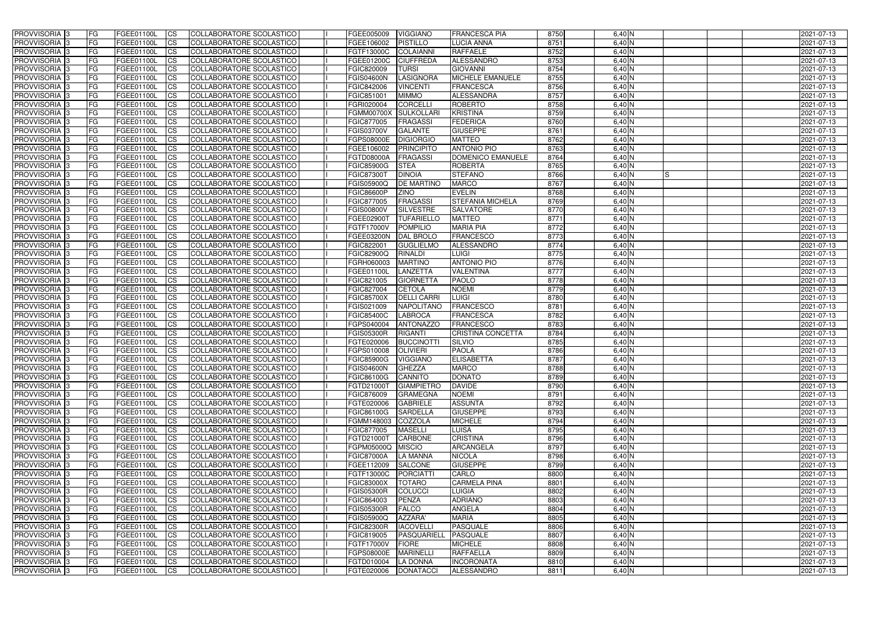| PROVVISORIA 3 | FG | FGEE01100L | CS | COLLABORATORE SCOLASTICO | | FGEE005009 | VIGGIANO | FRANCESCA PIA | 8750 | 6,40 N | | | | 2021-07-13 |
|---|---|---|---|---|---|---|---|---|---|---|---|---|---|---|
| PROVVISORIA 3 | FG | FGEE01100L | CS | COLLABORATORE SCOLASTICO | | FGEE106002 | PISTILLO | LUCIA ANNA | 8751 | 6,40 N | | | | 2021-07-13 |
| PROVVISORIA 3 | FG | FGEE01100L | CS | COLLABORATORE SCOLASTICO | | FGTF13000C | COLAIANNI | RAFFAELE | 8752 | 6,40 N | | | | 2021-07-13 |
| PROVVISORIA 3 | FG | FGEE01100L | CS | COLLABORATORE SCOLASTICO | | FGEE01200C | CIUFFREDA | ALESSANDRO | 8753 | 6,40 N | | | | 2021-07-13 |
| PROVVISORIA 3 | FG | FGEE01100L | CS | COLLABORATORE SCOLASTICO | | FGIC820009 | TURSI | GIOVANNI | 8754 | 6,40 N | | | | 2021-07-13 |
| PROVVISORIA 3 | FG | FGEE01100L | CS | COLLABORATORE SCOLASTICO | | FGIS04600N | LASIGNORA | MICHELE EMANUELE | 8755 | 6,40 N | | | | 2021-07-13 |
| PROVVISORIA 3 | FG | FGEE01100L | CS | COLLABORATORE SCOLASTICO | | FGIC842006 | VINCENTI | FRANCESCA | 8756 | 6,40 N | | | | 2021-07-13 |
| PROVVISORIA 3 | FG | FGEE01100L | CS | COLLABORATORE SCOLASTICO | | FGIC851001 | MIMMO | ALESSANDRA | 8757 | 6,40 N | | | | 2021-07-13 |
| PROVVISORIA 3 | FG | FGEE01100L | CS | COLLABORATORE SCOLASTICO | | FGRI020004 | CORCELLI | ROBERTO | 8758 | 6,40 N | | | | 2021-07-13 |
| PROVVISORIA 3 | FG | FGEE01100L | CS | COLLABORATORE SCOLASTICO | | FGMM00700X | SULKOLLARI | KRISTINA | 8759 | 6,40 N | | | | 2021-07-13 |
| PROVVISORIA 3 | FG | FGEE01100L | CS | COLLABORATORE SCOLASTICO | | FGIC877005 | FRAGASSI | FEDERICA | 8760 | 6,40 N | | | | 2021-07-13 |
| PROVVISORIA 3 | FG | FGEE01100L | CS | COLLABORATORE SCOLASTICO | | FGIS03700V | GALANTE | GIUSEPPE | 8761 | 6,40 N | | | | 2021-07-13 |
| PROVVISORIA 3 | FG | FGEE01100L | CS | COLLABORATORE SCOLASTICO | | FGPS08000E | DIGIORGIO | MATTEO | 8762 | 6,40 N | | | | 2021-07-13 |
| PROVVISORIA 3 | FG | FGEE01100L | CS | COLLABORATORE SCOLASTICO | | FGEE106002 | PRINCIPITO | ANTONIO PIO | 8763 | 6,40 N | | | | 2021-07-13 |
| PROVVISORIA 3 | FG | FGEE01100L | CS | COLLABORATORE SCOLASTICO | | FGTD08000A | FRAGASSI | DOMENICO EMANUELE | 8764 | 6,40 N | | | | 2021-07-13 |
| PROVVISORIA 3 | FG | FGEE01100L | CS | COLLABORATORE SCOLASTICO | | FGIC85900G | STEA | ROBERTA | 8765 | 6,40 N | | | | 2021-07-13 |
| PROVVISORIA 3 | FG | FGEE01100L | CS | COLLABORATORE SCOLASTICO | | FGIC87300T | DINOIA | STEFANO | 8766 | 6,40 N | S | | | 2021-07-13 |
| PROVVISORIA 3 | FG | FGEE01100L | CS | COLLABORATORE SCOLASTICO | | FGIS05900Q | DE MARTINO | MARCO | 8767 | 6,40 N | | | | 2021-07-13 |
| PROVVISORIA 3 | FG | FGEE01100L | CS | COLLABORATORE SCOLASTICO | | FGIC86600P | ZINO | EVELIN | 8768 | 6,40 N | | | | 2021-07-13 |
| PROVVISORIA 3 | FG | FGEE01100L | CS | COLLABORATORE SCOLASTICO | | FGIC877005 | FRAGASSI | STEFANIA MICHELA | 8769 | 6,40 N | | | | 2021-07-13 |
| PROVVISORIA 3 | FG | FGEE01100L | CS | COLLABORATORE SCOLASTICO | | FGIS00800V | SILVESTRE | SALVATORE | 8770 | 6,40 N | | | | 2021-07-13 |
| PROVVISORIA 3 | FG | FGEE01100L | CS | COLLABORATORE SCOLASTICO | | FGEE02900T | TUFARIELLO | MATTEO | 8771 | 6,40 N | | | | 2021-07-13 |
| PROVVISORIA 3 | FG | FGEE01100L | CS | COLLABORATORE SCOLASTICO | | FGTF17000V | POMPILIO | MARIA PIA | 8772 | 6,40 N | | | | 2021-07-13 |
| PROVVISORIA 3 | FG | FGEE01100L | CS | COLLABORATORE SCOLASTICO | | FGEE03200N | DAL BROLO | FRANCESCO | 8773 | 6,40 N | | | | 2021-07-13 |
| PROVVISORIA 3 | FG | FGEE01100L | CS | COLLABORATORE SCOLASTICO | | FGIC822001 | GUGLIELMO | ALESSANDRO | 8774 | 6,40 N | | | | 2021-07-13 |
| PROVVISORIA 3 | FG | FGEE01100L | CS | COLLABORATORE SCOLASTICO | | FGIC82900Q | RINALDI | LUIGI | 8775 | 6,40 N | | | | 2021-07-13 |
| PROVVISORIA 3 | FG | FGEE01100L | CS | COLLABORATORE SCOLASTICO | | FGRH060003 | MARTINO | ANTONIO PIO | 8776 | 6,40 N | | | | 2021-07-13 |
| PROVVISORIA 3 | FG | FGEE01100L | CS | COLLABORATORE SCOLASTICO | | FGEE01100L | LANZETTA | VALENTINA | 8777 | 6,40 N | | | | 2021-07-13 |
| PROVVISORIA 3 | FG | FGEE01100L | CS | COLLABORATORE SCOLASTICO | | FGIC821005 | GIORNETTA | PAOLO | 8778 | 6,40 N | | | | 2021-07-13 |
| PROVVISORIA 3 | FG | FGEE01100L | CS | COLLABORATORE SCOLASTICO | | FGIC827004 | CETOLA | NOEMI | 8779 | 6,40 N | | | | 2021-07-13 |
| PROVVISORIA 3 | FG | FGEE01100L | CS | COLLABORATORE SCOLASTICO | | FGIC85700X | DELLI CARRI | LUIGI | 8780 | 6,40 N | | | | 2021-07-13 |
| PROVVISORIA 3 | FG | FGEE01100L | CS | COLLABORATORE SCOLASTICO | | FGIS021009 | NAPOLITANO | FRANCESCO | 8781 | 6,40 N | | | | 2021-07-13 |
| PROVVISORIA 3 | FG | FGEE01100L | CS | COLLABORATORE SCOLASTICO | | FGIC85400C | LABROCA | FRANCESCA | 8782 | 6,40 N | | | | 2021-07-13 |
| PROVVISORIA 3 | FG | FGEE01100L | CS | COLLABORATORE SCOLASTICO | | FGPS040004 | ANTONAZZO | FRANCESCO | 8783 | 6,40 N | | | | 2021-07-13 |
| PROVVISORIA 3 | FG | FGEE01100L | CS | COLLABORATORE SCOLASTICO | | FGIS05300R | RIGANTI | CRISTINA CONCETTA | 8784 | 6,40 N | | | | 2021-07-13 |
| PROVVISORIA 3 | FG | FGEE01100L | CS | COLLABORATORE SCOLASTICO | | FGTE020006 | BUCCINOTTI | SILVIO | 8785 | 6,40 N | | | | 2021-07-13 |
| PROVVISORIA 3 | FG | FGEE01100L | CS | COLLABORATORE SCOLASTICO | | FGPS010008 | OLIVIERI | PAOLA | 8786 | 6,40 N | | | | 2021-07-13 |
| PROVVISORIA 3 | FG | FGEE01100L | CS | COLLABORATORE SCOLASTICO | | FGIC85900G | VIGGIANO | ELISABETTA | 8787 | 6,40 N | | | | 2021-07-13 |
| PROVVISORIA 3 | FG | FGEE01100L | CS | COLLABORATORE SCOLASTICO | | FGIS04600N | GHEZZA | MARCO | 8788 | 6,40 N | | | | 2021-07-13 |
| PROVVISORIA 3 | FG | FGEE01100L | CS | COLLABORATORE SCOLASTICO | | FGIC86100G | CANNITO | DONATO | 8789 | 6,40 N | | | | 2021-07-13 |
| PROVVISORIA 3 | FG | FGEE01100L | CS | COLLABORATORE SCOLASTICO | | FGTD21000T | GIAMPIETRO | DAVIDE | 8790 | 6,40 N | | | | 2021-07-13 |
| PROVVISORIA 3 | FG | FGEE01100L | CS | COLLABORATORE SCOLASTICO | | FGIC876009 | GRAMEGNA | NOEMI | 8791 | 6,40 N | | | | 2021-07-13 |
| PROVVISORIA 3 | FG | FGEE01100L | CS | COLLABORATORE SCOLASTICO | | FGTE020006 | GABRIELE | ASSUNTA | 8792 | 6,40 N | | | | 2021-07-13 |
| PROVVISORIA 3 | FG | FGEE01100L | CS | COLLABORATORE SCOLASTICO | | FGIC86100G | SARDELLA | GIUSEPPE | 8793 | 6,40 N | | | | 2021-07-13 |
| PROVVISORIA 3 | FG | FGEE01100L | CS | COLLABORATORE SCOLASTICO | | FGMM148003 | COZZOLA | MICHELE | 8794 | 6,40 N | | | | 2021-07-13 |
| PROVVISORIA 3 | FG | FGEE01100L | CS | COLLABORATORE SCOLASTICO | | FGIC877005 | MASELLI | LUISA | 8795 | 6,40 N | | | | 2021-07-13 |
| PROVVISORIA 3 | FG | FGEE01100L | CS | COLLABORATORE SCOLASTICO | | FGTD21000T | CARBONE | CRISTINA | 8796 | 6,40 N | | | | 2021-07-13 |
| PROVVISORIA 3 | FG | FGEE01100L | CS | COLLABORATORE SCOLASTICO | | FGPM05000Q | MISCIO | ARCANGELA | 8797 | 6,40 N | | | | 2021-07-13 |
| PROVVISORIA 3 | FG | FGEE01100L | CS | COLLABORATORE SCOLASTICO | | FGIC87000A | LA MANNA | NICOLA | 8798 | 6,40 N | | | | 2021-07-13 |
| PROVVISORIA 3 | FG | FGEE01100L | CS | COLLABORATORE SCOLASTICO | | FGEE112009 | SALCONE | GIUSEPPE | 8799 | 6,40 N | | | | 2021-07-13 |
| PROVVISORIA 3 | FG | FGEE01100L | CS | COLLABORATORE SCOLASTICO | | FGTF13000C | PORCIATTI | CARLO | 8800 | 6,40 N | | | | 2021-07-13 |
| PROVVISORIA 3 | FG | FGEE01100L | CS | COLLABORATORE SCOLASTICO | | FGIC83000X | TOTARO | CARMELA PINA | 8801 | 6,40 N | | | | 2021-07-13 |
| PROVVISORIA 3 | FG | FGEE01100L | CS | COLLABORATORE SCOLASTICO | | FGIS05300R | COLUCCI | LUIGIA | 8802 | 6,40 N | | | | 2021-07-13 |
| PROVVISORIA 3 | FG | FGEE01100L | CS | COLLABORATORE SCOLASTICO | | FGIC864003 | PENZA | ADRIANO | 8803 | 6,40 N | | | | 2021-07-13 |
| PROVVISORIA 3 | FG | FGEE01100L | CS | COLLABORATORE SCOLASTICO | | FGIS05300R | FALCO | ANGELA | 8804 | 6,40 N | | | | 2021-07-13 |
| PROVVISORIA 3 | FG | FGEE01100L | CS | COLLABORATORE SCOLASTICO | | FGIS05900Q | AZZARA' | MARIA | 8805 | 6,40 N | | | | 2021-07-13 |
| PROVVISORIA 3 | FG | FGEE01100L | CS | COLLABORATORE SCOLASTICO | | FGIC82300R | IACOVELLI | PASQUALE | 8806 | 6,40 N | | | | 2021-07-13 |
| PROVVISORIA 3 | FG | FGEE01100L | CS | COLLABORATORE SCOLASTICO | | FGIC819005 | PASQUARIELL | PASQUALE | 8807 | 6,40 N | | | | 2021-07-13 |
| PROVVISORIA 3 | FG | FGEE01100L | CS | COLLABORATORE SCOLASTICO | | FGTF17000V | FIORE | MICHELE | 8808 | 6,40 N | | | | 2021-07-13 |
| PROVVISORIA 3 | FG | FGEE01100L | CS | COLLABORATORE SCOLASTICO | | FGPS08000E | MARINELLI | RAFFAELLA | 8809 | 6,40 N | | | | 2021-07-13 |
| PROVVISORIA 3 | FG | FGEE01100L | CS | COLLABORATORE SCOLASTICO | | FGTD010004 | LA DONNA | INCORONATA | 8810 | 6,40 N | | | | 2021-07-13 |
| PROVVISORIA 3 | FG | FGEE01100L | CS | COLLABORATORE SCOLASTICO | | FGTE020006 | DONATACCI | ALESSANDRO | 8811 | 6,40 N | | | | 2021-07-13 |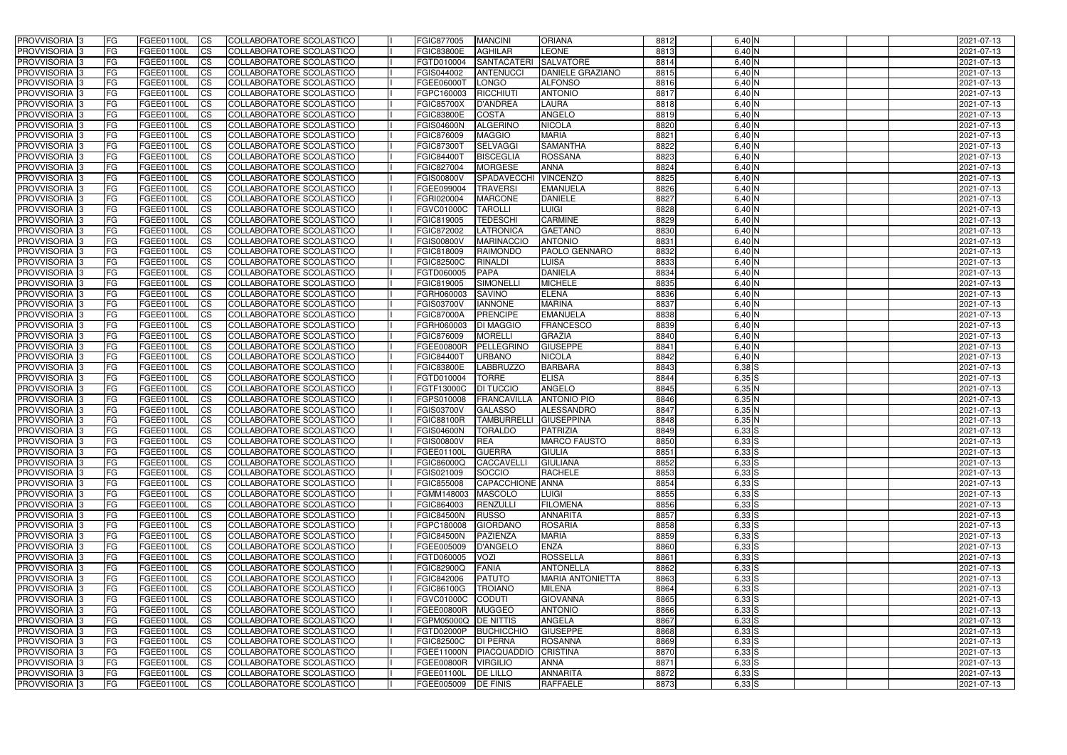| PROVVISORIA 3 | FG | FGEE01100L | CS | COLLABORATORE SCOLASTICO | | FGIC877005 | MANCINI | ORIANA | 8812 | 6,40 N | | | | 2021-07-13 |
|---|---|---|---|---|---|---|---|---|---|---|---|---|---|---|
| PROVVISORIA 3 | FG | FGEE01100L | CS | COLLABORATORE SCOLASTICO | | FGIC83800E | AGHILAR | LEONE | 8813 | 6,40 N | | | | 2021-07-13 |
| PROVVISORIA 3 | FG | FGEE01100L | CS | COLLABORATORE SCOLASTICO | | FGTD010004 | SANTACATERI | SALVATORE | 8814 | 6,40 N | | | | 2021-07-13 |
| PROVVISORIA 3 | FG | FGEE01100L | CS | COLLABORATORE SCOLASTICO | | FGIS044002 | ANTENUCCI | DANIELE GRAZIANO | 8815 | 6,40 N | | | | 2021-07-13 |
| PROVVISORIA 3 | FG | FGEE01100L | CS | COLLABORATORE SCOLASTICO | | FGEE06000T | LONGO | ALFONSO | 8816 | 6,40 N | | | | 2021-07-13 |
| PROVVISORIA 3 | FG | FGEE01100L | CS | COLLABORATORE SCOLASTICO | | FGPC160003 | RICCHIUTI | ANTONIO | 8817 | 6,40 N | | | | 2021-07-13 |
| PROVVISORIA 3 | FG | FGEE01100L | CS | COLLABORATORE SCOLASTICO | | FGIC85700X | D'ANDREA | LAURA | 8818 | 6,40 N | | | | 2021-07-13 |
| PROVVISORIA 3 | FG | FGEE01100L | CS | COLLABORATORE SCOLASTICO | | FGIC83800E | COSTA | ANGELO | 8819 | 6,40 N | | | | 2021-07-13 |
| PROVVISORIA 3 | FG | FGEE01100L | CS | COLLABORATORE SCOLASTICO | | FGIS04600N | ALGERINO | NICOLA | 8820 | 6,40 N | | | | 2021-07-13 |
| PROVVISORIA 3 | FG | FGEE01100L | CS | COLLABORATORE SCOLASTICO | | FGIC876009 | MAGGIO | MARIA | 8821 | 6,40 N | | | | 2021-07-13 |
| PROVVISORIA 3 | FG | FGEE01100L | CS | COLLABORATORE SCOLASTICO | | FGIC87300T | SELVAGGI | SAMANTHA | 8822 | 6,40 N | | | | 2021-07-13 |
| PROVVISORIA 3 | FG | FGEE01100L | CS | COLLABORATORE SCOLASTICO | | FGIC84400T | BISCEGLIA | ROSSANA | 8823 | 6,40 N | | | | 2021-07-13 |
| PROVVISORIA 3 | FG | FGEE01100L | CS | COLLABORATORE SCOLASTICO | | FGIC827004 | MORGESE | ANNA | 8824 | 6,40 N | | | | 2021-07-13 |
| PROVVISORIA 3 | FG | FGEE01100L | CS | COLLABORATORE SCOLASTICO | | FGIS00800V | SPADAVECCHI | VINCENZO | 8825 | 6,40 N | | | | 2021-07-13 |
| PROVVISORIA 3 | FG | FGEE01100L | CS | COLLABORATORE SCOLASTICO | | FGEE099004 | TRAVERSI | EMANUELA | 8826 | 6,40 N | | | | 2021-07-13 |
| PROVVISORIA 3 | FG | FGEE01100L | CS | COLLABORATORE SCOLASTICO | | FGRI020004 | MARCONE | DANIELE | 8827 | 6,40 N | | | | 2021-07-13 |
| PROVVISORIA 3 | FG | FGEE01100L | CS | COLLABORATORE SCOLASTICO | | FGVC01000C | TAROLLI | LUIGI | 8828 | 6,40 N | | | | 2021-07-13 |
| PROVVISORIA 3 | FG | FGEE01100L | CS | COLLABORATORE SCOLASTICO | | FGIC819005 | TEDESCHI | CARMINE | 8829 | 6,40 N | | | | 2021-07-13 |
| PROVVISORIA 3 | FG | FGEE01100L | CS | COLLABORATORE SCOLASTICO | | FGIC872002 | LATRONICA | GAETANO | 8830 | 6,40 N | | | | 2021-07-13 |
| PROVVISORIA 3 | FG | FGEE01100L | CS | COLLABORATORE SCOLASTICO | | FGIS00800V | MARINACCIO | ANTONIO | 8831 | 6,40 N | | | | 2021-07-13 |
| PROVVISORIA 3 | FG | FGEE01100L | CS | COLLABORATORE SCOLASTICO | | FGIC818009 | RAIMONDO | PAOLO GENNARO | 8832 | 6,40 N | | | | 2021-07-13 |
| PROVVISORIA 3 | FG | FGEE01100L | CS | COLLABORATORE SCOLASTICO | | FGIC82500C | RINALDI | LUISA | 8833 | 6,40 N | | | | 2021-07-13 |
| PROVVISORIA 3 | FG | FGEE01100L | CS | COLLABORATORE SCOLASTICO | | FGTD060005 | PAPA | DANIELA | 8834 | 6,40 N | | | | 2021-07-13 |
| PROVVISORIA 3 | FG | FGEE01100L | CS | COLLABORATORE SCOLASTICO | | FGIC819005 | SIMONELLI | MICHELE | 8835 | 6,40 N | | | | 2021-07-13 |
| PROVVISORIA 3 | FG | FGEE01100L | CS | COLLABORATORE SCOLASTICO | | FGRH060003 | SAVINO | ELENA | 8836 | 6,40 N | | | | 2021-07-13 |
| PROVVISORIA 3 | FG | FGEE01100L | CS | COLLABORATORE SCOLASTICO | | FGIS03700V | IANNONE | MARINA | 8837 | 6,40 N | | | | 2021-07-13 |
| PROVVISORIA 3 | FG | FGEE01100L | CS | COLLABORATORE SCOLASTICO | | FGIC87000A | PRENCIPE | EMANUELA | 8838 | 6,40 N | | | | 2021-07-13 |
| PROVVISORIA 3 | FG | FGEE01100L | CS | COLLABORATORE SCOLASTICO | | FGRH060003 | DI MAGGIO | FRANCESCO | 8839 | 6,40 N | | | | 2021-07-13 |
| PROVVISORIA 3 | FG | FGEE01100L | CS | COLLABORATORE SCOLASTICO | | FGIC876009 | MORELLI | GRAZIA | 8840 | 6,40 N | | | | 2021-07-13 |
| PROVVISORIA 3 | FG | FGEE01100L | CS | COLLABORATORE SCOLASTICO | | FGEE00800R | PELLEGRINO | GIUSEPPE | 8841 | 6,40 N | | | | 2021-07-13 |
| PROVVISORIA 3 | FG | FGEE01100L | CS | COLLABORATORE SCOLASTICO | | FGIC84400T | URBANO | NICOLA | 8842 | 6,40 N | | | | 2021-07-13 |
| PROVVISORIA 3 | FG | FGEE01100L | CS | COLLABORATORE SCOLASTICO | | FGIC83800E | LABBRUZZO | BARBARA | 8843 | 6,38 S | | | | 2021-07-13 |
| PROVVISORIA 3 | FG | FGEE01100L | CS | COLLABORATORE SCOLASTICO | | FGTD010004 | TORRE | ELISA | 8844 | 6,35 S | | | | 2021-07-13 |
| PROVVISORIA 3 | FG | FGEE01100L | CS | COLLABORATORE SCOLASTICO | | FGTF13000C | DI TUCCIO | ANGELO | 8845 | 6,35 N | | | | 2021-07-13 |
| PROVVISORIA 3 | FG | FGEE01100L | CS | COLLABORATORE SCOLASTICO | | FGPS010008 | FRANCAVILLA | ANTONIO PIO | 8846 | 6,35 N | | | | 2021-07-13 |
| PROVVISORIA 3 | FG | FGEE01100L | CS | COLLABORATORE SCOLASTICO | | FGIS03700V | GALASSO | ALESSANDRO | 8847 | 6,35 N | | | | 2021-07-13 |
| PROVVISORIA 3 | FG | FGEE01100L | CS | COLLABORATORE SCOLASTICO | | FGIC88100R | TAMBURRELLI | GIUSEPPINA | 8848 | 6,35 N | | | | 2021-07-13 |
| PROVVISORIA 3 | FG | FGEE01100L | CS | COLLABORATORE SCOLASTICO | | FGIS04600N | TORALDO | PATRIZIA | 8849 | 6,33 S | | | | 2021-07-13 |
| PROVVISORIA 3 | FG | FGEE01100L | CS | COLLABORATORE SCOLASTICO | | FGIS00800V | REA | MARCO FAUSTO | 8850 | 6,33 S | | | | 2021-07-13 |
| PROVVISORIA 3 | FG | FGEE01100L | CS | COLLABORATORE SCOLASTICO | | FGEE01100L | GUERRA | GIULIA | 8851 | 6,33 S | | | | 2021-07-13 |
| PROVVISORIA 3 | FG | FGEE01100L | CS | COLLABORATORE SCOLASTICO | | FGIC86000Q | CACCAVELLI | GIULIANA | 8852 | 6,33 S | | | | 2021-07-13 |
| PROVVISORIA 3 | FG | FGEE01100L | CS | COLLABORATORE SCOLASTICO | | FGIS021009 | SOCCIO | RACHELE | 8853 | 6,33 S | | | | 2021-07-13 |
| PROVVISORIA 3 | FG | FGEE01100L | CS | COLLABORATORE SCOLASTICO | | FGIC855008 | CAPACCHIONE | ANNA | 8854 | 6,33 S | | | | 2021-07-13 |
| PROVVISORIA 3 | FG | FGEE01100L | CS | COLLABORATORE SCOLASTICO | | FGMM148003 | MASCOLO | LUIGI | 8855 | 6,33 S | | | | 2021-07-13 |
| PROVVISORIA 3 | FG | FGEE01100L | CS | COLLABORATORE SCOLASTICO | | FGIC864003 | RENZULLI | FILOMENA | 8856 | 6,33 S | | | | 2021-07-13 |
| PROVVISORIA 3 | FG | FGEE01100L | CS | COLLABORATORE SCOLASTICO | | FGIC84500N | RUSSO | ANNARITA | 8857 | 6,33 S | | | | 2021-07-13 |
| PROVVISORIA 3 | FG | FGEE01100L | CS | COLLABORATORE SCOLASTICO | | FGPC180008 | GIORDANO | ROSARIA | 8858 | 6,33 S | | | | 2021-07-13 |
| PROVVISORIA 3 | FG | FGEE01100L | CS | COLLABORATORE SCOLASTICO | | FGIC84500N | PAZIENZA | MARIA | 8859 | 6,33 S | | | | 2021-07-13 |
| PROVVISORIA 3 | FG | FGEE01100L | CS | COLLABORATORE SCOLASTICO | | FGEE005009 | D'ANGELO | ENZA | 8860 | 6,33 S | | | | 2021-07-13 |
| PROVVISORIA 3 | FG | FGEE01100L | CS | COLLABORATORE SCOLASTICO | | FGTD060005 | VOZI | ROSSELLA | 8861 | 6,33 S | | | | 2021-07-13 |
| PROVVISORIA 3 | FG | FGEE01100L | CS | COLLABORATORE SCOLASTICO | | FGIC82900Q | FANIA | ANTONELLA | 8862 | 6,33 S | | | | 2021-07-13 |
| PROVVISORIA 3 | FG | FGEE01100L | CS | COLLABORATORE SCOLASTICO | | FGIC842006 | PATUTO | MARIA ANTONIETTA | 8863 | 6,33 S | | | | 2021-07-13 |
| PROVVISORIA 3 | FG | FGEE01100L | CS | COLLABORATORE SCOLASTICO | | FGIC86100G | TROIANO | MILENA | 8864 | 6,33 S | | | | 2021-07-13 |
| PROVVISORIA 3 | FG | FGEE01100L | CS | COLLABORATORE SCOLASTICO | | FGVC01000C | CODUTI | GIOVANNA | 8865 | 6,33 S | | | | 2021-07-13 |
| PROVVISORIA 3 | FG | FGEE01100L | CS | COLLABORATORE SCOLASTICO | | FGEE00800R | MUGGEO | ANTONIO | 8866 | 6,33 S | | | | 2021-07-13 |
| PROVVISORIA 3 | FG | FGEE01100L | CS | COLLABORATORE SCOLASTICO | | FGPM05000Q | DE NITTIS | ANGELA | 8867 | 6,33 S | | | | 2021-07-13 |
| PROVVISORIA 3 | FG | FGEE01100L | CS | COLLABORATORE SCOLASTICO | | FGTD02000P | BUCHICCHIO | GIUSEPPE | 8868 | 6,33 S | | | | 2021-07-13 |
| PROVVISORIA 3 | FG | FGEE01100L | CS | COLLABORATORE SCOLASTICO | | FGIC82500C | DI PERNA | ROSANNA | 8869 | 6,33 S | | | | 2021-07-13 |
| PROVVISORIA 3 | FG | FGEE01100L | CS | COLLABORATORE SCOLASTICO | | FGEE11000N | PIACQUADDIO | CRISTINA | 8870 | 6,33 S | | | | 2021-07-13 |
| PROVVISORIA 3 | FG | FGEE01100L | CS | COLLABORATORE SCOLASTICO | | FGEE00800R | VIRGILIO | ANNA | 8871 | 6,33 S | | | | 2021-07-13 |
| PROVVISORIA 3 | FG | FGEE01100L | CS | COLLABORATORE SCOLASTICO | | FGEE01100L | DE LILLO | ANNARITA | 8872 | 6,33 S | | | | 2021-07-13 |
| PROVVISORIA 3 | FG | FGEE01100L | CS | COLLABORATORE SCOLASTICO | | FGEE005009 | DE FINIS | RAFFAELE | 8873 | 6,33 S | | | | 2021-07-13 |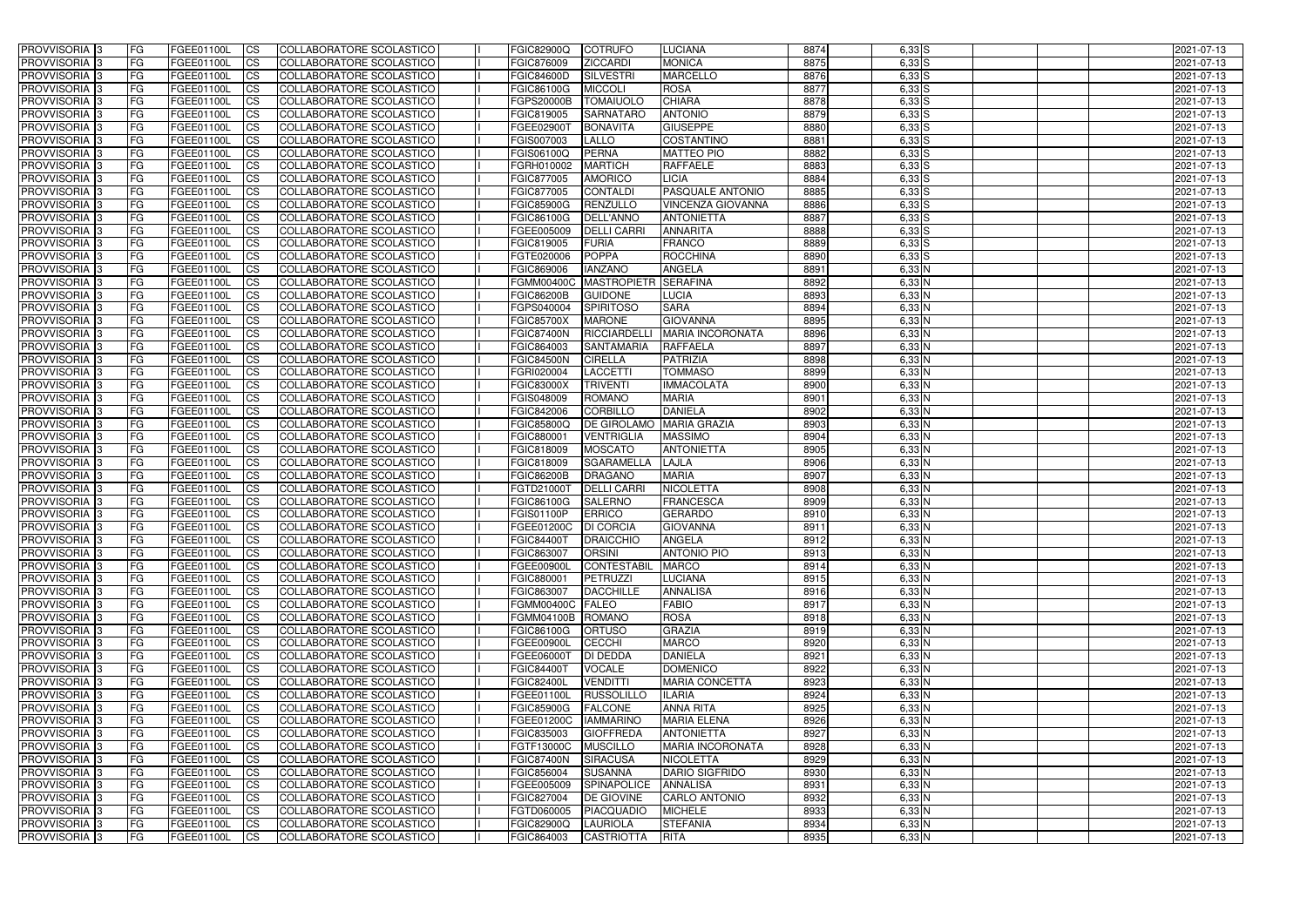| PROVVISORIA | 3 | FG | FGEE01100L | CS | COLLABORATORE SCOLASTICO | | FGIC82900Q | COTRUFO | LUCIANA | 8874 | 6,33 | S | | | | 2021-07-13 |
|---|---|---|---|---|---|---|---|---|---|---|---|---|---|---|---|---|
| PROVVISORIA | 3 | FG | FGEE01100L | CS | COLLABORATORE SCOLASTICO | | FGIC876009 | ZICCARDI | MONICA | 8875 | 6,33 | S | | | | 2021-07-13 |
| PROVVISORIA | 3 | FG | FGEE01100L | CS | COLLABORATORE SCOLASTICO | | FGIC84600D | SILVESTRI | MARCELLO | 8876 | 6,33 | S | | | | 2021-07-13 |
| PROVVISORIA | 3 | FG | FGEE01100L | CS | COLLABORATORE SCOLASTICO | | FGIC86100G | MICCOLI | ROSA | 8877 | 6,33 | S | | | | 2021-07-13 |
| PROVVISORIA | 3 | FG | FGEE01100L | CS | COLLABORATORE SCOLASTICO | | FGPS20000B | TOMAIUOLO | CHIARA | 8878 | 6,33 | S | | | | 2021-07-13 |
| PROVVISORIA | 3 | FG | FGEE01100L | CS | COLLABORATORE SCOLASTICO | | FGIC819005 | SARNATARO | ANTONIO | 8879 | 6,33 | S | | | | 2021-07-13 |
| PROVVISORIA | 3 | FG | FGEE01100L | CS | COLLABORATORE SCOLASTICO | | FGEE02900T | BONAVITA | GIUSEPPE | 8880 | 6,33 | S | | | | 2021-07-13 |
| PROVVISORIA | 3 | FG | FGEE01100L | CS | COLLABORATORE SCOLASTICO | | FGIS007003 | LALLO | COSTANTINO | 8881 | 6,33 | S | | | | 2021-07-13 |
| PROVVISORIA | 3 | FG | FGEE01100L | CS | COLLABORATORE SCOLASTICO | | FGIS06100Q | PERNA | MATTEO PIO | 8882 | 6,33 | S | | | | 2021-07-13 |
| PROVVISORIA | 3 | FG | FGEE01100L | CS | COLLABORATORE SCOLASTICO | | FGRH010002 | MARTICH | RAFFAELE | 8883 | 6,33 | S | | | | 2021-07-13 |
| PROVVISORIA | 3 | FG | FGEE01100L | CS | COLLABORATORE SCOLASTICO | | FGIC877005 | AMORICO | LICIA | 8884 | 6,33 | S | | | | 2021-07-13 |
| PROVVISORIA | 3 | FG | FGEE01100L | CS | COLLABORATORE SCOLASTICO | | FGIC877005 | CONTALDI | PASQUALE ANTONIO | 8885 | 6,33 | S | | | | 2021-07-13 |
| PROVVISORIA | 3 | FG | FGEE01100L | CS | COLLABORATORE SCOLASTICO | | FGIC85900G | RENZULLO | VINCENZA GIOVANNA | 8886 | 6,33 | S | | | | 2021-07-13 |
| PROVVISORIA | 3 | FG | FGEE01100L | CS | COLLABORATORE SCOLASTICO | | FGIC86100G | DELL'ANNO | ANTONIETTA | 8887 | 6,33 | S | | | | 2021-07-13 |
| PROVVISORIA | 3 | FG | FGEE01100L | CS | COLLABORATORE SCOLASTICO | | FGEE005009 | DELLI CARRI | ANNARITA | 8888 | 6,33 | S | | | | 2021-07-13 |
| PROVVISORIA | 3 | FG | FGEE01100L | CS | COLLABORATORE SCOLASTICO | | FGIC819005 | FURIA | FRANCO | 8889 | 6,33 | S | | | | 2021-07-13 |
| PROVVISORIA | 3 | FG | FGEE01100L | CS | COLLABORATORE SCOLASTICO | | FGTE020006 | POPPA | ROCCHINA | 8890 | 6,33 | S | | | | 2021-07-13 |
| PROVVISORIA | 3 | FG | FGEE01100L | CS | COLLABORATORE SCOLASTICO | | FGIC869006 | IANZANO | ANGELA | 8891 | 6,33 | N | | | | 2021-07-13 |
| PROVVISORIA | 3 | FG | FGEE01100L | CS | COLLABORATORE SCOLASTICO | | FGMM00400C | MASTROPIETRO | SERAFINA | 8892 | 6,33 | N | | | | 2021-07-13 |
| PROVVISORIA | 3 | FG | FGEE01100L | CS | COLLABORATORE SCOLASTICO | | FGIC86200B | GUIDONE | LUCIA | 8893 | 6,33 | N | | | | 2021-07-13 |
| PROVVISORIA | 3 | FG | FGEE01100L | CS | COLLABORATORE SCOLASTICO | | FGPS040004 | SPIRITOSO | SARA | 8894 | 6,33 | N | | | | 2021-07-13 |
| PROVVISORIA | 3 | FG | FGEE01100L | CS | COLLABORATORE SCOLASTICO | | FGIC85700X | MARONE | GIOVANNA | 8895 | 6,33 | N | | | | 2021-07-13 |
| PROVVISORIA | 3 | FG | FGEE01100L | CS | COLLABORATORE SCOLASTICO | | FGIC87400N | RICCIARDELLI | MARIA INCORONATA | 8896 | 6,33 | N | | | | 2021-07-13 |
| PROVVISORIA | 3 | FG | FGEE01100L | CS | COLLABORATORE SCOLASTICO | | FGIC864003 | SANTAMARIA | RAFFAELA | 8897 | 6,33 | N | | | | 2021-07-13 |
| PROVVISORIA | 3 | FG | FGEE01100L | CS | COLLABORATORE SCOLASTICO | | FGIC84500N | CIRELLA | PATRIZIA | 8898 | 6,33 | N | | | | 2021-07-13 |
| PROVVISORIA | 3 | FG | FGEE01100L | CS | COLLABORATORE SCOLASTICO | | FGRI020004 | LACCETTI | TOMMASO | 8899 | 6,33 | N | | | | 2021-07-13 |
| PROVVISORIA | 3 | FG | FGEE01100L | CS | COLLABORATORE SCOLASTICO | | FGIC83000X | TRIVENTI | IMMACOLATA | 8900 | 6,33 | N | | | | 2021-07-13 |
| PROVVISORIA | 3 | FG | FGEE01100L | CS | COLLABORATORE SCOLASTICO | | FGIS048009 | ROMANO | MARIA | 8901 | 6,33 | N | | | | 2021-07-13 |
| PROVVISORIA | 3 | FG | FGEE01100L | CS | COLLABORATORE SCOLASTICO | | FGIC842006 | CORBILLO | DANIELA | 8902 | 6,33 | N | | | | 2021-07-13 |
| PROVVISORIA | 3 | FG | FGEE01100L | CS | COLLABORATORE SCOLASTICO | | FGIC85800Q | DE GIROLAMO | MARIA GRAZIA | 8903 | 6,33 | N | | | | 2021-07-13 |
| PROVVISORIA | 3 | FG | FGEE01100L | CS | COLLABORATORE SCOLASTICO | | FGIC880001 | VENTRIGLIA | MASSIMO | 8904 | 6,33 | N | | | | 2021-07-13 |
| PROVVISORIA | 3 | FG | FGEE01100L | CS | COLLABORATORE SCOLASTICO | | FGIC818009 | MOSCATO | ANTONIETTA | 8905 | 6,33 | N | | | | 2021-07-13 |
| PROVVISORIA | 3 | FG | FGEE01100L | CS | COLLABORATORE SCOLASTICO | | FGIC818009 | SGARAMELLA | LAJLA | 8906 | 6,33 | N | | | | 2021-07-13 |
| PROVVISORIA | 3 | FG | FGEE01100L | CS | COLLABORATORE SCOLASTICO | | FGIC86200B | DRAGANO | MARIA | 8907 | 6,33 | N | | | | 2021-07-13 |
| PROVVISORIA | 3 | FG | FGEE01100L | CS | COLLABORATORE SCOLASTICO | | FGTD21000T | DELLI CARRI | NICOLETTA | 8908 | 6,33 | N | | | | 2021-07-13 |
| PROVVISORIA | 3 | FG | FGEE01100L | CS | COLLABORATORE SCOLASTICO | | FGIC86100G | SALERNO | FRANCESCA | 8909 | 6,33 | N | | | | 2021-07-13 |
| PROVVISORIA | 3 | FG | FGEE01100L | CS | COLLABORATORE SCOLASTICO | | FGIS01100P | ERRICO | GERARDO | 8910 | 6,33 | N | | | | 2021-07-13 |
| PROVVISORIA | 3 | FG | FGEE01100L | CS | COLLABORATORE SCOLASTICO | | FGEE01200C | DI CORCIA | GIOVANNA | 8911 | 6,33 | N | | | | 2021-07-13 |
| PROVVISORIA | 3 | FG | FGEE01100L | CS | COLLABORATORE SCOLASTICO | | FGIC84400T | DRAICCHIO | ANGELA | 8912 | 6,33 | N | | | | 2021-07-13 |
| PROVVISORIA | 3 | FG | FGEE01100L | CS | COLLABORATORE SCOLASTICO | | FGIC863007 | ORSINI | ANTONIO PIO | 8913 | 6,33 | N | | | | 2021-07-13 |
| PROVVISORIA | 3 | FG | FGEE01100L | CS | COLLABORATORE SCOLASTICO | | FGEE00900L | CONTESTABILE | MARCO | 8914 | 6,33 | N | | | | 2021-07-13 |
| PROVVISORIA | 3 | FG | FGEE01100L | CS | COLLABORATORE SCOLASTICO | | FGIC880001 | PETRUZZI | LUCIANA | 8915 | 6,33 | N | | | | 2021-07-13 |
| PROVVISORIA | 3 | FG | FGEE01100L | CS | COLLABORATORE SCOLASTICO | | FGIC863007 | DACCHILLE | ANNALISA | 8916 | 6,33 | N | | | | 2021-07-13 |
| PROVVISORIA | 3 | FG | FGEE01100L | CS | COLLABORATORE SCOLASTICO | | FGMM00400C | FALEO | FABIO | 8917 | 6,33 | N | | | | 2021-07-13 |
| PROVVISORIA | 3 | FG | FGEE01100L | CS | COLLABORATORE SCOLASTICO | | FGMM04100B | ROMANO | ROSA | 8918 | 6,33 | N | | | | 2021-07-13 |
| PROVVISORIA | 3 | FG | FGEE01100L | CS | COLLABORATORE SCOLASTICO | | FGIC86100G | ORTUSO | GRAZIA | 8919 | 6,33 | N | | | | 2021-07-13 |
| PROVVISORIA | 3 | FG | FGEE01100L | CS | COLLABORATORE SCOLASTICO | | FGEE00900L | CECCHI | MARCO | 8920 | 6,33 | N | | | | 2021-07-13 |
| PROVVISORIA | 3 | FG | FGEE01100L | CS | COLLABORATORE SCOLASTICO | | FGEE06000T | DI DEDDA | DANIELA | 8921 | 6,33 | N | | | | 2021-07-13 |
| PROVVISORIA | 3 | FG | FGEE01100L | CS | COLLABORATORE SCOLASTICO | | FGIC84400T | VOCALE | DOMENICO | 8922 | 6,33 | N | | | | 2021-07-13 |
| PROVVISORIA | 3 | FG | FGEE01100L | CS | COLLABORATORE SCOLASTICO | | FGIC82400L | VENDITTI | MARIA CONCETTA | 8923 | 6,33 | N | | | | 2021-07-13 |
| PROVVISORIA | 3 | FG | FGEE01100L | CS | COLLABORATORE SCOLASTICO | | FGEE01100L | RUSSOLILLO | ILARIA | 8924 | 6,33 | N | | | | 2021-07-13 |
| PROVVISORIA | 3 | FG | FGEE01100L | CS | COLLABORATORE SCOLASTICO | | FGIC85900G | FALCONE | ANNA RITA | 8925 | 6,33 | N | | | | 2021-07-13 |
| PROVVISORIA | 3 | FG | FGEE01100L | CS | COLLABORATORE SCOLASTICO | | FGEE01200C | IAMMARINO | MARIA ELENA | 8926 | 6,33 | N | | | | 2021-07-13 |
| PROVVISORIA | 3 | FG | FGEE01100L | CS | COLLABORATORE SCOLASTICO | | FGIC835003 | GIOFFREDA | ANTONIETTA | 8927 | 6,33 | N | | | | 2021-07-13 |
| PROVVISORIA | 3 | FG | FGEE01100L | CS | COLLABORATORE SCOLASTICO | | FGTF13000C | MUSCILLO | MARIA INCORONATA | 8928 | 6,33 | N | | | | 2021-07-13 |
| PROVVISORIA | 3 | FG | FGEE01100L | CS | COLLABORATORE SCOLASTICO | | FGIC87400N | SIRACUSA | NICOLETTA | 8929 | 6,33 | N | | | | 2021-07-13 |
| PROVVISORIA | 3 | FG | FGEE01100L | CS | COLLABORATORE SCOLASTICO | | FGIC856004 | SUSANNA | DARIO SIGFRIDO | 8930 | 6,33 | N | | | | 2021-07-13 |
| PROVVISORIA | 3 | FG | FGEE01100L | CS | COLLABORATORE SCOLASTICO | | FGEE005009 | SPINAPOLICE | ANNALISA | 8931 | 6,33 | N | | | | 2021-07-13 |
| PROVVISORIA | 3 | FG | FGEE01100L | CS | COLLABORATORE SCOLASTICO | | FGIC827004 | DE GIOVINE | CARLO ANTONIO | 8932 | 6,33 | N | | | | 2021-07-13 |
| PROVVISORIA | 3 | FG | FGEE01100L | CS | COLLABORATORE SCOLASTICO | | FGTD060005 | PIACQUADIO | MICHELE | 8933 | 6,33 | N | | | | 2021-07-13 |
| PROVVISORIA | 3 | FG | FGEE01100L | CS | COLLABORATORE SCOLASTICO | | FGIC82900Q | LAURIOLA | STEFANIA | 8934 | 6,33 | N | | | | 2021-07-13 |
| PROVVISORIA | 3 | FG | FGEE01100L | CS | COLLABORATORE SCOLASTICO | | FGIC864003 | CASTRIOTTA | RITA | 8935 | 6,33 | N | | | | 2021-07-13 |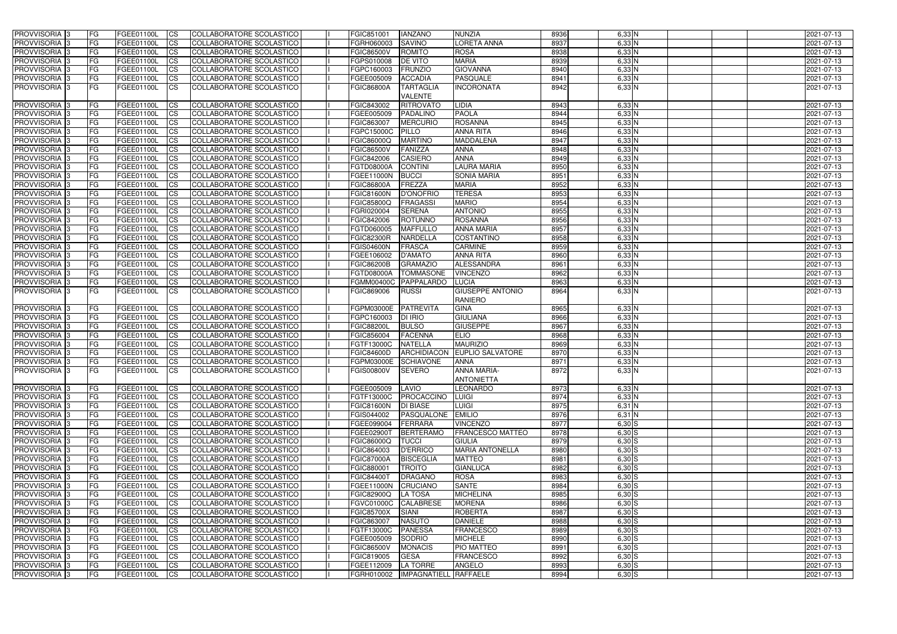| PROVVISORIA | 3 | FG | FGEE01100L | CS | COLLABORATORE SCOLASTICO | I | FGIC851001 | IANZANO | NUNZIA | 8936 | 6,33 | N | | | | 2021-07-13 |
|---|---|---|---|---|---|---|---|---|---|---|---|---|---|---|---|---|
| PROVVISORIA | 3 | FG | FGEE01100L | CS | COLLABORATORE SCOLASTICO | I | FGRH060003 | SAVINO | LORETA ANNA | 8937 | 6,33 | N | | | | 2021-07-13 |
| PROVVISORIA | 3 | FG | FGEE01100L | CS | COLLABORATORE SCOLASTICO | I | FGIC86500V | ROMITO | ROSA | 8938 | 6,33 | N | | | | 2021-07-13 |
| PROVVISORIA | 3 | FG | FGEE01100L | CS | COLLABORATORE SCOLASTICO | I | FGPS010008 | DE VITO | MARIA | 8939 | 6,33 | N | | | | 2021-07-13 |
| PROVVISORIA | 3 | FG | FGEE01100L | CS | COLLABORATORE SCOLASTICO | I | FGPC160003 | FRUNZIO | GIOVANNA | 8940 | 6,33 | N | | | | 2021-07-13 |
| PROVVISORIA | 3 | FG | FGEE01100L | CS | COLLABORATORE SCOLASTICO | I | FGEE005009 | ACCADIA | PASQUALE | 8941 | 6,33 | N | | | | 2021-07-13 |
| PROVVISORIA | 3 | FG | FGEE01100L | CS | COLLABORATORE SCOLASTICO | I | FGIC86800A | TARTAGLIA VALENTE | INCORONATA | 8942 | 6,33 | N | | | | 2021-07-13 |
| PROVVISORIA | 3 | FG | FGEE01100L | CS | COLLABORATORE SCOLASTICO | I | FGIC843002 | RITROVATO | LIDIA | 8943 | 6,33 | N | | | | 2021-07-13 |
| PROVVISORIA | 3 | FG | FGEE01100L | CS | COLLABORATORE SCOLASTICO | I | FGEE005009 | PADALINO | PAOLA | 8944 | 6,33 | N | | | | 2021-07-13 |
| PROVVISORIA | 3 | FG | FGEE01100L | CS | COLLABORATORE SCOLASTICO | I | FGIC863007 | MERCURIO | ROSANNA | 8945 | 6,33 | N | | | | 2021-07-13 |
| PROVVISORIA | 3 | FG | FGEE01100L | CS | COLLABORATORE SCOLASTICO | I | FGPC15000C | PILLO | ANNA RITA | 8946 | 6,33 | N | | | | 2021-07-13 |
| PROVVISORIA | 3 | FG | FGEE01100L | CS | COLLABORATORE SCOLASTICO | I | FGIC86000Q | MARTINO | MADDALENA | 8947 | 6,33 | N | | | | 2021-07-13 |
| PROVVISORIA | 3 | FG | FGEE01100L | CS | COLLABORATORE SCOLASTICO | I | FGIC86500V | FANIZZA | ANNA | 8948 | 6,33 | N | | | | 2021-07-13 |
| PROVVISORIA | 3 | FG | FGEE01100L | CS | COLLABORATORE SCOLASTICO | I | FGIC842006 | CASIERO | ANNA | 8949 | 6,33 | N | | | | 2021-07-13 |
| PROVVISORIA | 3 | FG | FGEE01100L | CS | COLLABORATORE SCOLASTICO | I | FGTD08000A | CONTINI | LAURA MARIA | 8950 | 6,33 | N | | | | 2021-07-13 |
| PROVVISORIA | 3 | FG | FGEE01100L | CS | COLLABORATORE SCOLASTICO | I | FGEE11000N | BUCCI | SONIA MARIA | 8951 | 6,33 | N | | | | 2021-07-13 |
| PROVVISORIA | 3 | FG | FGEE01100L | CS | COLLABORATORE SCOLASTICO | I | FGIC86800A | FREZZA | MARIA | 8952 | 6,33 | N | | | | 2021-07-13 |
| PROVVISORIA | 3 | FG | FGEE01100L | CS | COLLABORATORE SCOLASTICO | I | FGIC81600N | D'ONOFRIO | TERESA | 8953 | 6,33 | N | | | | 2021-07-13 |
| PROVVISORIA | 3 | FG | FGEE01100L | CS | COLLABORATORE SCOLASTICO | I | FGIC85800Q | FRAGASSI | MARIO | 8954 | 6,33 | N | | | | 2021-07-13 |
| PROVVISORIA | 3 | FG | FGEE01100L | CS | COLLABORATORE SCOLASTICO | I | FGRI020004 | SERENA | ANTONIO | 8955 | 6,33 | N | | | | 2021-07-13 |
| PROVVISORIA | 3 | FG | FGEE01100L | CS | COLLABORATORE SCOLASTICO | I | FGIC842006 | ROTUNNO | ROSANNA | 8956 | 6,33 | N | | | | 2021-07-13 |
| PROVVISORIA | 3 | FG | FGEE01100L | CS | COLLABORATORE SCOLASTICO | I | FGTD060005 | MAFFULLO | ANNA MARIA | 8957 | 6,33 | N | | | | 2021-07-13 |
| PROVVISORIA | 3 | FG | FGEE01100L | CS | COLLABORATORE SCOLASTICO | I | FGIC82300R | NARDELLA | COSTANTINO | 8958 | 6,33 | N | | | | 2021-07-13 |
| PROVVISORIA | 3 | FG | FGEE01100L | CS | COLLABORATORE SCOLASTICO | I | FGIS04600N | FRASCA | CARMINE | 8959 | 6,33 | N | | | | 2021-07-13 |
| PROVVISORIA | 3 | FG | FGEE01100L | CS | COLLABORATORE SCOLASTICO | I | FGEE106002 | D'AMATO | ANNA RITA | 8960 | 6,33 | N | | | | 2021-07-13 |
| PROVVISORIA | 3 | FG | FGEE01100L | CS | COLLABORATORE SCOLASTICO | I | FGIC86200B | GRAMAZIO | ALESSANDRA | 8961 | 6,33 | N | | | | 2021-07-13 |
| PROVVISORIA | 3 | FG | FGEE01100L | CS | COLLABORATORE SCOLASTICO | I | FGTD08000A | TOMMASONE | VINCENZO | 8962 | 6,33 | N | | | | 2021-07-13 |
| PROVVISORIA | 3 | FG | FGEE01100L | CS | COLLABORATORE SCOLASTICO | I | FGMM00400C | PAPPALARDO | LUCIA | 8963 | 6,33 | N | | | | 2021-07-13 |
| PROVVISORIA | 3 | FG | FGEE01100L | CS | COLLABORATORE SCOLASTICO | I | FGIC869006 | RUSSI | GIUSEPPE ANTONIO RANIERO | 8964 | 6,33 | N | | | | 2021-07-13 |
| PROVVISORIA | 3 | FG | FGEE01100L | CS | COLLABORATORE SCOLASTICO | I | FGPM03000E | PATREVITA | GINA | 8965 | 6,33 | N | | | | 2021-07-13 |
| PROVVISORIA | 3 | FG | FGEE01100L | CS | COLLABORATORE SCOLASTICO | I | FGPC160003 | DI IRIO | GIULIANA | 8966 | 6,33 | N | | | | 2021-07-13 |
| PROVVISORIA | 3 | FG | FGEE01100L | CS | COLLABORATORE SCOLASTICO | I | FGIC88200L | BULSO | GIUSEPPE | 8967 | 6,33 | N | | | | 2021-07-13 |
| PROVVISORIA | 3 | FG | FGEE01100L | CS | COLLABORATORE SCOLASTICO | I | FGIC856004 | FACENNA | ELIO | 8968 | 6,33 | N | | | | 2021-07-13 |
| PROVVISORIA | 3 | FG | FGEE01100L | CS | COLLABORATORE SCOLASTICO | I | FGTF13000C | NATELLA | MAURIZIO | 8969 | 6,33 | N | | | | 2021-07-13 |
| PROVVISORIA | 3 | FG | FGEE01100L | CS | COLLABORATORE SCOLASTICO | I | FGIC84600D | ARCHIDIACON | EUPLIO SALVATORE | 8970 | 6,33 | N | | | | 2021-07-13 |
| PROVVISORIA | 3 | FG | FGEE01100L | CS | COLLABORATORE SCOLASTICO | I | FGPM03000E | SCHIAVONE | ANNA | 8971 | 6,33 | N | | | | 2021-07-13 |
| PROVVISORIA | 3 | FG | FGEE01100L | CS | COLLABORATORE SCOLASTICO | I | FGIS00800V | SEVERO | ANNA MARIA-ANTONIETTA | 8972 | 6,33 | N | | | | 2021-07-13 |
| PROVVISORIA | 3 | FG | FGEE01100L | CS | COLLABORATORE SCOLASTICO | I | FGEE005009 | LAVIO | LEONARDO | 8973 | 6,33 | N | | | | 2021-07-13 |
| PROVVISORIA | 3 | FG | FGEE01100L | CS | COLLABORATORE SCOLASTICO | I | FGTF13000C | PROCACCINO | LUIGI | 8974 | 6,33 | N | | | | 2021-07-13 |
| PROVVISORIA | 3 | FG | FGEE01100L | CS | COLLABORATORE SCOLASTICO | I | FGIC81600N | DI BIASE | LUIGI | 8975 | 6,31 | N | | | | 2021-07-13 |
| PROVVISORIA | 3 | FG | FGEE01100L | CS | COLLABORATORE SCOLASTICO | I | FGIS044002 | PASQUALONE | EMILIO | 8976 | 6,31 | N | | | | 2021-07-13 |
| PROVVISORIA | 3 | FG | FGEE01100L | CS | COLLABORATORE SCOLASTICO | I | FGEE099004 | FERRARA | VINCENZO | 8977 | 6,30 | S | | | | 2021-07-13 |
| PROVVISORIA | 3 | FG | FGEE01100L | CS | COLLABORATORE SCOLASTICO | I | FGEE02900T | BERTERAMO | FRANCESCO MATTEO | 8978 | 6,30 | S | | | | 2021-07-13 |
| PROVVISORIA | 3 | FG | FGEE01100L | CS | COLLABORATORE SCOLASTICO | I | FGIC86000Q | TUCCI | GIULIA | 8979 | 6,30 | S | | | | 2021-07-13 |
| PROVVISORIA | 3 | FG | FGEE01100L | CS | COLLABORATORE SCOLASTICO | I | FGIC864003 | D'ERRICO | MARIA ANTONELLA | 8980 | 6,30 | S | | | | 2021-07-13 |
| PROVVISORIA | 3 | FG | FGEE01100L | CS | COLLABORATORE SCOLASTICO | I | FGIC87000A | BISCEGLIA | MATTEO | 8981 | 6,30 | S | | | | 2021-07-13 |
| PROVVISORIA | 3 | FG | FGEE01100L | CS | COLLABORATORE SCOLASTICO | I | FGIC880001 | TROITO | GIANLUCA | 8982 | 6,30 | S | | | | 2021-07-13 |
| PROVVISORIA | 3 | FG | FGEE01100L | CS | COLLABORATORE SCOLASTICO | I | FGIC84400T | DRAGANO | ROSA | 8983 | 6,30 | S | | | | 2021-07-13 |
| PROVVISORIA | 3 | FG | FGEE01100L | CS | COLLABORATORE SCOLASTICO | I | FGEE11000N | CRUCIANO | SANTE | 8984 | 6,30 | S | | | | 2021-07-13 |
| PROVVISORIA | 3 | FG | FGEE01100L | CS | COLLABORATORE SCOLASTICO | I | FGIC82900Q | LA TOSA | MICHELINA | 8985 | 6,30 | S | | | | 2021-07-13 |
| PROVVISORIA | 3 | FG | FGEE01100L | CS | COLLABORATORE SCOLASTICO | I | FGVC01000C | CALABRESE | MORENA | 8986 | 6,30 | S | | | | 2021-07-13 |
| PROVVISORIA | 3 | FG | FGEE01100L | CS | COLLABORATORE SCOLASTICO | I | FGIC85700X | SIANI | ROBERTA | 8987 | 6,30 | S | | | | 2021-07-13 |
| PROVVISORIA | 3 | FG | FGEE01100L | CS | COLLABORATORE SCOLASTICO | I | FGIC863007 | NASUTO | DANIELE | 8988 | 6,30 | S | | | | 2021-07-13 |
| PROVVISORIA | 3 | FG | FGEE01100L | CS | COLLABORATORE SCOLASTICO | I | FGTF13000C | PANESSA | FRANCESCO | 8989 | 6,30 | S | | | | 2021-07-13 |
| PROVVISORIA | 3 | FG | FGEE01100L | CS | COLLABORATORE SCOLASTICO | I | FGEE005009 | SODRIO | MICHELE | 8990 | 6,30 | S | | | | 2021-07-13 |
| PROVVISORIA | 3 | FG | FGEE01100L | CS | COLLABORATORE SCOLASTICO | I | FGIC86500V | MONACIS | PIO MATTEO | 8991 | 6,30 | S | | | | 2021-07-13 |
| PROVVISORIA | 3 | FG | FGEE01100L | CS | COLLABORATORE SCOLASTICO | I | FGIC819005 | GESA | FRANCESCO | 8992 | 6,30 | S | | | | 2021-07-13 |
| PROVVISORIA | 3 | FG | FGEE01100L | CS | COLLABORATORE SCOLASTICO | I | FGEE112009 | LA TORRE | ANGELO | 8993 | 6,30 | S | | | | 2021-07-13 |
| PROVVISORIA | 3 | FG | FGEE01100L | CS | COLLABORATORE SCOLASTICO | I | FGRH010002 | IMPAGNATIELL | RAFFAELE | 8994 | 6,30 | S | | | | 2021-07-13 |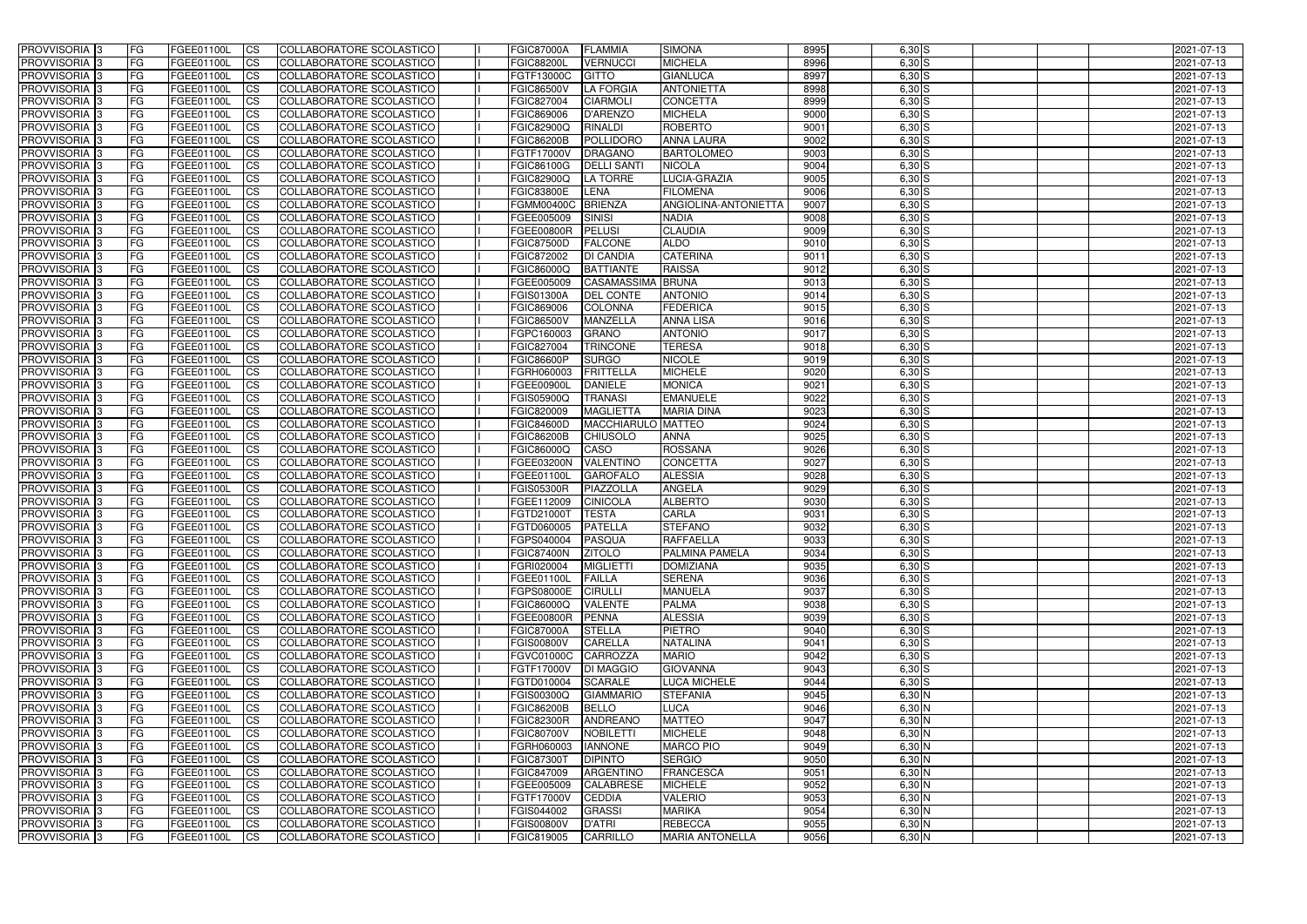| PROVVISORIA 3 | FG | FGEE01100L | CS | COLLABORATORE SCOLASTICO | | FGIC87000A | FLAMMIA | SIMONA | 8995 | 6,30 S | | | | 2021-07-13 |
|---|---|---|---|---|---|---|---|---|---|---|---|---|---|---|
| PROVVISORIA 3 | FG | FGEE01100L | CS | COLLABORATORE SCOLASTICO | | FGIC88200L | VERNUCCI | MICHELA | 8996 | 6,30 S | | | | 2021-07-13 |
| PROVVISORIA 3 | FG | FGEE01100L | CS | COLLABORATORE SCOLASTICO | | FGTF13000C | GITTO | GIANLUCA | 8997 | 6,30 S | | | | 2021-07-13 |
| PROVVISORIA 3 | FG | FGEE01100L | CS | COLLABORATORE SCOLASTICO | | FGIC86500V | LA FORGIA | ANTONIETTA | 8998 | 6,30 S | | | | 2021-07-13 |
| PROVVISORIA 3 | FG | FGEE01100L | CS | COLLABORATORE SCOLASTICO | | FGIC827004 | CIARMOLI | CONCETTA | 8999 | 6,30 S | | | | 2021-07-13 |
| PROVVISORIA 3 | FG | FGEE01100L | CS | COLLABORATORE SCOLASTICO | | FGIC869006 | D'ARENZO | MICHELA | 9000 | 6,30 S | | | | 2021-07-13 |
| PROVVISORIA 3 | FG | FGEE01100L | CS | COLLABORATORE SCOLASTICO | | FGIC82900Q | RINALDI | ROBERTO | 9001 | 6,30 S | | | | 2021-07-13 |
| PROVVISORIA 3 | FG | FGEE01100L | CS | COLLABORATORE SCOLASTICO | | FGIC86200B | POLLIDORO | ANNA LAURA | 9002 | 6,30 S | | | | 2021-07-13 |
| PROVVISORIA 3 | FG | FGEE01100L | CS | COLLABORATORE SCOLASTICO | | FGTF17000V | DRAGANO | BARTOLOMEO | 9003 | 6,30 S | | | | 2021-07-13 |
| PROVVISORIA 3 | FG | FGEE01100L | CS | COLLABORATORE SCOLASTICO | | FGIC86100G | DELLI SANTI | NICOLA | 9004 | 6,30 S | | | | 2021-07-13 |
| PROVVISORIA 3 | FG | FGEE01100L | CS | COLLABORATORE SCOLASTICO | | FGIC82900Q | LA TORRE | LUCIA-GRAZIA | 9005 | 6,30 S | | | | 2021-07-13 |
| PROVVISORIA 3 | FG | FGEE01100L | CS | COLLABORATORE SCOLASTICO | | FGIC83800E | LENA | FILOMENA | 9006 | 6,30 S | | | | 2021-07-13 |
| PROVVISORIA 3 | FG | FGEE01100L | CS | COLLABORATORE SCOLASTICO | | FGMM00400C | BRIENZA | ANGIOLINA-ANTONIETTA | 9007 | 6,30 S | | | | 2021-07-13 |
| PROVVISORIA 3 | FG | FGEE01100L | CS | COLLABORATORE SCOLASTICO | | FGEE005009 | SINISI | NADIA | 9008 | 6,30 S | | | | 2021-07-13 |
| PROVVISORIA 3 | FG | FGEE01100L | CS | COLLABORATORE SCOLASTICO | | FGEE00800R | PELUSI | CLAUDIA | 9009 | 6,30 S | | | | 2021-07-13 |
| PROVVISORIA 3 | FG | FGEE01100L | CS | COLLABORATORE SCOLASTICO | | FGIC87500D | FALCONE | ALDO | 9010 | 6,30 S | | | | 2021-07-13 |
| PROVVISORIA 3 | FG | FGEE01100L | CS | COLLABORATORE SCOLASTICO | | FGIC872002 | DI CANDIA | CATERINA | 9011 | 6,30 S | | | | 2021-07-13 |
| PROVVISORIA 3 | FG | FGEE01100L | CS | COLLABORATORE SCOLASTICO | | FGIC86000Q | BATTIANTE | RAISSA | 9012 | 6,30 S | | | | 2021-07-13 |
| PROVVISORIA 3 | FG | FGEE01100L | CS | COLLABORATORE SCOLASTICO | | FGEE005009 | CASAMASSIMA | BRUNA | 9013 | 6,30 S | | | | 2021-07-13 |
| PROVVISORIA 3 | FG | FGEE01100L | CS | COLLABORATORE SCOLASTICO | | FGIS01300A | DEL CONTE | ANTONIO | 9014 | 6,30 S | | | | 2021-07-13 |
| PROVVISORIA 3 | FG | FGEE01100L | CS | COLLABORATORE SCOLASTICO | | FGIC869006 | COLONNA | FEDERICA | 9015 | 6,30 S | | | | 2021-07-13 |
| PROVVISORIA 3 | FG | FGEE01100L | CS | COLLABORATORE SCOLASTICO | | FGIC86500V | MANZELLA | ANNA LISA | 9016 | 6,30 S | | | | 2021-07-13 |
| PROVVISORIA 3 | FG | FGEE01100L | CS | COLLABORATORE SCOLASTICO | | FGPC160003 | GRANO | ANTONIO | 9017 | 6,30 S | | | | 2021-07-13 |
| PROVVISORIA 3 | FG | FGEE01100L | CS | COLLABORATORE SCOLASTICO | | FGIC827004 | TRINCONE | TERESA | 9018 | 6,30 S | | | | 2021-07-13 |
| PROVVISORIA 3 | FG | FGEE01100L | CS | COLLABORATORE SCOLASTICO | | FGIC86600P | SURGO | NICOLE | 9019 | 6,30 S | | | | 2021-07-13 |
| PROVVISORIA 3 | FG | FGEE01100L | CS | COLLABORATORE SCOLASTICO | | FGRH060003 | FRITTELLA | MICHELE | 9020 | 6,30 S | | | | 2021-07-13 |
| PROVVISORIA 3 | FG | FGEE01100L | CS | COLLABORATORE SCOLASTICO | | FGEE00900L | DANIELE | MONICA | 9021 | 6,30 S | | | | 2021-07-13 |
| PROVVISORIA 3 | FG | FGEE01100L | CS | COLLABORATORE SCOLASTICO | | FGIS05900Q | TRANASI | EMANUELE | 9022 | 6,30 S | | | | 2021-07-13 |
| PROVVISORIA 3 | FG | FGEE01100L | CS | COLLABORATORE SCOLASTICO | | FGIC820009 | MAGLIETTA | MARIA DINA | 9023 | 6,30 S | | | | 2021-07-13 |
| PROVVISORIA 3 | FG | FGEE01100L | CS | COLLABORATORE SCOLASTICO | | FGIC84600D | MACCHIARULO | MATTEO | 9024 | 6,30 S | | | | 2021-07-13 |
| PROVVISORIA 3 | FG | FGEE01100L | CS | COLLABORATORE SCOLASTICO | | FGIC86200B | CHIUSOLO | ANNA | 9025 | 6,30 S | | | | 2021-07-13 |
| PROVVISORIA 3 | FG | FGEE01100L | CS | COLLABORATORE SCOLASTICO | | FGIC86000Q | CASO | ROSSANA | 9026 | 6,30 S | | | | 2021-07-13 |
| PROVVISORIA 3 | FG | FGEE01100L | CS | COLLABORATORE SCOLASTICO | | FGEE03200N | VALENTINO | CONCETTA | 9027 | 6,30 S | | | | 2021-07-13 |
| PROVVISORIA 3 | FG | FGEE01100L | CS | COLLABORATORE SCOLASTICO | | FGEE01100L | GAROFALO | ALESSIA | 9028 | 6,30 S | | | | 2021-07-13 |
| PROVVISORIA 3 | FG | FGEE01100L | CS | COLLABORATORE SCOLASTICO | | FGIS05300R | PIAZZOLLA | ANGELA | 9029 | 6,30 S | | | | 2021-07-13 |
| PROVVISORIA 3 | FG | FGEE01100L | CS | COLLABORATORE SCOLASTICO | | FGEE112009 | CINICOLA | ALBERTO | 9030 | 6,30 S | | | | 2021-07-13 |
| PROVVISORIA 3 | FG | FGEE01100L | CS | COLLABORATORE SCOLASTICO | | FGTD21000T | TESTA | CARLA | 9031 | 6,30 S | | | | 2021-07-13 |
| PROVVISORIA 3 | FG | FGEE01100L | CS | COLLABORATORE SCOLASTICO | | FGTD060005 | PATELLA | STEFANO | 9032 | 6,30 S | | | | 2021-07-13 |
| PROVVISORIA 3 | FG | FGEE01100L | CS | COLLABORATORE SCOLASTICO | | FGPS040004 | PASQUA | RAFFAELLA | 9033 | 6,30 S | | | | 2021-07-13 |
| PROVVISORIA 3 | FG | FGEE01100L | CS | COLLABORATORE SCOLASTICO | | FGIC87400N | ZITOLO | PALMINA PAMELA | 9034 | 6,30 S | | | | 2021-07-13 |
| PROVVISORIA 3 | FG | FGEE01100L | CS | COLLABORATORE SCOLASTICO | | FGRI020004 | MIGLIETTI | DOMIZIANA | 9035 | 6,30 S | | | | 2021-07-13 |
| PROVVISORIA 3 | FG | FGEE01100L | CS | COLLABORATORE SCOLASTICO | | FGEE01100L | FAILLA | SERENA | 9036 | 6,30 S | | | | 2021-07-13 |
| PROVVISORIA 3 | FG | FGEE01100L | CS | COLLABORATORE SCOLASTICO | | FGPS08000E | CIRULLI | MANUELA | 9037 | 6,30 S | | | | 2021-07-13 |
| PROVVISORIA 3 | FG | FGEE01100L | CS | COLLABORATORE SCOLASTICO | | FGIC86000Q | VALENTE | PALMA | 9038 | 6,30 S | | | | 2021-07-13 |
| PROVVISORIA 3 | FG | FGEE01100L | CS | COLLABORATORE SCOLASTICO | | FGEE00800R | PENNA | ALESSIA | 9039 | 6,30 S | | | | 2021-07-13 |
| PROVVISORIA 3 | FG | FGEE01100L | CS | COLLABORATORE SCOLASTICO | | FGIC87000A | STELLA | PIETRO | 9040 | 6,30 S | | | | 2021-07-13 |
| PROVVISORIA 3 | FG | FGEE01100L | CS | COLLABORATORE SCOLASTICO | | FGIS00800V | CARELLA | NATALINA | 9041 | 6,30 S | | | | 2021-07-13 |
| PROVVISORIA 3 | FG | FGEE01100L | CS | COLLABORATORE SCOLASTICO | | FGVC01000C | CARROZZA | MARIO | 9042 | 6,30 S | | | | 2021-07-13 |
| PROVVISORIA 3 | FG | FGEE01100L | CS | COLLABORATORE SCOLASTICO | | FGTF17000V | DI MAGGIO | GIOVANNA | 9043 | 6,30 S | | | | 2021-07-13 |
| PROVVISORIA 3 | FG | FGEE01100L | CS | COLLABORATORE SCOLASTICO | | FGTD010004 | SCARALE | LUCA MICHELE | 9044 | 6,30 S | | | | 2021-07-13 |
| PROVVISORIA 3 | FG | FGEE01100L | CS | COLLABORATORE SCOLASTICO | | FGIS00300Q | GIAMMARIO | STEFANIA | 9045 | 6,30 N | | | | 2021-07-13 |
| PROVVISORIA 3 | FG | FGEE01100L | CS | COLLABORATORE SCOLASTICO | | FGIC86200B | BELLO | LUCA | 9046 | 6,30 N | | | | 2021-07-13 |
| PROVVISORIA 3 | FG | FGEE01100L | CS | COLLABORATORE SCOLASTICO | | FGIC82300R | ANDREANO | MATTEO | 9047 | 6,30 N | | | | 2021-07-13 |
| PROVVISORIA 3 | FG | FGEE01100L | CS | COLLABORATORE SCOLASTICO | | FGIC80700V | NOBILETTI | MICHELE | 9048 | 6,30 N | | | | 2021-07-13 |
| PROVVISORIA 3 | FG | FGEE01100L | CS | COLLABORATORE SCOLASTICO | | FGRH060003 | IANNONE | MARCO PIO | 9049 | 6,30 N | | | | 2021-07-13 |
| PROVVISORIA 3 | FG | FGEE01100L | CS | COLLABORATORE SCOLASTICO | | FGIC87300T | DIPINTO | SERGIO | 9050 | 6,30 N | | | | 2021-07-13 |
| PROVVISORIA 3 | FG | FGEE01100L | CS | COLLABORATORE SCOLASTICO | | FGIC847009 | ARGENTINO | FRANCESCA | 9051 | 6,30 N | | | | 2021-07-13 |
| PROVVISORIA 3 | FG | FGEE01100L | CS | COLLABORATORE SCOLASTICO | | FGEE005009 | CALABRESE | MICHELE | 9052 | 6,30 N | | | | 2021-07-13 |
| PROVVISORIA 3 | FG | FGEE01100L | CS | COLLABORATORE SCOLASTICO | | FGTF17000V | CEDDIA | VALERIO | 9053 | 6,30 N | | | | 2021-07-13 |
| PROVVISORIA 3 | FG | FGEE01100L | CS | COLLABORATORE SCOLASTICO | | FGIS044002 | GRASSI | MARIKA | 9054 | 6,30 N | | | | 2021-07-13 |
| PROVVISORIA 3 | FG | FGEE01100L | CS | COLLABORATORE SCOLASTICO | | FGIS00800V | D'ATRI | REBECCA | 9055 | 6,30 N | | | | 2021-07-13 |
| PROVVISORIA 3 | FG | FGEE01100L | CS | COLLABORATORE SCOLASTICO | | FGIC819005 | CARRILLO | MARIA ANTONELLA | 9056 | 6,30 N | | | | 2021-07-13 |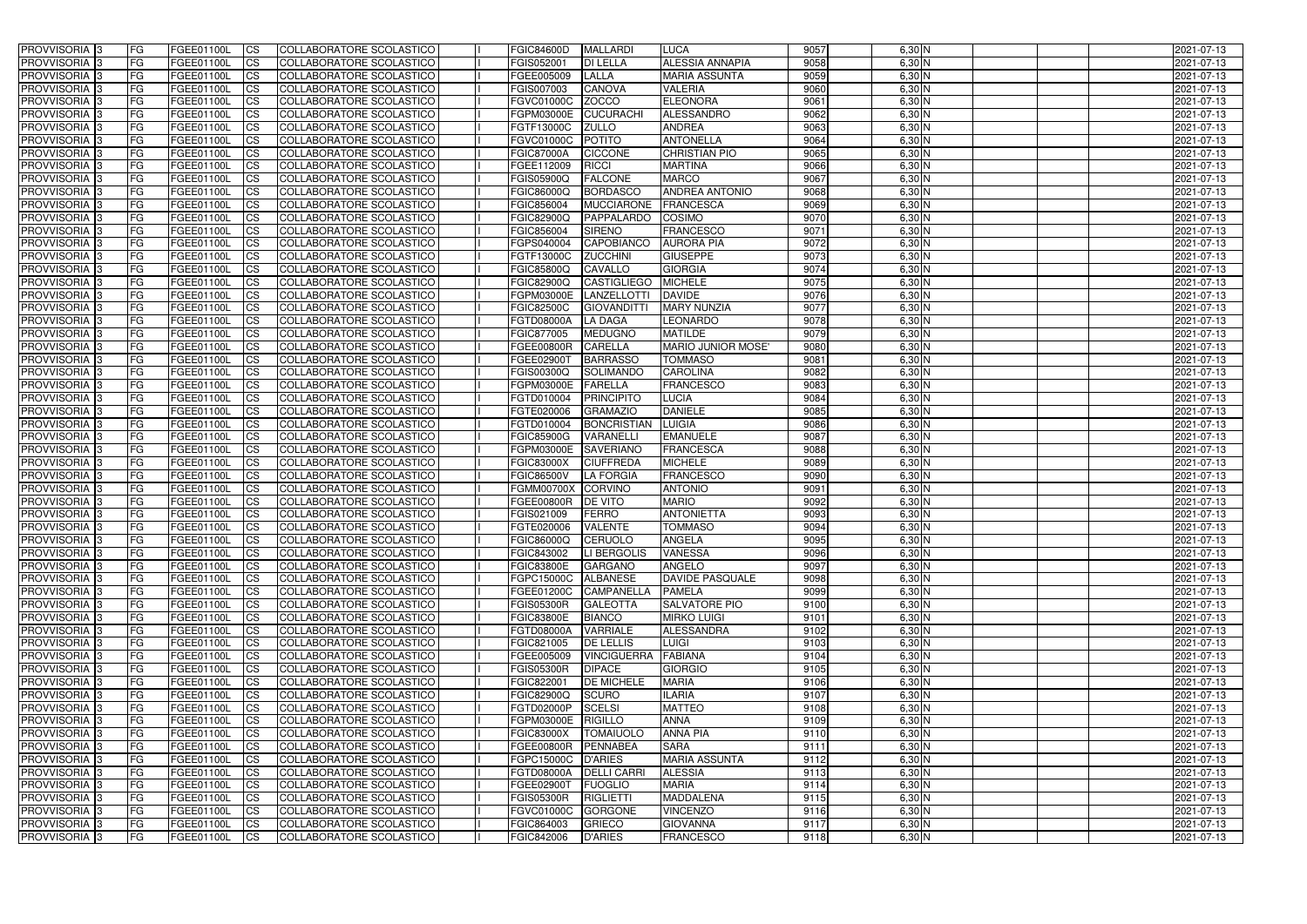| PROVVISORIA 3 | FG | FGEE01100L | CS | COLLABORATORE SCOLASTICO | | FGIC84600D | MALLARDI | LUCA | 9057 | 6,30 N | | | | 2021-07-13 |
|---|---|---|---|---|---|---|---|---|---|---|---|---|---|---|
| PROVVISORIA 3 | FG | FGEE01100L | CS | COLLABORATORE SCOLASTICO | | FGIS052001 | DI LELLA | ALESSIA ANNAPIA | 9058 | 6,30 N | | | | 2021-07-13 |
| PROVVISORIA 3 | FG | FGEE01100L | CS | COLLABORATORE SCOLASTICO | | FGEE005009 | LALLA | MARIA ASSUNTA | 9059 | 6,30 N | | | | 2021-07-13 |
| PROVVISORIA 3 | FG | FGEE01100L | CS | COLLABORATORE SCOLASTICO | | FGIS007003 | CANOVA | VALERIA | 9060 | 6,30 N | | | | 2021-07-13 |
| PROVVISORIA 3 | FG | FGEE01100L | CS | COLLABORATORE SCOLASTICO | | FGVC01000C | ZOCCO | ELEONORA | 9061 | 6,30 N | | | | 2021-07-13 |
| PROVVISORIA 3 | FG | FGEE01100L | CS | COLLABORATORE SCOLASTICO | | FGPM03000E | CUCURACHI | ALESSANDRO | 9062 | 6,30 N | | | | 2021-07-13 |
| PROVVISORIA 3 | FG | FGEE01100L | CS | COLLABORATORE SCOLASTICO | | FGTF13000C | ZULLO | ANDREA | 9063 | 6,30 N | | | | 2021-07-13 |
| PROVVISORIA 3 | FG | FGEE01100L | CS | COLLABORATORE SCOLASTICO | | FGVC01000C | POTITO | ANTONELLA | 9064 | 6,30 N | | | | 2021-07-13 |
| PROVVISORIA 3 | FG | FGEE01100L | CS | COLLABORATORE SCOLASTICO | | FGIC87000A | CICCONE | CHRISTIAN PIO | 9065 | 6,30 N | | | | 2021-07-13 |
| PROVVISORIA 3 | FG | FGEE01100L | CS | COLLABORATORE SCOLASTICO | | FGEE112009 | RICCI | MARTINA | 9066 | 6,30 N | | | | 2021-07-13 |
| PROVVISORIA 3 | FG | FGEE01100L | CS | COLLABORATORE SCOLASTICO | | FGIS05900Q | FALCONE | MARCO | 9067 | 6,30 N | | | | 2021-07-13 |
| PROVVISORIA 3 | FG | FGEE01100L | CS | COLLABORATORE SCOLASTICO | | FGIC86000Q | BORDASCO | ANDREA ANTONIO | 9068 | 6,30 N | | | | 2021-07-13 |
| PROVVISORIA 3 | FG | FGEE01100L | CS | COLLABORATORE SCOLASTICO | | FGIC856004 | MUCCIARONE | FRANCESCA | 9069 | 6,30 N | | | | 2021-07-13 |
| PROVVISORIA 3 | FG | FGEE01100L | CS | COLLABORATORE SCOLASTICO | | FGIC82900Q | PAPPALARDO | COSIMO | 9070 | 6,30 N | | | | 2021-07-13 |
| PROVVISORIA 3 | FG | FGEE01100L | CS | COLLABORATORE SCOLASTICO | | FGIC856004 | SIRENO | FRANCESCO | 9071 | 6,30 N | | | | 2021-07-13 |
| PROVVISORIA 3 | FG | FGEE01100L | CS | COLLABORATORE SCOLASTICO | | FGPS040004 | CAPOBIANCO | AURORA PIA | 9072 | 6,30 N | | | | 2021-07-13 |
| PROVVISORIA 3 | FG | FGEE01100L | CS | COLLABORATORE SCOLASTICO | | FGTF13000C | ZUCCHINI | GIUSEPPE | 9073 | 6,30 N | | | | 2021-07-13 |
| PROVVISORIA 3 | FG | FGEE01100L | CS | COLLABORATORE SCOLASTICO | | FGIC85800Q | CAVALLO | GIORGIA | 9074 | 6,30 N | | | | 2021-07-13 |
| PROVVISORIA 3 | FG | FGEE01100L | CS | COLLABORATORE SCOLASTICO | | FGIC82900Q | CASTIGLIEGO | MICHELE | 9075 | 6,30 N | | | | 2021-07-13 |
| PROVVISORIA 3 | FG | FGEE01100L | CS | COLLABORATORE SCOLASTICO | | FGPM03000E | LANZELLOTTI | DAVIDE | 9076 | 6,30 N | | | | 2021-07-13 |
| PROVVISORIA 3 | FG | FGEE01100L | CS | COLLABORATORE SCOLASTICO | | FGIC82500C | GIOVANDITTI | MARY NUNZIA | 9077 | 6,30 N | | | | 2021-07-13 |
| PROVVISORIA 3 | FG | FGEE01100L | CS | COLLABORATORE SCOLASTICO | | FGTD08000A | LA DAGA | LEONARDO | 9078 | 6,30 N | | | | 2021-07-13 |
| PROVVISORIA 3 | FG | FGEE01100L | CS | COLLABORATORE SCOLASTICO | | FGIC877005 | MEDUGNO | MATILDE | 9079 | 6,30 N | | | | 2021-07-13 |
| PROVVISORIA 3 | FG | FGEE01100L | CS | COLLABORATORE SCOLASTICO | | FGEE00800R | CARELLA | MARIO JUNIOR MOSE' | 9080 | 6,30 N | | | | 2021-07-13 |
| PROVVISORIA 3 | FG | FGEE01100L | CS | COLLABORATORE SCOLASTICO | | FGEE02900T | BARRASSO | TOMMASO | 9081 | 6,30 N | | | | 2021-07-13 |
| PROVVISORIA 3 | FG | FGEE01100L | CS | COLLABORATORE SCOLASTICO | | FGIS00300Q | SOLIMANDO | CAROLINA | 9082 | 6,30 N | | | | 2021-07-13 |
| PROVVISORIA 3 | FG | FGEE01100L | CS | COLLABORATORE SCOLASTICO | | FGPM03000E | FARELLA | FRANCESCO | 9083 | 6,30 N | | | | 2021-07-13 |
| PROVVISORIA 3 | FG | FGEE01100L | CS | COLLABORATORE SCOLASTICO | | FGTD010004 | PRINCIPITO | LUCIA | 9084 | 6,30 N | | | | 2021-07-13 |
| PROVVISORIA 3 | FG | FGEE01100L | CS | COLLABORATORE SCOLASTICO | | FGTE020006 | GRAMAZIO | DANIELE | 9085 | 6,30 N | | | | 2021-07-13 |
| PROVVISORIA 3 | FG | FGEE01100L | CS | COLLABORATORE SCOLASTICO | | FGTD010004 | BONCRISTIAN | LUIGIA | 9086 | 6,30 N | | | | 2021-07-13 |
| PROVVISORIA 3 | FG | FGEE01100L | CS | COLLABORATORE SCOLASTICO | | FGIC85900G | VARANELLI | EMANUELE | 9087 | 6,30 N | | | | 2021-07-13 |
| PROVVISORIA 3 | FG | FGEE01100L | CS | COLLABORATORE SCOLASTICO | | FGPM03000E | SAVERIANO | FRANCESCA | 9088 | 6,30 N | | | | 2021-07-13 |
| PROVVISORIA 3 | FG | FGEE01100L | CS | COLLABORATORE SCOLASTICO | | FGIC83000X | CIUFFREDA | MICHELE | 9089 | 6,30 N | | | | 2021-07-13 |
| PROVVISORIA 3 | FG | FGEE01100L | CS | COLLABORATORE SCOLASTICO | | FGIC86500V | LA FORGIA | FRANCESCO | 9090 | 6,30 N | | | | 2021-07-13 |
| PROVVISORIA 3 | FG | FGEE01100L | CS | COLLABORATORE SCOLASTICO | | FGMM00700X | CORVINO | ANTONIO | 9091 | 6,30 N | | | | 2021-07-13 |
| PROVVISORIA 3 | FG | FGEE01100L | CS | COLLABORATORE SCOLASTICO | | FGEE00800R | DE VITO | MARIO | 9092 | 6,30 N | | | | 2021-07-13 |
| PROVVISORIA 3 | FG | FGEE01100L | CS | COLLABORATORE SCOLASTICO | | FGIS021009 | FERRO | ANTONIETTA | 9093 | 6,30 N | | | | 2021-07-13 |
| PROVVISORIA 3 | FG | FGEE01100L | CS | COLLABORATORE SCOLASTICO | | FGTE020006 | VALENTE | TOMMASO | 9094 | 6,30 N | | | | 2021-07-13 |
| PROVVISORIA 3 | FG | FGEE01100L | CS | COLLABORATORE SCOLASTICO | | FGIC86000Q | CERUOLO | ANGELA | 9095 | 6,30 N | | | | 2021-07-13 |
| PROVVISORIA 3 | FG | FGEE01100L | CS | COLLABORATORE SCOLASTICO | | FGIC843002 | LI BERGOLIS | VANESSA | 9096 | 6,30 N | | | | 2021-07-13 |
| PROVVISORIA 3 | FG | FGEE01100L | CS | COLLABORATORE SCOLASTICO | | FGIC83800E | GARGANO | ANGELO | 9097 | 6,30 N | | | | 2021-07-13 |
| PROVVISORIA 3 | FG | FGEE01100L | CS | COLLABORATORE SCOLASTICO | | FGPC15000C | ALBANESE | DAVIDE PASQUALE | 9098 | 6,30 N | | | | 2021-07-13 |
| PROVVISORIA 3 | FG | FGEE01100L | CS | COLLABORATORE SCOLASTICO | | FGEE01200C | CAMPANELLA | PAMELA | 9099 | 6,30 N | | | | 2021-07-13 |
| PROVVISORIA 3 | FG | FGEE01100L | CS | COLLABORATORE SCOLASTICO | | FGIS05300R | GALEOTTA | SALVATORE PIO | 9100 | 6,30 N | | | | 2021-07-13 |
| PROVVISORIA 3 | FG | FGEE01100L | CS | COLLABORATORE SCOLASTICO | | FGIC83800E | BIANCO | MIRKO LUIGI | 9101 | 6,30 N | | | | 2021-07-13 |
| PROVVISORIA 3 | FG | FGEE01100L | CS | COLLABORATORE SCOLASTICO | | FGTD08000A | VARRIALE | ALESSANDRA | 9102 | 6,30 N | | | | 2021-07-13 |
| PROVVISORIA 3 | FG | FGEE01100L | CS | COLLABORATORE SCOLASTICO | | FGIC821005 | DE LELLIS | LUIGI | 9103 | 6,30 N | | | | 2021-07-13 |
| PROVVISORIA 3 | FG | FGEE01100L | CS | COLLABORATORE SCOLASTICO | | FGEE005009 | VINCIGUERRA | FABIANA | 9104 | 6,30 N | | | | 2021-07-13 |
| PROVVISORIA 3 | FG | FGEE01100L | CS | COLLABORATORE SCOLASTICO | | FGIS05300R | DIPACE | GIORGIO | 9105 | 6,30 N | | | | 2021-07-13 |
| PROVVISORIA 3 | FG | FGEE01100L | CS | COLLABORATORE SCOLASTICO | | FGIC822001 | DE MICHELE | MARIA | 9106 | 6,30 N | | | | 2021-07-13 |
| PROVVISORIA 3 | FG | FGEE01100L | CS | COLLABORATORE SCOLASTICO | | FGIC82900Q | SCURO | ILARIA | 9107 | 6,30 N | | | | 2021-07-13 |
| PROVVISORIA 3 | FG | FGEE01100L | CS | COLLABORATORE SCOLASTICO | | FGTD02000P | SCELSI | MATTEO | 9108 | 6,30 N | | | | 2021-07-13 |
| PROVVISORIA 3 | FG | FGEE01100L | CS | COLLABORATORE SCOLASTICO | | FGPM03000E | RIGILLO | ANNA | 9109 | 6,30 N | | | | 2021-07-13 |
| PROVVISORIA 3 | FG | FGEE01100L | CS | COLLABORATORE SCOLASTICO | | FGIC83000X | TOMAIUOLO | ANNA PIA | 9110 | 6,30 N | | | | 2021-07-13 |
| PROVVISORIA 3 | FG | FGEE01100L | CS | COLLABORATORE SCOLASTICO | | FGEE00800R | PENNABEA | SARA | 9111 | 6,30 N | | | | 2021-07-13 |
| PROVVISORIA 3 | FG | FGEE01100L | CS | COLLABORATORE SCOLASTICO | | FGPC15000C | D'ARIES | MARIA ASSUNTA | 9112 | 6,30 N | | | | 2021-07-13 |
| PROVVISORIA 3 | FG | FGEE01100L | CS | COLLABORATORE SCOLASTICO | | FGTD08000A | DELLI CARRI | ALESSIA | 9113 | 6,30 N | | | | 2021-07-13 |
| PROVVISORIA 3 | FG | FGEE01100L | CS | COLLABORATORE SCOLASTICO | | FGEE02900T | FUOGLIO | MARIA | 9114 | 6,30 N | | | | 2021-07-13 |
| PROVVISORIA 3 | FG | FGEE01100L | CS | COLLABORATORE SCOLASTICO | | FGIS05300R | RIGLIETTI | MADDALENA | 9115 | 6,30 N | | | | 2021-07-13 |
| PROVVISORIA 3 | FG | FGEE01100L | CS | COLLABORATORE SCOLASTICO | | FGVC01000C | GORGONE | VINCENZO | 9116 | 6,30 N | | | | 2021-07-13 |
| PROVVISORIA 3 | FG | FGEE01100L | CS | COLLABORATORE SCOLASTICO | | FGIC864003 | GRIECO | GIOVANNA | 9117 | 6,30 N | | | | 2021-07-13 |
| PROVVISORIA 3 | FG | FGEE01100L | CS | COLLABORATORE SCOLASTICO | | FGIC842006 | D'ARIES | FRANCESCO | 9118 | 6,30 N | | | | 2021-07-13 |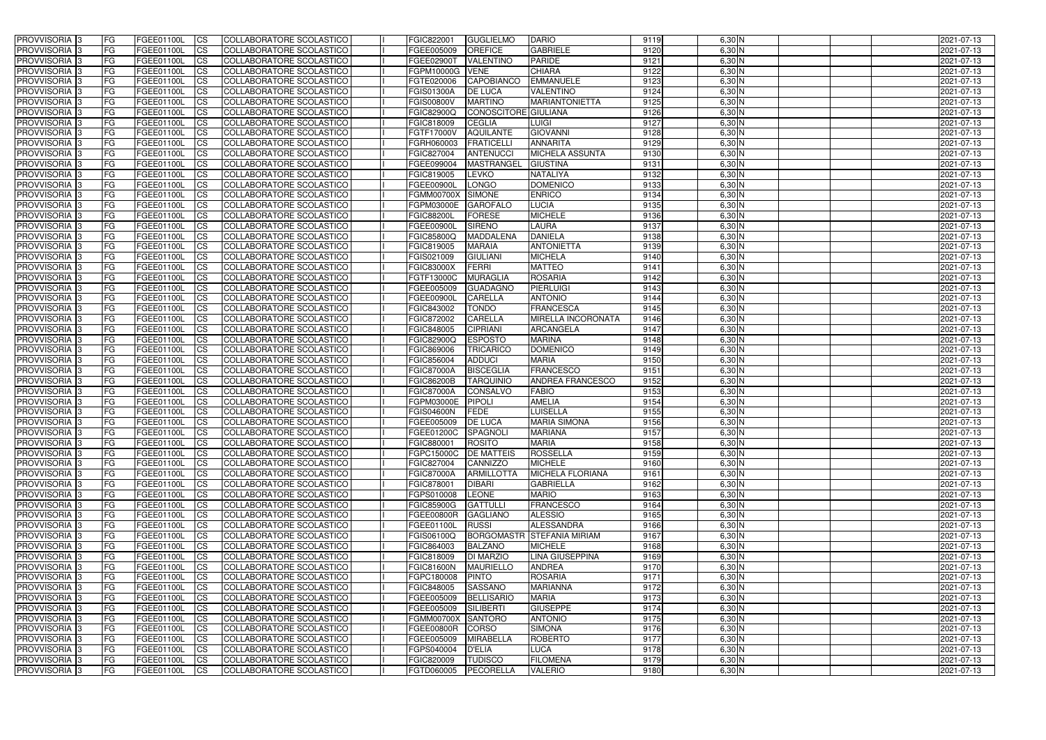| PROVVISORIA | 3 | FG | FGEE01100L | CS | COLLABORATORE SCOLASTICO | | FGIC822001 | GUGLIELMO | DARIO | 9119 | 6,30 | N | | | | 2021-07-13 |
|---|---|---|---|---|---|---|---|---|---|---|---|---|---|---|---|---|
| PROVVISORIA | 3 | FG | FGEE01100L | CS | COLLABORATORE SCOLASTICO | | FGEE005009 | OREFICE | GABRIELE | 9120 | 6,30 | N | | | | 2021-07-13 |
| PROVVISORIA | 3 | FG | FGEE01100L | CS | COLLABORATORE SCOLASTICO | | FGEE02900T | VALENTINO | PARIDE | 9121 | 6,30 | N | | | | 2021-07-13 |
| PROVVISORIA | 3 | FG | FGEE01100L | CS | COLLABORATORE SCOLASTICO | | FGPM10000G | VENE | CHIARA | 9122 | 6,30 | N | | | | 2021-07-13 |
| PROVVISORIA | 3 | FG | FGEE01100L | CS | COLLABORATORE SCOLASTICO | | FGTE020006 | CAPOBIANCO | EMMANUELE | 9123 | 6,30 | N | | | | 2021-07-13 |
| PROVVISORIA | 3 | FG | FGEE01100L | CS | COLLABORATORE SCOLASTICO | | FGIS01300A | DE LUCA | VALENTINO | 9124 | 6,30 | N | | | | 2021-07-13 |
| PROVVISORIA | 3 | FG | FGEE01100L | CS | COLLABORATORE SCOLASTICO | | FGIS00800V | MARTINO | MARIANTONIETTA | 9125 | 6,30 | N | | | | 2021-07-13 |
| PROVVISORIA | 3 | FG | FGEE01100L | CS | COLLABORATORE SCOLASTICO | | FGIC82900Q | CONOSCITORE | GIULIANA | 9126 | 6,30 | N | | | | 2021-07-13 |
| PROVVISORIA | 3 | FG | FGEE01100L | CS | COLLABORATORE SCOLASTICO | | FGIC818009 | CEGLIA | LUIGI | 9127 | 6,30 | N | | | | 2021-07-13 |
| PROVVISORIA | 3 | FG | FGEE01100L | CS | COLLABORATORE SCOLASTICO | | FGTF17000V | AQUILANTE | GIOVANNI | 9128 | 6,30 | N | | | | 2021-07-13 |
| PROVVISORIA | 3 | FG | FGEE01100L | CS | COLLABORATORE SCOLASTICO | | FGRH060003 | FRATICELLI | ANNARITA | 9129 | 6,30 | N | | | | 2021-07-13 |
| PROVVISORIA | 3 | FG | FGEE01100L | CS | COLLABORATORE SCOLASTICO | | FGIC827004 | ANTENUCCI | MICHELA ASSUNTA | 9130 | 6,30 | N | | | | 2021-07-13 |
| PROVVISORIA | 3 | FG | FGEE01100L | CS | COLLABORATORE SCOLASTICO | | FGEE099004 | MASTRANGEL | GIUSTINA | 9131 | 6,30 | N | | | | 2021-07-13 |
| PROVVISORIA | 3 | FG | FGEE01100L | CS | COLLABORATORE SCOLASTICO | | FGIC819005 | LEVKO | NATALIYA | 9132 | 6,30 | N | | | | 2021-07-13 |
| PROVVISORIA | 3 | FG | FGEE01100L | CS | COLLABORATORE SCOLASTICO | | FGEE00900L | LONGO | DOMENICO | 9133 | 6,30 | N | | | | 2021-07-13 |
| PROVVISORIA | 3 | FG | FGEE01100L | CS | COLLABORATORE SCOLASTICO | | FGMM00700X | SIMONE | ENRICO | 9134 | 6,30 | N | | | | 2021-07-13 |
| PROVVISORIA | 3 | FG | FGEE01100L | CS | COLLABORATORE SCOLASTICO | | FGPM03000E | GAROFALO | LUCIA | 9135 | 6,30 | N | | | | 2021-07-13 |
| PROVVISORIA | 3 | FG | FGEE01100L | CS | COLLABORATORE SCOLASTICO | | FGIC88200L | FORESE | MICHELE | 9136 | 6,30 | N | | | | 2021-07-13 |
| PROVVISORIA | 3 | FG | FGEE01100L | CS | COLLABORATORE SCOLASTICO | | FGEE00900L | SIRENO | LAURA | 9137 | 6,30 | N | | | | 2021-07-13 |
| PROVVISORIA | 3 | FG | FGEE01100L | CS | COLLABORATORE SCOLASTICO | | FGIC85800Q | MADDALENA | DANIELA | 9138 | 6,30 | N | | | | 2021-07-13 |
| PROVVISORIA | 3 | FG | FGEE01100L | CS | COLLABORATORE SCOLASTICO | | FGIC819005 | MARAIA | ANTONIETTA | 9139 | 6,30 | N | | | | 2021-07-13 |
| PROVVISORIA | 3 | FG | FGEE01100L | CS | COLLABORATORE SCOLASTICO | | FGIS021009 | GIULIANI | MICHELA | 9140 | 6,30 | N | | | | 2021-07-13 |
| PROVVISORIA | 3 | FG | FGEE01100L | CS | COLLABORATORE SCOLASTICO | | FGIC83000X | FERRI | MATTEO | 9141 | 6,30 | N | | | | 2021-07-13 |
| PROVVISORIA | 3 | FG | FGEE01100L | CS | COLLABORATORE SCOLASTICO | | FGTF13000C | MURAGLIA | ROSARIA | 9142 | 6,30 | N | | | | 2021-07-13 |
| PROVVISORIA | 3 | FG | FGEE01100L | CS | COLLABORATORE SCOLASTICO | | FGEE005009 | GUADAGNO | PIERLUIGI | 9143 | 6,30 | N | | | | 2021-07-13 |
| PROVVISORIA | 3 | FG | FGEE01100L | CS | COLLABORATORE SCOLASTICO | | FGEE00900L | CARELLA | ANTONIO | 9144 | 6,30 | N | | | | 2021-07-13 |
| PROVVISORIA | 3 | FG | FGEE01100L | CS | COLLABORATORE SCOLASTICO | | FGIC843002 | TONDO | FRANCESCA | 9145 | 6,30 | N | | | | 2021-07-13 |
| PROVVISORIA | 3 | FG | FGEE01100L | CS | COLLABORATORE SCOLASTICO | | FGIC872002 | CARELLA | MIRELLA INCORONATA | 9146 | 6,30 | N | | | | 2021-07-13 |
| PROVVISORIA | 3 | FG | FGEE01100L | CS | COLLABORATORE SCOLASTICO | | FGIC848005 | CIPRIANI | ARCANGELA | 9147 | 6,30 | N | | | | 2021-07-13 |
| PROVVISORIA | 3 | FG | FGEE01100L | CS | COLLABORATORE SCOLASTICO | | FGIC82900Q | ESPOSTO | MARINA | 9148 | 6,30 | N | | | | 2021-07-13 |
| PROVVISORIA | 3 | FG | FGEE01100L | CS | COLLABORATORE SCOLASTICO | | FGIC869006 | TRICARICO | DOMENICO | 9149 | 6,30 | N | | | | 2021-07-13 |
| PROVVISORIA | 3 | FG | FGEE01100L | CS | COLLABORATORE SCOLASTICO | | FGIC856004 | ADDUCI | MARIA | 9150 | 6,30 | N | | | | 2021-07-13 |
| PROVVISORIA | 3 | FG | FGEE01100L | CS | COLLABORATORE SCOLASTICO | | FGIC87000A | BISCEGLIA | FRANCESCO | 9151 | 6,30 | N | | | | 2021-07-13 |
| PROVVISORIA | 3 | FG | FGEE01100L | CS | COLLABORATORE SCOLASTICO | | FGIC86200B | TARQUINIO | ANDREA FRANCESCO | 9152 | 6,30 | N | | | | 2021-07-13 |
| PROVVISORIA | 3 | FG | FGEE01100L | CS | COLLABORATORE SCOLASTICO | | FGIC87000A | CONSALVO | FABIO | 9153 | 6,30 | N | | | | 2021-07-13 |
| PROVVISORIA | 3 | FG | FGEE01100L | CS | COLLABORATORE SCOLASTICO | | FGPM03000E | PIPOLI | AMELIA | 9154 | 6,30 | N | | | | 2021-07-13 |
| PROVVISORIA | 3 | FG | FGEE01100L | CS | COLLABORATORE SCOLASTICO | | FGIS04600N | FEDE | LUISELLA | 9155 | 6,30 | N | | | | 2021-07-13 |
| PROVVISORIA | 3 | FG | FGEE01100L | CS | COLLABORATORE SCOLASTICO | | FGEE005009 | DE LUCA | MARIA SIMONA | 9156 | 6,30 | N | | | | 2021-07-13 |
| PROVVISORIA | 3 | FG | FGEE01100L | CS | COLLABORATORE SCOLASTICO | | FGEE01200C | SPAGNOLI | MARIANA | 9157 | 6,30 | N | | | | 2021-07-13 |
| PROVVISORIA | 3 | FG | FGEE01100L | CS | COLLABORATORE SCOLASTICO | | FGIC880001 | ROSITO | MARIA | 9158 | 6,30 | N | | | | 2021-07-13 |
| PROVVISORIA | 3 | FG | FGEE01100L | CS | COLLABORATORE SCOLASTICO | | FGPC15000C | DE MATTEIS | ROSSELLA | 9159 | 6,30 | N | | | | 2021-07-13 |
| PROVVISORIA | 3 | FG | FGEE01100L | CS | COLLABORATORE SCOLASTICO | | FGIC827004 | CANNIZZO | MICHELE | 9160 | 6,30 | N | | | | 2021-07-13 |
| PROVVISORIA | 3 | FG | FGEE01100L | CS | COLLABORATORE SCOLASTICO | | FGIC87000A | ARMILLOTTA | MICHELA FLORIANA | 9161 | 6,30 | N | | | | 2021-07-13 |
| PROVVISORIA | 3 | FG | FGEE01100L | CS | COLLABORATORE SCOLASTICO | | FGIC878001 | DIBARI | GABRIELLA | 9162 | 6,30 | N | | | | 2021-07-13 |
| PROVVISORIA | 3 | FG | FGEE01100L | CS | COLLABORATORE SCOLASTICO | | FGPS010008 | LEONE | MARIO | 9163 | 6,30 | N | | | | 2021-07-13 |
| PROVVISORIA | 3 | FG | FGEE01100L | CS | COLLABORATORE SCOLASTICO | | FGIC85900G | GATTULLI | FRANCESCO | 9164 | 6,30 | N | | | | 2021-07-13 |
| PROVVISORIA | 3 | FG | FGEE01100L | CS | COLLABORATORE SCOLASTICO | | FGEE00800R | GAGLIANO | ALESSIO | 9165 | 6,30 | N | | | | 2021-07-13 |
| PROVVISORIA | 3 | FG | FGEE01100L | CS | COLLABORATORE SCOLASTICO | | FGEE01100L | RUSSI | ALESSANDRA | 9166 | 6,30 | N | | | | 2021-07-13 |
| PROVVISORIA | 3 | FG | FGEE01100L | CS | COLLABORATORE SCOLASTICO | | FGIS06100Q | BORGOMASTR | STEFANIA MIRIAM | 9167 | 6,30 | N | | | | 2021-07-13 |
| PROVVISORIA | 3 | FG | FGEE01100L | CS | COLLABORATORE SCOLASTICO | | FGIC864003 | BALZANO | MICHELE | 9168 | 6,30 | N | | | | 2021-07-13 |
| PROVVISORIA | 3 | FG | FGEE01100L | CS | COLLABORATORE SCOLASTICO | | FGIC818009 | DI MARZIO | LINA GIUSEPPINA | 9169 | 6,30 | N | | | | 2021-07-13 |
| PROVVISORIA | 3 | FG | FGEE01100L | CS | COLLABORATORE SCOLASTICO | | FGIC81600N | MAURIELLO | ANDREA | 9170 | 6,30 | N | | | | 2021-07-13 |
| PROVVISORIA | 3 | FG | FGEE01100L | CS | COLLABORATORE SCOLASTICO | | FGPC180008 | PINTO | ROSARIA | 9171 | 6,30 | N | | | | 2021-07-13 |
| PROVVISORIA | 3 | FG | FGEE01100L | CS | COLLABORATORE SCOLASTICO | | FGIC848005 | SASSANO | MARIANNA | 9172 | 6,30 | N | | | | 2021-07-13 |
| PROVVISORIA | 3 | FG | FGEE01100L | CS | COLLABORATORE SCOLASTICO | | FGEE005009 | BELLISARIO | MARIA | 9173 | 6,30 | N | | | | 2021-07-13 |
| PROVVISORIA | 3 | FG | FGEE01100L | CS | COLLABORATORE SCOLASTICO | | FGEE005009 | SILIBERTI | GIUSEPPE | 9174 | 6,30 | N | | | | 2021-07-13 |
| PROVVISORIA | 3 | FG | FGEE01100L | CS | COLLABORATORE SCOLASTICO | | FGMM00700X | SANTORO | ANTONIO | 9175 | 6,30 | N | | | | 2021-07-13 |
| PROVVISORIA | 3 | FG | FGEE01100L | CS | COLLABORATORE SCOLASTICO | | FGEE00800R | CORSO | SIMONA | 9176 | 6,30 | N | | | | 2021-07-13 |
| PROVVISORIA | 3 | FG | FGEE01100L | CS | COLLABORATORE SCOLASTICO | | FGEE005009 | MIRABELLA | ROBERTO | 9177 | 6,30 | N | | | | 2021-07-13 |
| PROVVISORIA | 3 | FG | FGEE01100L | CS | COLLABORATORE SCOLASTICO | | FGPS040004 | D'ELIA | LUCA | 9178 | 6,30 | N | | | | 2021-07-13 |
| PROVVISORIA | 3 | FG | FGEE01100L | CS | COLLABORATORE SCOLASTICO | | FGIC820009 | TUDISCO | FILOMENA | 9179 | 6,30 | N | | | | 2021-07-13 |
| PROVVISORIA | 3 | FG | FGEE01100L | CS | COLLABORATORE SCOLASTICO | | FGTD060005 | PECORELLA | VALERIO | 9180 | 6,30 | N | | | | 2021-07-13 |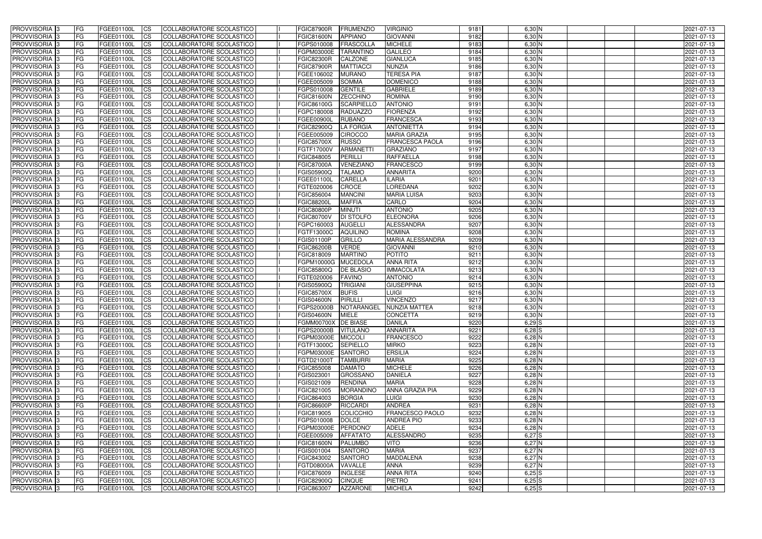| PROVVISORIA | 3 | FG | FGEE01100L | CS | COLLABORATORE SCOLASTICO | | FGIC87900R | FRUMENZIO | VIRGINIO | 9181 | 6,30 | N | | | | 2021-07-13 |
|---|---|---|---|---|---|---|---|---|---|---|---|---|---|---|---|---|
| PROVVISORIA | 3 | FG | FGEE01100L | CS | COLLABORATORE SCOLASTICO | | FGIC81600N | APPIANO | GIOVANNI | 9182 | 6,30 | N | | | | 2021-07-13 |
| PROVVISORIA | 3 | FG | FGEE01100L | CS | COLLABORATORE SCOLASTICO | | FGPS010008 | FRASCOLLA | MICHELE | 9183 | 6,30 | N | | | | 2021-07-13 |
| PROVVISORIA | 3 | FG | FGEE01100L | CS | COLLABORATORE SCOLASTICO | | FGPM03000E | TARANTINO | GALILEO | 9184 | 6,30 | N | | | | 2021-07-13 |
| PROVVISORIA | 3 | FG | FGEE01100L | CS | COLLABORATORE SCOLASTICO | | FGIC82300R | CALZONE | GIANLUCA | 9185 | 6,30 | N | | | | 2021-07-13 |
| PROVVISORIA | 3 | FG | FGEE01100L | CS | COLLABORATORE SCOLASTICO | | FGIC87900R | MATTIACCI | NUNZIA | 9186 | 6,30 | N | | | | 2021-07-13 |
| PROVVISORIA | 3 | FG | FGEE01100L | CS | COLLABORATORE SCOLASTICO | | FGEE106002 | MURANO | TERESA PIA | 9187 | 6,30 | N | | | | 2021-07-13 |
| PROVVISORIA | 3 | FG | FGEE01100L | CS | COLLABORATORE SCOLASTICO | | FGEE005009 | SOMMA | DOMENICO | 9188 | 6,30 | N | | | | 2021-07-13 |
| PROVVISORIA | 3 | FG | FGEE01100L | CS | COLLABORATORE SCOLASTICO | | FGPS010008 | GENTILE | GABRIELE | 9189 | 6,30 | N | | | | 2021-07-13 |
| PROVVISORIA | 3 | FG | FGEE01100L | CS | COLLABORATORE SCOLASTICO | | FGIC81600N | ZECCHINO | ROMINA | 9190 | 6,30 | N | | | | 2021-07-13 |
| PROVVISORIA | 3 | FG | FGEE01100L | CS | COLLABORATORE SCOLASTICO | | FGIC86100G | SCARPIELLO | ANTONIO | 9191 | 6,30 | N | | | | 2021-07-13 |
| PROVVISORIA | 3 | FG | FGEE01100L | CS | COLLABORATORE SCOLASTICO | | FGPC180008 | RADUAZZO | FIORENZA | 9192 | 6,30 | N | | | | 2021-07-13 |
| PROVVISORIA | 3 | FG | FGEE01100L | CS | COLLABORATORE SCOLASTICO | | FGEE00900L | RUBANO | FRANCESCA | 9193 | 6,30 | N | | | | 2021-07-13 |
| PROVVISORIA | 3 | FG | FGEE01100L | CS | COLLABORATORE SCOLASTICO | | FGIC82900Q | LA FORGIA | ANTONIETTA | 9194 | 6,30 | N | | | | 2021-07-13 |
| PROVVISORIA | 3 | FG | FGEE01100L | CS | COLLABORATORE SCOLASTICO | | FGEE005009 | CIROCCO | MARIA GRAZIA | 9195 | 6,30 | N | | | | 2021-07-13 |
| PROVVISORIA | 3 | FG | FGEE01100L | CS | COLLABORATORE SCOLASTICO | | FGIC85700X | RUSSO | FRANCESCA PAOLA | 9196 | 6,30 | N | | | | 2021-07-13 |
| PROVVISORIA | 3 | FG | FGEE01100L | CS | COLLABORATORE SCOLASTICO | | FGTF17000V | ARMANETTI | GRAZIANO | 9197 | 6,30 | N | | | | 2021-07-13 |
| PROVVISORIA | 3 | FG | FGEE01100L | CS | COLLABORATORE SCOLASTICO | | FGIC848005 | PERILLI | RAFFAELLA | 9198 | 6,30 | N | | | | 2021-07-13 |
| PROVVISORIA | 3 | FG | FGEE01100L | CS | COLLABORATORE SCOLASTICO | | FGIC87000A | VENEZIANO | FRANCESCO | 9199 | 6,30 | N | | | | 2021-07-13 |
| PROVVISORIA | 3 | FG | FGEE01100L | CS | COLLABORATORE SCOLASTICO | | FGIS05900Q | TALAMO | ANNARITA | 9200 | 6,30 | N | | | | 2021-07-13 |
| PROVVISORIA | 3 | FG | FGEE01100L | CS | COLLABORATORE SCOLASTICO | | FGEE01100L | CARELLA | ILARIA | 9201 | 6,30 | N | | | | 2021-07-13 |
| PROVVISORIA | 3 | FG | FGEE01100L | CS | COLLABORATORE SCOLASTICO | | FGTE020006 | CROCE | LOREDANA | 9202 | 6,30 | N | | | | 2021-07-13 |
| PROVVISORIA | 3 | FG | FGEE01100L | CS | COLLABORATORE SCOLASTICO | | FGIC856004 | MANCINI | MARIA LUISA | 9203 | 6,30 | N | | | | 2021-07-13 |
| PROVVISORIA | 3 | FG | FGEE01100L | CS | COLLABORATORE SCOLASTICO | | FGIC88200L | MAFFIA | CARLO | 9204 | 6,30 | N | | | | 2021-07-13 |
| PROVVISORIA | 3 | FG | FGEE01100L | CS | COLLABORATORE SCOLASTICO | | FGIC80800P | MINUTI | ANTONIO | 9205 | 6,30 | N | | | | 2021-07-13 |
| PROVVISORIA | 3 | FG | FGEE01100L | CS | COLLABORATORE SCOLASTICO | | FGIC80700V | DI STOLFO | ELEONORA | 9206 | 6,30 | N | | | | 2021-07-13 |
| PROVVISORIA | 3 | FG | FGEE01100L | CS | COLLABORATORE SCOLASTICO | | FGPC160003 | AUGELLI | ALESSANDRA | 9207 | 6,30 | N | | | | 2021-07-13 |
| PROVVISORIA | 3 | FG | FGEE01100L | CS | COLLABORATORE SCOLASTICO | | FGTF13000C | AQUILINO | ROMINA | 9208 | 6,30 | N | | | | 2021-07-13 |
| PROVVISORIA | 3 | FG | FGEE01100L | CS | COLLABORATORE SCOLASTICO | | FGIS01100P | GRILLO | MARIA ALESSANDRA | 9209 | 6,30 | N | | | | 2021-07-13 |
| PROVVISORIA | 3 | FG | FGEE01100L | CS | COLLABORATORE SCOLASTICO | | FGIC86200B | VERDE | GIOVANNI | 9210 | 6,30 | N | | | | 2021-07-13 |
| PROVVISORIA | 3 | FG | FGEE01100L | CS | COLLABORATORE SCOLASTICO | | FGIC818009 | MARTINO | POTITO | 9211 | 6,30 | N | | | | 2021-07-13 |
| PROVVISORIA | 3 | FG | FGEE01100L | CS | COLLABORATORE SCOLASTICO | | FGPM10000G | MUCEDOLA | ANNA RITA | 9212 | 6,30 | N | | | | 2021-07-13 |
| PROVVISORIA | 3 | FG | FGEE01100L | CS | COLLABORATORE SCOLASTICO | | FGIC85800Q | DE BLASIO | IMMACOLATA | 9213 | 6,30 | N | | | | 2021-07-13 |
| PROVVISORIA | 3 | FG | FGEE01100L | CS | COLLABORATORE SCOLASTICO | | FGTE020006 | FAVINO | ANTONIO | 9214 | 6,30 | N | | | | 2021-07-13 |
| PROVVISORIA | 3 | FG | FGEE01100L | CS | COLLABORATORE SCOLASTICO | | FGIS05900Q | TRIGIANI | GIUSEPPINA | 9215 | 6,30 | N | | | | 2021-07-13 |
| PROVVISORIA | 3 | FG | FGEE01100L | CS | COLLABORATORE SCOLASTICO | | FGIC85700X | BUFIS | LUIGI | 9216 | 6,30 | N | | | | 2021-07-13 |
| PROVVISORIA | 3 | FG | FGEE01100L | CS | COLLABORATORE SCOLASTICO | | FGIS04600N | PIRULLI | VINCENZO | 9217 | 6,30 | N | | | | 2021-07-13 |
| PROVVISORIA | 3 | FG | FGEE01100L | CS | COLLABORATORE SCOLASTICO | | FGPS20000B | NOTARANGEL | NUNZIA MATTEA | 9218 | 6,30 | N | | | | 2021-07-13 |
| PROVVISORIA | 3 | FG | FGEE01100L | CS | COLLABORATORE SCOLASTICO | | FGIS04600N | MIELE | CONCETTA | 9219 | 6,30 | N | | | | 2021-07-13 |
| PROVVISORIA | 3 | FG | FGEE01100L | CS | COLLABORATORE SCOLASTICO | | FGMM00700X | DE BIASE | DANILA | 9220 | 6,29 | S | | | | 2021-07-13 |
| PROVVISORIA | 3 | FG | FGEE01100L | CS | COLLABORATORE SCOLASTICO | | FGPS20000B | VITULANO | ANNARITA | 9221 | 6,28 | S | | | | 2021-07-13 |
| PROVVISORIA | 3 | FG | FGEE01100L | CS | COLLABORATORE SCOLASTICO | | FGPM03000E | MICCOLI | FRANCESCO | 9222 | 6,28 | N | | | | 2021-07-13 |
| PROVVISORIA | 3 | FG | FGEE01100L | CS | COLLABORATORE SCOLASTICO | | FGTF13000C | SEPIELLO | MIRKO | 9223 | 6,28 | N | | | | 2021-07-13 |
| PROVVISORIA | 3 | FG | FGEE01100L | CS | COLLABORATORE SCOLASTICO | | FGPM03000E | SANTORO | ERSILIA | 9224 | 6,28 | N | | | | 2021-07-13 |
| PROVVISORIA | 3 | FG | FGEE01100L | CS | COLLABORATORE SCOLASTICO | | FGTD21000T | TAMBURRI | MARIA | 9225 | 6,28 | N | | | | 2021-07-13 |
| PROVVISORIA | 3 | FG | FGEE01100L | CS | COLLABORATORE SCOLASTICO | | FGIC855008 | DAMATO | MICHELE | 9226 | 6,28 | N | | | | 2021-07-13 |
| PROVVISORIA | 3 | FG | FGEE01100L | CS | COLLABORATORE SCOLASTICO | | FGIS023001 | GROSSANO | DANIELA | 9227 | 6,28 | N | | | | 2021-07-13 |
| PROVVISORIA | 3 | FG | FGEE01100L | CS | COLLABORATORE SCOLASTICO | | FGIS021009 | RENDINA | MARIA | 9228 | 6,28 | N | | | | 2021-07-13 |
| PROVVISORIA | 3 | FG | FGEE01100L | CS | COLLABORATORE SCOLASTICO | | FGIC821005 | MORANDINO | ANNA GRAZIA PIA | 9229 | 6,28 | N | | | | 2021-07-13 |
| PROVVISORIA | 3 | FG | FGEE01100L | CS | COLLABORATORE SCOLASTICO | | FGIC864003 | BORGIA | LUIGI | 9230 | 6,28 | N | | | | 2021-07-13 |
| PROVVISORIA | 3 | FG | FGEE01100L | CS | COLLABORATORE SCOLASTICO | | FGIC86600P | RICCARDI | ANDREA | 9231 | 6,28 | N | | | | 2021-07-13 |
| PROVVISORIA | 3 | FG | FGEE01100L | CS | COLLABORATORE SCOLASTICO | | FGIC819005 | COLICCHIO | FRANCESCO PAOLO | 9232 | 6,28 | N | | | | 2021-07-13 |
| PROVVISORIA | 3 | FG | FGEE01100L | CS | COLLABORATORE SCOLASTICO | | FGPS010008 | DOLCE | ANDREA PIO | 9233 | 6,28 | N | | | | 2021-07-13 |
| PROVVISORIA | 3 | FG | FGEE01100L | CS | COLLABORATORE SCOLASTICO | | FGPM03000E | PERDONO' | ADELE | 9234 | 6,28 | N | | | | 2021-07-13 |
| PROVVISORIA | 3 | FG | FGEE01100L | CS | COLLABORATORE SCOLASTICO | | FGEE005009 | AFFATATO | ALESSANDRO | 9235 | 6,27 | S | | | | 2021-07-13 |
| PROVVISORIA | 3 | FG | FGEE01100L | CS | COLLABORATORE SCOLASTICO | | FGIC81600N | PALUMBO | VITO | 9236 | 6,27 | N | | | | 2021-07-13 |
| PROVVISORIA | 3 | FG | FGEE01100L | CS | COLLABORATORE SCOLASTICO | | FGIS001004 | SANTORO | MARIA | 9237 | 6,27 | N | | | | 2021-07-13 |
| PROVVISORIA | 3 | FG | FGEE01100L | CS | COLLABORATORE SCOLASTICO | | FGIC843002 | SANTORO | MADDALENA | 9238 | 6,27 | N | | | | 2021-07-13 |
| PROVVISORIA | 3 | FG | FGEE01100L | CS | COLLABORATORE SCOLASTICO | | FGTD08000A | VAVALLE | ANNA | 9239 | 6,27 | N | | | | 2021-07-13 |
| PROVVISORIA | 3 | FG | FGEE01100L | CS | COLLABORATORE SCOLASTICO | | FGIC876009 | INGLESE | ANNA RITA | 9240 | 6,25 | S | | | | 2021-07-13 |
| PROVVISORIA | 3 | FG | FGEE01100L | CS | COLLABORATORE SCOLASTICO | | FGIC82900Q | CINQUE | PIETRO | 9241 | 6,25 | S | | | | 2021-07-13 |
| PROVVISORIA | 3 | FG | FGEE01100L | CS | COLLABORATORE SCOLASTICO | | FGIC863007 | AZZARONE | MICHELA | 9242 | 6,25 | S | | | | 2021-07-13 |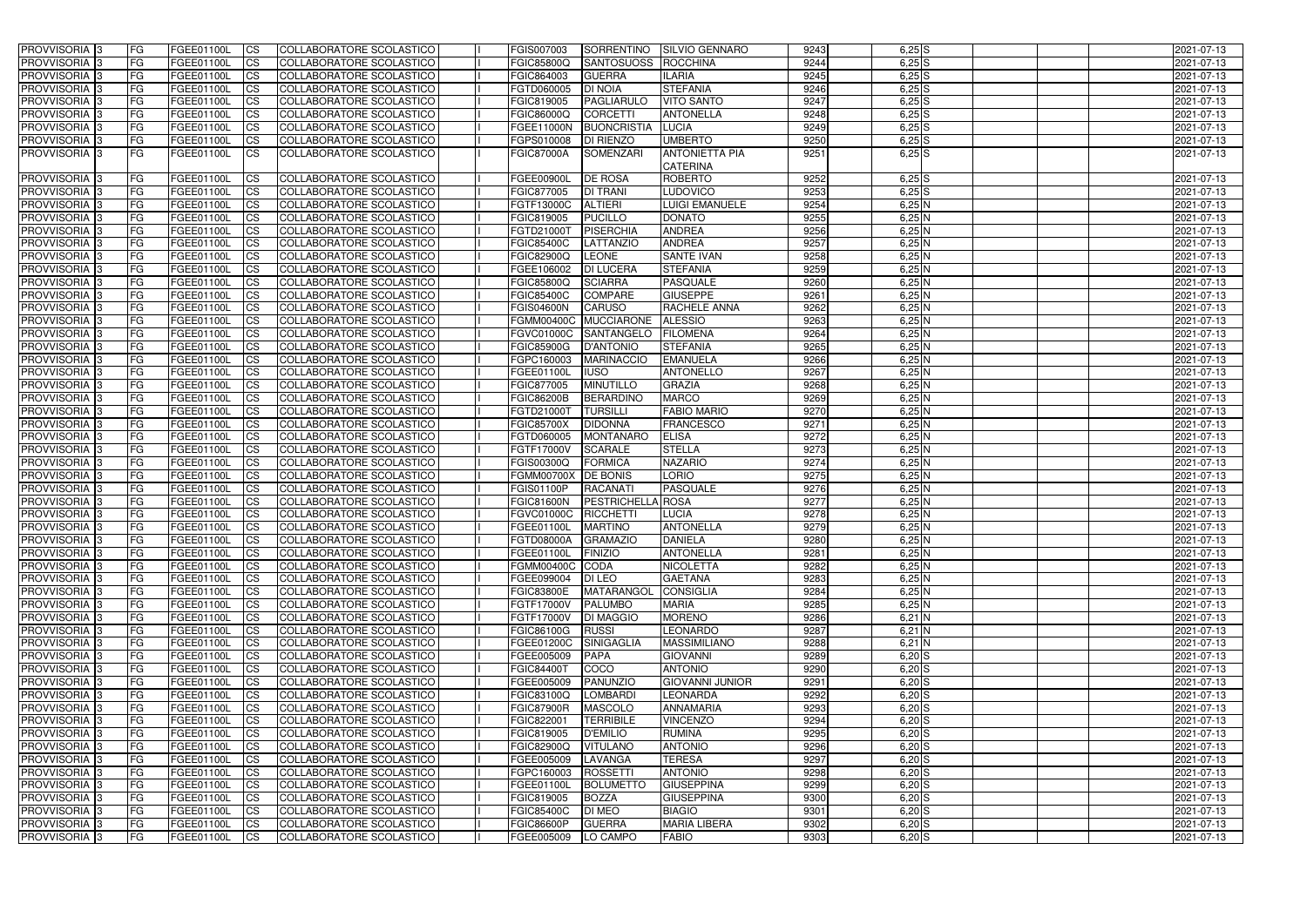| PROVVISORIA | 3 | FG | FGEE01100L | CS | COLLABORATORE SCOLASTICO | | FGIS007003 | SORRENTINO | SILVIO GENNARO | 9243 | 6,25 | S | | | | 2021-07-13 |
|---|---|---|---|---|---|---|---|---|---|---|---|---|---|---|---|---|
| PROVVISORIA | 3 | FG | FGEE01100L | CS | COLLABORATORE SCOLASTICO | | FGIC85800Q | SANTOSUOSS | ROCCHINA | 9244 | 6,25 | S | | | | 2021-07-13 |
| PROVVISORIA | 3 | FG | FGEE01100L | CS | COLLABORATORE SCOLASTICO | | FGIC864003 | GUERRA | ILARIA | 9245 | 6,25 | S | | | | 2021-07-13 |
| PROVVISORIA | 3 | FG | FGEE01100L | CS | COLLABORATORE SCOLASTICO | | FGTD060005 | DI NOIA | STEFANIA | 9246 | 6,25 | S | | | | 2021-07-13 |
| PROVVISORIA | 3 | FG | FGEE01100L | CS | COLLABORATORE SCOLASTICO | | FGIC819005 | PAGLIARULO | VITO SANTO | 9247 | 6,25 | S | | | | 2021-07-13 |
| PROVVISORIA | 3 | FG | FGEE01100L | CS | COLLABORATORE SCOLASTICO | | FGIC86000Q | CORCETTI | ANTONELLA | 9248 | 6,25 | S | | | | 2021-07-13 |
| PROVVISORIA | 3 | FG | FGEE01100L | CS | COLLABORATORE SCOLASTICO | | FGEE11000N | BUONCRISTIA | LUCIA | 9249 | 6,25 | S | | | | 2021-07-13 |
| PROVVISORIA | 3 | FG | FGEE01100L | CS | COLLABORATORE SCOLASTICO | | FGPS010008 | DI RIENZO | UMBERTO | 9250 | 6,25 | S | | | | 2021-07-13 |
| PROVVISORIA | 3 | FG | FGEE01100L | CS | COLLABORATORE SCOLASTICO | | FGIC87000A | SOMENZARI | ANTONIETTA PIA CATERINA | 9251 | 6,25 | S | | | | 2021-07-13 |
| PROVVISORIA | 3 | FG | FGEE01100L | CS | COLLABORATORE SCOLASTICO | | FGEE00900L | DE ROSA | ROBERTO | 9252 | 6,25 | S | | | | 2021-07-13 |
| PROVVISORIA | 3 | FG | FGEE01100L | CS | COLLABORATORE SCOLASTICO | | FGIC877005 | DI TRANI | LUDOVICO | 9253 | 6,25 | S | | | | 2021-07-13 |
| PROVVISORIA | 3 | FG | FGEE01100L | CS | COLLABORATORE SCOLASTICO | | FGTF13000C | ALTIERI | LUIGI EMANUELE | 9254 | 6,25 | N | | | | 2021-07-13 |
| PROVVISORIA | 3 | FG | FGEE01100L | CS | COLLABORATORE SCOLASTICO | | FGIC819005 | PUCILLO | DONATO | 9255 | 6,25 | N | | | | 2021-07-13 |
| PROVVISORIA | 3 | FG | FGEE01100L | CS | COLLABORATORE SCOLASTICO | | FGTD21000T | PISERCHIA | ANDREA | 9256 | 6,25 | N | | | | 2021-07-13 |
| PROVVISORIA | 3 | FG | FGEE01100L | CS | COLLABORATORE SCOLASTICO | | FGIC85400C | LATTANZIO | ANDREA | 9257 | 6,25 | N | | | | 2021-07-13 |
| PROVVISORIA | 3 | FG | FGEE01100L | CS | COLLABORATORE SCOLASTICO | | FGIC82900Q | LEONE | SANTE IVAN | 9258 | 6,25 | N | | | | 2021-07-13 |
| PROVVISORIA | 3 | FG | FGEE01100L | CS | COLLABORATORE SCOLASTICO | | FGEE106002 | DI LUCERA | STEFANIA | 9259 | 6,25 | N | | | | 2021-07-13 |
| PROVVISORIA | 3 | FG | FGEE01100L | CS | COLLABORATORE SCOLASTICO | | FGIC85800Q | SCIARRA | PASQUALE | 9260 | 6,25 | N | | | | 2021-07-13 |
| PROVVISORIA | 3 | FG | FGEE01100L | CS | COLLABORATORE SCOLASTICO | | FGIC85400C | COMPARE | GIUSEPPE | 9261 | 6,25 | N | | | | 2021-07-13 |
| PROVVISORIA | 3 | FG | FGEE01100L | CS | COLLABORATORE SCOLASTICO | | FGIS04600N | CARUSO | RACHELE ANNA | 9262 | 6,25 | N | | | | 2021-07-13 |
| PROVVISORIA | 3 | FG | FGEE01100L | CS | COLLABORATORE SCOLASTICO | | FGMM00400C | MUCCIARONE | ALESSIO | 9263 | 6,25 | N | | | | 2021-07-13 |
| PROVVISORIA | 3 | FG | FGEE01100L | CS | COLLABORATORE SCOLASTICO | | FGVC01000C | SANTANGELO | FILOMENA | 9264 | 6,25 | N | | | | 2021-07-13 |
| PROVVISORIA | 3 | FG | FGEE01100L | CS | COLLABORATORE SCOLASTICO | | FGIC85900G | D'ANTONIO | STEFANIA | 9265 | 6,25 | N | | | | 2021-07-13 |
| PROVVISORIA | 3 | FG | FGEE01100L | CS | COLLABORATORE SCOLASTICO | | FGPC160003 | MARINACCIO | EMANUELA | 9266 | 6,25 | N | | | | 2021-07-13 |
| PROVVISORIA | 3 | FG | FGEE01100L | CS | COLLABORATORE SCOLASTICO | | FGEE01100L | IUSO | ANTONELLO | 9267 | 6,25 | N | | | | 2021-07-13 |
| PROVVISORIA | 3 | FG | FGEE01100L | CS | COLLABORATORE SCOLASTICO | | FGIC877005 | MINUTILLO | GRAZIA | 9268 | 6,25 | N | | | | 2021-07-13 |
| PROVVISORIA | 3 | FG | FGEE01100L | CS | COLLABORATORE SCOLASTICO | | FGIC86200B | BERARDINO | MARCO | 9269 | 6,25 | N | | | | 2021-07-13 |
| PROVVISORIA | 3 | FG | FGEE01100L | CS | COLLABORATORE SCOLASTICO | | FGTD21000T | TURSILLI | FABIO MARIO | 9270 | 6,25 | N | | | | 2021-07-13 |
| PROVVISORIA | 3 | FG | FGEE01100L | CS | COLLABORATORE SCOLASTICO | | FGIC85700X | DIDONNA | FRANCESCO | 9271 | 6,25 | N | | | | 2021-07-13 |
| PROVVISORIA | 3 | FG | FGEE01100L | CS | COLLABORATORE SCOLASTICO | | FGTD060005 | MONTANARO | ELISA | 9272 | 6,25 | N | | | | 2021-07-13 |
| PROVVISORIA | 3 | FG | FGEE01100L | CS | COLLABORATORE SCOLASTICO | | FGTF17000V | SCARALE | STELLA | 9273 | 6,25 | N | | | | 2021-07-13 |
| PROVVISORIA | 3 | FG | FGEE01100L | CS | COLLABORATORE SCOLASTICO | | FGIS00300Q | FORMICA | NAZARIO | 9274 | 6,25 | N | | | | 2021-07-13 |
| PROVVISORIA | 3 | FG | FGEE01100L | CS | COLLABORATORE SCOLASTICO | | FGMM00700X | DE BONIS | LORIO | 9275 | 6,25 | N | | | | 2021-07-13 |
| PROVVISORIA | 3 | FG | FGEE01100L | CS | COLLABORATORE SCOLASTICO | | FGIS01100P | RACANATI | PASQUALE | 9276 | 6,25 | N | | | | 2021-07-13 |
| PROVVISORIA | 3 | FG | FGEE01100L | CS | COLLABORATORE SCOLASTICO | | FGIC81600N | PESTRICHELLA | ROSA | 9277 | 6,25 | N | | | | 2021-07-13 |
| PROVVISORIA | 3 | FG | FGEE01100L | CS | COLLABORATORE SCOLASTICO | | FGVC01000C | RICCHETTI | LUCIA | 9278 | 6,25 | N | | | | 2021-07-13 |
| PROVVISORIA | 3 | FG | FGEE01100L | CS | COLLABORATORE SCOLASTICO | | FGEE01100L | MARTINO | ANTONELLA | 9279 | 6,25 | N | | | | 2021-07-13 |
| PROVVISORIA | 3 | FG | FGEE01100L | CS | COLLABORATORE SCOLASTICO | | FGTD08000A | GRAMAZIO | DANIELA | 9280 | 6,25 | N | | | | 2021-07-13 |
| PROVVISORIA | 3 | FG | FGEE01100L | CS | COLLABORATORE SCOLASTICO | | FGEE01100L | FINIZIO | ANTONELLA | 9281 | 6,25 | N | | | | 2021-07-13 |
| PROVVISORIA | 3 | FG | FGEE01100L | CS | COLLABORATORE SCOLASTICO | | FGMM00400C | CODA | NICOLETTA | 9282 | 6,25 | N | | | | 2021-07-13 |
| PROVVISORIA | 3 | FG | FGEE01100L | CS | COLLABORATORE SCOLASTICO | | FGEE099004 | DI LEO | GAETANA | 9283 | 6,25 | N | | | | 2021-07-13 |
| PROVVISORIA | 3 | FG | FGEE01100L | CS | COLLABORATORE SCOLASTICO | | FGIC83800E | MATARANGOL | CONSIGLIA | 9284 | 6,25 | N | | | | 2021-07-13 |
| PROVVISORIA | 3 | FG | FGEE01100L | CS | COLLABORATORE SCOLASTICO | | FGTF17000V | PALUMBO | MARIA | 9285 | 6,25 | N | | | | 2021-07-13 |
| PROVVISORIA | 3 | FG | FGEE01100L | CS | COLLABORATORE SCOLASTICO | | FGTF17000V | DI MAGGIO | MORENO | 9286 | 6,21 | N | | | | 2021-07-13 |
| PROVVISORIA | 3 | FG | FGEE01100L | CS | COLLABORATORE SCOLASTICO | | FGIC86100G | RUSSI | LEONARDO | 9287 | 6,21 | N | | | | 2021-07-13 |
| PROVVISORIA | 3 | FG | FGEE01100L | CS | COLLABORATORE SCOLASTICO | | FGEE01200C | SINIGAGLIA | MASSIMILIANO | 9288 | 6,21 | N | | | | 2021-07-13 |
| PROVVISORIA | 3 | FG | FGEE01100L | CS | COLLABORATORE SCOLASTICO | | FGEE005009 | PAPA | GIOVANNI | 9289 | 6,20 | S | | | | 2021-07-13 |
| PROVVISORIA | 3 | FG | FGEE01100L | CS | COLLABORATORE SCOLASTICO | | FGIC84400T | COCO | ANTONIO | 9290 | 6,20 | S | | | | 2021-07-13 |
| PROVVISORIA | 3 | FG | FGEE01100L | CS | COLLABORATORE SCOLASTICO | | FGEE005009 | PANUNZIO | GIOVANNI JUNIOR | 9291 | 6,20 | S | | | | 2021-07-13 |
| PROVVISORIA | 3 | FG | FGEE01100L | CS | COLLABORATORE SCOLASTICO | | FGIC83100Q | LOMBARDI | LEONARDA | 9292 | 6,20 | S | | | | 2021-07-13 |
| PROVVISORIA | 3 | FG | FGEE01100L | CS | COLLABORATORE SCOLASTICO | | FGIC87900R | MASCOLO | ANNAMARIA | 9293 | 6,20 | S | | | | 2021-07-13 |
| PROVVISORIA | 3 | FG | FGEE01100L | CS | COLLABORATORE SCOLASTICO | | FGIC822001 | TERRIBILE | VINCENZO | 9294 | 6,20 | S | | | | 2021-07-13 |
| PROVVISORIA | 3 | FG | FGEE01100L | CS | COLLABORATORE SCOLASTICO | | FGIC819005 | D'EMILIO | RUMINA | 9295 | 6,20 | S | | | | 2021-07-13 |
| PROVVISORIA | 3 | FG | FGEE01100L | CS | COLLABORATORE SCOLASTICO | | FGIC82900Q | VITULANO | ANTONIO | 9296 | 6,20 | S | | | | 2021-07-13 |
| PROVVISORIA | 3 | FG | FGEE01100L | CS | COLLABORATORE SCOLASTICO | | FGEE005009 | LAVANGA | TERESA | 9297 | 6,20 | S | | | | 2021-07-13 |
| PROVVISORIA | 3 | FG | FGEE01100L | CS | COLLABORATORE SCOLASTICO | | FGPC160003 | ROSSETTI | ANTONIO | 9298 | 6,20 | S | | | | 2021-07-13 |
| PROVVISORIA | 3 | FG | FGEE01100L | CS | COLLABORATORE SCOLASTICO | | FGEE01100L | BOLUMETTO | GIUSEPPINA | 9299 | 6,20 | S | | | | 2021-07-13 |
| PROVVISORIA | 3 | FG | FGEE01100L | CS | COLLABORATORE SCOLASTICO | | FGIC819005 | BOZZA | GIUSEPPINA | 9300 | 6,20 | S | | | | 2021-07-13 |
| PROVVISORIA | 3 | FG | FGEE01100L | CS | COLLABORATORE SCOLASTICO | | FGIC85400C | DI MEO | BIAGIO | 9301 | 6,20 | S | | | | 2021-07-13 |
| PROVVISORIA | 3 | FG | FGEE01100L | CS | COLLABORATORE SCOLASTICO | | FGIC86600P | GUERRA | MARIA LIBERA | 9302 | 6,20 | S | | | | 2021-07-13 |
| PROVVISORIA | 3 | FG | FGEE01100L | CS | COLLABORATORE SCOLASTICO | | FGEE005009 | LO CAMPO | FABIO | 9303 | 6,20 | S | | | | 2021-07-13 |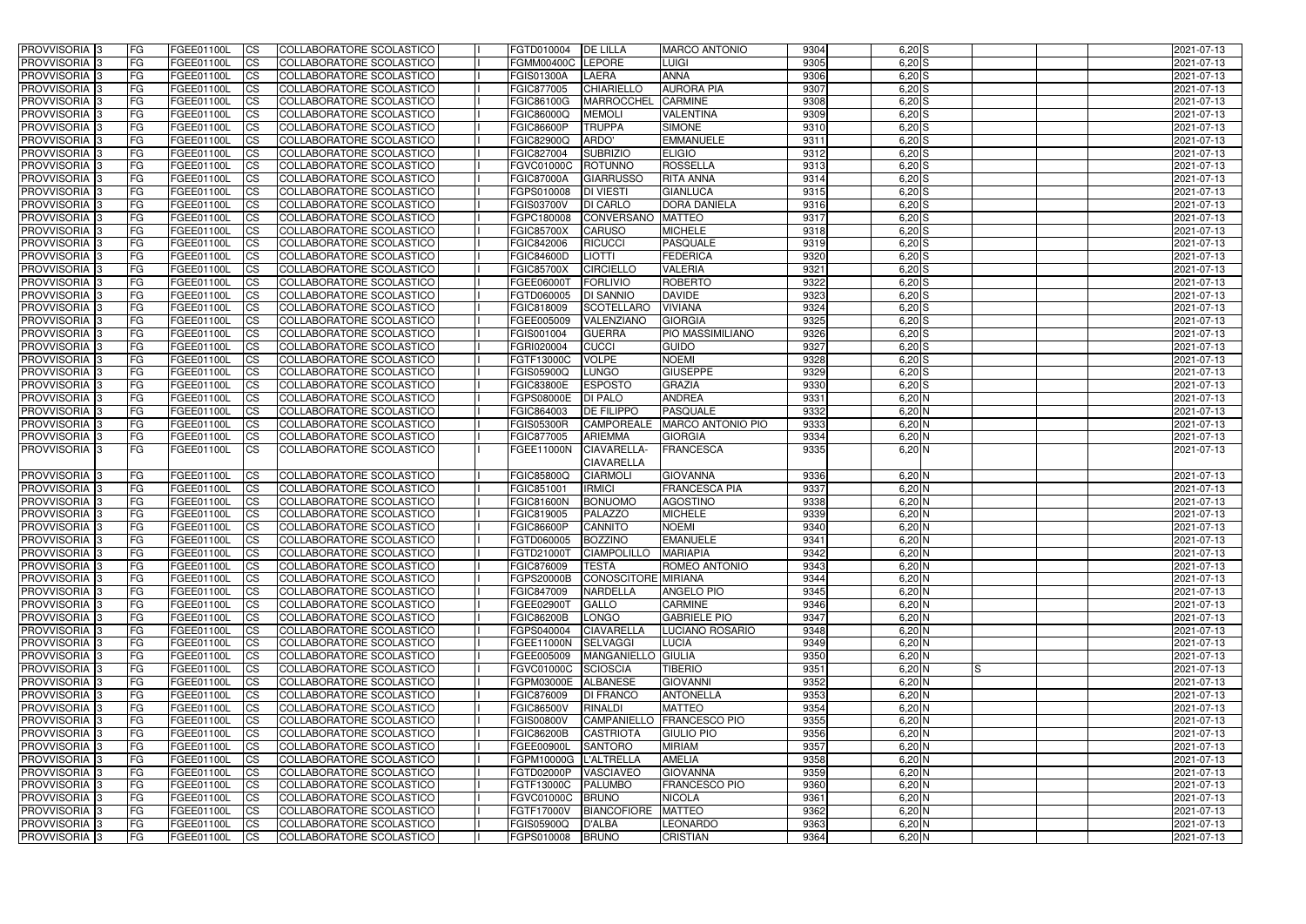| PROVVISORIA 3 | FG | FGEE01100L | CS | COLLABORATORE SCOLASTICO | | FGTD010004 | DE LILLA | MARCO ANTONIO | 9304 | 6,20 S | | | | 2021-07-13 |
|---|---|---|---|---|---|---|---|---|---|---|---|---|---|---|
| PROVVISORIA 3 | FG | FGEE01100L | CS | COLLABORATORE SCOLASTICO | | FGMM00400C | LEPORE | LUIGI | 9305 | 6,20 S | | | | 2021-07-13 |
| PROVVISORIA 3 | FG | FGEE01100L | CS | COLLABORATORE SCOLASTICO | | FGIS01300A | LAERA | ANNA | 9306 | 6,20 S | | | | 2021-07-13 |
| PROVVISORIA 3 | FG | FGEE01100L | CS | COLLABORATORE SCOLASTICO | | FGIC877005 | CHIARIELLO | AURORA PIA | 9307 | 6,20 S | | | | 2021-07-13 |
| PROVVISORIA 3 | FG | FGEE01100L | CS | COLLABORATORE SCOLASTICO | | FGIC86100G | MARROCCHEL | CARMINE | 9308 | 6,20 S | | | | 2021-07-13 |
| PROVVISORIA 3 | FG | FGEE01100L | CS | COLLABORATORE SCOLASTICO | | FGIC86000Q | MEMOLI | VALENTINA | 9309 | 6,20 S | | | | 2021-07-13 |
| PROVVISORIA 3 | FG | FGEE01100L | CS | COLLABORATORE SCOLASTICO | | FGIC86600P | TRUPPA | SIMONE | 9310 | 6,20 S | | | | 2021-07-13 |
| PROVVISORIA 3 | FG | FGEE01100L | CS | COLLABORATORE SCOLASTICO | | FGIC82900Q | ARDO' | EMMANUELE | 9311 | 6,20 S | | | | 2021-07-13 |
| PROVVISORIA 3 | FG | FGEE01100L | CS | COLLABORATORE SCOLASTICO | | FGIC827004 | SUBRIZIO | ELIGIO | 9312 | 6,20 S | | | | 2021-07-13 |
| PROVVISORIA 3 | FG | FGEE01100L | CS | COLLABORATORE SCOLASTICO | | FGVC01000C | ROTUNNO | ROSSELLA | 9313 | 6,20 S | | | | 2021-07-13 |
| PROVVISORIA 3 | FG | FGEE01100L | CS | COLLABORATORE SCOLASTICO | | FGIC87000A | GIARRUSSO | RITA ANNA | 9314 | 6,20 S | | | | 2021-07-13 |
| PROVVISORIA 3 | FG | FGEE01100L | CS | COLLABORATORE SCOLASTICO | | FGPS010008 | DI VIESTI | GIANLUCA | 9315 | 6,20 S | | | | 2021-07-13 |
| PROVVISORIA 3 | FG | FGEE01100L | CS | COLLABORATORE SCOLASTICO | | FGIS03700V | DI CARLO | DORA DANIELA | 9316 | 6,20 S | | | | 2021-07-13 |
| PROVVISORIA 3 | FG | FGEE01100L | CS | COLLABORATORE SCOLASTICO | | FGPC180008 | CONVERSANO | MATTEO | 9317 | 6,20 S | | | | 2021-07-13 |
| PROVVISORIA 3 | FG | FGEE01100L | CS | COLLABORATORE SCOLASTICO | | FGIC85700X | CARUSO | MICHELE | 9318 | 6,20 S | | | | 2021-07-13 |
| PROVVISORIA 3 | FG | FGEE01100L | CS | COLLABORATORE SCOLASTICO | | FGIC842006 | RICUCCI | PASQUALE | 9319 | 6,20 S | | | | 2021-07-13 |
| PROVVISORIA 3 | FG | FGEE01100L | CS | COLLABORATORE SCOLASTICO | | FGIC84600D | LIOTTI | FEDERICA | 9320 | 6,20 S | | | | 2021-07-13 |
| PROVVISORIA 3 | FG | FGEE01100L | CS | COLLABORATORE SCOLASTICO | | FGIC85700X | CIRCIELLO | VALERIA | 9321 | 6,20 S | | | | 2021-07-13 |
| PROVVISORIA 3 | FG | FGEE01100L | CS | COLLABORATORE SCOLASTICO | | FGEE06000T | FORLIVIO | ROBERTO | 9322 | 6,20 S | | | | 2021-07-13 |
| PROVVISORIA 3 | FG | FGEE01100L | CS | COLLABORATORE SCOLASTICO | | FGTD060005 | DI SANNIO | DAVIDE | 9323 | 6,20 S | | | | 2021-07-13 |
| PROVVISORIA 3 | FG | FGEE01100L | CS | COLLABORATORE SCOLASTICO | | FGIC818009 | SCOTELLARO | VIVIANA | 9324 | 6,20 S | | | | 2021-07-13 |
| PROVVISORIA 3 | FG | FGEE01100L | CS | COLLABORATORE SCOLASTICO | | FGEE005009 | VALENZIANO | GIORGIA | 9325 | 6,20 S | | | | 2021-07-13 |
| PROVVISORIA 3 | FG | FGEE01100L | CS | COLLABORATORE SCOLASTICO | | FGIS001004 | GUERRA | PIO MASSIMILIANO | 9326 | 6,20 S | | | | 2021-07-13 |
| PROVVISORIA 3 | FG | FGEE01100L | CS | COLLABORATORE SCOLASTICO | | FGRI020004 | CUCCI | GUIDO | 9327 | 6,20 S | | | | 2021-07-13 |
| PROVVISORIA 3 | FG | FGEE01100L | CS | COLLABORATORE SCOLASTICO | | FGTF13000C | VOLPE | NOEMI | 9328 | 6,20 S | | | | 2021-07-13 |
| PROVVISORIA 3 | FG | FGEE01100L | CS | COLLABORATORE SCOLASTICO | | FGIS05900Q | LUNGO | GIUSEPPE | 9329 | 6,20 S | | | | 2021-07-13 |
| PROVVISORIA 3 | FG | FGEE01100L | CS | COLLABORATORE SCOLASTICO | | FGIC83800E | ESPOSTO | GRAZIA | 9330 | 6,20 S | | | | 2021-07-13 |
| PROVVISORIA 3 | FG | FGEE01100L | CS | COLLABORATORE SCOLASTICO | | FGPS08000E | DI PALO | ANDREA | 9331 | 6,20 N | | | | 2021-07-13 |
| PROVVISORIA 3 | FG | FGEE01100L | CS | COLLABORATORE SCOLASTICO | | FGIC864003 | DE FILIPPO | PASQUALE | 9332 | 6,20 N | | | | 2021-07-13 |
| PROVVISORIA 3 | FG | FGEE01100L | CS | COLLABORATORE SCOLASTICO | | FGIS05300R | CAMPOREALE | MARCO ANTONIO PIO | 9333 | 6,20 N | | | | 2021-07-13 |
| PROVVISORIA 3 | FG | FGEE01100L | CS | COLLABORATORE SCOLASTICO | | FGIC877005 | ARIEMMA | GIORGIA | 9334 | 6,20 N | | | | 2021-07-13 |
| PROVVISORIA 3 | FG | FGEE01100L | CS | COLLABORATORE SCOLASTICO | | FGEE11000N | CIAVARELLA-CIAVARELLA | FRANCESCA | 9335 | 6,20 N | | | | 2021-07-13 |
| PROVVISORIA 3 | FG | FGEE01100L | CS | COLLABORATORE SCOLASTICO | | FGIC85800Q | CIARMOLI | GIOVANNA | 9336 | 6,20 N | | | | 2021-07-13 |
| PROVVISORIA 3 | FG | FGEE01100L | CS | COLLABORATORE SCOLASTICO | | FGIC851001 | IRMICI | FRANCESCA PIA | 9337 | 6,20 N | | | | 2021-07-13 |
| PROVVISORIA 3 | FG | FGEE01100L | CS | COLLABORATORE SCOLASTICO | | FGIC81600N | BONUOMO | AGOSTINO | 9338 | 6,20 N | | | | 2021-07-13 |
| PROVVISORIA 3 | FG | FGEE01100L | CS | COLLABORATORE SCOLASTICO | | FGIC819005 | PALAZZO | MICHELE | 9339 | 6,20 N | | | | 2021-07-13 |
| PROVVISORIA 3 | FG | FGEE01100L | CS | COLLABORATORE SCOLASTICO | | FGIC86600P | CANNITO | NOEMI | 9340 | 6,20 N | | | | 2021-07-13 |
| PROVVISORIA 3 | FG | FGEE01100L | CS | COLLABORATORE SCOLASTICO | | FGTD060005 | BOZZINO | EMANUELE | 9341 | 6,20 N | | | | 2021-07-13 |
| PROVVISORIA 3 | FG | FGEE01100L | CS | COLLABORATORE SCOLASTICO | | FGTD21000T | CIAMPOLILLO | MARIAPIA | 9342 | 6,20 N | | | | 2021-07-13 |
| PROVVISORIA 3 | FG | FGEE01100L | CS | COLLABORATORE SCOLASTICO | | FGIC876009 | TESTA | ROMEO ANTONIO | 9343 | 6,20 N | | | | 2021-07-13 |
| PROVVISORIA 3 | FG | FGEE01100L | CS | COLLABORATORE SCOLASTICO | | FGPS20000B | CONOSCITORE | MIRIANA | 9344 | 6,20 N | | | | 2021-07-13 |
| PROVVISORIA 3 | FG | FGEE01100L | CS | COLLABORATORE SCOLASTICO | | FGIC847009 | NARDELLA | ANGELO PIO | 9345 | 6,20 N | | | | 2021-07-13 |
| PROVVISORIA 3 | FG | FGEE01100L | CS | COLLABORATORE SCOLASTICO | | FGEE02900T | GALLO | CARMINE | 9346 | 6,20 N | | | | 2021-07-13 |
| PROVVISORIA 3 | FG | FGEE01100L | CS | COLLABORATORE SCOLASTICO | | FGIC86200B | LONGO | GABRIELE PIO | 9347 | 6,20 N | | | | 2021-07-13 |
| PROVVISORIA 3 | FG | FGEE01100L | CS | COLLABORATORE SCOLASTICO | | FGPS040004 | CIAVARELLA | LUCIANO ROSARIO | 9348 | 6,20 N | | | | 2021-07-13 |
| PROVVISORIA 3 | FG | FGEE01100L | CS | COLLABORATORE SCOLASTICO | | FGEE11000N | SELVAGGI | LUCIA | 9349 | 6,20 N | | | | 2021-07-13 |
| PROVVISORIA 3 | FG | FGEE01100L | CS | COLLABORATORE SCOLASTICO | | FGEE005009 | MANGANIELLO | GIULIA | 9350 | 6,20 N | | | | 2021-07-13 |
| PROVVISORIA 3 | FG | FGEE01100L | CS | COLLABORATORE SCOLASTICO | | FGVC01000C | SCIOSCIA | TIBERIO | 9351 | 6,20 N | S | | | 2021-07-13 |
| PROVVISORIA 3 | FG | FGEE01100L | CS | COLLABORATORE SCOLASTICO | | FGPM03000E | ALBANESE | GIOVANNI | 9352 | 6,20 N | | | | 2021-07-13 |
| PROVVISORIA 3 | FG | FGEE01100L | CS | COLLABORATORE SCOLASTICO | | FGIC876009 | DI FRANCO | ANTONELLA | 9353 | 6,20 N | | | | 2021-07-13 |
| PROVVISORIA 3 | FG | FGEE01100L | CS | COLLABORATORE SCOLASTICO | | FGIC86500V | RINALDI | MATTEO | 9354 | 6,20 N | | | | 2021-07-13 |
| PROVVISORIA 3 | FG | FGEE01100L | CS | COLLABORATORE SCOLASTICO | | FGIS00800V | CAMPANIELLO | FRANCESCO PIO | 9355 | 6,20 N | | | | 2021-07-13 |
| PROVVISORIA 3 | FG | FGEE01100L | CS | COLLABORATORE SCOLASTICO | | FGIC86200B | CASTRIOTA | GIULIO PIO | 9356 | 6,20 N | | | | 2021-07-13 |
| PROVVISORIA 3 | FG | FGEE01100L | CS | COLLABORATORE SCOLASTICO | | FGEE00900L | SANTORO | MIRIAM | 9357 | 6,20 N | | | | 2021-07-13 |
| PROVVISORIA 3 | FG | FGEE01100L | CS | COLLABORATORE SCOLASTICO | | FGPM10000G | L'ALTRELLA | AMELIA | 9358 | 6,20 N | | | | 2021-07-13 |
| PROVVISORIA 3 | FG | FGEE01100L | CS | COLLABORATORE SCOLASTICO | | FGTD02000P | VASCIAVEO | GIOVANNA | 9359 | 6,20 N | | | | 2021-07-13 |
| PROVVISORIA 3 | FG | FGEE01100L | CS | COLLABORATORE SCOLASTICO | | FGTF13000C | PALUMBO | FRANCESCO PIO | 9360 | 6,20 N | | | | 2021-07-13 |
| PROVVISORIA 3 | FG | FGEE01100L | CS | COLLABORATORE SCOLASTICO | | FGVC01000C | BRUNO | NICOLA | 9361 | 6,20 N | | | | 2021-07-13 |
| PROVVISORIA 3 | FG | FGEE01100L | CS | COLLABORATORE SCOLASTICO | | FGTF17000V | BIANCOFIORE | MATTEO | 9362 | 6,20 N | | | | 2021-07-13 |
| PROVVISORIA 3 | FG | FGEE01100L | CS | COLLABORATORE SCOLASTICO | | FGIS05900Q | D'ALBA | LEONARDO | 9363 | 6,20 N | | | | 2021-07-13 |
| PROVVISORIA 3 | FG | FGEE01100L | CS | COLLABORATORE SCOLASTICO | | FGPS010008 | BRUNO | CRISTIAN | 9364 | 6,20 N | | | | 2021-07-13 |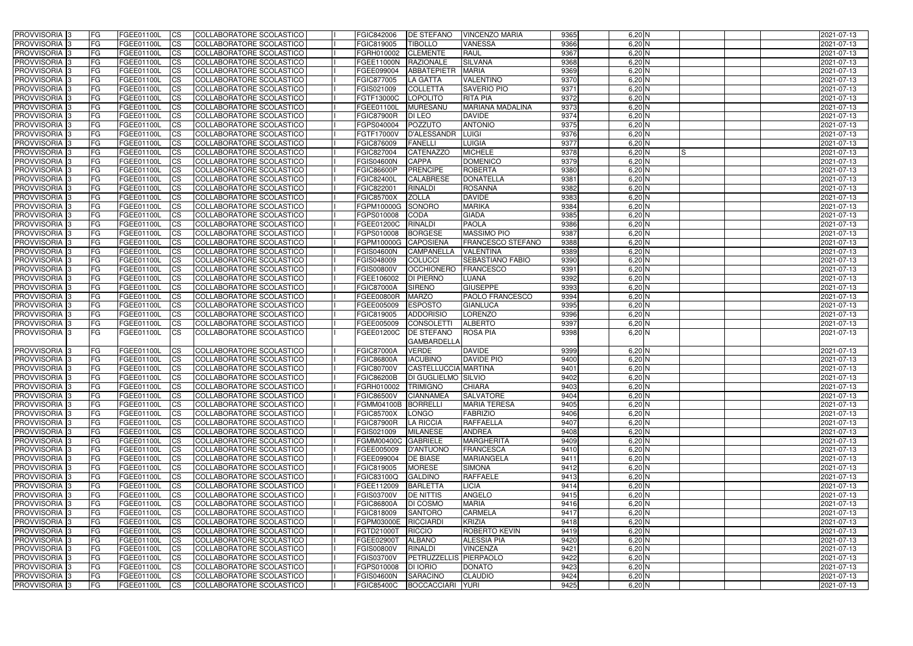| PROVVISORIA 3 | FG | FGEE01100L | CS | COLLABORATORE SCOLASTICO | | FGIC842006 | DE STEFANO | VINCENZO MARIA | 9365 | 6,20 N | | | | 2021-07-13 |
|---|---|---|---|---|---|---|---|---|---|---|---|---|---|---|
| PROVVISORIA 3 | FG | FGEE01100L | CS | COLLABORATORE SCOLASTICO | | FGIC819005 | TIBOLLO | VANESSA | 9366 | 6,20 N | | | | 2021-07-13 |
| PROVVISORIA 3 | FG | FGEE01100L | CS | COLLABORATORE SCOLASTICO | | FGRH010002 | CLEMENTE | RAUL | 9367 | 6,20 N | | | | 2021-07-13 |
| PROVVISORIA 3 | FG | FGEE01100L | CS | COLLABORATORE SCOLASTICO | | FGEE11000N | RAZIONALE | SILVANA | 9368 | 6,20 N | | | | 2021-07-13 |
| PROVVISORIA 3 | FG | FGEE01100L | CS | COLLABORATORE SCOLASTICO | | FGEE099004 | ABBATEPIETR | MARIA | 9369 | 6,20 N | | | | 2021-07-13 |
| PROVVISORIA 3 | FG | FGEE01100L | CS | COLLABORATORE SCOLASTICO | | FGIC877005 | LA GATTA | VALENTINO | 9370 | 6,20 N | | | | 2021-07-13 |
| PROVVISORIA 3 | FG | FGEE01100L | CS | COLLABORATORE SCOLASTICO | | FGIS021009 | COLLETTA | SAVERIO PIO | 9371 | 6,20 N | | | | 2021-07-13 |
| PROVVISORIA 3 | FG | FGEE01100L | CS | COLLABORATORE SCOLASTICO | | FGTF13000C | LOPOLITO | RITA PIA | 9372 | 6,20 N | | | | 2021-07-13 |
| PROVVISORIA 3 | FG | FGEE01100L | CS | COLLABORATORE SCOLASTICO | | FGEE01100L | MURESANU | MARIANA MADALINA | 9373 | 6,20 N | | | | 2021-07-13 |
| PROVVISORIA 3 | FG | FGEE01100L | CS | COLLABORATORE SCOLASTICO | | FGIC87900R | DI LEO | DAVIDE | 9374 | 6,20 N | | | | 2021-07-13 |
| PROVVISORIA 3 | FG | FGEE01100L | CS | COLLABORATORE SCOLASTICO | | FGPS040004 | POZZUTO | ANTONIO | 9375 | 6,20 N | | | | 2021-07-13 |
| PROVVISORIA 3 | FG | FGEE01100L | CS | COLLABORATORE SCOLASTICO | | FGTF17000V | D'ALESSANDR | LUIGI | 9376 | 6,20 N | | | | 2021-07-13 |
| PROVVISORIA 3 | FG | FGEE01100L | CS | COLLABORATORE SCOLASTICO | | FGIC876009 | FANELLI | LUIGIA | 9377 | 6,20 N | | | | 2021-07-13 |
| PROVVISORIA 3 | FG | FGEE01100L | CS | COLLABORATORE SCOLASTICO | | FGIC827004 | CATENAZZO | MICHELE | 9378 | 6,20 N | S | | | 2021-07-13 |
| PROVVISORIA 3 | FG | FGEE01100L | CS | COLLABORATORE SCOLASTICO | | FGIS04600N | CAPPA | DOMENICO | 9379 | 6,20 N | | | | 2021-07-13 |
| PROVVISORIA 3 | FG | FGEE01100L | CS | COLLABORATORE SCOLASTICO | | FGIC86600P | PRENCIPE | ROBERTA | 9380 | 6,20 N | | | | 2021-07-13 |
| PROVVISORIA 3 | FG | FGEE01100L | CS | COLLABORATORE SCOLASTICO | | FGIC82400L | CALABRESE | DONATELLA | 9381 | 6,20 N | | | | 2021-07-13 |
| PROVVISORIA 3 | FG | FGEE01100L | CS | COLLABORATORE SCOLASTICO | | FGIC822001 | RINALDI | ROSANNA | 9382 | 6,20 N | | | | 2021-07-13 |
| PROVVISORIA 3 | FG | FGEE01100L | CS | COLLABORATORE SCOLASTICO | | FGIC85700X | ZOLLA | DAVIDE | 9383 | 6,20 N | | | | 2021-07-13 |
| PROVVISORIA 3 | FG | FGEE01100L | CS | COLLABORATORE SCOLASTICO | | FGPM10000G | SONORO | MARIKA | 9384 | 6,20 N | | | | 2021-07-13 |
| PROVVISORIA 3 | FG | FGEE01100L | CS | COLLABORATORE SCOLASTICO | | FGPS010008 | CODA | GIADA | 9385 | 6,20 N | | | | 2021-07-13 |
| PROVVISORIA 3 | FG | FGEE01100L | CS | COLLABORATORE SCOLASTICO | | FGEE01200C | RINALDI | PAOLA | 9386 | 6,20 N | | | | 2021-07-13 |
| PROVVISORIA 3 | FG | FGEE01100L | CS | COLLABORATORE SCOLASTICO | | FGPS010008 | BORGESE | MASSIMO PIO | 9387 | 6,20 N | | | | 2021-07-13 |
| PROVVISORIA 3 | FG | FGEE01100L | CS | COLLABORATORE SCOLASTICO | | FGPM10000G | CAPOSIENA | FRANCESCO STEFANO | 9388 | 6,20 N | | | | 2021-07-13 |
| PROVVISORIA 3 | FG | FGEE01100L | CS | COLLABORATORE SCOLASTICO | | FGIS04600N | CAMPANELLA | VALENTINA | 9389 | 6,20 N | | | | 2021-07-13 |
| PROVVISORIA 3 | FG | FGEE01100L | CS | COLLABORATORE SCOLASTICO | | FGIS048009 | COLUCCI | SEBASTIANO FABIO | 9390 | 6,20 N | | | | 2021-07-13 |
| PROVVISORIA 3 | FG | FGEE01100L | CS | COLLABORATORE SCOLASTICO | | FGIS00800V | OCCHIONERO | FRANCESCO | 9391 | 6,20 N | | | | 2021-07-13 |
| PROVVISORIA 3 | FG | FGEE01100L | CS | COLLABORATORE SCOLASTICO | | FGEE106002 | DI PIERNO | LUANA | 9392 | 6,20 N | | | | 2021-07-13 |
| PROVVISORIA 3 | FG | FGEE01100L | CS | COLLABORATORE SCOLASTICO | | FGIC87000A | SIRENO | GIUSEPPE | 9393 | 6,20 N | | | | 2021-07-13 |
| PROVVISORIA 3 | FG | FGEE01100L | CS | COLLABORATORE SCOLASTICO | | FGEE00800R | MARZO | PAOLO FRANCESCO | 9394 | 6,20 N | | | | 2021-07-13 |
| PROVVISORIA 3 | FG | FGEE01100L | CS | COLLABORATORE SCOLASTICO | | FGEE005009 | ESPOSTO | GIANLUCA | 9395 | 6,20 N | | | | 2021-07-13 |
| PROVVISORIA 3 | FG | FGEE01100L | CS | COLLABORATORE SCOLASTICO | | FGIC819005 | ADDORISIO | LORENZO | 9396 | 6,20 N | | | | 2021-07-13 |
| PROVVISORIA 3 | FG | FGEE01100L | CS | COLLABORATORE SCOLASTICO | | FGEE005009 | CONSOLETTI | ALBERTO | 9397 | 6,20 N | | | | 2021-07-13 |
| PROVVISORIA 3 | FG | FGEE01100L | CS | COLLABORATORE SCOLASTICO | | FGEE01200C | DE STEFANO GAMBARDELLA | ROSA PIA | 9398 | 6,20 N | | | | 2021-07-13 |
| PROVVISORIA 3 | FG | FGEE01100L | CS | COLLABORATORE SCOLASTICO | | FGIC87000A | VERDE | DAVIDE | 9399 | 6,20 N | | | | 2021-07-13 |
| PROVVISORIA 3 | FG | FGEE01100L | CS | COLLABORATORE SCOLASTICO | | FGIC86800A | IACUBINO | DAVIDE PIO | 9400 | 6,20 N | | | | 2021-07-13 |
| PROVVISORIA 3 | FG | FGEE01100L | CS | COLLABORATORE SCOLASTICO | | FGIC80700V | CASTELLUCCIA | MARTINA | 9401 | 6,20 N | | | | 2021-07-13 |
| PROVVISORIA 3 | FG | FGEE01100L | CS | COLLABORATORE SCOLASTICO | | FGIC86200B | DI GUGLIELMO | SILVIO | 9402 | 6,20 N | | | | 2021-07-13 |
| PROVVISORIA 3 | FG | FGEE01100L | CS | COLLABORATORE SCOLASTICO | | FGRH010002 | TRIMIGNO | CHIARA | 9403 | 6,20 N | | | | 2021-07-13 |
| PROVVISORIA 3 | FG | FGEE01100L | CS | COLLABORATORE SCOLASTICO | | FGIC86500V | CIANNAMEA | SALVATORE | 9404 | 6,20 N | | | | 2021-07-13 |
| PROVVISORIA 3 | FG | FGEE01100L | CS | COLLABORATORE SCOLASTICO | | FGMM04100B | BORRELLI | MARIA TERESA | 9405 | 6,20 N | | | | 2021-07-13 |
| PROVVISORIA 3 | FG | FGEE01100L | CS | COLLABORATORE SCOLASTICO | | FGIC85700X | LONGO | FABRIZIO | 9406 | 6,20 N | | | | 2021-07-13 |
| PROVVISORIA 3 | FG | FGEE01100L | CS | COLLABORATORE SCOLASTICO | | FGIC87900R | LA RICCIA | RAFFAELLA | 9407 | 6,20 N | | | | 2021-07-13 |
| PROVVISORIA 3 | FG | FGEE01100L | CS | COLLABORATORE SCOLASTICO | | FGIS021009 | MILANESE | ANDREA | 9408 | 6,20 N | | | | 2021-07-13 |
| PROVVISORIA 3 | FG | FGEE01100L | CS | COLLABORATORE SCOLASTICO | | FGMM00400C | GABRIELE | MARGHERITA | 9409 | 6,20 N | | | | 2021-07-13 |
| PROVVISORIA 3 | FG | FGEE01100L | CS | COLLABORATORE SCOLASTICO | | FGEE005009 | D'ANTUONO | FRANCESCA | 9410 | 6,20 N | | | | 2021-07-13 |
| PROVVISORIA 3 | FG | FGEE01100L | CS | COLLABORATORE SCOLASTICO | | FGEE099004 | DE BIASE | MARIANGELA | 9411 | 6,20 N | | | | 2021-07-13 |
| PROVVISORIA 3 | FG | FGEE01100L | CS | COLLABORATORE SCOLASTICO | | FGIC819005 | MORESE | SIMONA | 9412 | 6,20 N | | | | 2021-07-13 |
| PROVVISORIA 3 | FG | FGEE01100L | CS | COLLABORATORE SCOLASTICO | | FGIC83100Q | GALDINO | RAFFAELE | 9413 | 6,20 N | | | | 2021-07-13 |
| PROVVISORIA 3 | FG | FGEE01100L | CS | COLLABORATORE SCOLASTICO | | FGEE112009 | BARLETTA | LICIA | 9414 | 6,20 N | | | | 2021-07-13 |
| PROVVISORIA 3 | FG | FGEE01100L | CS | COLLABORATORE SCOLASTICO | | FGIS03700V | DE NITTIS | ANGELO | 9415 | 6,20 N | | | | 2021-07-13 |
| PROVVISORIA 3 | FG | FGEE01100L | CS | COLLABORATORE SCOLASTICO | | FGIC86800A | DI COSMO | MARIA | 9416 | 6,20 N | | | | 2021-07-13 |
| PROVVISORIA 3 | FG | FGEE01100L | CS | COLLABORATORE SCOLASTICO | | FGIC818009 | SANTORO | CARMELA | 9417 | 6,20 N | | | | 2021-07-13 |
| PROVVISORIA 3 | FG | FGEE01100L | CS | COLLABORATORE SCOLASTICO | | FGPM03000E | RICCIARDI | KRIZIA | 9418 | 6,20 N | | | | 2021-07-13 |
| PROVVISORIA 3 | FG | FGEE01100L | CS | COLLABORATORE SCOLASTICO | | FGTD21000T | RICCIO | ROBERTO KEVIN | 9419 | 6,20 N | | | | 2021-07-13 |
| PROVVISORIA 3 | FG | FGEE01100L | CS | COLLABORATORE SCOLASTICO | | FGEE02900T | ALBANO | ALESSIA PIA | 9420 | 6,20 N | | | | 2021-07-13 |
| PROVVISORIA 3 | FG | FGEE01100L | CS | COLLABORATORE SCOLASTICO | | FGIS00800V | RINALDI | VINCENZA | 9421 | 6,20 N | | | | 2021-07-13 |
| PROVVISORIA 3 | FG | FGEE01100L | CS | COLLABORATORE SCOLASTICO | | FGIS03700V | PETRUZZELLIS | PIERPAOLO | 9422 | 6,20 N | | | | 2021-07-13 |
| PROVVISORIA 3 | FG | FGEE01100L | CS | COLLABORATORE SCOLASTICO | | FGPS010008 | DI IORIO | DONATO | 9423 | 6,20 N | | | | 2021-07-13 |
| PROVVISORIA 3 | FG | FGEE01100L | CS | COLLABORATORE SCOLASTICO | | FGIS04600N | SARACINO | CLAUDIO | 9424 | 6,20 N | | | | 2021-07-13 |
| PROVVISORIA 3 | FG | FGEE01100L | CS | COLLABORATORE SCOLASTICO | | FGIC85400C | BOCCACCIARI | YURI | 9425 | 6,20 N | | | | 2021-07-13 |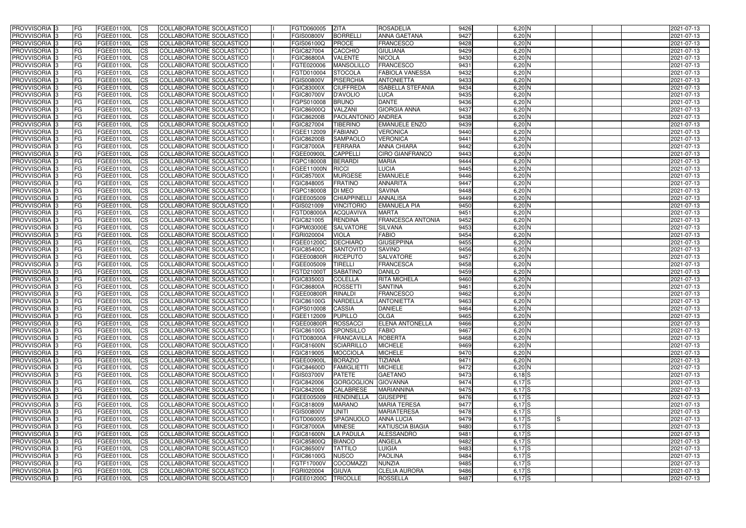| PROVVISORIA | 3 | FG | FGEE01100L | CS | COLLABORATORE SCOLASTICO | | FGTD060005 | ZITA | ROSADELIA | 9426 | 6,20 | N | | | | 2021-07-13 |
|---|---|---|---|---|---|---|---|---|---|---|---|---|---|---|---|---|
| PROVVISORIA | 3 | FG | FGEE01100L | CS | COLLABORATORE SCOLASTICO | | FGIS00800V | BORRELLI | ANNA GAETANA | 9427 | 6,20 | N | | | | 2021-07-13 |
| PROVVISORIA | 3 | FG | FGEE01100L | CS | COLLABORATORE SCOLASTICO | | FGIS06100Q | PROCE | FRANCESCO | 9428 | 6,20 | N | | | | 2021-07-13 |
| PROVVISORIA | 3 | FG | FGEE01100L | CS | COLLABORATORE SCOLASTICO | | FGIC827004 | CACCHIO | GIULIANA | 9429 | 6,20 | N | | | | 2021-07-13 |
| PROVVISORIA | 3 | FG | FGEE01100L | CS | COLLABORATORE SCOLASTICO | | FGIC86800A | VALENTE | NICOLA | 9430 | 6,20 | N | | | | 2021-07-13 |
| PROVVISORIA | 3 | FG | FGEE01100L | CS | COLLABORATORE SCOLASTICO | | FGTE020006 | MANSOLILLO | FRANCESCO | 9431 | 6,20 | N | | | | 2021-07-13 |
| PROVVISORIA | 3 | FG | FGEE01100L | CS | COLLABORATORE SCOLASTICO | | FGTD010004 | STOCOLA | FABIOLA VANESSA | 9432 | 6,20 | N | | | | 2021-07-13 |
| PROVVISORIA | 3 | FG | FGEE01100L | CS | COLLABORATORE SCOLASTICO | | FGIS00800V | PISERCHIA | ANTONIETTA | 9433 | 6,20 | N | | | | 2021-07-13 |
| PROVVISORIA | 3 | FG | FGEE01100L | CS | COLLABORATORE SCOLASTICO | | FGIC83000X | CIUFFREDA | ISABELLA STEFANIA | 9434 | 6,20 | N | | | | 2021-07-13 |
| PROVVISORIA | 3 | FG | FGEE01100L | CS | COLLABORATORE SCOLASTICO | | FGIC80700V | D'AVOLIO | LUCA | 9435 | 6,20 | N | | | | 2021-07-13 |
| PROVVISORIA | 3 | FG | FGEE01100L | CS | COLLABORATORE SCOLASTICO | | FGPS010008 | BRUNO | DANTE | 9436 | 6,20 | N | | | | 2021-07-13 |
| PROVVISORIA | 3 | FG | FGEE01100L | CS | COLLABORATORE SCOLASTICO | | FGIC86000Q | VALZANI | GIORGIA ANNA | 9437 | 6,20 | N | | | | 2021-07-13 |
| PROVVISORIA | 3 | FG | FGEE01100L | CS | COLLABORATORE SCOLASTICO | | FGIC86200B | PAOLANTONIO | ANDREA | 9438 | 6,20 | N | | | | 2021-07-13 |
| PROVVISORIA | 3 | FG | FGEE01100L | CS | COLLABORATORE SCOLASTICO | | FGIC827004 | TIBERINO | EMANUELE ENZO | 9439 | 6,20 | N | | | | 2021-07-13 |
| PROVVISORIA | 3 | FG | FGEE01100L | CS | COLLABORATORE SCOLASTICO | | FGEE112009 | FABIANO | VERONICA | 9440 | 6,20 | N | | | | 2021-07-13 |
| PROVVISORIA | 3 | FG | FGEE01100L | CS | COLLABORATORE SCOLASTICO | | FGIC86200B | SAMPAOLO | VERONICA | 9441 | 6,20 | N | | | | 2021-07-13 |
| PROVVISORIA | 3 | FG | FGEE01100L | CS | COLLABORATORE SCOLASTICO | | FGIC87000A | FERRARA | ANNA CHIARA | 9442 | 6,20 | N | | | | 2021-07-13 |
| PROVVISORIA | 3 | FG | FGEE01100L | CS | COLLABORATORE SCOLASTICO | | FGEE00900L | CAPPELLI | CIRO GIANFRANCO | 9443 | 6,20 | N | | | | 2021-07-13 |
| PROVVISORIA | 3 | FG | FGEE01100L | CS | COLLABORATORE SCOLASTICO | | FGPC180008 | BERARDI | MARIA | 9444 | 6,20 | N | | | | 2021-07-13 |
| PROVVISORIA | 3 | FG | FGEE01100L | CS | COLLABORATORE SCOLASTICO | | FGEE11000N | RICCI | LUCIA | 9445 | 6,20 | N | | | | 2021-07-13 |
| PROVVISORIA | 3 | FG | FGEE01100L | CS | COLLABORATORE SCOLASTICO | | FGIC85700X | MURGESE | EMANUELE | 9446 | 6,20 | N | | | | 2021-07-13 |
| PROVVISORIA | 3 | FG | FGEE01100L | CS | COLLABORATORE SCOLASTICO | | FGIC848005 | FRATINO | ANNARITA | 9447 | 6,20 | N | | | | 2021-07-13 |
| PROVVISORIA | 3 | FG | FGEE01100L | CS | COLLABORATORE SCOLASTICO | | FGPC180008 | DI MEO | SAVINA | 9448 | 6,20 | N | | | | 2021-07-13 |
| PROVVISORIA | 3 | FG | FGEE01100L | CS | COLLABORATORE SCOLASTICO | | FGEE005009 | CHIAPPINELLI | ANNALISA | 9449 | 6,20 | N | | | | 2021-07-13 |
| PROVVISORIA | 3 | FG | FGEE01100L | CS | COLLABORATORE SCOLASTICO | | FGIS021009 | VINCITORIO | EMANUELA PIA | 9450 | 6,20 | N | | | | 2021-07-13 |
| PROVVISORIA | 3 | FG | FGEE01100L | CS | COLLABORATORE SCOLASTICO | | FGTD08000A | ACQUAVIVA | MARTA | 9451 | 6,20 | N | | | | 2021-07-13 |
| PROVVISORIA | 3 | FG | FGEE01100L | CS | COLLABORATORE SCOLASTICO | | FGIC821005 | RENDINA | FRANCESCA ANTONIA | 9452 | 6,20 | N | | | | 2021-07-13 |
| PROVVISORIA | 3 | FG | FGEE01100L | CS | COLLABORATORE SCOLASTICO | | FGPM03000E | SALVATORE | SILVANA | 9453 | 6,20 | N | | | | 2021-07-13 |
| PROVVISORIA | 3 | FG | FGEE01100L | CS | COLLABORATORE SCOLASTICO | | FGRI020004 | VIOLA | FABIO | 9454 | 6,20 | N | | | | 2021-07-13 |
| PROVVISORIA | 3 | FG | FGEE01100L | CS | COLLABORATORE SCOLASTICO | | FGEE01200C | DECHIARO | GIUSEPPINA | 9455 | 6,20 | N | | | | 2021-07-13 |
| PROVVISORIA | 3 | FG | FGEE01100L | CS | COLLABORATORE SCOLASTICO | | FGIC85400C | SANTOVITO | SAVINO | 9456 | 6,20 | N | | | | 2021-07-13 |
| PROVVISORIA | 3 | FG | FGEE01100L | CS | COLLABORATORE SCOLASTICO | | FGEE00800R | RICEPUTO | SALVATORE | 9457 | 6,20 | N | | | | 2021-07-13 |
| PROVVISORIA | 3 | FG | FGEE01100L | CS | COLLABORATORE SCOLASTICO | | FGEE005009 | TIRELLI | FRANCESCA | 9458 | 6,20 | N | | | | 2021-07-13 |
| PROVVISORIA | 3 | FG | FGEE01100L | CS | COLLABORATORE SCOLASTICO | | FGTD21000T | SABATINO | DANILO | 9459 | 6,20 | N | | | | 2021-07-13 |
| PROVVISORIA | 3 | FG | FGEE01100L | CS | COLLABORATORE SCOLASTICO | | FGIC835003 | COLELLA | RITA MICHELA | 9460 | 6,20 | N | | | | 2021-07-13 |
| PROVVISORIA | 3 | FG | FGEE01100L | CS | COLLABORATORE SCOLASTICO | | FGIC86800A | ROSSETTI | SANTINA | 9461 | 6,20 | N | | | | 2021-07-13 |
| PROVVISORIA | 3 | FG | FGEE01100L | CS | COLLABORATORE SCOLASTICO | | FGEE00800R | RINALDI | FRANCESCO | 9462 | 6,20 | N | | | | 2021-07-13 |
| PROVVISORIA | 3 | FG | FGEE01100L | CS | COLLABORATORE SCOLASTICO | | FGIC86100G | NARDELLA | ANTONIETTA | 9463 | 6,20 | N | | | | 2021-07-13 |
| PROVVISORIA | 3 | FG | FGEE01100L | CS | COLLABORATORE SCOLASTICO | | FGPS010008 | CASSIA | DANIELE | 9464 | 6,20 | N | | | | 2021-07-13 |
| PROVVISORIA | 3 | FG | FGEE01100L | CS | COLLABORATORE SCOLASTICO | | FGEE112009 | PUPILLO | OLGA | 9465 | 6,20 | N | | | | 2021-07-13 |
| PROVVISORIA | 3 | FG | FGEE01100L | CS | COLLABORATORE SCOLASTICO | | FGEE00800R | ROSSACCI | ELENA ANTONELLA | 9466 | 6,20 | N | | | | 2021-07-13 |
| PROVVISORIA | 3 | FG | FGEE01100L | CS | COLLABORATORE SCOLASTICO | | FGIC86100G | SPONSILLO | FABIO | 9467 | 6,20 | N | | | | 2021-07-13 |
| PROVVISORIA | 3 | FG | FGEE01100L | CS | COLLABORATORE SCOLASTICO | | FGTD08000A | FRANCAVILLA | ROBERTA | 9468 | 6,20 | N | | | | 2021-07-13 |
| PROVVISORIA | 3 | FG | FGEE01100L | CS | COLLABORATORE SCOLASTICO | | FGIC81600N | SCIARRILLO | MICHELE | 9469 | 6,20 | N | | | | 2021-07-13 |
| PROVVISORIA | 3 | FG | FGEE01100L | CS | COLLABORATORE SCOLASTICO | | FGIC819005 | MOCCIOLA | MICHELE | 9470 | 6,20 | N | | | | 2021-07-13 |
| PROVVISORIA | 3 | FG | FGEE01100L | CS | COLLABORATORE SCOLASTICO | | FGEE00900L | BORAZIO | TIZIANA | 9471 | 6,20 | N | | | | 2021-07-13 |
| PROVVISORIA | 3 | FG | FGEE01100L | CS | COLLABORATORE SCOLASTICO | | FGIC84600D | FAMIGLIETTI | MICHELE | 9472 | 6,20 | N | | | | 2021-07-13 |
| PROVVISORIA | 3 | FG | FGEE01100L | CS | COLLABORATORE SCOLASTICO | | FGIS03700V | PATETE | GAETANO | 9473 | 6,18 | S | | | | 2021-07-13 |
| PROVVISORIA | 3 | FG | FGEE01100L | CS | COLLABORATORE SCOLASTICO | | FGIC842006 | GORGOGLION | GIOVANNA | 9474 | 6,17 | S | | | | 2021-07-13 |
| PROVVISORIA | 3 | FG | FGEE01100L | CS | COLLABORATORE SCOLASTICO | | FGIC842006 | CALABRESE | MARIANNINA | 9475 | 6,17 | S | | | | 2021-07-13 |
| PROVVISORIA | 3 | FG | FGEE01100L | CS | COLLABORATORE SCOLASTICO | | FGEE005009 | RENDINELLA | GIUSEPPE | 9476 | 6,17 | S | | | | 2021-07-13 |
| PROVVISORIA | 3 | FG | FGEE01100L | CS | COLLABORATORE SCOLASTICO | | FGIC818009 | MARANO | MARIA TERESA | 9477 | 6,17 | S | | | | 2021-07-13 |
| PROVVISORIA | 3 | FG | FGEE01100L | CS | COLLABORATORE SCOLASTICO | | FGIS00800V | UNITI | MARIATERESA | 9478 | 6,17 | S | | | | 2021-07-13 |
| PROVVISORIA | 3 | FG | FGEE01100L | CS | COLLABORATORE SCOLASTICO | | FGTD060005 | SPAGNUOLO | ANNA LUCIA | 9479 | 6,17 | S | S | | | 2021-07-13 |
| PROVVISORIA | 3 | FG | FGEE01100L | CS | COLLABORATORE SCOLASTICO | | FGIC87000A | MINESE | KATIUSCIA BIAGIA | 9480 | 6,17 | S | | | | 2021-07-13 |
| PROVVISORIA | 3 | FG | FGEE01100L | CS | COLLABORATORE SCOLASTICO | | FGIC81600N | LA PADULA | ALESSANDRO | 9481 | 6,17 | S | | | | 2021-07-13 |
| PROVVISORIA | 3 | FG | FGEE01100L | CS | COLLABORATORE SCOLASTICO | | FGIC85800Q | BIANCO | ANGELA | 9482 | 6,17 | S | | | | 2021-07-13 |
| PROVVISORIA | 3 | FG | FGEE01100L | CS | COLLABORATORE SCOLASTICO | | FGIC86500V | TATTILO | LUIGIA | 9483 | 6,17 | S | | | | 2021-07-13 |
| PROVVISORIA | 3 | FG | FGEE01100L | CS | COLLABORATORE SCOLASTICO | | FGIC86100G | NUSCO | PAOLINA | 9484 | 6,17 | S | | | | 2021-07-13 |
| PROVVISORIA | 3 | FG | FGEE01100L | CS | COLLABORATORE SCOLASTICO | | FGTF17000V | COCOMAZZI | NUNZIA | 9485 | 6,17 | S | | | | 2021-07-13 |
| PROVVISORIA | 3 | FG | FGEE01100L | CS | COLLABORATORE SCOLASTICO | | FGRI020004 | GIUVA | CLELIA AURORA | 9486 | 6,17 | S | | | | 2021-07-13 |
| PROVVISORIA | 3 | FG | FGEE01100L | CS | COLLABORATORE SCOLASTICO | | FGEE01200C | TRICOLLE | ROSSELLA | 9487 | 6,17 | S | | | | 2021-07-13 |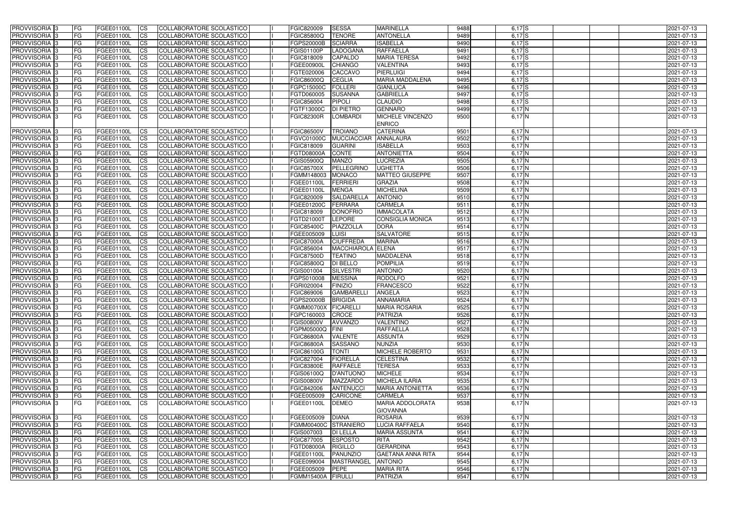| PROVVISORIA 3 | FG | FGEE01100L | CS | COLLABORATORE SCOLASTICO | I | FGIC820009 | SESSA | MARINELLA | 9488 | 6,17 | S | | | | 2021-07-13 |
|---|---|---|---|---|---|---|---|---|---|---|---|---|---|---|---|
| PROVVISORIA 3 | FG | FGEE01100L | CS | COLLABORATORE SCOLASTICO | I | FGIC85800Q | TENORE | ANTONELLA | 9489 | 6,17 | S | | | | 2021-07-13 |
| PROVVISORIA 3 | FG | FGEE01100L | CS | COLLABORATORE SCOLASTICO | I | FGPS20000B | SCIARRA | ISABELLA | 9490 | 6,17 | S | | | | 2021-07-13 |
| PROVVISORIA 3 | FG | FGEE01100L | CS | COLLABORATORE SCOLASTICO | I | FGIS01100P | LADOGANA | RAFFAELLA | 9491 | 6,17 | S | | | | 2021-07-13 |
| PROVVISORIA 3 | FG | FGEE01100L | CS | COLLABORATORE SCOLASTICO | I | FGIC818009 | CAPALDO | MARIA TERESA | 9492 | 6,17 | S | | | | 2021-07-13 |
| PROVVISORIA 3 | FG | FGEE01100L | CS | COLLABORATORE SCOLASTICO | I | FGEE00900L | CHIANGO | VALENTINA | 9493 | 6,17 | S | | | | 2021-07-13 |
| PROVVISORIA 3 | FG | FGEE01100L | CS | COLLABORATORE SCOLASTICO | I | FGTE020006 | CACCAVO | PIERLUIGI | 9494 | 6,17 | S | | | | 2021-07-13 |
| PROVVISORIA 3 | FG | FGEE01100L | CS | COLLABORATORE SCOLASTICO | I | FGIC86000Q | CEGLIA | MARIA MADDALENA | 9495 | 6,17 | S | | | | 2021-07-13 |
| PROVVISORIA 3 | FG | FGEE01100L | CS | COLLABORATORE SCOLASTICO | I | FGPC15000C | FOLLERI | GIANLUCA | 9496 | 6,17 | S | | | | 2021-07-13 |
| PROVVISORIA 3 | FG | FGEE01100L | CS | COLLABORATORE SCOLASTICO | I | FGTD060005 | SUSANNA | GABRIELLA | 9497 | 6,17 | S | | | | 2021-07-13 |
| PROVVISORIA 3 | FG | FGEE01100L | CS | COLLABORATORE SCOLASTICO | I | FGIC856004 | PIPOLI | CLAUDIO | 9498 | 6,17 | S | | | | 2021-07-13 |
| PROVVISORIA 3 | FG | FGEE01100L | CS | COLLABORATORE SCOLASTICO | I | FGTF13000C | DI PIETRO | GENNARO | 9499 | 6,17 | N | | | | 2021-07-13 |
| PROVVISORIA 3 | FG | FGEE01100L | CS | COLLABORATORE SCOLASTICO | I | FGIC82300R | LOMBARDI | MICHELE VINCENZO ENRICO | 9500 | 6,17 | N | | | | 2021-07-13 |
| PROVVISORIA 3 | FG | FGEE01100L | CS | COLLABORATORE SCOLASTICO | I | FGIC86500V | TROIANO | CATERINA | 9501 | 6,17 | N | | | | 2021-07-13 |
| PROVVISORIA 3 | FG | FGEE01100L | CS | COLLABORATORE SCOLASTICO | I | FGVC01000C | MUCCIACCIAR | ANNALAURA | 9502 | 6,17 | N | | | | 2021-07-13 |
| PROVVISORIA 3 | FG | FGEE01100L | CS | COLLABORATORE SCOLASTICO | I | FGIC818009 | GUARINI | ISABELLA | 9503 | 6,17 | N | | | | 2021-07-13 |
| PROVVISORIA 3 | FG | FGEE01100L | CS | COLLABORATORE SCOLASTICO | I | FGTD08000A | CONTE | ANTONIETTA | 9504 | 6,17 | N | | | | 2021-07-13 |
| PROVVISORIA 3 | FG | FGEE01100L | CS | COLLABORATORE SCOLASTICO | I | FGIS05900Q | MANZO | LUCREZIA | 9505 | 6,17 | N | | | | 2021-07-13 |
| PROVVISORIA 3 | FG | FGEE01100L | CS | COLLABORATORE SCOLASTICO | I | FGIC85700X | PELLEGRINO | UGHETTA | 9506 | 6,17 | N | | | | 2021-07-13 |
| PROVVISORIA 3 | FG | FGEE01100L | CS | COLLABORATORE SCOLASTICO | I | FGMM148003 | MONACO | MATTEO GIUSEPPE | 9507 | 6,17 | N | | | | 2021-07-13 |
| PROVVISORIA 3 | FG | FGEE01100L | CS | COLLABORATORE SCOLASTICO | I | FGEE01100L | FERRIERI | GRAZIA | 9508 | 6,17 | N | | | | 2021-07-13 |
| PROVVISORIA 3 | FG | FGEE01100L | CS | COLLABORATORE SCOLASTICO | I | FGEE01100L | MENGA | MICHELINA | 9509 | 6,17 | N | | | | 2021-07-13 |
| PROVVISORIA 3 | FG | FGEE01100L | CS | COLLABORATORE SCOLASTICO | I | FGIC820009 | SALDARELLA | ANTONIO | 9510 | 6,17 | N | | | | 2021-07-13 |
| PROVVISORIA 3 | FG | FGEE01100L | CS | COLLABORATORE SCOLASTICO | I | FGEE01200C | FERRARA | CARMELA | 9511 | 6,17 | N | | | | 2021-07-13 |
| PROVVISORIA 3 | FG | FGEE01100L | CS | COLLABORATORE SCOLASTICO | I | FGIC818009 | DONOFRIO | IMMACOLATA | 9512 | 6,17 | N | | | | 2021-07-13 |
| PROVVISORIA 3 | FG | FGEE01100L | CS | COLLABORATORE SCOLASTICO | I | FGTD21000T | LEPORE | CONSIGLIA MONICA | 9513 | 6,17 | N | | | | 2021-07-13 |
| PROVVISORIA 3 | FG | FGEE01100L | CS | COLLABORATORE SCOLASTICO | I | FGIC85400C | PIAZZOLLA | DORA | 9514 | 6,17 | N | | | | 2021-07-13 |
| PROVVISORIA 3 | FG | FGEE01100L | CS | COLLABORATORE SCOLASTICO | I | FGEE005009 | LUISI | SALVATORE | 9515 | 6,17 | N | | | | 2021-07-13 |
| PROVVISORIA 3 | FG | FGEE01100L | CS | COLLABORATORE SCOLASTICO | I | FGIC87000A | CIUFFREDA | MARINA | 9516 | 6,17 | N | | | | 2021-07-13 |
| PROVVISORIA 3 | FG | FGEE01100L | CS | COLLABORATORE SCOLASTICO | I | FGIC856004 | MACCHIAROLA | ELENA | 9517 | 6,17 | N | | | | 2021-07-13 |
| PROVVISORIA 3 | FG | FGEE01100L | CS | COLLABORATORE SCOLASTICO | I | FGIC87500D | TEATINO | MADDALENA | 9518 | 6,17 | N | | | | 2021-07-13 |
| PROVVISORIA 3 | FG | FGEE01100L | CS | COLLABORATORE SCOLASTICO | I | FGIC85800Q | DI BELLO | POMPILIA | 9519 | 6,17 | N | | | | 2021-07-13 |
| PROVVISORIA 3 | FG | FGEE01100L | CS | COLLABORATORE SCOLASTICO | I | FGIS001004 | SILVESTRI | ANTONIO | 9520 | 6,17 | N | | | | 2021-07-13 |
| PROVVISORIA 3 | FG | FGEE01100L | CS | COLLABORATORE SCOLASTICO | I | FGPS010008 | MESSINA | RODOLFO | 9521 | 6,17 | N | | | | 2021-07-13 |
| PROVVISORIA 3 | FG | FGEE01100L | CS | COLLABORATORE SCOLASTICO | I | FGRI020004 | FINIZIO | FRANCESCO | 9522 | 6,17 | N | | | | 2021-07-13 |
| PROVVISORIA 3 | FG | FGEE01100L | CS | COLLABORATORE SCOLASTICO | I | FGIC869006 | GAMBARELLI | ANGELA | 9523 | 6,17 | N | | | | 2021-07-13 |
| PROVVISORIA 3 | FG | FGEE01100L | CS | COLLABORATORE SCOLASTICO | I | FGPS20000B | BRIGIDA | ANNAMARIA | 9524 | 6,17 | N | | | | 2021-07-13 |
| PROVVISORIA 3 | FG | FGEE01100L | CS | COLLABORATORE SCOLASTICO | I | FGMM00700X | FICARELLI | MARIA ROSARIA | 9525 | 6,17 | N | | | | 2021-07-13 |
| PROVVISORIA 3 | FG | FGEE01100L | CS | COLLABORATORE SCOLASTICO | I | FGPC160003 | CROCE | PATRIZIA | 9526 | 6,17 | N | | | | 2021-07-13 |
| PROVVISORIA 3 | FG | FGEE01100L | CS | COLLABORATORE SCOLASTICO | I | FGIS00800V | AVVANZO | VALENTINO | 9527 | 6,17 | N | | | | 2021-07-13 |
| PROVVISORIA 3 | FG | FGEE01100L | CS | COLLABORATORE SCOLASTICO | I | FGPM05000Q | FINI | RAFFAELLA | 9528 | 6,17 | N | | | | 2021-07-13 |
| PROVVISORIA 3 | FG | FGEE01100L | CS | COLLABORATORE SCOLASTICO | I | FGIC86800A | VALENTE | ASSUNTA | 9529 | 6,17 | N | | | | 2021-07-13 |
| PROVVISORIA 3 | FG | FGEE01100L | CS | COLLABORATORE SCOLASTICO | I | FGIC86800A | SASSANO | NUNZIA | 9530 | 6,17 | N | | | | 2021-07-13 |
| PROVVISORIA 3 | FG | FGEE01100L | CS | COLLABORATORE SCOLASTICO | I | FGIC86100G | TONTI | MICHELE ROBERTO | 9531 | 6,17 | N | | | | 2021-07-13 |
| PROVVISORIA 3 | FG | FGEE01100L | CS | COLLABORATORE SCOLASTICO | I | FGIC827004 | FIORELLA | CELESTINA | 9532 | 6,17 | N | | | | 2021-07-13 |
| PROVVISORIA 3 | FG | FGEE01100L | CS | COLLABORATORE SCOLASTICO | I | FGIC83800E | RAFFAELE | TERESA | 9533 | 6,17 | N | | | | 2021-07-13 |
| PROVVISORIA 3 | FG | FGEE01100L | CS | COLLABORATORE SCOLASTICO | I | FGIS06100Q | D'ANTUONO | MICHELE | 9534 | 6,17 | N | | | | 2021-07-13 |
| PROVVISORIA 3 | FG | FGEE01100L | CS | COLLABORATORE SCOLASTICO | I | FGIS00800V | MAZZARDO | MICHELA ILARIA | 9535 | 6,17 | N | | | | 2021-07-13 |
| PROVVISORIA 3 | FG | FGEE01100L | CS | COLLABORATORE SCOLASTICO | I | FGIC842006 | ANTENUCCI | MARIA ANTONIETTA | 9536 | 6,17 | N | | | | 2021-07-13 |
| PROVVISORIA 3 | FG | FGEE01100L | CS | COLLABORATORE SCOLASTICO | I | FGEE005009 | CARICONE | CARMELA | 9537 | 6,17 | N | | | | 2021-07-13 |
| PROVVISORIA 3 | FG | FGEE01100L | CS | COLLABORATORE SCOLASTICO | I | FGEE01100L | DEMEO | MARIA ADDOLORATA GIOVANNA | 9538 | 6,17 | N | | | | 2021-07-13 |
| PROVVISORIA 3 | FG | FGEE01100L | CS | COLLABORATORE SCOLASTICO | I | FGEE005009 | DIANA | ROSARIA | 9539 | 6,17 | N | | | | 2021-07-13 |
| PROVVISORIA 3 | FG | FGEE01100L | CS | COLLABORATORE SCOLASTICO | I | FGMM00400C | STRANIERO | LUCIA RAFFAELA | 9540 | 6,17 | N | | | | 2021-07-13 |
| PROVVISORIA 3 | FG | FGEE01100L | CS | COLLABORATORE SCOLASTICO | I | FGIS007003 | DI LELLA | MARIA ASSUNTA | 9541 | 6,17 | N | | | | 2021-07-13 |
| PROVVISORIA 3 | FG | FGEE01100L | CS | COLLABORATORE SCOLASTICO | I | FGIC877005 | ESPOSTO | RITA | 9542 | 6,17 | N | | | | 2021-07-13 |
| PROVVISORIA 3 | FG | FGEE01100L | CS | COLLABORATORE SCOLASTICO | I | FGTD08000A | RIGILLO | GERARDINA | 9543 | 6,17 | N | | | | 2021-07-13 |
| PROVVISORIA 3 | FG | FGEE01100L | CS | COLLABORATORE SCOLASTICO | I | FGEE01100L | PANUNZIO | GAETANA ANNA RITA | 9544 | 6,17 | N | | | | 2021-07-13 |
| PROVVISORIA 3 | FG | FGEE01100L | CS | COLLABORATORE SCOLASTICO | I | FGEE099004 | MASTRANGEL | ANTONIO | 9545 | 6,17 | N | | | | 2021-07-13 |
| PROVVISORIA 3 | FG | FGEE01100L | CS | COLLABORATORE SCOLASTICO | I | FGEE005009 | PEPE | MARIA RITA | 9546 | 6,17 | N | | | | 2021-07-13 |
| PROVVISORIA 3 | FG | FGEE01100L | CS | COLLABORATORE SCOLASTICO | I | FGMM15400A | FIRULLI | PATRIZIA | 9547 | 6,17 | N | | | | 2021-07-13 |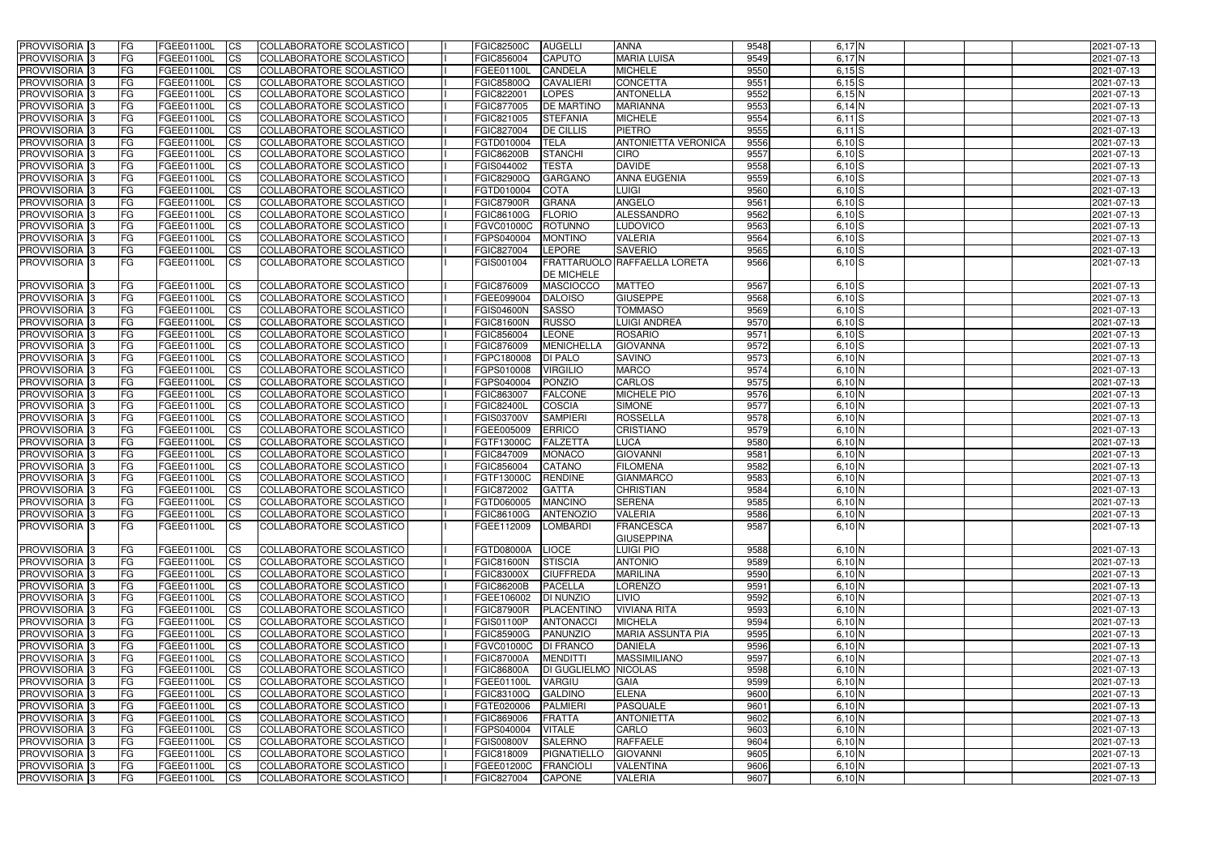| PROVVISORIA | 3 | FG | FGEE01100L | CS | COLLABORATORE SCOLASTICO | | FGIC82500C | AUGELLI | ANNA | 9548 | 6,17 | N | | | | 2021-07-13 |
|---|---|---|---|---|---|---|---|---|---|---|---|---|---|---|---|---|
| PROVVISORIA | 3 | FG | FGEE01100L | CS | COLLABORATORE SCOLASTICO | | FGIC856004 | CAPUTO | MARIA LUISA | 9549 | 6,17 | N | | | | 2021-07-13 |
| PROVVISORIA | 3 | FG | FGEE01100L | CS | COLLABORATORE SCOLASTICO | | FGEE01100L | CANDELA | MICHELE | 9550 | 6,15 | S | | | | 2021-07-13 |
| PROVVISORIA | 3 | FG | FGEE01100L | CS | COLLABORATORE SCOLASTICO | | FGIC85800Q | CAVALIERI | CONCETTA | 9551 | 6,15 | S | | | | 2021-07-13 |
| PROVVISORIA | 3 | FG | FGEE01100L | CS | COLLABORATORE SCOLASTICO | | FGIC822001 | LOPES | ANTONELLA | 9552 | 6,15 | N | | | | 2021-07-13 |
| PROVVISORIA | 3 | FG | FGEE01100L | CS | COLLABORATORE SCOLASTICO | | FGIC877005 | DE MARTINO | MARIANNA | 9553 | 6,14 | N | | | | 2021-07-13 |
| PROVVISORIA | 3 | FG | FGEE01100L | CS | COLLABORATORE SCOLASTICO | | FGIC821005 | STEFANIA | MICHELE | 9554 | 6,11 | S | | | | 2021-07-13 |
| PROVVISORIA | 3 | FG | FGEE01100L | CS | COLLABORATORE SCOLASTICO | | FGIC827004 | DE CILLIS | PIETRO | 9555 | 6,11 | S | | | | 2021-07-13 |
| PROVVISORIA | 3 | FG | FGEE01100L | CS | COLLABORATORE SCOLASTICO | | FGTD010004 | TELA | ANTONIETTA VERONICA | 9556 | 6,10 | S | | | | 2021-07-13 |
| PROVVISORIA | 3 | FG | FGEE01100L | CS | COLLABORATORE SCOLASTICO | | FGIC86200B | STANCHI | CIRO | 9557 | 6,10 | S | | | | 2021-07-13 |
| PROVVISORIA | 3 | FG | FGEE01100L | CS | COLLABORATORE SCOLASTICO | | FGIS044002 | TESTA | DAVIDE | 9558 | 6,10 | S | | | | 2021-07-13 |
| PROVVISORIA | 3 | FG | FGEE01100L | CS | COLLABORATORE SCOLASTICO | | FGIC82900Q | GARGANO | ANNA EUGENIA | 9559 | 6,10 | S | | | | 2021-07-13 |
| PROVVISORIA | 3 | FG | FGEE01100L | CS | COLLABORATORE SCOLASTICO | | FGTD010004 | COTA | LUIGI | 9560 | 6,10 | S | | | | 2021-07-13 |
| PROVVISORIA | 3 | FG | FGEE01100L | CS | COLLABORATORE SCOLASTICO | | FGIC87900R | GRANA | ANGELO | 9561 | 6,10 | S | | | | 2021-07-13 |
| PROVVISORIA | 3 | FG | FGEE01100L | CS | COLLABORATORE SCOLASTICO | | FGIC86100G | FLORIO | ALESSANDRO | 9562 | 6,10 | S | | | | 2021-07-13 |
| PROVVISORIA | 3 | FG | FGEE01100L | CS | COLLABORATORE SCOLASTICO | | FGVC01000C | ROTUNNO | LUDOVICO | 9563 | 6,10 | S | | | | 2021-07-13 |
| PROVVISORIA | 3 | FG | FGEE01100L | CS | COLLABORATORE SCOLASTICO | | FGPS040004 | MONTINO | VALERIA | 9564 | 6,10 | S | | | | 2021-07-13 |
| PROVVISORIA | 3 | FG | FGEE01100L | CS | COLLABORATORE SCOLASTICO | | FGIC827004 | LEPORE | SAVERIO | 9565 | 6,10 | S | | | | 2021-07-13 |
| PROVVISORIA | 3 | FG | FGEE01100L | CS | COLLABORATORE SCOLASTICO | | FGIS001004 | FRATTARUOLO DE MICHELE | RAFFAELLA LORETA | 9566 | 6,10 | S | | | | 2021-07-13 |
| PROVVISORIA | 3 | FG | FGEE01100L | CS | COLLABORATORE SCOLASTICO | | FGIC876009 | MASCIOCCO | MATTEO | 9567 | 6,10 | S | | | | 2021-07-13 |
| PROVVISORIA | 3 | FG | FGEE01100L | CS | COLLABORATORE SCOLASTICO | | FGEE099004 | DALOISO | GIUSEPPE | 9568 | 6,10 | S | | | | 2021-07-13 |
| PROVVISORIA | 3 | FG | FGEE01100L | CS | COLLABORATORE SCOLASTICO | | FGIS04600N | SASSO | TOMMASO | 9569 | 6,10 | S | | | | 2021-07-13 |
| PROVVISORIA | 3 | FG | FGEE01100L | CS | COLLABORATORE SCOLASTICO | | FGIC81600N | RUSSO | LUIGI ANDREA | 9570 | 6,10 | S | | | | 2021-07-13 |
| PROVVISORIA | 3 | FG | FGEE01100L | CS | COLLABORATORE SCOLASTICO | | FGIC856004 | LEONE | ROSARIO | 9571 | 6,10 | S | | | | 2021-07-13 |
| PROVVISORIA | 3 | FG | FGEE01100L | CS | COLLABORATORE SCOLASTICO | | FGIC876009 | MENICHELLA | GIOVANNA | 9572 | 6,10 | S | | | | 2021-07-13 |
| PROVVISORIA | 3 | FG | FGEE01100L | CS | COLLABORATORE SCOLASTICO | | FGPC180008 | DI PALO | SAVINO | 9573 | 6,10 | N | | | | 2021-07-13 |
| PROVVISORIA | 3 | FG | FGEE01100L | CS | COLLABORATORE SCOLASTICO | | FGPS010008 | VIRGILIO | MARCO | 9574 | 6,10 | N | | | | 2021-07-13 |
| PROVVISORIA | 3 | FG | FGEE01100L | CS | COLLABORATORE SCOLASTICO | | FGPS040004 | PONZIO | CARLOS | 9575 | 6,10 | N | | | | 2021-07-13 |
| PROVVISORIA | 3 | FG | FGEE01100L | CS | COLLABORATORE SCOLASTICO | | FGIC863007 | FALCONE | MICHELE PIO | 9576 | 6,10 | N | | | | 2021-07-13 |
| PROVVISORIA | 3 | FG | FGEE01100L | CS | COLLABORATORE SCOLASTICO | | FGIC82400L | COSCIA | SIMONE | 9577 | 6,10 | N | | | | 2021-07-13 |
| PROVVISORIA | 3 | FG | FGEE01100L | CS | COLLABORATORE SCOLASTICO | | FGIS03700V | SAMPIERI | ROSSELLA | 9578 | 6,10 | N | | | | 2021-07-13 |
| PROVVISORIA | 3 | FG | FGEE01100L | CS | COLLABORATORE SCOLASTICO | | FGEE005009 | ERRICO | CRISTIANO | 9579 | 6,10 | N | | | | 2021-07-13 |
| PROVVISORIA | 3 | FG | FGEE01100L | CS | COLLABORATORE SCOLASTICO | | FGTF13000C | FALZETTA | LUCA | 9580 | 6,10 | N | | | | 2021-07-13 |
| PROVVISORIA | 3 | FG | FGEE01100L | CS | COLLABORATORE SCOLASTICO | | FGIC847009 | MONACO | GIOVANNI | 9581 | 6,10 | N | | | | 2021-07-13 |
| PROVVISORIA | 3 | FG | FGEE01100L | CS | COLLABORATORE SCOLASTICO | | FGIC856004 | CATANO | FILOMENA | 9582 | 6,10 | N | | | | 2021-07-13 |
| PROVVISORIA | 3 | FG | FGEE01100L | CS | COLLABORATORE SCOLASTICO | | FGTF13000C | RENDINE | GIANMARCO | 9583 | 6,10 | N | | | | 2021-07-13 |
| PROVVISORIA | 3 | FG | FGEE01100L | CS | COLLABORATORE SCOLASTICO | | FGIC872002 | GATTA | CHRISTIAN | 9584 | 6,10 | N | | | | 2021-07-13 |
| PROVVISORIA | 3 | FG | FGEE01100L | CS | COLLABORATORE SCOLASTICO | | FGTD060005 | MANCINO | SERENA | 9585 | 6,10 | N | | | | 2021-07-13 |
| PROVVISORIA | 3 | FG | FGEE01100L | CS | COLLABORATORE SCOLASTICO | | FGIC86100G | ANTENOZIO | VALERIA | 9586 | 6,10 | N | | | | 2021-07-13 |
| PROVVISORIA | 3 | FG | FGEE01100L | CS | COLLABORATORE SCOLASTICO | | FGEE112009 | LOMBARDI | FRANCESCA GIUSEPPINA | 9587 | 6,10 | N | | | | 2021-07-13 |
| PROVVISORIA | 3 | FG | FGEE01100L | CS | COLLABORATORE SCOLASTICO | | FGTD08000A | LIOCE | LUIGI PIO | 9588 | 6,10 | N | | | | 2021-07-13 |
| PROVVISORIA | 3 | FG | FGEE01100L | CS | COLLABORATORE SCOLASTICO | | FGIC81600N | STISCIA | ANTONIO | 9589 | 6,10 | N | | | | 2021-07-13 |
| PROVVISORIA | 3 | FG | FGEE01100L | CS | COLLABORATORE SCOLASTICO | | FGIC83000X | CIUFFREDA | MARILINA | 9590 | 6,10 | N | | | | 2021-07-13 |
| PROVVISORIA | 3 | FG | FGEE01100L | CS | COLLABORATORE SCOLASTICO | | FGIC86200B | PACELLA | LORENZO | 9591 | 6,10 | N | | | | 2021-07-13 |
| PROVVISORIA | 3 | FG | FGEE01100L | CS | COLLABORATORE SCOLASTICO | | FGEE106002 | DI NUNZIO | LIVIO | 9592 | 6,10 | N | | | | 2021-07-13 |
| PROVVISORIA | 3 | FG | FGEE01100L | CS | COLLABORATORE SCOLASTICO | | FGIC87900R | PLACENTINO | VIVIANA RITA | 9593 | 6,10 | N | | | | 2021-07-13 |
| PROVVISORIA | 3 | FG | FGEE01100L | CS | COLLABORATORE SCOLASTICO | | FGIS01100P | ANTONACCI | MICHELA | 9594 | 6,10 | N | | | | 2021-07-13 |
| PROVVISORIA | 3 | FG | FGEE01100L | CS | COLLABORATORE SCOLASTICO | | FGIC85900G | PANUNZIO | MARIA ASSUNTA PIA | 9595 | 6,10 | N | | | | 2021-07-13 |
| PROVVISORIA | 3 | FG | FGEE01100L | CS | COLLABORATORE SCOLASTICO | | FGVC01000C | DI FRANCO | DANIELA | 9596 | 6,10 | N | | | | 2021-07-13 |
| PROVVISORIA | 3 | FG | FGEE01100L | CS | COLLABORATORE SCOLASTICO | | FGIC87000A | MENDITTI | MASSIMILIANO | 9597 | 6,10 | N | | | | 2021-07-13 |
| PROVVISORIA | 3 | FG | FGEE01100L | CS | COLLABORATORE SCOLASTICO | | FGIC86800A | DI GUGLIELMO | NICOLAS | 9598 | 6,10 | N | | | | 2021-07-13 |
| PROVVISORIA | 3 | FG | FGEE01100L | CS | COLLABORATORE SCOLASTICO | | FGEE01100L | VARGIU | GAIA | 9599 | 6,10 | N | | | | 2021-07-13 |
| PROVVISORIA | 3 | FG | FGEE01100L | CS | COLLABORATORE SCOLASTICO | | FGIC83100Q | GALDINO | ELENA | 9600 | 6,10 | N | | | | 2021-07-13 |
| PROVVISORIA | 3 | FG | FGEE01100L | CS | COLLABORATORE SCOLASTICO | | FGTE020006 | PALMIERI | PASQUALE | 9601 | 6,10 | N | | | | 2021-07-13 |
| PROVVISORIA | 3 | FG | FGEE01100L | CS | COLLABORATORE SCOLASTICO | | FGIC869006 | FRATTA | ANTONIETTA | 9602 | 6,10 | N | | | | 2021-07-13 |
| PROVVISORIA | 3 | FG | FGEE01100L | CS | COLLABORATORE SCOLASTICO | | FGPS040004 | VITALE | CARLO | 9603 | 6,10 | N | | | | 2021-07-13 |
| PROVVISORIA | 3 | FG | FGEE01100L | CS | COLLABORATORE SCOLASTICO | | FGIS00800V | SALERNO | RAFFAELE | 9604 | 6,10 | N | | | | 2021-07-13 |
| PROVVISORIA | 3 | FG | FGEE01100L | CS | COLLABORATORE SCOLASTICO | | FGIC818009 | PIGNATIELLO | GIOVANNI | 9605 | 6,10 | N | | | | 2021-07-13 |
| PROVVISORIA | 3 | FG | FGEE01100L | CS | COLLABORATORE SCOLASTICO | | FGEE01200C | FRANCIOLI | VALENTINA | 9606 | 6,10 | N | | | | 2021-07-13 |
| PROVVISORIA | 3 | FG | FGEE01100L | CS | COLLABORATORE SCOLASTICO | | FGIC827004 | CAPONE | VALERIA | 9607 | 6,10 | N | | | | 2021-07-13 |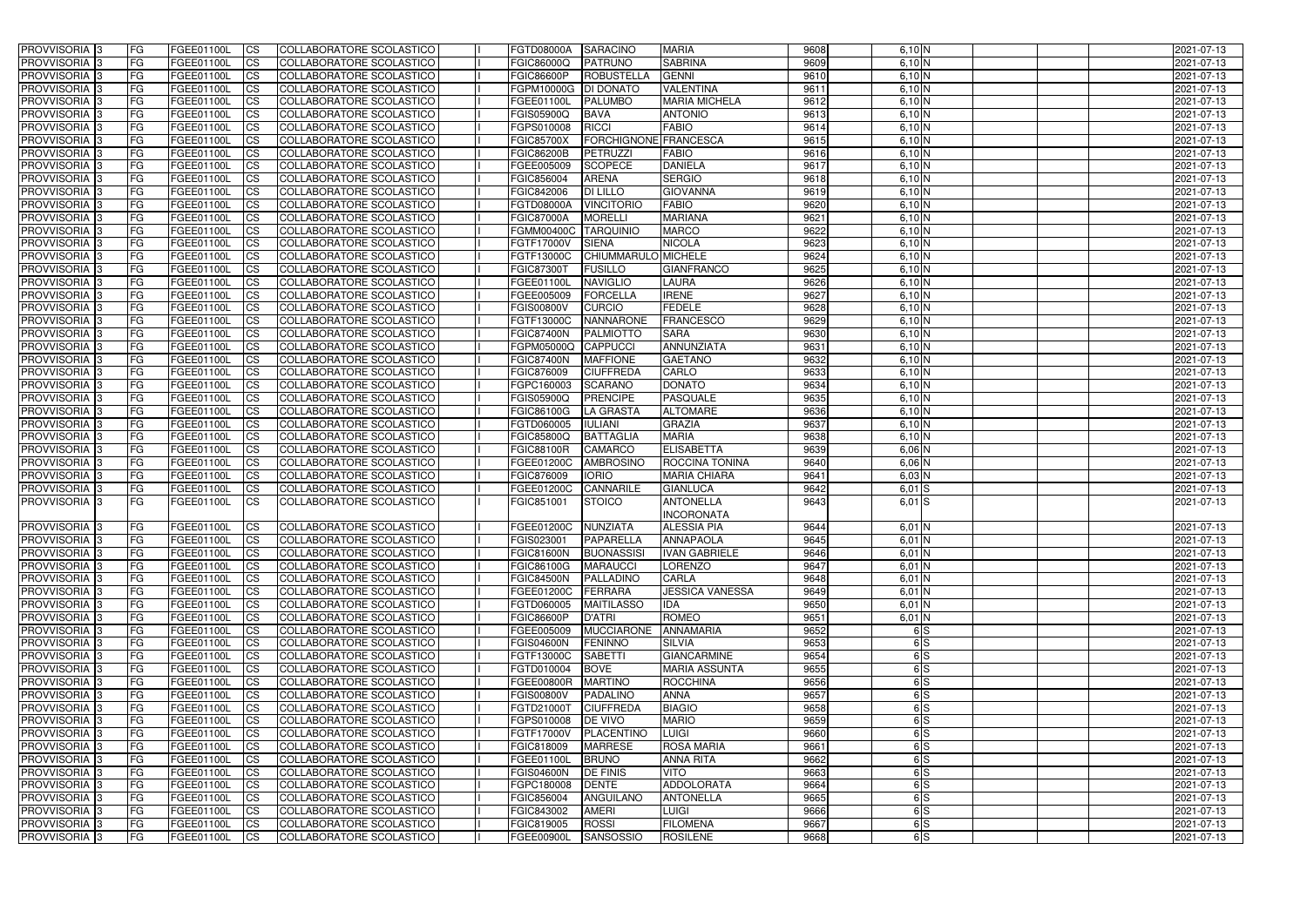| PROVVISORIA | 3 | FG | FGEE01100L | CS | COLLABORATORE SCOLASTICO | | FGTD08000A | SARACINO | MARIA | 9608 | 6,10 | N | | | | 2021-07-13 |
|---|---|---|---|---|---|---|---|---|---|---|---|---|---|---|---|---|
| PROVVISORIA | 3 | FG | FGEE01100L | CS | COLLABORATORE SCOLASTICO | | FGIC86000Q | PATRUNO | SABRINA | 9609 | 6,10 | N | | | | 2021-07-13 |
| PROVVISORIA | 3 | FG | FGEE01100L | CS | COLLABORATORE SCOLASTICO | | FGIC86600P | ROBUSTELLA | GENNI | 9610 | 6,10 | N | | | | 2021-07-13 |
| PROVVISORIA | 3 | FG | FGEE01100L | CS | COLLABORATORE SCOLASTICO | | FGPM10000G | DI DONATO | VALENTINA | 9611 | 6,10 | N | | | | 2021-07-13 |
| PROVVISORIA | 3 | FG | FGEE01100L | CS | COLLABORATORE SCOLASTICO | | FGEE01100L | PALUMBO | MARIA MICHELA | 9612 | 6,10 | N | | | | 2021-07-13 |
| PROVVISORIA | 3 | FG | FGEE01100L | CS | COLLABORATORE SCOLASTICO | | FGIS05900Q | BAVA | ANTONIO | 9613 | 6,10 | N | | | | 2021-07-13 |
| PROVVISORIA | 3 | FG | FGEE01100L | CS | COLLABORATORE SCOLASTICO | | FGPS010008 | RICCI | FABIO | 9614 | 6,10 | N | | | | 2021-07-13 |
| PROVVISORIA | 3 | FG | FGEE01100L | CS | COLLABORATORE SCOLASTICO | | FGIC85700X | FORCHIGNONE | FRANCESCA | 9615 | 6,10 | N | | | | 2021-07-13 |
| PROVVISORIA | 3 | FG | FGEE01100L | CS | COLLABORATORE SCOLASTICO | | FGIC86200B | PETRUZZI | FABIO | 9616 | 6,10 | N | | | | 2021-07-13 |
| PROVVISORIA | 3 | FG | FGEE01100L | CS | COLLABORATORE SCOLASTICO | | FGEE005009 | SCOPECE | DANIELA | 9617 | 6,10 | N | | | | 2021-07-13 |
| PROVVISORIA | 3 | FG | FGEE01100L | CS | COLLABORATORE SCOLASTICO | | FGIC856004 | ARENA | SERGIO | 9618 | 6,10 | N | | | | 2021-07-13 |
| PROVVISORIA | 3 | FG | FGEE01100L | CS | COLLABORATORE SCOLASTICO | | FGIC842006 | DI LILLO | GIOVANNA | 9619 | 6,10 | N | | | | 2021-07-13 |
| PROVVISORIA | 3 | FG | FGEE01100L | CS | COLLABORATORE SCOLASTICO | | FGTD08000A | VINCITORIO | FABIO | 9620 | 6,10 | N | | | | 2021-07-13 |
| PROVVISORIA | 3 | FG | FGEE01100L | CS | COLLABORATORE SCOLASTICO | | FGIC87000A | MORELLI | MARIANA | 9621 | 6,10 | N | | | | 2021-07-13 |
| PROVVISORIA | 3 | FG | FGEE01100L | CS | COLLABORATORE SCOLASTICO | | FGMM00400C | TARQUINIO | MARCO | 9622 | 6,10 | N | | | | 2021-07-13 |
| PROVVISORIA | 3 | FG | FGEE01100L | CS | COLLABORATORE SCOLASTICO | | FGTF17000V | SIENA | NICOLA | 9623 | 6,10 | N | | | | 2021-07-13 |
| PROVVISORIA | 3 | FG | FGEE01100L | CS | COLLABORATORE SCOLASTICO | | FGTF13000C | CHIUMMARULO | MICHELE | 9624 | 6,10 | N | | | | 2021-07-13 |
| PROVVISORIA | 3 | FG | FGEE01100L | CS | COLLABORATORE SCOLASTICO | | FGIC87300T | FUSILLO | GIANFRANCO | 9625 | 6,10 | N | | | | 2021-07-13 |
| PROVVISORIA | 3 | FG | FGEE01100L | CS | COLLABORATORE SCOLASTICO | | FGEE01100L | NAVIGLIO | LAURA | 9626 | 6,10 | N | | | | 2021-07-13 |
| PROVVISORIA | 3 | FG | FGEE01100L | CS | COLLABORATORE SCOLASTICO | | FGEE005009 | FORCELLA | IRENE | 9627 | 6,10 | N | | | | 2021-07-13 |
| PROVVISORIA | 3 | FG | FGEE01100L | CS | COLLABORATORE SCOLASTICO | | FGIS00800V | CURCIO | FEDELE | 9628 | 6,10 | N | | | | 2021-07-13 |
| PROVVISORIA | 3 | FG | FGEE01100L | CS | COLLABORATORE SCOLASTICO | | FGTF13000C | NANNARONE | FRANCESCO | 9629 | 6,10 | N | | | | 2021-07-13 |
| PROVVISORIA | 3 | FG | FGEE01100L | CS | COLLABORATORE SCOLASTICO | | FGIC87400N | PALMIOTTO | SARA | 9630 | 6,10 | N | | | | 2021-07-13 |
| PROVVISORIA | 3 | FG | FGEE01100L | CS | COLLABORATORE SCOLASTICO | | FGPM05000Q | CAPPUCCI | ANNUNZIATA | 9631 | 6,10 | N | | | | 2021-07-13 |
| PROVVISORIA | 3 | FG | FGEE01100L | CS | COLLABORATORE SCOLASTICO | | FGIC87400N | MAFFIONE | GAETANO | 9632 | 6,10 | N | | | | 2021-07-13 |
| PROVVISORIA | 3 | FG | FGEE01100L | CS | COLLABORATORE SCOLASTICO | | FGIC876009 | CIUFFREDA | CARLO | 9633 | 6,10 | N | | | | 2021-07-13 |
| PROVVISORIA | 3 | FG | FGEE01100L | CS | COLLABORATORE SCOLASTICO | | FGPC160003 | SCARANO | DONATO | 9634 | 6,10 | N | | | | 2021-07-13 |
| PROVVISORIA | 3 | FG | FGEE01100L | CS | COLLABORATORE SCOLASTICO | | FGIS05900Q | PRENCIPE | PASQUALE | 9635 | 6,10 | N | | | | 2021-07-13 |
| PROVVISORIA | 3 | FG | FGEE01100L | CS | COLLABORATORE SCOLASTICO | | FGIC86100G | LA GRASTA | ALTOMARE | 9636 | 6,10 | N | | | | 2021-07-13 |
| PROVVISORIA | 3 | FG | FGEE01100L | CS | COLLABORATORE SCOLASTICO | | FGTD060005 | IULIANI | GRAZIA | 9637 | 6,10 | N | | | | 2021-07-13 |
| PROVVISORIA | 3 | FG | FGEE01100L | CS | COLLABORATORE SCOLASTICO | | FGIC85800Q | BATTAGLIA | MARIA | 9638 | 6,10 | N | | | | 2021-07-13 |
| PROVVISORIA | 3 | FG | FGEE01100L | CS | COLLABORATORE SCOLASTICO | | FGIC88100R | CAMARCO | ELISABETTA | 9639 | 6,06 | N | | | | 2021-07-13 |
| PROVVISORIA | 3 | FG | FGEE01100L | CS | COLLABORATORE SCOLASTICO | | FGEE01200C | AMBROSINO | ROCCINA TONINA | 9640 | 6,06 | N | | | | 2021-07-13 |
| PROVVISORIA | 3 | FG | FGEE01100L | CS | COLLABORATORE SCOLASTICO | | FGIC876009 | IORIO | MARIA CHIARA | 9641 | 6,03 | N | | | | 2021-07-13 |
| PROVVISORIA | 3 | FG | FGEE01100L | CS | COLLABORATORE SCOLASTICO | | FGEE01200C | CANNARILE | GIANLUCA | 9642 | 6,01 | S | | | | 2021-07-13 |
| PROVVISORIA | 3 | FG | FGEE01100L | CS | COLLABORATORE SCOLASTICO | | FGIC851001 | STOICO | ANTONELLA INCORONATA | 9643 | 6,01 | S | | | | 2021-07-13 |
| PROVVISORIA | 3 | FG | FGEE01100L | CS | COLLABORATORE SCOLASTICO | | FGEE01200C | NUNZIATA | ALESSIA PIA | 9644 | 6,01 | N | | | | 2021-07-13 |
| PROVVISORIA | 3 | FG | FGEE01100L | CS | COLLABORATORE SCOLASTICO | | FGIS023001 | PAPARELLA | ANNAPAOLA | 9645 | 6,01 | N | | | | 2021-07-13 |
| PROVVISORIA | 3 | FG | FGEE01100L | CS | COLLABORATORE SCOLASTICO | | FGIC81600N | BUONASSISI | IVAN GABRIELE | 9646 | 6,01 | N | | | | 2021-07-13 |
| PROVVISORIA | 3 | FG | FGEE01100L | CS | COLLABORATORE SCOLASTICO | | FGIC86100G | MARAUCCI | LORENZO | 9647 | 6,01 | N | | | | 2021-07-13 |
| PROVVISORIA | 3 | FG | FGEE01100L | CS | COLLABORATORE SCOLASTICO | | FGIC84500N | PALLADINO | CARLA | 9648 | 6,01 | N | | | | 2021-07-13 |
| PROVVISORIA | 3 | FG | FGEE01100L | CS | COLLABORATORE SCOLASTICO | | FGEE01200C | FERRARA | JESSICA VANESSA | 9649 | 6,01 | N | | | | 2021-07-13 |
| PROVVISORIA | 3 | FG | FGEE01100L | CS | COLLABORATORE SCOLASTICO | | FGTD060005 | MAITILASSO | IDA | 9650 | 6,01 | N | | | | 2021-07-13 |
| PROVVISORIA | 3 | FG | FGEE01100L | CS | COLLABORATORE SCOLASTICO | | FGIC86600P | D'ATRI | ROMEO | 9651 | 6,01 | N | | | | 2021-07-13 |
| PROVVISORIA | 3 | FG | FGEE01100L | CS | COLLABORATORE SCOLASTICO | | FGEE005009 | MUCCIARONE | ANNAMARIA | 9652 | 6 | S | | | | 2021-07-13 |
| PROVVISORIA | 3 | FG | FGEE01100L | CS | COLLABORATORE SCOLASTICO | | FGIS04600N | FENINNO | SILVIA | 9653 | 6 | S | | | | 2021-07-13 |
| PROVVISORIA | 3 | FG | FGEE01100L | CS | COLLABORATORE SCOLASTICO | | FGTF13000C | SABETTI | GIANCARMINE | 9654 | 6 | S | | | | 2021-07-13 |
| PROVVISORIA | 3 | FG | FGEE01100L | CS | COLLABORATORE SCOLASTICO | | FGTD010004 | BOVE | MARIA ASSUNTA | 9655 | 6 | S | | | | 2021-07-13 |
| PROVVISORIA | 3 | FG | FGEE01100L | CS | COLLABORATORE SCOLASTICO | | FGEE00800R | MARTINO | ROCCHINA | 9656 | 6 | S | | | | 2021-07-13 |
| PROVVISORIA | 3 | FG | FGEE01100L | CS | COLLABORATORE SCOLASTICO | | FGIS00800V | PADALINO | ANNA | 9657 | 6 | S | | | | 2021-07-13 |
| PROVVISORIA | 3 | FG | FGEE01100L | CS | COLLABORATORE SCOLASTICO | | FGTD21000T | CIUFFREDA | BIAGIO | 9658 | 6 | S | | | | 2021-07-13 |
| PROVVISORIA | 3 | FG | FGEE01100L | CS | COLLABORATORE SCOLASTICO | | FGPS010008 | DE VIVO | MARIO | 9659 | 6 | S | | | | 2021-07-13 |
| PROVVISORIA | 3 | FG | FGEE01100L | CS | COLLABORATORE SCOLASTICO | | FGTF17000V | PLACENTINO | LUIGI | 9660 | 6 | S | | | | 2021-07-13 |
| PROVVISORIA | 3 | FG | FGEE01100L | CS | COLLABORATORE SCOLASTICO | | FGIC818009 | MARRESE | ROSA MARIA | 9661 | 6 | S | | | | 2021-07-13 |
| PROVVISORIA | 3 | FG | FGEE01100L | CS | COLLABORATORE SCOLASTICO | | FGEE01100L | BRUNO | ANNA RITA | 9662 | 6 | S | | | | 2021-07-13 |
| PROVVISORIA | 3 | FG | FGEE01100L | CS | COLLABORATORE SCOLASTICO | | FGIS04600N | DE FINIS | VITO | 9663 | 6 | S | | | | 2021-07-13 |
| PROVVISORIA | 3 | FG | FGEE01100L | CS | COLLABORATORE SCOLASTICO | | FGPC180008 | DENTE | ADDOLORATA | 9664 | 6 | S | | | | 2021-07-13 |
| PROVVISORIA | 3 | FG | FGEE01100L | CS | COLLABORATORE SCOLASTICO | | FGIC856004 | ANGUILANO | ANTONELLA | 9665 | 6 | S | | | | 2021-07-13 |
| PROVVISORIA | 3 | FG | FGEE01100L | CS | COLLABORATORE SCOLASTICO | | FGIC843002 | AMERI | LUIGI | 9666 | 6 | S | | | | 2021-07-13 |
| PROVVISORIA | 3 | FG | FGEE01100L | CS | COLLABORATORE SCOLASTICO | | FGIC819005 | ROSSI | FILOMENA | 9667 | 6 | S | | | | 2021-07-13 |
| PROVVISORIA | 3 | FG | FGEE01100L | CS | COLLABORATORE SCOLASTICO | | FGEE00900L | SANSOSSIO | ROSILENE | 9668 | 6 | S | | | | 2021-07-13 |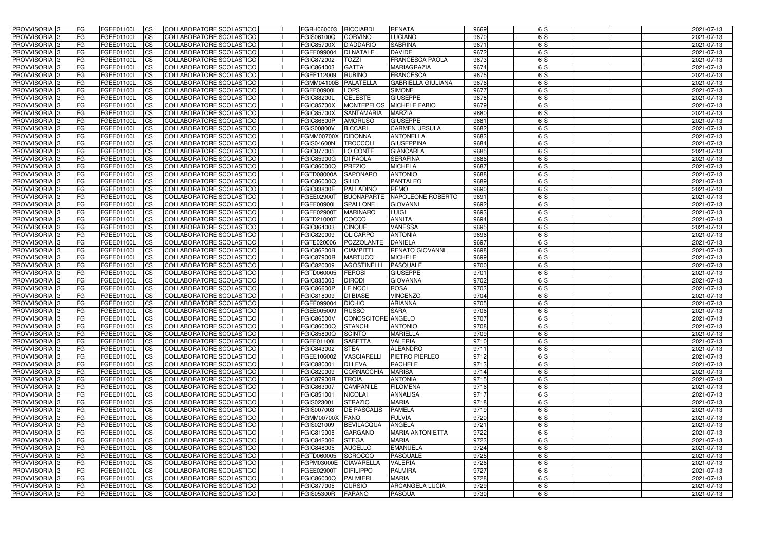| PROVVISORIA 3 | FG | FGEE01100L | CS | COLLABORATORE SCOLASTICO | I | FGRH060003 | RICCIARDI | RENATA | 9669 | 6 | S | | | | 2021-07-13 |
|---|---|---|---|---|---|---|---|---|---|---|---|---|---|---|---|
| PROVVISORIA 3 | FG | FGEE01100L | CS | COLLABORATORE SCOLASTICO | I | FGIS06100Q | CORVINO | LUCIANO | 9670 | 6 | S | | | | 2021-07-13 |
| PROVVISORIA 3 | FG | FGEE01100L | CS | COLLABORATORE SCOLASTICO | I | FGIC85700X | D'ADDARIO | SABRINA | 9671 | 6 | S | | | | 2021-07-13 |
| PROVVISORIA 3 | FG | FGEE01100L | CS | COLLABORATORE SCOLASTICO | I | FGEE099004 | DI NATALE | DAVIDE | 9672 | 6 | S | | | | 2021-07-13 |
| PROVVISORIA 3 | FG | FGEE01100L | CS | COLLABORATORE SCOLASTICO | I | FGIC872002 | TOZZI | FRANCESCA PAOLA | 9673 | 6 | S | | | | 2021-07-13 |
| PROVVISORIA 3 | FG | FGEE01100L | CS | COLLABORATORE SCOLASTICO | I | FGIC864003 | GATTA | MARIAGRAZIA | 9674 | 6 | S | | | | 2021-07-13 |
| PROVVISORIA 3 | FG | FGEE01100L | CS | COLLABORATORE SCOLASTICO | I | FGEE112009 | RUBINO | FRANCESCA | 9675 | 6 | S | | | | 2021-07-13 |
| PROVVISORIA 3 | FG | FGEE01100L | CS | COLLABORATORE SCOLASTICO | I | FGMM04100B | PALATELLA | GABRIELLA GIULIANA | 9676 | 6 | S | | | | 2021-07-13 |
| PROVVISORIA 3 | FG | FGEE01100L | CS | COLLABORATORE SCOLASTICO | I | FGEE00900L | LOPS | SIMONE | 9677 | 6 | S | | | | 2021-07-13 |
| PROVVISORIA 3 | FG | FGEE01100L | CS | COLLABORATORE SCOLASTICO | I | FGIC88200L | CELESTE | GIUSEPPE | 9678 | 6 | S | | | | 2021-07-13 |
| PROVVISORIA 3 | FG | FGEE01100L | CS | COLLABORATORE SCOLASTICO | I | FGIC85700X | MONTEPELOS | MICHELE FABIO | 9679 | 6 | S | | | | 2021-07-13 |
| PROVVISORIA 3 | FG | FGEE01100L | CS | COLLABORATORE SCOLASTICO | I | FGIC85700X | SANTAMARIA | MARZIA | 9680 | 6 | S | | | | 2021-07-13 |
| PROVVISORIA 3 | FG | FGEE01100L | CS | COLLABORATORE SCOLASTICO | I | FGIC86600P | AMORUSO | GIUSEPPE | 9681 | 6 | S | | | | 2021-07-13 |
| PROVVISORIA 3 | FG | FGEE01100L | CS | COLLABORATORE SCOLASTICO | I | FGIS00800V | BICCARI | CARMEN URSULA | 9682 | 6 | S | | | | 2021-07-13 |
| PROVVISORIA 3 | FG | FGEE01100L | CS | COLLABORATORE SCOLASTICO | I | FGMM00700X | DIDONNA | ANTONELLA | 9683 | 6 | S | | | | 2021-07-13 |
| PROVVISORIA 3 | FG | FGEE01100L | CS | COLLABORATORE SCOLASTICO | I | FGIS04600N | TROCCOLI | GIUSEPPINA | 9684 | 6 | S | | | | 2021-07-13 |
| PROVVISORIA 3 | FG | FGEE01100L | CS | COLLABORATORE SCOLASTICO | I | FGIC877005 | LO CONTE | GIANCARLA | 9685 | 6 | S | | | | 2021-07-13 |
| PROVVISORIA 3 | FG | FGEE01100L | CS | COLLABORATORE SCOLASTICO | I | FGIC85900G | DI PAOLA | SERAFINA | 9686 | 6 | S | | | | 2021-07-13 |
| PROVVISORIA 3 | FG | FGEE01100L | CS | COLLABORATORE SCOLASTICO | I | FGIC86000Q | PREZIO | MICHELA | 9687 | 6 | S | | | | 2021-07-13 |
| PROVVISORIA 3 | FG | FGEE01100L | CS | COLLABORATORE SCOLASTICO | I | FGTD08000A | SAPONARO | ANTONIO | 9688 | 6 | S | | | | 2021-07-13 |
| PROVVISORIA 3 | FG | FGEE01100L | CS | COLLABORATORE SCOLASTICO | I | FGIC86000Q | SILIO | PANTALEO | 9689 | 6 | S | | | | 2021-07-13 |
| PROVVISORIA 3 | FG | FGEE01100L | CS | COLLABORATORE SCOLASTICO | I | FGIC83800E | PALLADINO | REMO | 9690 | 6 | S | | | | 2021-07-13 |
| PROVVISORIA 3 | FG | FGEE01100L | CS | COLLABORATORE SCOLASTICO | I | FGEE02900T | BUONAPARTE | NAPOLEONE ROBERTO | 9691 | 6 | S | | | | 2021-07-13 |
| PROVVISORIA 3 | FG | FGEE01100L | CS | COLLABORATORE SCOLASTICO | I | FGEE00900L | SPALLONE | GIOVANNI | 9692 | 6 | S | | | | 2021-07-13 |
| PROVVISORIA 3 | FG | FGEE01100L | CS | COLLABORATORE SCOLASTICO | I | FGEE02900T | MARINARO | LUIGI | 9693 | 6 | S | | | | 2021-07-13 |
| PROVVISORIA 3 | FG | FGEE01100L | CS | COLLABORATORE SCOLASTICO | I | FGTD21000T | COCCO | ANNITA | 9694 | 6 | S | | | | 2021-07-13 |
| PROVVISORIA 3 | FG | FGEE01100L | CS | COLLABORATORE SCOLASTICO | I | FGIC864003 | CINQUE | VANESSA | 9695 | 6 | S | | | | 2021-07-13 |
| PROVVISORIA 3 | FG | FGEE01100L | CS | COLLABORATORE SCOLASTICO | I | FGIC820009 | OLICARPO | ANTONIA | 9696 | 6 | S | | | | 2021-07-13 |
| PROVVISORIA 3 | FG | FGEE01100L | CS | COLLABORATORE SCOLASTICO | I | FGTE020006 | POZZOLANTE | DANIELA | 9697 | 6 | S | | | | 2021-07-13 |
| PROVVISORIA 3 | FG | FGEE01100L | CS | COLLABORATORE SCOLASTICO | I | FGIC86200B | CIAMPITTI | RENATO GIOVANNI | 9698 | 6 | S | | | | 2021-07-13 |
| PROVVISORIA 3 | FG | FGEE01100L | CS | COLLABORATORE SCOLASTICO | I | FGIC87900R | MARTUCCI | MICHELE | 9699 | 6 | S | | | | 2021-07-13 |
| PROVVISORIA 3 | FG | FGEE01100L | CS | COLLABORATORE SCOLASTICO | I | FGIC820009 | AGOSTINELLI | PASQUALE | 9700 | 6 | S | | | | 2021-07-13 |
| PROVVISORIA 3 | FG | FGEE01100L | CS | COLLABORATORE SCOLASTICO | I | FGTD060005 | FEROSI | GIUSEPPE | 9701 | 6 | S | | | | 2021-07-13 |
| PROVVISORIA 3 | FG | FGEE01100L | CS | COLLABORATORE SCOLASTICO | I | FGIC835003 | DIRODI | GIOVANNA | 9702 | 6 | S | | | | 2021-07-13 |
| PROVVISORIA 3 | FG | FGEE01100L | CS | COLLABORATORE SCOLASTICO | I | FGIC86600P | LE NOCI | ROSA | 9703 | 6 | S | | | | 2021-07-13 |
| PROVVISORIA 3 | FG | FGEE01100L | CS | COLLABORATORE SCOLASTICO | I | FGIC818009 | DI BIASE | VINCENZO | 9704 | 6 | S | | | | 2021-07-13 |
| PROVVISORIA 3 | FG | FGEE01100L | CS | COLLABORATORE SCOLASTICO | I | FGEE099004 | DICHIO | ARIANNA | 9705 | 6 | S | | | | 2021-07-13 |
| PROVVISORIA 3 | FG | FGEE01100L | CS | COLLABORATORE SCOLASTICO | I | FGEE005009 | RUSSO | SARA | 9706 | 6 | S | | | | 2021-07-13 |
| PROVVISORIA 3 | FG | FGEE01100L | CS | COLLABORATORE SCOLASTICO | I | FGIC86500V | CONOSCITORE | ANGELO | 9707 | 6 | S | | | | 2021-07-13 |
| PROVVISORIA 3 | FG | FGEE01100L | CS | COLLABORATORE SCOLASTICO | I | FGIC86000Q | STANCHI | ANTONIO | 9708 | 6 | S | | | | 2021-07-13 |
| PROVVISORIA 3 | FG | FGEE01100L | CS | COLLABORATORE SCOLASTICO | I | FGIC85800Q | SCINTO | MARIELLA | 9709 | 6 | S | | | | 2021-07-13 |
| PROVVISORIA 3 | FG | FGEE01100L | CS | COLLABORATORE SCOLASTICO | I | FGEE01100L | SABETTA | VALERIA | 9710 | 6 | S | | | | 2021-07-13 |
| PROVVISORIA 3 | FG | FGEE01100L | CS | COLLABORATORE SCOLASTICO | I | FGIC843002 | STEA | ALEANDRO | 9711 | 6 | S | | | | 2021-07-13 |
| PROVVISORIA 3 | FG | FGEE01100L | CS | COLLABORATORE SCOLASTICO | I | FGEE106002 | VASCIARELLI | PIETRO PIERLEO | 9712 | 6 | S | | | | 2021-07-13 |
| PROVVISORIA 3 | FG | FGEE01100L | CS | COLLABORATORE SCOLASTICO | I | FGIC880001 | DI LEVA | RACHELE | 9713 | 6 | S | | | | 2021-07-13 |
| PROVVISORIA 3 | FG | FGEE01100L | CS | COLLABORATORE SCOLASTICO | I | FGIC820009 | CORNACCHIA | MARISA | 9714 | 6 | S | | | | 2021-07-13 |
| PROVVISORIA 3 | FG | FGEE01100L | CS | COLLABORATORE SCOLASTICO | I | FGIC87900R | TROIA | ANTONIA | 9715 | 6 | S | | | | 2021-07-13 |
| PROVVISORIA 3 | FG | FGEE01100L | CS | COLLABORATORE SCOLASTICO | I | FGIC863007 | CAMPANILE | FILOMENA | 9716 | 6 | S | | | | 2021-07-13 |
| PROVVISORIA 3 | FG | FGEE01100L | CS | COLLABORATORE SCOLASTICO | I | FGIC851001 | NICOLAI | ANNALISA | 9717 | 6 | S | | | | 2021-07-13 |
| PROVVISORIA 3 | FG | FGEE01100L | CS | COLLABORATORE SCOLASTICO | I | FGIS023001 | STRAZIO | MARIA | 9718 | 6 | S | | | | 2021-07-13 |
| PROVVISORIA 3 | FG | FGEE01100L | CS | COLLABORATORE SCOLASTICO | I | FGIS007003 | DE PASCALIS | PAMELA | 9719 | 6 | S | | | | 2021-07-13 |
| PROVVISORIA 3 | FG | FGEE01100L | CS | COLLABORATORE SCOLASTICO | I | FGMM00700X | FANO | FULVIA | 9720 | 6 | S | | | | 2021-07-13 |
| PROVVISORIA 3 | FG | FGEE01100L | CS | COLLABORATORE SCOLASTICO | I | FGIS021009 | BEVILACQUA | ANGELA | 9721 | 6 | S | | | | 2021-07-13 |
| PROVVISORIA 3 | FG | FGEE01100L | CS | COLLABORATORE SCOLASTICO | I | FGIC819005 | GARGANO | MARIA ANTONIETTA | 9722 | 6 | S | | | | 2021-07-13 |
| PROVVISORIA 3 | FG | FGEE01100L | CS | COLLABORATORE SCOLASTICO | I | FGIC842006 | STEGA | MARIA | 9723 | 6 | S | | | | 2021-07-13 |
| PROVVISORIA 3 | FG | FGEE01100L | CS | COLLABORATORE SCOLASTICO | I | FGIC848005 | AUCELLO | EMANUELA | 9724 | 6 | S | | | | 2021-07-13 |
| PROVVISORIA 3 | FG | FGEE01100L | CS | COLLABORATORE SCOLASTICO | I | FGTD060005 | SCROCCO | PASQUALE | 9725 | 6 | S | | | | 2021-07-13 |
| PROVVISORIA 3 | FG | FGEE01100L | CS | COLLABORATORE SCOLASTICO | I | FGPM03000E | CIAVARELLA | VALERIA | 9726 | 6 | S | | | | 2021-07-13 |
| PROVVISORIA 3 | FG | FGEE01100L | CS | COLLABORATORE SCOLASTICO | I | FGEE02900T | DIFILIPPO | PALMIRA | 9727 | 6 | S | | | | 2021-07-13 |
| PROVVISORIA 3 | FG | FGEE01100L | CS | COLLABORATORE SCOLASTICO | I | FGIC86000Q | PALMIERI | MARIA | 9728 | 6 | S | | | | 2021-07-13 |
| PROVVISORIA 3 | FG | FGEE01100L | CS | COLLABORATORE SCOLASTICO | I | FGIC877005 | CURSIO | ARCANGELA LUCIA | 9729 | 6 | S | | | | 2021-07-13 |
| PROVVISORIA 3 | FG | FGEE01100L | CS | COLLABORATORE SCOLASTICO | I | FGIS05300R | FARANO | PASQUA | 9730 | 6 | S | | | | 2021-07-13 |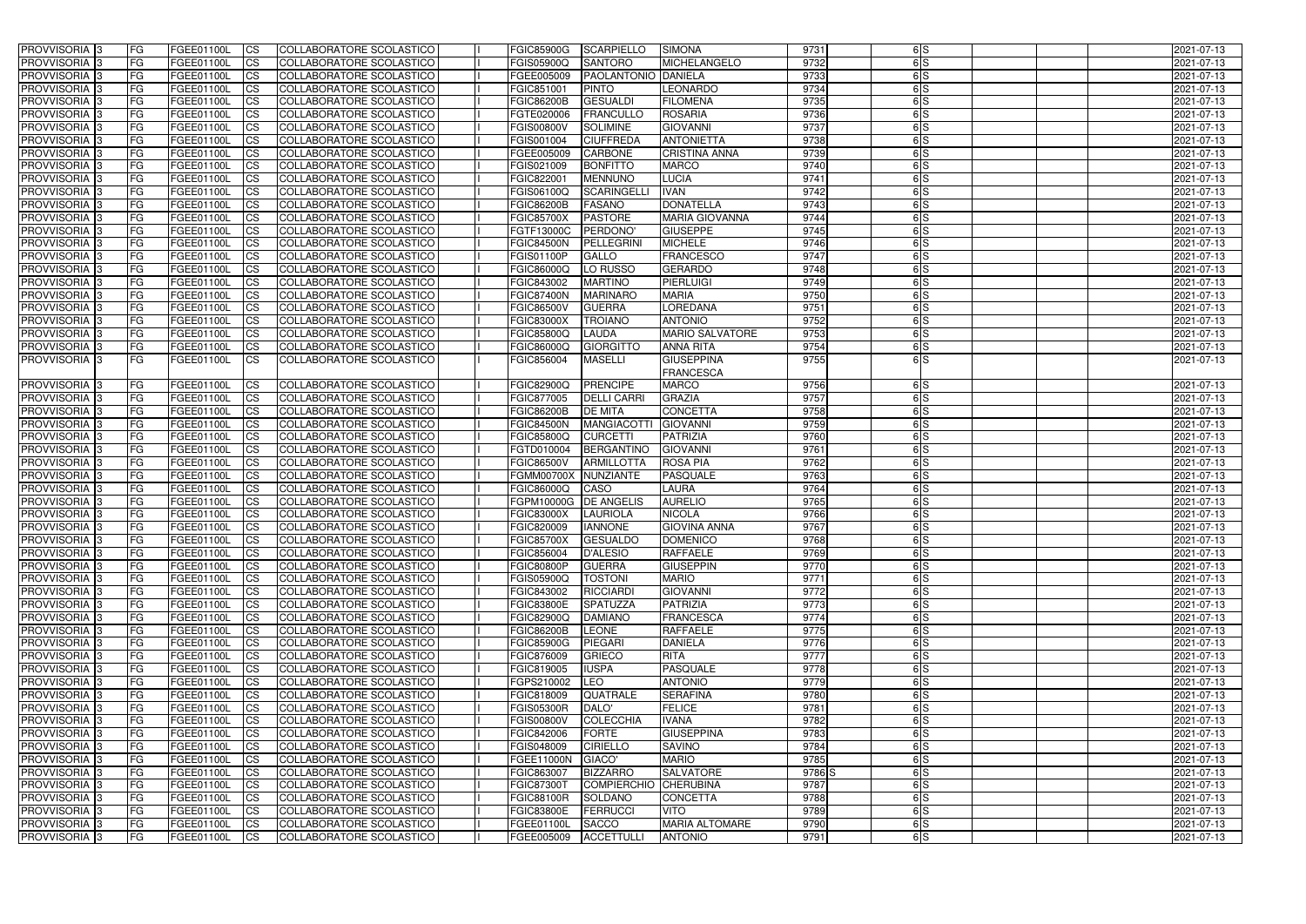| PROVVISORIA 3 | FG | FGEE01100L | CS | COLLABORATORE SCOLASTICO | I | FGIC85900G | SCARPIELLO | SIMONA | 9731 | 6 | S | | | | 2021-07-13 |
|---|---|---|---|---|---|---|---|---|---|---|---|---|---|---|---|
| PROVVISORIA 3 | FG | FGEE01100L | CS | COLLABORATORE SCOLASTICO | I | FGIS05900Q | SANTORO | MICHELANGELO | 9732 | 6 | S | | | | 2021-07-13 |
| PROVVISORIA 3 | FG | FGEE01100L | CS | COLLABORATORE SCOLASTICO | I | FGEE005009 | PAOLANTONIO | DANIELA | 9733 | 6 | S | | | | 2021-07-13 |
| PROVVISORIA 3 | FG | FGEE01100L | CS | COLLABORATORE SCOLASTICO | I | FGIC851001 | PINTO | LEONARDO | 9734 | 6 | S | | | | 2021-07-13 |
| PROVVISORIA 3 | FG | FGEE01100L | CS | COLLABORATORE SCOLASTICO | I | FGIC86200B | GESUALDI | FILOMENA | 9735 | 6 | S | | | | 2021-07-13 |
| PROVVISORIA 3 | FG | FGEE01100L | CS | COLLABORATORE SCOLASTICO | I | FGTE020006 | FRANCULLO | ROSARIA | 9736 | 6 | S | | | | 2021-07-13 |
| PROVVISORIA 3 | FG | FGEE01100L | CS | COLLABORATORE SCOLASTICO | I | FGIS00800V | SOLIMINE | GIOVANNI | 9737 | 6 | S | | | | 2021-07-13 |
| PROVVISORIA 3 | FG | FGEE01100L | CS | COLLABORATORE SCOLASTICO | I | FGIS001004 | CIUFFREDA | ANTONIETTA | 9738 | 6 | S | | | | 2021-07-13 |
| PROVVISORIA 3 | FG | FGEE01100L | CS | COLLABORATORE SCOLASTICO | I | FGEE005009 | CARBONE | CRISTINA ANNA | 9739 | 6 | S | | | | 2021-07-13 |
| PROVVISORIA 3 | FG | FGEE01100L | CS | COLLABORATORE SCOLASTICO | I | FGIS021009 | BONFITTO | MARCO | 9740 | 6 | S | | | | 2021-07-13 |
| PROVVISORIA 3 | FG | FGEE01100L | CS | COLLABORATORE SCOLASTICO | I | FGIC822001 | MENNUNO | LUCIA | 9741 | 6 | S | | | | 2021-07-13 |
| PROVVISORIA 3 | FG | FGEE01100L | CS | COLLABORATORE SCOLASTICO | I | FGIS06100Q | SCARINGELLI | IVAN | 9742 | 6 | S | | | | 2021-07-13 |
| PROVVISORIA 3 | FG | FGEE01100L | CS | COLLABORATORE SCOLASTICO | I | FGIC86200B | FASANO | DONATELLA | 9743 | 6 | S | | | | 2021-07-13 |
| PROVVISORIA 3 | FG | FGEE01100L | CS | COLLABORATORE SCOLASTICO | I | FGIC85700X | PASTORE | MARIA GIOVANNA | 9744 | 6 | S | | | | 2021-07-13 |
| PROVVISORIA 3 | FG | FGEE01100L | CS | COLLABORATORE SCOLASTICO | I | FGTF13000C | PERDONO' | GIUSEPPE | 9745 | 6 | S | | | | 2021-07-13 |
| PROVVISORIA 3 | FG | FGEE01100L | CS | COLLABORATORE SCOLASTICO | I | FGIC84500N | PELLEGRINI | MICHELE | 9746 | 6 | S | | | | 2021-07-13 |
| PROVVISORIA 3 | FG | FGEE01100L | CS | COLLABORATORE SCOLASTICO | I | FGIS01100P | GALLO | FRANCESCO | 9747 | 6 | S | | | | 2021-07-13 |
| PROVVISORIA 3 | FG | FGEE01100L | CS | COLLABORATORE SCOLASTICO | I | FGIC86000Q | LO RUSSO | GERARDO | 9748 | 6 | S | | | | 2021-07-13 |
| PROVVISORIA 3 | FG | FGEE01100L | CS | COLLABORATORE SCOLASTICO | I | FGIC843002 | MARTINO | PIERLUIGI | 9749 | 6 | S | | | | 2021-07-13 |
| PROVVISORIA 3 | FG | FGEE01100L | CS | COLLABORATORE SCOLASTICO | I | FGIC87400N | MARINARO | MARIA | 9750 | 6 | S | | | | 2021-07-13 |
| PROVVISORIA 3 | FG | FGEE01100L | CS | COLLABORATORE SCOLASTICO | I | FGIC86500V | GUERRA | LOREDANA | 9751 | 6 | S | | | | 2021-07-13 |
| PROVVISORIA 3 | FG | FGEE01100L | CS | COLLABORATORE SCOLASTICO | I | FGIC83000X | TROIANO | ANTONIO | 9752 | 6 | S | | | | 2021-07-13 |
| PROVVISORIA 3 | FG | FGEE01100L | CS | COLLABORATORE SCOLASTICO | I | FGIC85800Q | LAUDA | MARIO SALVATORE | 9753 | 6 | S | | | | 2021-07-13 |
| PROVVISORIA 3 | FG | FGEE01100L | CS | COLLABORATORE SCOLASTICO | I | FGIC86000Q | GIORGITTO | ANNA RITA | 9754 | 6 | S | | | | 2021-07-13 |
| PROVVISORIA 3 | FG | FGEE01100L | CS | COLLABORATORE SCOLASTICO | I | FGIC856004 | MASELLI | GIUSEPPINA FRANCESCA | 9755 | 6 | S | | | | 2021-07-13 |
| PROVVISORIA 3 | FG | FGEE01100L | CS | COLLABORATORE SCOLASTICO | I | FGIC82900Q | PRENCIPE | MARCO | 9756 | 6 | S | | | | 2021-07-13 |
| PROVVISORIA 3 | FG | FGEE01100L | CS | COLLABORATORE SCOLASTICO | I | FGIC877005 | DELLI CARRI | GRAZIA | 9757 | 6 | S | | | | 2021-07-13 |
| PROVVISORIA 3 | FG | FGEE01100L | CS | COLLABORATORE SCOLASTICO | I | FGIC86200B | DE MITA | CONCETTA | 9758 | 6 | S | | | | 2021-07-13 |
| PROVVISORIA 3 | FG | FGEE01100L | CS | COLLABORATORE SCOLASTICO | I | FGIC84500N | MANGIACOTTI | GIOVANNI | 9759 | 6 | S | | | | 2021-07-13 |
| PROVVISORIA 3 | FG | FGEE01100L | CS | COLLABORATORE SCOLASTICO | I | FGIC85800Q | CURCETTI | PATRIZIA | 9760 | 6 | S | | | | 2021-07-13 |
| PROVVISORIA 3 | FG | FGEE01100L | CS | COLLABORATORE SCOLASTICO | I | FGTD010004 | BERGANTINO | GIOVANNI | 9761 | 6 | S | | | | 2021-07-13 |
| PROVVISORIA 3 | FG | FGEE01100L | CS | COLLABORATORE SCOLASTICO | I | FGIC86500V | ARMILLOTTA | ROSA PIA | 9762 | 6 | S | | | | 2021-07-13 |
| PROVVISORIA 3 | FG | FGEE01100L | CS | COLLABORATORE SCOLASTICO | I | FGMM00700X | NUNZIANTE | PASQUALE | 9763 | 6 | S | | | | 2021-07-13 |
| PROVVISORIA 3 | FG | FGEE01100L | CS | COLLABORATORE SCOLASTICO | I | FGIC86000Q | CASO | LAURA | 9764 | 6 | S | | | | 2021-07-13 |
| PROVVISORIA 3 | FG | FGEE01100L | CS | COLLABORATORE SCOLASTICO | I | FGPM10000G | DE ANGELIS | AURELIO | 9765 | 6 | S | | | | 2021-07-13 |
| PROVVISORIA 3 | FG | FGEE01100L | CS | COLLABORATORE SCOLASTICO | I | FGIC83000X | LAURIOLA | NICOLA | 9766 | 6 | S | | | | 2021-07-13 |
| PROVVISORIA 3 | FG | FGEE01100L | CS | COLLABORATORE SCOLASTICO | I | FGIC820009 | IANNONE | GIOVINA ANNA | 9767 | 6 | S | | | | 2021-07-13 |
| PROVVISORIA 3 | FG | FGEE01100L | CS | COLLABORATORE SCOLASTICO | I | FGIC85700X | GESUALDO | DOMENICO | 9768 | 6 | S | | | | 2021-07-13 |
| PROVVISORIA 3 | FG | FGEE01100L | CS | COLLABORATORE SCOLASTICO | I | FGIC856004 | D'ALESIO | RAFFAELE | 9769 | 6 | S | | | | 2021-07-13 |
| PROVVISORIA 3 | FG | FGEE01100L | CS | COLLABORATORE SCOLASTICO | I | FGIC80800P | GUERRA | GIUSEPPIN | 9770 | 6 | S | | | | 2021-07-13 |
| PROVVISORIA 3 | FG | FGEE01100L | CS | COLLABORATORE SCOLASTICO | I | FGIS05900Q | TOSTONI | MARIO | 9771 | 6 | S | | | | 2021-07-13 |
| PROVVISORIA 3 | FG | FGEE01100L | CS | COLLABORATORE SCOLASTICO | I | FGIC843002 | RICCIARDI | GIOVANNI | 9772 | 6 | S | | | | 2021-07-13 |
| PROVVISORIA 3 | FG | FGEE01100L | CS | COLLABORATORE SCOLASTICO | I | FGIC83800E | SPATUZZA | PATRIZIA | 9773 | 6 | S | | | | 2021-07-13 |
| PROVVISORIA 3 | FG | FGEE01100L | CS | COLLABORATORE SCOLASTICO | I | FGIC82900Q | DAMIANO | FRANCESCA | 9774 | 6 | S | | | | 2021-07-13 |
| PROVVISORIA 3 | FG | FGEE01100L | CS | COLLABORATORE SCOLASTICO | I | FGIC86200B | LEONE | RAFFAELE | 9775 | 6 | S | | | | 2021-07-13 |
| PROVVISORIA 3 | FG | FGEE01100L | CS | COLLABORATORE SCOLASTICO | I | FGIC85900G | PIEGARI | DANIELA | 9776 | 6 | S | | | | 2021-07-13 |
| PROVVISORIA 3 | FG | FGEE01100L | CS | COLLABORATORE SCOLASTICO | I | FGIC876009 | GRIECO | RITA | 9777 | 6 | S | | | | 2021-07-13 |
| PROVVISORIA 3 | FG | FGEE01100L | CS | COLLABORATORE SCOLASTICO | I | FGIC819005 | IUSPA | PASQUALE | 9778 | 6 | S | | | | 2021-07-13 |
| PROVVISORIA 3 | FG | FGEE01100L | CS | COLLABORATORE SCOLASTICO | I | FGPS210002 | LEO | ANTONIO | 9779 | 6 | S | | | | 2021-07-13 |
| PROVVISORIA 3 | FG | FGEE01100L | CS | COLLABORATORE SCOLASTICO | I | FGIC818009 | QUATRALE | SERAFINA | 9780 | 6 | S | | | | 2021-07-13 |
| PROVVISORIA 3 | FG | FGEE01100L | CS | COLLABORATORE SCOLASTICO | I | FGIS05300R | DALO' | FELICE | 9781 | 6 | S | | | | 2021-07-13 |
| PROVVISORIA 3 | FG | FGEE01100L | CS | COLLABORATORE SCOLASTICO | I | FGIS00800V | COLECCHIA | IVANA | 9782 | 6 | S | | | | 2021-07-13 |
| PROVVISORIA 3 | FG | FGEE01100L | CS | COLLABORATORE SCOLASTICO | I | FGIC842006 | FORTE | GIUSEPPINA | 9783 | 6 | S | | | | 2021-07-13 |
| PROVVISORIA 3 | FG | FGEE01100L | CS | COLLABORATORE SCOLASTICO | I | FGIS048009 | CIRIELLO | SAVINO | 9784 | 6 | S | | | | 2021-07-13 |
| PROVVISORIA 3 | FG | FGEE01100L | CS | COLLABORATORE SCOLASTICO | I | FGEE11000N | GIACO' | MARIO | 9785 | 6 | S | | | | 2021-07-13 |
| PROVVISORIA 3 | FG | FGEE01100L | CS | COLLABORATORE SCOLASTICO | I | FGIC863007 | BIZZARRO | SALVATORE | 9786 S | 6 | S | | | | 2021-07-13 |
| PROVVISORIA 3 | FG | FGEE01100L | CS | COLLABORATORE SCOLASTICO | I | FGIC87300T | COMPIERCHIO | CHERUBINA | 9787 | 6 | S | | | | 2021-07-13 |
| PROVVISORIA 3 | FG | FGEE01100L | CS | COLLABORATORE SCOLASTICO | I | FGIC88100R | SOLDANO | CONCETTA | 9788 | 6 | S | | | | 2021-07-13 |
| PROVVISORIA 3 | FG | FGEE01100L | CS | COLLABORATORE SCOLASTICO | I | FGIC83800E | FERRUCCI | VITO | 9789 | 6 | S | | | | 2021-07-13 |
| PROVVISORIA 3 | FG | FGEE01100L | CS | COLLABORATORE SCOLASTICO | I | FGEE01100L | SACCO | MARIA ALTOMARE | 9790 | 6 | S | | | | 2021-07-13 |
| PROVVISORIA 3 | FG | FGEE01100L | CS | COLLABORATORE SCOLASTICO | I | FGEE005009 | ACCETTULLI | ANTONIO | 9791 | 6 | S | | | | 2021-07-13 |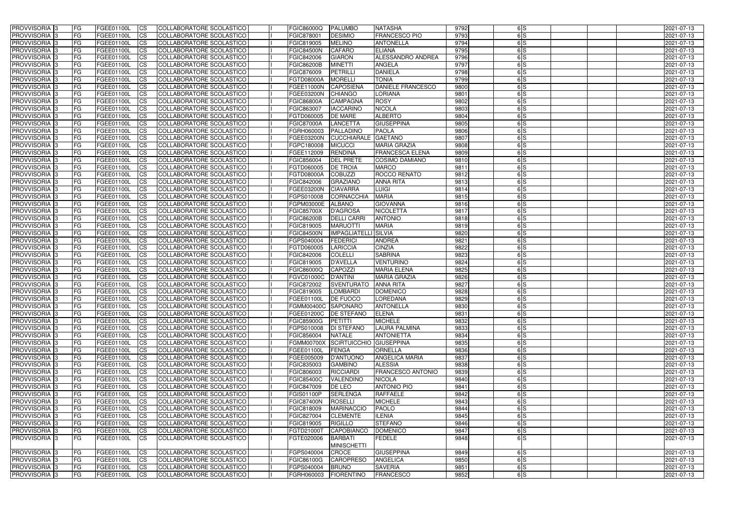| PROVVISORIA 3 | FG | FGEE01100L | CS | COLLABORATORE SCOLASTICO | | FGIC86000Q | PALUMBO | NATASHA | 9792 | 6 | S | | | | 2021-07-13 |
|---|---|---|---|---|---|---|---|---|---|---|---|---|---|---|---|
| PROVVISORIA 3 | FG | FGEE01100L | CS | COLLABORATORE SCOLASTICO | | FGIC878001 | DESIMIO | FRANCESCO PIO | 9793 | 6 | S | | | | 2021-07-13 |
| PROVVISORIA 3 | FG | FGEE01100L | CS | COLLABORATORE SCOLASTICO | | FGIC819005 | MELINO | ANTONELLA | 9794 | 6 | S | | | | 2021-07-13 |
| PROVVISORIA 3 | FG | FGEE01100L | CS | COLLABORATORE SCOLASTICO | | FGIC84500N | CAFARO | ELIANA | 9795 | 6 | S | | | | 2021-07-13 |
| PROVVISORIA 3 | FG | FGEE01100L | CS | COLLABORATORE SCOLASTICO | | FGIC842006 | GIARON | ALESSANDRO ANDREA | 9796 | 6 | S | | | | 2021-07-13 |
| PROVVISORIA 3 | FG | FGEE01100L | CS | COLLABORATORE SCOLASTICO | | FGIC86200B | MINETTI | ANGELA | 9797 | 6 | S | | | | 2021-07-13 |
| PROVVISORIA 3 | FG | FGEE01100L | CS | COLLABORATORE SCOLASTICO | | FGIC876009 | PETRILLI | DANIELA | 9798 | 6 | S | | | | 2021-07-13 |
| PROVVISORIA 3 | FG | FGEE01100L | CS | COLLABORATORE SCOLASTICO | | FGTD08000A | MORELLI | TONIA | 9799 | 6 | S | | | | 2021-07-13 |
| PROVVISORIA 3 | FG | FGEE01100L | CS | COLLABORATORE SCOLASTICO | | FGEE11000N | CAPOSIENA | DANIELE FRANCESCO | 9800 | 6 | S | | | | 2021-07-13 |
| PROVVISORIA 3 | FG | FGEE01100L | CS | COLLABORATORE SCOLASTICO | | FGEE03200N | CHIANGO | LORIANA | 9801 | 6 | S | | | | 2021-07-13 |
| PROVVISORIA 3 | FG | FGEE01100L | CS | COLLABORATORE SCOLASTICO | | FGIC86800A | CAMPAGNA | ROSY | 9802 | 6 | S | | | | 2021-07-13 |
| PROVVISORIA 3 | FG | FGEE01100L | CS | COLLABORATORE SCOLASTICO | | FGIC863007 | IACCARINO | NICOLA | 9803 | 6 | S | | | | 2021-07-13 |
| PROVVISORIA 3 | FG | FGEE01100L | CS | COLLABORATORE SCOLASTICO | | FGTD060005 | DE MARE | ALBERTO | 9804 | 6 | S | | | | 2021-07-13 |
| PROVVISORIA 3 | FG | FGEE01100L | CS | COLLABORATORE SCOLASTICO | | FGIC87000A | LANCETTA | GIUSEPPINA | 9805 | 6 | S | | | | 2021-07-13 |
| PROVVISORIA 3 | FG | FGEE01100L | CS | COLLABORATORE SCOLASTICO | | FGRH060003 | PALLADINO | PAOLA | 9806 | 6 | S | | | | 2021-07-13 |
| PROVVISORIA 3 | FG | FGEE01100L | CS | COLLABORATORE SCOLASTICO | | FGEE03200N | CUCCHIARALE | GAETANO | 9807 | 6 | S | | | | 2021-07-13 |
| PROVVISORIA 3 | FG | FGEE01100L | CS | COLLABORATORE SCOLASTICO | | FGPC180008 | MICUCCI | MARIA GRAZIA | 9808 | 6 | S | | | | 2021-07-13 |
| PROVVISORIA 3 | FG | FGEE01100L | CS | COLLABORATORE SCOLASTICO | | FGEE112009 | RENDINA | FRANCESCA ELENA | 9809 | 6 | S | | | | 2021-07-13 |
| PROVVISORIA 3 | FG | FGEE01100L | CS | COLLABORATORE SCOLASTICO | | FGIC856004 | DEL PRETE | COSIMO DAMIANO | 9810 | 6 | S | | | | 2021-07-13 |
| PROVVISORIA 3 | FG | FGEE01100L | CS | COLLABORATORE SCOLASTICO | | FGTD060005 | DE TROIA | MARCO | 9811 | 6 | S | | | | 2021-07-13 |
| PROVVISORIA 3 | FG | FGEE01100L | CS | COLLABORATORE SCOLASTICO | | FGTD08000A | COBUZZI | ROCCO RENATO | 9812 | 6 | S | | | | 2021-07-13 |
| PROVVISORIA 3 | FG | FGEE01100L | CS | COLLABORATORE SCOLASTICO | | FGIC842006 | GRAZIANO | ANNA RITA | 9813 | 6 | S | | | | 2021-07-13 |
| PROVVISORIA 3 | FG | FGEE01100L | CS | COLLABORATORE SCOLASTICO | | FGEE03200N | CIAVARRA | LUIGI | 9814 | 6 | S | | | | 2021-07-13 |
| PROVVISORIA 3 | FG | FGEE01100L | CS | COLLABORATORE SCOLASTICO | | FGPS010008 | CORNACCHIA | MARIA | 9815 | 6 | S | | | | 2021-07-13 |
| PROVVISORIA 3 | FG | FGEE01100L | CS | COLLABORATORE SCOLASTICO | | FGPM03000E | ALBANO | GIOVANNA | 9816 | 6 | S | | | | 2021-07-13 |
| PROVVISORIA 3 | FG | FGEE01100L | CS | COLLABORATORE SCOLASTICO | | FGIC85700X | D'AGROSA | NICOLETTA | 9817 | 6 | S | | | | 2021-07-13 |
| PROVVISORIA 3 | FG | FGEE01100L | CS | COLLABORATORE SCOLASTICO | | FGIC86200B | DELLI CARRI | ANTONIO | 9818 | 6 | S | | | | 2021-07-13 |
| PROVVISORIA 3 | FG | FGEE01100L | CS | COLLABORATORE SCOLASTICO | | FGIC819005 | MARUOTTI | MARIA | 9819 | 6 | S | | | | 2021-07-13 |
| PROVVISORIA 3 | FG | FGEE01100L | CS | COLLABORATORE SCOLASTICO | | FGIC84500N | IMPAGLIATELLI | SILVIA | 9820 | 6 | S | | | | 2021-07-13 |
| PROVVISORIA 3 | FG | FGEE01100L | CS | COLLABORATORE SCOLASTICO | | FGPS040004 | FEDERICI | ANDREA | 9821 | 6 | S | | | | 2021-07-13 |
| PROVVISORIA 3 | FG | FGEE01100L | CS | COLLABORATORE SCOLASTICO | | FGTD060005 | LARICCIA | CINZIA | 9822 | 6 | S | | | | 2021-07-13 |
| PROVVISORIA 3 | FG | FGEE01100L | CS | COLLABORATORE SCOLASTICO | | FGIC842006 | COLELLI | SABRINA | 9823 | 6 | S | | | | 2021-07-13 |
| PROVVISORIA 3 | FG | FGEE01100L | CS | COLLABORATORE SCOLASTICO | | FGIC819005 | D'AVELLA | VENTURINO | 9824 | 6 | S | | | | 2021-07-13 |
| PROVVISORIA 3 | FG | FGEE01100L | CS | COLLABORATORE SCOLASTICO | | FGIC86000Q | CAPOZZI | MARIA ELENA | 9825 | 6 | S | | | | 2021-07-13 |
| PROVVISORIA 3 | FG | FGEE01100L | CS | COLLABORATORE SCOLASTICO | | FGVC01000C | D'ANTINI | MARIA GRAZIA | 9826 | 6 | S | | | | 2021-07-13 |
| PROVVISORIA 3 | FG | FGEE01100L | CS | COLLABORATORE SCOLASTICO | | FGIC872002 | SVENTURATO | ANNA RITA | 9827 | 6 | S | | | | 2021-07-13 |
| PROVVISORIA 3 | FG | FGEE01100L | CS | COLLABORATORE SCOLASTICO | | FGIC819005 | LOMBARDI | DOMENICO | 9828 | 6 | S | | | | 2021-07-13 |
| PROVVISORIA 3 | FG | FGEE01100L | CS | COLLABORATORE SCOLASTICO | | FGEE01100L | DE FUOCO | LOREDANA | 9829 | 6 | S | | | | 2021-07-13 |
| PROVVISORIA 3 | FG | FGEE01100L | CS | COLLABORATORE SCOLASTICO | | FGMM00400C | SAPONARO | ANTONELLA | 9830 | 6 | S | | | | 2021-07-13 |
| PROVVISORIA 3 | FG | FGEE01100L | CS | COLLABORATORE SCOLASTICO | | FGEE01200C | DE STEFANO | ELENA | 9831 | 6 | S | | | | 2021-07-13 |
| PROVVISORIA 3 | FG | FGEE01100L | CS | COLLABORATORE SCOLASTICO | | FGIC85900G | PETITTI | MICHELE | 9832 | 6 | S | | | | 2021-07-13 |
| PROVVISORIA 3 | FG | FGEE01100L | CS | COLLABORATORE SCOLASTICO | | FGPS010008 | DI STEFANO | LAURA PALMINA | 9833 | 6 | S | | | | 2021-07-13 |
| PROVVISORIA 3 | FG | FGEE01100L | CS | COLLABORATORE SCOLASTICO | | FGIC856004 | NATALE | ANTONIETTA | 9834 | 6 | S | | | | 2021-07-13 |
| PROVVISORIA 3 | FG | FGEE01100L | CS | COLLABORATORE SCOLASTICO | | FGMM00700X | SCIRTUICCHIO | GIUSEPPINA | 9835 | 6 | S | | | | 2021-07-13 |
| PROVVISORIA 3 | FG | FGEE01100L | CS | COLLABORATORE SCOLASTICO | | FGEE01100L | FENGA | ORNELLA | 9836 | 6 | S | | | | 2021-07-13 |
| PROVVISORIA 3 | FG | FGEE01100L | CS | COLLABORATORE SCOLASTICO | | FGEE005009 | D'ANTUONO | ANGELICA MARIA | 9837 | 6 | S | | | | 2021-07-13 |
| PROVVISORIA 3 | FG | FGEE01100L | CS | COLLABORATORE SCOLASTICO | | FGIC835003 | GAMBINO | ALESSIA | 9838 | 6 | S | | | | 2021-07-13 |
| PROVVISORIA 3 | FG | FGEE01100L | CS | COLLABORATORE SCOLASTICO | | FGIC806003 | RICCIARDI | FRANCESCO ANTONIO | 9839 | 6 | S | | | | 2021-07-13 |
| PROVVISORIA 3 | FG | FGEE01100L | CS | COLLABORATORE SCOLASTICO | | FGIC85400C | VALENDINO | NICOLA | 9840 | 6 | S | | | | 2021-07-13 |
| PROVVISORIA 3 | FG | FGEE01100L | CS | COLLABORATORE SCOLASTICO | | FGIC847009 | DE LEO | ANTONIO PIO | 9841 | 6 | S | | | | 2021-07-13 |
| PROVVISORIA 3 | FG | FGEE01100L | CS | COLLABORATORE SCOLASTICO | | FGIS01100P | SERLENGA | RAFFAELE | 9842 | 6 | S | | | | 2021-07-13 |
| PROVVISORIA 3 | FG | FGEE01100L | CS | COLLABORATORE SCOLASTICO | | FGIC87400N | ROSELLI | MICHELE | 9843 | 6 | S | | | | 2021-07-13 |
| PROVVISORIA 3 | FG | FGEE01100L | CS | COLLABORATORE SCOLASTICO | | FGIC818009 | MARINACCIO | PAOLO | 9844 | 6 | S | | | | 2021-07-13 |
| PROVVISORIA 3 | FG | FGEE01100L | CS | COLLABORATORE SCOLASTICO | | FGIC827004 | CLEMENTE | ILENIA | 9845 | 6 | S | | | | 2021-07-13 |
| PROVVISORIA 3 | FG | FGEE01100L | CS | COLLABORATORE SCOLASTICO | | FGIC819005 | RIGILLO | STEFANO | 9846 | 6 | S | | | | 2021-07-13 |
| PROVVISORIA 3 | FG | FGEE01100L | CS | COLLABORATORE SCOLASTICO | | FGTD21000T | CAPOBIANCO | DOMENICO | 9847 | 6 | S | | | | 2021-07-13 |
| PROVVISORIA 3 | FG | FGEE01100L | CS | COLLABORATORE SCOLASTICO | | FGTE020006 | BARBATI MINISCHETTI | FEDELE | 9848 | 6 | S | | | | 2021-07-13 |
| PROVVISORIA 3 | FG | FGEE01100L | CS | COLLABORATORE SCOLASTICO | | FGPS040004 | CROCE | GIUSEPPINA | 9849 | 6 | S | | | | 2021-07-13 |
| PROVVISORIA 3 | FG | FGEE01100L | CS | COLLABORATORE SCOLASTICO | | FGIC86100G | CAROPRESO | ANGELICA | 9850 | 6 | S | | | | 2021-07-13 |
| PROVVISORIA 3 | FG | FGEE01100L | CS | COLLABORATORE SCOLASTICO | | FGPS040004 | BRUNO | SAVERIA | 9851 | 6 | S | | | | 2021-07-13 |
| PROVVISORIA 3 | FG | FGEE01100L | CS | COLLABORATORE SCOLASTICO | | FGRH060003 | FIORENTINO | FRANCESCO | 9852 | 6 | S | | | | 2021-07-13 |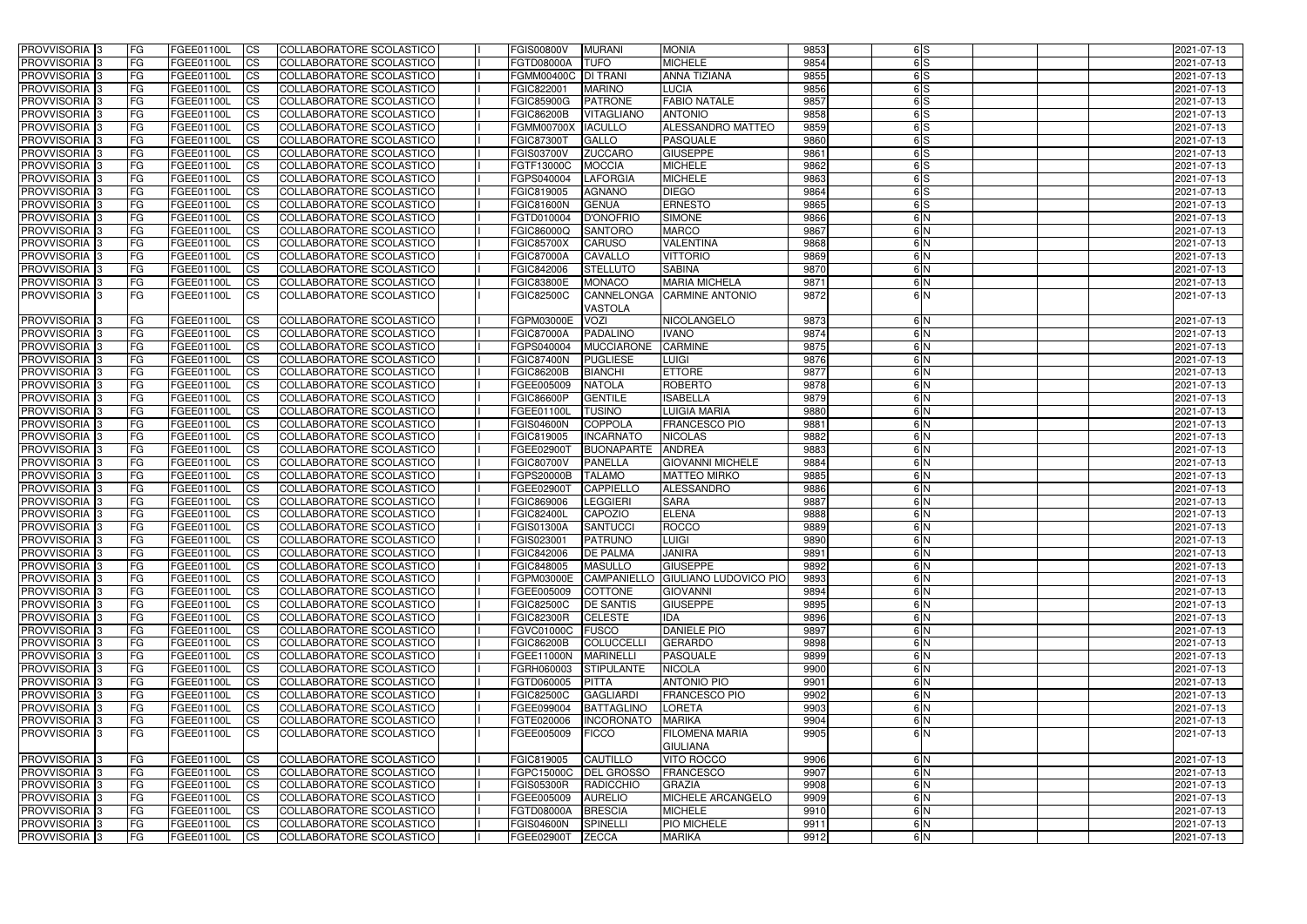| PROVVISORIA | 3 | FG | FGEE01100L | CS | COLLABORATORE SCOLASTICO | I | FGIS00800V | MURANI | MONIA | 9853 | 6 | S | | | | 2021-07-13 |
|---|---|---|---|---|---|---|---|---|---|---|---|---|---|---|---|---|
| PROVVISORIA | 3 | FG | FGEE01100L | CS | COLLABORATORE SCOLASTICO | I | FGTD08000A | TUFO | MICHELE | 9854 | 6 | S | | | | 2021-07-13 |
| PROVVISORIA | 3 | FG | FGEE01100L | CS | COLLABORATORE SCOLASTICO | I | FGMM00400C | DI TRANI | ANNA TIZIANA | 9855 | 6 | S | | | | 2021-07-13 |
| PROVVISORIA | 3 | FG | FGEE01100L | CS | COLLABORATORE SCOLASTICO | I | FGIC822001 | MARINO | LUCIA | 9856 | 6 | S | | | | 2021-07-13 |
| PROVVISORIA | 3 | FG | FGEE01100L | CS | COLLABORATORE SCOLASTICO | I | FGIC85900G | PATRONE | FABIO NATALE | 9857 | 6 | S | | | | 2021-07-13 |
| PROVVISORIA | 3 | FG | FGEE01100L | CS | COLLABORATORE SCOLASTICO | I | FGIC86200B | VITAGLIANO | ANTONIO | 9858 | 6 | S | | | | 2021-07-13 |
| PROVVISORIA | 3 | FG | FGEE01100L | CS | COLLABORATORE SCOLASTICO | I | FGMM00700X | IACULLO | ALESSANDRO MATTEO | 9859 | 6 | S | | | | 2021-07-13 |
| PROVVISORIA | 3 | FG | FGEE01100L | CS | COLLABORATORE SCOLASTICO | I | FGIC87300T | GALLO | PASQUALE | 9860 | 6 | S | | | | 2021-07-13 |
| PROVVISORIA | 3 | FG | FGEE01100L | CS | COLLABORATORE SCOLASTICO | I | FGIS03700V | ZUCCARO | GIUSEPPE | 9861 | 6 | S | | | | 2021-07-13 |
| PROVVISORIA | 3 | FG | FGEE01100L | CS | COLLABORATORE SCOLASTICO | I | FGTF13000C | MOCCIA | MICHELE | 9862 | 6 | S | | | | 2021-07-13 |
| PROVVISORIA | 3 | FG | FGEE01100L | CS | COLLABORATORE SCOLASTICO | I | FGPS040004 | LAFORGIA | MICHELE | 9863 | 6 | S | | | | 2021-07-13 |
| PROVVISORIA | 3 | FG | FGEE01100L | CS | COLLABORATORE SCOLASTICO | I | FGIC819005 | AGNANO | DIEGO | 9864 | 6 | S | | | | 2021-07-13 |
| PROVVISORIA | 3 | FG | FGEE01100L | CS | COLLABORATORE SCOLASTICO | I | FGIC81600N | GENUA | ERNESTO | 9865 | 6 | S | | | | 2021-07-13 |
| PROVVISORIA | 3 | FG | FGEE01100L | CS | COLLABORATORE SCOLASTICO | I | FGTD010004 | D'ONOFRIO | SIMONE | 9866 | 6 | N | | | | 2021-07-13 |
| PROVVISORIA | 3 | FG | FGEE01100L | CS | COLLABORATORE SCOLASTICO | I | FGIC86000Q | SANTORO | MARCO | 9867 | 6 | N | | | | 2021-07-13 |
| PROVVISORIA | 3 | FG | FGEE01100L | CS | COLLABORATORE SCOLASTICO | I | FGIC85700X | CARUSO | VALENTINA | 9868 | 6 | N | | | | 2021-07-13 |
| PROVVISORIA | 3 | FG | FGEE01100L | CS | COLLABORATORE SCOLASTICO | I | FGIC87000A | CAVALLO | VITTORIO | 9869 | 6 | N | | | | 2021-07-13 |
| PROVVISORIA | 3 | FG | FGEE01100L | CS | COLLABORATORE SCOLASTICO | I | FGIC842006 | STELLUTO | SABINA | 9870 | 6 | N | | | | 2021-07-13 |
| PROVVISORIA | 3 | FG | FGEE01100L | CS | COLLABORATORE SCOLASTICO | I | FGIC83800E | MONACO | MARIA MICHELA | 9871 | 6 | N | | | | 2021-07-13 |
| PROVVISORIA | 3 | FG | FGEE01100L | CS | COLLABORATORE SCOLASTICO | I | FGIC82500C | CANNELONGA VASTOLA | CARMINE ANTONIO | 9872 | 6 | N | | | | 2021-07-13 |
| PROVVISORIA | 3 | FG | FGEE01100L | CS | COLLABORATORE SCOLASTICO | I | FGPM03000E | VOZI | NICOLANGELO | 9873 | 6 | N | | | | 2021-07-13 |
| PROVVISORIA | 3 | FG | FGEE01100L | CS | COLLABORATORE SCOLASTICO | I | FGIC87000A | PADALINO | IVANO | 9874 | 6 | N | | | | 2021-07-13 |
| PROVVISORIA | 3 | FG | FGEE01100L | CS | COLLABORATORE SCOLASTICO | I | FGPS040004 | MUCCIARONE | CARMINE | 9875 | 6 | N | | | | 2021-07-13 |
| PROVVISORIA | 3 | FG | FGEE01100L | CS | COLLABORATORE SCOLASTICO | I | FGIC87400N | PUGLIESE | LUIGI | 9876 | 6 | N | | | | 2021-07-13 |
| PROVVISORIA | 3 | FG | FGEE01100L | CS | COLLABORATORE SCOLASTICO | I | FGIC86200B | BIANCHI | ETTORE | 9877 | 6 | N | | | | 2021-07-13 |
| PROVVISORIA | 3 | FG | FGEE01100L | CS | COLLABORATORE SCOLASTICO | I | FGEE005009 | NATOLA | ROBERTO | 9878 | 6 | N | | | | 2021-07-13 |
| PROVVISORIA | 3 | FG | FGEE01100L | CS | COLLABORATORE SCOLASTICO | I | FGIC86600P | GENTILE | ISABELLA | 9879 | 6 | N | | | | 2021-07-13 |
| PROVVISORIA | 3 | FG | FGEE01100L | CS | COLLABORATORE SCOLASTICO | I | FGEE01100L | TUSINO | LUIGIA MARIA | 9880 | 6 | N | | | | 2021-07-13 |
| PROVVISORIA | 3 | FG | FGEE01100L | CS | COLLABORATORE SCOLASTICO | I | FGIS04600N | COPPOLA | FRANCESCO PIO | 9881 | 6 | N | | | | 2021-07-13 |
| PROVVISORIA | 3 | FG | FGEE01100L | CS | COLLABORATORE SCOLASTICO | I | FGIC819005 | INCARNATO | NICOLAS | 9882 | 6 | N | | | | 2021-07-13 |
| PROVVISORIA | 3 | FG | FGEE01100L | CS | COLLABORATORE SCOLASTICO | I | FGEE02900T | BUONAPARTE | ANDREA | 9883 | 6 | N | | | | 2021-07-13 |
| PROVVISORIA | 3 | FG | FGEE01100L | CS | COLLABORATORE SCOLASTICO | I | FGIC80700V | PANELLA | GIOVANNI MICHELE | 9884 | 6 | N | | | | 2021-07-13 |
| PROVVISORIA | 3 | FG | FGEE01100L | CS | COLLABORATORE SCOLASTICO | I | FGPS20000B | TALAMO | MATTEO MIRKO | 9885 | 6 | N | | | | 2021-07-13 |
| PROVVISORIA | 3 | FG | FGEE01100L | CS | COLLABORATORE SCOLASTICO | I | FGEE02900T | CAPPIELLO | ALESSANDRO | 9886 | 6 | N | | | | 2021-07-13 |
| PROVVISORIA | 3 | FG | FGEE01100L | CS | COLLABORATORE SCOLASTICO | I | FGIC869006 | LEGGIERI | SARA | 9887 | 6 | N | | | | 2021-07-13 |
| PROVVISORIA | 3 | FG | FGEE01100L | CS | COLLABORATORE SCOLASTICO | I | FGIC82400L | CAPOZIO | ELENA | 9888 | 6 | N | | | | 2021-07-13 |
| PROVVISORIA | 3 | FG | FGEE01100L | CS | COLLABORATORE SCOLASTICO | I | FGIS01300A | SANTUCCI | ROCCO | 9889 | 6 | N | | | | 2021-07-13 |
| PROVVISORIA | 3 | FG | FGEE01100L | CS | COLLABORATORE SCOLASTICO | I | FGIS023001 | PATRUNO | LUIGI | 9890 | 6 | N | | | | 2021-07-13 |
| PROVVISORIA | 3 | FG | FGEE01100L | CS | COLLABORATORE SCOLASTICO | I | FGIC842006 | DE PALMA | JANIRA | 9891 | 6 | N | | | | 2021-07-13 |
| PROVVISORIA | 3 | FG | FGEE01100L | CS | COLLABORATORE SCOLASTICO | I | FGIC848005 | MASULLO | GIUSEPPE | 9892 | 6 | N | | | | 2021-07-13 |
| PROVVISORIA | 3 | FG | FGEE01100L | CS | COLLABORATORE SCOLASTICO | I | FGPM03000E | CAMPANIELLO | GIULIANO LUDOVICO PIO | 9893 | 6 | N | | | | 2021-07-13 |
| PROVVISORIA | 3 | FG | FGEE01100L | CS | COLLABORATORE SCOLASTICO | I | FGEE005009 | COTTONE | GIOVANNI | 9894 | 6 | N | | | | 2021-07-13 |
| PROVVISORIA | 3 | FG | FGEE01100L | CS | COLLABORATORE SCOLASTICO | I | FGIC82500C | DE SANTIS | GIUSEPPE | 9895 | 6 | N | | | | 2021-07-13 |
| PROVVISORIA | 3 | FG | FGEE01100L | CS | COLLABORATORE SCOLASTICO | I | FGIC82300R | CELESTE | IDA | 9896 | 6 | N | | | | 2021-07-13 |
| PROVVISORIA | 3 | FG | FGEE01100L | CS | COLLABORATORE SCOLASTICO | I | FGVC01000C | FUSCO | DANIELE PIO | 9897 | 6 | N | | | | 2021-07-13 |
| PROVVISORIA | 3 | FG | FGEE01100L | CS | COLLABORATORE SCOLASTICO | I | FGIC86200B | COLUCCELLI | GERARDO | 9898 | 6 | N | | | | 2021-07-13 |
| PROVVISORIA | 3 | FG | FGEE01100L | CS | COLLABORATORE SCOLASTICO | I | FGEE11000N | MARINELLI | PASQUALE | 9899 | 6 | N | | | | 2021-07-13 |
| PROVVISORIA | 3 | FG | FGEE01100L | CS | COLLABORATORE SCOLASTICO | I | FGRH060003 | STIPULANTE | NICOLA | 9900 | 6 | N | | | | 2021-07-13 |
| PROVVISORIA | 3 | FG | FGEE01100L | CS | COLLABORATORE SCOLASTICO | I | FGTD060005 | PITTA | ANTONIO PIO | 9901 | 6 | N | | | | 2021-07-13 |
| PROVVISORIA | 3 | FG | FGEE01100L | CS | COLLABORATORE SCOLASTICO | I | FGIC82500C | GAGLIARDI | FRANCESCO PIO | 9902 | 6 | N | | | | 2021-07-13 |
| PROVVISORIA | 3 | FG | FGEE01100L | CS | COLLABORATORE SCOLASTICO | I | FGEE099004 | BATTAGLINO | LORETA | 9903 | 6 | N | | | | 2021-07-13 |
| PROVVISORIA | 3 | FG | FGEE01100L | CS | COLLABORATORE SCOLASTICO | I | FGTE020006 | INCORONATO | MARIKA | 9904 | 6 | N | | | | 2021-07-13 |
| PROVVISORIA | 3 | FG | FGEE01100L | CS | COLLABORATORE SCOLASTICO | I | FGEE005009 | FICCO | FILOMENA MARIA GIULIANA | 9905 | 6 | N | | | | 2021-07-13 |
| PROVVISORIA | 3 | FG | FGEE01100L | CS | COLLABORATORE SCOLASTICO | I | FGIC819005 | CAUTILLO | VITO ROCCO | 9906 | 6 | N | | | | 2021-07-13 |
| PROVVISORIA | 3 | FG | FGEE01100L | CS | COLLABORATORE SCOLASTICO | I | FGPC15000C | DEL GROSSO | FRANCESCO | 9907 | 6 | N | | | | 2021-07-13 |
| PROVVISORIA | 3 | FG | FGEE01100L | CS | COLLABORATORE SCOLASTICO | I | FGIS05300R | RADICCHIO | GRAZIA | 9908 | 6 | N | | | | 2021-07-13 |
| PROVVISORIA | 3 | FG | FGEE01100L | CS | COLLABORATORE SCOLASTICO | I | FGEE005009 | AURELIO | MICHELE ARCANGELO | 9909 | 6 | N | | | | 2021-07-13 |
| PROVVISORIA | 3 | FG | FGEE01100L | CS | COLLABORATORE SCOLASTICO | I | FGTD08000A | BRESCIA | MICHELE | 9910 | 6 | N | | | | 2021-07-13 |
| PROVVISORIA | 3 | FG | FGEE01100L | CS | COLLABORATORE SCOLASTICO | I | FGIS04600N | SPINELLI | PIO MICHELE | 9911 | 6 | N | | | | 2021-07-13 |
| PROVVISORIA | 3 | FG | FGEE01100L | CS | COLLABORATORE SCOLASTICO | I | FGEE02900T | ZECCA | MARIKA | 9912 | 6 | N | | | | 2021-07-13 |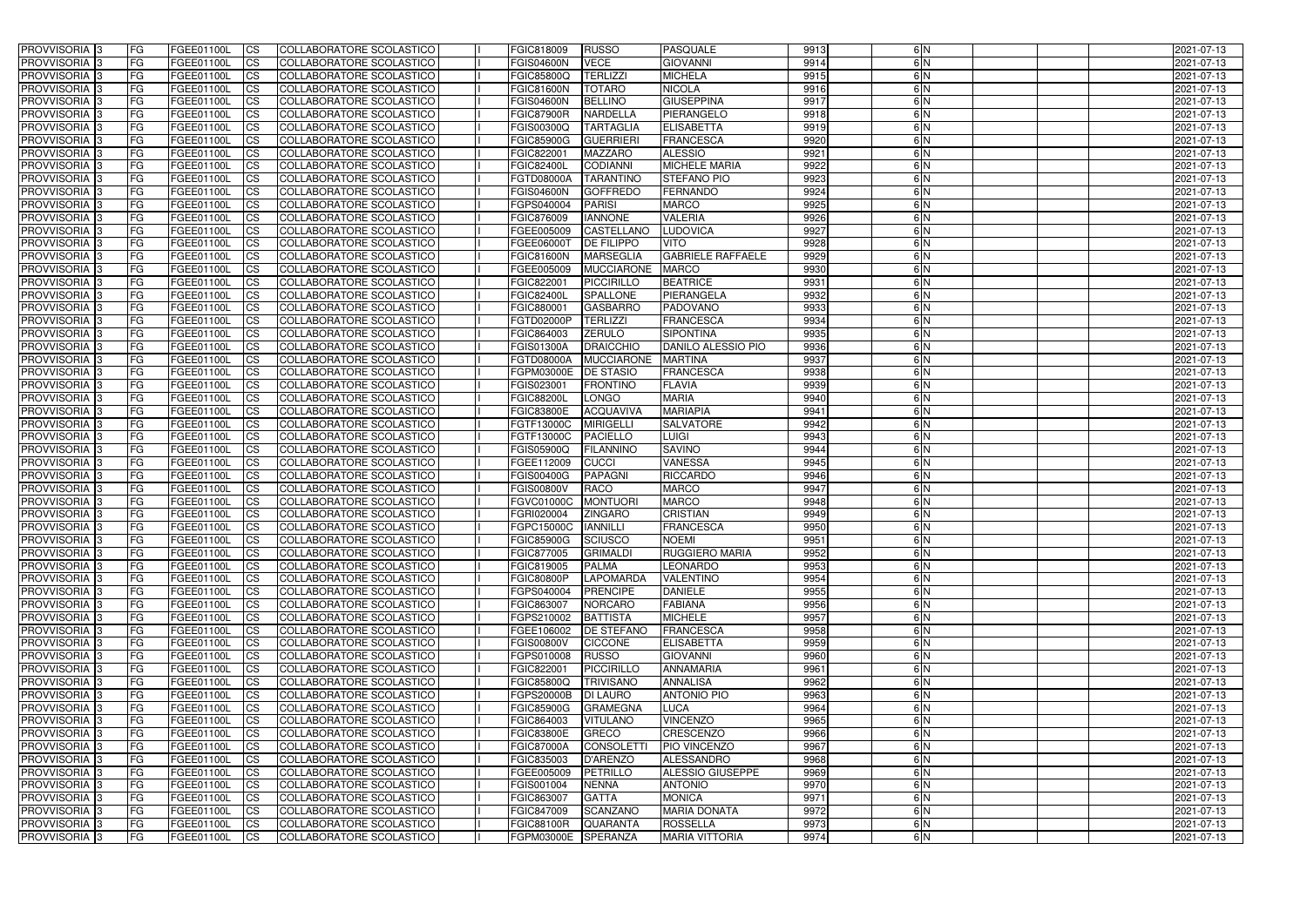| PROVVISORIA 3 | FG | FGEE01100L | CS | COLLABORATORE SCOLASTICO | | FGIC818009 | RUSSO | PASQUALE | 9913 | 6 | N | | | | 2021-07-13 |
|---|---|---|---|---|---|---|---|---|---|---|---|---|---|---|---|
| PROVVISORIA 3 | FG | FGEE01100L | CS | COLLABORATORE SCOLASTICO | | FGIS04600N | VECE | GIOVANNI | 9914 | 6 | N | | | | 2021-07-13 |
| PROVVISORIA 3 | FG | FGEE01100L | CS | COLLABORATORE SCOLASTICO | | FGIC85800Q | TERLIZZI | MICHELA | 9915 | 6 | N | | | | 2021-07-13 |
| PROVVISORIA 3 | FG | FGEE01100L | CS | COLLABORATORE SCOLASTICO | | FGIC81600N | TOTARO | NICOLA | 9916 | 6 | N | | | | 2021-07-13 |
| PROVVISORIA 3 | FG | FGEE01100L | CS | COLLABORATORE SCOLASTICO | | FGIS04600N | BELLINO | GIUSEPPINA | 9917 | 6 | N | | | | 2021-07-13 |
| PROVVISORIA 3 | FG | FGEE01100L | CS | COLLABORATORE SCOLASTICO | | FGIC87900R | NARDELLA | PIERANGELO | 9918 | 6 | N | | | | 2021-07-13 |
| PROVVISORIA 3 | FG | FGEE01100L | CS | COLLABORATORE SCOLASTICO | | FGIS00300Q | TARTAGLIA | ELISABETTA | 9919 | 6 | N | | | | 2021-07-13 |
| PROVVISORIA 3 | FG | FGEE01100L | CS | COLLABORATORE SCOLASTICO | | FGIC85900G | GUERRIERI | FRANCESCA | 9920 | 6 | N | | | | 2021-07-13 |
| PROVVISORIA 3 | FG | FGEE01100L | CS | COLLABORATORE SCOLASTICO | | FGIC822001 | MAZZARO | ALESSIO | 9921 | 6 | N | | | | 2021-07-13 |
| PROVVISORIA 3 | FG | FGEE01100L | CS | COLLABORATORE SCOLASTICO | | FGIC82400L | CODIANNI | MICHELE MARIA | 9922 | 6 | N | | | | 2021-07-13 |
| PROVVISORIA 3 | FG | FGEE01100L | CS | COLLABORATORE SCOLASTICO | | FGTD08000A | TARANTINO | STEFANO PIO | 9923 | 6 | N | | | | 2021-07-13 |
| PROVVISORIA 3 | FG | FGEE01100L | CS | COLLABORATORE SCOLASTICO | | FGIS04600N | GOFFREDO | FERNANDO | 9924 | 6 | N | | | | 2021-07-13 |
| PROVVISORIA 3 | FG | FGEE01100L | CS | COLLABORATORE SCOLASTICO | | FGPS040004 | PARISI | MARCO | 9925 | 6 | N | | | | 2021-07-13 |
| PROVVISORIA 3 | FG | FGEE01100L | CS | COLLABORATORE SCOLASTICO | | FGIC876009 | IANNONE | VALERIA | 9926 | 6 | N | | | | 2021-07-13 |
| PROVVISORIA 3 | FG | FGEE01100L | CS | COLLABORATORE SCOLASTICO | | FGEE005009 | CASTELLANO | LUDOVICA | 9927 | 6 | N | | | | 2021-07-13 |
| PROVVISORIA 3 | FG | FGEE01100L | CS | COLLABORATORE SCOLASTICO | | FGEE06000T | DE FILIPPO | VITO | 9928 | 6 | N | | | | 2021-07-13 |
| PROVVISORIA 3 | FG | FGEE01100L | CS | COLLABORATORE SCOLASTICO | | FGIC81600N | MARSEGLIA | GABRIELE RAFFAELE | 9929 | 6 | N | | | | 2021-07-13 |
| PROVVISORIA 3 | FG | FGEE01100L | CS | COLLABORATORE SCOLASTICO | | FGEE005009 | MUCCIARONE | MARCO | 9930 | 6 | N | | | | 2021-07-13 |
| PROVVISORIA 3 | FG | FGEE01100L | CS | COLLABORATORE SCOLASTICO | | FGIC822001 | PICCIRILLO | BEATRICE | 9931 | 6 | N | | | | 2021-07-13 |
| PROVVISORIA 3 | FG | FGEE01100L | CS | COLLABORATORE SCOLASTICO | | FGIC82400L | SPALLONE | PIERANGELA | 9932 | 6 | N | | | | 2021-07-13 |
| PROVVISORIA 3 | FG | FGEE01100L | CS | COLLABORATORE SCOLASTICO | | FGIC880001 | GASBARRO | PADOVANO | 9933 | 6 | N | | | | 2021-07-13 |
| PROVVISORIA 3 | FG | FGEE01100L | CS | COLLABORATORE SCOLASTICO | | FGTD02000P | TERLIZZI | FRANCESCA | 9934 | 6 | N | | | | 2021-07-13 |
| PROVVISORIA 3 | FG | FGEE01100L | CS | COLLABORATORE SCOLASTICO | | FGIC864003 | ZERULO | SIPONTINA | 9935 | 6 | N | | | | 2021-07-13 |
| PROVVISORIA 3 | FG | FGEE01100L | CS | COLLABORATORE SCOLASTICO | | FGIS01300A | DRAICCHIO | DANILO ALESSIO PIO | 9936 | 6 | N | | | | 2021-07-13 |
| PROVVISORIA 3 | FG | FGEE01100L | CS | COLLABORATORE SCOLASTICO | | FGTD08000A | MUCCIARONE | MARTINA | 9937 | 6 | N | | | | 2021-07-13 |
| PROVVISORIA 3 | FG | FGEE01100L | CS | COLLABORATORE SCOLASTICO | | FGPM03000E | DE STASIO | FRANCESCA | 9938 | 6 | N | | | | 2021-07-13 |
| PROVVISORIA 3 | FG | FGEE01100L | CS | COLLABORATORE SCOLASTICO | | FGIS023001 | FRONTINO | FLAVIA | 9939 | 6 | N | | | | 2021-07-13 |
| PROVVISORIA 3 | FG | FGEE01100L | CS | COLLABORATORE SCOLASTICO | | FGIC88200L | LONGO | MARIA | 9940 | 6 | N | | | | 2021-07-13 |
| PROVVISORIA 3 | FG | FGEE01100L | CS | COLLABORATORE SCOLASTICO | | FGIC83800E | ACQUAVIVA | MARIAPIA | 9941 | 6 | N | | | | 2021-07-13 |
| PROVVISORIA 3 | FG | FGEE01100L | CS | COLLABORATORE SCOLASTICO | | FGTF13000C | MIRIGELLI | SALVATORE | 9942 | 6 | N | | | | 2021-07-13 |
| PROVVISORIA 3 | FG | FGEE01100L | CS | COLLABORATORE SCOLASTICO | | FGTF13000C | PACIELLO | LUIGI | 9943 | 6 | N | | | | 2021-07-13 |
| PROVVISORIA 3 | FG | FGEE01100L | CS | COLLABORATORE SCOLASTICO | | FGIS05900Q | FILANNINO | SAVINO | 9944 | 6 | N | | | | 2021-07-13 |
| PROVVISORIA 3 | FG | FGEE01100L | CS | COLLABORATORE SCOLASTICO | | FGEE112009 | CUCCI | VANESSA | 9945 | 6 | N | | | | 2021-07-13 |
| PROVVISORIA 3 | FG | FGEE01100L | CS | COLLABORATORE SCOLASTICO | | FGIS00400G | PAPAGNI | RICCARDO | 9946 | 6 | N | | | | 2021-07-13 |
| PROVVISORIA 3 | FG | FGEE01100L | CS | COLLABORATORE SCOLASTICO | | FGIS00800V | RACO | MARCO | 9947 | 6 | N | | | | 2021-07-13 |
| PROVVISORIA 3 | FG | FGEE01100L | CS | COLLABORATORE SCOLASTICO | | FGVC01000C | MONTUORI | MARCO | 9948 | 6 | N | | | | 2021-07-13 |
| PROVVISORIA 3 | FG | FGEE01100L | CS | COLLABORATORE SCOLASTICO | | FGRI020004 | ZINGARO | CRISTIAN | 9949 | 6 | N | | | | 2021-07-13 |
| PROVVISORIA 3 | FG | FGEE01100L | CS | COLLABORATORE SCOLASTICO | | FGPC15000C | IANNILLI | FRANCESCA | 9950 | 6 | N | | | | 2021-07-13 |
| PROVVISORIA 3 | FG | FGEE01100L | CS | COLLABORATORE SCOLASTICO | | FGIC85900G | SCIUSCO | NOEMI | 9951 | 6 | N | | | | 2021-07-13 |
| PROVVISORIA 3 | FG | FGEE01100L | CS | COLLABORATORE SCOLASTICO | | FGIC877005 | GRIMALDI | RUGGIERO MARIA | 9952 | 6 | N | | | | 2021-07-13 |
| PROVVISORIA 3 | FG | FGEE01100L | CS | COLLABORATORE SCOLASTICO | | FGIC819005 | PALMA | LEONARDO | 9953 | 6 | N | | | | 2021-07-13 |
| PROVVISORIA 3 | FG | FGEE01100L | CS | COLLABORATORE SCOLASTICO | | FGIC80800P | LAPOMARDA | VALENTINO | 9954 | 6 | N | | | | 2021-07-13 |
| PROVVISORIA 3 | FG | FGEE01100L | CS | COLLABORATORE SCOLASTICO | | FGPS040004 | PRENCIPE | DANIELE | 9955 | 6 | N | | | | 2021-07-13 |
| PROVVISORIA 3 | FG | FGEE01100L | CS | COLLABORATORE SCOLASTICO | | FGIC863007 | NORCARO | FABIANA | 9956 | 6 | N | | | | 2021-07-13 |
| PROVVISORIA 3 | FG | FGEE01100L | CS | COLLABORATORE SCOLASTICO | | FGPS210002 | BATTISTA | MICHELE | 9957 | 6 | N | | | | 2021-07-13 |
| PROVVISORIA 3 | FG | FGEE01100L | CS | COLLABORATORE SCOLASTICO | | FGEE106002 | DE STEFANO | FRANCESCA | 9958 | 6 | N | | | | 2021-07-13 |
| PROVVISORIA 3 | FG | FGEE01100L | CS | COLLABORATORE SCOLASTICO | | FGIS00800V | CICCONE | ELISABETTA | 9959 | 6 | N | | | | 2021-07-13 |
| PROVVISORIA 3 | FG | FGEE01100L | CS | COLLABORATORE SCOLASTICO | | FGPS010008 | RUSSO | GIOVANNI | 9960 | 6 | N | | | | 2021-07-13 |
| PROVVISORIA 3 | FG | FGEE01100L | CS | COLLABORATORE SCOLASTICO | | FGIC822001 | PICCIRILLO | ANNAMARIA | 9961 | 6 | N | | | | 2021-07-13 |
| PROVVISORIA 3 | FG | FGEE01100L | CS | COLLABORATORE SCOLASTICO | | FGIC85800Q | TRIVISANO | ANNALISA | 9962 | 6 | N | | | | 2021-07-13 |
| PROVVISORIA 3 | FG | FGEE01100L | CS | COLLABORATORE SCOLASTICO | | FGPS20000B | DI LAURO | ANTONIO PIO | 9963 | 6 | N | | | | 2021-07-13 |
| PROVVISORIA 3 | FG | FGEE01100L | CS | COLLABORATORE SCOLASTICO | | FGIC85900G | GRAMEGNA | LUCA | 9964 | 6 | N | | | | 2021-07-13 |
| PROVVISORIA 3 | FG | FGEE01100L | CS | COLLABORATORE SCOLASTICO | | FGIC864003 | VITULANO | VINCENZO | 9965 | 6 | N | | | | 2021-07-13 |
| PROVVISORIA 3 | FG | FGEE01100L | CS | COLLABORATORE SCOLASTICO | | FGIC83800E | GRECO | CRESCENZO | 9966 | 6 | N | | | | 2021-07-13 |
| PROVVISORIA 3 | FG | FGEE01100L | CS | COLLABORATORE SCOLASTICO | | FGIC87000A | CONSOLETTI | PIO VINCENZO | 9967 | 6 | N | | | | 2021-07-13 |
| PROVVISORIA 3 | FG | FGEE01100L | CS | COLLABORATORE SCOLASTICO | | FGIC835003 | D'ARENZO | ALESSANDRO | 9968 | 6 | N | | | | 2021-07-13 |
| PROVVISORIA 3 | FG | FGEE01100L | CS | COLLABORATORE SCOLASTICO | | FGEE005009 | PETRILLO | ALESSIO GIUSEPPE | 9969 | 6 | N | | | | 2021-07-13 |
| PROVVISORIA 3 | FG | FGEE01100L | CS | COLLABORATORE SCOLASTICO | | FGIS001004 | NENNA | ANTONIO | 9970 | 6 | N | | | | 2021-07-13 |
| PROVVISORIA 3 | FG | FGEE01100L | CS | COLLABORATORE SCOLASTICO | | FGIC863007 | GATTA | MONICA | 9971 | 6 | N | | | | 2021-07-13 |
| PROVVISORIA 3 | FG | FGEE01100L | CS | COLLABORATORE SCOLASTICO | | FGIC847009 | SCANZANO | MARIA DONATA | 9972 | 6 | N | | | | 2021-07-13 |
| PROVVISORIA 3 | FG | FGEE01100L | CS | COLLABORATORE SCOLASTICO | | FGIC88100R | QUARANTA | ROSSELLA | 9973 | 6 | N | | | | 2021-07-13 |
| PROVVISORIA 3 | FG | FGEE01100L | CS | COLLABORATORE SCOLASTICO | | FGPM03000E | SPERANZA | MARIA VITTORIA | 9974 | 6 | N | | | | 2021-07-13 |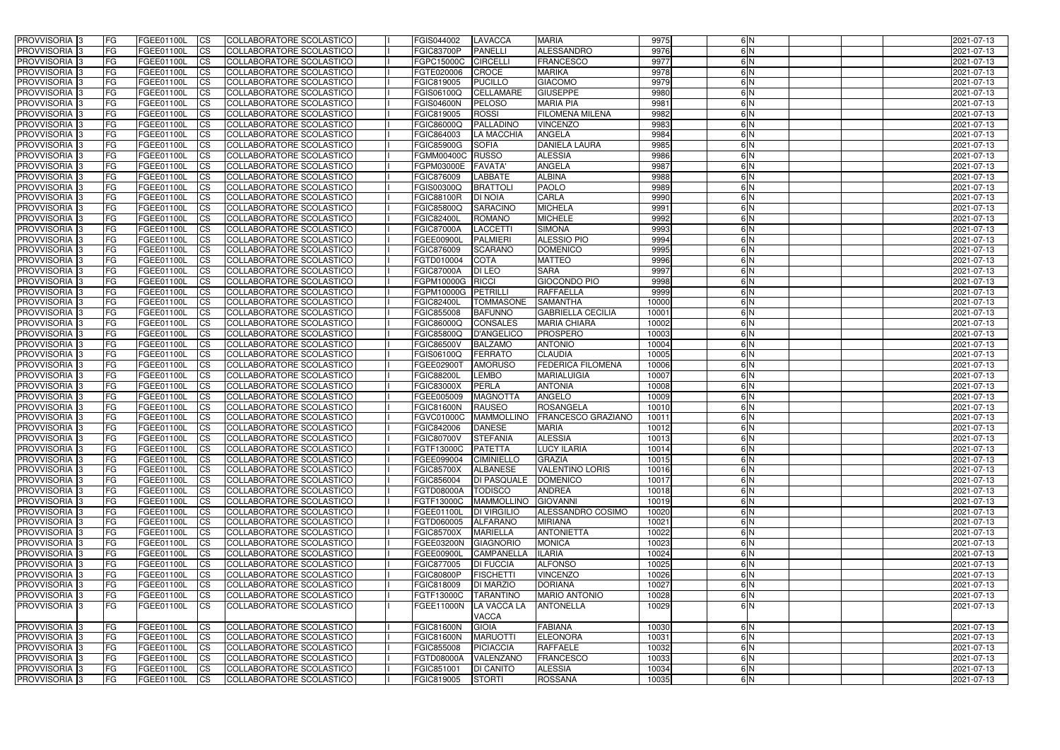| PROVVISORIA | 3 | FG | FGEE01100L | CS | COLLABORATORE SCOLASTICO | | FGIS044002 | LAVACCA | MARIA | 9975 | 6 | N | | | | 2021-07-13 |
|---|---|---|---|---|---|---|---|---|---|---|---|---|---|---|---|---|
| PROVVISORIA | 3 | FG | FGEE01100L | CS | COLLABORATORE SCOLASTICO | | FGIC83700P | PANELLI | ALESSANDRO | 9976 | 6 | N | | | | 2021-07-13 |
| PROVVISORIA | 3 | FG | FGEE01100L | CS | COLLABORATORE SCOLASTICO | | FGPC15000C | CIRCELLI | FRANCESCO | 9977 | 6 | N | | | | 2021-07-13 |
| PROVVISORIA | 3 | FG | FGEE01100L | CS | COLLABORATORE SCOLASTICO | | FGTE020006 | CROCE | MARIKA | 9978 | 6 | N | | | | 2021-07-13 |
| PROVVISORIA | 3 | FG | FGEE01100L | CS | COLLABORATORE SCOLASTICO | | FGIC819005 | PUCILLO | GIACOMO | 9979 | 6 | N | | | | 2021-07-13 |
| PROVVISORIA | 3 | FG | FGEE01100L | CS | COLLABORATORE SCOLASTICO | | FGIS06100Q | CELLAMARE | GIUSEPPE | 9980 | 6 | N | | | | 2021-07-13 |
| PROVVISORIA | 3 | FG | FGEE01100L | CS | COLLABORATORE SCOLASTICO | | FGIS04600N | PELOSO | MARIA PIA | 9981 | 6 | N | | | | 2021-07-13 |
| PROVVISORIA | 3 | FG | FGEE01100L | CS | COLLABORATORE SCOLASTICO | | FGIC819005 | ROSSI | FILOMENA MILENA | 9982 | 6 | N | | | | 2021-07-13 |
| PROVVISORIA | 3 | FG | FGEE01100L | CS | COLLABORATORE SCOLASTICO | | FGIC86000Q | PALLADINO | VINCENZO | 9983 | 6 | N | | | | 2021-07-13 |
| PROVVISORIA | 3 | FG | FGEE01100L | CS | COLLABORATORE SCOLASTICO | | FGIC864003 | LA MACCHIA | ANGELA | 9984 | 6 | N | | | | 2021-07-13 |
| PROVVISORIA | 3 | FG | FGEE01100L | CS | COLLABORATORE SCOLASTICO | | FGIC85900G | SOFIA | DANIELA LAURA | 9985 | 6 | N | | | | 2021-07-13 |
| PROVVISORIA | 3 | FG | FGEE01100L | CS | COLLABORATORE SCOLASTICO | | FGMM00400C | RUSSO | ALESSIA | 9986 | 6 | N | | | | 2021-07-13 |
| PROVVISORIA | 3 | FG | FGEE01100L | CS | COLLABORATORE SCOLASTICO | | FGPM03000E | FAVATA' | ANGELA | 9987 | 6 | N | | | | 2021-07-13 |
| PROVVISORIA | 3 | FG | FGEE01100L | CS | COLLABORATORE SCOLASTICO | | FGIC876009 | LABBATE | ALBINA | 9988 | 6 | N | | | | 2021-07-13 |
| PROVVISORIA | 3 | FG | FGEE01100L | CS | COLLABORATORE SCOLASTICO | | FGIS00300Q | BRATTOLI | PAOLO | 9989 | 6 | N | | | | 2021-07-13 |
| PROVVISORIA | 3 | FG | FGEE01100L | CS | COLLABORATORE SCOLASTICO | | FGIC88100R | DI NOIA | CARLA | 9990 | 6 | N | | | | 2021-07-13 |
| PROVVISORIA | 3 | FG | FGEE01100L | CS | COLLABORATORE SCOLASTICO | | FGIC85800Q | SARACINO | MICHELA | 9991 | 6 | N | | | | 2021-07-13 |
| PROVVISORIA | 3 | FG | FGEE01100L | CS | COLLABORATORE SCOLASTICO | | FGIC82400L | ROMANO | MICHELE | 9992 | 6 | N | | | | 2021-07-13 |
| PROVVISORIA | 3 | FG | FGEE01100L | CS | COLLABORATORE SCOLASTICO | | FGIC87000A | LACCETTI | SIMONA | 9993 | 6 | N | | | | 2021-07-13 |
| PROVVISORIA | 3 | FG | FGEE01100L | CS | COLLABORATORE SCOLASTICO | | FGEE00900L | PALMIERI | ALESSIO PIO | 9994 | 6 | N | | | | 2021-07-13 |
| PROVVISORIA | 3 | FG | FGEE01100L | CS | COLLABORATORE SCOLASTICO | | FGIC876009 | SCARANO | DOMENICO | 9995 | 6 | N | | | | 2021-07-13 |
| PROVVISORIA | 3 | FG | FGEE01100L | CS | COLLABORATORE SCOLASTICO | | FGTD010004 | COTA | MATTEO | 9996 | 6 | N | | | | 2021-07-13 |
| PROVVISORIA | 3 | FG | FGEE01100L | CS | COLLABORATORE SCOLASTICO | | FGIC87000A | DI LEO | SARA | 9997 | 6 | N | | | | 2021-07-13 |
| PROVVISORIA | 3 | FG | FGEE01100L | CS | COLLABORATORE SCOLASTICO | | FGPM10000G | RICCI | GIOCONDO PIO | 9998 | 6 | N | | | | 2021-07-13 |
| PROVVISORIA | 3 | FG | FGEE01100L | CS | COLLABORATORE SCOLASTICO | | FGPM10000G | PETRILLI | RAFFAELLA | 9999 | 6 | N | | | | 2021-07-13 |
| PROVVISORIA | 3 | FG | FGEE01100L | CS | COLLABORATORE SCOLASTICO | | FGIC82400L | TOMMASONE | SAMANTHA | 10000 | 6 | N | | | | 2021-07-13 |
| PROVVISORIA | 3 | FG | FGEE01100L | CS | COLLABORATORE SCOLASTICO | | FGIC855008 | BAFUNNO | GABRIELLA CECILIA | 10001 | 6 | N | | | | 2021-07-13 |
| PROVVISORIA | 3 | FG | FGEE01100L | CS | COLLABORATORE SCOLASTICO | | FGIC86000Q | CONSALES | MARIA CHIARA | 10002 | 6 | N | | | | 2021-07-13 |
| PROVVISORIA | 3 | FG | FGEE01100L | CS | COLLABORATORE SCOLASTICO | | FGIC85800Q | D'ANGELICO | PROSPERO | 10003 | 6 | N | | | | 2021-07-13 |
| PROVVISORIA | 3 | FG | FGEE01100L | CS | COLLABORATORE SCOLASTICO | | FGIC86500V | BALZAMO | ANTONIO | 10004 | 6 | N | | | | 2021-07-13 |
| PROVVISORIA | 3 | FG | FGEE01100L | CS | COLLABORATORE SCOLASTICO | | FGIS06100Q | FERRATO | CLAUDIA | 10005 | 6 | N | | | | 2021-07-13 |
| PROVVISORIA | 3 | FG | FGEE01100L | CS | COLLABORATORE SCOLASTICO | | FGEE02900T | AMORUSO | FEDERICA FILOMENA | 10006 | 6 | N | | | | 2021-07-13 |
| PROVVISORIA | 3 | FG | FGEE01100L | CS | COLLABORATORE SCOLASTICO | | FGIC88200L | LEMBO | MARIALUIGIA | 10007 | 6 | N | | | | 2021-07-13 |
| PROVVISORIA | 3 | FG | FGEE01100L | CS | COLLABORATORE SCOLASTICO | | FGIC83000X | PERLA | ANTONIA | 10008 | 6 | N | | | | 2021-07-13 |
| PROVVISORIA | 3 | FG | FGEE01100L | CS | COLLABORATORE SCOLASTICO | | FGEE005009 | MAGNOTTA | ANGELO | 10009 | 6 | N | | | | 2021-07-13 |
| PROVVISORIA | 3 | FG | FGEE01100L | CS | COLLABORATORE SCOLASTICO | | FGIC81600N | RAUSEO | ROSANGELA | 10010 | 6 | N | | | | 2021-07-13 |
| PROVVISORIA | 3 | FG | FGEE01100L | CS | COLLABORATORE SCOLASTICO | | FGVC01000C | MAMMOLLINO | FRANCESCO GRAZIANO | 10011 | 6 | N | | | | 2021-07-13 |
| PROVVISORIA | 3 | FG | FGEE01100L | CS | COLLABORATORE SCOLASTICO | | FGIC842006 | DANESE | MARIA | 10012 | 6 | N | | | | 2021-07-13 |
| PROVVISORIA | 3 | FG | FGEE01100L | CS | COLLABORATORE SCOLASTICO | | FGIC80700V | STEFANIA | ALESSIA | 10013 | 6 | N | | | | 2021-07-13 |
| PROVVISORIA | 3 | FG | FGEE01100L | CS | COLLABORATORE SCOLASTICO | | FGTF13000C | PATETTA | LUCY ILARIA | 10014 | 6 | N | | | | 2021-07-13 |
| PROVVISORIA | 3 | FG | FGEE01100L | CS | COLLABORATORE SCOLASTICO | | FGEE099004 | CIMINIELLO | GRAZIA | 10015 | 6 | N | | | | 2021-07-13 |
| PROVVISORIA | 3 | FG | FGEE01100L | CS | COLLABORATORE SCOLASTICO | | FGIC85700X | ALBANESE | VALENTINO LORIS | 10016 | 6 | N | | | | 2021-07-13 |
| PROVVISORIA | 3 | FG | FGEE01100L | CS | COLLABORATORE SCOLASTICO | | FGIC856004 | DI PASQUALE | DOMENICO | 10017 | 6 | N | | | | 2021-07-13 |
| PROVVISORIA | 3 | FG | FGEE01100L | CS | COLLABORATORE SCOLASTICO | | FGTD08000A | TODISCO | ANDREA | 10018 | 6 | N | | | | 2021-07-13 |
| PROVVISORIA | 3 | FG | FGEE01100L | CS | COLLABORATORE SCOLASTICO | | FGTF13000C | MAMMOLLINO | GIOVANNI | 10019 | 6 | N | | | | 2021-07-13 |
| PROVVISORIA | 3 | FG | FGEE01100L | CS | COLLABORATORE SCOLASTICO | | FGEE01100L | DI VIRGILIO | ALESSANDRO COSIMO | 10020 | 6 | N | | | | 2021-07-13 |
| PROVVISORIA | 3 | FG | FGEE01100L | CS | COLLABORATORE SCOLASTICO | | FGTD060005 | ALFARANO | MIRIANA | 10021 | 6 | N | | | | 2021-07-13 |
| PROVVISORIA | 3 | FG | FGEE01100L | CS | COLLABORATORE SCOLASTICO | | FGIC85700X | MARIELLA | ANTONIETTA | 10022 | 6 | N | | | | 2021-07-13 |
| PROVVISORIA | 3 | FG | FGEE01100L | CS | COLLABORATORE SCOLASTICO | | FGEE03200N | GIAGNORIO | MONICA | 10023 | 6 | N | | | | 2021-07-13 |
| PROVVISORIA | 3 | FG | FGEE01100L | CS | COLLABORATORE SCOLASTICO | | FGEE00900L | CAMPANELLA | ILARIA | 10024 | 6 | N | | | | 2021-07-13 |
| PROVVISORIA | 3 | FG | FGEE01100L | CS | COLLABORATORE SCOLASTICO | | FGIC877005 | DI FUCCIA | ALFONSO | 10025 | 6 | N | | | | 2021-07-13 |
| PROVVISORIA | 3 | FG | FGEE01100L | CS | COLLABORATORE SCOLASTICO | | FGIC80800P | FISCHETTI | VINCENZO | 10026 | 6 | N | | | | 2021-07-13 |
| PROVVISORIA | 3 | FG | FGEE01100L | CS | COLLABORATORE SCOLASTICO | | FGIC818009 | DI MARZIO | DORIANA | 10027 | 6 | N | | | | 2021-07-13 |
| PROVVISORIA | 3 | FG | FGEE01100L | CS | COLLABORATORE SCOLASTICO | | FGTF13000C | TARANTINO | MARIO ANTONIO | 10028 | 6 | N | | | | 2021-07-13 |
| PROVVISORIA | 3 | FG | FGEE01100L | CS | COLLABORATORE SCOLASTICO | | FGEE11000N | LA VACCA LA VACCA | ANTONELLA | 10029 | 6 | N | | | | 2021-07-13 |
| PROVVISORIA | 3 | FG | FGEE01100L | CS | COLLABORATORE SCOLASTICO | | FGIC81600N | GIOIA | FABIANA | 10030 | 6 | N | | | | 2021-07-13 |
| PROVVISORIA | 3 | FG | FGEE01100L | CS | COLLABORATORE SCOLASTICO | | FGIC81600N | MARUOTTI | ELEONORA | 10031 | 6 | N | | | | 2021-07-13 |
| PROVVISORIA | 3 | FG | FGEE01100L | CS | COLLABORATORE SCOLASTICO | | FGIC855008 | PICIACCIA | RAFFAELE | 10032 | 6 | N | | | | 2021-07-13 |
| PROVVISORIA | 3 | FG | FGEE01100L | CS | COLLABORATORE SCOLASTICO | | FGTD08000A | VALENZANO | FRANCESCO | 10033 | 6 | N | | | | 2021-07-13 |
| PROVVISORIA | 3 | FG | FGEE01100L | CS | COLLABORATORE SCOLASTICO | | FGIC851001 | DI CANITO | ALESSIA | 10034 | 6 | N | | | | 2021-07-13 |
| PROVVISORIA | 3 | FG | FGEE01100L | CS | COLLABORATORE SCOLASTICO | | FGIC819005 | STORTI | ROSSANA | 10035 | 6 | N | | | | 2021-07-13 |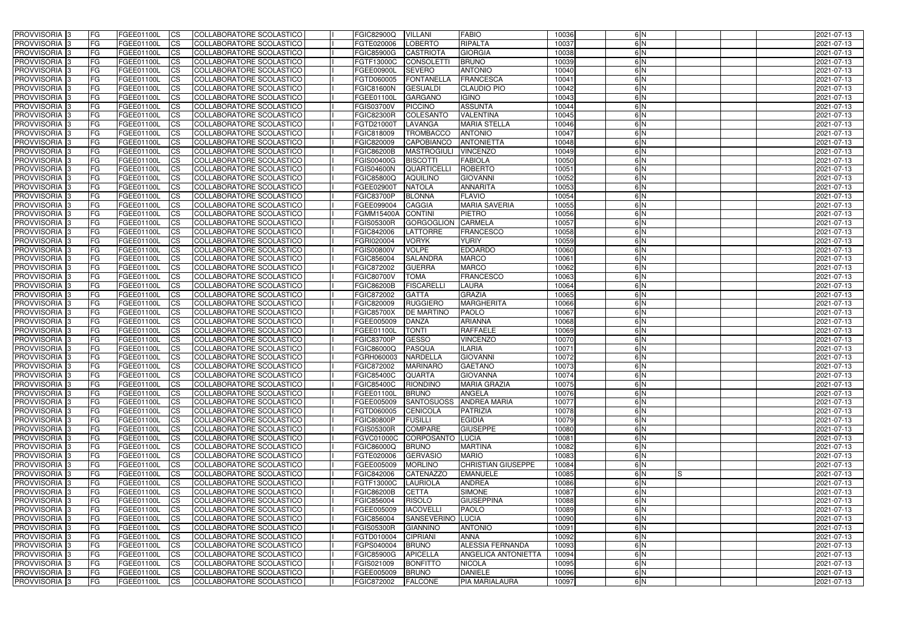| PROVVISORIA | 3 | FG | FGEE01100L | CS | COLLABORATORE SCOLASTICO | I | FGIC82900Q | VILLANI | FABIO | 10036 | 6 | N | | | | 2021-07-13 |
|---|---|---|---|---|---|---|---|---|---|---|---|---|---|---|---|---|
| PROVVISORIA | 3 | FG | FGEE01100L | CS | COLLABORATORE SCOLASTICO | I | FGTE020006 | LOBERTO | RIPALTA | 10037 | 6 | N | | | | 2021-07-13 |
| PROVVISORIA | 3 | FG | FGEE01100L | CS | COLLABORATORE SCOLASTICO | I | FGIC85900G | CASTRIOTA | GIORGIA | 10038 | 6 | N | | | | 2021-07-13 |
| PROVVISORIA | 3 | FG | FGEE01100L | CS | COLLABORATORE SCOLASTICO | I | FGTF13000C | CONSOLETTI | BRUNO | 10039 | 6 | N | | | | 2021-07-13 |
| PROVVISORIA | 3 | FG | FGEE01100L | CS | COLLABORATORE SCOLASTICO | I | FGEE00900L | SEVERO | ANTONIO | 10040 | 6 | N | | | | 2021-07-13 |
| PROVVISORIA | 3 | FG | FGEE01100L | CS | COLLABORATORE SCOLASTICO | I | FGTD060005 | FONTANELLA | FRANCESCA | 10041 | 6 | N | | | | 2021-07-13 |
| PROVVISORIA | 3 | FG | FGEE01100L | CS | COLLABORATORE SCOLASTICO | I | FGIC81600N | GESUALDI | CLAUDIO PIO | 10042 | 6 | N | | | | 2021-07-13 |
| PROVVISORIA | 3 | FG | FGEE01100L | CS | COLLABORATORE SCOLASTICO | I | FGEE01100L | GARGANO | IGINO | 10043 | 6 | N | | | | 2021-07-13 |
| PROVVISORIA | 3 | FG | FGEE01100L | CS | COLLABORATORE SCOLASTICO | I | FGIS03700V | PICCINO | ASSUNTA | 10044 | 6 | N | | | | 2021-07-13 |
| PROVVISORIA | 3 | FG | FGEE01100L | CS | COLLABORATORE SCOLASTICO | I | FGIC82300R | COLESANTO | VALENTINA | 10045 | 6 | N | | | | 2021-07-13 |
| PROVVISORIA | 3 | FG | FGEE01100L | CS | COLLABORATORE SCOLASTICO | I | FGTD21000T | LAVANGA | MARIA STELLA | 10046 | 6 | N | | | | 2021-07-13 |
| PROVVISORIA | 3 | FG | FGEE01100L | CS | COLLABORATORE SCOLASTICO | I | FGIC818009 | TROMBACCO | ANTONIO | 10047 | 6 | N | | | | 2021-07-13 |
| PROVVISORIA | 3 | FG | FGEE01100L | CS | COLLABORATORE SCOLASTICO | I | FGIC820009 | CAPOBIANCO | ANTONIETTA | 10048 | 6 | N | | | | 2021-07-13 |
| PROVVISORIA | 3 | FG | FGEE01100L | CS | COLLABORATORE SCOLASTICO | I | FGIC86200B | MASTROGIULI | VINCENZO | 10049 | 6 | N | | | | 2021-07-13 |
| PROVVISORIA | 3 | FG | FGEE01100L | CS | COLLABORATORE SCOLASTICO | I | FGIS00400G | BISCOTTI | FABIOLA | 10050 | 6 | N | | | | 2021-07-13 |
| PROVVISORIA | 3 | FG | FGEE01100L | CS | COLLABORATORE SCOLASTICO | I | FGIS04600N | QUARTICELLI | ROBERTO | 10051 | 6 | N | | | | 2021-07-13 |
| PROVVISORIA | 3 | FG | FGEE01100L | CS | COLLABORATORE SCOLASTICO | I | FGIC85800Q | AQUILINO | GIOVANNI | 10052 | 6 | N | | | | 2021-07-13 |
| PROVVISORIA | 3 | FG | FGEE01100L | CS | COLLABORATORE SCOLASTICO | I | FGEE02900T | NATOLA | ANNARITA | 10053 | 6 | N | | | | 2021-07-13 |
| PROVVISORIA | 3 | FG | FGEE01100L | CS | COLLABORATORE SCOLASTICO | I | FGIC83700P | BLONNA | FLAVIO | 10054 | 6 | N | | | | 2021-07-13 |
| PROVVISORIA | 3 | FG | FGEE01100L | CS | COLLABORATORE SCOLASTICO | I | FGEE099004 | CAGGIA | MARIA SAVERIA | 10055 | 6 | N | | | | 2021-07-13 |
| PROVVISORIA | 3 | FG | FGEE01100L | CS | COLLABORATORE SCOLASTICO | I | FGMM15400A | CONTINI | PIETRO | 10056 | 6 | N | | | | 2021-07-13 |
| PROVVISORIA | 3 | FG | FGEE01100L | CS | COLLABORATORE SCOLASTICO | I | FGIS05300R | GORGOGLION | CARMELA | 10057 | 6 | N | | | | 2021-07-13 |
| PROVVISORIA | 3 | FG | FGEE01100L | CS | COLLABORATORE SCOLASTICO | I | FGIC842006 | LATTORRE | FRANCESCO | 10058 | 6 | N | | | | 2021-07-13 |
| PROVVISORIA | 3 | FG | FGEE01100L | CS | COLLABORATORE SCOLASTICO | I | FGRI020004 | VORYK | YURIY | 10059 | 6 | N | | | | 2021-07-13 |
| PROVVISORIA | 3 | FG | FGEE01100L | CS | COLLABORATORE SCOLASTICO | I | FGIS00800V | VOLPE | EDOARDO | 10060 | 6 | N | | | | 2021-07-13 |
| PROVVISORIA | 3 | FG | FGEE01100L | CS | COLLABORATORE SCOLASTICO | I | FGIC856004 | SALANDRA | MARCO | 10061 | 6 | N | | | | 2021-07-13 |
| PROVVISORIA | 3 | FG | FGEE01100L | CS | COLLABORATORE SCOLASTICO | I | FGIC872002 | GUERRA | MARCO | 10062 | 6 | N | | | | 2021-07-13 |
| PROVVISORIA | 3 | FG | FGEE01100L | CS | COLLABORATORE SCOLASTICO | I | FGIC80700V | TOMA | FRANCESCO | 10063 | 6 | N | | | | 2021-07-13 |
| PROVVISORIA | 3 | FG | FGEE01100L | CS | COLLABORATORE SCOLASTICO | I | FGIC86200B | FISCARELLI | LAURA | 10064 | 6 | N | | | | 2021-07-13 |
| PROVVISORIA | 3 | FG | FGEE01100L | CS | COLLABORATORE SCOLASTICO | I | FGIC872002 | GATTA | GRAZIA | 10065 | 6 | N | | | | 2021-07-13 |
| PROVVISORIA | 3 | FG | FGEE01100L | CS | COLLABORATORE SCOLASTICO | I | FGIC820009 | RUGGIERO | MARGHERITA | 10066 | 6 | N | | | | 2021-07-13 |
| PROVVISORIA | 3 | FG | FGEE01100L | CS | COLLABORATORE SCOLASTICO | I | FGIC85700X | DE MARTINO | PAOLO | 10067 | 6 | N | | | | 2021-07-13 |
| PROVVISORIA | 3 | FG | FGEE01100L | CS | COLLABORATORE SCOLASTICO | I | FGEE005009 | DANZA | ARIANNA | 10068 | 6 | N | | | | 2021-07-13 |
| PROVVISORIA | 3 | FG | FGEE01100L | CS | COLLABORATORE SCOLASTICO | I | FGEE01100L | TONTI | RAFFAELE | 10069 | 6 | N | | | | 2021-07-13 |
| PROVVISORIA | 3 | FG | FGEE01100L | CS | COLLABORATORE SCOLASTICO | I | FGIC83700P | GESSO | VINCENZO | 10070 | 6 | N | | | | 2021-07-13 |
| PROVVISORIA | 3 | FG | FGEE01100L | CS | COLLABORATORE SCOLASTICO | I | FGIC86000Q | PASQUA | ILARIA | 10071 | 6 | N | | | | 2021-07-13 |
| PROVVISORIA | 3 | FG | FGEE01100L | CS | COLLABORATORE SCOLASTICO | I | FGRH060003 | NARDELLA | GIOVANNI | 10072 | 6 | N | | | | 2021-07-13 |
| PROVVISORIA | 3 | FG | FGEE01100L | CS | COLLABORATORE SCOLASTICO | I | FGIC872002 | MARINARO | GAETANO | 10073 | 6 | N | | | | 2021-07-13 |
| PROVVISORIA | 3 | FG | FGEE01100L | CS | COLLABORATORE SCOLASTICO | I | FGIC85400C | QUARTA | GIOVANNA | 10074 | 6 | N | | | | 2021-07-13 |
| PROVVISORIA | 3 | FG | FGEE01100L | CS | COLLABORATORE SCOLASTICO | I | FGIC85400C | RIONDINO | MARIA GRAZIA | 10075 | 6 | N | | | | 2021-07-13 |
| PROVVISORIA | 3 | FG | FGEE01100L | CS | COLLABORATORE SCOLASTICO | I | FGEE01100L | BRUNO | ANGELA | 10076 | 6 | N | | | | 2021-07-13 |
| PROVVISORIA | 3 | FG | FGEE01100L | CS | COLLABORATORE SCOLASTICO | I | FGEE005009 | SANTOSUOSS | ANDREA MARIA | 10077 | 6 | N | | | | 2021-07-13 |
| PROVVISORIA | 3 | FG | FGEE01100L | CS | COLLABORATORE SCOLASTICO | I | FGTD060005 | CENICOLA | PATRIZIA | 10078 | 6 | N | | | | 2021-07-13 |
| PROVVISORIA | 3 | FG | FGEE01100L | CS | COLLABORATORE SCOLASTICO | I | FGIC80800P | FUSILLI | EGIDIA | 10079 | 6 | N | | | | 2021-07-13 |
| PROVVISORIA | 3 | FG | FGEE01100L | CS | COLLABORATORE SCOLASTICO | I | FGIS05300R | COMPARE | GIUSEPPE | 10080 | 6 | N | | | | 2021-07-13 |
| PROVVISORIA | 3 | FG | FGEE01100L | CS | COLLABORATORE SCOLASTICO | I | FGVC01000C | CORPOSANTO | LUCIA | 10081 | 6 | N | | | | 2021-07-13 |
| PROVVISORIA | 3 | FG | FGEE01100L | CS | COLLABORATORE SCOLASTICO | I | FGIC86000Q | BRUNO | MARTINA | 10082 | 6 | N | | | | 2021-07-13 |
| PROVVISORIA | 3 | FG | FGEE01100L | CS | COLLABORATORE SCOLASTICO | I | FGTE020006 | GERVASIO | MARIO | 10083 | 6 | N | | | | 2021-07-13 |
| PROVVISORIA | 3 | FG | FGEE01100L | CS | COLLABORATORE SCOLASTICO | I | FGEE005009 | MORLINO | CHRISTIAN GIUSEPPE | 10084 | 6 | N | | | | 2021-07-13 |
| PROVVISORIA | 3 | FG | FGEE01100L | CS | COLLABORATORE SCOLASTICO | I | FGIC842006 | CATENAZZO | EMANUELE | 10085 | 6 | N | S | | | 2021-07-13 |
| PROVVISORIA | 3 | FG | FGEE01100L | CS | COLLABORATORE SCOLASTICO | I | FGTF13000C | LAURIOLA | ANDREA | 10086 | 6 | N | | | | 2021-07-13 |
| PROVVISORIA | 3 | FG | FGEE01100L | CS | COLLABORATORE SCOLASTICO | I | FGIC86200B | CETTA | SIMONE | 10087 | 6 | N | | | | 2021-07-13 |
| PROVVISORIA | 3 | FG | FGEE01100L | CS | COLLABORATORE SCOLASTICO | I | FGIC856004 | RISOLO | GIUSEPPINA | 10088 | 6 | N | | | | 2021-07-13 |
| PROVVISORIA | 3 | FG | FGEE01100L | CS | COLLABORATORE SCOLASTICO | I | FGEE005009 | IACOVELLI | PAOLO | 10089 | 6 | N | | | | 2021-07-13 |
| PROVVISORIA | 3 | FG | FGEE01100L | CS | COLLABORATORE SCOLASTICO | I | FGIC856004 | SANSEVERINO | LUCIA | 10090 | 6 | N | | | | 2021-07-13 |
| PROVVISORIA | 3 | FG | FGEE01100L | CS | COLLABORATORE SCOLASTICO | I | FGIS05300R | GIANNINO | ANTONIO | 10091 | 6 | N | | | | 2021-07-13 |
| PROVVISORIA | 3 | FG | FGEE01100L | CS | COLLABORATORE SCOLASTICO | I | FGTD010004 | CIPRIANI | ANNA | 10092 | 6 | N | | | | 2021-07-13 |
| PROVVISORIA | 3 | FG | FGEE01100L | CS | COLLABORATORE SCOLASTICO | I | FGPS040004 | BRUNO | ALESSIA FERNANDA | 10093 | 6 | N | | | | 2021-07-13 |
| PROVVISORIA | 3 | FG | FGEE01100L | CS | COLLABORATORE SCOLASTICO | I | FGIC85900G | APICELLA | ANGELICA ANTONIETTA | 10094 | 6 | N | | | | 2021-07-13 |
| PROVVISORIA | 3 | FG | FGEE01100L | CS | COLLABORATORE SCOLASTICO | I | FGIS021009 | BONFITTO | NICOLA | 10095 | 6 | N | | | | 2021-07-13 |
| PROVVISORIA | 3 | FG | FGEE01100L | CS | COLLABORATORE SCOLASTICO | I | FGEE005009 | BRUNO | DANIELE | 10096 | 6 | N | | | | 2021-07-13 |
| PROVVISORIA | 3 | FG | FGEE01100L | CS | COLLABORATORE SCOLASTICO | I | FGIC872002 | FALCONE | PIA MARIALAURA | 10097 | 6 | N | | | | 2021-07-13 |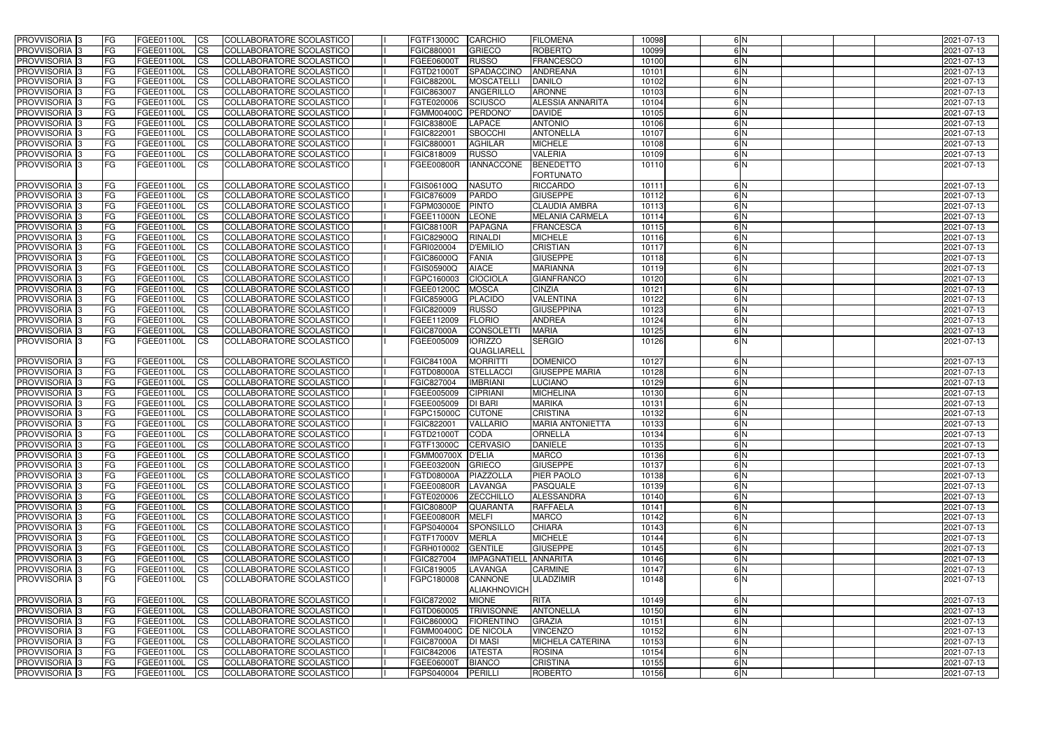| PROVVISORIA | 3 | FG | FGEE01100L | CS | COLLABORATORE SCOLASTICO | | FGTF13000C | CARCHIO | FILOMENA | 10098 | 6 | N | | | | 2021-07-13 |
|---|---|---|---|---|---|---|---|---|---|---|---|---|---|---|---|---|
| PROVVISORIA | 3 | FG | FGEE01100L | CS | COLLABORATORE SCOLASTICO | | FGIC880001 | GRIECO | ROBERTO | 10099 | 6 | N | | | | 2021-07-13 |
| PROVVISORIA | 3 | FG | FGEE01100L | CS | COLLABORATORE SCOLASTICO | | FGEE06000T | RUSSO | FRANCESCO | 10100 | 6 | N | | | | 2021-07-13 |
| PROVVISORIA | 3 | FG | FGEE01100L | CS | COLLABORATORE SCOLASTICO | | FGTD21000T | SPADACCINO | ANDREANA | 10101 | 6 | N | | | | 2021-07-13 |
| PROVVISORIA | 3 | FG | FGEE01100L | CS | COLLABORATORE SCOLASTICO | | FGIC88200L | MOSCATELLI | DANILO | 10102 | 6 | N | | | | 2021-07-13 |
| PROVVISORIA | 3 | FG | FGEE01100L | CS | COLLABORATORE SCOLASTICO | | FGIC863007 | ANGERILLO | ARONNE | 10103 | 6 | N | | | | 2021-07-13 |
| PROVVISORIA | 3 | FG | FGEE01100L | CS | COLLABORATORE SCOLASTICO | | FGTE020006 | SCIUSCO | ALESSIA ANNARITA | 10104 | 6 | N | | | | 2021-07-13 |
| PROVVISORIA | 3 | FG | FGEE01100L | CS | COLLABORATORE SCOLASTICO | | FGMM00400C | PERDONO' | DAVIDE | 10105 | 6 | N | | | | 2021-07-13 |
| PROVVISORIA | 3 | FG | FGEE01100L | CS | COLLABORATORE SCOLASTICO | | FGIC83800E | LAPACE | ANTONIO | 10106 | 6 | N | | | | 2021-07-13 |
| PROVVISORIA | 3 | FG | FGEE01100L | CS | COLLABORATORE SCOLASTICO | | FGIC822001 | SBOCCHI | ANTONELLA | 10107 | 6 | N | | | | 2021-07-13 |
| PROVVISORIA | 3 | FG | FGEE01100L | CS | COLLABORATORE SCOLASTICO | | FGIC880001 | AGHILAR | MICHELE | 10108 | 6 | N | | | | 2021-07-13 |
| PROVVISORIA | 3 | FG | FGEE01100L | CS | COLLABORATORE SCOLASTICO | | FGIC818009 | RUSSO | VALERIA | 10109 | 6 | N | | | | 2021-07-13 |
| PROVVISORIA | 3 | FG | FGEE01100L | CS | COLLABORATORE SCOLASTICO | | FGEE00800R | IANNACCONE | BENEDETTO FORTUNATO | 10110 | 6 | N | | | | 2021-07-13 |
| PROVVISORIA | 3 | FG | FGEE01100L | CS | COLLABORATORE SCOLASTICO | | FGIS06100Q | NASUTO | RICCARDO | 10111 | 6 | N | | | | 2021-07-13 |
| PROVVISORIA | 3 | FG | FGEE01100L | CS | COLLABORATORE SCOLASTICO | | FGIC876009 | PARDO | GIUSEPPE | 10112 | 6 | N | | | | 2021-07-13 |
| PROVVISORIA | 3 | FG | FGEE01100L | CS | COLLABORATORE SCOLASTICO | | FGPM03000E | PINTO | CLAUDIA AMBRA | 10113 | 6 | N | | | | 2021-07-13 |
| PROVVISORIA | 3 | FG | FGEE01100L | CS | COLLABORATORE SCOLASTICO | | FGEE11000N | LEONE | MELANIA CARMELA | 10114 | 6 | N | | | | 2021-07-13 |
| PROVVISORIA | 3 | FG | FGEE01100L | CS | COLLABORATORE SCOLASTICO | | FGIC88100R | PAPAGNA | FRANCESCA | 10115 | 6 | N | | | | 2021-07-13 |
| PROVVISORIA | 3 | FG | FGEE01100L | CS | COLLABORATORE SCOLASTICO | | FGIC82900Q | RINALDI | MICHELE | 10116 | 6 | N | | | | 2021-07-13 |
| PROVVISORIA | 3 | FG | FGEE01100L | CS | COLLABORATORE SCOLASTICO | | FGRI020004 | D'EMILIO | CRISTIAN | 10117 | 6 | N | | | | 2021-07-13 |
| PROVVISORIA | 3 | FG | FGEE01100L | CS | COLLABORATORE SCOLASTICO | | FGIC86000Q | FANIA | GIUSEPPE | 10118 | 6 | N | | | | 2021-07-13 |
| PROVVISORIA | 3 | FG | FGEE01100L | CS | COLLABORATORE SCOLASTICO | | FGIS05900Q | AIACE | MARIANNA | 10119 | 6 | N | | | | 2021-07-13 |
| PROVVISORIA | 3 | FG | FGEE01100L | CS | COLLABORATORE SCOLASTICO | | FGPC160003 | CIOCIOLA | GIANFRANCO | 10120 | 6 | N | | | | 2021-07-13 |
| PROVVISORIA | 3 | FG | FGEE01100L | CS | COLLABORATORE SCOLASTICO | | FGEE01200C | MOSCA | CINZIA | 10121 | 6 | N | | | | 2021-07-13 |
| PROVVISORIA | 3 | FG | FGEE01100L | CS | COLLABORATORE SCOLASTICO | | FGIC85900G | PLACIDO | VALENTINA | 10122 | 6 | N | | | | 2021-07-13 |
| PROVVISORIA | 3 | FG | FGEE01100L | CS | COLLABORATORE SCOLASTICO | | FGIC820009 | RUSSO | GIUSEPPINA | 10123 | 6 | N | | | | 2021-07-13 |
| PROVVISORIA | 3 | FG | FGEE01100L | CS | COLLABORATORE SCOLASTICO | | FGEE112009 | FLORIO | ANDREA | 10124 | 6 | N | | | | 2021-07-13 |
| PROVVISORIA | 3 | FG | FGEE01100L | CS | COLLABORATORE SCOLASTICO | | FGIC87000A | CONSOLETTI | MARIA | 10125 | 6 | N | | | | 2021-07-13 |
| PROVVISORIA | 3 | FG | FGEE01100L | CS | COLLABORATORE SCOLASTICO | | FGEE005009 | IORIZZO QUAGLIARELL | SERGIO | 10126 | 6 | N | | | | 2021-07-13 |
| PROVVISORIA | 3 | FG | FGEE01100L | CS | COLLABORATORE SCOLASTICO | | FGIC84100A | MORRITTI | DOMENICO | 10127 | 6 | N | | | | 2021-07-13 |
| PROVVISORIA | 3 | FG | FGEE01100L | CS | COLLABORATORE SCOLASTICO | | FGTD08000A | STELLACCI | GIUSEPPE MARIA | 10128 | 6 | N | | | | 2021-07-13 |
| PROVVISORIA | 3 | FG | FGEE01100L | CS | COLLABORATORE SCOLASTICO | | FGIC827004 | IMBRIANI | LUCIANO | 10129 | 6 | N | | | | 2021-07-13 |
| PROVVISORIA | 3 | FG | FGEE01100L | CS | COLLABORATORE SCOLASTICO | | FGEE005009 | CIPRIANI | MICHELINA | 10130 | 6 | N | | | | 2021-07-13 |
| PROVVISORIA | 3 | FG | FGEE01100L | CS | COLLABORATORE SCOLASTICO | | FGEE005009 | DI BARI | MARIKA | 10131 | 6 | N | | | | 2021-07-13 |
| PROVVISORIA | 3 | FG | FGEE01100L | CS | COLLABORATORE SCOLASTICO | | FGPC15000C | CUTONE | CRISTINA | 10132 | 6 | N | | | | 2021-07-13 |
| PROVVISORIA | 3 | FG | FGEE01100L | CS | COLLABORATORE SCOLASTICO | | FGIC822001 | VALLARIO | MARIA ANTONIETTA | 10133 | 6 | N | | | | 2021-07-13 |
| PROVVISORIA | 3 | FG | FGEE01100L | CS | COLLABORATORE SCOLASTICO | | FGTD21000T | CODA | ORNELLA | 10134 | 6 | N | | | | 2021-07-13 |
| PROVVISORIA | 3 | FG | FGEE01100L | CS | COLLABORATORE SCOLASTICO | | FGTF13000C | CERVASIO | DANIELE | 10135 | 6 | N | | | | 2021-07-13 |
| PROVVISORIA | 3 | FG | FGEE01100L | CS | COLLABORATORE SCOLASTICO | | FGMM00700X | D'ELIA | MARCO | 10136 | 6 | N | | | | 2021-07-13 |
| PROVVISORIA | 3 | FG | FGEE01100L | CS | COLLABORATORE SCOLASTICO | | FGEE03200N | GRIECO | GIUSEPPE | 10137 | 6 | N | | | | 2021-07-13 |
| PROVVISORIA | 3 | FG | FGEE01100L | CS | COLLABORATORE SCOLASTICO | | FGTD08000A | PIAZZOLLA | PIER PAOLO | 10138 | 6 | N | | | | 2021-07-13 |
| PROVVISORIA | 3 | FG | FGEE01100L | CS | COLLABORATORE SCOLASTICO | | FGEE00800R | LAVANGA | PASQUALE | 10139 | 6 | N | | | | 2021-07-13 |
| PROVVISORIA | 3 | FG | FGEE01100L | CS | COLLABORATORE SCOLASTICO | | FGTE020006 | ZECCHILLO | ALESSANDRA | 10140 | 6 | N | | | | 2021-07-13 |
| PROVVISORIA | 3 | FG | FGEE01100L | CS | COLLABORATORE SCOLASTICO | | FGIC80800P | QUARANTA | RAFFAELA | 10141 | 6 | N | | | | 2021-07-13 |
| PROVVISORIA | 3 | FG | FGEE01100L | CS | COLLABORATORE SCOLASTICO | | FGEE00800R | MELFI | MARCO | 10142 | 6 | N | | | | 2021-07-13 |
| PROVVISORIA | 3 | FG | FGEE01100L | CS | COLLABORATORE SCOLASTICO | | FGPS040004 | SPONSILLO | CHIARA | 10143 | 6 | N | | | | 2021-07-13 |
| PROVVISORIA | 3 | FG | FGEE01100L | CS | COLLABORATORE SCOLASTICO | | FGTF17000V | MERLA | MICHELE | 10144 | 6 | N | | | | 2021-07-13 |
| PROVVISORIA | 3 | FG | FGEE01100L | CS | COLLABORATORE SCOLASTICO | | FGRH010002 | GENTILE | GIUSEPPE | 10145 | 6 | N | | | | 2021-07-13 |
| PROVVISORIA | 3 | FG | FGEE01100L | CS | COLLABORATORE SCOLASTICO | | FGIC827004 | IMPAGNATIELL | ANNARITA | 10146 | 6 | N | | | | 2021-07-13 |
| PROVVISORIA | 3 | FG | FGEE01100L | CS | COLLABORATORE SCOLASTICO | | FGIC819005 | LAVANGA | CARMINE | 10147 | 6 | N | | | | 2021-07-13 |
| PROVVISORIA | 3 | FG | FGEE01100L | CS | COLLABORATORE SCOLASTICO | | FGPC180008 | CANNONE ALIAKHNOVICH | ULADZIMIR | 10148 | 6 | N | | | | 2021-07-13 |
| PROVVISORIA | 3 | FG | FGEE01100L | CS | COLLABORATORE SCOLASTICO | | FGIC872002 | MIONE | RITA | 10149 | 6 | N | | | | 2021-07-13 |
| PROVVISORIA | 3 | FG | FGEE01100L | CS | COLLABORATORE SCOLASTICO | | FGTD060005 | TRIVISONNE | ANTONELLA | 10150 | 6 | N | | | | 2021-07-13 |
| PROVVISORIA | 3 | FG | FGEE01100L | CS | COLLABORATORE SCOLASTICO | | FGIC86000Q | FIORENTINO | GRAZIA | 10151 | 6 | N | | | | 2021-07-13 |
| PROVVISORIA | 3 | FG | FGEE01100L | CS | COLLABORATORE SCOLASTICO | | FGMM00400C | DE NICOLA | VINCENZO | 10152 | 6 | N | | | | 2021-07-13 |
| PROVVISORIA | 3 | FG | FGEE01100L | CS | COLLABORATORE SCOLASTICO | | FGIC87000A | DI MASI | MICHELA CATERINA | 10153 | 6 | N | | | | 2021-07-13 |
| PROVVISORIA | 3 | FG | FGEE01100L | CS | COLLABORATORE SCOLASTICO | | FGIC842006 | IATESTA | ROSINA | 10154 | 6 | N | | | | 2021-07-13 |
| PROVVISORIA | 3 | FG | FGEE01100L | CS | COLLABORATORE SCOLASTICO | | FGEE06000T | BIANCO | CRISTINA | 10155 | 6 | N | | | | 2021-07-13 |
| PROVVISORIA | 3 | FG | FGEE01100L | CS | COLLABORATORE SCOLASTICO | | FGPS040004 | PERILLI | ROBERTO | 10156 | 6 | N | | | | 2021-07-13 |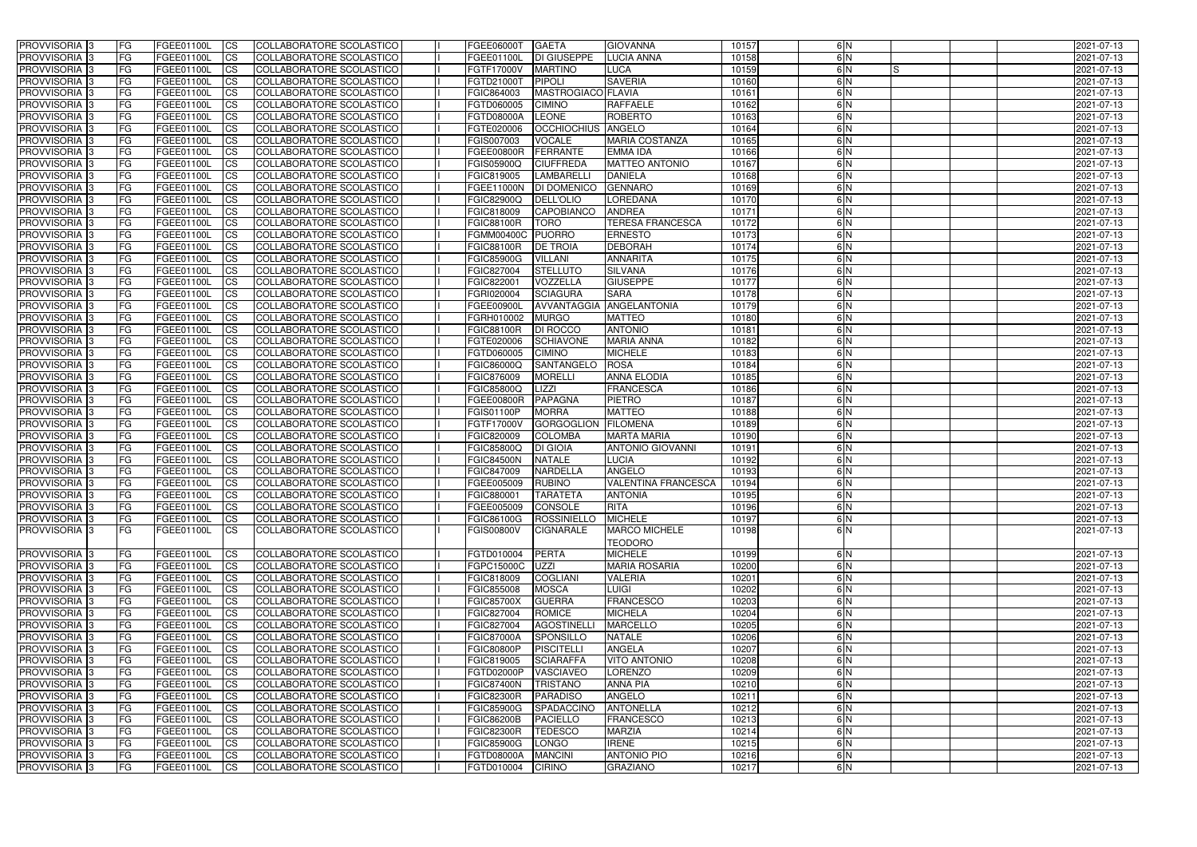| PROVVISORIA 3 | FG | FGEE01100L | CS | COLLABORATORE SCOLASTICO | | FGEE06000T | GAETA | GIOVANNA | 10157 | 6 N | | | | 2021-07-13 |
|---|---|---|---|---|---|---|---|---|---|---|---|---|---|---|
| PROVVISORIA 3 | FG | FGEE01100L | CS | COLLABORATORE SCOLASTICO | | FGEE01100L | DI GIUSEPPE | LUCIA ANNA | 10158 | 6 N | | | | 2021-07-13 |
| PROVVISORIA 3 | FG | FGEE01100L | CS | COLLABORATORE SCOLASTICO | | FGTF17000V | MARTINO | LUCA | 10159 | 6 N | S | | | 2021-07-13 |
| PROVVISORIA 3 | FG | FGEE01100L | CS | COLLABORATORE SCOLASTICO | | FGTD21000T | PIPOLI | SAVERIA | 10160 | 6 N | | | | 2021-07-13 |
| PROVVISORIA 3 | FG | FGEE01100L | CS | COLLABORATORE SCOLASTICO | | FGIC864003 | MASTROGIACO | FLAVIA | 10161 | 6 N | | | | 2021-07-13 |
| PROVVISORIA 3 | FG | FGEE01100L | CS | COLLABORATORE SCOLASTICO | | FGTD060005 | CIMINO | RAFFAELE | 10162 | 6 N | | | | 2021-07-13 |
| PROVVISORIA 3 | FG | FGEE01100L | CS | COLLABORATORE SCOLASTICO | | FGTD08000A | LEONE | ROBERTO | 10163 | 6 N | | | | 2021-07-13 |
| PROVVISORIA 3 | FG | FGEE01100L | CS | COLLABORATORE SCOLASTICO | | FGTE020006 | OCCHIOCHIUS | ANGELO | 10164 | 6 N | | | | 2021-07-13 |
| PROVVISORIA 3 | FG | FGEE01100L | CS | COLLABORATORE SCOLASTICO | | FGIS007003 | VOCALE | MARIA COSTANZA | 10165 | 6 N | | | | 2021-07-13 |
| PROVVISORIA 3 | FG | FGEE01100L | CS | COLLABORATORE SCOLASTICO | | FGEE00800R | FERRANTE | EMMA IDA | 10166 | 6 N | | | | 2021-07-13 |
| PROVVISORIA 3 | FG | FGEE01100L | CS | COLLABORATORE SCOLASTICO | | FGIS05900Q | CIUFFREDA | MATTEO ANTONIO | 10167 | 6 N | | | | 2021-07-13 |
| PROVVISORIA 3 | FG | FGEE01100L | CS | COLLABORATORE SCOLASTICO | | FGIC819005 | LAMBARELLI | DANIELA | 10168 | 6 N | | | | 2021-07-13 |
| PROVVISORIA 3 | FG | FGEE01100L | CS | COLLABORATORE SCOLASTICO | | FGEE11000N | DI DOMENICO | GENNARO | 10169 | 6 N | | | | 2021-07-13 |
| PROVVISORIA 3 | FG | FGEE01100L | CS | COLLABORATORE SCOLASTICO | | FGIC82900Q | DELL'OLIO | LOREDANA | 10170 | 6 N | | | | 2021-07-13 |
| PROVVISORIA 3 | FG | FGEE01100L | CS | COLLABORATORE SCOLASTICO | | FGIC818009 | CAPOBIANCO | ANDREA | 10171 | 6 N | | | | 2021-07-13 |
| PROVVISORIA 3 | FG | FGEE01100L | CS | COLLABORATORE SCOLASTICO | | FGIC88100R | TORO | TERESA FRANCESCA | 10172 | 6 N | | | | 2021-07-13 |
| PROVVISORIA 3 | FG | FGEE01100L | CS | COLLABORATORE SCOLASTICO | | FGMM00400C | PUORRO | ERNESTO | 10173 | 6 N | | | | 2021-07-13 |
| PROVVISORIA 3 | FG | FGEE01100L | CS | COLLABORATORE SCOLASTICO | | FGIC88100R | DE TROIA | DEBORAH | 10174 | 6 N | | | | 2021-07-13 |
| PROVVISORIA 3 | FG | FGEE01100L | CS | COLLABORATORE SCOLASTICO | | FGIC85900G | VILLANI | ANNARITA | 10175 | 6 N | | | | 2021-07-13 |
| PROVVISORIA 3 | FG | FGEE01100L | CS | COLLABORATORE SCOLASTICO | | FGIC827004 | STELLUTO | SILVANA | 10176 | 6 N | | | | 2021-07-13 |
| PROVVISORIA 3 | FG | FGEE01100L | CS | COLLABORATORE SCOLASTICO | | FGIC822001 | VOZZELLA | GIUSEPPE | 10177 | 6 N | | | | 2021-07-13 |
| PROVVISORIA 3 | FG | FGEE01100L | CS | COLLABORATORE SCOLASTICO | | FGRI020004 | SCIAGURA | SARA | 10178 | 6 N | | | | 2021-07-13 |
| PROVVISORIA 3 | FG | FGEE01100L | CS | COLLABORATORE SCOLASTICO | | FGEE00900L | AVVANTAGGIA | ANGELANTONIA | 10179 | 6 N | | | | 2021-07-13 |
| PROVVISORIA 3 | FG | FGEE01100L | CS | COLLABORATORE SCOLASTICO | | FGRH010002 | MURGO | MATTEO | 10180 | 6 N | | | | 2021-07-13 |
| PROVVISORIA 3 | FG | FGEE01100L | CS | COLLABORATORE SCOLASTICO | | FGIC88100R | DI ROCCO | ANTONIO | 10181 | 6 N | | | | 2021-07-13 |
| PROVVISORIA 3 | FG | FGEE01100L | CS | COLLABORATORE SCOLASTICO | | FGTE020006 | SCHIAVONE | MARIA ANNA | 10182 | 6 N | | | | 2021-07-13 |
| PROVVISORIA 3 | FG | FGEE01100L | CS | COLLABORATORE SCOLASTICO | | FGTD060005 | CIMINO | MICHELE | 10183 | 6 N | | | | 2021-07-13 |
| PROVVISORIA 3 | FG | FGEE01100L | CS | COLLABORATORE SCOLASTICO | | FGIC86000Q | SANTANGELO | ROSA | 10184 | 6 N | | | | 2021-07-13 |
| PROVVISORIA 3 | FG | FGEE01100L | CS | COLLABORATORE SCOLASTICO | | FGIC876009 | MORELLI | ANNA ELODIA | 10185 | 6 N | | | | 2021-07-13 |
| PROVVISORIA 3 | FG | FGEE01100L | CS | COLLABORATORE SCOLASTICO | | FGIC85800Q | LIZZI | FRANCESCA | 10186 | 6 N | | | | 2021-07-13 |
| PROVVISORIA 3 | FG | FGEE01100L | CS | COLLABORATORE SCOLASTICO | | FGEE00800R | PAPAGNA | PIETRO | 10187 | 6 N | | | | 2021-07-13 |
| PROVVISORIA 3 | FG | FGEE01100L | CS | COLLABORATORE SCOLASTICO | | FGIS01100P | MORRA | MATTEO | 10188 | 6 N | | | | 2021-07-13 |
| PROVVISORIA 3 | FG | FGEE01100L | CS | COLLABORATORE SCOLASTICO | | FGTF17000V | GORGOGLION | FILOMENA | 10189 | 6 N | | | | 2021-07-13 |
| PROVVISORIA 3 | FG | FGEE01100L | CS | COLLABORATORE SCOLASTICO | | FGIC820009 | COLOMBA | MARTA MARIA | 10190 | 6 N | | | | 2021-07-13 |
| PROVVISORIA 3 | FG | FGEE01100L | CS | COLLABORATORE SCOLASTICO | | FGIC85800Q | DI GIOIA | ANTONIO GIOVANNI | 10191 | 6 N | | | | 2021-07-13 |
| PROVVISORIA 3 | FG | FGEE01100L | CS | COLLABORATORE SCOLASTICO | | FGIC84500N | NATALE | LUCIA | 10192 | 6 N | | | | 2021-07-13 |
| PROVVISORIA 3 | FG | FGEE01100L | CS | COLLABORATORE SCOLASTICO | | FGIC847009 | NARDELLA | ANGELO | 10193 | 6 N | | | | 2021-07-13 |
| PROVVISORIA 3 | FG | FGEE01100L | CS | COLLABORATORE SCOLASTICO | | FGEE005009 | RUBINO | VALENTINA FRANCESCA | 10194 | 6 N | | | | 2021-07-13 |
| PROVVISORIA 3 | FG | FGEE01100L | CS | COLLABORATORE SCOLASTICO | | FGIC880001 | TARATETA | ANTONIA | 10195 | 6 N | | | | 2021-07-13 |
| PROVVISORIA 3 | FG | FGEE01100L | CS | COLLABORATORE SCOLASTICO | | FGEE005009 | CONSOLE | RITA | 10196 | 6 N | | | | 2021-07-13 |
| PROVVISORIA 3 | FG | FGEE01100L | CS | COLLABORATORE SCOLASTICO | | FGIC86100G | ROSSINIELLO | MICHELE | 10197 | 6 N | | | | 2021-07-13 |
| PROVVISORIA 3 | FG | FGEE01100L | CS | COLLABORATORE SCOLASTICO | | FGIS00800V | CIGNARALE | MARCO MICHELE TEODORO | 10198 | 6 N | | | | 2021-07-13 |
| PROVVISORIA 3 | FG | FGEE01100L | CS | COLLABORATORE SCOLASTICO | | FGTD010004 | PERTA | MICHELE | 10199 | 6 N | | | | 2021-07-13 |
| PROVVISORIA 3 | FG | FGEE01100L | CS | COLLABORATORE SCOLASTICO | | FGPC15000C | UZZI | MARIA ROSARIA | 10200 | 6 N | | | | 2021-07-13 |
| PROVVISORIA 3 | FG | FGEE01100L | CS | COLLABORATORE SCOLASTICO | | FGIC818009 | COGLIANI | VALERIA | 10201 | 6 N | | | | 2021-07-13 |
| PROVVISORIA 3 | FG | FGEE01100L | CS | COLLABORATORE SCOLASTICO | | FGIC855008 | MOSCA | LUIGI | 10202 | 6 N | | | | 2021-07-13 |
| PROVVISORIA 3 | FG | FGEE01100L | CS | COLLABORATORE SCOLASTICO | | FGIC85700X | GUERRA | FRANCESCO | 10203 | 6 N | | | | 2021-07-13 |
| PROVVISORIA 3 | FG | FGEE01100L | CS | COLLABORATORE SCOLASTICO | | FGIC827004 | ROMICE | MICHELA | 10204 | 6 N | | | | 2021-07-13 |
| PROVVISORIA 3 | FG | FGEE01100L | CS | COLLABORATORE SCOLASTICO | | FGIC827004 | AGOSTINELLI | MARCELLO | 10205 | 6 N | | | | 2021-07-13 |
| PROVVISORIA 3 | FG | FGEE01100L | CS | COLLABORATORE SCOLASTICO | | FGIC87000A | SPONSILLO | NATALE | 10206 | 6 N | | | | 2021-07-13 |
| PROVVISORIA 3 | FG | FGEE01100L | CS | COLLABORATORE SCOLASTICO | | FGIC80800P | PISCITELLI | ANGELA | 10207 | 6 N | | | | 2021-07-13 |
| PROVVISORIA 3 | FG | FGEE01100L | CS | COLLABORATORE SCOLASTICO | | FGIC819005 | SCIARAFFA | VITO ANTONIO | 10208 | 6 N | | | | 2021-07-13 |
| PROVVISORIA 3 | FG | FGEE01100L | CS | COLLABORATORE SCOLASTICO | | FGTD02000P | VASCIAVEO | LORENZO | 10209 | 6 N | | | | 2021-07-13 |
| PROVVISORIA 3 | FG | FGEE01100L | CS | COLLABORATORE SCOLASTICO | | FGIC87400N | TRISTANO | ANNA PIA | 10210 | 6 N | | | | 2021-07-13 |
| PROVVISORIA 3 | FG | FGEE01100L | CS | COLLABORATORE SCOLASTICO | | FGIC82300R | PARADISO | ANGELO | 10211 | 6 N | | | | 2021-07-13 |
| PROVVISORIA 3 | FG | FGEE01100L | CS | COLLABORATORE SCOLASTICO | | FGIC85900G | SPADACCINO | ANTONELLA | 10212 | 6 N | | | | 2021-07-13 |
| PROVVISORIA 3 | FG | FGEE01100L | CS | COLLABORATORE SCOLASTICO | | FGIC86200B | PACIELLO | FRANCESCO | 10213 | 6 N | | | | 2021-07-13 |
| PROVVISORIA 3 | FG | FGEE01100L | CS | COLLABORATORE SCOLASTICO | | FGIC82300R | TEDESCO | MARZIA | 10214 | 6 N | | | | 2021-07-13 |
| PROVVISORIA 3 | FG | FGEE01100L | CS | COLLABORATORE SCOLASTICO | | FGIC85900G | LONGO | IRENE | 10215 | 6 N | | | | 2021-07-13 |
| PROVVISORIA 3 | FG | FGEE01100L | CS | COLLABORATORE SCOLASTICO | | FGTD08000A | MANCINI | ANTONIO PIO | 10216 | 6 N | | | | 2021-07-13 |
| PROVVISORIA 3 | FG | FGEE01100L | CS | COLLABORATORE SCOLASTICO | | FGTD010004 | CIRINO | GRAZIANO | 10217 | 6 N | | | | 2021-07-13 |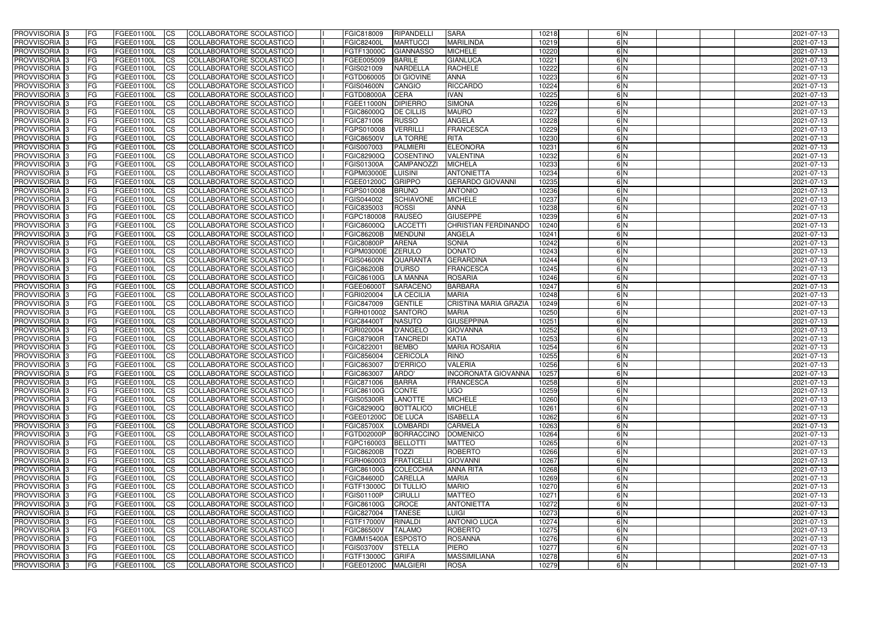| PROVVISORIA | 3 | FG | FGEE01100L | CS | COLLABORATORE SCOLASTICO | | FGIC818009 | RIPANDELLI | SARA | 10218 | 6 | N | | | | 2021-07-13 |
|---|---|---|---|---|---|---|---|---|---|---|---|---|---|---|---|---|
| PROVVISORIA | 3 | FG | FGEE01100L | CS | COLLABORATORE SCOLASTICO | | FGIC82400L | MARTUCCI | MARILINDA | 10219 | 6 | N | | | | 2021-07-13 |
| PROVVISORIA | 3 | FG | FGEE01100L | CS | COLLABORATORE SCOLASTICO | | FGTF13000C | GIANNASSO | MICHELE | 10220 | 6 | N | | | | 2021-07-13 |
| PROVVISORIA | 3 | FG | FGEE01100L | CS | COLLABORATORE SCOLASTICO | | FGEE005009 | BARILE | GIANLUCA | 10221 | 6 | N | | | | 2021-07-13 |
| PROVVISORIA | 3 | FG | FGEE01100L | CS | COLLABORATORE SCOLASTICO | | FGIS021009 | NARDELLA | RACHELE | 10222 | 6 | N | | | | 2021-07-13 |
| PROVVISORIA | 3 | FG | FGEE01100L | CS | COLLABORATORE SCOLASTICO | | FGTD060005 | DI GIOVINE | ANNA | 10223 | 6 | N | | | | 2021-07-13 |
| PROVVISORIA | 3 | FG | FGEE01100L | CS | COLLABORATORE SCOLASTICO | | FGIS04600N | CANGIO | RICCARDO | 10224 | 6 | N | | | | 2021-07-13 |
| PROVVISORIA | 3 | FG | FGEE01100L | CS | COLLABORATORE SCOLASTICO | | FGTD08000A | CERA | IVAN | 10225 | 6 | N | | | | 2021-07-13 |
| PROVVISORIA | 3 | FG | FGEE01100L | CS | COLLABORATORE SCOLASTICO | | FGEE11000N | DIPIERRO | SIMONA | 10226 | 6 | N | | | | 2021-07-13 |
| PROVVISORIA | 3 | FG | FGEE01100L | CS | COLLABORATORE SCOLASTICO | | FGIC86000Q | DE CILLIS | MAURO | 10227 | 6 | N | | | | 2021-07-13 |
| PROVVISORIA | 3 | FG | FGEE01100L | CS | COLLABORATORE SCOLASTICO | | FGIC871006 | RUSSO | ANGELA | 10228 | 6 | N | | | | 2021-07-13 |
| PROVVISORIA | 3 | FG | FGEE01100L | CS | COLLABORATORE SCOLASTICO | | FGPS010008 | VERRILLI | FRANCESCA | 10229 | 6 | N | | | | 2021-07-13 |
| PROVVISORIA | 3 | FG | FGEE01100L | CS | COLLABORATORE SCOLASTICO | | FGIC86500V | LA TORRE | RITA | 10230 | 6 | N | | | | 2021-07-13 |
| PROVVISORIA | 3 | FG | FGEE01100L | CS | COLLABORATORE SCOLASTICO | | FGIS007003 | PALMIERI | ELEONORA | 10231 | 6 | N | | | | 2021-07-13 |
| PROVVISORIA | 3 | FG | FGEE01100L | CS | COLLABORATORE SCOLASTICO | | FGIC82900Q | COSENTINO | VALENTINA | 10232 | 6 | N | | | | 2021-07-13 |
| PROVVISORIA | 3 | FG | FGEE01100L | CS | COLLABORATORE SCOLASTICO | | FGIS01300A | CAMPANOZZI | MICHELA | 10233 | 6 | N | | | | 2021-07-13 |
| PROVVISORIA | 3 | FG | FGEE01100L | CS | COLLABORATORE SCOLASTICO | | FGPM03000E | LUISINI | ANTONIETTA | 10234 | 6 | N | | | | 2021-07-13 |
| PROVVISORIA | 3 | FG | FGEE01100L | CS | COLLABORATORE SCOLASTICO | | FGEE01200C | GRIPPO | GERARDO GIOVANNI | 10235 | 6 | N | | | | 2021-07-13 |
| PROVVISORIA | 3 | FG | FGEE01100L | CS | COLLABORATORE SCOLASTICO | | FGPS010008 | BRUNO | ANTONIO | 10236 | 6 | N | | | | 2021-07-13 |
| PROVVISORIA | 3 | FG | FGEE01100L | CS | COLLABORATORE SCOLASTICO | | FGIS044002 | SCHIAVONE | MICHELE | 10237 | 6 | N | | | | 2021-07-13 |
| PROVVISORIA | 3 | FG | FGEE01100L | CS | COLLABORATORE SCOLASTICO | | FGIC835003 | ROSSI | ANNA | 10238 | 6 | N | | | | 2021-07-13 |
| PROVVISORIA | 3 | FG | FGEE01100L | CS | COLLABORATORE SCOLASTICO | | FGPC180008 | RAUSEO | GIUSEPPE | 10239 | 6 | N | | | | 2021-07-13 |
| PROVVISORIA | 3 | FG | FGEE01100L | CS | COLLABORATORE SCOLASTICO | | FGIC86000Q | LACCETTI | CHRISTIAN FERDINANDO | 10240 | 6 | N | | | | 2021-07-13 |
| PROVVISORIA | 3 | FG | FGEE01100L | CS | COLLABORATORE SCOLASTICO | | FGIC86200B | MENDUNI | ANGELA | 10241 | 6 | N | | | | 2021-07-13 |
| PROVVISORIA | 3 | FG | FGEE01100L | CS | COLLABORATORE SCOLASTICO | | FGIC80800P | ARENA | SONIA | 10242 | 6 | N | | | | 2021-07-13 |
| PROVVISORIA | 3 | FG | FGEE01100L | CS | COLLABORATORE SCOLASTICO | | FGPM03000E | ZERULO | DONATO | 10243 | 6 | N | | | | 2021-07-13 |
| PROVVISORIA | 3 | FG | FGEE01100L | CS | COLLABORATORE SCOLASTICO | | FGIS04600N | QUARANTA | GERARDINA | 10244 | 6 | N | | | | 2021-07-13 |
| PROVVISORIA | 3 | FG | FGEE01100L | CS | COLLABORATORE SCOLASTICO | | FGIC86200B | D'URSO | FRANCESCA | 10245 | 6 | N | | | | 2021-07-13 |
| PROVVISORIA | 3 | FG | FGEE01100L | CS | COLLABORATORE SCOLASTICO | | FGIC86100G | LA MANNA | ROSARIA | 10246 | 6 | N | | | | 2021-07-13 |
| PROVVISORIA | 3 | FG | FGEE01100L | CS | COLLABORATORE SCOLASTICO | | FGEE06000T | SARACENO | BARBARA | 10247 | 6 | N | | | | 2021-07-13 |
| PROVVISORIA | 3 | FG | FGEE01100L | CS | COLLABORATORE SCOLASTICO | | FGRI020004 | LA CECILIA | MARIA | 10248 | 6 | N | | | | 2021-07-13 |
| PROVVISORIA | 3 | FG | FGEE01100L | CS | COLLABORATORE SCOLASTICO | | FGIC847009 | GENTILE | CRISTINA MARIA GRAZIA | 10249 | 6 | N | | | | 2021-07-13 |
| PROVVISORIA | 3 | FG | FGEE01100L | CS | COLLABORATORE SCOLASTICO | | FGRH010002 | SANTORO | MARIA | 10250 | 6 | N | | | | 2021-07-13 |
| PROVVISORIA | 3 | FG | FGEE01100L | CS | COLLABORATORE SCOLASTICO | | FGIC84400T | NASUTO | GIUSEPPINA | 10251 | 6 | N | | | | 2021-07-13 |
| PROVVISORIA | 3 | FG | FGEE01100L | CS | COLLABORATORE SCOLASTICO | | FGRI020004 | D'ANGELO | GIOVANNA | 10252 | 6 | N | | | | 2021-07-13 |
| PROVVISORIA | 3 | FG | FGEE01100L | CS | COLLABORATORE SCOLASTICO | | FGIC87900R | TANCREDI | KATIA | 10253 | 6 | N | | | | 2021-07-13 |
| PROVVISORIA | 3 | FG | FGEE01100L | CS | COLLABORATORE SCOLASTICO | | FGIC822001 | BEMBO | MARIA ROSARIA | 10254 | 6 | N | | | | 2021-07-13 |
| PROVVISORIA | 3 | FG | FGEE01100L | CS | COLLABORATORE SCOLASTICO | | FGIC856004 | CERICOLA | RINO | 10255 | 6 | N | | | | 2021-07-13 |
| PROVVISORIA | 3 | FG | FGEE01100L | CS | COLLABORATORE SCOLASTICO | | FGIC863007 | D'ERRICO | VALERIA | 10256 | 6 | N | | | | 2021-07-13 |
| PROVVISORIA | 3 | FG | FGEE01100L | CS | COLLABORATORE SCOLASTICO | | FGIC863007 | ARDO' | INCORONATA GIOVANNA | 10257 | 6 | N | | | | 2021-07-13 |
| PROVVISORIA | 3 | FG | FGEE01100L | CS | COLLABORATORE SCOLASTICO | | FGIC871006 | BARRA | FRANCESCA | 10258 | 6 | N | | | | 2021-07-13 |
| PROVVISORIA | 3 | FG | FGEE01100L | CS | COLLABORATORE SCOLASTICO | | FGIC86100G | CONTE | UGO | 10259 | 6 | N | | | | 2021-07-13 |
| PROVVISORIA | 3 | FG | FGEE01100L | CS | COLLABORATORE SCOLASTICO | | FGIS05300R | LANOTTE | MICHELE | 10260 | 6 | N | | | | 2021-07-13 |
| PROVVISORIA | 3 | FG | FGEE01100L | CS | COLLABORATORE SCOLASTICO | | FGIC82900Q | BOTTALICO | MICHELE | 10261 | 6 | N | | | | 2021-07-13 |
| PROVVISORIA | 3 | FG | FGEE01100L | CS | COLLABORATORE SCOLASTICO | | FGEE01200C | DE LUCA | ISABELLA | 10262 | 6 | N | | | | 2021-07-13 |
| PROVVISORIA | 3 | FG | FGEE01100L | CS | COLLABORATORE SCOLASTICO | | FGIC85700X | LOMBARDI | CARMELA | 10263 | 6 | N | | | | 2021-07-13 |
| PROVVISORIA | 3 | FG | FGEE01100L | CS | COLLABORATORE SCOLASTICO | | FGTD02000P | BORRACCINO | DOMENICO | 10264 | 6 | N | | | | 2021-07-13 |
| PROVVISORIA | 3 | FG | FGEE01100L | CS | COLLABORATORE SCOLASTICO | | FGPC160003 | BELLOTTI | MATTEO | 10265 | 6 | N | | | | 2021-07-13 |
| PROVVISORIA | 3 | FG | FGEE01100L | CS | COLLABORATORE SCOLASTICO | | FGIC86200B | TOZZI | ROBERTO | 10266 | 6 | N | | | | 2021-07-13 |
| PROVVISORIA | 3 | FG | FGEE01100L | CS | COLLABORATORE SCOLASTICO | | FGRH060003 | FRATICELLI | GIOVANNI | 10267 | 6 | N | | | | 2021-07-13 |
| PROVVISORIA | 3 | FG | FGEE01100L | CS | COLLABORATORE SCOLASTICO | | FGIC86100G | COLECCHIA | ANNA RITA | 10268 | 6 | N | | | | 2021-07-13 |
| PROVVISORIA | 3 | FG | FGEE01100L | CS | COLLABORATORE SCOLASTICO | | FGIC84600D | CARELLA | MARIA | 10269 | 6 | N | | | | 2021-07-13 |
| PROVVISORIA | 3 | FG | FGEE01100L | CS | COLLABORATORE SCOLASTICO | | FGTF13000C | DI TULLIO | MARIO | 10270 | 6 | N | | | | 2021-07-13 |
| PROVVISORIA | 3 | FG | FGEE01100L | CS | COLLABORATORE SCOLASTICO | | FGIS01100P | CIRULLI | MATTEO | 10271 | 6 | N | | | | 2021-07-13 |
| PROVVISORIA | 3 | FG | FGEE01100L | CS | COLLABORATORE SCOLASTICO | | FGIC86100G | CROCE | ANTONIETTA | 10272 | 6 | N | | | | 2021-07-13 |
| PROVVISORIA | 3 | FG | FGEE01100L | CS | COLLABORATORE SCOLASTICO | | FGIC827004 | TANESE | LUIGI | 10273 | 6 | N | | | | 2021-07-13 |
| PROVVISORIA | 3 | FG | FGEE01100L | CS | COLLABORATORE SCOLASTICO | | FGTF17000V | RINALDI | ANTONIO LUCA | 10274 | 6 | N | | | | 2021-07-13 |
| PROVVISORIA | 3 | FG | FGEE01100L | CS | COLLABORATORE SCOLASTICO | | FGIC86500V | TALAMO | ROBERTO | 10275 | 6 | N | | | | 2021-07-13 |
| PROVVISORIA | 3 | FG | FGEE01100L | CS | COLLABORATORE SCOLASTICO | | FGMM15400A | ESPOSTO | ROSANNA | 10276 | 6 | N | | | | 2021-07-13 |
| PROVVISORIA | 3 | FG | FGEE01100L | CS | COLLABORATORE SCOLASTICO | | FGIS03700V | STELLA | PIERO | 10277 | 6 | N | | | | 2021-07-13 |
| PROVVISORIA | 3 | FG | FGEE01100L | CS | COLLABORATORE SCOLASTICO | | FGTF13000C | GRIFA | MASSIMILIANA | 10278 | 6 | N | | | | 2021-07-13 |
| PROVVISORIA | 3 | FG | FGEE01100L | CS | COLLABORATORE SCOLASTICO | | FGEE01200C | MALGIERI | ROSA | 10279 | 6 | N | | | | 2021-07-13 |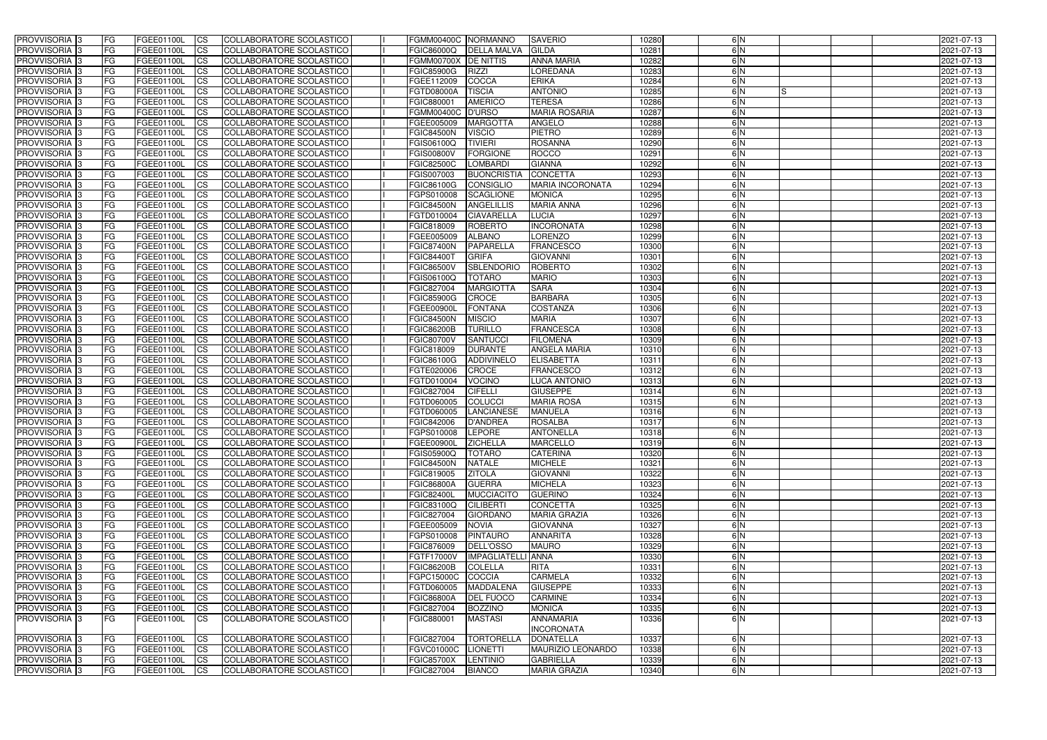| PROVVISORIA | 3 | FG | FGEE01100L | CS | COLLABORATORE SCOLASTICO | I | FGMM00400C | NORMANNO | SAVERIO | 10280 | 6 | N | | | | 2021-07-13 |
|---|---|---|---|---|---|---|---|---|---|---|---|---|---|---|---|---|
| PROVVISORIA | 3 | FG | FGEE01100L | CS | COLLABORATORE SCOLASTICO | I | FGIC86000Q | DELLA MALVA | GILDA | 10281 | 6 | N | | | | 2021-07-13 |
| PROVVISORIA | 3 | FG | FGEE01100L | CS | COLLABORATORE SCOLASTICO | I | FGMM00700X | DE NITTIS | ANNA MARIA | 10282 | 6 | N | | | | 2021-07-13 |
| PROVVISORIA | 3 | FG | FGEE01100L | CS | COLLABORATORE SCOLASTICO | I | FGIC85900G | RIZZI | LOREDANA | 10283 | 6 | N | | | | 2021-07-13 |
| PROVVISORIA | 3 | FG | FGEE01100L | CS | COLLABORATORE SCOLASTICO | I | FGEE112009 | COCCA | ERIKA | 10284 | 6 | N | | | | 2021-07-13 |
| PROVVISORIA | 3 | FG | FGEE01100L | CS | COLLABORATORE SCOLASTICO | I | FGTD08000A | TISCIA | ANTONIO | 10285 | 6 | N | S | | | 2021-07-13 |
| PROVVISORIA | 3 | FG | FGEE01100L | CS | COLLABORATORE SCOLASTICO | I | FGIC880001 | AMERICO | TERESA | 10286 | 6 | N | | | | 2021-07-13 |
| PROVVISORIA | 3 | FG | FGEE01100L | CS | COLLABORATORE SCOLASTICO | I | FGMM00400C | D'URSO | MARIA ROSARIA | 10287 | 6 | N | | | | 2021-07-13 |
| PROVVISORIA | 3 | FG | FGEE01100L | CS | COLLABORATORE SCOLASTICO | I | FGEE005009 | MARGOTTA | ANGELO | 10288 | 6 | N | | | | 2021-07-13 |
| PROVVISORIA | 3 | FG | FGEE01100L | CS | COLLABORATORE SCOLASTICO | I | FGIC84500N | VISCIO | PIETRO | 10289 | 6 | N | | | | 2021-07-13 |
| PROVVISORIA | 3 | FG | FGEE01100L | CS | COLLABORATORE SCOLASTICO | I | FGIS06100Q | TIVIERI | ROSANNA | 10290 | 6 | N | | | | 2021-07-13 |
| PROVVISORIA | 3 | FG | FGEE01100L | CS | COLLABORATORE SCOLASTICO | I | FGIS00800V | FORGIONE | ROCCO | 10291 | 6 | N | | | | 2021-07-13 |
| PROVVISORIA | 3 | FG | FGEE01100L | CS | COLLABORATORE SCOLASTICO | I | FGIC82500C | LOMBARDI | GIANNA | 10292 | 6 | N | | | | 2021-07-13 |
| PROVVISORIA | 3 | FG | FGEE01100L | CS | COLLABORATORE SCOLASTICO | I | FGIS007003 | BUONCRISTIA | CONCETTA | 10293 | 6 | N | | | | 2021-07-13 |
| PROVVISORIA | 3 | FG | FGEE01100L | CS | COLLABORATORE SCOLASTICO | I | FGIC86100G | CONSIGLIO | MARIA INCORONATA | 10294 | 6 | N | | | | 2021-07-13 |
| PROVVISORIA | 3 | FG | FGEE01100L | CS | COLLABORATORE SCOLASTICO | I | FGPS010008 | SCAGLIONE | MONICA | 10295 | 6 | N | | | | 2021-07-13 |
| PROVVISORIA | 3 | FG | FGEE01100L | CS | COLLABORATORE SCOLASTICO | I | FGIC84500N | ANGELILLIS | MARIA ANNA | 10296 | 6 | N | | | | 2021-07-13 |
| PROVVISORIA | 3 | FG | FGEE01100L | CS | COLLABORATORE SCOLASTICO | I | FGTD010004 | CIAVARELLA | LUCIA | 10297 | 6 | N | | | | 2021-07-13 |
| PROVVISORIA | 3 | FG | FGEE01100L | CS | COLLABORATORE SCOLASTICO | I | FGIC818009 | ROBERTO | INCORONATA | 10298 | 6 | N | | | | 2021-07-13 |
| PROVVISORIA | 3 | FG | FGEE01100L | CS | COLLABORATORE SCOLASTICO | I | FGEE005009 | ALBANO | LORENZO | 10299 | 6 | N | | | | 2021-07-13 |
| PROVVISORIA | 3 | FG | FGEE01100L | CS | COLLABORATORE SCOLASTICO | I | FGIC87400N | PAPARELLA | FRANCESCO | 10300 | 6 | N | | | | 2021-07-13 |
| PROVVISORIA | 3 | FG | FGEE01100L | CS | COLLABORATORE SCOLASTICO | I | FGIC84400T | GRIFA | GIOVANNI | 10301 | 6 | N | | | | 2021-07-13 |
| PROVVISORIA | 3 | FG | FGEE01100L | CS | COLLABORATORE SCOLASTICO | I | FGIC86500V | SBLENDORIO | ROBERTO | 10302 | 6 | N | | | | 2021-07-13 |
| PROVVISORIA | 3 | FG | FGEE01100L | CS | COLLABORATORE SCOLASTICO | I | FGIS06100Q | TOTARO | MARIO | 10303 | 6 | N | | | | 2021-07-13 |
| PROVVISORIA | 3 | FG | FGEE01100L | CS | COLLABORATORE SCOLASTICO | I | FGIC827004 | MARGIOTTA | SARA | 10304 | 6 | N | | | | 2021-07-13 |
| PROVVISORIA | 3 | FG | FGEE01100L | CS | COLLABORATORE SCOLASTICO | I | FGIC85900G | CROCE | BARBARA | 10305 | 6 | N | | | | 2021-07-13 |
| PROVVISORIA | 3 | FG | FGEE01100L | CS | COLLABORATORE SCOLASTICO | I | FGEE00900L | FONTANA | COSTANZA | 10306 | 6 | N | | | | 2021-07-13 |
| PROVVISORIA | 3 | FG | FGEE01100L | CS | COLLABORATORE SCOLASTICO | I | FGIC84500N | MISCIO | MARIA | 10307 | 6 | N | | | | 2021-07-13 |
| PROVVISORIA | 3 | FG | FGEE01100L | CS | COLLABORATORE SCOLASTICO | I | FGIC86200B | TURILLO | FRANCESCA | 10308 | 6 | N | | | | 2021-07-13 |
| PROVVISORIA | 3 | FG | FGEE01100L | CS | COLLABORATORE SCOLASTICO | I | FGIC80700V | SANTUCCI | FILOMENA | 10309 | 6 | N | | | | 2021-07-13 |
| PROVVISORIA | 3 | FG | FGEE01100L | CS | COLLABORATORE SCOLASTICO | I | FGIC818009 | DURANTE | ANGELA MARIA | 10310 | 6 | N | | | | 2021-07-13 |
| PROVVISORIA | 3 | FG | FGEE01100L | CS | COLLABORATORE SCOLASTICO | I | FGIC86100G | ADDIVINELO | ELISABETTA | 10311 | 6 | N | | | | 2021-07-13 |
| PROVVISORIA | 3 | FG | FGEE01100L | CS | COLLABORATORE SCOLASTICO | I | FGTE020006 | CROCE | FRANCESCO | 10312 | 6 | N | | | | 2021-07-13 |
| PROVVISORIA | 3 | FG | FGEE01100L | CS | COLLABORATORE SCOLASTICO | I | FGTD010004 | VOCINO | LUCA ANTONIO | 10313 | 6 | N | | | | 2021-07-13 |
| PROVVISORIA | 3 | FG | FGEE01100L | CS | COLLABORATORE SCOLASTICO | I | FGIC827004 | CIFELLI | GIUSEPPE | 10314 | 6 | N | | | | 2021-07-13 |
| PROVVISORIA | 3 | FG | FGEE01100L | CS | COLLABORATORE SCOLASTICO | I | FGTD060005 | COLUCCI | MARIA ROSA | 10315 | 6 | N | | | | 2021-07-13 |
| PROVVISORIA | 3 | FG | FGEE01100L | CS | COLLABORATORE SCOLASTICO | I | FGTD060005 | LANCIANESE | MANUELA | 10316 | 6 | N | | | | 2021-07-13 |
| PROVVISORIA | 3 | FG | FGEE01100L | CS | COLLABORATORE SCOLASTICO | I | FGIC842006 | D'ANDREA | ROSALBA | 10317 | 6 | N | | | | 2021-07-13 |
| PROVVISORIA | 3 | FG | FGEE01100L | CS | COLLABORATORE SCOLASTICO | I | FGPS010008 | LEPORE | ANTONELLA | 10318 | 6 | N | | | | 2021-07-13 |
| PROVVISORIA | 3 | FG | FGEE01100L | CS | COLLABORATORE SCOLASTICO | I | FGEE00900L | ZICHELLA | MARCELLO | 10319 | 6 | N | | | | 2021-07-13 |
| PROVVISORIA | 3 | FG | FGEE01100L | CS | COLLABORATORE SCOLASTICO | I | FGIS05900Q | TOTARO | CATERINA | 10320 | 6 | N | | | | 2021-07-13 |
| PROVVISORIA | 3 | FG | FGEE01100L | CS | COLLABORATORE SCOLASTICO | I | FGIC84500N | NATALE | MICHELE | 10321 | 6 | N | | | | 2021-07-13 |
| PROVVISORIA | 3 | FG | FGEE01100L | CS | COLLABORATORE SCOLASTICO | I | FGIC819005 | ZITOLA | GIOVANNI | 10322 | 6 | N | | | | 2021-07-13 |
| PROVVISORIA | 3 | FG | FGEE01100L | CS | COLLABORATORE SCOLASTICO | I | FGIC86800A | GUERRA | MICHELA | 10323 | 6 | N | | | | 2021-07-13 |
| PROVVISORIA | 3 | FG | FGEE01100L | CS | COLLABORATORE SCOLASTICO | I | FGIC82400L | MUCCIACITO | GUERINO | 10324 | 6 | N | | | | 2021-07-13 |
| PROVVISORIA | 3 | FG | FGEE01100L | CS | COLLABORATORE SCOLASTICO | I | FGIC83100Q | CILIBERTI | CONCETTA | 10325 | 6 | N | | | | 2021-07-13 |
| PROVVISORIA | 3 | FG | FGEE01100L | CS | COLLABORATORE SCOLASTICO | I | FGIC827004 | GIORDANO | MARIA GRAZIA | 10326 | 6 | N | | | | 2021-07-13 |
| PROVVISORIA | 3 | FG | FGEE01100L | CS | COLLABORATORE SCOLASTICO | I | FGEE005009 | NOVIA | GIOVANNA | 10327 | 6 | N | | | | 2021-07-13 |
| PROVVISORIA | 3 | FG | FGEE01100L | CS | COLLABORATORE SCOLASTICO | I | FGPS010008 | PINTAURO | ANNARITA | 10328 | 6 | N | | | | 2021-07-13 |
| PROVVISORIA | 3 | FG | FGEE01100L | CS | COLLABORATORE SCOLASTICO | I | FGIC876009 | DELL'OSSO | MAURO | 10329 | 6 | N | | | | 2021-07-13 |
| PROVVISORIA | 3 | FG | FGEE01100L | CS | COLLABORATORE SCOLASTICO | I | FGTF17000V | IMPAGLIATELLI | ANNA | 10330 | 6 | N | | | | 2021-07-13 |
| PROVVISORIA | 3 | FG | FGEE01100L | CS | COLLABORATORE SCOLASTICO | I | FGIC86200B | COLELLA | RITA | 10331 | 6 | N | | | | 2021-07-13 |
| PROVVISORIA | 3 | FG | FGEE01100L | CS | COLLABORATORE SCOLASTICO | I | FGPC15000C | COCCIA | CARMELA | 10332 | 6 | N | | | | 2021-07-13 |
| PROVVISORIA | 3 | FG | FGEE01100L | CS | COLLABORATORE SCOLASTICO | I | FGTD060005 | MADDALENA | GIUSEPPE | 10333 | 6 | N | | | | 2021-07-13 |
| PROVVISORIA | 3 | FG | FGEE01100L | CS | COLLABORATORE SCOLASTICO | I | FGIC86800A | DEL FUOCO | CARMINE | 10334 | 6 | N | | | | 2021-07-13 |
| PROVVISORIA | 3 | FG | FGEE01100L | CS | COLLABORATORE SCOLASTICO | I | FGIC827004 | BOZZINO | MONICA | 10335 | 6 | N | | | | 2021-07-13 |
| PROVVISORIA | 3 | FG | FGEE01100L | CS | COLLABORATORE SCOLASTICO | I | FGIC880001 | MASTASI | ANNAMARIA INCORONATA | 10336 | 6 | N | | | | 2021-07-13 |
| PROVVISORIA | 3 | FG | FGEE01100L | CS | COLLABORATORE SCOLASTICO | I | FGIC827004 | TORTORELLA | DONATELLA | 10337 | 6 | N | | | | 2021-07-13 |
| PROVVISORIA | 3 | FG | FGEE01100L | CS | COLLABORATORE SCOLASTICO | I | FGVC01000C | LIONETTI | MAURIZIO LEONARDO | 10338 | 6 | N | | | | 2021-07-13 |
| PROVVISORIA | 3 | FG | FGEE01100L | CS | COLLABORATORE SCOLASTICO | I | FGIC85700X | LENTINIO | GABRIELLA | 10339 | 6 | N | | | | 2021-07-13 |
| PROVVISORIA | 3 | FG | FGEE01100L | CS | COLLABORATORE SCOLASTICO | I | FGIC827004 | BIANCO | MARIA GRAZIA | 10340 | 6 | N | | | | 2021-07-13 |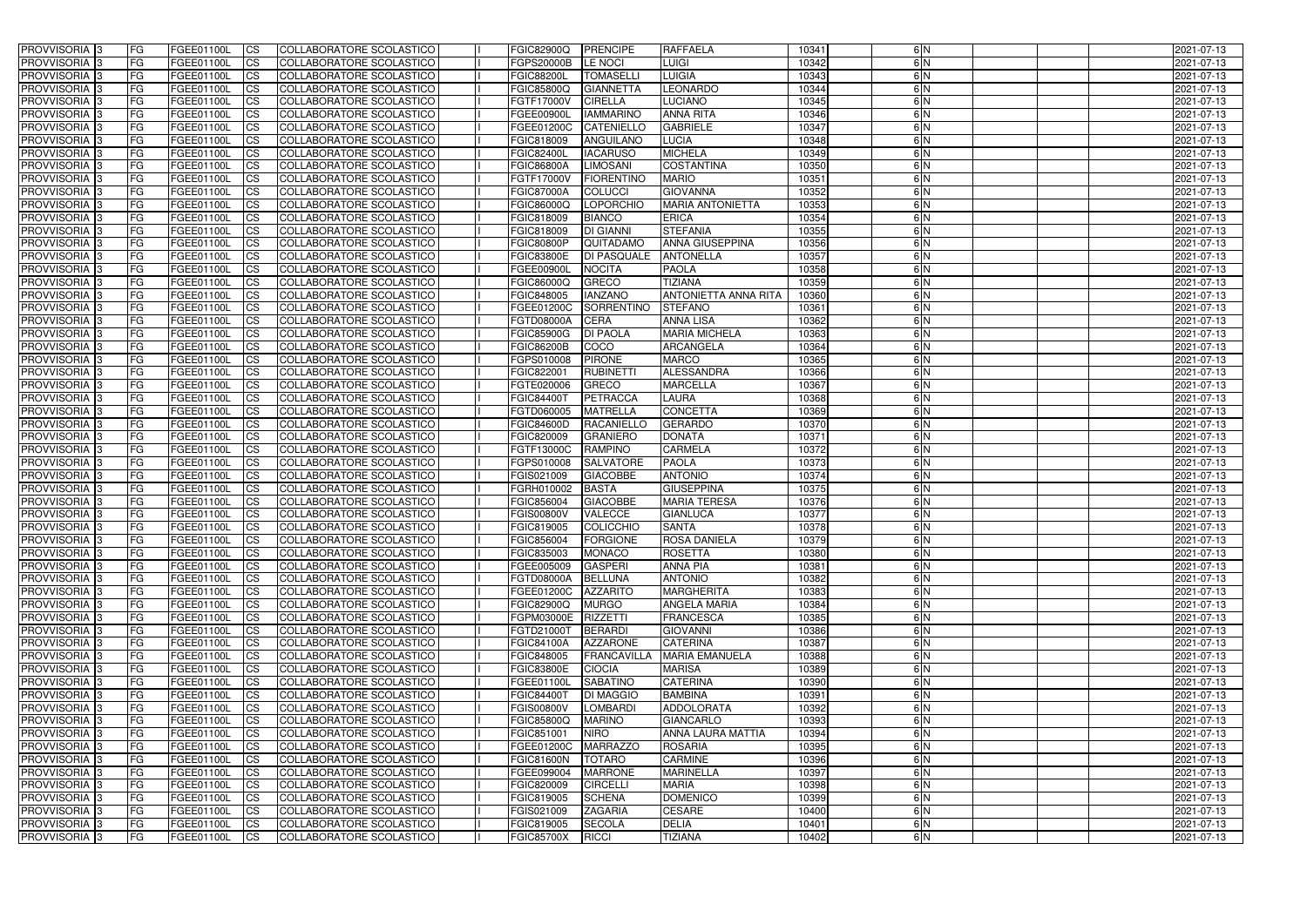| PROVVISORIA | 3 | FG | FGEE01100L | CS | COLLABORATORE SCOLASTICO | | FGIC82900Q | PRENCIPE | RAFFAELA | 10341 | 6 | N | | | | 2021-07-13 |
|---|---|---|---|---|---|---|---|---|---|---|---|---|---|---|---|---|
| PROVVISORIA | 3 | FG | FGEE01100L | CS | COLLABORATORE SCOLASTICO | | FGPS20000B | LE NOCI | LUIGI | 10342 | 6 | N | | | | 2021-07-13 |
| PROVVISORIA | 3 | FG | FGEE01100L | CS | COLLABORATORE SCOLASTICO | | FGIC88200L | TOMASELLI | LUIGIA | 10343 | 6 | N | | | | 2021-07-13 |
| PROVVISORIA | 3 | FG | FGEE01100L | CS | COLLABORATORE SCOLASTICO | | FGIC85800Q | GIANNETTA | LEONARDO | 10344 | 6 | N | | | | 2021-07-13 |
| PROVVISORIA | 3 | FG | FGEE01100L | CS | COLLABORATORE SCOLASTICO | | FGTF17000V | CIRELLA | LUCIANO | 10345 | 6 | N | | | | 2021-07-13 |
| PROVVISORIA | 3 | FG | FGEE01100L | CS | COLLABORATORE SCOLASTICO | | FGEE00900L | IAMMARINO | ANNA RITA | 10346 | 6 | N | | | | 2021-07-13 |
| PROVVISORIA | 3 | FG | FGEE01100L | CS | COLLABORATORE SCOLASTICO | | FGEE01200C | CATENIELLO | GABRIELE | 10347 | 6 | N | | | | 2021-07-13 |
| PROVVISORIA | 3 | FG | FGEE01100L | CS | COLLABORATORE SCOLASTICO | | FGIC818009 | ANGUILANO | LUCIA | 10348 | 6 | N | | | | 2021-07-13 |
| PROVVISORIA | 3 | FG | FGEE01100L | CS | COLLABORATORE SCOLASTICO | | FGIC82400L | IACARUSO | MICHELA | 10349 | 6 | N | | | | 2021-07-13 |
| PROVVISORIA | 3 | FG | FGEE01100L | CS | COLLABORATORE SCOLASTICO | | FGIC86800A | LIMOSANI | COSTANTINA | 10350 | 6 | N | | | | 2021-07-13 |
| PROVVISORIA | 3 | FG | FGEE01100L | CS | COLLABORATORE SCOLASTICO | | FGTF17000V | FIORENTINO | MARIO | 10351 | 6 | N | | | | 2021-07-13 |
| PROVVISORIA | 3 | FG | FGEE01100L | CS | COLLABORATORE SCOLASTICO | | FGIC87000A | COLUCCI | GIOVANNA | 10352 | 6 | N | | | | 2021-07-13 |
| PROVVISORIA | 3 | FG | FGEE01100L | CS | COLLABORATORE SCOLASTICO | | FGIC86000Q | LOPORCHIO | MARIA ANTONIETTA | 10353 | 6 | N | | | | 2021-07-13 |
| PROVVISORIA | 3 | FG | FGEE01100L | CS | COLLABORATORE SCOLASTICO | | FGIC818009 | BIANCO | ERICA | 10354 | 6 | N | | | | 2021-07-13 |
| PROVVISORIA | 3 | FG | FGEE01100L | CS | COLLABORATORE SCOLASTICO | | FGIC818009 | DI GIANNI | STEFANIA | 10355 | 6 | N | | | | 2021-07-13 |
| PROVVISORIA | 3 | FG | FGEE01100L | CS | COLLABORATORE SCOLASTICO | | FGIC80800P | QUITADAMO | ANNA GIUSEPPINA | 10356 | 6 | N | | | | 2021-07-13 |
| PROVVISORIA | 3 | FG | FGEE01100L | CS | COLLABORATORE SCOLASTICO | | FGIC83800E | DI PASQUALE | ANTONELLA | 10357 | 6 | N | | | | 2021-07-13 |
| PROVVISORIA | 3 | FG | FGEE01100L | CS | COLLABORATORE SCOLASTICO | | FGEE00900L | NOCITA | PAOLA | 10358 | 6 | N | | | | 2021-07-13 |
| PROVVISORIA | 3 | FG | FGEE01100L | CS | COLLABORATORE SCOLASTICO | | FGIC86000Q | GRECO | TIZIANA | 10359 | 6 | N | | | | 2021-07-13 |
| PROVVISORIA | 3 | FG | FGEE01100L | CS | COLLABORATORE SCOLASTICO | | FGIC848005 | IANZANO | ANTONIETTA ANNA RITA | 10360 | 6 | N | | | | 2021-07-13 |
| PROVVISORIA | 3 | FG | FGEE01100L | CS | COLLABORATORE SCOLASTICO | | FGEE01200C | SORRENTINO | STEFANO | 10361 | 6 | N | | | | 2021-07-13 |
| PROVVISORIA | 3 | FG | FGEE01100L | CS | COLLABORATORE SCOLASTICO | | FGTD08000A | CERA | ANNA LISA | 10362 | 6 | N | | | | 2021-07-13 |
| PROVVISORIA | 3 | FG | FGEE01100L | CS | COLLABORATORE SCOLASTICO | | FGIC85900G | DI PAOLA | MARIA MICHELA | 10363 | 6 | N | | | | 2021-07-13 |
| PROVVISORIA | 3 | FG | FGEE01100L | CS | COLLABORATORE SCOLASTICO | | FGIC86200B | COCO | ARCANGELA | 10364 | 6 | N | | | | 2021-07-13 |
| PROVVISORIA | 3 | FG | FGEE01100L | CS | COLLABORATORE SCOLASTICO | | FGPS010008 | PIRONE | MARCO | 10365 | 6 | N | | | | 2021-07-13 |
| PROVVISORIA | 3 | FG | FGEE01100L | CS | COLLABORATORE SCOLASTICO | | FGIC822001 | RUBINETTI | ALESSANDRA | 10366 | 6 | N | | | | 2021-07-13 |
| PROVVISORIA | 3 | FG | FGEE01100L | CS | COLLABORATORE SCOLASTICO | | FGTE020006 | GRECO | MARCELLA | 10367 | 6 | N | | | | 2021-07-13 |
| PROVVISORIA | 3 | FG | FGEE01100L | CS | COLLABORATORE SCOLASTICO | | FGIC84400T | PETRACCA | LAURA | 10368 | 6 | N | | | | 2021-07-13 |
| PROVVISORIA | 3 | FG | FGEE01100L | CS | COLLABORATORE SCOLASTICO | | FGTD060005 | MATRELLA | CONCETTA | 10369 | 6 | N | | | | 2021-07-13 |
| PROVVISORIA | 3 | FG | FGEE01100L | CS | COLLABORATORE SCOLASTICO | | FGIC84600D | RACANIELLO | GERARDO | 10370 | 6 | N | | | | 2021-07-13 |
| PROVVISORIA | 3 | FG | FGEE01100L | CS | COLLABORATORE SCOLASTICO | | FGIC820009 | GRANIERO | DONATA | 10371 | 6 | N | | | | 2021-07-13 |
| PROVVISORIA | 3 | FG | FGEE01100L | CS | COLLABORATORE SCOLASTICO | | FGTF13000C | RAMPINO | CARMELA | 10372 | 6 | N | | | | 2021-07-13 |
| PROVVISORIA | 3 | FG | FGEE01100L | CS | COLLABORATORE SCOLASTICO | | FGPS010008 | SALVATORE | PAOLA | 10373 | 6 | N | | | | 2021-07-13 |
| PROVVISORIA | 3 | FG | FGEE01100L | CS | COLLABORATORE SCOLASTICO | | FGIS021009 | GIACOBBE | ANTONIO | 10374 | 6 | N | | | | 2021-07-13 |
| PROVVISORIA | 3 | FG | FGEE01100L | CS | COLLABORATORE SCOLASTICO | | FGRH010002 | BASTA | GIUSEPPINA | 10375 | 6 | N | | | | 2021-07-13 |
| PROVVISORIA | 3 | FG | FGEE01100L | CS | COLLABORATORE SCOLASTICO | | FGIC856004 | GIACOBBE | MARIA TERESA | 10376 | 6 | N | | | | 2021-07-13 |
| PROVVISORIA | 3 | FG | FGEE01100L | CS | COLLABORATORE SCOLASTICO | | FGIS00800V | VALECCE | GIANLUCA | 10377 | 6 | N | | | | 2021-07-13 |
| PROVVISORIA | 3 | FG | FGEE01100L | CS | COLLABORATORE SCOLASTICO | | FGIC819005 | COLICCHIO | SANTA | 10378 | 6 | N | | | | 2021-07-13 |
| PROVVISORIA | 3 | FG | FGEE01100L | CS | COLLABORATORE SCOLASTICO | | FGIC856004 | FORGIONE | ROSA DANIELA | 10379 | 6 | N | | | | 2021-07-13 |
| PROVVISORIA | 3 | FG | FGEE01100L | CS | COLLABORATORE SCOLASTICO | | FGIC835003 | MONACO | ROSETTA | 10380 | 6 | N | | | | 2021-07-13 |
| PROVVISORIA | 3 | FG | FGEE01100L | CS | COLLABORATORE SCOLASTICO | | FGEE005009 | GASPERI | ANNA PIA | 10381 | 6 | N | | | | 2021-07-13 |
| PROVVISORIA | 3 | FG | FGEE01100L | CS | COLLABORATORE SCOLASTICO | | FGTD08000A | BELLUNA | ANTONIO | 10382 | 6 | N | | | | 2021-07-13 |
| PROVVISORIA | 3 | FG | FGEE01100L | CS | COLLABORATORE SCOLASTICO | | FGEE01200C | AZZARITO | MARGHERITA | 10383 | 6 | N | | | | 2021-07-13 |
| PROVVISORIA | 3 | FG | FGEE01100L | CS | COLLABORATORE SCOLASTICO | | FGIC82900Q | MURGO | ANGELA MARIA | 10384 | 6 | N | | | | 2021-07-13 |
| PROVVISORIA | 3 | FG | FGEE01100L | CS | COLLABORATORE SCOLASTICO | | FGPM03000E | RIZZETTI | FRANCESCA | 10385 | 6 | N | | | | 2021-07-13 |
| PROVVISORIA | 3 | FG | FGEE01100L | CS | COLLABORATORE SCOLASTICO | | FGTD21000T | BERARDI | GIOVANNI | 10386 | 6 | N | | | | 2021-07-13 |
| PROVVISORIA | 3 | FG | FGEE01100L | CS | COLLABORATORE SCOLASTICO | | FGIC84100A | AZZARONE | CATERINA | 10387 | 6 | N | | | | 2021-07-13 |
| PROVVISORIA | 3 | FG | FGEE01100L | CS | COLLABORATORE SCOLASTICO | | FGIC848005 | FRANCAVILLA | MARIA EMANUELA | 10388 | 6 | N | | | | 2021-07-13 |
| PROVVISORIA | 3 | FG | FGEE01100L | CS | COLLABORATORE SCOLASTICO | | FGIC83800E | CIOCIA | MARISA | 10389 | 6 | N | | | | 2021-07-13 |
| PROVVISORIA | 3 | FG | FGEE01100L | CS | COLLABORATORE SCOLASTICO | | FGEE01100L | SABATINO | CATERINA | 10390 | 6 | N | | | | 2021-07-13 |
| PROVVISORIA | 3 | FG | FGEE01100L | CS | COLLABORATORE SCOLASTICO | | FGIC84400T | DI MAGGIO | BAMBINA | 10391 | 6 | N | | | | 2021-07-13 |
| PROVVISORIA | 3 | FG | FGEE01100L | CS | COLLABORATORE SCOLASTICO | | FGIS00800V | LOMBARDI | ADDOLORATA | 10392 | 6 | N | | | | 2021-07-13 |
| PROVVISORIA | 3 | FG | FGEE01100L | CS | COLLABORATORE SCOLASTICO | | FGIC85800Q | MARINO | GIANCARLO | 10393 | 6 | N | | | | 2021-07-13 |
| PROVVISORIA | 3 | FG | FGEE01100L | CS | COLLABORATORE SCOLASTICO | | FGIC851001 | NIRO | ANNA LAURA MATTIA | 10394 | 6 | N | | | | 2021-07-13 |
| PROVVISORIA | 3 | FG | FGEE01100L | CS | COLLABORATORE SCOLASTICO | | FGEE01200C | MARRAZZO | ROSARIA | 10395 | 6 | N | | | | 2021-07-13 |
| PROVVISORIA | 3 | FG | FGEE01100L | CS | COLLABORATORE SCOLASTICO | | FGIC81600N | TOTARO | CARMINE | 10396 | 6 | N | | | | 2021-07-13 |
| PROVVISORIA | 3 | FG | FGEE01100L | CS | COLLABORATORE SCOLASTICO | | FGEE099004 | MARRONE | MARINELLA | 10397 | 6 | N | | | | 2021-07-13 |
| PROVVISORIA | 3 | FG | FGEE01100L | CS | COLLABORATORE SCOLASTICO | | FGIC820009 | CIRCELLI | MARIA | 10398 | 6 | N | | | | 2021-07-13 |
| PROVVISORIA | 3 | FG | FGEE01100L | CS | COLLABORATORE SCOLASTICO | | FGIC819005 | SCHENA | DOMENICO | 10399 | 6 | N | | | | 2021-07-13 |
| PROVVISORIA | 3 | FG | FGEE01100L | CS | COLLABORATORE SCOLASTICO | | FGIS021009 | ZAGARIA | CESARE | 10400 | 6 | N | | | | 2021-07-13 |
| PROVVISORIA | 3 | FG | FGEE01100L | CS | COLLABORATORE SCOLASTICO | | FGIC819005 | SECOLA | DELIA | 10401 | 6 | N | | | | 2021-07-13 |
| PROVVISORIA | 3 | FG | FGEE01100L | CS | COLLABORATORE SCOLASTICO | | FGIC85700X | RICCI | TIZIANA | 10402 | 6 | N | | | | 2021-07-13 |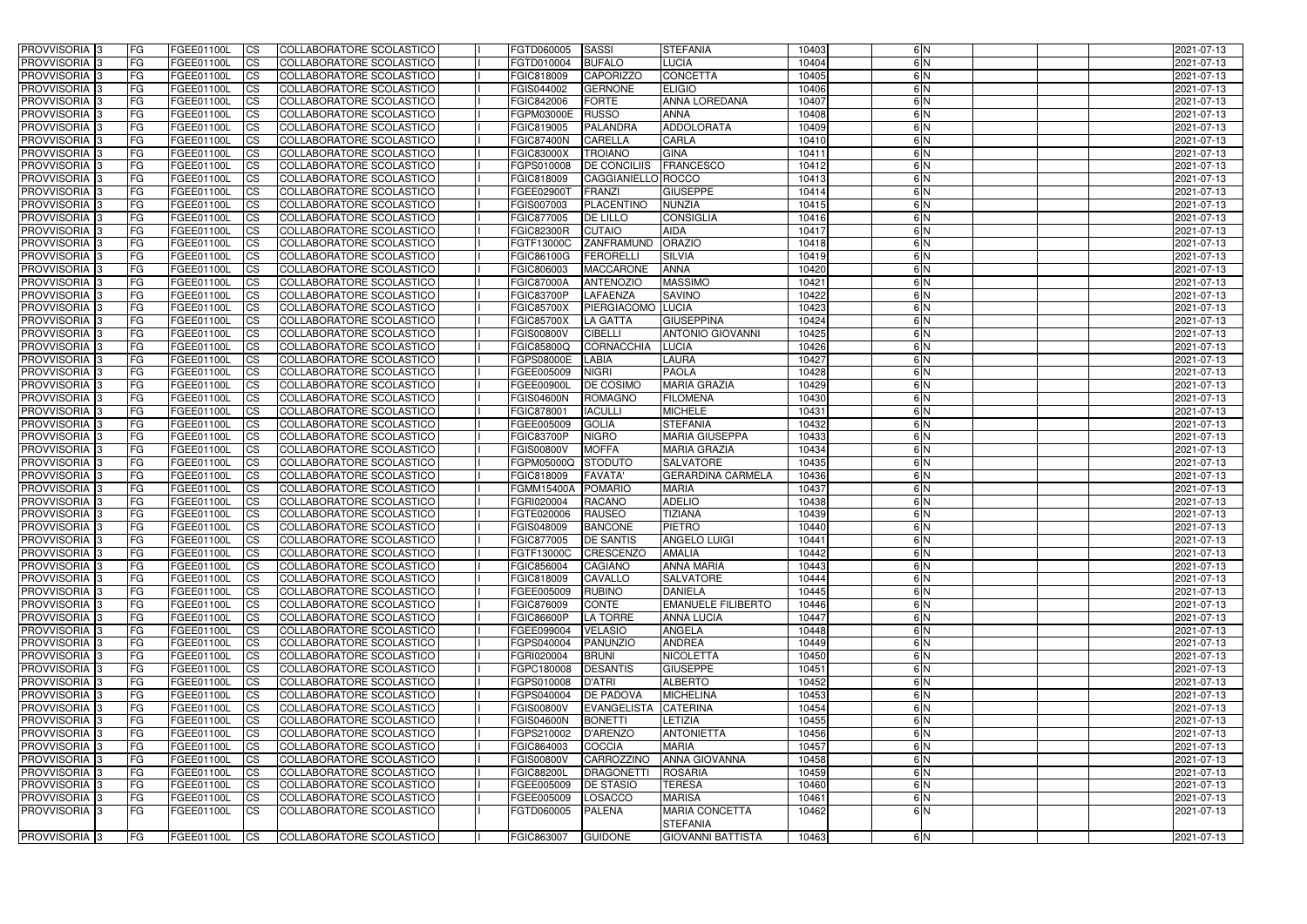| PROVVISORIA | 3 | FG | FGEE01100L | CS | COLLABORATORE SCOLASTICO | | FGTD060005 | SASSI | STEFANIA | 10403 | | 6 | N | | | | 2021-07-13 |
|---|---|---|---|---|---|---|---|---|---|---|---|---|---|---|---|---|---|
| PROVVISORIA | 3 | FG | FGEE01100L | CS | COLLABORATORE SCOLASTICO | | FGTD010004 | BUFALO | LUCIA | 10404 | | 6 | N | | | | 2021-07-13 |
| PROVVISORIA | 3 | FG | FGEE01100L | CS | COLLABORATORE SCOLASTICO | | FGIC818009 | CAPORIZZO | CONCETTA | 10405 | | 6 | N | | | | 2021-07-13 |
| PROVVISORIA | 3 | FG | FGEE01100L | CS | COLLABORATORE SCOLASTICO | | FGIS044002 | GERNONE | ELIGIO | 10406 | | 6 | N | | | | 2021-07-13 |
| PROVVISORIA | 3 | FG | FGEE01100L | CS | COLLABORATORE SCOLASTICO | | FGIC842006 | FORTE | ANNA LOREDANA | 10407 | | 6 | N | | | | 2021-07-13 |
| PROVVISORIA | 3 | FG | FGEE01100L | CS | COLLABORATORE SCOLASTICO | | FGPM03000E | RUSSO | ANNA | 10408 | | 6 | N | | | | 2021-07-13 |
| PROVVISORIA | 3 | FG | FGEE01100L | CS | COLLABORATORE SCOLASTICO | | FGIC819005 | PALANDRA | ADDOLORATA | 10409 | | 6 | N | | | | 2021-07-13 |
| PROVVISORIA | 3 | FG | FGEE01100L | CS | COLLABORATORE SCOLASTICO | | FGIC87400N | CARELLA | CARLA | 10410 | | 6 | N | | | | 2021-07-13 |
| PROVVISORIA | 3 | FG | FGEE01100L | CS | COLLABORATORE SCOLASTICO | | FGIC83000X | TROIANO | GINA | 10411 | | 6 | N | | | | 2021-07-13 |
| PROVVISORIA | 3 | FG | FGEE01100L | CS | COLLABORATORE SCOLASTICO | | FGPS010008 | DE CONCILIIS | FRANCESCO | 10412 | | 6 | N | | | | 2021-07-13 |
| PROVVISORIA | 3 | FG | FGEE01100L | CS | COLLABORATORE SCOLASTICO | | FGIC818009 | CAGGIANIELLO | ROCCO | 10413 | | 6 | N | | | | 2021-07-13 |
| PROVVISORIA | 3 | FG | FGEE01100L | CS | COLLABORATORE SCOLASTICO | | FGEE02900T | FRANZI | GIUSEPPE | 10414 | | 6 | N | | | | 2021-07-13 |
| PROVVISORIA | 3 | FG | FGEE01100L | CS | COLLABORATORE SCOLASTICO | | FGIS007003 | PLACENTINO | NUNZIA | 10415 | | 6 | N | | | | 2021-07-13 |
| PROVVISORIA | 3 | FG | FGEE01100L | CS | COLLABORATORE SCOLASTICO | | FGIC877005 | DE LILLO | CONSIGLIA | 10416 | | 6 | N | | | | 2021-07-13 |
| PROVVISORIA | 3 | FG | FGEE01100L | CS | COLLABORATORE SCOLASTICO | | FGIC82300R | CUTAIO | AIDA | 10417 | | 6 | N | | | | 2021-07-13 |
| PROVVISORIA | 3 | FG | FGEE01100L | CS | COLLABORATORE SCOLASTICO | | FGTF13000C | ZANFRAMUND | ORAZIO | 10418 | | 6 | N | | | | 2021-07-13 |
| PROVVISORIA | 3 | FG | FGEE01100L | CS | COLLABORATORE SCOLASTICO | | FGIC86100G | FERORELLI | SILVIA | 10419 | | 6 | N | | | | 2021-07-13 |
| PROVVISORIA | 3 | FG | FGEE01100L | CS | COLLABORATORE SCOLASTICO | | FGIC806003 | MACCARONE | ANNA | 10420 | | 6 | N | | | | 2021-07-13 |
| PROVVISORIA | 3 | FG | FGEE01100L | CS | COLLABORATORE SCOLASTICO | | FGIC87000A | ANTENOZIO | MASSIMO | 10421 | | 6 | N | | | | 2021-07-13 |
| PROVVISORIA | 3 | FG | FGEE01100L | CS | COLLABORATORE SCOLASTICO | | FGIC83700P | LAFAENZA | SAVINO | 10422 | | 6 | N | | | | 2021-07-13 |
| PROVVISORIA | 3 | FG | FGEE01100L | CS | COLLABORATORE SCOLASTICO | | FGIC85700X | PIERGIACOMO | LUCIA | 10423 | | 6 | N | | | | 2021-07-13 |
| PROVVISORIA | 3 | FG | FGEE01100L | CS | COLLABORATORE SCOLASTICO | | FGIC85700X | LA GATTA | GIUSEPPINA | 10424 | | 6 | N | | | | 2021-07-13 |
| PROVVISORIA | 3 | FG | FGEE01100L | CS | COLLABORATORE SCOLASTICO | | FGIS00800V | CIBELLI | ANTONIO GIOVANNI | 10425 | | 6 | N | | | | 2021-07-13 |
| PROVVISORIA | 3 | FG | FGEE01100L | CS | COLLABORATORE SCOLASTICO | | FGIC85800Q | CORNACCHIA | LUCIA | 10426 | | 6 | N | | | | 2021-07-13 |
| PROVVISORIA | 3 | FG | FGEE01100L | CS | COLLABORATORE SCOLASTICO | | FGPS08000E | LABIA | LAURA | 10427 | | 6 | N | | | | 2021-07-13 |
| PROVVISORIA | 3 | FG | FGEE01100L | CS | COLLABORATORE SCOLASTICO | | FGEE005009 | NIGRI | PAOLA | 10428 | | 6 | N | | | | 2021-07-13 |
| PROVVISORIA | 3 | FG | FGEE01100L | CS | COLLABORATORE SCOLASTICO | | FGEE00900L | DE COSIMO | MARIA GRAZIA | 10429 | | 6 | N | | | | 2021-07-13 |
| PROVVISORIA | 3 | FG | FGEE01100L | CS | COLLABORATORE SCOLASTICO | | FGIS04600N | ROMAGNO | FILOMENA | 10430 | | 6 | N | | | | 2021-07-13 |
| PROVVISORIA | 3 | FG | FGEE01100L | CS | COLLABORATORE SCOLASTICO | | FGIC878001 | IACULLI | MICHELE | 10431 | | 6 | N | | | | 2021-07-13 |
| PROVVISORIA | 3 | FG | FGEE01100L | CS | COLLABORATORE SCOLASTICO | | FGEE005009 | GOLIA | STEFANIA | 10432 | | 6 | N | | | | 2021-07-13 |
| PROVVISORIA | 3 | FG | FGEE01100L | CS | COLLABORATORE SCOLASTICO | | FGIC83700P | NIGRO | MARIA GIUSEPPA | 10433 | | 6 | N | | | | 2021-07-13 |
| PROVVISORIA | 3 | FG | FGEE01100L | CS | COLLABORATORE SCOLASTICO | | FGIS00800V | MOFFA | MARIA GRAZIA | 10434 | | 6 | N | | | | 2021-07-13 |
| PROVVISORIA | 3 | FG | FGEE01100L | CS | COLLABORATORE SCOLASTICO | | FGPM05000Q | STODUTO | SALVATORE | 10435 | | 6 | N | | | | 2021-07-13 |
| PROVVISORIA | 3 | FG | FGEE01100L | CS | COLLABORATORE SCOLASTICO | | FGIC818009 | FAVATA' | GERARDINA CARMELA | 10436 | | 6 | N | | | | 2021-07-13 |
| PROVVISORIA | 3 | FG | FGEE01100L | CS | COLLABORATORE SCOLASTICO | | FGMM15400A | POMARIO | MARIA | 10437 | | 6 | N | | | | 2021-07-13 |
| PROVVISORIA | 3 | FG | FGEE01100L | CS | COLLABORATORE SCOLASTICO | | FGRI020004 | RACANO | ADELIO | 10438 | | 6 | N | | | | 2021-07-13 |
| PROVVISORIA | 3 | FG | FGEE01100L | CS | COLLABORATORE SCOLASTICO | | FGTE020006 | RAUSEO | TIZIANA | 10439 | | 6 | N | | | | 2021-07-13 |
| PROVVISORIA | 3 | FG | FGEE01100L | CS | COLLABORATORE SCOLASTICO | | FGIS048009 | BANCONE | PIETRO | 10440 | | 6 | N | | | | 2021-07-13 |
| PROVVISORIA | 3 | FG | FGEE01100L | CS | COLLABORATORE SCOLASTICO | | FGIC877005 | DE SANTIS | ANGELO LUIGI | 10441 | | 6 | N | | | | 2021-07-13 |
| PROVVISORIA | 3 | FG | FGEE01100L | CS | COLLABORATORE SCOLASTICO | | FGTF13000C | CRESCENZO | AMALIA | 10442 | | 6 | N | | | | 2021-07-13 |
| PROVVISORIA | 3 | FG | FGEE01100L | CS | COLLABORATORE SCOLASTICO | | FGIC856004 | CAGIANO | ANNA MARIA | 10443 | | 6 | N | | | | 2021-07-13 |
| PROVVISORIA | 3 | FG | FGEE01100L | CS | COLLABORATORE SCOLASTICO | | FGIC818009 | CAVALLO | SALVATORE | 10444 | | 6 | N | | | | 2021-07-13 |
| PROVVISORIA | 3 | FG | FGEE01100L | CS | COLLABORATORE SCOLASTICO | | FGEE005009 | RUBINO | DANIELA | 10445 | | 6 | N | | | | 2021-07-13 |
| PROVVISORIA | 3 | FG | FGEE01100L | CS | COLLABORATORE SCOLASTICO | | FGIC876009 | CONTE | EMANUELE FILIBERTO | 10446 | | 6 | N | | | | 2021-07-13 |
| PROVVISORIA | 3 | FG | FGEE01100L | CS | COLLABORATORE SCOLASTICO | | FGIC86600P | LA TORRE | ANNA LUCIA | 10447 | | 6 | N | | | | 2021-07-13 |
| PROVVISORIA | 3 | FG | FGEE01100L | CS | COLLABORATORE SCOLASTICO | | FGEE099004 | VELASIO | ANGELA | 10448 | | 6 | N | | | | 2021-07-13 |
| PROVVISORIA | 3 | FG | FGEE01100L | CS | COLLABORATORE SCOLASTICO | | FGPS040004 | PANUNZIO | ANDREA | 10449 | | 6 | N | | | | 2021-07-13 |
| PROVVISORIA | 3 | FG | FGEE01100L | CS | COLLABORATORE SCOLASTICO | | FGRI020004 | BRUNI | NICOLETTA | 10450 | | 6 | N | | | | 2021-07-13 |
| PROVVISORIA | 3 | FG | FGEE01100L | CS | COLLABORATORE SCOLASTICO | | FGPC180008 | DESANTIS | GIUSEPPE | 10451 | | 6 | N | | | | 2021-07-13 |
| PROVVISORIA | 3 | FG | FGEE01100L | CS | COLLABORATORE SCOLASTICO | | FGPS010008 | D'ATRI | ALBERTO | 10452 | | 6 | N | | | | 2021-07-13 |
| PROVVISORIA | 3 | FG | FGEE01100L | CS | COLLABORATORE SCOLASTICO | | FGPS040004 | DE PADOVA | MICHELINA | 10453 | | 6 | N | | | | 2021-07-13 |
| PROVVISORIA | 3 | FG | FGEE01100L | CS | COLLABORATORE SCOLASTICO | | FGIS00800V | EVANGELISTA | CATERINA | 10454 | | 6 | N | | | | 2021-07-13 |
| PROVVISORIA | 3 | FG | FGEE01100L | CS | COLLABORATORE SCOLASTICO | | FGIS04600N | BONETTI | LETIZIA | 10455 | | 6 | N | | | | 2021-07-13 |
| PROVVISORIA | 3 | FG | FGEE01100L | CS | COLLABORATORE SCOLASTICO | | FGPS210002 | D'ARENZO | ANTONIETTA | 10456 | | 6 | N | | | | 2021-07-13 |
| PROVVISORIA | 3 | FG | FGEE01100L | CS | COLLABORATORE SCOLASTICO | | FGIC864003 | COCCIA | MARIA | 10457 | | 6 | N | | | | 2021-07-13 |
| PROVVISORIA | 3 | FG | FGEE01100L | CS | COLLABORATORE SCOLASTICO | | FGIS00800V | CARROZZINO | ANNA GIOVANNA | 10458 | | 6 | N | | | | 2021-07-13 |
| PROVVISORIA | 3 | FG | FGEE01100L | CS | COLLABORATORE SCOLASTICO | | FGIC88200L | DRAGONETTI | ROSARIA | 10459 | | 6 | N | | | | 2021-07-13 |
| PROVVISORIA | 3 | FG | FGEE01100L | CS | COLLABORATORE SCOLASTICO | | FGEE005009 | DE STASIO | TERESA | 10460 | | 6 | N | | | | 2021-07-13 |
| PROVVISORIA | 3 | FG | FGEE01100L | CS | COLLABORATORE SCOLASTICO | | FGEE005009 | LOSACCO | MARISA | 10461 | | 6 | N | | | | 2021-07-13 |
| PROVVISORIA | 3 | FG | FGEE01100L | CS | COLLABORATORE SCOLASTICO | | FGTD060005 | PALENA | MARIA CONCETTA STEFANIA | 10462 | | 6 | N | | | | 2021-07-13 |
| PROVVISORIA | 3 | FG | FGEE01100L | CS | COLLABORATORE SCOLASTICO | | FGIC863007 | GUIDONE | GIOVANNI BATTISTA | 10463 | | 6 | N | | | | 2021-07-13 |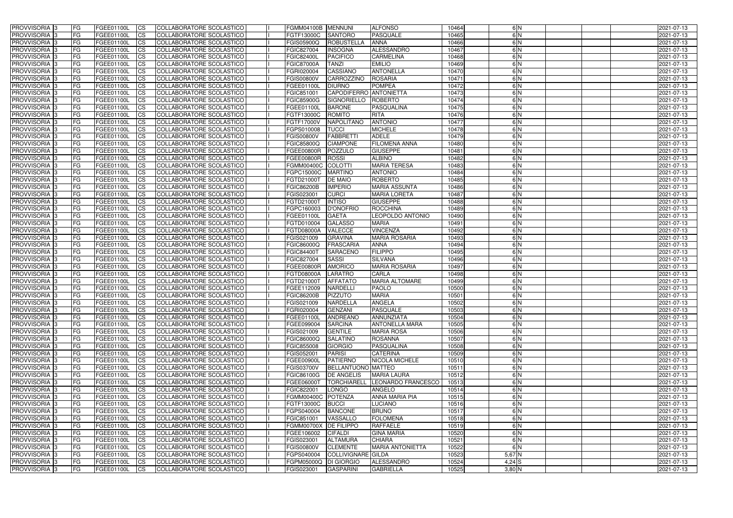| PROVVISORIA | 3 | FG | FGEE01100L | CS | COLLABORATORE SCOLASTICO | | FGMM04100B | MENNUNI | ALFONSO | 10464 | 6 | N | | | | 2021-07-13 |
|---|---|---|---|---|---|---|---|---|---|---|---|---|---|---|---|---|
| PROVVISORIA | 3 | FG | FGEE01100L | CS | COLLABORATORE SCOLASTICO | | FGTF13000C | SANTORO | PASQUALE | 10465 | 6 | N | | | | 2021-07-13 |
| PROVVISORIA | 3 | FG | FGEE01100L | CS | COLLABORATORE SCOLASTICO | | FGIS05900Q | ROBUSTELLA | ANNA | 10466 | 6 | N | | | | 2021-07-13 |
| PROVVISORIA | 3 | FG | FGEE01100L | CS | COLLABORATORE SCOLASTICO | | FGIC827004 | INSOGNA | ALESSANDRO | 10467 | 6 | N | | | | 2021-07-13 |
| PROVVISORIA | 3 | FG | FGEE01100L | CS | COLLABORATORE SCOLASTICO | | FGIC82400L | PACIFICO | CARMELINA | 10468 | 6 | N | | | | 2021-07-13 |
| PROVVISORIA | 3 | FG | FGEE01100L | CS | COLLABORATORE SCOLASTICO | | FGIC87000A | TANZI | EMILIO | 10469 | 6 | N | | | | 2021-07-13 |
| PROVVISORIA | 3 | FG | FGEE01100L | CS | COLLABORATORE SCOLASTICO | | FGRI020004 | CASSIANO | ANTONELLA | 10470 | 6 | N | | | | 2021-07-13 |
| PROVVISORIA | 3 | FG | FGEE01100L | CS | COLLABORATORE SCOLASTICO | | FGIS00800V | CARROZZINO | ROSARIA | 10471 | 6 | N | | | | 2021-07-13 |
| PROVVISORIA | 3 | FG | FGEE01100L | CS | COLLABORATORE SCOLASTICO | | FGEE01100L | DIURNO | POMPEA | 10472 | 6 | N | | | | 2021-07-13 |
| PROVVISORIA | 3 | FG | FGEE01100L | CS | COLLABORATORE SCOLASTICO | | FGIC851001 | CAPODIFERRO | ANTONIETTA | 10473 | 6 | N | | | | 2021-07-13 |
| PROVVISORIA | 3 | FG | FGEE01100L | CS | COLLABORATORE SCOLASTICO | | FGIC85900G | SIGNORIELLO | ROBERTO | 10474 | 6 | N | | | | 2021-07-13 |
| PROVVISORIA | 3 | FG | FGEE01100L | CS | COLLABORATORE SCOLASTICO | | FGEE01100L | BARONE | PASQUALINA | 10475 | 6 | N | | | | 2021-07-13 |
| PROVVISORIA | 3 | FG | FGEE01100L | CS | COLLABORATORE SCOLASTICO | | FGTF13000C | ROMITO | RITA | 10476 | 6 | N | | | | 2021-07-13 |
| PROVVISORIA | 3 | FG | FGEE01100L | CS | COLLABORATORE SCOLASTICO | | FGTF17000V | NAPOLITANO | ANTONIO | 10477 | 6 | N | | | | 2021-07-13 |
| PROVVISORIA | 3 | FG | FGEE01100L | CS | COLLABORATORE SCOLASTICO | | FGPS010008 | TUCCI | MICHELE | 10478 | 6 | N | | | | 2021-07-13 |
| PROVVISORIA | 3 | FG | FGEE01100L | CS | COLLABORATORE SCOLASTICO | | FGIS00800V | FABBRETTI | ADELE | 10479 | 6 | N | | | | 2021-07-13 |
| PROVVISORIA | 3 | FG | FGEE01100L | CS | COLLABORATORE SCOLASTICO | | FGIC85800Q | CIAMPONE | FILOMENA ANNA | 10480 | 6 | N | | | | 2021-07-13 |
| PROVVISORIA | 3 | FG | FGEE01100L | CS | COLLABORATORE SCOLASTICO | | FGEE00800R | POZZULO | GIUSEPPE | 10481 | 6 | N | | | | 2021-07-13 |
| PROVVISORIA | 3 | FG | FGEE01100L | CS | COLLABORATORE SCOLASTICO | | FGEE00800R | ROSSI | ALBINO | 10482 | 6 | N | | | | 2021-07-13 |
| PROVVISORIA | 3 | FG | FGEE01100L | CS | COLLABORATORE SCOLASTICO | | FGMM00400C | COLOTTI | MARIA TERESA | 10483 | 6 | N | | | | 2021-07-13 |
| PROVVISORIA | 3 | FG | FGEE01100L | CS | COLLABORATORE SCOLASTICO | | FGPC15000C | MARTINO | ANTONIO | 10484 | 6 | N | | | | 2021-07-13 |
| PROVVISORIA | 3 | FG | FGEE01100L | CS | COLLABORATORE SCOLASTICO | | FGTD21000T | DE MAIO | ROBERTO | 10485 | 6 | N | | | | 2021-07-13 |
| PROVVISORIA | 3 | FG | FGEE01100L | CS | COLLABORATORE SCOLASTICO | | FGIC86200B | IMPERIO | MARIA ASSUNTA | 10486 | 6 | N | | | | 2021-07-13 |
| PROVVISORIA | 3 | FG | FGEE01100L | CS | COLLABORATORE SCOLASTICO | | FGIS023001 | CURCI | MARIA LORETA | 10487 | 6 | N | | | | 2021-07-13 |
| PROVVISORIA | 3 | FG | FGEE01100L | CS | COLLABORATORE SCOLASTICO | | FGTD21000T | INTISO | GIUSEPPE | 10488 | 6 | N | | | | 2021-07-13 |
| PROVVISORIA | 3 | FG | FGEE01100L | CS | COLLABORATORE SCOLASTICO | | FGPC160003 | D'ONOFRIO | ROCCHINA | 10489 | 6 | N | | | | 2021-07-13 |
| PROVVISORIA | 3 | FG | FGEE01100L | CS | COLLABORATORE SCOLASTICO | | FGEE01100L | GAETA | LEOPOLDO ANTONIO | 10490 | 6 | N | | | | 2021-07-13 |
| PROVVISORIA | 3 | FG | FGEE01100L | CS | COLLABORATORE SCOLASTICO | | FGTD010004 | GALASSO | MARIA | 10491 | 6 | N | | | | 2021-07-13 |
| PROVVISORIA | 3 | FG | FGEE01100L | CS | COLLABORATORE SCOLASTICO | | FGTD08000A | VALECCE | VINCENZA | 10492 | 6 | N | | | | 2021-07-13 |
| PROVVISORIA | 3 | FG | FGEE01100L | CS | COLLABORATORE SCOLASTICO | | FGIS021009 | GRAVINA | MARIA ROSARIA | 10493 | 6 | N | | | | 2021-07-13 |
| PROVVISORIA | 3 | FG | FGEE01100L | CS | COLLABORATORE SCOLASTICO | | FGIC86000Q | FRASCARIA | ANNA | 10494 | 6 | N | | | | 2021-07-13 |
| PROVVISORIA | 3 | FG | FGEE01100L | CS | COLLABORATORE SCOLASTICO | | FGIC84400T | SARACENO | FILIPPO | 10495 | 6 | N | | | | 2021-07-13 |
| PROVVISORIA | 3 | FG | FGEE01100L | CS | COLLABORATORE SCOLASTICO | | FGIC827004 | SASSI | SILVANA | 10496 | 6 | N | | | | 2021-07-13 |
| PROVVISORIA | 3 | FG | FGEE01100L | CS | COLLABORATORE SCOLASTICO | | FGEE00800R | AMORICO | MARIA ROSARIA | 10497 | 6 | N | | | | 2021-07-13 |
| PROVVISORIA | 3 | FG | FGEE01100L | CS | COLLABORATORE SCOLASTICO | | FGTD08000A | LARATRO | CARLA | 10498 | 6 | N | | | | 2021-07-13 |
| PROVVISORIA | 3 | FG | FGEE01100L | CS | COLLABORATORE SCOLASTICO | | FGTD21000T | AFFATATO | MARIA ALTOMARE | 10499 | 6 | N | | | | 2021-07-13 |
| PROVVISORIA | 3 | FG | FGEE01100L | CS | COLLABORATORE SCOLASTICO | | FGEE112009 | NARDELLI | PAOLO | 10500 | 6 | N | | | | 2021-07-13 |
| PROVVISORIA | 3 | FG | FGEE01100L | CS | COLLABORATORE SCOLASTICO | | FGIC86200B | PIZZUTO | MARIA | 10501 | 6 | N | | | | 2021-07-13 |
| PROVVISORIA | 3 | FG | FGEE01100L | CS | COLLABORATORE SCOLASTICO | | FGIS021009 | NARDELLA | ANGELA | 10502 | 6 | N | | | | 2021-07-13 |
| PROVVISORIA | 3 | FG | FGEE01100L | CS | COLLABORATORE SCOLASTICO | | FGRI020004 | GENZANI | PASQUALE | 10503 | 6 | N | | | | 2021-07-13 |
| PROVVISORIA | 3 | FG | FGEE01100L | CS | COLLABORATORE SCOLASTICO | | FGEE01100L | ANDREANO | ANNUNZIATA | 10504 | 6 | N | | | | 2021-07-13 |
| PROVVISORIA | 3 | FG | FGEE01100L | CS | COLLABORATORE SCOLASTICO | | FGEE099004 | SARCINA | ANTONELLA MARA | 10505 | 6 | N | | | | 2021-07-13 |
| PROVVISORIA | 3 | FG | FGEE01100L | CS | COLLABORATORE SCOLASTICO | | FGIS021009 | GENTILE | MARIA ROSA | 10506 | 6 | N | | | | 2021-07-13 |
| PROVVISORIA | 3 | FG | FGEE01100L | CS | COLLABORATORE SCOLASTICO | | FGIC86000Q | SALATINO | ROSANNA | 10507 | 6 | N | | | | 2021-07-13 |
| PROVVISORIA | 3 | FG | FGEE01100L | CS | COLLABORATORE SCOLASTICO | | FGIC855008 | GIORGIO | PASQUALINA | 10508 | 6 | N | | | | 2021-07-13 |
| PROVVISORIA | 3 | FG | FGEE01100L | CS | COLLABORATORE SCOLASTICO | | FGIS052001 | PARISI | CATERINA | 10509 | 6 | N | | | | 2021-07-13 |
| PROVVISORIA | 3 | FG | FGEE01100L | CS | COLLABORATORE SCOLASTICO | | FGEE00900L | PATIERNO | NICOLA MICHELE | 10510 | 6 | N | | | | 2021-07-13 |
| PROVVISORIA | 3 | FG | FGEE01100L | CS | COLLABORATORE SCOLASTICO | | FGIS03700V | BELLANTUONO | MATTEO | 10511 | 6 | N | | | | 2021-07-13 |
| PROVVISORIA | 3 | FG | FGEE01100L | CS | COLLABORATORE SCOLASTICO | | FGIC86100G | DE ANGELIS | MARIA LAURA | 10512 | 6 | N | | | | 2021-07-13 |
| PROVVISORIA | 3 | FG | FGEE01100L | CS | COLLABORATORE SCOLASTICO | | FGEE06000T | TORCHIARELL | LEONARDO FRANCESCO | 10513 | 6 | N | | | | 2021-07-13 |
| PROVVISORIA | 3 | FG | FGEE01100L | CS | COLLABORATORE SCOLASTICO | | FGIC822001 | LONGO | ANGELO | 10514 | 6 | N | | | | 2021-07-13 |
| PROVVISORIA | 3 | FG | FGEE01100L | CS | COLLABORATORE SCOLASTICO | | FGMM00400C | POTENZA | ANNA MARIA PIA | 10515 | 6 | N | | | | 2021-07-13 |
| PROVVISORIA | 3 | FG | FGEE01100L | CS | COLLABORATORE SCOLASTICO | | FGTF13000C | BUCCI | LUCIANO | 10516 | 6 | N | | | | 2021-07-13 |
| PROVVISORIA | 3 | FG | FGEE01100L | CS | COLLABORATORE SCOLASTICO | | FGPS040004 | BANCONE | BRUNO | 10517 | 6 | N | | | | 2021-07-13 |
| PROVVISORIA | 3 | FG | FGEE01100L | CS | COLLABORATORE SCOLASTICO | | FGIC851001 | VASSALLO | FOLOMENA | 10518 | 6 | N | | | | 2021-07-13 |
| PROVVISORIA | 3 | FG | FGEE01100L | CS | COLLABORATORE SCOLASTICO | | FGMM00700X | DE FILIPPO | RAFFAELE | 10519 | 6 | N | | | | 2021-07-13 |
| PROVVISORIA | 3 | FG | FGEE01100L | CS | COLLABORATORE SCOLASTICO | | FGEE106002 | CIFALDI | GINA MARIA | 10520 | 6 | N | | | | 2021-07-13 |
| PROVVISORIA | 3 | FG | FGEE01100L | CS | COLLABORATORE SCOLASTICO | | FGIS023001 | ALTAMURA | CHIARA | 10521 | 6 | N | | | | 2021-07-13 |
| PROVVISORIA | 3 | FG | FGEE01100L | CS | COLLABORATORE SCOLASTICO | | FGIS00800V | CLEMENTE | MARIA ANTONIETTA | 10522 | 6 | N | | | | 2021-07-13 |
| PROVVISORIA | 3 | FG | FGEE01100L | CS | COLLABORATORE SCOLASTICO | | FGPS040004 | COLLIVIGNARE | GILDA | 10523 | 5,67 | N | | | | 2021-07-13 |
| PROVVISORIA | 3 | FG | FGEE01100L | CS | COLLABORATORE SCOLASTICO | | FGPM05000Q | DI GIORGIO | ALESSANDRO | 10524 | 4,24 | S | | | | 2021-07-13 |
| PROVVISORIA | 3 | FG | FGEE01100L | CS | COLLABORATORE SCOLASTICO | | FGIS023001 | GASPARINI | GABRIELLA | 10525 | 3,80 | N | | | | 2021-07-13 |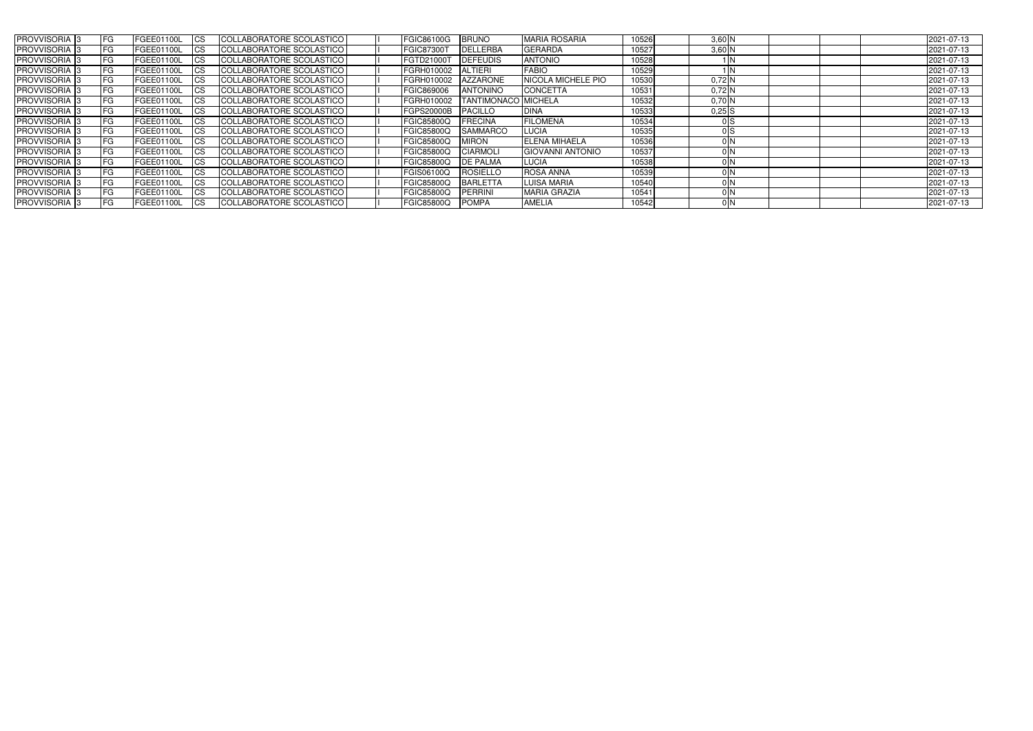| | | | | | | | | | | | | | | | | | |
|---|---|---|---|---|---|---|---|---|---|---|---|---|---|---|---|---|---|
| PROVVISORIA | 3 | FG | FGEE01100L | CS | COLLABORATORE SCOLASTICO | | I | FGIC86100G | BRUNO | MARIA ROSARIA | 10526 | 3,60 | N | | | | 2021-07-13 |
| PROVVISORIA | 3 | FG | FGEE01100L | CS | COLLABORATORE SCOLASTICO | | I | FGIC87300T | DELLERBA | GERARDA | 10527 | 3,60 | N | | | | 2021-07-13 |
| PROVVISORIA | 3 | FG | FGEE01100L | CS | COLLABORATORE SCOLASTICO | | I | FGTD21000T | DEFEUDIS | ANTONIO | 10528 | 1 | N | | | | 2021-07-13 |
| PROVVISORIA | 3 | FG | FGEE01100L | CS | COLLABORATORE SCOLASTICO | | I | FGRH010002 | ALTIERI | FABIO | 10529 | 1 | N | | | | 2021-07-13 |
| PROVVISORIA | 3 | FG | FGEE01100L | CS | COLLABORATORE SCOLASTICO | | I | FGRH010002 | AZZARONE | NICOLA MICHELE PIO | 10530 | 0,72 | N | | | | 2021-07-13 |
| PROVVISORIA | 3 | FG | FGEE01100L | CS | COLLABORATORE SCOLASTICO | | I | FGIC869006 | ANTONINO | CONCETTA | 10531 | 0,72 | N | | | | 2021-07-13 |
| PROVVISORIA | 3 | FG | FGEE01100L | CS | COLLABORATORE SCOLASTICO | | I | FGRH010002 | TANTIMONACO | MICHELA | 10532 | 0,70 | N | | | | 2021-07-13 |
| PROVVISORIA | 3 | FG | FGEE01100L | CS | COLLABORATORE SCOLASTICO | | I | FGPS20000B | PACILLO | DINA | 10533 | 0,25 | S | | | | 2021-07-13 |
| PROVVISORIA | 3 | FG | FGEE01100L | CS | COLLABORATORE SCOLASTICO | | I | FGIC85800Q | FRECINA | FILOMENA | 10534 | 0 | S | | | | 2021-07-13 |
| PROVVISORIA | 3 | FG | FGEE01100L | CS | COLLABORATORE SCOLASTICO | | I | FGIC85800Q | SAMMARCO | LUCIA | 10535 | 0 | S | | | | 2021-07-13 |
| PROVVISORIA | 3 | FG | FGEE01100L | CS | COLLABORATORE SCOLASTICO | | I | FGIC85800Q | MIRON | ELENA MIHAELA | 10536 | 0 | N | | | | 2021-07-13 |
| PROVVISORIA | 3 | FG | FGEE01100L | CS | COLLABORATORE SCOLASTICO | | I | FGIC85800Q | CIARMOLI | GIOVANNI ANTONIO | 10537 | 0 | N | | | | 2021-07-13 |
| PROVVISORIA | 3 | FG | FGEE01100L | CS | COLLABORATORE SCOLASTICO | | I | FGIC85800Q | DE PALMA | LUCIA | 10538 | 0 | N | | | | 2021-07-13 |
| PROVVISORIA | 3 | FG | FGEE01100L | CS | COLLABORATORE SCOLASTICO | | I | FGIS06100Q | ROSIELLO | ROSA ANNA | 10539 | 0 | N | | | | 2021-07-13 |
| PROVVISORIA | 3 | FG | FGEE01100L | CS | COLLABORATORE SCOLASTICO | | I | FGIC85800Q | BARLETTA | LUISA MARIA | 10540 | 0 | N | | | | 2021-07-13 |
| PROVVISORIA | 3 | FG | FGEE01100L | CS | COLLABORATORE SCOLASTICO | | I | FGIC85800Q | PERRINI | MARIA GRAZIA | 10541 | 0 | N | | | | 2021-07-13 |
| PROVVISORIA | 3 | FG | FGEE01100L | CS | COLLABORATORE SCOLASTICO | | I | FGIC85800Q | POMPA | AMELIA | 10542 | 0 | N | | | | 2021-07-13 |